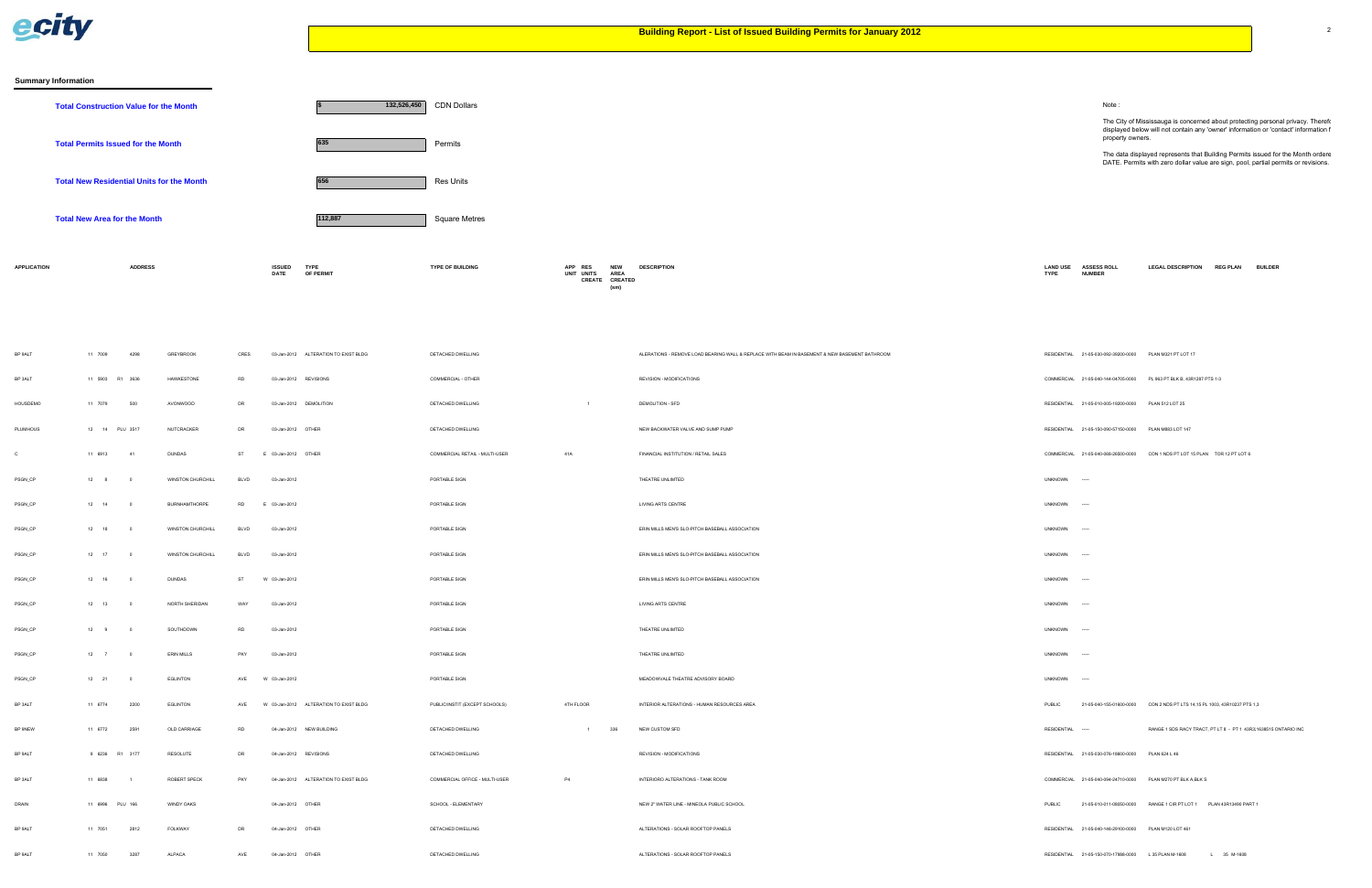# Building Report - List of Issued Building Permits for January 2012

## Summary Information

| | | |
|---|---|---|
| **Total Construction Value for the Month** | $ 132,526,450 | CDN Dollars |
| **Total Permits Issued for the Month** | 635 | Permits |
| **Total New Residential Units for the Month** | 656 | Res Units |
| **Total New Area for the Month** | 112,887 | Square Metres |

Note :

The City of Mississauga is concerned about protecting personal privacy. Therefo displayed below will not contain any 'owner' information or 'contact' information f property owners.

The data displayed represents that Building Permits issued for the Month ordere DATE. Permits with zero dollar value are sign, pool, partial permits or revisions.

| APPLICATION | | ADDRESS | | | | ISSUED DATE | TYPE OF PERMIT | TYPE OF BUILDING | APP UNIT | RES UNITS CREATE | NEW AREA CREATED (sm) | DESCRIPTION | LAND USE TYPE | ASSESS ROLL NUMBER | LEGAL DESCRIPTION | REG PLAN | BUILDER |
|---|---|---|---|---|---|---|---|---|---|---|---|---|---|---|---|---|---|
| BP 9ALT | 11 7009 | 4299 | GREYBROOK | CRES | | 03-Jan-2012 | ALTERATION TO EXIST BLDG | DETACHED DWELLING | | | | ALERATIONS - REMOVE LOAD BEARING WALL & REPLACE WITH BEAM IN BASEMENT & NEW BASEMENT BATHROOM | RESIDENTIAL | 21-05-030-092-35000-0000 | PLAN M321 PT LOT 17 | | |
| BP 3ALT | 11 5903 R1 | 3636 | HAWKESTONE | RD | | 03-Jan-2012 | REVISIONS | COMMERCIAL - OTHER | | | | REVISION - MODIFICATIONS | COMMERCIAL | 21-05-040-144-04705-0000 | PL 963 PT BLK B, 43R1287 PTS 1-3 | | |
| HOUSDEMO | 11 7078 | 500 | AVONWOOD | DR | | 03-Jan-2012 | DEMOLITION | DETACHED DWELLING | | -1 | | DEMOLITION - SFD | RESIDENTIAL | 21-05-010-005-15000-0000 | PLAN 512 LOT 25 | | |
| PLUMHOUS | 12 14 PLU | 3517 | NUTCRACKER | DR | | 03-Jan-2012 | OTHER | DETACHED DWELLING | | | | NEW BACKWATER VALVE AND SUMP PUMP | RESIDENTIAL | 21-05-150-090-57150-0000 | PLAN M803 LOT 147 | | |
| C | 11 8913 | 41 | DUNDAS | ST | E | 03-Jan-2012 | OTHER | COMMERCIAL RETAIL - MULTI-USER | 41A | | | FINANCIAL INSTITUTION / RETAIL SALES | COMMERCIAL | 21-05-040-068-26500-0000 | CON 1 NDS PT LOT 15 PLAN TOR 12 PT LOT 9 | | |
| PSGN_CP | 12 8 | 0 | WINSTON CHURCHILL | BLVD | | 03-Jan-2012 | | PORTABLE SIGN | | | | THEATRE UNLIMITED | UNKNOWN | ----- | | | |
| PSGN_CP | 12 14 | 0 | BURNHAMTHORPE | RD | E | 03-Jan-2012 | | PORTABLE SIGN | | | | LIVING ARTS CENTRE | UNKNOWN | ----- | | | |
| PSGN_CP | 12 18 | 0 | WINSTON CHURCHILL | BLVD | | 03-Jan-2012 | | PORTABLE SIGN | | | | ERIN MILLS MEN'S SLO-PITCH BASEBALL ASSOCIATION | UNKNOWN | ----- | | | |
| PSGN_CP | 12 17 | 0 | WINSTON CHURCHILL | BLVD | | 03-Jan-2012 | | PORTABLE SIGN | | | | ERIN MILLS MEN'S SLO-PITCH BASEBALL ASSOCIATION | UNKNOWN | ----- | | | |
| PSGN_CP | 12 16 | 0 | DUNDAS | ST | W | 03-Jan-2012 | | PORTABLE SIGN | | | | ERIN MILLS MEN'S SLO-PITCH BASEBALL ASSOCIATION | UNKNOWN | ----- | | | |
| PSGN_CP | 12 13 | 0 | NORTH SHERIDAN | WAY | | 03-Jan-2012 | | PORTABLE SIGN | | | | LIVING ARTS CENTRE | UNKNOWN | ----- | | | |
| PSGN_CP | 12 9 | 0 | SOUTHDOWN | RD | | 03-Jan-2012 | | PORTABLE SIGN | | | | THEATRE UNLIMITED | UNKNOWN | ----- | | | |
| PSGN_CP | 12 7 | 0 | ERIN MILLS | PKY | | 03-Jan-2012 | | PORTABLE SIGN | | | | THEATRE UNLIMITED | UNKNOWN | ----- | | | |
| PSGN_CP | 12 21 | 0 | EGLINTON | AVE | W | 03-Jan-2012 | | PORTABLE SIGN | | | | MEADOWVALE THEATRE ADVISORY BOARD | UNKNOWN | ----- | | | |
| BP 3ALT | 11 6774 | 2200 | EGLINTON | AVE | W | 03-Jan-2012 | ALTERATION TO EXIST BLDG | PUBLIC/INSTIT (EXCEPT SCHOOLS) | 4TH FLOOR | | | INTERIOR ALTERATIONS - HUMAN RESOURCES AREA | PUBLIC | 21-05-040-155-01800-0000 | CON 2 NDS PT LTS 14,15 PL 1003, 43R10237 PTS 1,3 | | |
| BP 9NEW | 11 6772 | 2591 | OLD CARRIAGE | RD | | 04-Jan-2012 | NEW BUILDING | DETACHED DWELLING | | 1 | 336 | NEW CUSTOM SFD | RESIDENTIAL | ----- | RANGE 1 SDS RACY TRACT, PT LT 8 - PT 1 43R31639 | | 1535 ONTARIO INC |
| BP 9ALT | 9 6236 R1 | 3177 | RESOLUTE | DR | | 04-Jan-2012 | REVISIONS | DETACHED DWELLING | | | | REVISION - MODIFICATIONS | RESIDENTIAL | 21-05-030-076-18600-0000 | PLAN 924 L 46 | | |
| BP 3ALT | 11 8838 | 1 | ROBERT SPECK | PKY | | 04-Jan-2012 | ALTERATION TO EXIST BLDG | COMMERCIAL OFFICE - MULTI-USER | P4 | | | INTERIORO ALTERATIONS - TANK ROOM | COMMERCIAL | 21-05-040-094-24710-0000 | PLAN M270 PT BLK A BLK S | | |
| DRAIN | 11 8996 PLU | 166 | WINDY OAKS | | | 04-Jan-2012 | OTHER | SCHOOL - ELEMENTARY | | | | NEW 2" WATER LINE - MINEOLA PUBLIC SCHOOL | PUBLIC | 21-05-010-011-08850-0000 | RANGE 1 CIR PT LOT 1 | PLAN 43R13490 PART 1 | |
| BP 9ALT | 11 7051 | 2812 | FOLKWAY | DR | | 04-Jan-2012 | OTHER | DETACHED DWELLING | | | | ALTERATIONS - SOLAR ROOFTOP PANELS | RESIDENTIAL | 21-05-040-146-29100-0000 | PLAN M120 LOT 461 | | |
| BP 9ALT | 11 7050 | 3287 | ALPACA | AVE | | 04-Jan-2012 | OTHER | DETACHED DWELLING | | | | ALTERATIONS - SOLAR ROOFTOP PANELS | RESIDENTIAL | 21-05-150-070-17988-0000 | L 35 PLAN M-1808 | L 35 M-1808 | |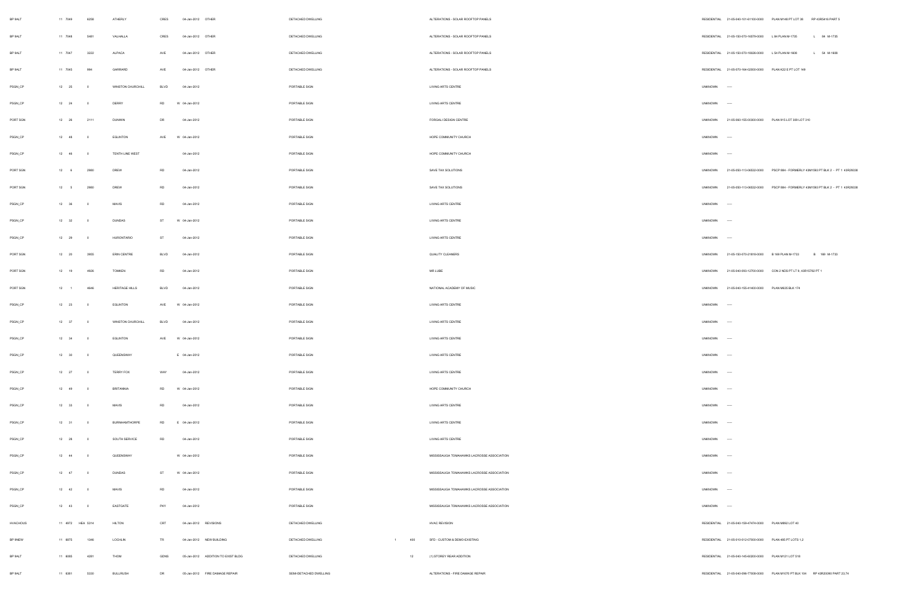| BP 9ALT | 11 7049 | 6258 | ATHERLY | CRES | | 04-Jan-2012 | OTHER | DETACHED DWELLING | | | ALTERATIONS - SOLAR ROOFTOP PANELS | RESIDENTIAL | 21-05-040-101-61100-0000 | PLAN M148 PT LOT 38 RP 43R5416 PART 5 |
|---|---|---|---|---|---|---|---|---|---|---|---|---|---|---|
| BP 9ALT | 11 7046 | 5481 | VALHALLA | CRES | | 04-Jan-2012 | OTHER | DETACHED DWELLING | | | ALTERATIONS - SOLAR ROOFTOP PANELS | RESIDENTIAL | 21-05-150-070-16578-0000 | L 84 PLAN M-1735 L 84 M-1735 |
| BP 9ALT | 11 7047 | 3222 | ALPACA | AVE | | 04-Jan-2012 | OTHER | DETACHED DWELLING | | | ALTERATIONS - SOLAR ROOFTOP PANELS | RESIDENTIAL | 21-05-150-070-18828-0000 | L 54 PLAN M-1808 L 54 M-1808 |
| BP 9ALT | 11 7045 | 994 | GARRARD | AVE | | 04-Jan-2012 | OTHER | DETACHED DWELLING | | | ALTERATIONS - SOLAR ROOFTOP PANELS | RESIDENTIAL | 21-05-070-164-02800-0000 | PLAN K22 E PT LOT 149 |
| PSGN_CP | 12 25 | 0 | WINSTON CHURCHILL | BLVD | | 04-Jan-2012 | | PORTABLE SIGN | | | LIVING ARTS CENTRE | UNKNOWN | ----- | |
| PSGN_CP | 12 24 | 0 | DERRY | RD | W | 04-Jan-2012 | | PORTABLE SIGN | | | LIVING ARTS CENTRE | UNKNOWN | ----- | |
| PORT SGN | 12 26 | 2111 | DUNWIN | DR | | 04-Jan-2012 | | PORTABLE SIGN | | | FORGALI DESIGN CENTRE | UNKNOWN | 21-05-060-155-00300-0000 | PLAN 915 LOT 309 LOT 310 |
| PSGN_CP | 12 48 | 0 | EGLINTON | AVE | W | 04-Jan-2012 | | PORTABLE SIGN | | | HOPE COMMUNITY CHURCH | UNKNOWN | ----- | |
| PSGN_CP | 12 46 | 0 | TENTH LINE WEST | | | 04-Jan-2012 | | PORTABLE SIGN | | | HOPE COMMUNITY CHURCH | UNKNOWN | ----- | |
| PORT SGN | 12 6 | 2980 | DREW | RD | | 04-Jan-2012 | | PORTABLE SIGN | | | SAVE TAX SOLUTIONS | UNKNOWN | 21-05-050-113-06532-0000 | PSCP 884 - FORMERLY 43M1593 PT BLK 2 - PT 1 43R26338 |
| PORT SGN | 12 5 | 2980 | DREW | RD | | 04-Jan-2012 | | PORTABLE SIGN | | | SAVE TAX SOLUTIONS | UNKNOWN | 21-05-050-113-06532-0000 | PSCP 884 - FORMERLY 43M1593 PT BLK 2 - PT 1 43R26338 |
| PSGN_CP | 12 36 | 0 | MAVIS | RD | | 04-Jan-2012 | | PORTABLE SIGN | | | LIVING ARTS CENTRE | UNKNOWN | ----- | |
| PSGN_CP | 12 32 | 0 | DUNDAS | ST | W | 04-Jan-2012 | | PORTABLE SIGN | | | LIVING ARTS CENTRE | UNKNOWN | ----- | |
| PSGN_CP | 12 29 | 0 | HURONTARIO | ST | | 04-Jan-2012 | | PORTABLE SIGN | | | LIVING ARTS CENTRE | UNKNOWN | ----- | |
| PORT SGN | 12 20 | 3955 | ERIN CENTRE | BLVD | | 04-Jan-2012 | | PORTABLE SIGN | | | QUALITY CLEANERS | UNKNOWN | 21-05-150-070-21818-0000 | B 169 PLAN M-1733 B 169 M-1733 |
| PORT SGN | 12 19 | 4926 | TOMKEN | RD | | 04-Jan-2012 | | PORTABLE SIGN | | | MR LUBE | UNKNOWN | 21-05-040-093-12700-0000 | CON 2 NDS PT LT 9, 43R15782 PT 1 |
| PORT SGN | 12 1 | 4646 | HERITAGE HILLS | BLVD | | 04-Jan-2012 | | PORTABLE SIGN | | | NATIONAL ACADEMY OF MUSIC | UNKNOWN | 21-05-040-155-41400-0000 | PLAN M635 BLK 174 |
| PSGN_CP | 12 23 | 0 | EGLINTON | AVE | W | 04-Jan-2012 | | PORTABLE SIGN | | | LIVING ARTS CENTRE | UNKNOWN | ----- | |
| PSGN_CP | 12 37 | 0 | WINSTON CHURCHILL | BLVD | | 04-Jan-2012 | | PORTABLE SIGN | | | LIVING ARTS CENTRE | UNKNOWN | ----- | |
| PSGN_CP | 12 34 | 0 | EGLINTON | AVE | W | 04-Jan-2012 | | PORTABLE SIGN | | | LIVING ARTS CENTRE | UNKNOWN | ----- | |
| PSGN_CP | 12 30 | 0 | QUEENSWAY | | E | 04-Jan-2012 | | PORTABLE SIGN | | | LIVING ARTS CENTRE | UNKNOWN | ----- | |
| PSGN_CP | 12 27 | 0 | TERRY FOX | WAY | | 04-Jan-2012 | | PORTABLE SIGN | | | LIVING ARTS CENTRE | UNKNOWN | ----- | |
| PSGN_CP | 12 49 | 0 | BRITANNIA | RD | W | 04-Jan-2012 | | PORTABLE SIGN | | | HOPE COMMUNITY CHURCH | UNKNOWN | ----- | |
| PSGN_CP | 12 33 | 0 | MAVIS | RD | | 04-Jan-2012 | | PORTABLE SIGN | | | LIVING ARTS CENTRE | UNKNOWN | ----- | |
| PSGN_CP | 12 31 | 0 | BURNHAMTHORPE | RD | E | 04-Jan-2012 | | PORTABLE SIGN | | | LIVING ARTS CENTRE | UNKNOWN | ----- | |
| PSGN_CP | 12 28 | 0 | SOUTH SERVICE | RD | | 04-Jan-2012 | | PORTABLE SIGN | | | LIVING ARTS CENTRE | UNKNOWN | ----- | |
| PSGN_CP | 12 44 | 0 | QUEENSWAY | | W | 04-Jan-2012 | | PORTABLE SIGN | | | MISSISSAUGA TOMAHAWKS LACROSSE ASSOCIATION | UNKNOWN | ----- | |
| PSGN_CP | 12 47 | 0 | DUNDAS | ST | W | 04-Jan-2012 | | PORTABLE SIGN | | | MISSISSAUGA TOMAHAWKS LACROSSE ASSOCIATION | UNKNOWN | ----- | |
| PSGN_CP | 12 42 | 0 | MAVIS | RD | | 04-Jan-2012 | | PORTABLE SIGN | | | MISSISSAUGA TOMAHAWKS LACROSSE ASSOCIATION | UNKNOWN | ----- | |
| PSGN_CP | 12 43 | 0 | EASTGATE | PKY | | 04-Jan-2012 | | PORTABLE SIGN | | | MISSISSAUGA TOMAHAWKS LACROSSE ASSOCIATION | UNKNOWN | ----- | |
| HVACHOUS | 11 4972 HEA | 5314 | HILTON | CRT | | 04-Jan-2012 | REVISIONS | DETACHED DWELLING | | | HVAC REVISION | RESIDENTIAL | 21-05-040-159-47474-0000 | PLAN M892 LOT 40 |
| BP 9NEW | 11 6675 | 1346 | LOCHLIN | TR | | 04-Jan-2012 | NEW BUILDING | DETACHED DWELLING | 1 | 400 | SFD - CUSTOM & DEMO-EXISTING | RESIDENTIAL | 21-05-010-012-07000-0000 | PLAN 465 PT LOTS 1,2 |
| BP 9ALT | 11 6065 | 4201 | THOM | GDNS | | 05-Jan-2012 | ADDITION TO EXIST BLDG | DETACHED DWELLING | | 12 | (1) STOREY REAR ADDITION | RESIDENTIAL | 21-05-040-145-60000-0000 | PLAN M121 LOT 518 |
| BP 9ALT | 11 6381 | 5330 | BULLRUSH | DR | | 05-Jan-2012 | FIRE DAMAGE REPAIR | SEMI-DETACHED DWELLING | | | ALTERATIONS - FIRE DAMAGE REPAIR | RESIDENTIAL | 21-05-040-098-77008-0000 | PLAN M1070 PT BLK 104 RP 43R20090 PART 23,74 |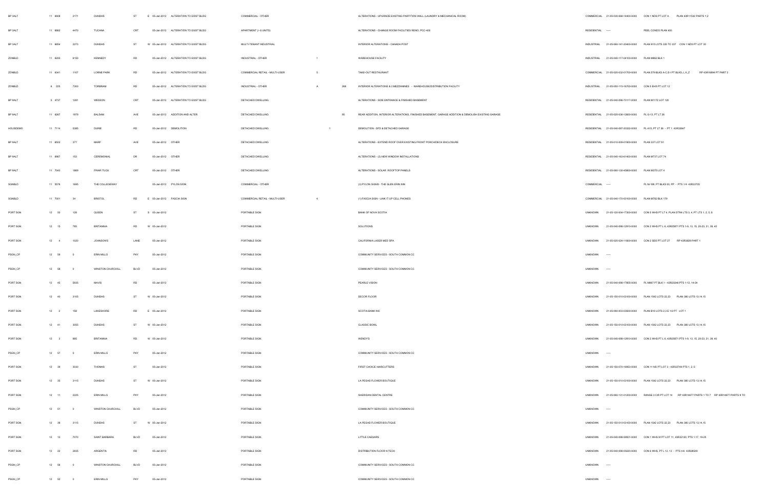| | | | | | | | | | | | | | | | | |
|---|---|---|---|---|---|---|---|---|---|---|---|---|---|---|---|---|
| BP 3ALT | 11 | 6908 | 2171 | DUNDAS | ST | E | 05-Jan-2012 | ALTERATION TO EXIST BLDG | COMMERCIAL - OTHER | | | ALTERATIONS - UPGRADE EXISTING PARTITION WALL (LAUNDRY & MECHANICAL ROOM) | COMMERCIAL | 21-05-030-068-14400-0000 | CON 1 NDS PT LOT A | PLAN 43R11532 PARTS 1,2 |
| BP 3ALT | 11 | 6862 | 4470 | TUCANA | CRT | | 05-Jan-2012 | ALTERATION TO EXIST BLDG | APARTMENT (> 6 UNITS) | | | ALTERATIONS - CHANGE ROOM FACILITIES RENO, PCC-400 | RESIDENTIAL | ----- | PEEL CONDO PLAN 400 | |
| BP 3ALT | 11 | 6854 | 2273 | DUNDAS | ST | W | 05-Jan-2012 | ALTERATION TO EXIST BLDG | MULTI-TENANT INDUSTRIAL | | | INTERIOR ALTERATIONS - CANADA POST | INDUSTRIAL | 21-05-060-141-20400-0000 | PLAN 915 LOTS 335 TO 337 | CON 1 NDS PT LOT 35 |
| ZONBLD | 11 | 6209 | 6150 | KENNEDY | RD | | 05-Jan-2012 | ALTERATION TO EXIST BLDG | INDUSTRIAL - OTHER | 1 | | WAREHOUSE FACILITY | INDUSTRIAL | 21-05-040-117-04100-0000 | PLAN M862 BLK 1 | |
| ZONBLD | 11 | 6341 | 1107 | LORNE PARK | RD | | 05-Jan-2012 | ALTERATION TO EXIST BLDG | COMMERCIAL RETAIL - MULTI-USER | 5 | | TAKE-OUT RESTAURANT | COMMERCIAL | 21-05-020-032-01700-0000 | PLAN 579 BLKS A-C,E-I PT BLKS J,,K,Z | RP 43R16894 PT PART 2 |
| ZONBLD | 8 | 225 | 7300 | TORBRAM | RD | | 05-Jan-2012 | ALTERATION TO EXIST BLDG | INDUSTRIAL - OTHER | A | 268 | INTERIOR ALTERATIONS & 2 MEZZANINES - WAREHOUSE/DISTRIBUTION FACILITY | INDUSTRIAL | 21-05-050-115-16700-0000 | CON 5 EHS PT LOT 12 | |
| BP 9ALT | 5 | 4737 | 1201 | WESSON | CRT | | 05-Jan-2012 | ALTERATION TO EXIST BLDG | DETACHED DWELLING | | | ALTERATIONS - SIDE ENTRANCE & FINISHED BASEMENT | RESIDENTIAL | 21-05-040-098-73117-0000 | PLAN M1172 LOT 120 | |
| BP 9ALT | 11 | 6267 | 1979 | BALSAM | AVE | | 05-Jan-2012 | ADDITION AND ALTER | DETACHED DWELLING | | 95 | REAR ADDITION, INTERIOR ALTERATIONS, FINISHED BASEMENT, GARAGE ADDITION & DEMOLISH EXISTING GARAGE | RESIDENTIAL | 21-05-020-036-12800-0000 | PL G-13, PT LT 26 | |
| HOUSDEMO | 11 | 7114 | 5305 | DURIE | RD | | 05-Jan-2012 | DEMOLITION | DETACHED DWELLING | 1 | | DEMOLITION - SFD & DETACHED GARAGE | RESIDENTIAL | 21-05-040-097-20322-0000 | PL A15, PT LT 36 - PT 1 43R33847 | |
| BP 9ALT | 11 | 6502 | 377 | MARF | AVE | | 05-Jan-2012 | OTHER | DETACHED DWELLING | | | ALTERATIONS - EXTEND ROOF OVER EXISTING FRONT PORCH/DECK ENCLOSURE | RESIDENTIAL | 21-05-010-009-01900-0000 | PLAN 337 LOT 91 | |
| BP 9ALT | 11 | 6967 | 153 | CEREMONIAL | DR | | 05-Jan-2012 | OTHER | DETACHED DWELLING | | | ALTERATIONS - (2) NEW WINDOW INSTALLATIONS | RESIDENTIAL | 21-05-040-163-61400-0000 | PLAN M737 LOT 74 | |
| BP 9ALT | 11 | 7043 | 1869 | FRIAR TUCK | CRT | | 05-Jan-2012 | OTHER | DETACHED DWELLING | | | ALTERATIONS - SOLAR ROOFTOP PANELS | RESIDENTIAL | 21-05-060-130-45800-0000 | PLAN M375 LOT 4 | |
| SGNBLD | 11 | 5578 | 1695 | THE COLLEGEWAY | | | 05-Jan-2012 | PYLON SIGN | COMMERCIAL - OTHER | | | (3) PYLON SIGNS - THE GLEN ERIN INN | COMMERCIAL | ----- | PL M-196, PT BLKS 00, PP - PTS 1-9 43R33735 | |
| SGNBLD | 11 | 7001 | 34 | BRISTOL | RD | E | 05-Jan-2012 | FASCIA SIGN | COMMERCIAL RETAIL - MULTI-USER | 4 | | (1) FASCIA SIGN - LINK IT UP CELL PHONES | COMMERCIAL | 21-05-040-170-00100-0000 | PLAN M782 BLK 179 | |
| PORT SGN | 12 | 50 | 128 | QUEEN | ST | S | 05-Jan-2012 | | PORTABLE SIGN | | | BANK OF NOVA SCOTIA | UNKNOWN | 21-05-120-004-17300-0000 | CON 5 WHS PT LT 4, PLAN STR4 LTS 3, 4, PT LTS 1, 2, 5, 8 | |
| PORT SGN | 12 | 15 | 785 | BRITANNIA | RD | W | 05-Jan-2012 | | PORTABLE SIGN | | | SOLUTIONS | UNKNOWN | 21-05-040-098-12910-0000 | CON 2 WHS PT L 6, 43R25871 PTS 1-9, 13, 15, 20-23, 31, 39, 40 | |
| PORT SGN | 12 | 4 | 1020 | JOHNSON'S | LANE | | 05-Jan-2012 | | PORTABLE SIGN | | | CALIFORNIA LASER MED SPA | UNKNOWN | 21-05-020-024-11600-0000 | CON 2 SDS PT LOT 27 | RP 43R3829 PART 1 |
| PSGN_CP | 12 | 59 | 0 | ERIN MILLS | PKY | | 05-Jan-2012 | | PORTABLE SIGN | | | COMMUNITY SERVICES - SOUTH COMMON CC | UNKNOWN | ----- | | |
| PSGN_CP | 12 | 58 | 0 | WINSTON CHURCHILL | BLVD | | 05-Jan-2012 | | PORTABLE SIGN | | | COMMUNITY SERVICES - SOUTH COMMON CC | UNKNOWN | ----- | | |
| PORT SGN | 12 | 45 | 5935 | MAVIS | RD | | 05-Jan-2012 | | PORTABLE SIGN | | | PEARLE VISION | UNKNOWN | 21-05-040-098-17805-0000 | PL M867 PT BLK 1 - 43R20246 PTS 1-12, 14-24 | |
| PORT SGN | 12 | 40 | 3105 | DUNDAS | ST | W | 05-Jan-2012 | | PORTABLE SIGN | | | DECOR FLOOR | UNKNOWN | 21-05-150-010-03100-0000 | PLAN 1542 LOTS 22,23 | PLAN 380 LOTS 13,14,15 |
| PORT SGN | 12 | 2 | 158 | LAKESHORE | RD | E | 05-Jan-2012 | | PORTABLE SIGN | | | SCOTIA BANK INC | UNKNOWN | 21-05-090-003-03500-0000 | PLAN B10 LOTS 2,3 E 1/2 PT LOT 1 | |
| PORT SGN | 12 | 41 | 3055 | DUNDAS | ST | W | 05-Jan-2012 | | PORTABLE SIGN | | | CLASSIC BOWL | UNKNOWN | 21-05-150-010-03100-0000 | PLAN 1542 LOTS 22,23 | PLAN 380 LOTS 13,14,15 |
| PORT SGN | 12 | 3 | 885 | BRITANNIA | RD | W | 05-Jan-2012 | | PORTABLE SIGN | | | WENDY'S | UNKNOWN | 21-05-040-098-12910-0000 | CON 2 WHS PT L 6, 43R25871 PTS 1-9, 13, 15, 20-23, 31, 39, 40 | |
| PSGN_CP | 12 | 57 | 0 | ERIN MILLS | PKY | | 05-Jan-2012 | | PORTABLE SIGN | | | COMMUNITY SERVICES - SOUTH COMMON CC | UNKNOWN | ----- | | |
| PORT SGN | 12 | 39 | 3030 | THOMAS | ST | | 05-Jan-2012 | | PORTABLE SIGN | | | FIRST CHOICE HAIRCUTTERS | UNKNOWN | 21-05-150-070-16853-0000 | CON 11 NS PT LOT 3 - 43R32749 PTS 1, 2, 5 | |
| PORT SGN | 12 | 35 | 3115 | DUNDAS | ST | W | 05-Jan-2012 | | PORTABLE SIGN | | | LA PEGAS FLOWER BOUTIQUE | UNKNOWN | 21-05-150-010-03100-0000 | PLAN 1542 LOTS 22,23 | PLAN 380 LOTS 13,14,15 |
| PORT SGN | 12 | 11 | 2225 | ERIN MILLS | PKY | | 05-Jan-2012 | | PORTABLE SIGN | | | SHERIDAN DENTAL CENTRE | UNKNOWN | 21-05-060-131-01200-0000 | RANGE 3 CIR PT LOT 14 | RP 43R14677 PARTS 1 TO 7 RP 43R14677 PARTS 8 TO |
| PSGN_CP | 12 | 51 | 0 | WINSTON CHURCHILL | BLVD | | 05-Jan-2012 | | PORTABLE SIGN | | | COMMUNITY SERVICES - SOUTH COMMON CC | UNKNOWN | ----- | | |
| PORT SGN | 12 | 38 | 3115 | DUNDAS | ST | W | 05-Jan-2012 | | PORTABLE SIGN | | | LA PEGAS FLOWER BOUTIQUE | UNKNOWN | 21-05-150-010-03100-0000 | PLAN 1542 LOTS 22,23 | PLAN 380 LOTS 13,14,15 |
| PORT SGN | 12 | 10 | 7070 | SAINT BARBARA | BLVD | | 05-Jan-2012 | | PORTABLE SIGN | | | LITTLE CAESARS | UNKNOWN | 21-05-040-098-56601-0000 | CON 1 WHS W PT LOT 11, 43R32120, PTS 1-17, 19-25 | |
| PORT SGN | 12 | 22 | 2835 | ARGENTIA | RD | | 05-Jan-2012 | | PORTABLE SIGN | | | DISTRIBUTION FLOOR N TECH | UNKNOWN | 21-05-040-098-05820-0000 | CON 6 WHS, PT L 12, 13 - PTS 4-6 43R28549 | |
| PSGN_CP | 12 | 56 | 0 | WINSTON CHURCHILL | BLVD | | 05-Jan-2012 | | PORTABLE SIGN | | | COMMUNITY SERVICES - SOUTH COMMON CC | UNKNOWN | ----- | | |
| PSGN_CP | 12 | 52 | 0 | ERIN MILLS | PKY | | 05-Jan-2012 | | PORTABLE SIGN | | | COMMUNITY SERVICES - SOUTH COMMON CC | UNKNOWN | ----- | | |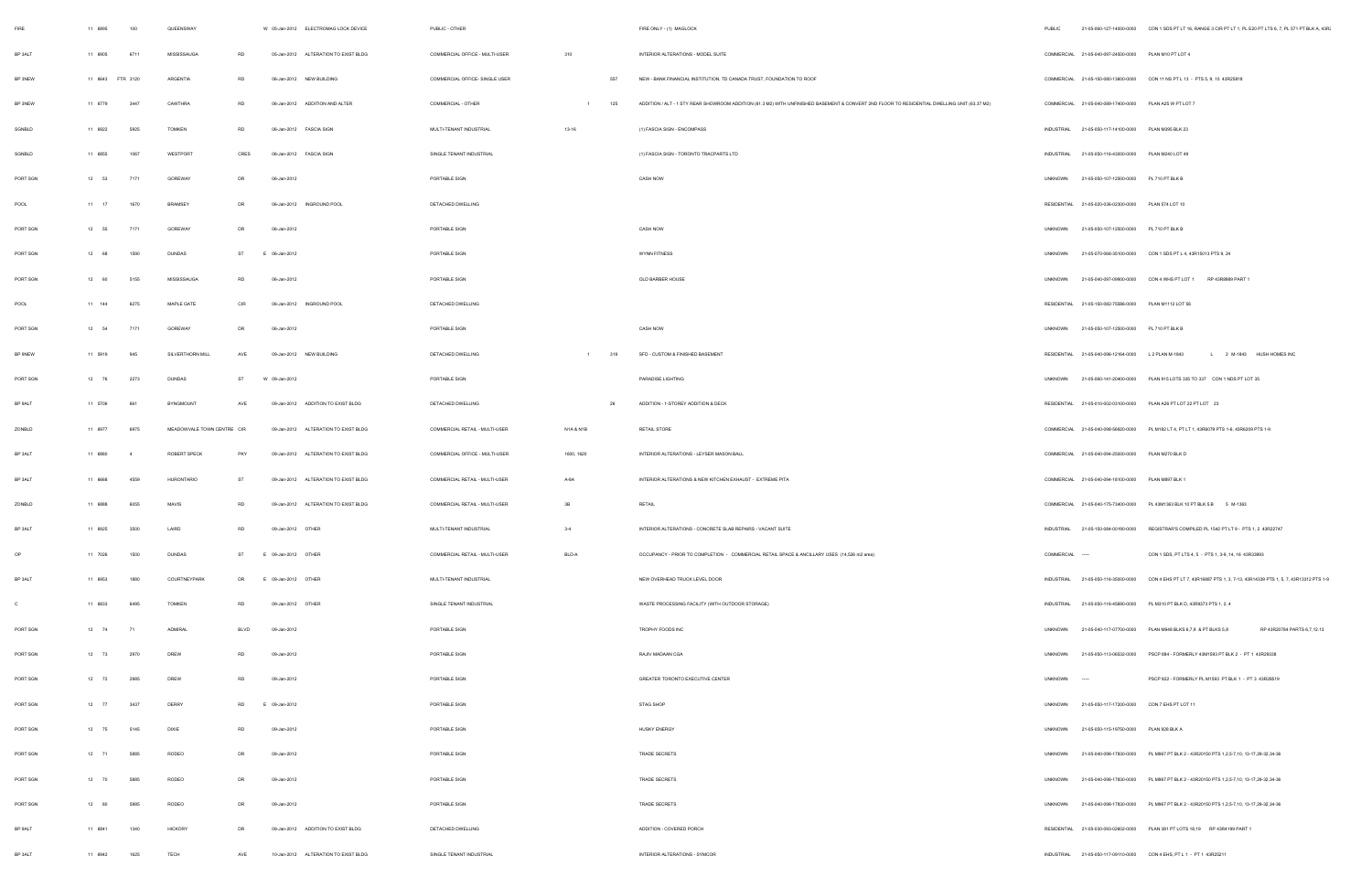| FIRE | 11 | 8895 | 100 | QUEENSWAY | | W | 05-Jan-2012 | ELECTROMAG LOCK DEVICE | PUBLIC - OTHER | | | | FIRE ONLY - (1) MAGLOCK | PUBLIC | 21-05-060-127-14800-0000 | CON 1 SDS PT LT 16, RANGE 3 CIR PT LT 1, PL E20 PT LTS 6, 7, PL 571 PT BLK A, 43R2 |
|---|---|---|---|---|---|---|---|---|---|---|---|---|---|---|---|---|
| BP 3ALT | 11 | 8905 | 6711 | MISSISSAUGA | RD | | 05-Jan-2012 | ALTERATION TO EXIST BLDG | COMMERCIAL OFFICE - MULTI-USER | 310 | | | INTERIOR ALTERATIONS - MODEL SUITE | COMMERCIAL | 21-05-040-097-24500-0000 | PLAN M10 PT LOT 4 |
| BP 3NEW | 11 | 8643 FTR | 3120 | ARGENTIA | RD | | 06-Jan-2012 | NEW BUILDING | COMMERCIAL OFFICE- SINGLE USER | | | 557 | NEW - BANK FINANCIAL INSTITUTION, TD CANADA TRUST, FOUNDATION TO ROOF | COMMERCIAL | 21-05-150-080-13800-0000 | CON 11 NS PT L 13 - PTS 5, 9, 10 43R25818 |
| BP 3NEW | 11 | 6779 | 3447 | CAWTHRA | RD | | 06-Jan-2012 | ADDITION AND ALTER | COMMERCIAL - OTHER | | 1 | 125 | ADDITION / ALT - 1 STY REAR SHOWROOM ADDITION (61.3 M2) WITH UNFINISHED BASEMENT & CONVERT 2ND FLOOR TO RESIDENTIAL DWELLING UNIT (63.37 M2) | COMMERCIAL | 21-05-040-089-17400-0000 | PLAN A25 W PT LOT 7 |
| SGNBLD | 11 | 8922 | 5925 | TOMKEN | RD | | 06-Jan-2012 | FASCIA SIGN | MULTI-TENANT INDUSTRIAL | 13-16 | | | (1) FASCIA SIGN - ENCOMPASS | INDUSTRIAL | 21-05-050-117-14100-0000 | PLAN M265 BLK 23 |
| SGNBLD | 11 | 8855 | 1067 | WESTPORT | CRES | | 06-Jan-2012 | FASCIA SIGN | SINGLE TENANT INDUSTRIAL | | | | (1) FASCIA SIGN - TORONTO TRACPARTS LTD | INDUSTRIAL | 21-05-050-116-43800-0000 | PLAN M240 LOT 49 |
| PORT SGN | 12 | 53 | 7171 | GOREWAY | DR | | 06-Jan-2012 | | PORTABLE SIGN | | | | CASH NOW | UNKNOWN | 21-05-050-107-12500-0000 | PL 710 PT BLK B |
| POOL | 11 | 17 | 1670 | BRAMSEY | DR | | 06-Jan-2012 | INGROUND POOL | DETACHED DWELLING | | | | | RESIDENTIAL | 21-05-020-036-02300-0000 | PLAN 574 LOT 10 |
| PORT SGN | 12 | 55 | 7171 | GOREWAY | DR | | 06-Jan-2012 | | PORTABLE SIGN | | | | CASH NOW | UNKNOWN | 21-05-050-107-12500-0000 | PL 710 PT BLK B |
| PORT SGN | 12 | 68 | 1590 | DUNDAS | ST | E | 06-Jan-2012 | | PORTABLE SIGN | | | | WYNN FITNESS | UNKNOWN | 21-05-070-068-35100-0000 | CON 1 SDS PT L 4, 43R15013 PTS 9, 24 |
| PORT SGN | 12 | 60 | 5155 | MISSISSAUGA | RD | | 06-Jan-2012 | | PORTABLE SIGN | | | | OLD BARBER HOUSE | UNKNOWN | 21-05-040-097-09900-0000 | CON 4 WHS PT LOT 1 RP 43R8889 PART 1 |
| POOL | 11 | 144 | 6275 | MAPLE GATE | CIR | | 06-Jan-2012 | INGROUND POOL | DETACHED DWELLING | | | | | RESIDENTIAL | 21-05-150-082-75886-0000 | PLAN M1112 LOT 56 |
| PORT SGN | 12 | 54 | 7171 | GOREWAY | DR | | 06-Jan-2012 | | PORTABLE SIGN | | | | CASH NOW | UNKNOWN | 21-05-050-107-12500-0000 | PL 710 PT BLK B |
| BP 9NEW | 11 | 5919 | 845 | SILVERTHORN MILL | AVE | | 09-Jan-2012 | NEW BUILDING | DETACHED DWELLING | | 1 | 319 | SFD - CUSTOM & FINISHED BASEMENT | RESIDENTIAL | 21-05-040-096-12164-0000 | L 2 PLAN M-1843 L 2 M-1843 HUSH HOMES INC |
| PORT SGN | 12 | 76 | 2273 | DUNDAS | ST | W | 09-Jan-2012 | | PORTABLE SIGN | | | | PARADISE LIGHTING | UNKNOWN | 21-05-060-141-20400-0000 | PLAN 915 LOTS 335 TO 337 CON 1 NDS PT LOT 35 |
| BP 9ALT | 11 | 5706 | 661 | BYNGMOUNT | AVE | | 09-Jan-2012 | ADDITION TO EXIST BLDG | DETACHED DWELLING | | | 28 | ADDITION - 1-STOREY ADDITION & DECK | RESIDENTIAL | 21-05-010-002-03100-0000 | PLAN A26 PT LOT 22 PT LOT 23 |
| ZONBLD | 11 | 8977 | 6975 | MEADOWVALE TOWN CENTRE | CIR | | 09-Jan-2012 | ALTERATION TO EXIST BLDG | COMMERCIAL RETAIL - MULTI-USER | N1A & N1B | | | RETAIL STORE | COMMERCIAL | 21-05-040-098-56820-0000 | PL M182 LT 6, PT LT 1, 43R8078 PTS 1-6, 43R8209 PTS 1-9 |
| BP 3ALT | 11 | 8860 | 4 | ROBERT SPECK | PKY | | 09-Jan-2012 | ALTERATION TO EXIST BLDG | COMMERCIAL OFFICE - MULTI-USER | 1600, 1620 | | | INTERIOR ALTERATIONS - LEYSER MASON BALL | COMMERCIAL | 21-05-040-094-25000-0000 | PLAN M270 BLK D |
| BP 3ALT | 11 | 8668 | 4559 | HURONTARIO | ST | | 09-Jan-2012 | ALTERATION TO EXIST BLDG | COMMERCIAL RETAIL - MULTI-USER | A-6A | | | INTERIOR ALTERATIONS & NEW KITCHEN EXHAUST - EXTREME PITA | COMMERCIAL | 21-05-040-094-16100-0000 | PLAN M897 BLK 1 |
| ZONBLD | 11 | 8888 | 6055 | MAVIS | RD | | 09-Jan-2012 | ALTERATION TO EXIST BLDG | COMMERCIAL RETAIL - MULTI-USER | 3B | | | RETAIL | COMMERCIAL | 21-05-040-175-73400-0000 | PL 43M1363 BLK 10 PT BLK 5 B 5 M-1363 |
| BP 3ALT | 11 | 8925 | 3500 | LAIRD | RD | | 09-Jan-2012 | OTHER | MULTI-TENANT INDUSTRIAL | 3-4 | | | INTERIOR ALTERATIONS - CONCRETE SLAB REPAIRS - VACANT SUITE | INDUSTRIAL | 21-05-150-084-00190-0000 | REGISTRAR'S COMPILED PL 1542 PT LT 9 - PTS 1, 2 43R22747 |
| OP | 11 | 7026 | 1500 | DUNDAS | ST | E | 09-Jan-2012 | OTHER | COMMERCIAL RETAIL - MULTI-USER | BLD-A | | | OCCUPANCY - PRIOR TO COMPLETION - COMMERCIAL RETAIL SPACE & ANCILLARY USES (14,536 m2 area) | COMMERCIAL | ----- | CON 1 SDS, PT LTS 4, 5 - PTS 1, 3-8, 14, 16 43R33993 |
| BP 3ALT | 11 | 6953 | 1800 | COURTNEYPARK | DR | E | 09-Jan-2012 | OTHER | MULTI-TENANT INDUSTRIAL | | | | NEW OVERHEAD TRUCK LEVEL DOOR | INDUSTRIAL | 21-05-050-116-35800-0000 | CON 4 EHS PT LT 7, 43R16887 PTS 1, 3, 7-13, 43R14339 PTS 1, 5, 7, 43R13312 PTS 1-9 |
| C | 11 | 6833 | 6495 | TOMKEN | RD | | 09-Jan-2012 | OTHER | SINGLE TENANT INDUSTRIAL | | | | WASTE PROCESSING FACILITY (WITH OUTDOOR STORAGE) | INDUSTRIAL | 21-05-050-116-45890-0000 | PL M310 PT BLK D, 43R9073 PTS 1, 2, 4 |
| PORT SGN | 12 | 74 | 71 | ADMIRAL | BLVD | | 09-Jan-2012 | | PORTABLE SIGN | | | | TROPHY FOODS INC | UNKNOWN | 21-05-040-117-07700-0000 | PLAN M948 BLKS 6,7,8 & PT BLKS 5,8 RP 43R20784 PARTS 6,7,12,13 |
| PORT SGN | 12 | 73 | 2970 | DREW | RD | | 09-Jan-2012 | | PORTABLE SIGN | | | | RAJIV MADAAN CGA | UNKNOWN | 21-05-050-113-06532-0000 | PSCP 864 - FORMERLY 43M1593 PT BLK 2 - PT 1 43R26038 |
| PORT SGN | 12 | 72 | 2985 | DREW | RD | | 09-Jan-2012 | | PORTABLE SIGN | | | | GREATER TORONTO EXECUTIVE CENTER | UNKNOWN | ----- | PSCP 822 - FORMERLY PL M1593 PT BLK 1 - PT 3 43R26519 |
| PORT SGN | 12 | 77 | 3437 | DERRY | RD | E | 09-Jan-2012 | | PORTABLE SIGN | | | | STAG SHOP | UNKNOWN | 21-05-050-117-17300-0000 | CON 7 EHS PT LOT 11 |
| PORT SGN | 12 | 75 | 5145 | DIXIE | RD | | 09-Jan-2012 | | PORTABLE SIGN | | | | HUSKY ENERGY | UNKNOWN | 21-05-050-115-19750-0000 | PLAN 928 BLK A |
| PORT SGN | 12 | 71 | 5805 | RODEO | DR | | 09-Jan-2012 | | PORTABLE SIGN | | | | TRADE SECRETS | UNKNOWN | 21-05-040-098-17830-0000 | PL M867 PT BLK 2 - 43R20150 PTS 1,2,5-7,10, 13-17,29-32,34-36 |
| PORT SGN | 12 | 70 | 5805 | RODEO | DR | | 09-Jan-2012 | | PORTABLE SIGN | | | | TRADE SECRETS | UNKNOWN | 21-05-040-098-17830-0000 | PL M867 PT BLK 2 - 43R20150 PTS 1,2,5-7,10, 13-17,29-32,34-36 |
| PORT SGN | 12 | 80 | 5805 | RODEO | DR | | 09-Jan-2012 | | PORTABLE SIGN | | | | TRADE SECRETS | UNKNOWN | 21-05-040-098-17830-0000 | PL M867 PT BLK 2 - 43R20150 PTS 1,2,5-7,10, 13-17,29-32,34-36 |
| BP 9ALT | 11 | 6841 | 1340 | HICKORY | DR | | 09-Jan-2012 | ADDITION TO EXIST BLDG | DETACHED DWELLING | | | | ADDITION - COVERED PORCH | RESIDENTIAL | 21-05-030-093-02802-0000 | PLAN 381 PT LOTS 18,19 RP 43R4199 PART 1 |
| BP 3ALT | 11 | 8942 | 1625 | TECH | AVE | | 10-Jan-2012 | ALTERATION TO EXIST BLDG | SINGLE TENANT INDUSTRIAL | | | | INTERIOR ALTERATIONS - SYMCOR | INDUSTRIAL | 21-05-050-117-09110-0000 | CON 4 EHS, PT L 1 - PT 1 43R25211 |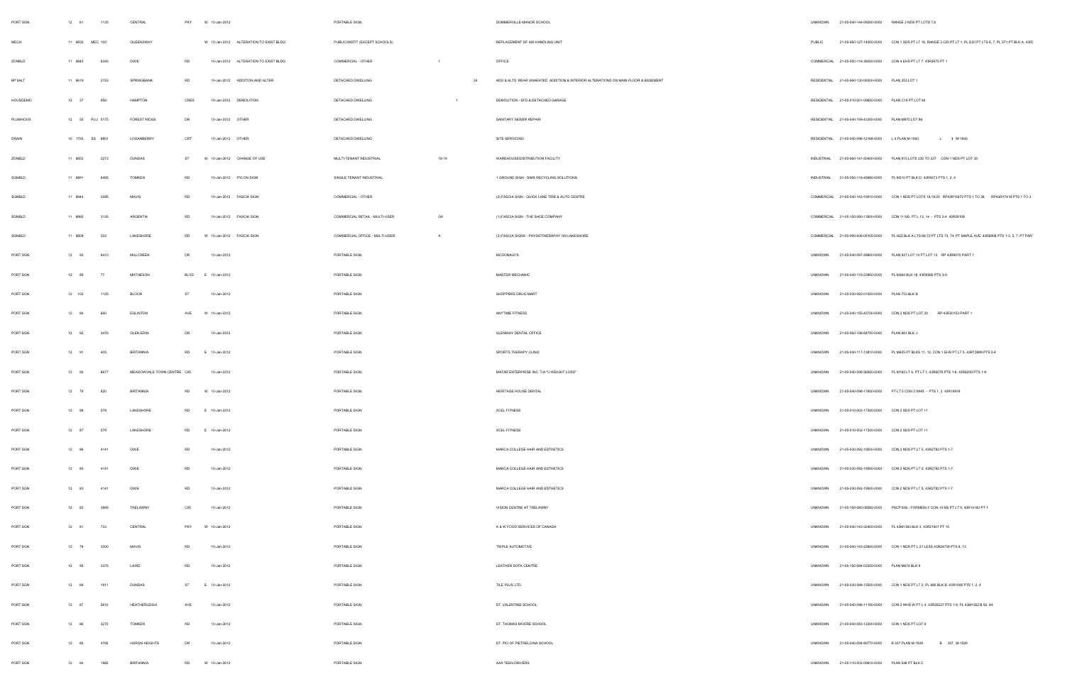| | | | | | | | | | | | | | | | | |
|---|---|---|---|---|---|---|---|---|---|---|---|---|---|---|---|---|
| PORT SGN | 12 | 61 | | 1135 | CENTRAL | PKY | W | 10-Jan-2012 | | PORTABLE SIGN | | | SOMMERVILLE MANOR SCHOOL | UNKNOWN | 21-05-040-144-05000-0000 | RANGE 3 NDS PT LOTS 7,8 |
| MECH | 11 | 6832 | MEC | 100 | QUEENSWAY | | W | 10-Jan-2012 | ALTERATION TO EXIST BLDG | PUBLIC/INSTIT (EXCEPT SCHOOLS) | | | REPLACEMENT OF AIR HANDLING UNIT | PUBLIC | 21-05-060-127-14000-0000 | CON 1 SDS PT LT 16, RANGE 3 CIR PT LT 1, PL E20 PT LTS 6, 7, PL 571 PT BLK A, 43R2 |
| ZONBLD | 11 | 6842 | | 6345 | DIXIE | RD | | 10-Jan-2012 | ALTERATION TO EXIST BLDG | COMMERCIAL - OTHER | 1 | | OFFICE | COMMERCIAL | 21-05-050-116-36800-0000 | CON 4 EHS PT LT 7, 43R2675 PT 1 |
| BP 9ALT | 11 | 6619 | | 2153 | SPRINGBANK | RD | | 10-Jan-2012 | ADDITION AND ALTER | DETACHED DWELLING | | 24 | ADD & ALTS: REAR UNHEATED ADDITION & INTERIOR ALTERATIONS ON MAIN FLOOR & BASEMENT | RESIDENTIAL | 21-05-060-130-00300-0000 | PLAN 353 LOT 1 |
| HOUSDEMO | 12 | 37 | | 959 | HAMPTON | CRES | | 10-Jan-2012 | DEMOLITION | DETACHED DWELLING | | -1 | DEMOLITION - SFD & DETACHED GARAGE | RESIDENTIAL | 21-05-010-001-09600-0000 | PLAN C19 PT LOT 84 |
| PLUMHOUS | 12 | 55 | PLU | 5175 | FOREST RIDGE | DR | | 10-Jan-2012 | OTHER | DETACHED DWELLING | | | SANITARY SEWER REPAIR | RESIDENTIAL | 21-05-040-159-43300-0000 | PLAN M870 LOT 86 |
| DRAIN | 10 | 1793 | SS | 6801 | LOGANBERRY | CRT | | 10-Jan-2012 | OTHER | DETACHED DWELLING | | | SITE SERVICING | RESIDENTIAL | 21-05-040-098-12168-0000 | L 4 PLAN M-1843 L 4 M-1843 |
| ZONBLD | 11 | 6853 | | 2273 | DUNDAS | ST | W | 10-Jan-2012 | CHANGE OF USE | MULTI-TENANT INDUSTRIAL | 18-19 | | WAREHOUSE/DISTRIBUTION FACILITY | INDUSTRIAL | 21-05-060-141-20400-0000 | PLAN 915 LOTS 335 TO 337 CON 1 NDS PT LOT 35 |
| SGNBLD | 11 | 6891 | | 6495 | TOMKEN | RD | | 10-Jan-2012 | PYLON SIGN | SINGLE TENANT INDUSTRIAL | | | 1 GROUND SIGN - SIMS RECYCLING SOLUTIONS | INDUSTRIAL | 21-05-050-116-45890-0000 | PL M310 PT BLK D, 43R8073 PTS 1, 2, 4 |
| SGNBLD | 11 | 6944 | | 3285 | MAVIS | RD | | 10-Jan-2012 | FASCIA SIGN | COMMERCIAL - OTHER | | | (2) FASCIA SIGN - QUICK LANE TIRE & AUTO CENTRE | COMMERCIAL | 21-05-040-143-19010-0000 | CON 1 NDS PT LOTS 18,19,20 RP43R15672 PTS 1 TO 36, RP43R17418 PTS 1 TO 3 |
| SGNBLD | 11 | 6865 | | 3135 | ARGENTIA | RD | | 10-Jan-2012 | FASCIA SIGN | COMMERCIAL RETAIL - MULTI-USER | G9 | | (1) FASCIA SIGN - THE SHOE COMPANY | COMMERCIAL | 21-05-150-080-13800-0000 | CON 11 NS, PT L 13, 14 - PTS 2-4 43R28108 |
| SGNBLD | 11 | 6809 | | 333 | LAKESHORE | RD | W | 10-Jan-2012 | FASCIA SIGN | COMMERCIAL OFFICE - MULTI-USER | A | | (3) FASCIA SIGNS - PHYSIOTHERAPHY ON LAKESHORE | COMMERCIAL | 21-05-090-006-08105-0000 | PL H22 BLK A LTS 66-72 PT LTS 73, 74, PT MAPLE AVE, 43R8908 PTS 1-3, 5, 7, PT PART |
| PORT SGN | 12 | 93 | | 6410 | MILLCREEK | DR | | 10-Jan-2012 | | PORTABLE SIGN | | | MCDONALD'S | UNKNOWN | 21-05-040-097-28800-0000 | PLAN 927 LOT 14 PT LOT 13 RP 43R9078 PART 1 |
| PORT SGN | 12 | 89 | | 77 | MATHESON | BLVD | E | 10-Jan-2012 | | PORTABLE SIGN | | | MASTER MECHANIC | UNKNOWN | 21-05-040-116-23800-0000 | PL M364 BLK 18, 43R8566 PTS 3-9 |
| PORT SGN | 12 | 102 | | 1125 | BLOOR | ST | | 10-Jan-2012 | | PORTABLE SIGN | | | SHOPPERS DRUG MART | UNKNOWN | 21-05-030-092-01500-0000 | PLAN 753 BLK B |
| PORT SGN | 12 | 84 | | 660 | EGLINTON | AVE | W | 10-Jan-2012 | | PORTABLE SIGN | | | ANYTIME FITNESS | UNKNOWN | 21-05-040-155-43700-0000 | CON 2 NDS PT LOT 20 RP 43R20153 PART 1 |
| PORT SGN | 12 | 92 | | 3476 | GLEN ERIN | DR | | 10-Jan-2012 | | PORTABLE SIGN | | | GLENWAY DENTAL OFFICE | UNKNOWN | 21-05-060-156-84700-0000 | PLAN 961 BLK J |
| PORT SGN | 12 | 91 | | 405 | BRITANNIA | RD | E | 10-Jan-2012 | | PORTABLE SIGN | | | SPORTS THERAPY CLINIC | UNKNOWN | 21-05-040-117-13810-0000 | PL M425 PT BLKS 11, 12, CON 1 EHS PT LT 5, 43R13889 PTS 2-4 |
| PORT SGN | 12 | 90 | | 6677 | MEADOWVALE TOWN CENTRE | CIR | | 10-Jan-2012 | | PORTABLE SIGN | | | MATAR ENTERPRISE INC. T/A "U WEIGHT LOSS" | UNKNOWN | 21-05-040-098-56820-0000 | PL M182 LT 4, PT LT 1, 43R8079 PTS 1-6, 43R8209 PTS 1-9 |
| PORT SGN | 12 | 79 | | 820 | BRITANNIA | RD | W | 10-Jan-2012 | | PORTABLE SIGN | | | HERITAGE HOUSE DENTAL | UNKNOWN | 21-05-040-098-17850-0000 | PT LT 5 CON 2 WHS - PTS 1, 3 43R19916 |
| PORT SGN | 12 | 88 | | 579 | LAKESHORE | RD | E | 10-Jan-2012 | | PORTABLE SIGN | | | XCEL FITNESS | UNKNOWN | 21-05-010-002-17200-0000 | CON 2 SDS PT LOT 11 |
| PORT SGN | 12 | 87 | | 579 | LAKESHORE | RD | E | 10-Jan-2012 | | PORTABLE SIGN | | | XCEL FITNESS | UNKNOWN | 21-05-010-002-17200-0000 | CON 2 SDS PT LOT 11 |
| PORT SGN | 12 | 86 | | 4141 | DIXIE | RD | | 10-Jan-2012 | | PORTABLE SIGN | | | MARCA COLLEGE HAIR AND ESTHETICS | UNKNOWN | 21-05-030-092-19500-0000 | CON 2 NDS PT LT 5, 43R2782 PTS 1-7 |
| PORT SGN | 12 | 85 | | 4141 | DIXIE | RD | | 10-Jan-2012 | | PORTABLE SIGN | | | MARCA COLLEGE HAIR AND ESTHETICS | UNKNOWN | 21-05-030-092-19500-0000 | CON 2 NDS PT LT 5, 43R2782 PTS 1-7 |
| PORT SGN | 12 | 83 | | 4141 | DIXIE | RD | | 10-Jan-2012 | | PORTABLE SIGN | | | MARCA COLLEGE HAIR AND ESTHETICS | UNKNOWN | 21-05-030-092-19500-0000 | CON 2 NDS PT LT 5, 43R2782 PTS 1-7 |
| PORT SGN | 12 | 82 | | 3899 | TRELAWNY | CIR | | 10-Jan-2012 | | PORTABLE SIGN | | | VISION CENTRE AT TRELAWNY | UNKNOWN | 21-05-150-080-06502-0000 | PSCP 836 - FORMERLY CON 10 NS PT LT 9, 43R14183 PT 1 |
| PORT SGN | 12 | 81 | | 733 | CENTRAL | PKY | W | 10-Jan-2012 | | PORTABLE SIGN | | | A & W FOOD SERVICES OF CANADA | UNKNOWN | 21-05-040-143-32400-0000 | PL 43M1393 BLK 3, 43R21901 PT 15 |
| PORT SGN | 12 | 78 | | 3300 | MAVIS | RD | | 10-Jan-2012 | | PORTABLE SIGN | | | TRIPLE AUTOMOTIVE | UNKNOWN | 21-05-040-143-22800-0000 | CON 1 NDS PT L 21 LESS 43R24739 PTS 8, 13 |
| PORT SGN | 12 | 95 | | 2375 | LAIRD | RD | | 10-Jan-2012 | | PORTABLE SIGN | | | LEATHER SOFA CENTRE | UNKNOWN | 21-05-150-084-02800-0000 | PLAN M674 BLK 9 |
| PORT SGN | 12 | 69 | | 1911 | DUNDAS | ST | E | 10-Jan-2012 | | PORTABLE SIGN | | | TILE PLUS LTD. | UNKNOWN | 21-05-030-068-15800-0000 | CON 1 NDS PT LT 2, PL 688 BLK B, 43R1088 PTS 1, 2, 4 |
| PORT SGN | 12 | 67 | | 5610 | HEATHERLEIGH | AVE | | 10-Jan-2012 | | PORTABLE SIGN | | | ST. VALENTINE SCHOOL | UNKNOWN | 21-05-040-096-11100-0000 | CON 2 WHS W PT L 4, 43R25227 PTS 1-9, PL 43M1502 B 83, 84 |
| PORT SGN | 12 | 66 | | 3270 | TOMKEN | RD | | 10-Jan-2012 | | PORTABLE SIGN | | | ST. THOMAS MOORE SCHOOL | UNKNOWN | 21-05-040-083-12200-0000 | CON 1 NDS PT LOT 9 |
| PORT SGN | 12 | 65 | | 4765 | HURON HEIGHTS | DR | | 10-Jan-2012 | | PORTABLE SIGN | | | ST. PIO OF PIETRELCINA SCHOOL | UNKNOWN | 21-05-040-094-60770-0000 | B 307 PLAN M-1509 B 307 M-1509 |
| PORT SGN | 12 | 64 | | 1965 | BRITANNIA | RD | W | 10-Jan-2012 | | PORTABLE SIGN | | | AAA TEEN DRIVERS | UNKNOWN | 21-05-110-002-09610-0000 | PLAN 548 PT BLK C |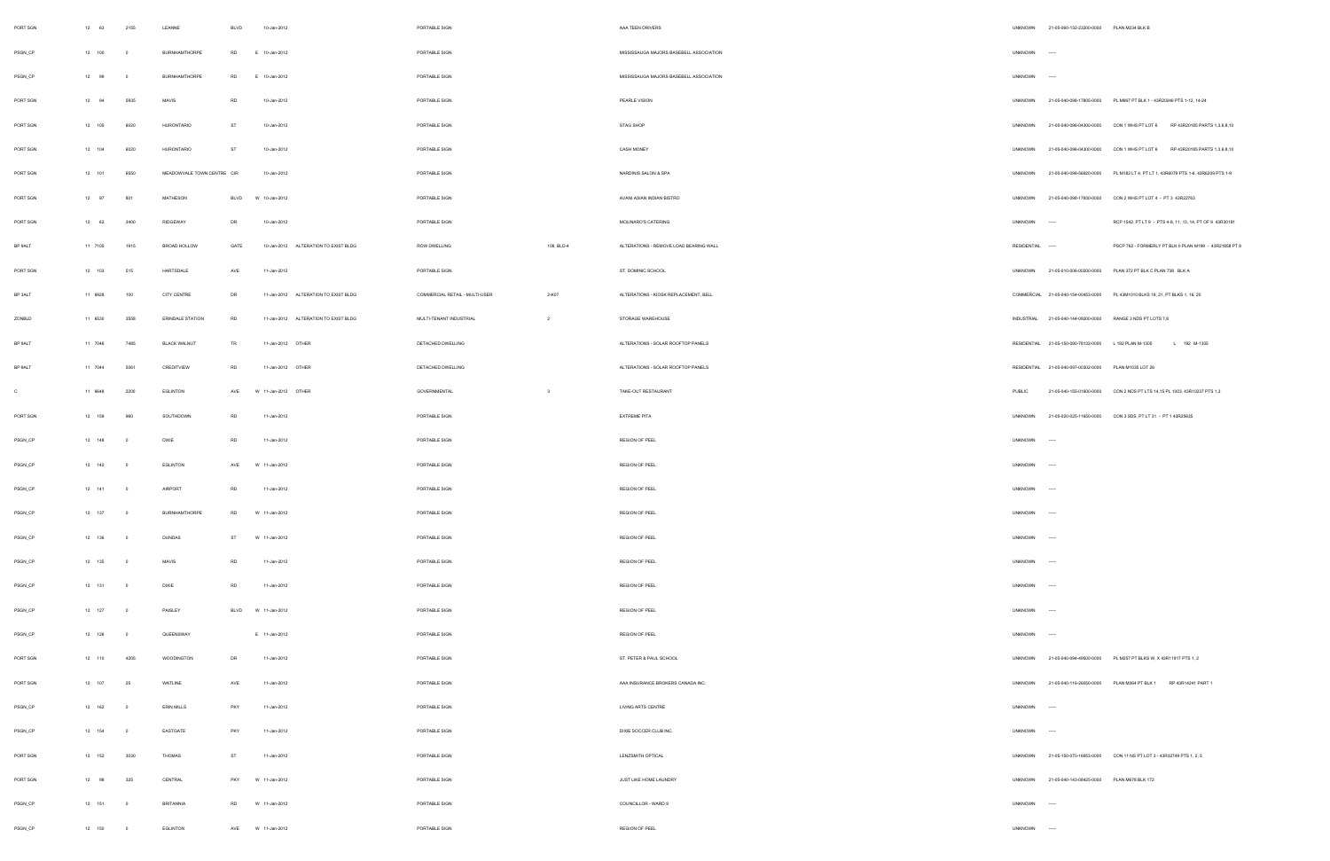| | | | | | | | | | | | | | | | |
|---|---|---|---|---|---|---|---|---|---|---|---|---|---|---|---|
| PORT SGN | 12 | 63 | 2155 | LEANNE | BLVD | | 10-Jan-2012 | | PORTABLE SIGN | | AAA TEEN DRIVERS | UNKNOWN | 21-05-060-132-23200-0000 | PLAN M234 BLK B |
| PSGN_CP | 12 | 100 | 0 | BURNHAMTHORPE | RD | E | 10-Jan-2012 | | PORTABLE SIGN | | MISSISSAUGA MAJORS BASEBELL ASSOCIATION | UNKNOWN | ----- | |
| PSGN_CP | 12 | 99 | 0 | BURNHAMTHORPE | RD | E | 10-Jan-2012 | | PORTABLE SIGN | | MISSISSAUGA MAJORS BASEBELL ASSOCIATION | UNKNOWN | ----- | |
| PORT SGN | 12 | 94 | 5935 | MAVIS | RD | | 10-Jan-2012 | | PORTABLE SIGN | | PEARLE VISION | UNKNOWN | 21-05-040-098-17805-0000 | PL M867 PT BLK 1 - 43R20246 PTS 1-12, 14-24 |
| PORT SGN | 12 | 105 | 6020 | HURONTARIO | ST | | 10-Jan-2012 | | PORTABLE SIGN | | STAG SHOP | UNKNOWN | 21-05-040-096-04300-0000 | CON 1 WHS PT LOT 6 RP 43R20185 PARTS 1,3,6,8,10 |
| PORT SGN | 12 | 104 | 6020 | HURONTARIO | ST | | 10-Jan-2012 | | PORTABLE SIGN | | CASH MONEY | UNKNOWN | 21-05-040-096-04300-0000 | CON 1 WHS PT LOT 6 RP 43R20185 PARTS 1,3,6,8,10 |
| PORT SGN | 12 | 101 | 6550 | MEADOWVALE TOWN CENTRE | CIR | | 10-Jan-2012 | | PORTABLE SIGN | | NARDINIS SALON & SPA | UNKNOWN | 21-05-040-098-56920-0000 | PL M182 LT 4, PT LT 1, 43R6078 PTS 1-6, 43R6209 PTS 1-9 |
| PORT SGN | 12 | 97 | 801 | MATHESON | BLVD | W | 10-Jan-2012 | | PORTABLE SIGN | | AVANI ASIAN INDIAN BISTRO | UNKNOWN | 21-05-040-098-17600-0000 | CON 2 WHS PT LOT 4 - PT 3 43R22763 |
| PORT SGN | 12 | 62 | 3400 | RIDGEWAY | DR | | 10-Jan-2012 | | PORTABLE SIGN | | MOLINARO'S CATERING | UNKNOWN | ----- | RCP 1542, PT LT 9 - PTS 4-8, 11, 13, 14, PT OF 9 43R30181 |
| BP 9ALT | 11 | 7105 | 1915 | BROAD HOLLOW | GATE | | 10-Jan-2012 | ALTERATION TO EXIST BLDG | ROW DWELLING | 108, BLD-4 | ALTERATIONS - REMOVE LOAD BEARING WALL | RESIDENTIAL | ----- | PSCP 782 - FORMERLY PT BLK 8 PLAN M189 - 43R21858 PT 8 |
| PORT SGN | 12 | 103 | 515 | HARTSDALE | AVE | | 11-Jan-2012 | | PORTABLE SIGN | | ST. DOMINIC SCHOOL | UNKNOWN | 21-05-010-006-00200-0000 | PLAN 372 PT BLK C PLAN 730 BLK A |
| BP 3ALT | 11 | 6926 | 100 | CITY CENTRE | DR | | 11-Jan-2012 | ALTERATION TO EXIST BLDG | COMMERCIAL RETAIL - MULTI-USER | 2-K07 | ALTERATIONS - KIOSK REPLACEMENT, BELL | COMMERCIAL | 21-05-040-154-00453-0000 | PL 43M1010 BLKS 19, 21, PT BLKS 1, 16, 20 |
| ZONBLD | 11 | 6530 | 3558 | ERINDALE STATION | RD | | 11-Jan-2012 | ALTERATION TO EXIST BLDG | MULTI-TENANT INDUSTRIAL | 2 | STORAGE WAREHOUSE | INDUSTRIAL | 21-05-040-144-05000-0000 | RANGE 3 NDS PT LOTS 7,8 |
| BP 9ALT | 11 | 7046 | 7485 | BLACK WALNUT | TR | | 11-Jan-2012 | OTHER | DETACHED DWELLING | | ALTERATIONS - SOLAR ROOFTOP PANELS | RESIDENTIAL | 21-05-150-080-78132-0000 | L 192 PLAN M-1305 L 192 M-1305 |
| BP 9ALT | 11 | 7044 | 5061 | CREDITVIEW | RD | | 11-Jan-2012 | OTHER | DETACHED DWELLING | | ALTERATIONS - SOLAR ROOFTOP PANELS | RESIDENTIAL | 21-05-040-097-00302-0000 | PLAN M1035 LOT 26 |
| C | 11 | 6648 | 2200 | EGLINTON | AVE | W | 11-Jan-2012 | OTHER | GOVERNMENTAL | 3 | TAKE-OUT RESTAURANT | PUBLIC | 21-05-040-155-01600-0000 | CON 2 NDS PT LTS 14,15 PL 1003, 43R10237 PTS 1,3 |
| PORT SGN | 12 | 159 | 960 | SOUTHDOWN | RD | | 11-Jan-2012 | | PORTABLE SIGN | | EXTREME PITA | UNKNOWN | 21-05-020-025-11650-0000 | CON 3 SDS, PT LT 31 - PT 1 43R25635 |
| PSGN_CP | 12 | 148 | 0 | DIXIE | RD | | 11-Jan-2012 | | PORTABLE SIGN | | REGION OF PEEL | UNKNOWN | ----- | |
| PSGN_CP | 12 | 142 | 0 | EGLINTON | AVE | W | 11-Jan-2012 | | PORTABLE SIGN | | REGION OF PEEL | UNKNOWN | ----- | |
| PSGN_CP | 12 | 141 | 0 | AIRPORT | RD | | 11-Jan-2012 | | PORTABLE SIGN | | REGION OF PEEL | UNKNOWN | ----- | |
| PSGN_CP | 12 | 137 | 0 | BURNHAMTHORPE | RD | W | 11-Jan-2012 | | PORTABLE SIGN | | REGION OF PEEL | UNKNOWN | ----- | |
| PSGN_CP | 12 | 136 | 0 | DUNDAS | ST | W | 11-Jan-2012 | | PORTABLE SIGN | | REGION OF PEEL | UNKNOWN | ----- | |
| PSGN_CP | 12 | 135 | 0 | MAVIS | RD | | 11-Jan-2012 | | PORTABLE SIGN | | REGION OF PEEL | UNKNOWN | ----- | |
| PSGN_CP | 12 | 131 | 0 | DIXIE | RD | | 11-Jan-2012 | | PORTABLE SIGN | | REGION OF PEEL | UNKNOWN | ----- | |
| PSGN_CP | 12 | 127 | 0 | PAISLEY | BLVD | W | 11-Jan-2012 | | PORTABLE SIGN | | REGION OF PEEL | UNKNOWN | ----- | |
| PSGN_CP | 12 | 126 | 0 | QUEENSWAY | | E | 11-Jan-2012 | | PORTABLE SIGN | | REGION OF PEEL | UNKNOWN | ----- | |
| PORT SGN | 12 | 110 | 4205 | WOODINGTON | DR | | 11-Jan-2012 | | PORTABLE SIGN | | ST. PETER & PAUL SCHOOL | UNKNOWN | 21-05-040-094-46900-0000 | PL M257 PT BLKS W, X 43R11917 PTS 1, 2 |
| PORT SGN | 12 | 107 | 25 | WATLINE | AVE | | 11-Jan-2012 | | PORTABLE SIGN | | AAA INSURANCE BROKERS CANADA INC. | UNKNOWN | 21-05-040-116-26850-0000 | PLAN M364 PT BLK 1 RP 43R14241 PART 1 |
| PSGN_CP | 12 | 162 | 0 | ERIN MILLS | PKY | | 11-Jan-2012 | | PORTABLE SIGN | | LIVING ARTS CENTRE | UNKNOWN | ----- | |
| PSGN_CP | 12 | 154 | 0 | EASTGATE | PKY | | 11-Jan-2012 | | PORTABLE SIGN | | DIXIE SOCCER CLUB INC. | UNKNOWN | ----- | |
| PORT SGN | 12 | 152 | 3030 | THOMAS | ST | | 11-Jan-2012 | | PORTABLE SIGN | | LENZSMITH OPTICAL | UNKNOWN | 21-05-150-070-16853-0000 | CON 11 NS PT LOT 3 - 43R32749 PTS 1, 2, 5 |
| PORT SGN | 12 | 98 | 325 | CENTRAL | PKY | W | 11-Jan-2012 | | PORTABLE SIGN | | JUST LIKE HOME LAUNDRY | UNKNOWN | 21-05-040-143-08425-0000 | PLAN M678 BLK 172 |
| PSGN_CP | 12 | 151 | 0 | BRITANNIA | RD | W | 11-Jan-2012 | | PORTABLE SIGN | | COUNCILLOR - WARD 9 | UNKNOWN | ----- | |
| PSGN_CP | 12 | 150 | 0 | EGLINTON | AVE | W | 11-Jan-2012 | | PORTABLE SIGN | | REGION OF PEEL | UNKNOWN | ----- | |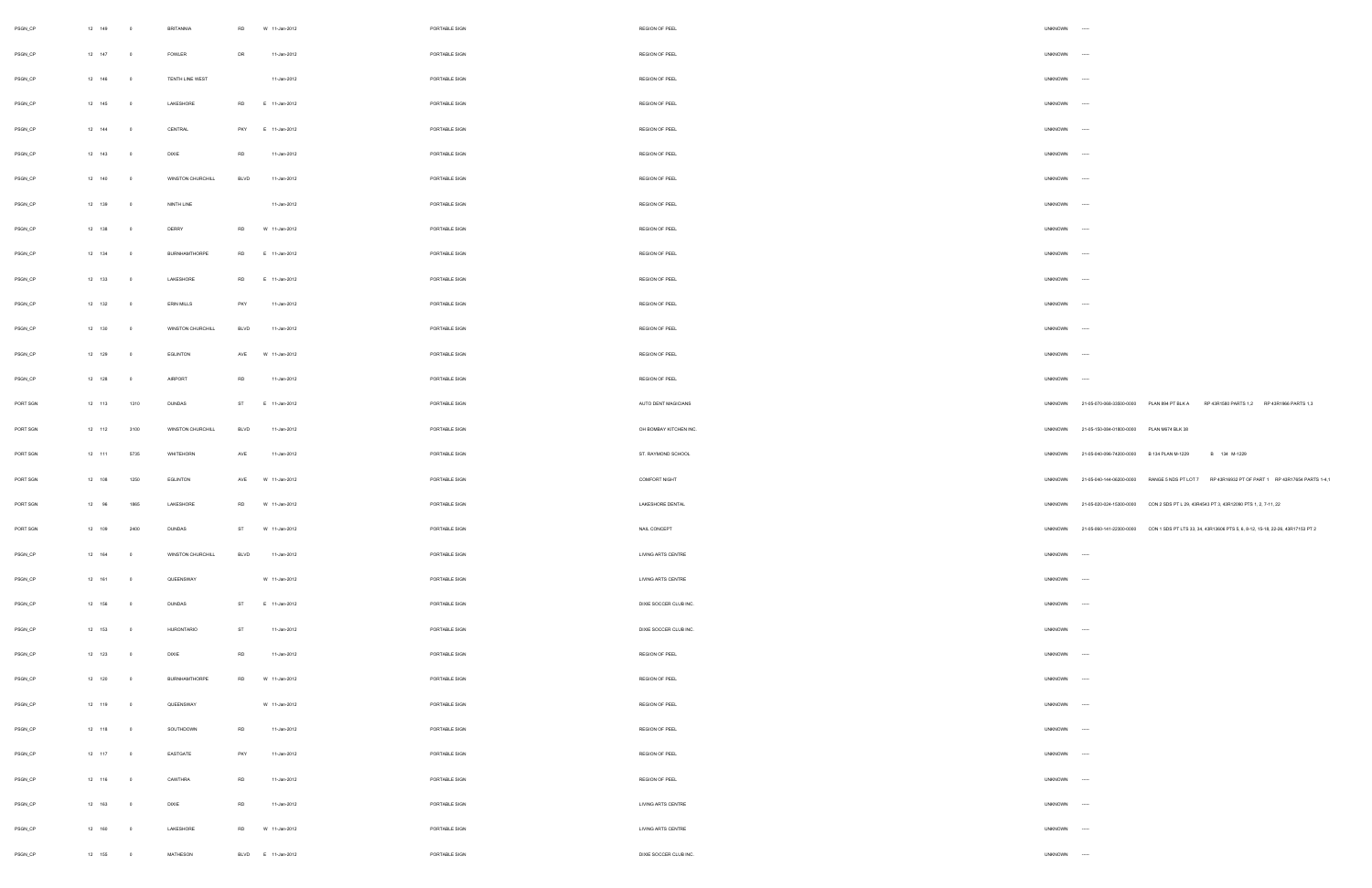| | | | | | | | | | | | | | |
|---|---|---|---|---|---|---|---|---|---|---|---|---|---|
| PSGN_CP | 12 | 149 | 0 | BRITANNIA | RD | W | 11-Jan-2012 | PORTABLE SIGN | REGION OF PEEL | UNKNOWN | ----- | | |
| PSGN_CP | 12 | 147 | 0 | FOWLER | DR | | 11-Jan-2012 | PORTABLE SIGN | REGION OF PEEL | UNKNOWN | ----- | | |
| PSGN_CP | 12 | 146 | 0 | TENTH LINE WEST | | | 11-Jan-2012 | PORTABLE SIGN | REGION OF PEEL | UNKNOWN | ----- | | |
| PSGN_CP | 12 | 145 | 0 | LAKESHORE | RD | E | 11-Jan-2012 | PORTABLE SIGN | REGION OF PEEL | UNKNOWN | ----- | | |
| PSGN_CP | 12 | 144 | 0 | CENTRAL | PKY | E | 11-Jan-2012 | PORTABLE SIGN | REGION OF PEEL | UNKNOWN | ----- | | |
| PSGN_CP | 12 | 143 | 0 | DIXIE | RD | | 11-Jan-2012 | PORTABLE SIGN | REGION OF PEEL | UNKNOWN | ----- | | |
| PSGN_CP | 12 | 140 | 0 | WINSTON CHURCHILL | BLVD | | 11-Jan-2012 | PORTABLE SIGN | REGION OF PEEL | UNKNOWN | ----- | | |
| PSGN_CP | 12 | 139 | 0 | NINTH LINE | | | 11-Jan-2012 | PORTABLE SIGN | REGION OF PEEL | UNKNOWN | ----- | | |
| PSGN_CP | 12 | 138 | 0 | DERRY | RD | W | 11-Jan-2012 | PORTABLE SIGN | REGION OF PEEL | UNKNOWN | ----- | | |
| PSGN_CP | 12 | 134 | 0 | BURNHAMTHORPE | RD | E | 11-Jan-2012 | PORTABLE SIGN | REGION OF PEEL | UNKNOWN | ----- | | |
| PSGN_CP | 12 | 133 | 0 | LAKESHORE | RD | E | 11-Jan-2012 | PORTABLE SIGN | REGION OF PEEL | UNKNOWN | ----- | | |
| PSGN_CP | 12 | 132 | 0 | ERIN MILLS | PKY | | 11-Jan-2012 | PORTABLE SIGN | REGION OF PEEL | UNKNOWN | ----- | | |
| PSGN_CP | 12 | 130 | 0 | WINSTON CHURCHILL | BLVD | | 11-Jan-2012 | PORTABLE SIGN | REGION OF PEEL | UNKNOWN | ----- | | |
| PSGN_CP | 12 | 129 | 0 | EGLINTON | AVE | W | 11-Jan-2012 | PORTABLE SIGN | REGION OF PEEL | UNKNOWN | ----- | | |
| PSGN_CP | 12 | 128 | 0 | AIRPORT | RD | | 11-Jan-2012 | PORTABLE SIGN | REGION OF PEEL | UNKNOWN | ----- | | |
| PORT SGN | 12 | 113 | 1310 | DUNDAS | ST | E | 11-Jan-2012 | PORTABLE SIGN | AUTO DENT MAGICIANS | UNKNOWN | 21-05-070-068-33500-0000 | PLAN 894 PT BLK A | RP 43R1580 PARTS 1,2 RP 43R1866 PARTS 1,3 |
| PORT SGN | 12 | 112 | 3100 | WINSTON CHURCHILL | BLVD | | 11-Jan-2012 | PORTABLE SIGN | OH BOMBAY KITCHEN INC. | UNKNOWN | 21-05-150-084-01800-0000 | PLAN M674 BLK 38 | |
| PORT SGN | 12 | 111 | 5735 | WHITEHORN | AVE | | 11-Jan-2012 | PORTABLE SIGN | ST. RAYMOND SCHOOL | UNKNOWN | 21-05-040-098-74200-0000 | B 134 PLAN M-1229 | B 134 M-1229 |
| PORT SGN | 12 | 108 | 1250 | EGLINTON | AVE | W | 11-Jan-2012 | PORTABLE SIGN | COMFORT NIGHT | UNKNOWN | 21-05-040-144-06200-0000 | RANGE 5 NDS PT LOT 7 | RP 43R16932 PT OF PART 1 RP 43R17654 PARTS 1-4,1 |
| PORT SGN | 12 | 96 | 1865 | LAKESHORE | RD | W | 11-Jan-2012 | PORTABLE SIGN | LAKESHORE DENTAL | UNKNOWN | 21-05-020-024-15300-0000 | CON 2 SDS PT L 29, 43R4543 PT 3, 43R12090 PTS 1, 2, 7-11, 22 | |
| PORT SGN | 12 | 109 | 2400 | DUNDAS | ST | W | 11-Jan-2012 | PORTABLE SIGN | NAIL CONCEPT | UNKNOWN | 21-05-060-141-22300-0000 | CON 1 SDS PT LTS 33, 34, 43R13606 PTS 5, 6, 8-12, 15-18, 22-26, 43R17153 PT 2 | |
| PSGN_CP | 12 | 164 | 0 | WINSTON CHURCHILL | BLVD | | 11-Jan-2012 | PORTABLE SIGN | LIVING ARTS CENTRE | UNKNOWN | ----- | | |
| PSGN_CP | 12 | 161 | 0 | QUEENSWAY | | W | 11-Jan-2012 | PORTABLE SIGN | LIVING ARTS CENTRE | UNKNOWN | ----- | | |
| PSGN_CP | 12 | 156 | 0 | DUNDAS | ST | E | 11-Jan-2012 | PORTABLE SIGN | DIXIE SOCCER CLUB INC. | UNKNOWN | ----- | | |
| PSGN_CP | 12 | 153 | 0 | HURONTARIO | ST | | 11-Jan-2012 | PORTABLE SIGN | DIXIE SOCCER CLUB INC. | UNKNOWN | ----- | | |
| PSGN_CP | 12 | 123 | 0 | DIXIE | RD | | 11-Jan-2012 | PORTABLE SIGN | REGION OF PEEL | UNKNOWN | ----- | | |
| PSGN_CP | 12 | 120 | 0 | BURNHAMTHORPE | RD | W | 11-Jan-2012 | PORTABLE SIGN | REGION OF PEEL | UNKNOWN | ----- | | |
| PSGN_CP | 12 | 119 | 0 | QUEENSWAY | | W | 11-Jan-2012 | PORTABLE SIGN | REGION OF PEEL | UNKNOWN | ----- | | |
| PSGN_CP | 12 | 118 | 0 | SOUTHDOWN | RD | | 11-Jan-2012 | PORTABLE SIGN | REGION OF PEEL | UNKNOWN | ----- | | |
| PSGN_CP | 12 | 117 | 0 | EASTGATE | PKY | | 11-Jan-2012 | PORTABLE SIGN | REGION OF PEEL | UNKNOWN | ----- | | |
| PSGN_CP | 12 | 116 | 0 | CAWTHRA | RD | | 11-Jan-2012 | PORTABLE SIGN | REGION OF PEEL | UNKNOWN | ----- | | |
| PSGN_CP | 12 | 163 | 0 | DIXIE | RD | | 11-Jan-2012 | PORTABLE SIGN | LIVING ARTS CENTRE | UNKNOWN | ----- | | |
| PSGN_CP | 12 | 160 | 0 | LAKESHORE | RD | W | 11-Jan-2012 | PORTABLE SIGN | LIVING ARTS CENTRE | UNKNOWN | ----- | | |
| PSGN_CP | 12 | 155 | 0 | MATHESON | BLVD | E | 11-Jan-2012 | PORTABLE SIGN | DIXIE SOCCER CLUB INC. | UNKNOWN | ----- | | |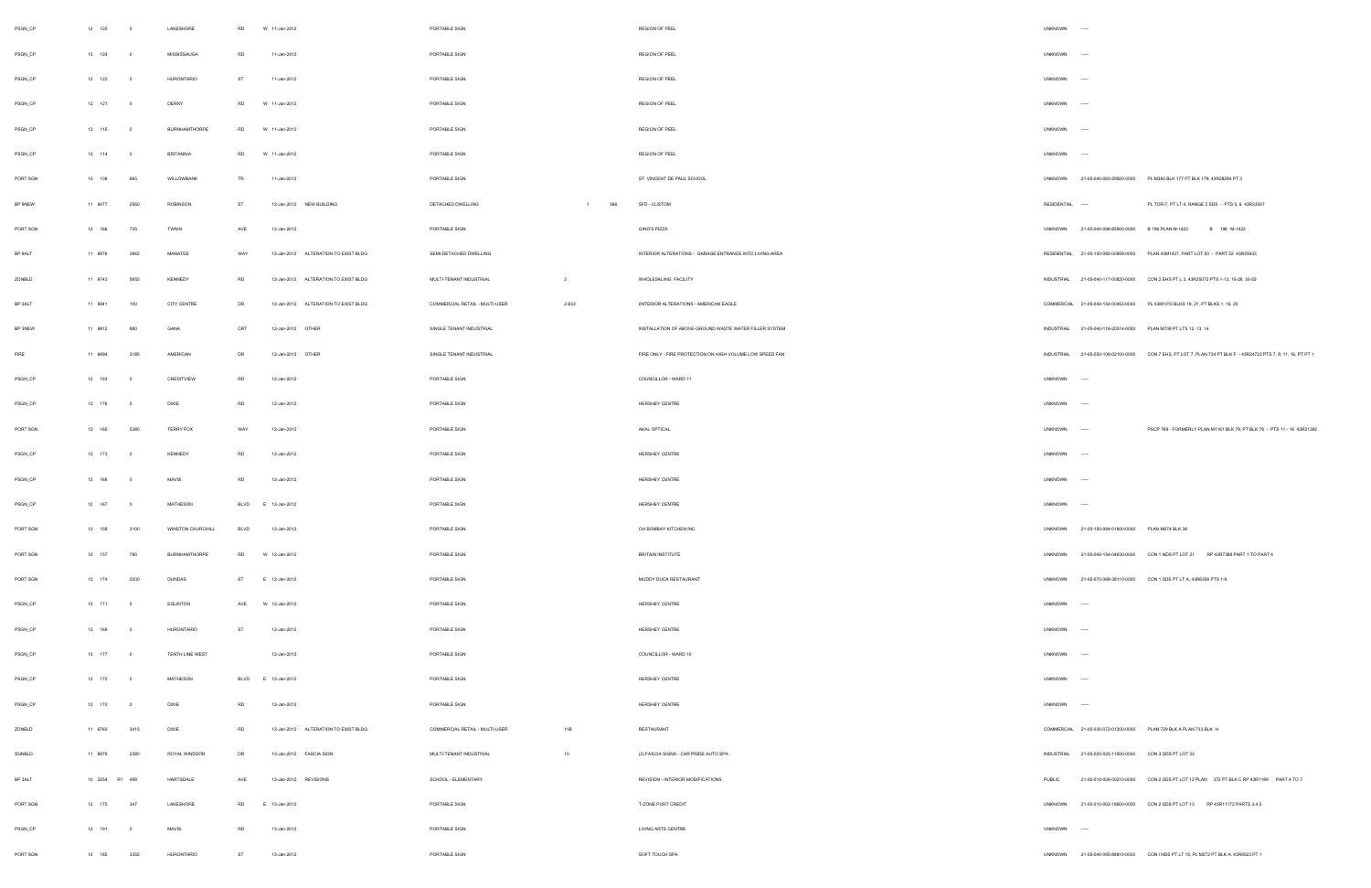| | | | | | | | | | | | | | | | | | |
|---|---|---|---|---|---|---|---|---|---|---|---|---|---|---|---|---|---|
| PSGN_CP | 12 | 125 | | 0 | LAKESHORE | RD | W | 11-Jan-2012 | | PORTABLE SIGN | | | REGION OF PEEL | UNKNOWN | ----- | |
| PSGN_CP | 12 | 124 | | 0 | MISSISSAUGA | RD | | 11-Jan-2012 | | PORTABLE SIGN | | | REGION OF PEEL | UNKNOWN | ----- | |
| PSGN_CP | 12 | 122 | | 0 | HURONTARIO | ST | | 11-Jan-2012 | | PORTABLE SIGN | | | REGION OF PEEL | UNKNOWN | ----- | |
| PSGN_CP | 12 | 121 | | 0 | DERRY | RD | W | 11-Jan-2012 | | PORTABLE SIGN | | | REGION OF PEEL | UNKNOWN | ----- | |
| PSGN_CP | 12 | 115 | | 0 | BURNHAMTHORPE | RD | W | 11-Jan-2012 | | PORTABLE SIGN | | | REGION OF PEEL | UNKNOWN | ----- | |
| PSGN_CP | 12 | 114 | | 0 | BRITANNIA | RD | W | 11-Jan-2012 | | PORTABLE SIGN | | | REGION OF PEEL | UNKNOWN | ----- | |
| PORT SGN | 12 | 106 | | 665 | WILLOWBANK | TR | | 11-Jan-2012 | | PORTABLE SIGN | | | ST. VINCENT DE PAUL SCHOOL | UNKNOWN | 21-05-040-093-29500-0000 | PL M380 BLK 177 PT BLK 178, 43R28204 PT 3 |
| BP 9NEW | 11 | 6477 | | 2560 | ROBINSON | ST | | 12-Jan-2012 | NEW BUILDING | DETACHED DWELLING | 1 | 366 | SFD - CUSTOM | RESIDENTIAL | ----- | PL TOR-7, PT LT 4, RANGE 2 SDS - PTS 5, 6 43R33547 |
| PORT SGN | 12 | 166 | | 735 | TWAIN | AVE | | 12-Jan-2012 | | PORTABLE SIGN | | | GINO'S PIZZA | UNKNOWN | 21-05-040-096-85900-0000 | B 196 PLAN M-1422 B 196 M-1422 |
| BP 9ALT | 11 | 6876 | | 3842 | MANATEE | WAY | | 12-Jan-2012 | ALTERATION TO EXIST BLDG | SEMI-DETACHED DWELLING | | | INTERIOR ALTERATIONS - GARAGE ENTRANCE INTO LIVING AREA | RESIDENTIAL | 21-05-150-085-00959-0000 | PLAN 43M1437, PART LOT 50 - PART 52 43R25633 |
| ZONBLD | 11 | 6743 | | 5655 | KENNEDY | RD | | 12-Jan-2012 | ALTERATION TO EXIST BLDG | MULTI-TENANT INDUSTRIAL | 2 | | WHOLESALING FACILITY | INDUSTRIAL | 21-05-040-117-00820-0000 | CON 2 EHS PT L 3, 43R25072 PTS 1-13, 15-28, 30-55 |
| BP 3ALT | 11 | 6941 | | 100 | CITY CENTRE | DR | | 12-Jan-2012 | ALTERATION TO EXIST BLDG | COMMERCIAL RETAIL - MULTI-USER | 2-833 | | INTERIOR ALTERATIONS - AMERICAN EAGLE | COMMERCIAL | 21-05-040-154-00453-0000 | PL 43M1010 BLKS 19, 21, PT BLKS 1, 16, 20 |
| BP 3NEW | 11 | 6812 | | 880 | GANA | CRT | | 12-Jan-2012 | OTHER | SINGLE TENANT INDUSTRIAL | | | INSTALLATION OF ABOVE-GROUND WASTE WATER FILLER SYSTEM | INDUSTRIAL | 21-05-040-116-20514-0000 | PLAN M706 PT LTS 12, 13, 14 |
| FIRE | 11 | 6994 | | 3185 | AMERICAN | DR | | 12-Jan-2012 | OTHER | SINGLE TENANT INDUSTRIAL | | | FIRE ONLY - FIRE PROTECTION ON HIGH VOLUME LOW SPEED FAN | INDUSTRIAL | 21-05-050-109-02100-0000 | CON 7 EHS, PT LOT 7, PLAN 734 PT BLK F - 43R24723 PTS 7, 8, 11, 16, PT PT 1 |
| PSGN_CP | 12 | 183 | | 0 | CREDITVIEW | RD | | 12-Jan-2012 | | PORTABLE SIGN | | | COUNCILLOR - WARD 11 | UNKNOWN | ----- | |
| PSGN_CP | 12 | 176 | | 0 | DIXIE | RD | | 12-Jan-2012 | | PORTABLE SIGN | | | HERSHEY CENTRE | UNKNOWN | ----- | |
| PORT SGN | 12 | 165 | | 5380 | TERRY FOX | WAY | | 12-Jan-2012 | | PORTABLE SIGN | | | AKAL OPTICAL | UNKNOWN | ----- | PSCP 769 - FORMERLY PLAN M1161 BLK 79, PT BLK 78 - PTS 11 - 16 43R21382 |
| PSGN_CP | 12 | 173 | | 0 | KENNEDY | RD | | 12-Jan-2012 | | PORTABLE SIGN | | | HERSHEY CENTRE | UNKNOWN | ----- | |
| PSGN_CP | 12 | 168 | | 0 | MAVIS | RD | | 12-Jan-2012 | | PORTABLE SIGN | | | HERSHEY CENTRE | UNKNOWN | ----- | |
| PSGN_CP | 12 | 167 | | 0 | MATHESON | BLVD | E | 12-Jan-2012 | | PORTABLE SIGN | | | HERSHEY CENTRE | UNKNOWN | ----- | |
| PORT SGN | 12 | 158 | | 3100 | WINSTON CHURCHILL | BLVD | | 12-Jan-2012 | | PORTABLE SIGN | | | OH BOMBAY KITCHEN INC. | UNKNOWN | 21-05-150-084-01800-0000 | PLAN M674 BLK 38 |
| PORT SGN | 12 | 157 | | 790 | BURNHAMTHORPE | RD | W | 12-Jan-2012 | | PORTABLE SIGN | | | BRITAIN INSTITUTE | UNKNOWN | 21-05-040-154-04800-0000 | CON 1 NDS PT LOT 21 RP 43R7388 PART 1 TO PART 4 |
| PORT SGN | 12 | 174 | | 2200 | DUNDAS | ST | E | 12-Jan-2012 | | PORTABLE SIGN | | | MUDDY DUCK RESTAURANT | UNKNOWN | 21-05-070-068-35110-0000 | CON 1 SDS PT LT A, 43R6358 PTS 1-9 |
| PSGN_CP | 12 | 171 | | 0 | EGLINTON | AVE | W | 12-Jan-2012 | | PORTABLE SIGN | | | HERSHEY CENTRE | UNKNOWN | ----- | |
| PSGN_CP | 12 | 169 | | 0 | HURONTARIO | ST | | 12-Jan-2012 | | PORTABLE SIGN | | | HERSHEY CENTRE | UNKNOWN | ----- | |
| PSGN_CP | 12 | 177 | | 0 | TENTH LINE WEST | | | 12-Jan-2012 | | PORTABLE SIGN | | | COUNCILLOR - WARD 10 | UNKNOWN | ----- | |
| PSGN_CP | 12 | 172 | | 0 | MATHESON | BLVD | E | 12-Jan-2012 | | PORTABLE SIGN | | | HERSHEY CENTRE | UNKNOWN | ----- | |
| PSGN_CP | 12 | 170 | | 0 | DIXIE | RD | | 12-Jan-2012 | | PORTABLE SIGN | | | HERSHEY CENTRE | UNKNOWN | ----- | |
| ZONBLD | 11 | 6760 | | 3415 | DIXIE | RD | | 12-Jan-2012 | ALTERATION TO EXIST BLDG | COMMERCIAL RETAIL - MULTI-USER | 11B | | RESTAURANT | COMMERCIAL | 21-05-030-072-01300-0000 | PLAN 729 BLK A PLAN 733 BLK H |
| SGNBLD | 11 | 6979 | | 2380 | ROYAL WINDSOR | DR | | 13-Jan-2012 | FASCIA SIGN | MULTI-TENANT INDUSTRIAL | 10 | | (2) FASCIA SIGNS - CAR PRIDE AUTO SPA | INDUSTRIAL | 21-05-020-025-11500-0000 | CON 3 SDS PT LOT 33 |
| BP 3ALT | 10 | 2254 | R1 | 498 | HARTSDALE | AVE | | 13-Jan-2012 | REVISIONS | SCHOOL - ELEMENTARY | | | REVISION - INTERIOR MODIFICATIONS | PUBLIC | 21-05-010-006-00210-0000 | CON 2 SDS PT LOT 12 PLAN 372 PT BLK C RP 43R1189 PART 4 TO 7 |
| PORT SGN | 12 | 175 | | 347 | LAKESHORE | RD | E | 13-Jan-2012 | | PORTABLE SIGN | | | T-ZONE PORT CREDIT | UNKNOWN | 21-05-010-002-10800-0000 | CON 2 SDS PT LOT 13 RP 43R11172 PARTS 3,4,5 |
| PSGN_CP | 12 | 191 | | 0 | MAVIS | RD | | 13-Jan-2012 | | PORTABLE SIGN | | | LIVING ARTS CENTRE | UNKNOWN | ----- | |
| PORT SGN | 12 | 185 | | 3355 | HURONTARIO | ST | | 13-Jan-2012 | | PORTABLE SIGN | | | SOFT TOUCH SPA | UNKNOWN | 21-05-040-095-88810-0000 | CON I NDS PT LT 15, PL M272 PT BLK A, 43R9523 PT 1 |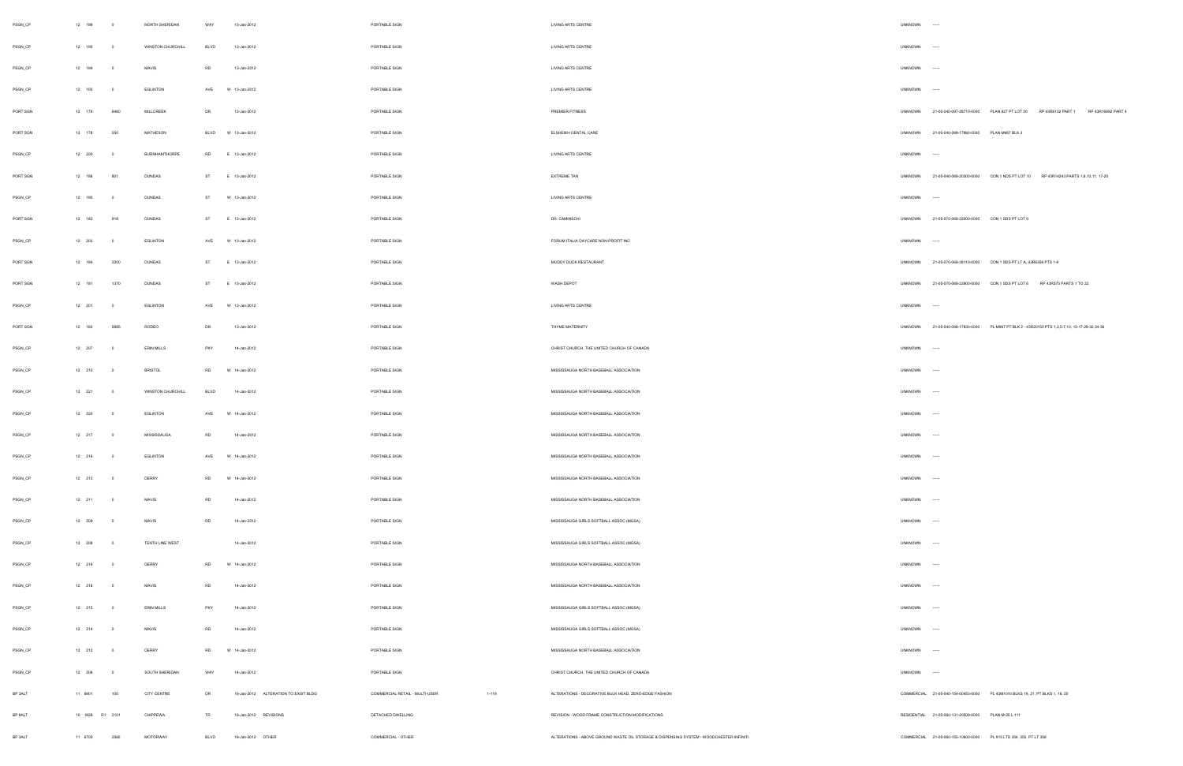| | | | | | | | | | | | | | | | |
|---|---|---|---|---|---|---|---|---|---|---|---|---|---|---|---|
| PSGN_CP | 12 | 199 | | 0 | NORTH SHERIDAN | WAY | | 13-Jan-2012 | | PORTABLE SIGN | | LIVING ARTS CENTRE | UNKNOWN | ----- | |
| PSGN_CP | 12 | 195 | | 0 | WINSTON CHURCHILL | BLVD | | 13-Jan-2012 | | PORTABLE SIGN | | LIVING ARTS CENTRE | UNKNOWN | ----- | |
| PSGN_CP | 12 | 194 | | 0 | MAVIS | RD | | 13-Jan-2012 | | PORTABLE SIGN | | LIVING ARTS CENTRE | UNKNOWN | ----- | |
| PSGN_CP | 12 | 193 | | 0 | EGLINTON | AVE | W | 13-Jan-2012 | | PORTABLE SIGN | | LIVING ARTS CENTRE | UNKNOWN | ----- | |
| PORT SGN | 12 | 179 | | 6460 | MILLCREEK | DR | | 13-Jan-2012 | | PORTABLE SIGN | | PREMIER FITNESS | UNKNOWN | 21-05-040-097-28710-0000 | PLAN 927 PT LOT 20 RP 43R6132 PART 1 RP 43R16092 PART 4 |
| PORT SGN | 12 | 178 | | 550 | MATHESON | BLVD | W | 13-Jan-2012 | | PORTABLE SIGN | | ELSHEIKH DENTAL CARE | UNKNOWN | 21-05-040-098-17860-0000 | PLAN M967 BLK 3 |
| PSGN_CP | 12 | 200 | | 0 | BURNHAMTHORPE | RD | E | 13-Jan-2012 | | PORTABLE SIGN | | LIVING ARTS CENTRE | UNKNOWN | ----- | |
| PORT SGN | 12 | 186 | | 801 | DUNDAS | ST | E | 13-Jan-2012 | | PORTABLE SIGN | | EXTREME TAN | UNKNOWN | 21-05-040-068-20300-0000 | CON 1 NDS PT LOT 10 RP 43R14243 PARTS 1,8,10,11, 17-20 |
| PSGN_CP | 12 | 190 | | 0 | DUNDAS | ST | W | 13-Jan-2012 | | PORTABLE SIGN | | LIVING ARTS CENTRE | UNKNOWN | ----- | |
| PORT SGN | 12 | 182 | | 818 | DUNDAS | ST | E | 13-Jan-2012 | | PORTABLE SIGN | | DR. CAMINSCHI | UNKNOWN | 21-05-070-068-32800-0000 | CON 1 SDS PT LOT 9 |
| PSGN_CP | 12 | 203 | | 0 | EGLINTON | AVE | W | 13-Jan-2012 | | PORTABLE SIGN | | FORUM ITALIA DAYCARE NON-PROFIT INC | UNKNOWN | ----- | |
| PORT SGN | 12 | 184 | | 2200 | DUNDAS | ST | E | 13-Jan-2012 | | PORTABLE SIGN | | MUDDY DUCK RESTAURANT | UNKNOWN | 21-05-070-068-38110-0000 | CON 1 SDS PT LT A, 43R8356 PTS 1-8 |
| PORT SGN | 12 | 181 | | 1370 | DUNDAS | ST | E | 13-Jan-2012 | | PORTABLE SIGN | | WASH DEPOT | UNKNOWN | 21-05-070-068-33800-0000 | CON 1 SDS PT LOT 6 RP 43R570 PARTS 1 TO 22 |
| PSGN_CP | 12 | 201 | | 0 | EGLINTON | AVE | W | 13-Jan-2012 | | PORTABLE SIGN | | LIVING ARTS CENTRE | UNKNOWN | ----- | |
| PORT SGN | 12 | 180 | | 5885 | RODEO | DR | | 13-Jan-2012 | | PORTABLE SIGN | | THYME MATERNITY | UNKNOWN | 21-05-040-098-17830-0000 | PL M967 PT BLK 2 - 43R20150 PTS 1,2,5-7,10, 13-17,29-32,34-36 |
| PSGN_CP | 12 | 207 | | 0 | ERIN MILLS | PKY | | 14-Jan-2012 | | PORTABLE SIGN | | CHRIST CHURCH, THE UNITED CHURCH OF CANADA | UNKNOWN | ----- | |
| PSGN_CP | 12 | 210 | | 0 | BRISTOL | RD | W | 14-Jan-2012 | | PORTABLE SIGN | | MISSISSAUGA NORTH BASEBALL ASSOCIATION | UNKNOWN | ----- | |
| PSGN_CP | 12 | 221 | | 0 | WINSTON CHURCHILL | BLVD | | 14-Jan-2012 | | PORTABLE SIGN | | MISSISSAUGA NORTH BASEBALL ASSOCIATION | UNKNOWN | ----- | |
| PSGN_CP | 12 | 220 | | 0 | EGLINTON | AVE | W | 14-Jan-2012 | | PORTABLE SIGN | | MISSISSAUGA NORTH BASEBALL ASSOCIATION | UNKNOWN | ----- | |
| PSGN_CP | 12 | 217 | | 0 | MISSISSAUGA | RD | | 14-Jan-2012 | | PORTABLE SIGN | | MISSISSAUGA NORTH BASEBALL ASSOCIATION | UNKNOWN | ----- | |
| PSGN_CP | 12 | 216 | | 0 | EGLINTON | AVE | W | 14-Jan-2012 | | PORTABLE SIGN | | MISSISSAUGA NORTH BASEBALL ASSOCIATION | UNKNOWN | ----- | |
| PSGN_CP | 12 | 213 | | 0 | DERRY | RD | W | 14-Jan-2012 | | PORTABLE SIGN | | MISSISSAUGA NORTH BASEBALL ASSOCIATION | UNKNOWN | ----- | |
| PSGN_CP | 12 | 211 | | 0 | MAVIS | RD | | 14-Jan-2012 | | PORTABLE SIGN | | MISSISSAUGA NORTH BASEBALL ASSOCIATION | UNKNOWN | ----- | |
| PSGN_CP | 12 | 209 | | 0 | MAVIS | RD | | 14-Jan-2012 | | PORTABLE SIGN | | MISSISSAUGA GIRLS SOFTBALL ASSOC (MGSA) | UNKNOWN | ----- | |
| PSGN_CP | 12 | 208 | | 0 | TENTH LINE WEST | | | 14-Jan-2012 | | PORTABLE SIGN | | MISSISSAUGA GIRLS SOFTBALL ASSOC (MGSA) | UNKNOWN | ----- | |
| PSGN_CP | 12 | 219 | | 0 | DERRY | RD | W | 14-Jan-2012 | | PORTABLE SIGN | | MISSISSAUGA NORTH BASEBALL ASSOCIATION | UNKNOWN | ----- | |
| PSGN_CP | 12 | 218 | | 0 | MAVIS | RD | | 14-Jan-2012 | | PORTABLE SIGN | | MISSISSAUGA NORTH BASEBALL ASSOCIATION | UNKNOWN | ----- | |
| PSGN_CP | 12 | 215 | | 0 | ERIN MILLS | PKY | | 14-Jan-2012 | | PORTABLE SIGN | | MISSISSAUGA GIRLS SOFTBALL ASSOC (MGSA) | UNKNOWN | ----- | |
| PSGN_CP | 12 | 214 | | 0 | MAVIS | RD | | 14-Jan-2012 | | PORTABLE SIGN | | MISSISSAUGA GIRLS SOFTBALL ASSOC (MGSA) | UNKNOWN | ----- | |
| PSGN_CP | 12 | 212 | | 0 | DERRY | RD | W | 14-Jan-2012 | | PORTABLE SIGN | | MISSISSAUGA NORTH BASEBALL ASSOCIATION | UNKNOWN | ----- | |
| PSGN_CP | 12 | 206 | | 0 | SOUTH SHERIDAN | WAY | | 14-Jan-2012 | | PORTABLE SIGN | | CHRIST CHURCH, THE UNITED CHURCH OF CANADA | UNKNOWN | ----- | |
| BP 3ALT | 11 | 6601 | | 100 | CITY CENTRE | DR | | 16-Jan-2012 | ALTERATION TO EXIST BLDG | COMMERCIAL RETAIL - MULTI-USER | 1-119 | ALTERATIONS - DECORATIVE BULK HEAD, ZERO-EDGE FASHION | COMMERCIAL | 21-05-040-154-00453-0000 | PL 43M1010 BLKS 19, 21, PT BLKS 1, 16, 20 |
| BP 9ALT | 10 | 1829 | R1 | 2101 | CHIPPEWA | TR | | 16-Jan-2012 | REVISIONS | DETACHED DWELLING | | REVISION - WOOD FRAME CONSTRUCTION MODIFICATIONS | RESIDENTIAL | 21-05-060-131-20509-0000 | PLAN M-25 L 111 |
| BP 3ALT | 11 | 6705 | | 2560 | MOTORWAY | BLVD | | 16-Jan-2012 | OTHER | COMMERCIAL - OTHER | | ALTERATIONS - ABOVE GROUND WASTE OIL STORAGE & DISPENSING SYSTEM - WOODCHESTER INFINITI | COMMERCIAL | 21-05-060-155-10600-0000 | PL 915 LTS 354, 355, PT LT 356 |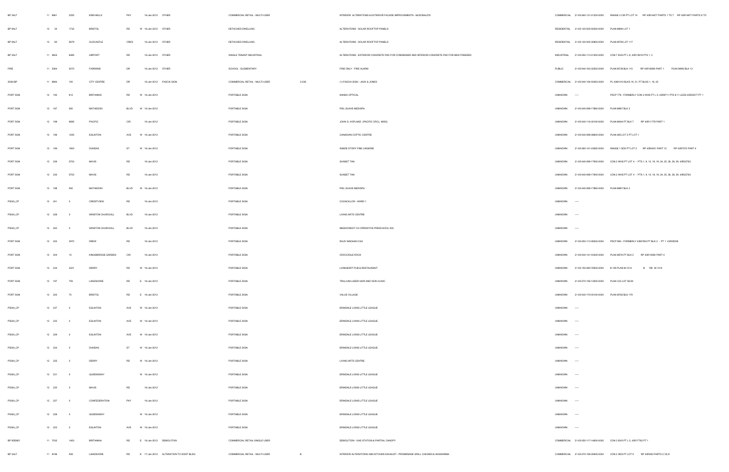| | | | | | | | | | | | | | | |
|---|---|---|---|---|---|---|---|---|---|---|---|---|---|---|
| BP 3ALT | 11 | 8961 | 2255 | ERIN MILLS | PKY | | 16-Jan-2012 | OTHER | COMMERCIAL RETAIL - MULTI-USER | | INTERIOR ALTERATIONS & EXTERIOR FACADE IMPROVEMENTS - McDONALD'S | COMMERCIAL | 21-05-060-131-01200-0000 | RANGE 3 CIR PT LOT 14 RP 43R14677 PARTS 1 TO 7 RP 43R14677 PARTS 8 TO |
| BP 9ALT | 12 | 34 | 1732 | BRISTOL | RD | W | 16-Jan-2012 | OTHER | DETACHED DWELLING | | ALTERATIONS - SOLAR ROOFTOP PANELS | RESIDENTIAL | 21-05-120-005-50800-0000 | PLAN M994 LOT 1 |
| BP 9ALT | 12 | 60 | 5879 | OLDCASTLE | CRES | | 16-Jan-2012 | OTHER | DETACHED DWELLING | | ALTERATIONS - SOLAR ROOFTOP PANELS | RESIDENTIAL | 21-05-120-005-30800-0000 | PLAN M759 LOT 117 |
| BP 3ALT | 11 | 4604 | 6465 | AIRPORT | RD | | 16-Jan-2012 | OTHER | SINGLE TENANT INDUSTRIAL | | ALTERATIONS - EXTERIOR CONCRETE PAD FOR CONDENSER AND INTERIOR CONCRETE PAD FOR NEW FREEZER. | INDUSTRIAL | 21-05-050-113-01400-0000 | CON 7 EHS PT L 8, 43R13018 PTS 1, 2 |
| FIRE | 11 | 5364 | 5070 | FAIRWIND | DR | | 16-Jan-2012 | OTHER | SCHOOL - ELEMENTARY | | FIRE ONLY - FIRE ALARM | PUBLIC | 21-05-040-163-32500-0000 | PLAN M738 BLK 115 RP 43R18080 PART 1 PLAN M992 BLK 13 |
| SIGN BP | 11 | 6894 | 100 | CITY CENTRE | DR | | 16-Jan-2012 | FASCIA SIGN | COMMERCIAL RETAIL - MULTI-USER | 2-238 | (1) FASCIA SIGN - JACK & JONES | COMMERCIAL | 21-05-040-154-00453-0000 | PL 43M1010 BLKS 19, 21, PT BLKS 1, 16, 20 |
| PORT SGN | 12 | 192 | 812 | BRITANNIA | RD | W | 16-Jan-2012 | | PORTABLE SIGN | | KANDA OPTICAL | UNKNOWN | ----- | PSCP 779 - FORMERLY CON 2 WHS PT L 5, 43R8711 PTS 9-11 LESS 43R23077 PT 1 |
| PORT SGN | 12 | 187 | 550 | MATHESON | BLVD | W | 16-Jan-2012 | | PORTABLE SIGN | | PIEL SUAVE MEDISPA | UNKNOWN | 21-05-040-098-17860-0000 | PLAN M867 BLK 3 |
| PORT SGN | 12 | 198 | 6695 | PACIFIC | CIR | | 16-Jan-2012 | | PORTABLE SIGN | | JOHN G. HOFLAND (PACIFIC CRCL. MISS) | UNKNOWN | 21-05-040-116-30100-0000 | PLAN M404 PT BLK 7 RP 43R11770 PART 1 |
| PORT SGN | 12 | 196 | 1245 | EGLINTON | AVE | W | 16-Jan-2012 | | PORTABLE SIGN | | CANADIAN COPTIC CENTRE | UNKNOWN | 21-05-040-098-08600-0000 | PLAN 465 LOT 2 PT LOT 1 |
| PORT SGN | 12 | 189 | 1900 | DUNDAS | ST | W | 16-Jan-2012 | | PORTABLE SIGN | | INSIDE STORY FINE LINGERIE | UNKNOWN | 21-05-060-141-23920-0000 | RANGE 1 SDS PT LOT 2 RP 43R4051 PART 12 RP 43R7072 PART 4 |
| PORT SGN | 12 | 236 | 5700 | MAVIS | RD | | 16-Jan-2012 | | PORTABLE SIGN | | SUNSET TAN | UNKNOWN | 21-05-040-098-17900-0000 | CON 2 WHS PT LOT 4 - PTS 1, 9, 10, 18, 19, 24, 25, 36, 38, 39, 43R22783 |
| PORT SGN | 12 | 235 | 5700 | MAVIS | RD | | 16-Jan-2012 | | PORTABLE SIGN | | SUNSET TAN | UNKNOWN | 21-05-040-098-17900-0000 | CON 2 WHS PT LOT 4 - PTS 1, 9, 10, 18, 19, 24, 25, 36, 38, 39, 43R22783 |
| PORT SGN | 12 | 188 | 550 | MATHESON | BLVD | W | 16-Jan-2012 | | PORTABLE SIGN | | PIEL SUAVE MEDISPA | UNKNOWN | 21-05-040-098-17860-0000 | PLAN M867 BLK 3 |
| PSGN_CP | 12 | 241 | 0 | CREDITVIEW | RD | | 16-Jan-2012 | | PORTABLE SIGN | | COUNCILLOR - WARD 1 | UNKNOWN | ----- | |
| PSGN_CP | 12 | 228 | 0 | WINSTON CHURCHILL | BLVD | | 16-Jan-2012 | | PORTABLE SIGN | | LIVING ARTS CENTRE | UNKNOWN | ----- | |
| PSGN_CP | 12 | 242 | 0 | WINSTON CHURCHILL | BLVD | | 16-Jan-2012 | | PORTABLE SIGN | | MEADOWEST CO-OPERATIVE PRESCHOOL INC. | UNKNOWN | ----- | |
| PORT SGN | 12 | 222 | 2970 | DREW | RD | | 16-Jan-2012 | | PORTABLE SIGN | | RAJIV MADAAN CGA | UNKNOWN | 21-05-050-113-06532-0000 | PSCP 884 - FORMERLY 43M1593 PT BLK 2 - PT 1 43R29338 |
| PORT SGN | 12 | 204 | 10 | KINGSBRIDGE GARDEN | CIR | | 16-Jan-2012 | | PORTABLE SIGN | | CROCODILE ROCK | UNKNOWN | 21-05-040-141-03300-0000 | PLAN M576 PT BLK 2 RP 43R14584 PART 4 |
| PORT SGN | 12 | 234 | 3221 | DERRY | RD | W | 16-Jan-2012 | | PORTABLE SIGN | | LIONHEART PUB & RESTAURANT | UNKNOWN | 21-05-150-080-76500-0000 | B 159 PLAN M-1214 B 159 M-1214 |
| PORT SGN | 12 | 197 | 755 | LAKESHORE | RD | E | 16-Jan-2012 | | PORTABLE SIGN | | TRILLIUM LASER HAIR AND VEIN CLINIC | UNKNOWN | 21-05-070-156-12500-0000 | PLAN C23 LOT 58,59 |
| PORT SGN | 12 | 202 | 70 | BRISTOL | RD | E | 16-Jan-2012 | | PORTABLE SIGN | | VALUE VILLAGE | UNKNOWN | 21-05-040-170-00100-0000 | PLAN M782 BLK 179 |
| PSGN_CP | 12 | 237 | 0 | EGLINTON | AVE | W | 16-Jan-2012 | | PORTABLE SIGN | | ERINDALE LIONS LITTLE LEAGUE | UNKNOWN | ----- | |
| PSGN_CP | 12 | 232 | 0 | EGLINTON | AVE | W | 16-Jan-2012 | | PORTABLE SIGN | | ERINDALE LIONS LITTLE LEAGUE | UNKNOWN | ----- | |
| PSGN_CP | 12 | 229 | 0 | EGLINTON | AVE | W | 16-Jan-2012 | | PORTABLE SIGN | | ERINDALE LIONS LITTLE LEAGUE | UNKNOWN | ----- | |
| PSGN_CP | 12 | 224 | 0 | DUNDAS | ST | W | 16-Jan-2012 | | PORTABLE SIGN | | ERINDALE LIONS LITTLE LEAGUE | UNKNOWN | ----- | |
| PSGN_CP | 12 | 225 | 0 | DERRY | RD | W | 16-Jan-2012 | | PORTABLE SIGN | | LIVING ARTS CENTRE | UNKNOWN | ----- | |
| PSGN_CP | 12 | 231 | 0 | QUEENSWAY | | W | 16-Jan-2012 | | PORTABLE SIGN | | ERINDALE LIONS LITTLE LEAGUE | UNKNOWN | ----- | |
| PSGN_CP | 12 | 230 | 0 | MAVIS | RD | | 16-Jan-2012 | | PORTABLE SIGN | | ERINDALE LIONS LITTLE LEAGUE | UNKNOWN | ----- | |
| PSGN_CP | 12 | 227 | 0 | CONFEDERATION | PKY | | 16-Jan-2012 | | PORTABLE SIGN | | ERINDALE LIONS LITTLE LEAGUE | UNKNOWN | ----- | |
| PSGN_CP | 12 | 226 | 0 | QUEENSWAY | | W | 16-Jan-2012 | | PORTABLE SIGN | | ERINDALE LIONS LITTLE LEAGUE | UNKNOWN | ----- | |
| PSGN_CP | 12 | 223 | 0 | EGLINTON | AVE | W | 16-Jan-2012 | | PORTABLE SIGN | | ERINDALE LIONS LITTLE LEAGUE | UNKNOWN | ----- | |
| BP 9DEMO | 11 | 7035 | 1400 | BRITANNIA | RD | E | 16-Jan-2012 | DEMOLITION | COMMERCIAL RETAIL-SINGLE USER | | DEMOLITION - GAS STATION & PARTIAL CANOPY | COMMERCIAL | 21-05-050-117-14600-0000 | CON 3 EHS PT L 5, 43R17762 PT 1 |
| BP 3ALT | 11 | 6196 | 939 | LAKESHORE | RD | E | 17-Jan-2012 | ALTERATION TO EXIST BLDG | COMMERCIAL RETAIL - MULTI-USER | B | INTERIOR ALTERATIONS AND KITCHEN EXHAUST - PROMENADE GRILL CHICKEN & SHAWARMA | COMMERCIAL | 21-05-070-156-09405-0000 | CON 2 SDS PT LOT 9 RP 43R393 PARTS 2,18,21 |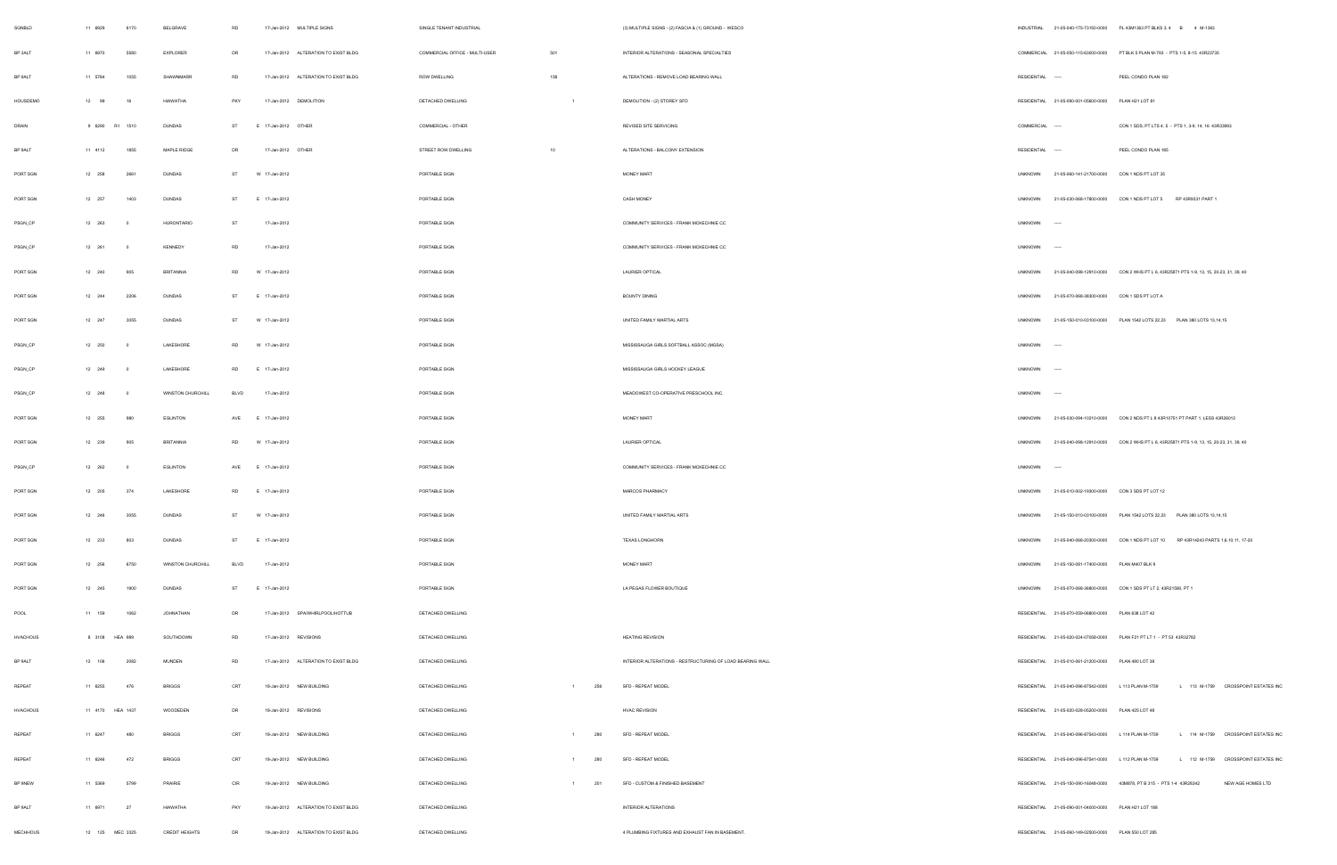| SIGNBLD | 11 6929 | 6170 | BELGRAVE | RD | 17-Jan-2012 | MULTIPLE SIGNS | SINGLE TENANT INDUSTRIAL | | | | (3) MULTIPLE SIGNS - (2) FASCIA & (1) GROUND - WESCO | INDUSTRIAL | 21-05-040-175-73150-0000 | PL 43M1363 PT BLKS 3, 4 B 4 M-1363 |
|---|---|---|---|---|---|---|---|---|---|---|---|---|---|---|
| BP 3ALT | 11 6970 | 5580 | EXPLORER | DR | 17-Jan-2012 | ALTERATION TO EXIST BLDG | COMMERCIAL OFFICE - MULTI-USER | 501 | | | INTERIOR ALTERATIONS - SEASONAL SPECIALTIES | COMMERCIAL | 21-05-050-115-63800-0000 | PT BLK 5 PLAN M-793 - PTS 1-5, 8-15 43R23735 |
| BP 9ALT | 11 5784 | 1055 | SHAWNMARR | RD | 17-Jan-2012 | ALTERATION TO EXIST BLDG | ROW DWELLING | 158 | | | ALTERATIONS - REMOVE LOAD BEARING WALL | RESIDENTIAL | ----- | PEEL CONDO PLAN 182 |
| HOUSDEMO | 12 99 | 16 | HIAWATHA | PKY | 17-Jan-2012 | DEMOLITION | DETACHED DWELLING | | 1 | | DEMOLITION - (2) STOREY SFD | RESIDENTIAL | 21-05-090-001-05800-0000 | PLAN H21 LOT 81 |
| DRAIN | 8 6290 R1 | 1510 | DUNDAS | ST E | 17-Jan-2012 | OTHER | COMMERCIAL - OTHER | | | | REVISED SITE SERVICING | COMMERCIAL | ----- | CON 1 SDS, PT LTS 4, 5 - PTS 1, 3-9, 14, 16 43R33993 |
| BP 9ALT | 11 4112 | 1855 | MAPLE RIDGE | DR | 17-Jan-2012 | OTHER | STREET ROW DWELLING | 10 | | | ALTERATIONS - BALCONY EXTENSION | RESIDENTIAL | ----- | PEEL CONDO PLAN 185 |
| PORT SGN | 12 258 | 2661 | DUNDAS | ST W | 17-Jan-2012 | | PORTABLE SIGN | | | | MONEY MART | UNKNOWN | 21-05-060-141-21700-0000 | CON 1 NDS PT LOT 35 |
| PORT SGN | 12 257 | 1403 | DUNDAS | ST E | 17-Jan-2012 | | PORTABLE SIGN | | | | CASH MONEY | UNKNOWN | 21-05-030-068-17800-0000 | CON 1 NDS PT LOT 5 RP 43R8031 PART 1 |
| PSGN_CP | 12 263 | 0 | HURONTARIO | ST | 17-Jan-2012 | | PORTABLE SIGN | | | | COMMUNITY SERVICES - FRANK MCKECHNIE CC | UNKNOWN | ----- | |
| PSGN_CP | 12 261 | 0 | KENNEDY | RD | 17-Jan-2012 | | PORTABLE SIGN | | | | COMMUNITY SERVICES - FRANK MCKECHNIE CC | UNKNOWN | ----- | |
| PORT SGN | 12 240 | 905 | BRITANNIA | RD W | 17-Jan-2012 | | PORTABLE SIGN | | | | LAURIER OPTICAL | UNKNOWN | 21-05-040-098-12910-0000 | CON 2 WHS PT L 6, 43R25871 PTS 1-9, 13, 15, 20-23, 31, 39, 40 |
| PORT SGN | 12 244 | 2206 | DUNDAS | ST E | 17-Jan-2012 | | PORTABLE SIGN | | | | BOUNTY DINING | UNKNOWN | 21-05-070-068-38300-0000 | CON 1 SDS PT LOT A |
| PORT SGN | 12 247 | 3055 | DUNDAS | ST W | 17-Jan-2012 | | PORTABLE SIGN | | | | UNITED FAMILY MARTIAL ARTS | UNKNOWN | 21-05-150-010-03100-0000 | PLAN 1542 LOTS 22,23 PLAN 380 LOTS 13,14,15 |
| PSGN_CP | 12 250 | 0 | LAKESHORE | RD W | 17-Jan-2012 | | PORTABLE SIGN | | | | MISSISSAUGA GIRLS SOFTBALL ASSOC (MISSA) | UNKNOWN | ----- | |
| PSGN_CP | 12 249 | 0 | LAKESHORE | RD E | 17-Jan-2012 | | PORTABLE SIGN | | | | MISSISSAUGA GIRLS HOCKEY LEAGUE | UNKNOWN | ----- | |
| PSGN_CP | 12 248 | 0 | WINSTON CHURCHILL | BLVD | 17-Jan-2012 | | PORTABLE SIGN | | | | MEADOWEST CO-OPERATIVE PRESCHOOL INC. | UNKNOWN | ----- | |
| PORT SGN | 12 255 | 980 | EGLINTON | AVE E | 17-Jan-2012 | | PORTABLE SIGN | | | | MONEY MART | UNKNOWN | 21-05-030-094-10210-0000 | CON 2 NDS PT L 8 43R10751 PT PART 1, LESS 43R26012 |
| PORT SGN | 12 239 | 905 | BRITANNIA | RD W | 17-Jan-2012 | | PORTABLE SIGN | | | | LAURIER OPTICAL | UNKNOWN | 21-05-040-098-12910-0000 | CON 2 WHS PT L 6, 43R25871 PTS 1-9, 13, 15, 20-23, 31, 39, 40 |
| PSGN_CP | 12 262 | 0 | EGLINTON | AVE E | 17-Jan-2012 | | PORTABLE SIGN | | | | COMMUNITY SERVICES - FRANK MCKECHNIE CC | UNKNOWN | ----- | |
| PORT SGN | 12 205 | 374 | LAKESHORE | RD E | 17-Jan-2012 | | PORTABLE SIGN | | | | MARCOS PHARMACY | UNKNOWN | 21-05-010-002-15000-0000 | CON 3 SDS PT LOT 12 |
| PORT SGN | 12 246 | 3055 | DUNDAS | ST W | 17-Jan-2012 | | PORTABLE SIGN | | | | UNITED FAMILY MARTIAL ARTS | UNKNOWN | 21-05-150-010-03100-0000 | PLAN 1542 LOTS 22,23 PLAN 380 LOTS 13,14,15 |
| PORT SGN | 12 233 | 803 | DUNDAS | ST E | 17-Jan-2012 | | PORTABLE SIGN | | | | TEXAS LONGHORN | UNKNOWN | 21-05-040-068-20300-0000 | CON 1 NDS PT LOT 10 RP 43R14243 PARTS 1,8,10,11, 17-20 |
| PORT SGN | 12 256 | 6750 | WINSTON CHURCHILL | BLVD | 17-Jan-2012 | | PORTABLE SIGN | | | | MONEY MART | UNKNOWN | 21-05-150-081-17400-0000 | PLAN M407 BLK 9 |
| PORT SGN | 12 245 | 1900 | DUNDAS | ST E | 17-Jan-2012 | | PORTABLE SIGN | | | | LA PEGAS FLOWER BOUTIQUE | UNKNOWN | 21-05-070-068-36800-0000 | CON 1 SDS PT LT 2, 43R21580, PT 1 |
| POOL | 11 159 | 1062 | JOHNATHAN | DR | 17-Jan-2012 | SPA/WHIRLPOOL/HOTTUB | DETACHED DWELLING | | | | | RESIDENTIAL | 21-05-070-059-06800-0000 | PLAN 638 LOT 42 |
| HVACHOUS | 8 3108 HEA 989 | | SOUTHDOWN | RD | 17-Jan-2012 | REVISIONS | DETACHED DWELLING | | | | HEATING REVISION | RESIDENTIAL | 21-05-020-024-07858-0000 | PLAN F21 PT LT 1 - PT 53 43R32762 |
| BP 9ALT | 12 106 | 2082 | MUNDEN | RD | 17-Jan-2012 | ALTERATION TO EXIST BLDG | DETACHED DWELLING | | | | INTERIOR ALTERATIONS - RESTRUCTURING OF LOAD BEARING WALL | RESIDENTIAL | 21-05-010-061-21300-0000 | PLAN 480 LOT 38 |
| REPEAT | 11 6255 | 476 | BRIGGS | CRT | 18-Jan-2012 | NEW BUILDING | DETACHED DWELLING | | 1 | 256 | SFD - REPEAT MODEL | RESIDENTIAL | 21-05-040-096-87542-0000 | L 113 PLAN M-1759 L 113 M-1759 CROSSPOINT ESTATES INC |
| HVACHOUS | 11 4170 HEA 1437 | | WOODEDEN | DR | 18-Jan-2012 | REVISIONS | DETACHED DWELLING | | | | HVAC REVISION | RESIDENTIAL | 21-05-020-028-05200-0000 | PLAN 425 LOT 49 |
| REPEAT | 11 6247 | 480 | BRIGGS | CRT | 18-Jan-2012 | NEW BUILDING | DETACHED DWELLING | | 1 | 280 | SFD - REPEAT MODEL | RESIDENTIAL | 21-05-040-096-87543-0000 | L 114 PLAN M-1759 L 114 M-1759 CROSSPOINT ESTATES INC |
| REPEAT | 11 6246 | 472 | BRIGGS | CRT | 18-Jan-2012 | NEW BUILDING | DETACHED DWELLING | | 1 | 280 | SFD - REPEAT MODEL | RESIDENTIAL | 21-05-040-096-87541-0000 | L 112 PLAN M-1759 L 112 M-1759 CROSSPOINT ESTATES INC |
| BP 9NEW | 11 5369 | 5799 | PRAIRIE | CIR | 18-Jan-2012 | NEW BUILDING | DETACHED DWELLING | | 1 | 201 | SFD - CUSTOM & FINISHED BASEMENT | RESIDENTIAL | 21-05-150-090-16046-0000 | 43M978, PT B 315 - PTS 1-4 43R28342 NEW AGE HOMES LTD |
| BP 9ALT | 11 6971 | 27 | HIAWATHA | PKY | 18-Jan-2012 | ALTERATION TO EXIST BLDG | DETACHED DWELLING | | | | INTERIOR ALTERATIONS | RESIDENTIAL | 21-05-090-001-04000-0000 | PLAN H21 LOT 188 |
| MECHHOUS | 12 125 MEC 3325 | | CREDIT HEIGHTS | DR | 18-Jan-2012 | ALTERATION TO EXIST BLDG | DETACHED DWELLING | | | | 4 PLUMBING FIXTURES AND EXHAUST FAN IN BASEMENT. | RESIDENTIAL | 21-05-060-149-02500-0000 | PLAN 550 LOT 285 |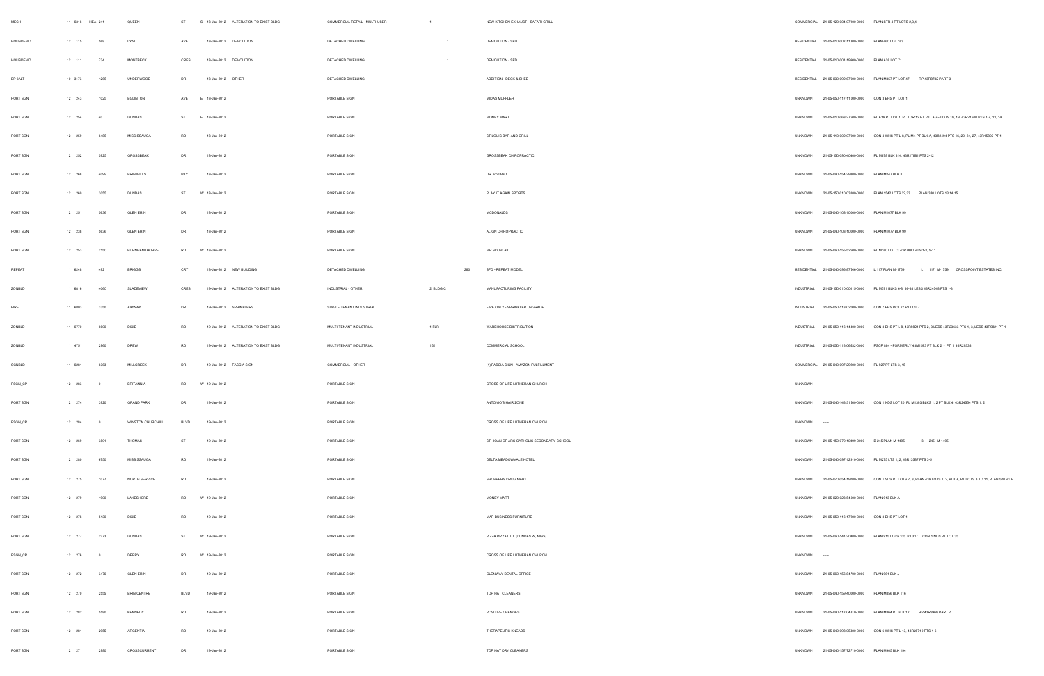| | | | | | | | | | | | | | | | |
|---|---|---|---|---|---|---|---|---|---|---|---|---|---|---|---|
| MECH | 11 6316 | HEA 241 | QUEEN | ST | S | 18-Jan-2012 | ALTERATION TO EXIST BLDG | COMMERCIAL RETAIL - MULTI-USER | 1 | | | NEW KITCHEN EXHAUST - SAFARI GRILL | COMMERCIAL | 21-05-120-004-07100-0000 | PLAN STR 4 PT LOTS 2,3,4 |
| HOUSDEMO | 12 115 | 868 | LYND | AVE | | 18-Jan-2012 | DEMOLITION | DETACHED DWELLING | | 1 | | DEMOLITION - SFD | RESIDENTIAL | 21-05-010-007-11800-0000 | PLAN 460 LOT 163 |
| HOUSDEMO | 12 111 | 734 | MONTBECK | CRES | | 18-Jan-2012 | DEMOLITION | DETACHED DWELLING | | 1 | | DEMOLITION - SFD | RESIDENTIAL | 21-05-010-001-15900-0000 | PLAN A26 LOT 71 |
| BP 9ALT | 10 3173 | 1265 | UNDERWOOD | DR | | 18-Jan-2012 | OTHER | DETACHED DWELLING | | | | ADDITION - DECK & SHED | RESIDENTIAL | 21-05-030-092-67800-0000 | PLAN M357 PT LOT 47 RP 43R8782 PART 3 |
| PORT SGN | 12 243 | 1025 | EGLINTON | AVE | E | 19-Jan-2012 | | PORTABLE SIGN | | | | MIDAS MUFFLER | UNKNOWN | 21-05-050-117-11500-0000 | CON 3 EHS PT LOT 1 |
| PORT SGN | 12 254 | 40 | DUNDAS | ST | E | 19-Jan-2012 | | PORTABLE SIGN | | | | MONEY MART | UNKNOWN | 21-05-010-068-27500-0000 | PL E19 PT LOT 1, PL TOR 12 PT VILLAGE LOTS 18, 19, 43R21500 PTS 1-7, 13, 14 |
| PORT SGN | 12 259 | 6485 | MISSISSAUGA | RD | | 19-Jan-2012 | | PORTABLE SIGN | | | | ST LOUIS BAR AND GRILL | UNKNOWN | 21-05-110-002-07800-0000 | CON 4 WHS PT L 8, PL M4 PT BLK A, 43R2494 PTS 16, 20, 24, 27, 43R15805 PT 1 |
| PORT SGN | 12 252 | 5925 | GROSSBEAK | DR | | 19-Jan-2012 | | PORTABLE SIGN | | | | GROSSBEAK CHIROPRACTIC | UNKNOWN | 21-05-150-080-40400-0000 | PL M878 BLK 314, 43R17881 PTS 2-12 |
| PORT SGN | 12 266 | 4099 | ERIN MILLS | PKY | | 19-Jan-2012 | | PORTABLE SIGN | | | | DR. VIVIANO | UNKNOWN | 21-05-040-154-29800-0000 | PLAN M247 BLK X |
| PORT SGN | 12 260 | 3055 | DUNDAS | ST | W | 19-Jan-2012 | | PORTABLE SIGN | | | | PLAY IT AGAIN SPORTS | UNKNOWN | 21-05-150-010-03100-0000 | PLAN 1542 LOTS 22,23 PLAN 380 LOTS 13,14,15 |
| PORT SGN | 12 251 | 5636 | GLEN ERIN | DR | | 19-Jan-2012 | | PORTABLE SIGN | | | | MCDONALDS | UNKNOWN | 21-05-040-108-10000-0000 | PLAN M1077 BLK 99 |
| PORT SGN | 12 238 | 5636 | GLEN ERIN | DR | | 19-Jan-2012 | | PORTABLE SIGN | | | | ALIGN CHIROPRACTIC | UNKNOWN | 21-05-040-108-10000-0000 | PLAN M1077 BLK 99 |
| PORT SGN | 12 253 | 2150 | BURNHAMTHORPE | RD | W | 19-Jan-2012 | | PORTABLE SIGN | | | | MR.SOUVLAKI | UNKNOWN | 21-05-060-155-52500-0000 | PL M160 LOT C, 43R7880 PTS 1-3, 5-11 |
| REPEAT | 11 6248 | 492 | BRIGGS | CRT | | 19-Jan-2012 | NEW BUILDING | DETACHED DWELLING | | 1 | 280 | SFD - REPEAT MODEL | RESIDENTIAL | 21-05-040-098-87546-0000 | L 117 PLAN M-1759 L 117 M-1759 CROSSPOINT ESTATES INC |
| ZONBLD | 11 6816 | 4060 | SLADEVIEW | CRES | | 19-Jan-2012 | ALTERATION TO EXIST BLDG | INDUSTRIAL - OTHER | 2, BLDG C | | | MANUFACTURING FACILITY | INDUSTRIAL | 21-05-150-010-00115-0000 | PL M781 BLKS 6-8, 36-38 LESS 43R24548 PTS 1-3 |
| FIRE | 11 6803 | 3350 | AIRWAY | DR | | 19-Jan-2012 | SPRINKLERS | SINGLE TENANT INDUSTRIAL | | | | FIRE ONLY - SPRINKLER UPGRADE | INDUSTRIAL | 21-05-050-118-02800-0000 | CON 7 EHS PCL 27 PT LOT 7 |
| ZONBLD | 11 6770 | 6600 | DIXIE | RD | | 19-Jan-2012 | ALTERATION TO EXIST BLDG | MULTI-TENANT INDUSTRIAL | 1-FLR | | | WAREHOUSE DISTRIBUTION | INDUSTRIAL | 21-05-050-116-14400-0000 | CON 3 EHS PT L 8, 43R9821 PTS 2, 3 LESS 43R23633 PTS 1, 3, LESS 43R9821 PT 1 |
| ZONBLD | 11 4751 | 2960 | DREW | RD | | 19-Jan-2012 | ALTERATION TO EXIST BLDG | MULTI-TENANT INDUSTRIAL | 152 | | | COMMERCIAL SCHOOL | INDUSTRIAL | 21-05-050-113-06532-0000 | PSCP 884 - FORMERLY 43M1593 PT BLK 2 - PT 1 43R25338 |
| SGNBLD | 11 6281 | 6363 | MILLCREEK | DR | | 19-Jan-2012 | FASCIA SIGN | COMMERCIAL - OTHER | | | | (1) FASCIA SIGN - AMAZON FULFILLMENT | COMMERCIAL | 21-05-040-097-25000-0000 | PL 927 PT LTS 3, 15 |
| PSGN_CP | 12 283 | 0 | BRITANNIA | RD | W | 19-Jan-2012 | | PORTABLE SIGN | | | | CROSS OF LIFE LUTHERAN CHURCH | UNKNOWN | ----- | |
| PORT SGN | 12 274 | 3920 | GRAND PARK | DR | | 19-Jan-2012 | | PORTABLE SIGN | | | | ANTONIO'S HAIR ZONE | UNKNOWN | 21-05-040-143-31500-0000 | CON 1 NDS LOT 20 PL M1393 BLKS 1, 2 PT BLK 4 43R24554 PTS 1, 2 |
| PSGN_CP | 12 284 | 0 | WINSTON CHURCHILL | BLVD | | 19-Jan-2012 | | PORTABLE SIGN | | | | CROSS OF LIFE LUTHERAN CHURCH | UNKNOWN | ----- | |
| PORT SGN | 12 269 | 3801 | THOMAS | ST | | 19-Jan-2012 | | PORTABLE SIGN | | | | ST. JOAN OF ARC CATHOLIC SECONDARY SCHOOL | UNKNOWN | 21-05-150-070-10499-0000 | B 245 PLAN M-1495 B 245 M-1495 |
| PORT SGN | 12 280 | 6750 | MISSISSAUGA | RD | | 19-Jan-2012 | | PORTABLE SIGN | | | | DELTA MEADOWVALE HOTEL | UNKNOWN | 21-05-040-097-12910-0000 | PL M275 LTS 1, 2, 43R13587 PTS 3-5 |
| PORT SGN | 12 275 | 1077 | NORTH SERVICE | RD | | 19-Jan-2012 | | PORTABLE SIGN | | | | SHOPPERS DRUG MART | UNKNOWN | 21-05-070-054-19700-0000 | CON 1 SDS PT LOTS 7, 8, PLAN 439 LOTS 1, 2, BLK A, PT LOTS 3 TO 11, PLAN 520 PT E |
| PORT SGN | 12 279 | 1900 | LAKESHORE | RD | W | 19-Jan-2012 | | PORTABLE SIGN | | | | MONEY MART | UNKNOWN | 21-05-020-023-54000-0000 | PLAN 913 BLK A |
| PORT SGN | 12 278 | 5130 | DIXIE | RD | | 19-Jan-2012 | | PORTABLE SIGN | | | | MAP BUSINESS FURNITURE | UNKNOWN | 21-05-050-116-17300-0000 | CON 3 EHS PT LOT 1 |
| PORT SGN | 12 277 | 2273 | DUNDAS | ST | W | 19-Jan-2012 | | PORTABLE SIGN | | | | PIZZA PIZZA LTD (DUNDAS W. MISS) | UNKNOWN | 21-05-060-141-20400-0000 | PLAN 915 LOTS 335 TO 337 CON 1 NDS PT LOT 35 |
| PSGN_CP | 12 276 | 0 | DERRY | RD | W | 19-Jan-2012 | | PORTABLE SIGN | | | | CROSS OF LIFE LUTHERAN CHURCH | UNKNOWN | ----- | |
| PORT SGN | 12 272 | 3476 | GLEN ERIN | DR | | 19-Jan-2012 | | PORTABLE SIGN | | | | GLENWAY DENTAL OFFICE | UNKNOWN | 21-05-060-158-84700-0000 | PLAN 961 BLK J |
| PORT SGN | 12 270 | 2555 | ERIN CENTRE | BLVD | | 19-Jan-2012 | | PORTABLE SIGN | | | | TOP HAT CLEANERS | UNKNOWN | 21-05-040-159-40800-0000 | PLAN M856 BLK 116 |
| PORT SGN | 12 282 | 5580 | KENNEDY | RD | | 19-Jan-2012 | | PORTABLE SIGN | | | | POSITIVE CHANGES | UNKNOWN | 21-05-040-117-04310-0000 | PLAN M364 PT BLK 12 RP 43R8968 PART 2 |
| PORT SGN | 12 281 | 2955 | ARGENTIA | RD | | 19-Jan-2012 | | PORTABLE SIGN | | | | THERAPEUTIC KNEADS | UNKNOWN | 21-05-040-098-05300-0000 | CON 6 WHS PT L 13, 43R28715 PTS 1-6 |
| PORT SGN | 12 271 | 2980 | CROSSCURRENT | DR | | 19-Jan-2012 | | PORTABLE SIGN | | | | TOP HAT DRY CLEANERS | UNKNOWN | 21-05-040-157-72710-0000 | PLAN M905 BLK 194 |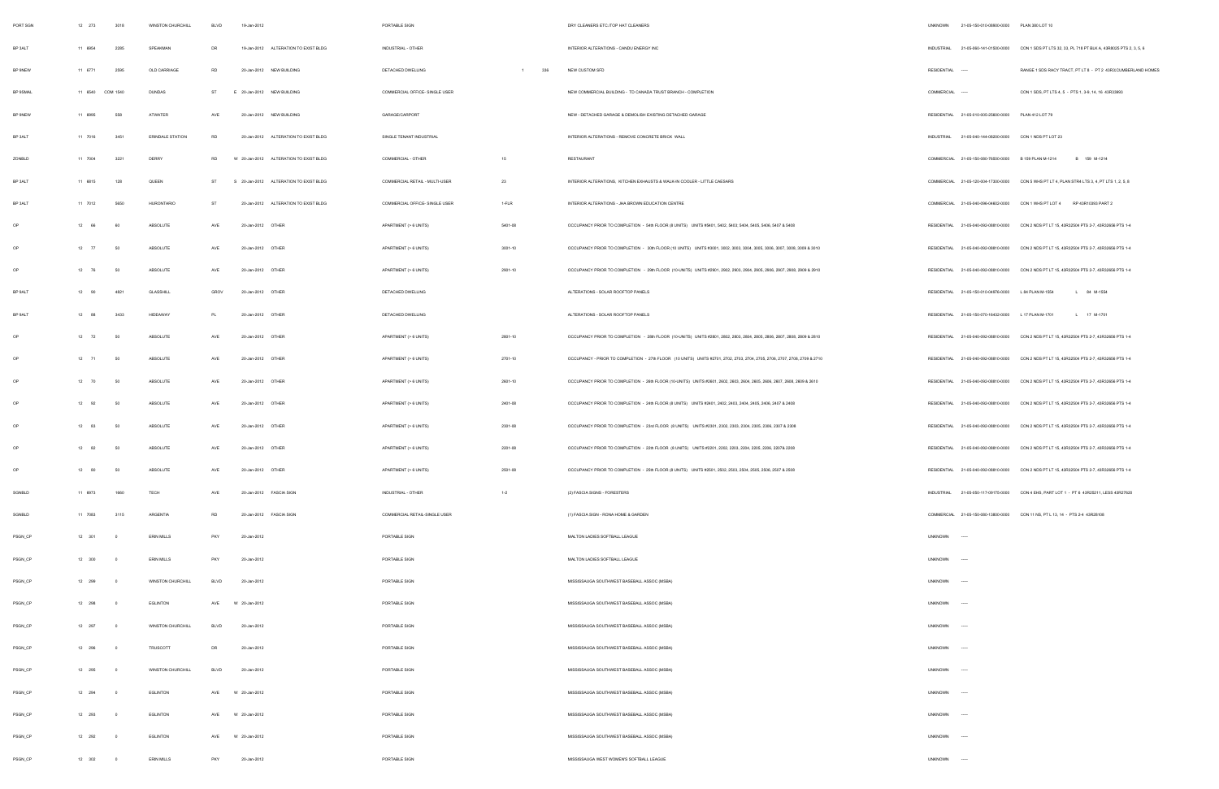| | | | | | | | | | | | | | | | |
|---|---|---|---|---|---|---|---|---|---|---|---|---|---|---|---|
| PORT SIGN | 12 | 273 | 3018 | WINSTON CHURCHILL | BLVD | | 19-Jan-2012 | | PORTABLE SIGN | | | DRY CLEANERS ETC./TOP HAT CLEANERS | UNKNOWN | 21-05-150-010-05800-0000 | PLAN 380 LOT 10 |
| BP 3ALT | 11 | 6954 | 2285 | SPEAKMAN | DR | | 19-Jan-2012 | ALTERATION TO EXIST BLDG | INDUSTRIAL - OTHER | | | INTERIOR ALTERATIONS - CANDU ENERGY INC | INDUSTRIAL | 21-05-060-141-01500-0000 | CON 1 SDS PT LTS 32, 33, PL 718 PT BLK A, 43R8025 PTS 2, 3, 5, 8 |
| BP 9NEW | 11 | 6771 | 2595 | OLD CARRIAGE | RD | | 20-Jan-2012 | NEW BUILDING | DETACHED DWELLING | 1 | 336 | NEW CUSTOM SFD | RESIDENTIAL | ----- | RANGE 1 SDS RACY TRACT, PT LT 8 - PT 2 43R3;CUMBERLAND HOMES |
| BP 9SMAL | 11 | 6540 | COM 1540 | DUNDAS | ST | E | 20-Jan-2012 | NEW BUILDING | COMMERCIAL OFFICE- SINGLE USER | | | NEW COMMERCIAL BUILDING - TD CANADA TRUST BRANCH - COMPLETION | COMMERCIAL | ----- | CON 1 SDS, PT LTS 4, 5 - PTS 1, 3-9, 14, 16 43R33993 |
| BP 9NEW | 11 | 6995 | 558 | ATWATER | AVE | | 20-Jan-2012 | NEW BUILDING | GARAGE/CARPORT | | | NEW - DETACHED GARAGE & DEMOLISH EXISTING DETACHED GARAGE | RESIDENTIAL | 21-05-010-005-25800-0000 | PLAN 412 LOT 79 |
| BP 3ALT | 11 | 7016 | 3451 | ERINDALE STATION | RD | | 20-Jan-2012 | ALTERATION TO EXIST BLDG | SINGLE TENANT INDUSTRIAL | | | INTERIOR ALTERATIONS - REMOVE CONCRETE BRICK WALL | INDUSTRIAL | 21-05-040-144-08200-0000 | CON 1 NDS PT LOT 23 |
| ZONBLD | 11 | 7004 | 3221 | DERRY | RD | W | 20-Jan-2012 | ALTERATION TO EXIST BLDG | COMMERCIAL - OTHER | 15 | | RESTAURANT | COMMERCIAL | 21-05-150-080-76500-0000 | B 159 PLAN M-1214 B 159 M-1214 |
| BP 3ALT | 11 | 6815 | 128 | QUEEN | ST | S | 20-Jan-2012 | ALTERATION TO EXIST BLDG | COMMERCIAL RETAIL - MULTI-USER | 23 | | INTERIOR ALTERATIONS, KITCHEN EXHAUSTS & WALK-IN COOLER - LITTLE CAESARS | COMMERCIAL | 21-05-120-004-17300-0000 | CON 5 WHS PT LT 4, PLAN STR4 LTS 3, 4, PT LTS 1, 2, 5, 6 |
| BP 3ALT | 11 | 7012 | 5650 | HURONTARIO | ST | | 20-Jan-2012 | ALTERATION TO EXIST BLDG | COMMERCIAL OFFICE- SINGLE USER | 1-FLR | | INTERIOR ALTERATIONS - JHA BROWN EDUCATION CENTRE | COMMERCIAL | 21-05-040-096-04602-0000 | CON 1 WHS PT LOT 4 RP 43R10393 PART 2 |
| OP | 12 | 66 | 60 | ABSOLUTE | AVE | | 20-Jan-2012 | OTHER | APARTMENT (> 6 UNITS) | 5401-08 | | OCCUPANCY PRIOR TO COMPLETION - 54th FLOOR (8 UNITS) UNITS #5401, 5402, 5403, 5404, 5405, 5406, 5407 & 5408 | RESIDENTIAL | 21-05-040-092-06810-0000 | CON 2 NDS PT LT 15, 43R32504 PTS 2-7, 43R32658 PTS 1-4 |
| OP | 12 | 77 | 50 | ABSOLUTE | AVE | | 20-Jan-2012 | OTHER | APARTMENT (> 6 UNITS) | 3001-10 | | OCCUPANCY PRIOR TO COMPLETION - 30th FLOOR (10 UNITS) UNITS #3001, 3002, 3003, 3004, 3005, 3006, 3007, 3008, 3009 & 3010 | RESIDENTIAL | 21-05-040-092-06810-0000 | CON 2 NDS PT LT 15, 43R32504 PTS 2-7, 43R32658 PTS 1-4 |
| OP | 12 | 76 | 50 | ABSOLUTE | AVE | | 20-Jan-2012 | OTHER | APARTMENT (> 6 UNITS) | 2901-10 | | OCCUPANCY PRIOR TO COMPLETION - 29th FLOOR (10-UNITS) UNITS #2901, 2902, 2903, 2904, 2905, 2906, 2907, 2908, 2909 & 2910 | RESIDENTIAL | 21-05-040-092-06810-0000 | CON 2 NDS PT LT 15, 43R32504 PTS 2-7, 43R32658 PTS 1-4 |
| BP 9ALT | 12 | 90 | 4821 | GLASSHILL | GROV | | 20-Jan-2012 | OTHER | DETACHED DWELLING | | | ALTERATIONS - SOLAR ROOFTOP PANELS | RESIDENTIAL | 21-05-150-010-04976-0000 | L 84 PLAN M-1554 L 84 M-1554 |
| BP 9ALT | 12 | 88 | 3433 | HIDEAWAY | PL | | 20-Jan-2012 | OTHER | DETACHED DWELLING | | | ALTERATIONS - SOLAR ROOFTOP PANELS | RESIDENTIAL | 21-05-150-070-16432-0000 | L 17 PLAN M-1701 L 17 M-1701 |
| OP | 12 | 72 | 50 | ABSOLUTE | AVE | | 20-Jan-2012 | OTHER | APARTMENT (> 6 UNITS) | 2801-10 | | OCCUPANCY PRIOR TO COMPLETION - 28th FLOOR (10-UNITS) UNITS #2801, 2802, 2803, 2804, 2805, 2806, 2807, 2808, 2809 & 2810 | RESIDENTIAL | 21-05-040-092-06810-0000 | CON 2 NDS PT LT 15, 43R32504 PTS 2-7, 43R32658 PTS 1-4 |
| OP | 12 | 71 | 50 | ABSOLUTE | AVE | | 20-Jan-2012 | OTHER | APARTMENT (> 6 UNITS) | 2701-10 | | OCCUPANCY - PRIOR TO COMPLETION - 27th FLOOR (10 UNITS) UNITS #2701, 2702, 2703, 2704, 2705, 2706, 2707, 2708, 2709 & 2710 | RESIDENTIAL | 21-05-040-092-06810-0000 | CON 2 NDS PT LT 15, 43R32504 PTS 2-7, 43R32658 PTS 1-4 |
| OP | 12 | 70 | 50 | ABSOLUTE | AVE | | 20-Jan-2012 | OTHER | APARTMENT (> 6 UNITS) | 2601-10 | | OCCUPANCY PRIOR TO COMPLETION - 26th FLOOR (10-UNITS) UNITS #2601, 2602, 2603, 2604, 2605, 2606, 2607, 2608, 2609 & 2610 | RESIDENTIAL | 21-05-040-092-06810-0000 | CON 2 NDS PT LT 15, 43R32504 PTS 2-7, 43R32658 PTS 1-4 |
| OP | 12 | 92 | 50 | ABSOLUTE | AVE | | 20-Jan-2012 | OTHER | APARTMENT (> 6 UNITS) | 2401-08 | | OCCUPANCY PRIOR TO COMPLETION - 24th FLOOR (8 UNITS) UNITS #2401, 2402, 2403, 2404, 2405, 2406, 2407 & 2408 | RESIDENTIAL | 21-05-040-092-06810-0000 | CON 2 NDS PT LT 15, 43R32504 PTS 2-7, 43R32658 PTS 1-4 |
| OP | 12 | 83 | 50 | ABSOLUTE | AVE | | 20-Jan-2012 | OTHER | APARTMENT (> 6 UNITS) | 2301-08 | | OCCUPANCY PRIOR TO COMPLETION - 23rd FLOOR (8 UNITS) UNITS #2301, 2302, 2303, 2304, 2305, 2306, 2307 & 2308 | RESIDENTIAL | 21-05-040-092-06810-0000 | CON 2 NDS PT LT 15, 43R32504 PTS 2-7, 43R32658 PTS 1-4 |
| OP | 12 | 82 | 50 | ABSOLUTE | AVE | | 20-Jan-2012 | OTHER | APARTMENT (> 6 UNITS) | 2201-08 | | OCCUPANCY PRIOR TO COMPLETION - 22th FLOOR (8 UNITS) UNITS #2201, 2202, 2203, 2204, 2205, 2206, 2207& 2208 | RESIDENTIAL | 21-05-040-092-06810-0000 | CON 2 NDS PT LT 15, 43R32504 PTS 2-7, 43R32658 PTS 1-4 |
| OP | 12 | 80 | 50 | ABSOLUTE | AVE | | 20-Jan-2012 | OTHER | APARTMENT (> 6 UNITS) | 2501-08 | | OCCUPANCY PRIOR TO COMPLETION - 25th FLOOR (8 UNITS) UNITS #2501, 2502, 2503, 2504, 2505, 2506, 2507 & 2508 | RESIDENTIAL | 21-05-040-092-06810-0000 | CON 2 NDS PT LT 15, 43R32504 PTS 2-7, 43R32658 PTS 1-4 |
| SGNBLD | 11 | 6973 | 1660 | TECH | AVE | | 20-Jan-2012 | FASCIA SIGN | INDUSTRIAL - OTHER | 1-2 | | (2) FASCIA SIGNS - FORESTERS | INDUSTRIAL | 21-05-050-117-09175-0000 | CON 4 EHS, PART LOT 1 - PT 6 43R25211, LESS 43R27620 |
| SGNBLD | 11 | 7063 | 3115 | ARGENTIA | RD | | 20-Jan-2012 | FASCIA SIGN | COMMERCIAL RETAIL-SINGLE USER | | | (1) FASCIA SIGN - RONA HOME & GARDEN | COMMERCIAL | 21-05-150-080-13800-0000 | CON 11 NS, PT L 13, 14 - PTS 2-4 43R28106 |
| PSGN_CP | 12 | 301 | 0 | ERIN MILLS | PKY | | 20-Jan-2012 | | PORTABLE SIGN | | | MALTON LADIES SOFTBALL LEAGUE | UNKNOWN | ----- | |
| PSGN_CP | 12 | 300 | 0 | ERIN MILLS | PKY | | 20-Jan-2012 | | PORTABLE SIGN | | | MALTON LADIES SOFTBALL LEAGUE | UNKNOWN | ----- | |
| PSGN_CP | 12 | 299 | 0 | WINSTON CHURCHILL | BLVD | | 20-Jan-2012 | | PORTABLE SIGN | | | MISSISSAUGA SOUTHWEST BASEBALL ASSOC (MSBA) | UNKNOWN | ----- | |
| PSGN_CP | 12 | 298 | 0 | EGLINTON | AVE | W | 20-Jan-2012 | | PORTABLE SIGN | | | MISSISSAUGA SOUTHWEST BASEBALL ASSOC (MSBA) | UNKNOWN | ----- | |
| PSGN_CP | 12 | 297 | 0 | WINSTON CHURCHILL | BLVD | | 20-Jan-2012 | | PORTABLE SIGN | | | MISSISSAUGA SOUTHWEST BASEBALL ASSOC (MSBA) | UNKNOWN | ----- | |
| PSGN_CP | 12 | 296 | 0 | TRUSCOTT | DR | | 20-Jan-2012 | | PORTABLE SIGN | | | MISSISSAUGA SOUTHWEST BASEBALL ASSOC (MSBA) | UNKNOWN | ----- | |
| PSGN_CP | 12 | 295 | 0 | WINSTON CHURCHILL | BLVD | | 20-Jan-2012 | | PORTABLE SIGN | | | MISSISSAUGA SOUTHWEST BASEBALL ASSOC (MSBA) | UNKNOWN | ----- | |
| PSGN_CP | 12 | 294 | 0 | EGLINTON | AVE | W | 20-Jan-2012 | | PORTABLE SIGN | | | MISSISSAUGA SOUTHWEST BASEBALL ASSOC (MSBA) | UNKNOWN | ----- | |
| PSGN_CP | 12 | 293 | 0 | EGLINTON | AVE | W | 20-Jan-2012 | | PORTABLE SIGN | | | MISSISSAUGA SOUTHWEST BASEBALL ASSOC (MSBA) | UNKNOWN | ----- | |
| PSGN_CP | 12 | 292 | 0 | EGLINTON | AVE | W | 20-Jan-2012 | | PORTABLE SIGN | | | MISSISSAUGA SOUTHWEST BASEBALL ASSOC (MSBA) | UNKNOWN | ----- | |
| PSGN_CP | 12 | 302 | 0 | ERIN MILLS | PKY | | 20-Jan-2012 | | PORTABLE SIGN | | | MISSISSAUGA WEST WOMEN'S SOFTBALL LEAGUE | UNKNOWN | ----- | |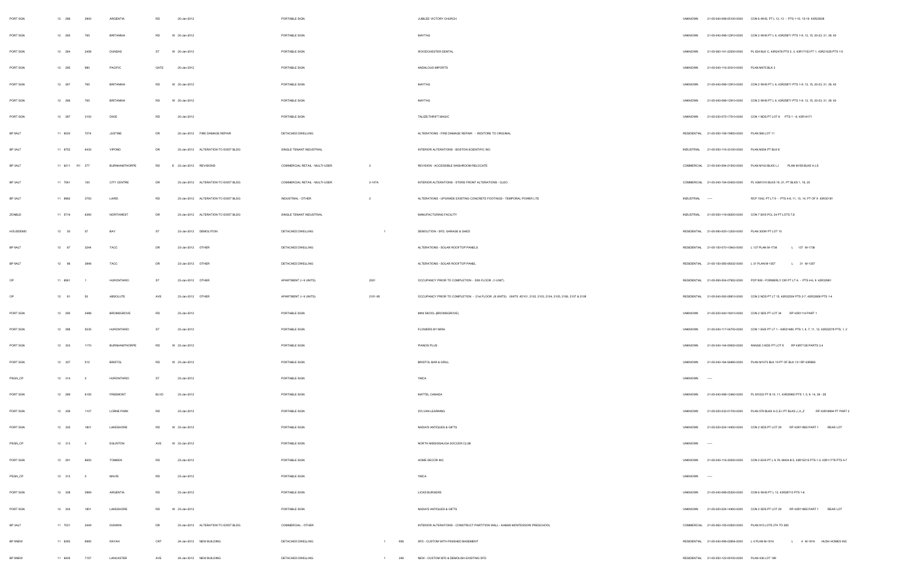| | | | | | | | | | | | | | | | | | |
|---|---|---|---|---|---|---|---|---|---|---|---|---|---|---|---|---|---|
| PORT SGN | 12 | 288 | | 2900 | ARGENTIA | RD | | 20-Jan-2012 | | PORTABLE SIGN | | | | JUBILEE VICTORY CHURCH | UNKNOWN | 21-05-040-098-05100-0000 | CON 6 WHS, PT L 12, 13 - PTS 1-10, 15-19 43R23638 |
| PORT SGN | 12 | 265 | | 765 | BRITANNIA | RD | W | 20-Jan-2012 | | PORTABLE SIGN | | | | MAYTAG | UNKNOWN | 21-05-040-098-12910-0000 | CON 2 WHS PT L 6, 43R25871 PTS 1-9, 13, 15, 20-23, 31, 38, 40 |
| PORT SGN | 12 | 264 | | 2458 | DUNDAS | ST | W | 20-Jan-2012 | | PORTABLE SIGN | | | | WOODCHESTER DENTAL | UNKNOWN | 21-05-060-141-22000-0000 | PL 824 BLK C, 43R2478 PTS 2, 3, 43R17153 PT 1, 43R21028 PTS 1-5 |
| PORT SGN | 12 | 285 | | 980 | PACIFIC | GATE | | 20-Jan-2012 | | PORTABLE SIGN | | | | ANDALOUS IMPORTS | UNKNOWN | 21-05-040-116-30310-0000 | PLAN M475 BLK 3 |
| PORT SGN | 12 | 267 | | 765 | BRITANNIA | RD | W | 20-Jan-2012 | | PORTABLE SIGN | | | | MAYTAG | UNKNOWN | 21-05-040-098-12910-0000 | CON 2 WHS PT L 6, 43R25871 PTS 1-9, 13, 15, 20-23, 31, 38, 40 |
| PORT SGN | 12 | 266 | | 765 | BRITANNIA | RD | W | 20-Jan-2012 | | PORTABLE SIGN | | | | MAYTAG | UNKNOWN | 21-05-040-098-12910-0000 | CON 2 WHS PT L 6, 43R25871 PTS 1-9, 13, 15, 20-23, 31, 38, 40 |
| PORT SGN | 12 | 287 | | 3100 | DIXIE | RD | | 20-Jan-2012 | | PORTABLE SIGN | | | | TALIZE/THRIFT MAGIC | UNKNOWN | 21-05-030-075-17510-0000 | CON 1 NDS PT LOT 6 PTS 1 - 8, 43R14171 |
| BP 9ALT | 11 | 6020 | | 7074 | JUSTINE | DR | | 20-Jan-2012 | FIRE DAMAGE REPAIR | DETACHED DWELLING | | | | ALTERATIONS - FIRE DAMAGE REPAIR - RESTORE TO ORIGINAL | RESIDENTIAL | 21-05-050-108-19800-0000 | PLAN 566 LOT 11 |
| BP 3ALT | 11 | 6752 | | 6430 | VIPOND | DR | | 23-Jan-2012 | ALTERATION TO EXIST BLDG | SINGLE TENANT INDUSTRIAL | | | | INTERIOR ALTERATIONS - BOSTON SCIENTIFIC INC | INDUSTRIAL | 21-05-050-116-32100-0000 | PLAN M354 PT BLK E |
| BP 3ALT | 11 | 6211 | R1 | 377 | BURNHAMTHORPE | RD | E | 23-Jan-2012 | REVISIONS | COMMERCIAL RETAIL - MULTI-USER | 2 | | | REVISION - ACCESSIBLE WASHROOM RELOCATE | COMMERCIAL | 21-05-040-094-21500-0000 | PLAN M143 BLKS I,J PLAN M159 BLKS H,I,S |
| BP 3ALT | 11 | 7061 | | 100 | CITY CENTRE | DR | | 23-Jan-2012 | ALTERATION TO EXIST BLDG | COMMERCIAL RETAIL - MULTI-USER | 2-147A | | | INTERIOR ALTERATIONS - STORE FRONT ALTERATIONS - CLEO | COMMERCIAL | 21-05-040-154-00453-0000 | PL 43M1010 BLKS 19, 21, PT BLKS 1, 18, 20 |
| BP 3ALT | 11 | 6962 | | 3750 | LAIRD | RD | | 23-Jan-2012 | ALTERATION TO EXIST BLDG | INDUSTRIAL - OTHER | 2 | | | ALTERATIONS - UPGRADE EXISTING CONCRETE FOOTINGS - TEMPORAL POWER LTD | INDUSTRIAL | ----- | RCP 1542, PT LT 9 - PTS 4-8, 11, 13, 14, PT OF 9 43R30181 |
| ZONBLD | 11 | 5716 | | 6390 | NORTHWEST | DR | | 23-Jan-2012 | ALTERATION TO EXIST BLDG | SINGLE TENANT INDUSTRIAL | | | | MANUFACTURING FACILITY | INDUSTRIAL | 21-05-050-118-06200-0000 | CON 7 EHS PCL 34 PT LOTS 7,8 |
| HOUSDEMO | 12 | 58 | | 57 | BAY | ST | | 23-Jan-2012 | DEMOLITION | DETACHED DWELLING | | 1 | | DEMOLITION - SFD, GARAGE & SHED | RESIDENTIAL | 21-05-090-005-13200-0000 | PLAN 300W PT LOT 10 |
| BP 9ALT | 12 | 87 | | 3244 | TACC | DR | | 23-Jan-2012 | OTHER | DETACHED DWELLING | | | | ALTERATIONS - SOLAR ROOFTOP PANELS | RESIDENTIAL | 21-05-150-070-10643-0000 | L 137 PLAN M-1736 L 137 M-1736 |
| BP 9ALT | 12 | 86 | | 3846 | TACC | DR | | 23-Jan-2012 | OTHER | DETACHED DWELLING | | | | ALTERATIONS - SOLAR ROOFTOP PANEL | RESIDENTIAL | 21-05-150-085-06632-0000 | L 31 PLAN M-1357 L 31 M-1357 |
| OP | 11 | 6561 | | 1 | HURONTARIO | ST | | 23-Jan-2012 | OTHER | APARTMENT (> 6 UNITS) | 2001 | | | OCCUPANCY PRIOR TO COMPLETION - 20th FLOOR (1-UNIT) | RESIDENTIAL | 21-05-090-004-07802-0000 | PCP 908 - FORMERLY CIR PT LT A - PTS 4-6, 9 43R32961 |
| OP | 12 | 81 | | 50 | ABSOLUTE | AVE | | 23-Jan-2012 | OTHER | APARTMENT (> 6 UNITS) | 2101-08 | | | OCCUPANCY PRIOR TO COMPLETION - 21st FLOOR (8 UNITS) UNITS #2101, 2102, 2103, 2104, 2105, 2106, 2107 & 2108 | RESIDENTIAL | 21-05-040-092-06810-0000 | CON 2 NDS PT LT 15, 43R32504 PTS 2-7, 43R32656 PTS 1-4 |
| PORT SGN | 12 | 290 | | 2488 | BROMSGROVE | RD | | 23-Jan-2012 | | PORTABLE SIGN | | | | MINI SKOOL (BROMSGROVE) | UNKNOWN | 21-05-020-040-18210-0000 | CON 2 SDS PT LOT 34 RP 43R1114 PART 1 |
| PORT SGN | 12 | 288 | | 5035 | HURONTARIO | ST | | 23-Jan-2012 | | PORTABLE SIGN | | | | FLOWERS BY MIRA | UNKNOWN | 21-05-040-117-04700-0000 | CON 1 EHS PT LT 1 - 43R21489, PTS 1, 6, 7, 11, 12, 43R22278 PTS, 1, 2 |
| PORT SGN | 12 | 303 | | 1170 | BURNHAMTHORPE | RD | W | 23-Jan-2012 | | PORTABLE SIGN | | | | PIANOS PLUS | UNKNOWN | 21-05-040-144-05000-0000 | RANGE 3 NDS PT LOT 6 RP 43R7128 PARTS 3,4 |
| PORT SGN | 12 | 307 | | 512 | BRISTOL | RD | W | 23-Jan-2012 | | PORTABLE SIGN | | | | BRISTOL BAR & GRILL | UNKNOWN | 21-05-040-164-54890-0000 | PLAN M1073 BLK 19 PT OF BLK 131 RP 43R865 |
| PSGN_CP | 12 | 314 | | 0 | HURONTARIO | ST | | 23-Jan-2012 | | PORTABLE SIGN | | | | YMCA | UNKNOWN | ----- | |
| PORT SGN | 12 | 289 | | 6155 | FREEMONT | BLVD | | 23-Jan-2012 | | PORTABLE SIGN | | | | MATTEL CANADA | UNKNOWN | 21-05-040-098-12460-0000 | PL M1023 PT B 10, 11, 43R20960 PTS 1, 5, 9, 14, 26 - 28 |
| PORT SGN | 12 | 306 | | 1107 | LORNE PARK | RD | | 23-Jan-2012 | | PORTABLE SIGN | | | | SYLVAN LEARNING | UNKNOWN | 21-05-020-032-01700-0000 | PLAN 578 BLKS A-C,E-I PT BLKS J,,X,,Z RP 43R16894 PT PART 2 |
| PORT SGN | 12 | 305 | | 1801 | LAKESHORE | RD | W | 23-Jan-2012 | | PORTABLE SIGN | | | | NADIA'S ANTIQUES & GIFTS | UNKNOWN | 21-05-020-024-14900-0000 | CON 2 SDS PT LOT 29 RP 43R11865 PART 1 REAR LOT |
| PSGN_CP | 12 | 313 | | 0 | EGLINTON | AVE | W | 23-Jan-2012 | | PORTABLE SIGN | | | | NORTH MISSISSAUGA SOCCER CLUB | UNKNOWN | ----- | |
| PORT SGN | 12 | 291 | | 6650 | TOMKEN | RD | | 23-Jan-2012 | | PORTABLE SIGN | | | | HOME DECOR INC | UNKNOWN | 21-05-040-116-30800-0000 | CON 2 EHS PT L 9, PL M404 B 5, 43R15215 PTS 1-3, 43R11778 PTS 4-7 |
| PSGN_CP | 12 | 312 | | 0 | MAVIS | RD | | 23-Jan-2012 | | PORTABLE SIGN | | | | YMCA | UNKNOWN | ----- | |
| PORT SGN | 12 | 308 | | 2969 | ARGENTIA | RD | | 23-Jan-2012 | | PORTABLE SIGN | | | | LICKS BURGERS | UNKNOWN | 21-05-040-098-05300-0000 | CON 6 WHS PT L 13, 43R28718 PTS 1-6 |
| PORT SGN | 12 | 304 | | 1801 | LAKESHORE | RD | W | 23-Jan-2012 | | PORTABLE SIGN | | | | NADIA'S ANTIQUES & GIFTS | UNKNOWN | 21-05-020-024-14900-0000 | CON 2 SDS PT LOT 29 RP 43R11865 PART 1 REAR LOT |
| BP 3ALT | 11 | 7021 | | 2449 | DUNWIN | DR | | 23-Jan-2012 | ALTERATION TO EXIST BLDG | COMMERCIAL - OTHER | | | | INTERIOR ALTERATIONS - CONSTRUCT PARTITION WALL - KABAN MONTESSORI PRESCHOOL | COMMERCIAL | 21-05-060-155-03800-0000 | PLAN 915 LOTS 274 TO 280 |
| BP 9NEW | 11 | 6393 | | 6990 | RAYAH | CRT | | 24-Jan-2012 | NEW BUILDING | DETACHED DWELLING | | 1 | 656 | SFD - CUSTOM WITH FINISHED BASEMENT | RESIDENTIAL | 21-05-040-096-02654-0000 | L 4 PLAN M-1814 L 4 M-1814 HUSH HOMES INC |
| BP 9NEW | 11 | 6405 | | 7157 | LANCASTER | AVE | | 24-Jan-2012 | NEW BUILDING | DETACHED DWELLING | | 1 | 246 | NEW - CUSTOM SFD & DEMOLISH EXISTING SFD | RESIDENTIAL | 21-05-050-122-09100-0000 | PLAN 436 LOT 199 |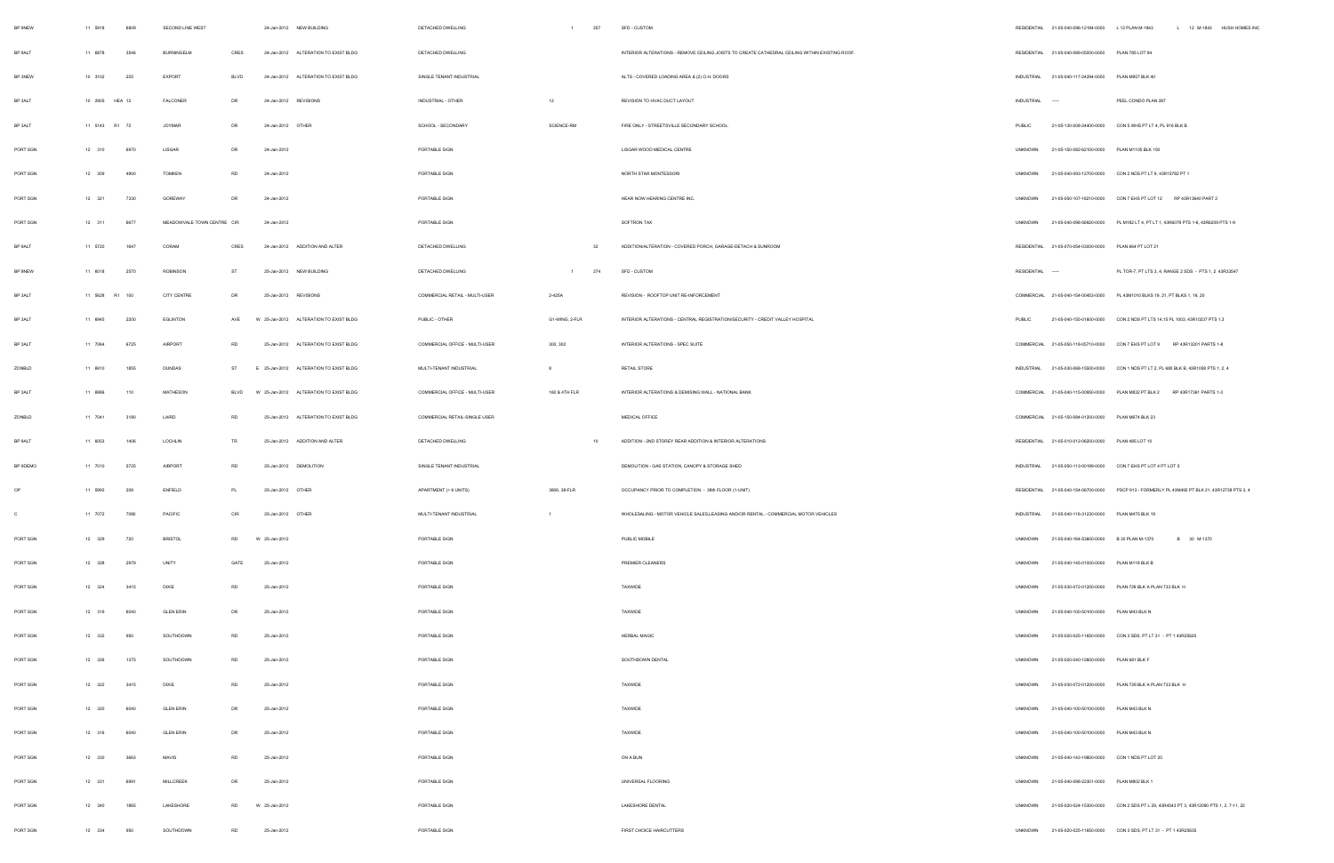| | | | | | | | | | | | | | | | | |
|---|---|---|---|---|---|---|---|---|---|---|---|---|---|---|---|---|
| BP 9NEW | 11 5918 | | 6809 | SECOND LINE WEST | | | 24-Jan-2012 | NEW BUILDING | DETACHED DWELLING | | 1 | 357 | SFD - CUSTOM | RESIDENTIAL | 21-05-040-096-12184-0000 | L 12 PLAN M-1843 L 12 M-1843 HUSH HOMES INC |
| BP 9ALT | 11 6878 | | 3546 | BURNINGELM | CRES | | 24-Jan-2012 | ALTERATION TO EXIST BLDG | DETACHED DWELLING | | | | INTERIOR ALTERATIONS - REMOVE CEILING JOISTS TO CREATE CATHEDRAL CEILING WITHIN EXISTING ROOF. | RESIDENTIAL | 21-05-040-089-05000-0000 | PLAN 785 LOT 94 |
| BP 3NEW | 10 3102 | | 225 | EXPORT | BLVD | | 24-Jan-2012 | ALTERATION TO EXIST BLDG | SINGLE TENANT INDUSTRIAL | | | | ALTS - COVERED LOADING AREA & (2) O.H. DOORS | INDUSTRIAL | 21-05-040-117-24294-0000 | PLAN M957 BLK 40 |
| BP 3ALT | 10 2905 | HEA 12 | | FALCONER | DR | | 24-Jan-2012 | REVISIONS | INDUSTRIAL - OTHER | 12 | | | REVISION TO HVAC DUCT LAYOUT | INDUSTRIAL | ----- | PEEL CONDO PLAN 287 |
| BP 3ALT | 11 5143 | R1 72 | | JOYMAR | DR | | 24-Jan-2012 | OTHER | SCHOOL - SECONDARY | SCIENCE RM | | | FIRE ONLY - STREETSVILLE SECONDARY SCHOOL | PUBLIC | 21-05-130-008-24400-0000 | CON 5 WHS PT LT 4, PL 916 BLK B |
| PORT SGN | 12 310 | | 6970 | LISGAR | DR | | 24-Jan-2012 | | PORTABLE SIGN | | | | LISGAR WOOD MEDICAL CENTRE | UNKNOWN | 21-05-150-082-62100-0000 | PLAN M1105 BLK 150 |
| PORT SGN | 12 309 | | 4900 | TOMKEN | RD | | 24-Jan-2012 | | PORTABLE SIGN | | | | NORTH STAR MONTESSORI | UNKNOWN | 21-05-040-093-12700-0000 | CON 2 NDS PT LT 6, 43R15782 PT 1 |
| PORT SGN | 12 321 | | 7330 | GOREWAY | DR | | 24-Jan-2012 | | PORTABLE SIGN | | | | HEAR NOW HEARING CENTRE INC. | UNKNOWN | 21-05-050-107-16210-0000 | CON 7 EHS PT LOT 12 RP 43R13840 PART 2 |
| PORT SGN | 12 311 | | 6677 | MEADOWVALE TOWN CENTRE | CIR | | 24-Jan-2012 | | PORTABLE SIGN | | | | SOFTRON TAX | UNKNOWN | 21-05-040-098-56820-0000 | PL M182 LT 4, PT LT 1, 43R8079 PTS 1-6, 43R6209 PTS 1-9 |
| BP 9ALT | 11 5720 | | 1647 | CORAM | CRES | | 24-Jan-2012 | ADDITION AND ALTER | DETACHED DWELLING | | | 32 | ADDITION/ALTERATION - COVERED PORCH, GARAGE-DETACH & SUNROOM | RESIDENTIAL | 21-05-070-054-03000-0000 | PLAN 664 PT LOT 21 |
| BP 9NEW | 11 6018 | | 2570 | ROBINSON | ST | | 25-Jan-2012 | NEW BUILDING | DETACHED DWELLING | | 1 | 374 | SFD - CUSTOM | RESIDENTIAL | ----- | PL TOR-7, PT LTS 3, 4, RANGE 2 SDS - PTS 1, 2 43R33547 |
| BP 3ALT | 11 5628 | R1 100 | | CITY CENTRE | DR | | 25-Jan-2012 | REVISIONS | COMMERCIAL RETAIL - MULTI-USER | 2-425A | | | REVISION - ROOFTOP UNIT RE-INFORCEMENT | COMMERCIAL | 21-05-040-154-00453-0000 | PL 43M1010 BLKS 19, 21, PT BLKS 1, 16, 20 |
| BP 3ALT | 11 6945 | | 2200 | EGLINTON | AVE | W | 25-Jan-2012 | ALTERATION TO EXIST BLDG | PUBLIC - OTHER | G1-WING, 2-FLR | | | INTERIOR ALTERATIONS - CENTRAL REGISTRATION/SECURITY - CREDIT VALLEY HOSPITAL | PUBLIC | 21-05-040-155-01600-0000 | CON 2 NDS PT LTS 14,15 PL 1003, 43R10237 PTS 1,3 |
| BP 3ALT | 11 7064 | | 6725 | AIRPORT | RD | | 25-Jan-2012 | ALTERATION TO EXIST BLDG | COMMERCIAL OFFICE - MULTI-USER | 300, 302 | | | INTERIOR ALTERATIONS - SPEC SUITE | COMMERCIAL | 21-05-050-118-05710-0000 | CON 7 EHS PT LOT 9 RP 43R13201 PARTS 1-8 |
| ZONBLD | 11 6910 | | 1855 | DUNDAS | ST | E | 25-Jan-2012 | ALTERATION TO EXIST BLDG | MULTI-TENANT INDUSTRIAL | 8 | | | RETAIL STORE | INDUSTRIAL | 21-05-030-068-15500-0000 | CON 1 NDS PT LT 2, PL 680 BLK B, 43R1088 PTS 1, 2, 4 |
| BP 3ALT | 11 6988 | | 110 | MATHESON | BLVD | W | 25-Jan-2012 | ALTERATION TO EXIST BLDG | COMMERCIAL OFFICE - MULTI-USER | 160 & 4TH FLR | | | INTERIOR ALTERATIONS & DEMISING WALL - NATIONAL BANK | COMMERCIAL | 21-05-040-115-00950-0000 | PLAN M832 PT BLK 2 RP 43R17381 PARTS 1-3 |
| ZONBLD | 11 7041 | | 3180 | LAIRD | RD | | 25-Jan-2012 | ALTERATION TO EXIST BLDG | COMMERCIAL RETAIL-SINGLE USER | | | | MEDICAL OFFICE | COMMERCIAL | 21-05-150-084-01200-0000 | PLAN M674 BLK 23 |
| BP 9ALT | 11 6053 | | 1406 | LOCHLIN | TR | | 25-Jan-2012 | ADDITION AND ALTER | DETACHED DWELLING | | | 10 | ADDITION - 2ND STOREY REAR ADDITION & INTERIOR ALTERATIONS | RESIDENTIAL | 21-05-010-012-06200-0000 | PLAN 485 LOT 10 |
| BP 9DEMO | 11 7010 | | 5725 | AIRPORT | RD | | 25-Jan-2012 | DEMOLITION | SINGLE TENANT INDUSTRIAL | | | | DEMOLITION - GAS STATION, CANOPY & STORAGE SHED | INDUSTRIAL | 21-05-050-113-00199-0000 | CON 7 EHS PT LOT 4 PT LOT 5 |
| OP | 11 5960 | | 208 | ENFIELD | PL | | 25-Jan-2012 | OTHER | APARTMENT (> 6 UNITS) | 3806, 38-FLR | | | OCCUPANCY PRIOR TO COMPLETION - 38th FLOOR (1-UNIT) | RESIDENTIAL | 21-05-040-154-06700-0000 | PSCP 913 - FORMERLY PL 43M492 PT BLK 21, 43R12738 PTS 3, 4 |
| C | 11 7072 | | 7080 | PACIFIC | CIR | | 25-Jan-2012 | OTHER | MULTI-TENANT INDUSTRIAL | 1 | | | WHOLESALING - MOTOR VEHICLE SALES,LEASING AND/OR RENTAL - COMMERCIAL MOTOR VEHICLES | INDUSTRIAL | 21-05-040-116-31230-0000 | PLAN M475 BLK 19 |
| PORT SGN | 12 329 | | 720 | BRISTOL | RD | W | 25-Jan-2012 | | PORTABLE SIGN | | | | PUBLIC MOBILE | UNKNOWN | 21-05-040-164-53800-0000 | B 30 PLAN M-1370 B 30 M-1370 |
| PORT SGN | 12 328 | | 2979 | UNITY | GATE | | 25-Jan-2012 | | PORTABLE SIGN | | | | PREMIER CLEANERS | UNKNOWN | 21-05-040-145-01800-0000 | PLAN M118 BLK B |
| PORT SGN | 12 324 | | 3415 | DIXIE | RD | | 25-Jan-2012 | | PORTABLE SIGN | | | | TAXWIDE | UNKNOWN | 21-05-030-072-01200-0000 | PLAN 729 BLK A PLAN 733 BLK H |
| PORT SGN | 12 315 | | 6040 | GLEN ERIN | DR | | 25-Jan-2012 | | PORTABLE SIGN | | | | TAXWIDE | UNKNOWN | 21-05-040-100-50100-0000 | PLAN M43 BLK N |
| PORT SGN | 12 332 | | 950 | SOUTHDOWN | RD | | 25-Jan-2012 | | PORTABLE SIGN | | | | HERBAL MAGIC | UNKNOWN | 21-05-020-025-11850-0000 | CON 3 SDS, PT LT 31 - PT 1 43R25635 |
| PORT SGN | 12 326 | | 1375 | SOUTHDOWN | RD | | 25-Jan-2012 | | PORTABLE SIGN | | | | SOUTHDOWN DENTAL | UNKNOWN | 21-05-020-040-12800-0000 | PLAN 681 BLK F |
| PORT SGN | 12 322 | | 3415 | DIXIE | RD | | 25-Jan-2012 | | PORTABLE SIGN | | | | TAXWIDE | UNKNOWN | 21-05-030-072-01200-0000 | PLAN 729 BLK A PLAN 733 BLK H |
| PORT SGN | 12 320 | | 6040 | GLEN ERIN | DR | | 25-Jan-2012 | | PORTABLE SIGN | | | | TAXWIDE | UNKNOWN | 21-05-040-100-50100-0000 | PLAN M43 BLK N |
| PORT SGN | 12 316 | | 6040 | GLEN ERIN | DR | | 25-Jan-2012 | | PORTABLE SIGN | | | | TAXWIDE | UNKNOWN | 21-05-040-100-50100-0000 | PLAN M43 BLK N |
| PORT SGN | 12 330 | | 3663 | MAVIS | RD | | 25-Jan-2012 | | PORTABLE SIGN | | | | ON A BUN | UNKNOWN | 21-05-040-143-19800-0000 | CON 1 NDS PT LOT 20 |
| PORT SGN | 12 331 | | 6991 | MILLCREEK | DR | | 25-Jan-2012 | | PORTABLE SIGN | | | | UNIVERSAL FLOORING | UNKNOWN | 21-05-040-098-22301-0000 | PLAN M802 BLK 1 |
| PORT SGN | 12 340 | | 1865 | LAKESHORE | RD | W | 25-Jan-2012 | | PORTABLE SIGN | | | | LAKESHORE DENTAL | UNKNOWN | 21-05-020-024-15300-0000 | CON 2 SDS PT L 29, 43R4543 PT 3, 43R12090 PTS 1, 2, 7-11, 22 |
| PORT SGN | 12 334 | | 950 | SOUTHDOWN | RD | | 25-Jan-2012 | | PORTABLE SIGN | | | | FIRST CHOICE HAIRCUTTERS | UNKNOWN | 21-05-020-025-11850-0000 | CON 3 SDS, PT LT 31 - PT 1 43R25635 |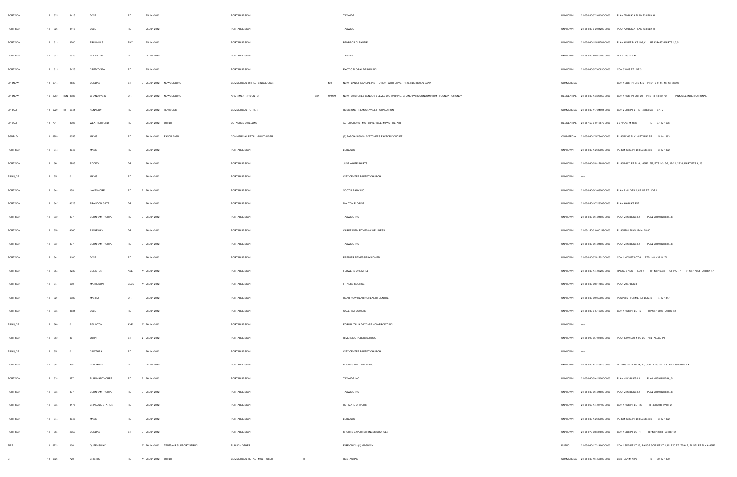| PORT SGN | 12 | 325 | 3415 | DIXIE | RD | | 25-Jan-2012 | | PORTABLE SIGN | | | TAXWIDE | UNKNOWN | 21-05-030-072-01200-0000 | PLAN 729 BLK A PLAN 733 BLK H |
|---|---|---|---|---|---|---|---|---|---|---|---|---|---|---|---|
| PORT SGN | 12 | 323 | 3415 | DIXIE | RD | | 25-Jan-2012 | | PORTABLE SIGN | | | TAXWIDE | UNKNOWN | 21-05-030-072-01200-0000 | PLAN 729 BLK A PLAN 733 BLK H |
| PORT SGN | 12 | 318 | 3200 | ERIN MILLS | PKY | | 25-Jan-2012 | | PORTABLE SIGN | | | BENBROS CLEANERS | UNKNOWN | 21-05-060-155-51701-0000 | PLAN 915 PT BLKS N,G,X RP 43R4553 PARTS 1,3,5 |
| PORT SGN | 12 | 317 | 6040 | GLEN ERIN | DR | | 25-Jan-2012 | | PORTABLE SIGN | | | TAXWIDE | UNKNOWN | 21-05-040-100-52100-0000 | PLAN M43 BLK N |
| PORT SGN | 12 | 315 | 5425 | CREDITVIEW | RD | | 25-Jan-2012 | | PORTABLE SIGN | | | EXOTIC FLORAL DESIGN INC | UNKNOWN | 21-05-040-097-00800-0000 | CON 3 WHS PT LOT 3 |
| BP 3NEW | 11 | 8914 | 1530 | DUNDAS | ST | E | 25-Jan-2012 | NEW BUILDING | COMMERCIAL OFFICE- SINGLE USER | | 439 | NEW - BANK FINANCIAL INSTITUTION WITH DRIVE-THRU, RBC ROYAL BANK | COMMERCIAL | ----- | CON 1 SDS, PT LTS 4, 5 - PTS 1, 3-9, 14, 16 43R33993 |
| BP 3NEW | 10 | 2269 FDN | 3985 | GRAND PARK | DR | | 26-Jan-2012 | NEW BUILDING | APARTMENT (> 6 UNITS) | 321 | ###### | NEW - 30 STOREY CONDO / 6-LEVEL U/G PARKING, GRAND PARK CONDOMINIUM - FOUNDATION ONLY | RESIDENTIAL | 21-05-040-143-25950-0000 | CON 1 NDS, PT LOT 20 - PTS 1-8 43R24784 PINNACLE INTERNATIONAL |
| BP 3ALT | 11 | 8229 R1 | 6941 | KENNEDY | RD | | 26-Jan-2012 | REVISIONS | COMMERCIAL - OTHER | | | REVISIONS - REMOVE VAULT FOUNDATION | COMMERCIAL | 21-05-040-117-24901-0000 | CON 2 EHS PT LT 10 - 43R30566 PTS 1, 2 |
| BP 9ALT | 11 | 7011 | 3306 | WEATHERFORD | RD | | 26-Jan-2012 | OTHER | DETACHED DWELLING | | | ALTERATIONS - MOTOR VEHICLE IMPACT REPAIR | RESIDENTIAL | 21-05-150-070-16872-0000 | L 37 PLAN M-1636 L 37 M-1636 |
| SGNBLD | 11 | 8888 | 6055 | MAVIS | RD | | 26-Jan-2012 | FASCIA SIGN | COMMERCIAL RETAIL - MULTI-USER | | | (2) FASCIA SIGNS - SKETCHERS FACTORY OUTLET | COMMERCIAL | 21-05-040-175-73400-0000 | PL 43M1363 BLK 10 PT BLK 5 B 5 M-1363 |
| PORT SGN | 12 | 346 | 3045 | MAVIS | RD | | 26-Jan-2012 | | PORTABLE SIGN | | | LOBLAWS | UNKNOWN | 21-05-040-142-32000-0000 | PL 43M-1332, PT B 3 LESS 43 B 3 M-1332 |
| PORT SGN | 12 | 361 | 5985 | RODEO | DR | | 26-Jan-2012 | | PORTABLE SIGN | | | JUST WHITE SHIRTS | UNKNOWN | 21-05-040-098-17881-0000 | PL 43M-967, PT BL 4, 43R21789, PTS 1-3, 5-7, 17-22, 25-33, PART PTS 4, 23 |
| PSGN_CP | 12 | 352 | 0 | MAVIS | RD | | 26-Jan-2012 | | PORTABLE SIGN | | | CITY CENTRE BAPTIST CHURCH | UNKNOWN | ----- | |
| PORT SGN | 12 | 344 | 158 | LAKESHORE | RD | E | 26-Jan-2012 | | PORTABLE SIGN | | | SCOTIA BANK INC | UNKNOWN | 21-05-090-003-03800-0000 | PLAN B10 LOTS 2,3 E 1/2 PT LOT 1 |
| PORT SGN | 12 | 347 | 4025 | BRANDON GATE | DR | | 26-Jan-2012 | | PORTABLE SIGN | | | MALTON FLORIST | UNKNOWN | 21-05-050-107-23265-0000 | PLAN 946 BLKS E,F |
| PORT SGN | 12 | 339 | 377 | BURNHAMTHORPE | RD | E | 26-Jan-2012 | | PORTABLE SIGN | | | TAXWIDE INC | UNKNOWN | 21-05-040-094-21500-0000 | PLAN M143 BLKS I,J PLAN M159 BLKS H,I,S |
| PORT SGN | 12 | 350 | 4060 | RIDGEWAY | DR | | 26-Jan-2012 | | PORTABLE SIGN | | | CARPE DIEM FITNESS & WELLNESS | UNKNOWN | 21-05-150-010-00158-0000 | PL 43M781 BLKS 12-14, 28-30 |
| PORT SGN | 12 | 337 | 377 | BURNHAMTHORPE | RD | E | 26-Jan-2012 | | PORTABLE SIGN | | | TAXWIDE INC | UNKNOWN | 21-05-040-094-21500-0000 | PLAN M143 BLKS I,J PLAN M159 BLKS H,I,S |
| PORT SGN | 12 | 342 | 3100 | DIXIE | RD | | 26-Jan-2012 | | PORTABLE SIGN | | | PREMIER FITNESS/PHYSIOMED | UNKNOWN | 21-05-030-075-17510-0000 | CON 1 NDS PT LOT 6 PTS 1 - 8, 43R14171 |
| PORT SGN | 12 | 353 | 1230 | EGLINTON | AVE | W | 26-Jan-2012 | | PORTABLE SIGN | | | FLOWERS UNLIMITED | UNKNOWN | 21-05-040-144-06200-0000 | RANGE 5 NDS PT LOT 7 RP 43R16932 PT OF PART 1 RP 43R17654 PARTS 1-4,1 |
| PORT SGN | 12 | 341 | 800 | MATHESON | BLVD | W | 26-Jan-2012 | | PORTABLE SIGN | | | FITNESS SOURCE | UNKNOWN | 21-05-040-098-17860-0000 | PLAN M967 BLK 3 |
| PORT SGN | 12 | 327 | 6980 | MARITZ | DR | | 26-Jan-2012 | | PORTABLE SIGN | | | HEAR NOW HEARING HEALTH CENTRE | UNKNOWN | 21-05-040-098-50000-0000 | PSCP 605 - FORMERLY BLK 4B 4 M-1447 |
| PORT SGN | 12 | 333 | 3631 | DIXIE | RD | | 26-Jan-2012 | | PORTABLE SIGN | | | GALERIA FLOWERS | UNKNOWN | 21-05-030-075-16300-0000 | CON 1 NDS PT LOT 5 RP 43R16505 PARTS 1,2 |
| PSGN_CP | 12 | 369 | 0 | EGLINTON | AVE | W | 26-Jan-2012 | | PORTABLE SIGN | | | FORUM ITALIA DAYCARE NON-PROFIT INC | UNKNOWN | ----- | |
| PORT SGN | 12 | 360 | 35 | JOHN | ST | N | 26-Jan-2012 | | PORTABLE SIGN | | | RIVERSIDE PUBLIC SCHOOL | UNKNOWN | 21-05-090-007-07600-0000 | PLAN 300W LOT 1 TO LOT 7 RD ALLCE PT |
| PSGN_CP | 12 | 351 | 0 | CAWTHRA | RD | | 26-Jan-2012 | | PORTABLE SIGN | | | CITY CENTRE BAPTIST CHURCH | UNKNOWN | ----- | |
| PORT SGN | 12 | 365 | 405 | BRITANNIA | RD | E | 26-Jan-2012 | | PORTABLE SIGN | | | SPORTS THERAPY CLINIC | UNKNOWN | 21-05-040-117-13810-0000 | PL M425 PT BLKS 11, 12, CON 1 EHS PT LT 5, 43R13889 PTS 2-4 |
| PORT SGN | 12 | 338 | 377 | BURNHAMTHORPE | RD | E | 26-Jan-2012 | | PORTABLE SIGN | | | TAXWIDE INC | UNKNOWN | 21-05-040-094-21500-0000 | PLAN M143 BLKS I,J PLAN M159 BLKS H,I,S |
| PORT SGN | 12 | 336 | 377 | BURNHAMTHORPE | RD | E | 26-Jan-2012 | | PORTABLE SIGN | | | TAXWIDE INC | UNKNOWN | 21-05-040-094-21500-0000 | PLAN M143 BLKS I,J PLAN M159 BLKS H,I,S |
| PORT SGN | 12 | 335 | 3173 | ERINDALE STATION | RD | | 26-Jan-2012 | | PORTABLE SIGN | | | ULTIMATE DRIVERS | UNKNOWN | 21-05-060-144-07100-0000 | CON 1 NDS PT LOT 23 RP 43R3049 PART 2 |
| PORT SGN | 12 | 345 | 3045 | MAVIS | RD | | 26-Jan-2012 | | PORTABLE SIGN | | | LOBLAWS | UNKNOWN | 21-05-040-142-32000-0000 | PL 43M-1332, PT B 3 LESS 43 B 3 M-1332 |
| PORT SGN | 12 | 364 | 2050 | DUNDAS | ST | E | 26-Jan-2012 | | PORTABLE SIGN | | | SPORTS EXPERTS(FITNESS SOURCE) | UNKNOWN | 21-05-070-068-37800-0000 | CON 1 SDS PT LOT 1 RP 43R12583 PARTS 1,2 |
| FIRE | 11 | 6228 | 100 | QUEENSWAY | | W | 26-Jan-2012 | TENTS/AIR SUPPORT STRUC | PUBLIC - OTHER | | | FIRE ONLY - (1) MAGLOCK | PUBLIC | 21-05-060-127-14000-0000 | CON 1 SDS PT LT 16, RANGE 3 CIR PT LT 1, PL E20 PT LTS 6, 7, PL 571 PT BLK A, 43R |
| C | 11 | 8823 | 720 | BRISTOL | RD | W | 26-Jan-2012 | OTHER | COMMERCIAL RETAIL - MULTI-USER | 8 | | RESTAURANT | COMMERCIAL | 21-05-040-164-53800-0000 | B 30 PLAN M-1370 B 30 M-1370 |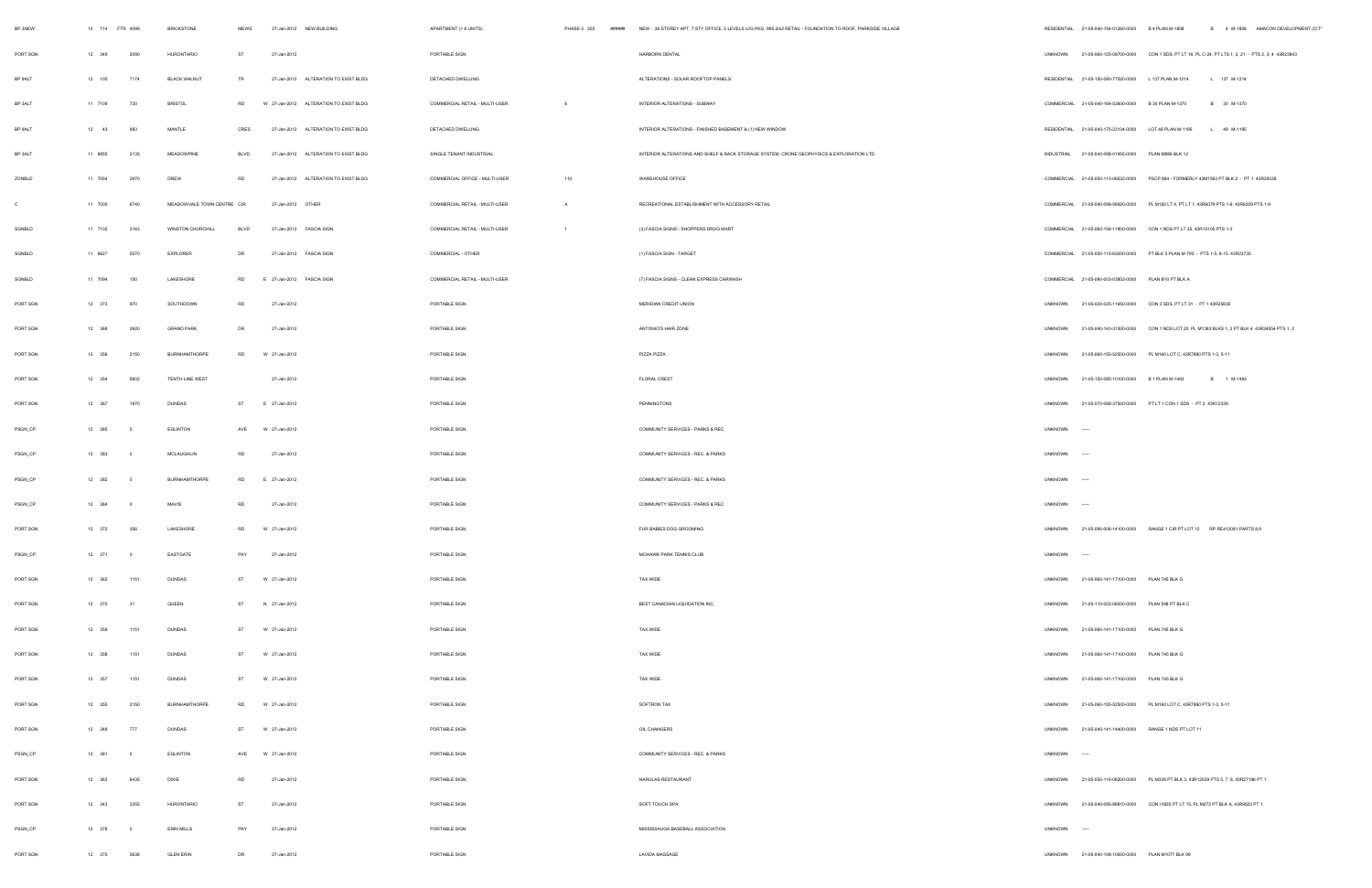| BP 3NEW | 10 | 714 | FTR | 4099 | BRICKSTONE | MEWS | | 27-Jan-2012 | NEW BUILDING | APARTMENT (> 6 UNITS) | PHASE-3 | 305 | ##### | NEW - 36 STOREY APT, 7 STY OFFICE, 5 LEVELS U/G PKG, 995.2m2 RETAIL - FOUNDATION TO ROOF, PARKSIDE VILLAGE | RESIDENTIAL | 21-05-040-154-01260-0000 | B 4 PLAN M-1808 | B | 4 | M-1808 | AMACON DEVELOPMENT (CIT |
|---|---|---|---|---|---|---|---|---|---|---|---|---|---|---|---|---|---|---|---|---|---|
| PORT SGN | 12 | 349 | | 2090 | HURONTARIO | ST | | 27-Jan-2012 | | PORTABLE SIGN | | | | HARBORN DENTAL | UNKNOWN | 21-05-060-125-08700-0000 | CON 1 SDS, PT LT 16, PL C-24, PT LTS 1, 2, 21 - PTS 2, 3, 4 43R23843 | | | | |
| BP 9ALT | 12 | 105 | | 7174 | BLACK WALNUT | TR | | 27-Jan-2012 | ALTERATION TO EXIST BLDG | DETACHED DWELLING | | | | ALTERATIONS - SOLAR ROOFTOP PANELS | RESIDENTIAL | 21-05-150-080-77520-0000 | L 137 PLAN M-1214 | L | 137 | M-1214 | |
| BP 3ALT | 11 | 7109 | | 720 | BRISTOL | RD | W | 27-Jan-2012 | ALTERATION TO EXIST BLDG | COMMERCIAL RETAIL - MULTI-USER | B | | | INTERIOR ALTERATIONS - SUBWAY | COMMERCIAL | 21-05-040-164-53800-0000 | B 30 PLAN M-1370 | B | 30 | M-1370 | |
| BP 9ALT | 12 | 43 | | 863 | MANTLE | CRES | | 27-Jan-2012 | ALTERATION TO EXIST BLDG | DETACHED DWELLING | | | | INTERIOR ALTERATIONS - FINISHED BASEMENT & (1) NEW WINDOW | RESIDENTIAL | 21-05-040-175-23134-0000 | LOT 48 PLAN M-1195 | L | 48 | M-1195 | |
| BP 3ALT | 11 | 6955 | | 2135 | MEADOWPINE | BLVD | | 27-Jan-2012 | ALTERATION TO EXIST BLDG | SINGLE TENANT INDUSTRIAL | | | | INTERIOR ALTERATIONS AND SHELF & RACK STORAGE SYSTEM, CRONE GEOPHYSICS & EXPLORATION LTD | INDUSTRIAL | 21-05-040-098-01855-0000 | PLAN M886 BLK 12 | | | | |
| ZONBLD | 11 | 7054 | | 2970 | DREW | RD | | 27-Jan-2012 | ALTERATION TO EXIST BLDG | COMMERCIAL OFFICE - MULTI-USER | 110 | | | WAREHOUSE OFFICE | COMMERCIAL | 21-05-050-113-06532-0000 | PSCP 884 - FORMERLY 43M1593 PT BLK 2 - PT 1 43R29338 | | | | |
| C | 11 | 7000 | | 6740 | MEADOWVALE TOWN CENTRE | CIR | | 27-Jan-2012 | OTHER | COMMERCIAL RETAIL - MULTI-USER | A | | | RECREATIONAL ESTABLISHMENT WITH ACCESSORY RETAIL | COMMERCIAL | 21-05-040-098-56820-0000 | PL M182 LT 4, PT LT 1, 43R8078 PTS 1-6, 43R8209 PTS 1-9 | | | | |
| SGNBLD | 11 | 7102 | | 3163 | WINSTON CHURCHILL | BLVD | | 27-Jan-2012 | FASCIA SIGN | COMMERCIAL RETAIL - MULTI-USER | 1 | | | (3) FASCIA SIGNS - SHOPPERS DRUG MART | COMMERCIAL | 21-05-060-154-11800-0000 | CON 1 NDS PT LT 35, 43R15105 PTS 1-3 | | | | |
| SGNBLD | 11 | 6827 | | 5570 | EXPLORER | DR | | 27-Jan-2012 | FASCIA SIGN | COMMERCIAL - OTHER | | | | (1) FASCIA SIGN - TARGET | COMMERCIAL | 21-05-050-115-63800-0000 | PT BLK 5 PLAN M-793 - PTS 1-5, 8-15 43R23735 | | | | |
| SGNBLD | 11 | 7094 | | 150 | LAKESHORE | RD | E | 27-Jan-2012 | FASCIA SIGN | COMMERCIAL RETAIL - MULTI-USER | | | | (7) FASCIA SIGNS - CLEAN EXPRESS CARWASH | COMMERCIAL | 21-05-090-003-03802-0000 | PLAN B10 PT BLK A | | | | |
| PORT SGN | 12 | 373 | | 970 | SOUTHDOWN | RD | | 27-Jan-2012 | | PORTABLE SIGN | | | | MERIDIAN CREDIT UNION | UNKNOWN | 21-05-020-025-11650-0000 | CON 3 SDS, PT LT 31 - PT 1 43R25635 | | | | |
| PORT SGN | 12 | 368 | | 3920 | GRAND PARK | DR | | 27-Jan-2012 | | PORTABLE SIGN | | | | ANTONIO'S HAIR ZONE | UNKNOWN | 21-05-040-143-31500-0000 | CON 1 NDS LOT 20 PL M1363 BLKS 1, 2 PT BLK 4 43R24554 PTS 1, 2 | | | | |
| PORT SGN | 12 | 356 | | 2150 | BURNHAMTHORPE | RD | W | 27-Jan-2012 | | PORTABLE SIGN | | | | PIZZA PIZZA | UNKNOWN | 21-05-060-155-52900-0000 | PL M160 LOT C, 43R7880 PTS 1-3, 5-11 | | | | |
| PORT SGN | 12 | 354 | | 5602 | TENTH LINE WEST | | | 27-Jan-2012 | | PORTABLE SIGN | | | | FLORAL CREST | UNKNOWN | 21-05-150-085-10100-0000 | B 1 PLAN M-1493 | B | 1 | M-1493 | |
| PORT SGN | 12 | 367 | | 1970 | DUNDAS | ST | E | 27-Jan-2012 | | PORTABLE SIGN | | | | PENNINGTONS | UNKNOWN | 21-05-070-068-37500-0000 | PT LT 1 CON 1 SDS - PT 2 43R12339 | | | | |
| PSGN_CP | 12 | 385 | | 0 | EGLINTON | AVE | W | 27-Jan-2012 | | PORTABLE SIGN | | | | COMMUNITY SERVICES - PARKS & REC | UNKNOWN | ----- | | | | | |
| PSGN_CP | 12 | 383 | | 0 | MCLAUGHLIN | RD | | 27-Jan-2012 | | PORTABLE SIGN | | | | COMMUNITY SERVICES - REC. & PARKS | UNKNOWN | ----- | | | | | |
| PSGN_CP | 12 | 382 | | 0 | BURNHAMTHORPE | RD | E | 27-Jan-2012 | | PORTABLE SIGN | | | | COMMUNITY SERVICES - REC. & PARKS | UNKNOWN | ----- | | | | | |
| PSGN_CP | 12 | 384 | | 0 | MAVIS | RD | | 27-Jan-2012 | | PORTABLE SIGN | | | | COMMUNITY SERVICES - PARKS & REC | UNKNOWN | ----- | | | | | |
| PORT SGN | 12 | 372 | | 356 | LAKESHORE | RD | W | 27-Jan-2012 | | PORTABLE SIGN | | | | FUR BABIES DOG GROOMING | UNKNOWN | 21-05-090-006-14100-0000 | RANGE 1 CIR PT LOT 12 RP RE412081 PARTS 8,9 | | | | |
| PSGN_CP | 12 | 371 | | 0 | EASTGATE | PKY | | 27-Jan-2012 | | PORTABLE SIGN | | | | MOHAWK PARK TENNIS CLUB | UNKNOWN | ----- | | | | | |
| PORT SGN | 12 | 362 | | 1151 | DUNDAS | ST | W | 27-Jan-2012 | | PORTABLE SIGN | | | | TAX WIDE | UNKNOWN | 21-05-060-141-17100-0000 | PLAN 745 BLK G | | | | |
| PORT SGN | 12 | 370 | | 31 | QUEEN | ST | N | 27-Jan-2012 | | PORTABLE SIGN | | | | BEST CANADIAN LIQUIDATION INC. | UNKNOWN | 21-05-110-002-06800-0000 | PLAN 548 PT BLK C | | | | |
| PORT SGN | 12 | 359 | | 1151 | DUNDAS | ST | W | 27-Jan-2012 | | PORTABLE SIGN | | | | TAX WIDE | UNKNOWN | 21-05-060-141-17100-0000 | PLAN 745 BLK G | | | | |
| PORT SGN | 12 | 358 | | 1151 | DUNDAS | ST | W | 27-Jan-2012 | | PORTABLE SIGN | | | | TAX WIDE | UNKNOWN | 21-05-060-141-17100-0000 | PLAN 745 BLK G | | | | |
| PORT SGN | 12 | 357 | | 1151 | DUNDAS | ST | W | 27-Jan-2012 | | PORTABLE SIGN | | | | TAX WIDE | UNKNOWN | 21-05-060-141-17100-0000 | PLAN 745 BLK G | | | | |
| PORT SGN | 12 | 355 | | 2150 | BURNHAMTHORPE | RD | W | 27-Jan-2012 | | PORTABLE SIGN | | | | SOFTRON TAX | UNKNOWN | 21-05-060-155-52900-0000 | PL M160 LOT C, 43R7880 PTS 1-3, 5-11 | | | | |
| PORT SGN | 12 | 348 | | 777 | DUNDAS | ST | W | 27-Jan-2012 | | PORTABLE SIGN | | | | OIL CHANGERS | UNKNOWN | 21-05-040-141-14400-0000 | RANGE 1 NDS PT LOT 11 | | | | |
| PSGN_CP | 12 | 381 | | 0 | EGLINTON | AVE | W | 27-Jan-2012 | | PORTABLE SIGN | | | | COMMUNITY SERVICES - REC. & PARKS | UNKNOWN | ----- | | | | | |
| PORT SGN | 12 | 363 | | 6435 | DIXIE | RD | | 27-Jan-2012 | | PORTABLE SIGN | | | | NARULAS RESTAURANT | UNKNOWN | 21-05-050-116-08200-0000 | PL M339 PT BLK 3, 43R12539 PTS 5, 7, 8, 43R27196 PT 1 | | | | |
| PORT SGN | 12 | 343 | | 3355 | HURONTARIO | ST | | 27-Jan-2012 | | PORTABLE SIGN | | | | SOFT TOUCH SPA | UNKNOWN | 21-05-040-095-08810-0000 | CON 1 NDS PT LT 15, PL M272 PT BLK A, 43R9523 PT 1 | | | | |
| PSGN_CP | 12 | 378 | | 0 | ERIN MILLS | PKY | | 27-Jan-2012 | | PORTABLE SIGN | | | | MISSISSAUGA BASEBALL ASSOCIATION | UNKNOWN | ----- | | | | | |
| PORT SGN | 12 | 375 | | 3636 | GLEN ERIN | DR | | 27-Jan-2012 | | PORTABLE SIGN | | | | LAVIDA MASSAGE | UNKNOWN | 21-05-040-108-10800-0000 | PLAN M1077 BLK 99 | | | | |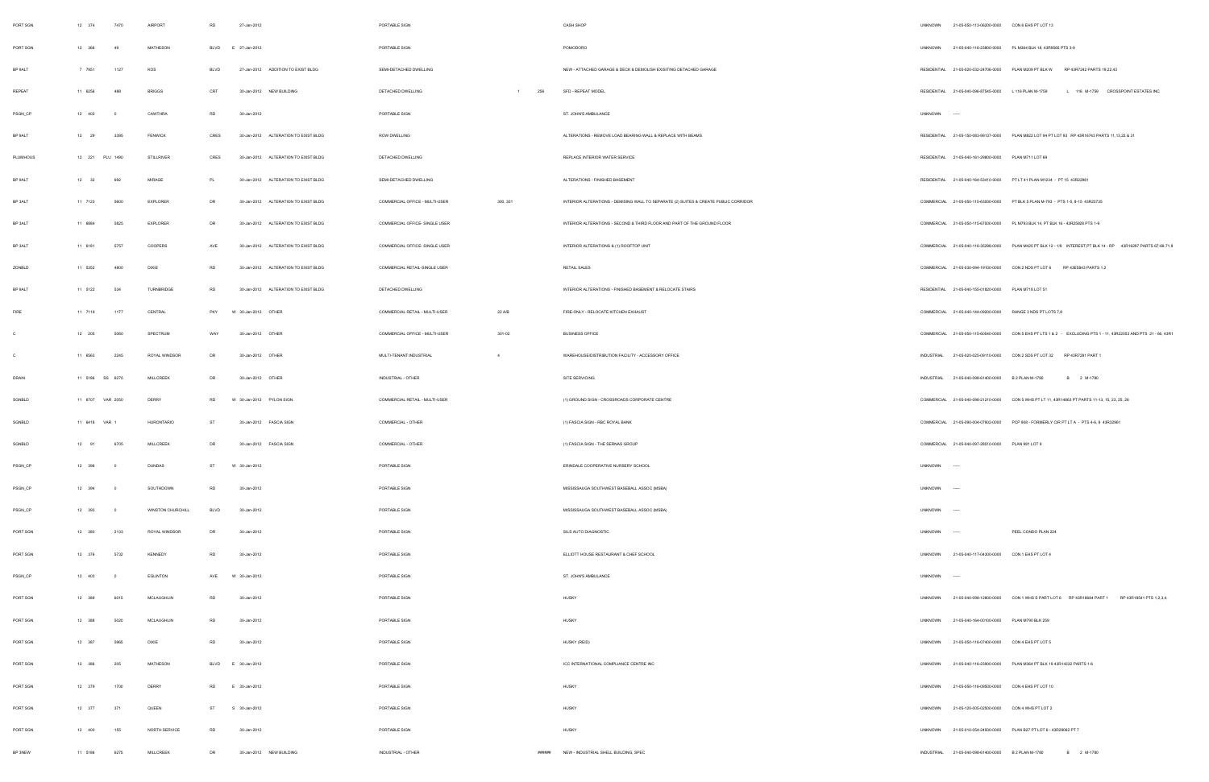| | | | | | | | | | | | | | | | |
|---|---|---|---|---|---|---|---|---|---|---|---|---|---|---|---|
| PORT SGN | 12 374 | | 7470 | AIRPORT | RD | | 27-Jan-2012 | | PORTABLE SIGN | | | CASH SHOP | UNKNOWN | 21-05-050-113-06200-0000 | CON 6 EHS PT LOT 13 |
| PORT SGN | 12 366 | | 49 | MATHESON | BLVD | E | 27-Jan-2012 | | PORTABLE SIGN | | | POMODORO | UNKNOWN | 21-05-040-116-23800-0000 | PL M364 BLK 18, 43R8566 PTS 3-9 |
| BP 9ALT | 7 7951 | | 1127 | KOS | BLVD | | 27-Jan-2012 | ADDITION TO EXIST BLDG | SEMI-DETACHED DWELLING | | | NEW - ATTACHED GARAGE & DECK & DEMOLISH EXISITING DETACHED GARAGE | RESIDENTIAL | 21-05-020-032-24706-0000 | PLAN M209 PT BLK W RP 43R7242 PARTS 19,22,43 |
| REPEAT | 11 6256 | | 488 | BRIGGS | CRT | | 30-Jan-2012 | NEW BUILDING | DETACHED DWELLING | 1 | 256 | SFD - REPEAT MODEL | RESIDENTIAL | 21-05-040-096-87545-0000 | L 116 PLAN M-1759 L 116 M-1759 CROSSPOINT ESTATES INC |
| PSGN_CP | 12 402 | | 0 | CAWTHRA | RD | | 30-Jan-2012 | | PORTABLE SIGN | | | ST. JOHN'S AMBULANCE | UNKNOWN | ----- | |
| BP 9ALT | 12 29 | | 3395 | FENWICK | CRES | | 30-Jan-2012 | ALTERATION TO EXIST BLDG | ROW DWELLING | | | ALTERATIONS - REMOVE LOAD BEARING WALL & REPLACE WITH BEAMS | RESIDENTIAL | 21-05-150-083-06137-0000 | PLAN M822 LOT 94 PT LOT 93 RP 43R16743 PARTS 11,13,22 & 31 |
| PLUMHOUS | 12 221 | PLU 1490 | | STILLRIVER | CRES | | 30-Jan-2012 | ALTERATION TO EXIST BLDG | DETACHED DWELLING | | | REPLACE INTERIOR WATER SERVICE | RESIDENTIAL | 21-05-040-161-29800-0000 | PLAN M711 LOT 69 |
| BP 9ALT | 12 32 | | 892 | MIRAGE | PL | | 30-Jan-2012 | ALTERATION TO EXIST BLDG | SEMI-DETACHED DWELLING | | | ALTERATIONS - FINISHED BASEMENT | RESIDENTIAL | 21-05-040-164-53410-0000 | PT LT 41 PLAN M1234 - PT 15 43R22861 |
| BP 3ALT | 11 7123 | | 5600 | EXPLORER | DR | | 30-Jan-2012 | ALTERATION TO EXIST BLDG | COMMERCIAL OFFICE - MULTI-USER | 300, 301 | | INTERIOR ALTERATIONS - DEMISING WALL TO SEPARATE (2) SUITES & CREATE PUBLIC CORRIDOR | COMMERCIAL | 21-05-050-115-63000-0000 | PT BLK 5 PLAN M-793 - PTS 1-5, 8-15 43R23735 |
| BP 3ALT | 11 6884 | | 5825 | EXPLORER | DR | | 30-Jan-2012 | ALTERATION TO EXIST BLDG | COMMERCIAL OFFICE- SINGLE USER | | | INTERIOR ALTERATIONS - SECOND & THIRD FLOOR AND PART OF THE GROUND FLOOR | COMMERCIAL | 21-05-050-115-67000-0000 | PL M793 BLK 14, PT BLK 16 - 43R25928 PTS 1-9 |
| BP 3ALT | 11 6161 | | 5757 | COOPERS | AVE | | 30-Jan-2012 | ALTERATION TO EXIST BLDG | COMMERCIAL OFFICE- SINGLE USER | | | INTERIOR ALTERATIONS & (1) ROOFTOP UNIT | COMMERCIAL | 21-05-040-116-35298-0000 | PLAN M425 PT BLK 12 - 1/9 INTEREST,PT BLK 14 - RP 43R19287 PARTS 67-69,71,8 |
| ZONBLD | 11 5352 | | 4800 | DIXIE | RD | | 30-Jan-2012 | ALTERATION TO EXIST BLDG | COMMERCIAL RETAIL-SINGLE USER | | | RETAIL SALES | COMMERCIAL | 21-05-030-094-19100-0000 | CON 2 NDS PT LOT 6 RP 43R5943 PARTS 1,2 |
| BP 9ALT | 11 5122 | | 534 | TURNBRIDGE | RD | | 30-Jan-2012 | ALTERATION TO EXIST BLDG | DETACHED DWELLING | | | INTERIOR ALTERATIONS - FINISHED BASEMENT & RELOCATE STAIRS | RESIDENTIAL | 21-05-040-155-01820-0000 | PLAN M718 LOT 51 |
| FIRE | 11 7119 | | 1177 | CENTRAL | PKY | W | 30-Jan-2012 | OTHER | COMMERCIAL RETAIL - MULTI-USER | 22 A/B | | FIRE-ONLY - RELOCATE KITCHEN EXHAUST | COMMERCIAL | 21-05-040-144-09000-0000 | RANGE 3 NDS PT LOTS 7,8 |
| C | 12 205 | | 5060 | SPECTRUM | WAY | | 30-Jan-2012 | OTHER | COMMERCIAL OFFICE - MULTI-USER | 301-02 | | BUSINESS OFFICE | COMMERCIAL | 21-05-050-115-60840-0000 | CON 5 EHS PT LTS 1 & 2 - EXCLUDING PTS 1 - 11, 43R22053 AND PTS 21 - 66, 43R1 |
| C | 11 6563 | | 2245 | ROYAL WINDSOR | DR | | 30-Jan-2012 | OTHER | MULTI-TENANT INDUSTRIAL | 4 | | WAREHOUSE/DISTRIBUTION FACILITY - ACCESSORY OFFICE | INDUSTRIAL | 21-05-020-025-05110-0000 | CON 3 SDS PT LOT 32 RP 43R7281 PART 1 |
| DRAIN | 11 5166 | SS | 6275 | MILLCREEK | DR | | 30-Jan-2012 | OTHER | INDUSTRIAL - OTHER | | | SITE SERVICING | INDUSTRIAL | 21-05-040-098-01400-0000 | B 2 PLAN M-1780 B 2 M-1780 |
| SGNBLD | 11 6707 | VAR | 2050 | DERRY | RD | W | 30-Jan-2012 | PYLON SIGN | COMMERCIAL RETAIL - MULTI-USER | | | (1) GROUND SIGN - CROSSROADS CORPORATE CENTRE | COMMERCIAL | 21-05-040-098-21210-0000 | CON 3 WHS PT LT 11, 43R14863 PT PARTS 11-13, 15, 23, 25, 26 |
| SGNBLD | 11 6418 | VAR | 1 | HURONTARIO | ST | | 30-Jan-2012 | FASCIA SIGN | COMMERCIAL - OTHER | | | (1) FASCIA SIGN - RBC ROYAL BANK | COMMERCIAL | 21-05-090-004-07602-0000 | PCP 908 - FORMERLY CIR PT LT A - PTS 4-6, 9 43R32961 |
| SGNBLD | 12 91 | | 6705 | MILLCREEK | DR | | 30-Jan-2012 | FASCIA SIGN | COMMERCIAL - OTHER | | | (1) FASCIA SIGN - THE SERNAS GROUP | COMMERCIAL | 21-05-040-097-28510-0000 | PLAN 901 LOT 8 |
| PSGN_CP | 12 396 | | 0 | DUNDAS | ST | W | 30-Jan-2012 | | PORTABLE SIGN | | | ERINDALE COOPERATIVE NURSERY SCHOOL | UNKNOWN | ----- | |
| PSGN_CP | 12 394 | | 0 | SOUTHDOWN | RD | | 30-Jan-2012 | | PORTABLE SIGN | | | MISSISSAUGA SOUTHWEST BASEBALL ASSOC (MSBA) | UNKNOWN | ----- | |
| PSGN_CP | 12 393 | | 0 | WINSTON CHURCHILL | BLVD | | 30-Jan-2012 | | PORTABLE SIGN | | | MISSISSAUGA SOUTHWEST BASEBALL ASSOC (MSBA) | UNKNOWN | ----- | |
| PORT SGN | 12 380 | | 2133 | ROYAL WINDSOR | DR | | 30-Jan-2012 | | PORTABLE SIGN | | | SILS AUTO DIAGNOSTIC | UNKNOWN | ----- | PEEL CONDO PLAN 224 |
| PORT SGN | 12 376 | | 5732 | KENNEDY | RD | | 30-Jan-2012 | | PORTABLE SIGN | | | ELLIOTT HOUSE RESTAURANT & CHEF SCHOOL | UNKNOWN | 21-05-040-117-04300-0000 | CON 1 EHS PT LOT 4 |
| PSGN_CP | 12 403 | | 0 | EGLINTON | AVE | W | 30-Jan-2012 | | PORTABLE SIGN | | | ST. JOHN'S AMBULANCE | UNKNOWN | ----- | |
| PORT SGN | 12 389 | | 6015 | MCLAUGHLIN | RD | | 30-Jan-2012 | | PORTABLE SIGN | | | HUSKY | UNKNOWN | 21-05-040-098-12800-0000 | CON 1 WHS S PART LOT 6 RP 43R18684 PART 1 RP 43R18541 PTS 1,2,3,4, |
| PORT SGN | 12 388 | | 5020 | MCLAUGHLIN | RD | | 30-Jan-2012 | | PORTABLE SIGN | | | HUSKY | UNKNOWN | 21-05-040-164-00100-0000 | PLAN M790 BLK 259 |
| PORT SGN | 12 387 | | 5965 | DIXIE | RD | | 30-Jan-2012 | | PORTABLE SIGN | | | HUSKY (REID) | UNKNOWN | 21-05-050-116-07400-0000 | CON 4 EHS PT LOT 5 |
| PORT SGN | 12 386 | | 205 | MATHESON | BLVD | E | 30-Jan-2012 | | PORTABLE SIGN | | | ICC INTERNATIONAL COMPLIANCE CENTRE INC | UNKNOWN | 21-05-040-116-23900-0000 | PLAN M364 PT BLK 19 43R14332 PARTS 1-6 |
| PORT SGN | 12 379 | | 1700 | DERRY | RD | E | 30-Jan-2012 | | PORTABLE SIGN | | | HUSKY | UNKNOWN | 21-05-050-116-09500-0000 | CON 4 EHS PT LOT 10 |
| PORT SGN | 12 377 | | 371 | QUEEN | ST | S | 30-Jan-2012 | | PORTABLE SIGN | | | HUSKY | UNKNOWN | 21-05-120-005-02500-0000 | CON 4 WHS PT LOT 2 |
| PORT SGN | 12 400 | | 155 | NORTH SERVICE | RD | | 30-Jan-2012 | | PORTABLE SIGN | | | HUSKY | UNKNOWN | 21-05-010-054-24500-0000 | PLAN B27 PT LOT 6 - 43R29062 PT 7 |
| BP 3NEW | 11 5166 | | 6275 | MILLCREEK | DR | | 30-Jan-2012 | NEW BUILDING | INDUSTRIAL - OTHER | | ##### | NEW - INDUSTRIAL SHELL BUILDING, SPEC | INDUSTRIAL | 21-05-040-098-01400-0000 | B 2 PLAN M-1780 B 2 M-1780 |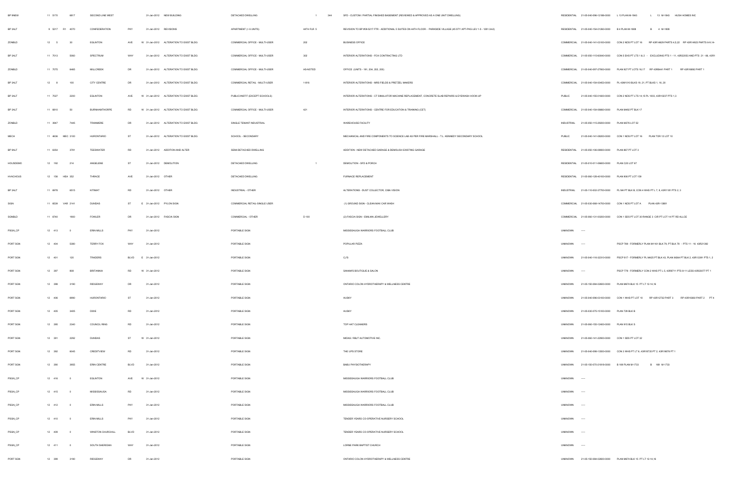| | | | | | | | | | | | | | | |
|---|---|---|---|---|---|---|---|---|---|---|---|---|---|---|
| BP 9NEW | 11 5170 | 6817 | SECOND LINE WEST | | | 31-Jan-2012 | NEW BUILDING | DETACHED DWELLING | 1 | 344 | SFD - CUSTOM / PARTIAL FINISHED BASEMENT (REVIEWED & APPROVED AS A ONE UNIT DWELLING) | RESIDENTIAL | 21-05-040-098-12186-0000 | L 13 PLAN M-1843 L 13 M-1843 HUSH HOMES INC |
| BP 3ALT | 8 5217 R1 | 4070 | CONFEDERATION | PKY | | 31-Jan-2012 | REVISIONS | APARTMENT (> 6 UNITS) | 44TH FLR 5 | | REVISION TO BP #08-5217 FTR - ADDITIONAL 5 SUITES ON 44TH FLOOR - PARKSIDE VILLAGE (45 STY APT-PKG LEV 1-5 - 1281.3m2) | RESIDENTIAL | 21-05-040-154-01360-0000 | B 4 PLAN M-1808 B 4 M-1808 |
| ZONBLD | 12 5 | 30 | EGLINTON | AVE | W | 31-Jan-2012 | ALTERATION TO EXIST BLDG | COMMERCIAL OFFICE - MULTI-USER | 202 | | BUSINESS OFFICE | COMMERCIAL | 21-05-040-141-03100-0000 | CON 2 NDS PT LOT 16 RP 43R14629 PARTS 4,5,22 RP 43R14923 PARTS 9-9,14- |
| BP 3ALT | 11 7013 | 5060 | SPECTRUM | WAY | | 31-Jan-2012 | ALTERATION TO EXIST BLDG | COMMERCIAL OFFICE - MULTI-USER | 302 | | INTERIOR ALTERATIONS - FOX CONTRACTING LTD | COMMERCIAL | 21-05-050-115-60840-0000 | CON 5 EHS PT LTS 1 & 2 - EXCLUDING PTS 1 - 11, 43R22053 AND PTS 21 - 66, 43R1 |
| ZONBLD | 11 7075 | 6465 | MILLCREEK | DR | | 31-Jan-2012 | ALTERATION TO EXIST BLDG | COMMERCIAL OFFICE - MULTI-USER | AS-NOTED | | OFFICE (UNITS - 191, 204, 202, 200) | COMMERCIAL | 21-05-040-097-27800-0000 | PLAN 927 PT LOTS 16,17 RP 43R8441 PART 1 RP 43R16892 PART 1 |
| BP 3ALT | 12 8 | 100 | CITY CENTRE | DR | | 31-Jan-2012 | ALTERATION TO EXIST BLDG | COMMERCIAL RETAIL - MULTI-USER | 1-816 | | INTERIOR ALTERATIONS - MRS FIELDS & PRETZEL MAKERS | COMMERCIAL | 21-05-040-154-00453-0000 | PL 43M1010 BLKS 19, 21, PT BLKS 1, 16, 20 |
| BP 3ALT | 11 7027 | 2200 | EGLINTON | AVE | W | 31-Jan-2012 | ALTERATION TO EXIST BLDG | PUBLIC/INSTIT (EXCEPT SCHOOLS) | | | INTERIOR ALTERATIONS - CT SIMULATOR MACHINE REPLACEMENT, CONCRETE SLAB REPAIRS & EYEWASH HOOK-UP | PUBLIC | 21-05-040-155-01600-0000 | CON 2 NDS PT LTS 14,15 PL 1003, 43R10237 PTS 1,3 |
| BP 3ALT | 11 6810 | 50 | BURNHAMTHORPE | RD | W | 31-Jan-2012 | ALTERATION TO EXIST BLDG | COMMERCIAL OFFICE - MULTI-USER | 421 | | INTERIOR ALTERATIONS - CENTRE FOR EDUCATION & TRAINING (CET) | COMMERCIAL | 21-05-040-154-06860-0000 | PLAN M492 PT BLK 17 |
| ZONBLD | 11 3947 | 7445 | TRANMERE | DR | | 31-Jan-2012 | ALTERATION TO EXIST BLDG | SINGLE TENANT INDUSTRIAL | | | WAREHOUSE FACILITY | INDUSTRIAL | 21-05-050-115-29200-0000 | PLAN M276 LOT 52 |
| MECH | 11 4636 MEC | 3100 | HURONTARIO | ST | | 31-Jan-2012 | ALTERATION TO EXIST BLDG | SCHOOL - SECONDARY | | | MECHANICAL AND FIRE COMPONENTS TO SCIENCE LAB AS PER FIRE MARSHALL - T.L. KENNEDY SECONDARY SCHOOL | PUBLIC | 21-05-040-141-08200-0000 | CON 1 NDS PT LOT 16 PLAN TOR 12 LOT 10 |
| BP 9ALT | 11 6354 | 3791 | TEESWATER | RD | | 31-Jan-2012 | ADDITION AND ALTER | SEMI-DETACHED DWELLING | | | ADDITION - NEW DETACHED GARAGE & DEMOLISH EXISTING GARAGE | RESIDENTIAL | 21-05-050-106-08900-0000 | PLAN 867 PT LOT 3 |
| HOUSDEMO | 12 192 | 214 | ANGELENE | ST | | 31-Jan-2012 | DEMOLITION | DETACHED DWELLING | 1 | | DEMOLITION - SFD & PORCH | RESIDENTIAL | 21-05-010-011-06600-0000 | PLAN C20 LOT 57 |
| HVACHOUS | 12 158 HEA | 352 | THRACE | AVE | | 31-Jan-2012 | OTHER | DETACHED DWELLING | | | FURNACE REPLACEMENT | RESIDENTIAL | 21-05-060-128-40100-0000 | PLAN 906 PT LOT 158 |
| BP 3ALT | 11 6978 | 6515 | KITIMAT | RD | | 31-Jan-2012 | OTHER | INDUSTRIAL - OTHER | | | ALTERATIONS - DUST COLLECTOR, CIBA VISION | INDUSTRIAL | 21-05-110-002-37700-0000 | PL M4 PT BLK B, CON 4 WHS PT L 7, 8, 43R1181 PTS 2, 3 |
| SIGN | 11 6539 VAR | 2141 | DUNDAS | ST | E | 31-Jan-2012 | PYLON SIGN | COMMERCIAL RETAIL-SINGLE USER | | | (1) GROUND SIGN - CLEAN MAX CAR WASH | COMMERCIAL | 21-05-030-066-14700-0000 | CON 1 NDS PT LOT A PLAN 43R-13801 |
| SIGNBLD | 11 6740 | 1900 | FOWLER | DR | | 31-Jan-2012 | FASCIA SIGN | COMMERCIAL - OTHER | D 100 | | (2) FASCIA SIGN - EMILIAN JEWELLERY | COMMERCIAL | 21-05-060-131-00000-0000 | CON 1 SDS PT LOT 30 RANGE 3 CIR PT LOT 14 PT RD ALLCE |
| PSGN_CP | 12 413 | 0 | ERIN MILLS | PKY | | 31-Jan-2012 | | PORTABLE SIGN | | | MISSISSAUGA WARRIORS FOOTBALL CLUB | UNKNOWN | ----- | |
| PORT SGN | 12 404 | 5380 | TERRY FOX | WAY | | 31-Jan-2012 | | PORTABLE SIGN | | | POPULAR PIZZA | UNKNOWN | ----- | PSCP 789 - FORMERLY PLAN M1161 BLK 79, PT BLK 78 - PTS 11 - 16 43R21592 |
| PORT SGN | 12 401 | 120 | TRADERS | BLVD | E | 31-Jan-2012 | | PORTABLE SIGN | | | CJ'S | UNKNOWN | 21-05-040-116-32310-0000 | PSCP 817 - FORMERLY PL M425 PT BLK 43, PLAN M564 PT BLK 2, 43R13391 PTS 1, 2 |
| PORT SGN | 12 397 | 808 | BRITANNIA | RD | W | 31-Jan-2012 | | PORTABLE SIGN | | | SANAM'S BOUTIQUE & SALON | UNKNOWN | ----- | PSCP 778 - FORMERLY CON 2 WHS PT L 5, 43R8711 PTS 8-11 LESS 43R23077 PT 1 |
| PORT SGN | 12 398 | 3190 | RIDGEWAY | DR | | 31-Jan-2012 | | PORTABLE SIGN | | | ONTARIO COLON HYDROTHERAPY & WELLNESS CENTRE | UNKNOWN | 21-05-150-084-02800-0000 | PLAN M674 BLK 15 PT LT 12-14,16 |
| PORT SGN | 12 406 | 6990 | HURONTARIO | ST | | 31-Jan-2012 | | PORTABLE SIGN | | | HUSKY | UNKNOWN | 21-05-040-096-02100-0000 | CON 1 WHS PT LOT 10 RP 43R12732 PART 3 RP 43R18360 PART 2 PT 4 |
| PORT SGN | 12 405 | 3405 | DIXIE | RD | | 31-Jan-2012 | | PORTABLE SIGN | | | HUSKY | UNKNOWN | 21-05-030-075-15100-0000 | PLAN 729 BLK B |
| PORT SGN | 12 395 | 2340 | COUNCIL RING | RD | | 31-Jan-2012 | | PORTABLE SIGN | | | TOP HAT CLEANERS | UNKNOWN | 21-05-060-155-12400-0000 | PLAN 915 BLK S |
| PORT SGN | 12 391 | 2202 | DUNDAS | ST | W | 31-Jan-2012 | | PORTABLE SIGN | | | MIDAS / RBJT AUTOMOTIVE INC. | UNKNOWN | 21-05-060-141-22900-0000 | CON 1 SDS PT LOT 32 |
| PORT SGN | 12 392 | 6045 | CREDITVIEW | RD | | 31-Jan-2012 | | PORTABLE SIGN | | | THE UPS STORE | UNKNOWN | 21-05-040-098-13800-0000 | CON 3 WHS PT LT 6, 43R18735 PT 2, 43R19878 PT 1 |
| PORT SGN | 12 390 | 3955 | ERIN CENTRE | BLVD | | 31-Jan-2012 | | PORTABLE SIGN | | | BABU PHYSIOTHERAPY | UNKNOWN | 21-05-150-070-21818-0000 | B 169 PLAN M-1733 B 169 M-1733 |
| PSGN_CP | 12 416 | 0 | EGLINTON | AVE | W | 31-Jan-2012 | | PORTABLE SIGN | | | MISSISSAUGA WARRIORS FOOTBALL CLUB | UNKNOWN | ----- | |
| PSGN_CP | 12 415 | 0 | MISSISSAUGA | RD | | 31-Jan-2012 | | PORTABLE SIGN | | | MISSISSAUGA WARRIORS FOOTBALL CLUB | UNKNOWN | ----- | |
| PSGN_CP | 12 412 | 0 | ERIN MILLS | PKY | | 31-Jan-2012 | | PORTABLE SIGN | | | MISSISSAUGA WARRIORS FOOTBALL CLUB | UNKNOWN | ----- | |
| PSGN_CP | 12 410 | 0 | ERIN MILLS | PKY | | 31-Jan-2012 | | PORTABLE SIGN | | | TENDER YEARS CO-OPERATIVE NURSERY SCHOOL | UNKNOWN | ----- | |
| PSGN_CP | 12 409 | 0 | WINSTON CHURCHILL | BLVD | | 31-Jan-2012 | | PORTABLE SIGN | | | TENDER YEARS CO-OPERATIVE NURSERY SCHOOL | UNKNOWN | ----- | |
| PSGN_CP | 12 411 | 0 | SOUTH SHERIDAN | WAY | | 31-Jan-2012 | | PORTABLE SIGN | | | LORNE PARK BAPTIST CHURCH | UNKNOWN | ----- | |
| PORT SGN | 12 399 | 3190 | RIDGEWAY | DR | | 31-Jan-2012 | | PORTABLE SIGN | | | ONTARIO COLON HYDROTHERAPY & WELLNESS CENTRE | UNKNOWN | 21-05-150-084-02800-0000 | PLAN M674 BLK 15 PT LT 12-14,16 |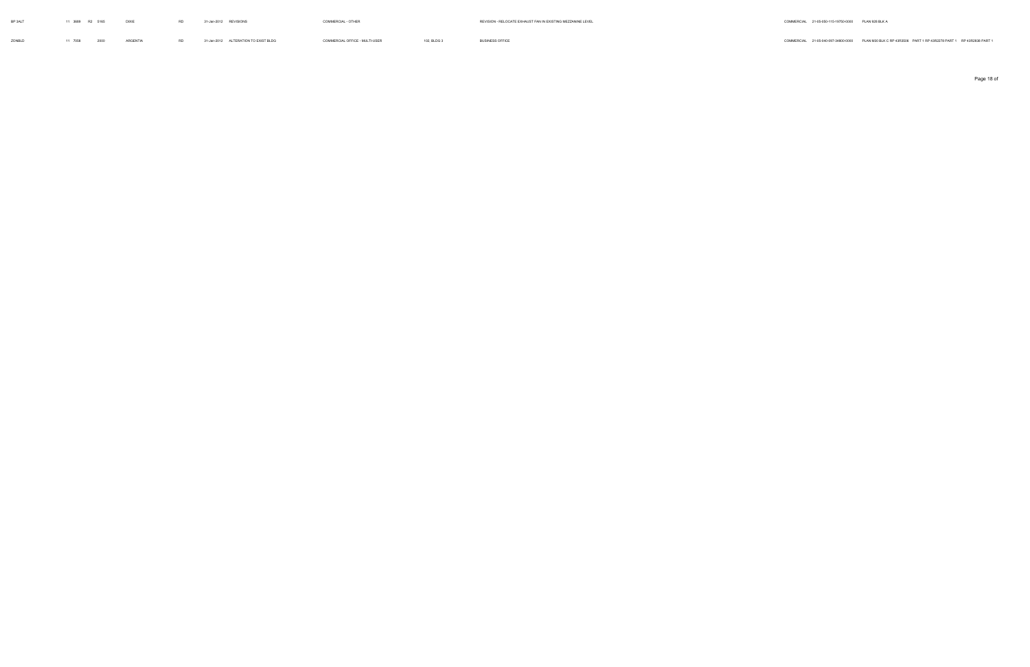| | | | | | | | | | | | | | | |
|---|---|---|---|---|---|---|---|---|---|---|---|---|---|---|
| BP 3ALT | 11 | 3669 | R2 | 5165 | DIXIE | RD | 31-Jan-2012 | REVISIONS | COMMERCIAL - OTHER | | REVISION - RELOCATE EXHAUST FAN IN EXISTING MEZZANINE LEVEL | COMMERCIAL | 21-05-050-115-19750-0000 | PLAN 928 BLK A |
| ZONBLD | 11 | 7058 | | 2000 | ARGENTIA | RD | 31-Jan-2012 | ALTERATION TO EXIST BLDG | COMMERCIAL OFFICE - MULTI-USER | 102, BLDG 3 | BUSINESS OFFICE | COMMERCIAL | 21-05-040-097-04800-0000 | PLAN M30 BLK C RP 43R2506 PART 1 RP 43R2279 PART 1 RP 43R2838 PART 1 |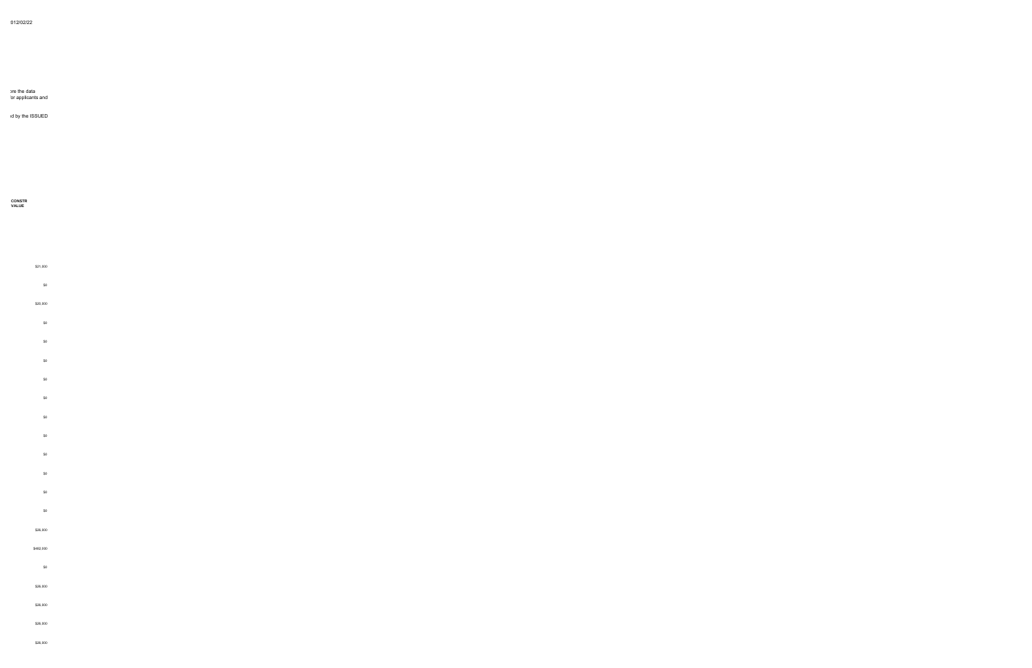012/02/22

ore the data
for applicants and

ed by the ISSUED

| CONSTR VALUE |
|---|
| $21,000 |
| $0 |
| $20,500 |
| $0 |
| $0 |
| $0 |
| $0 |
| $0 |
| $0 |
| $0 |
| $0 |
| $0 |
| $0 |
| $0 |
| $26,000 |
| $462,000 |
| $0 |
| $26,000 |
| $26,000 |
| $26,000 |
| $26,000 |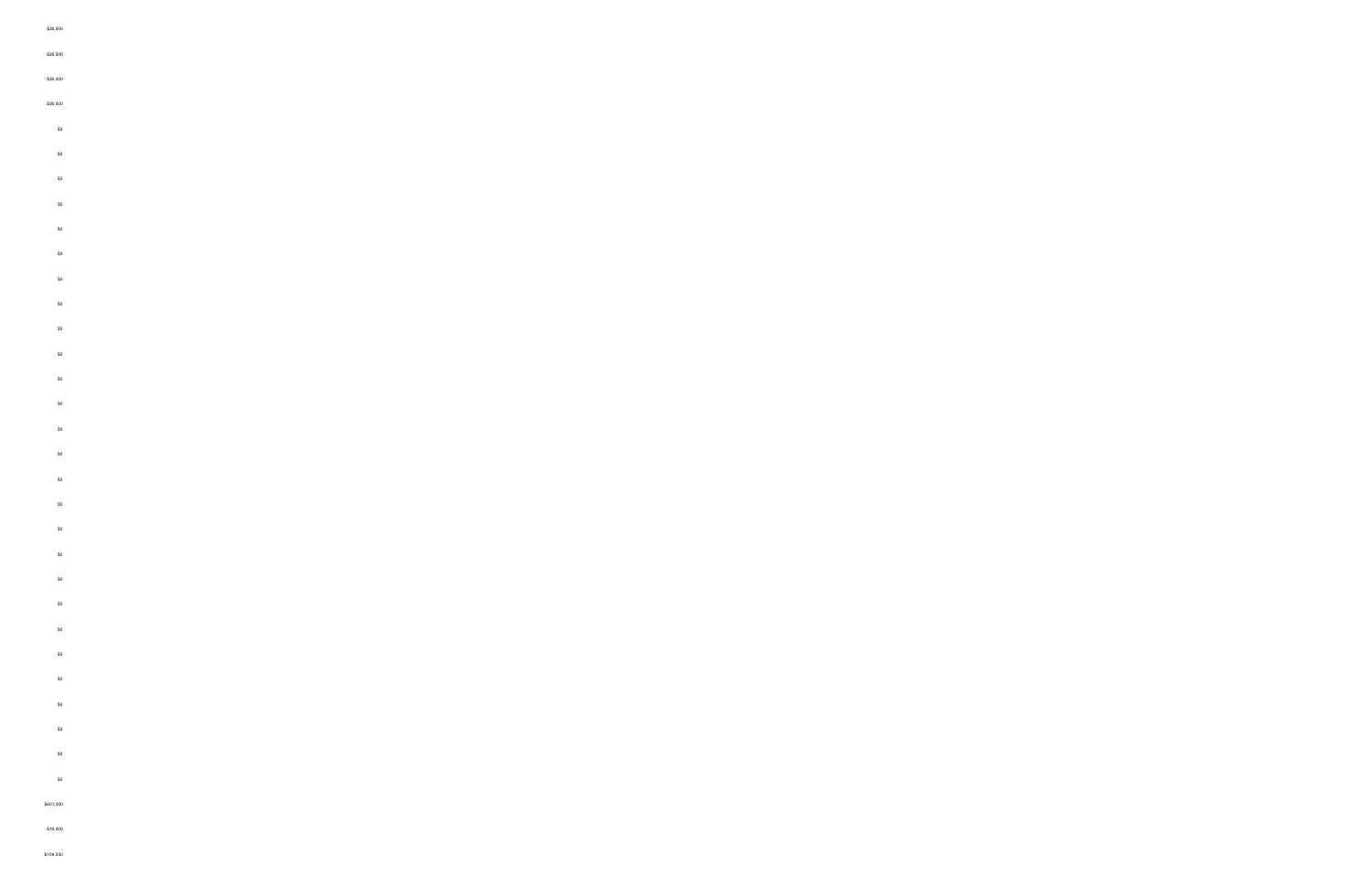$26,000

$26,000

$26,000

$26,000

$0

$0

$0

$0

$0

$0

$0

$0

$0

$0

$0

$0

$0

$0

$0

$0

$0

$0

$0

$0

$0

$0

$0

$0

$0

$0

$0

$601,000

$16,000

$104,000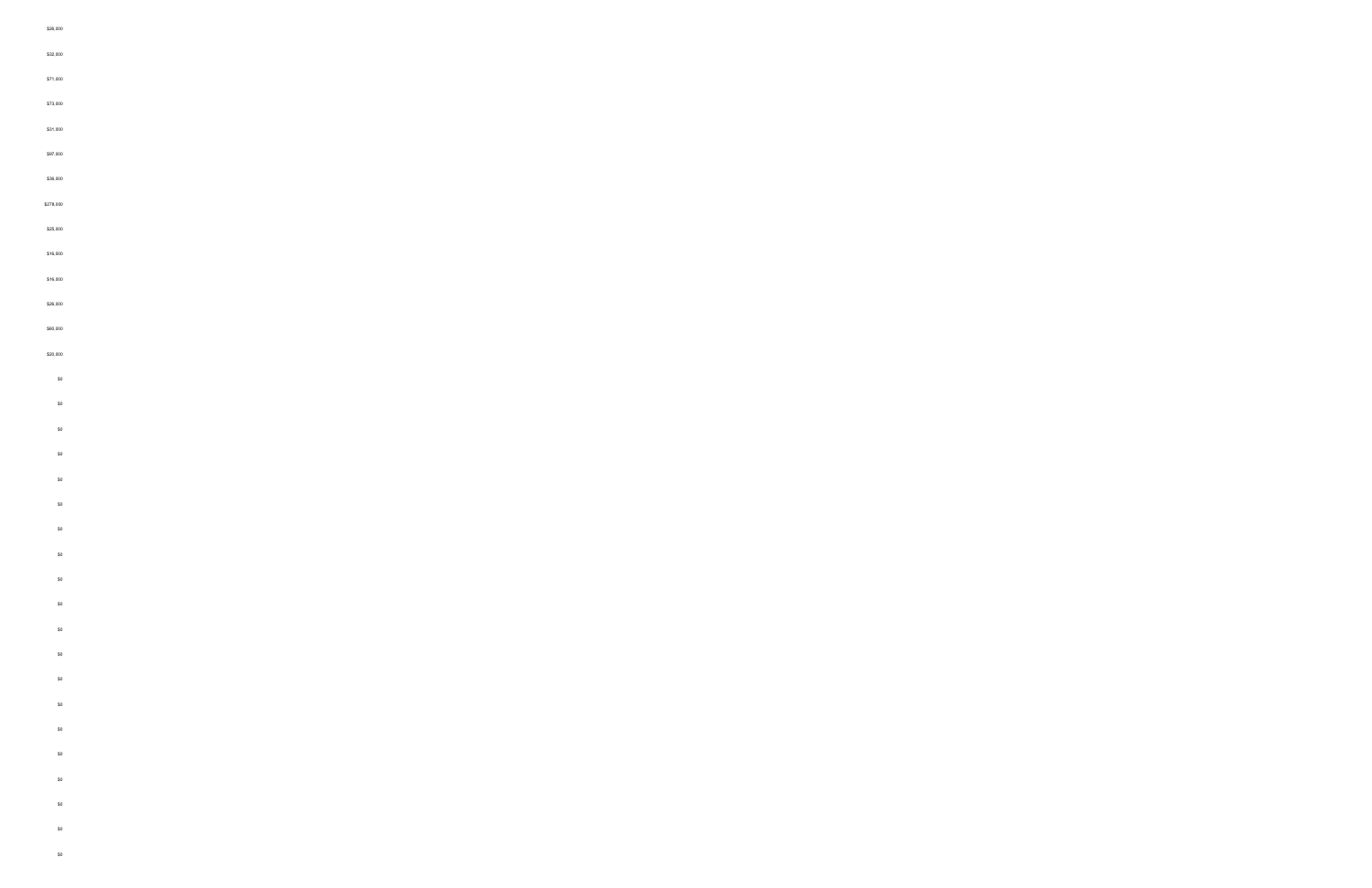$26,000

$32,000

$71,000

$73,000

$31,000

$97,000

$36,000

$278,000

$25,000

$16,000

$16,000

$29,000

$60,000

$20,000

$0

$0

$0

$0

$0

$0

$0

$0

$0

$0

$0

$0

$0

$0

$0

$0

$0

$0

$0

$0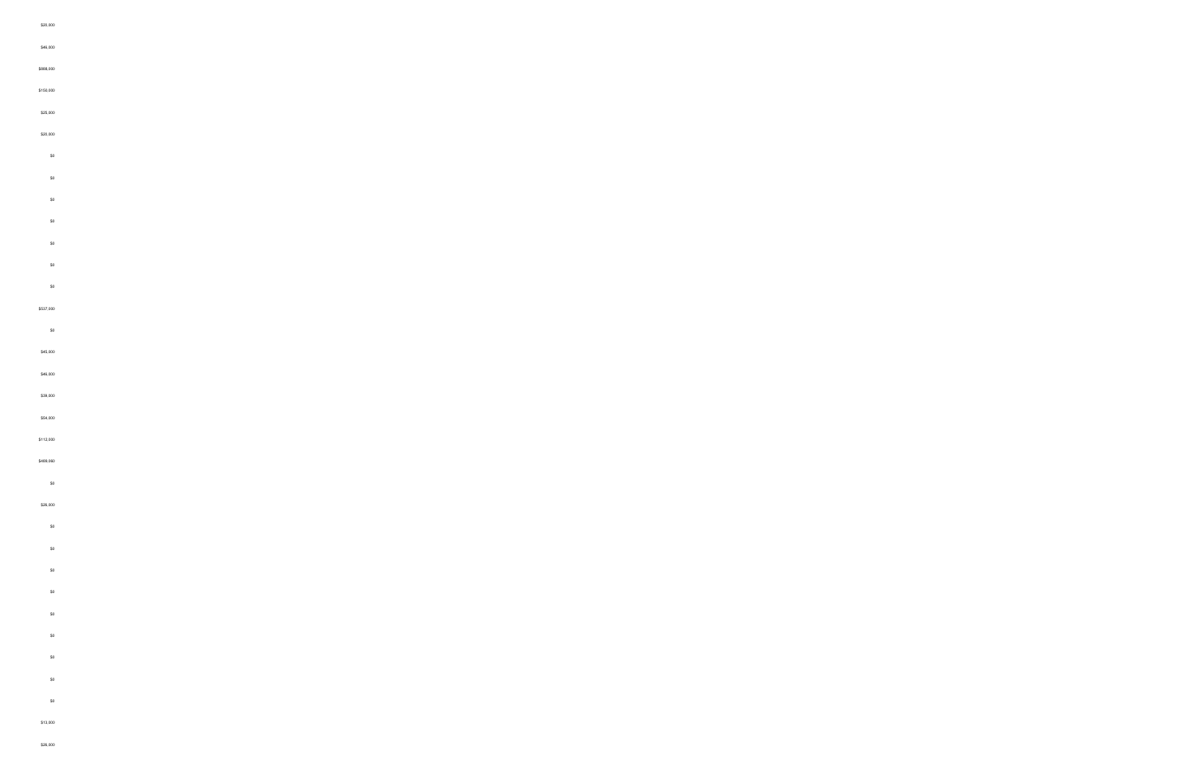$20,000

$46,000

$888,000

$150,000

$25,000

$20,000

$0

$0

$0

$0

$0

$0

$0

$537,900

$0

$45,000

$46,000

$38,000

$54,000

$112,000

$489,060

$0

$26,500

$0

$0

$0

$0

$0

$0

$0

$0

$0

$13,000

$26,000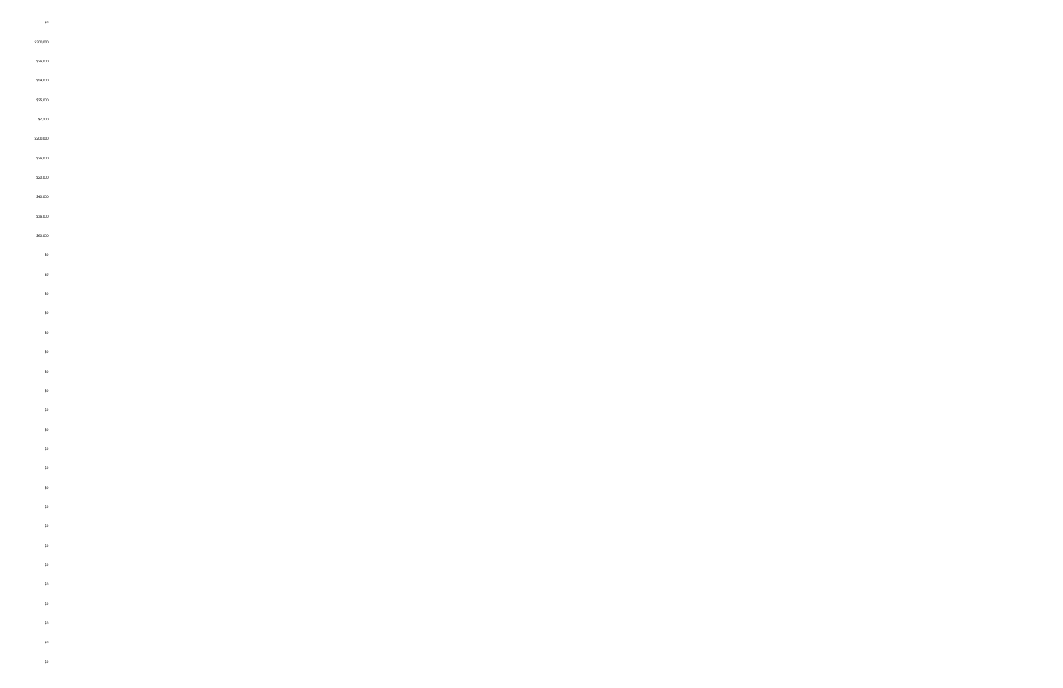$0

$300,000

$36,000

$58,800

$25,000

$7,000

$200,000

$26,000

$20,000

$40,000

$36,000

$60,000

$0

$0

$0

$0

$0

$0

$0

$0

$0

$0

$0

$0

$0

$0

$0

$0

$0

$0

$0

$0

$0

$0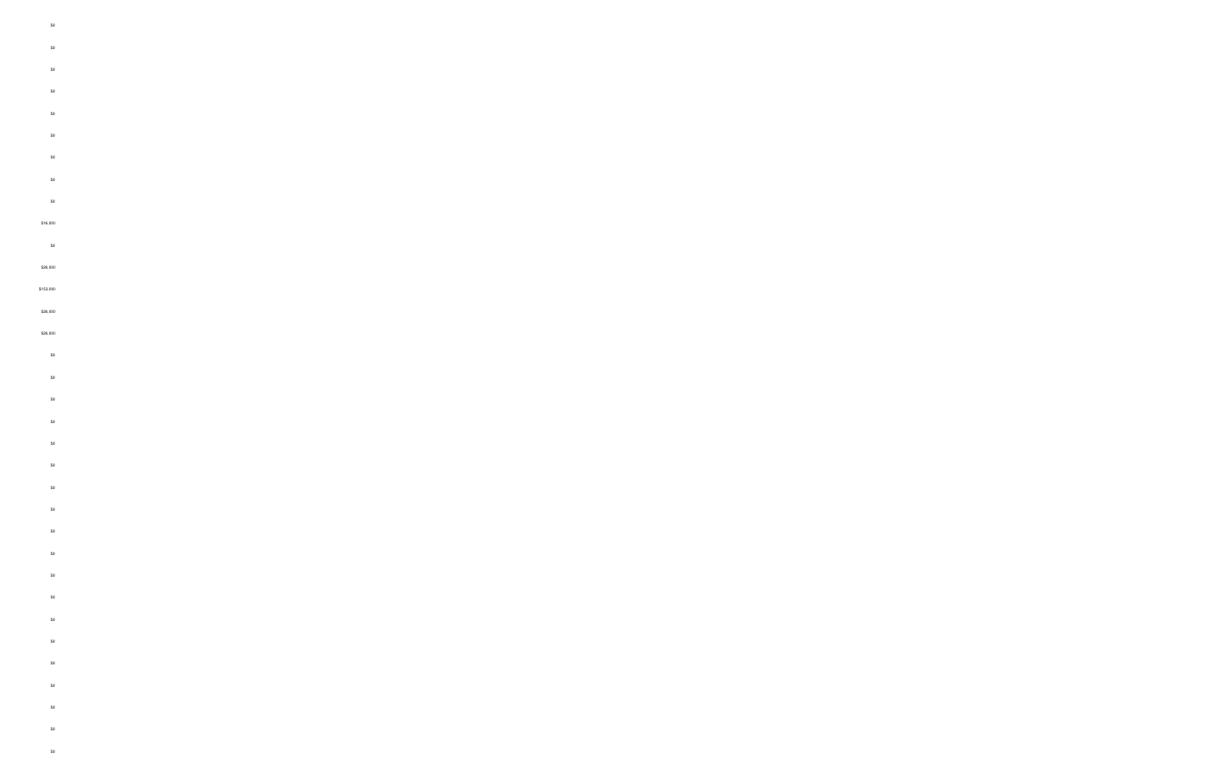$0

$0

$0

$0

$0

$0

$0

$0

$0

$16,800

$0

$26,800

$153,600

$26,800

$26,800

$0

$0

$0

$0

$0

$0

$0

$0

$0

$0

$0

$0

$0

$0

$0

$0

$0

$0

$0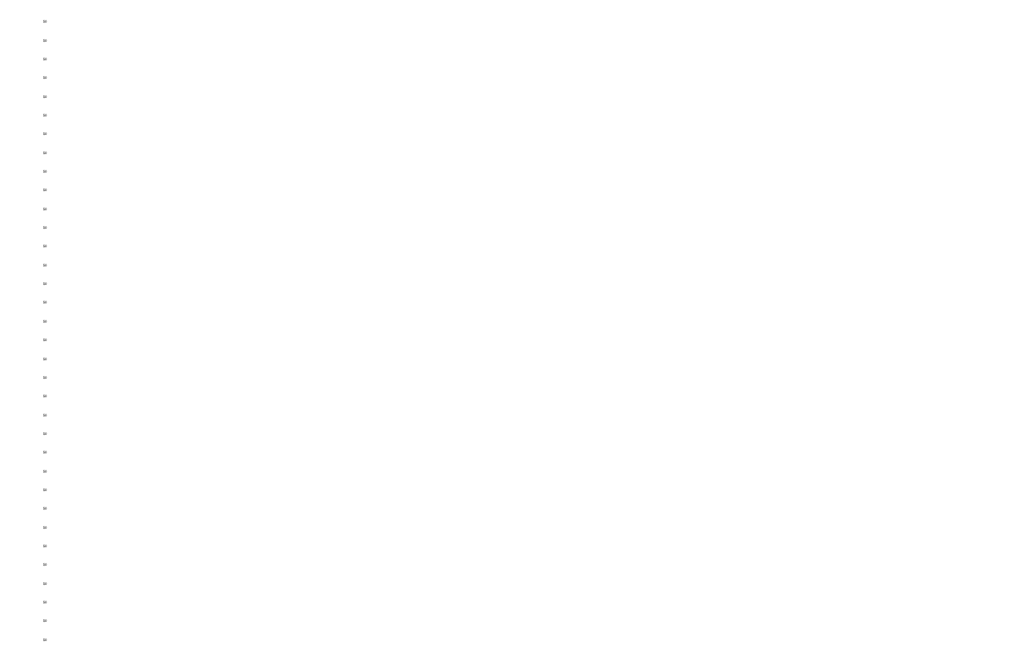$0

$0

$0

$0

$0

$0

$0

$0

$0

$0

$0

$0

$0

$0

$0

$0

$0

$0

$0

$0

$0

$0

$0

$0

$0

$0

$0

$0

$0

$0

$0

$0

$0

$0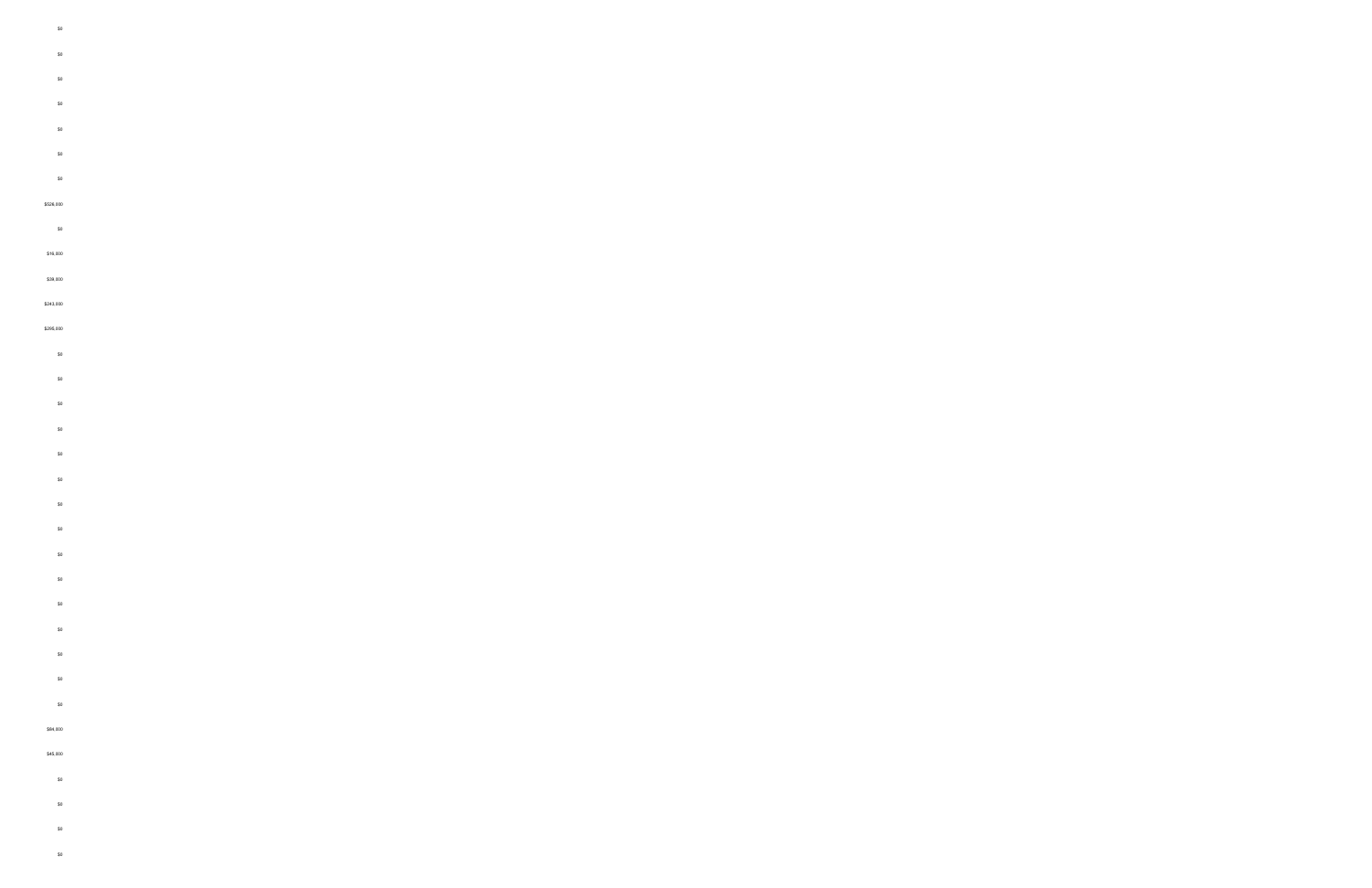$0

$0

$0

$0

$0

$0

$0

$526,000

$0

$16,800

$38,800

$243,000

$295,000

$0

$0

$0

$0

$0

$0

$0

$0

$0

$0

$0

$0

$0

$0

$0

$84,000

$45,800

$0

$0

$0

$0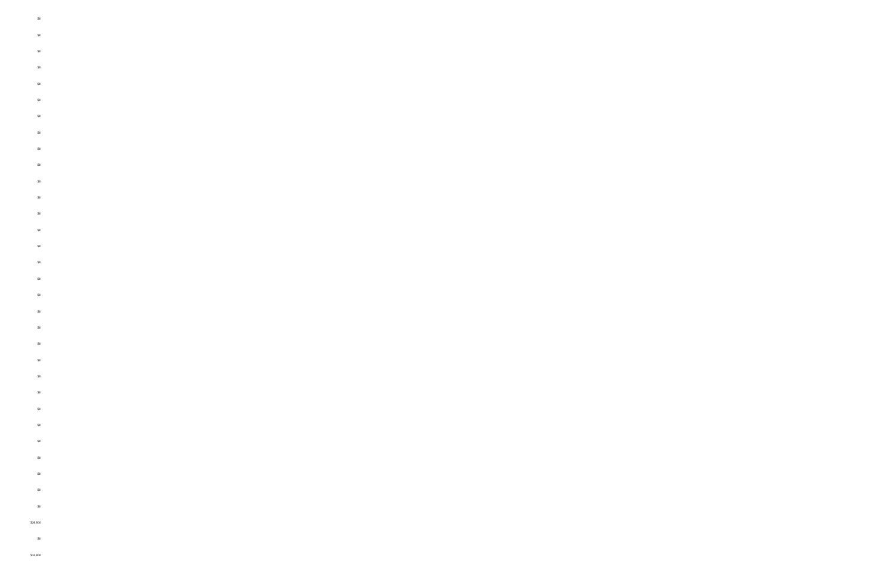$0

$0

$0

$0

$0

$0

$0

$0

$0

$0

$0

$0

$0

$0

$0

$0

$0

$0

$0

$0

$0

$0

$0

$0

$0

$0

$0

$0

$0

$0

$0

$26,000

$0

$33,000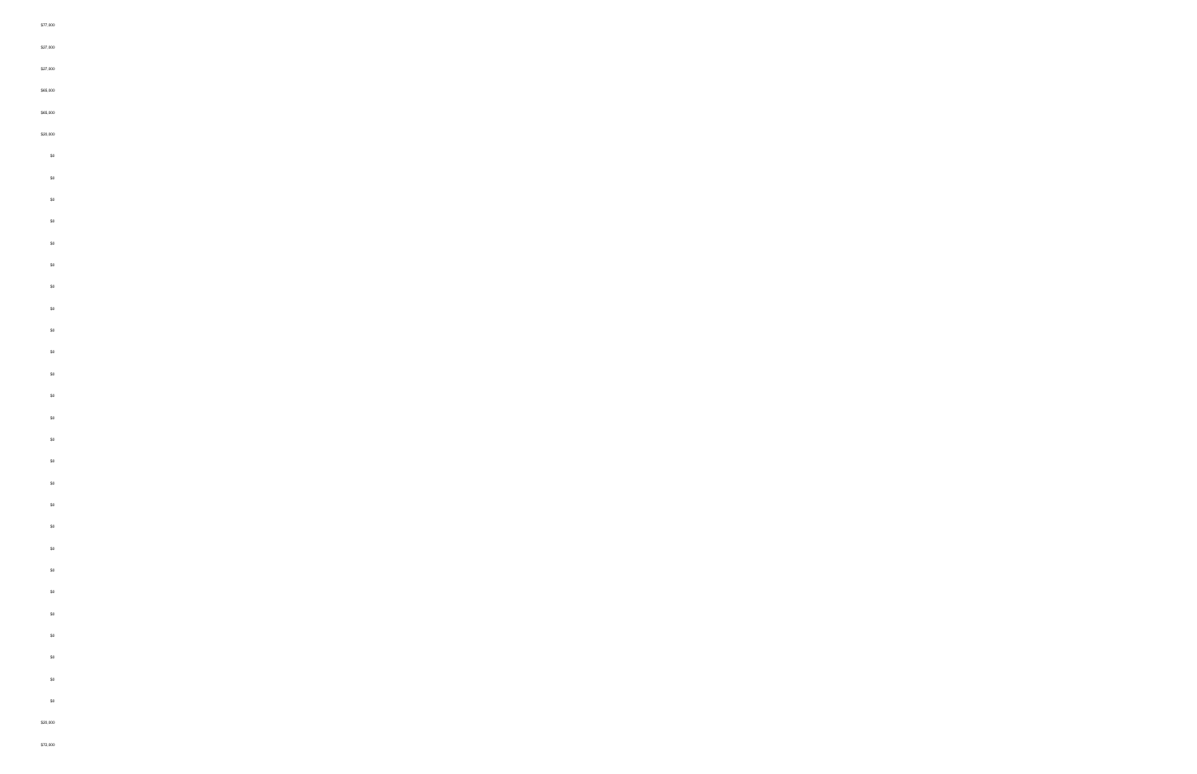$77,800

$27,800

$27,800

$65,800

$65,800

$20,800

$0

$0

$0

$0

$0

$0

$0

$0

$0

$0

$0

$0

$0

$0

$0

$0

$0

$0

$0

$0

$0

$0

$0

$0

$0

$0

$0

$20,800

$72,800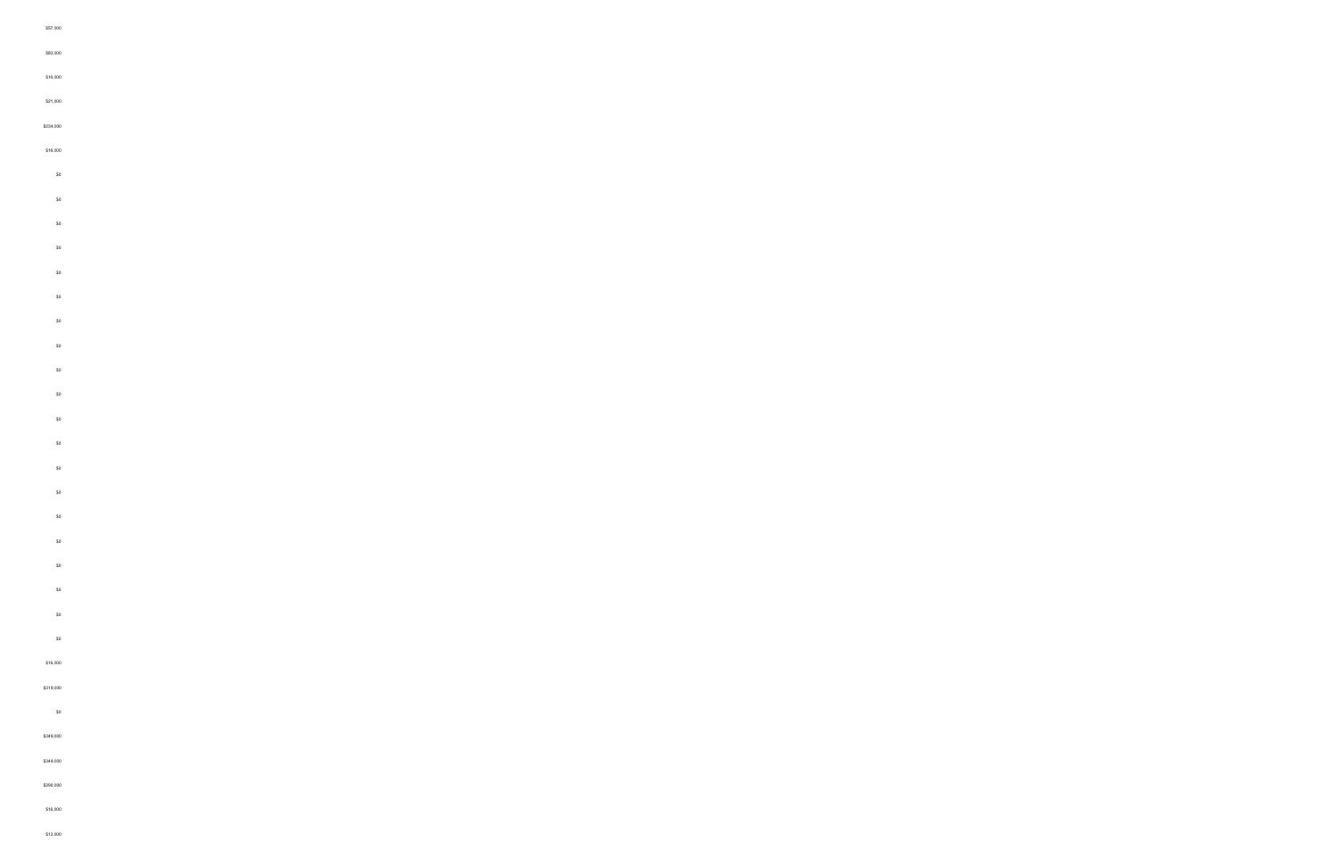$57,000

$83,000

$16,000

$21,000

$234,000

$16,000

$0

$0

$0

$0

$0

$0

$0

$0

$0

$0

$0

$0

$0

$0

$0

$0

$0

$0

$0

$0

$16,000

$318,000

$0

$348,000

$348,000

$290,000

$16,000

$12,000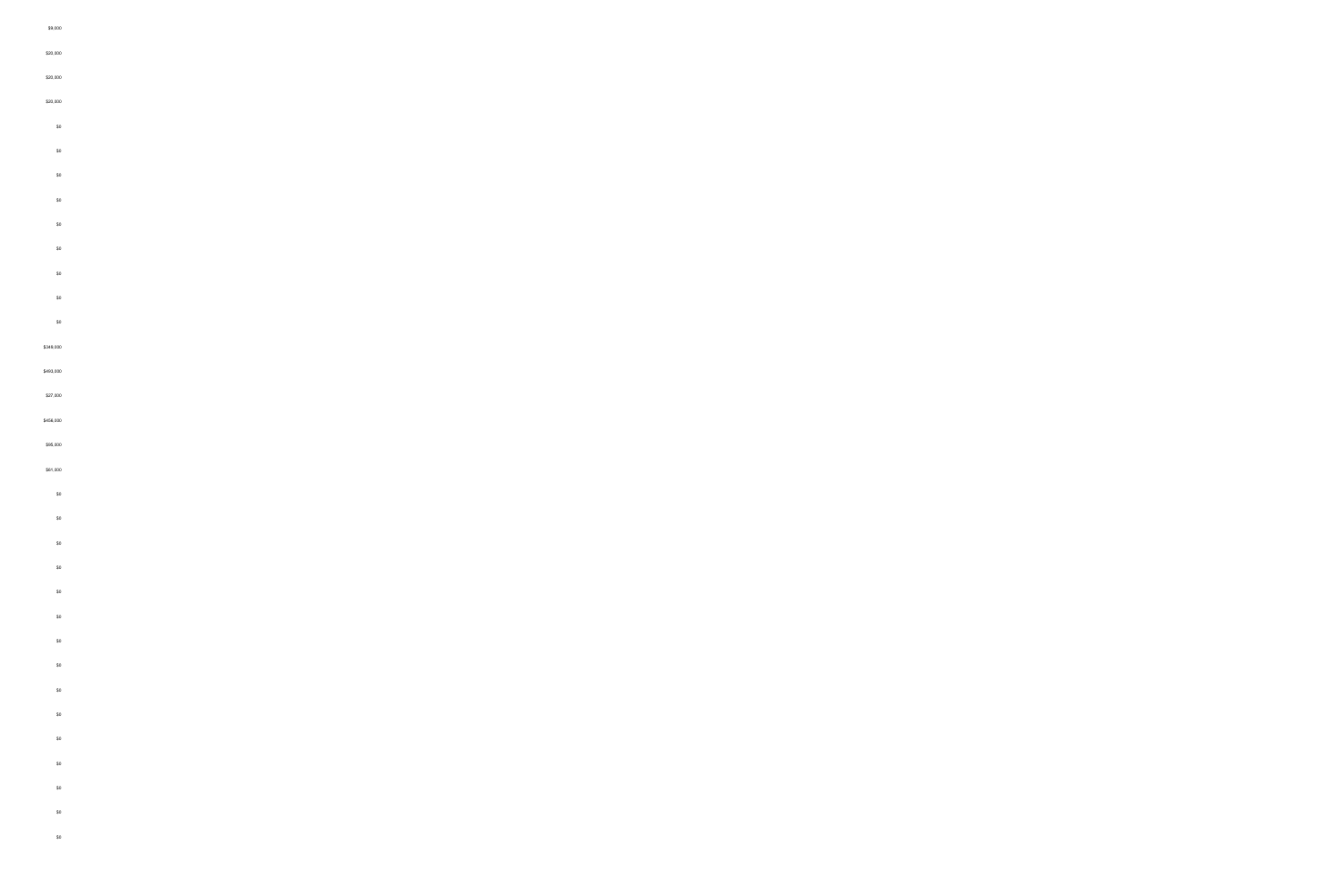$9,000

$28,800

$28,800

$28,800

$0

$0

$0

$0

$0

$0

$0

$0

$0

$346,000

$493,000

$27,600

$456,000

$95,800

$61,800

$0

$0

$0

$0

$0

$0

$0

$0

$0

$0

$0

$0

$0

$0

$0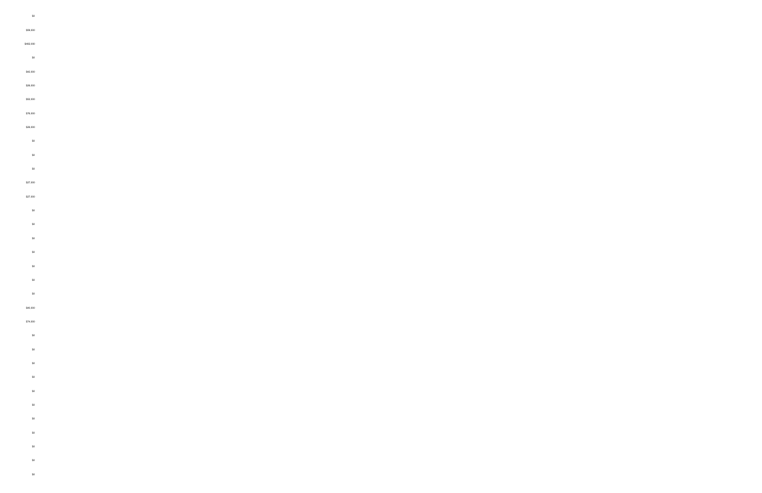$0

$59,800

$482,930

$0

$42,800

$26,800

$52,800

$78,800

$26,800

$0

$0

$0

$27,800

$27,800

$0

$0

$0

$0

$0

$0

$0

$40,800

$74,800

$0

$0

$0

$0

$0

$0

$0

$0

$0

$0

$0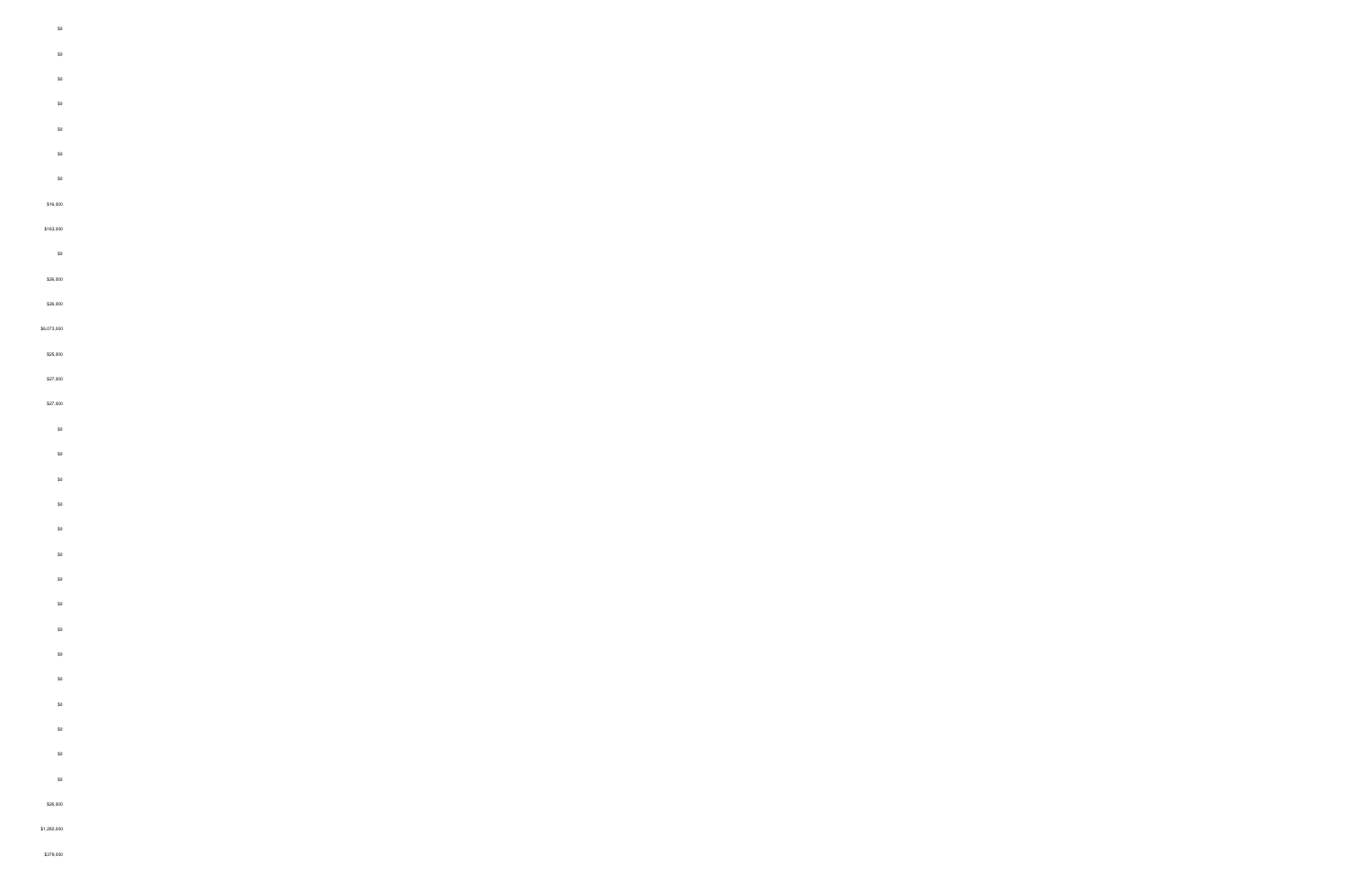$0

$0

$0

$0

$0

$0

$0

$16,800

$163,000

$0

$26,800

$29,800

$6,073,800

$25,800

$27,800

$27,800

$0

$0

$0

$0

$0

$0

$0

$0

$0

$0

$0

$0

$0

$0

$0

$26,800

$1,262,000

$379,000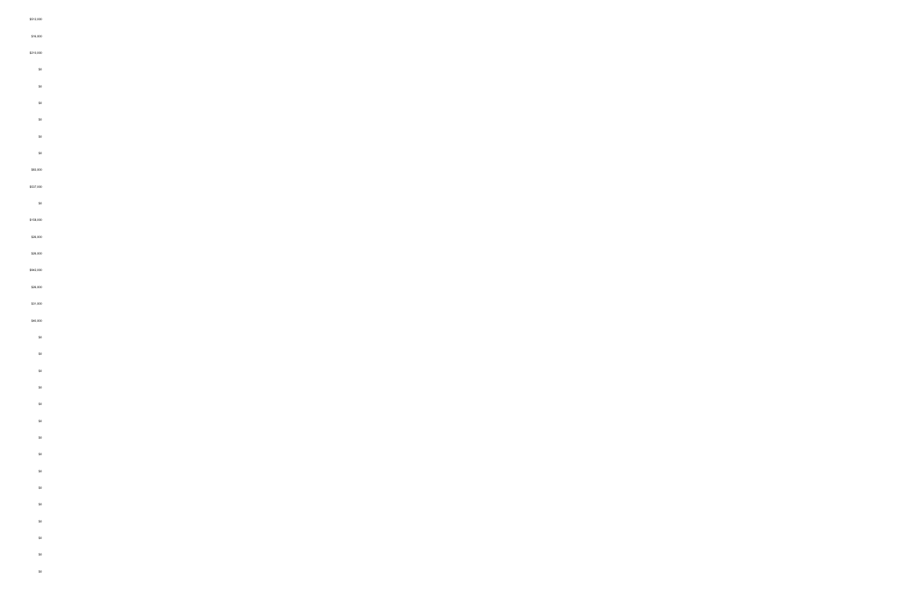$513,900

$16,800

$210,900

$0

$0

$0

$0

$0

$0

$80,800

$537,900

$0

$158,000

$26,800

$26,800

$942,500

$26,800

$31,800

$40,800

$0

$0

$0

$0

$0

$0

$0

$0

$0

$0

$0

$0

$0

$0

$0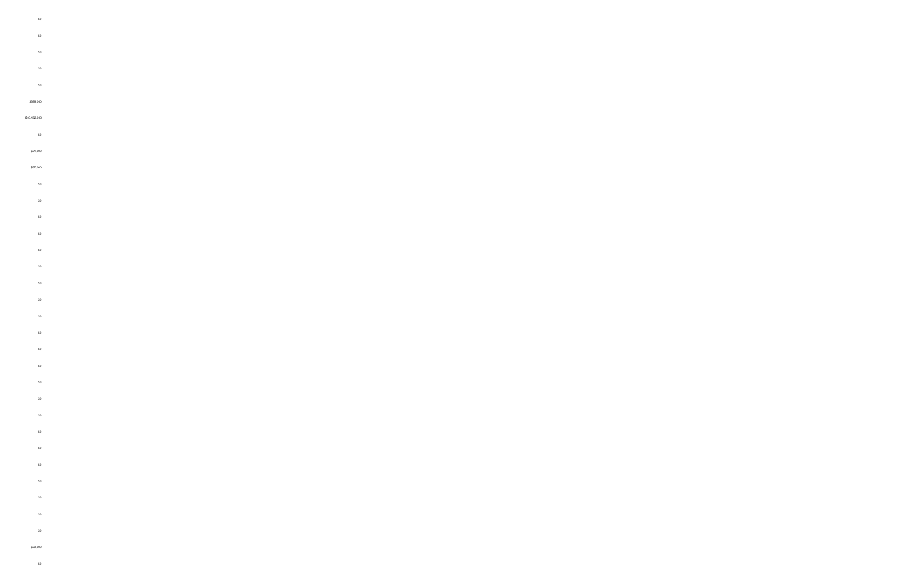$0

$0

$0

$0

$0

$699,000

$40,162,000

$0

$21,800

$57,800

$0

$0

$0

$0

$0

$0

$0

$0

$0

$0

$0

$0

$0

$0

$0

$0

$0

$0

$0

$0

$0

$0

$20,000

$0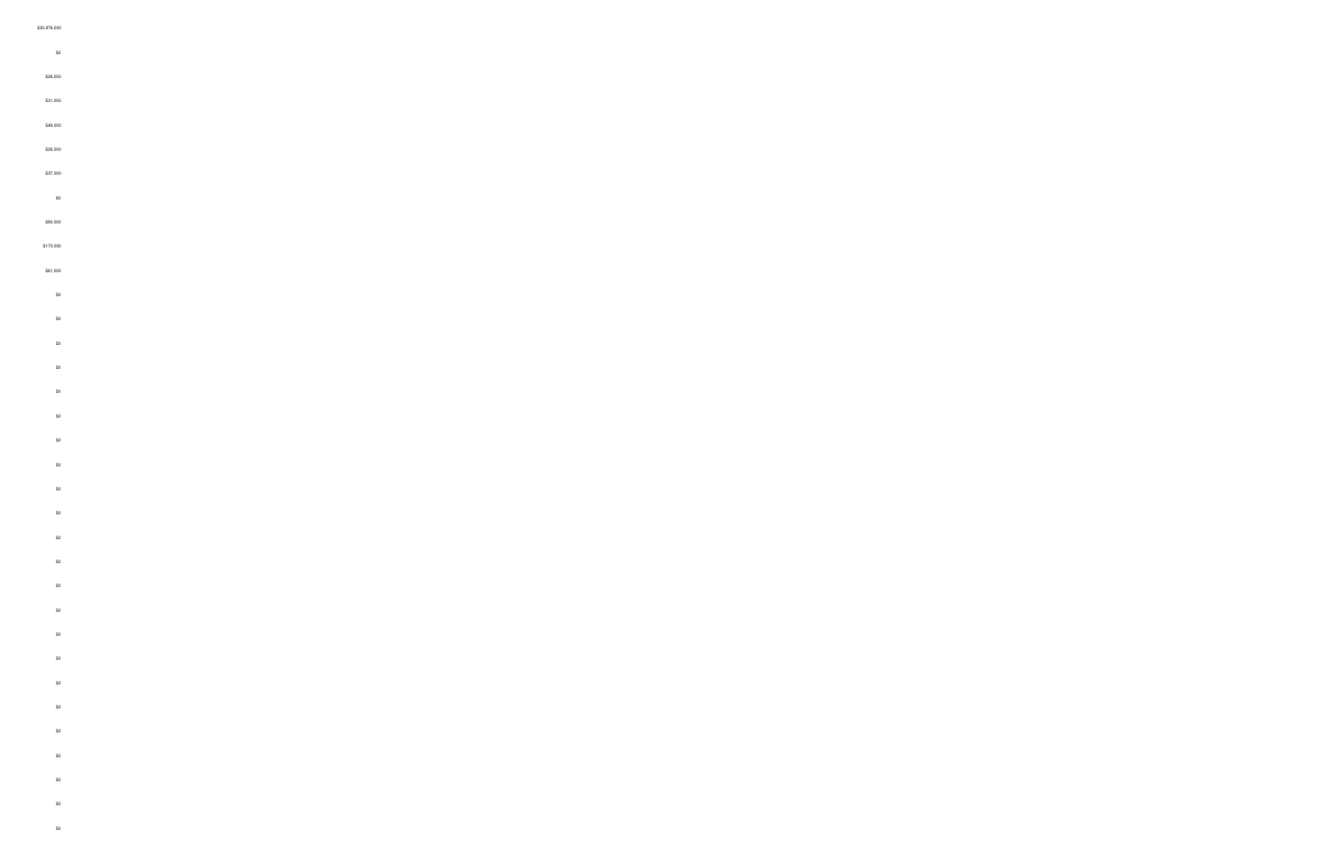$35,976,000

$0

$26,000

$31,000

$48,000

$26,000

$37,000

$0

$98,000

$178,000

$61,000

$0

$0

$0

$0

$0

$0

$0

$0

$0

$0

$0

$0

$0

$0

$0

$0

$0

$0

$0

$0

$0

$0

$0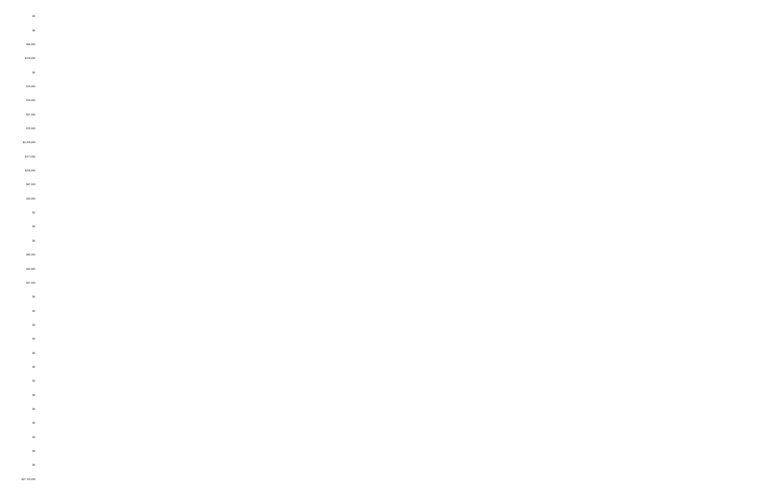$0

$0

$26,000

$319,000

$0

$16,800

$16,800

$21,800

$70,800

$2,335,800

$311,600

$230,800

$47,900

$33,800

$0

$0

$0

$40,600

$23,800

$21,800

$0

$0

$0

$0

$0

$0

$0

$0

$0

$0

$0

$0

$0

$27,123,000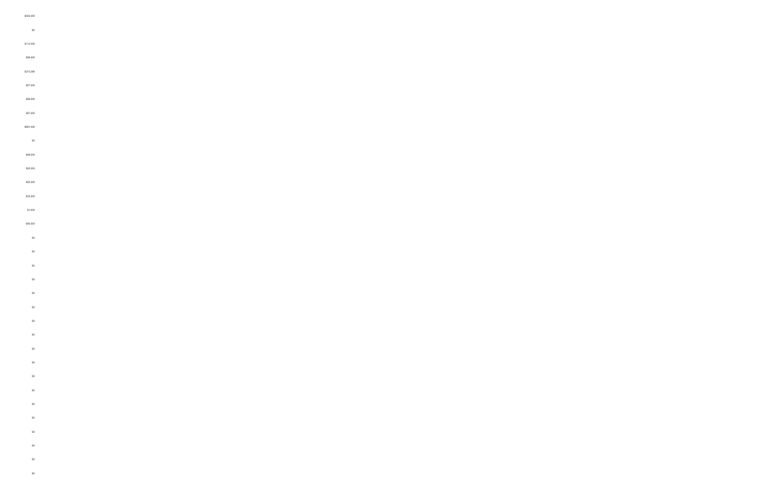$502,000

$0

$112,000

$58,000

$273,390

$27,000

$26,000

$57,000

$661,000

$0

$48,000

$20,000

$20,000

$32,000

$1,000

$45,000

$0

$0

$0

$0

$0

$0

$0

$0

$0

$0

$0

$0

$0

$0

$0

$0

$0

$0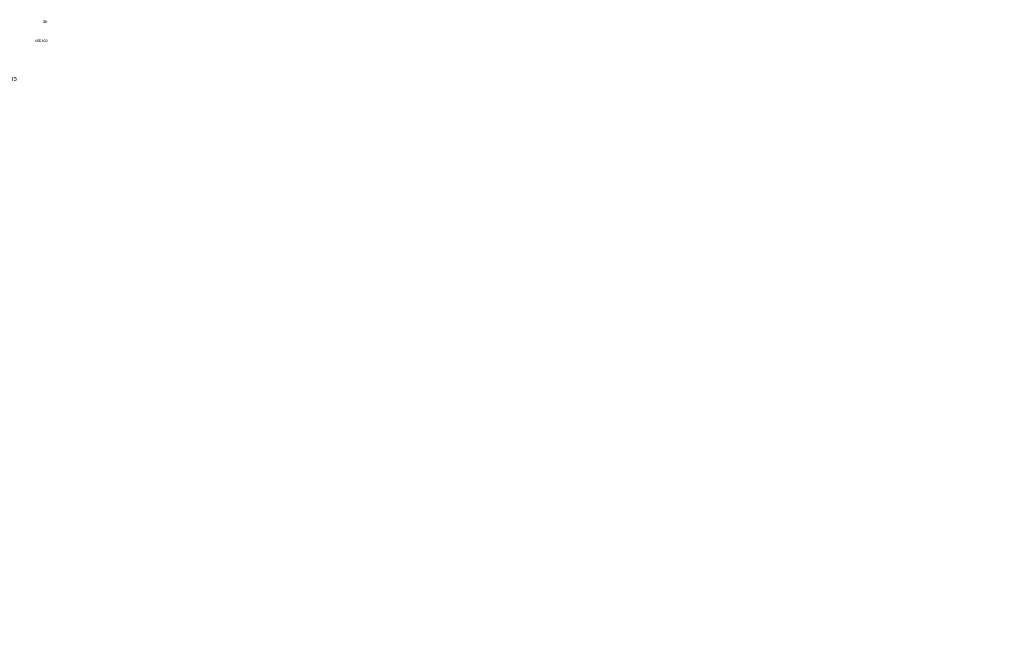$0

$65,000

18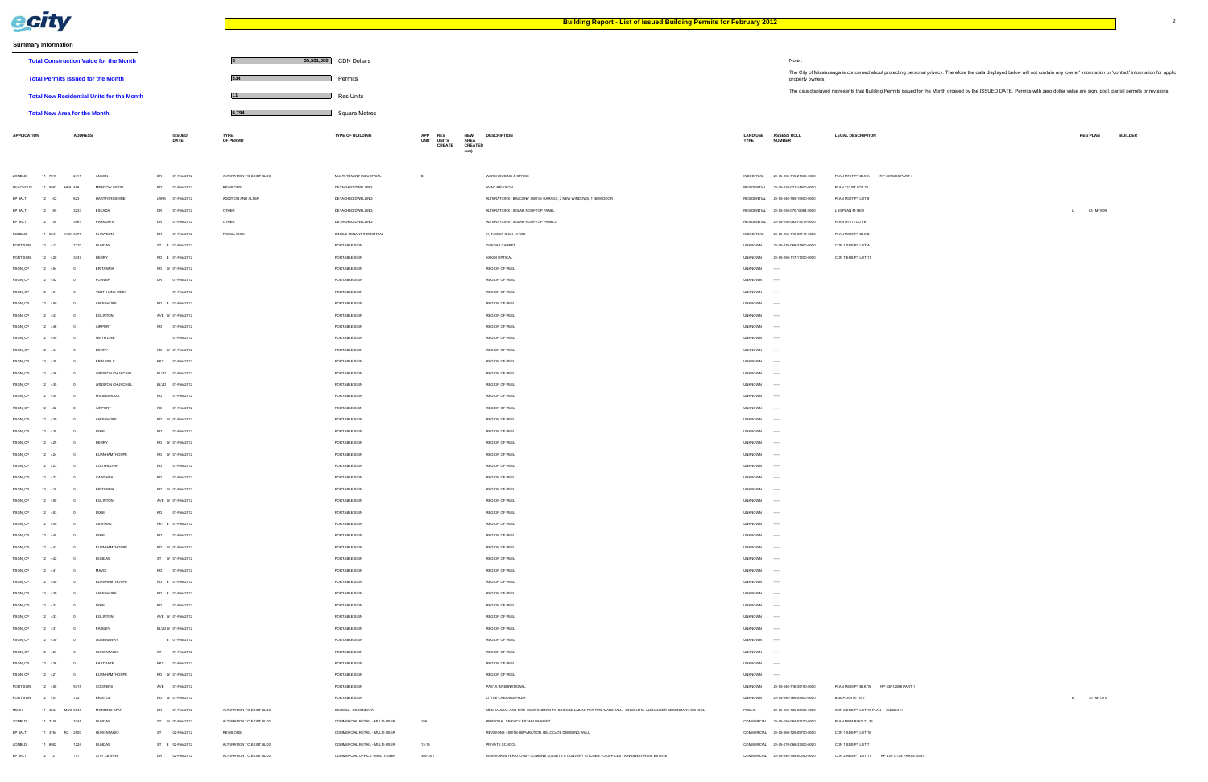# Building Report - List of Issued Building Permits for February 2012

## Summary Information

| | | |
|---|---|---|
| **Total Construction Value for the Month** | $ 35,501,000 | CDN Dollars |
| **Total Permits Issued for the Month** | 534 | Permits |
| **Total New Residential Units for the Month** | 11 | Res Units |
| **Total New Area for the Month** | 6,794 | Square Metres |

Note :

The City of Mississauga is concerned about protecting personal privacy. Therefore the data displayed below will not contain any 'owner' information or 'contact' information for applic property owners.

The date displayed represents that Building Permits issued for the Month ordered by the ISSUED DATE. Permits with zero dollar value are sign, pool, partial permits or revisions.

| APPLICATION | | | ADDRESS | | | ISSUED DATE | TYPE OF PERMIT | TYPE OF BUILDING | APP UNIT | RES UNITS CREATE | NEW AREA CREATED (sm) | DESCRIPTION | LAND USE TYPE | ASSESS ROLL NUMBER | LEGAL DESCRIPTION | REG PLAN | BUILDER |
|---|---|---|---|---|---|---|---|---|---|---|---|---|---|---|---|---|---|
| ZONBLD | 11 7078 | | 2411 | ANSON | DR | 01-Feb-2012 | ALTERATION TO EXIST BLDG | MULTI-TENANT INDUSTRIAL | B | | | WAREHOUSING & OFFICE | INDUSTRIAL | 21-05-050-116-21405-0000 | PLAN M767 PT BLK A RP 43R8869 PART 4 | | |
| HVACHOUS | 11 5663 | HEA 486 | | MEADOW WOOD | RD | 01-Feb-2012 | REVISIONS | DETACHED DWELLING | | | | HVAC REVISION | RESIDENTIAL | 21-05-020-021-14600-0000 | PLAN 333 PT LOT 78 | | |
| BP 9ALT | 12 52 | | 623 | HARTFORDSHIRE | LANE | 01-Feb-2012 | ADDITION AND ALTER | DETACHED DWELLING | | | | ALTERATIONS - BALCONY ABOVE GARAGE, 2 NEW WINDOWS, 1 NEW DOOR | RESIDENTIAL | 21-05-040-156-19600-0000 | PLAN M307 PT LOT 8 | | |
| BP 9ALT | 12 85 | | 5233 | ESCADA | DR | 01-Feb-2012 | OTHER | DETACHED DWELLING | | | | ALTERATIONS - SOLAR ROOFTOP PANEL | RESIDENTIAL | 21-05-150-070-16084-0000 | L 83 PLAN M-1609 | L 83 M-1609 | |
| BP 9ALT | 12 144 | | 3961 | PARKGATE | DR | 01-Feb-2012 | OTHER | DETACHED DWELLING | | | | ALTERATIONS - SOLAR ROOFTOP PANELS | RESIDENTIAL | 21-05-150-082-75419-0000 | PLAN M1111 LOT 8 | | |
| SGNBLD | 11 6641 | VAR 6375 | | SHAWSON | DR | 01-Feb-2012 | FASCIA SIGN | SINGLE TENANT INDUSTRIAL | | | | (1) FASCIA SIGN - ATOS | INDUSTRIAL | 21-05-050-116-39110-0000 | PLAN M010 PT BLK B | | |
| PORT SGN | 12 417 | | 2110 | DUNDAS | ST E | 01-Feb-2012 | | PORTABLE SIGN | | | | DUNDAS CARPET | UNKNOWN | 21-05-070-068-37900-0000 | CON 1 SDS PT LOT A | | |
| PORT SGN | 12 420 | | 3437 | DERRY | RD E | 01-Feb-2012 | | PORTABLE SIGN | | | | HAKIM OPTICAL | UNKNOWN | 21-05-050-117-17200-0000 | CON 7 EHS PT LOT 11 | | |
| PSGN_CP | 12 454 | | 0 | BRITANNIA | RD W | 01-Feb-2012 | | PORTABLE SIGN | | | | REGION OF PEEL | UNKNOWN | ---- | | | |
| PSGN_CP | 12 452 | | 0 | FOWLER | DR | 01-Feb-2012 | | PORTABLE SIGN | | | | REGION OF PEEL | UNKNOWN | ---- | | | |
| PSGN_CP | 12 451 | | 0 | TENTH LINE WEST | | 01-Feb-2012 | | PORTABLE SIGN | | | | REGION OF PEEL | UNKNOWN | ---- | | | |
| PSGN_CP | 12 450 | | 0 | LAKESHORE | RD E | 01-Feb-2012 | | PORTABLE SIGN | | | | REGION OF PEEL | UNKNOWN | ---- | | | |
| PSGN_CP | 12 447 | | 0 | EGLINTON | AVE W | 01-Feb-2012 | | PORTABLE SIGN | | | | REGION OF PEEL | UNKNOWN | ---- | | | |
| PSGN_CP | 12 446 | | 0 | AIRPORT | RD | 01-Feb-2012 | | PORTABLE SIGN | | | | REGION OF PEEL | UNKNOWN | ---- | | | |
| PSGN_CP | 12 445 | | 0 | NINTH LINE | | 01-Feb-2012 | | PORTABLE SIGN | | | | REGION OF PEEL | UNKNOWN | ---- | | | |
| PSGN_CP | 12 444 | | 0 | DERRY | RD W | 01-Feb-2012 | | PORTABLE SIGN | | | | REGION OF PEEL | UNKNOWN | ---- | | | |
| PSGN_CP | 12 438 | | 0 | ERIN MILLS | PKY | 01-Feb-2012 | | PORTABLE SIGN | | | | REGION OF PEEL | UNKNOWN | ---- | | | |
| PSGN_CP | 12 436 | | 0 | WINSTON CHURCHILL | BLVD | 01-Feb-2012 | | PORTABLE SIGN | | | | REGION OF PEEL | UNKNOWN | ---- | | | |
| PSGN_CP | 12 435 | | 0 | WINSTON CHURCHILL | BLVD | 01-Feb-2012 | | PORTABLE SIGN | | | | REGION OF PEEL | UNKNOWN | ---- | | | |
| PSGN_CP | 12 434 | | 0 | MISSISSAUGA | RD | 01-Feb-2012 | | PORTABLE SIGN | | | | REGION OF PEEL | UNKNOWN | ---- | | | |
| PSGN_CP | 12 432 | | 0 | AIRPORT | RD | 01-Feb-2012 | | PORTABLE SIGN | | | | REGION OF PEEL | UNKNOWN | ---- | | | |
| PSGN_CP | 12 429 | | 0 | LAKESHORE | RD W | 01-Feb-2012 | | PORTABLE SIGN | | | | REGION OF PEEL | UNKNOWN | ---- | | | |
| PSGN_CP | 12 428 | | 0 | DIXIE | RD | 01-Feb-2012 | | PORTABLE SIGN | | | | REGION OF PEEL | UNKNOWN | ---- | | | |
| PSGN_CP | 12 425 | | 0 | DERRY | RD W | 01-Feb-2012 | | PORTABLE SIGN | | | | REGION OF PEEL | UNKNOWN | ---- | | | |
| PSGN_CP | 12 424 | | 0 | BURNHAMTHORPE | RD W | 01-Feb-2012 | | PORTABLE SIGN | | | | REGION OF PEEL | UNKNOWN | ---- | | | |
| PSGN_CP | 12 423 | | 0 | SOUTHDOWN | RD | 01-Feb-2012 | | PORTABLE SIGN | | | | REGION OF PEEL | UNKNOWN | ---- | | | |
| PSGN_CP | 12 422 | | 0 | CAWTHRA | RD | 01-Feb-2012 | | PORTABLE SIGN | | | | REGION OF PEEL | UNKNOWN | ---- | | | |
| PSGN_CP | 12 418 | | 0 | BRITANNIA | RD W | 01-Feb-2012 | | PORTABLE SIGN | | | | REGION OF PEEL | UNKNOWN | ---- | | | |
| PSGN_CP | 12 459 | | 0 | EGLINTON | AVE W | 01-Feb-2012 | | PORTABLE SIGN | | | | REGION OF PEEL | UNKNOWN | ---- | | | |
| PSGN_CP | 12 455 | | 0 | DIXIE | RD | 01-Feb-2012 | | PORTABLE SIGN | | | | REGION OF PEEL | UNKNOWN | ---- | | | |
| PSGN_CP | 12 449 | | 0 | CENTRAL | PKY E | 01-Feb-2012 | | PORTABLE SIGN | | | | REGION OF PEEL | UNKNOWN | ---- | | | |
| PSGN_CP | 12 448 | | 0 | DIXIE | RD | 01-Feb-2012 | | PORTABLE SIGN | | | | REGION OF PEEL | UNKNOWN | ---- | | | |
| PSGN_CP | 12 443 | | 0 | BURNHAMTHORPE | RD W | 01-Feb-2012 | | PORTABLE SIGN | | | | REGION OF PEEL | UNKNOWN | ---- | | | |
| PSGN_CP | 12 442 | | 0 | DUNDAS | ST W | 01-Feb-2012 | | PORTABLE SIGN | | | | REGION OF PEEL | UNKNOWN | ---- | | | |
| PSGN_CP | 12 441 | | 0 | MAVIS | RD | 01-Feb-2012 | | PORTABLE SIGN | | | | REGION OF PEEL | UNKNOWN | ---- | | | |
| PSGN_CP | 12 440 | | 0 | BURNHAMTHORPE | RD E | 01-Feb-2012 | | PORTABLE SIGN | | | | REGION OF PEEL | UNKNOWN | ---- | | | |
| PSGN_CP | 12 439 | | 0 | LAKESHORE | RD E | 01-Feb-2012 | | PORTABLE SIGN | | | | REGION OF PEEL | UNKNOWN | ---- | | | |
| PSGN_CP | 12 437 | | 0 | DIXIE | RD | 01-Feb-2012 | | PORTABLE SIGN | | | | REGION OF PEEL | UNKNOWN | ---- | | | |
| PSGN_CP | 12 433 | | 0 | EGLINTON | AVE W | 01-Feb-2012 | | PORTABLE SIGN | | | | REGION OF PEEL | UNKNOWN | ---- | | | |
| PSGN_CP | 12 431 | | 0 | PAISLEY | BLVD W | 01-Feb-2012 | | PORTABLE SIGN | | | | REGION OF PEEL | UNKNOWN | ---- | | | |
| PSGN_CP | 12 430 | | 0 | QUEENSWAY | E | 01-Feb-2012 | | PORTABLE SIGN | | | | REGION OF PEEL | UNKNOWN | ---- | | | |
| PSGN_CP | 12 427 | | 0 | HURONTARIO | ST | 01-Feb-2012 | | PORTABLE SIGN | | | | REGION OF PEEL | UNKNOWN | ---- | | | |
| PSGN_CP | 12 426 | | 0 | EASTGATE | PKY | 01-Feb-2012 | | PORTABLE SIGN | | | | REGION OF PEEL | UNKNOWN | ---- | | | |
| PSGN_CP | 12 421 | | 0 | BURNHAMTHORPE | RD W | 01-Feb-2012 | | PORTABLE SIGN | | | | REGION OF PEEL | UNKNOWN | ---- | | | |
| PORT SGN | 12 406 | | 5715 | COOPERS | AVE | 01-Feb-2012 | | PORTABLE SIGN | | | | PASTA INTERNATIONAL | UNKNOWN | 21-05-040-116-35190-0000 | PLAN M425 PT BLK 16 RP 43R12058 PART 1 | | |
| PORT SGN | 12 407 | | 720 | BRISTOL | RD W | 01-Feb-2012 | | PORTABLE SIGN | | | | LITTLE CAESARS PIZZA | UNKNOWN | 21-05-040-164-93600-0000 | B 30 PLAN M-1370 | B 30 M-1370 | |
| MECH | 11 4634 | MEC 3545 | | MORNING STAR | DR | 01-Feb-2012 | ALTERATION TO EXIST BLDG | SCHOOL - SECONDARY | | | | MECHANICAL AND FIRE COMPONENTS TO SCIENCE LAB AS PER FIRE MARSHALL - LINCOLN M. ALEXANDER SECONDARY SCHOOL | PUBLIC | 21-05-050-108-03600-0000 | CON 5 EHS PT LOT 13 PLAN 752 BLK H | | |
| ZONBLD | 11 7108 | | 3145 | DUNDAS | ST W | 02-Feb-2012 | ALTERATION TO EXIST BLDG | COMMERCIAL RETAIL - MULTI-USER | 10A | | | PERSONAL SERVICE ESTABLISHMENT | COMMERCIAL | 21-05-150-084-03700-0000 | PLAN M674 BLKS 21,26 | | |
| BP 3ALT | 11 3784 | R2 2900 | | HURONTARIO | ST | 02-Feb-2012 | REVISIONS | COMMERCIAL RETAIL - MULTI-USER | | | | REVISIONS - SUTS-BAPAKKTON, RELOCATE DEMISING WALL | COMMERCIAL | 21-05-060-126-05700-0000 | CON 1 SDS PT LOT 16 | | |
| ZONBLD | 11 6682 | | 1224 | DUNDAS | ST E | 02-Feb-2012 | ALTERATION TO EXIST BLDG | COMMERCIAL RETAIL - MULTI-USER | 13-15 | | | PRIVATE SCHOOL | COMMERCIAL | 21-05-070-086-33300-0000 | CON 1 SDS PT LOT 7 | | |
| BP 3ALT | 12 21 | | 191 | CITY CENTRE | DR | 02-Feb-2012 | ALTERATION TO EXIST BLDG | COMMERCIAL OFFICE - MULTI-USER | 300+301 | | | INTERIOR ALTERATIONS - COMBINE (2) UNITS & CONVERT KITCHEN TO OFFICES - KINGSWAY REAL ESTATE | COMMERCIAL | 21-05-040-154-00440-0000 | CON 2 NDS PT LOT 17 RP 43R13129 PARTS 50,51 | | |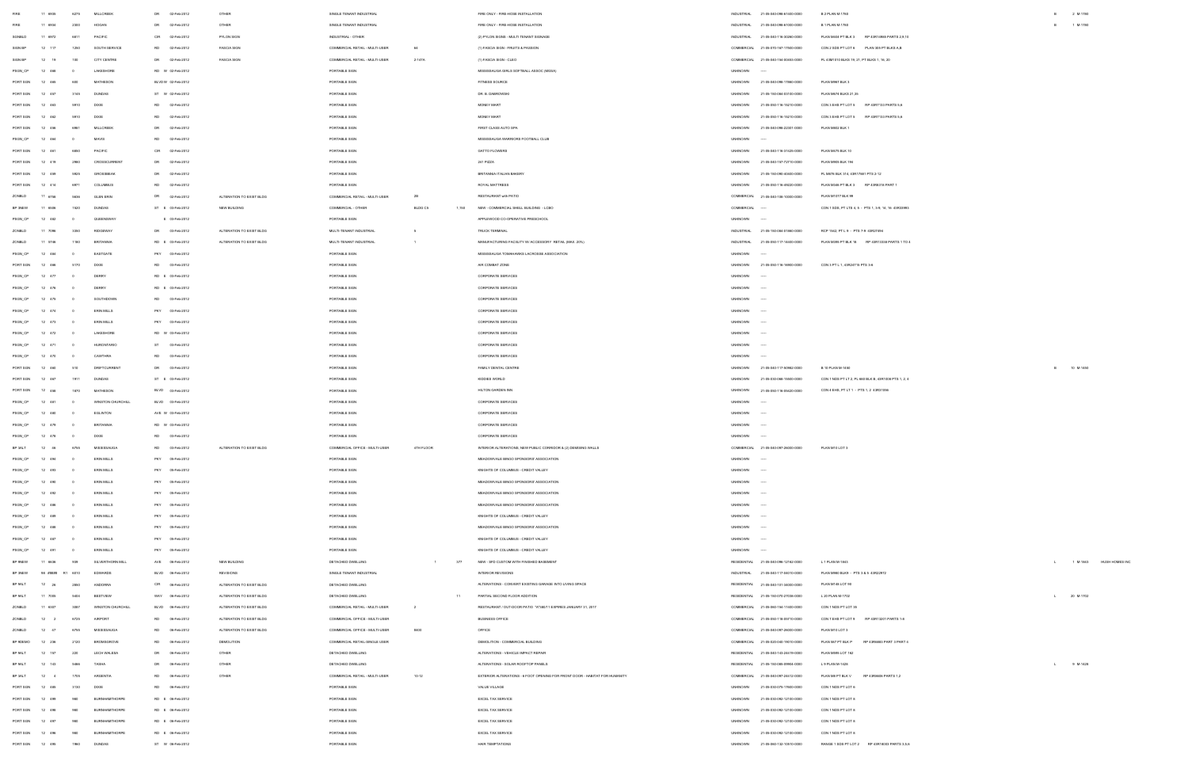| FIRE | 11 6935 | 6275 | MILLCREEK | DR | 02-Feb-2012 | OTHER | SINGLE TENANT INDUSTRIAL | | | FIRE ONLY - FIRE-HOSE INSTALLATION | INDUSTRIAL | 21-05-040-098-61400-0000 | B 2 PLAN M-1780 | B | 2 M-1780 | |
|---|---|---|---|---|---|---|---|---|---|---|---|---|---|---|---|---|
| FIRE | 11 6934 | 2300 | HOGAN | DR | 02-Feb-2012 | OTHER | SINGLE TENANT INDUSTRIAL | | | FIRE ONLY - FIRE-HOSE INSTALLATION | INDUSTRIAL | 21-05-040-098-61300-0000 | B 1 PLAN M-1780 | B | 1 M-1780 | |
| SGNBLD | 11 6972 | 6611 | PACIFIC | CIR | 02-Feb-2012 | PYLON SIGN | INDUSTRIAL - OTHER | | | (2) PYLON SIGNS - MULTI TENANT SIGNAGE | INDUSTRIAL | 21-05-040-116-30280-0000 | PLAN M434 PT BLK 3 RP 43R14866 PARTS 2,9,13 | | | |
| SGN BP | 12 117 | 1250 | SOUTH SERVICE | RD | 02-Feb-2012 | FASCIA SIGN | COMMERCIAL RETAIL - MULTI-USER | 64 | | (1) FASCIA SIGN - FRUITS & PASSION | COMMERCIAL | 21-05-070-167-17500-0000 | CON 2 SDS PT LOT 6 PLAN 300 PT BLKS A,B | | | |
| SGN BP | 12 19 | 100 | CITY CENTRE | DR | 02-Feb-2012 | FASCIA SIGN | COMMERCIAL RETAIL - MULTI-USER | 2-147A | | (1) FASCIA SIGN - CLEO | COMMERCIAL | 21-05-040-154-00003-0000 | PL 43M1010 BLKS 19, 27, PT BLKS 1, 16, 20 | | | |
| PSGN_CP | 12 486 | 0 | LAKESHORE | RD W | 02-Feb-2012 | | PORTABLE SIGN | | | MISSISSAUGA GIRLS SOFTBALL ASSOC (MGSA) | UNKNOWN | ---- | | | | |
| PORT SGN | 12 465 | 600 | MATHESON | BLVD W | 02-Feb-2012 | | PORTABLE SIGN | | | FITNESS SOURCE | UNKNOWN | 21-05-040-098-17860-0000 | PLAN M967 BLK 3 | | | |
| PORT SGN | 12 457 | 3145 | DUNDAS | ST W | 02-Feb-2012 | | PORTABLE SIGN | | | DR. B. DABROWSKI | UNKNOWN | 21-05-150-084-03700-0000 | PLAN M674 BLKS 21,35 | | | |
| PORT SGN | 12 463 | 5910 | DIXIE | RD | 02-Feb-2012 | | PORTABLE SIGN | | | MONEY MART | UNKNOWN | 21-05-050-116-15210-0000 | CON 3 EHS PT LOT 5 RP 43R7133 PARTS 5,6 | | | |
| PORT SGN | 12 462 | 5910 | DIXIE | RD | 02-Feb-2012 | | PORTABLE SIGN | | | MONEY MART | UNKNOWN | 21-05-050-116-15210-0000 | CON 3 EHS PT LOT 5 RP 43R7133 PARTS 5,6 | | | |
| PORT SGN | 12 456 | 6981 | MILLCREEK | DR | 02-Feb-2012 | | PORTABLE SIGN | | | FIRST CLASS AUTO SPA | UNKNOWN | 21-05-040-098-22301-0000 | PLAN M802 BLK 1 | | | |
| PSGN_CP | 12 464 | 0 | MAVIS | RD | 02-Feb-2012 | | PORTABLE SIGN | | | MISSISSAUGA WARRIORS FOOTBALL CLUB | UNKNOWN | ---- | | | | |
| PORT SGN | 12 461 | 6650 | PACIFIC | CIR | 02-Feb-2012 | | PORTABLE SIGN | | | DATTO FLOWERS | UNKNOWN | 21-05-040-116-31425-0000 | PLAN M575 BLK 13 | | | |
| PORT SGN | 12 419 | 2960 | CROSSCURRENT | DR | 02-Feb-2012 | | PORTABLE SIGN | | | 241 PIZZA | UNKNOWN | 21-05-040-157-72710-0000 | PLAN M995 BLK 194 | | | |
| PORT SGN | 12 459 | 5925 | GROSBEAK | DR | 02-Feb-2012 | | PORTABLE SIGN | | | BRITANNIA ITALIAN BAKERY | UNKNOWN | 21-05-150-080-40500-0000 | PL M676 BLK 374, 43R17851 PTS 2-12 | | | |
| PORT SGN | 12 414 | 6971 | COLUMBUS | RD | 02-Feb-2012 | | PORTABLE SIGN | | | ROYAL MATTRESS | UNKNOWN | 21-05-050-116-49220-0000 | PLAN M346 PT BLK 3 RP 43R8316 PART 1 | | | |
| ZONBLD | 11 6796 | 5636 | GLEN ERIN | DR | 02-Feb-2012 | ALTERATION TO EXIST BLDG | COMMERCIAL RETAIL - MULTI-USER | 2B | | RESTAURANT with PATIO | COMMERCIAL | 21-05-040-108-10000-0000 | PLAN M1077 BLK 99 | | | |
| BP 9NEW | 11 6636 | 1520 | DUNDAS | ST E | 03-Feb-2012 | NEW BUILDING | COMMERCIAL - OTHER | BLDG C3 | 1,150 | NEW - COMMERCIAL SHELL BUILDING - LOBO | COMMERCIAL | ---- | CON 1 SDS, PT LTS 4, 5 - PTS 1, 3-9, 14, 15 43R33965 | | | |
| PSGN_CP | 12 482 | 0 | QUEENSWAY | E | 03-Feb-2012 | | PORTABLE SIGN | | | APPLEWOOD CO-OPERATIVE PRESCHOOL | UNKNOWN | ---- | | | | |
| ZONBLD | 11 7096 | 3350 | RIDGEWAY | DR | 03-Feb-2012 | ALTERATION TO EXIST BLDG | MULTI-TENANT INDUSTRIAL | 8 | | TRUCK TERMINAL | INDUSTRIAL | 21-05-150-084-01960-0000 | RCP 1542, PT L 8 - PTS 7-8 43R21494 | | | |
| ZONBLD | 11 6746 | 1180 | BRITANNIA | RD E | 03-Feb-2012 | ALTERATION TO EXIST BLDG | MULTI-TENANT INDUSTRIAL | 1 | | MANUFACTURING FACILITY W/ ACCESSORY RETAIL (MAX. 20%) | INDUSTRIAL | 21-05-050-117-14400-0000 | PLAN M399 PT BLK 18 RP 43R13338 PARTS 1 TO 4 | | | |
| PSGN_CP | 12 484 | 0 | EASTGATE | PKY | 03-Feb-2012 | | PORTABLE SIGN | | | MISSISSAUGA TOMAHAWKS LACROSSE ASSOCIATION | UNKNOWN | ---- | | | | |
| PORT SGN | 12 466 | 3170 | DIXIE | RD | 03-Feb-2012 | | PORTABLE SIGN | | | AIR COMBAT ZONE | UNKNOWN | 21-05-050-116-16900-0000 | CON 3 PT L 1, 43R24718 PTS 5-6 | | | |
| PSGN_CP | 12 477 | 0 | DERRY | RD E | 03-Feb-2012 | | PORTABLE SIGN | | | CORPORATE SERVICES | UNKNOWN | ---- | | | | |
| PSGN_CP | 12 476 | 0 | DERRY | RD E | 03-Feb-2012 | | PORTABLE SIGN | | | CORPORATE SERVICES | UNKNOWN | ---- | | | | |
| PSGN_CP | 12 475 | 0 | SOUTHDOWN | RD | 03-Feb-2012 | | PORTABLE SIGN | | | CORPORATE SERVICES | UNKNOWN | ---- | | | | |
| PSGN_CP | 12 474 | 0 | ERIN MILLS | PKY | 03-Feb-2012 | | PORTABLE SIGN | | | CORPORATE SERVICES | UNKNOWN | ---- | | | | |
| PSGN_CP | 12 473 | 0 | ERIN MILLS | PKY | 03-Feb-2012 | | PORTABLE SIGN | | | CORPORATE SERVICES | UNKNOWN | ---- | | | | |
| PSGN_CP | 12 472 | 0 | LAKESHORE | RD W | 03-Feb-2012 | | PORTABLE SIGN | | | CORPORATE SERVICES | UNKNOWN | ---- | | | | |
| PSGN_CP | 12 471 | 0 | HURONTARIO | ST | 03-Feb-2012 | | PORTABLE SIGN | | | CORPORATE SERVICES | UNKNOWN | ---- | | | | |
| PSGN_CP | 12 470 | 0 | CAWTHRA | RD | 03-Feb-2012 | | PORTABLE SIGN | | | CORPORATE SERVICES | UNKNOWN | ---- | | | | |
| PORT SGN | 12 460 | 510 | DRIFTCURRENT | DR | 03-Feb-2012 | | PORTABLE SIGN | | | FAMILY DENTAL CENTRE | UNKNOWN | 21-05-040-117-50982-0000 | B 10 PLAN M-1450 | B | 10 M-1450 | |
| PORT SGN | 12 467 | 1911 | DUNDAS | ST E | 03-Feb-2012 | | PORTABLE SIGN | | | KIDDIES WORLD | UNKNOWN | 21-05-030-066-15500-0000 | CON 1 NDS PT LT 2, PL B03 BLK B, 43R7008 PTS 1, 2, 4 | | | |
| PORT SGN | 12 458 | 1870 | MATHESON | BLVD | 03-Feb-2012 | | PORTABLE SIGN | | | HILTON GARDEN INN | UNKNOWN | 21-05-050-116-05620-0000 | CON 4 EHS, PT LT 1 - PTS 1, 2 43R21256 | | | |
| PSGN_CP | 12 481 | 0 | WINSTON CHURCHILL | BLVD | 03-Feb-2012 | | PORTABLE SIGN | | | CORPORATE SERVICES | UNKNOWN | ---- | | | | |
| PSGN_CP | 12 480 | 0 | EGLINTON | AVE W | 03-Feb-2012 | | PORTABLE SIGN | | | CORPORATE SERVICES | UNKNOWN | ---- | | | | |
| PSGN_CP | 12 479 | 0 | BRITANNIA | RD W | 03-Feb-2012 | | PORTABLE SIGN | | | CORPORATE SERVICES | UNKNOWN | ---- | | | | |
| PSGN_CP | 12 478 | 0 | DIXIE | RD | 03-Feb-2012 | | PORTABLE SIGN | | | CORPORATE SERVICES | UNKNOWN | ---- | | | | |
| BP 3ALT | 12 58 | 6755 | MISSISSAUGA | RD | 03-Feb-2012 | ALTERATION TO EXIST BLDG | COMMERCIAL OFFICE - MULTI-USER | 4TH FLOOR | | INTERIOR ALTERATIONS, NEW PUBLIC CORRIDOR & (2) DEMISING WALLS | COMMERCIAL | 21-05-040-097-26000-0000 | PLAN M10 LOT 3 | | | |
| PSGN_CP | 12 494 | 0 | ERIN MILLS | PKY | 06-Feb-2012 | | PORTABLE SIGN | | | MEADOWVALE BINGO SPONSORS' ASSOCIATION | UNKNOWN | ---- | | | | |
| PSGN_CP | 12 493 | 0 | ERIN MILLS | PKY | 06-Feb-2012 | | PORTABLE SIGN | | | KNIGHTS OF COLUMBUS - CREDIT VALLEY | UNKNOWN | ---- | | | | |
| PSGN_CP | 12 490 | 0 | ERIN MILLS | PKY | 06-Feb-2012 | | PORTABLE SIGN | | | MEADOWVALE BINGO SPONSORS' ASSOCIATION | UNKNOWN | ---- | | | | |
| PSGN_CP | 12 492 | 0 | ERIN MILLS | PKY | 06-Feb-2012 | | PORTABLE SIGN | | | MEADOWVALE BINGO SPONSORS' ASSOCIATION | UNKNOWN | ---- | | | | |
| PSGN_CP | 12 488 | 0 | ERIN MILLS | PKY | 06-Feb-2012 | | PORTABLE SIGN | | | MEADOWVALE BINGO SPONSORS' ASSOCIATION | UNKNOWN | ---- | | | | |
| PSGN_CP | 12 489 | 0 | ERIN MILLS | PKY | 06-Feb-2012 | | PORTABLE SIGN | | | KNIGHTS OF COLUMBUS - CREDIT VALLEY | UNKNOWN | ---- | | | | |
| PSGN_CP | 12 486 | 0 | ERIN MILLS | PKY | 06-Feb-2012 | | PORTABLE SIGN | | | MEADOWVALE BINGO SPONSORS' ASSOCIATION | UNKNOWN | ---- | | | | |
| PSGN_CP | 12 487 | 0 | ERIN MILLS | PKY | 06-Feb-2012 | | PORTABLE SIGN | | | KNIGHTS OF COLUMBUS - CREDIT VALLEY | UNKNOWN | ---- | | | | |
| PSGN_CP | 12 491 | 0 | ERIN MILLS | PKY | 06-Feb-2012 | | PORTABLE SIGN | | | KNIGHTS OF COLUMBUS - CREDIT VALLEY | UNKNOWN | ---- | | | | |
| BP 9NEW | 11 6638 | 939 | SILVERTHORN MILL | AVE | 06-Feb-2012 | NEW BUILDING | DETACHED DWELLING | 1 | 377 | NEW - SFD CUSTOM WITH FINISHED BASEMENT | RESIDENTIAL | 21-05-040-096-12782-0000 | L 1 PLAN M-1843 | L | 1 M-1843 | HUSH HOMES INC |
| BP 3NEW | 06 29886 R1 | 6010 | EDWARDS | BLVD | 06-Feb-2012 | REVISIONS | SINGLE TENANT INDUSTRIAL | | | INTERIOR REVISIONS | INDUSTRIAL | 21-05-040-117-04010-0000 | PLAN M980 BLKS - PTS 3 & 5 43R22972 | | | |
| BP 9ALT | 12 26 | 2890 | ANDORRA | CIR | 06-Feb-2012 | ALTERATION TO EXIST BLDG | DETACHED DWELLING | | | ALTERATIONS - CONVERT EXISTING GARAGE INTO LIVING SPACE | RESIDENTIAL | 21-05-040-101-34200-0000 | PLAN M148 LOT 90 | | | |
| BP 9ALT | 11 7000 | 5453 | BESTVIEW | WAY | 06-Feb-2012 | ALTERATION TO EXIST BLDG | DETACHED DWELLING | | 11 | PARTIAL SECOND FLOOR ADDITION | RESIDENTIAL | 21-05-150-070-27038-0000 | L 20 PLAN M-1702 | L | 20 M-1702 | |
| ZONBLD | 11 6507 | 3387 | WINSTON CHURCHILL | BLVD | 06-Feb-2012 | ALTERATION TO EXIST BLDG | COMMERCIAL RETAIL - MULTI-USER | 2 | | RESTAURANT / OUT-DOOR PATIO "A"/365/11 EXPIRES JANUARY 31, 2017 | COMMERCIAL | 21-05-060-154-11400-0000 | CON 1 NDS PT LOT 35 | | | |
| ZONBLD | 12 2 | 6725 | AIRPORT | RD | 06-Feb-2012 | ALTERATION TO EXIST BLDG | COMMERCIAL OFFICE - MULTI-USER | | | BUSINESS OFFICE | COMMERCIAL | 21-05-050-118-03710-0000 | CON 7 EHS PT LOT 9 RP 43R13201 PARTS 1-8 | | | |
| ZONBLD | 12 47 | 6755 | MISSISSAUGA | RD | 06-Feb-2012 | ALTERATION TO EXIST BLDG | COMMERCIAL OFFICE - MULTI-USER | 6400 | | OFFICE | COMMERCIAL | 21-05-040-097-26000-0000 | PLAN M10 LOT 3 | | | |
| BP 9DEMO | 12 236 | 2120 | BROMSGROVE | RD | 06-Feb-2012 | DEMOLITION | COMMERCIAL RETAIL-SINGLE USER | | | DEMOLITION - COMMERCIAL BUILDING | COMMERCIAL | 21-05-020-040-19010-0000 | PLAN 947 PT BLK P RP 43R6860 PART 3 PART 4 | | | |
| BP 9ALT | 12 157 | 220 | LECH WALESA | DR | 06-Feb-2012 | OTHER | DETACHED DWELLING | | | ALTERATIONS - VEHICLE IMPACT REPAIR | RESIDENTIAL | 21-05-040-143-24419-0000 | PLAN M995 LOT 182 | | | |
| BP 9ALT | 12 143 | 5466 | TASHA | DR | 06-Feb-2012 | OTHER | DETACHED DWELLING | | | ALTERATIONS - SOLAR ROOFTOP PANELS | RESIDENTIAL | 21-05-150-085-05904-0000 | L 9 PLAN M-1428 | L | 9 M-1428 | |
| BP 3ALT | 12 4 | 1755 | ARGENTIA | RD | 06-Feb-2012 | OTHER | COMMERCIAL RETAIL - MULTI-USER | 10-12 | | EXTERIOR ALTERATIONS - 8 FOOT OPENING FOR FRONT DOOR - HABITAT FOR HUMANITY | COMMERCIAL | 21-05-040-097-24412-0000 | PLAN M8 PT BLK V RP 43R8806 PARTS 1,2 | | | |
| PORT SGN | 12 449 | 3130 | DIXIE | RD | 06-Feb-2012 | | PORTABLE SIGN | | | VALUE VILLAGE | UNKNOWN | 21-05-030-070-17600-0000 | CON 1 NDS PT LOT 6 | | | |
| PORT SGN | 12 499 | 980 | BURNHAMTHORPE | RD E | 06-Feb-2012 | | PORTABLE SIGN | | | EXCEL TAX SERVICE | UNKNOWN | 21-05-030-092-12100-0000 | CON 1 NDS PT LOT 6 | | | |
| PORT SGN | 12 496 | 980 | BURNHAMTHORPE | RD E | 06-Feb-2012 | | PORTABLE SIGN | | | EXCEL TAX SERVICE | UNKNOWN | 21-05-030-092-12100-0000 | CON 1 NDS PT LOT 6 | | | |
| PORT SGN | 12 497 | 980 | BURNHAMTHORPE | RD E | 06-Feb-2012 | | PORTABLE SIGN | | | EXCEL TAX SERVICE | UNKNOWN | 21-05-030-092-12100-0000 | CON 1 NDS PT LOT 6 | | | |
| PORT SGN | 12 498 | 980 | BURNHAMTHORPE | RD E | 06-Feb-2012 | | PORTABLE SIGN | | | EXCEL TAX SERVICE | UNKNOWN | 21-05-030-092-12100-0000 | CON 1 NDS PT LOT 6 | | | |
| PORT SGN | 12 495 | 1960 | DUNDAS | ST W | 06-Feb-2012 | | PORTABLE SIGN | | | HAIR TEMPTATIONS | UNKNOWN | 21-05-060-132-10510-0000 | RANGE 1 SDS PT LOT 2 RP 43R16033 PARTS 3,5,6 | | | |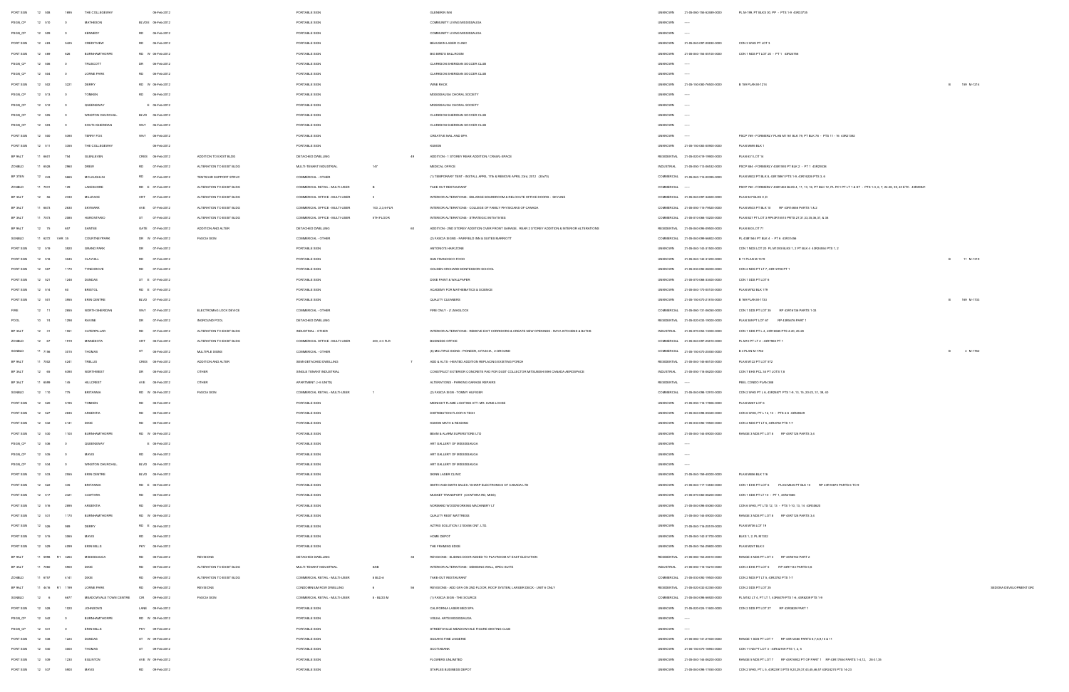| | | | | | | | | | | | | | | | | | | |
|---|---|---|---|---|---|---|---|---|---|---|---|---|---|---|---|---|---|---|
| PORT SGN | 12 | 508 | | 1665 | THE COLLEGEWAY | | | 06-Feb-2012 | | PORTABLE SIGN | | | GLENERIN INN | UNKNOWN | 21-05-060-156-02409-0000 | PL M-195 PT BLK300,PP - PTS 1-9 43R23735 | | |
| PSGN_CP | 12 | 510 | | 0 | MATHESON | BLVD | E | 06-Feb-2012 | | PORTABLE SIGN | | | COMMUNITY LIVING MISSISSAUGA | UNKNOWN | ---- | | | |
| PSGN_CP | 12 | 509 | | 0 | KENNEDY | RD | | 06-Feb-2012 | | PORTABLE SIGN | | | COMMUNITY LIVING MISSISSAUGA | UNKNOWN | ---- | | | |
| PORT SGN | 12 | 483 | | 5425 | CREDITVIEW | RD | | 06-Feb-2012 | | PORTABLE SIGN | | | BEAUSKIN LASER CLINIC | UNKNOWN | 21-05-040-097-00600-0000 | CON 5 WHS PT LOT 3 | | |
| PORT SGN | 12 | 498 | | 628 | BURNHAMTHORPE | RD | W | 06-Feb-2012 | | PORTABLE SIGN | | | BIG BIRD'S BALLROOM | UNKNOWN | 21-05-040-154-05100-0000 | CON 1 NDS PT LOT 20 - PT 1 43R24756 | | |
| PSGN_CP | 12 | 506 | | 0 | TRUSCOTT | DR | | 06-Feb-2012 | | PORTABLE SIGN | | | CLARKSON SHERIDAN SOCCER CLUB | UNKNOWN | ---- | | | |
| PSGN_CP | 12 | 504 | | 0 | LORNE PARK | RD | | 06-Feb-2012 | | PORTABLE SIGN | | | CLARKSON SHERIDAN SOCCER CLUB | UNKNOWN | ---- | | | |
| PORT SGN | 12 | 502 | | 3221 | DERRY | RD | W | 06-Feb-2012 | | PORTABLE SIGN | | | WINE RACK | UNKNOWN | 21-05-150-080-75600-0000 | B 199 PLAN M-1214 | B 199 M-1214 | |
| PSGN_CP | 12 | 513 | | 0 | TOMKEN | RD | | 06-Feb-2012 | | PORTABLE SIGN | | | MISSISSAUGA CHORAL SOCIETY | UNKNOWN | ---- | | | |
| PSGN_CP | 12 | 512 | | 0 | QUEENSWAY | | E | 06-Feb-2012 | | PORTABLE SIGN | | | MISSISSAUGA CHORAL SOCIETY | UNKNOWN | ---- | | | |
| PSGN_CP | 12 | 505 | | 0 | WINSTON CHURCHILL | BLVD | | 06-Feb-2012 | | PORTABLE SIGN | | | CLARKSON SHERIDAN SOCCER CLUB | UNKNOWN | ---- | | | |
| PSGN_CP | 12 | 503 | | 0 | SOUTH SHERIDAN | WAY | | 06-Feb-2012 | | PORTABLE SIGN | | | CLARKSON SHERIDAN SOCCER CLUB | UNKNOWN | ---- | | | |
| PORT SGN | 12 | 500 | | 5090 | TERRY FOX | WAY | | 06-Feb-2012 | | PORTABLE SIGN | | | CREATIVE NAIL AND SPA | UNKNOWN | ---- | PSCP 789 - FORMERLY PLAN M1161 BLK 79, PT BLK 78 - PTS 11 - 16 43R21392 | | |
| PORT SGN | 12 | 511 | | 1055 | THE COLLEGEWAY | | | 06-Feb-2012 | | PORTABLE SIGN | | | KUMON | UNKNOWN | 21-05-150-083-00900-0000 | PLAN M695 BLK 1 | | |
| BP 9ALT | 11 | 6601 | | 794 | GLENLEVEN | CRES | | 06-Feb-2012 | ADDITION TO EXIST BLDG | DETACHED DWELLING | | 49 | ADDITION - 1 STOREY REAR ADDITION / CRAWL-SPACE | RESIDENTIAL | 21-05-020-019-19900-0000 | PLAN 631 LOT 14 | | |
| ZONBLD | 11 | 6528 | | 2960 | DREW | RD | | 07-Feb-2012 | ALTERATION TO EXIST BLDG | MULTI-TENANT INDUSTRIAL | 147 | | MEDICAL OFFICE | INDUSTRIAL | 21-05-050-113-06602-0000 | PSCP 864 - FORMERLY 43M1593 PT BLK 2 - PT 1 43R25036 | | |
| BP 3TEN | 12 | 243 | | 5865 | MCLAUGHLIN | RD | | 07-Feb-2012 | TENTS/AIR SUPPORT STRUC | COMMERCIAL - OTHER | | | (1) TEMPORARY TENT - INSTALL APRIL 17th & REMOVE APRIL 23rd, 2012 (30x70) | COMMERCIAL | 21-05-040-116-00395-0000 | PLAN M832 PT BLK 8, 43R19861 PTS 1-9, 43R16228 PTS 3, 6 | | |
| ZONBLD | 11 | 7031 | | 129 | LAKESHORE | RD | E | 07-Feb-2012 | ALTERATION TO EXIST BLDG | COMMERCIAL RETAIL - MULTI-USER | B | | TAKE-OUT RESTAURANT | COMMERCIAL | ---- | PSCP 780 - FORMERLY 43M1450 BLKS 4, 11, 13, 15, PT BLK 12, PL PC1 PT LT 1 & ST - PTS 1-3, 6, 7, 24-29, 39, 40 ETC. 43R29947 | | |
| BP 3ALT | 12 | 98 | | 2330 | MILLRACE | CRT | | 07-Feb-2012 | ALTERATION TO EXIST BLDG | COMMERCIAL OFFICE - MULTI-USER | 3 | | INTERIOR ALTERATIONS - ENLARGE BOARDROOM & RELOCATE OFFICE DOORS - SKYLINE | COMMERCIAL | 21-05-040-097-34600-0000 | PLAN M47 BLKS C,D | | |
| BP 3ALT | 11 | 6673 | | 2630 | SKYMARK | AVE | | 07-Feb-2012 | ALTERATION TO EXIST BLDG | COMMERCIAL OFFICE - MULTI-USER | 100, 2,3,6-FLR | | INTERIOR ALTERATIONS - COLLEGE OF FAMILY PHYSICIANS OF CANADA | COMMERCIAL | 21-05-050-115-79620-0000 | PLAN M533 PT BLK 10 RP 43R18658 PARTS 1 & 2 | | |
| BP 3ALT | 11 | 7073 | | 2585 | HURONTARIO | ST | | 07-Feb-2012 | ALTERATION TO EXIST BLDG | COMMERCIAL OFFICE - MULTI-USER | 5TH FLOOR | | INTERIOR ALTERATIONS - STRATEGIC INITIATIVES | COMMERCIAL | 21-05-010-066-10200-0000 | PLAN B27 PT LOT 3 RP43R15015 PRTS 27,31,33,35,36,37, & 38 | | |
| BP 9ALT | 12 | 79 | | 697 | SANTEE | GATE | | 07-Feb-2012 | ADDITION AND ALTER | DETACHED DWELLING | | 63 | ADDITION - 2ND STOREY ADDITION OVER FRONT GARAGE, REAR 2 STOREY ADDITION & INTERIOR ALTERATIONS | RESIDENTIAL | 21-05-040-095-05500-0000 | PLAN 833 LOT 71 | | |
| SGNBLD | 11 | 6272 | VAR | 35 | COURTNEYPARK | DR | W | 07-Feb-2012 | FASCIA SIGN | COMMERCIAL - OTHER | | | (2) FASCIA SIGNS - FAIRFIELD INN & SUITES MARRIOTT | COMMERCIAL | 21-05-040-098-56802-0000 | PL 43M1544 PT BLK 4 - PT 8 43R31496 | | |
| PORT SGN | 12 | 519 | | 3920 | GRAND PARK | DR | | 07-Feb-2012 | | PORTABLE SIGN | | | ANTONIO'S HAIR ZONE | UNKNOWN | 21-05-040-143-31500-0000 | CON 1 NDS LOT 20, PL M1393 BLKS 1, 2, PT BLK 6 43R25594 PTS 1, 2 | | |
| PORT SGN | 12 | 518 | | 5045 | CLAYHILL | RD | | 07-Feb-2012 | | PORTABLE SIGN | | | SAN FRANCISCO FOOD | UNKNOWN | 21-05-040-142-21200-0000 | B 11 PLAN M-1378 | B 11 M-1378 | |
| PORT SGN | 12 | 507 | | 1170 | TYNEGROVE | RD | | 07-Feb-2012 | | PORTABLE SIGN | | | GOLDEN ORCHARD MONTESSORI SCHOOL | UNKNOWN | 21-05-010-092-06000-0000 | CON 2 NDS PT LT 7, 43R12706 PT 1 | | |
| PORT SGN | 12 | 521 | | 1248 | DUNDAS | ST | E | 07-Feb-2012 | | PORTABLE SIGN | | | DIXIE PAINT & WALLPAPER | UNKNOWN | 21-05-070-068-03400-0000 | CON 1 SDS PT LOT 6 | | |
| PORT SGN | 12 | 514 | | 60 | BRISTOL | RD | E | 07-Feb-2012 | | PORTABLE SIGN | | | ACADEMY FOR MATHEMATICS & SCIENCE | UNKNOWN | 21-05-040-175-00100-0000 | PLAN M782 BLK 179 | | |
| PORT SGN | 12 | 501 | | 3955 | ERIN CENTRE | BLVD | | 07-Feb-2012 | | PORTABLE SIGN | | | QUALITY CLEANERS | UNKNOWN | 21-05-150-070-21519-0000 | B 169 PLAN M-1733 | B 169 M-1733 | |
| FIRE | 12 | 11 | | 2665 | NORTH SHERIDAN | WAY | | 07-Feb-2012 | ELECTROMAG LOCK DEVICE | COMMERCIAL - OTHER | | | FIRE ONLY - (1) MAGLOCK | COMMERCIAL | 21-05-060-131-06000-0000 | CON 1 SDS PT LOT 35 RP 43R16136 PARTS 1-33 | | |
| POOL | 10 | 74 | | 1266 | RAVINE | DR | | 07-Feb-2012 | INGROUND POOL | DETACHED DWELLING | | | | RESIDENTIAL | 21-05-020-033-10000-0000 | PLAN 389 PT LOT 67 RP 43R9479 PART 1 | | |
| BP 3ALT | 12 | 31 | | 1551 | CATERPILLAR | RD | | 07-Feb-2012 | ALTERATION TO EXIST BLDG | INDUSTRIAL - OTHER | | | INTERIOR ALTERATIONS - REMOVE EXIT CORRIDORS & CREATE NEW OPENINGS - RAYA KITCHENS & BATHS | INDUSTRIAL | 21-05-070-093-13200-0000 | CON 1 SDS PT L 4, 43R14685 PTS 4-20, 25-26 | | |
| ZONBLD | 12 | 47 | | 1919 | MINNESOTA | CRT | | 08-Feb-2012 | ALTERATION TO EXIST BLDG | COMMERCIAL OFFICE - MULTI-USER | 400, 2-3 FLR | | BUSINESS OFFICE | COMMERCIAL | 21-05-040-097-25810-0000 | PL M10 PT LT 2 - 43R19925 PT 1 | | |
| SGNBLD | 11 | 7166 | | 3015 | THOMAS | ST | | 08-Feb-2012 | MULTIPLE SIGNS | COMMERCIAL - OTHER | | | (6) MULTIPLE SIGNS - PYLON, 3 FASCIA, 2 GROUND | COMMERCIAL | 21-05-150-070-20080-0000 | B 4 PLAN M-1762 | B 4 M-1762 | |
| BP 9ALT | 11 | 7092 | | 4241 | TRELLIS | CRES | | 08-Feb-2012 | ADDITION AND ALTER | SEMI-DETACHED DWELLING | | 7 | ADD & ALTS - HEATED ADDITION REPLACING EXISTING PORCH | RESIDENTIAL | 21-05-040-145-88150-0000 | PLAN M722 PT LOT 572 | | |
| BP 3ALT | 12 | 65 | | 6390 | NORTHWEST | DR | | 08-Feb-2012 | OTHER | SINGLE TENANT INDUSTRIAL | | | CONSTRUCT EXTERIOR CONCRETE PAD FOR DUST COLLECTOR MITSUBISHI-HIMI CANADA AEROSPACE | INDUSTRIAL | 21-05-050-118-06200-0000 | CON 7 EHS PCL 34 PT LOTS 7,8 | | |
| BP 9ALT | 11 | 6599 | | 145 | HILLCREST | AVE | | 08-Feb-2012 | OTHER | APARTMENT (> 6 UNITS) | | | ALTERATIONS - PARKING GARAGE REPAIRS | RESIDENTIAL | ---- | PEEL CONDO PLAN 388 | | |
| SGNBLD | 12 | 110 | | 770 | BRITANNIA | RD | W | 08-Feb-2012 | FASCIA SIGN | COMMERCIAL RETAIL - MULTI-USER | 1 | | (2) FASCIA SIGN - TOMMY HILFIGER | COMMERCIAL | 21-05-040-098-12810-0000 | CON 2 WHS PT L 6, 43R25671 PTS 1-9, 13, 15, 20-23, 31, 38, 40 | | |
| PORT SGN | 12 | 520 | | 5195 | TOMKEN | RD | | 08-Feb-2012 | | PORTABLE SIGN | | | MIDNIGHT FLAME LIGHTING ATT: MR. HANS LOHSE | UNKNOWN | 21-05-050-116-17806-0000 | PLAN M267 LOT 6 | | |
| PORT SGN | 12 | 527 | | 2835 | ARGENTIA | RD | | 08-Feb-2012 | | PORTABLE SIGN | | | DISTRIBUTION FLOOR N TECH | UNKNOWN | 21-05-040-098-05020-0000 | CON 6 WHS, PT L 12, 13 - PTS 4-6 43R25849 | | |
| PORT SGN | 12 | 532 | | 4141 | DIXIE | RD | | 08-Feb-2012 | | PORTABLE SIGN | | | KUMON MATH & READING | UNKNOWN | 21-05-030-092-19560-0000 | CON 2 NDS PT LT 5, 43R2782 PTS 1-7 | | |
| PORT SGN | 12 | 530 | | 1100 | BURNHAMTHORPE | RD | W | 08-Feb-2012 | | PORTABLE SIGN | | | BEAM & ALARM SUPERSTORE LTD | UNKNOWN | 21-05-040-144-05000-0000 | RANGE 3 NDS PT LOT 8 RP 43R7128 PARTS 3,4 | | |
| PSGN_CP | 12 | 536 | | 0 | QUEENSWAY | | E | 08-Feb-2012 | | PORTABLE SIGN | | | ART GALLERY OF MISSISSAUGA | UNKNOWN | ---- | | | |
| PSGN_CP | 12 | 535 | | 0 | MAVIS | RD | | 08-Feb-2012 | | PORTABLE SIGN | | | ART GALLERY OF MISSISSAUGA | UNKNOWN | ---- | | | |
| PSGN_CP | 12 | 534 | | 0 | WINSTON CHURCHILL | BLVD | | 08-Feb-2012 | | PORTABLE SIGN | | | ART GALLERY OF MISSISSAUGA | UNKNOWN | ---- | | | |
| PORT SGN | 12 | 533 | | 2955 | ERIN CENTRE | BLVD | | 08-Feb-2012 | | PORTABLE SIGN | | | SKINN LASER CLINIC | UNKNOWN | 21-05-040-159-40000-0000 | PLAN M898 BLK 116 | | |
| PORT SGN | 12 | 522 | | 335 | BRITANNIA | RD | E | 08-Feb-2012 | | PORTABLE SIGN | | | SMITH AND SMITH SALES / SHARP ELECTRONICS OF CANADA LTD. | UNKNOWN | 21-05-040-117-13600-0000 | CON 1 EHS PT LOT 6 PLAN M425 PT BLK 10 RP 43R10875 PARTS 6 TO 9 | | |
| PORT SGN | 12 | 517 | | 2421 | CAWTHRA | RD | | 08-Feb-2012 | | PORTABLE SIGN | | | MUSKET TRANSPORT (CAWTHRA RD. MISS) | UNKNOWN | 21-05-070-060-06200-0000 | CON 1 SDS PT LT 10 - PT 1 43R21686 | | |
| PORT SGN | 12 | 516 | | 2895 | ARGENTIA | RD | | 08-Feb-2012 | | PORTABLE SIGN | | | NORMAND WOODWORKING MACHINERY LT | UNKNOWN | 21-05-040-098-05060-0000 | CON 6 WHS, PT LTS 12, 13 - PTS 1-10, 13, 14 43R13820 | | |
| PORT SGN | 12 | 531 | | 1170 | BURNHAMTHORPE | RD | W | 08-Feb-2012 | | PORTABLE SIGN | | | QUALITY REST MATTRESS | UNKNOWN | 21-05-040-144-05000-0000 | RANGE 3 NDS PT LOT 8 RP 43R7128 PARTS 3,4 | | |
| PORT SGN | 12 | 529 | | 999 | DERRY | RD | E | 08-Feb-2012 | | PORTABLE SIGN | | | AZTRIX SOLUTION / 2100685 ONT. LTD. | UNKNOWN | 21-05-040-116-20519-0000 | PLAN M706 LOT 19 | | |
| PORT SGN | 12 | 515 | | 3065 | MAVIS | RD | | 08-Feb-2012 | | PORTABLE SIGN | | | HOME DEPOT | UNKNOWN | 21-05-040-142-01700-0000 | BLKS 1, 2, PL M1332 | | |
| PORT SGN | 12 | 529 | | 4099 | ERIN MILLS | PKY | | 08-Feb-2012 | | PORTABLE SIGN | | | THE FRAMING EDGE | UNKNOWN | 21-05-040-154-29600-0000 | PLAN M247 BLK 8 | | |
| BP 9ALT | 11 | 5998 | R1 | 3264 | MISSISSAUGA | RD | | 08-Feb-2012 | REVISIONS | DETACHED DWELLING | | 38 | REVISIONS - SLIDING DOOR ADDED TO PLAYROOM AT EAST ELEVATION | RESIDENTIAL | 21-05-060-150-20610-0000 | RANGE 3 SDS PT LOT 3 RP 43R9752 PART 2 | | |
| BP 3ALT | 11 | 7080 | | 5800 | DIXIE | RD | | 08-Feb-2012 | ALTERATION TO EXIST BLDG | MULTI-TENANT INDUSTRIAL | 6/5B | | INTERIOR ALTERATIONS - DEMISING WALL, SPRIC SUITE | INDUSTRIAL | 21-05-050-116-15210-0000 | CON 3 EHS PT LOT 5 RP 43R1133 PARTS 5,6 | | |
| ZONBLD | 11 | 6757 | | 4141 | DIXIE | RD | | 09-Feb-2012 | ALTERATION TO EXIST BLDG | COMMERCIAL RETAIL - MULTI-USER | 8 BLD-A | | TAKE-OUT RESTAURANT | COMMERCIAL | 21-05-030-092-19560-0000 | CON 2 NDS PT LT 5, 43R2782 PTS 1-7 | | |
| BP 9ALT | 11 | 4416 | R1 | 1199 | LORNE PARK | RD | | 09-Feb-2012 | REVISIONS | CONDOMINIUM ROW DWELLING | 8 | 56 | REVISIONS - ADD GFA ON 2ND FLOOR, ROOF SYSTEM, LARGER DECK - UNIT 8 ONLY | RESIDENTIAL | 21-05-020-022-02290-0000 | CON 2 SDS PT 25 | | SEDONA DEVELOPMENT GRO |
| SGNBLD | 12 | 6 | | 6677 | MEADOWVALE TOWN CENTRE | CIR | | 09-Feb-2012 | FASCIA SIGN | COMMERCIAL RETAIL - MULTI-USER | 9 - BLDG M | | (1) FASCIA SIGN - THE SOURCE | COMMERCIAL | 21-05-040-098-56920-0000 | PL M182 LT 4, PT LT 1 43R8079 PTS 1-6, 43R9209 PTS 1-9 | | |
| PORT SGN | 12 | 526 | | 1020 | JOHNSON'S | LANE | | 09-Feb-2012 | | PORTABLE SIGN | | | CALIFORNIA LASER MED SPA | UNKNOWN | 21-05-020-024-11600-0000 | CON 2 SDS PT LOT 27 RP 43R3629 PART 1 | | |
| PSGN_CP | 12 | 542 | | 0 | BURNHAMTHORPE | RD | W | 09-Feb-2012 | | PORTABLE SIGN | | | VISUAL ARTS MISSISSAUGA | UNKNOWN | ---- | | | |
| PSGN_CP | 12 | 541 | | 0 | ERIN MILLS | PKY | | 09-Feb-2012 | | PORTABLE SIGN | | | STREETSVILLE MEADOWVALE FIGURE SKATING CLUB | UNKNOWN | ---- | | | |
| PORT SGN | 12 | 538 | | 1225 | DUNDAS | ST | W | 09-Feb-2012 | | PORTABLE SIGN | | | SUSAN'S FINE LINGERIE | UNKNOWN | 21-05-060-141-27500-0000 | RANGE 1 SDS PT LOT 7 RP 43R7290 PARTS 6,7,8,9,10 & 11 | | |
| PORT SGN | 12 | 540 | | 3300 | THOMAS | ST | | 09-Feb-2012 | | PORTABLE SIGN | | | SCOTIABANK | UNKNOWN | 21-05-150-070-16953-0000 | CON 11 NS PT LOT 2 - 43R32759 PTS 1, 2, 5 | | |
| PORT SGN | 12 | 539 | | 1230 | EGLINTON | AVE | W | 09-Feb-2012 | | PORTABLE SIGN | | | FLOWERS UNLIMITED | UNKNOWN | 21-05-040-144-86200-0000 | RANGE 5 NDS PT LOT 7 RP 43R16832 PT OF PART 1 RP 43R17694 PARTS 1-4,12, 28-31,35 | | |
| PORT SGN | 12 | 537 | | 5800 | MAVIS | RD | | 09-Feb-2012 | | PORTABLE SIGN | | | STAPLES BUSINESS DEPOT | UNKNOWN | 21-05-040-098-17500-0000 | CON 2 WHS, PT L 5, 43R23613 PTS 9,20,25,27,43,45,46,57 43R23274 PTS 14-23 | | |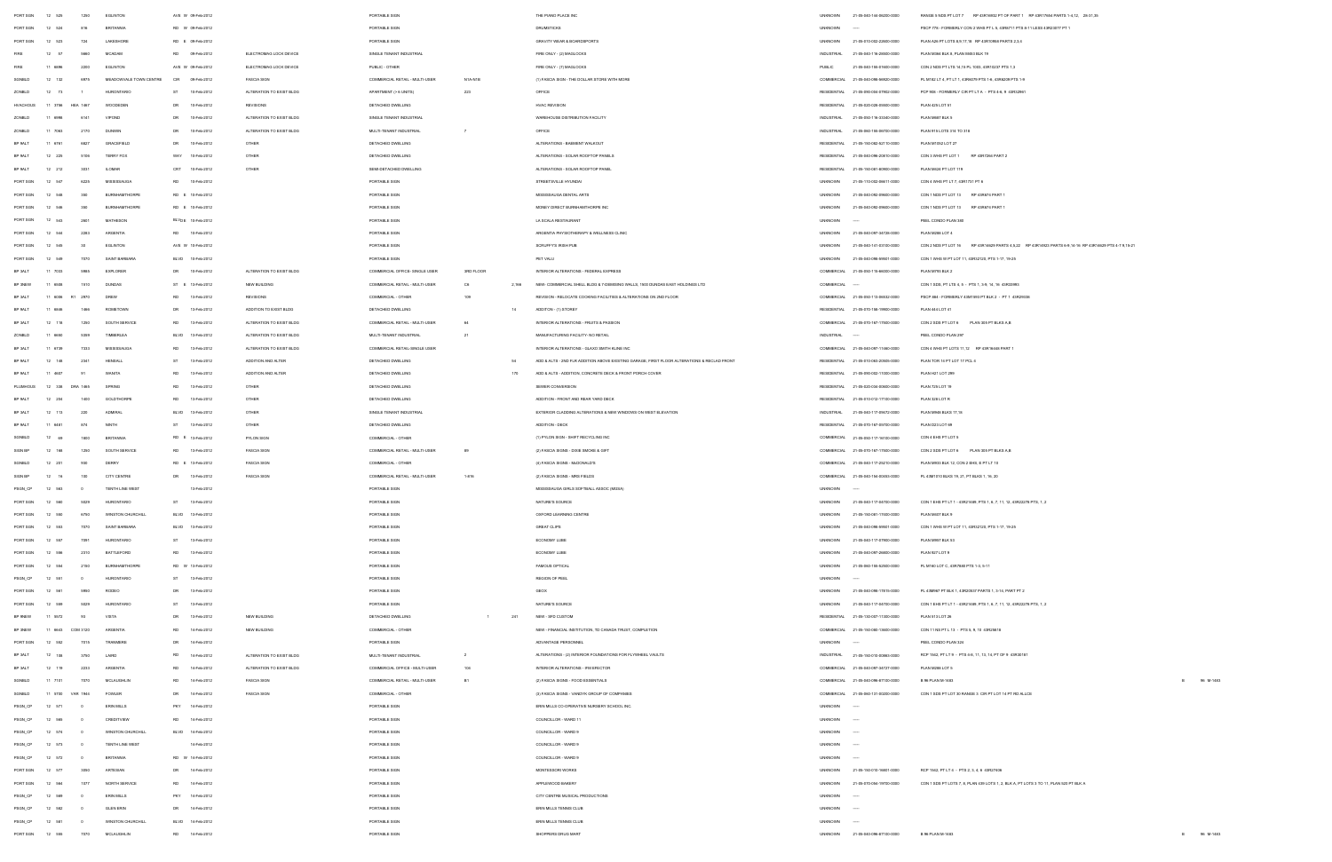| | | | | | | | | | | | | | | | | | | |
|---|---|---|---|---|---|---|---|---|---|---|---|---|---|---|---|---|---|---|
| PORT SGN | 12 | 525 | 1250 | EGLINTON | AVE W | 09-Feb-2012 | | PORTABLE SIGN | | | | THE PIANO PLACE INC | UNKNOWN | 21-05-040-144-06200-0000 | RANGE 5 NDS PT LOT 7 RP 43R16832 PT OF PART 1 RP 43R17694 PARTS 1-6,12, 28-31,35 | | | |
| PORT SGN | 12 | 524 | 816 | BRITANNIA | RD W | 09-Feb-2012 | | PORTABLE SIGN | | | | DRUMSTICKS | UNKNOWN | ---- | PSCP 778 - FORMERLY CON 2 WHS PT L 5, 43R6717 PTS 8-11 LESS 43R23577 PT 1 | | | |
| PORT SGN | 12 | 523 | 724 | LAKESHORE | RD E | 09-Feb-2012 | | PORTABLE SIGN | | | | GRAVITY WEAR & BOARDSPORTS | UNKNOWN | 21-05-010-002-22600-0000 | PLAN A26 PT LOTS 8,9,17,18 RP 43R10988 PARTS 2,3,4 | | | |
| FIRE | 12 | 57 | 5660 | MCADAM | RD | 09-Feb-2012 | ELECTROMAG LOCK DEVICE | SINGLE TENANT INDUSTRIAL | | | | FIRE ONLY - (2) MAGLOCKS | INDUSTRIAL | 21-05-040-116-35000-0000 | PLAN M384 BLK 8, PLAN M653 BLK 19 | | | |
| FIRE | 11 | 6896 | 2200 | EGLINTON | AVE W | 09-Feb-2012 | ELECTROMAG LOCK DEVICE | PUBLIC - OTHER | | | | FIRE ONLY - (1) MAGLOCKS | PUBLIC | 21-05-040-155-57600-0000 | CON 2 NDS PT LTS 14,15 PL 1003, 43R15237 PTS 1,3 | | | |
| SGNBLD | 12 | 133 | 6975 | MEADOWVALE TOWN CENTRE | CIR | 09-Feb-2012 | FASCIA SIGN | COMMERCIAL RETAIL - MULTI-USER | N1A-N1B | | | (1) FASCIA SIGN - THE DOLLAR STORE WITH MORE | COMMERCIAL | 21-05-040-098-56800-0000 | PL M182 LT 4, PT LT 1, 43R6070 PTS 1-6, 43R8209 PTS 1-9 | | | |
| ZONBLD | 12 | 73 | 1 | HURONTARIO | ST | 10-Feb-2012 | ALTERATION TO EXIST BLDG | APARTMENT (> 6 UNITS) | 223 | | | OFFICE | RESIDENTIAL | 21-05-090-004-07952-0000 | PCP 908 - FORMERLY CIR PT LT A, - PTS 4-6, 9 43R32861 | | | |
| HVACHOUS | 11 | 3799 | HEA 1467 | WOODEDEN | DR | 10-Feb-2012 | REVISIONS | DETACHED DWELLING | | | | HVAC REVISION | RESIDENTIAL | 21-05-020-026-55500-0000 | PLAN 425 LOT 51 | | | |
| ZONBLD | 11 | 6998 | 6141 | VIPOND | DR | 10-Feb-2012 | ALTERATION TO EXIST BLDG | SINGLE TENANT INDUSTRIAL | | | | WAREHOUSE DISTRIBUTION FACILITY | INDUSTRIAL | 21-05-050-116-33300-0000 | PLAN M667 BLK 5 | | | |
| ZONBLD | 11 | 7060 | 2170 | DUNWIN | DR | 10-Feb-2012 | ALTERATION TO EXIST BLDG | MULTI-TENANT INDUSTRIAL | 7 | | | OFFICE | INDUSTRIAL | 21-05-060-155-09700-0000 | PLAN 915 LOTS 314 TO 316 | | | |
| BP 9ALT | 11 | 6761 | 5827 | GRACEFIELD | DR | 10-Feb-2012 | OTHER | DETACHED DWELLING | | | | ALTERATIONS - BASEMENT WALKOUT | RESIDENTIAL | 21-05-150-082-82710-0000 | PLAN M1052 LOT 27 | | | |
| BP 9ALT | 12 | 229 | 5109 | TERRY FOX | WAY | 10-Feb-2012 | OTHER | DETACHED DWELLING | | | | ALTERATIONS - SOLAR ROOFTOP PANELS | RESIDENTIAL | 21-05-040-096-20810-0000 | CON 3 WHS PT LOT 1 RP 43R7266 PART 2 | | | |
| BP 9ALT | 12 | 212 | 3031 | ILOMAR | CRT | 10-Feb-2012 | OTHER | SEMI-DETACHED DWELLING | | | | ALTERATIONS - SOLAR ROOFTOP PANEL | RESIDENTIAL | 21-05-150-081-60900-0000 | PLAN M624 PT LOT 119 | | | |
| PORT SGN | 12 | 547 | 6225 | MISSISSAUGA | RD | 10-Feb-2012 | | PORTABLE SIGN | | | | STREETSVILLE HYUNDAI | UNKNOWN | 21-05-110-002-06611-0000 | CON 4 WHS PT LT 7, 43R1737 PT 6 | | | |
| PORT SGN | 12 | 548 | 380 | BURNHAMTHORPE | RD E | 10-Feb-2012 | | PORTABLE SIGN | | | | MISSISSAUGA DENTAL ARTS | UNKNOWN | 21-05-040-092-09600-0000 | CON 1 NDS PT LOT 13 RP 43R874 PART 1 | | | |
| PORT SGN | 12 | 546 | 380 | BURNHAMTHORPE | RD E | 10-Feb-2012 | | PORTABLE SIGN | | | | MONEY DIRECT BURNHAMTHORPE INC | UNKNOWN | 21-05-040-092-09600-0000 | CON 1 NDS PT LOT 13 RP 43R874 PART 1 | | | |
| PORT SGN | 12 | 543 | 2601 | MATHESON | BLVD E | 10-Feb-2012 | | PORTABLE SIGN | | | | LA SCALA RESTAURANT | UNKNOWN | ---- | PEEL CONDO PLAN 380 | | | |
| PORT SGN | 12 | 544 | 2283 | ARGENTIA | RD | 10-Feb-2012 | | PORTABLE SIGN | | | | ARGENTIA PHYSIOTHERAPY & WELLNESS CLINIC | UNKNOWN | 21-05-040-097-34729-0000 | PLAN M286 LOT 4 | | | |
| PORT SGN | 12 | 545 | 30 | EGLINTON | AVE W | 10-Feb-2012 | | PORTABLE SIGN | | | | SCRUFFY'S IRISH PUB | UNKNOWN | 21-05-040-141-03100-0000 | CON 2 NDS PT LOT 16 RP 43R14629 PARTS 4,5,22 RP 43R14623 PARTS 6-9,14-16 RP 43R14629 PTS 4-7 8,19-21 | | | |
| PORT SGN | 12 | 549 | 7070 | SAINT BARBARA | BLVD | 10-Feb-2012 | | PORTABLE SIGN | | | | PET VALU | UNKNOWN | 21-05-040-098-69601-0000 | CON 1 WHS W PT LOT 11, 43R32123, PTS 1-17, 19-25 | | | |
| BP 3ALT | 11 | 7033 | 5985 | EXPLORER | DR | 10-Feb-2012 | ALTERATION TO EXIST BLDG | COMMERCIAL OFFICE- SINGLE USER | 3RD FLOOR | | | INTERIOR ALTERATIONS - FEDERAL EXPRESS | COMMERCIAL | 21-05-050-115-66000-0000 | PLAN M793 BLK 2 | | | |
| BP 3NEW | 11 | 6506 | 1910 | DUNDAS | ST E | 13-Feb-2012 | NEW BUILDING | COMMERCIAL RETAIL - MULTI-USER | C6 | 2,166 | | NEW - COMMERCIAL SHELL BLDG & FOOTINGS WALLS, 1900 DUNDAS EAST HOLDINGS LTD | COMMERCIAL | ---- | CON 1 SDS, PT LTS 4, 5 - PTS 1, 3-9, 14, 16 43R33993 | | | |
| BP 3ALT | 11 | 6006 | R1 2970 | DREW | RD | 13-Feb-2012 | REVISIONS | COMMERCIAL - OTHER | 109 | | | REVISION - RELOCATE COOKING FACILITIES & ALTERATIONS ON 2ND FLOOR | COMMERCIAL | 21-05-050-113-06632-0000 | PSCP 884 - FORMERLY 43M1593 PT BLK 2 - PT 1 43R29336 | | | |
| BP 9ALT | 11 | 6646 | 1466 | ROSSETOWN | DR | 13-Feb-2012 | ADDITION TO EXIST BLDG | DETACHED DWELLING | | 14 | | ADDITION - (1) STOREY | RESIDENTIAL | 21-05-070-156-19900-0000 | PLAN 444 LOT 41 | | | |
| BP 3ALT | 12 | 116 | 1250 | SOUTH SERVICE | RD | 13-Feb-2012 | ALTERATION TO EXIST BLDG | COMMERCIAL RETAIL - MULTI-USER | 64 | | | INTERIOR ALTERATIONS - FRUITS & PASSION | COMMERCIAL | 21-05-070-167-11500-0000 | CON 2 SDS PT LOT 6 PLAN 925 PT BLKS A,B | | | |
| ZONBLD | 11 | 6650 | 5359 | TIMBERLEA | BLVD | 13-Feb-2012 | ALTERATION TO EXIST BLDG | MULTI-TENANT INDUSTRIAL | 21 | | | MANUFACTURING FACILITY-NO RETAIL | INDUSTRIAL | ---- | PEEL CONDO PLAN 297 | | | |
| BP 3ALT | 11 | 6739 | 7333 | MISSISSAUGA | RD | 13-Feb-2012 | ALTERATION TO EXIST BLDG | COMMERCIAL RETAIL-SINGLE USER | | | | INTERIOR ALTERATIONS - GLAXO SMITH KLINE INC | COMMERCIAL | 21-05-040-097-11660-0000 | CON 4 WHS PT LOTS 11,12 RP 43R16448 PART 1 | | | |
| BP 9ALT | 12 | 148 | 2341 | HENSALL | ST | 13-Feb-2012 | ADDITION AND ALTER | DETACHED DWELLING | | 54 | | ADD & ALTS - 2ND FLR ADDITION ABOVE EXISTING GARAGE, FIRST FLOOR ALTERATIONS & RECLAD FRONT | RESIDENTIAL | 21-05-010-063-20505-0000 | PLAN TOR 14 PT LOT 17 PCL 4 | | | |
| BP 9ALT | 11 | 4667 | 51 | WANITA | RD | 13-Feb-2012 | ADDITION AND ALTER | DETACHED DWELLING | | 170 | | ADD & ALTS - ADDITION, CONCRETE DECK & FRONT PORCH COVER | RESIDENTIAL | 21-05-090-002-11000-0000 | PLAN H21 LOT 295 | | | |
| PLUMHOUS | 12 | 338 | DRA 1465 | SPRING | RD | 13-Feb-2012 | OTHER | DETACHED DWELLING | | | | SEWER CONVERSION | RESIDENTIAL | 21-05-020-034-00500-0000 | PLAN 729 LOT 19 | | | |
| BP 9ALT | 12 | 204 | 1400 | GOLDTHORPE | RD | 13-Feb-2012 | OTHER | DETACHED DWELLING | | | | ADDITION - FRONT AND REAR YARD DECK | RESIDENTIAL | 21-05-010-012-17700-0000 | PLAN 536 LOT R | | | |
| BP 3ALT | 12 | 113 | 220 | ADMIRAL | BLVD | 13-Feb-2012 | OTHER | SINGLE TENANT INDUSTRIAL | | | | EXTERIOR CLADDING ALTERATIONS & NEW WINDOWS ON WEST ELEVATION | INDUSTRIAL | 21-05-040-117-09672-0000 | PLAN M946 BLKS 17,18 | | | |
| BP 9ALT | 11 | 6451 | 874 | NINTH | ST | 13-Feb-2012 | OTHER | DETACHED DWELLING | | | | ADDITION - DECK | RESIDENTIAL | 21-05-070-167-03700-0000 | PLAN D23 LOT 98 | | | |
| SGNBLD | 12 | 69 | 1600 | BRITANNIA | RD E | 13-Feb-2012 | PYLON SIGN | COMMERCIAL - OTHER | | | | (1) PYLON SIGN - SHIFT RECYCLING INC | COMMERCIAL | 21-05-050-117-16100-0000 | CON 4 EHS PT LOT 5 | | | |
| SGN BP | 12 | 166 | 1250 | SOUTH SERVICE | RD | 13-Feb-2012 | FASCIA SIGN | COMMERCIAL RETAIL - MULTI-USER | 89 | | | (2) FASCIA SIGNS - ODDS SMOKE & GIFT | COMMERCIAL | 21-05-070-167-11500-0000 | CON 2 SDS PT LOT 6 PLAN 925 PT BLKS A,B | | | |
| SGNBLD | 12 | 231 | 930 | DERRY | RD E | 13-Feb-2012 | FASCIA SIGN | COMMERCIAL - OTHER | | | | (4) FASCIA SIGNS - McDONALD'S | COMMERCIAL | 21-05-040-117-25210-0000 | PLAN M933 BLK 12, CON 2 EHS, E PT LT 10 | | | |
| SGN BP | 12 | 16 | 100 | CITY CENTRE | DR | 13-Feb-2012 | FASCIA SIGN | COMMERCIAL RETAIL - MULTI-USER | 1-616 | | | (2) FASCIA SIGNS - MRS FIELDS | COMMERCIAL | 21-05-040-154-00503-0000 | PL 43M1010 BLKS 19, 21, PT BLKS 1, 16, 20 | | | |
| PSGN_CP | 12 | 563 | 0 | TENTH LINE WEST | | 13-Feb-2012 | | PORTABLE SIGN | | | | MISSISSAUGA GIRLS SOFTBALL ASSOC (MGSA) | UNKNOWN | ---- | | | | |
| PORT SGN | 12 | 560 | 5029 | HURONTARIO | ST | 13-Feb-2012 | | PORTABLE SIGN | | | | NATURE'S SOURCE | UNKNOWN | 21-05-040-117-04700-0000 | CON 1 EHS PT LT 1 - 43R21489, PTS 1, 6, 7, 11, 12, 43R22278 PTS, 1, 2 | | | |
| PORT SGN | 12 | 558 | 6750 | WINSTON CHURCHILL | BLVD | 13-Feb-2012 | | PORTABLE SIGN | | | | OXFORD LEARNING CENTRE | UNKNOWN | 21-05-150-081-17600-0000 | PLAN M457 BLK 5 | | | |
| PORT SGN | 12 | 553 | 7070 | SAINT BARBARA | BLVD | 13-Feb-2012 | | PORTABLE SIGN | | | | GREAT CLIPS | UNKNOWN | 21-05-040-098-69601-0000 | CON 1 WHS W PT LOT 11, 43R32123, PTS 1-17, 19-25 | | | |
| PORT SGN | 12 | 557 | 7081 | HURONTARIO | ST | 13-Feb-2012 | | PORTABLE SIGN | | | | ECONOMY LUBE | UNKNOWN | 21-05-040-117-07900-0000 | PLAN M957 BLK 53 | | | |
| PORT SGN | 12 | 556 | 2310 | BATTLEFORD | RD | 13-Feb-2012 | | PORTABLE SIGN | | | | ECONOMY LUBE | UNKNOWN | 21-05-040-097-26600-0000 | PLAN 927 LOT 9 | | | |
| PORT SGN | 12 | 554 | 2150 | BURNHAMTHORPE | RD W | 13-Feb-2012 | | PORTABLE SIGN | | | | FAMOUS OPTICAL | UNKNOWN | 21-05-060-156-62500-0000 | PL M160 LOT C, 43R7660 PTS 1-3, 5-11 | | | |
| PSGN_CP | 12 | 551 | 0 | HURONTARIO | ST | 13-Feb-2012 | | PORTABLE SIGN | | | | REGION OF PEEL | UNKNOWN | ---- | | | | |
| PORT SGN | 12 | 561 | 5950 | RODEO | DR | 13-Feb-2012 | | PORTABLE SIGN | | | | DECX | UNKNOWN | 21-05-040-098-17815-0000 | PL 43M967 PT BLK 1, 43R20037 PARTS 1, 3-14, PART PT 2 | | | |
| PORT SGN | 12 | 559 | 5029 | HURONTARIO | ST | 13-Feb-2012 | | PORTABLE SIGN | | | | NATURE'S SOURCE | UNKNOWN | 21-05-040-117-04700-0000 | CON 1 EHS PT LT 1 - 43R21489, PTS 1, 6, 7, 11, 12, 43R22278 PTS, 1, 2 | | | |
| BP 9NEW | 11 | 5572 | 93 | VISTA | DR | 13-Feb-2012 | NEW BUILDING | DETACHED DWELLING | | 1 | 251 | NEW - SFD CUSTOM | RESIDENTIAL | 21-05-130-097-11300-0000 | PLAN 513 LOT 28 | | | |
| BP 3NEW | 11 | 6643 | COM 3120 | ARGENTIA | RD | 14-Feb-2012 | NEW BUILDING | COMMERCIAL - OTHER | | | | NEW - FINANCIAL INSTITUTION, TD CANADA TRUST, COMPLETION | COMMERCIAL | 21-05-150-080-13600-0000 | CON 11 NS PT L 13 - PTS 6, 9, 10 43R25618 | | | |
| PORT SGN | 12 | 562 | 7015 | TRANMERE | DR | 14-Feb-2012 | | PORTABLE SIGN | | | | ADVANTAGE PERSONNEL | UNKNOWN | ---- | PEEL CONDO PLAN 324 | | | |
| BP 3ALT | 12 | 108 | 3750 | LAIRD | RD | 14-Feb-2012 | ALTERATION TO EXIST BLDG | MULTI-TENANT INDUSTRIAL | 2 | | | ALTERATIONS - (2) INTERIOR FOUNDATIONS FOR FLYWHEEL VAULTS | INDUSTRIAL | 21-05-150-010-00863-0000 | RCP 1542, PT LT 9 - PTS 4-6, 11, 13, 14, PT OF 9 43R30181 | | | |
| BP 3ALT | 12 | 118 | 2233 | ARGENTIA | RD | 14-Feb-2012 | ALTERATION TO EXIST BLDG | COMMERCIAL OFFICE - MULTI-USER | 104 | | | INTERIOR ALTERATIONS - INVESTOR | COMMERCIAL | 21-05-040-097-34727-0000 | PLAN M286 LOT 5 | | | |
| SGNBLD | 11 | 7151 | 7070 | MCLAUGHLIN | RD | 14-Feb-2012 | FASCIA SIGN | COMMERCIAL RETAIL - MULTI-USER | B1 | | | (2) FASCIA SIGNS - FOOD ESSENTIALS | COMMERCIAL | 21-05-040-096-87100-0000 | B 96 PLAN M-1483 | | B | 96 | M-1483 |
| SGNBLD | 11 | 6700 | VAR 1940 | FOWLER | DR | 14-Feb-2012 | FASCIA SIGN | COMMERCIAL - OTHER | | | | (3) FASCIA SIGNS - VANDYK GROUP OF COMPANIES | COMMERCIAL | 21-05-060-131-00200-0000 | CON 1 SDS PT LOT 30 RANGE 3 CIR PT LOT 14 PT RD ALLCE | | | |
| PSGN_CP | 12 | 571 | 0 | ERIN MILLS | PKY | 14-Feb-2012 | | PORTABLE SIGN | | | | ERIN MILLS CO-OPERATIVE NURSERY SCHOOL INC. | UNKNOWN | ---- | | | | |
| PSGN_CP | 12 | 569 | 0 | CREDITVIEW | RD | 14-Feb-2012 | | PORTABLE SIGN | | | | COUNCILLOR - WARD 11 | UNKNOWN | ---- | | | | |
| PSGN_CP | 12 | 574 | 0 | WINSTON CHURCHILL | BLVD | 14-Feb-2012 | | PORTABLE SIGN | | | | COUNCILLOR - WARD 9 | UNKNOWN | ---- | | | | |
| PSGN_CP | 12 | 573 | 0 | TENTH LINE WEST | | 14-Feb-2012 | | PORTABLE SIGN | | | | COUNCILLOR - WARD 9 | UNKNOWN | ---- | | | | |
| PSGN_CP | 12 | 572 | 0 | BRITANNIA | RD W | 14-Feb-2012 | | PORTABLE SIGN | | | | COUNCILLOR - WARD 9 | UNKNOWN | ---- | | | | |
| PORT SGN | 12 | 577 | 1050 | ARTISSAN | DR | 14-Feb-2012 | | PORTABLE SIGN | | | | MONTESSORI WORKS | UNKNOWN | 21-05-150-010-16401-0000 | RCP 1542, PT LT 4 - PTS 2, 3, 4, 6 43R27006 | | | |
| PORT SGN | 12 | 564 | 1077 | NORTH SERVICE | RD | 14-Feb-2012 | | PORTABLE SIGN | | | | APPLEWOOD BAKERY | UNKNOWN | 21-05-070-054-19700-0000 | CON 1 SDS PT LOTS 7, 8, PLAN 439 LOTS 1, 2, BLK A, PT LOTS 3 TO 11, PLAN 520 PT BLK A | | | |
| PSGN_CP | 12 | 568 | 0 | ERIN MILLS | PKY | 14-Feb-2012 | | PORTABLE SIGN | | | | CITY CENTRE MUSICAL PRODUCTIONS | UNKNOWN | ---- | | | | |
| PSGN_CP | 12 | 582 | 0 | GLEN ERIN | DR | 14-Feb-2012 | | PORTABLE SIGN | | | | ERIN MILLS TENNIS CLUB | UNKNOWN | ---- | | | | |
| PSGN_CP | 12 | 581 | 0 | WINSTON CHURCHILL | BLVD | 14-Feb-2012 | | PORTABLE SIGN | | | | ERIN MILLS TENNIS CLUB | UNKNOWN | ---- | | | | |
| PORT SGN | 12 | 566 | 7070 | MCLAUGHLIN | RD | 14-Feb-2012 | | PORTABLE SIGN | | | | SHOPPERS DRUG MART | UNKNOWN | 21-05-040-096-87100-0000 | B 96 PLAN M-1483 | | B | 96 | M-1483 |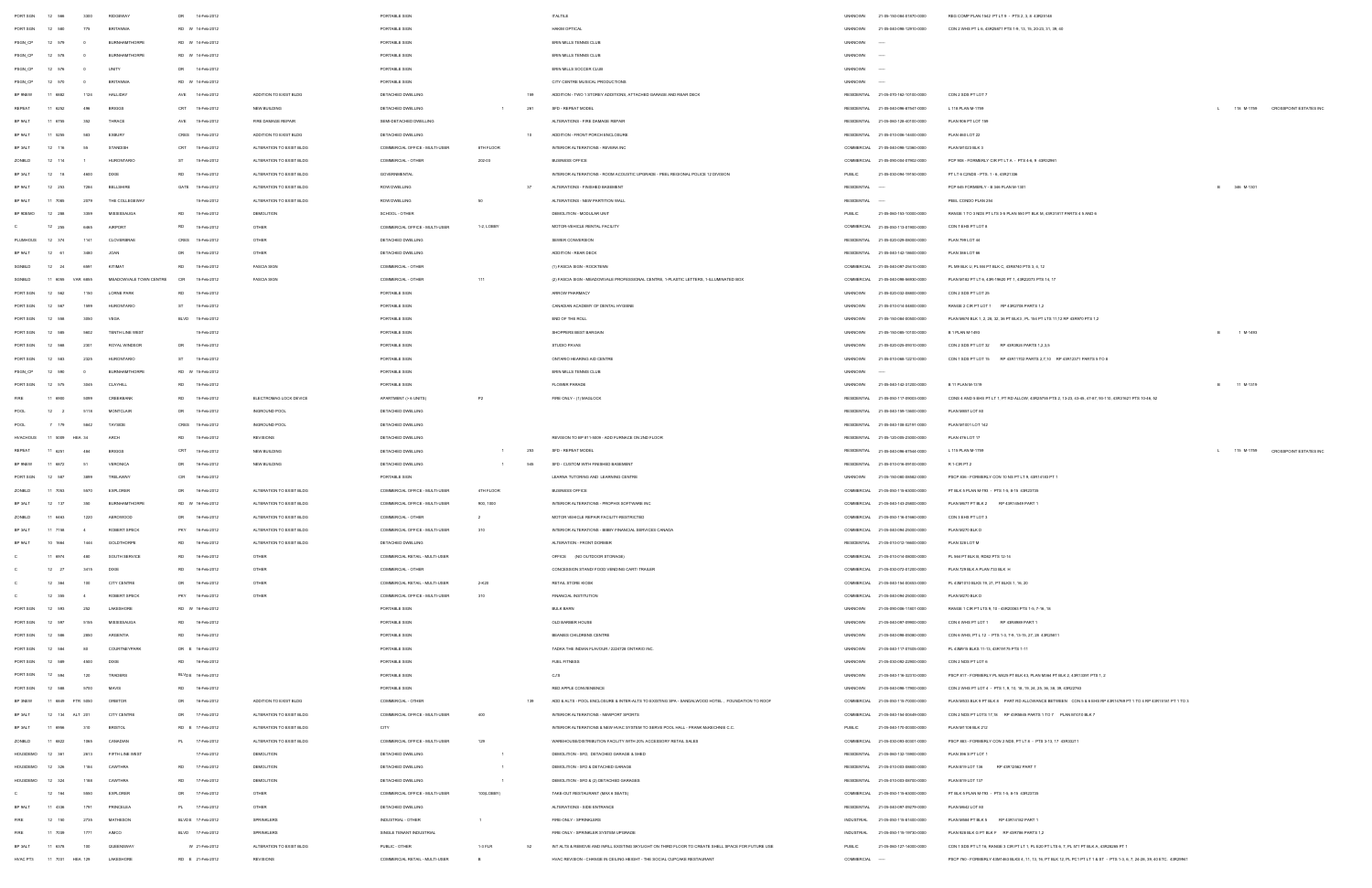| | | | | | | | | | | | | | | | | | | |
|---|---|---|---|---|---|---|---|---|---|---|---|---|---|---|---|---|---|---|
| PORT SGN | 12 586 | 3300 | RIDGEWAY | DR | 14-Feb-2012 | | PORTABLE SIGN | | | ITALTILE | UNKNOWN | 21-05-150-084-01670-0000 | REG COMP PLAN 1942 PT LT 8 - PTS 2, 3, 8 43R25146 | | | | | |
| PORT SGN | 12 580 | 775 | BRITANNIA | RD W | 14-Feb-2012 | | PORTABLE SIGN | | | HAKIM OPTICAL | UNKNOWN | 21-05-040-098-12810-0000 | CON 2 WHS PT L 6, 43R28471 PTS 1-9, 13, 15, 20-23, 31, 39, 40 | | | | | |
| PSGN_CP | 12 579 | 0 | BURNHAMTHORPE | RD W | 14-Feb-2012 | | PORTABLE SIGN | | | ERIN MILLS TENNIS CLUB | UNKNOWN | ---- | | | | | | |
| PSGN_CP | 12 578 | 0 | BURNHAMTHORPE | RD W | 14-Feb-2012 | | PORTABLE SIGN | | | ERIN MILLS TENNIS CLUB | UNKNOWN | ---- | | | | | | |
| PSGN_CP | 12 576 | 0 | UNITY | DR | 14-Feb-2012 | | PORTABLE SIGN | | | ERIN MILLS SOCCER CLUB | UNKNOWN | ---- | | | | | | |
| PSGN_CP | 12 570 | 0 | BRITANNIA | RD W | 14-Feb-2012 | | PORTABLE SIGN | | | CITY CENTRE MUSICAL PRODUCTIONS | UNKNOWN | ---- | | | | | | |
| BP 9NEW | 11 6682 | 1120 | HALLIDAY | AVE | 15-Feb-2012 | ADDITION TO EXIST BLDG | DETACHED DWELLING | | 159 | ADDITION - TWO 1-STOREY ADDITIONS, ATTACHED GARAGE AND REAR DECK | RESIDENTIAL | 21-05-070-162-10100-0000 | CON 2 SDS PT LOT 7 | | | | | |
| REPEAT | 11 6292 | 496 | BRIGGS | CRT | 15-Feb-2012 | NEW BUILDING | DETACHED DWELLING | 1 | 261 | SFD - REPEAT MODEL | RESIDENTIAL | 21-05-040-096-87947-0000 | L 118 PLAN M-1799 | | L | 118 M-1799 | CROSSPOINT ESTATES INC | |
| BP 9ALT | 11 6795 | 352 | THRACE | AVE | 15-Feb-2012 | FIRE DAMAGE REPAIR | SEMI-DETACHED DWELLING | | | ALTERATIONS - FIRE DAMAGE REPAIR | RESIDENTIAL | 21-05-060-126-60100-0000 | PLAN 809 PT LOT 189 | | | | | |
| BP 9ALT | 11 5236 | 583 | EXBURY | CRES | 15-Feb-2012 | ADDITION TO EXIST BLDG | DETACHED DWELLING | | 10 | ADDITION - FRONT PORCH ENCLOSURE | RESIDENTIAL | 21-05-010-056-14400-0000 | PLAN 465 LOT 22 | | | | | |
| BP 3ALT | 12 116 | 55 | STANDISH | CRT | 15-Feb-2012 | ALTERATION TO EXIST BLDG | COMMERCIAL OFFICE - MULTI-USER | 6TH FLOOR | | INTERIOR ALTERATIONS - RIVIERA INC | COMMERCIAL | 21-05-040-098-12380-0000 | PLAN M1023 BLK 3 | | | | | |
| ZONBLD | 12 114 | 1 | HURONTARIO | ST | 15-Feb-2012 | ALTERATION TO EXIST BLDG | COMMERCIAL - OTHER | 202-03 | | BUSINESS OFFICE | COMMERCIAL | 21-05-090-004-07602-0000 | PCP 905 - FORMERLY CIR PT LT A - PTS 4-6, 9 43R32961 | | | | | |
| BP 3ALT | 12 18 | 4600 | DIXIE | RD | 15-Feb-2012 | ALTERATION TO EXIST BLDG | GOVERNMENTAL | | | INTERIOR ALTERATIONS - ROOM ACOUSTIC UPGRADE - PEEL REGIONAL POLICE 12 DIVISION | PUBLIC | 21-05-030-094-19150-0000 | PT LT 6 CON2E - PTS. 1 - 6 - 43R21306 | | | | | |
| BP 9ALT | 12 250 | 7284 | BELLSHIRE | GATE | 15-Feb-2012 | ALTERATION TO EXIST BLDG | ROW DWELLING | | 37 | ALTERATIONS - FINISHED BASEMENT | RESIDENTIAL | ---- | PCP 845 FORMERLY - B 366 PLAN M-1301 | | B | 366 M-1301 | | |
| BP 9ALT | 11 7046 | 2379 | THE COLLEGEWAY | | 15-Feb-2012 | ALTERATION TO EXIST BLDG | ROW DWELLING | 50 | | ALTERATIONS - NEW PARTITION WALL | RESIDENTIAL | ---- | PEEL CONDO PLAN 254 | | | | | |
| BP 9DEMO | 12 286 | 3359 | MISSISSAUGA | RD | 15-Feb-2012 | DEMOLITION | SCHOOL - OTHER | | | DEMOLITION - MODULAR UNIT | PUBLIC | 21-05-060-155-10000-0000 | RANGE 1 TO 3 NDS PT LTS 3-5 PLAN 550 PT BLK M, 43R31677 PARTS 4 5 AND 6 | | | | | |
| C | 12 235 | 6465 | AIRPORT | RD | 15-Feb-2012 | OTHER | COMMERCIAL OFFICE - MULTI-USER | 1-2, LOBBY | | MOTOR VEHICLE RENTAL FACILITY | COMMERCIAL | 21-05-050-113-07800-0000 | CON 7 EHS PT LOT 8 | | | | | |
| PLUMHOUS | 12 374 | 1141 | CLOVERBRAE | CRES | 15-Feb-2012 | OTHER | DETACHED DWELLING | | | SEWER CONVERSION | RESIDENTIAL | 21-05-020-029-09000-0000 | PLAN 798 LOT 44 | | | | | |
| BP 9ALT | 12 41 | 3460 | JOAN | DR | 15-Feb-2012 | OTHER | DETACHED DWELLING | | | ADDITION - REAR DECK | RESIDENTIAL | 21-05-040-142-15600-0000 | PLAN 388 LOT 88 | | | | | |
| SGNBLD | 12 24 | 6981 | KITIMAT | RD | 15-Feb-2012 | FASCIA SIGN | COMMERCIAL - OTHER | | | (1) FASCIA SIGN - ROCKTENN | COMMERCIAL | 21-05-040-097-25410-0000 | PL M9 BLK U, PL M4 PT BLK C, 43R8740 PTS 3, 4, 12 | | | | | |
| SGNBLD | 11 6093 | VAR 6855 | MEADOWVALE TOWN CENTRE | CIR | 15-Feb-2012 | FASCIA SIGN | COMMERCIAL - OTHER | 111 | | (2) FASCIA SIGN - MEADOWVALE PROFESSIONAL CENTRE, 1-PLASTIC LETTERS, 1-ILLUMINATED BOX | COMMERCIAL | 21-05-040-098-56930-0000 | PLAN M182 PT LT 6, 43R-19625 PT 1, 43R22073 PTS 14, 17 | | | | | |
| PORT SGN | 12 562 | 1150 | LORNE PARK | RD | 15-Feb-2012 | | PORTABLE SIGN | | | ARROW PHARMACY | UNKNOWN | 21-05-020-032-03600-0000 | CON 2 SDS PT LOT 25 | | | | | |
| PORT SGN | 12 587 | 1585 | HURONTARIO | ST | 15-Feb-2012 | | PORTABLE SIGN | | | CANADIAN ACADEMY OF DENTAL HYGIENE | UNKNOWN | 21-05-010-014-04400-0000 | RANGE 2 CIR PT LOT 1 RP 43R2708 PARTS 1,2 | | | | | |
| PORT SGN | 12 588 | 3050 | VEGA | BLVD | 15-Feb-2012 | | PORTABLE SIGN | | | END OF THE ROLL | UNKNOWN | 21-05-150-084-00500-0000 | PLAN M674 BLK 1, 2, 28, 32, 36 PT BLK 3 , PL 154 PT LTS 11,12 RP 43R970 PTS 1,2 | | | | | |
| PORT SGN | 12 589 | 5602 | TENTH LINE WEST | | 15-Feb-2012 | | PORTABLE SIGN | | | SHOPPERS WEST BARGAIN | UNKNOWN | 21-05-150-080-10100-0000 | B 1 PLAN M-1493 | | B | 1 M-1493 | | |
| PORT SGN | 12 566 | 2301 | ROYAL WINDSOR | DR | 15-Feb-2012 | | PORTABLE SIGN | | | STUDIO PRANA | UNKNOWN | 21-05-020-026-05010-0000 | CON 2 SDS PT LOT 32 RP 43R3826 PARTS 1,2,3,5 | | | | | |
| PORT SGN | 12 583 | 2325 | HURONTARIO | ST | 15-Feb-2012 | | PORTABLE SIGN | | | ONTARIO HEARING AID CENTRE | UNKNOWN | 21-05-010-068-12270-0000 | CON 1 SDS PT LOT 15 RP 43R17702 PARTS 2,7,10 RP 43R23371 PARTS 5 TO 8 | | | | | |
| PSGN_CP | 12 590 | 0 | BURNHAMTHORPE | RD W | 15-Feb-2012 | | PORTABLE SIGN | | | ERIN MILLS TENNIS CLUB | UNKNOWN | ---- | | | | | | |
| PORT SGN | 12 575 | 3045 | CLAYHILL | RD | 15-Feb-2012 | | PORTABLE SIGN | | | FLOWER PARADE | UNKNOWN | 21-05-040-142-31200-0000 | B 11 PLAN M-1319 | | B | 11 M-1319 | | |
| FIRE | 11 6900 | 5099 | CREEKBANK | RD | 15-Feb-2012 | ELECTROMAG LOCK DEVICE | APARTMENT (> 6 UNITS) | P3 | | FIRE ONLY - (1) MAGLOCK | RESIDENTIAL | 21-05-050-117-09503-0000 | CON5 4 AND 5 EHS PT LT 1, PT RD ALLOW, 43R28758 PTS 2, 13-23, 43-45, 47-67, 93-110, 43R31621 PTS 10-48, 52 | | | | | |
| POOL | 12 2 | 5118 | MONTCLAIR | DR | 15-Feb-2012 | INGROUND POOL | DETACHED DWELLING | | | | RESIDENTIAL | 21-05-040-156-13600-0000 | PLAN M857 LOT 50 | | | | | |
| POOL | 7 179 | 5842 | TAYSIDE | CRES | 15-Feb-2012 | INGROUND POOL | DETACHED DWELLING | | | | RESIDENTIAL | 21-05-040-108-02781-0000 | PLAN M1001 LOT 142 | | | | | |
| HVACHOUS | 11 5009 | HEA 34 | ARCH | RD | 15-Feb-2012 | REVISIONS | DETACHED DWELLING | | | REVISION TO BP 811-5009 - ADD FURNACE ON 2ND FLOOR | RESIDENTIAL | 21-05-120-009-23000-0000 | PLAN 476 LOT 17 | | | | | |
| REPEAT | 11 6291 | 484 | BRIGGS | CRT | 15-Feb-2012 | NEW BUILDING | DETACHED DWELLING | 1 | 293 | SFD - REPEAT MODEL | RESIDENTIAL | 21-05-040-096-87944-0000 | L 115 PLAN M-1799 | | L | 115 M-1799 | CROSSPOINT ESTATES INC | |
| BP 9NEW | 11 6672 | 51 | VERONICA | DR | 15-Feb-2012 | NEW BUILDING | DETACHED DWELLING | 1 | 545 | SFD - CUSTOM WITH FINISHED BASEMENT | RESIDENTIAL | 21-05-010-018-09100-0000 | R 1 CIR PT 2 | | | | | |
| PORT SGN | 12 587 | 3899 | TRELAWNY | CIR | 16-Feb-2012 | | PORTABLE SIGN | | | LEARNX TUTORING AND LEARNING CENTRE | UNKNOWN | 21-05-150-080-09582-0000 | PSCP 836 - FORMERLY CON 10 NS PT LT 9, 43R14183 PT 1 | | | | | |
| ZONBLD | 11 7093 | 5870 | EXPLORER | DR | 16-Feb-2012 | ALTERATION TO EXIST BLDG | COMMERCIAL OFFICE - MULTI-USER | 4TH FLOOR | | BUSINESS OFFICE | COMMERCIAL | 21-05-050-115-63300-0000 | PT BLK 5 PLAN M-793 - PTS 1-5, 8-15 43R23739 | | | | | |
| BP 3ALT | 12 137 | 350 | BURNHAMTHORPE | RD W | 16-Feb-2012 | ALTERATION TO EXIST BLDG | COMMERCIAL OFFICE - MULTI-USER | 900, 1000 | | INTERIOR ALTERATIONS - PROPHIX SOFTWARE INC | COMMERCIAL | 21-05-040-143-25800-0000 | PLAN M677 PT BLK 2 RP 43R16849 PART 1 | | | | | |
| ZONBLD | 11 6463 | 1220 | ABERDEEN | DR | 16-Feb-2012 | ALTERATION TO EXIST BLDG | COMMERCIAL - OTHER | 2 | | MOTOR VEHICLE REPAIR FACILITY-RESTRICTED | COMMERCIAL | 21-05-050-116-01660-0000 | CON 3 EHS PT LOT 3 | | | | | |
| BP 3ALT | 11 7156 | 4 | ROBERT SPECK | PKY | 16-Feb-2012 | ALTERATION TO EXIST BLDG | COMMERCIAL OFFICE - MULTI-USER | 310 | | INTERIOR ALTERATIONS - IBBEY FINANCIAL SERVICES CANADA | COMMERCIAL | 21-05-040-094-25000-0000 | PLAN M270 BLK D | | | | | |
| BP 9ALT | 10 1664 | 1444 | GOLDTHORPE | RD | 16-Feb-2012 | ALTERATION TO EXIST BLDG | DETACHED DWELLING | | | ALTERATION - FRONT DORMER | RESIDENTIAL | 21-05-010-012-16600-0000 | PLAN 328 LOT M | | | | | |
| C | 11 6974 | 480 | SOUTH SERVICE | RD | 16-Feb-2012 | OTHER | COMMERCIAL RETAIL - MULTI-USER | | | OFFICE (NO OUTDOOR STORAGE) | COMMERCIAL | 21-05-010-014-09200-0000 | PL 564 PT BLK B, RD92 PTS 12-14 | | | | | |
| C | 12 27 | 3415 | DIXIE | RD | 16-Feb-2012 | OTHER | COMMERCIAL - OTHER | | | CONCESSION STAND/FOOD VENDING CART/ TRAILER | COMMERCIAL | 21-05-030-072-01200-0000 | PLAN 729 BLK A PLAN 733 BLK H | | | | | |
| C | 12 364 | 100 | CITY CENTRE | DR | 16-Feb-2012 | OTHER | COMMERCIAL RETAIL - MULTI-USER | 2-K20 | | RETAIL STORE KIOSK | COMMERCIAL | 21-05-040-154-00403-0000 | PL 43M1010 BLKS 19, 21, PT BLKS 1, 16, 20 | | | | | |
| C | 12 359 | 4 | ROBERT SPECK | PKY | 16-Feb-2012 | OTHER | COMMERCIAL OFFICE - MULTI-USER | 310 | | FINANCIAL INSTITUTION | COMMERCIAL | 21-05-040-094-25000-0000 | PLAN M270 BLK D | | | | | |
| PORT SGN | 12 593 | 292 | LAKESHORE | RD W | 16-Feb-2012 | | PORTABLE SIGN | | | BULK BARN | UNKNOWN | 21-05-090-006-11601-0000 | RANGE 1 CIR PT LTS 9, 10 - 43R20063 PTS 1-5, 7-16, 18 | | | | | |
| PORT SGN | 12 597 | 5155 | MISSISSAUGA | RD | 16-Feb-2012 | | PORTABLE SIGN | | | OLD BARBER HOUSE | UNKNOWN | 21-05-040-097-09900-0000 | CON 4 WHS PT LOT 1 RP 43R8886 PART 1 | | | | | |
| PORT SGN | 12 596 | 2850 | ARGENTIA | RD | 16-Feb-2012 | | PORTABLE SIGN | | | BEANIES CHILDRENS CENTRE | UNKNOWN | 21-05-040-098-03030-0000 | CON 6 WHS, PT L 12 - PTS 1-3, 7-9, 13-15, 27, 28 43R25811 | | | | | |
| PORT SGN | 12 594 | 60 | COURTNEYPARK | DR E | 16-Feb-2012 | | PORTABLE SIGN | | | TADKA THE INDIAN FLAVOUR / 2224728 ONTARIO INC. | UNKNOWN | 21-05-040-117-07005-0000 | PL 43M976 BLKS 11-13, 43R19176 PTS 1-11 | | | | | |
| PORT SGN | 12 595 | 4500 | DIXIE | RD | 16-Feb-2012 | | PORTABLE SIGN | | | FUEL FITNESS | UNKNOWN | 21-05-030-092-22900-0000 | CON 2 NDS PT LOT 6 | | | | | |
| PORT SGN | 12 594 | 120 | TRADERS | BLVD E | 16-Feb-2012 | | PORTABLE SIGN | | | CJ'S | UNKNOWN | 21-05-040-116-32210-0000 | PSCP 817 - FORMERLY PL M425 PT BLK 43, PLAN M364 PT BLK 2, 43R13391 PTS 1, 2 | | | | | |
| PORT SGN | 12 598 | 5700 | MAVIS | RD | 16-Feb-2012 | | PORTABLE SIGN | | | RED APPLE CONVENIENCE | UNKNOWN | 21-05-040-096-17950-0000 | CON 2 WHS PT LOT 4 - PTS 1, 9, 10, 18, 19, 24, 25, 36, 38, 39, 43R22763 | | | | | |
| BP 3NEW | 11 6649 | FTR 5050 | ORBITOR | DR | 16-Feb-2012 | ADDITION TO EXIST BLDG | COMMERCIAL - OTHER | | 139 | ADD & ALTS - POOL ENCLOSURE & INTER-ALTS TO EXISTING SPA - SANDALWOOD HOTEL, FOUNDATION TO ROOF | COMMERCIAL | 21-05-050-115-70000-0000 | PLAN M533 BLK 9 PT BLK 8 PART RD ALLOWANCE BETWEEN CON 5 & 6 EHS RP 43R14769 PT 1 TO 4 RP 43R15161 PT 1 TO 3 | | | | | |
| BP 3ALT | 12 134 | ALT 237 | CITY CENTRE | DR | 17-Feb-2012 | ALTERATION TO EXIST BLDG | COMMERCIAL OFFICE - MULTI-USER | 400 | | INTERIOR ALTERATIONS - NEWPORT SPORTS | COMMERCIAL | 21-05-040-154-00409-0000 | CON 2 NDS PT LOTS 17,18 RP 43R8446 PARTS 1 TO 7 PLAN M1010 BLK 7 | | | | | |
| BP 3ALT | 11 6996 | 370 | BRISTOL | RD E | 17-Feb-2012 | ALTERATION TO EXIST BLDG | CITY | | | INTERIOR ALTERATIONS & NEW HVAC SYSTEM TO SERVE POOL HALL - FRANK McKECHNIE C.C. | PUBLIC | 21-05-040-170-00000-0000 | PLAN M1108 BLK 212 | | | | | |
| ZONBLD | 11 6622 | 1065 | CANADIAN | PL | 17-Feb-2012 | ALTERATION TO EXIST BLDG | COMMERCIAL OFFICE - MULTI-USER | 129 | | WAREHOUSE/DISTRIBUTION FACILITY WITH 20% ACCESSORY RETAIL SALES | COMMERCIAL | 21-05-030-095-00301-0000 | PSCP 683 - FORMERLY CON 2 NDS, PT LT 8 - PTS 3-13, 17 43R33271 | | | | | |
| HOUSDEMO | 12 361 | 2613 | FIFTH LINE WEST | | 17-Feb-2012 | DEMOLITION | DETACHED DWELLING | 1 | | DEMOLITION - SFD, DETACHED GARAGE & SHED | RESIDENTIAL | 21-05-060-132-10900-0000 | PLAN 996 S PT LOT 1 | | | | | |
| HOUSDEMO | 12 326 | 1184 | CAWTHRA | RD | 17-Feb-2012 | DEMOLITION | DETACHED DWELLING | 1 | | DEMOLITION - SFD & DETACHED GARAGE | RESIDENTIAL | 21-05-010-003-03800-0000 | PLAN B19 LOT 136 RP 43R12962 PART 7 | | | | | |
| HOUSDEMO | 12 324 | 1188 | CAWTHRA | RD | 17-Feb-2012 | DEMOLITION | DETACHED DWELLING | 1 | | DEMOLITION - SFD & (2) DETACHED GARAGES | RESIDENTIAL | 21-05-010-003-03700-0000 | PLAN B19 LOT 137 | | | | | |
| C | 12 164 | 5850 | EXPLORER | DR | 17-Feb-2012 | OTHER | COMMERCIAL OFFICE - MULTI-USER | 100(LOBBY) | | TAKE-OUT RESTAURANT (MAX 6 SEATS) | COMMERCIAL | 21-05-050-115-63300-0000 | PT BLK 5 PLAN M-793 - PTS 1-5, 8-15 43R23739 | | | | | |
| BP 9ALT | 11 4336 | 1791 | PRINCELEA | PL | 17-Feb-2012 | OTHER | DETACHED DWELLING | | | ALTERATIONS - SIDE ENTRANCE | RESIDENTIAL | 21-05-040-097-05279-0000 | PLAN M842 LOT 58 | | | | | |
| FIRE | 12 150 | 2735 | MATHESON | BLVD E | 17-Feb-2012 | SPRINKLERS | INDUSTRIAL - OTHER | 1 | | FIRE ONLY - SPRINKLERS | INDUSTRIAL | 21-05-050-115-61500-0000 | PLAN M594 PT BLK 6 RP 43R14192 PART 1 | | | | | |
| FIRE | 11 7039 | 1771 | KIMCO | BLVD | 17-Feb-2012 | SPRINKLERS | SINGLE TENANT INDUSTRIAL | | | FIRE ONLY - SPRINKLER SYSTEM UPGRADE | INDUSTRIAL | 21-05-050-116-19730-0000 | PLAN 828 BLK G PT BLK F RP 43R786 PARTS 1,2 | | | | | |
| BP 3ALT | 11 6579 | 100 | QUEENSWAY | W | 21-Feb-2012 | ALTERATION TO EXIST BLDG | PUBLIC - OTHER | 1-3 FLR | 52 | INT ALTS & RESERVE AND INFILL EXISTING SKYLIGHT ON THIRD FLOOR TO CREATE SHELL SPACE FOR FUTURE USE | PUBLIC | 21-05-060-127-14300-0000 | CON 1 SDS PT LT 16, RANGE 3 CIR PT LT 1, PL E20 PT LTS 6, 7, PL 571 PT BLK A, 43R28298 PT 1 | | | | | |
| HVAC PTS | 11 7031 | HEA 126 | LAKESHORE | RD E | 21-Feb-2012 | REVISIONS | COMMERCIAL RETAIL - MULTI-USER | B | | HVAC REVISION - CHANGE IN CEILING HEIGHT - THE SOCIAL CUPCAKE RESTAURANT | COMMERCIAL | ---- | PSCP 760 - FORMERLY 43M1463 BLKS 4, 11, 13, 16, PT BLK 12, PL PC1 PT LT 1 & ST - PTS 1-3, 6, 7, 24-26, 29, 30 ETC. 43R29947 | | | | | |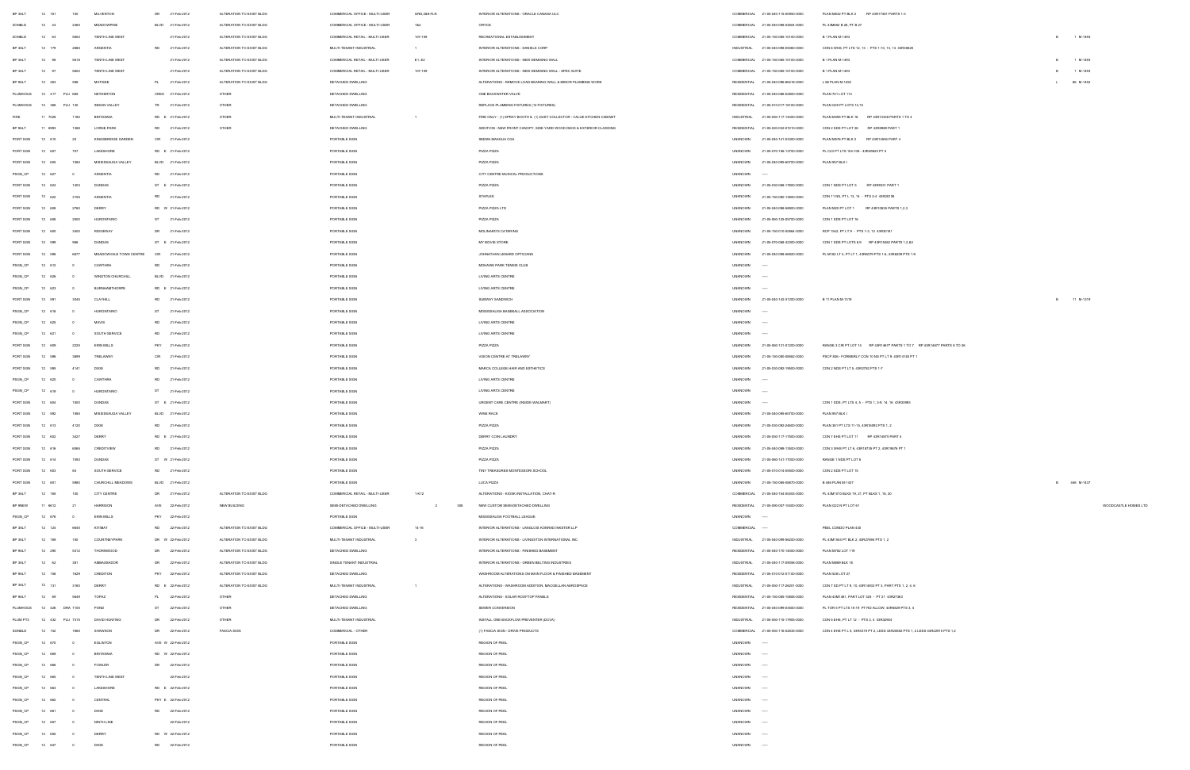| | | | | | | | | | | | | | | | | | |
|---|---|---|---|---|---|---|---|---|---|---|---|---|---|---|---|---|---|
| BP 3ALT | 12 | 161 | 100 | MILVERTON | DR | 21-Feb-2012 | ALTERATION TO EXIST BLDG | COMMERCIAL OFFICE - MULTI-USER | GRD,2&8-FLR | | INTERIOR ALTERATIONS - ORACLE CANADA ULC | COMMERCIAL | 21-05-040-115-00900-0000 | PLAN M832 PT BLK 2 RP 43R17361 PARTS 1-5 | | | |
| ZONBLD | 12 | 44 | 2380 | MEADOWPINE | BLVD | 21-Feb-2012 | ALTERATION TO EXIST BLDG | COMMERCIAL OFFICE - MULTI-USER | 184 | | OFFICE | COMMERCIAL | 21-05-040-098-02604-0000 | PL 43M832 B 26, PT B 27 | | | |
| ZONBLD | 12 | 63 | 5602 | TENTH LINE WEST | | 21-Feb-2012 | ALTERATION TO EXIST BLDG | COMMERCIAL RETAIL - MULTI-USER | 107-109 | | RECREATIONAL ESTABLISHMENT | COMMERCIAL | 21-05-150-085-10100-0000 | B 1 PLAN M-1493 | B | 1 M-1493 | |
| BP 3ALT | 12 | 179 | 2885 | ARGENTIA | RD | 21-Feb-2012 | ALTERATION TO EXIST BLDG | MULTI-TENANT INDUSTRIAL | 1 | | INTERIOR ALTERATIONS - DANIELS CORP | INDUSTRIAL | 21-05-040-098-05060-0000 | CON 6 WHS, PT LTS 12, 13 - PTS 1-13, 13, 14 43R30620 | | | |
| BP 3ALT | 12 | 98 | 5610 | TENTH LINE WEST | | 21-Feb-2012 | ALTERATION TO EXIST BLDG | COMMERCIAL RETAIL - MULTI-USER | E1, E2 | | INTERIOR ALTERATIONS - NEW DEMISING WALL | COMMERCIAL | 21-05-150-085-10100-0000 | B 1 PLAN M-1493 | B | 1 M-1493 | |
| BP 3ALT | 12 | 97 | 5602 | TENTH LINE WEST | | 21-Feb-2012 | ALTERATION TO EXIST BLDG | COMMERCIAL RETAIL - MULTI-USER | 107-109 | | INTERIOR ALTERATIONS - NEW DEMISING WALL - SPEC SUITE | COMMERCIAL | 21-05-150-085-10100-0000 | B 1 PLAN M-1493 | B | 1 M-1493 | |
| BP 9ALT | 12 | 283 | 998 | MATHESON | PL | 21-Feb-2012 | ALTERATION TO EXIST BLDG | DETACHED DWELLING | | | ALTERATIONS - REMOVE LOAD BEARING WALL & MINOR PLUMBING WORK | RESIDENTIAL | 21-05-040-096-86415-0000 | L 86 PLAN M-1452 | L | 86 M-1452 | |
| PLUMHOUS | 12 | 417 PLU 666 | | NETHERTON | CRES | 21-Feb-2012 | OTHER | DETACHED DWELLING | | | ONE BACKWATER VALVE | RESIDENTIAL | 21-05-040-086-02800-0000 | PLAN 701 LOT 114 | | | |
| PLUMHOUS | 12 | 388 PLU 130 | | INDIAN VALLEY | TR | 21-Feb-2012 | OTHER | DETACHED DWELLING | | | REPLACE PLUMBING FIXTURES (12 FIXTURES) | RESIDENTIAL | 21-05-010-017-16700-0000 | PLAN G20 PT LOTS 14,15 | | | |
| FIRE | 11 | 7028 | 1180 | BRITANNIA | RD E | 21-Feb-2012 | OTHER | MULTI-TENANT INDUSTRIAL | 1 | | FIRE ONLY - (1) SPRAY BOOTH & (1) DUST COLLECTOR - VALUE KITCHEN CABINET | INDUSTRIAL | 21-05-050-117-14400-0000 | PLAN M395 PT BLK 18 RP 43R13358 PARTS 1 TO 4 | | | |
| BP 9ALT | 11 | 6993 | 1308 | LORNE PARK | RD | 21-Feb-2012 | OTHER | DETACHED DWELLING | | | ADDITION - NEW FRONT CANOPY, SIDE YARD WOOD DECK & EXTERIOR CLADDING | RESIDENTIAL | 21-05-020-032-07210-0000 | CON 2 SDS PT LOT 26 RP 43R8999 PART 1 | | | |
| PORT SGN | 12 | 610 | 20 | KINGSBRIDGE GARDEN | CIR | 21-Feb-2012 | PORTABLE SIGN | | | | SEEMA MAKHIJA CGA | UNKNOWN | 21-05-040-141-03300-0000 | PLAN M576 PT BLK 2 RP 43R14856 PART 4 | | | |
| PORT SGN | 12 | 607 | 707 | LAKESHORE | RD E | 21-Feb-2012 | PORTABLE SIGN | | | | PIZZA PIZZA | UNKNOWN | 21-05-070-156-13700-0000 | PL C23 PT LTS 104-106 - 43R25625 PT 9 | | | |
| PORT SGN | 12 | 605 | 1585 | MISSISSAUGA VALLEY | BLVD | 21-Feb-2012 | PORTABLE SIGN | | | | PIZZA PIZZA | UNKNOWN | 21-05-040-095-60700-0000 | PLAN 957 BLK I | | | |
| PSGN_CP | 12 | 627 | 0 | ARGENTIA | RD | 21-Feb-2012 | PORTABLE SIGN | | | | CITY CENTRE MUSICAL PRODUCTIONS | UNKNOWN | ---- | | | | |
| PORT SGN | 12 | 624 | 1403 | DUNDAS | ST E | 21-Feb-2012 | PORTABLE SIGN | | | | PIZZA PIZZA | UNKNOWN | 21-05-030-068-17000-0000 | CON 1 NDS PT LOT 5 RP 43R9037 PART 1 | | | |
| PORT SGN | 12 | 622 | 3155 | ARGENTIA | RD | 21-Feb-2012 | PORTABLE SIGN | | | | STAPLES | UNKNOWN | 21-05-150-080-13600-0000 | CON 11 NS, PT L 13, 14 - PTS 2-4 43R28188 | | | |
| PORT SGN | 12 | 608 | 2760 | DERRY | RD W | 21-Feb-2012 | PORTABLE SIGN | | | | PIZZA PIZZA LTD | UNKNOWN | 21-05-040-098-56900-0000 | PLAN M20 PT LOT 1 RP 43R10835 PARTS 1,2,3 | | | |
| PORT SGN | 12 | 606 | 2500 | HURONTARIO | ST | 21-Feb-2012 | PORTABLE SIGN | | | | PIZZA PIZZA | UNKNOWN | 21-05-060-125-03700-0000 | CON 1 SDS PT LOT 16 | | | |
| PORT SGN | 12 | 600 | 3400 | RIDGEWAY | DR | 21-Feb-2012 | PORTABLE SIGN | | | | MOLINARO'S CATERING | UNKNOWN | 21-05-150-010-00994-0000 | RCP 1542, PT LT 9 - PTS 1-3, 12 43R20181 | | | |
| PORT SGN | 12 | 599 | 986 | DUNDAS | ST E | 21-Feb-2012 | PORTABLE SIGN | | | | MY MOVIE STORE | UNKNOWN | 21-05-070-068-42300-0000 | CON 1 SDS PT LOTS 8,9 RP 43R10462 PARTS 1,2 &3 | | | |
| PORT SGN | 12 | 596 | 6677 | MEADOWVALE TOWN CENTRE | CIR | 21-Feb-2012 | PORTABLE SIGN | | | | JOHNATHAN LEONARD OPTICIANS | UNKNOWN | 21-05-040-098-56920-0000 | PL M182 LT 4, PT LT 1, 43R8079 PTS 1-6, 43R8209 PTS 1-9 | | | |
| PSGN_CP | 12 | 612 | 0 | CAWTHRA | RD | 21-Feb-2012 | PORTABLE SIGN | | | | MOHAWK PARK TENNIS CLUB | UNKNOWN | ---- | | | | |
| PSGN_CP | 12 | 626 | 0 | WINSTON CHURCHILL | BLVD | 21-Feb-2012 | PORTABLE SIGN | | | | LIVING ARTS CENTRE | UNKNOWN | ---- | | | | |
| PSGN_CP | 12 | 623 | 0 | BURNHAMTHORPE | RD E | 21-Feb-2012 | PORTABLE SIGN | | | | LIVING ARTS CENTRE | UNKNOWN | ---- | | | | |
| PORT SGN | 12 | 581 | 3045 | CLAYHILL | RD | 21-Feb-2012 | PORTABLE SIGN | | | | SUBWAY SANDWICH | UNKNOWN | 21-05-040-142-31200-0000 | B 11 PLAN M-1319 | B | 11 M-1319 | |
| PSGN_CP | 12 | 618 | 0 | HURONTARIO | ST | 21-Feb-2012 | PORTABLE SIGN | | | | MISSISSAUGA BASEBALL ASSOCIATION | UNKNOWN | ---- | | | | |
| PSGN_CP | 12 | 625 | 0 | MAVIS | RD | 21-Feb-2012 | PORTABLE SIGN | | | | LIVING ARTS CENTRE | UNKNOWN | ---- | | | | |
| PSGN_CP | 12 | 621 | 0 | SOUTH SERVICE | RD | 21-Feb-2012 | PORTABLE SIGN | | | | LIVING ARTS CENTRE | UNKNOWN | ---- | | | | |
| PORT SGN | 12 | 609 | 2225 | ERIN MILLS | PKY | 21-Feb-2012 | PORTABLE SIGN | | | | PIZZA PIZZA | UNKNOWN | 21-05-060-131-01200-0000 | RANGE 3 CIR PT LOT 10 RP 43R14677 PARTS 1 TO 7 RP 43R14677 PARTS 8 TO 36 | | | |
| PORT SGN | 12 | 586 | 3899 | TRELAWNY | CIR | 21-Feb-2012 | PORTABLE SIGN | | | | VISION CENTRE AT TRELAWNY | UNKNOWN | 21-05-150-080-08582-0000 | PSCP 836 - FORMERLY CON 10 NS PT LT 8, 43R14183 PT 1 | | | |
| PORT SGN | 12 | 595 | 4141 | DIXIE | RD | 21-Feb-2012 | PORTABLE SIGN | | | | MARCA COLLEGE HAIR AND ESTHETICS | UNKNOWN | 21-05-030-092-19500-0000 | CON 2 NDS PT LT 5, 43R2752 PTS 1-7 | | | |
| PSGN_CP | 12 | 620 | 0 | CAWTHRA | RD | 21-Feb-2012 | PORTABLE SIGN | | | | LIVING ARTS CENTRE | UNKNOWN | ---- | | | | |
| PSGN_CP | 12 | 619 | 0 | HURONTARIO | ST | 21-Feb-2012 | PORTABLE SIGN | | | | LIVING ARTS CENTRE | UNKNOWN | ---- | | | | |
| PORT SGN | 12 | 604 | 1500 | DUNDAS | ST E | 21-Feb-2012 | PORTABLE SIGN | | | | URGENT CARE CENTRE (INSIDE WALMART) | UNKNOWN | ---- | CON 1 SDS, PT LTS 4, 5 - PTS 1, 3-9, 14, 16 43R33985 | | | |
| PORT SGN | 12 | 590 | 1585 | MISSISSAUGA VALLEY | BLVD | 21-Feb-2012 | PORTABLE SIGN | | | | WINE RACK | UNKNOWN | 21-05-040-095-60700-0000 | PLAN 957 BLK I | | | |
| PORT SGN | 12 | 613 | 4120 | DIXIE | RD | 21-Feb-2012 | PORTABLE SIGN | | | | PIZZA PIZZA | UNKNOWN | 21-05-030-092-24600-0000 | PLAN 361 PT LTS 11-15, 43R16292 PTS 1, 2 | | | |
| PORT SGN | 12 | 602 | 3427 | DERRY | RD E | 21-Feb-2012 | PORTABLE SIGN | | | | DERRY COIN LAUNDRY | UNKNOWN | 21-05-050-117-17500-0000 | CON 7 EHS PT LOT 11 RP 43R14675 PART 4 | | | |
| PORT SGN | 12 | 616 | 6085 | CREDITVIEW | RD | 21-Feb-2012 | PORTABLE SIGN | | | | PIZZA PIZZA | UNKNOWN | 21-05-040-096-10500-0000 | CON 3 WHS PT LT 6, 43R18735 PT 2, 43R19679 PT 1 | | | |
| PORT SGN | 12 | 614 | 1050 | DUNDAS | ST W | 21-Feb-2012 | PORTABLE SIGN | | | | PIZZA PIZZA | UNKNOWN | 21-05-060-141-17000-0000 | RANGE 1 NDS PT LOT 8 | | | |
| PORT SGN | 12 | 603 | 54 | SOUTH SERVICE | RD | 21-Feb-2012 | PORTABLE SIGN | | | | TINY TREASURES MONTESSORI SCHOOL | UNKNOWN | 21-05-010-014-05600-0000 | CON 2 SDS PT LOT 15 | | | |
| PORT SGN | 12 | 601 | 5980 | CHURCHILL MEADOWS | BLVD | 21-Feb-2012 | PORTABLE SIGN | | | | LUCA PIZZA | UNKNOWN | 21-05-150-085-05670-0000 | B 446 PLAN M-1437 | B | 446 M-1437 | |
| BP 3ALT | 12 | 746 | 100 | CITY CENTRE | DR | 21-Feb-2012 | ALTERATION TO EXIST BLDG | COMMERCIAL RETAIL - MULTI-USER | 1-K12 | | ALTERATIONS - KIOSK INSTALLATION, CHAT-R | COMMERCIAL | 21-05-040-154-00503-0000 | PL 43M1010 BLKS 19, 21, PT BLKS 1, 16, 20 | | | |
| BP 9NEW | 11 | 6612 | 21 | HARRISON | AVE | 22-Feb-2012 | NEW BUILDING | SEMI-DETACHED DWELLING | | 2 | 306 NEW CUSTOM SEMI-DETACHED DWELLING | RESIDENTIAL | 21-05-090-007-10600-0000 | PLAN G22 N PT LOT 61 | | | WOODCASTLE HOMES LTD |
| PSGN_CP | 12 | 678 | 0 | ERIN MILLS | PKY | 22-Feb-2012 | PORTABLE SIGN | | | | MISSISSAUGA FOOTBALL LEAGUE | UNKNOWN | ---- | | | | |
| BP 3ALT | 12 | 124 | 5845 | KITIMAT | RD | 22-Feb-2012 | ALTERATION TO EXIST BLDG | COMMERCIAL OFFICE - MULTI-USER | 14-16 | | INTERIOR ALTERATIONS - LANGLOIS KRONSTROM DESJARDINS LLP | COMMERCIAL | ---- | PEEL CONDO PLAN 430 | | | |
| BP 3ALT | 12 | 168 | 150 | COURTNEYPARK | DR W | 22-Feb-2012 | ALTERATION TO EXIST BLDG | MULTI-TENANT INDUSTRIAL | 3 | | INTERIOR ALTERATIONS - LIVINGSTON INTERNATIONAL INC | INDUSTRIAL | 21-05-040-098-56200-0000 | PL 43M1544 PT BLK 2, 43R27694 PTS 1, 2 | | | |
| BP 9ALT | 12 | 290 | 5312 | THORNWOOD | DR | 22-Feb-2012 | ALTERATION TO EXIST BLDG | DETACHED DWELLING | | | INTERIOR ALTERATIONS - FINISHED BASEMENT | RESIDENTIAL | 21-05-040-170-14300-0000 | PLAN M782 LOT 119 | | | |
| BP 3ALT | 12 | 62 | 581 | AMBASSADOR | DR | 22-Feb-2012 | ALTERATION TO EXIST BLDG | SINGLE TENANT INDUSTRIAL | | | INTERIOR ALTERATIONS - GREEN BELTING INDUSTRIES | INDUSTRIAL | 21-05-040-117-05000-0000 | PLAN M665 BLK 18 | | | |
| BP 9ALT | 12 | 156 | 1629 | CREDITON | PKY | 22-Feb-2012 | ALTERATION TO EXIST BLDG | DETACHED DWELLING | | | WASHROOM ALTERATIONS ON MAIN FLOOR & FINISHED BASEMENT | RESIDENTIAL | 21-05-010-012-01150-0000 | PLAN 828 LOT 27 | | | |
| BP 3ALT | 12 | 131 | 3160 | DERRY | RD E | 22-Feb-2012 | ALTERATION TO EXIST BLDG | MULTI-TENANT INDUSTRIAL | 1 | | ALTERATIONS - WASHROOM ADDITION, MAGELLAN AEROSPACE | INDUSTRIAL | 21-05-050-117-26201-0000 | CON 7 SD PT LT 9, 13, 43R14933 PT 3, PART PTS 1, 2, 4, 6 | | | |
| BP 9ALT | 12 | 89 | 5649 | TOPAZ | PL | 22-Feb-2012 | OTHER | DETACHED DWELLING | | | ALTERATIONS - SOLAR ROOFTOP PANELS | RESIDENTIAL | 21-05-150-080-10808-0000 | PLAN 43M1481, PART LOT 325 - PT 21 43R27363 | | | |
| PLUMHOUS | 12 | 426 DRA 7109 | | POND | ST | 22-Feb-2012 | OTHER | DETACHED DWELLING | | | SEWER CONVERSION | RESIDENTIAL | 21-05-040-099-03500-0000 | PL TOR 9 PT LTS 18-19 PT RD ALLOW, 43R8828 PTS 3, 4 | | | |
| PLUM PTS | 12 | 432 PLU 7315 | | DAVID HUNTING | DR | 22-Feb-2012 | OTHER | MULTI-TENANT INDUSTRIAL | | | INSTALL ONE BACKFLOW PREVENTER (DCVA) | INDUSTRIAL | 21-05-050-116-17805-0000 | CON 5 EHS, PT LT 12 - PTS 3, 4 43R32904 | | | |
| SGNBLD | 12 | 152 | 1665 | SHAWSON | DR | 22-Feb-2012 | FASCIA SIGN | COMMERCIAL - OTHER | | | (1) FASCIA SIGN - DRIVE PRODUCTS | COMMERCIAL | 21-05-050-116-02535-0000 | CON 4 EHS PT L 6, 43R5319 PT 2, LESS 43R20682 PTS 1, 2 LESS 43R22610 PTS 1,2 | | | |
| PSGN_CP | 12 | 670 | 0 | EGLINTON | AVE W | 22-Feb-2012 | PORTABLE SIGN | | | | REGION OF PEEL | UNKNOWN | ---- | | | | |
| PSGN_CP | 12 | 689 | 0 | BRITANNIA | RD W | 22-Feb-2012 | PORTABLE SIGN | | | | REGION OF PEEL | UNKNOWN | ---- | | | | |
| PSGN_CP | 12 | 686 | 0 | FOWLER | DR | 22-Feb-2012 | PORTABLE SIGN | | | | REGION OF PEEL | UNKNOWN | ---- | | | | |
| PSGN_CP | 12 | 688 | 0 | TENTH LINE WEST | | 22-Feb-2012 | PORTABLE SIGN | | | | REGION OF PEEL | UNKNOWN | ---- | | | | |
| PSGN_CP | 12 | 683 | 0 | LAKESHORE | RD E | 22-Feb-2012 | PORTABLE SIGN | | | | REGION OF PEEL | UNKNOWN | ---- | | | | |
| PSGN_CP | 12 | 682 | 0 | CENTRAL | PKY E | 22-Feb-2012 | PORTABLE SIGN | | | | REGION OF PEEL | UNKNOWN | ---- | | | | |
| PSGN_CP | 12 | 681 | 0 | DIXIE | RD | 22-Feb-2012 | PORTABLE SIGN | | | | REGION OF PEEL | UNKNOWN | ---- | | | | |
| PSGN_CP | 12 | 697 | 0 | NINTH LINE | | 22-Feb-2012 | PORTABLE SIGN | | | | REGION OF PEEL | UNKNOWN | ---- | | | | |
| PSGN_CP | 12 | 695 | 0 | DERRY | RD W | 22-Feb-2012 | PORTABLE SIGN | | | | REGION OF PEEL | UNKNOWN | ---- | | | | |
| PSGN_CP | 12 | 647 | 0 | DIXIE | RD | 22-Feb-2012 | PORTABLE SIGN | | | | REGION OF PEEL | UNKNOWN | ---- | | | | |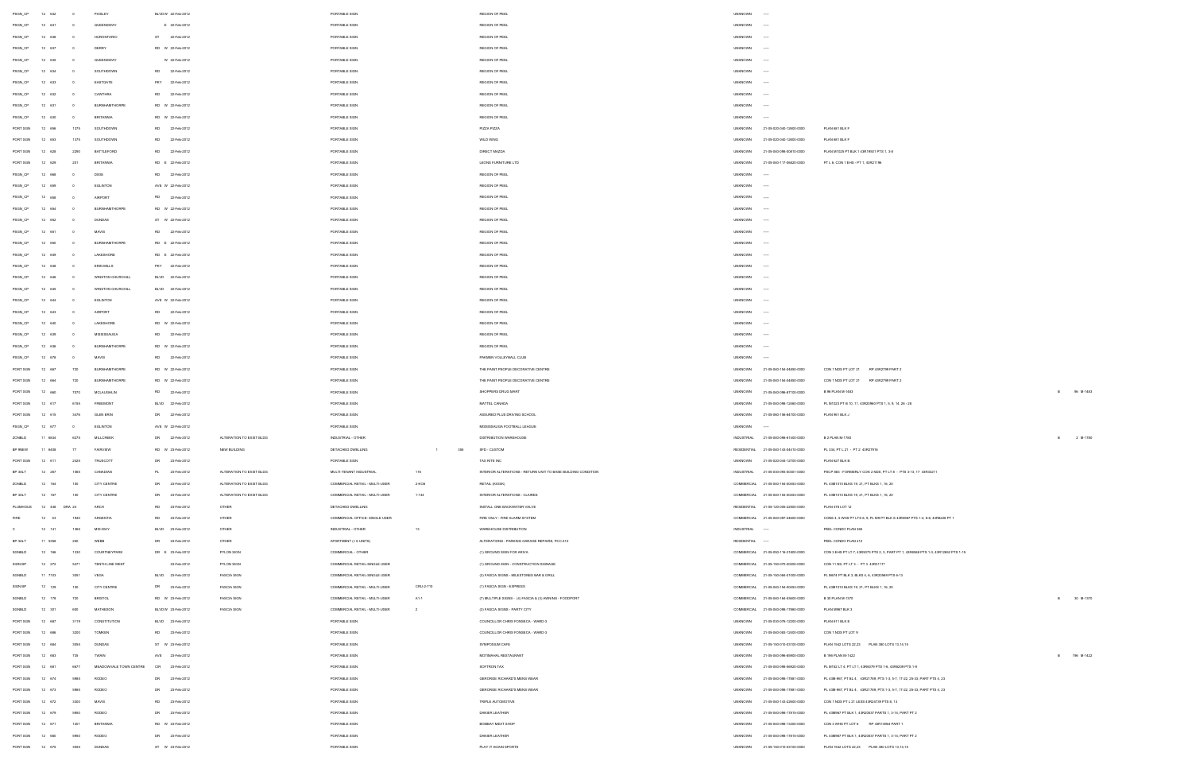| | | | | | | | | | | | | | | | | | |
|---|---|---|---|---|---|---|---|---|---|---|---|---|---|---|---|---|---|
| PSGN_CP | 12 | 642 | 0 | PAISLEY | BLVD W | 22-Feb-2012 | | PORTABLE SIGN | | | | REGION OF PEEL | UNKNOWN | ---- | | | |
| PSGN_CP | 12 | 641 | 0 | QUEENSWAY | E | 22-Feb-2012 | | PORTABLE SIGN | | | | REGION OF PEEL | UNKNOWN | ---- | | | |
| PSGN_CP | 12 | 638 | 0 | HURONTARIO | ST | 22-Feb-2012 | | PORTABLE SIGN | | | | REGION OF PEEL | UNKNOWN | ---- | | | |
| PSGN_CP | 12 | 637 | 0 | DERRY | RD W | 22-Feb-2012 | | PORTABLE SIGN | | | | REGION OF PEEL | UNKNOWN | ---- | | | |
| PSGN_CP | 12 | 635 | 0 | QUEENSWAY | W | 22-Feb-2012 | | PORTABLE SIGN | | | | REGION OF PEEL | UNKNOWN | ---- | | | |
| PSGN_CP | 12 | 634 | 0 | SOUTHDOWN | RD | 22-Feb-2012 | | PORTABLE SIGN | | | | REGION OF PEEL | UNKNOWN | ---- | | | |
| PSGN_CP | 12 | 633 | 0 | EASTGATE | PKY | 22-Feb-2012 | | PORTABLE SIGN | | | | REGION OF PEEL | UNKNOWN | ---- | | | |
| PSGN_CP | 12 | 632 | 0 | CAWTHRA | RD | 22-Feb-2012 | | PORTABLE SIGN | | | | REGION OF PEEL | UNKNOWN | ---- | | | |
| PSGN_CP | 12 | 631 | 0 | BURNHAMTHORPE | RD W | 22-Feb-2012 | | PORTABLE SIGN | | | | REGION OF PEEL | UNKNOWN | ---- | | | |
| PSGN_CP | 12 | 630 | 0 | BRITANNIA | RD W | 22-Feb-2012 | | PORTABLE SIGN | | | | REGION OF PEEL | UNKNOWN | ---- | | | |
| PORT SGN | 12 | 596 | 1375 | SOUTHDOWN | RD | 22-Feb-2012 | | PORTABLE SIGN | | | | PIZZA PIZZA | UNKNOWN | 21-05-020-040-12600-0000 | PLAN 881 BLK F | | |
| PORT SGN | 12 | 593 | 1375 | SOUTHDOWN | RD | 22-Feb-2012 | | PORTABLE SIGN | | | | WILD WING | UNKNOWN | 21-05-020-040-12600-0000 | PLAN 881 BLK F | | |
| PORT SGN | 12 | 628 | 2290 | BATTLEFORD | RD | 22-Feb-2012 | | PORTABLE SIGN | | | | DIRECT MAZDA | UNKNOWN | 21-05-040-098-00610-0000 | PLAN M1023 PT BLK 1 43R19501 PTS 1, 3-8 | | |
| PORT SGN | 12 | 629 | 201 | BRITANNIA | RD E | 22-Feb-2012 | | PORTABLE SIGN | | | | LEONE FURNITURE LTD | UNKNOWN | 21-05-040-117-06620-0000 | PT L 6, CON 1 EHS - PT 1, 43R21196 | | |
| PSGN_CP | 12 | 686 | 0 | DIXIE | RD | 22-Feb-2012 | | PORTABLE SIGN | | | | REGION OF PEEL | UNKNOWN | ---- | | | |
| PSGN_CP | 12 | 689 | 0 | EGLINTON | AVE W | 22-Feb-2012 | | PORTABLE SIGN | | | | REGION OF PEEL | UNKNOWN | ---- | | | |
| PSGN_CP | 12 | 688 | 0 | AIRPORT | RD | 22-Feb-2012 | | PORTABLE SIGN | | | | REGION OF PEEL | UNKNOWN | ---- | | | |
| PSGN_CP | 12 | 684 | 0 | BURNHAMTHORPE | RD W | 22-Feb-2012 | | PORTABLE SIGN | | | | REGION OF PEEL | UNKNOWN | ---- | | | |
| PSGN_CP | 12 | 682 | 0 | DUNDAS | ST W | 22-Feb-2012 | | PORTABLE SIGN | | | | REGION OF PEEL | UNKNOWN | ---- | | | |
| PSGN_CP | 12 | 681 | 0 | MAVIS | RD | 22-Feb-2012 | | PORTABLE SIGN | | | | REGION OF PEEL | UNKNOWN | ---- | | | |
| PSGN_CP | 12 | 680 | 0 | BURNHAMTHORPE | RD E | 22-Feb-2012 | | PORTABLE SIGN | | | | REGION OF PEEL | UNKNOWN | ---- | | | |
| PSGN_CP | 12 | 649 | 0 | LAKESHORE | RD E | 22-Feb-2012 | | PORTABLE SIGN | | | | REGION OF PEEL | UNKNOWN | ---- | | | |
| PSGN_CP | 12 | 648 | 0 | ERIN MILLS | PKY | 22-Feb-2012 | | PORTABLE SIGN | | | | REGION OF PEEL | UNKNOWN | ---- | | | |
| PSGN_CP | 12 | 646 | 0 | WINSTON CHURCHILL | BLVD | 22-Feb-2012 | | PORTABLE SIGN | | | | REGION OF PEEL | UNKNOWN | ---- | | | |
| PSGN_CP | 12 | 645 | 0 | WINSTON CHURCHILL | BLVD | 22-Feb-2012 | | PORTABLE SIGN | | | | REGION OF PEEL | UNKNOWN | ---- | | | |
| PSGN_CP | 12 | 644 | 0 | EGLINTON | AVE W | 22-Feb-2012 | | PORTABLE SIGN | | | | REGION OF PEEL | UNKNOWN | ---- | | | |
| PSGN_CP | 12 | 643 | 0 | AIRPORT | RD | 22-Feb-2012 | | PORTABLE SIGN | | | | REGION OF PEEL | UNKNOWN | ---- | | | |
| PSGN_CP | 12 | 640 | 0 | LAKESHORE | RD W | 22-Feb-2012 | | PORTABLE SIGN | | | | REGION OF PEEL | UNKNOWN | ---- | | | |
| PSGN_CP | 12 | 639 | 0 | MISSISSAUGA | RD | 22-Feb-2012 | | PORTABLE SIGN | | | | REGION OF PEEL | UNKNOWN | ---- | | | |
| PSGN_CP | 12 | 636 | 0 | BURNHAMTHORPE | RD W | 22-Feb-2012 | | PORTABLE SIGN | | | | REGION OF PEEL | UNKNOWN | ---- | | | |
| PSGN_CP | 12 | 679 | 0 | MAVIS | RD | 22-Feb-2012 | | PORTABLE SIGN | | | | PAKMEN VOLLEYBALL CLUB | UNKNOWN | ---- | | | |
| PORT SGN | 12 | 667 | 720 | BURNHAMTHORPE | RD W | 22-Feb-2012 | | PORTABLE SIGN | | | | THE PAINT PEOPLE DECORATIVE CENTRE | UNKNOWN | 21-05-040-154-04890-0000 | CON 1 NDS PT LOT 21 RP 43R2798 PART 2 | | |
| PORT SGN | 12 | 664 | 720 | BURNHAMTHORPE | RD W | 22-Feb-2012 | | PORTABLE SIGN | | | | THE PAINT PEOPLE DECORATIVE CENTRE | UNKNOWN | 21-05-040-154-04890-0000 | CON 1 NDS PT LOT 21 RP 43R2798 PART 2 | | |
| PORT SGN | 12 | 660 | 7070 | MCLAUGHLIN | RD | 22-Feb-2012 | | PORTABLE SIGN | | | | SHOPPERS DRUG MART | UNKNOWN | 21-05-040-096-87700-0000 | B 96 PLAN M-1483 | B | 96 M-1483 |
| PORT SGN | 12 | 617 | 6155 | FREEMONT | BLVD | 22-Feb-2012 | | PORTABLE SIGN | | | | MATTEL CANADA | UNKNOWN | 21-05-040-095-12680-0000 | PL M1023 PT B 10, 11, 43R20860 PTS 1, 5, 9, 14, 26 - 28 | | |
| PORT SGN | 12 | 615 | 3476 | GLEN ERIN | DR | 22-Feb-2012 | | PORTABLE SIGN | | | | ASSURED PLUS DRIVING SCHOOL | UNKNOWN | 21-05-060-156-84700-0000 | PLAN 961 BLK J | | |
| PSGN_CP | 12 | 677 | 0 | EGLINTON | AVE W | 22-Feb-2012 | | PORTABLE SIGN | | | | MISSISSAUGA FOOTBALL LEAGUE | UNKNOWN | ---- | | | |
| ZONBLD | 11 | 6634 | 6275 | MILLCREEK | DR | 22-Feb-2012 | ALTERATION TO EXIST BLDG | INDUSTRIAL - OTHER | | | | DISTRIBUTION WAREHOUSE | INDUSTRIAL | 21-05-040-098-61600-0000 | B 2 PLAN M-1760 | B | 2 M-1760 |
| BP 9NEW | 11 | 6459 | 77 | FAIRVIEW | RD W | 23-Feb-2012 | NEW BUILDING | DETACHED DWELLING | | 1 | 355 | SFD - CUSTOM | RESIDENTIAL | 21-05-040-143-04410-0000 | PL 334, PT L 21 - PT 2 43R27816 | | |
| PORT SGN | 12 | 611 | 2425 | TRUSCOTT | DR | 23-Feb-2012 | | PORTABLE SIGN | | | | TAX RITE INC | UNKNOWN | 21-05-020-044-12700-0000 | PLAN 627 BLK B | | |
| BP 3ALT | 12 | 287 | 1085 | CANADIAN | PL | 23-Feb-2012 | ALTERATION TO EXIST BLDG | MULTI-TENANT INDUSTRIAL | 116 | | | INTERIOR ALTERATIONS - RETURN UNIT TO BASE BUILDING CONDITION | INDUSTRIAL | 21-05-030-093-00301-0000 | PSCP 883 - FORMERLY CON 2 NDS, PT LT 8 - PTS 3-13, 17 43R33271 | | |
| ZONBLD | 12 | 184 | 100 | CITY CENTRE | DR | 23-Feb-2012 | ALTERATION TO EXIST BLDG | COMMERCIAL RETAIL - MULTI-USER | 2-K06 | | | RETAIL (KIOSK) | COMMERCIAL | 21-05-040-154-00550-0000 | PL 43M1010 BLKS 19, 21, PT BLKS 1, 16, 20 | | |
| BP 3ALT | 12 | 187 | 100 | CITY CENTRE | DR | 23-Feb-2012 | ALTERATION TO EXIST BLDG | COMMERCIAL RETAIL - MULTI-USER | 1-144 | | | INTERIOR ALTERATIONS - CLAIRES | COMMERCIAL | 21-05-040-154-00550-0000 | PL 43M1010 BLKS 19, 21, PT BLKS 1, 16, 20 | | |
| PLUMHOUS | 12 | 446 DRA | 24 | ARCH | RD | 23-Feb-2012 | OTHER | DETACHED DWELLING | | | | INSTALL ONE BACKWATER VALVE | RESIDENTIAL | 21-05-120-005-22500-0000 | PLAN 476 LOT 12 | | |
| FIRE | 12 | 53 | 1940 | ARGENTIA | RD | 23-Feb-2012 | OTHER | COMMERCIAL OFFICE- SINGLE USER | | | | FIRE ONLY - FIRE ALARM SYSTEM | COMMERCIAL | 21-05-040-097-24400-0000 | CONS 6, 5 WHS PT LTS 6, 9, PL M9 PT BLK B 43R8987 PTS 1-4, 6-8, 43R8228 PT 1 | | |
| C | 12 | 141 | 1385 | MIDWAY | BLVD | 23-Feb-2012 | OTHER | INDUSTRIAL - OTHER | 13 | | | WAREHOUSE DISTRIBUTION | INDUSTRIAL | ---- | PEEL CONDO PLAN 365 | | |
| BP 3ALT | 11 | 5188 | 250 | WEBB | DR | 23-Feb-2012 | OTHER | APARTMENT (> 6 UNITS) | | | | ALTERATIONS - PARKING GARAGE REPAIRS, PCC-412 | RESIDENTIAL | ---- | PEEL CONDO PLAN 412 | | |
| SGNBLD | 12 | 166 | 1330 | COURTNEYPARK | DR E | 23-Feb-2012 | PYLON SIGN | COMMERCIAL - OTHER | | | | (1) GROUND SIGN FOR ARIVA | COMMERCIAL | 21-05-050-116-31600-0000 | CON 3 EHS PT LT 7, 43R5075 PTS 2, 3, PART PT 1, 43R6668 PTS 1-3, 43R13852 PTS 1-15 | | |
| SIGN BP | 12 | 272 | 5471 | TENTH LINE WEST | | 23-Feb-2012 | PYLON SIGN | COMMERCIAL RETAIL-SINGLE USER | | | | (1) GROUND SIGN - CONSTRUCTION SIGNAGE | COMMERCIAL | 21-05-150-070-20200-0000 | CON 11 NS, PT LT 3 - PT 3 43R31177 | | |
| SGNBLD | 11 | 7133 | 3051 | VEGA | BLVD | 23-Feb-2012 | FASCIA SIGN | COMMERCIAL RETAIL-SINGLE USER | | | | (3) FASCIA SIGNS - MILESTONES BAR & GRILL | COMMERCIAL | 21-05-150-084-01300-0000 | PL M876 PT BLK 3, BLKS 4, 8, 43R20589 PTS 6-13 | | |
| SIGN BP | 12 | 129 | 100 | CITY CENTRE | DR | 23-Feb-2012 | FASCIA SIGN | COMMERCIAL RETAIL - MULTI-USER | CRU-2-T15 | | | (1) FASCIA SIGN - EXPRESS | COMMERCIAL | 21-05-040-154-00550-0000 | PL 43M1010 BLKS 19, 21, PT BLKS 1, 16, 20 | | |
| SGNBLD | 12 | 176 | 720 | BRISTOL | RD W | 23-Feb-2012 | FASCIA SIGN | COMMERCIAL RETAIL - MULTI-USER | A1-1 | | | (7) MULTIPLE SIGNS - (4) FASCIA & (3) AWNING - FOODPORT | COMMERCIAL | 21-05-040-164-55600-0000 | B 30 PLAN M-1375 | B | 30 M-1375 |
| SGNBLD | 12 | 301 | 600 | MATHESON | BLVD W | 23-Feb-2012 | FASCIA SIGN | COMMERCIAL RETAIL - MULTI-USER | 2 | | | (3) FASCIA SIGNS - PARTY CITY | COMMERCIAL | 21-05-040-098-11860-0000 | PLAN M967 BLK 3 | | |
| PORT SGN | 12 | 687 | 3119 | CONSTITUTION | BLVD | 23-Feb-2012 | | PORTABLE SIGN | | | | COUNCILLOR CHRIS FONSECA - WARD 3 | UNKNOWN | 21-05-030-076-12200-0000 | PLAN 811 BLK B | | |
| PORT SGN | 12 | 686 | 3200 | TOMKEN | RD | 23-Feb-2012 | | PORTABLE SIGN | | | | COUNCILLOR CHRIS FONSECA - WARD 3 | UNKNOWN | 21-05-040-083-12600-0000 | CON 1 NDS PT LOT 9 | | |
| PORT SGN | 12 | 684 | 3355 | DUNDAS | ST W | 23-Feb-2012 | | PORTABLE SIGN | | | | SYMPOSIUM CAFE | UNKNOWN | 21-05-150-010-03100-0000 | PLAN 1542 LOTS 22,23 PLAN 380 LOTS 13,14,15 | | |
| PORT SGN | 12 | 683 | 735 | TWAIN | AVE | 23-Feb-2012 | | PORTABLE SIGN | | | | MOTIRAHAL RESTAURANT | UNKNOWN | 21-05-040-098-60900-0000 | B 196 PLAN M-1422 | B | 196 M-1422 |
| PORT SGN | 12 | 681 | 6677 | MEADOWVALE TOWN CENTRE | CIR | 23-Feb-2012 | | PORTABLE SIGN | | | | SOFTRON TAX | UNKNOWN | 21-05-040-098-56920-0000 | PL M182 LT 4, PT LT 1, 43R6078 PTS 1-6, 43R8209 PTS 1-8 | | |
| PORT SGN | 12 | 674 | 5985 | RODEO | DR | 23-Feb-2012 | | PORTABLE SIGN | | | | GEROIRGE RICHARD'S MENS WEAR | UNKNOWN | 21-05-040-098-17681-0000 | PL 43M-967, PT BL 4, 43R21768, PTS 1-3, 5-7, 17-22, 29-33, PART PTS 4, 23 | | |
| PORT SGN | 12 | 673 | 5985 | RODEO | DR | 23-Feb-2012 | | PORTABLE SIGN | | | | GEROIRGE RICHARD'S MENS WEAR | UNKNOWN | 21-05-040-098-17681-0000 | PL 43M-967, PT BL 4, 43R21768, PTS 1-3, 5-7, 17-22, 29-33, PART PTS 4, 23 | | |
| PORT SGN | 12 | 672 | 3300 | MAVIS | RD | 23-Feb-2012 | | PORTABLE SIGN | | | | TRIPLE AUTOMOTIVE | UNKNOWN | 21-05-040-143-23600-0000 | CON 1 NDS PT L 21 LESS 43R24739 PTS 6, 13 | | |
| PORT SGN | 12 | 670 | 5980 | RODEO | DR | 23-Feb-2012 | | PORTABLE SIGN | | | | DANIER LEATHER | UNKNOWN | 21-05-040-098-17675-0000 | PL 43M967 PT BLK 1, 43R20837 PARTS 1, 3-14, PART PT 2 | | |
| PORT SGN | 12 | 671 | 1201 | BRITANNIA | RD W | 23-Feb-2012 | | PORTABLE SIGN | | | | BOMBAY MEAT SHOP | UNKNOWN | 21-05-040-098-10300-0000 | CON 3 WHS PT LOT 6 RP 43R14964 PART 1 | | |
| PORT SGN | 12 | 680 | 5980 | RODEO | DR | 23-Feb-2012 | | PORTABLE SIGN | | | | DANIER LEATHER | UNKNOWN | 21-05-040-098-17675-0000 | PL 43M967 PT BLK 1, 43R20837 PARTS 1, 3-14, PART PT 2 | | |
| PORT SGN | 12 | 675 | 3355 | DUNDAS | ST W | 23-Feb-2012 | | PORTABLE SIGN | | | | PLAY IT AGAIN SPORTS | UNKNOWN | 21-05-150-010-03100-0000 | PLAN 1542 LOTS 22,23 PLAN 380 LOTS 13,14,15 | | |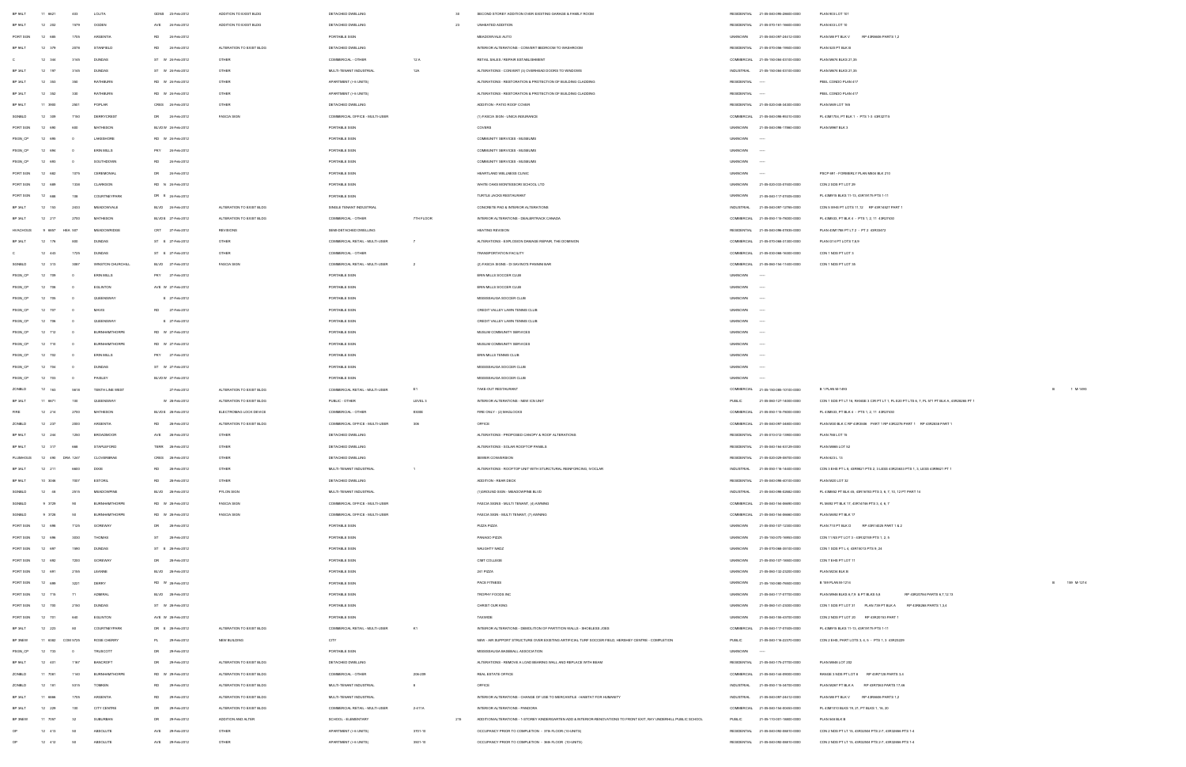| BP 9ALT | 11 8621 | 403 | LOLITA | GDNS | 23-Feb-2012 | ADDITION TO EXIST BLDG | DETACHED DWELLING | | 30 | SECOND STOREY ADDITION OVER EXISTING GARAGE & FAMILY ROOM | RESIDENTIAL | 21-05-040-095-28600-0000 | PLAN B03 LOT 151 |
|---|---|---|---|---|---|---|---|---|---|---|---|---|---|
| BP 9ALT | 12 232 | 1879 | OGDEN | AVE | 23-Feb-2012 | ADDITION TO EXIST BLDG | DETACHED DWELLING | | 23 | UNHEATED ADDITION | RESIDENTIAL | 21-05-070-161-16600-0000 | PLAN E03 LOT 10 |
| PORT SGN | 12 686 | 1705 | ARGENTIA | RD | 23-Feb-2012 | | PORTABLE SIGN | | | MEADOWVALE AUTO | UNKNOWN | 21-05-040-097-24412-0000 | PLAN M8 PT BLK V RP 43R8606 PARTS 1,2 |
| BP 9ALT | 12 379 | 2978 | STANFIELD | RD | 24-Feb-2012 | ALTERATION TO EXIST BLDG | DETACHED DWELLING | | | INTERIOR ALTERATIONS - CONVERT BEDROOM TO WASHROOM | RESIDENTIAL | 21-05-070-096-19900-0000 | PLAN 525 PT BLK B |
| C | 12 344 | 3145 | DUNDAS | ST W | 24-Feb-2012 | OTHER | COMMERCIAL - OTHER | 12 A | | RETAIL SALES / REPAIR ESTABLISHMENT | COMMERCIAL | 21-05-150-084-03700-0000 | PLAN M674 BLKS 27,38 |
| BP 3ALT | 12 197 | 3145 | DUNDAS | ST W | 24-Feb-2012 | OTHER | MULTI-TENANT INDUSTRIAL | 12A | | ALTERATIONS - CONVERT (3) OVERHEAD DOORS TO WINDOWS | INDUSTRIAL | 21-05-150-084-03700-0000 | PLAN M674 BLKS 27,38 |
| BP 3ALT | 12 393 | 330 | RATHBURN | RD W | 24-Feb-2012 | OTHER | APARTMENT (> 6 UNITS) | | | ALTERATIONS - RESTORATION & PROTECTION OF BUILDING CLADDING | RESIDENTIAL | ---- | PEEL CONDO PLAN 417 |
| BP 3ALT | 12 392 | 330 | RATHBURN | RD W | 24-Feb-2012 | OTHER | APARTMENT (> 6 UNITS) | | | ALTERATIONS - RESTORATION & PROTECTION OF BUILDING CLADDING | RESIDENTIAL | ---- | PEEL CONDO PLAN 417 |
| BP 9ALT | 11 3956 | 2901 | POPLAR | CRES | 24-Feb-2012 | OTHER | DETACHED DWELLING | | | ADDITION - PATIO ROOF COVER | RESIDENTIAL | 21-05-020-048-04300-0000 | PLAN M89 LOT 168 |
| SGNBLD | 12 309 | 7150 | DERRYCREST | DR | 24-Feb-2012 | FASCIA SIGN | COMMERCIAL OFFICE - MULTI-USER | | | (1) FASCIA SIGN - UNICA INSURANCE | COMMERCIAL | 21-05-040-098-05310-0000 | PL 43M1704, PT BLK 1 - PTS 1-3 43R32719 |
| PORT SGN | 12 695 | 605 | MATHESON | BLVD W | 24-Feb-2012 | | PORTABLE SIGN | | | COVERS | UNKNOWN | 21-05-040-098-17860-0000 | PLAN M967 BLK 3 |
| PSGN_CP | 12 695 | 0 | LAKESHORE | RD W | 24-Feb-2012 | | PORTABLE SIGN | | | COMMUNITY SERVICES - MUSEUMS | UNKNOWN | ---- | |
| PSGN_CP | 12 694 | 0 | ERIN MILLS | PKY | 24-Feb-2012 | | PORTABLE SIGN | | | COMMUNITY SERVICES - MUSEUMS | UNKNOWN | ---- | |
| PSGN_CP | 12 693 | 0 | SOUTHDOWN | RD | 24-Feb-2012 | | PORTABLE SIGN | | | COMMUNITY SERVICES - MUSEUMS | UNKNOWN | ---- | |
| PORT SGN | 12 682 | 1075 | CEREMONIAL | DR | 24-Feb-2012 | | PORTABLE SIGN | | | HEARTLAND WELLNESS CLINIC | UNKNOWN | ---- | PSCP 681 - FORMERLY PLAN M804 BLK 210 |
| PORT SGN | 12 689 | 1434 | CLARKSON | RD N | 24-Feb-2012 | | PORTABLE SIGN | | | WHITE OAKS MONTESSORI SCHOOL LTD | UNKNOWN | 21-05-020-033-01500-0000 | CON 2 SDS PT LOT 29 |
| PORT SGN | 12 688 | 136 | COURTNEYPARK | DR E | 24-Feb-2012 | | PORTABLE SIGN | | | TURTLE JACKS RESTAURANT | UNKNOWN | 21-05-040-117-07005-0000 | PL 43M976 BLKS 11-13, 43R19175 PTS 1-11 |
| BP 3ALT | 12 193 | 2433 | MEADOWVALE | BLVD | 24-Feb-2012 | ALTERATION TO EXIST BLDG | SINGLE TENANT INDUSTRIAL | | | CONCRETE PAD & INTERIOR ALTERATIONS | INDUSTRIAL | 21-05-040-097-12790-0000 | CON 5 WHS PT LOTS 11,12 RP 43R14327 PART 1 |
| BP 3ALT | 12 217 | 2700 | MATHESON | BLVD E | 27-Feb-2012 | ALTERATION TO EXIST BLDG | COMMERCIAL - OTHER | 7TH FLOOR | | INTERIOR ALTERATIONS - DEALERTRACK CANADA | COMMERCIAL | 21-05-050-115-76000-0000 | PL 43M533, PT BLK 4 - PTS 1, 2, 11 43R27432 |
| HVACHOUS | 9 6697 | HEA 107 | MEADOWRIDGE | CRT | 27-Feb-2012 | REVISIONS | SEMI-DETACHED DWELLING | | | HEATING REVISION | RESIDENTIAL | 21-05-040-096-07605-0000 | PLAN 43M1786 PT LT 2 - PT 2 43R33472 |
| BP 3ALT | 12 176 | 600 | DUNDAS | ST E | 27-Feb-2012 | OTHER | COMMERCIAL RETAIL - MULTI-USER | 7 | | ALTERATIONS - EXPLOSION DAMAGE REPAIR, THE DOMINION | COMMERCIAL | 21-05-070-068-41300-0000 | PLAN G14 PT LOTS 7,8,9 |
| C | 12 443 | 1725 | DUNDAS | ST E | 27-Feb-2012 | OTHER | COMMERCIAL - OTHER | | | TRANSPORTATION FACILITY | COMMERCIAL | 21-05-030-086-16300-0000 | CON 1 NDS PT LOT 3 |
| SGNBLD | 12 313 | 3087 | WINSTON CHURCHILL | BLVD | 27-Feb-2012 | FASCIA SIGN | COMMERCIAL RETAIL - MULTI-USER | 2 | | (2) FASCIA SIGNS - DI SAVINO'S PANINI BAR | COMMERCIAL | 21-05-060-154-11400-0000 | CON 1 NDS PT LOT 35 |
| PSGN_CP | 12 709 | 0 | ERIN MILLS | PKY | 27-Feb-2012 | | PORTABLE SIGN | | | ERIN MILLS SOCCER CLUB | UNKNOWN | ---- | |
| PSGN_CP | 12 708 | 0 | EGLINTON | AVE W | 27-Feb-2012 | | PORTABLE SIGN | | | ERIN MILLS SOCCER CLUB | UNKNOWN | ---- | |
| PSGN_CP | 12 705 | 0 | QUEENSWAY | E | 27-Feb-2012 | | PORTABLE SIGN | | | MISSISSAUGA SOCCER CLUB | UNKNOWN | ---- | |
| PSGN_CP | 12 707 | 0 | MAVIS | RD | 27-Feb-2012 | | PORTABLE SIGN | | | CREDIT VALLEY LAWN TENNIS CLUB | UNKNOWN | ---- | |
| PSGN_CP | 12 706 | 0 | QUEENSWAY | E | 27-Feb-2012 | | PORTABLE SIGN | | | CREDIT VALLEY LAWN TENNIS CLUB | UNKNOWN | ---- | |
| PSGN_CP | 12 712 | 0 | BURNHAMTHORPE | RD W | 27-Feb-2012 | | PORTABLE SIGN | | | MUSLIM COMMUNITY SERVICES | UNKNOWN | ---- | |
| PSGN_CP | 12 710 | 0 | BURNHAMTHORPE | RD W | 27-Feb-2012 | | PORTABLE SIGN | | | MUSLIM COMMUNITY SERVICES | UNKNOWN | ---- | |
| PSGN_CP | 12 702 | 0 | ERIN MILLS | PKY | 27-Feb-2012 | | PORTABLE SIGN | | | ERIN MILLS TENNIS CLUB | UNKNOWN | ---- | |
| PSGN_CP | 12 704 | 0 | DUNDAS | ST W | 27-Feb-2012 | | PORTABLE SIGN | | | MISSISSAUGA SOCCER CLUB | UNKNOWN | ---- | |
| PSGN_CP | 12 703 | 0 | PAISLEY | BLVD W | 27-Feb-2012 | | PORTABLE SIGN | | | MISSISSAUGA SOCCER CLUB | UNKNOWN | ---- | |
| ZONBLD | 12 163 | 6618 | TENTH LINE WEST | | 27-Feb-2012 | ALTERATION TO EXIST BLDG | COMMERCIAL RETAIL - MULTI-USER | E1 | | TAKE-OUT RESTAURANT | COMMERCIAL | 21-05-150-085-10100-0000 | B 1 PLAN M-1493 B 1 M-1493 |
| BP 3ALT | 11 8671 | 100 | QUEENSWAY | W | 28-Feb-2012 | ALTERATION TO EXIST BLDG | PUBLIC - OTHER | LEVEL 3 | | INTERIOR ALTERATIONS - NEW ICN UNIT | PUBLIC | 21-05-060-127-14200-0000 | CON 1 SDS PT LT 16, RANGE 3 CIR PT LT 1, PL E20 PT LTS 6, 7, PL ST1 PT BLK A, 43R28298 PT 1 |
| FIRE | 12 214 | 2700 | MATHESON | BLVD E | 28-Feb-2012 | ELECTROMAG LOCK DEVICE | COMMERCIAL - OTHER | EGDB | | FIRE ONLY - (2) MAGLOCKS | COMMERCIAL | 21-05-050-115-76000-0000 | PL 43M533, PT BLK 4 - PTS 1, 2, 11 43R27432 |
| ZONBLD | 12 237 | 2560 | ARGENTIA | RD | 28-Feb-2012 | ALTERATION TO EXIST BLDG | COMMERCIAL OFFICE - MULTI-USER | 205 | | OFFICE | COMMERCIAL | 21-05-040-097-34600-0000 | PLAN M50 BLK C RP 43R3598 PART 1 RP 43R2278 PART 1 RP 43R2638 PART 1 |
| BP 9ALT | 12 244 | 1250 | BROADMOOR | AVE | 28-Feb-2012 | OTHER | DETACHED DWELLING | | | ALTERATIONS - PROPOSED CANOPY & ROOF ALTERATIONS | RESIDENTIAL | 21-05-010-012-13900-0000 | PLAN 788 LOT 15 |
| BP 9ALT | 12 317 | 668 | STAPLEFORD | TERR | 28-Feb-2012 | OTHER | DETACHED DWELLING | | | ALTERATIONS - SOLAR ROOFTOP PANELS | RESIDENTIAL | 21-05-040-164-83729-0000 | PLAN M865 LOT 52 |
| PLUMHOUS | 12 490 | DRA 1247 | CLOVERBRAE | CRES | 28-Feb-2012 | OTHER | DETACHED DWELLING | | | SEWER CONVERSION | RESIDENTIAL | 21-05-020-029-09700-0000 | PLAN 823 L 13 |
| BP 3ALT | 12 211 | 6600 | DIXIE | RD | 28-Feb-2012 | OTHER | MULTI-TENANT INDUSTRIAL | 1 | | ALTERATIONS - ROOFTOP UNIT WITH STURCTURAL REINFORCING, VOCLAR | INDUSTRIAL | 21-05-050-116-14400-0000 | CON 3 EHS PT L 8, 43R9621 PTS 2, 3 LESS 43R23833 PTS 1, 3, LESS 43R9621 PT 1 |
| BP 9ALT | 10 3048 | 7007 | ESTORIL | RD | 28-Feb-2012 | OTHER | DETACHED DWELLING | | | ADDITION - REAR DECK | RESIDENTIAL | 21-05-040-098-40700-0000 | PLAN M20 LOT 32 |
| SGNBLD | 12 35 | 2915 | MEADOWPINE | BLVD | 28-Feb-2012 | PYLON SIGN | MULTI-TENANT INDUSTRIAL | | | (1)GROUND SIGN - MEADOWPINE BLVD | INDUSTRIAL | 21-05-040-098-02682-0000 | PL 43M892 PT BLK 45, 43R16753 PTS 3, 6, 7, 10, 12 PT PART 14 |
| SGNBLD | 9 3729 | 50 | BURNHAMTHORPE | RD W | 28-Feb-2012 | FASCIA SIGN | COMMERCIAL OFFICE - MULTI-USER | | | FASCIA SIGNS - MULTI TENANT, (4) AWNING | COMMERCIAL | 21-05-040-154-06690-0000 | PL M892 PT BLK 17, 43R14766 PTS 3, 4, 6, 7 |
| SGNBLD | 9 3728 | 50 | BURNHAMTHORPE | RD W | 28-Feb-2012 | FASCIA SIGN | COMMERCIAL OFFICE - MULTI-USER | | | FASCIA SIGN - MULTI TENANT, (1) AWNING | COMMERCIAL | 21-05-040-154-06660-0000 | PLAN M892 PT BLK 17 |
| PORT SGN | 12 698 | 7125 | GOREWAY | DR | 28-Feb-2012 | | PORTABLE SIGN | | | PIZZA PIZZA | UNKNOWN | 21-05-050-107-12300-0000 | PLAN 710 PT BLK D RP 43R10025 PART 1 & 2 |
| PORT SGN | 12 696 | 3030 | THOMAS | ST | 28-Feb-2012 | | PORTABLE SIGN | | | PANAGO PIZZA | UNKNOWN | 21-05-150-070-16953-0000 | CON 11 NS PT LOT 3 - 43R22759 PTS 1, 2, 5 |
| PORT SGN | 12 697 | 1580 | DUNDAS | ST E | 28-Feb-2012 | | PORTABLE SIGN | | | NAUGHTY NADZ | UNKNOWN | 21-05-070-068-35100-0000 | CON 1 SDS PT L 4, 43R7613 PTS 8, 24 |
| PORT SGN | 12 692 | 7200 | GOREWAY | DR | 28-Feb-2012 | | PORTABLE SIGN | | | CIMT COLLEGE | UNKNOWN | 21-05-050-107-16500-0000 | CON 7 EHS PT LOT 11 |
| PORT SGN | 12 691 | 2155 | LEANNE | BLVD | 28-Feb-2012 | | PORTABLE SIGN | | | 241 PIZZA | UNKNOWN | 21-05-060-132-23200-0000 | PLAN M234 BLK B |
| PORT SGN | 12 699 | 3221 | DERRY | RD W | 28-Feb-2012 | | PORTABLE SIGN | | | PACE FITNESS | UNKNOWN | 21-05-150-080-76650-0000 | B 169 PLAN M-1214 B 169 M-1214 |
| PORT SGN | 12 715 | 71 | ADMIRAL | BLVD | 29-Feb-2012 | | PORTABLE SIGN | | | TROPHY FOODS INC | UNKNOWN | 21-05-040-117-07700-0000 | PLAN M946 BLKS 6,7,8 & PT BLKS 5,8 RP 43R20764 PARTS 4,7,12,13 |
| PORT SGN | 12 700 | 2150 | DUNDAS | ST W | 28-Feb-2012 | | PORTABLE SIGN | | | CHRIST OUR KING | UNKNOWN | 21-05-060-141-23300-0000 | CON 1 SDS PT LOT 31 PLAN 739 PT BLK A RP 43R8286 PARTS 1,3,4 |
| PORT SGN | 12 701 | 640 | EGLINTON | AVE W | 28-Feb-2012 | | PORTABLE SIGN | | | TASWIDE | UNKNOWN | 21-05-040-159-43700-0000 | CON 2 NDS PT LOT 20 RP 43R20153 PART 1 |
| BP 3ALT | 12 223 | 60 | COURTNEYPARK | DR E | 28-Feb-2012 | ALTERATION TO EXIST BLDG | COMMERCIAL RETAIL - MULTI-USER | K1 | | INTERIOR ALTERATIONS - DEMOLITION OF PARTITION WALLS - SHOELESS JOES | COMMERCIAL | 21-05-040-117-07005-0000 | PL 43M976 BLKS 11-13, 43R19175 PTS 1-11 |
| BP 3NEW | 11 6382 | COM 5725 | ROSE CHERRY | PL | 29-Feb-2012 | NEW BUILDING | CITY | | | NEW - AIR SUPPORT STRUCTURE OVER EXISTING ARTIFICIAL TURF SOCCER FIELD, HERSHEY CENTRE - COMPLETION | PUBLIC | 21-05-040-116-22370-0000 | CON 2 EHS, PART LOTS 3, 4, 5 - PTS 1, 3 43R23229 |
| PSGN_CP | 12 733 | 0 | TRUSCOTT | DR | 29-Feb-2012 | | PORTABLE SIGN | | | MISSISSAUGA BASEBALL ASSOCIATION | UNKNOWN | ---- | |
| BP 9ALT | 12 431 | 1167 | BANCROFT | DR | 29-Feb-2012 | ALTERATION TO EXIST BLDG | DETACHED DWELLING | | | ALTERATIONS - REMOVE A LOAD BEARING WALL AND REPLACE WITH BEAM | RESIDENTIAL | 21-05-040-170-27700-0000 | PLAN M868 LOT 232 |
| ZONBLD | 11 7081 | 1140 | BURNHAMTHORPE | RD W | 29-Feb-2012 | ALTERATION TO EXIST BLDG | COMMERCIAL - OTHER | 206-209 | | REAL ESTATE OFFICE | COMMERCIAL | 21-05-040-144-09000-0000 | RANGE 3 NDS PT LOT 8 RP 43R7128 PARTS 3,4 |
| ZONBLD | 12 181 | 5315 | TOMKEN | RD | 29-Feb-2012 | ALTERATION TO EXIST BLDG | MULTI-TENANT INDUSTRIAL | 8 | | OFFICE | INDUSTRIAL | 21-05-050-116-34700-0000 | PLAN M267 PT BLK A RP 43R7050 PARTS 17,46 |
| BP 3ALT | 11 8886 | 1705 | ARGENTIA | RD | 29-Feb-2012 | ALTERATION TO EXIST BLDG | MULTI-TENANT INDUSTRIAL | | | INTERIOR ALTERATIONS - CHANGE OF USE TO MERCANTILE - HABITAT FOR HUMANITY | INDUSTRIAL | 21-05-040-097-24412-0000 | PLAN M8 PT BLK V RP 43R8606 PARTS 1,2 |
| BP 3ALT | 12 229 | 100 | CITY CENTRE | DR | 29-Feb-2012 | ALTERATION TO EXIST BLDG | COMMERCIAL RETAIL - MULTI-USER | 2-611A | | INTERIOR ALTERATIONS - PANDORA | COMMERCIAL | 21-05-040-154-00403-0000 | PL 43M1010 BLKS 19, 21, PT BLKS 1, 16, 20 |
| BP 3NEW | 11 7067 | 32 | SUBURBAN | DR | 29-Feb-2012 | ADDITION AND ALTER | SCHOOL - ELEMENTARY | | 219 | ADDITION/ALTERATIONS - 1-STOREY KINDERGARTEN ADD & INTERIOR RENOVATIONS TO FRONT EXIT, RAY UNDERHILL PUBLIC SCHOOL | PUBLIC | 21-05-110-001-18000-0000 | PLAN M48 BLK B |
| OP | 12 413 | 50 | ABSOLUTE | AVE | 29-Feb-2012 | OTHER | APARTMENT (> 6 UNITS) | 3701-10 | | OCCUPANCY PRIOR TO COMPLETION - 37th FLOOR, (10 UNITS) | RESIDENTIAL | 21-05-040-092-00810-0000 | CON 2 NDS PT LT 15, 43R32604 PTS 2-7, 43R32666 PTS 1-4 |
| OP | 12 412 | 50 | ABSOLUTE | AVE | 29-Feb-2012 | OTHER | APARTMENT (> 6 UNITS) | 3601-10 | | OCCUPANCY PRIOR TO COMPLETION - 36th FLOOR, (10 UNITS) | RESIDENTIAL | 21-05-040-092-00810-0000 | CON 2 NDS PT LT 15, 43R32604 PTS 2-7, 43R32666 PTS 1-4 |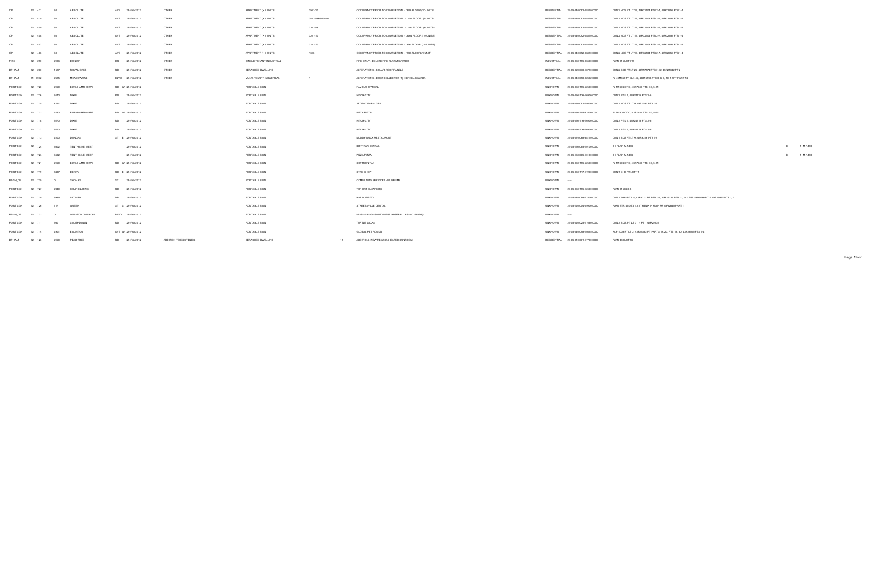| | | | | | | | | | | | | | | | | |
|---|---|---|---|---|---|---|---|---|---|---|---|---|---|---|---|---|
| OP | 12 | 411 | 50 | ABSOLUTE | AVE | 29-Feb-2012 | OTHER | APARTMENT (> 6 UNITS) | 3501-10 | | OCCUPANCY PRIOR TO COMPLETION - 35th FLOOR (10-UNITS) | RESIDENTIAL | 21-05-040-092-05610-0000 | CON 2 NDS PT LT 15, 43R32504 PTS 2-7, 43R32666 PTS 1-4 | | |
| OP | 12 | 410 | 50 | ABSOLUTE | AVE | 29-Feb-2012 | OTHER | APARTMENT (> 6 UNITS) | 3401-03&3405-08 | | OCCUPANCY PRIOR TO COMPLETION - 34th FLOOR (7-UNITS) | RESIDENTIAL | 21-05-040-092-05610-0000 | CON 2 NDS PT LT 15, 43R32504 PTS 2-7, 43R32666 PTS 1-4 | | |
| OP | 12 | 409 | 50 | ABSOLUTE | AVE | 29-Feb-2012 | OTHER | APARTMENT (> 6 UNITS) | 3301-08 | | OCCUPANCY PRIOR TO COMPLETION - 33rd FLOOR (8-UNITS) | RESIDENTIAL | 21-05-040-092-05610-0000 | CON 2 NDS PT LT 15, 43R32504 PTS 2-7, 43R32666 PTS 1-4 | | |
| OP | 12 | 408 | 50 | ABSOLUTE | AVE | 29-Feb-2012 | OTHER | APARTMENT (> 6 UNITS) | 3201-10 | | OCCUPANCY PRIOR TO COMPLETION - 32nd FLOOR (10-UNITS) | RESIDENTIAL | 21-05-040-092-05610-0000 | CON 2 NDS PT LT 15, 43R32504 PTS 2-7, 43R32666 PTS 1-4 | | |
| OP | 12 | 407 | 50 | ABSOLUTE | AVE | 29-Feb-2012 | OTHER | APARTMENT (> 6 UNITS) | 3101-10 | | OCCUPANCY PRIOR TO COMPLETION - 31st FLOOR (10-UNITS) | RESIDENTIAL | 21-05-040-092-05610-0000 | CON 2 NDS PT LT 15, 43R32504 PTS 2-7, 43R32666 PTS 1-4 | | |
| OP | 12 | 406 | 50 | ABSOLUTE | AVE | 29-Feb-2012 | OTHER | APARTMENT (> 6 UNITS) | 1306 | | OCCUPANCY PRIOR TO COMPLETION - 13th FLOOR (1-UNIT) | RESIDENTIAL | 21-05-040-092-05610-0000 | CON 2 NDS PT LT 15, 43R32504 PTS 2-7, 43R32666 PTS 1-4 | | |
| FIRE | 12 | 292 | 2195 | DUNWIN | DR | 29-Feb-2012 | OTHER | SINGLE TENANT INDUSTRIAL | | | FIRE ONLY - DELETE FIRE ALARM SYSTEM | INDUSTRIAL | 21-05-060-155-06600-0000 | PLAN 915 LOT 319 | | |
| BP 9ALT | 12 | 280 | 1517 | ROYAL OAKS | RD | 29-Feb-2012 | OTHER | DETACHED DWELLING | | | ALTERATIONS - SOLAR ROOF PANELS | RESIDENTIAL | 21-05-020-030-16710-0000 | CON 2 SDS PT LT 25, 43R17774 PTS 7-12, 43R21342 PT 2 | | |
| BP 3ALT | 11 | 6932 | 2515 | MEADOWPINE | BLVD | 29-Feb-2012 | OTHER | MULTI-TENANT INDUSTRIAL | 1 | | ALTERATIONS - DUST COLLECTOR (1), HENKEL CANADA | INDUSTRIAL | 21-05-040-098-02682-0000 | PL 43M832 PT BLK 45, 43R16733 PTS 3, 6, 7, 10, 12 PT PART 14 | | |
| PORT SGN | 12 | 720 | 2150 | BURNHAMTHORPE | RD W | 29-Feb-2012 | | PORTABLE SIGN | | | FAMOUS OPTICAL | UNKNOWN | 21-05-060-155-62500-0000 | PL M160 LOT C, 43R7680 PTS 1-3, 9-11 | | |
| PORT SGN | 12 | 716 | 5170 | DIXIE | RD | 29-Feb-2012 | | PORTABLE SIGN | | | HITCH CITY | UNKNOWN | 21-05-050-116-16900-0000 | CON 3 PT L 1, 43R24719 PTS 3-8 | | |
| PORT SGN | 12 | 725 | 4141 | DIXIE | RD | 29-Feb-2012 | | PORTABLE SIGN | | | JET FOX BAR & GRILL | UNKNOWN | 21-05-030-092-19500-0000 | CON 2 NDS PT LT 5, 43R2792 PTS 1-7 | | |
| PORT SGN | 12 | 722 | 2150 | BURNHAMTHORPE | RD W | 29-Feb-2012 | | PORTABLE SIGN | | | PIZZA PIZZA | UNKNOWN | 21-05-060-155-62500-0000 | PL M160 LOT C, 43R7680 PTS 1-3, 9-11 | | |
| PORT SGN | 12 | 718 | 5170 | DIXIE | RD | 29-Feb-2012 | | PORTABLE SIGN | | | HITCH CITY | UNKNOWN | 21-05-050-116-16900-0000 | CON 3 PT L 1, 43R24719 PTS 3-8 | | |
| PORT SGN | 12 | 717 | 5170 | DIXIE | RD | 29-Feb-2012 | | PORTABLE SIGN | | | HITCH CITY | UNKNOWN | 21-05-050-116-16900-0000 | CON 3 PT L 1, 43R24719 PTS 3-8 | | |
| PORT SGN | 12 | 713 | 2200 | DUNDAS | ST E | 29-Feb-2012 | | PORTABLE SIGN | | | MUDDY DUCK RESTAURANT | UNKNOWN | 21-05-070-068-45710-0000 | CON 1 SDS PT LT 4, 43R8336 PTS 1-9 | | |
| PORT SGN | 12 | 724 | 5602 | TENTH LINE WEST | | 29-Feb-2012 | | PORTABLE SIGN | | | BRITTANY DENTAL | UNKNOWN | 21-05-150-085-10100-0000 | B 1 PLAN M-1493 | B | 1 M-1493 |
| PORT SGN | 12 | 723 | 5602 | TENTH LINE WEST | | 29-Feb-2012 | | PORTABLE SIGN | | | PIZZA PIZZA | UNKNOWN | 21-05-150-085-10100-0000 | B 1 PLAN M-1493 | B | 1 M-1493 |
| PORT SGN | 12 | 721 | 2150 | BURNHAMTHORPE | RD W | 29-Feb-2012 | | PORTABLE SIGN | | | SOFTRON TAX | UNKNOWN | 21-05-060-155-62500-0000 | PL M160 LOT C, 43R7680 PTS 1-3, 9-11 | | |
| PORT SGN | 12 | 719 | 3437 | DERRY | RD E | 29-Feb-2012 | | PORTABLE SIGN | | | STAG SHOP | UNKNOWN | 21-05-050-117-17200-0000 | CON 7 EHS PT LOT 11 | | |
| PSGN_CP | 12 | 730 | 0 | THOMAS | ST | 29-Feb-2012 | | PORTABLE SIGN | | | COMMUNITY SERVICES - MUSEUMS | UNKNOWN | ---- | | | |
| PORT SGN | 12 | 727 | 2340 | COUNCIL RING | RD | 29-Feb-2012 | | PORTABLE SIGN | | | TOP HAT CLEANERS | UNKNOWN | 21-05-060-155-12300-0000 | PLAN 915 BLK S | | |
| PORT SGN | 12 | 729 | 5955 | LATIMER | DR | 29-Feb-2012 | | PORTABLE SIGN | | | BAR BURRITO | UNKNOWN | 21-05-040-098-17500-0000 | CON 2 WHS PT L 5, 43R8711 PT PTS 1-3, 43R25225 PTS 11, 14 LESS 43R9138 PT 1, 43R25997 PTS 1, 2 | | |
| PORT SGN | 12 | 726 | 117 | QUEEN | ST S | 29-Feb-2012 | | PORTABLE SIGN | | | STREETSVILLE DENTAL | UNKNOWN | 21-05-120-004-09900-0000 | PLAN STR 4 LOTS 1,2 STH BLK N MAIN RP 43R2845 PART 1 | | |
| PSGN_CP | 12 | 732 | 0 | WINSTON CHURCHILL | BLVD | 29-Feb-2012 | | PORTABLE SIGN | | | MISSISSAUGA SOUTHWEST BASEBALL ASSOC (MSBA) | UNKNOWN | ---- | | | |
| PORT SGN | 12 | 711 | 980 | SOUTHDOWN | RD | 29-Feb-2012 | | PORTABLE SIGN | | | TURTLE JACKS | UNKNOWN | 21-05-020-025-11400-0000 | CON 3 SDS, PT LT 31 - PT 1 43R29435 | | |
| PORT SGN | 12 | 714 | 2901 | EGLINTON | AVE W | 29-Feb-2012 | | PORTABLE SIGN | | | GLOBAL PET FOODS | UNKNOWN | 21-05-040-096-10625-0000 | RCP 1003 PT LT 2, 43R22392 PT PARTS 18, 20, PTS 19, 30, 43R29583 PTS 1-4 | | |
| BP 9ALT | 12 | 126 | 2150 | PEAR TREE | RD | 29-Feb-2012 | ADDITION TO EXIST BLDG | DETACHED DWELLING | | 15 | ADDITION - NEW REAR UNHEATED SUNROOM | RESIDENTIAL | 21-05-010-061-17700-0000 | PLAN 493 LOT 96 | | |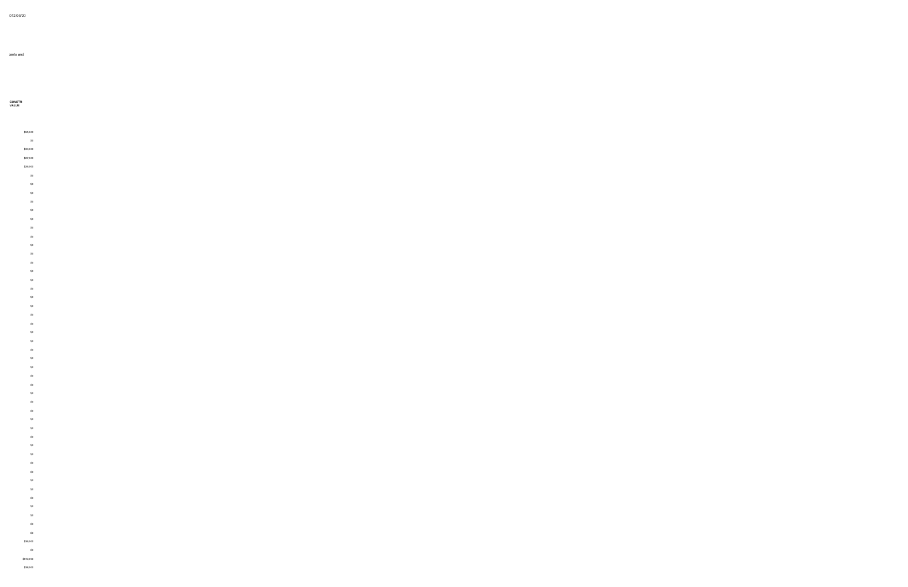012/03/20

:ents and

| CONSTR VALUE |
| --- |
| $55,000 |
| $0 |
| $33,000 |
| $27,000 |
| $26,000 |
| $0 |
| $0 |
| $0 |
| $0 |
| $0 |
| $0 |
| $0 |
| $0 |
| $0 |
| $0 |
| $0 |
| $0 |
| $0 |
| $0 |
| $0 |
| $0 |
| $0 |
| $0 |
| $0 |
| $0 |
| $0 |
| $0 |
| $0 |
| $0 |
| $0 |
| $0 |
| $0 |
| $0 |
| $0 |
| $0 |
| $0 |
| $0 |
| $0 |
| $0 |
| $0 |
| $0 |
| $0 |
| $0 |
| $0 |
| $0 |
| $0 |
| $0 |
| $0 |
| $35,000 |
| $0 |
| $610,000 |
| $38,000 |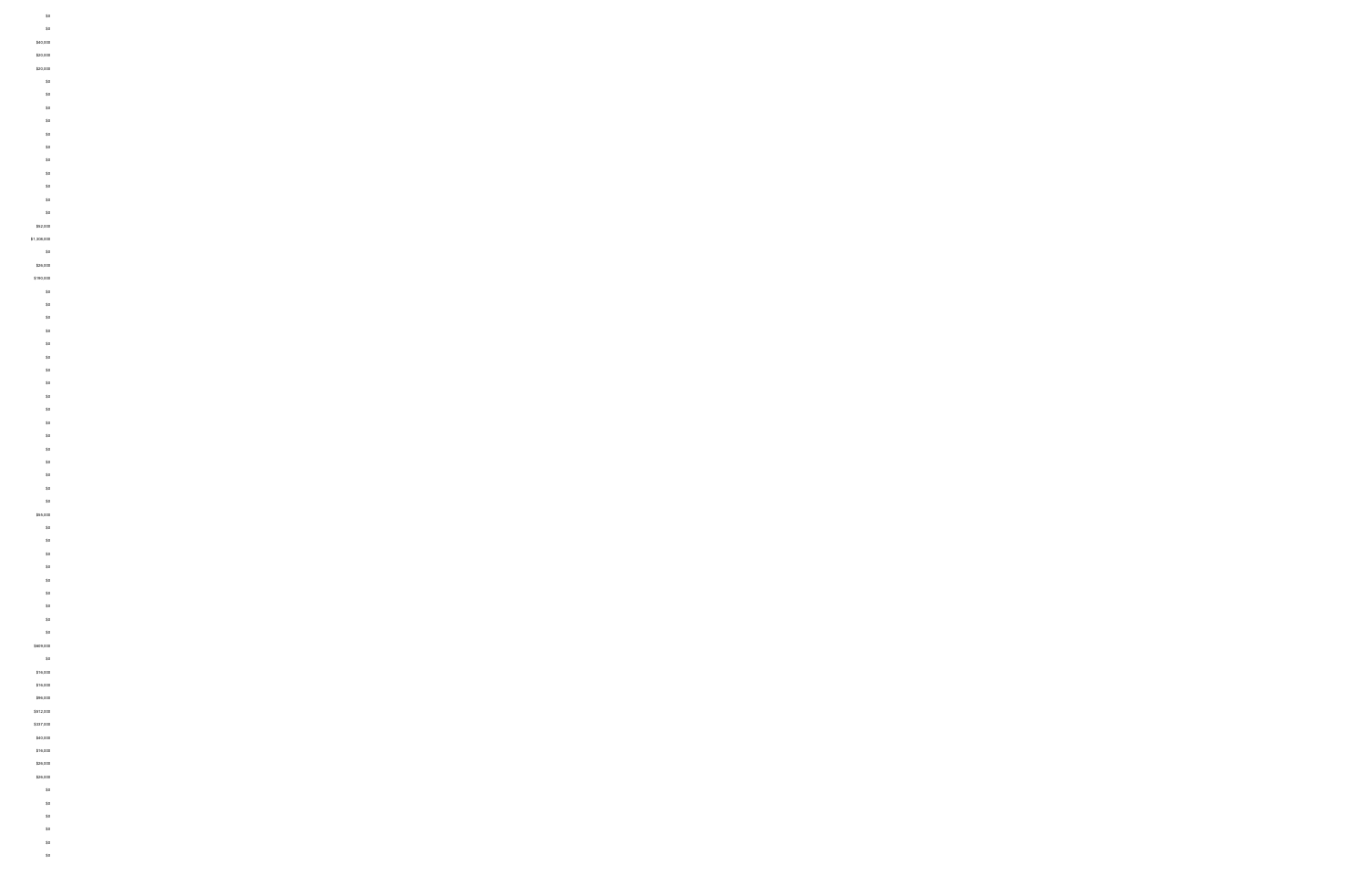$0

$0

$40,000

$20,000

$20,000

$0

$0

$0

$0

$0

$0

$0

$0

$0

$0

$0

$52,000

$1,306,000

$0

$26,000

$190,000

$0

$0

$0

$0

$0

$0

$0

$0

$0

$0

$0

$0

$0

$0

$0

$0

$0

$55,000

$0

$0

$0

$0

$0

$0

$0

$0

$0

$609,000

$0

$16,000

$16,000

$86,000

$312,000

$337,000

$40,000

$16,000

$26,000

$26,000

$0

$0

$0

$0

$0

$0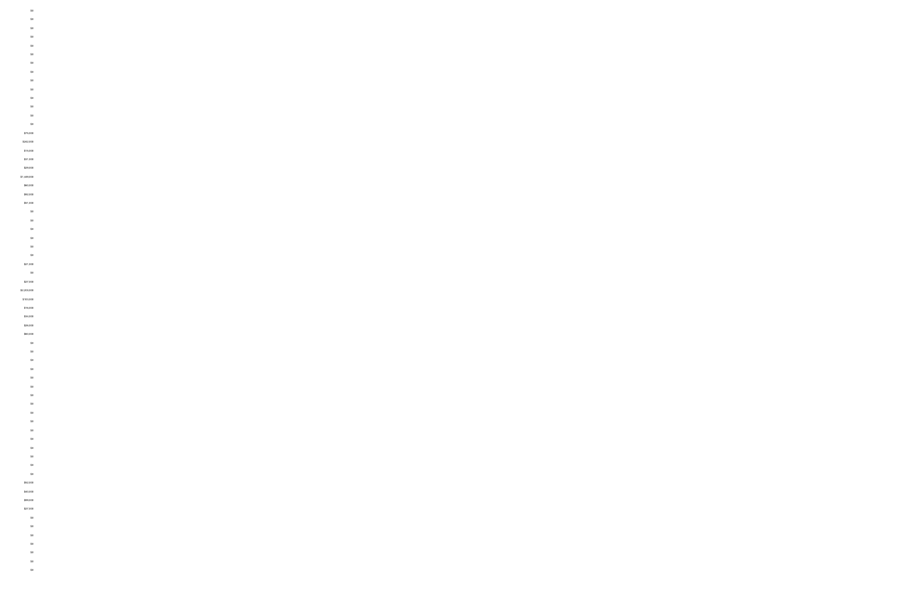$0

$0

$0

$0

$0

$0

$0

$0

$0

$0

$0

$0

$0

$0

$75,000

$242,000

$15,000

$37,000

$29,000

$1,449,000

$60,000

$92,000

$51,000

$0

$0

$0

$0

$0

$0

$21,000

$0

$27,000

$2,204,000

$100,000

$16,000

$34,000

$26,000

$60,000

$0

$0

$0

$0

$0

$0

$0

$0

$0

$0

$0

$0

$0

$0

$0

$0

$52,000

$40,000

$99,000

$27,000

$0

$0

$0

$0

$0

$0

$0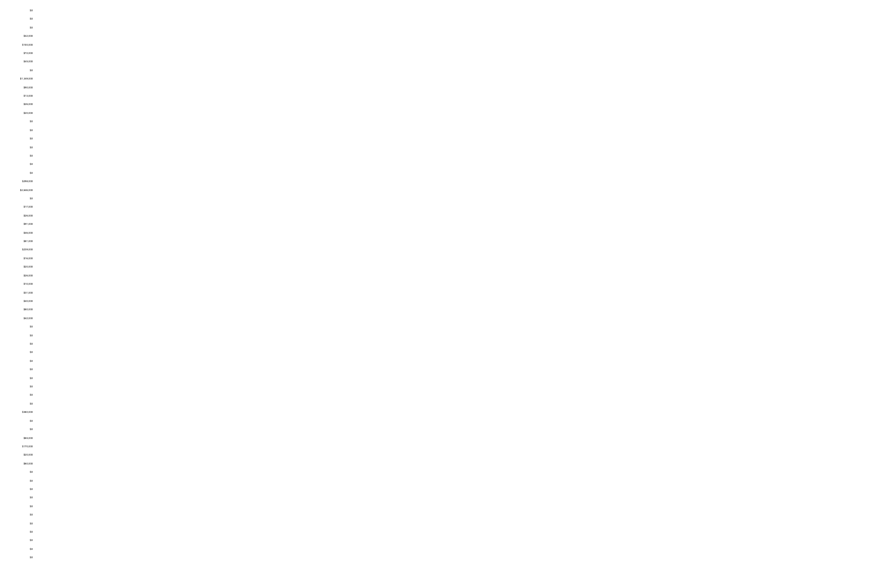$0

$0

$0

$42,000

$100,000

$72,000

$45,000

$0

$1,349,000

$90,000

$13,000

$26,000

$20,000

$0

$0

$0

$0

$0

$0

$0

$298,000

$2,646,000

$0

$17,000

$26,000

$91,000

$46,000

$67,000

$229,000

$16,000

$20,000

$26,000

$10,000

$37,000

$40,000

$60,000

$42,000

$0

$0

$0

$0

$0

$0

$0

$0

$0

$0

$360,000

$0

$0

$65,000

$170,000

$20,000

$60,000

$0

$0

$0

$0

$0

$0

$0

$0

$0

$0

$0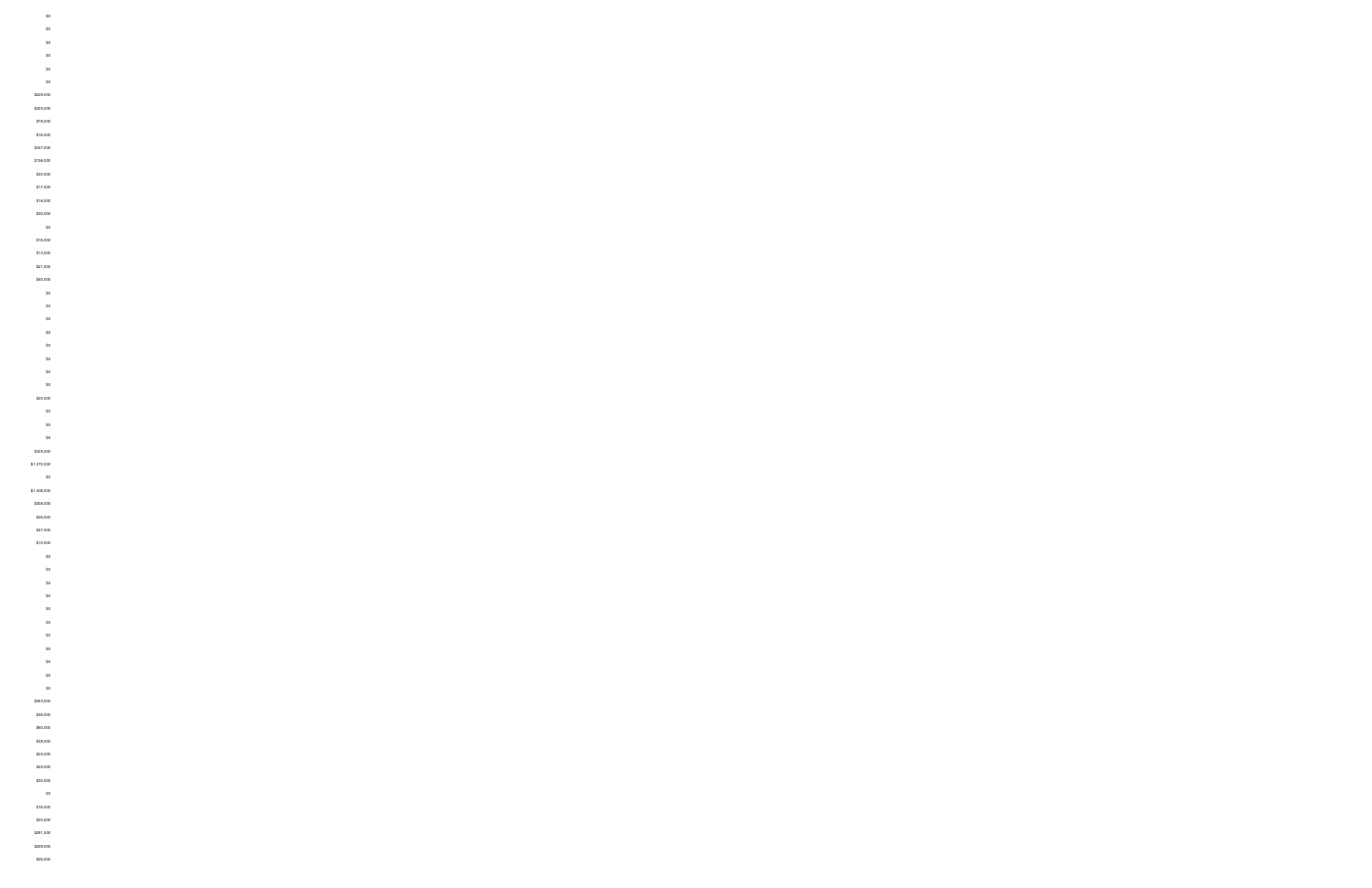$0
$0
$0
$0
$0
$0
$229,000
$325,000
$78,000
$16,000
$337,000
$139,000
$30,000
$17,000
$16,000
$30,000
$0
$16,000
$13,000
$21,000
$40,000
$0
$0
$0
$0
$0
$0
$0
$0
$20,000
$0
$0
$0
$325,000
$1,072,000
$0
$1,406,000
$306,000
$26,000
$47,000
$10,000
$0
$0
$0
$0
$0
$0
$0
$0
$0
$0
$0
$263,000
$36,000
$60,000
$38,000
$25,000
$25,000
$30,000
$0
$16,000
$20,000
$291,000
$209,000
$26,000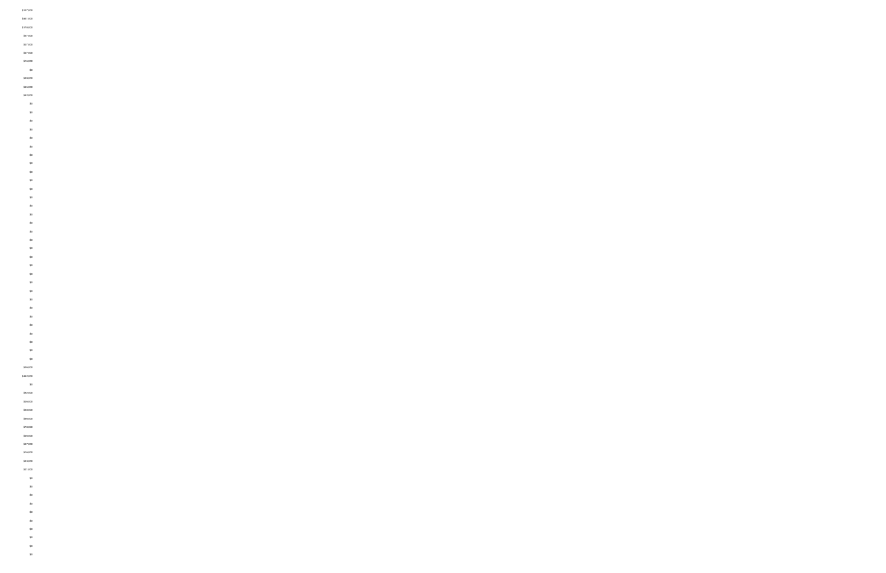$737,000
$837,000
$179,000
$37,000
$27,000
$27,000
$19,000
$0
$39,000
$69,000
$42,000
$0
$0
$0
$0
$0
$0
$0
$0
$0
$0
$0
$0
$0
$0
$0
$0
$0
$0
$0
$0
$0
$0
$0
$0
$0
$0
$0
$0
$0
$0
$0
$29,000
$442,000
$0
$92,000
$29,000
$38,000
$99,000
$79,000
$26,000
$27,000
$19,000
$33,000
$27,000
$0
$0
$0
$0
$0
$0
$0
$0
$0
$0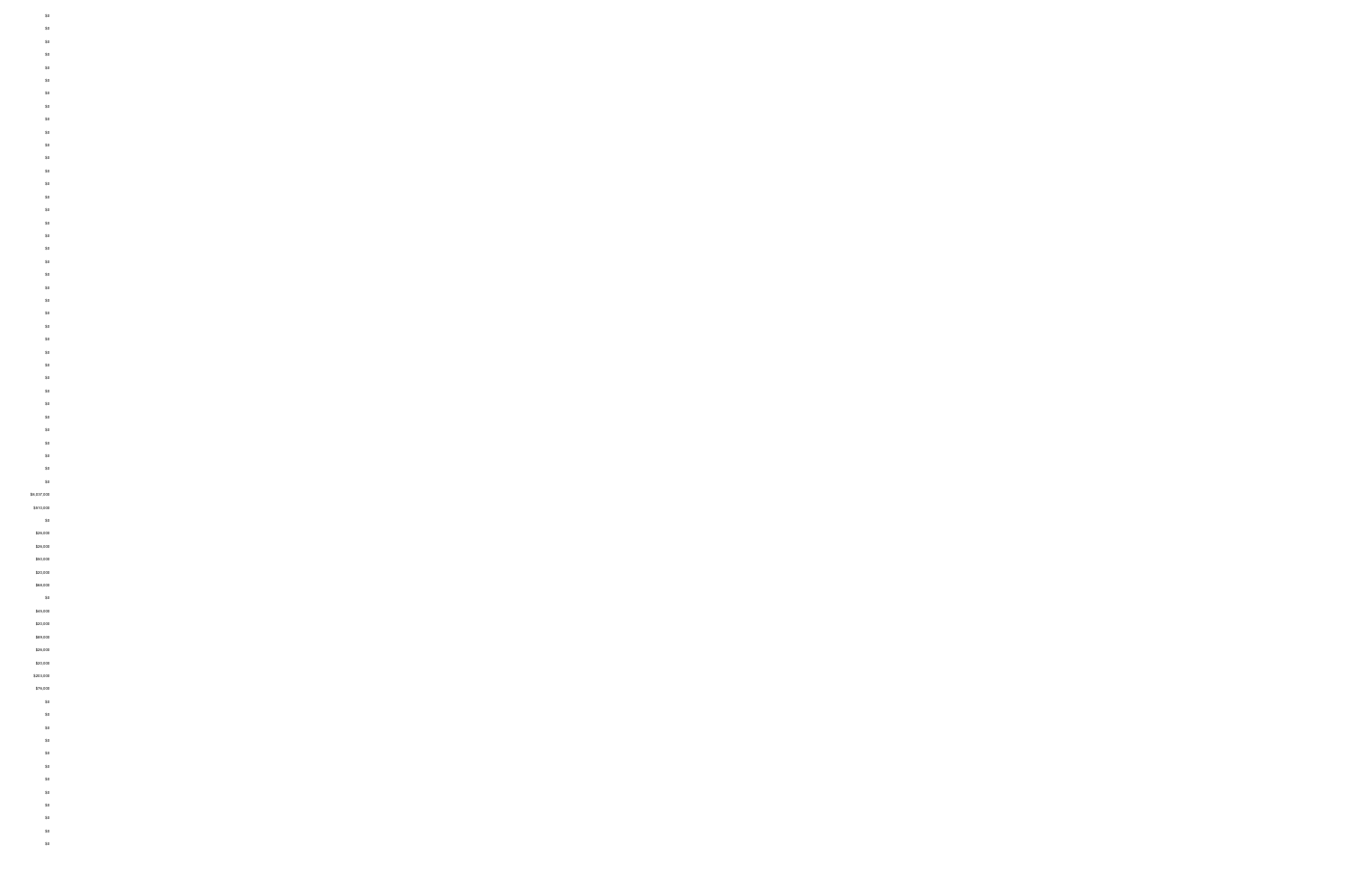$0

$0

$0

$0

$0

$0

$0

$0

$0

$0

$0

$0

$0

$0

$0

$0

$0

$0

$0

$0

$0

$0

$0

$0

$0

$0

$0

$0

$0

$0

$0

$0

$0

$0

$0

$0

$0

$6,037,000

$910,000

$0

$26,000

$26,000

$50,000

$20,000

$66,000

$0

$45,000

$20,000

$88,000

$26,000

$20,000

$203,000

$76,000

$0

$0

$0

$0

$0

$0

$0

$0

$0

$0

$0

$0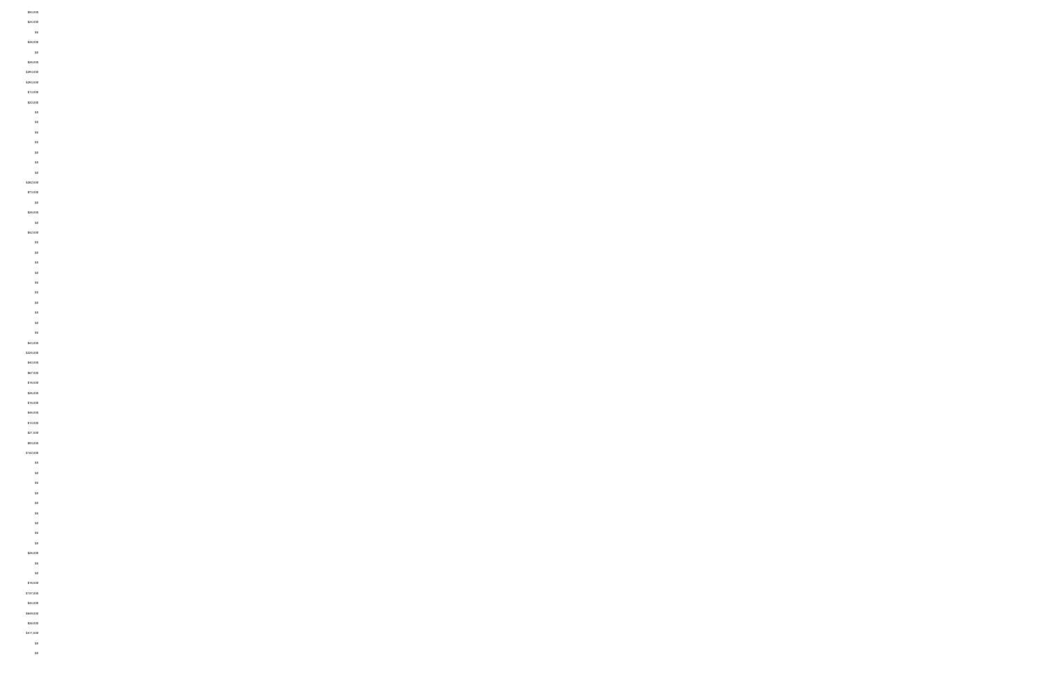$50,000
$24,000
$0
$26,000
$0
$26,000
$293,000
$293,000
$13,000
$20,000
$0
$0
$0
$0
$0
$0
$0
$262,000
$73,000
$0
$26,000
$0
$62,000
$0
$0
$0
$0
$0
$0
$0
$0
$0
$0
$43,000
$225,000
$40,000
$67,000
$19,000
$26,000
$16,000
$46,000
$10,000
$21,000
$93,000
$142,000
$0
$0
$0
$0
$0
$0
$0
$0
$0
$26,000
$0
$0
$19,000
$137,000
$44,000
$649,000
$26,000
$411,000
$0
$0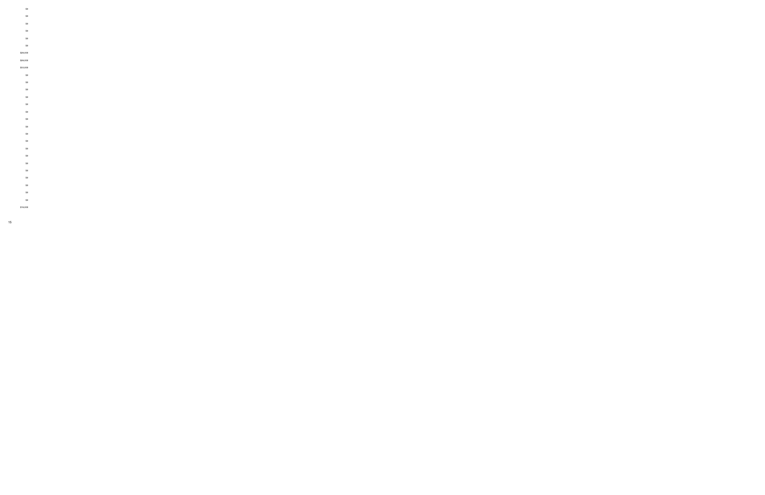$0

$0

$0

$0

$0

$0

$29,000

$29,000

$33,000

$0

$0

$0

$0

$0

$0

$0

$0

$0

$0

$0

$0

$0

$0

$0

$0

$0

$0

$16,000

15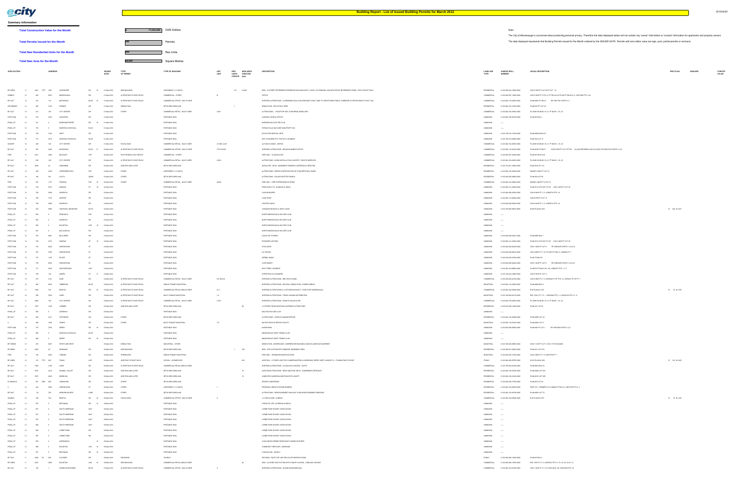# Building Report - List of Issued Building Permits for March 2012

**Summary Information**

| | | |
|---|---|---|
| **Total Construction Value for the Month** | $ 77,022,000 | CDN Dollars |
| **Total Permits Issued for the Month** | 640 | Permits |
| **Total New Residential Units for the Month** | 406 | Res Units |
| **Total New Area for the Month** | 64,909 | Square Metres |

Note :

The City of Mississauga is concerned about protecting personal privacy. Therefore the data displayed below will not contain any "owner" information or "contact" information for applicants and property owners.

The data displayed represents that Building Permits issued for the Month ordered by the ISSUED DATE. Permits with zero dollar value are sign, pool, partial permits or revisions.

| APPLICATION | ADDRESS | ISSUED DATE | TYPE OF PERMIT | TYPE OF BUILDING | APP UNIT | RES UNITS CREATED | NEW AREA CREATED (sm) | DESCRIPTION | LAND USE TYPE | ASSESS ROLL NUMBER | LEGAL DESCRIPTION | REG PLAN | BUILDER | CONSTR VALUE |
|---|---|---|---|---|---|---|---|---|---|---|---|---|---|---|
| BP 9NEW 11 6464 FTR 1637 | LAKESHORE RD W | 01-Mar-2012 | NEW BUILDING | APARTMENT (> 6 UNITS) | | 151 | 11,083 | NEW - 5 STOREY RETIREMENT RESIDENCE BUILDING WITH 1 LEVEL U/G PARKING, WALDEN CIRCUIT RETIREMENT HOME - FDN TO ROOF ONLY | RESIDENTIAL | 21-05-020-024-19800-0000 | CON 2 SDS PT LOT 23 PT LOT 18 | | | |
| ZONBLD 12 284 6505 | MISSISSAUGA RD | 01-Mar-2012 | ALTERATION TO EXIST BLDG | COMMERCIAL - OTHER | B | | | OFFICE | COMMERCIAL | 21-05-060-097-15400-0000 | CON 5 WHS PT LTS 9, 6, PT RD ALLCE PLAN PT BLKS 9, 3, 43R17983 PTS 1-22 | | | |
| BP 9ALT 12 314 110 | MATHESON BLVD W | 01-Mar-2012 | ALTERATION TO EXIST BLDG | COMMERCIAL OFFICE - MULTI-USER | | | | INTERIOR ALTERATIONS - (2) DEMISING WALLS ON GROUND FLOOR / UNIT TO CREATE NEW PUBLIC CORRIDOR & FIRE REVISION TO UNIT 100) | COMMERCIAL | 21-05-040-115-00050-0000 | PLAN M954 PT BLK 2 RP 43R17581 PARTS 1-3 | | | |
| HOUSDEMO 12 486 2100 | FINNEY DR | 01-Mar-2012 | DEMOLITION | DETACHED DWELLING | | 1 | | DEMOLITION - SFD & POOL SHED | RESIDENTIAL | 21-05-050-105-19500-0000 | PLAN E20 PT LOT 22 | | | |
| BP 9ALT 12 213 100 | CITY CENTRE DR | 01-Mar-2012 | OTHER | COMMERCIAL RETAIL - MULTI-USER | 2-851 | | | ALTERATIONS - 1 ROOFTOP UNIT, EUROPEAN JEWELLERY | COMMERCIAL | 21-05-040-154-00405-0000 | PL 43M1010 BLKS 19, 21, PT BLKS 1, 16, 20 | | | |
| PORT SGN 12 734 3476 | GLEN ERIN DR | 01-Mar-2012 | | PORTABLE SIGN | | | | CLEMAY DENTAL OFFICE | UNKNOWN | 21-05-060-155-30700-0000 | PLAN 958 BLK J | | | |
| PSGN_CP 12 741 0 | BURNHAMTHORPE RD W | 01-Mar-2012 | | PORTABLE SIGN | | | | MISSISSAUGA SOCCER CLUB | UNKNOWN | ----- | | | | |
| PSGN_CP 12 770 0 | WINSTON CHURCHILL BLVD | 01-Mar-2012 | | PORTABLE SIGN | | | | FORUM ITALIA DAYCARE NON-PROFIT INC | UNKNOWN | ----- | | | | |
| PORT SGN 12 726 3105 | UNITY DR | 01-Mar-2012 | | PORTABLE SIGN | | | | EVOLUTION MARTIAL ARTS | UNKNOWN | 21-05-150-074-10500-0000 | PLAN M654 BLKS 8 9 | | | |
| PORT SGN 12 774 3018 | WINSTON CHURCHILL BLVD | 01-Mar-2012 | | PORTABLE SIGN | | | | DRY CLEANERS ETC./TOP HAT CLEANERS | UNKNOWN | 21-05-150-010-09600-0000 | PLAN 850 LOT 16 | | | |
| SGN BP 12 206 100 | CITY CENTRE DR | 02-Mar-2012 | FASCIA SIGN | COMMERCIAL RETAIL - MULTI-USER | 2-1585, 2-591 | | | (3) FASCIA SIGNS - ARITZIA | COMMERCIAL | 21-05-040-154-00405-0000 | PL 43M1010 BLKS 19, 21, PT BLKS 1, 16, 20 | | | |
| BP 9ALT 12 257 2425 | MATHESON BLVD E | 02-Mar-2012 | ALTERATION TO EXIST BLDG | COMMERCIAL OFFICE - MULTI-USER | 7TH FLOOR | | | INTERIOR ALTERATIONS - REGUS BUSINESS OFFICE | COMMERCIAL | 21-05-050-115-02100-0000 | PLAN M793 PT BLK 7 CON 5 EHS PT LOT 1PT RD ALLOW BETWEEN CON 5 & 6 EHS, RP 43R14716 PARTS 1,2,10 | | | |
| FIRE 11 6314 2450 | MILLRACE CRT | 02-Mar-2012 | ELECTROMAG LOCK DEVICE | COMMERCIAL - OTHER | | | | FIRE ONLY - (4) MAGLOCKS | COMMERCIAL | 21-05-040-097-04400-0000 | PLAN M778 LOTS 4,5 | | | |
| BP 9ALT 12 292 100 | CITY CENTRE DR | 02-Mar-2012 | ALTERATION TO EXIST BLDG | COMMERCIAL RETAIL - MULTI-USER | 2-623 | | | ALTERATIONS - HOOD INSTALLATION, GUESTS, T-BOOTH WIRELESS | COMMERCIAL | 21-05-040-154-00405-0000 | PL 43M1010 BLKS 19, 21, PT BLKS 1, 16, 20 | | | |
| BP 9ALT 11 6936 64 | SUBURBAN DR | 02-Mar-2012 | ADDITION AND ALTER | DETACHED DWELLING | | | | ADD/ALTER - DECK, BASEMENT FINISHES & INTERIOR ALTERATION | RESIDENTIAL | 21-05-110-001-19504-0000 | PLAN 856 LOT 114 | | | |
| BP 9ALT 12 399 2300 | CAWTHRA ROAD/DIXIE PKY | 02-Mar-2012 | OTHER | APARTMENT (> 6 UNITS) | | | | ALTERATIONS - REPAIR & RESTORATION OF CONCRETE BALCONIES | RESIDENTIAL | 21-05-080-125-20000-0000 | RANGE 2 SDS PT LOT 10 | | | |
| BP 9ALT 12 168 381 | LOLITA GDNS | 02-Mar-2012 | OTHER | DETACHED DWELLING | | | | ALTERATIONS - SOLAR ROOFTOP PANELS | RESIDENTIAL | 21-05-060-085-29600-0000 | PLAN 360 LOT 69 | | | |
| FIRE 12 236 1177 | CENTRAL PKY W | 02-Mar-2012 | OTHER | COMMERCIAL RETAIL - MULTI-USER | 2-849 | | | FIRE ONLY - FIRE SUPPRESSION SYSTEM | COMMERCIAL | 21-05-040-144-03600-0000 | RANGE 2 NDS PT LOTS 7,8 | | | |
| PORT SGN 12 758 2273 | DUNDAS ST W | 02-Mar-2012 | | PORTABLE SIGN | | | | PIZZA PIZZA LTD. (DUNDAS W. #600) | UNKNOWN | 21-05-060-141-20800-0000 | PLAN M175 LOTS 300 TO 327 CON 1 NDS PT LOT 35 | | | |
| PORT SGN 12 784 2960 | ARGENTIA RD | 02-Mar-2012 | | PORTABLE SIGN | | | | LUCKI BURGERS | UNKNOWN | 21-05-060-096-05505-0000 | CON 6 WHS PT L 13, 43R20714 PTS 1-8 | | | |
| PORT SGN 12 786 7470 | AIRPORT RD | 02-Mar-2012 | | PORTABLE SIGN | | | | CASH SHOP | UNKNOWN | 21-05-050-116-00600-0000 | CON 8 EHS PT LOT 13 | | | |
| PORT SGN 12 785 2960 | ARGENTIA RD | 02-Mar-2012 | | PORTABLE SIGN | | | | CENTURY BASE | UNKNOWN | 21-05-060-096-05505-0000 | CON 6 WHS PT L 13, 43R20714 PTS 1-8 | | | |
| PORT SGN 12 745 5960 | CHURCHILL MEADOWS BLVD | 02-Mar-2012 | | PORTABLE SIGN | | | | CANADIAN BISCUIT & JERK CAFE | UNKNOWN | 21-05-150-085-25875-0000 | B 445 PLAN M-1457 | B 445 M-1457 | | |
| PSGN_CP 12 854 0 | ERIN MILLS PKY | 02-Mar-2012 | | PORTABLE SIGN | | | | NORTH MISSISSAUGA SOCCER CLUB | UNKNOWN | ----- | | | | |
| PSGN_CP 12 855 0 | ARGENTIA RD | 02-Mar-2012 | | PORTABLE SIGN | | | | NORTH MISSISSAUGA SOCCER CLUB | UNKNOWN | ----- | | | | |
| PSGN_CP 12 852 0 | EGLINTON AVE W | 02-Mar-2012 | | PORTABLE SIGN | | | | NORTH MISSISSAUGA SOCCER CLUB | UNKNOWN | ----- | | | | |
| PSGN_CP 12 851 0 | MCLAUGHLIN RD | 02-Mar-2012 | | PORTABLE SIGN | | | | NORTH MISSISSAUGA SOCCER CLUB | UNKNOWN | ----- | | | | |
| PORT SGN 12 736 6099 | MILLCREEK DR | 02-Mar-2012 | | PORTABLE SIGN | | | | GOOD LIFE FITNESS | UNKNOWN | 21-05-040-098-22301-0000 | PLAN M632 BLK 1 | | | |
| PORT SGN 12 759 2273 | DUNDAS ST W | 02-Mar-2012 | | PORTABLE SIGN | | | | PARADISE LIGHTING | UNKNOWN | 21-05-060-141-20800-0000 | PLAN M175 LOTS 300 TO 327 CON 1 NDS PT LOT 35 | | | |
| PORT SGN 12 776 6920 | HURONTARIO ST | 02-Mar-2012 | | PORTABLE SIGN | | | | STAG SHOP | UNKNOWN | 21-05-040-096-04305-0000 | CON 1 WHS PT LOT 6 RP 43R20395 PARTS 1-3,8,9,10 | | | |
| PORT SGN 12 744 3355 | HURONTARIO ST | 02-Mar-2012 | | PORTABLE SIGN | | | | VIA TRAVEL | UNKNOWN | 21-05-040-095-98916-0000 | CON 1NDS PT L 7 S, PL 3AT2 PT BLK 4, 43R6554 PT 1 | | | |
| PORT SGN 12 737 1125 | BLOOR ST | 02-Mar-2012 | | PORTABLE SIGN | | | | HERBAL MAGIC | UNKNOWN | 21-05-030-090-20900-0000 | PLAN 755 BLK B | | | |
| PORT SGN 12 748 6920 | HURONTARIO ST | 02-Mar-2012 | | PORTABLE SIGN | | | | CASH MONEY | UNKNOWN | 21-05-040-096-04305-0000 | CON 1 WHS PT LOT 6 RP 43R20395 PARTS 1-3,8,9,10 | | | |
| PORT SGN 12 771 5025 | HEATHERLEIGH AVE | 02-Mar-2012 | | PORTABLE SIGN | | | | SPOT FREE CLEANERS | UNKNOWN | 21-05-040-164-99800-0000 | PL M675 PT BLKS 159, 160, 43R26477 PTS 1, 5-7 | | | |
| PORT SGN 12 756 145 | QUEEN ST S | 02-Mar-2012 | | PORTABLE SIGN | | | | STREETSVILLE CLEANERS | UNKNOWN | 21-05-120-004-19800-0000 | CON 5 WHS PT LOT 4 | | | |
| BP 9ALT 12 215 6185 | DIXIE RD | 05-Mar-2012 | ALTERATION TO EXIST BLDG | COMMERCIAL RETAIL - MULTI-USER | C4, BLD-B | | | INTERIOR ALTERATIONS - RBC ROYAL BANK | COMMERCIAL | 21-05-050-092-04300-0000 | CON 3 EHS PT L 3,43R10405 PT OF PTS 1-4, 43R14071 PT OF PT 1 | | | |
| BP 9ALT 12 248 5025 | TIMBERLEA BLVD | 05-Mar-2012 | ALTERATION TO EXIST BLDG | SINGLE TENANT INDUSTRIAL | | | | INTERIOR ALTERATIONS - DRYWALL DEMOLITION - PAMPERED BREAD | INDUSTRIAL | 21-05-050-116-20600-0000 | PLAN M593 BLK 8 | | | |
| BP 9ALT 12 7085 720 | BRISTOL RD W | 05-Mar-2012 | ALTERATION TO EXIST BLDG | COMMERCIAL RETAIL-SINGLE USER | A1-1 | | | INTERIOR ALTERATIONS & (1) KITCHEN EXHAUST - FOOD PORT MISSISSAUGA | COMMERCIAL | 21-05-040-164-50505-0000 | B 10 PLAN M-1470 | B 10 M-1470 | | |
| BP 9ALT 12 255 3500 | LAIRD RD | 05-Mar-2012 | ALTERATION TO EXIST BLDG | MULTI-TENANT INDUSTRIAL | 1-4 | | | INTERIOR ALTERATIONS - TRANS CANADA DISTRIBUTION | INDUSTRIAL | 21-05-150-084-03770-0000 | RCP 1542, PT L 7-9 , 43R28962 PTS 1, 2, 43R29145 PTS 14, 16 | | | |
| BP 9ALT 11 6600 100 | CITY CENTRE DR | 05-Mar-2012 | ALTERATION TO EXIST BLDG | COMMERCIAL RETAIL - MULTI-USER | 2-700 | | | INTERIOR ALTERATIONS - DONATO SALON & SPA | COMMERCIAL | 21-05-040-154-00405-0000 | PL 43M1010 BLKS 19, 21, PT BLKS 1, 16, 20 | | | |
| BP 9ALT 11 7057 1625 | CARMEN DR | 05-Mar-2012 | ADDITION AND ALTER | DETACHED DWELLING | | | 39 | (1) STOREY REAR ADDITION & INTERIOR ALTERATIONS | RESIDENTIAL | 21-05-070-055-15600-0000 | PLAN 321 LOT 30 | | | |
| PSGN_CP 12 865 0 | GOREWAY DR | 05-Mar-2012 | | PORTABLE SIGN | | | | MALTON SOCCER CLUB | UNKNOWN | ----- | | | | |
| BP 9ALT 12 295 3311 | TESTEMONY SQ | 05-Mar-2012 | OTHER | DETACHED DWELLING | | | | ALTERATIONS - VEHICLE DAMAGE REPAIR | RESIDENTIAL | 21-05-040-143-24285-0000 | PLAN M903 LOT 44 | | | |
| C 12 485 1625 | TRINITY DR | 05-Mar-2012 | OTHER | MULTI-TENANT INDUSTRIAL | 7,8 | | | MOTOR VEHICLE REPAIR FACILITY | INDUSTRIAL | 21-05-050-116-51400-0000 | PLAN M690 LOT 9 | | | |
| PORT SGN 12 773 2780 | DERRY RD W | 05-Mar-2012 | | PORTABLE SIGN | | | | HAIRWORKS | UNKNOWN | 21-05-040-096-00800-0000 | PLAN M20 PT LOT 1 RP 43R10003 PARTS 1,2,3 | | | |
| PSGN_CP 12 866 0 | WINSTON CHURCHILL BLVD | 05-Mar-2012 | | PORTABLE SIGN | | | | MEADOWVALE WEST TENNIS CLUB | UNKNOWN | ----- | | | | |
| PSGN_CP 12 858 0 | DERRY RD W | 05-Mar-2012 | | PORTABLE SIGN | | | | MEADOWVALE WEST TENNIS CLUB | UNKNOWN | ----- | | | | |
| BP 9DEMO 12 487 6827 | TENTH LINE WEST | 06-Mar-2012 | DEMOLITION | INDUSTRIAL - OTHER | | | | DEMOLITION - WAREHOUSE, COMPRESSOR BUILDING & MISCELLANEOUS EQUIPMENT | INDUSTRIAL | 21-05-150-083-08000-0000 | CON 11 NS PT LOT 9, RCS 174 PLAN M409 | | | |
| BP 9NEW 11 6525 45 | MENDHAM DR | 06-Mar-2012 | NEW BUILDING | DETACHED DWELLING | | 1 | 352 | NEW - SFD CUSTOM WITH FINISHED BASEMENT AREA | RESIDENTIAL | 21-05-090-001-04000-0000 | PLAN H21 LOT 273 | | | |
| FIRE 12 190 2420 | TOMKEN RD | 06-Mar-2012 | SPRINKLERS | SINGLE TENANT INDUSTRIAL | | | | FIRE ONLY - SPRINKLER MODIFICATIONS | INDUSTRIAL | 21-05-040-093-12700-0000 | CON 2 NDS PT L 9, 43R 6756 PT 1 | | | |
| BP 9NEW 12 121 FTR 5540 | TERRY AVE | 06-Mar-2012 | ADDITION TO EXIST BLDG | SCHOOL - ELEMENTARY | | | 263 | ADDITION - 1 STOREY ADDITION 2 KINDERGARTEN CLASSROOMS, BERRY WEST JUNIOR P.S. - FOUNDATION TO ROOF | PUBLIC | 21-05-040-098-39705-0000 | B 163 PLAN M-1462 | B 163 M-1462 | | |
| BP 9ALT 11 7040 3100 | LAIRD RD | 06-Mar-2012 | ALTERATION TO EXIST BLDG | COMMERCIAL RETAIL-SINGLE USER | | | | INTERIOR ALTERATIONS - (2) WALK IN COOLERS - COSTCO | COMMERCIAL | 21-05-150-084-01300-0000 | PLAN M874 BLK 25 | | | |
| BP 9ALT 11 6374 4410 | SAWMILL VALLEY DR | 06-Mar-2012 | ADDITION AND ALTER | DETACHED DWELLING | | | 33 | ADDITION/ALTERATIONS - REAR ADDITION, DECK, & BASEMENT ENTRANCE | RESIDENTIAL | 21-05-040-154-26703-0000 | PLAN M499 LOT 515 | | | |
| BP 9ALT 11 6671 4300 | BARBICAN DR | 06-Mar-2012 | ADDITION AND ALTER | DETACHED DWELLING | | | 15 | SUNROOM ADDITION ADDITION WITH CANOPY | RESIDENTIAL | 21-05-060-140-29400-0000 | PLAN M121 LOT 345 | | | |
| PLUMHOUS 12 574 CNV 1043 | CONAMORE RD | 06-Mar-2012 | OTHER | DETACHED DWELLING | | | | SEWER CONVERSION | RESIDENTIAL | 21-05-020-025-17000-0000 | PLAN 307 LOT 56 | | | |
| C 12 224 4962 | HURONTARIO ST | 06-Mar-2012 | OTHER | APARTMENT (> 6 UNITS) | 1 | | | PERSONAL SERVICE ESTABLISHMENT | RESIDENTIAL | 21-05-040-154-49700-0000 | PSCP 910 - FORMERLY PTS 4A58A2 PT BLK 21, 43R 4758 PTS 3, 4 | | | |
| BP 9ALT 12 39 792 | WOBURN WOODS LANE | 06-Mar-2012 | OTHER | DETACHED DWELLING | | | | ALTERATIONS - REAR BASEMENT WALKOUT & ENLARGE BASEMENT WINDOWS | RESIDENTIAL | 21-05-040-152-82728-0000 | PLAN M960 LOT 74 | | | |
| SGNBLD 12 355 720 | BRISTOL RD W | 06-Mar-2012 | FASCIA SIGN | COMMERCIAL OFFICE - MULTI-USER | B | | | (1) FASCIA SIGN - SUBWAY | COMMERCIAL | 21-05-040-164-50505-0000 | B 10 PLAN M-1470 | B 10 M-1470 | | |
| PSGN_CP 12 874 0 | BRITANNIA RD W | 06-Mar-2012 | | PORTABLE SIGN | | | | CROSS OF LIFE LUTHERAN CHURCH | UNKNOWN | ----- | | | | |
| PSGN_CP 12 872 0 | SOUTH SHERIDAN WAY | 06-Mar-2012 | | PORTABLE SIGN | | | | LORNE PARK HOCKEY ASSOCIATION | UNKNOWN | ----- | | | | |
| PSGN_CP 12 871 0 | SOUTH SHERIDAN WAY | 06-Mar-2012 | | PORTABLE SIGN | | | | LORNE PARK HOCKEY ASSOCIATION | UNKNOWN | ----- | | | | |
| PSGN_CP 12 870 0 | SOUTH SHERIDAN WAY | 06-Mar-2012 | | PORTABLE SIGN | | | | LORNE PARK HOCKEY ASSOCIATION | UNKNOWN | ----- | | | | |
| PSGN_CP 12 869 0 | SOUTH SHERIDAN WAY | 06-Mar-2012 | | PORTABLE SIGN | | | | LORNE PARK HOCKEY ASSOCIATION | UNKNOWN | ----- | | | | |
| PSGN_CP 12 868 0 | LORNE PARK RD | 06-Mar-2012 | | PORTABLE SIGN | | | | LORNE PARK HOCKEY ASSOCIATION | UNKNOWN | ----- | | | | |
| PSGN_CP 12 867 0 | LORNE PARK RD | 06-Mar-2012 | | PORTABLE SIGN | | | | LORNE PARK HOCKEY ASSOCIATION | UNKNOWN | ----- | | | | |
| PSGN_CP 12 879 0 | QUEENSWAY W | 06-Mar-2012 | | PORTABLE SIGN | | | | CHILD DEVELOPMENT RESOURCE CONNECTION PEEL | UNKNOWN | ----- | | | | |
| PSGN_CP 12 886 0 | EGLINTON AVE W | 06-Mar-2012 | | PORTABLE SIGN | | | | COMMUNITY SERVICES - ANGRIAN | UNKNOWN | ----- | | | | |
| PSGN_CP 12 877 0 | BRITANNIA RD W | 06-Mar-2012 | | PORTABLE SIGN | | | | COUNCILLOR - WARD 6 | UNKNOWN | ----- | | | | |
| BP 9ALT 11 6420 R1 1665 | FLAGSHIP DR | 06-Mar-2012 | REVISIONS | CHURCH | | | | REVISION - ROOF-TOP UNIT RELOCATE MODIFICATIONS | PUBLIC | 21-05-040-093-13300-0000 | PLAN M776 BLK C | | | |
| BP 9NEW 11 6370 3005 | EGLINTON AVE W | 06-Mar-2012 | NEW BUILDING | COMMERCIAL RETAIL-SINGLE USER | | | 30 | NEW - (3) PUMP GAS STATION WITH CANOPY & KIOSK - LOBLAWS GAS BAR | COMMERCIAL | 21-05-150-090-13700-0000 | RCP 1009 PT L 7-9, 43R24253 PTS 1-9, 15, 16, 26, 34-37, 41 | | | |
| BP 9ALT 12 169 1 | GLENN HAWTHORNE BLVD | 06-Mar-2012 | ALTERATION TO EXIST BLDG | COMMERCIAL OFFICE - MULTI-USER | 4 | | | INTERIOR ALTERATIONS - GLENN HURON MEDICAL | COMMERCIAL | 21-05-150-080-09505-0000 | CON 1 WHS PT LT 2, PL M74 BLK 152, 43R18548 PTS 3-6 | | | |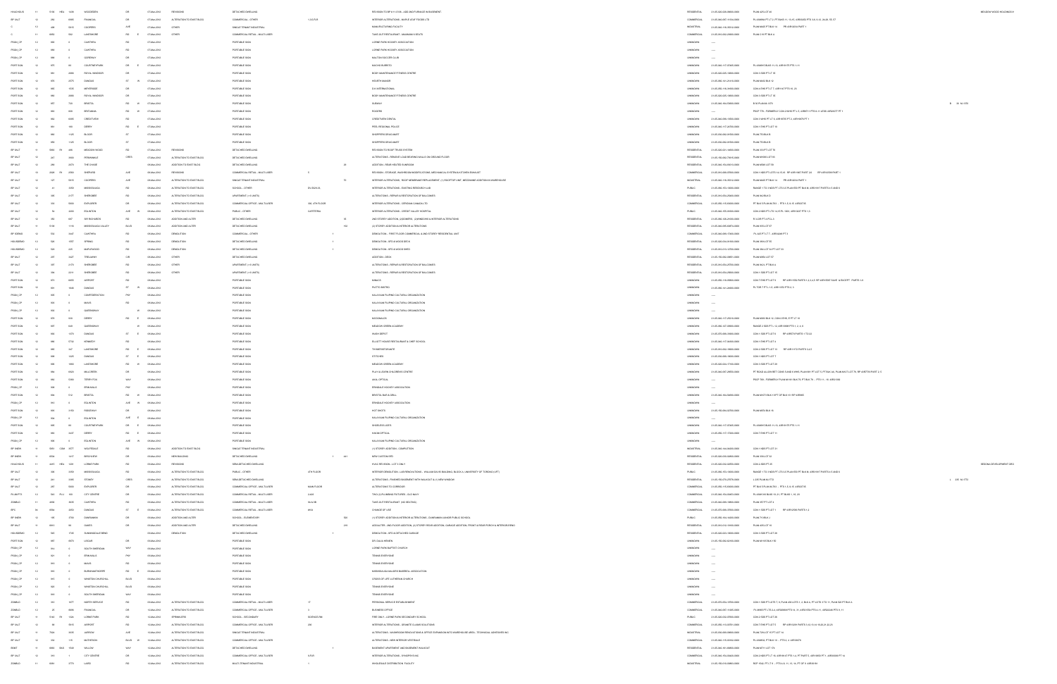| Type | Ward | No. | | Street No. | Street Name | Type | Dir | Date | Work | Structure | Unit | Units | Description | Category | Roll No. | Legal Description | | Builder |
|---|---|---|---|---|---|---|---|---|---|---|---|---|---|---|---|---|---|---|
| HVACHOUS | 11 | 2195 | HEA | 1439 | WOODGREEN | DR | | 07-Jan-2014 | REVISIONS | DETACHED DWELLING | | | REVISION TO BP# 11-5195 - ADD 2ND FURNACE IN BASEMENT | RESIDENTIAL | 21-05-020-036-39600-0000 | PLAN 425 LOT 89 | | MEADOW WOOD HOLDINGS |
| BP 3ALT | 12 | 292 | | 6985 | FINANCIAL | DR | | 07-Jan-2014 | ALTERATION TO EXIST BLDG | COMMERCIAL - OTHER | 1-3,5 FLR | | INTERIOR ALTERATIONS - MAPLE LEAF FOODS LTD | COMMERCIAL | 21-05-040-097-14104-0000 | PL 43M964 PT LT 2, PT BLKS 11, 15-16, 43R20622 PTS 3-6, 8-12, 24-28, 35-37 | | |
| C | 12 | 408 | | 6515 | COOPERS | AVE | | 07-Jan-2014 | OTHER | SINGLE TENANT INDUSTRIAL | | | MANUFACTURING FACILITY | INDUSTRIAL | 21-05-040-116-28314-0000 | PLAN M425 PT BLK 14 PB 43R16310 PART 1 | | |
| C | 11 | 4952 | | 592 | LAKESHORE | RD | E | 07-Jan-2014 | OTHER | COMMERCIAL RETAIL - MULTI-USER | | | TAKE OUT RESTAURANT - MAXIMUM 8 SEATS | COMMERCIAL | 21-05-010-012-20500-0000 | PLAN C19 PT BLK 6 | | |
| PSGN_CP | 12 | 400 | | 0 | CARTERA | RD | | 07-Jan-2014 | | PORTABLE SIGN | | | LORNE PARK HOCKEY ASSOCIATION | UNKNOWN | ---- | | | |
| PSGN_CP | 12 | 400 | | 0 | CARTERA | RD | | 07-Jan-2014 | | PORTABLE SIGN | | | LORNE PARK HOCKEY ASSOCIATION | UNKNOWN | ---- | | | |
| PSGN_CP | 12 | 404 | | 0 | DERRY | RD | | 07-Jan-2014 | | PORTABLE SIGN | | | MALTON SOCCER CLUB | UNKNOWN | ---- | | | |
| PORT SGN | 12 | 670 | | 64 | COURTNEYPARK | DR | E | 07-Jan-2014 | | PORTABLE SIGN | | | MUCHO BURRITO | UNKNOWN | 21-05-040-117-37405-0000 | PL 43M915 BLKS 11-15, 43R19175 PTS 1-11 | | |
| PORT SGN | 12 | 661 | | 2865 | ROYAL WINDSOR | DR | | 07-Jan-2014 | | PORTABLE SIGN | | | BODY MAINTENANCE FITNESS CENTRE | UNKNOWN | 21-05-020-025-10000-0000 | CON 3 SDS PT LT 35 | | |
| PORT SGN | 12 | 670 | | 3575 | DUNDAS | ST | W | 07-Jan-2014 | | PORTABLE SIGN | | | HEARTH MAKER | UNKNOWN | 21-05-060-141-21410-0000 | PLAN M433 BLK 12 | | |
| PORT SGN | 12 | 665 | | 1045 | WINTERSIDE | DR | | 07-Jan-2014 | | PORTABLE SIGN | | | G.H. INTERNATIONAL | UNKNOWN | 21-05-050-116-00405-0000 | CON 4 EHS PT LT 7, 43R16178 PTS 18, 20 | | |
| PORT SGN | 12 | 660 | | 2865 | ROYAL WINDSOR | DR | | 07-Jan-2014 | | PORTABLE SIGN | | | BODY MAINTENANCE FITNESS CENTRE | UNKNOWN | 21-05-020-025-10000-0000 | CON 3 SDS PT LT 35 | | |
| PORT SGN | 12 | 657 | | 724 | BRISTOL | RD | W | 07-Jan-2014 | | PORTABLE SIGN | | | SUBWAY | UNKNOWN | 21-05-040-164-70600-0000 | B 92 PLAN M-1070 | | B 92 M-1070 |
| PORT SGN | 12 | 665 | | 695 | BRITANNIA | RD | W | 07-Jan-2014 | | PORTABLE SIGN | | | ROGERS | UNKNOWN | ---- | PSCP 735 - FORMERLY CON 2 WHS PT LT 3, 43R8711 PTS 8-11 LESS 43R26177 PT 1 | | |
| PORT SGN | 12 | 662 | | 6085 | CREDITVIEW | RD | | 07-Jan-2014 | | PORTABLE SIGN | | | CREDITVIEW DENTAL | UNKNOWN | 21-05-040-096-10505-0000 | CON 3 WHS PT LT 6, 43R16791 PT 2, 43R16879 PT 1 | | |
| PORT SGN | 12 | 661 | | 180 | DERRY | RD | E | 07-Jan-2014 | | PORTABLE SIGN | | | PEEL REGIONAL POLICE | UNKNOWN | 21-05-040-117-40700-0000 | CON 2 EHS PT LOT 10 | | |
| PORT SGN | 12 | 666 | | 1125 | BLOOR | ST | | 07-Jan-2014 | | PORTABLE SIGN | | | SHOPPERS DRUG MART | UNKNOWN | 21-05-030-092-09500-0000 | PLAN 770 BLK B | | |
| PORT SGN | 12 | 665 | | 1125 | BLOOR | ST | | 07-Jan-2014 | | PORTABLE SIGN | | | SHOPPERS DRUG MART | UNKNOWN | 21-05-030-092-09500-0000 | PLAN 770 BLK B | | |
| BP 9ALT | 11 | 5955 | R1 | 486 | MEADOW WOOD | RD | | 07-Jan-2014 | REVISIONS | DETACHED DWELLING | | | REVISION TO ROOF TRUSS SYSTEM | RESIDENTIAL | 21-05-020-021-14800-0000 | PLAN 409 PT LOT 70 | | |
| BP 9ALT | 12 | 247 | | 3360 | PEBBLEWOOD | CRES | | 07-Jan-2014 | ALTERATION TO EXIST BLDG | DETACHED DWELLING | | | ALTERATIONS - REMOVE LOAD BEARING WALLS ON GROUND FLOOR | RESIDENTIAL | 21-05-150-084-73915-0000 | PLAN M986 LOT 80 | | |
| BP 9ALT | 12 | 280 | | 2070 | THE CHASE | | | 07-Jan-2014 | ADDITION TO EXIST BLDG | DETACHED DWELLING | | 22 | ADDITION - REAR HEATED SUNROOM | RESIDENTIAL | 21-05-150-084-05310-0000 | PLAN M583 LOT 90 | | |
| BP 3ALT | 11 | 4228 | R1 | 3050 | SHEPARD | AVE | | 08-Jan-2014 | REVISIONS | COMMERCIAL RETAIL - MULTI-USER | 0 | | REVISION - STORAGE, WASHROOM MODIFICATIONS, MECHANICAL SYSTEM & KITCHEN EXHAUST | COMMERCIAL | 21-05-040-098-07000-0000 | CON 1 WDS PT LOTS 14,15,16 RP 43R11367 PART 2/6 RP 43R14098 PART 1 | | |
| BP 3ALT | 12 | 127 | | 5915 | COOPERS | AVE | | 08-Jan-2014 | ALTERATION TO EXIST BLDG | SINGLE TENANT INDUSTRIAL | | 70 | INTERIOR ALTERATIONS - ROOF MEMBRANE REPLACEMENT, (1) ROOFTOP UNIT, MEZZANINE ADDITION IN WAREHOUSE | INDUSTRIAL | 21-05-040-116-30152-0000 | PLAN M425 PT BLK 14 PB 43R14674 PART 1 | | |
| BP 3ALT | 12 | 61 | | 3359 | MISSISSAUGA | RD | | 08-Jan-2014 | ALTERATION TO EXIST BLDG | SCHOOL - OTHER | DV-DUS-UG | | INTERIOR ALTERATIONS - EXISTING RESEARCH LAB | PUBLIC | 21-05-060-155-10000-0000 | RANGE 1 TO 2 NDS PT LTS 4,5 PLAN 550 PT BLK M, 43R21881 PARTS 4,5 AND 6 | | |
| BP 3ALT | 12 | 340 | | 2177 | SHEROBEE | RD | | 08-Jan-2014 | OTHER | APARTMENT (> 6 UNITS) | | | ALTERATIONS - REPAIR & RESTORATION OF BALCONIES | RESIDENTIAL | 21-05-010-070-05400-0000 | PLAN 360 BLK D | | |
| BP 3ALT | 12 | 104 | | 3500 | EXPLORER | DR | | 08-Jan-2014 | ALTERATION TO EXIST BLDG | COMMERCIAL OFFICE - MULTI-USER | 300 - 4TH FLOOR | | INTERIOR ALTERATIONS - CERIDIAN CANADA LTD. | COMMERCIAL | 21-05-050-115-00600-0000 | PT BLK 5 PLAN M793 - PTS 1-3, 6, 9 43R25735 | | |
| BP 3ALT | 12 | 74 | | 2200 | EGLINTON | AVE | W | 08-Jan-2014 | ALTERATION TO EXIST BLDG | PUBLIC - OTHER | CAFETERIA | | INTERIOR ALTERATIONS - CREDIT VALLEY HOSPITAL | PUBLIC | 21-05-040-155-00500-0000 | CON 2 NDS PT LTS 10,11 PL 1005 43R13427 PTS 1-3 | | |
| BP 9ALT | 12 | 183 | | 607 | RAYMOND | RD | | 08-Jan-2014 | ADDITION AND ALTER | DETACHED DWELLING | | 31 | 2ND STOREY ADDITION, 2 DORMERS, 1-ENTRANCE & INTERIOR ALTERATIONS | RESIDENTIAL | 21-05-030-104-25900-0000 | E 1/2 OF PT A PL G | | |
| BP 9ALT | 11 | 5196 | | 1115 | MISSISSAUGA VALLEY | BLVD | | 08-Jan-2014 | ADDITION AND ALTER | DETACHED DWELLING | | 162 | (2) STOREY ADDITION & INTERIOR ALTERATIONS | RESIDENTIAL | 21-05-040-092-08720-0000 | PLAN M95 LOT 97 | | |
| BP 3DEMO | 12 | 104 | | 3447 | CARTERA | RD | | 08-Jan-2014 | DEMOLITION | COMMERCIAL - OTHER | | 1 | DEMOLITION - FIRST FLOOR COMMERCIAL & 2ND STOREY RESIDENTIAL UNIT | COMMERCIAL | 21-05-080-090-19400-0000 | PL A22 PT LT 7 - 43R10268 PT 2 | | |
| HOUSDEMO | 12 | 328 | | 1057 | SPRING | RD | | 08-Jan-2014 | DEMOLITION | DETACHED DWELLING | | 1 | DEMOLITION - SFD & WOOD DECK | RESIDENTIAL | 21-05-020-034-01000-0000 | PLAN 456 LOT 55 | | |
| HOUSDEMO | 12 | 326 | | 205 | MARLWOOD | RD | | 08-Jan-2014 | DEMOLITION | DETACHED DWELLING | | 1 | DEMOLITION - SFD & WOOD SHED | RESIDENTIAL | 21-05-010-010-12700-0000 | PLAN 394 LOT 34 PT LOT 33 | | |
| BP 9ALT | 12 | 237 | | 3427 | TRELAWNY | CIR | | 08-Jan-2014 | OTHER | DETACHED DWELLING | | | ADDITION - DECK | RESIDENTIAL | 21-05-150-084-09801-0000 | PLAN M969 LOT 57 | | |
| BP 9ALT | 12 | 337 | | 2170 | SHEROBEE | RD | | 08-Jan-2014 | OTHER | APARTMENT (> 6 UNITS) | | | ALTERATIONS - REPAIR & RESTORATION OF BALCONIES | RESIDENTIAL | 21-05-010-070-02700-0000 | PLAN 360 PT BLK A | | |
| BP 9ALT | 12 | 338 | | 2219 | SHEROBEE | RD | | 08-Jan-2014 | OTHER | APARTMENT (> 6 UNITS) | | | ALTERATIONS - REPAIR & RESTORATION OF BALCONIES | RESIDENTIAL | 21-05-010-070-03500-0000 | CON 1 SDS PT LOT 10 | | |
| PORT SGN | 12 | 671 | | 6835 | AIRPORT | RD | | 08-Jan-2014 | | PORTABLE SIGN | | | MAACO | UNKNOWN | 21-05-050-116-33000-0000 | CON 7 EHS PT LOT 9 RP 43R16702 PARTS 1,2,4,6,5 RP 43R19397 SAVE & EXCEPT PARTS 1-3 | | |
| PORT SGN | 12 | 681 | | 1045 | DUNDAS | ST | W | 08-Jan-2014 | | PORTABLE SIGN | | | PUTTO BISTRO | UNKNOWN | 21-05-060-141-28000-0000 | PL TOR 7 PT L 1-3, 43R11202 PTS 2, 3 | | |
| PSGN_CP | 12 | 300 | | 0 | CONFEDERATION | PKY | | 08-Jan-2014 | | PORTABLE SIGN | | | KALAYAAN FILIPINO CULTURAL ORGANIZATION | UNKNOWN | ---- | | | |
| PSGN_CP | 12 | 410 | | 0 | MAVIS | RD | | 08-Jan-2014 | | PORTABLE SIGN | | | KALAYAAN FILIPINO CULTURAL ORGANIZATION | UNKNOWN | ---- | | | |
| PSGN_CP | 12 | 104 | | 0 | QUEENSWAY | | W | 08-Jan-2014 | | PORTABLE SIGN | | | KALAYAAN FILIPINO CULTURAL ORGANIZATION | UNKNOWN | ---- | | | |
| PORT SGN | 12 | 678 | | 535 | DERRY | RD | E | 08-Jan-2014 | | PORTABLE SIGN | | | MCDONALDS | UNKNOWN | 21-05-040-117-25216-0000 | PLAN M053 BLK 12 CON 2 EHS E PT LT 10 | | |
| PORT SGN | 12 | 697 | | 840 | QUEENSWAY | | W | 08-Jan-2014 | | PORTABLE SIGN | | | MEADOW GREEN ACADEMY | UNKNOWN | 21-05-040-127-00900-0000 | RANGE 2 NDS PT L 12 43R19988 PTS 1, 2, 4, 8 | | |
| PORT SGN | 12 | 686 | | 1370 | DUNDAS | ST | E | 08-Jan-2014 | | PORTABLE SIGN | | | WASH DEPOT | UNKNOWN | 21-05-070-060-30000-0000 | CON 1 SDS PT LOT 5 RP 43R2754 PARTS 1 TO 24 | | |
| PORT SGN | 12 | 688 | | 5752 | KENNEDY | RD | | 08-Jan-2014 | | PORTABLE SIGN | | | ELLIOTT HOUSE RESTAURANT & CHEF SCHOOL | UNKNOWN | 21-05-040-117-04500-0000 | CON 1 EHS PT LOT 4 | | |
| PORT SGN | 12 | 685 | | 347 | LAKESHORE | RD | E | 08-Jan-2014 | | PORTABLE SIGN | | | THHMENTERIANTE | UNKNOWN | 21-05-010-002-19800-0000 | CON 2 SDS PT LOT 13 RP 43R11472 PARTS 5,4,5 | | |
| PORT SGN | 12 | 699 | | 1225 | DUNDAS | ST | E | 08-Jan-2014 | | PORTABLE SIGN | | | STITCHES | UNKNOWN | 21-05-070-060-19000-0000 | CON 1 SDS PT LOT 7 | | |
| PORT SGN | 12 | 698 | | 1650 | LAKESHORE | RD | W | 08-Jan-2014 | | PORTABLE SIGN | | | MEADOW GREEN ACADEMY | UNKNOWN | 21-05-020-024-17100-0000 | CON 3 SDS PT LOT 30 | | |
| PORT SGN | 12 | 694 | | 6920 | MILLCREEK | DR | | 08-Jan-2014 | | PORTABLE SIGN | | | PLAY & LEARN CHILDRENS CENTRE | UNKNOWN | 21-05-040-097-28950-0000 | PT ROAD ALLOW BET CONS 5 AND 6 WHS, PLAN 5W PT LOT 5, PT BLK 44, PLAN M-171 LOT 78, RP 43R7799 PARTS 2-5 | | |
| PORT SGN | 12 | 696 | | 5980 | TERRY FOX | WAY | | 08-Jan-2014 | | PORTABLE SIGN | | | JAVA OPTICAL | UNKNOWN | ---- | PSCP 765 - FORMERLY PLAN M-951 BLK 76, PT BLK 78 - PTS 11, 16 43R21993 | | |
| PSGN_CP | 12 | 308 | | 0 | ERIN MILLS | PKY | | 08-Jan-2014 | | PORTABLE SIGN | | | ERINDALE HOCKEY ASSOCIATION | UNKNOWN | ---- | | | |
| PORT SGN | 12 | 684 | | 512 | BRISTOL | RD | W | 08-Jan-2014 | | PORTABLE SIGN | | | BRISTOL BAR & GRILL | UNKNOWN | 21-05-040-164-20000-0000 | PLAN M870 BLK 10 PT OF BLK 11 RP 43R9992 | | |
| PSGN_CP | 12 | 310 | | 0 | EGLINTON | AVE | W | 08-Jan-2014 | | PORTABLE SIGN | | | ERINDALE HOCKEY ASSOCIATION | UNKNOWN | ---- | | | |
| PORT SGN | 12 | 690 | | 3150 | RIDGEWAY | DR | | 08-Jan-2014 | | PORTABLE SIGN | | | HOT SHOTS | UNKNOWN | 21-05-150-084-02700-0000 | PLAN M674 BLK 18 | | |
| PSGN_CP | 12 | 304 | | 0 | EGLINTON | AVE | E | 08-Jan-2014 | | PORTABLE SIGN | | | KALAYAAN FILIPINO CULTURAL ORGANIZATION | UNKNOWN | ---- | | | |
| PORT SGN | 12 | 695 | | 50 | COURTNEYPARK | DR | E | 08-Jan-2014 | | PORTABLE SIGN | | | SHOELESS JOES | UNKNOWN | 21-05-040-117-37405-0000 | PL 43M915 BLKS 11-15, 43R19175 PTS 1-11 | | |
| PORT SGN | 12 | 682 | | 2407 | DERRY | RD | E | 08-Jan-2014 | | PORTABLE SIGN | | | HAKIM OPTICAL | UNKNOWN | 21-05-050-117-15000-0000 | CON 7 EHS PT LOT 11 | | |
| PSGN_CP | 12 | 306 | | 0 | EGLINTON | AVE | W | 08-Jan-2014 | | PORTABLE SIGN | | | KALAYAAN FILIPINO CULTURAL ORGANIZATION | UNKNOWN | ---- | | | |
| BP 3NEW | 11 | 5953 | COM | 1877 | WOLFEDALE | RD | | 08-Jan-2014 | ADDITION TO EXIST BLDG | SINGLE TENANT INDUSTRIAL | | 1 | (1) STOREY ADDITION - COMPLETION | INDUSTRIAL | 21-05-040-144-06000-0000 | CON 1 NDS PT LOT 31 | | |
| BP 9NEW | 11 | 6534 | | 1417 | BIRCHVIEW | DR | | 08-Jan-2014 | NEW BUILDING | DETACHED DWELLING | | 1 461 | NEW CUSTOM SFD | RESIDENTIAL | 21-05-020-025-04000-0000 | PLAN 398 LOT 34 | | |
| HVACHOUS | 11 | 4401 | HEA | 1429 | LORNEPARK | RD | | 08-Jan-2014 | REVISIONS | SEMI-DETACHED DWELLING | | | HVAC REVISION - LOT 5 ONLY | RESIDENTIAL | 21-05-020-030-03000-0000 | CON 2 SDS PT 20 | | SEDONA DEVELOPMENT GRO |
| BP 3ALT | 12 | 360 | | 3359 | MISSISSAUGA | RD | | 09-Jan-2014 | ALTERATION TO EXIST BLDG | PUBLIC - OTHER | 4TH FLOOR | | INTERIOR DEMOLITION - LAB RENOVATIONS - WILLIAM DAVIS BUILDING, BLOCK A, UNIVERSITY OF TORONTO (UTF) | PUBLIC | 21-05-060-155-10000-0000 | RANGE 1 TO 2 NDS PT LTS 4,5 PLAN 550 PT BLK M, 43R21881 PARTS 4,5 AND 6 | | |
| BP 9ALT | 12 | 241 | | 2395 | STONEY | CRES | | 09-Jan-2014 | ALTERATION TO EXIST BLDG | DETACHED DWELLING | | | ALTERATIONS - FINISHED BASEMENT WITH WALKOUT & (1) NEW WINDOW | RESIDENTIAL | 21-05-150-070-23576-0000 | L 225 PLAN M-1772 | | L 225 M-1772 |
| BP 3ALT | 12 | 287 | | 3500 | EXPLORER | DR | | 09-Jan-2014 | ALTERATION TO EXIST BLDG | COMMERCIAL OFFICE - MULTI-USER | MAIN FLOOR | | ALTERATIONS TO CORRIDOR | COMMERCIAL | 21-05-050-115-00600-0000 | PT BLK 5 PLAN M793 - PTS 1-3, 6, 9 43R25735 | | |
| PLUMPT3 | 12 | 164 | PLU | 100 | CITY CENTRE | DR | | 09-Jan-2014 | ALTERATION TO EXIST BLDG | COMMERCIAL RETAIL - MULTI-USER | 2-403 | | TWO (2) PLUMBING FIXTURES - OLD NAVY | COMMERCIAL | 21-05-040-154-00405-0000 | PL 43M1010 BLKS 19, 21, PT BLKS 1, 16, 20 | | |
| ZONBLD | 11 | 4950 | | 3025 | CARTERA | RD | | 09-Jan-2014 | ALTERATION TO EXIST BLDG | COMMERCIAL RETAIL - MULTI-USER | 8H & 9B | | TAKE-OUT RESTAURANT (NO SEATING) | COMMERCIAL | 21-05-030-090-19900-0000 | PLAN 377 PT LOT 6 | | |
| BPC | 12 | 6354 | | 2050 | DUNDAS | ST | E | 09-Jan-2014 | ALTERATION TO EXIST BLDG | COMMERCIAL RETAIL - MULTI-USER | #314 | | CHANGE OF USE | COMMERCIAL | 21-05-070-000-07000-0000 | CON 1 SDS PT LOT 1 RP 43R12594 PARTS 1-4 | | |
| BP 9NEW | 12 | 185 | | 3700 | DUNDAWKIN | DR | | 09-Jan-2014 | ADDITION AND ALTER | SCHOOL - ELEMENTARY | | 520 | (1) STOREY ADDITION & INTERIOR ALTERATIONS - DUNRANKIN JUNIOR PUBLIC SCHOOL | PUBLIC | 21-05-050-104-16400-0000 | PLAN 711 BLK J | | |
| BP 9ALT | 11 | 5951 | | 80 | GANES | DR | | 09-Jan-2014 | ADDITION AND ALTER | DETACHED DWELLING | | 270 | ADDN/ALTER - 2ND FLOOR ADDITION, (2) STOREY REAR ADDITION, GARAGE ADDITION, FRONT & REAR PORCH & INTERIOR RENO | RESIDENTIAL | 21-05-010-010-15000-0000 | PLAN 435 LOT 15 | | |
| HOUSDEMO | 12 | 345 | | 1785 | SUNNINGDALE BEND | | | 09-Jan-2014 | DEMOLITION | DETACHED DWELLING | | 1 | DEMOLITION - SFD & DETACHED GARAGE | RESIDENTIAL | 21-05-020-024-19000-0000 | CON 3 SDS PT LOT 28 | | |
| PORT SGN | 12 | 692 | | 6075 | LISGAR | DR | | 09-Jan-2014 | | PORTABLE SIGN | | | DR. DALIA HENEIN | UNKNOWN | 21-05-150-082-62100-0000 | PLAN M-919 BLK 182 | | |
| PSGN_CP | 12 | 314 | | 0 | SOUTH SHERIDAN | WAY | | 09-Jan-2014 | | PORTABLE SIGN | | | LORNE PARK BAPTIST CHURCH | UNKNOWN | ---- | | | |
| PSGN_CP | 12 | 321 | | 0 | ERIN MILLS | PKY | | 09-Jan-2014 | | PORTABLE SIGN | | | TENNIS EVERYONE | UNKNOWN | ---- | | | |
| PSGN_CP | 12 | 319 | | 0 | MAVIS | RD | | 09-Jan-2014 | | PORTABLE SIGN | | | TENNIS EVERYONE | UNKNOWN | ---- | | | |
| PSGN_CP | 12 | 316 | | 0 | BURNHAMTHORPE | RD | E | 09-Jan-2014 | | PORTABLE SIGN | | | MISSISSAUGA MAJORS BASEBALL ASSOCIATION | UNKNOWN | ---- | | | |
| PSGN_CP | 12 | 318 | | 0 | WINSTON CHURCHILL | BLVD | | 09-Jan-2014 | | PORTABLE SIGN | | | CROSS OF LIFE LUTHERAN CHURCH | UNKNOWN | ---- | | | |
| PSGN_CP | 12 | 320 | | 0 | WINSTON CHURCHILL | BLVD | | 09-Jan-2014 | | PORTABLE SIGN | | | TENNIS EVERYONE | UNKNOWN | ---- | | | |
| PSGN_CP | 12 | 319 | | 0 | SOUTH SHERIDAN | WAY | | 09-Jan-2014 | | PORTABLE SIGN | | | TENNIS EVERYONE | UNKNOWN | ---- | | | |
| ZONBLD | 12 | 314 | | 1077 | NORTH SERVICE | RD | | 09-Jan-2014 | ALTERATION TO EXIST BLDG | COMMERCIAL RETAIL - MULTI-USER | 17 | | PERSONAL SERVICE ESTABLISHMENT | COMMERCIAL | 21-05-070-055-19700-0000 | CON 1 SDS PT LOTS 7, 8 PLAN 436 LOTS 1-3, BLK A, PT LOTS 17 8 11, PLAN 728 PT BLK A | | |
| ZONBLD | 12 | 22 | | 6985 | FINANCIAL | DR | | 13-Jan-2014 | ALTERATION TO EXIST BLDG | COMMERCIAL OFFICE - MULTI-USER | 3 | | BUSINESS OFFICE | COMMERCIAL | 21-05-040-097-14405-0000 | PL 43M964 PT LT 2, PT BLKS 11, 15-16, 43R20622 PTS 3-6, 8-12, 24-28, 35-37 | | |
| BP 3ALT | 11 | 3140 | R1 | 1324 | LORNE PARK | RD | | 13-Jan-2014 | SPRINKLERS | SCHOOL - SECONDARY | BUSINESS RM | | FIRE ONLY - LORNE PARK SECONDARY SCHOOL | PUBLIC | 21-05-020-034-07000-0000 | CON 2 SDS PT LOT 20 | | |
| BP 3ALT | 12 | 38 | | 5915 | AIRPORT | RD | | 13-Jan-2014 | ALTERATION TO EXIST BLDG | COMMERCIAL OFFICE - MULTI-USER | 830 | | INTERIOR ALTERATIONS - DESMITE CLAIMS SOLUTIONS | COMMERCIAL | 21-05-050-115-00701-0000 | CON 7 EHS PT LOT 7 RP 43R14393 PARTS 3,10,11,14,19,20,21,22,23 | | |
| BP 3ALT | 11 | 7024 | | 3035 | JARROW | AVE | | 13-Jan-2014 | ALTERATION TO EXIST BLDG | SINGLE TENANT INDUSTRIAL | | | ALTERATIONS - WASHROOM RENOVATIONS & OFFICE EXPANSION INTO WAREHOUSE AREA - TECHNICAL ADHESIVES INC. | INDUSTRIAL | 21-05-040-098-00800-0000 | PLAN 724 LOT 12 PT LOT 14 | | |
| BP 3ALT | 12 | 104 | | 255 | MATHESON | BLVD | W | 13-Jan-2014 | ALTERATION TO EXIST BLDG | COMMERCIAL OFFICE - MULTI-USER | | | ALTERATIONS - NEW INTERIOR VESTIBULE | COMMERCIAL | 21-05-040-115-00092-0000 | PL 43M936, PT BLK 10 - PTS 2, 6 43R25479 | | |
| REBAT | 11 | 6953 | BAS | 1520 | WILLOW | WAY | | 13-Jan-2014 | ALTERATION TO EXIST BLDG | DETACHED DWELLING | | 1 | BASEMENT APARTMENT AND BASEMENT WALKOUT | RESIDENTIAL | 21-05-040-161-08800-0000 | PLAN M711 LOT 175 | | |
| BP 3ALT | 12 | 101 | | 1 | CITY CENTRE | DR | | 13-Jan-2014 | ALTERATION TO EXIST BLDG | COMMERCIAL OFFICE - MULTI-USER | SITES | | INTERIOR ALTERATIONS - SHOOPS'S INC | COMMERCIAL | 21-05-040-154-00400-0000 | CON 2 NDS PT LT 15, 43R19137 PTS 1-4, PT PART 5, 43R19655 PT 1, 43R20658 PT 14 | | |
| ZONBLD | 11 | 6891 | | 3770 | LAIRD | RD | | 13-Jan-2014 | ALTERATION TO EXIST BLDG | MULTI-TENANT INDUSTRIAL | 1 | | WHOLESALE DISTRIBUTION FACILITY | INDUSTRIAL | 21-05-150-010-00800-0000 | RCP 1542 PT LT 9 - PTS 4-8, 11, 13, 16, PT OF 9 43R30183 | | |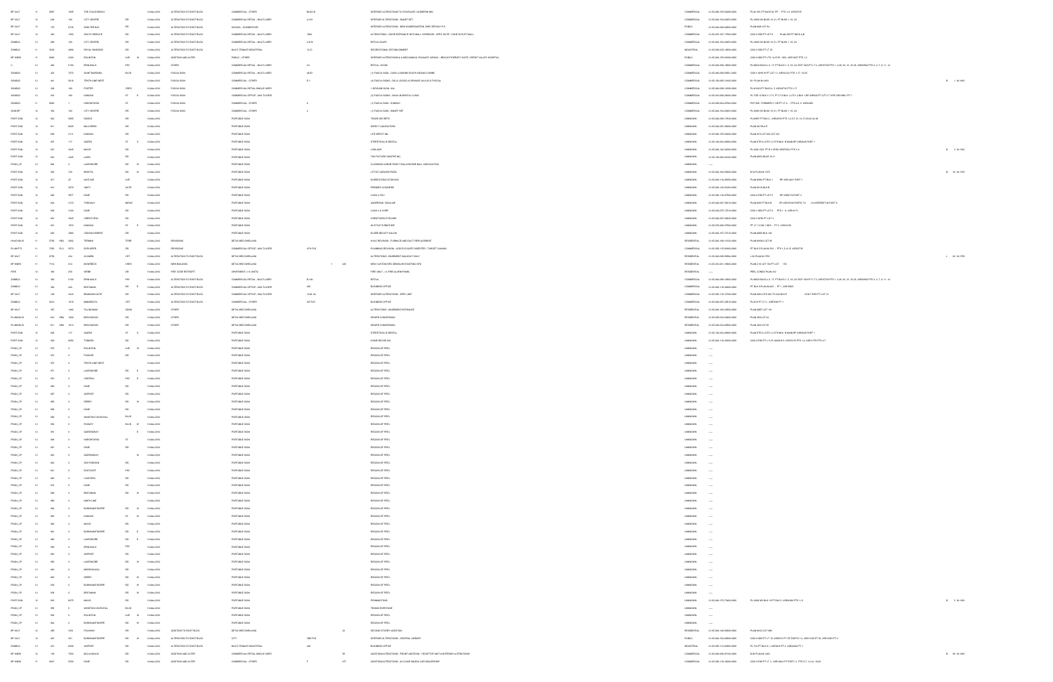| | | | | | | | | | | | | | | |
|---|---|---|---|---|---|---|---|---|---|---|---|---|---|---|
| BP 3ALT | 11 | 2087 | 1005 | THE COLLEGEWAY | | 13-Jun-2013 | ALTERATION TO EXIST BLDG | COMMERCIAL - OTHER | BLDG B | INTERIOR ALTERATIONS TO STAIRCASE -GLENERIN INN | COMMERCIAL | 21-05-060-155-52600-0000 | PL 43M-919 PT BLKS 30, PP ... PTS 1-9 43R25735 | |
| BP 3ALT | 12 | 236 | 100 | CITY CENTRE | DR | 13-Jun-2013 | ALTERATION TO EXIST BLDG | COMMERCIAL RETAIL - MULTI-USER | 2-125 | INTERIOR ALTERATIONS - SMART SET | COMMERCIAL | 21-05-040-154-00425-0000 | PL 43M1010 BLKS 19, 21, PT BLKS 1, 16, 20 | |
| BP 3ALT | 12 | 172 | 6735 | SHELTER BAY | RD | 13-Jun-2013 | ALTERATION TO EXIST BLDG | SCHOOL - ELEMENTARY | | INTERIOR ALTERATIONS - NEW KINDERGARTEN, SHELTER BAY P.S. | PUBLIC | 21-05-040-098-64900-0000 | PLAN M25 LOT R4 | |
| BP 3ALT | 12 | 245 | 4350 | SOUTH SERVICE | RD | 13-Jun-2013 | ALTERATION TO EXIST BLDG | COMMERCIAL RETAIL - MULTI-USER | R6A | ALTERATIONS - DOOR ENTRANCE INTO MALL CORRIDOR - SPEC SUITE - DIXIE OUTLET MALL | COMMERCIAL | 21-05-070-167-17000-0000 | CON 2 SDS PT LOT 8 PLAN 399 PT BLKS A,B | |
| ZONBLD | 12 | 286 | 100 | CITY CENTRE | DR | 13-Jun-2013 | ALTERATION TO EXIST BLDG | COMMERCIAL RETAIL - MULTI-USER | 2-619 | RETAIL KIOSK | COMMERCIAL | 21-05-040-154-00425-0000 | PL 43M1010 BLKS 19, 21, PT BLKS 1, 16, 20 | |
| ZONBLD | 11 | 5236 | 6985 | ROYAL WINDSOR | DR | 13-Jun-2013 | ALTERATION TO EXIST BLDG | MULTI-TENANT INDUSTRIAL | 12-D | RECREATIONAL ESTABLISHMENT | INDUSTRIAL | 21-05-020-025-10600-0000 | CON 3 SDS PT LT 33 | |
| BP 3NEW | 11 | 2666 | 2200 | EGLINTON | AVE W | 13-Jun-2013 | ADDITION AND ALTER | PUBLIC - OTHER | | INTERIOR ALTERATIONS & 2 MECHANICAL EXHAUST AIRWAY - BREAST/THERAPY SUITE, CREDIT VALLEY HOSPITAL | PUBLIC | 21-05-040-155-00500-0000 | CON 2 NDS PT LTS 14,15 PL 1003, 43R18527 PTS 1-5 | |
| C | 12 | 442 | 5100 | ERIN MILLS | PKY | 13-Jun-2013 | OTHER | COMMERCIAL RETAIL - MULTI-USER | C4 | RETAIL - KIOSK | COMMERCIAL | 21-05-040-096-10600-0000 | PL M603 BLKS A, B, C, PT BLKS 1, 9, 18, 20, RCP 1003 PT LT 2, 43R16765 PTS 1, 3-28, 30, 31, 33-35, 43R20958 PTS 2, 4, 7, 9, 11, 14 | |
| SGNBLD | 12 | 443 | 7070 | SAINT BARBARA | BLVD | 13-Jun-2013 | FASCIA SIGN | COMMERCIAL RETAIL - MULTI-USER | 46-B2 | (1) FASCIA SIGN - GURU LUKSHMI SOUTH INDIAN CUISINE | COMMERCIAL | 21-05-040-098-50501-0000 | CON 1 WHS W PT LOT 11, 43R32423 PTS 1-17, 19-21 | |
| SGNBLD | 12 | 441 | 5918 | TENTH LINE WEST | | 13-Jun-2013 | FASCIA SIGN | COMMERCIAL - OTHER | E-1 | (4) FASCIA SIGNS - (CALLI LEO GRILL & ORANGE JULIUS (FASCIA) | COMMERCIAL | 21-05-150-085-10050-0000 | B 175-M 43-0401 | B 1 M-1663 |
| SGNBLD | 12 | 396 | 160 | FOSTER | CRES | 13-Jun-2013 | FASCIA SIGN | COMMERCIAL RETAIL-SINGLE USER | | 1 GROUND SIGN - KIA | COMMERCIAL | 21-05-040-098-13900-0000 | PL M 3/4 PT BLK 8,3, 43R24752 PTS 1-17 | |
| SGNBLD | 12 | 293 | 150 | DUNDAS | ST E | 13-Jun-2013 | FASCIA SIGN | COMMERCIAL OFFICE - MULTI-USER | | (2) FASCIA SIGNS - MAGLIN DENTAL CLINIC | COMMERCIAL | 21-05-070-068-25800-0000 | PL TOR 12 BLK 1 LT 3, PT LT 3 BLK 1 LT 5 4 BLK 1 RP 43R5426 PT 2 PT LT 4 RP 43R10891 PT 1 | |
| SGNBLD | 11 | 8984 | 1 | HURONTARIO | ST | 13-Jun-2013 | FASCIA SIGN | COMMERCIAL - OTHER | 8 | (1) FASCIA SIGN - SUBWAY | COMMERCIAL | 21-05-020-024-07602-0000 | PCP 895 - FORMERLY CON PT LT 4, ... PTS 4-6, 9, 43R4308 | |
| SIGN BP | 12 | 165 | 100 | CITY CENTRE | DR | 13-Jun-2013 | FASCIA SIGN | COMMERCIAL - OTHER | 4 | (1) FASCIA SIGN - SMART SET | COMMERCIAL | 21-05-040-154-00425-0000 | PL 43M1010 BLKS 19, 21, PT BLKS 1, 16, 20 | |
| PORT SGN | 12 | 552 | 3985 | RIDDER | DR | 13-Jun-2013 | | PORTABLE SIGN | | TRADE SECRETS | UNKNOWN | 21-05-040-098-17900-0000 | PL M687 PT BLK 2, 43R20916 PTS 1,2,5,7,11,15,17,20-24,28-36 | |
| PORT SGN | 12 | 911 | 6525 | MILLCREEK | DR | 13-Jun-2013 | | PORTABLE SIGN | | DIRECT LIQUIDATORS | UNKNOWN | 21-05-040-097-29200-0000 | PLAN M776 BLK 8 | |
| PORT SGN | 12 | 998 | 2119 | DUNWIN | DR | 13-Jun-2013 | | PORTABLE SIGN | | LITE DEPOT INC | UNKNOWN | 21-05-060-155-00000-0000 | PLAN 915 LOT 383 LOT 391 | |
| PORT SGN | 12 | 605 | 117 | QUEEN | ST S | 13-Jun-2013 | | PORTABLE SIGN | | STREETSVILLE SEVESL | UNKNOWN | 21-05-120-004-09900-0000 | PLAN STR 4 LOTS 1-3 STR BLK N MAIN RP 43R20805 PART 1 | |
| PORT SGN | 12 | 327 | 3045 | MAVIS | RD | 13-Jun-2013 | | PORTABLE SIGN | | LOBLAWS | UNKNOWN | 21-05-040-142-40000-0000 | PL 43M-1054, PT B 3 4735 43R29084 PTS 1-6 | B 3 M-1584 |
| PORT SGN | 12 | 343 | 3425 | LAIRD | RD | 13-Jun-2013 | | PORTABLE SIGN | | THE PICTURE SHOPPE INC | UNKNOWN | 21-05-150-084-02100-0000 | PLAN M653 BLKS 10-11 | |
| PSGN_CP | 12 | 904 | 0 | LAKESHORE | RD W | 13-Jun-2013 | | PORTABLE SIGN | | CLARKSON-LORNE PARK TOWN-LORNE HALL ASSOCIATION | UNKNOWN | --- | | |
| PORT SGN | 12 | 925 | 730 | BRISTOL | RD W | 13-Jun-2013 | | PORTABLE SIGN | | LITTLE CAESARS PIZZA | UNKNOWN | 21-05-040-164-50600-0000 | B 9 PLAN M-1379 | B 90 M-1379 |
| PORT SGN | 12 | 977 | 25 | WATLINE | AVE | 13-Jun-2013 | | PORTABLE SIGN | | NURSES EDUCATIONAL | UNKNOWN | 21-05-050-116-20000-0000 | PLAN M-84 PT BLK 1 RP 43R14421 PART 1 | |
| PORT SGN | 12 | 911 | 2070 | UNITY | GATE | 13-Jun-2013 | | PORTABLE SIGN | | PREMIER CLEANERS | UNKNOWN | 21-05-040-145-00000-0000 | PLAN M1110 BLK B | |
| PORT SGN | 12 | 266 | 3077 | DIXIE | RD | 13-Jun-2013 | | PORTABLE SIGN | | CASH 4 YOU | UNKNOWN | 21-05-070-116-07200-0000 | CON 2 EHS PT LOT 3 RP 43R8174 PART 2 | |
| PORT SGN | 12 | 924 | 2170 | TORQUAY | MEWS | 13-Jun-2013 | | PORTABLE SIGN | | ANDERSON, SINCLAIR | UNKNOWN | 21-05-040-097-35015-0000 | PLAN M26 PT BLK B RP 43R10249 PARTS 7,9 1/4 INTEREST IN PART 8 | |
| PORT SGN | 12 | 999 | 3100 | DIXIE | RD | 13-Jun-2013 | | PORTABLE SIGN | | CASH 4 U CORP | UNKNOWN | 21-05-050-075-17200-0000 | CON 1 NDS PT LOT 5 PTS 1 - 8, 43R14171 | |
| PORT SGN | 12 | 351 | 5425 | CREDITVIEW | RD | 13-Jun-2013 | | PORTABLE SIGN | | CREDITVIEW EYECARE | UNKNOWN | 21-05-040-097-06000-0000 | CON 3 WHS PT LOT 3 | |
| PORT SGN | 12 | 941 | 1970 | DUNDAS | ST E | 13-Jun-2013 | | PORTABLE SIGN | | IN STYLE FURNITURE | UNKNOWN | 21-05-030-095-47005-0000 | PT LT 5 CON 1 SDS ... PT 2, 43R12339 | |
| PORT SGN | 12 | 990 | 2080 | CROSSCURRENT | DR | 13-Jun-2013 | | PORTABLE SIGN | | ELIZEE BEAUTY SALON | UNKNOWN | 21-05-060-157-72776-0000 | PLAN M803 BLK 194 | |
| HVACHOUS | 11 | 5796 | 1064 | 2002 | TERMINI | TERR | 13-Jun-2013 | REVISIONS | DETACHED DWELLING | HVAC REVISION - FURNACE AND DUCT REPLACEMENT | RESIDENTIAL | 21-05-040-105-11420-0000 | PLAN M602 LOT 88 | |
| PLUMPT3 | 11 | 7055 | PLU | 5970 | EXPLORER | DR | 13-Jun-2013 | REVISIONS | COMMERCIAL OFFICE - MULTI-USER | 4TH FLR | PLUMBING REVISION - ADD ECOLAB-TE DIABETES - TARGET CANADA | COMMERCIAL | 21-05-050-115-00300-0000 | PT BLK 5 PLAN M-793 ... PTS 1-6, 8-13, 43R25729 |
| BP 3ALT | 11 | 6796 | 434 | ACAMIN | CRT | 13-Jun-2013 | ALTERATION TO EXIST BLDG | DETACHED DWELLING | | ALTERATIONS - BASEMENT WALKOUT ONLY | RESIDENTIAL | 21-05-040-098-06065-0000 | L 62 PLAN M-1759 | L 62 M-1759 |
| BP 3NEW | 11 | 7114 | 574 | MONTBECK | CRES | 13-Jun-2013 | NEW BUILDING | DETACHED DWELLING | 1 425 | NEW CUSTOM SFD DEMOLISH EXISTING SFD | RESIDENTIAL | 21-05-020-021-18600-0000 | PLAN C19 LOT 156 PT LOT 155 | |
| FIRE | 12 | 380 | 455 | WEBB | DR | 13-Jun-2013 | FIRE CODE RETROFIT | APARTMENT (> 6 UNITS) | | FIRE ONLY - (1) FIRE ALARM PANEL | RESIDENTIAL | --- | PEEL CONDO PLAN 412 | |
| ZONBLD | 12 | 390 | 5100 | ERIN MILLS | PKY | 13-Jun-2013 | ALTERATION TO EXIST BLDG | COMMERCIAL RETAIL - MULTI-USER | B-106 | RETAIL | COMMERCIAL | 21-05-040-096-10600-0000 | PL M603 BLKS A, B, C, PT BLKS 1, 9, 18, 20, RCP 1003 PT LT 2, 43R16765 PTS 1, 3-28, 30, 31, 33-35, 43R20958 PTS 2, 4, 7, 9, 11, 14 | |
| ZONBLD | 12 | 394 | 420 | BRITANNIA | RD E | 13-Jun-2013 | ALTERATION TO EXIST BLDG | COMMERCIAL OFFICE - MULTI-USER | 208 | BUSINESS OFFICE | COMMERCIAL | 21-05-040-116-48800-0000 | PT BLK 5 PLAN M-427 ... PT 1 43R10025 | |
| BP 3ALT | 12 | 124 | 2355 | SPEAKMAN | DR | 13-Jun-2013 | ALTERATION TO EXIST BLDG | COMMERCIAL OFFICE - MULTI-USER | 1A-B, 2B | INTERIOR ALTERATIONS - SPEC UNIT | COMMERCIAL | 21-05-060-110-12500-0000 | PLAN 806 LOTS 162 TO 234 BLK E CON 2 EHS PT LOT 18 | |
| ZONBLD | 11 | 8414 | 1510 | MINNESOTA | CRT | 13-Jun-2013 | ALTERATION TO EXIST BLDG | COMMERCIAL - OTHER | 1ST FLR | BUSINESS OFFICE | COMMERCIAL | 21-05-040-097-29516-0000 | PL M10 PT LT 2, ... 43R7566 PT 1 | |
| BP 3ALT | 12 | 387 | 1082 | TELLONDAM | CRES | 13-Jun-2013 | OTHER | DETACHED DWELLING | | ALTERATIONS - BASEMENT ENTRANCE | RESIDENTIAL | 21-05-040-165-39000-0000 | PLAN M977 LOT 159 | |
| PLUMHOUS | 12 | 991 | DRA | 1605 | BIRCHWOOD | DR | 13-Jun-2013 | OTHER | DETACHED DWELLING | SEWER CONVERSION | RESIDENTIAL | 21-05-020-024-09800-0000 | PLAN 396 LOT 24 |
| PLUMHOUS | 12 | 911 | DRA | 1615 | BIRCHWOOD | DR | 13-Jun-2013 | OTHER | DETACHED DWELLING | SEWER CONVERSION | RESIDENTIAL | 21-05-020-024-09900-0000 | PLAN 396 LOT 25 |
| PORT SGN | 12 | 326 | 117 | QUEEN | ST S | 13-Jun-2013 | | PORTABLE SIGN | | STREETSVILLE SEVESL | UNKNOWN | 21-05-120-004-09900-0000 | PLAN STR 4 LOTS 1-3 STR BLK N MAIN RP 43R20805 PART 1 | |
| PORT SGN | 12 | 308 | 3050 | TOMKEN | RD | 13-Jun-2013 | | PORTABLE SIGN | | HOME DECOR INC | UNKNOWN | 21-05-060-116-10000-0000 | CON 2 EHS PT L 3 PL 946/A B 0, 43R6215 PTS 1-5, 43R17729 PTS 4,7 | |
| PSGN_CP | 12 | 975 | 0 | EGLINTON | AVE W | 13-Jun-2013 | | PORTABLE SIGN | | REGION OF PEEL | UNKNOWN | --- | | |
| PSGN_CP | 12 | 973 | 0 | FOWLER | DR | 13-Jun-2013 | | PORTABLE SIGN | | REGION OF PEEL | UNKNOWN | --- | | |
| PSGN_CP | 12 | 972 | 0 | TENTH LINE WEST | | 13-Jun-2013 | | PORTABLE SIGN | | REGION OF PEEL | UNKNOWN | --- | | |
| PSGN_CP | 12 | 971 | 0 | LAKESHORE | RD E | 13-Jun-2013 | | PORTABLE SIGN | | REGION OF PEEL | UNKNOWN | --- | | |
| PSGN_CP | 12 | 970 | 0 | CENTRAL | PKY E | 13-Jun-2013 | | PORTABLE SIGN | | REGION OF PEEL | UNKNOWN | --- | | |
| PSGN_CP | 12 | 966 | 0 | DIXIE | RD | 13-Jun-2013 | | PORTABLE SIGN | | REGION OF PEEL | UNKNOWN | --- | | |
| PSGN_CP | 12 | 967 | 0 | AIRPORT | RD | 13-Jun-2013 | | PORTABLE SIGN | | REGION OF PEEL | UNKNOWN | --- | | |
| PSGN_CP | 12 | 965 | 0 | DERRY | RD W | 13-Jun-2013 | | PORTABLE SIGN | | REGION OF PEEL | UNKNOWN | --- | | |
| PSGN_CP | 12 | 968 | 0 | DIXIE | RD | 13-Jun-2013 | | PORTABLE SIGN | | REGION OF PEEL | UNKNOWN | --- | | |
| PSGN_CP | 12 | 964 | 0 | WINSTON CHURCHILL | BLVD | 13-Jun-2013 | | PORTABLE SIGN | | REGION OF PEEL | UNKNOWN | --- | | |
| PSGN_CP | 12 | 962 | 0 | PASSEY | BLVD W | 13-Jun-2013 | | PORTABLE SIGN | | REGION OF PEEL | UNKNOWN | --- | | |
| PSGN_CP | 12 | 951 | 0 | QUEENSWAY | E | 13-Jun-2013 | | PORTABLE SIGN | | REGION OF PEEL | UNKNOWN | --- | | |
| PSGN_CP | 12 | 949 | 0 | HURONTARIO | ST | 13-Jun-2013 | | PORTABLE SIGN | | REGION OF PEEL | UNKNOWN | --- | | |
| PSGN_CP | 12 | 957 | 0 | DIXIE | RD | 13-Jun-2013 | | PORTABLE SIGN | | REGION OF PEEL | UNKNOWN | --- | | |
| PSGN_CP | 12 | 963 | 0 | QUEENSWAY | W | 13-Jun-2013 | | PORTABLE SIGN | | REGION OF PEEL | UNKNOWN | --- | | |
| PSGN_CP | 12 | 960 | 0 | SOUTHDOWN | RD | 13-Jun-2013 | | PORTABLE SIGN | | REGION OF PEEL | UNKNOWN | --- | | |
| PSGN_CP | 12 | 961 | 0 | EASTGATE | PKY | 13-Jun-2013 | | PORTABLE SIGN | | REGION OF PEEL | UNKNOWN | --- | | |
| PSGN_CP | 12 | 941 | 0 | CAWTHRA | RD | 13-Jun-2013 | | PORTABLE SIGN | | REGION OF PEEL | UNKNOWN | --- | | |
| PSGN_CP | 12 | 974 | 0 | DIXIE | RD | 13-Jun-2013 | | PORTABLE SIGN | | REGION OF PEEL | UNKNOWN | --- | | |
| PSGN_CP | 12 | 958 | 0 | BRITANNIA | RD W | 13-Jun-2013 | | PORTABLE SIGN | | REGION OF PEEL | UNKNOWN | --- | | |
| PSGN_CP | 12 | 956 | 0 | NINTH LINE | | 13-Jun-2013 | | PORTABLE SIGN | | REGION OF PEEL | UNKNOWN | --- | | |
| PSGN_CP | 12 | 954 | 0 | BURNHAMTHORPE | RD W | 13-Jun-2013 | | PORTABLE SIGN | | REGION OF PEEL | UNKNOWN | --- | | |
| PSGN_CP | 12 | 953 | 0 | DUNDAS | ST W | 13-Jun-2013 | | PORTABLE SIGN | | REGION OF PEEL | UNKNOWN | --- | | |
| PSGN_CP | 12 | 952 | 0 | MAVIS | RD | 13-Jun-2013 | | PORTABLE SIGN | | REGION OF PEEL | UNKNOWN | --- | | |
| PSGN_CP | 12 | 951 | 0 | BURNHAMTHORPE | RD E | 13-Jun-2013 | | PORTABLE SIGN | | REGION OF PEEL | UNKNOWN | --- | | |
| PSGN_CP | 12 | 950 | 0 | LAKESHORE | RD E | 13-Jun-2013 | | PORTABLE SIGN | | REGION OF PEEL | UNKNOWN | --- | | |
| PSGN_CP | 12 | 946 | 0 | ERIN MILLS | PKY | 13-Jun-2013 | | PORTABLE SIGN | | REGION OF PEEL | UNKNOWN | --- | | |
| PSGN_CP | 12 | 955 | 0 | AIRPORT | RD | 13-Jun-2013 | | PORTABLE SIGN | | REGION OF PEEL | UNKNOWN | --- | | |
| PSGN_CP | 12 | 945 | 0 | LAKESHORE | RD W | 13-Jun-2013 | | PORTABLE SIGN | | REGION OF PEEL | UNKNOWN | --- | | |
| PSGN_CP | 12 | 944 | 0 | MISSISSAUGA | RD | 13-Jun-2013 | | PORTABLE SIGN | | REGION OF PEEL | UNKNOWN | --- | | |
| PSGN_CP | 12 | 943 | 0 | DERRY | RD W | 13-Jun-2013 | | PORTABLE SIGN | | REGION OF PEEL | UNKNOWN | --- | | |
| PSGN_CP | 12 | 959 | 0 | BURNHAMTHORPE | RD W | 13-Jun-2013 | | PORTABLE SIGN | | REGION OF PEEL | UNKNOWN | --- | | |
| PSGN_CP | 12 | 938 | 0 | BRITANNIA | RD W | 13-Jun-2013 | | PORTABLE SIGN | | REGION OF PEEL | UNKNOWN | --- | | |
| PORT SGN | 12 | 100 | 5075 | MAVIS | RD | 13-Jun-2013 | | PORTABLE SIGN | | PENNINGTONS | UNKNOWN | 21-05-040-175-73400-0000 | PL 43M-593 BLK 13 PT BLK 5, 43R29345 PTS 1-19 | B 5 M-1593 |
| PSGN_CP | 12 | 935 | 0 | WINSTON CHURCHILL | BLVD | 13-Jun-2013 | | PORTABLE SIGN | | TENNIS EVERYONE | UNKNOWN | --- | | |
| PSGN_CP | 12 | 934 | 0 | EGLINTON | AVE W | 13-Jun-2013 | | PORTABLE SIGN | | REGION OF PEEL | UNKNOWN | --- | | |
| PSGN_CP | 12 | 944 | 0 | BURNHAMTHORPE | RD | 13-Jun-2013 | | PORTABLE SIGN | | REGION OF PEEL | UNKNOWN | --- | | |
| BP 3ALT | 12 | 435 | 3295 | FOLKWAY | DR | 13-Jun-2013 | ADDITION TO EXIST BLDG | DETACHED DWELLING | 23 | SECOND STOREY ADDITION | RESIDENTIAL | 21-05-040-140-52600-0000 | PLAN M413 LOT 886 | |
| BP 3ALT | 12 | 427 | 301 | BURNHAMTHORPE | RD W | 13-Jun-2013 | ALTERATION TO EXIST BLDG | CITY | 3RD FLR | INTERIOR ALTERATIONS - CENTRAL LIBRARY | UNKNOWN | 21-05-040-154-00800-0000 | CON 2 NDS PT LT 16 43R10674 PT OF PARTS 1-3, 43R13406 PT 34, 43R13004 PT 2 | |
| ZONBLD | 12 | 451 | 6290 | AIRPORT | RD | 13-Jun-2013 | ALTERATION TO EXIST BLDG | MULTI-TENANT INDUSTRIAL | 203 | BUSINESS OFFICE | INDUSTRIAL | 21-05-050-113-00000-0000 | PL 734 PT BLK R, L 43R3819 PT 2, 43R32544 PT 1 | |
| BP 3NEW | 12 | 198 | 7050 | MCLAUGHLIN | RD | 13-Jun-2013 | ADDITION AND ALTER | COMMERCIAL RETAIL-SINGLE USER | 95 | ADDITIONS/ALTERATIONS - FRONT ADDITION, 1 ROOFTOP UNIT & INTERIOR ALTERATIONS | COMMERCIAL | 21-05-040-098-07100-0000 | B 96 PLAN M-1483 | B 96 M-1483 |
| BP 3NEW | 11 | 6847 | 5550 | DIXIE | RD | 13-Jun-2013 | ADDITION AND ALTER | COMMERCIAL - OTHER | F 477 | ADDITIONS/ALTERATIONS - AS LOHSE MAZDA CAR DEALERSHIP | COMMERCIAL | 21-05-050-116-16600-0000 | CON 3 EHS PT LT 3 - 43R14884 PT PART 11, PTS 5-7, 13-14, 19-20 | |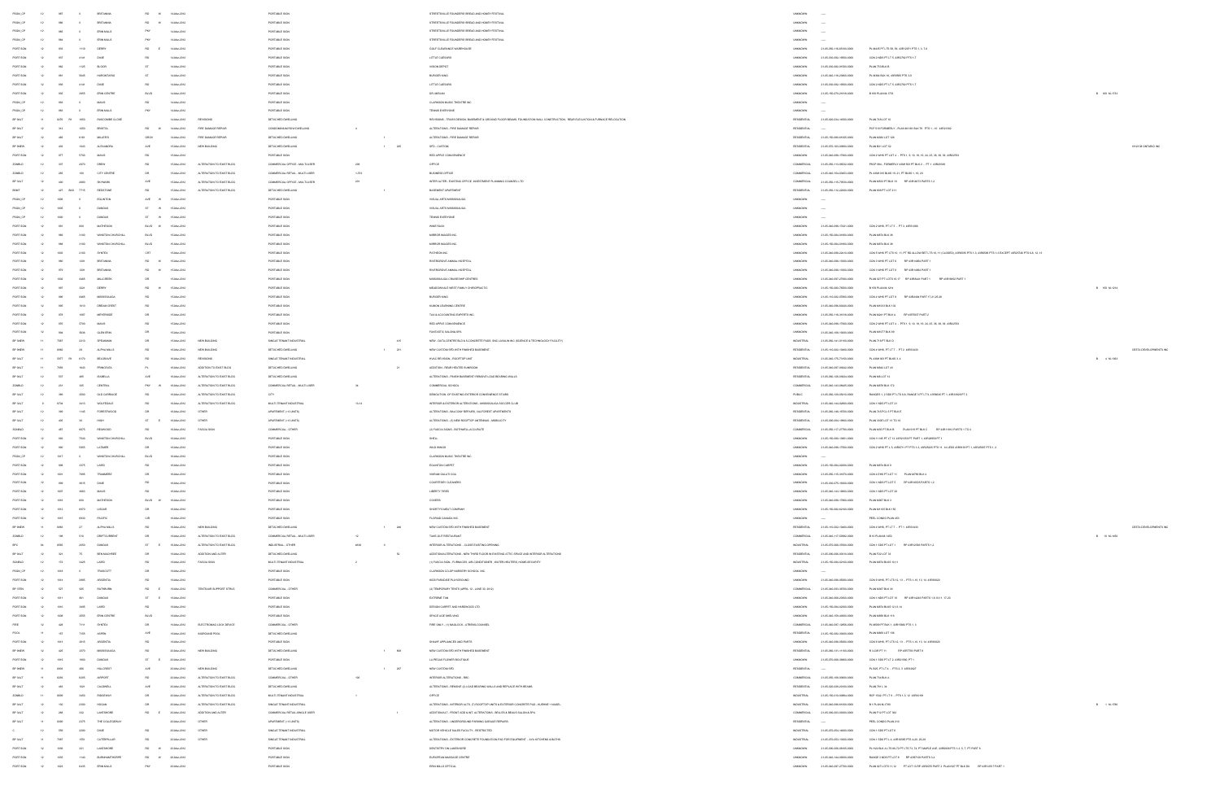| | | | | | | | | | | | | | | | | | |
|---|---|---|---|---|---|---|---|---|---|---|---|---|---|---|---|---|---|
| PSIGN_CP | 12 | 587 | 0 | BRITANNIA | RD | W | 13-Mar-2013 | | PORTABLE SIGN | | | STREETSVILLE FOUNDERS' BREAD AND HONEY FESTIVAL | UNKNOWN | --- | | | |
| PSIGN_CP | 12 | 588 | 0 | BRITANNIA | RD | W | 13-Mar-2013 | | PORTABLE SIGN | | | STREETSVILLE FOUNDERS' BREAD AND HONEY FESTIVAL | UNKNOWN | --- | | | |
| PSIGN_CP | 12 | 585 | 0 | ERIN MILLS | PKY | | 13-Mar-2013 | | PORTABLE SIGN | | | STREETSVILLE FOUNDERS' BREAD AND HONEY FESTIVAL | UNKNOWN | --- | | | |
| PSIGN_CP | 12 | 584 | 0 | ERIN MILLS | PKY | | 13-Mar-2013 | | PORTABLE SIGN | | | STREETSVILLE FOUNDERS' BREAD AND HONEY FESTIVAL | UNKNOWN | --- | | | |
| PORTSGN | 12 | 553 | 1115 | DERRY | RD | E | 13-Mar-2013 | | PORTABLE SIGN | | | GULF CLEAN AND WAREHOUSE | UNKNOWN | 21-05-050-116-01500-0000 | PL 444 PT L 75 30 36, 43R 5071 PTS 1, 5, 7-9 | | |
| PORTSGN | 12 | 557 | 2141 | DIXIE | RD | | 13-Mar-2013 | | PORTABLE SIGN | | | LITTLE CAESARS | UNKNOWN | 21-05-030-092-15600-0000 | CON 2 NDS PT LT 5, 43R2792 PTS 1-7 | | |
| PORTSGN | 12 | 564 | 1125 | BLOOR | ST | | 13-Mar-2013 | | PORTABLE SIGN | | | NIXON DEPOT | UNKNOWN | 21-05-030-094-00500-0000 | PLAN 773 BLK B | | |
| PORTSGN | 12 | 561 | 5045 | HURONTARIO | ST | | 13-Mar-2013 | | PORTABLE SIGN | | | BURGER KING | UNKNOWN | 21-05-040-116-23600-0000 | PL 4458 BLK 16, 43R9993 PTS 3-9 | | |
| PORTSGN | 12 | 556 | 2141 | DIXIE | RD | | 13-Mar-2013 | | PORTABLE SIGN | | | LITTLE CAESARS | UNKNOWN | 21-05-030-092-15600-0000 | CON 2 NDS PT LT 5, 43R2792 PTS 1-7 | | |
| PORTSGN | 12 | 555 | 3055 | ERIN CENTRE | BLVD | | 13-Mar-2013 | | PORTABLE SIGN | | | EFI ARSHAM | UNKNOWN | 21-05-150-075-29105-0000 | B 100 PLAN M-1733 | B 100 M-1733 | |
| PSIGN_CP | 12 | 589 | 0 | MAVIS | RD | | 13-Mar-2013 | | PORTABLE SIGN | | | CLARKSON MUSIC THEATRE INC | UNKNOWN | --- | | | |
| PSIGN_CP | 12 | 594 | 0 | ERIN MILLS | PKY | | 13-Mar-2013 | | PORTABLE SIGN | | | TENNIS EVERYONE | UNKNOWN | --- | | | |
| BP 3ALT | 11 | 6470 | 1653 | RASCOMBE | CLOSE | | 13-Mar-2013 | REVISIONS | DETACHED DWELLING | | | REVISIONS - TRUSS DESIGN, BASEMENT & GROUND FLOOR BEAMS, FOUNDATION WALL CONSTRUCTION, REAR EXCAVATION & FURNACE RELOCATION | RESIDENTIAL | 21-05-020-034-16500-0000 | PLAN 748 LOT 16 | | |
| BP 3ALT | 12 | 514 | 1050 | BRISTOL | RD | W | 13-Mar-2013 | FIRE DAMAGE REPAIR | CONDOMINIUM ROW DWELLING | 4 | | ALTERATIONS - FIRE DAMAGE REPAIR | RESIDENTIAL | --- | PSCP 978 FORMERLY - PLAN M 560 BLK 78, PTS 1 - 16 43R20292 | | |
| BP 3ALT | 12 | 480 | 6183 | MILLERS | GROV | | 13-Mar-2013 | FIRE DAMAGE REPAIR | DETACHED DWELLING | | 1 | ALTERATIONS - FIRE DAMAGE REPAIR | RESIDENTIAL | 21-05-150-083-05905-0000 | PLAN M 863 LOT 126 | | |
| BP 3NEW | 12 | 403 | 1533 | ALEXANDRA | AVE | | 13-Mar-2013 | NEW BUILDING | DETACHED DWELLING | | 1 | 220 | SFD - CUSTOM | RESIDENTIAL | 21-05-070-163-08800-0000 | PLAN B07 LOT 52 | | 1812150 ONTARIO INC |
| PORTSGN | 12 | 577 | 5700 | MAVIS | RD | | 13-Mar-2013 | | PORTABLE SIGN | | | RED APPLE CONVENIENCE | UNKNOWN | 21-05-040-096-17000-0000 | CON 2 WHS PT LOT 4 -- PTS 1, 9, 10, 16, 19, 24, 25, 35, 36, 38 43R22783 | | |
| SGNBLD | 12 | 337 | 4070 | DREW | RD | | 13-Mar-2013 | ALTERATION TO EXIST BLDG | COMMERCIAL OFFICE - MULTI-USER | 206 | | OFFICE | COMMERCIAL | 21-05-050-113-06520-0000 | PEC? 844 - FORMERLY 43M 903 PT BLK 2 -- PT 1 43R20595 | | |
| SGNBLD | 12 | 285 | 100 | CITY CENTRE | DR | | 13-Mar-2013 | ALTERATION TO EXIST BLDG | COMMERCIAL RETAIL - MULTI-USER | 1,703 | | BUSINESS OFFICE | COMMERCIAL | 21-05-040-154-00415-0000 | PL 43M 1010 BLKS 19, 21, PT BLK 20 -- 1, 20, 22 | | |
| BP 3ALT | 12 | 442 | 6880 | SKYMARK | AVE | | 13-Mar-2013 | ALTERATION TO EXIST BLDG | COMMERCIAL OFFICE - MULTI-USER | 201 | | INTERIOR ALTER - EXISTING OFFICE, INVESTMENT PLANNING COUNSEL LTD | COMMERCIAL | 21-05-050-116-79506-0000 | PLAN M 853 PT BLK 10 | RP 43R18879 PARTS 1-3 | |
| BP 3ALT | 12 | 427 | 7715 | REDSTONE | RD | | 13-Mar-2013 | ALTERATION TO EXIST BLDG | DETACHED DWELLING | | 1 | BASEMENT APARTMENT | RESIDENTIAL | 21-05-050-112-22000-0000 | PLAN 859 PT LOT 211 | | |
| PSIGN_CP | 12 | 598 | 0 | EGLINTON | AVE | W | 13-Mar-2013 | | PORTABLE SIGN | | | VISUAL ARTS MISSISSAUGA | UNKNOWN | --- | | | |
| PSIGN_CP | 12 | 600 | 0 | DUNDAS | ST | W | 13-Mar-2013 | | PORTABLE SIGN | | | VISUAL ARTS MISSISSAUGA | UNKNOWN | --- | | | |
| PSIGN_CP | 12 | 590 | 0 | DUNDAS | ST | W | 13-Mar-2013 | | PORTABLE SIGN | | | TENNIS EVERYONE | UNKNOWN | --- | | | |
| PORTSGN | 12 | 583 | 500 | MATHESON | BLVD | W | 13-Mar-2013 | | PORTABLE SIGN | | | WINDTALK | UNKNOWN | 21-05-040-096-17421-0000 | CON 2 WHS, PT LT 3 -- PT 3, 43R14986 | | |
| PORTSGN | 12 | 586 | 3100 | WINSTON CHURCHILL | BLVD | | 13-Mar-2013 | | PORTABLE SIGN | | | MIRROR IMAGES INC | UNKNOWN | 21-05-150-084-00800-0000 | PLAN M874 BLK 36 | | |
| PORTSGN | 12 | 588 | 3100 | WINSTON CHURCHILL | BLVD | | 13-Mar-2013 | | PORTABLE SIGN | | | MIRROR IMAGES INC | UNKNOWN | 21-05-150-084-00800-0000 | PLAN M874 BLK 36 | | |
| PORTSGN | 12 | 550 | 2100 | SYNTEX | CRT | | 13-Mar-2013 | | PORTABLE SIGN | | | PATHEON INC | UNKNOWN | 21-05-040-098-02610-0000 | CON 1 WHS PT LTS 10 - 11, PT RD ALLOW BET LTS 10, 11 (CLOSED), 43R8205 PTS 1-3, 43R8096 PTS 1-4 EXCEPT 43R8738 PTS 6-9, 12, 13 | | |
| PORTSGN | 12 | 580 | 1228 | BRITANNIA | RD | W | 13-Mar-2013 | | PORTABLE SIGN | | | RIVERGROVE ANIMAL HOSPITAL | UNKNOWN | 21-05-040-095-10565-0000 | CON 1 WHS PT LOT 8 | RP 43R16884 PART 1 | |
| PORTSGN | 12 | 579 | 1228 | BRITANNIA | RD | W | 13-Mar-2013 | | PORTABLE SIGN | | | RIVERGROVE ANIMAL HOSPITAL | UNKNOWN | 21-05-040-095-10565-0000 | CON 1 WHS PT LOT 8 | RP 43R16884 PART 1 | |
| PORTSGN | 12 | 554 | 6485 | MILLCREEK | DR | | 13-Mar-2013 | | PORTABLE SIGN | | | MISSISSAUGA CHAMPIONSHIP CENTRES | UNKNOWN | 21-05-040-097-27500-0000 | PLAN 927 PT LOTS 16, 17 | RP 43R8441 PART 1 | RP 43R15834 PART 1 |
| PORTSGN | 12 | 597 | 3221 | DERRY | RD | W | 13-Mar-2013 | | PORTABLE SIGN | | | MEADOWVALE WEST FAMILY CHIROPRACTIC | UNKNOWN | 21-05-150-080-79500-0000 | B 103 PLAN M-1244 | B 103 M-1244 | |
| PORTSGN | 12 | 566 | 6465 | MISSISSAUGA | RD | | 13-Mar-2013 | | PORTABLE SIGN | | | BURGER KING | UNKNOWN | 21-05-150-004-07800-0000 | CON 4 WHS PT LOT 8 | RP 43R6488 PART 1? 17-21 25 29 | |
| PORTSGN | 12 | 585 | 1610 | DREAM CREST | RD | | 13-Mar-2013 | | PORTABLE SIGN | | | HURON LEARNING CENTRE | UNKNOWN | 21-05-040-098-50045-0000 | PLAN M1023 BLK 138 | | |
| PORTSGN | 12 | 578 | 1687 | MEYERSIDE | DR | | 13-Mar-2013 | | PORTABLE SIGN | | | TAX & ACCOUNTING EXPERTS INC | UNKNOWN | 21-05-050-116-10100-0000 | PLAN M241 PT BLK A | RP 43R7897 PART 2 | |
| PORTSGN | 12 | 576 | 5700 | MAVIS | RD | | 13-Mar-2013 | | PORTABLE SIGN | | | RED APPLE CONVENIENCE | UNKNOWN | 21-05-040-096-17000-0000 | CON 2 WHS PT LOT 4 -- PTS 1, 9, 10, 16, 19, 24, 25, 35, 36, 38 43R22783 | | |
| PORTSGN | 12 | 594 | 5035 | GLEN ERIN | DR | | 13-Mar-2013 | | PORTABLE SIGN | | | FANTASTIC NAILS & SPA | UNKNOWN | 21-05-150-085-10000-0000 | PLAN M1077 BLK 89 | | |
| BP 9NEW | 11 | 7087 | 6215 | SPEDMAN | DR | | 13-Mar-2013 | NEW BUILDING | SINGLE TENANT INDUSTRIAL | | | 415 | NEW - CATTI CONTROLS & CONCRETE PARK, ING LAGULIN INC (SERVICE & TECHNOLOGY FACILITY) | INDUSTRIAL | 21-05-050-141-01100-0000 | PLAN 79 PT BLK D | | |
| BP 3NEW | 11 | 6984 | 25 | ALPHA MILLS | RD | | 13-Mar-2013 | NEW BUILDING | DETACHED DWELLING | | 1 | 231 | NEW CUSTOM SFD WITH FINISHED BASEMENT | RESIDENTIAL | 21-05-010-060-19400-0000 | CON 4 WHS, PT LT 7 -- PT 2 43R34535 | | CESTA DEVELOPMENTS INC |
| BP 9ALT | 11 | 5977 | 6170 | BELGRAVE | RD | | 13-Mar-2013 | REVISIONS | SINGLE TENANT INDUSTRIAL | | | | HVAC REVISION - ROOFTOP UNIT | INDUSTRIAL | 21-05-040-175-71100-0000 | PL 43M 983 PT BLKS 3, 4 | B 4 M-983 | |
| BP 3ALT | 11 | 7095 | 1603 | PRIMEVERA | PL | | 13-Mar-2013 | ADDITION TO EXIST BLDG | DETACHED DWELLING | | | 21 | ADDITION - REAR HEATED SUNROOM | RESIDENTIAL | 21-05-040-097-50040-0000 | PLAN M862 LOT 43 | | |
| BP 3ALT | 12 | 157 | 485 | ISABELLA | AVE | | 13-Mar-2013 | ALTERATION TO EXIST BLDG | DETACHED DWELLING | | | | ALTERATIONS - FINISH BASEMENT, REMOVE LOAD BEARING WALLS | RESIDENTIAL | 21-05-040-106-05600-0000 | PLAN M8 LOT 12 | | |
| SGNBLD | 12 | 224 | 225 | CENTRAL | PKY | W | 13-Mar-2013 | ALTERATION TO EXIST BLDG | COMMERCIAL RETAIL - MULTI-USER | 36 | | | COMMERCIAL SCHOOL | COMMERCIAL | 21-05-040-143-09425-0000 | PLAN M578 BLK 172 | | |
| BP 3ALT | 12 | 388 | 2004 | OLD CARRIAGE | RD | | 13-Mar-2013 | ALTERATION TO EXIST BLDG | CITY | | | | DEMOLITION OF EXISTING EXTERIOR CONVENIENCE STAIRS | PUBLIC | 21-05-060-125-05410-0000 | RANGE 3 CIR PT LTS 5,6, RANGE 3 PT LT 6, 43R8646 PT 1, 43R10030 PT 2 | | |
| BP 9ALT | 9 | 6758 | 3415 | WOLFEDALE | RD | | 13-Mar-2013 | ALTERATION TO EXIST BLDG | MULTI-TENANT INDUSTRIAL | 15,14 | | | INTERIOR & EXTERIOR ALTERATIONS - MISSISSAUGA SOCCER CLUB | INDUSTRIAL | 21-05-040-164-04800-0000 | CON 1 NDS PT LOT 21 | | |
| BP 3ALT | 12 | 180 | 1145 | FORESTWOOD | DR | | 13-Mar-2013 | OTHER | APARTMENT (> 6 UNITS) | | | | ALTERATIONS - BALCONY REPAIRS - HALFOREST APARTMENTS | RESIDENTIAL | 21-05-040-145-01500-0000 | PLAN 767 PT LOT A | | |
| BP 3ALT | 12 | 245 | 30 | HIGH | ST | E | 13-Mar-2013 | OTHER | APARTMENT (> 6 UNITS) | | | | ALTERATIONS - (3) NEW ROOFTOP ANTENNAS - MOBILICITY | RESIDENTIAL | 21-05-090-001-10900-0000 | PLAN 300E LOT 14 TO 16 | | |
| SGNBLD | 12 | 487 | 6075 | REDWOOD | RD | | 13-Mar-2013 | FASCIA SIGN | COMMERCIAL - OTHER | | | | (2) FASCIA SIGNS - OUTHERLL-ACCUVATE | COMMERCIAL | 21-05-050-117-27760-0000 | PLAN M85 PT BLK B | PLAN M 61 PT BLK C | RP 43R11193 PARTS 1 TO 4 |
| PORTSGN | 12 | 590 | 7543 | WINSTON CHURCHILL | BLVD | | 13-Mar-2013 | | PORTABLE SIGN | | | | SHELL | UNKNOWN | 21-05-150-080-15801-0000 | CON 11 NS PT LT 14, 43R26359 PT PART 1, 43R28098 PT 1 | | |
| PORTSGN | 12 | 596 | 5005 | LATIMER | DR | | 13-Mar-2013 | | PORTABLE SIGN | | | | WILD WINGS | UNKNOWN | 21-05-040-096-17000-0000 | CON 2 WHS PT L 5, 43R871 PT PTS 1-4, 43R28226 PTS 11, 14 LESS 43R8188 PT 1, 43R4883 PTS 1, 2 | | |
| PSIGN_CP | 12 | 1017 | 0 | WINSTON CHURCHILL | BLVD | | 13-Mar-2013 | | PORTABLE SIGN | | | | CLARKSON MUSIC THEATRE INC | UNKNOWN | --- | | | |
| PORTSGN | 12 | 598 | 3275 | LAIRD | RD | | 13-Mar-2013 | | PORTABLE SIGN | | | | EGLINTON CARPET | UNKNOWN | 21-05-150-084-00200-0000 | PLAN M674 BLK 9 | | |
| PORTSGN | 12 | 600 | 7095 | TRANMERE | DR | | 13-Mar-2013 | | PORTABLE SIGN | | | | INDRANI GIULD'S CO/L | UNKNOWN | 21-05-050-115-35570-0000 | CON 3 EHS PT LOT 11 | PLAN M794 BLK 4 | |
| PORTSGN | 12 | 599 | 3615 | DIXIE | RD | | 13-Mar-2013 | | PORTABLE SIGN | | | | COURTESSY CLEANERS | UNKNOWN | 21-05-040-075-15000-0000 | CON 1 NDS PT LOT 7 | RP 43R18328 PARTS 1,2 | |
| PORTSGN | 12 | 1007 | 3065 | MAVIS | RD | | 13-Mar-2013 | | PORTABLE SIGN | | | | LIBERTY TIRES | UNKNOWN | 21-05-040-153-19800-0000 | CON 1 NDS PT LOT 20 | | |
| PORTSGN | 12 | 1009 | 500 | MATHESON | BLVD | W | 13-Mar-2013 | | PORTABLE SIGN | | | | COOPERS | UNKNOWN | 21-05-040-096-17800-0000 | PLAN M587 BLK 3 | | |
| PORTSGN | 12 | 1014 | 6070 | LISGAR | DR | | 13-Mar-2013 | | PORTABLE SIGN | | | | SHORTY'S MEAT COMPANY | UNKNOWN | 21-05-150-082-02400-0000 | PLAN M 1010 BLK 155 | | |
| PORTSGN | 12 | 1015 | 6000 | PACIFIC | CIR | | 13-Mar-2013 | | PORTABLE SIGN | | | | FLORIMO CANADA INC | UNKNOWN | --- | PEEL CONDO PLAN 455 | | |
| BP 3NEW | 11 | 6986 | 27 | ALPHA MILLS | RD | | 13-Mar-2013 | NEW BUILDING | DETACHED DWELLING | | 1 | 285 | NEW CUSTOM SFD WITH FINISHED BASEMENT | RESIDENTIAL | 21-05-010-060-19400-0000 | CON 4 WHS, PT LT 7 -- PT 1 43R34535 | | CESTA DEVELOPMENTS INC |
| SGNBLD | 12 | 199 | 3115 | ORBITOR/BRENT | DR | | 13-Mar-2013 | ALTERATION TO EXIST BLDG | COMMERCIAL RETAIL - MULTI-USER | 12 | | | TAKE-OUT RESTAURANT | COMMERCIAL | 21-05-040-117-00982-0000 | B 10 PLAN M-1400 | B 10 M-1400 | |
| BP 9ALT | 12 | 6585 | 2035 | DUNDAS | ST | E | 13-Mar-2013 | ALTERATION TO EXIST BLDG | INDUSTRIAL - OTHER | 3810 | 3 | | INTERIOR ALTERATIONS - CLOSE EXISTING OPENING | INDUSTRIAL | 21-05-070-086-07000-0000 | CON 1 SDS PT LOT 1 | RP 43R10294 PARTS 1,2 | |
| BP 3ALT | 12 | 324 | 72 | BEN MACHREE | DR | | 13-Mar-2013 | ADDITION AND ALTER | DETACHED DWELLING | | | 52 | ADDITION/ALTERATIONS - NEW THIRD FLOOR IN EXISTING ATTIC SPACE AND INTERIOR ALTERATIONS | RESIDENTIAL | 21-05-090-006-03015-0000 | PLAN F20 LOT 30 | | |
| SGNBLD | 12 | 172 | 3445 | LAIRD | RD | | 13-Mar-2013 | FASCIA SIGN | MULTI-TENANT INDUSTRIAL | 2 | | | (1) FASCIA SIGN - FURNACES, AIR CONDITIONER, WATER HEATERS, HOME SECURITY | INDUSTRIAL | 21-05-150-084-02105-0000 | PLAN M674 BLKS 10,11 | | |
| PSIGN_CP | 12 | 1016 | 0 | TRUSCOTT | DR | | 13-Mar-2013 | | PORTABLE SIGN | | | | CLARKSON CO-OP NURSERY SCHOOL INC | UNKNOWN | --- | | | |
| PORTSGN | 12 | 1014 | 2065 | ARGENTIA | RD | | 13-Mar-2013 | | PORTABLE SIGN | | | | KIDS PARADISE PLAYGROUND | UNKNOWN | 21-05-040-098-05905-0000 | CON 3 WHS, PT LTS 12, 13 -- PTS 1-10, 11, 18 43R20802 | | |
| BP 9TEN | 12 | 527 | 920 | RATHBURN | RD | E | 13-Mar-2013 | TENTS/AIR SUPPORT STRUC | COMMERCIAL - OTHER | | | | (3) TEMPORARY TENTS (APRIL 12 - JUNE 30, 2013) | COMMERCIAL | 21-05-040-093-18700-0000 | PLAN M567 BLK 30 | | |
| PORTSGN | 12 | 1011 | 991 | DUNDAS | ST | E | 13-Mar-2013 | | PORTABLE SIGN | | | | EXTREME TAN | UNKNOWN | 21-05-040-069-02600-0000 | CON 1 SDS PT LOT 10 | RP 43R14243 PARTS 1,8,10,11, 17-20 | |
| PORTSGN | 12 | 1013 | 3495 | LAIRD | RD | | 13-Mar-2013 | | PORTABLE SIGN | | | | ERSKIN CARPET AND HARDWOOD LTD | UNKNOWN | 21-05-150-084-02300-0000 | PLAN M674 BLKS 12,13,16 | | |
| PORTSGN | 12 | 1008 | 3055 | ERIN CENTRE | BLVD | | 13-Mar-2013 | | PORTABLE SIGN | | | | SPACE AGE BRIDLING | UNKNOWN | 21-05-040-109-40000-0000 | PLAN M935 BLK 115 | | |
| FIRE | 12 | 448 | 7114 | SYNTEX | DR | | 13-Mar-2013 | ELECTROMAG LOCK DEVICE | COMMERCIAL - OTHER | | | | FIRE ONLY - (1) MAGLOCK - STERLING CANAVEL | COMMERCIAL | 21-05-040-097-14905-0000 | PL M659 PT BLK 1, 43R10084 PTS 1, 5 | | |
| POOL | 12 | 152 | 1525 | ASPEN | AVE | | 13-Mar-2013 | INGROUND POOL | DETACHED DWELLING | | | | | RESIDENTIAL | 21-05-150-082-05000-0000 | PLAN M920 LOT 108 | | |
| PORTSGN | 12 | 1013 | 2915 | ARGENTIA | RD | | 13-Mar-2013 | | PORTABLE SIGN | | | | SHAWS APPLIANCES AND PARTS | UNKNOWN | 21-05-040-098-05000-0000 | CON 3 WHS, PT LTS 12, 13 -- PTS 1-10, 11, 18 43R20802 | | |
| BP 3NEW | 12 | 325 | 2373 | MISSISSAUGA | RD | | 13-Mar-2013 | NEW BUILDING | DETACHED DWELLING | | 1 | 602 | NEW CUSTOM SFD WITH FINISHED BASEMENT | RESIDENTIAL | 21-05-040-151-11100-0000 | R 3 CIR PT 11 | RP 43R7783 PART 8 | |
| PORTSGN | 12 | 1013 | 1653 | DUNDAS | ST | E | 13-Mar-2013 | | PORTABLE SIGN | | | | LA PEGGS FLOWER BOUTIQUE | UNKNOWN | 21-05-070-085-09605-0000 | CON 1 SDS PT LT 2, 43R2994, PT 1 | | |
| BP 3NEW | 11 | 6404 | 468 | HOLCREST | AVE | | 13-Mar-2013 | NEW BUILDING | DETACHED DWELLING | | 1 | 207 | NEW CUSTOM SFD | RESIDENTIAL | --- | PL E25, PT LT 4 -- PTS 4, 5 43R34621 | | |
| BP 9ALT | 11 | 6285 | 6325 | AIRPORT | RD | | 13-Mar-2013 | ALTERATION TO EXIST BLDG | COMMERCIAL - OTHER | 106 | | | INTERIOR ALTERATIONS - RBC | COMMERCIAL | 21-05-050-109-00600-0000 | PLAN 774 BLK A | | |
| BP 3ALT | 12 | 405 | 1024 | CALDWELL | AVE | | 13-Mar-2013 | ALTERATION TO EXIST BLDG | DETACHED DWELLING | | | | ALTERATIONS - REMOVE (2) LOAD BEARING WALLS AND REPLACE WITH BEAMS | RESIDENTIAL | 21-05-020-026-22100-0000 | PLAN 791 L 36 | | |
| SGNBLD | 11 | 6900 | 2450 | RIDGEWAY | DR | | 13-Mar-2013 | ALTERATION TO EXIST BLDG | MULTI-TENANT INDUSTRIAL | 1 | | | OFFICE | INDUSTRIAL | 21-05-150-016-08660-0000 | BCP 1034, PT L 2 -- PTS 1-5, 10 43R34189 | | |
| BP 9ALT | 12 | 110 | 2250 | HOGAN | DR | | 13-Mar-2013 | ALTERATION TO EXIST BLDG | SINGLE TENANT INDUSTRIAL | | | | ALTERATIONS - INTERIOR ALTS. (7) ROOFTOP UNITS & EXTERIOR CONCRETE PAD - BURNIE HAAKEL | INDUSTRIAL | 21-05-040-098-04100-0000 | B 1 PLAN M-1700 | B 1 M-1700 | |
| BP 3ALT | 12 | 298 | 232 | LAKESHORE | RD | E | 13-Mar-2013 | ADDITION AND ALTER | COMMERCIAL RETAIL-SINGLE USER | | | 1 | ADDITION/ALT - FRONT ADD & INT. ALTERATIONS - RELICS & BEADS GALLERIA SPA | COMMERCIAL | 21-05-090-003-00000-0000 | PLAN F12 PT LOT 143 | | |
| BP 3ALT | 11 | 6980 | 2375 | THE COLLEGEWAY | | | 13-Mar-2013 | OTHER | APARTMENT (> 6 UNITS) | | | | ALTERATIONS - UNDERGROUND PARKING GARAGE REPAIRS | RESIDENTIAL | --- | PEEL CONDO PLAN 210 | | |
| C | 12 | 178 | 2290 | DIXIE | RD | | 13-Mar-2013 | OTHER | SINGLE TENANT INDUSTRIAL | | | | MOTOR VEHICLE SALES FACILITY - RESTRICTED | INDUSTRIAL | 21-05-070-092-14800-0000 | CON 1 SDS PT LOT 6 | | |
| BP 9ALT | 11 | 7087 | 1370 | CATERPILLAR | RD | | 13-Mar-2013 | OTHER | SINGLE TENANT INDUSTRIAL | | | | ALTERATIONS - EXTERIOR CONCRETE FOUNDATION PAD FOR EQUIPMENT - AVS NITROGEN & BLOWS | INDUSTRIAL | 21-05-070-093-10600-0000 | CON 1 SDS PT L 6, 43R18908 PTS 4-26, 28-29 | | |
| PORTSGN | 12 | 1006 | 521 | LAKESHORE | RD | W | 13-Mar-2013 | | PORTABLE SIGN | | | | DENTISTRY ON LAKESHORE | UNKNOWN | 21-05-030-000-09105-0000 | PL H22 BLK A LT 70,60,71,PT LTS 74, 75, PT MAPLE AVE, 43R6368 PTS 1-3, 5, 7, PT PART 8 | | |
| PORTSGN | 12 | 1012 | 1140 | BURNHAMTHORPE | RD | W | 13-Mar-2013 | | PORTABLE SIGN | | | | EUROPEAN MASSAGE CENTRE | UNKNOWN | 21-05-040-144-00000-0000 | RANGE 3 NDS PT LOT 8 | RP 43R7149 PARTS 3,4 | |
| PORTSGN | 12 | 1025 | 5435 | ERIN MILLS | PKY | | 13-Mar-2013 | | PORTABLE SIGN | | | | ERIN MILLS OPTICAL | UNKNOWN | 21-05-040-097-47700-0000 | PLAN 921 LOTS 11, 12 -- PT LOT 10 RP 43R6070 PART 3, PLAN 927 PT BLK 94 | RP 43R10672 PART 1 | |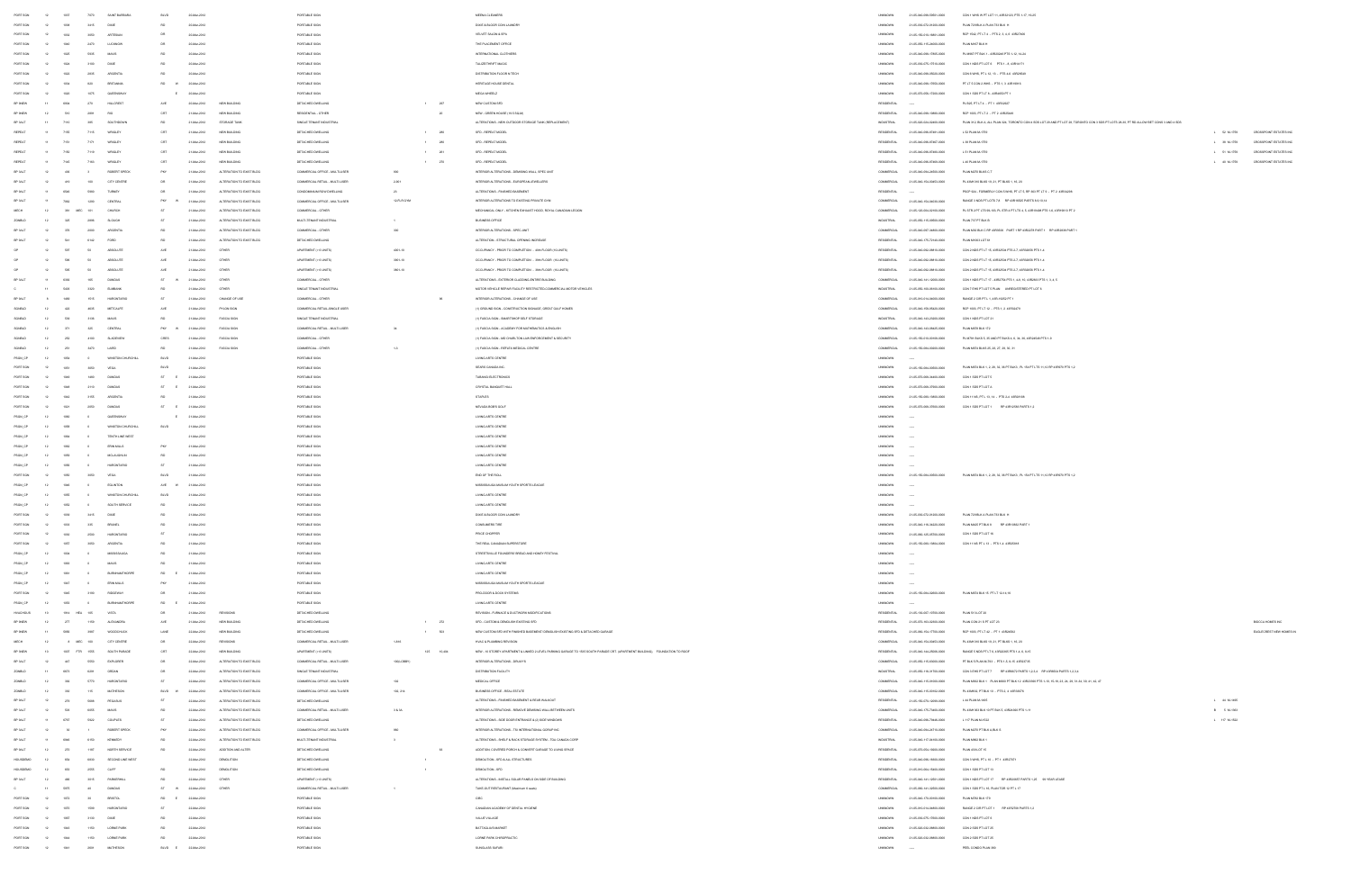| Permit Type | Ward | Street No. | Street Name | Type | Dir | Date | Work Type | Structure Type | Units | Description | Category | Roll No. | Legal Description | Builder |
|---|---|---|---|---|---|---|---|---|---|---|---|---|---|---|
| PORT SGN | 12 | 7070 | SAINT BARBARA | BLVD | | 4-Mar-2013 | | PORTABLE SIGN | | MEDIA CLEMENTS | UNKNOWN | | CON 1 WHS W PT LOT 11 | |
| PORT SGN | 12 | 3415 | DIXIE | RD | | 4-Mar-2013 | | PORTABLE SIGN | | DIXIE & BLOOR COIN LAUNDRY | UNKNOWN | | PLAN 729 BLK A PLAN 733 BLK H | |
| PORT SGN | 12 | 2050 | ARTESIAN | DR | | 4-Mar-2013 | | PORTABLE SIGN | | VELVET SALON & SPA | UNKNOWN | | | |
| PORT SGN | 12 | 2070 | LUCKNOW | DR | | 4-Mar-2013 | | PORTABLE SIGN | | THE PLACEMENT OFFICE | UNKNOWN | | PLAN M457 BLK H | |
| PORT SGN | 12 | 5935 | MAVIS | RD | | 4-Mar-2013 | | PORTABLE SIGN | | INTERNATIONAL CLOTHIERS | UNKNOWN | | | |
| PORT SGN | 12 | 3100 | DIXIE | RD | | 4-Mar-2013 | | PORTABLE SIGN | | TALIZETHRIFT MAGIC | UNKNOWN | | CON 1 SDS PT LOT 8 | |
| PORT SGN | 12 | 3600 | ARGENTIA | RD | | 4-Mar-2013 | | PORTABLE SIGN | | DISTRIBUTION FLOOR N TECH | UNKNOWN | | | |
| PORT SGN | 12 | 620 | BRITANNIA | RD | W | 4-Mar-2013 | | PORTABLE SIGN | | HERITAGE HOUSE BRIDAL | UNKNOWN | | | |
| PORT SGN | 12 | 1075 | QUEENSWAY | | E | 4-Mar-2013 | | PORTABLE SIGN | | MEGA WHEELS | UNKNOWN | | CON 1 SDS PT LOT 8 | |
| BP 9NEW | 11 | 270 | HILLCREST | AVE | | 4-Mar-2013 | NEW BUILDING | DETACHED DWELLING | 1 | NEW CUSTOM SFD | RESIDENTIAL | | | |
| BP 9NEW | 11 | 1809 | FWD | CRT | | 4-Mar-2013 | NEW BUILDING | RESIDENTIAL - OTHER | | NEW - GREENHOUSE | RESIDENTIAL | | | |
| BP 3ALT | 11 | 595 | SOUTHDOWN | RD | | 4-Mar-2013 | STORAGE TANK | SINGLE TENANT INDUSTRIAL | | ALTERATIONS - NEW OUTDOOR STORAGE TANK (REPLACEMENT) | INDUSTRIAL | | | |
| REPEAT | 11 | 7135 | WINSLEY | CRT | | 4-Mar-2013 | NEW BUILDING | DETACHED DWELLING | 1 | SFD - REPEAT MODEL | RESIDENTIAL | | | DROSSFONT ESTATES INC |
| REPEAT | 11 | 7171 | WINSLEY | CRT | | 4-Mar-2013 | NEW BUILDING | DETACHED DWELLING | 1 | SFD - REPEAT MODEL | RESIDENTIAL | | | DROSSFONT ESTATES INC |
| REPEAT | 11 | 7155 | WINSLEY | CRT | | 4-Mar-2013 | NEW BUILDING | DETACHED DWELLING | 1 | SFD - REPEAT MODEL | RESIDENTIAL | | | DROSSFONT ESTATES INC |
| REPEAT | 11 | 7143 | WINSLEY | CRT | | 4-Mar-2013 | NEW BUILDING | DETACHED DWELLING | 1 | SFD - REPEAT MODEL | RESIDENTIAL | | | DROSSFONT ESTATES INC |
| BP 3ALT | 12 | | ROBERT SPECK | PKY | | 4-Mar-2013 | ALTERATION TO EXIST BLDG | COMMERCIAL OFFICE - MULTI-USER | | INTERIOR ALTERATIONS - DEMISING WALL SPEC UNIT | COMMERCIAL | | | |
| BP 3ALT | 12 | | CITY CENTRE | DR | | 4-Mar-2013 | ALTERATION TO EXIST BLDG | COMMERCIAL RETAIL - MULTI-USER | | INTERIOR ALTERATIONS - EUROPEAN JEWELLERS | COMMERCIAL | | | |
| BP 3ALT | 11 | 5960 | TURNEY | DR | | 4-Mar-2013 | ALTERATION TO EXIST BLDG | CONDOMINIUM ROW DWELLING | | ALTERATIONS - FINISHED BASEMENT | RESIDENTIAL | | | |
| BP 3ALT | 11 | | CENTRAL | PKY | W | 4-Mar-2013 | ALTERATION TO EXIST BLDG | COMMERCIAL OFFICE - MULTI-USER | | INTERIOR ALTERATIONS TO EXISTING PRIVATE GYM | COMMERCIAL | | | |
| MECH | 12 | | CAWTHRA | RD | | 4-Mar-2013 | ALTERATION TO EXIST BLDG | COMMERCIAL - OTHER | | MECHANICAL ONLY - KITCHEN EXHAUST HOOD, ROYAL CANADIAN LEGION | COMMERCIAL | | | |
| ZONBLD | 12 | | SLOUGH | ST | | 4-Mar-2013 | ALTERATION TO EXIST BLDG | MULTI-TENANT INDUSTRIAL | | BUSINESS OFFICE | INDUSTRIAL | | | |
| BP 3ALT | 12 | | ARGENTIA | RD | | 4-Mar-2013 | ALTERATION TO EXIST BLDG | COMMERCIAL - OTHER | | INTERIOR ALTERATIONS - SPEC UNIT | COMMERCIAL | | | |
| BP 3ALT | 12 | | FORD | RD | | 4-Mar-2013 | ALTERATION TO EXIST BLDG | DETACHED DWELLING | | ALTERATION - STRUCTURAL OPENING INTERIOR | RESIDENTIAL | | | |
| OP | 12 | | ABSOLUTE | AVE | | 4-Mar-2013 | OTHER | APARTMENT (> 6 UNITS) | | OCCUPANCY - PRIOR TO COMPLETION | RESIDENTIAL | | | |
| OP | 12 | | ABSOLUTE | AVE | | 4-Mar-2013 | OTHER | APARTMENT (> 6 UNITS) | | OCCUPANCY - PRIOR TO COMPLETION | RESIDENTIAL | | | |
| OP | 12 | | ABSOLUTE | AVE | | 4-Mar-2013 | OTHER | APARTMENT (> 6 UNITS) | | OCCUPANCY - PRIOR TO COMPLETION | RESIDENTIAL | | | |
| BP 3ALT | 11 | | DUNDAS | ST | W | 4-Mar-2013 | OTHER | COMMERCIAL - OTHER | | ALTERATIONS - EXTERIOR CLADDING ENTIRE BUILDING | COMMERCIAL | | | |
| C | 11 | | EGLINTON | AVE | | 4-Mar-2013 | OTHER | SINGLE TENANT INDUSTRIAL | | MOTOR VEHICLE REPAIR FACILITY | INDUSTRIAL | | | |
| BP 3ALT | 9 | | HURONTARIO | ST | | 4-Mar-2013 | CHANGE OF USE | COMMERCIAL - OTHER | | INTERIOR ALTERATIONS - CHANGE OF USE | COMMERCIAL | | | |
| SGNBLD | 12 | | METCALFE | AVE | | 4-Mar-2013 | PYLON SIGN | COMMERCIAL RETAIL-SINGLE USER | | (1) GROUND SIGN - CONSTRUCTION SIGNAGE | COMMERCIAL | | | |
| SGNBLD | 12 | | MAVIS | RD | | 4-Mar-2013 | FASCIA SIGN | SINGLE TENANT INDUSTRIAL | | (1) FASCIA SIGN | INDUSTRIAL | | | |
| SGNBLD | 12 | | CENTRAL | PKY | W | 4-Mar-2013 | FASCIA SIGN | COMMERCIAL RETAIL - MULTI-USER | | (1) FASCIA SIGN - ACADEMY FOR MATHEMATICS & ENGLISH | COMMERCIAL | | | |
| SGNBLD | 12 | | GLADEVIEW | CRES | | 4-Mar-2013 | FASCIA SIGN | COMMERCIAL - OTHER | | (1) FASCIA SIGN - LAW ENFORCEMENT & SECURITY | COMMERCIAL | | | |
| SGNBLD | 12 | | LAIRD | RD | | 4-Mar-2013 | FASCIA SIGN | COMMERCIAL - OTHER | | (1) FASCIA SIGN - MEDICAL CENTRE | COMMERCIAL | | | |
| PSGN_CP | 12 | | WINSTON CHURCHILL | BLVD | | 4-Mar-2013 | | PORTABLE SIGN | | LIVING ARTS CENTRE | UNKNOWN | | | |
| PORT SGN | 12 | | VEGA | BLVD | | 4-Mar-2013 | | PORTABLE SIGN | | SEARS CANADA INC | UNKNOWN | | | |
| PORT SGN | 12 | | DUNDAS | ST | E | 4-Mar-2013 | | PORTABLE SIGN | | TURBAN ELECTRONICS | UNKNOWN | | CON 1 SDS PT LOT 5 | |
| PORT SGN | 12 | | DUNDAS | ST | E | 4-Mar-2013 | | PORTABLE SIGN | | CRYSTAL BANQUET HALL | UNKNOWN | | CON 1 SDS PT LOT 4 | |
| PORT SGN | 12 | | ARGENTIA | RD | | 4-Mar-2013 | | PORTABLE SIGN | | STAPLES | UNKNOWN | | | |
| PORT SGN | 12 | | DUNDAS | ST | E | 4-Mar-2013 | | PORTABLE SIGN | | NEVADA BOB'S GOLF | UNKNOWN | | CON 1 SDS PT LOT 1 | |
| PSGN_CP | 12 | | QUEENSWAY | | E | 4-Mar-2013 | | PORTABLE SIGN | | LIVING ARTS CENTRE | UNKNOWN | | | |
| PSGN_CP | 12 | | WINSTON CHURCHILL | BLVD | | 4-Mar-2013 | | PORTABLE SIGN | | LIVING ARTS CENTRE | UNKNOWN | | | |
| PSGN_CP | 12 | | TENTH LINE WEST | | | 4-Mar-2013 | | PORTABLE SIGN | | LIVING ARTS CENTRE | UNKNOWN | | | |
| PSGN_CP | 12 | | ERIN MILLS | PKY | | 4-Mar-2013 | | PORTABLE SIGN | | LIVING ARTS CENTRE | UNKNOWN | | | |
| PSGN_CP | 12 | | MCLAUGHLIN | RD | | 4-Mar-2013 | | PORTABLE SIGN | | LIVING ARTS CENTRE | UNKNOWN | | | |
| PSGN_CP | 12 | | HURONTARIO | ST | | 4-Mar-2013 | | PORTABLE SIGN | | LIVING ARTS CENTRE | UNKNOWN | | | |
| PORT SGN | 12 | | VEGA | BLVD | | 4-Mar-2013 | | PORTABLE SIGN | | END OF THE ROLL | UNKNOWN | | | |
| PSGN_CP | 12 | | EGLINTON | AVE | W | 4-Mar-2013 | | PORTABLE SIGN | | MISSISSAUGA MUSLIM YOUTH SPORTS LEAGUE | UNKNOWN | | | |
| PSGN_CP | 12 | | WINSTON CHURCHILL | BLVD | | 4-Mar-2013 | | PORTABLE SIGN | | LIVING ARTS CENTRE | UNKNOWN | | | |
| PSGN_CP | 12 | | SOUTH SERVICE | RD | | 4-Mar-2013 | | PORTABLE SIGN | | LIVING ARTS CENTRE | UNKNOWN | | | |
| PORT SGN | 12 | | DIXIE | RD | | 4-Mar-2013 | | PORTABLE SIGN | | DIXIE & BLOOR COIN LAUNDRY | UNKNOWN | | PLAN 729 BLK A PLAN 733 BLK H | |
| PORT SGN | 12 | | BRAMEL | RD | | 4-Mar-2013 | | PORTABLE SIGN | | COMMUNITIES TIRE | UNKNOWN | | | |
| PORT SGN | 12 | | HURONTARIO | ST | | 4-Mar-2013 | | PORTABLE SIGN | | PRICE CHOPPER | UNKNOWN | | CON 1 SDS PT LOT 15 | |
| PORT SGN | 12 | | ARGENTIA | RD | | 4-Mar-2013 | | PORTABLE SIGN | | THE REAL CANADIAN SUPERSTORE | UNKNOWN | | | |
| PSGN_CP | 12 | | MISSISSAUGA | RD | | 4-Mar-2013 | | PORTABLE SIGN | | STREETSVILLE FOUNDERS BREAD AND HONEY FESTIVAL | UNKNOWN | | | |
| PSGN_CP | 12 | | MAVIS | RD | | 4-Mar-2013 | | PORTABLE SIGN | | LIVING ARTS CENTRE | UNKNOWN | | | |
| PSGN_CP | 12 | | BURNHAMTHORPE | RD | E | 4-Mar-2013 | | PORTABLE SIGN | | LIVING ARTS CENTRE | UNKNOWN | | | |
| PSGN_CP | 12 | | ERIN MILLS | PKY | | 4-Mar-2013 | | PORTABLE SIGN | | MISSISSAUGA MUSLIM YOUTH SPORTS LEAGUE | UNKNOWN | | | |
| PORT SGN | 12 | | RIDGEWAY | DR | | 4-Mar-2013 | | PORTABLE SIGN | | PROLOCK'S & DOOR SYSTEMS | UNKNOWN | | | |
| PSGN_CP | 12 | | BURNHAMTHORPE | RD | E | 4-Mar-2013 | | PORTABLE SIGN | | LIVING ARTS CENTRE | UNKNOWN | | | |
| HVACHOUS | 12 | | VISTA | DR | | 4-Mar-2013 | REVISIONS | DETACHED DWELLING | | REVISION - FURNACE & DUCTWORK MODIFICATIONS | RESIDENTIAL | | | |
| BP 9NEW | 12 | | ALEXANDRA | AVE | | 4-Mar-2013 | NEW BUILDING | DETACHED DWELLING | 1 | SFD - CUSTOM & DEMOLISH EXISTING SFD | RESIDENTIAL | | | BIDECA HOMES INC |
| BP 9NEW | 11 | | WOODCHUCK | LANE | | 4-Mar-2013 | NEW BUILDING | DETACHED DWELLING | 1 | NEW CUSTOM SFD WITH FINISHED BASEMENT | RESIDENTIAL | | | EAGLECREST NEW HOMES INC |
| MECH | 4 | | CITY CENTRE | DR | | 4-Mar-2013 | REVISIONS | COMMERCIAL RETAIL - MULTI-USER | | HVAC & PLUMBING REVISION | COMMERCIAL | | | |
| BP 9NEW | 11 | | SOUTH PARADE | CRT | | 4-Mar-2013 | NEW BUILDING | APARTMENT (> 6 UNITS) | | NEW - 15 STOREY APARTMENT & LINKED 2 LEVEL PARKING GARAGE | RESIDENTIAL | | | |
| BP 3ALT | 12 | | EXPLORER | DR | | 4-Mar-2013 | ALTERATION TO EXIST BLDG | COMMERCIAL RETAIL - MULTI-USER | | INTERIOR ALTERATIONS - BRUNY'S | COMMERCIAL | | | |
| ZONBLD | 11 | | ORDAN | DR | | 4-Mar-2013 | ALTERATION TO EXIST BLDG | SINGLE TENANT INDUSTRIAL | | DISTRIBUTION FACILITY | INDUSTRIAL | | | |
| ZONBLD | 12 | | HURONTARIO | ST | | 4-Mar-2013 | ALTERATION TO EXIST BLDG | COMMERCIAL OFFICE - MULTI-USER | | MEDICAL OFFICE | COMMERCIAL | | | |
| ZONBLD | 12 | | MATHESON | BLVD | W | 4-Mar-2013 | ALTERATION TO EXIST BLDG | COMMERCIAL OFFICE - MULTI-USER | | BUSINESS OFFICE - REAL ESTATE | COMMERCIAL | | | |
| BP 3ALT | 12 | | PEGASUS | ST | | 4-Mar-2013 | ALTERATION TO EXIST BLDG | DETACHED DWELLING | | ALTERATIONS - FINISHED BASEMENT & REAR WALKOUT | RESIDENTIAL | | | |
| BP 3ALT | 12 | | MAVIS | RD | | 4-Mar-2013 | ALTERATION TO EXIST BLDG | COMMERCIAL RETAIL - MULTI-USER | | INTERIOR ALTERATIONS - REMOVE DEMISING WALL BETWEEN UNITS | COMMERCIAL | | | |
| BP 3ALT | 11 | | CALIPUTE | ST | | 4-Mar-2013 | ALTERATION TO EXIST BLDG | DETACHED DWELLING | | ALTERATIONS - SIDE DOOR ENTRANCE & (2) SIDE WINDOWS | RESIDENTIAL | | | |
| BP 3ALT | 12 | | ROBERT SPECK | PKY | | 4-Mar-2013 | ALTERATION TO EXIST BLDG | COMMERCIAL OFFICE - MULTI-USER | | INTERIOR ALTERATIONS - TIS INTERNATIONAL GROUP INC | COMMERCIAL | | | |
| BP 3ALT | 11 | | KENNEDY | RD | | 4-Mar-2013 | ALTERATION TO EXIST BLDG | MULTI-TENANT INDUSTRIAL | | ALTERATIONS - SHELF & RACK STORAGE SYSTEM | INDUSTRIAL | | | |
| BP 3ALT | 12 | | NORTH SERVICE | RD | | 4-Mar-2013 | ADDITION AND ALTER | DETACHED DWELLING | | ADDITION: COVERED PORCH & CONVERT GARAGE TO LIVING SPACE | RESIDENTIAL | | | |
| HOUSDEMO | 12 | | SECOND LINE WEST | | | 4-Mar-2013 | DEMOLITION | DETACHED DWELLING | 1 | DEMOLITION - SFD & ALL STRUCTURES | RESIDENTIAL | | | |
| HOUSDEMO | 12 | | CLIFF | RD | | 4-Mar-2013 | DEMOLITION | DETACHED DWELLING | 1 | DEMOLITION - SFD | RESIDENTIAL | | CON 1 SDS PT LOT 10 | |
| BP 3ALT | 12 | | PARKERHILL | RD | | 4-Mar-2013 | OTHER | APARTMENT (> 6 UNITS) | | ALTERATIONS - INSTALL SOLAR PANELS ON ROOF OF BUILDING | RESIDENTIAL | | | |
| C | 11 | | DUNDAS | ST | W | 4-Mar-2013 | OTHER | COMMERCIAL RETAIL - MULTI-USER | | TAKE-OUT RESTAURANT | COMMERCIAL | | | |
| PORT SGN | 12 | | BRISTOL | RD | | 4-Mar-2013 | | PORTABLE SIGN | | OSIO | UNKNOWN | | | |
| PORT SGN | 12 | | HURONTARIO | ST | | 4-Mar-2013 | | PORTABLE SIGN | | CANADIAN ACADEMY OF DENTAL HYGIENE | UNKNOWN | | | |
| PORT SGN | 12 | | DIXIE | RD | | 4-Mar-2013 | | PORTABLE SIGN | | VALUE VILLAGE | UNKNOWN | | CON 1 SDS PT LOT 6 | |
| PORT SGN | 12 | | LORNE PARK | RD | | 4-Mar-2013 | | PORTABLE SIGN | | BATTAGLIA'S MARKET | UNKNOWN | | CON 2 SDS PT LOT 25 | |
| PORT SGN | 12 | | LORNE PARK | RD | | 4-Mar-2013 | | PORTABLE SIGN | | LORNE PARK CHIROPRACTIC | UNKNOWN | | CON 2 SDS PT LOT 25 | |
| PORT SGN | 12 | | MATHESON | BLVD | E | 4-Mar-2013 | | PORTABLE SIGN | | SUNGLASS SAFARI | UNKNOWN | | PEEL CONDO PLAN 393 | |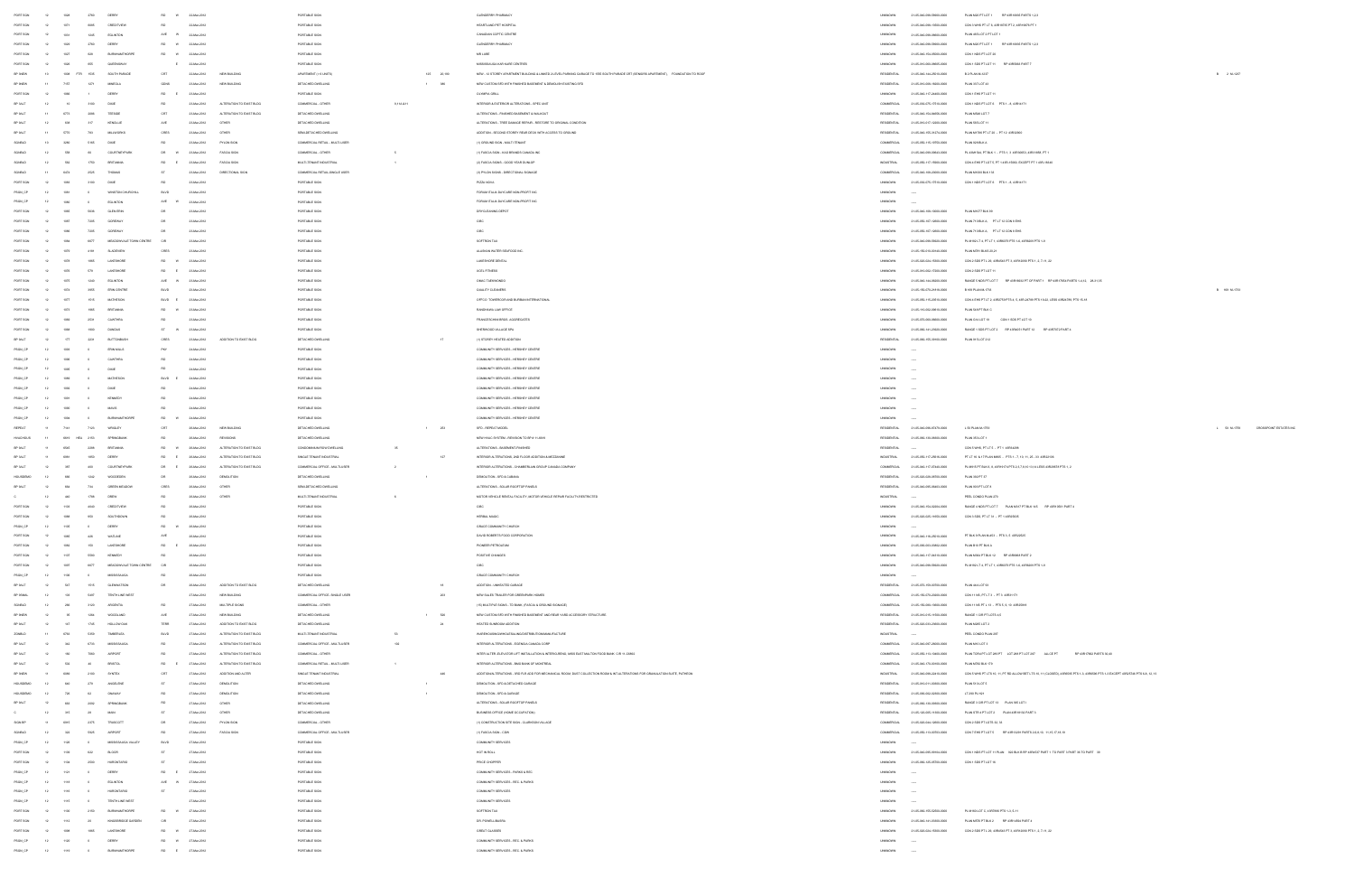| | | | | | | | | | | | | | | | | | |
|---|---|---|---|---|---|---|---|---|---|---|---|---|---|---|---|---|---|
| PORT SGN | 12 | 1049 | 2780 | DERRY | RD | W | 24-Jan-2013 | | PORTABLE SIGN | | | | SHOPPERS DRUG MART | UNKNOWN | 21-05-040-098-09600-0000 | PLAN M20 PT LOT 1 RP 43R19800 PARTS 1,2,3 | |
| PORT SGN | 12 | 1071 | 4090 | CREDITVIEW | RD | | 24-Jan-2013 | | PORTABLE SIGN | | | | HEARTLAND PET HOSPITAL | UNKNOWN | 21-05-040-096-19500-0000 | CON 3 WHS PT LT 3, 43R18785 PT 2, 43R18786 PT 1 | |
| PORT SGN | 12 | 1053 | 5025 | EGLINTON | AVE | W | 24-Jan-2013 | | PORTABLE SIGN | | | | CANADIAN COPTIC CENTRE | UNKNOWN | 21-05-040-098-06800-0000 | PLAN M23 LOT 4 PT LOT 1 | |
| PORT SGN | 12 | 1049 | 2780 | DERRY | RD | W | 24-Jan-2013 | | PORTABLE SIGN | | | | SHOPPERS DRUG MART | UNKNOWN | 21-05-040-098-09600-0000 | PLAN M20 PT LOT 1 RP 43R19800 PARTS 1,2,3 | |
| PORT SGN | 12 | 1027 | 620 | BURNHAMTHORPE | RD | W | 24-Jan-2013 | | PORTABLE SIGN | | | | MR LUBE | UNKNOWN | 21-05-040-154-05500-0000 | CON 1 NDS PT LOT 20 | |
| PORT SGN | 12 | 1048 | 800 | QUEENSWAY | | E | 24-Jan-2013 | | PORTABLE SIGN | | | | MISSISSAUGA HAIR CARE CENTRES | UNKNOWN | 21-05-050-080-08605-0000 | CON 1 SDS PT LOT 10 RP 43R9848 PART 7 | |
| BP 9NEW | 13 | 1008 | 3000 | SOUTH PARADE | CRT | | 24-Jan-2013 | NEW BUILDING | APARTMENT (> 6 UNITS) | 135 | 20,100 | NEW - 12 STOREY APARTMENT BUILDING & 3 LEVEL UNDERGROUND PARKING GARAGE TO 1007 SOUTH PARADE CRT (REMAINS APARTMENT) - FOUNDATION TO ROOF | RESIDENTIAL | 21-05-040-144-29700-0000 | B 21 PLAN B-5407 | B 2 M-1287 |
| BP 9NEW | 11 | 7157 | 1271 | MINEOLA | GDNS | | 24-Jan-2013 | NEW BUILDING | DETACHED DWELLING | 1 | 380 | NEW CUSTOM SFD WITH FINISHED BASEMENT & DEMOLISH EXISTING SFD | RESIDENTIAL | 21-05-010-080-19600-0000 | PLAN 357 LOT 43 | |
| PORT SGN | 12 | 1080 | 1 | DERRY | RD | E | 24-Jan-2013 | | PORTABLE SIGN | | | | OLYMPIA GRILL | UNKNOWN | 21-05-040-117-24400-0000 | CON 1 EHS PT LOT 11 | |
| BP 3ALT | 12 | 11 | 2150 | DIXIE | RD | | 24-Jan-2013 | ALTERATION TO EXIST BLDG | COMMERCIAL - OTHER | 3,114,411 | | INTERIOR & EXTERIOR ALTERATIONS - SPEC UNIT | COMMERCIAL | 21-05-030-075-07100-0000 | CON 1 NDS PT LOT 6 PTS 1 - 8 43R14771 | |
| BP 3ALT | 11 | 8773 | 2098 | TRESSIE | CRT | | 24-Jan-2013 | ALTERATION TO EXIST BLDG | DETACHED DWELLING | | | ALTERATIONS - FINISHED BASEMENT & WALKOUT | RESIDENTIAL | 21-05-040-154-36805-0000 | PLAN M949 LOT 7 | |
| BP 3ALT | 12 | 558 | 517 | HENSALL | AVE | | 24-Jan-2013 | OTHER | DETACHED DWELLING | | | ALTERATIONS - TREE DAMAGE REPAIR - RESTORE TO ORIGINAL CONDITION | RESIDENTIAL | 21-05-010-017-12400-0000 | PLAN B55 LOT 11 | |
| BP 3ALT | 11 | 8770 | 784 | MILLWORKS | CRES | | 24-Jan-2013 | OTHER | SEMI-DETACHED DWELLING | | | ADDITION - SECOND STOREY REAR DECK WITH ACCESS TO GROUND | RESIDENTIAL | 21-05-040-155-31174-0000 | PLAN M798 PT LT 28 - PT 12 43R26900 | |
| SGNBLD | 13 | 6280 | 5185 | DIXIE | RD | | 24-Jan-2013 | PYLON SIGN | COMMERCIAL RETAIL - MULTI-USER | | | (1) GROUND SIGN - MULTI TENANT | COMMERCIAL | 21-05-050-115-10700-0000 | PLAN 925 BLK A | |
| SGNBLD | 13 | 6282 | 65 | COURTNEYPARK | DR | W | 24-Jan-2013 | FASCIA SIGN | COMMERCIAL - OTHER | 3 | | (3) FASCIA SIGN - KIA BRAND CANADA INC | COMMERCIAL | 21-05-040-098-08604-0000 | PL 43M1344 PT BLK 1 - PTS 1, 2 43R30824, 43R31888, PT 1 | |
| SGNBLD | 13 | 765 | 1755 | BRITANNIA | RD | E | 24-Jan-2013 | FASCIA SIGN | MULTI-TENANT INDUSTRIAL | 1 | | (1) FASCIA SIGN - GOOD YEAR DUNLOP | INDUSTRIAL | 21-05-040-117-19600-0000 | CON 4 EHS PT LOT 5, PT 1 43R13580, EXCEPT PT 1 43R13848 | |
| SGNBLD | 11 | 6424 | 2025 | THOMAS | ST | | 24-Jan-2013 | DIRECTIONAL SIGN | COMMERCIAL RETAIL-SINGLE USER | | | (3) PYLON SIGNS - DIRECTIONAL SIGNAGE | COMMERCIAL | 21-05-150-082-12000-0000 | PLAN M933 BLK 114 | |
| PORT SGN | 12 | 1084 | 2160 | DIXIE | RD | | 24-Jan-2013 | | PORTABLE SIGN | | | | PIZZA NOVA | UNKNOWN | 21-05-030-075-07100-0000 | CON 1 NDS PT LOT 6 PTS 1 - 8 43R14771 | |
| PSGN_CP | 12 | 1091 | 0 | WINSTON CHURCHILL | BLVD | | 24-Jan-2013 | | PORTABLE SIGN | | | | FORUM ITALIA SUN CARE NON-PROFIT INC | UNKNOWN | --- | | |
| PSGN_CP | 12 | 1080 | 0 | EGLINTON | AVE | W | 24-Jan-2013 | | PORTABLE SIGN | | | | FORUM ITALIA SUN CARE NON-PROFIT INC | UNKNOWN | --- | | |
| PORT SGN | 12 | 1085 | 5036 | GLEN ERIN | DR | | 24-Jan-2013 | | PORTABLE SIGN | | | | DRY CLEANING DEPOT | UNKNOWN | 21-05-040-160-10000-0000 | PLAN M477 BLK 99 | |
| PORT SGN | 12 | 1087 | 7205 | GOREWAY | DR | | 24-Jan-2013 | | PORTABLE SIGN | | | | CIBC | UNKNOWN | 21-05-050-107-12600-0000 | PLAN 71 BLK G PT LT 12 CON 8 EHS | |
| PORT SGN | 12 | 1086 | 7205 | GOREWAY | DR | | 24-Jan-2013 | | PORTABLE SIGN | | | | CIBC | UNKNOWN | 21-05-050-107-12600-0000 | PLAN 71 BLK G PT LT 12 CON 8 EHS | |
| PORT SGN | 12 | 1084 | 6077 | MEADOWVALE TOWN CENTRE | CIR | | 24-Jan-2013 | | PORTABLE SIGN | | | | SOFTMOC? | UNKNOWN | 21-05-040-098-09800-0000 | PL M 362 LT 4, PT LT 1, 43R8079 PTS 1-6, 43R8465 PTS 1-3 | |
| PORT SGN | 12 | 1070 | 4 164 | SLADEVIEW | CRES | | 24-Jan-2013 | | PORTABLE SIGN | | | | ALLIEGRA WATER SEAFOOD INC | UNKNOWN | 21-05-150-010-05100-0000 | PLAN M781 BLKS 20,21 | |
| PORT SGN | 12 | 1078 | 1665 | LAKESHORE | RD | W | 24-Jan-2013 | | PORTABLE SIGN | | | | LAKESHORE DENTAL | UNKNOWN | 21-05-020-024-15300-0000 | CON 2 SDS PT L 26, 43R6063 PT 1, 43R13605 PTS 1 - 2, 7 - 9 - 22 | |
| PORT SGN | 12 | 1079 | 171 | LAKESHORE | RD | E | 24-Jan-2013 | | PORTABLE SIGN | | | | GOLD PHONES | UNKNOWN | 21-05-090-002-17300-0000 | CON 2 SDS PT LOT 11 | |
| PORT SGN | 12 | 1072 | 1240 | EGLINTON | AVE | W | 24-Jan-2013 | | PORTABLE SIGN | | | | DEAN / TUENDONGS | UNKNOWN | 21-05-040-144-06000-0000 | PLAN M7 SNDS PT LOT 7 RP 43R16652 PT OF PART 1 RP 43R17884 PARTS 1,4,14 28,21,25 | |
| PORT SGN | 12 | 1074 | 1905 | ERIN CENTRE | BLVD | | 24-Jan-2013 | | PORTABLE SIGN | | | | QUALITY CLEANERS | UNKNOWN | 21-05-150-070-29195-0000 | B 167 PLAN M-1731 | B 169 M-1731 |
| PORT SGN | 12 | 1077 | 1515 | MATHESON | BLVD | E | 24-Jan-2013 | | PORTABLE SIGN | | | | CIRT-CO. TOMBECO AND BURMAN INTERNATIONAL | UNKNOWN | 21-05-050-115-22910-0000 | CON 4 EHS PT LT 2, 43R13978 PTS 4, 5, 43R-24789 PTS 13-22, LESS 43R25199, PTS 10-18 | |
| PORT SGN | 12 | 1073 | 1905 | BRITANNIA | RD | W | 24-Jan-2013 | | PORTABLE SIGN | | | | RAINSHAVE LAW OFFICE | UNKNOWN | 21-05-110-002-09010-0000 | PLAN 934 PT BLK 3 | |
| PORT SGN | 12 | 1088 | 3055 | CAWTHRA | RD | | 24-Jan-2013 | | PORTABLE SIGN | | | | FRANCESCHINI BROS. AGGREGATES | UNKNOWN | 21-05-070-080-08600-0000 | PLAN C34 LOT 19 CON 1 SDS PT LOT 18 | |
| PORT SGN | 12 | 1089 | 1650 | DUNDAS | ST | W | 24-Jan-2013 | | PORTABLE SIGN | | | | SHERWOOD VILLAGE SPA | UNKNOWN | 21-05-060-141-12500-0000 | RANGE 1 SDS PT LOT 2 RP 43R9091 PART 10 RP 43R7472 PART 4 | |
| BP 3ALT | 12 | 177 | 4209 | BUTTONBUSH | CRES | | 24-Jan-2013 | ADDITION TO EXIST BLDG | DETACHED DWELLING | | 17 | (1) STOREY HEATED ADDITION | RESIDENTIAL | 21-05-090-950-00160-0000 | PLAN M 15 LOT 212 | |
| PSGN_CP | 12 | 1084 | 0 | ERIN MILLS | PKY | | 24-Jan-2013 | | PORTABLE SIGN | | | | COMMUNITY SERVICES - HERSHEY CENTRE | UNKNOWN | --- | | |
| PSGN_CP | 12 | 1080 | 0 | CAWTHRA | RD | | 24-Jan-2013 | | PORTABLE SIGN | | | | COMMUNITY SERVICES - HERSHEY CENTRE | UNKNOWN | --- | | |
| PSGN_CP | 12 | 1085 | 0 | DIXIE | RD | | 24-Jan-2013 | | PORTABLE SIGN | | | | COMMUNITY SERVICES - HERSHEY CENTRE | UNKNOWN | --- | | |
| PSGN_CP | 12 | 1088 | 0 | MATHESON | BLVD | E | 24-Jan-2013 | | PORTABLE SIGN | | | | COMMUNITY SERVICES - HERSHEY CENTRE | UNKNOWN | --- | | |
| PSGN_CP | 12 | 1094 | 0 | DIXIE | RD | | 24-Jan-2013 | | PORTABLE SIGN | | | | COMMUNITY SERVICES - HERSHEY CENTRE | UNKNOWN | --- | | |
| PSGN_CP | 12 | 1091 | 0 | KENNEDY | RD | | 24-Jan-2013 | | PORTABLE SIGN | | | | COMMUNITY SERVICES - HERSHEY CENTRE | UNKNOWN | --- | | |
| PSGN_CP | 12 | 1090 | 0 | MAVIS | RD | | 24-Jan-2013 | | PORTABLE SIGN | | | | COMMUNITY SERVICES - HERSHEY CENTRE | UNKNOWN | --- | | |
| PSGN_CP | 12 | 1084 | 0 | BURNHAMTHORPE | RD | W | 24-Jan-2013 | | PORTABLE SIGN | | | | COMMUNITY SERVICES - HERSHEY CENTRE | UNKNOWN | --- | | |
| REPEAT | 9 | 7161 | 7120 | WRIGLEY | CRT | | 24-Jan-2013 | NEW BUILDING | DETACHED DWELLING | 1 | 253 | SFD - REPEAT MODEL | RESIDENTIAL | 21-05-040-096-07479-0000 | L 55 PLAN M-1790 | L 55 M-1790 CROSSPOINT ESTATES INC |
| HVACHOUS | 11 | 4674 | 2170 | SPRINGBANK | RD | | 24-Jan-2013 | REVISIONS | DETACHED DWELLING | | | NEW HVAC SYSTEM - REVISION TO BP# 11-4674 | RESIDENTIAL | 21-05-080-100-04600-0000 | PLAN 355 LOT 1 | |
| BP 3ALT | 9 | 8580 | 2298 | BRITANNIA | RD | W | 24-Jan-2013 | ALTERATION TO EXIST BLDG | CONDOMINIUM ROW DWELLING | 35 | | ALTERATIONS - BASEMENT FINISHED | RESIDENTIAL | --- | CON 5 WHS PT LT 3 - PT 1 43R14296 | |
| BP 3ALT | 9 | 6091 | 1660 | DERRY | RD | E | 24-Jan-2013 | ALTERATION TO EXIST BLDG | SINGLE TENANT INDUSTRIAL | | 127 | INTERIOR ALTERATIONS, 2ND FLOOR ADDITION & MEZZANINE | INDUSTRIAL | 21-05-050-117-29216-0000 | PT LT 10 & 11 PLAN M840 - PTS 1 - 7, 15, 21, 23 - 25 43R16106 | |
| BP 3ALT | 12 | 387 | 455 | COURTNEYPARK | DR | E | 24-Jan-2013 | ALTERATION TO EXIST BLDG | COMMERCIAL OFFICE - MULTI-USER | 2 | | INTERIOR ALTERATIONS - CHAMBERLAIN GROUP CANADA COMPANY | COMMERCIAL | 21-05-050-117-07445-0000 | PL M-1677 PT BLK 3, 43R30574 PTS 2-4,7,9,11,13,14 LESS 43R30874 PTS 1,2 | |
| HOUSDEMO | 12 | 580 | 1342 | WOODEDEN | DR | | 24-Jan-2013 | DEMOLITION | DETACHED DWELLING | 1 | | DEMOLITION - SFD & CABANA | RESIDENTIAL | 21-05-020-028-09700-0000 | PLAN 595 PT 37 | |
| BP 3ALT | 12 | 584 | 734 | GREEN MEADOW | CRES | | 24-Jan-2013 | OTHER | SEMI-DETACHED DWELLING | | | ALTERATIONS - SOLAR ROOFTOP PANELS | RESIDENTIAL | 21-05-040-095-28403-0000 | PLAN 905 PT LOT 8 | |
| C | 12 | 460 | 1798 | DREW | RD | | 24-Jan-2013 | OTHER | MULTI-TENANT INDUSTRIAL | 6 | | MOTOR VEHICLE RENTAL FACILITY, MOTOR VEHICLE REPAIR FACILITY-RESTRICTED | INDUSTRIAL | --- | PEEL CONDO PLAN 273 | |
| PORT SGN | 12 | 1104 | 4040 | CREDITVIEW | RD | | 24-Jan-2013 | | PORTABLE SIGN | | | | CIBC | UNKNOWN | 21-05-040-155-00030-0000 | RANGE 4 NDS PT LOT 7 PLAN M417 PT BLK 143 RP 43R13551 PART 3 | |
| PORT SGN | 12 | 1080 | 650 | SOUTHDOWN | RD | | 24-Jan-2013 | | PORTABLE SIGN | | | | HERBAL MAGIC | UNKNOWN | 21-05-020-025-14300-0000 | CON 3 SDS, PT LT 10 - PT 1 43R20025 | |
| PSGN_CP | 12 | 1100 | 0 | DERRY | RD | W | 24-Jan-2013 | | PORTABLE SIGN | | | | GRACE COMMUNITY CHURCH | UNKNOWN | --- | | |
| PORT SGN | 12 | 1080 | 445 | VALE LINE | AVE | | 24-Jan-2013 | | PORTABLE SIGN | | | | DAVID ROBERTS FOOD CORPORATION | UNKNOWN | 21-05-040-116-29210-0000 | PT BLK 5 PLAN M-423 - PTS 2, 3 43R16105 | |
| PORT SGN | 12 | 1080 | 155 | LAKESHORE | RD | E | 24-Jan-2013 | | PORTABLE SIGN | | | | PIONEER PETROLEUM | UNKNOWN | 21-05-090-003-04862-0000 | PLAN B10 PT BLK A | |
| PORT SGN | 12 | 1107 | 5000 | KENNEDY | RD | | 24-Jan-2013 | | PORTABLE SIGN | | | | POSITIVE CHANGES | UNKNOWN | 21-05-040-117-04150-0000 | PLAN M494 PT BLK 14 RP 43R9848 PART 2 | |
| PORT SGN | 12 | 1087 | 6077 | MEADOWVALE TOWN CENTRE | CIR | | 24-Jan-2013 | | PORTABLE SIGN | | | | CIBC | UNKNOWN | 21-05-040-098-09800-0000 | PL M 362 LT 4, PT LT 1, 43R8079 PTS 1-6, 43R8465 PTS 1-3 | |
| PSGN_CP | 12 | 1100 | 0 | MISSISSAUGA | RD | | 24-Jan-2013 | | PORTABLE SIGN | | | | GRACE COMMUNITY CHURCH | UNKNOWN | --- | | |
| BP 3ALT | 12 | 557 | 1515 | GLENBURNIE | RD | | 24-Jan-2013 | ADDITION TO EXIST BLDG | DETACHED DWELLING | | 31 | ADDITION - UNHEATED GARAGE | RESIDENTIAL | 21-05-070-153-03700-0000 | PLAN 444 LOT 93 | |
| BP 9NEW | 12 | 130 | 5887 | TENTH LINE WEST | | | 24-Jan-2013 | NEW BUILDING | COMMERCIAL OFFICE - SINGLE USER | | 201 | NEW SALES TRAILER FOR GREENPARK HOMES | COMMERCIAL | 21-05-150-070-43900-0000 | CON 11 NS, PT LT 3 - PT 2, 43R31171 | |
| SGNBLD | 13 | 286 | 5100 | WOODSTALE | RD | | 24-Jan-2013 | MULTIPLE SIGNS | COMMERCIAL - OTHER | | | (10) MULTIPLE SIGNS - TD BANK (FASCIA & GROUND SIGNAGE) | COMMERCIAL | 21-05-150-081-10600-0000 | CON 11 NS PT L 13 - PTS 9, 13 43R24989 | |
| BP 9NEW | 12 | 4484 | 1596 | WOODLAND | AVE | | 24-Jan-2013 | NEW BUILDING | DETACHED DWELLING | 1 | 304 | NEW CUSTOM SFD WITH FINISHED BASEMENT AND REAR YARD ACCESSORY STRUCTURE | RESIDENTIAL | 21-05-010-015-16300-0000 | RANGE 1 CIR PT LOTS 4,5 | |
| BP 3ALT | 10 | 157 | 1745 | HOLLOWOAK | TERR | | 24-Jan-2013 | ADDITION TO EXIST BLDG | DETACHED DWELLING | | 24 | HEATED SUNROOM ADDITION | RESIDENTIAL | 21-05-060-100-20800-0000 | PLAN M460 LOT 3 | |
| ZONBLD | 11 | 6703 | 5350 | TIMBERLEA | BLVD | | 24-Jan-2013 | ALTERATION TO EXIST BLDG | MULTI-TENANT INDUSTRIAL | 15 | | WAREHOUSING/DISTRIBUTION/MANUFACTURE | INDUSTRIAL | --- | PEEL CONDO PLAN 397 | |
| BP 3ALT | 12 | 142 | 6750 | MISSISSAUGA | RD | | 24-Jan-2013 | ALTERATION TO EXIST BLDG | COMMERCIAL OFFICE - MULTI-USER | 150 | | INTERIOR ALTERATIONS - ECONOLA CANADA CORP | COMMERCIAL | 21-05-040-097-29000-0000 | PLAN M512 LOT 4 | |
| BP 3ALT | 12 | 180 | 7068 | AIRPORT | RD | | 24-Jan-2013 | ALTERATION TO EXIST BLDG | COMMERCIAL - OTHER | | | INTERIOR ALTERATIONS, ELEVATOR, LIFT INSTALLATION & INTERIOR RENO, NEW EXIT STAIR, FOOD BANK - C/F 10-12066 | COMMERCIAL | 21-05-050-110-18600-0000 | PLAN TOR4 PT LOT 289 PT LOT 290 PT LOT 287 44-OF PT RP 43R-9968 PARTS 34,40 | |
| BP 3ALT | 12 | 564 | 40 | BRISTOL | RD | E | 24-Jan-2013 | ALTERATION TO EXIST BLDG | COMMERCIAL RETAIL - MULTI-USER | 1 | | INTERIOR ALTERATIONS - BMO BANK OF MONTREAL | COMMERCIAL | 21-05-040-170-05500-0000 | PLAN M794 BLK 174 | |
| BP 9NEW | 9 | 6060 | 2150 | SYNTEX | CRT | | 24-Jan-2013 | ADDITION AND ALTER | SINGLE TENANT INDUSTRIAL | | 449 | ADDITION/ALTERATIONS - FIRE PUMP, ADDITION FOR MECHANICAL ROOM, DUST COLLECTION ROOM & INT ALTERATIONS FOR GRANULATION SUITE, PATHEON | INDUSTRIAL | 21-05-040-098-02410-0000 | CON 5 WHS PT LTS 10, 11, PT RD ALLOW BETW LTS 10, 11 (CLOSED), 43R8385 PTS 1-3, 43R9098 PTS 1-3 EXCEPT 43R23236 PTS 5-9, 12-15 | |
| HOUSDEMO | 12 | 681 | 278 | ANGELENE | ST | | 24-Jan-2013 | DEMOLITION | DETACHED DWELLING | 1 | | DEMOLITION - SFD & DETACHED GARAGE | RESIDENTIAL | 21-05-010-011-03000-0000 | PLAN G18 LOT 7 | |
| HOUSDEMO | 12 | 726 | 54 | ONAWAY | RD | | 24-Jan-2013 | DEMOLITION | DETACHED DWELLING | 1 | | DEMOLITION - SFD & GARAGE | RESIDENTIAL | 21-05-090-002-14300-0000 | LT 208 PL H21 | |
| BP 3ALT | 12 | 604 | 2082 | SPRINGBANK | RD | | 24-Jan-2013 | OTHER | DETACHED DWELLING | | | ALTERATIONS - SOLAR ROOFTOP PANELS | RESIDENTIAL | 21-05-080-100-06000-0000 | RANGE 3 CIR PT LOT 15 PLAN 380 LOT 1 | |
| C | 12 | 191 | 20 | MAIN | ST | | 24-Jan-2013 | OTHER | DETACHED DWELLING | | | BUSINESS OFFICE (HOME OCCUPATION) | RESIDENTIAL | 21-05-120-005-11600-0000 | PLAN STR 4 PT LOT 2 PLAN 43R18104 PART 3 | |
| SGNBP | 9 | 6081 | 2375 | TRAFALGAR | DR | | 25-Jan-2013 | PYLON SIGN | DETACHED DWELLING | | | (1) CONSTRUCTION SITE SIGN - CLARKSON VILLAGE | RESIDENTIAL | 21-05-020-024-14200-0000 | CON 2 SDS PT LOTS 34, 35 | |
| SGNBLD | 12 | 232 | 5025 | AIRPORT | RD | | 25-Jan-2013 | FASCIA SIGN | COMMERCIAL OFFICE - MULTI-USER | | | (1) FASCIA SIGN - CIBR | COMMERCIAL | 21-05-050-110-02505-0000 | CON 7 EHS PT LOT 3 RP 43R15809 PARTS 2,6,9,10, 11,15,17,18,19 | |
| PSGN_CP | 12 | 1140 | 0 | MISSISSAUGA VALLEY | BLVD | | 25-Jan-2013 | | PORTABLE SIGN | | | | COMMUNITY SERVICES | UNKNOWN | --- | | |
| PORT SGN | 12 | 1105 | 632 | BLOOR | ST | | 25-Jan-2013 | | PORTABLE SIGN | | | | HOT N' ROLL | UNKNOWN | 21-05-040-080-29104-0000 | CON 1 NDS PT LOT 11 PLAN 540 BLK B RP 43R6727 PART 1 TO PART 3 PART 10 TO PART 16 | |
| PORT SGN | 12 | 1100 | 2035 | HURONTARIO | ST | | 25-Jan-2013 | | PORTABLE SIGN | | | | PRICE CHOPPER | UNKNOWN | 21-05-080-123-05700-0000 | CON 1 SDS PT LOT 15 | |
| PSGN_CP | 12 | 1121 | 0 | DERRY | RD | E | 25-Jan-2013 | | PORTABLE SIGN | | | | COMMUNITY SERVICES - PARKS & REC | UNKNOWN | --- | | |
| PSGN_CP | 12 | 1118 | 0 | EGLINTON | AVE | W | 25-Jan-2013 | | PORTABLE SIGN | | | | COMMUNITY SERVICES - REC. & PARKS | UNKNOWN | --- | | |
| PSGN_CP | 12 | 1116 | 0 | HURONTARIO | ST | | 25-Jan-2013 | | PORTABLE SIGN | | | | COMMUNITY SERVICES | UNKNOWN | --- | | |
| PSGN_CP | 12 | 1119 | 0 | TENTH LINE WEST | | | 25-Jan-2013 | | PORTABLE SIGN | | | | COMMUNITY SERVICES | UNKNOWN | --- | | |
| PORT SGN | 12 | 1100 | 2150 | BURNHAMTHORPE | RD | W | 25-Jan-2013 | | PORTABLE SIGN | | | | SOFTMOC? | UNKNOWN | 21-05-060-155-52500-0000 | PL M 655 LOT 2, 43R7686 PTS 1-3, 5-11 | |
| PORT SGN | 12 | 1112 | 30 | KINGSBRIDGE GARDEN | CIR | | 25-Jan-2013 | | PORTABLE SIGN | | | | DR. FIONE'S ANAKIN | UNKNOWN | 21-05-040-141-16000-0000 | PLAN M578 PT BLK 2 RP 43R14964 PART 4 | |
| PORT SGN | 12 | 1088 | 1865 | LAKESHORE | RD | W | 25-Jan-2013 | | PORTABLE SIGN | | | | CREST CLASSES | UNKNOWN | 21-05-020-024-15300-0000 | CON 2 SDS PT L 26, 43R6063 PT 1, 43R13605 PTS 1 - 2, 7 - 9 - 22 | |
| PSGN_CP | 12 | 1142 | 0 | DERRY | RD | E | 25-Jan-2013 | | PORTABLE SIGN | | | | COMMUNITY SERVICES - REC. & PARKS | UNKNOWN | --- | | |
| PSGN_CP | 12 | 1134 | 0 | BURNHAMTHORPE | RD | E | 25-Jan-2013 | | PORTABLE SIGN | | | | COMMUNITY SERVICES - REC. & PARKS | UNKNOWN | --- | | |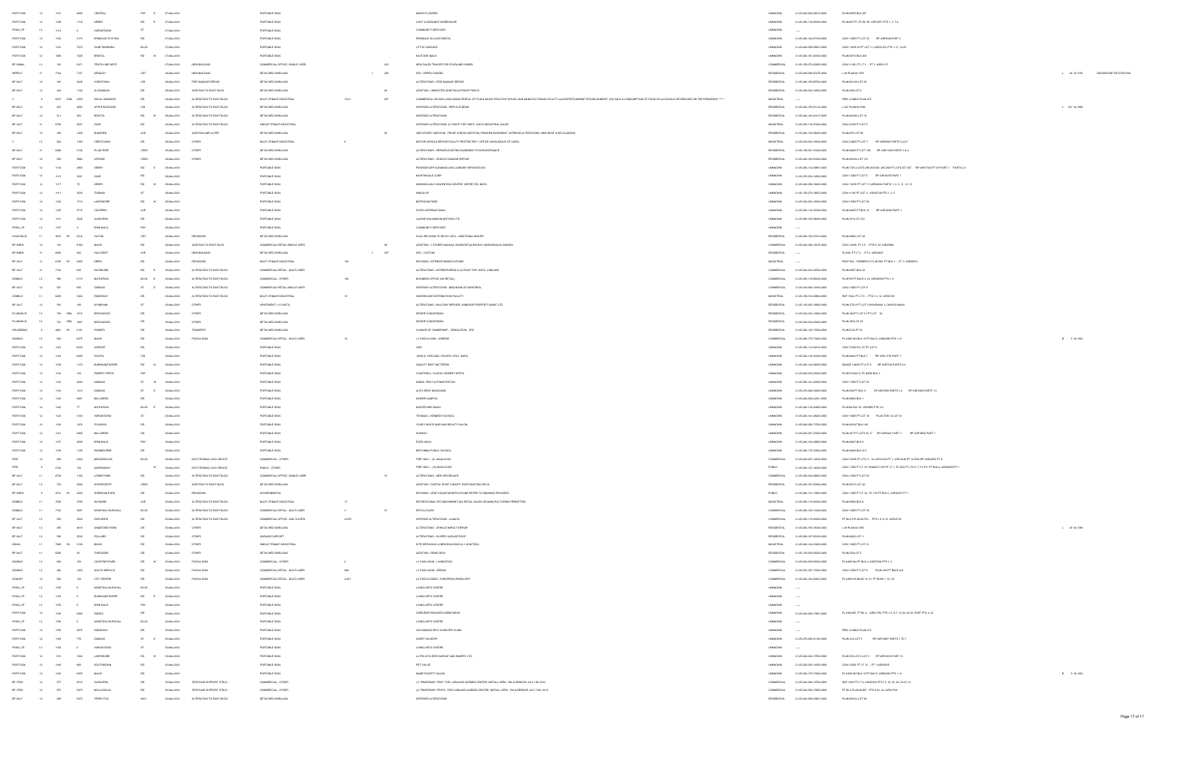| | | | | | | | | | | | | | | | | | | | |
|---|---|---|---|---|---|---|---|---|---|---|---|---|---|---|---|---|---|---|---|
| PORT SGN | 12 | 110 | | 4085 | CENTRAL | PKY | E | 27-Mar-2013 | | PORTABLE SIGN | | | | MAMA'S FLOWERS | UNKNOWN | 21-05-040-094-09510-0000 | PLAN M776 BLK 287 | | |
| PORT SGN | 12 | 1398 | | 1170 | DERRY | RD | E | 27-Mar-2013 | | PORTABLE SIGN | | | | GULF CLEARANCE WAREHOUSE | UNKNOWN | 21-05-050-116-05100-0000 | PL 43R35 PT LTS 35, 36, 43R10291 PTS 1, 3, 7-8 | | |
| PSGN_CP | 12 | 1113 | | 0 | HURONTARIO | ST | | 27-Mar-2013 | | PORTABLE SIGN | | | | COMMUNITY SERVICES | UNKNOWN | ---- | | | |
| PORT SGN | 12 | 1114 | | 3171 | ERINDALE STATION | RD | | 27-Mar-2013 | | PORTABLE SIGN | | | | ERINDALE VILLAGE DENTAL | UNKNOWN | 21-05-060-144-07700-0000 | CON 1 NDS PT LOT 23 RP 43R16049 PART 2 | | |
| PORT SGN | 12 | 1159 | | 7070 | SAINT BARBARA | BLVD | | 27-Mar-2013 | | PORTABLE SIGN | | | | LITTLE CAESARS | UNKNOWN | 21-05-040-098-10921-0000 | CON 1 WHS W PT LOT 11, 43R34123 PTS 1-27, 29-35 | | |
| PORT SGN | 12 | 1009 | | 1025 | BRISTOL | RD | W | 27-Mar-2013 | | PORTABLE SIGN | | | | NICE SHOT NAILS | UNKNOWN | 21-05-040-161-00300-0000 | PLAN M710 BLK 204 | | |
| BP 9NEW | 12 | 132 | | 5171 | TENTH LINE WEST | | | 27-Mar-2013 | NEW BUILDING | COMMERCIAL OFFICE - SINGLE USER | | 203 | | NEW SALES TRAILER FOR STARLANE HOMES | COMMERCIAL | 21-05-150-070-00400-0000 | CON 11 NS, PT LT 3 - PT 1, 43R31171 | | |
| REPEAT | 9 | 7164 | | 7127 | WRIGLEY | CRT | | 28-Mar-2013 | NEW BUILDING | DETACHED DWELLING | 1 | 206 | | SFD - REPEAT MODEL | RESIDENTIAL | 21-05-040-098-67470-0000 | L 49 PLAN M-1700 | L 48 M-1700 | CROSSPOINT ESTATES INC |
| BP 3ALT | 12 | 361 | | 3238 | YORKTOWN | CIR | | 28-Mar-2013 | FIRE DAMAGE REPAIR | DETACHED DWELLING | | | | ALTERATIONS - FIRE DAMAGE REPAIR | RESIDENTIAL | 21-05-040-153-05702-0000 | PLAN M1143 LOT 26 | | |
| BP 3ALT | 12 | 384 | | 1162 | ALGONQUIN | DR | | 28-Mar-2013 | ADDITION TO EXIST BLDG | DETACHED DWELLING | | 68 | | ADDITION - 1-STOREY SUNROOM ADDITION & FRONT PORCH | RESIDENTIAL | 21-05-020-025-12600-0000 | PLAN D34 LOT 5 | | |
| C | 9 | 5475 | | 1440 | ROYAL WINDSOR | DR | | 28-Mar-2013 | ALTERATION TO EXIST BLDG | MULTI-TENANT INDUSTRIAL | 10,811 | 527 | | COMMERCIAL SCHOOL (INCLUDING RENTAL OF PLAZA & MUSIC PRACTICE SPACE) AND MANUFACTURING FACILITY and ENTERTAINMENT ESTABLISHMENT (NO SALE & CONSUMPTION OF FOOD OR ALCOHOLIC BEVERAGES ON THE PREMISES) | INDUSTRIAL | ---- | PEEL CONDO PLAN 478 | | |
| BP 3ALT | 12 | 827 | | 4694 | APPLE BLOSSOM | CIR | | 28-Mar-2013 | ALTERATION TO EXIST BLDG | DETACHED DWELLING | | | | INTERIOR ALTERATIONS - REPLACE BEAM | RESIDENTIAL | 21-05-040-155-31112-0000 | L 227 PLAN M-1585 | L 227 M-1585 | |
| BP 3ALT | 12 | 911 | | 951 | BRISTOL | RD | W | 28-Mar-2013 | ALTERATION TO EXIST BLDG | DETACHED DWELLING | | | | INTERIOR ALTERATIONS | RESIDENTIAL | 21-05-040-163-04127-0000 | PLAN M1000 LOT 16 | | |
| BP 3ALT | 12 | 8794 | | 5507 | OAKE | RD | | 28-Mar-2013 | ALTERATION TO EXIST BLDG | SINGLE TENANT INDUSTRIAL | | | | INTERIOR ALTERATIONS & 5 ROOF TOP UNITS, CISCO INDUSTRIAL SALES | INDUSTRIAL | 21-05-040-116-07500-0000 | CON 4 EHS PT LOT 7 | | |
| BP 3ALT | 12 | 355 | | 1429 | DUNMORE | AVE | | 28-Mar-2013 | ADDITION AND ALTER | DETACHED DWELLING | | 88 | | 2ND STOREY ADDITION, FRONT & REAR ADDITION, FINISHED BASEMENT, INTERIOR ALTERATIONS, NEW ROOF & RE-CLADDING | RESIDENTIAL | 21-05-030-155-05000-0000 | PLAN 873 LOT 98 | | |
| C | 12 | 524 | | 1900 | CREDITLAWN | DR | | 28-Mar-2013 | OTHER | MULTI-TENANT INDUSTRIAL | 6 | | | MOTOR VEHICLE REPAIR FACILITY RESTRICTED / OFFICE (WHOLESALE OF CARS) | INDUSTRIAL | 21-05-060-084-19000-0000 | CON 2 NDS PT LOT 7 RP 43R8682 PARTS 3,4,6,7 | | |
| BP 3ALT | 9 | 3380 | | 3134 | PLUM TREE | CRES | | 28-Mar-2013 | OTHER | DETACHED DWELLING | | | | ALTERATIONS - REPAIRS EXISTING BASEMENT STAIRS ENTRANCE | RESIDENTIAL | 21-05-150-081-16300-0000 | PLAN M405 PT LOT 180 RP 43R11239 PARTS 1 & 2 | | |
| BP 3ALT | 12 | 666 | | 3804 | LEESIDE | CRES | | 28-Mar-2013 | OTHER | DETACHED DWELLING | | | | ALTERATIONS - VEHICLE DAMAGE REPAIR | RESIDENTIAL | 21-05-060-140-01304-0000 | PLAN M1014 LOT 101 | | |
| PORT SGN | 12 | 1134 | | 3055 | DERRY | RD | E | 28-Mar-2013 | | PORTABLE SIGN | | | | PEARSON DRY-CLEANING AND LAUNDRY SERVICES INC. | UNKNOWN | 21-05-050-116-09801-0000 | PLAN TOR 4 LOTS 299,300 305 267,268 PT LOTS 267,267 RP 43R17263 PT OF PART 1 PARTS 2,3 | | |
| PORT SGN | 12 | 1113 | | 2250 | DIXIE | RD | | 28-Mar-2013 | | PORTABLE SIGN | | | | NORTHDALE CORP. | UNKNOWN | 21-05-070-004-14800-0000 | CON 1 SDS PT LOT 3 RP 43R16470 PART 1 | | |
| PORT SGN | 12 | 1117 | | 75 | DERRY | RD | W | 28-Mar-2013 | | PORTABLE SIGN | | | | MISSISSAUGA CONVENTION CENTRE (DERRY RD. WEST) | UNKNOWN | 21-05-040-098-10800-0000 | CON 1 WHS PT LOT 11 43R30526 PARTS 1, 2, 3, 11, 12, 13 | | |
| PORT SGN | 12 | 1111 | | 3030 | THOMAS | ST | | 28-Mar-2013 | | PORTABLE SIGN | | | | WINGS UP | UNKNOWN | 21-05-150-075-16602-0000 | CON 11 NS PT LOT 3 - 43R32100 PTS 1, 2, 5 | | |
| PORT SGN | 12 | 1120 | | 1710 | LAKESHORE | RD | W | 28-Mar-2013 | | PORTABLE SIGN | | | | BISTRO NATURE | UNKNOWN | 21-05-020-024-10000-0000 | CON 3 SDS PT LOT 28 | | |
| PORT SGN | 12 | 1120 | | 5715 | COOPERS | AVE | | 28-Mar-2013 | | PORTABLE SIGN | | | | PASTA INTERNATIONAL | UNKNOWN | 21-05-040-116-15100-0000 | PLAN M420 PT BLK 13 RP 43R10638 PART 1 | | |
| PORT SGN | 12 | 1131 | | 3445 | GLEN ERIN | DR | | 28-Mar-2013 | | PORTABLE SIGN | | | | LAURIE WILLIAMSON MOTORS LTD. | UNKNOWN | 21-05-060-155-68600-0000 | PLAN M-75 LOT 324 | | |
| PSGN_CP | 12 | 1127 | | 0 | ERIN MILLS | PKY | | 28-Mar-2013 | | PORTABLE SIGN | | | | COMMUNITY SERVICES | UNKNOWN | ---- | | | |
| HVACHOUS | 11 | 4972 | R1 | 7318 | HILTON | CRT | | 28-Mar-2013 | REVISIONS | DETACHED DWELLING | | | | HVAC REVISION TO BP #11-4972 - ADDITIONAL BOILER | RESIDENTIAL | 21-05-040-155-47474-0000 | PLAN M902 LOT 50 | | |
| BP 9NEW | 12 | 191 | | 6185 | MAVIS | RD | | 28-Mar-2013 | ADDITION TO EXIST BLDG | COMMERCIAL RETAIL-SINGLE USER | | 90 | | ADDITION - 1-STOREY MANUAL WASH/DETAILING BAY, MISSISSAUGA SUBARU | COMMERCIAL | 21-05-040-096-12015-0000 | CON 2 WHS, PT LT 4 - PT 4-9, 20 43R29909 | | |
| BP 9NEW | 11 | 3686 | | 254 | HILLCREST | AVE | | 28-Mar-2013 | NEW BUILDING | DETACHED DWELLING | | 1 | 227 | SFD - CUSTOM | RESIDENTIAL | ---- | PL E20, PT LT 4 - PT 4 43R34587 | | |
| BP 3ALT | 12 | 6155 | R1 | 2985 | DREW | RD | | 28-Mar-2013 | REVISIONS | MULTI-TENANT INDUSTRIAL | 109 | | | REVISION - INTERIOR MODIFICATIONS | INDUSTRIAL | ---- | PSCP 822 - FORMERLY PL M1585, PT BLK 1 - PT 1 43R34039 | | |
| BP 3ALT | 11 | 7160 | | 620 | RATHBURN | RD | E | 28-Mar-2013 | ALTERATION TO EXIST BLDG | COMMERCIAL RETAIL - MULTI-USER | | | | ALTERATIONS - INTERIOR/REPLACE (3) ROOF TOP UNITS, LOBLAWS | COMMERCIAL | 21-05-040-093-19700-0000 | PLAN M567 BLK 33 | | |
| ZONBLD | 12 | 156 | | 2110 | MATHESON | BLVD | E | 28-Mar-2013 | ALTERATION TO EXIST BLDG | COMMERCIAL - OTHER | 106 | | | BUSINESS OFFICE (NO RETAIL) | COMMERCIAL | 21-05-050-115-08500-0000 | PL M759 PT BLKS 3, 34, 43R14909 PTS 1, 9 | | |
| BP 3ALT | 12 | 101 | | 891 | DUNDAS | ST | E | 28-Mar-2013 | ALTERATION TO EXIST BLDG | COMMERCIAL RETAIL-SINGLE USER | | | | INTERIOR ALTERATIONS - BMO BANK OF MONTREAL | COMMERCIAL | 21-05-030-094-14900-0000 | CON 1 NDS PT LOT 8 | | |
| ZONBLD | 11 | 6285 | | 3450 | RIDGEWAY | DR | | 28-Mar-2013 | ALTERATION TO EXIST BLDG | MULTI-TENANT INDUSTRIAL | 10 | | | WAREHOUSE DISTRIBUTION FACILITY | INDUSTRIAL | 21-05-150-016-00800-0000 | RCP 1542, PT LT 9 - PTS 1-3, 12 43R32193 | | |
| BP 3ALT | 12 | 510 | | 190 | WYNDHAM | ST | | 28-Mar-2013 | OTHER | APARTMENT (> 6 UNITS) | | | | ALTERATIONS - BALCONY REPAIRS, WINDSOR PROPERTY MGMT LTD | RESIDENTIAL | 21-05-120-005-10900-0000 | PLAN STR 4 PT LOT 2 WYNDHAM L CON RIVER RANGE | | |
| PLUMHOUS | 12 | 736 | DRN | 1612 | BIRCHWOOD | DR | | 28-Mar-2013 | OTHER | DETACHED DWELLING | | | | SEWER CONNECTION | RESIDENTIAL | 21-05-020-024-14400-0000 | PLAN 385 PT LOT 51 PT LOT 50 | | |
| PLUMHOUS | 12 | 734 | DRN | 1607 | BIRCHWOOD | DR | | 28-Mar-2013 | OTHER | DETACHED DWELLING | | | | SEWER CONNECTION | RESIDENTIAL | 21-05-020-024-16000-0000 | PLAN 385 LOT 22 | | |
| HOLDEMOL | 9 | 4991 | R1 | 2135 | FARMER | DR | | 28-Mar-2013 | TRANSFER | DETACHED DWELLING | | | | CHANGE OF OWNERSHIP - DEMOLITION - SFD | RESIDENTIAL | 21-05-060-125-17500-0000 | PLAN E-22 PT 30 | | |
| SGNBLD | 12 | 946 | | 6075 | MAVIS | RD | | 28-Mar-2013 | FASCIA SIGN | COMMERCIAL RETAIL - MULTI-USER | | | | (1) FASCIA SIGN - ARDENE | COMMERCIAL | 21-05-040-175-75400-0000 | PL 43M1363 BLK 10 PT BLK 5, 43R26433 PTS 1-19 | B 5 M-1363 | |
| PORT SGN | 12 | 1143 | | 6533 | AIRPORT | RD | | 28-Mar-2013 | | PORTABLE SIGN | | | | CIBC | UNKNOWN | 21-05-050-113-02210-0000 | CON 7 EHS PCL 57 PT LOT 9 | | |
| PORT SGN | 12 | 1142 | | 6095 | PACIFIC | CIR | | 28-Mar-2013 | | PORTABLE SIGN | | | | JOHN G. HOFLAND (PACIFIC CRCL. MISS) | UNKNOWN | 21-05-040-116-10700-0000 | PLAN M404 PT BLK 7 RP 43R11778 PART 1 | | |
| PORT SGN | 12 | 1138 | | 1170 | BURNHAMTHORPE | RD | W | 28-Mar-2013 | | PORTABLE SIGN | | | | QUALITY REST MATTRESS | UNKNOWN | 21-05-040-144-00000-0000 | RANGE 3 NDS PT LOT 9 RP 43R7149 PARTS 3,4 | | |
| PORT SGN | 12 | 1155 | | 155 | ROBERT SPECK | PKY | | 28-Mar-2013 | | PORTABLE SIGN | | | | CHARTWELL CLASSIC ROBERT SPECK | UNKNOWN | 21-05-040-094-25000-0000 | PL M472 BLK G, PL M490 BLK V | | |
| PORT SGN | 12 | 1150 | | 2250 | DUNDAS | ST | W | 28-Mar-2013 | | PORTABLE SIGN | | | | BIDUS / REYTA (TORSTE INC. | UNKNOWN | 21-05-060-141-00000-0000 | CON 1 SDS PT LOT 32 | | |
| PORT SGN | 12 | 1135 | | 1010 | DUNDAS | ST | E | 28-Mar-2013 | | PORTABLE SIGN | | | | AUTO DENT MAGICIANS | UNKNOWN | 21-05-070-068-09500-0000 | PLAN 946 PT BLK A RP 43R1909 PARTS 1,2 RP 43R1966 PARTS 1,5 | | |
| PORT SGN | 12 | 1129 | | 6990 | MILLCREEK | DR | | 28-Mar-2013 | | PORTABLE SIGN | | | | KINDER SAMPVE | UNKNOWN | 21-05-040-098-22201-0000 | PLAN M653 BLK 1 | | |
| PORT SGN | 12 | 1160 | | 77 | MATHESON | BLVD | E | 28-Mar-2013 | | PORTABLE SIGN | | | | MASTER MECHANIC | UNKNOWN | 21-05-040-116-20600-0000 | PL M358 BLK 16, 43R8883 PTS 3-9 | | |
| PORT SGN | 12 | 1123 | | 5160 | HURONTARIO | ST | | 28-Mar-2013 | | PORTABLE SIGN | | | | THOMAS L KENNEDY SCHOOL | UNKNOWN | 21-05-040-161-09400-0000 | CON 1 NDS PT LOT 16 PLAN TOR 12 LOT 12 | | |
| PORT SGN | 12 | 1129 | | 1476 | PICKERA | DR | | 28-Mar-2013 | | PORTABLE SIGN | | | | YOUR CHOICE HAIR AND BEAUTY SALON | UNKNOWN | 21-05-040-098-17250-0000 | PLAN M697 BLK 198 | | |
| PORT SGN | 12 | 1161 | | 6465 | MILLCREEK | DR | | 28-Mar-2013 | | PORTABLE SIGN | | | | SUBWAY | UNKNOWN | 21-05-040-097-27900-0000 | PLAN 827 PT LOTS 16, 17 RP 43R5841 PART 1 RP 43R5834 PART 1 | | |
| PORT SGN | 12 | 1157 | | 4099 | ERIN MILLS | PKY | | 28-Mar-2013 | | PORTABLE SIGN | | | | PIZZA NOVA | UNKNOWN | 21-05-040-150-40000-0000 | PLAN M247 BLK 8 | | |
| PORT SGN | 12 | 1155 | | 1145 | WINDBOURNE | DR | | 28-Mar-2013 | | PORTABLE SIGN | | | | BRITANNIA PUBLIC SCHOOL | UNKNOWN | 21-05-040-170-07500-0000 | PLAN M565 BLK 213 | | |
| FIRE | 12 | 385 | | 3045 | MEADOWVALE | BLVD | | 28-Mar-2013 | ELECTROMAG LOCK DEVICE | COMMERCIAL - OTHER | | | | FIRE ONLY - (2) MAGLOCKS | COMMERCIAL | 21-05-040-097-14000-0000 | CON 5 WHS PT LTS 11, 12, 43R16308 PT 1, 43R19449 PT 14,ESN RP 43R24920 PT 8 | | |
| FIRE | 9 | 6154 | | 104 | QUEENSWAY | | W | 28-Mar-2013 | ELECTROMAG LOCK DEVICE | PUBLIC - OTHER | | | | FIRE ONLY - (16) MAGLOCKS | PUBLIC | 21-05-060-127-14800-0000 | CON 1 SDS PT LT 16, RANGE 3 CIR PT LT 1, PL E20 PT LTS 6, 7, PL C11 PT BLK A, 43R24063 PT 1 | | |
| BP 3ALT | 11 | 6759 | | 1153 | LORNE PARK | RD | | 28-Mar-2013 | ALTERATION TO EXIST BLDG | COMMERCIAL RETAIL-SINGLE USER | | 15 | | ALTERATIONS - NEW VESTIBULES | COMMERCIAL | 21-05-020-032-00000-0000 | CON 2 SDS PT LOT 29 | | |
| BP 3ALT | 12 | 750 | | 3895 | SHOREGREST | CRES | | 28-Mar-2013 | ADDITION TO EXIST BLDG | DETACHED DWELLING | | | | ADDITION - PARTIAL ROOF CANOPY OVER EXISTING DECK | RESIDENTIAL | 21-05-040-161-02400-0000 | PLAN M733 LOT 84 | | |
| BP 9NEW | 9 | 4714 | R1 | 2200 | SHERIDAN PARK | DR | | 28-Mar-2013 | REVISIONS | GOVERNMENTAL | | | | REVISION - VENT HOOD MODIFICATIONS REFER TO DRAWING PROVIDED | PUBLIC | 21-05-060-131-17800-0000 | CON 1 SDS PT LT 34, PL 793 PT BLK C, 43R34337 PT 1 | | |
| BP 3ALT | 11 | 7508 | | 2785 | SKYMARK | AVE | | 28-Mar-2013 | ALTERATION TO EXIST BLDG | MULTI-TENANT INDUSTRIAL | 17 | | | RECREATIONAL ESTABLISHMENT (NO RETAIL SALES OR MANUFACTURING PERMITTED) | INDUSTRIAL | 21-05-040-115-00000-0000 | PLAN M594 BLK 6 | | |
| ZONBLD | 11 | 7120 | | 5667 | WINSTON CHURCHILL | BLVD | | 28-Mar-2013 | ALTERATION TO EXIST BLDG | COMMERCIAL RETAIL - MULTI-USER | 0 | 81 | | RETAIL SALES | COMMERCIAL | 21-05-150-153-11600-0000 | CON 1 NDS PT LOT 35 | | |
| BP 3ALT | 12 | 180 | | 6020 | EXPLORER | DR | | 28-Mar-2013 | ALTERATION TO EXIST BLDG | COMMERCIAL OFFICE - MULTI-USER | 4,018 | | | INTERIOR ALTERATIONS - LAUNCH | COMMERCIAL | 21-05-050-115-90000-0000 | PT BLK 5 PL 44 M-1563 - PTS 1, 5, 6, 15 43R34735 | | |
| BP 3ALT | 12 | 465 | | 4018 | GRANDFORD GRN | DR | | 28-Mar-2013 | OTHER | DETACHED DWELLING | | | | ALTERATIONS - VEHICLE IMPACT REPAIR | RESIDENTIAL | 21-05-040-155-31440-0000 | L 49 PLAN M-1766 | L 49 M-1766 | |
| BP 3ALT | 12 | 556 | | 2002 | POLLARD | DR | | 28-Mar-2013 | OTHER | GARAGE/CARPORT | | | | ALTERATIONS - SLOPED GARAGE ROOF | RESIDENTIAL | 21-05-060-127-07400-0000 | PLAN M444 LOT 1 | | |
| DRAIN | 11 | 7088 | DS | 1195 | MAVIS | RD | | 28-Mar-2013 | OTHER | SINGLE TENANT INDUSTRIAL | | | | SITE SERVICING (4 NEW BUILDINGS & 1 ADDITION) | INDUSTRIAL | 21-05-040-143-05200-0000 | CON 1 NDS PT LOT 21 | | |
| BP 3ALT | 11 | 6028 | | 91 | THEODORE | DR | | 28-Mar-2013 | OTHER | DETACHED DWELLING | | | | ADDITION - REAR DECK | RESIDENTIAL | 21-05-120-006-00600-0000 | PLAN 524 LOT 5 | | |
| SGNBLD | 12 | 636 | | 105 | COURTNEYPARK | DR | W | 28-Mar-2013 | FASCIA SIGN | COMMERCIAL - OTHER | 2 | | | (1) FASCIA SIGN - LIVINGSTON | COMMERCIAL | 21-05-040-098-16420-0000 | PL 43M1344 PT BLK 2, 43R27668 PTS 1, 2 | | |
| SGNBLD | 12 | 485 | | 1250 | SOUTH SERVICE | RD | | 28-Mar-2013 | FASCIA SIGN | COMMERCIAL RETAIL - MULTI-USER | 994 | | | (1) FASCIA SIGN - SIRENE | COMMERCIAL | 21-05-070-167-17600-0000 | CON 2 SDS PT LOT 6 PLAN 329 PT BLKS A,B | | |
| SGNB BP | 12 | 584 | | 100 | CITY CENTRE | DR | | 28-Mar-2013 | FASCIA SIGN | COMMERCIAL RETAIL - MULTI-USER | 2,001 | | | (4) FASCIA SIGNS - EUROPEAN JEWELLERY | COMMERCIAL | 21-05-040-154-00603-0000 | PL 43M1010 BLKS 19, 21, PT BLKS 1, 16, 20 | | |
| PSGN_CP | 12 | 1155 | | 0 | WINSTON CHURCHILL | BLVD | | 28-Mar-2013 | | PORTABLE SIGN | | | | LIVING ARTS CENTRE | UNKNOWN | ---- | | | |
| PSGN_CP | 12 | 1154 | | 0 | BURNHAMTHORPE | RD | E | 28-Mar-2013 | | PORTABLE SIGN | | | | LIVING ARTS CENTRE | UNKNOWN | ---- | | | |
| PSGN_CP | 12 | 1152 | | 0 | ERIN MILLS | PKY | | 28-Mar-2013 | | PORTABLE SIGN | | | | LIVING ARTS CENTRE | UNKNOWN | ---- | | | |
| PORT SGN | 12 | 1136 | | 5985 | RODEO | DR | | 28-Mar-2013 | | PORTABLE SIGN | | | | GEORGIO RICHARDS MENSWEAR | UNKNOWN | 21-05-040-096-17861-0000 | PL 43M-867, PT BL 4 - 43R21796, PTS 1-3, 5-7, 17-22, 29-34, PART PTS 4, 28 | | |
| PSGN_CP | 12 | 1150 | | 0 | WINSTON CHURCHILL | BLVD | | 28-Mar-2013 | | PORTABLE SIGN | | | | LIVING ARTS CENTRE | UNKNOWN | ---- | | | |
| PORT SGN | 12 | 1150 | | 3575 | RIDGEWAY | DR | | 28-Mar-2013 | | PORTABLE SIGN | | | | ADVANTAGE SPAY & NEUTER CLINIC | UNKNOWN | ---- | PEEL CONDO PLAN 315 | | |
| PORT SGN | 12 | 1140 | | 776 | DUNDAS | ST | E | 28-Mar-2013 | | PORTABLE SIGN | | | | SLEEP COUNTRY | UNKNOWN | 21-05-070-068-01110-0000 | PLAN 234 LOT 5 RP 43R19947 PARTS 1 TO 7 | | |
| PSGN_CP | 12 | 1154 | | 0 | HURONTARIO | ST | | 28-Mar-2013 | | PORTABLE SIGN | | | | LIVING ARTS CENTRE | UNKNOWN | ---- | | | |
| PORT SGN | 12 | 1153 | | 1834 | LAKESHORE | RD | W | 28-Mar-2013 | | PORTABLE SIGN | | | | LA FIESTA RESTAURANT AND BAKERY LTD. | UNKNOWN | 21-05-020-024-17800-0000 | PLAN E04 LOT 3 LOT 3 RP 43R14018 PART 15 | | |
| PORT SGN | 12 | 1149 | | 600 | SOUTHDOWN | RD | | 28-Mar-2013 | | PORTABLE SIGN | | | | PET VALUE | UNKNOWN | 21-05-020-035-16600-0000 | CON 3 SDS, PT LT 14 - PT 1 43R2335 | | |
| PORT SGN | 12 | 1148 | | 6055 | MAVIS | RD | | 28-Mar-2013 | | PORTABLE SIGN | | | | MANE SOCIETY SALON | UNKNOWN | 21-05-040-175-75400-0000 | PL 43M1363 BLK 10 PT BLK 5, 43R26433 PTS 1-19 | B 5 M-1363 | |
| BP STRN | 12 | 577 | | 3210 | GLEN ERIN | DR | | 28-Mar-2013 | TENTS/AIR SUPPORT STRUC | COMMERCIAL - OTHER | | | | (1) TEMPORARY TENT FOR LOBLAWS GARDEN CENTRE: INSTALL APRIL 15th & REMOVE JULY 15th 2013 | COMMERCIAL | 21-05-060-155-13700-0000 | RCP 1003 PT LT 2, 43R20193 PTS 13, 15, 40, 46, 55-57, 61 | | |
| BP STRN | 12 | 575 | | 5970 | MCLAUGHLIN | RD | | 28-Mar-2013 | TENTS/AIR SUPPORT STRUC | COMMERCIAL - OTHER | | | | (4) TEMPORARY TENTS - FOR LOBLAWS GARDEN CENTRE: INSTALL APRIL 15th & REMOVE JULY 15th, 2013 | COMMERCIAL | 21-05-040-096-10905-0000 | PT BLK 4 PLAN 43-867 - PTS 8-10, 24 43R21796 | | |
| BP 3ALT | 12 | 288 | | 5370 | TERRY FOX | WAY | | 28-Mar-2013 | ALTERATION TO EXIST BLDG | DETACHED DWELLING | | | | INTERIOR ALTERATIONS | RESIDENTIAL | 21-05-040-098-29607-0000 | PLAN M1014 LOT 83 | | |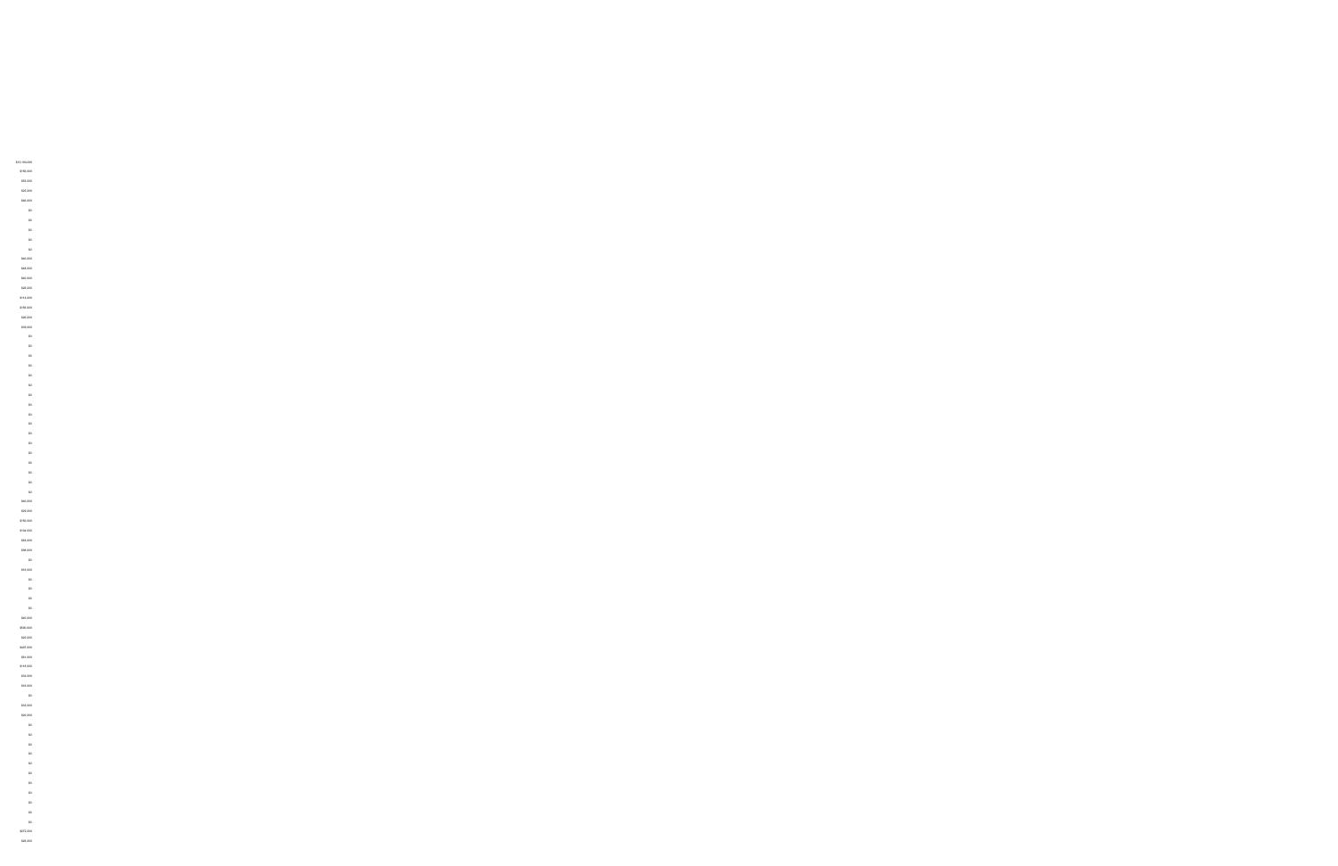$11,150,000
$150,000
$50,000
$25,000
$40,000
$0
$0
$0
$0
$0
$40,000
$45,000
$40,000
$25,000
$114,000
$150,000
$25,000
$50,000
$0
$0
$0
$0
$0
$0
$0
$0
$0
$0
$0
$0
$0
$0
$0
$0
$0
$40,000
$25,000
$150,000
$104,000
$55,000
$98,000
$0
$10,000
$0
$0
$0
$0
$40,000
$500,000
$20,000
$400,000
$51,000
$144,000
$50,000
$10,000
$0
$10,000
$20,000
$0
$0
$0
$0
$0
$0
$0
$0
$0
$0
$0
$272,000
$45,000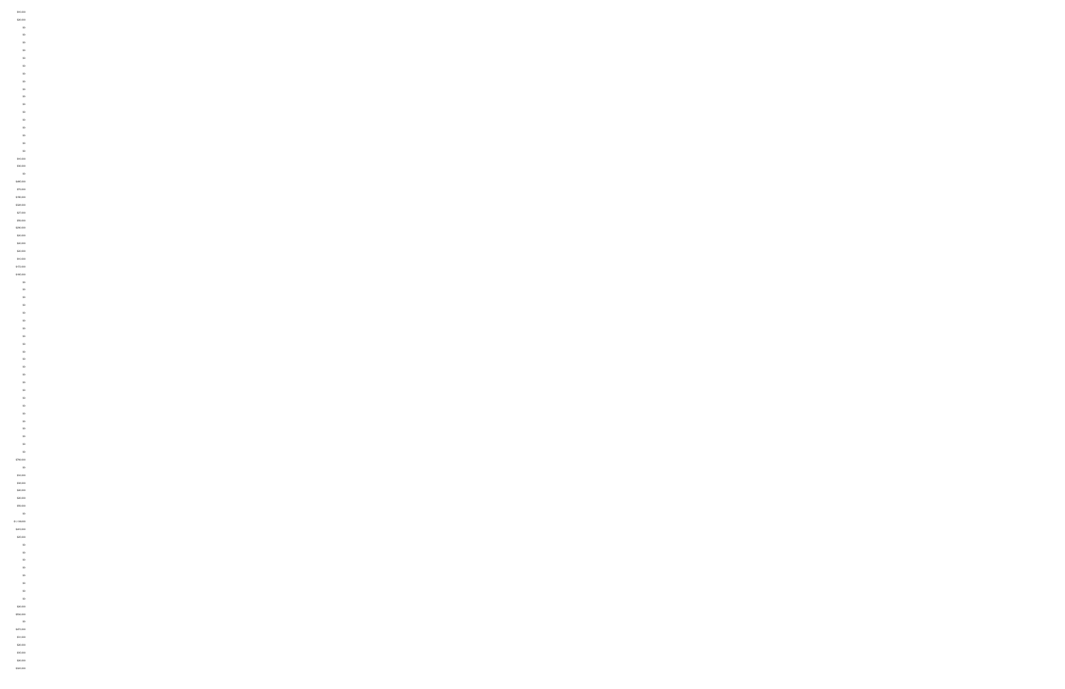$50,000
$20,000
$0
$0
$0
$0
$0
$0
$0
$0
$0
$0
$0
$0
$0
$0
$0
$0
$0
$50,000
$36,000
$0
$480,000
$70,000
$785,000
$328,000
$27,000
$50,000
$256,000
$20,000
$20,000
$36,000
$40,000
$172,000
$148,000
$0
$0
$0
$0
$0
$0
$0
$0
$0
$0
$0
$0
$0
$0
$0
$0
$0
$0
$0
$0
$0
$0
$0
$750,000
$0
$30,000
$38,000
$20,000
$40,000
$50,000
$0
$1,118,000
$443,000
$20,000
$0
$0
$0
$0
$0
$0
$0
$0
$40,000
$558,000
$0
$473,000
$34,000
$20,000
$30,000
$40,000
$320,000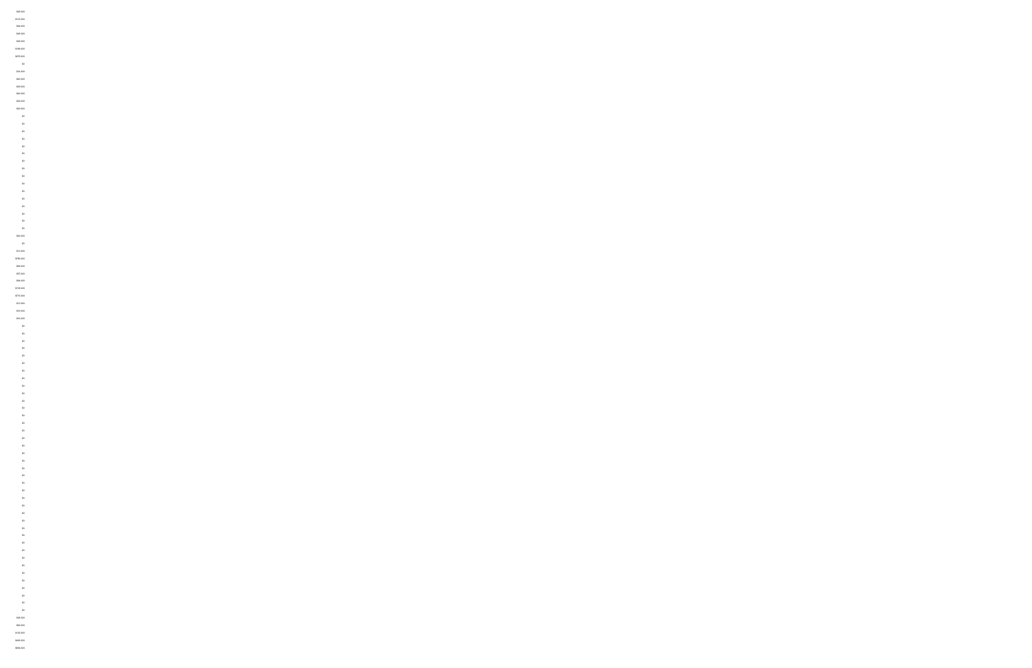$30,000
$115,000
$54,000
$30,000
$20,000
$180,000
$270,000
$0
$25,000
$40,000
$30,000
$40,000
$20,000
$30,000
$0
$0
$0
$0
$0
$0
$0
$0
$0
$0
$0
$0
$0
$0
$0
$0
$20,000
$0
$11,000
$780,000
$50,000
$37,000
$54,000
$130,000
$712,000
$11,000
$35,000
$10,000
$0
$0
$0
$0
$0
$0
$0
$0
$0
$0
$0
$0
$0
$0
$0
$0
$0
$0
$0
$0
$0
$0
$0
$0
$0
$0
$0
$0
$0
$0
$0
$0
$0
$0
$0
$0
$0
$0
$0
$28,000
$90,000
$150,000
$400,000
$898,000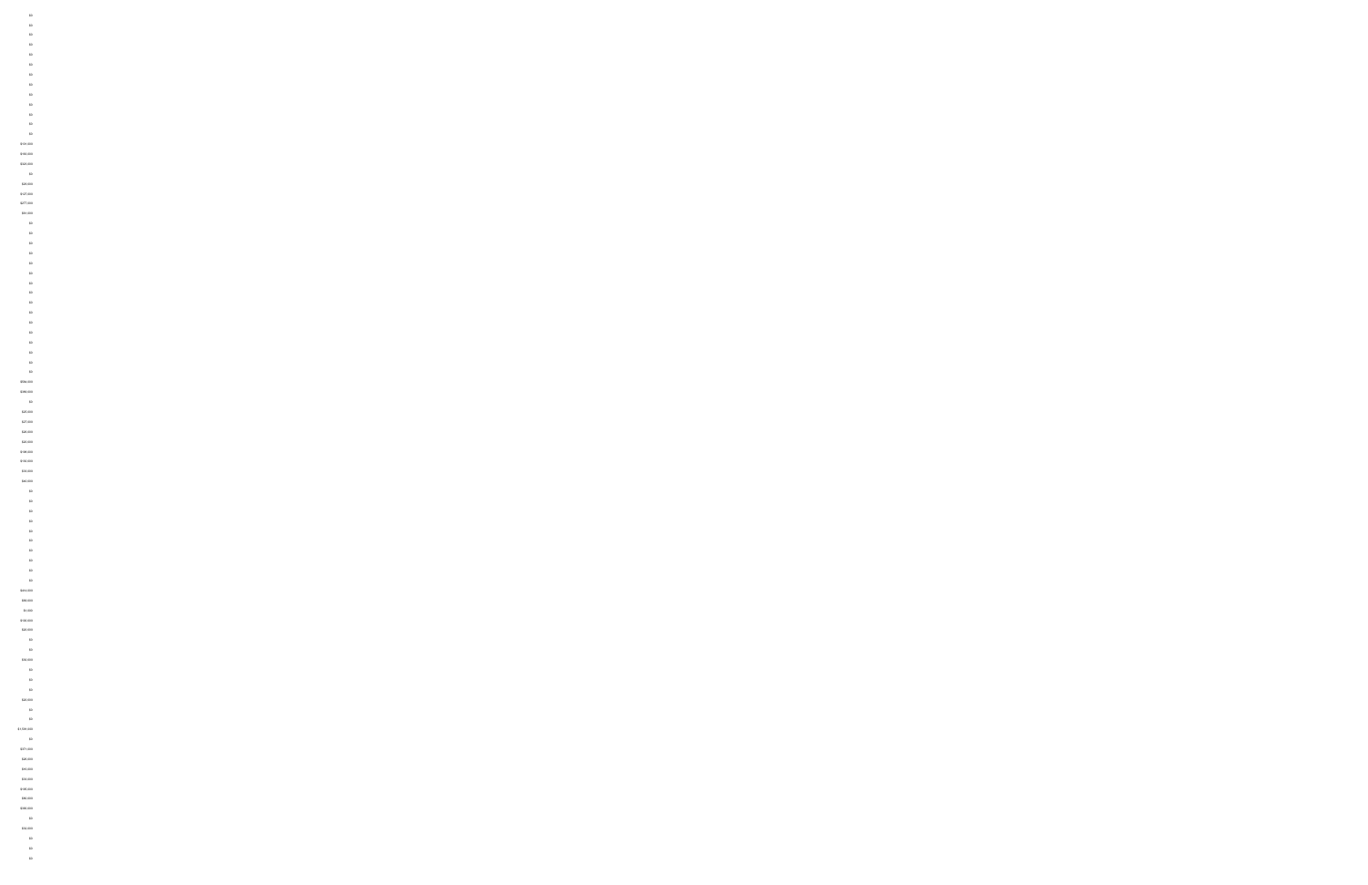$0
$0
$0
$0
$0
$0
$0
$0
$0
$0
$0
$0
$0
$131,000
$150,000
$325,000
$0
$20,000
$127,000
$277,000
$54,000
$0
$0
$0
$0
$0
$0
$0
$0
$0
$0
$0
$0
$0
$0
$0
$0
$784,000
$386,000
$0
$35,000
$27,000
$26,000
$20,000
$108,000
$150,000
$33,000
$40,000
$0
$0
$0
$0
$0
$0
$0
$0
$0
$0
$414,000
$90,000
$1,000
$150,000
$22,000
$0
$0
$50,000
$0
$0
$0
$25,000
$0
$0
$1,100,000
$0
$377,000
$20,000
$33,000
$34,000
$140,000
$50,000
$388,000
$0
$32,000
$0
$0
$0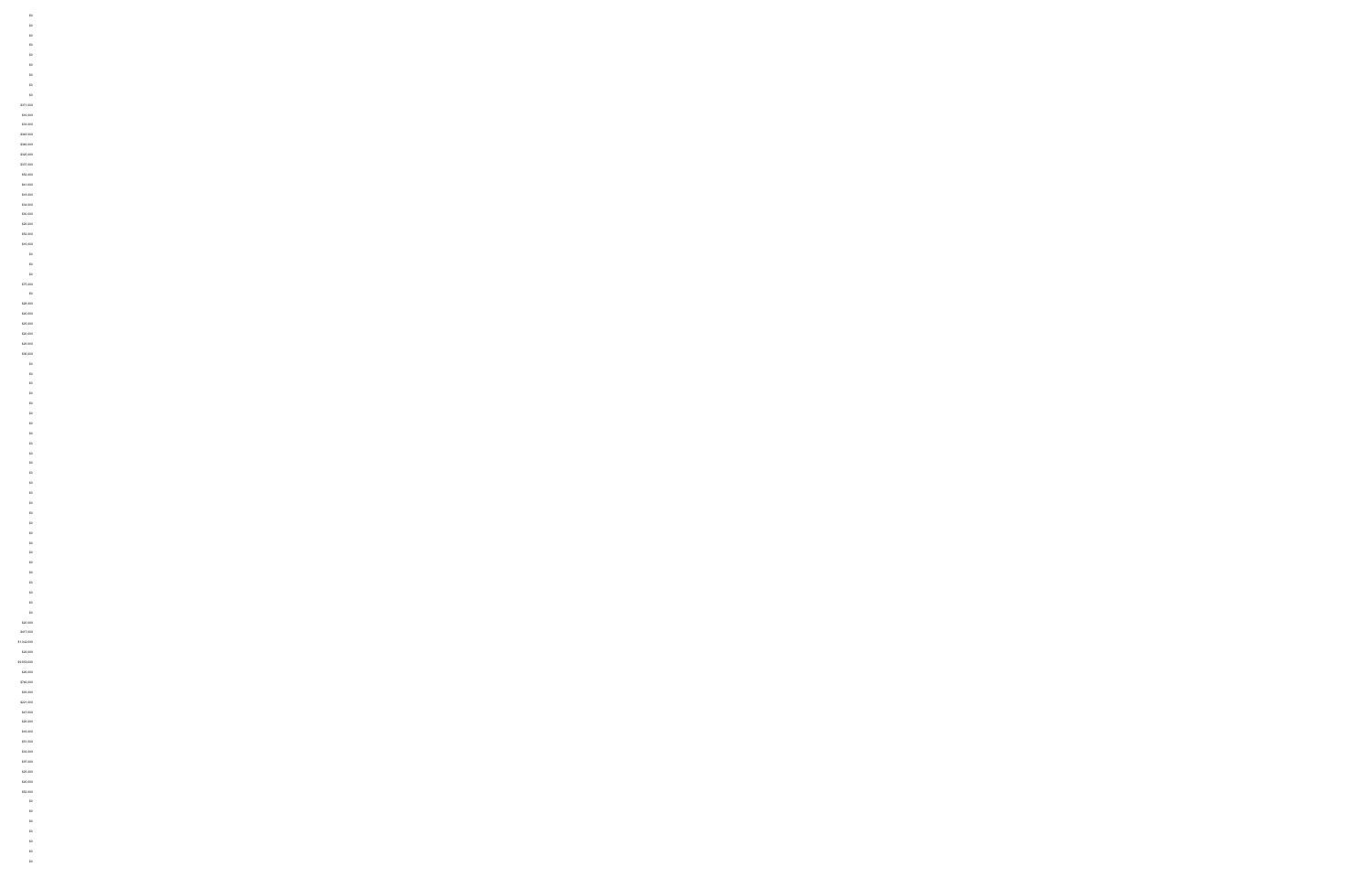$0

$0

$0

$0

$0

$0

$0

$0

$0

$371,000

$44,000

$55,000

$160,000

$180,000

$105,000

$107,000

$52,000

$41,000

$33,000

$34,000

$30,000

$26,000

$52,000

$55,000

$0

$0

$0

$70,000

$0

$28,000

$26,000

$26,000

$30,000

$29,000

$50,000

$0

$0

$0

$0

$0

$0

$0

$0

$0

$0

$0

$0

$0

$0

$0

$0

$0

$0

$0

$0

$0

$0

$0

$0

$0

$0

$20,000

$417,000

$1,242,000

$20,000

$3,000,000

$45,000

$748,000

$30,000

$224,000

$47,000

$26,000

$33,000

$53,000

$34,000

$37,000

$25,000

$30,000

$50,000

$0

$0

$0

$0

$0

$0

$0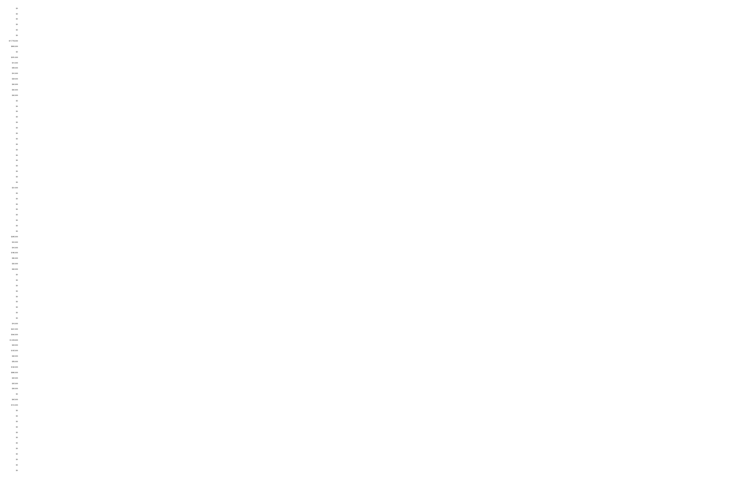$0

$0

$0

$0

$0

$0

$17,750,000

$668,000

$0

$351,000

$15,000

$58,000

$16,000

$28,000

$20,000

$40,000

$26,000

$0

$0

$0

$0

$0

$0

$0

$0

$0

$0

$0

$0

$0

$0

$0

$0

$21,000

$0

$0

$0

$0

$0

$0

$0

$0

$290,000

$44,000

$16,000

$180,000

$80,000

$20,000

$40,000

$0

$0

$0

$0

$0

$0

$0

$0

$0

$15,000

$221,000

$160,000

$1,000,000

$20,000

$120,000

$30,000

$50,000

$140,000

$880,000

$20,000

$25,000

$36,000

$0

$40,000

$114,000

$0

$0

$0

$0

$0

$0

$0

$0

$0

$0

$0

$0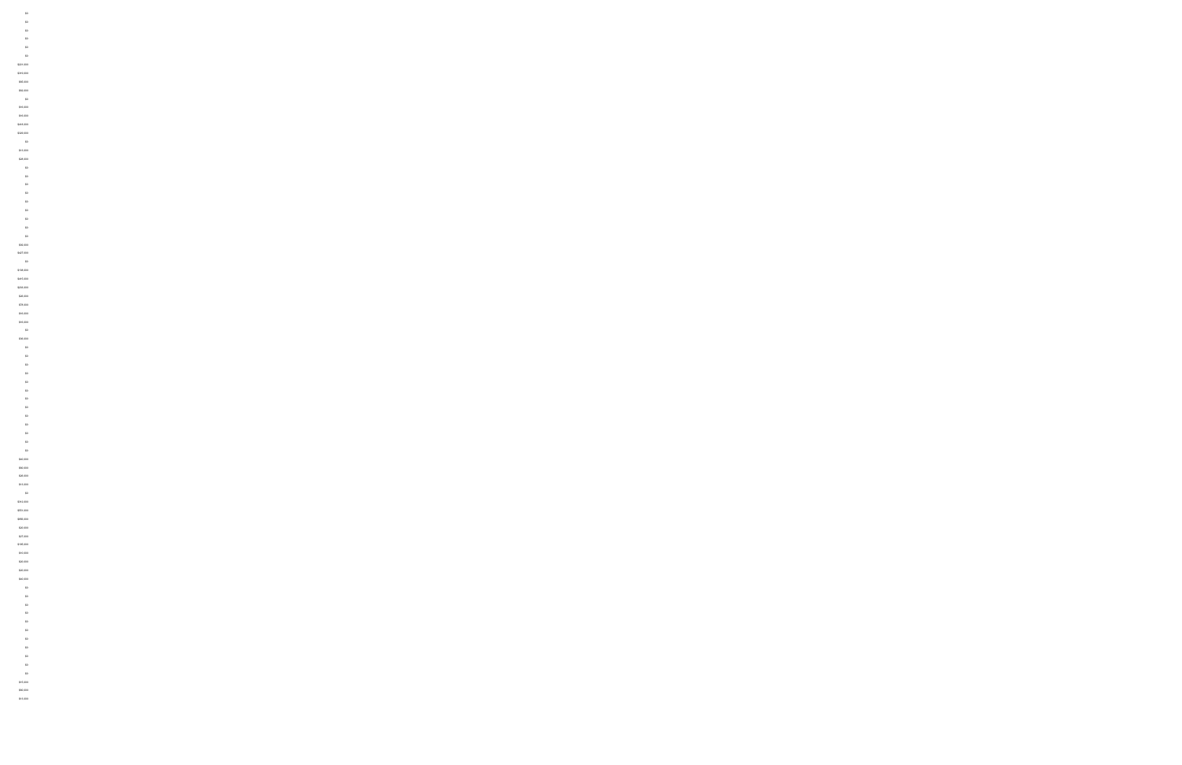$0

$0

$0

$0

$0

$0

$231,000

$193,000

$55,000

$82,000

$0

$55,000

$34,000

$443,000

$328,000

$0

$13,000

$28,000

$0

$0

$0

$0

$0

$0

$0

$0

$0

$92,000

$427,000

$0

$158,000

$445,000

$200,000

$28,000

$78,000

$33,000

$33,000

$0

$38,000

$0

$0

$0

$0

$0

$0

$0

$0

$0

$0

$0

$0

$0

$62,000

$60,000

$26,000

$13,000

$0

$182,000

$557,000

$386,000

$32,000

$27,000

$145,000

$33,000

$20,000

$20,000

$62,000

$0

$0

$0

$0

$0

$0

$0

$0

$0

$0

$0

$15,000

$86,000

$13,000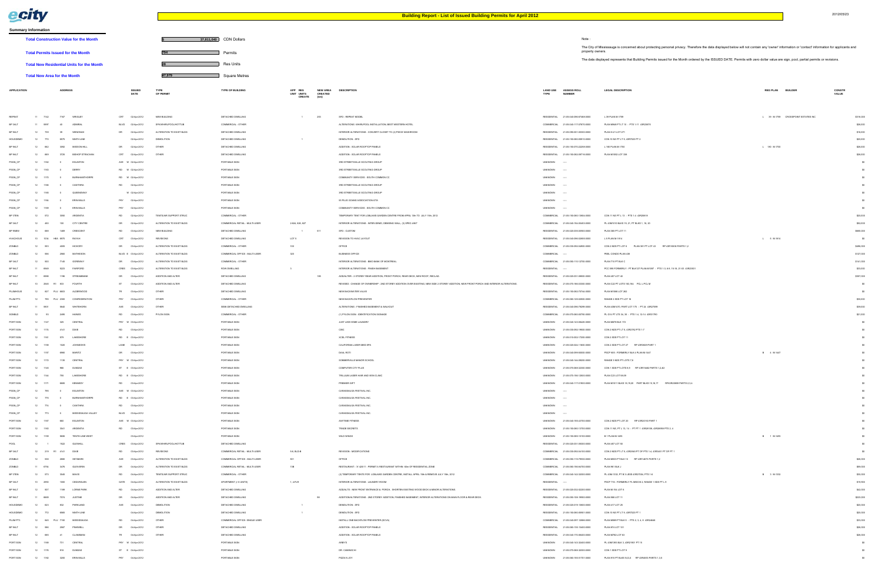# Building Report - List of Issued Building Permits for April 2012

2012/05/23

**Summary Information**

| | | |
|---|---|---|
| **Total Construction Value for the Month** | $ 37,811,040 | CDN Dollars |
| **Total Permits Issued for the Month** | 754 | Permits |
| **Total New Residential Units for the Month** | 28 | Res Units |
| **Total New Area for the Month** | 27,979 | Square Metres |

Note :

The City of Mississauga is concerned about protecting personal privacy. Therefore the data displayed below will not contain any 'owner' information or 'contact' information for applicants and property owners.

The data displayed represents that Building Permits issued for the Month ordered by the ISSUED DATE. Permits with zero dollar value are sign, pool, partial permits or revisions.

| APPLICATION | | | ADDRESS | | | ISSUED DATE | TYPE OF PERMIT | TYPE OF BUILDING | APP UNIT | RES UNITS CREATE | NEW AREA CREATED (sm) | DESCRIPTION | LAND USE TYPE | ASSESS ROLL NUMBER | LEGAL DESCRIPTION | REG PLAN | BUILDER | CONSTR VALUE |
|---|---|---|---|---|---|---|---|---|---|---|---|---|---|---|---|---|---|---|
| REPEAT | 11 | 7142 | 7167 | WRIGLEY | CRT | 02-Apr-2012 | NEW BUILDING | DETACHED DWELLING | | 1 | 250 | SFD - REPEAT MODEL | RESIDENTIAL | 21-05-040-096-87468-0000 | L 39 PLAN M-1799 | L 39 M-1799 | CROSSPOINT ESTATES INC | $318,000 |
| BP 3ALT | 11 | 6697 | 40 | ADMIRAL | BLVD | 02-Apr-2012 | SPA/WHIRLPOOL/HOTTUB | COMMERCIAL - OTHER | | | | ALTERATIONS: WHIRLPOOL INSTALLATION- BEST WESTERN HOTEL | COMMERCIAL | 21-05-040-117-07670-0000 | PLAN M849 PT LT 10 - PTS 1-11 43R20673 | | | $26,000 |
| BP 9ALT | 12 | 733 | 39 | WENONAH | DR | 02-Apr-2012 | ALTERATION TO EXIST BLDG | DETACHED DWELLING | | | | INTERIOR ALTERATIONS - CONVERT CLOSET TO (2) PIECE WASHROOM | RESIDENTIAL | 21-05-090-001-02000-0000 | PLAN H-21 LOT 271 | | | $16,000 |
| HOUSDEMO | 12 | 770 | 5875 | NINTH LINE | | 02-Apr-2012 | DEMOLITION | DETACHED DWELLING | | 1 | | DEMOLITION - SFD | RESIDENTIAL | 21-05-150-080-09810-0000 | CON 10 NS PT LT 5 43R7023 PT 2 | | | $20,000 |
| BP 9ALT | 12 | 862 | 5062 | MISSION HILL | DR | 02-Apr-2012 | OTHER | DETACHED DWELLING | | | | ADDITION - SOLAR ROOFTOP PANELS | RESIDENTIAL | 21-05-150-070-22256-0000 | L 180 PLAN M-1700 | L 180 M-1700 | | $26,000 |
| BP 9ALT | 12 | 889 | 3729 | BISHOP STRACHAN | CRT | 02-Apr-2012 | OTHER | DETACHED DWELLING | | | | ADDITION - SOLAR ROOFTOP PANELS | RESIDENTIAL | 21-05-150-062-09716-0000 | PLAN M1052 LOT 230 | | | $26,000 |
| PSGN_CP | 12 | 1162 | 0 | EGLINTON | AVE W | 02-Apr-2012 | | PORTABLE SIGN | | | | 3RD STREETSVILLE SCOUTING GROUP | UNKNOWN | ---- | | | | $0 |
| PSGN_CP | 12 | 1163 | 0 | DERRY | RD W | 02-Apr-2012 | | PORTABLE SIGN | | | | 3RD STREETSVILLE SCOUTING GROUP | UNKNOWN | ---- | | | | $0 |
| PSGN_CP | 12 | 1170 | 0 | BURNHAMTHORPE | RD W | 02-Apr-2012 | | PORTABLE SIGN | | | | COMMUNITY SERVICES - SOUTH COMMON CC | UNKNOWN | ---- | | | | $0 |
| PSGN_CP | 12 | 1166 | 0 | CAWTHRA | RD | 02-Apr-2012 | | PORTABLE SIGN | | | | 3RD STREETSVILLE SCOUTING GROUP | UNKNOWN | ---- | | | | $0 |
| PSGN_CP | 12 | 1168 | 0 | QUEENSWAY | W | 02-Apr-2012 | | PORTABLE SIGN | | | | 3RD STREETSVILLE SCOUTING GROUP | UNKNOWN | ---- | | | | $0 |
| PSGN_CP | 12 | 1164 | 0 | ERIN MILLS | PKY | 02-Apr-2012 | | PORTABLE SIGN | | | | 55 PLUS DOANS ASSOCIATION-GTA | UNKNOWN | ---- | | | | $0 |
| PSGN_CP | 12 | 1169 | 0 | ERIN MILLS | PKY | 02-Apr-2012 | | PORTABLE SIGN | | | | COMMUNITY SERVICES - SOUTH COMMON CC | UNKNOWN | ---- | | | | $0 |
| BP 3TEN | 12 | 372 | 3050 | ARGENTIA | RD | 02-Apr-2012 | TENTS/AIR SUPPORT STRUC | COMMERCIAL - OTHER | | | | TEMPORARY TENT FOR LOBLAWS GARDEN CENTRE FROM APRIL 13th TO JULY 15th, 2012 | COMMERCIAL | 21-05-150-080-13604-0000 | CON 11 NS PT L 13 - PTS 1-4 43R28419 | | | $20,000 |
| BP 3ALT | 12 | 480 | 100 | CITY CENTRE | DR | 02-Apr-2012 | ALTERATION TO EXIST BLDG | COMMERCIAL RETAIL - MULTI-USER | 2-824, 826, 827 | | | INTERIOR ALTERATIONS - INTER-DEMO, DEMISING WALL, (3) SPEC UNIT | COMMERCIAL | 21-05-040-154-00453-0000 | PL 43M1010 BLKS 19, 21, PT BLK 511, 16, 20 | | | $62,000 |
| BP 9NEW | 10 | 864 | 1489 | CRESCENT | RD | 03-Apr-2012 | NEW BUILDING | DETACHED DWELLING | | 1 | 511 | SFD - CUSTOM | RESIDENTIAL | 21-05-020-035-00500-0000 | PLAN 385 PT LOT 11 | | | $685,000 |
| HVACHOUS | 10 | 1034 HEA | 3970 | PAYVA | CRT | 03-Apr-2012 | REVISIONS | DETACHED DWELLING | LOT 5 | | | REVISION TO HVAC LAYOUT | RESIDENTIAL | 21-05-040-096-02663-0000 | L 5 PLAN M-1814 | L 5 M-1814 | | $0 |
| ZONBLD | 11 | 863 | 4005 | HICKORY | DR | 03-Apr-2012 | ALTERATION TO EXIST BLDG | COMMERCIAL - OTHER | 100 | | | OFFICE | COMMERCIAL | 21-05-030-092-04890-0000 | CON 2 NDS PT LOT 6 PLAN 961 PT LOT 43 RP 43R10856 PARTS 1,2 | | | $486,000 |
| ZONBLD | 11 | 936 | 2880 | MATHESON | BLVD E | 03-Apr-2012 | ALTERATION TO EXIST BLDG | COMMERCIAL OFFICE - MULTI-USER | 320 | | | BUSINESS OFFICE | COMMERCIAL | ---- | PEEL CONDO PLAN 438 | | | $127,000 |
| BP 3ALT | 12 | 600 | 7143 | GOREWAY | DR | 03-Apr-2012 | ALTERATION TO EXIST BLDG | COMMERCIAL - OTHER | | | | INTERIOR ALTERATIONS - BMO BANK OF MONTREAL | COMMERCIAL | 21-05-050-110-12700-0000 | PLAN 710 PT BLK C | | | $141,000 |
| BP 9ALT | 11 | 6849 | 5223 | FAIRFORD | CRES | 03-Apr-2012 | ALTERATION TO EXIST BLDG | ROW DWELLING | 3 | | | INTERIOR ALTERATIONS - FINISH BASEMENT | RESIDENTIAL | ---- | PCC 595 FORMERLY - PT BLK127 PLAN M1087 - PTS 1-3, 6-9, 16-18, 21-23 43R20601 | | | $33,000 |
| BP 9ALT | 11 | 6998 | 1196 | STREAMBANK | DR | 03-Apr-2012 | ADDITION AND ALTER | DETACHED DWELLING | | | 158 | ADD/ALTER - 2 STOREY REAR ADDITION, FRONT PORCH, REAR DECK, NEW ROOF, RECLAD | RESIDENTIAL | 21-05-020-031-08600-0000 | PLAN 487 LOT 68 | | | $307,000 |
| BP 9ALT | 10 | 2645 R1 | 833 | FOURTH | ST | 03-Apr-2012 | ADDITION AND ALTER | DETACHED DWELLING | | | | REVISED - CHANGE OF OWNERSHIP - 2ND STOREY ADDITION OVER EXISTING, NEW SIDE 2 STOREY ADDITION, NEW FRONT PORCH AND INTERIOR ALTERATIONS. | RESIDENTIAL | 21-05-070-160-03300-0000 | PLAN C20 PT LOTS 183,184, PCL L PCL M | | | $0 |
| PLUMHOUS | 12 | 827 PLU | 5603 | ALDERWOOD | TR | 03-Apr-2012 | OTHER | DETACHED DWELLING | | | | NEW BACKWATER VALVE | RESIDENTIAL | 21-05-150-082-73744-0000 | PLAN M1386 LOT 282 | | | $0 |
| PLUM PT3 | 12 | 798 PLU | 2200 | CONFEDERATION | PKY | 03-Apr-2012 | OTHER | COMMERCIAL - OTHER | | | | NEW BACKFLOW PREVENTER | COMMERCIAL | 21-05-060-125-02600-0000 | RANGE 3 SDS PT LOT 16 | | | $30,000 |
| BP 9ALT | 11 | 6901 | 5643 | WHITEHORN | AVE | 03-Apr-2012 | OTHER | SEMI-DETACHED DWELLING | | | | ALTERATIONS - FINISHED BASEMENT & WALKOUT | RESIDENTIAL | 21-05-040-096-79299-0000 | PLAN 43M1470, PART LOT 175 - PT 26 43R27099 | | | $39,000 |
| SGNBLD | 12 | 93 | 2499 | HAINES | RD | 03-Apr-2012 | PYLON SIGN | COMMERCIAL - OTHER | | | | (1) PYLON SIGN - IDENTIFICATION SIGNAGE | COMMERCIAL | 21-05-070-060-00750-0000 | PL C16 PT LTS 34, 35 - PTS 1-4, 12-14 43R31790 | | | $21,000 |
| PORT SGN | 12 | 1147 | 325 | CENTRAL | PKY W | 03-Apr-2012 | | PORTABLE SIGN | | | | JUST LIKE HOME LAUNDRY | UNKNOWN | 21-05-040-143-09420-0000 | PLAN M678 BLK 172 | | | $0 |
| PORT SGN | 12 | 1175 | 4141 | DIXIE | RD | 03-Apr-2012 | | PORTABLE SIGN | | | | CIBC | UNKNOWN | 21-05-030-092-19600-0000 | CON 2 NDS PT LT 6, 43R2702 PTS 1-7 | | | $0 |
| PORT SGN | 12 | 1161 | 979 | LAKESHORE | RD E | 03-Apr-2012 | | PORTABLE SIGN | | | | XCEL FITNESS | UNKNOWN | 21-05-010-002-17200-0000 | CON 3 SDS PT LOT 11 | | | $0 |
| PORT SGN | 12 | 1186 | 1020 | JOHNSON'S | LANE | 03-Apr-2012 | | PORTABLE SIGN | | | | CALIFORNIA LASER MED SPA | UNKNOWN | 21-05-020-024-11600-0000 | CON 2 SDS PT LOT 27 RP 43R3829 PART 1 | | | $0 |
| PORT SGN | 12 | 1157 | 6990 | MAVIS | RD | 03-Apr-2012 | | PORTABLE SIGN | | | | DIAL ROTI | UNKNOWN | 21-05-040-099-60000-0000 | PSCP 805 - FORMERLY BLK 8 PLAN M-1447 | B 8 M-1447 | | $0 |
| PORT SGN | 12 | 1172 | 1130 | CENTRAL | PKY W | 03-Apr-2012 | | PORTABLE SIGN | | | | SOMMERVILLE MANOR SCHOOL | UNKNOWN | 21-05-040-144-08200-0000 | RANGE 3 NDS PT LOTS 7,8 | | | $0 |
| PORT SGN | 12 | 1148 | 868 | DUNDAS | ST E | 03-Apr-2012 | | PORTABLE SIGN | | | | COMPUTER CITY PLUS | UNKNOWN | 21-05-070-068-52300-0000 | CON 1 SDS PT LOTS 8,9 RP 43R15462 PARTS 1,2,&3 | | | $0 |
| PORT SGN | 12 | 1144 | 790 | LAKESHORE | RD E | 03-Apr-2012 | | PORTABLE SIGN | | | | TRILLIUM LASER HAIR AND SKIN CLINIC | UNKNOWN | 21-05-070-156-12600-0000 | PLAN C23 LOT 58,59 | | | $0 |
| PORT SGN | 12 | 1177 | 6665 | KENNEDY | RD | 03-Apr-2012 | | PORTABLE SIGN | | | | PREMIER GIFT | UNKNOWN | 21-05-040-117-01900-0000 | PLAN M-811 BLKS 15,16,20 PART BLKS 15,16,17 RP43R20699 PARTS 2,3,4 | | | $0 |
| PSGN_CP | 12 | 780 | 0 | EGLINTON | AVE W | 03-Apr-2012 | | PORTABLE SIGN | | | | CARASSAUGA FESTIVAL INC. | UNKNOWN | ---- | | | | $0 |
| PSGN_CP | 12 | 775 | 0 | BURNHAMTHORPE | RD E | 03-Apr-2012 | | PORTABLE SIGN | | | | CARASSAUGA FESTIVAL INC. | UNKNOWN | ---- | | | | $0 |
| PSGN_CP | 12 | 774 | 0 | CAWTHRA | RD | 03-Apr-2012 | | PORTABLE SIGN | | | | CARASSAUGA FESTIVAL INC. | UNKNOWN | ---- | | | | $0 |
| PSGN_CP | 12 | 773 | 0 | MISSISSAUGA VALLEY | BLVD | 03-Apr-2012 | | PORTABLE SIGN | | | | CARASSAUGA FESTIVAL INC. | UNKNOWN | ---- | | | | $0 |
| PORT SGN | 12 | 1167 | 880 | EGLINTON | AVE W | 03-Apr-2012 | | PORTABLE SIGN | | | | ANYTIME FITNESS | UNKNOWN | 21-05-040-153-02700-0000 | CON 2 NDS PT LOT 20 RP 43R2010 PART 1 | | | $0 |
| PORT SGN | 12 | 1160 | 3041 | ARGENTIA | RD | 03-Apr-2012 | | PORTABLE SIGN | | | | TRADE SECRETS | UNKNOWN | 21-05-150-080-13700-0000 | CON 11 NS, PT L 13, 14 - PT PT 1 43R28106, 43R28999 PTS 2 - 4 | | | $0 |
| PORT SGN | 12 | 1159 | 5606 | TENTH LINE WEST | | 03-Apr-2012 | | PORTABLE SIGN | | | | WILD WINGS | UNKNOWN | 21-05-150-083-12100-0000 | B 1 PLAN M-1493 | B 1 M-1493 | | $0 |
| POOL | 12 | 1 | 1522 | GLENHILL | CRES | 03-Apr-2012 | SPA/WHIRLPOOL/HOTTUB | DETACHED DWELLING | | | | | RESIDENTIAL | 21-05-020-031-00000-0000 | PLAN 487 LOT 50 | | | $0 |
| BP 3ALT | 12 | 219 R1 | 4141 | DIXIE | RD | 03-Apr-2012 | REVISIONS | COMMERCIAL RETAIL - MULTI-USER | 5-8, BLD-B | | | REVISION - MODIFICATIONS | COMMERCIAL | 21-05-030-092-04100-0000 | CON 2 NDS PT LT 6, 43R2946 PT OF PTS 1-4, 43R3451 PT OF PT 1 | | | $0 |
| ZONBLD | 12 | 639 | 2665 | SKYMARK | AVE | 03-Apr-2012 | ALTERATION TO EXIST BLDG | COMMERCIAL OFFICE - MULTI-USER | 901 | | | OFFICE | COMMERCIAL | 21-05-050-116-79450-0000 | PLAN M633 PT BLK 10 RP 43R14873 PARTS 1,2 | | | $26,000 |
| ZONBLD | 11 | 6794 | 3476 | GLEN ERIN | DR | 03-Apr-2012 | ALTERATION TO EXIST BLDG | COMMERCIAL RETAIL - MULTI-USER | 13B | | | RESTAURANT - 'A' 420(1) - PERMIT A RESTAURANT WITHIN 60m OF RESIDENTIAL ZONE | COMMERCIAL | 21-05-060-155-84700-0000 | PLAN 961 BLK J | | | $58,000 |
| BP 3TEN | 12 | 373 | 5040 | MAVIS | RD | 03-Apr-2012 | TENTS/AIR SUPPORT STRUC | COMMERCIAL - OTHER | | | | (2) TEMPORARY TENTS FOR LOBLAWS GARDEN CENTRE. INSTALL APRIL 19th & REMOVE JULY 19th, 2012 | COMMERCIAL | 21-05-040-142-32200-0000 | PL 43M 1332, PT B 3 LESS 43R27034, PTS 1-9 | B 3 M-1332 | | $30,000 |
| BP 9ALT | 10 | 2993 | 1555 | CEDARGLEN | GATE | 04-Apr-2012 | ALTERATION TO EXIST BLDG | APARTMENT (> 6 UNITS) | 1, 4-PLR | | | INTERIOR ALTERATIONS - LAUNDRY ROOM | RESIDENTIAL | ---- | PSCP 705 - FORMERLY PL M901 B 3, RANGE 1 SDS PT L 9 | | | $19,000 |
| BP 9ALT | 12 | 307 | 1199 | LORNE PARK | RD | 04-Apr-2012 | ADDITION AND ALTER | DETACHED DWELLING | | | | ADD/ALTS - NEW FRONT ENTRANCE & PORCH, SHORTEN EXISTING WOOD DECK & MINOR ALTERATIONS | RESIDENTIAL | 21-05-020-032-02200-0000 | PLAN M-154 LOT 6 | | | $42,000 |
| BP 9ALT | 11 | 6659 | 7074 | JUSTINE | DR | 04-Apr-2012 | ADDITION AND ALTER | DETACHED DWELLING | | | 56 | ADDITION/ALTERATIONS - 2ND STOREY ADDITION; FINISHED BASEMENT; INTERIOR ALTERATIONS ON MAIN FLOOR & REAR DECK | RESIDENTIAL | 21-05-050-106-19500-0000 | PLAN 586 LOT 11 | | | $223,000 |
| HOUSDEMO | 12 | 623 | 602 | PARKLAND | AVE | 04-Apr-2012 | DEMOLITION | DETACHED DWELLING | | 1 | | DEMOLITION - SFD | RESIDENTIAL | 21-05-020-019-13600-0000 | PLAN 417 LOT 25 | | | $20,000 |
| HOUSDEMO | 12 | 772 | 6665 | NINTH LINE | | 04-Apr-2012 | DEMOLITION | DETACHED DWELLING | | 1 | | DEMOLITION - SFD | RESIDENTIAL | 21-05-150-080-09801-0000 | CON 10 NS PT LT 5 43R7023 PT 1 | | | $20,000 |
| PLUM PT3 | 12 | 843 PLU | 7150 | MISSISSAUGA | RD | 04-Apr-2012 | OTHER | COMMERCIAL OFFICE- SINGLE USER | | | | INSTALL ONE BACKFLOW PREVENTER (DCVA) | COMMERCIAL | 21-05-040-097-12684-0000 | PLAN M849 PT BLK 5 - PTS 2, 3, 4, 5 43R24448 | | | $33,000 |
| BP 9ALT | 12 | 890 | 2587 | PINAVALL | DR | 04-Apr-2012 | OTHER | DETACHED DWELLING | | | | ADDITION - SOLAR ROOFTOP PANELS | RESIDENTIAL | 21-05-060-155-13400-0000 | PLAN 874 LOT 131 | | | $26,000 |
| BP 9ALT | 12 | 888 | 41 | CLANSMAN | TR | 04-Apr-2012 | OTHER | DETACHED DWELLING | | | | ADDITION - SOLAR ROOFTOP PANELS | RESIDENTIAL | 21-05-040-170-06400-0000 | PLAN M784 LOT 83 | | | $26,000 |
| PORT SGN | 12 | 1165 | 731 | CENTRAL | PKY W | 04-Apr-2012 | | PORTABLE SIGN | | | | ARBY'S | UNKNOWN | 21-05-040-143-32400-0000 | PL 43M1393 BLK 3, 43R21931 PT 13 | | | $0 |
| PORT SGN | 12 | 1176 | 918 | DUNDAS | ST E | 04-Apr-2012 | | PORTABLE SIGN | | | | DR. CANNISCHI | UNKNOWN | 21-05-070-068-52000-0000 | CON 1 SDS PT LOT 8 | | | $0 |
| PORT SGN | 12 | 1182 | 3260 | ERIN MILLS | PKY | 04-Apr-2012 | | PORTABLE SIGN | | | | PIZZA N JOY | UNKNOWN | 21-05-060-155-61701-0000 | PLAN 915 PT BLKS N,O,S RP 43R4615 PARTS 1,2,5 | | | $0 |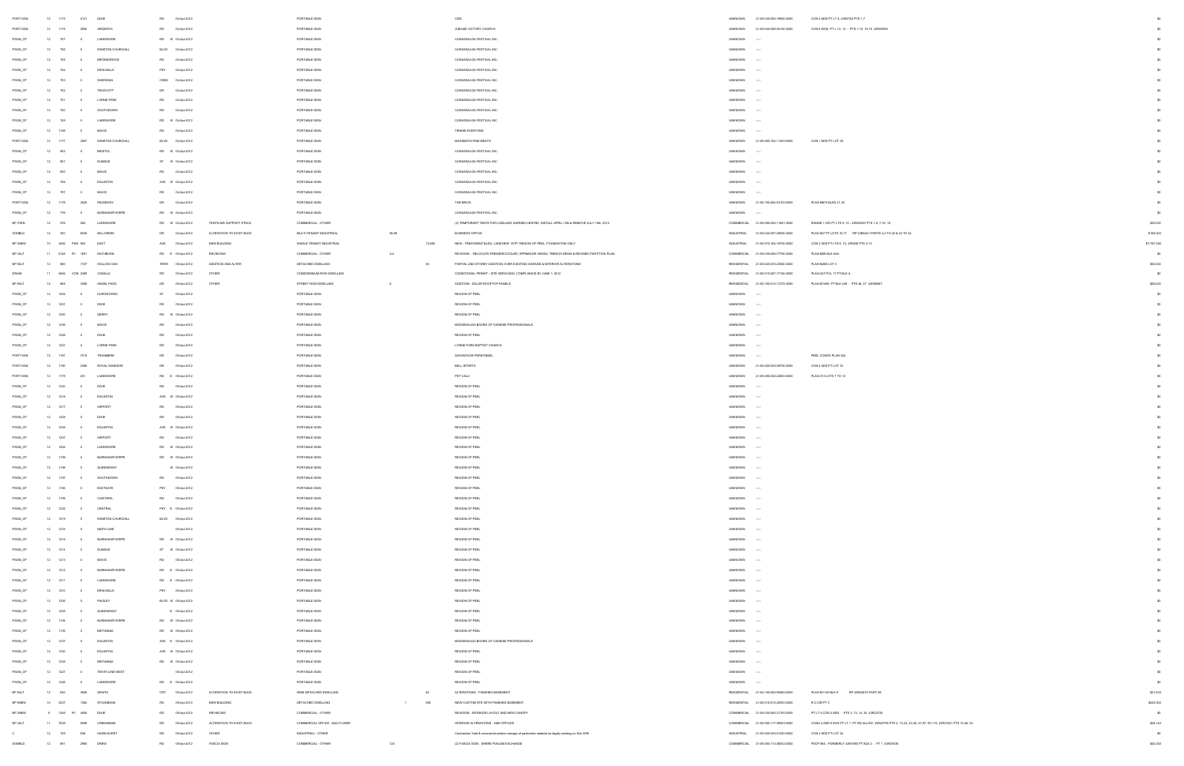| | | | | | | | | | | | | | | | | |
|---|---|---|---|---|---|---|---|---|---|---|---|---|---|---|---|---|
| PORT SGN | 12 | 1175 | 4141 | DIXIE | RD | 04-Apr-2012 | | PORTABLE SIGN | | | CIBC | UNKNOWN | 21-05-030-092-19600-0000 | CON 2 NDS PT LT 5, 43R2192 PTS 1-7 | $0 |
| PORT SGN | 12 | 1176 | 2660 | ARGENTIA | RD | 04-Apr-2012 | | PORTABLE SIGN | | | JUBILEE VICTORY CHURCH | UNKNOWN | 21-05-040-098-05100-0000 | CON 6 WHS, PT L 12, 13 - PTS 1-13, 16-19 43R22658 | $0 |
| PSGN_CP | 12 | 767 | 0 | LAKESHORE | RD W | 04-Apr-2012 | | PORTABLE SIGN | | | CARASSAUGA FESTIVAL INC. | UNKNOWN | ----- | | $0 |
| PSGN_CP | 12 | 756 | 0 | WINSTON CHURCHILL | BLVD | 04-Apr-2012 | | PORTABLE SIGN | | | CARASSAUGA FESTIVAL INC. | UNKNOWN | ----- | | $0 |
| PSGN_CP | 12 | 755 | 0 | BROMSGROVE | RD | 04-Apr-2012 | | PORTABLE SIGN | | | CARASSAUGA FESTIVAL INC. | UNKNOWN | ----- | | $0 |
| PSGN_CP | 12 | 754 | 0 | ERIN MILLS | PKY | 04-Apr-2012 | | PORTABLE SIGN | | | CARASSAUGA FESTIVAL INC. | UNKNOWN | ----- | | $0 |
| PSGN_CP | 12 | 753 | 0 | SHERIDAN | CRES | 04-Apr-2012 | | PORTABLE SIGN | | | CARASSAUGA FESTIVAL INC. | UNKNOWN | ----- | | $0 |
| PSGN_CP | 12 | 752 | 0 | TRUSCOTT | DR | 04-Apr-2012 | | PORTABLE SIGN | | | CARASSAUGA FESTIVAL INC. | UNKNOWN | ----- | | $0 |
| PSGN_CP | 12 | 751 | 0 | LORNE PARK | RD | 04-Apr-2012 | | PORTABLE SIGN | | | CARASSAUGA FESTIVAL INC. | UNKNOWN | ----- | | $0 |
| PSGN_CP | 12 | 750 | 0 | SOUTHDOWN | RD | 04-Apr-2012 | | PORTABLE SIGN | | | CARASSAUGA FESTIVAL INC. | UNKNOWN | ----- | | $0 |
| PSGN_CP | 12 | 749 | 0 | LAKESHORE | RD W | 04-Apr-2012 | | PORTABLE SIGN | | | CARASSAUGA FESTIVAL INC. | UNKNOWN | ----- | | $0 |
| PSGN_CP | 12 | 1198 | 0 | MAVIS | RD | 04-Apr-2012 | | PORTABLE SIGN | | | TENNIS EVERYONE | UNKNOWN | ----- | | $0 |
| PORT SGN | 12 | 1177 | 3087 | WINSTON CHURCHILL | BLVD | 04-Apr-2012 | | PORTABLE SIGN | | | MAKIMOTO FINE MEATS | UNKNOWN | 21-05-060-155-11400-0000 | CON 1 NDS PT LOT 35 | $0 |
| PSGN_CP | 12 | 802 | 0 | BRISTOL | RD W | 04-Apr-2012 | | PORTABLE SIGN | | | CARASSAUGA FESTIVAL INC. | UNKNOWN | ----- | | $0 |
| PSGN_CP | 12 | 801 | 0 | DUNDAS | ST W | 04-Apr-2012 | | PORTABLE SIGN | | | CARASSAUGA FESTIVAL INC. | UNKNOWN | ----- | | $0 |
| PSGN_CP | 12 | 800 | 0 | MAVIS | RD | 04-Apr-2012 | | PORTABLE SIGN | | | CARASSAUGA FESTIVAL INC. | UNKNOWN | ----- | | $0 |
| PSGN_CP | 12 | 798 | 0 | EGLINTON | AVE W | 04-Apr-2012 | | PORTABLE SIGN | | | CARASSAUGA FESTIVAL INC. | UNKNOWN | ----- | | $0 |
| PSGN_CP | 12 | 797 | 0 | MAVIS | RD | 04-Apr-2012 | | PORTABLE SIGN | | | CARASSAUGA FESTIVAL INC. | UNKNOWN | ----- | | $0 |
| PORT SGN | 12 | 1178 | 3029 | RIDGEWAY | DR | 04-Apr-2012 | | PORTABLE SIGN | | | THE BRICK | UNKNOWN | 21-05-150-084-03150-0000 | PLAN M674 BLKS 21 35 | $0 |
| PSGN_CP | 12 | 776 | 0 | BURNHAMTHORPE | RD W | 04-Apr-2012 | | PORTABLE SIGN | | | CARASSAUGA FESTIVAL INC. | UNKNOWN | ----- | | $0 |
| BP 3TEN | 12 | 376 | 250 | LAKESHORE | RD W | 04-Apr-2012 | TENTS/AIR SUPPORT STRUC | COMMERCIAL - OTHER | | | (2) TEMPORARY TENTS FOR LOBLAWS GARDEN CENTRE, INSTALL APRIL 15th & REMOVE JULY 15th, 2012 | COMMERCIAL | 21-05-090-004-11801-0000 | RANGE 1 CIR PT LTS 9, 10 - 43R20055 PTS 1-5, 7-16, 18 | $30,000 |
| ZONBLD | 12 | 300 | 6535 | MILLCREEK | DR | 04-Apr-2012 | ALTERATION TO EXIST BLDG | MULTI-TENANT INDUSTRIAL | 95.58 | | BUSINESS OFFICE | INDUSTRIAL | 21-05-040-097-28600-0000 | PLAN 927 PT LOTS 16 17 RP 43R5441 PARTS 2-4 TO 22 & 24 TO 34 | $198,000 |
| BP 3NEW | 10 | 3450 FDN 503 | | EAST | AVE | 04-Apr-2012 | NEW BUILDING | SINGLE TENANT INDUSTRIAL | | 12,656 | NEW - TREATMENT BLDG, LAKEVIEW, WTP, REGION OF PEEL. FOUNDATION ONLY | INDUSTRIAL | 21-05-070-164-16700-0000 | CON 3 SDS PT LT 8, 15, 43R288 PTS 3-15 | $7,767,000 |
| BP 3ALT | 11 | 5165 R1 | 1801 | RATHBURN | RD E | 04-Apr-2012 | REVISIONS | COMMERCIAL - OTHER | 2.4 | | REVISION - RELOCATE FREEZER/COOLER, SPRINKLER HEADS, TRENCH DRAIN & REVISED PARTITION PLAN. | COMMERCIAL | 21-05-030-096-77700-0000 | PLAN M89 BLK AAA | $0 |
| BP 9ALT | 12 | 660 | 1727 | HOLLOW OAK | TERR | 05-Apr-2012 | ADDITION AND ALTER | DETACHED DWELLING | | 95 | PARTIAL 2ND STOREY ADDITION OVER EXISTING GARAGE & INTERIOR ALTERATIONS | RESIDENTIAL | 21-05-020-033-23000-0000 | PLAN M265 LOT 3 | $90,000 |
| DRAIN | 11 | 9484 CON 2399 | | CAMILLA | RD | 05-Apr-2012 | OTHER | CONDOMINIUM ROW DWELLING | | | CONDITIONAL PERMIT - STM SERVICING, COMPLIANCE BY JUNE 1, 2012 | RESIDENTIAL | 21-05-010-067-17100-0000 | PLAN 627 PCL 17 PT BLK A | $0 |
| BP 9ALT | 12 | 668 | 3398 | ANGEL PASS | DR | 05-Apr-2012 | OTHER | STREET ROW DWELLING | 6 | | ADDITION - SOLAR ROOFTOP PANELS | RESIDENTIAL | 21-05-150-010-17272-0000 | PLAN M1499 PT BLK 249 - PTS 46, 47 43R28987 | $28,000 |
| PSGN_CP | 12 | 1202 | 0 | HURONTARIO | ST | 05-Apr-2012 | | PORTABLE SIGN | | | REGION OF PEEL | UNKNOWN | ----- | | $0 |
| PSGN_CP | 12 | 1201 | 0 | DIXIE | RD | 05-Apr-2012 | | PORTABLE SIGN | | | REGION OF PEEL | UNKNOWN | ----- | | $0 |
| PSGN_CP | 12 | 1200 | 0 | DERRY | RD W | 05-Apr-2012 | | PORTABLE SIGN | | | REGION OF PEEL | UNKNOWN | ----- | | $0 |
| PSGN_CP | 12 | 1236 | 0 | MAVIS | RD | 05-Apr-2012 | | PORTABLE SIGN | | | MISSISSAUGA BOARD OF CHINESE PROFESSIONALS | UNKNOWN | ----- | | $0 |
| PSGN_CP | 12 | 1228 | 0 | DIXIE | RD | 05-Apr-2012 | | PORTABLE SIGN | | | REGION OF PEEL | UNKNOWN | ----- | | $0 |
| PSGN_CP | 12 | 1221 | 0 | LORNE PARK | RD | 05-Apr-2012 | | PORTABLE SIGN | | | LORNE PARK BAPTIST CHURCH | UNKNOWN | ----- | | $0 |
| PORT SGN | 12 | 1181 | 7215 | TRANMERE | DR | 05-Apr-2012 | | PORTABLE SIGN | | | ADVANTAGE PERSONNEL | UNKNOWN | ----- | PEEL CONDO PLAN 324 | $0 |
| PORT SGN | 12 | 1180 | 2085 | ROYAL WINDSOR | DR | 05-Apr-2012 | | PORTABLE SIGN | | | BELL SPORTS | UNKNOWN | 21-05-020-025-09750-0000 | CON 2 SDS PT LOT 33 | $0 |
| PORT SGN | 12 | 1179 | 201 | LAKESHORE | RD E | 05-Apr-2012 | | PORTABLE SIGN | | | PET VALU | UNKNOWN | 21-05-090-002-22950-0000 | PLAN 313 LOTS 1 TO 10 | $0 |
| PSGN_CP | 12 | 1220 | 0 | DIXIE | RD | 05-Apr-2012 | | PORTABLE SIGN | | | REGION OF PEEL | UNKNOWN | ----- | | $0 |
| PSGN_CP | 12 | 1218 | 0 | EGLINTON | AVE W | 05-Apr-2012 | | PORTABLE SIGN | | | REGION OF PEEL | UNKNOWN | ----- | | $0 |
| PSGN_CP | 12 | 1217 | 0 | AIRPORT | RD | 05-Apr-2012 | | PORTABLE SIGN | | | REGION OF PEEL | UNKNOWN | ----- | | $0 |
| PSGN_CP | 12 | 1209 | 0 | DIXIE | RD | 05-Apr-2012 | | PORTABLE SIGN | | | REGION OF PEEL | UNKNOWN | ----- | | $0 |
| PSGN_CP | 12 | 1208 | 0 | EGLINTON | AVE W | 05-Apr-2012 | | PORTABLE SIGN | | | REGION OF PEEL | UNKNOWN | ----- | | $0 |
| PSGN_CP | 12 | 1207 | 0 | AIRPORT | RD | 05-Apr-2012 | | PORTABLE SIGN | | | REGION OF PEEL | UNKNOWN | ----- | | $0 |
| PSGN_CP | 12 | 1206 | 0 | LAKESHORE | RD W | 05-Apr-2012 | | PORTABLE SIGN | | | REGION OF PEEL | UNKNOWN | ----- | | $0 |
| PSGN_CP | 12 | 1199 | 0 | BURNHAMTHORPE | RD W | 05-Apr-2012 | | PORTABLE SIGN | | | REGION OF PEEL | UNKNOWN | ----- | | $0 |
| PSGN_CP | 12 | 1198 | 0 | QUEENSWAY | W | 05-Apr-2012 | | PORTABLE SIGN | | | REGION OF PEEL | UNKNOWN | ----- | | $0 |
| PSGN_CP | 12 | 1197 | 0 | SOUTHDOWN | RD | 05-Apr-2012 | | PORTABLE SIGN | | | REGION OF PEEL | UNKNOWN | ----- | | $0 |
| PSGN_CP | 12 | 1196 | 0 | EASTGATE | PKY | 05-Apr-2012 | | PORTABLE SIGN | | | REGION OF PEEL | UNKNOWN | ----- | | $0 |
| PSGN_CP | 12 | 1195 | 0 | CAWTHRA | RD | 05-Apr-2012 | | PORTABLE SIGN | | | REGION OF PEEL | UNKNOWN | ----- | | $0 |
| PSGN_CP | 12 | 1222 | 0 | CENTRAL | PKY E | 05-Apr-2012 | | PORTABLE SIGN | | | REGION OF PEEL | UNKNOWN | ----- | | $0 |
| PSGN_CP | 12 | 1219 | 0 | WINSTON CHURCHILL | BLVD | 05-Apr-2012 | | PORTABLE SIGN | | | REGION OF PEEL | UNKNOWN | ----- | | $0 |
| PSGN_CP | 12 | 1216 | 0 | NINTH LINE | | 05-Apr-2012 | | PORTABLE SIGN | | | REGION OF PEEL | UNKNOWN | ----- | | $0 |
| PSGN_CP | 12 | 1215 | 0 | BURNHAMTHORPE | RD W | 05-Apr-2012 | | PORTABLE SIGN | | | REGION OF PEEL | UNKNOWN | ----- | | $0 |
| PSGN_CP | 12 | 1214 | 0 | DUNDAS | ST W | 05-Apr-2012 | | PORTABLE SIGN | | | REGION OF PEEL | UNKNOWN | ----- | | $0 |
| PSGN_CP | 12 | 1213 | 0 | MAVIS | RD | 05-Apr-2012 | | PORTABLE SIGN | | | REGION OF PEEL | UNKNOWN | ----- | | $0 |
| PSGN_CP | 12 | 1212 | 0 | BURNHAMTHORPE | RD E | 05-Apr-2012 | | PORTABLE SIGN | | | REGION OF PEEL | UNKNOWN | ----- | | $0 |
| PSGN_CP | 12 | 1211 | 0 | LAKESHORE | RD E | 05-Apr-2012 | | PORTABLE SIGN | | | REGION OF PEEL | UNKNOWN | ----- | | $0 |
| PSGN_CP | 12 | 1210 | 0 | ERIN MILLS | PKY | 05-Apr-2012 | | PORTABLE SIGN | | | REGION OF PEEL | UNKNOWN | ----- | | $0 |
| PSGN_CP | 12 | 1206 | 0 | PAISLEY | BLVD W | 05-Apr-2012 | | PORTABLE SIGN | | | REGION OF PEEL | UNKNOWN | ----- | | $0 |
| PSGN_CP | 12 | 1205 | 0 | QUEENSWAY | E | 05-Apr-2012 | | PORTABLE SIGN | | | REGION OF PEEL | UNKNOWN | ----- | | $0 |
| PSGN_CP | 12 | 1194 | 0 | BURNHAMTHORPE | RD W | 05-Apr-2012 | | PORTABLE SIGN | | | REGION OF PEEL | UNKNOWN | ----- | | $0 |
| PSGN_CP | 12 | 1193 | 0 | BRITANNIA | RD W | 05-Apr-2012 | | PORTABLE SIGN | | | REGION OF PEEL | UNKNOWN | ----- | | $0 |
| PSGN_CP | 12 | 1237 | 0 | EGLINTON | AVE E | 05-Apr-2012 | | PORTABLE SIGN | | | MISSISSAUGA BOARD OF CHINESE PROFESSIONALS | UNKNOWN | ----- | | $0 |
| PSGN_CP | 12 | 1230 | 0 | EGLINTON | AVE W | 05-Apr-2012 | | PORTABLE SIGN | | | REGION OF PEEL | UNKNOWN | ----- | | $0 |
| PSGN_CP | 12 | 1229 | 0 | BRITANNIA | RD W | 05-Apr-2012 | | PORTABLE SIGN | | | REGION OF PEEL | UNKNOWN | ----- | | $0 |
| PSGN_CP | 12 | 1227 | 0 | TENTH LINE WEST | | 05-Apr-2012 | | PORTABLE SIGN | | | REGION OF PEEL | UNKNOWN | ----- | | $0 |
| PSGN_CP | 12 | 1226 | 0 | LAKESHORE | RD E | 05-Apr-2012 | | PORTABLE SIGN | | | REGION OF PEEL | UNKNOWN | ----- | | $0 |
| BP 9ALT | 12 | 630 | 3958 | ZENITH | CRT | 05-Apr-2012 | ALTERATION TO EXIST BLDG | SEMI-DETACHED DWELLING | | 44 | ALTERATIONS - FINISHED BASEMENT | RESIDENTIAL | 21-05-150-082-98460-0000 | PLAN M1148 BLK 9 RP 43R20075 PART 69 | $21,000 |
| BP 9NEW | 10 | 3227 | 1062 | STAVEBANK | RD | 05-Apr-2012 | NEW BUILDING | DETACHED DWELLING | 1 | 359 | NEW CUSTOM SFD WITH FINISHED BASEMENT | RESIDENTIAL | 21-05-010-015-26000-0000 | R 2 CIR PT 3 | $443,000 |
| BP 3NEW | 8 | 1349 R1 | 4000 | DIXIE | RD | 05-Apr-2012 | REVISIONS | COMMERCIAL - OTHER | | | REVISION - INTERIOR LAYOUT AND NEW CANOPY | COMMERCIAL | 21-05-030-092-21700-0000 | PT LT 6 CON 2 NDS - PTS 3, 13, 14, 20 43R22728 | $0 |
| BP 3ALT | 11 | 7029 | 5099 | CREEKBANK | RD | 05-Apr-2012 | ALTERATION TO EXIST BLDG | COMMERCIAL OFFICE - MULTI-USER | | | INTERIOR ALTERATIONS - R&R OFFICES | COMMERCIAL | 21-05-050-117-09610-0000 | CONS 4 AND 5 EHS PT LT 1, PT RD ALLOW, 43R25158 PTS 3, 13-23, 43-45, 47-87, 93-113, 43R31621 PTS 10-46, 62 | $40,140 |
| C | 12 | 749 | 836 | HAZELHURST | RD | 05-Apr-2012 | OTHER | INDUSTRIAL - OTHER | | | Contractors Yard & uncovered outdoor storage of particulate material as legally existing on Dec 9/59 | INDUSTRIAL | 21-05-020-025-01200-0000 | CON 3 SDS PT LOT 34 | $0 |
| SGNBLD | 12 | 891 | 2980 | DREW | RD | 05-Apr-2012 | FASCIA SIGN | COMMERCIAL - OTHER | 123 | | (2) FASCIA SIGN - SHERE PUNJAB EXCHANGE | COMMERCIAL | 21-05-050-113-06552-0000 | PSCP 864 - FORMERLY 43M1593 PT BLK 2 - PT 1 43R25508 | $40,000 |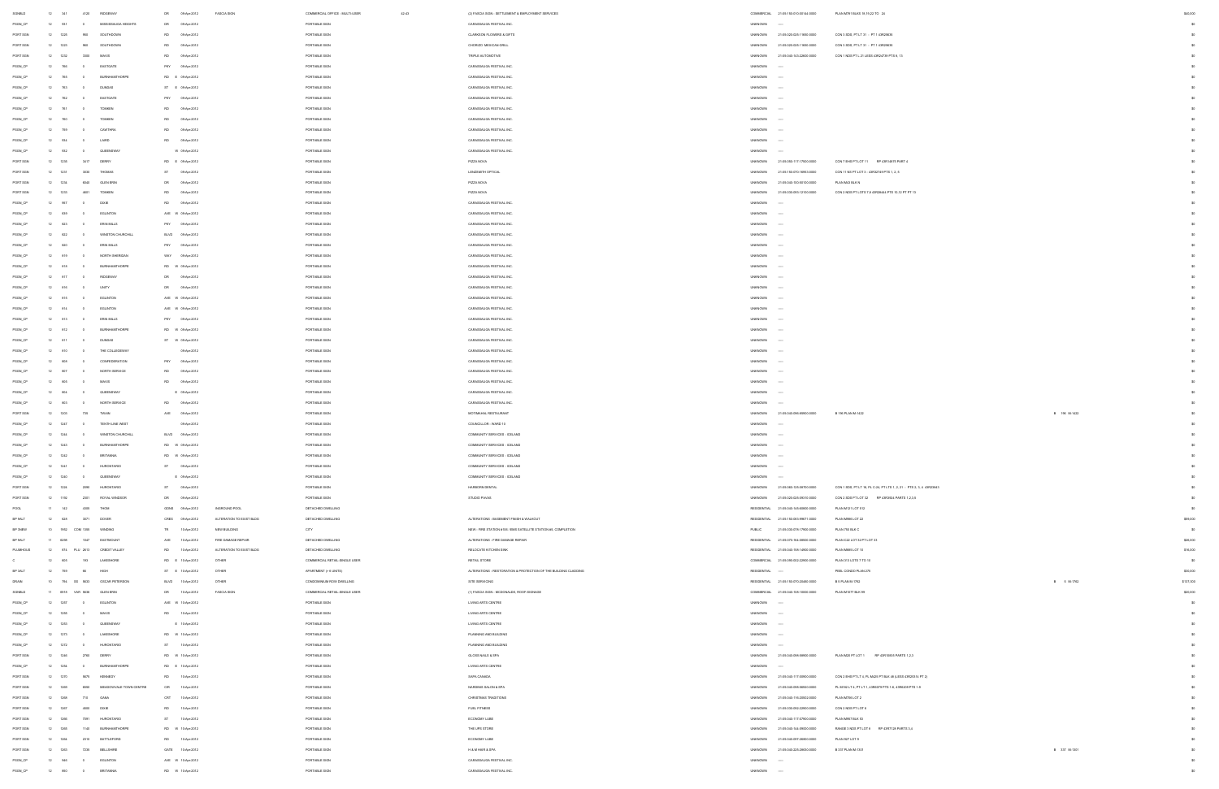| | | | | | | | | | | | | | | | | |
|---|---|---|---|---|---|---|---|---|---|---|---|---|---|---|---|---|
| SGNBLD | 12 | 341 | 4120 | RIDGEWAY | DR | 09-Apr-2012 | FASCIA SIGN | COMMERCIAL OFFICE - MULTI-USER | 42-43 | (2) FASCIA SIGN - SETTLEMENT & EMPLOYMENT SERVICES | COMMERCIAL | 21-05-150-010-00144-0000 | PLAN M791 BLKS 16,19,22 TO 24 | | | $40,000 |
| PSGN_CP | 12 | 931 | 0 | MISSISSAUGA HEIGHTS | DR | 09-Apr-2012 | | PORTABLE SIGN | | CARASSAUGA FESTIVAL INC. | UNKNOWN | ---- | | | | $0 |
| PORT SGN | 12 | 1225 | 900 | SOUTHDOWN | RD | 09-Apr-2012 | | PORTABLE SIGN | | CLARKSON FLOWERS & GIFTS | UNKNOWN | 21-05-020-024-11900-0000 | CON 3 SDS, PT LT 31 - PT 1 43R20638 | | | $0 |
| PORT SGN | 12 | 1221 | 900 | SOUTHDOWN | RD | 09-Apr-2012 | | PORTABLE SIGN | | CHORIZO MEXICAN GRILL | UNKNOWN | 21-05-020-024-11900-0000 | CON 3 SDS, PT LT 31 - PT 1 43R20638 | | | $0 |
| PORT SGN | 12 | 1232 | 3380 | MAVIS | RD | 09-Apr-2012 | | PORTABLE SIGN | | TRIPLE AUTOMOTIVE | UNKNOWN | 21-05-040-143-22800-0000 | CON 1 NDS PT L 21 LESS 43R24739 PTS 8, 15 | | | $0 |
| PSGN_CP | 12 | 766 | 0 | EASTGATE | PKY | 09-Apr-2012 | | PORTABLE SIGN | | CARASSAUGA FESTIVAL INC. | UNKNOWN | ---- | | | | $0 |
| PSGN_CP | 12 | 765 | 0 | BURNHAMTHORPE | RD E | 09-Apr-2012 | | PORTABLE SIGN | | CARASSAUGA FESTIVAL INC. | UNKNOWN | ---- | | | | $0 |
| PSGN_CP | 12 | 763 | 0 | DUNDAS | ST E | 09-Apr-2012 | | PORTABLE SIGN | | CARASSAUGA FESTIVAL INC. | UNKNOWN | ---- | | | | $0 |
| PSGN_CP | 12 | 762 | 0 | EASTGATE | PKY | 09-Apr-2012 | | PORTABLE SIGN | | CARASSAUGA FESTIVAL INC. | UNKNOWN | ---- | | | | $0 |
| PSGN_CP | 12 | 761 | 0 | TOMKEN | RD | 09-Apr-2012 | | PORTABLE SIGN | | CARASSAUGA FESTIVAL INC. | UNKNOWN | ---- | | | | $0 |
| PSGN_CP | 12 | 760 | 0 | TOMKEN | RD | 09-Apr-2012 | | PORTABLE SIGN | | CARASSAUGA FESTIVAL INC. | UNKNOWN | ---- | | | | $0 |
| PSGN_CP | 12 | 759 | 0 | CAWTHRA | RD | 09-Apr-2012 | | PORTABLE SIGN | | CARASSAUGA FESTIVAL INC. | UNKNOWN | ---- | | | | $0 |
| PSGN_CP | 12 | 934 | 0 | LAIRD | RD | 09-Apr-2012 | | PORTABLE SIGN | | CARASSAUGA FESTIVAL INC. | UNKNOWN | ---- | | | | $0 |
| PSGN_CP | 12 | 932 | 0 | QUEENSWAY | W | 09-Apr-2012 | | PORTABLE SIGN | | CARASSAUGA FESTIVAL INC. | UNKNOWN | ---- | | | | $0 |
| PORT SGN | 12 | 1236 | 3417 | DERRY | RD E | 09-Apr-2012 | | PORTABLE SIGN | | PIZZA NOVA | UNKNOWN | 21-05-060-117-17900-0000 | CON 7 EHS PT LOT 11 RP 43R14875 PART 4 | | | $0 |
| PORT SGN | 12 | 1231 | 3030 | THOMAS | ST | 09-Apr-2012 | | PORTABLE SIGN | | LENZSMITH OPTICAL | UNKNOWN | 21-05-150-070-16853-0000 | CON 11 NS PT LOT 3 - 43R32150 PTS 1, 2, 5 | | | $0 |
| PORT SGN | 12 | 1234 | 6040 | GLEN ERIN | DR | 09-Apr-2012 | | PORTABLE SIGN | | PIZZA NOVA | UNKNOWN | 21-05-040-100-50100-0000 | PLAN M40 BLK N | | | $0 |
| PORT SGN | 12 | 1235 | 4801 | TOMKEN | RD | 09-Apr-2012 | | PORTABLE SIGN | | PIZZA NOVA | UNKNOWN | 21-05-030-093-12100-0000 | CON 2 NDS PT L LOTS 7,8 43R28644 PTS 10,12 PT PT 15 | | | $0 |
| PSGN_CP | 12 | 957 | 0 | DIXIE | RD | 09-Apr-2012 | | PORTABLE SIGN | | CARASSAUGA FESTIVAL INC. | UNKNOWN | ---- | | | | $0 |
| PSGN_CP | 12 | 830 | 0 | EGLINTON | AVE W | 09-Apr-2012 | | PORTABLE SIGN | | CARASSAUGA FESTIVAL INC. | UNKNOWN | ---- | | | | $0 |
| PSGN_CP | 12 | 823 | 0 | ERIN MILLS | PKY | 09-Apr-2012 | | PORTABLE SIGN | | CARASSAUGA FESTIVAL INC. | UNKNOWN | ---- | | | | $0 |
| PSGN_CP | 12 | 822 | 0 | WINSTON CHURCHILL | BLVD | 09-Apr-2012 | | PORTABLE SIGN | | CARASSAUGA FESTIVAL INC. | UNKNOWN | ---- | | | | $0 |
| PSGN_CP | 12 | 820 | 0 | ERIN MILLS | PKY | 09-Apr-2012 | | PORTABLE SIGN | | CARASSAUGA FESTIVAL INC. | UNKNOWN | ---- | | | | $0 |
| PSGN_CP | 12 | 819 | 0 | NORTH SHERIDAN | WAY | 09-Apr-2012 | | PORTABLE SIGN | | CARASSAUGA FESTIVAL INC. | UNKNOWN | ---- | | | | $0 |
| PSGN_CP | 12 | 818 | 0 | BURNHAMTHORPE | RD W | 09-Apr-2012 | | PORTABLE SIGN | | CARASSAUGA FESTIVAL INC. | UNKNOWN | ---- | | | | $0 |
| PSGN_CP | 12 | 817 | 0 | RIDGEWAY | DR | 09-Apr-2012 | | PORTABLE SIGN | | CARASSAUGA FESTIVAL INC. | UNKNOWN | ---- | | | | $0 |
| PSGN_CP | 12 | 816 | 0 | UNITY | DR | 09-Apr-2012 | | PORTABLE SIGN | | CARASSAUGA FESTIVAL INC. | UNKNOWN | ---- | | | | $0 |
| PSGN_CP | 12 | 815 | 0 | EGLINTON | AVE W | 09-Apr-2012 | | PORTABLE SIGN | | CARASSAUGA FESTIVAL INC. | UNKNOWN | ---- | | | | $0 |
| PSGN_CP | 12 | 814 | 0 | EGLINTON | AVE W | 09-Apr-2012 | | PORTABLE SIGN | | CARASSAUGA FESTIVAL INC. | UNKNOWN | ---- | | | | $0 |
| PSGN_CP | 12 | 813 | 0 | ERIN MILLS | PKY | 09-Apr-2012 | | PORTABLE SIGN | | CARASSAUGA FESTIVAL INC. | UNKNOWN | ---- | | | | $0 |
| PSGN_CP | 12 | 812 | 0 | BURNHAMTHORPE | RD W | 09-Apr-2012 | | PORTABLE SIGN | | CARASSAUGA FESTIVAL INC. | UNKNOWN | ---- | | | | $0 |
| PSGN_CP | 12 | 811 | 0 | DUNDAS | ST W | 09-Apr-2012 | | PORTABLE SIGN | | CARASSAUGA FESTIVAL INC. | UNKNOWN | ---- | | | | $0 |
| PSGN_CP | 12 | 810 | 0 | THE COLLEGEWAY | | 09-Apr-2012 | | PORTABLE SIGN | | CARASSAUGA FESTIVAL INC. | UNKNOWN | ---- | | | | $0 |
| PSGN_CP | 12 | 808 | 0 | CONFEDERATION | PKY | 09-Apr-2012 | | PORTABLE SIGN | | CARASSAUGA FESTIVAL INC. | UNKNOWN | ---- | | | | $0 |
| PSGN_CP | 12 | 807 | 0 | NORTH SERVICE | RD | 09-Apr-2012 | | PORTABLE SIGN | | CARASSAUGA FESTIVAL INC. | UNKNOWN | ---- | | | | $0 |
| PSGN_CP | 12 | 805 | 0 | MAVIS | RD | 09-Apr-2012 | | PORTABLE SIGN | | CARASSAUGA FESTIVAL INC. | UNKNOWN | ---- | | | | $0 |
| PSGN_CP | 12 | 804 | 0 | QUEENSWAY | E | 09-Apr-2012 | | PORTABLE SIGN | | CARASSAUGA FESTIVAL INC. | UNKNOWN | ---- | | | | $0 |
| PSGN_CP | 12 | 803 | 0 | NORTH SERVICE | RD | 09-Apr-2012 | | PORTABLE SIGN | | CARASSAUGA FESTIVAL INC. | UNKNOWN | ---- | | | | $0 |
| PORT SGN | 12 | 1203 | 735 | TWAIN | AVE | 09-Apr-2012 | | PORTABLE SIGN | | BOTTMAN'S RESTAURANT | UNKNOWN | 21-05-040-096-80950-0000 | B 196 PLAN M-1422 | B | 196 M-1422 | $0 |
| PSGN_CP | 12 | 1247 | 0 | TENTH LINE WEST | | 09-Apr-2012 | | PORTABLE SIGN | | COUNCILLOR - WARD 10 | UNKNOWN | ---- | | | | $0 |
| PSGN_CP | 12 | 1244 | 0 | WINSTON CHURCHILL | BLVD | 09-Apr-2012 | | PORTABLE SIGN | | COMMUNITY SERVICES - ICELAND | UNKNOWN | ---- | | | | $0 |
| PSGN_CP | 12 | 1243 | 0 | BURNHAMTHORPE | RD W | 09-Apr-2012 | | PORTABLE SIGN | | COMMUNITY SERVICES - ICELAND | UNKNOWN | ---- | | | | $0 |
| PSGN_CP | 12 | 1242 | 0 | BRITANNIA | RD W | 09-Apr-2012 | | PORTABLE SIGN | | COMMUNITY SERVICES - ICELAND | UNKNOWN | ---- | | | | $0 |
| PSGN_CP | 12 | 1241 | 0 | HURONTARIO | ST | 09-Apr-2012 | | PORTABLE SIGN | | COMMUNITY SERVICES - ICELAND | UNKNOWN | ---- | | | | $0 |
| PSGN_CP | 12 | 1240 | 0 | QUEENSWAY | E | 09-Apr-2012 | | PORTABLE SIGN | | COMMUNITY SERVICES - ICELAND | UNKNOWN | ---- | | | | $0 |
| PORT SGN | 12 | 1226 | 2090 | HURONTARIO | ST | 09-Apr-2012 | | PORTABLE SIGN | | HARBORS DENTAL | UNKNOWN | 21-05-060-123-06700-0000 | CON 1 SDS, PT LT 16, PL C-24, PT LTS 1, 2, 21 - PTS 2, 3, 4 43R20843 | | | $0 |
| PORT SGN | 12 | 1150 | 2501 | ROYAL WINDSOR | DR | 09-Apr-2012 | | PORTABLE SIGN | | STUDIO PAVAN | UNKNOWN | 21-05-020-025-09310-0000 | CON 2 SDS PT LT 32 RP 43R3924 PARTS 1,2,3,5 | | | $0 |
| POOL | 11 | 142 | 4589 | TREIK | GDNS | 09-Apr-2012 | INGROUND POOL | DETACHED DWELLING | | | RESIDENTIAL | 21-05-040-145-60800-0000 | PLAN M121 LOT 512 | | | $0 |
| BP 9ALT | 12 | 839 | 3071 | DOVER | CRES | 09-Apr-2012 | ALTERATION TO EXIST BLDG | DETACHED DWELLING | | ALTERATIONS - BASEMENT FINISH & WALKOUT | RESIDENTIAL | 21-05-150-083-99871-0000 | PLAN M866 LOT 22 | | | $59,000 |
| BP 3NEW | 10 | 1962 | COM 1395 | WINDING | TR | 10-Apr-2012 | NEW BUILDING | CITY | | NEW - FIRE STATION #104 / EMS SATELLITE STATION #8, COMPLETION | PUBLIC | 21-05-030-079-17900-0000 | PLAN 750 BLK C | | | $0 |
| BP 9ALT | 11 | 6295 | 1047 | EASTMOUNT | AVE | 10-Apr-2012 | FIRE DAMAGE REPAIR | DETACHED DWELLING | | ALTERATIONS - FIRE DAMAGE REPAIR | RESIDENTIAL | 21-05-070-164-08600-0000 | PLAN C22 LOT 12 PT LOT 33 | | | $28,000 |
| PLUMHOUS | 12 | 874 | PLU 2613 | CREDIT VALLEY | RD | 10-Apr-2012 | ALTERATION TO EXIST BLDG | DETACHED DWELLING | | RELOCATE KITCHEN SINK | RESIDENTIAL | 21-05-040-156-14900-0000 | PLAN M885 LOT 10 | | | $16,000 |
| C | 12 | 603 | 193 | LAKESHORE | RD E | 10-Apr-2012 | OTHER | COMMERCIAL RETAIL-SINGLE USER | | RETAIL STORE | COMMERCIAL | 21-05-090-002-22900-0000 | PLAN 313 LOTS 7 TO 10 | | | $0 |
| BP 9ALT | 12 | 759 | 66 | HIGH | ST E | 10-Apr-2012 | OTHER | APARTMENT (> 6 UNITS) | | ALTERATIONS - RESTORATION & PROTECTION OF THE BUILDING CLADDING | RESIDENTIAL | ---- | PEEL CONDO PLAN 270 | | | $30,000 |
| DRAIN | 10 | 794 | SS 5833 | OSCAR PETERSON | BLVD | 10-Apr-2012 | OTHER | CONDOMINIUM ROW DWELLING | | SITE SERVICING | RESIDENTIAL | 21-05-150-070-28490-0000 | B 5 PLAN M-1762 | B | 5 M-1762 | $127,000 |
| SGNBLD | 11 | 6910 | VAR 9695 | GLEN ERIN | DR | 10-Apr-2012 | FASCIA SIGN | COMMERCIAL RETAIL-SINGLE USER | | (1) FASCIA SIGN - MCDONALDS, ROOF SIGNAGE | COMMERCIAL | 21-05-040-109-15000-0000 | PLAN M1077 BLK 99 | | | $20,000 |
| PSGN_CP | 12 | 1257 | 0 | EGLINTON | AVE W | 10-Apr-2012 | | PORTABLE SIGN | | LIVING ARTS CENTRE | UNKNOWN | ---- | | | | $0 |
| PSGN_CP | 12 | 1255 | 0 | MAVIS | RD | 10-Apr-2012 | | PORTABLE SIGN | | LIVING ARTS CENTRE | UNKNOWN | ---- | | | | $0 |
| PSGN_CP | 12 | 1250 | 0 | QUEENSWAY | E | 10-Apr-2012 | | PORTABLE SIGN | | LIVING ARTS CENTRE | UNKNOWN | ---- | | | | $0 |
| PSGN_CP | 12 | 1273 | 0 | LAKESHORE | RD W | 10-Apr-2012 | | PORTABLE SIGN | | PLANNING AND BUILDING | UNKNOWN | ---- | | | | $0 |
| PSGN_CP | 12 | 1272 | 0 | HURONTARIO | ST | 10-Apr-2012 | | PORTABLE SIGN | | PLANNING AND BUILDING | UNKNOWN | ---- | | | | $0 |
| PORT SGN | 12 | 1246 | 2750 | DERRY | RD W | 10-Apr-2012 | | PORTABLE SIGN | | GLOSS NAILS & SPA | UNKNOWN | 21-05-040-098-56900-0000 | PLAN M20 PT LOT 1 RP 43R10833 PARTS 1,2,3 | | | $0 |
| PSGN_CP | 12 | 1256 | 0 | BURNHAMTHORPE | RD E | 10-Apr-2012 | | PORTABLE SIGN | | LIVING ARTS CENTRE | UNKNOWN | ---- | | | | $0 |
| PORT SGN | 12 | 1271 | 5675 | KENNEDY | RD | 10-Apr-2012 | | PORTABLE SIGN | | SAPA CANADA | UNKNOWN | 21-05-040-117-00900-0000 | CON 2 EHS PT LT 4, PL M425 PT BLK 48 (LESS 43R20174 PT 2) | | | $0 |
| PORT SGN | 12 | 1269 | 6855 | MEADOWVALE TOWN CENTRE | CIR | 10-Apr-2012 | | PORTABLE SIGN | | NARDINIS SALON & SPA | UNKNOWN | 21-05-040-098-68020-0000 | PL M182 LT 4, PT LT 1, 43R6379 PTS 1-6, 43R6209 PTS 1-9 | | | $0 |
| PORT SGN | 12 | 1268 | 713 | GANA | CRT | 10-Apr-2012 | | PORTABLE SIGN | | CHRISTMAS TRADITIONS | UNKNOWN | 21-05-040-116-20902-0000 | PLAN M794 LOT 2 | | | $0 |
| PORT SGN | 12 | 1267 | 4860 | DIXIE | RD | 10-Apr-2012 | | PORTABLE SIGN | | FUEL FITNESS | UNKNOWN | 21-05-030-092-22950-0000 | CON 2 NDS PT LOT 6 | | | $0 |
| PORT SGN | 12 | 1266 | 7091 | HURONTARIO | ST | 10-Apr-2012 | | PORTABLE SIGN | | ECONOMY LUBE | UNKNOWN | 21-05-040-117-37850-0000 | PLAN M867 BLK 33 | | | $0 |
| PORT SGN | 12 | 1265 | 1140 | BURNHAMTHORPE | RD W | 10-Apr-2012 | | PORTABLE SIGN | | THE UPS STORE | UNKNOWN | 21-05-040-144-09650-0000 | RANGE 3 NDS PT LOT 8 RP 43R7128 PARTS 3,4 | | | $0 |
| PORT SGN | 12 | 1264 | 2210 | BATTLEFORD | RD | 10-Apr-2012 | | PORTABLE SIGN | | ECONOMY LUBE | UNKNOWN | 21-05-040-097-26800-0000 | PLAN 927 LOT 9 | | | $0 |
| PORT SGN | 12 | 1263 | 7230 | BELLSHIRE | GATE | 10-Apr-2012 | | PORTABLE SIGN | | H & M HAIR & SPA | UNKNOWN | 21-05-040-223-26630-0000 | B 337 PLAN M-1301 | B | 337 M-1301 | $0 |
| PSGN_CP | 12 | 968 | 0 | EGLINTON | AVE W | 10-Apr-2012 | | PORTABLE SIGN | | CARASSAUGA FESTIVAL INC. | UNKNOWN | ---- | | | | $0 |
| PSGN_CP | 12 | 950 | 0 | BRITANNIA | RD W | 10-Apr-2012 | | PORTABLE SIGN | | CARASSAUGA FESTIVAL INC. | UNKNOWN | ---- | | | | $0 |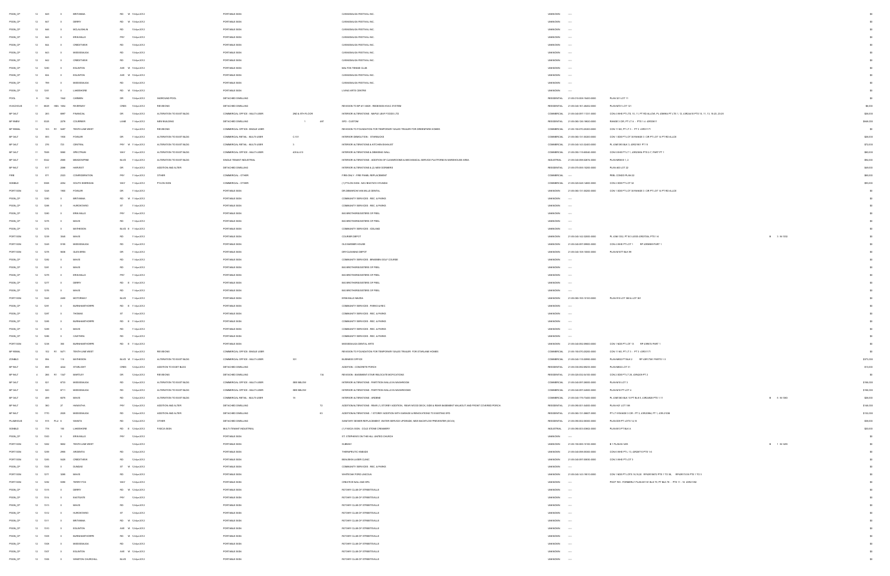| | | | | | | | | | | | | | | | | |
|---|---|---|---|---|---|---|---|---|---|---|---|---|---|---|---|---|
| PSIGN_CP | 12 | 849 | 0 | BRITANNIA | RD W | 10-Apr-2012 | | PORTABLE SIGN | | CARASSAUGA FESTIVAL INC. | UNKNOWN | ---- | | | | $0 |
| PSIGN_CP | 12 | 847 | 0 | DERRY | RD W | 10-Apr-2012 | | PORTABLE SIGN | | CARASSAUGA FESTIVAL INC. | UNKNOWN | ---- | | | | $0 |
| PSIGN_CP | 12 | 846 | 0 | MCLAUGHLIN | RD | 10-Apr-2012 | | PORTABLE SIGN | | CARASSAUGA FESTIVAL INC. | UNKNOWN | ---- | | | | $0 |
| PSIGN_CP | 12 | 845 | 0 | ERIN MILLS | PKY | 10-Apr-2012 | | PORTABLE SIGN | | CARASSAUGA FESTIVAL INC. | UNKNOWN | ---- | | | | $0 |
| PSIGN_CP | 12 | 844 | 0 | CREDITVIEW | RD | 10-Apr-2012 | | PORTABLE SIGN | | CARASSAUGA FESTIVAL INC. | UNKNOWN | ---- | | | | $0 |
| PSIGN_CP | 12 | 843 | 0 | MISSISSAUGA | RD | 10-Apr-2012 | | PORTABLE SIGN | | CARASSAUGA FESTIVAL INC. | UNKNOWN | ---- | | | | $0 |
| PSIGN_CP | 12 | 842 | 0 | CREDITVIEW | RD | 10-Apr-2012 | | PORTABLE SIGN | | CARASSAUGA FESTIVAL INC. | UNKNOWN | ---- | | | | $0 |
| PSIGN_CP | 12 | 1230 | 0 | EGLINTON | AVE W | 10-Apr-2012 | | PORTABLE SIGN | | MALTON TENNIS CLUB | UNKNOWN | ---- | | | | $0 |
| PSIGN_CP | 12 | 824 | 0 | EGLINTON | AVE W | 10-Apr-2012 | | PORTABLE SIGN | | CARASSAUGA FESTIVAL INC. | UNKNOWN | ---- | | | | $0 |
| PSIGN_CP | 12 | 799 | 0 | MISSISSAUGA | RD | 10-Apr-2012 | | PORTABLE SIGN | | CARASSAUGA FESTIVAL INC. | UNKNOWN | ---- | | | | $0 |
| PSIGN_CP | 12 | 1231 | 0 | LAKESHORE | RD W | 10-Apr-2012 | | PORTABLE SIGN | | LIVING ARTS CENTRE | UNKNOWN | ---- | | | | $0 |
| POOL | 9 | 134 | 1942 | CARMEN | DR | 10-Apr-2012 | INGROUND POOL | DETACHED DWELLING | | | RESIDENTIAL | 21-05-010-005-15400-0000 | PLAN 321 LOT 11 | | | $0 |
| HVACHOUS | 11 | 6629 | HEA 1664 | RIVERWAY | CRES | 10-Apr-2012 | REVISIONS | DETACHED DWELLING | | REVISION TO BP #11-6629 - REDESIGN HVAC SYSTEM | RESIDENTIAL | 21-05-040-161-46402-0000 | PLAN M721 LOT 121 | | | $6,000 |
| BP 3ALT | 12 | 283 | 6897 | FINANCIAL | DR | 10-Apr-2012 | ALTERATION TO EXIST BLDG | COMMERCIAL OFFICE - MULTI-USER | 2ND & 6TH FLOOR | INTERIOR ALTERATIONS - MAPLE LEAF FOODS LTD | COMMERCIAL | 21-05-040-097-11331-0000 | CON 4 WHS PT LTS, 10, 11 PT RD ALLOW, PL 43M894 PT LTS 1, 12, 43R24410 PTS 10, 11, 13, 18-20, 23-25 | | | $28,000 |
| BP 9NEW | 11 | 5325 | 2278 | COURRIER | LANE | 11-Apr-2012 | NEW BUILDING | DETACHED DWELLING | 1 | 487 SFD - CUSTOM | RESIDENTIAL | 21-05-060-126-18500-0000 | RANGE 3 CIR, PT LT 6 - PTS 1-4 43R33611 | | | $848,000 |
| BP 9SMAL | 11 | 103 | R1 5697 | TENTH LINE WEST | | 11-Apr-2012 | REVISIONS | COMMERCIAL OFFICE- SINGLE USER | | REVISION TO FOUNDATION FOR TEMPORARY SALES TRAILER FOR GREENPARK HOMES | COMMERCIAL | 21-05-150-070-20200-0000 | CON 11 NS, PT LT 5 - PT 3 43R31171 | | | $0 |
| BP 3ALT | 12 | 593 | 1550 | FOWLER | DR | 11-Apr-2012 | ALTERATION TO EXIST BLDG | COMMERCIAL RETAIL - MULTI-USER | C-101 | INTERIOR DEMOLITION - STARBUCKS | COMMERCIAL | 21-05-060-131-00200-0000 | CON 1 SDS PT LOT 30 RANGE 3 CIR PT LOT 14 PT RD ALLCE | | | $28,000 |
| BP 3ALT | 12 | 276 | 723 | CENTRAL | PKY W | 11-Apr-2012 | ALTERATION TO EXIST BLDG | COMMERCIAL RETAIL - MULTI-USER | 3 | INTERIOR ALTERATIONS & KITCHEN EXHAUST | COMMERCIAL | 21-05-040-143-32400-0000 | PL 43M1393 BLK 3, 43R21901 PT 15 | | | $72,000 |
| BP 3ALT | 11 | 7069 | 3080 | SPECTRUM | WAY | 11-Apr-2012 | ALTERATION TO EXIST BLDG | COMMERCIAL OFFICE - MULTI-USER | 405 & 415 | INTERIOR ALTERATIONS & DEMISING WALL | COMMERCIAL | 21-05-050-115-60045-0000 | CON 5 EHS PT LT 1, 43R23858 PTS 2-7, PART PT 1 | | | $90,000 |
| BP 3ALT | 11 | 5342 | 2695 | MEADOWPINE | BLVD | 11-Apr-2012 | ALTERATION TO EXIST BLDG | SINGLE TENANT INDUSTRIAL | | INTERIOR ALTERATIONS - ADDITION OF CLEANROOMS & MECHANICAL SERVICE PLATFORM IN WAREHOUSE AREA | INDUSTRIAL | 21-05-040-098-52615-0000 | PLAN M908 B 1, 3 | | | $84,000 |
| BP 9ALT | 12 | 517 | 2984 | HARVEST | DR | 11-Apr-2012 | ADDITION AND ALTER | DETACHED DWELLING | | INTERIOR ALTERATIONS & (2) NEW DORMERS | RESIDENTIAL | 21-05-070-055-10200-0000 | PLAN 463 LOT 22 | | | $48,000 |
| FIRE | 12 | 571 | 2323 | CONFEDERATION | PKY | 11-Apr-2012 | OTHER | COMMERCIAL - OTHER | | FIRE ONLY - FIRE PANEL REPLACEMENT | COMMERCIAL | ---- | PEEL CONDO PLAN 22 | | | $80,000 |
| SGNBLD | 11 | 6369 | 2204 | SOUTH SHERIDAN | WAY | 11-Apr-2012 | PYLON SIGN | COMMERCIAL - OTHER | | (1) PYLON SIGN - MAY BHATVI'S HYUNDAI | COMMERCIAL | 21-05-020-045-14800-0000 | CON 2 SDS PT LT 33 | | | $93,000 |
| PORT SGN | 12 | 1248 | 1550 | FOWLER | DR | 11-Apr-2012 | | PORTABLE SIGN | | DR.DEMARCHI VAN MILLE DENTAL | UNKNOWN | 21-05-060-131-00200-0000 | CON 1 SDS PT LOT 30 RANGE 3 CIR PT LOT 14 PT RD ALLCE | | | $0 |
| PSIGN_CP | 12 | 1280 | 0 | BRITANNIA | RD W | 11-Apr-2012 | | PORTABLE SIGN | | COMMUNITY SERVICES - REC. & PARKS | UNKNOWN | ---- | | | | $0 |
| PSIGN_CP | 12 | 1288 | 0 | HURONTARIO | ST | 11-Apr-2012 | | PORTABLE SIGN | | COMMUNITY SERVICES - REC. & PARKS | UNKNOWN | ---- | | | | $0 |
| PSIGN_CP | 12 | 1280 | 0 | ERIN MILLS | PKY | 11-Apr-2012 | | PORTABLE SIGN | | BIG BROTHERS/SISTERS OF PEEL | UNKNOWN | ---- | | | | $0 |
| PSIGN_CP | 12 | 1275 | 0 | MAVIS | RD | 11-Apr-2012 | | PORTABLE SIGN | | BIG BROTHERS/SISTERS OF PEEL | UNKNOWN | ---- | | | | $0 |
| PSIGN_CP | 12 | 1275 | 0 | MATHESON | BLVD E | 11-Apr-2012 | | PORTABLE SIGN | | COMMUNITY SERVICES - ICELAND | UNKNOWN | ---- | | | | $0 |
| PORT SGN | 12 | 1278 | 3045 | MAVIS | RD | 11-Apr-2012 | | PORTABLE SIGN | | COURIER DEPOT | UNKNOWN | 21-05-040-142-02500-0000 | PL 43M 1332, PT B 3 LESS 43R27004, PTS 1-8 | B | 3 M-1332 | $0 |
| PORT SGN | 12 | 1249 | 5100 | MISSISSAUGA | RD | 11-Apr-2012 | | PORTABLE SIGN | | OLD BARBER HOUSE | UNKNOWN | 21-05-040-097-09900-0000 | CON 4 WHS PT LOT 1 RP 43R8969 PART 1 | | | $0 |
| PORT SGN | 12 | 1279 | 5636 | GLEN ERIN | DR | 11-Apr-2012 | | PORTABLE SIGN | | DRYCLEANING DEPOT | UNKNOWN | 21-05-040-109-10000-0000 | PLAN M 577 BLK 99 | | | $0 |
| PSIGN_CP | 12 | 1282 | 0 | MAVIS | RD | 11-Apr-2012 | | PORTABLE SIGN | | COMMUNITY SERVICES - BRAEBEN GOLF COURSE | UNKNOWN | ---- | | | | $0 |
| PSIGN_CP | 12 | 1281 | 0 | MAVIS | RD | 11-Apr-2012 | | PORTABLE SIGN | | BIG BROTHERS/SISTERS OF PEEL | UNKNOWN | ---- | | | | $0 |
| PSIGN_CP | 12 | 1279 | 0 | ERIN MILLS | PKY | 11-Apr-2012 | | PORTABLE SIGN | | BIG BROTHERS/SISTERS OF PEEL | UNKNOWN | ---- | | | | $0 |
| PSIGN_CP | 12 | 1277 | 0 | DERRY | RD E | 11-Apr-2012 | | PORTABLE SIGN | | BIG BROTHERS/SISTERS OF PEEL | UNKNOWN | ---- | | | | $0 |
| PSIGN_CP | 12 | 1276 | 0 | MAVIS | RD | 11-Apr-2012 | | PORTABLE SIGN | | BIG BROTHERS/SISTERS OF PEEL | UNKNOWN | ---- | | | | $0 |
| PORT SGN | 12 | 1245 | 2400 | MOTORWAY | BLVD | 11-Apr-2012 | | PORTABLE SIGN | | ERIN MILLS MAZDA | UNKNOWN | 21-05-060-155-10100-0000 | PLAN 915 LOT 360 & LOT 361 | | | $0 |
| PSIGN_CP | 12 | 1291 | 0 | BURNHAMTHORPE | RD E | 11-Apr-2012 | | PORTABLE SIGN | | COMMUNITY SERVICES - PARKS & REC | UNKNOWN | ---- | | | | $0 |
| PSIGN_CP | 12 | 1287 | 0 | THOMAS | ST | 11-Apr-2012 | | PORTABLE SIGN | | COMMUNITY SERVICES - REC. & PARKS | UNKNOWN | ---- | | | | $0 |
| PSIGN_CP | 12 | 1285 | 0 | BURNHAMTHORPE | RD E | 11-Apr-2012 | | PORTABLE SIGN | | COMMUNITY SERVICES - REC. & PARKS | UNKNOWN | ---- | | | | $0 |
| PSIGN_CP | 12 | 1289 | 0 | MAVIS | RD | 11-Apr-2012 | | PORTABLE SIGN | | COMMUNITY SERVICES - REC. & PARKS | UNKNOWN | ---- | | | | $0 |
| PSIGN_CP | 12 | 1286 | 0 | CAWTHRA | RD | 11-Apr-2012 | | PORTABLE SIGN | | COMMUNITY SERVICES - REC. & PARKS | UNKNOWN | ---- | | | | $0 |
| PORT SGN | 12 | 1238 | 305 | BURNHAMTHORPE | RD E | 11-Apr-2012 | | PORTABLE SIGN | | MISSISSAUGA DENTAL ARTS | UNKNOWN | 21-05-040-092-09600-0000 | CON 1 NDS PT LOT 13 RP 43R615 PART 1 | | | $0 |
| BP 9SMAL | 12 | 102 | R1 5671 | TENTH LINE WEST | | 11-Apr-2012 | REVISIONS | COMMERCIAL OFFICE- SINGLE USER | | REVISION TO FOUNDATION FOR TEMPORARY SALES TRAILER FOR STARLANE HOMES | COMMERCIAL | 21-05-150-070-20200-0000 | CON 11 NS, PT LT 5 - PT 3 43R31171 | | | $0 |
| ZONBLD | 12 | 894 | 115 | MATHESON | BLVD W | 11-Apr-2012 | ALTERATION TO EXIST BLDG | COMMERCIAL OFFICE - MULTI-USER | 501 | BUSINESS OFFICE | COMMERCIAL | 21-05-040-115-00990-0000 | PLAN M832 PT BLK 2 RP 43R17061 PARTS 1-3 | | | $373,000 |
| BP 9ALT | 12 | 699 | 4244 | STARLIGHT | CRES | 12-Apr-2012 | ADDITION TO EXIST BLDG | DETACHED DWELLING | | ADDITION - CONCRETE PORCH | RESIDENTIAL | 21-05-030-092-68223-0000 | PLAN M832 LOT 31 | | | $13,000 |
| BP 9ALT | 4 | 286 | R1 1347 | MARTLEY | DR | 12-Apr-2012 | REVISIONS | DETACHED DWELLING | | 134 REVISION - BASEMENT STAIR RELOCATE MOFICATIONS | RESIDENTIAL | 21-05-020-024-04100-0000 | CON 2 SDS PT LT 25, 43R4309 PT 2 | | | $0 |
| BP 3ALT | 12 | 361 | 5733 | MISSISSAUGA | RD | 12-Apr-2012 | ALTERATION TO EXIST BLDG | COMMERCIAL OFFICE - MULTI-USER | SEE BELOW | INTERIOR ALTERATIONS - PARTITION WALLS IN WASHROOM | COMMERCIAL | 21-05-040-097-26000-0000 | PLAN M10 LOT 3 | | | $198,000 |
| BP 3ALT | 12 | 360 | 5711 | MISSISSAUGA | RD | 12-Apr-2012 | ALTERATION TO EXIST BLDG | COMMERCIAL OFFICE - MULTI-USER | SEE BELOW | INTERIOR ALTERATIONS - PARTITION WALLS IN WASHROOMS | COMMERCIAL | 21-05-040-097-24500-0000 | PLAN M10 PT LOT 4 | | | $196,000 |
| BP 3ALT | 12 | 499 | 3041 | MAVIS | RD | 12-Apr-2012 | ALTERATION TO EXIST BLDG | COMMERCIAL RETAIL - MULTI-USER | 1B | INTERIOR ALTERATIONS - VROENE | COMMERCIAL | 21-05-040-170-73400-0000 | PL 43M1363 BLK 13 PT BLK 3, 43R24820 PTS 1-11 | B | 3 M-1363 | $38,000 |
| BP 9ALT | 12 | 360 | 27 | HIAWATHA | PKY | 12-Apr-2012 | ADDITION AND ALTER | DETACHED DWELLING | | 72 ADDITION/ALTERATIONS - REAR (1) STOREY ADDITION, REAR WOOD DECK, SIDE & REAR BASEMENT WALKOUT AND FRONT COVERED PORCH. | RESIDENTIAL | 21-05-090-001-04000-0000 | PLAN H21 LOT 198 | | | $138,000 |
| BP 9ALT | 10 | 1770 | 2029 | MISSISSAUGA | RD | 12-Apr-2012 | ADDITION AND ALTER | DETACHED DWELLING | | 63 ADDITION/ALTERATIONS - 1 STOREY ADDITION WITH GARAGE & RENOVATIONS TO EXISTING SFD | RESIDENTIAL | 21-05-060-131-08607-0000 | PT LT 9 RANGE 3 CIR - PT 3, 43R20956, PT 1, 43R-21336 | | | $132,000 |
| PLUMHOUS | 12 | 919 | PLU 6 | VIANETA | RD | 12-Apr-2012 | OTHER | DETACHED DWELLING | | SANITARY SEWER REPLACEMENT, WATER SERVICE UPGRADE, NEW BACKFLOW PREVENTER (SCVA) | RESIDENTIAL | 21-05-090-002-04300-0000 | PLAN D09 PT LOTS 14,15 | | | $28,000 |
| SGNBLD | 12 | 778 | 150 | LAKESHORE | RD E | 12-Apr-2012 | FASCIA SIGN | MULTI-TENANT INDUSTRIAL | | (1) FASCIA SIGN - COLD STONE CREAMERY | INDUSTRIAL | 21-05-090-003-03802-0000 | PLAN B10 PT BLK A | | | $20,000 |
| PSIGN_CP | 12 | 1300 | 0 | ERIN MILLS | PKY | 12-Apr-2012 | | PORTABLE SIGN | | ST. STEPHEN'S ON THE HILL UNITED CHURCH | UNKNOWN | ---- | | | | $0 |
| PORT SGN | 12 | 1262 | 5602 | TENTH LINE WEST | | 12-Apr-2012 | | PORTABLE SIGN | | SUBWAY | UNKNOWN | 21-05-150-085-10100-0000 | B 1 PLAN M-1493 | B | 1 M-1493 | $0 |
| PORT SGN | 12 | 1239 | 2955 | ARGENTIA | RD | 12-Apr-2012 | | PORTABLE SIGN | | THERAPEUTIC KNEADS | UNKNOWN | 21-05-040-098-00300-0000 | CON 6 WHS PTL 13 43R28710 PTS 1-6 | | | $0 |
| PORT SGN | 12 | 1263 | 6625 | CREDITVIEW | RD | 12-Apr-2012 | | PORTABLE SIGN | | BEAUBON LASER CLINIC | UNKNOWN | 21-05-040-097-00850-0000 | CON 3 WHS PT LOT 3 | | | $0 |
| PSIGN_CP | 12 | 1326 | 0 | DUNDAS | ST W | 12-Apr-2012 | | PORTABLE SIGN | | COMMUNITY SERVICES - REC. & PARKS | UNKNOWN | ---- | | | | $0 |
| PORT SGN | 12 | 1277 | 3285 | MAVIS | RD | 12-Apr-2012 | | PORTABLE SIGN | | WHITEOAK FORD LINCOLN | UNKNOWN | 21-05-040-143-19610-0000 | CON 1 NDS PT LOTS 18,19,20 RP43R15872 PTS 1 TO 36, RP43R17416 PTS 1 TO 3 | | | $0 |
| PORT SGN | 12 | 1264 | 3085 | TERRY FOX | WAY | 12-Apr-2012 | | PORTABLE SIGN | | CREATIVE NAIL AND SPA | UNKNOWN | ---- | PSCP 785 - FORMERLY PLAN M1161 BLK 75, PT BLK 76 - PTS 11 - 16 43R21560 | | | $0 |
| PSIGN_CP | 12 | 1315 | 0 | DERRY | RD W | 12-Apr-2012 | | PORTABLE SIGN | | ROTARY CLUB OF STREETSVILLE | UNKNOWN | ---- | | | | $0 |
| PSIGN_CP | 12 | 1314 | 0 | EASTGATE | PKY | 12-Apr-2012 | | PORTABLE SIGN | | ROTARY CLUB OF STREETSVILLE | UNKNOWN | ---- | | | | $0 |
| PSIGN_CP | 12 | 1313 | 0 | MAVIS | RD | 12-Apr-2012 | | PORTABLE SIGN | | ROTARY CLUB OF STREETSVILLE | UNKNOWN | ---- | | | | $0 |
| PSIGN_CP | 12 | 1312 | 0 | HURONTARIO | ST | 12-Apr-2012 | | PORTABLE SIGN | | ROTARY CLUB OF STREETSVILLE | UNKNOWN | ---- | | | | $0 |
| PSIGN_CP | 12 | 1311 | 0 | BRITANNIA | RD W | 12-Apr-2012 | | PORTABLE SIGN | | ROTARY CLUB OF STREETSVILLE | UNKNOWN | ---- | | | | $0 |
| PSIGN_CP | 12 | 1310 | 0 | EGLINTON | AVE W | 12-Apr-2012 | | PORTABLE SIGN | | ROTARY CLUB OF STREETSVILLE | UNKNOWN | ---- | | | | $0 |
| PSIGN_CP | 12 | 1309 | 0 | BURNHAMTHORPE | RD W | 12-Apr-2012 | | PORTABLE SIGN | | ROTARY CLUB OF STREETSVILLE | UNKNOWN | ---- | | | | $0 |
| PSIGN_CP | 12 | 1308 | 0 | MISSISSAUGA | RD | 12-Apr-2012 | | PORTABLE SIGN | | ROTARY CLUB OF STREETSVILLE | UNKNOWN | ---- | | | | $0 |
| PSIGN_CP | 12 | 1307 | 0 | EGLINTON | AVE W | 12-Apr-2012 | | PORTABLE SIGN | | ROTARY CLUB OF STREETSVILLE | UNKNOWN | ---- | | | | $0 |
| PSIGN_CP | 12 | 1306 | 0 | WINSTON CHURCHILL | BLVD | 12-Apr-2012 | | PORTABLE SIGN | | ROTARY CLUB OF STREETSVILLE | UNKNOWN | ---- | | | | $0 |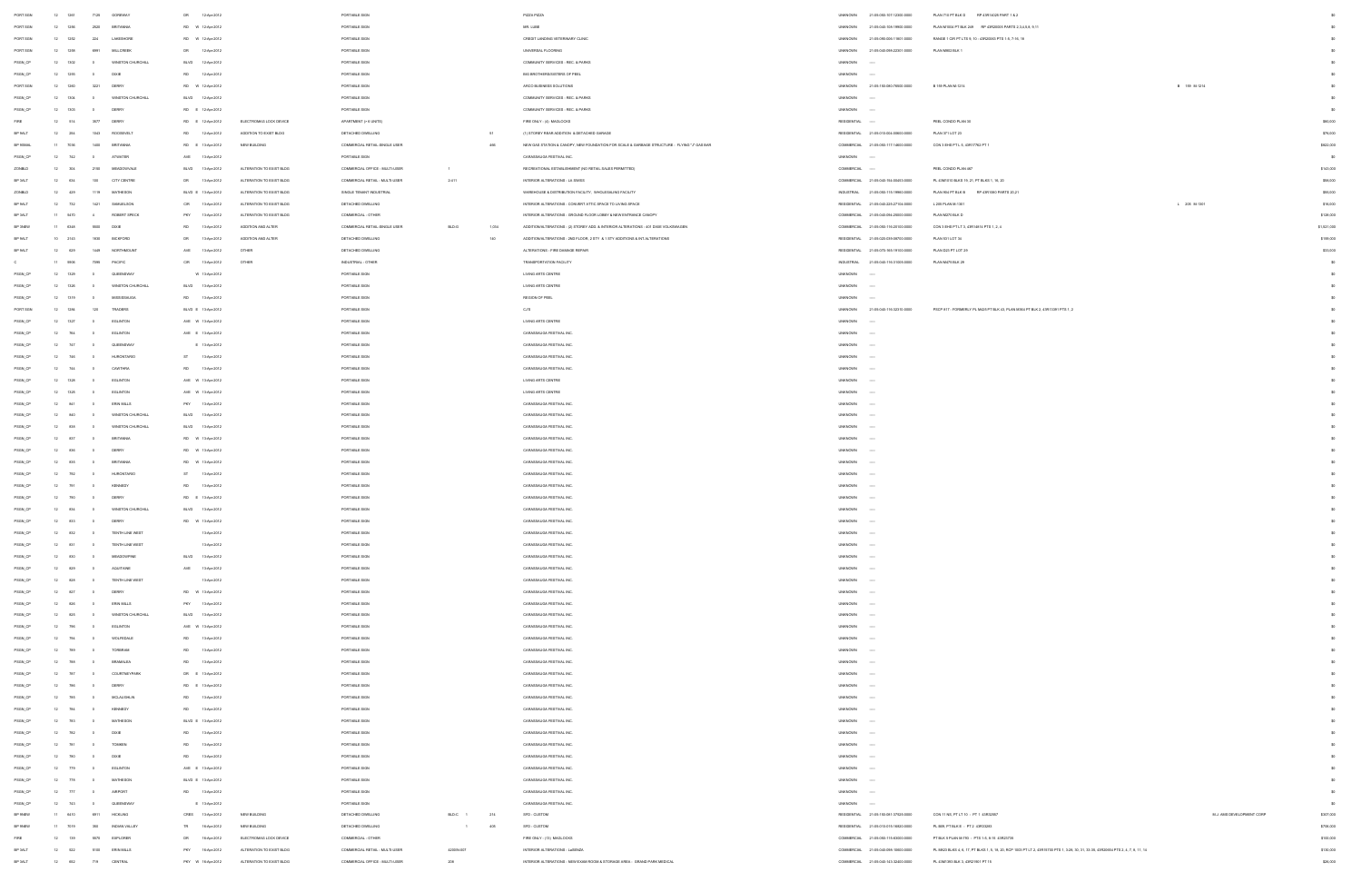| | | | | | | | | | | | | | | | | |
|---|---|---|---|---|---|---|---|---|---|---|---|---|---|---|---|---|
| PORT SGN | 12 | 1281 | 7120 | GOREWAY | DR | 12-Apr-2012 | | PORTABLE SIGN | | | PIZZA PIZZA | UNKNOWN | 21-05-050-107-12300-0000 | PLAN 710 PT BLK D RP 43R14028 PART 1 & 2 | | $0 |
| PORT SGN | 12 | 1286 | 2620 | BRITANNIA | RD W | 12-Apr-2012 | | PORTABLE SIGN | | | MR. LUBE | UNKNOWN | 21-05-040-106-19900-0000 | PLAN M1004 PT BLK 249 RP 43R20005 PARTS 2,3,4,6,8, 9,11 | | $0 |
| PORT SGN | 12 | 1282 | 224 | LAKESHORE | RD W | 12-Apr-2012 | | PORTABLE SIGN | | | CREDIT LANDING VETERINARY CLINIC | UNKNOWN | 21-05-090-005-11601-0000 | RANGE 1 CIR PT LTS 9, 10 - 43R20003 PTS 1-5, 7-16, 18 | | $0 |
| PORT SGN | 12 | 1288 | 6891 | MILLCREEK | DR | 12-Apr-2012 | | PORTABLE SIGN | | | UNIVERSAL FLOORING | UNKNOWN | 21-05-040-098-22301-0000 | PLAN M802 BLK 1 | | $0 |
| PSIGN_CP | 12 | 1302 | 0 | WINSTON CHURCHILL | BLVD | 12-Apr-2012 | | PORTABLE SIGN | | | COMMUNITY SERVICES - REC. & PARKS | UNKNOWN | ---- | | | $0 |
| PSIGN_CP | 12 | 1299 | 0 | DIXIE | RD | 12-Apr-2012 | | PORTABLE SIGN | | | BIG BROTHERS/SISTERS OF PEEL | UNKNOWN | ---- | | | $0 |
| PORT SGN | 12 | 1280 | 3221 | DERRY | RD W | 12-Apr-2012 | | PORTABLE SIGN | | | ARCO BUSINESS SOLUTIONS | UNKNOWN | 21-05-150-080-76800-0000 | B 159 PLAN M-1214 | B 159 M-1214 | $0 |
| PSIGN_CP | 12 | 1304 | 0 | WINSTON CHURCHILL | BLVD | 12-Apr-2012 | | PORTABLE SIGN | | | COMMUNITY SERVICES - REC. & PARKS | UNKNOWN | ---- | | | $0 |
| PSIGN_CP | 12 | 1303 | 0 | DERRY | RD E | 12-Apr-2012 | | PORTABLE SIGN | | | COMMUNITY SERVICES - REC. & PARKS | UNKNOWN | ---- | | | $0 |
| FIRE | 12 | 914 | 3577 | DERRY | RD E | 12-Apr-2012 | ELECTROMAG LOCK DEVICE | APARTMENT (> 6 UNITS) | | | FIRE ONLY - (4) MAGLOCKS | RESIDENTIAL | ---- | PEEL CONDO PLAN 20 | | $80,000 |
| BP 9ALT | 12 | 294 | 1043 | ROOSEVELT | RD | 12-Apr-2012 | ADDITION TO EXIST BLDG | DETACHED DWELLING | | 51 | (1) STOREY REAR ADDITION & DETACHED GARAGE | RESIDENTIAL | 21-05-010-004-00800-0000 | PLAN 371 LOT 23 | | $76,000 |
| BP 9NEW | 11 | 7036 | 1400 | BRITANNIA | RD E | 13-Apr-2012 | NEW BUILDING | COMMERCIAL RETAIL-SINGLE USER | | 466 | NEW GAS STATION & CANOPY, NEW FOUNDATION FOR SCALE & GARBAGE STRUCTURE - FLYING "J" GAS BAR | COMMERCIAL | 21-05-050-117-14800-0000 | CON 3 EHS PT L 5, 43R17762 PT 1 | | $822,000 |
| PSIGN_CP | 12 | 742 | 0 | ATWATER | AVE | 13-Apr-2012 | | PORTABLE SIGN | | | CARASSAUGA FESTIVAL INC. | UNKNOWN | ---- | | | $0 |
| ZONBLD | 12 | 304 | 2180 | MEADOWVALE | BLVD | 13-Apr-2012 | ALTERATION TO EXIST BLDG | COMMERCIAL OFFICE - MULTI-USER | 1 | | RECREATIONAL ESTABLISHMENT (NO RETAIL SALES PERMITTED) | COMMERCIAL | ---- | PEEL CONDO PLAN 487 | | $143,000 |
| BP 3ALT | 12 | 834 | 100 | CITY CENTRE | DR | 13-Apr-2012 | ALTERATION TO EXIST BLDG | COMMERCIAL RETAIL - MULTI-USER | 2-411 | | INTERIOR ALTERATIONS - LA SWISS | COMMERCIAL | 21-05-040-154-00453-0000 | PL 43M1010 BLKS 19, 21, PT BLKS 1, 16, 20 | | $88,000 |
| ZONBLD | 12 | 429 | 1119 | MATHESON | BLVD E | 13-Apr-2012 | ALTERATION TO EXIST BLDG | SINGLE TENANT INDUSTRIAL | | | WAREHOUSE & DISTRIBUTION FACILITY, WHOLESALING FACILITY | INDUSTRIAL | 21-05-050-115-19950-0000 | PLAN 954 PT BLK B RP 43R1560 PARTS 20,21 | | $98,000 |
| BP 9ALT | 12 | 752 | 1421 | SAMUELSON | CIR | 13-Apr-2012 | ALTERATION TO EXIST BLDG | DETACHED DWELLING | | | INTERIOR ALTERATIONS - CONVERT ATTIC SPACE TO LIVING SPACE | RESIDENTIAL | 21-05-040-225-27104-0000 | L 205 PLAN M-1307 | L 205 M-1307 | $76,000 |
| BP 3ALT | 11 | 5470 | 4 | ROBERT SPECK | PKY | 13-Apr-2012 | ALTERATION TO EXIST BLDG | COMMERCIAL - OTHER | | | INTERIOR ALTERATIONS - GROUND FLOOR LOBBY & NEW ENTRANCE CANOPY | COMMERCIAL | 21-05-040-094-25000-0000 | PLAN M270 BLK D | | $108,000 |
| BP 3NEW | 11 | 6348 | 5500 | DIXIE | RD | 13-Apr-2012 | ADDITION AND ALTER | COMMERCIAL RETAIL-SINGLE USER | BLD G | 1,034 | ADDITION/ALTERATIONS - (2) STOREY ADD. & INTERIOR ALTERATIONS - 401 DIXIE VOLKSWAGEN | COMMERCIAL | 21-05-050-115-20100-0000 | CON 3 EHS PT L 7 & 43R14614 PTS 1, 2, 4 | | $1,021,000 |
| BP 9ALT | 10 | 3143 | 1658 | BICKFORD | DR | 13-Apr-2012 | ADDITION AND ALTER | DETACHED DWELLING | | 160 | ADDITION/ALTERATIONS - 2ND FLOOR, 2 STY. & 1 STY ADDITIONS & INT ALTERATIONS | RESIDENTIAL | 21-05-020-030-00750-0000 | PLAN 511 LOT 36 | | $199,000 |
| BP 9ALT | 12 | 829 | 1449 | NORTHMOUNT | AVE | 13-Apr-2012 | OTHER | DETACHED DWELLING | | | ALTERATIONS - FIRE DAMAGE REPAIR | RESIDENTIAL | 21-05-070-165-19100-0000 | PLAN D23 PT LOT 39 | | $33,000 |
| C | 11 | 5806 | 7096 | PACIFIC | CIR | 13-Apr-2012 | OTHER | INDUSTRIAL - OTHER | | | TRANSPORTATION FACILITY | INDUSTRIAL | 21-05-040-116-31005-0000 | PLAN M475 BLK 29 | | $0 |
| PSIGN_CP | 12 | 1329 | 0 | QUEENSWAY | W | 13-Apr-2012 | | PORTABLE SIGN | | | LIVING ARTS CENTRE | UNKNOWN | ---- | | | $0 |
| PSIGN_CP | 12 | 1328 | 0 | WINSTON CHURCHILL | BLVD | 13-Apr-2012 | | PORTABLE SIGN | | | LIVING ARTS CENTRE | UNKNOWN | ---- | | | $0 |
| PSIGN_CP | 12 | 1319 | 0 | MISSISSAUGA | RD | 13-Apr-2012 | | PORTABLE SIGN | | | REGION OF PEEL | UNKNOWN | ---- | | | $0 |
| PORT SGN | 12 | 1286 | 100 | TRADERS | BLVD E | 13-Apr-2012 | | PORTABLE SIGN | | | CJ'S | UNKNOWN | 21-05-040-116-02310-0000 | PSCP 917 - FORMERLY PL M423 PT BLK 43, PLAN M584 PT BLK 2, 43R11091 PTS 1, 2 | | $0 |
| PSIGN_CP | 12 | 1327 | 0 | EGLINTON | AVE W | 13-Apr-2012 | | PORTABLE SIGN | | | LIVING ARTS CENTRE | UNKNOWN | ---- | | | $0 |
| PSIGN_CP | 12 | 764 | 0 | EGLINTON | AVE E | 13-Apr-2012 | | PORTABLE SIGN | | | CARASSAUGA FESTIVAL INC. | UNKNOWN | ---- | | | $0 |
| PSIGN_CP | 12 | 747 | 0 | QUEENSWAY | E | 13-Apr-2012 | | PORTABLE SIGN | | | CARASSAUGA FESTIVAL INC. | UNKNOWN | ---- | | | $0 |
| PSIGN_CP | 12 | 746 | 0 | HURONTARIO | ST | 13-Apr-2012 | | PORTABLE SIGN | | | CARASSAUGA FESTIVAL INC. | UNKNOWN | ---- | | | $0 |
| PSIGN_CP | 12 | 744 | 0 | CAWTHRA | RD | 13-Apr-2012 | | PORTABLE SIGN | | | CARASSAUGA FESTIVAL INC. | UNKNOWN | ---- | | | $0 |
| PSIGN_CP | 12 | 1326 | 0 | EGLINTON | AVE W | 13-Apr-2012 | | PORTABLE SIGN | | | LIVING ARTS CENTRE | UNKNOWN | ---- | | | $0 |
| PSIGN_CP | 12 | 1325 | 0 | EGLINTON | AVE W | 13-Apr-2012 | | PORTABLE SIGN | | | LIVING ARTS CENTRE | UNKNOWN | ---- | | | $0 |
| PSIGN_CP | 12 | 841 | 0 | ERIN MILLS | PKY | 13-Apr-2012 | | PORTABLE SIGN | | | CARASSAUGA FESTIVAL INC. | UNKNOWN | ---- | | | $0 |
| PSIGN_CP | 12 | 840 | 0 | WINSTON CHURCHILL | BLVD | 13-Apr-2012 | | PORTABLE SIGN | | | CARASSAUGA FESTIVAL INC. | UNKNOWN | ---- | | | $0 |
| PSIGN_CP | 12 | 838 | 0 | WINSTON CHURCHILL | BLVD | 13-Apr-2012 | | PORTABLE SIGN | | | CARASSAUGA FESTIVAL INC. | UNKNOWN | ---- | | | $0 |
| PSIGN_CP | 12 | 837 | 0 | BRITANNIA | RD W | 13-Apr-2012 | | PORTABLE SIGN | | | CARASSAUGA FESTIVAL INC. | UNKNOWN | ---- | | | $0 |
| PSIGN_CP | 12 | 836 | 0 | DERRY | RD W | 13-Apr-2012 | | PORTABLE SIGN | | | CARASSAUGA FESTIVAL INC. | UNKNOWN | ---- | | | $0 |
| PSIGN_CP | 12 | 835 | 0 | BRITANNIA | RD W | 13-Apr-2012 | | PORTABLE SIGN | | | CARASSAUGA FESTIVAL INC. | UNKNOWN | ---- | | | $0 |
| PSIGN_CP | 12 | 763 | 0 | HURONTARIO | ST | 13-Apr-2012 | | PORTABLE SIGN | | | CARASSAUGA FESTIVAL INC. | UNKNOWN | ---- | | | $0 |
| PSIGN_CP | 12 | 761 | 0 | KENNEDY | RD | 13-Apr-2012 | | PORTABLE SIGN | | | CARASSAUGA FESTIVAL INC. | UNKNOWN | ---- | | | $0 |
| PSIGN_CP | 12 | 760 | 0 | DERRY | RD E | 13-Apr-2012 | | PORTABLE SIGN | | | CARASSAUGA FESTIVAL INC. | UNKNOWN | ---- | | | $0 |
| PSIGN_CP | 12 | 834 | 0 | WINSTON CHURCHILL | BLVD | 13-Apr-2012 | | PORTABLE SIGN | | | CARASSAUGA FESTIVAL INC. | UNKNOWN | ---- | | | $0 |
| PSIGN_CP | 12 | 833 | 0 | DERRY | RD W | 13-Apr-2012 | | PORTABLE SIGN | | | CARASSAUGA FESTIVAL INC. | UNKNOWN | ---- | | | $0 |
| PSIGN_CP | 12 | 832 | 0 | TENTH LINE WEST | | 13-Apr-2012 | | PORTABLE SIGN | | | CARASSAUGA FESTIVAL INC. | UNKNOWN | ---- | | | $0 |
| PSIGN_CP | 12 | 831 | 0 | TENTH LINE WEST | | 13-Apr-2012 | | PORTABLE SIGN | | | CARASSAUGA FESTIVAL INC. | UNKNOWN | ---- | | | $0 |
| PSIGN_CP | 12 | 830 | 0 | MEADOWPINE | BLVD | 13-Apr-2012 | | PORTABLE SIGN | | | CARASSAUGA FESTIVAL INC. | UNKNOWN | ---- | | | $0 |
| PSIGN_CP | 12 | 829 | 0 | AQUITAINE | AVE | 13-Apr-2012 | | PORTABLE SIGN | | | CARASSAUGA FESTIVAL INC. | UNKNOWN | ---- | | | $0 |
| PSIGN_CP | 12 | 828 | 0 | TENTH LINE WEST | | 13-Apr-2012 | | PORTABLE SIGN | | | CARASSAUGA FESTIVAL INC. | UNKNOWN | ---- | | | $0 |
| PSIGN_CP | 12 | 827 | 0 | DERRY | RD W | 13-Apr-2012 | | PORTABLE SIGN | | | CARASSAUGA FESTIVAL INC. | UNKNOWN | ---- | | | $0 |
| PSIGN_CP | 12 | 826 | 0 | ERIN MILLS | PKY | 13-Apr-2012 | | PORTABLE SIGN | | | CARASSAUGA FESTIVAL INC. | UNKNOWN | ---- | | | $0 |
| PSIGN_CP | 12 | 825 | 0 | WINSTON CHURCHILL | BLVD | 13-Apr-2012 | | PORTABLE SIGN | | | CARASSAUGA FESTIVAL INC. | UNKNOWN | ---- | | | $0 |
| PSIGN_CP | 12 | 799 | 0 | EGLINTON | AVE W | 13-Apr-2012 | | PORTABLE SIGN | | | CARASSAUGA FESTIVAL INC. | UNKNOWN | ---- | | | $0 |
| PSIGN_CP | 12 | 794 | 0 | WOLFEDALE | RD | 13-Apr-2012 | | PORTABLE SIGN | | | CARASSAUGA FESTIVAL INC. | UNKNOWN | ---- | | | $0 |
| PSIGN_CP | 12 | 789 | 0 | TORBRAM | RD | 13-Apr-2012 | | PORTABLE SIGN | | | CARASSAUGA FESTIVAL INC. | UNKNOWN | ---- | | | $0 |
| PSIGN_CP | 12 | 788 | 0 | BRAMALEA | RD | 13-Apr-2012 | | PORTABLE SIGN | | | CARASSAUGA FESTIVAL INC. | UNKNOWN | ---- | | | $0 |
| PSIGN_CP | 12 | 787 | 0 | COURTNEYPARK | DR E | 13-Apr-2012 | | PORTABLE SIGN | | | CARASSAUGA FESTIVAL INC. | UNKNOWN | ---- | | | $0 |
| PSIGN_CP | 12 | 786 | 0 | DERRY | RD E | 13-Apr-2012 | | PORTABLE SIGN | | | CARASSAUGA FESTIVAL INC. | UNKNOWN | ---- | | | $0 |
| PSIGN_CP | 12 | 785 | 0 | MCLAUGHLIN | RD | 13-Apr-2012 | | PORTABLE SIGN | | | CARASSAUGA FESTIVAL INC. | UNKNOWN | ---- | | | $0 |
| PSIGN_CP | 12 | 784 | 0 | KENNEDY | RD | 13-Apr-2012 | | PORTABLE SIGN | | | CARASSAUGA FESTIVAL INC. | UNKNOWN | ---- | | | $0 |
| PSIGN_CP | 12 | 783 | 0 | MATHESON | BLVD E | 13-Apr-2012 | | PORTABLE SIGN | | | CARASSAUGA FESTIVAL INC. | UNKNOWN | ---- | | | $0 |
| PSIGN_CP | 12 | 782 | 0 | DIXIE | RD | 13-Apr-2012 | | PORTABLE SIGN | | | CARASSAUGA FESTIVAL INC. | UNKNOWN | ---- | | | $0 |
| PSIGN_CP | 12 | 781 | 0 | TOMKEN | RD | 13-Apr-2012 | | PORTABLE SIGN | | | CARASSAUGA FESTIVAL INC. | UNKNOWN | ---- | | | $0 |
| PSIGN_CP | 12 | 780 | 0 | DIXIE | RD | 13-Apr-2012 | | PORTABLE SIGN | | | CARASSAUGA FESTIVAL INC. | UNKNOWN | ---- | | | $0 |
| PSIGN_CP | 12 | 779 | 0 | EGLINTON | AVE E | 13-Apr-2012 | | PORTABLE SIGN | | | CARASSAUGA FESTIVAL INC. | UNKNOWN | ---- | | | $0 |
| PSIGN_CP | 12 | 778 | 0 | MATHESON | BLVD E | 13-Apr-2012 | | PORTABLE SIGN | | | CARASSAUGA FESTIVAL INC. | UNKNOWN | ---- | | | $0 |
| PSIGN_CP | 12 | 777 | 0 | AIRPORT | RD | 13-Apr-2012 | | PORTABLE SIGN | | | CARASSAUGA FESTIVAL INC. | UNKNOWN | ---- | | | $0 |
| PSIGN_CP | 12 | 743 | 0 | QUEENSWAY | E | 13-Apr-2012 | | PORTABLE SIGN | | | CARASSAUGA FESTIVAL INC. | UNKNOWN | ---- | | | $0 |
| BP 9NEW | 11 | 6413 | 4911 | HICKLING | CRES | 13-Apr-2012 | NEW BUILDING | DETACHED DWELLING | BLD C 1 | 214 | SFD - CUSTOM | RESIDENTIAL | 21-05-150-081-07620-0000 | CON 11 NS, PT LT 10 - PT 1 43R32867 | 96-J. AMB DEVELOPMENT CORP | $327,000 |
| BP 9NEW | 11 | 7019 | 306 | INDIAN VALLEY | TR | 16-Apr-2012 | NEW BUILDING | DETACHED DWELLING | 1 | 405 | SFD - CUSTOM | RESIDENTIAL | 21-05-010-015-16820-0000 | PL B09, PT BLK D PT 2 43R33283 | | $700,000 |
| FIRE | 12 | 739 | 6575 | EXPLORER | DR | 16-Apr-2012 | ELECTROMAG LOCK DEVICE | COMMERCIAL - OTHER | | | FIRE ONLY - (15) MAGLOCKS | COMMERCIAL | 21-05-050-115-83000-0000 | PT BLK 3 PLAN M-795 - PTS 1-5, 8-19, 43R25735 | | $150,000 |
| BP 3ALT | 12 | 502 | 5100 | ERIN MILLS | PKY | 16-Apr-2012 | ALTERATION TO EXIST BLDG | COMMERCIAL RETAIL - MULTI-USER | A200/H-007 | | INTERIOR ALTERATIONS - LaSENZA | COMMERCIAL | 21-05-040-098-18800-0000 | PL M823 BLKS 4, 6, 17, PT BLK 1, 5, 18, 20, RCP 1003 PT LT 2, 43R15700 PTS 1, 3-28, 30, 31, 33-35, 43R24054 PTS 2, 4, 7, 8, 11, 14 | | $130,000 |
| BP 3ALT | 12 | 852 | 719 | CENTRAL | PKY W | 16-Apr-2012 | ALTERATION TO EXIST BLDG | COMMERCIAL OFFICE - MULTI-USER | 209 | | INTERIOR ALTERATIONS - NEW EXAM ROOM & STORAGE AREA - GRAND PARK MEDICAL | COMMERCIAL | 21-05-040-143-32400-0000 | PL 43M1093 BLK 3, 43R21901 PT 15 | | $26,000 |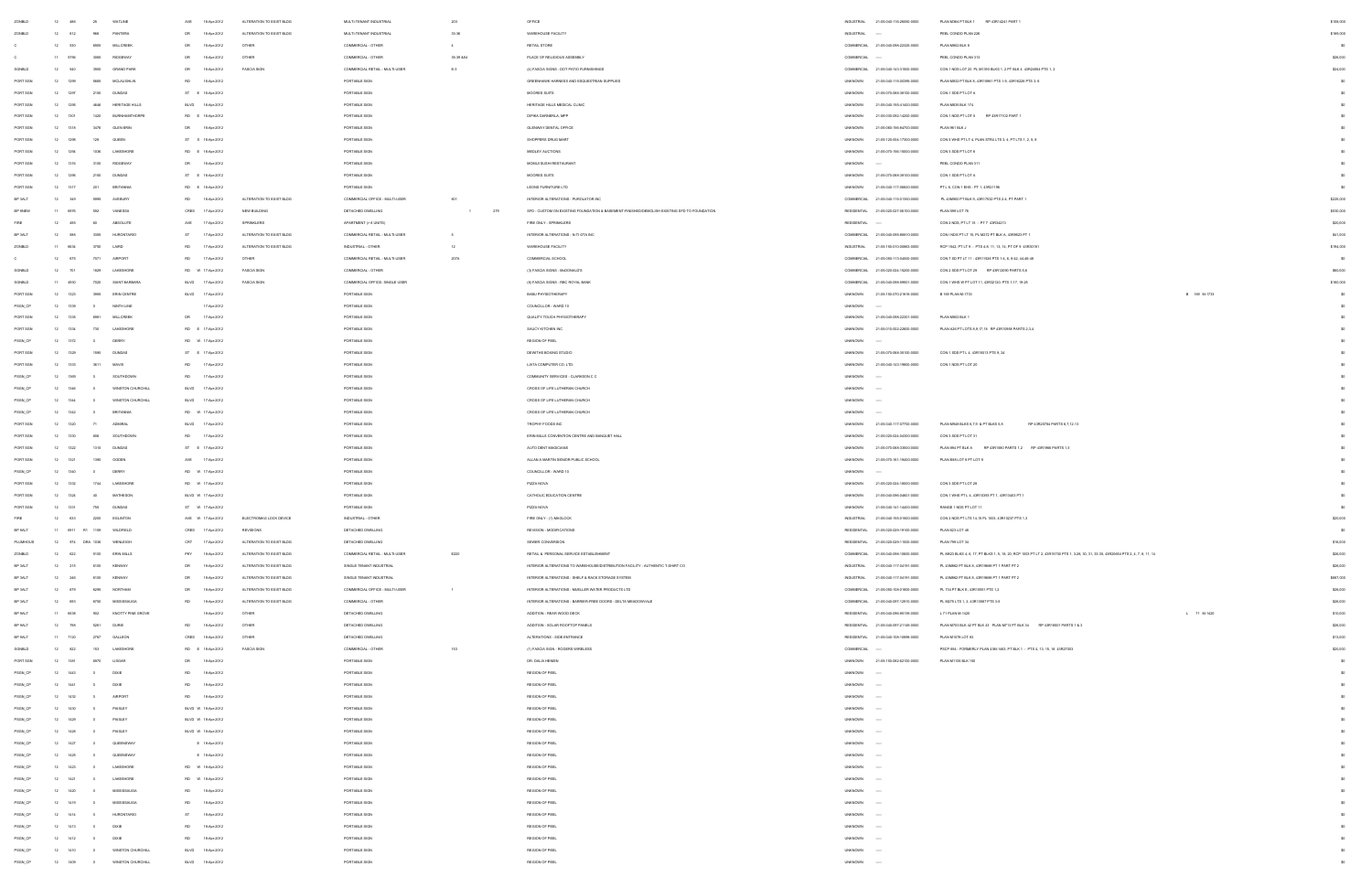| | | | | | | | | | | | | | | |
|---|---|---|---|---|---|---|---|---|---|---|---|---|---|---|
| ZONBLD | 12 | 486 | 25 | WATLINE | AVE | 16-Apr-2012 | ALTERATION TO EXISTING BLDG | MULTI-TENANT INDUSTRIAL | 200 | OFFICE | INDUSTRIAL | 21-05-040-116-26050-0000 | PLAN M364 PT BLK 1 RP 43R14241 PART 1 | $188,000 |
| ZONBLD | 12 | 612 | 966 | PANTERA | DR | 16-Apr-2012 | ALTERATION TO EXISTING BLDG | MULTI-TENANT INDUSTRIAL | 33-36 | WAREHOUSE FACILITY | INDUSTRIAL | ---- | PEEL CONDO PLAN 228 | $189,000 |
| C | 12 | 550 | 6905 | MILLCREEK | DR | 16-Apr-2012 | OTHER | COMMERCIAL - OTHER | 4 | RETAIL STORE | COMMERCIAL | 21-05-040-098-02325-0000 | PLAN M832 BLK 8 | $0 |
| C | 11 | 5756 | 3085 | RIDGEWAY | DR | 16-Apr-2012 | OTHER | COMMERCIAL - OTHER | 35-39 &54 | PLACE OF RELIGIOUS ASSEMBLY | COMMERCIAL | ---- | PEEL CONDO PLAN 313 | $28,000 |
| SGNBLD | 12 | 560 | 3955 | GRAND PARK | DR | 16-Apr-2012 | FASCIA SIGN | COMMERCIAL RETAIL - MULTI-USER | D-3 | (4) FASCIA SIGNS - DOT PATIO FURNISHINGS | COMMERCIAL | 21-05-040-143-01000-0000 | CON 1 NDS LOT 25 PL M1305 BLKS 1, 2 PT BLK 3 43R24884 PTS 1, 2 | $24,000 |
| PORTSGN | 12 | 1299 | 3889 | MCLAUGHLIN | RD | 16-Apr-2012 | | PORTABLE SIGN | | GREENHAWK HARNESS AND EQUESTRIAN SUPPLIES | UNKNOWN | 21-05-040-115-00395-0000 | PLAN M822 PT BLK 6, 43R18961 PTS 1-9, 43R18226 PTS 3, 8 | $0 |
| PORTSGN | 12 | 1297 | 2150 | DUNDAS | ST E | 16-Apr-2012 | | PORTABLE SIGN | | MOORES SUITS | UNKNOWN | 21-05-070-068-05100-0000 | CON 1 SDS PT LOT 6 | $0 |
| PORTSGN | 12 | 1298 | 4646 | HERITAGE HILLS | BLVD | 16-Apr-2012 | | PORTABLE SIGN | | HERITAGE HILLS MEDICAL CLINIC | UNKNOWN | 21-05-040-155-01400-0000 | PLAN M655 BLK 174 | $0 |
| PORTSGN | 12 | 1301 | 1420 | BURNHAMTHORPE | RD E | 16-Apr-2012 | | PORTABLE SIGN | | DIPIKA DAMERLA, MPP | UNKNOWN | 21-05-030-092-14200-0000 | CON 1 NDS PT LOT 5 RP 43R17102 PART 1 | $0 |
| PORTSGN | 12 | 1318 | 3476 | GLEN ERIN | DR | 16-Apr-2012 | | PORTABLE SIGN | | GLENWAY DENTAL OFFICE | UNKNOWN | 21-05-060-155-84700-0000 | PLAN 881 BLK J | $0 |
| PORTSGN | 12 | 1296 | 128 | QUEEN | ST S | 16-Apr-2012 | | PORTABLE SIGN | | SHOPPERS DRUG MART | UNKNOWN | 21-05-120-004-17300-0000 | CON 5 WHS PT LT 4, PLAN STR4 LTS 3, 4, PT LTS 1, 2, 5, 6 | $0 |
| PORTSGN | 12 | 1296 | 1036 | LAKESHORE | RD E | 16-Apr-2012 | | PORTABLE SIGN | | MEDLEY AUCTIONS | UNKNOWN | 21-05-070-156-15000-0000 | CON 3 SDS PT LOT 8 | $0 |
| PORTSGN | 12 | 1316 | 3100 | RIDGEWAY | DR | 16-Apr-2012 | | PORTABLE SIGN | | BONUS SUSHI RESTAURANT | UNKNOWN | ---- | PEEL CONDO PLAN 311 | $0 |
| PORTSGN | 12 | 1296 | 2150 | DUNDAS | ST E | 16-Apr-2012 | | PORTABLE SIGN | | MOORES SUITS | UNKNOWN | 21-05-070-068-05100-0000 | CON 1 SDS PT LOT 6 | $0 |
| PORTSGN | 12 | 1317 | 201 | BRITANNIA | RD E | 16-Apr-2012 | | PORTABLE SIGN | | LEONS FURNITURE LTD | UNKNOWN | 21-05-040-117-08820-0000 | PT L 6, CON 1 EHS - PT 1, 43R21196 | $0 |
| BP 3ALT | 12 | 349 | 5995 | AVEBURY | RD | 16-Apr-2012 | ALTERATION TO EXISTING BLDG | COMMERCIAL OFFICE - MULTI-USER | 801 | INTERIOR ALTERATIONS - PUROLATOR INC | COMMERCIAL | 21-05-040-115-01300-0000 | PL 43M860 PT BLK 9, 43R17632 PTS 2-4, PT PART 1 | $320,000 |
| BP 9NEW | 11 | 6976 | 992 | VANESSA | CRES | 17-Apr-2012 | NEW BUILDING | DETACHED DWELLING | 1 | 270 SFD - CUSTOM ON EXISTING FOUNDATION & BASEMENT FINISHED/DEMOLISH EXISTING SFD TO FOUNDATION | RESIDENTIAL | 21-05-020-027-06100-0000 | PLAN 599 LOT 76 | $330,000 |
| FIRE | 12 | 493 | 80 | ABSOLUTE | AVE | 17-Apr-2012 | SPRINKLERS | APARTMENT (> 6 UNITS) | | FIRE ONLY - SPRINKLERS | RESIDENTIAL | ---- | CON 2 NDS, PT LT 15 - PT 7 43R34213 | $20,000 |
| BP 3ALT | 12 | 368 | 3355 | HURONTARIO | ST | 17-Apr-2012 | ALTERATION TO EXISTING BLDG | COMMERCIAL RETAIL - MULTI-USER | 8 | INTERIOR ALTERATIONS - N-T-OTA INC | COMMERCIAL | 21-05-040-095-86610-0000 | CON 1NDS PT LT 16, PL M272 PT BLK 6, 43R9623 PT 1 | $41,000 |
| ZONBLD | 11 | 6634 | 3760 | LAIRD | RD | 17-Apr-2012 | ALTERATION TO EXISTING BLDG | INDUSTRIAL - OTHER | 12 | WAREHOUSE FACILITY | INDUSTRIAL | 21-05-150-010-00883-0000 | RCP 1542, PT LT 9 - PTS 4-6, 11, 13, 16, PT OF 8 43R32181 | $194,000 |
| C | 12 | 670 | 7071 | AIRPORT | RD | 17-Apr-2012 | OTHER | COMMERCIAL RETAIL - MULTI-USER | 207A | COMMERCIAL SCHOOL | COMMERCIAL | 21-05-050-113-04200-0000 | CON 7 EO PT LT 11 - 43R11025 PTS 1-6, 8, 9-42, 44-46-48 | $0 |
| SGNBLD | 12 | 701 | 1829 | LAKESHORE | RD W | 17-Apr-2012 | FASCIA SIGN | COMMERCIAL - OTHER | | (3) FASCIA SIGNS - McDONALD'S | COMMERCIAL | 21-05-020-024-15200-0000 | CON 2 SDS PT LOT 29 RP 43R12090 PARTS 5,6 | $60,000 |
| SGNBLD | 11 | 4910 | 7320 | SAINT BARBARA | BLVD | 17-Apr-2012 | FASCIA SIGN | COMMERCIAL OFFICE- SINGLE USER | | (6) FASCIA SIGNS - RBC ROYAL BANK | COMMERCIAL | 21-05-040-098-99601-0000 | CON 1 WHS W PT LOT 11, 43R32120, PTS 1-17, 19-35 | $180,000 |
| PORTSGN | 12 | 1325 | 3985 | ERIN CENTRE | BLVD | 17-Apr-2012 | | PORTABLE SIGN | | BABU PHYSIOTHERAPY | UNKNOWN | 21-05-150-070-21816-0000 | B 159 PLAN M-1733 B 159 M-1733 | $0 |
| PSGN_CP | 12 | 1336 | 0 | NINTH LINE | | 17-Apr-2012 | | PORTABLE SIGN | | COUNCILLOR - WARD 10 | UNKNOWN | ---- | | $0 |
| PORTSGN | 12 | 1335 | 6961 | MILLCREEK | DR | 17-Apr-2012 | | PORTABLE SIGN | | QUALITY TOUCH PHYSIOTHERAPY | UNKNOWN | 21-05-040-098-22301-0000 | PLAN M832 BLK 1 | $0 |
| PORTSGN | 12 | 1334 | 730 | LAKESHORE | RD E | 17-Apr-2012 | | PORTABLE SIGN | | SAUCY KITCHEN INC | UNKNOWN | 21-05-010-002-22800-0000 | PLAN 420 PT LOTS 8,9,17,18 RP 43R10558 PARTS 2,3,4 | $0 |
| PSGN_CP | 12 | 1372 | 0 | DERRY | RD W | 17-Apr-2012 | | PORTABLE SIGN | | REGION OF PEEL | UNKNOWN | ---- | | $0 |
| PORTSGN | 12 | 1329 | 1980 | DUNDAS | ST E | 17-Apr-2012 | | PORTABLE SIGN | | DEWITHS BOXING STUDIO | UNKNOWN | 21-05-070-068-04100-0000 | CON 1 SDS PT L 4, 43R15613 PTS 9, 34 | $0 |
| PORTSGN | 12 | 1333 | 3611 | MAVIS | RD | 17-Apr-2012 | | PORTABLE SIGN | | LAYA COMPUTER CO. LTD. | UNKNOWN | 21-05-040-143-19600-0000 | CON 1 NDS PT LOT 20 | $0 |
| PSGN_CP | 12 | 1360 | 0 | SOUTHDOWN | RD | 17-Apr-2012 | | PORTABLE SIGN | | COMMUNITY SERVICES - CLARKSON C C | UNKNOWN | ---- | | $0 |
| PSGN_CP | 12 | 1346 | 0 | WINSTON CHURCHILL | BLVD | 17-Apr-2012 | | PORTABLE SIGN | | CROSS OF LIFE LUTHERAN CHURCH | UNKNOWN | ---- | | $0 |
| PSGN_CP | 12 | 1344 | 0 | WINSTON CHURCHILL | BLVD | 17-Apr-2012 | | PORTABLE SIGN | | CROSS OF LIFE LUTHERAN CHURCH | UNKNOWN | ---- | | $0 |
| PSGN_CP | 12 | 1342 | 0 | BRITANNIA | RD W | 17-Apr-2012 | | PORTABLE SIGN | | CROSS OF LIFE LUTHERAN CHURCH | UNKNOWN | ---- | | $0 |
| PORTSGN | 12 | 1320 | 71 | ADMIRAL | BLVD | 17-Apr-2012 | | PORTABLE SIGN | | TROPHY FOODS INC | UNKNOWN | 21-05-040-117-07700-0000 | PLAN M946 BLKS 6,7,9 & PT BLKS 5,8 RP 43R20766 PARTS 6,7,12,13 | $0 |
| PORTSGN | 12 | 1330 | 805 | SOUTHDOWN | RD | 17-Apr-2012 | | PORTABLE SIGN | | ERIN MILLS CONVENTION CENTRE AND BANQUET HALL | UNKNOWN | 21-05-020-024-04300-0000 | CON 3 SDS PT LOT 31 | $0 |
| PORTSGN | 12 | 1322 | 1215 | DUNDAS | ST E | 17-Apr-2012 | | PORTABLE SIGN | | AUTO DENT MAGICIANS | UNKNOWN | 21-05-070-068-03020-0000 | PLAN 894 PT BLK A RP 43R1580 PARTS 1,2 RP 43R1966 PARTS 1,3 | $0 |
| PORTSGN | 12 | 1321 | 1080 | OGDEN | AVE | 17-Apr-2012 | | PORTABLE SIGN | | ALLAN A MARTIN SENIOR PUBLIC SCHOOL | UNKNOWN | 21-05-070-161-19400-0000 | PLAN B45 LOT 8 PT LOT 9 | $0 |
| PSGN_CP | 12 | 1340 | 0 | DERRY | RD W | 17-Apr-2012 | | PORTABLE SIGN | | COUNCILLOR - WARD 10 | UNKNOWN | ---- | | $0 |
| PORTSGN | 12 | 1332 | 1744 | LAKESHORE | RD W | 17-Apr-2012 | | PORTABLE SIGN | | PIZZA NOVA | UNKNOWN | 21-05-020-024-16000-0000 | CON 3 SDS PT LOT 29 | $0 |
| PORTSGN | 12 | 1326 | 40 | MATHESON | BLVD W | 17-Apr-2012 | | PORTABLE SIGN | | CATHOLIC EDUCATION CENTRE | UNKNOWN | 21-05-040-096-04601-0000 | CON 1 WHS PT L 4, 43R10393 PT 1, 43R10403 PT 1 | $0 |
| PORTSGN | 12 | 1331 | 750 | DUNDAS | ST W | 17-Apr-2012 | | PORTABLE SIGN | | PIZZA NOVA | UNKNOWN | 21-05-040-141-14400-0000 | RANGE 1 NDS PT LOT 11 | $0 |
| FIRE | 12 | 833 | 2250 | EGLINTON | AVE W | 17-Apr-2012 | ELECTROMAG LOCK DEVICE | INDUSTRIAL - OTHER | | FIRE ONLY - (1) MAGLOCK | INDUSTRIAL | 21-05-040-155-01600-0000 | CON 2 NDS PT LTS 14,15 PL 1505, 43R10237 PTS 1,3 | $20,000 |
| BP 9ALT | 11 | 6911 R1 | 1199 | WILDFIELD | CRES | 17-Apr-2012 | REVISIONS | DETACHED DWELLING | | REVISION - MODIFICATIONS | RESIDENTIAL | 21-05-020-025-19100-0000 | PLAN 823 LOT 48 | $0 |
| PLUMHOUS | 12 | 974 | DRA 1036 | WENLEIGH | CRT | 17-Apr-2012 | ALTERATION TO EXISTING BLDG | DETACHED DWELLING | | SEWER CONVERSION | RESIDENTIAL | 21-05-020-026-11500-0000 | PLAN 798 LOT 34 | $16,000 |
| ZONBLD | 12 | 822 | 5100 | ERIN MILLS | PKY | 18-Apr-2012 | ALTERATION TO EXISTING BLDG | COMMERCIAL RETAIL - MULTI-USER | D220 | RETAIL & PERSONAL SERVICE ESTABLISHMENT | COMMERCIAL | 21-05-040-098-19800-0000 | PL M825 BLKS 4, 6, 17, PT BLKS 1, 9, 16, 20, RCP 1003 PT LT 2, 43R15700 PTS 1, 3-26, 30, 31, 33-36, 43R20004 PTS 3, 4, 7, 8, 11, 14 | $28,000 |
| BP 3ALT | 12 | 215 | 6100 | KENWAY | DR | 18-Apr-2012 | ALTERATION TO EXISTING BLDG | SINGLE TENANT INDUSTRIAL | | INTERIOR ALTERATIONS TO WAREHOUSE/DISTRIBUTION FACILITY - AUTHENTIC T-SHIRT CO | INDUSTRIAL | 21-05-040-117-04191-0000 | PL 43M862 PT BLK 8, 43R19686 PT 1 PART PT 2 | $28,000 |
| BP 3ALT | 12 | 246 | 6100 | KENWAY | DR | 18-Apr-2012 | ALTERATION TO EXISTING BLDG | SINGLE TENANT INDUSTRIAL | | INTERIOR ALTERATIONS - SHELF & RACK STORAGE SYSTEM | INDUSTRIAL | 21-05-040-117-04191-0000 | PL 43M862 PT BLK 8, 43R19686 PT 1 PART PT 2 | $887,000 |
| BP 3ALT | 12 | 679 | 5290 | NORTHAM | DR | 18-Apr-2012 | ALTERATION TO EXISTING BLDG | COMMERCIAL OFFICE - MULTI-USER | 1 | INTERIOR ALTERATIONS - MUELLER WATER PRODUCTS LTD | COMMERCIAL | 21-05-050-109-01900-0000 | PL 724 PT BLK E, 43R10581 PTS 1,2 | $28,000 |
| BP 3ALT | 12 | 865 | 6700 | MISSISSAUGA | RD | 18-Apr-2012 | ALTERATION TO EXISTING BLDG | COMMERCIAL - OTHER | | INTERIOR ALTERATIONS - BARRIER-FREE DOORS - DELTA MEADOWVALE | COMMERCIAL | 21-05-040-097-12910-0000 | PL M279 LTS 1, 2, 43R10907 PTS 3-6 | $24,000 |
| BP 9ALT | 11 | 6538 | 802 | KNOTTY PINE GROVE | | 18-Apr-2012 | OTHER | DETACHED DWELLING | | ADDITION - REAR WOOD DECK | RESIDENTIAL | 21-05-040-096-66150-0000 | L 71 PLAN M-1420 L 71 M-1420 | $10,000 |
| BP 9ALT | 12 | 799 | 3261 | DURIE | RD | 18-Apr-2012 | OTHER | DETACHED DWELLING | | ADDITION - SOLAR ROOFTOP PANELS | RESIDENTIAL | 21-05-040-097-21149-0000 | PLAN M713 BLK 32 PT BLK 43 PLAN M713 PT BLK 34 RP 43R16501 PARTS 1 & 3 | $26,000 |
| BP 9ALT | 11 | 7120 | 2767 | GALLEON | CRES | 18-Apr-2012 | OTHER | DETACHED DWELLING | | ALTERATIONS - SIDE ENTRANCE | RESIDENTIAL | 21-05-040-126-19996-0000 | PLAN M1078 LOT 83 | $13,000 |
| SGNBLD | 12 | 822 | 153 | LAKESHORE | RD E | 18-Apr-2012 | FASCIA SIGN | COMMERCIAL - OTHER | 153 | (1) FASCIA SIGN - ROGERS WIRELESS | COMMERCIAL | ---- | PSCP 694 - FORMERLY PLAN A36 1403, PT BLK 1 - PTS 4, 13, 15, 18 43R27333 | $20,000 |
| PORTSGN | 12 | 1349 | 6975 | LISGAR | DR | 18-Apr-2012 | | PORTABLE SIGN | | DR. DALIA HENEN | UNKNOWN | 21-05-150-082-82100-0000 | PLAN M1100 BLK 156 | $0 |
| PSGN_CP | 12 | 1443 | 0 | DIXIE | RD | 18-Apr-2012 | | PORTABLE SIGN | | REGION OF PEEL | UNKNOWN | ---- | | $0 |
| PSGN_CP | 12 | 1441 | 0 | DIXIE | RD | 18-Apr-2012 | | PORTABLE SIGN | | REGION OF PEEL | UNKNOWN | ---- | | $0 |
| PSGN_CP | 12 | 1432 | 0 | AIRPORT | RD | 18-Apr-2012 | | PORTABLE SIGN | | REGION OF PEEL | UNKNOWN | ---- | | $0 |
| PSGN_CP | 12 | 1430 | 0 | PAISLEY | BLVD W | 18-Apr-2012 | | PORTABLE SIGN | | REGION OF PEEL | UNKNOWN | ---- | | $0 |
| PSGN_CP | 12 | 1429 | 0 | PAISLEY | BLVD W | 18-Apr-2012 | | PORTABLE SIGN | | REGION OF PEEL | UNKNOWN | ---- | | $0 |
| PSGN_CP | 12 | 1428 | 0 | PAISLEY | BLVD W | 18-Apr-2012 | | PORTABLE SIGN | | REGION OF PEEL | UNKNOWN | ---- | | $0 |
| PSGN_CP | 12 | 1427 | 0 | QUEENSWAY | E | 18-Apr-2012 | | PORTABLE SIGN | | REGION OF PEEL | UNKNOWN | ---- | | $0 |
| PSGN_CP | 12 | 1425 | 0 | QUEENSWAY | E | 18-Apr-2012 | | PORTABLE SIGN | | REGION OF PEEL | UNKNOWN | ---- | | $0 |
| PSGN_CP | 12 | 1423 | 0 | LAKESHORE | RD W | 18-Apr-2012 | | PORTABLE SIGN | | REGION OF PEEL | UNKNOWN | ---- | | $0 |
| PSGN_CP | 12 | 1421 | 0 | LAKESHORE | RD W | 18-Apr-2012 | | PORTABLE SIGN | | REGION OF PEEL | UNKNOWN | ---- | | $0 |
| PSGN_CP | 12 | 1420 | 0 | MISSISSAUGA | RD | 18-Apr-2012 | | PORTABLE SIGN | | REGION OF PEEL | UNKNOWN | ---- | | $0 |
| PSGN_CP | 12 | 1419 | 0 | MISSISSAUGA | RD | 18-Apr-2012 | | PORTABLE SIGN | | REGION OF PEEL | UNKNOWN | ---- | | $0 |
| PSGN_CP | 12 | 1414 | 0 | HURONTARIO | ST | 18-Apr-2012 | | PORTABLE SIGN | | REGION OF PEEL | UNKNOWN | ---- | | $0 |
| PSGN_CP | 12 | 1413 | 0 | DIXIE | RD | 18-Apr-2012 | | PORTABLE SIGN | | REGION OF PEEL | UNKNOWN | ---- | | $0 |
| PSGN_CP | 12 | 1412 | 0 | DIXIE | RD | 18-Apr-2012 | | PORTABLE SIGN | | REGION OF PEEL | UNKNOWN | ---- | | $0 |
| PSGN_CP | 12 | 1410 | 0 | WINSTON CHURCHILL | BLVD | 18-Apr-2012 | | PORTABLE SIGN | | REGION OF PEEL | UNKNOWN | ---- | | $0 |
| PSGN_CP | 12 | 1409 | 0 | WINSTON CHURCHILL | BLVD | 18-Apr-2012 | | PORTABLE SIGN | | REGION OF PEEL | UNKNOWN | ---- | | $0 |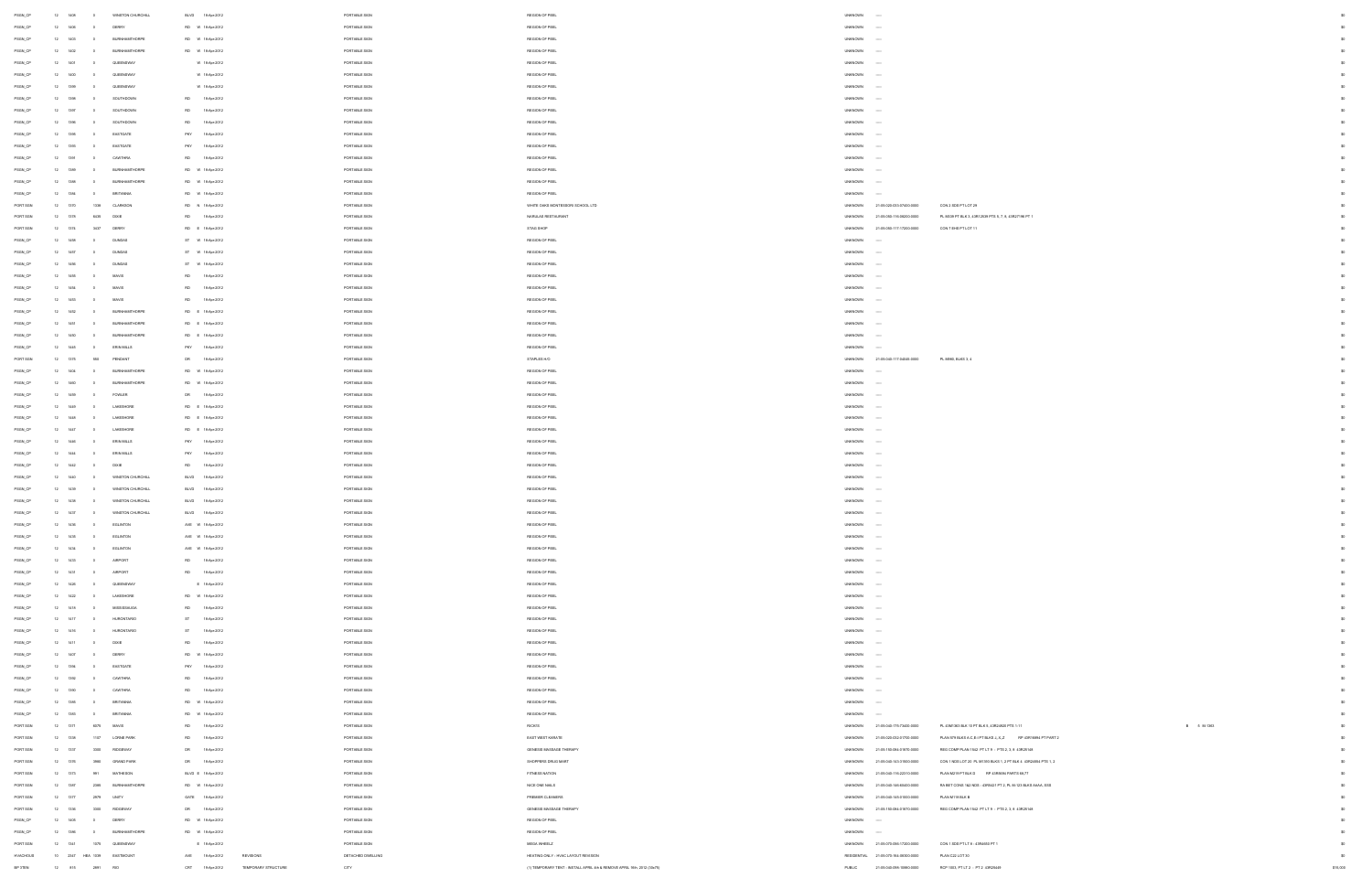| | | | | | | | | | | | | | | | |
|---|---|---|---|---|---|---|---|---|---|---|---|---|---|---|---|
| PSGN_CP | 12 | 1406 | 0 | WINSTON CHURCHILL | BLVD | 18-Apr-2012 | | PORTABLE SIGN | REGION OF PEEL | UNKNOWN | ---- | | | | $0 |
| PSGN_CP | 12 | 1404 | 0 | DERRY | RD W | 18-Apr-2012 | | PORTABLE SIGN | REGION OF PEEL | UNKNOWN | ---- | | | | $0 |
| PSGN_CP | 12 | 1403 | 0 | BURNHAMTHORPE | RD W | 18-Apr-2012 | | PORTABLE SIGN | REGION OF PEEL | UNKNOWN | ---- | | | | $0 |
| PSGN_CP | 12 | 1402 | 0 | BURNHAMTHORPE | RD W | 18-Apr-2012 | | PORTABLE SIGN | REGION OF PEEL | UNKNOWN | ---- | | | | $0 |
| PSGN_CP | 12 | 1401 | 0 | QUEENSWAY | W | 18-Apr-2012 | | PORTABLE SIGN | REGION OF PEEL | UNKNOWN | ---- | | | | $0 |
| PSGN_CP | 12 | 1400 | 0 | QUEENSWAY | W | 18-Apr-2012 | | PORTABLE SIGN | REGION OF PEEL | UNKNOWN | ---- | | | | $0 |
| PSGN_CP | 12 | 1399 | 0 | QUEENSWAY | W | 18-Apr-2012 | | PORTABLE SIGN | REGION OF PEEL | UNKNOWN | ---- | | | | $0 |
| PSGN_CP | 12 | 1398 | 0 | SOUTHDOWN | RD | 18-Apr-2012 | | PORTABLE SIGN | REGION OF PEEL | UNKNOWN | ---- | | | | $0 |
| PSGN_CP | 12 | 1397 | 0 | SOUTHDOWN | RD | 18-Apr-2012 | | PORTABLE SIGN | REGION OF PEEL | UNKNOWN | ---- | | | | $0 |
| PSGN_CP | 12 | 1396 | 0 | SOUTHDOWN | RD | 18-Apr-2012 | | PORTABLE SIGN | REGION OF PEEL | UNKNOWN | ---- | | | | $0 |
| PSGN_CP | 12 | 1395 | 0 | EASTGATE | PKY | 18-Apr-2012 | | PORTABLE SIGN | REGION OF PEEL | UNKNOWN | ---- | | | | $0 |
| PSGN_CP | 12 | 1393 | 0 | EASTGATE | PKY | 18-Apr-2012 | | PORTABLE SIGN | REGION OF PEEL | UNKNOWN | ---- | | | | $0 |
| PSGN_CP | 12 | 1391 | 0 | CAWTHRA | RD | 18-Apr-2012 | | PORTABLE SIGN | REGION OF PEEL | UNKNOWN | ---- | | | | $0 |
| PSGN_CP | 12 | 1389 | 0 | BURNHAMTHORPE | RD W | 18-Apr-2012 | | PORTABLE SIGN | REGION OF PEEL | UNKNOWN | ---- | | | | $0 |
| PSGN_CP | 12 | 1388 | 0 | BURNHAMTHORPE | RD W | 18-Apr-2012 | | PORTABLE SIGN | REGION OF PEEL | UNKNOWN | ---- | | | | $0 |
| PSGN_CP | 12 | 1386 | 0 | BRITANNIA | RD W | 18-Apr-2012 | | PORTABLE SIGN | REGION OF PEEL | UNKNOWN | ---- | | | | $0 |
| PORTSGN | 12 | 1331 | 1338 | CLARKSON | RD N | 18-Apr-2012 | | PORTABLE SIGN | WHITE OAKS MONTESSORI SCHOOL LTD | UNKNOWN | 21-05-020-023-07650-0000 | CON 2 SDS PT LOT 29 | | | $0 |
| PORTSGN | 12 | 1370 | 5425 | DIXIE | RD | 18-Apr-2012 | | PORTABLE SIGN | NARULAS RESTAURANT | UNKNOWN | 21-05-050-116-08200-0000 | PL 90038 PT BLK 3, 43R12028 PTS 6, 7, 8, 43R27198 PT 1 | | | $0 |
| PORTSGN | 12 | 1375 | 2437 | DERRY | RD E | 18-Apr-2012 | | PORTABLE SIGN | STAG SHOP | UNKNOWN | 21-05-050-117-17200-0000 | CON 7 EHS PT LOT 11 | | | $0 |
| PSGN_CP | 12 | 1458 | 0 | DUNDAS | ST W | 18-Apr-2012 | | PORTABLE SIGN | REGION OF PEEL | UNKNOWN | ---- | | | | $0 |
| PSGN_CP | 12 | 1457 | 0 | DUNDAS | ST W | 18-Apr-2012 | | PORTABLE SIGN | REGION OF PEEL | UNKNOWN | ---- | | | | $0 |
| PSGN_CP | 12 | 1456 | 0 | DUNDAS | ST W | 18-Apr-2012 | | PORTABLE SIGN | REGION OF PEEL | UNKNOWN | ---- | | | | $0 |
| PSGN_CP | 12 | 1455 | 0 | MAVIS | RD | 18-Apr-2012 | | PORTABLE SIGN | REGION OF PEEL | UNKNOWN | ---- | | | | $0 |
| PSGN_CP | 12 | 1454 | 0 | MAVIS | RD | 18-Apr-2012 | | PORTABLE SIGN | REGION OF PEEL | UNKNOWN | ---- | | | | $0 |
| PSGN_CP | 12 | 1453 | 0 | MAVIS | RD | 18-Apr-2012 | | PORTABLE SIGN | REGION OF PEEL | UNKNOWN | ---- | | | | $0 |
| PSGN_CP | 12 | 1452 | 0 | BURNHAMTHORPE | RD E | 18-Apr-2012 | | PORTABLE SIGN | REGION OF PEEL | UNKNOWN | ---- | | | | $0 |
| PSGN_CP | 12 | 1451 | 0 | BURNHAMTHORPE | RD E | 18-Apr-2012 | | PORTABLE SIGN | REGION OF PEEL | UNKNOWN | ---- | | | | $0 |
| PSGN_CP | 12 | 1450 | 0 | BURNHAMTHORPE | RD E | 18-Apr-2012 | | PORTABLE SIGN | REGION OF PEEL | UNKNOWN | ---- | | | | $0 |
| PSGN_CP | 12 | 1443 | 0 | ERIN MILLS | PKY | 18-Apr-2012 | | PORTABLE SIGN | REGION OF PEEL | UNKNOWN | ---- | | | | $0 |
| PORTSGN | 12 | 1373 | 380 | PENDANT | DR | 18-Apr-2012 | | PORTABLE SIGN | STAPLES AVC | UNKNOWN | 21-05-040-117-04045-0000 | PL 869/5, BLKS 3, 4 | | | $0 |
| PSGN_CP | 12 | 1408 | 0 | BURNHAMTHORPE | RD W | 18-Apr-2012 | | PORTABLE SIGN | REGION OF PEEL | UNKNOWN | ---- | | | | $0 |
| PSGN_CP | 12 | 1460 | 0 | BURNHAMTHORPE | RD W | 18-Apr-2012 | | PORTABLE SIGN | REGION OF PEEL | UNKNOWN | ---- | | | | $0 |
| PSGN_CP | 12 | 1459 | 0 | FOWLER | DR | 18-Apr-2012 | | PORTABLE SIGN | REGION OF PEEL | UNKNOWN | ---- | | | | $0 |
| PSGN_CP | 12 | 1449 | 0 | LAKESHORE | RD E | 18-Apr-2012 | | PORTABLE SIGN | REGION OF PEEL | UNKNOWN | ---- | | | | $0 |
| PSGN_CP | 12 | 1448 | 0 | LAKESHORE | RD E | 18-Apr-2012 | | PORTABLE SIGN | REGION OF PEEL | UNKNOWN | ---- | | | | $0 |
| PSGN_CP | 12 | 1447 | 0 | LAKESHORE | RD E | 18-Apr-2012 | | PORTABLE SIGN | REGION OF PEEL | UNKNOWN | ---- | | | | $0 |
| PSGN_CP | 12 | 1445 | 0 | ERIN MILLS | PKY | 18-Apr-2012 | | PORTABLE SIGN | REGION OF PEEL | UNKNOWN | ---- | | | | $0 |
| PSGN_CP | 12 | 1444 | 0 | ERIN MILLS | PKY | 18-Apr-2012 | | PORTABLE SIGN | REGION OF PEEL | UNKNOWN | ---- | | | | $0 |
| PSGN_CP | 12 | 1442 | 0 | DIXIE | RD | 18-Apr-2012 | | PORTABLE SIGN | REGION OF PEEL | UNKNOWN | ---- | | | | $0 |
| PSGN_CP | 12 | 1440 | 0 | WINSTON CHURCHILL | BLVD | 18-Apr-2012 | | PORTABLE SIGN | REGION OF PEEL | UNKNOWN | ---- | | | | $0 |
| PSGN_CP | 12 | 1439 | 0 | WINSTON CHURCHILL | BLVD | 18-Apr-2012 | | PORTABLE SIGN | REGION OF PEEL | UNKNOWN | ---- | | | | $0 |
| PSGN_CP | 12 | 1438 | 0 | WINSTON CHURCHILL | BLVD | 18-Apr-2012 | | PORTABLE SIGN | REGION OF PEEL | UNKNOWN | ---- | | | | $0 |
| PSGN_CP | 12 | 1437 | 0 | WINSTON CHURCHILL | BLVD | 18-Apr-2012 | | PORTABLE SIGN | REGION OF PEEL | UNKNOWN | ---- | | | | $0 |
| PSGN_CP | 12 | 1436 | 0 | EGLINTON | AVE W | 18-Apr-2012 | | PORTABLE SIGN | REGION OF PEEL | UNKNOWN | ---- | | | | $0 |
| PSGN_CP | 12 | 1435 | 0 | EGLINTON | AVE W | 18-Apr-2012 | | PORTABLE SIGN | REGION OF PEEL | UNKNOWN | ---- | | | | $0 |
| PSGN_CP | 12 | 1434 | 0 | EGLINTON | AVE W | 18-Apr-2012 | | PORTABLE SIGN | REGION OF PEEL | UNKNOWN | ---- | | | | $0 |
| PSGN_CP | 12 | 1433 | 0 | AIRPORT | RD | 18-Apr-2012 | | PORTABLE SIGN | REGION OF PEEL | UNKNOWN | ---- | | | | $0 |
| PSGN_CP | 12 | 1431 | 0 | AIRPORT | RD | 18-Apr-2012 | | PORTABLE SIGN | REGION OF PEEL | UNKNOWN | ---- | | | | $0 |
| PSGN_CP | 12 | 1426 | 0 | QUEENSWAY | E | 18-Apr-2012 | | PORTABLE SIGN | REGION OF PEEL | UNKNOWN | ---- | | | | $0 |
| PSGN_CP | 12 | 1422 | 0 | LAKESHORE | RD W | 18-Apr-2012 | | PORTABLE SIGN | REGION OF PEEL | UNKNOWN | ---- | | | | $0 |
| PSGN_CP | 12 | 1419 | 0 | MISSISSAUGA | RD | 18-Apr-2012 | | PORTABLE SIGN | REGION OF PEEL | UNKNOWN | ---- | | | | $0 |
| PSGN_CP | 12 | 1417 | 0 | HURONTARIO | ST | 18-Apr-2012 | | PORTABLE SIGN | REGION OF PEEL | UNKNOWN | ---- | | | | $0 |
| PSGN_CP | 12 | 1414 | 0 | HURONTARIO | ST | 18-Apr-2012 | | PORTABLE SIGN | REGION OF PEEL | UNKNOWN | ---- | | | | $0 |
| PSGN_CP | 12 | 1411 | 0 | DIXIE | RD | 18-Apr-2012 | | PORTABLE SIGN | REGION OF PEEL | UNKNOWN | ---- | | | | $0 |
| PSGN_CP | 12 | 1407 | 0 | DERRY | RD W | 18-Apr-2012 | | PORTABLE SIGN | REGION OF PEEL | UNKNOWN | ---- | | | | $0 |
| PSGN_CP | 12 | 1394 | 0 | EASTGATE | PKY | 18-Apr-2012 | | PORTABLE SIGN | REGION OF PEEL | UNKNOWN | ---- | | | | $0 |
| PSGN_CP | 12 | 1392 | 0 | CAWTHRA | RD | 18-Apr-2012 | | PORTABLE SIGN | REGION OF PEEL | UNKNOWN | ---- | | | | $0 |
| PSGN_CP | 12 | 1390 | 0 | CAWTHRA | RD | 18-Apr-2012 | | PORTABLE SIGN | REGION OF PEEL | UNKNOWN | ---- | | | | $0 |
| PSGN_CP | 12 | 1385 | 0 | BRITANNIA | RD W | 18-Apr-2012 | | PORTABLE SIGN | REGION OF PEEL | UNKNOWN | ---- | | | | $0 |
| PSGN_CP | 12 | 1383 | 0 | BRITANNIA | RD W | 18-Apr-2012 | | PORTABLE SIGN | REGION OF PEEL | UNKNOWN | ---- | | | | $0 |
| PORTSGN | 12 | 1371 | 6075 | MAVIS | RD | 18-Apr-2012 | | PORTABLE SIGN | RICKI'S | UNKNOWN | 21-05-040-175-73400-0000 | PL 43M1363 BLK 10 PT BLK 6, 43R24508 PTS 1-11 | B | 5 M-1363 | $0 |
| PORTSGN | 12 | 1336 | 1107 | LORNE PARK | RD | 18-Apr-2012 | | PORTABLE SIGN | EAST WEST KARATE | UNKNOWN | 21-05-020-032-01700-0000 | PLAN 570 BLKS A,C,E,I PT BLKS J, K,Z RP 43R18894 PT PART 2 | | | $0 |
| PORTSGN | 12 | 1337 | 3050 | RIDGEWAY | DR | 18-Apr-2012 | | PORTABLE SIGN | GENESIS MASSAGE THERAPY | UNKNOWN | 21-05-150-084-01970-0000 | REG COMP PLAN 1542 PT LT 9 - PTS 2, 3, 8 43R25148 | | | $0 |
| PORTSGN | 12 | 1335 | 3960 | GRAND PARK | DR | 18-Apr-2012 | | PORTABLE SIGN | SHOPPERS DRUG MART | UNKNOWN | 21-05-040-143-51900-0000 | CON 1 NDS LOT 20 PL M1395 BLKS 1, 2 PT BLK 4 43R24854 PTS 1, 2 | | | $0 |
| PORTSGN | 12 | 1372 | 981 | MATHESON | BLVD E | 18-Apr-2012 | | PORTABLE SIGN | FITNESS NATION | UNKNOWN | 21-05-040-116-22310-0000 | PLAN M219 PT BLK G RP 43R8594 PARTS 86,77 | | | $0 |
| PORTSGN | 12 | 1387 | 2085 | BURNHAMTHORPE | RD W | 18-Apr-2012 | | PORTABLE SIGN | NICE ONE NAILS | UNKNOWN | 21-05-060-146-00450-0000 | RA BET CONS 1&2 NDS - 43R9421 PT 2, PL 55/123 BLKS AAAA, DDD | | | $0 |
| PORTSGN | 12 | 1377 | 2979 | UNITY | GATE | 18-Apr-2012 | | PORTABLE SIGN | PREMIER CLEANERS | UNKNOWN | 21-05-040-145-01050-0000 | PLAN M718 BLK B | | | $0 |
| PORTSGN | 12 | 1338 | 3050 | RIDGEWAY | DR | 18-Apr-2012 | | PORTABLE SIGN | GENESIS MASSAGE THERAPY | UNKNOWN | 21-05-150-084-01970-0000 | REG COMP PLAN 1542 PT LT 9 - PTS 2, 3, 8 43R25148 | | | $0 |
| PSGN_CP | 12 | 1405 | 0 | DERRY | RD W | 18-Apr-2012 | | PORTABLE SIGN | REGION OF PEEL | UNKNOWN | ---- | | | | $0 |
| PSGN_CP | 12 | 1384 | 0 | BURNHAMTHORPE | RD W | 18-Apr-2012 | | PORTABLE SIGN | REGION OF PEEL | UNKNOWN | ---- | | | | $0 |
| PORTSGN | 12 | 1341 | 1075 | QUEENSWAY | E | 18-Apr-2012 | | PORTABLE SIGN | MEGA WHEELZ | UNKNOWN | 21-05-070-066-17200-0000 | CON 1 SDS PT LT 8 - 43R4460 PT 1 | | | $0 |
| HVACHOUS | 10 | 2347 | HBA 1339 | EASTMOUNT | AVE | 19-Apr-2012 | REVISIONS | DETACHED DWELLING | HEATING ONLY - HVAC LAYOUT REVISION | RESIDENTIAL | 21-05-070-164-06300-0000 | PLAN C22 LOT 30 | | | $0 |
| BP 3TEN | 12 | 619 | 2691 | RIO | CRT | 19-Apr-2012 | TEMPORARY STRUCTURE | CITY | (1) TEMPORARY TENT - INSTALL APRIL 4th & REMOVE APRIL 16th, 2012 (10x75) | PUBLIC | 21-05-040-096-10060-0000 | RCP 1023, PT LT 2 - PT 2 43R28449 | | | $15,000 |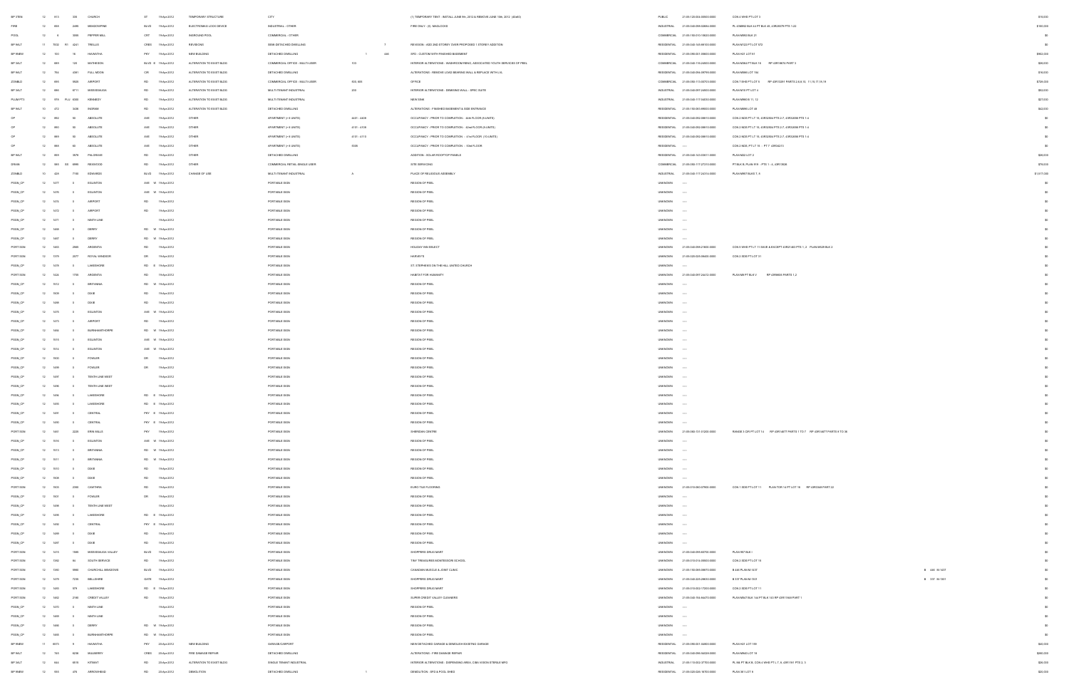| | | | | | | | | | | | | | | | | |
|---|---|---|---|---|---|---|---|---|---|---|---|---|---|---|---|---|
| BP STEN | 12 | 813 | 330 | CHURCH | ST | 19-Apr-2012 | TEMPORARY STRUCTURE | CITY | | | (1) TEMPORARY TENT - INSTALL JUNE 9th, 2012 & REMOVE JUNE 19th, 2012 (40x60) | PUBLIC | 21-05-120-004-00500-0000 | CON 4 WHS PT LOT 3 | | $10,000 |
| FIRE | 12 | 858 | 2495 | MEADOWPINE | BLVD | 19-Apr-2012 | ELECTROMAG LOCK DEVICE | INDUSTRIAL - OTHER | | | FIRE ONLY - (6) MAGLOCKS | INDUSTRIAL | 21-05-040-098-02856-0000 | PL 43M852 BLK 44 PT BLK 45, 43R20079 PTS 1-23 | | $100,000 |
| POOL | 12 | 6 | 3599 | PEPPER MILL | CRT | 19-Apr-2012 | INGROUND POOL | COMMERCIAL - OTHER | | | | COMMERCIAL | 21-05-150-010-10820-0000 | PLAN M882 BLK 21 | | $0 |
| BP 9ALT | 11 | 7603 | R1 4241 | TRELLIS | CRES | 19-Apr-2012 | REVISIONS | SEMI-DETACHED DWELLING | | 7 | REVISION - ADD 2ND STOREY OVER PROPOSED 1 STOREY ADDITION | RESIDENTIAL | 21-05-040-145-98100-0000 | PLAN M122 PT LOT 672 | | $0 |
| BP 9NEW | 12 | 700 | 16 | HIAWATHA | PKY | 19-Apr-2012 | NEW BUILDING | DETACHED DWELLING | | 1 | 440 | SFD - CUSTOM WITH FINISHED BASEMENT | RESIDENTIAL | 21-05-090-001-08800-0000 | PLAN H21 LOT 81 | | $962,000 |
| BP 3ALT | 12 | 869 | 125 | MATHESON | BLVD E | 19-Apr-2012 | ALTERATION TO EXIST BLDG | COMMERCIAL OFFICE - MULTI-USER | 103 | | INTERIOR ALTERATIONS - WASHROOM RENO, ASSOCIATED YOUTH SERVICES OF PEEL | COMMERCIAL | 21-05-040-116-24600-0000 | PLAN M264 PT BLK 10 RP 43R19674 PART 3 | | $28,000 |
| BP 9ALT | 12 | 764 | 4081 | FULL MOON | CIR | 19-Apr-2012 | ALTERATION TO EXIST BLDG | DETACHED DWELLING | | | ALTERATIONS - REMOVE LOAD BEARING WALL & REPLACE WITH LVL | RESIDENTIAL | 21-05-040-096-09799-0000 | PLAN M886 LOT 184 | | $10,000 |
| ZONBLD | 12 | 889 | 5920 | AIRPORT | RD | 19-Apr-2012 | ALTERATION TO EXIST BLDG | COMMERCIAL OFFICE - MULTI-USER | 500, 605 | | OFFICE | COMMERCIAL | 21-05-050-113-00700-0000 | CON 7 EHS PT LOT 6 RP 43R10261 PARTS 2,6,8,10, 11,15,17,18,19 | | $709,000 |
| BP 3ALT | 12 | 880 | 6711 | MISSISSAUGA | RD | 19-Apr-2012 | ALTERATION TO EXIST BLDG | MULTI-TENANT INDUSTRIAL | 200 | | INTERIOR ALTERATIONS - DEMISING WALL - SPEC SUITE | INDUSTRIAL | 21-05-040-097-24600-0000 | PLAN M10 PT LOT 4 | | $50,000 |
| PLUM PT3 | 12 | 978 | PLU 3550 | KENNEDY | RD | 19-Apr-2012 | ALTERATION TO EXIST BLDG | MULTI-TENANT INDUSTRIAL | | | NEW SINK | INDUSTRIAL | 21-05-040-117-04030-0000 | PLAN M890 B 11, 12 | | $27,000 |
| BP 9ALT | 10 | 472 | 3436 | SHORNS | RD | 19-Apr-2012 | ALTERATION TO EXIST BLDG | DETACHED DWELLING | | | ALTERATIONS - FINISHED BASEMENT & SIDE ENTRANCE | RESIDENTIAL | 21-05-150-085-89000-0000 | PLAN M895 LOT 48 | | $42,000 |
| OP | 12 | 882 | 60 | ABSOLUTE | AVE | 19-Apr-2012 | OTHER | APARTMENT (> 6 UNITS) | 4401 - 4406 | | OCCUPANCY - PRIOR TO COMPLETION - 44th FLOOR (6 UNITS) | RESIDENTIAL | 21-05-040-092-08810-0000 | CON 2 NDS PT L 17 18, 43R32504 PTS 2-7, 43R32806 PTS 1-4 | | $0 |
| OP | 12 | 880 | 60 | ABSOLUTE | AVE | 19-Apr-2012 | OTHER | APARTMENT (> 6 UNITS) | 4101 - 4106 | | OCCUPANCY - PRIOR TO COMPLETION - 42nd FLOOR (6 UNITS) | RESIDENTIAL | 21-05-040-092-08810-0000 | CON 2 NDS PT L 17 18, 43R32504 PTS 2-7, 43R32806 PTS 1-4 | | $0 |
| OP | 12 | 885 | 60 | ABSOLUTE | AVE | 19-Apr-2012 | OTHER | APARTMENT (> 6 UNITS) | 4101 - 4110 | | OCCUPANCY - PRIOR TO COMPLETION - 41st FLOOR (10 UNITS) | RESIDENTIAL | 21-05-040-092-08810-0000 | CON 2 NDS PT L 17 18, 43R32504 PTS 2-7, 43R32806 PTS 1-4 | | $0 |
| OP | 12 | 888 | 60 | ABSOLUTE | AVE | 19-Apr-2012 | OTHER | APARTMENT (> 6 UNITS) | 5006 | | OCCUPANCY - PRIOR TO COMPLETION - 50th FLOOR | RESIDENTIAL | ----- | CON 2 NDS, PT LT 15 - PT 7 43R34215 | | $0 |
| BP 9ALT | 12 | 889 | 3578 | PALGRAVE | RD | 19-Apr-2012 | OTHER | DETACHED DWELLING | | | ADDITION - SOLAR ROOFTOP PANELS | RESIDENTIAL | 21-05-040-143-03611-0000 | PLAN M22 LOT 2 | | $28,000 |
| DRAIN | 12 | 985 | SS 6990 | REDWOOD | RD | 19-Apr-2012 | OTHER | COMMERCIAL RETAIL SINGLE USER | | | SITE SERVICING | COMMERCIAL | 21-05-060-117-27210-0000 | PT BLK B, PLAN 919 - PTS 1 - 4, 43R13620 | | $78,000 |
| ZONBLD | 10 | 428 | 7150 | EDWARDS | BLVD | 19-Apr-2012 | CHANGE OF USE | MULTI-TENANT INDUSTRIAL | A | | PLACE OF RELIGIOUS ASSEMBLY | INDUSTRIAL | 21-05-040-117-24314-0000 | PLAN M897 BLKS 7, 8 | | $1,077,000 |
| PSGN_CP | 12 | 1477 | 0 | EGLINTON | AVE W | 19-Apr-2012 | | PORTABLE SIGN | | | REGION OF PEEL | UNKNOWN | ----- | | | $0 |
| PSGN_CP | 12 | 1470 | 0 | EGLINTON | AVE W | 19-Apr-2012 | | PORTABLE SIGN | | | REGION OF PEEL | UNKNOWN | ----- | | | $0 |
| PSGN_CP | 12 | 1474 | 0 | AIRPORT | RD | 19-Apr-2012 | | PORTABLE SIGN | | | REGION OF PEEL | UNKNOWN | ----- | | | $0 |
| PSGN_CP | 12 | 1472 | 0 | AIRPORT | RD | 19-Apr-2012 | | PORTABLE SIGN | | | REGION OF PEEL | UNKNOWN | ----- | | | $0 |
| PSGN_CP | 12 | 1471 | 0 | NINTH LINE | | 19-Apr-2012 | | PORTABLE SIGN | | | REGION OF PEEL | UNKNOWN | ----- | | | $0 |
| PSGN_CP | 12 | 1469 | 0 | DERRY | RD W | 19-Apr-2012 | | PORTABLE SIGN | | | REGION OF PEEL | UNKNOWN | ----- | | | $0 |
| PSGN_CP | 12 | 1467 | 0 | DERRY | RD W | 19-Apr-2012 | | PORTABLE SIGN | | | REGION OF PEEL | UNKNOWN | ----- | | | $0 |
| PORT SGN | 12 | 1403 | 2565 | ARGENTIA | RD | 19-Apr-2012 | | PORTABLE SIGN | | | HOLIDAY INN SELECT | UNKNOWN | 21-05-040-098-21600-0000 | CON 5 WHS PT L 11 SAVE & EXCEPT 43R21403 PTS 1, 2 PLAN M529 BLK 2 | | $0 |
| PORT SGN | 12 | 1379 | 2877 | ROYAL WINDSOR | DR | 19-Apr-2012 | | PORTABLE SIGN | | | HARVEY'S | UNKNOWN | 21-05-020-025-08400-0000 | CON 2 SDS PT LOT 31 | | $0 |
| PSGN_CP | 12 | 1478 | 0 | LAKESHORE | RD E | 19-Apr-2012 | | PORTABLE SIGN | | | ST. STEPHENS ON THE HILL UNITED CHURCH | UNKNOWN | ----- | | | $0 |
| PORT SGN | 12 | 1424 | 1735 | ARGENTIA | RD | 19-Apr-2012 | | PORTABLE SIGN | | | HABITAT FOR HUMANITY | UNKNOWN | 21-05-040-097-24412-0000 | PLAN M8 PT BLK V RP 43R9605 PARTS 1,2 | | $0 |
| PSGN_CP | 12 | 1512 | 0 | BRITANNIA | RD W | 19-Apr-2012 | | PORTABLE SIGN | | | REGION OF PEEL | UNKNOWN | ----- | | | $0 |
| PSGN_CP | 12 | 1509 | 0 | DIXIE | RD | 19-Apr-2012 | | PORTABLE SIGN | | | REGION OF PEEL | UNKNOWN | ----- | | | $0 |
| PSGN_CP | 12 | 1488 | 0 | DIXIE | RD | 19-Apr-2012 | | PORTABLE SIGN | | | REGION OF PEEL | UNKNOWN | ----- | | | $0 |
| PSGN_CP | 12 | 1475 | 0 | EGLINTON | AVE W | 19-Apr-2012 | | PORTABLE SIGN | | | REGION OF PEEL | UNKNOWN | ----- | | | $0 |
| PSGN_CP | 12 | 1473 | 0 | AIRPORT | RD | 19-Apr-2012 | | PORTABLE SIGN | | | REGION OF PEEL | UNKNOWN | ----- | | | $0 |
| PSGN_CP | 12 | 1464 | 0 | BURNHAMTHORPE | RD W | 19-Apr-2012 | | PORTABLE SIGN | | | REGION OF PEEL | UNKNOWN | ----- | | | $0 |
| PSGN_CP | 12 | 1515 | 0 | EGLINTON | AVE W | 19-Apr-2012 | | PORTABLE SIGN | | | REGION OF PEEL | UNKNOWN | ----- | | | $0 |
| PSGN_CP | 12 | 1514 | 0 | EGLINTON | AVE W | 19-Apr-2012 | | PORTABLE SIGN | | | REGION OF PEEL | UNKNOWN | ----- | | | $0 |
| PSGN_CP | 12 | 1500 | 0 | FOWLER | DR | 19-Apr-2012 | | PORTABLE SIGN | | | REGION OF PEEL | UNKNOWN | ----- | | | $0 |
| PSGN_CP | 12 | 1499 | 0 | FOWLER | DR | 19-Apr-2012 | | PORTABLE SIGN | | | REGION OF PEEL | UNKNOWN | ----- | | | $0 |
| PSGN_CP | 12 | 1497 | 0 | TENTH LINE WEST | | 19-Apr-2012 | | PORTABLE SIGN | | | REGION OF PEEL | UNKNOWN | ----- | | | $0 |
| PSGN_CP | 12 | 1496 | 0 | TENTH LINE WEST | | 19-Apr-2012 | | PORTABLE SIGN | | | REGION OF PEEL | UNKNOWN | ----- | | | $0 |
| PSGN_CP | 12 | 1494 | 0 | LAKESHORE | RD E | 19-Apr-2012 | | PORTABLE SIGN | | | REGION OF PEEL | UNKNOWN | ----- | | | $0 |
| PSGN_CP | 12 | 1493 | 0 | LAKESHORE | RD E | 19-Apr-2012 | | PORTABLE SIGN | | | REGION OF PEEL | UNKNOWN | ----- | | | $0 |
| PSGN_CP | 12 | 1491 | 0 | CENTRAL | PKY E | 19-Apr-2012 | | PORTABLE SIGN | | | REGION OF PEEL | UNKNOWN | ----- | | | $0 |
| PSGN_CP | 12 | 1490 | 0 | CENTRAL | PKY E | 19-Apr-2012 | | PORTABLE SIGN | | | REGION OF PEEL | UNKNOWN | ----- | | | $0 |
| PORT SGN | 12 | 1461 | 2225 | ERIN MILLS | PKY | 19-Apr-2012 | | PORTABLE SIGN | | | SHERIDAN CENTRE | UNKNOWN | 21-05-060-131-01200-0000 | RANGE 3 CIR PT LOT 14 RP 43R14877 PARTS 1 TO 7 RP 43R14877 PARTS 9 TO 36 | | $0 |
| PSGN_CP | 12 | 1516 | 0 | EGLINTON | AVE W | 19-Apr-2012 | | PORTABLE SIGN | | | REGION OF PEEL | UNKNOWN | ----- | | | $0 |
| PSGN_CP | 12 | 1513 | 0 | BRITANNIA | RD W | 19-Apr-2012 | | PORTABLE SIGN | | | REGION OF PEEL | UNKNOWN | ----- | | | $0 |
| PSGN_CP | 12 | 1511 | 0 | BRITANNIA | RD W | 19-Apr-2012 | | PORTABLE SIGN | | | REGION OF PEEL | UNKNOWN | ----- | | | $0 |
| PSGN_CP | 12 | 1510 | 0 | DIXIE | RD | 19-Apr-2012 | | PORTABLE SIGN | | | REGION OF PEEL | UNKNOWN | ----- | | | $0 |
| PSGN_CP | 12 | 1508 | 0 | DIXIE | RD | 19-Apr-2012 | | PORTABLE SIGN | | | REGION OF PEEL | UNKNOWN | ----- | | | $0 |
| PORT SGN | 12 | 1503 | 2050 | CAWTHRA | RD | 19-Apr-2012 | | PORTABLE SIGN | | | EURO TILE FLOORING | UNKNOWN | 21-05-010-060-07600-0000 | CON 1 SDS PT LOT 11 PLAN TOR 14 PT LOT 16 RP 43R3348 PART 22 | | $0 |
| PSGN_CP | 12 | 1501 | 0 | FOWLER | DR | 19-Apr-2012 | | PORTABLE SIGN | | | REGION OF PEEL | UNKNOWN | ----- | | | $0 |
| PSGN_CP | 12 | 1498 | 0 | TENTH LINE WEST | | 19-Apr-2012 | | PORTABLE SIGN | | | REGION OF PEEL | UNKNOWN | ----- | | | $0 |
| PSGN_CP | 12 | 1495 | 0 | LAKESHORE | RD E | 19-Apr-2012 | | PORTABLE SIGN | | | REGION OF PEEL | UNKNOWN | ----- | | | $0 |
| PSGN_CP | 12 | 1492 | 0 | CENTRAL | PKY E | 19-Apr-2012 | | PORTABLE SIGN | | | REGION OF PEEL | UNKNOWN | ----- | | | $0 |
| PSGN_CP | 12 | 1489 | 0 | DIXIE | RD | 19-Apr-2012 | | PORTABLE SIGN | | | REGION OF PEEL | UNKNOWN | ----- | | | $0 |
| PSGN_CP | 12 | 1487 | 0 | DIXIE | RD | 19-Apr-2012 | | PORTABLE SIGN | | | REGION OF PEEL | UNKNOWN | ----- | | | $0 |
| PORT SGN | 12 | 1415 | 1980 | MISSISSAUGA VALLEY | BLVD | 19-Apr-2012 | | PORTABLE SIGN | | | SHOPPERS DRUG MART | UNKNOWN | 21-05-040-095-60700-0000 | PLAN 957 BLK I | | $0 |
| PORT SGN | 12 | 1382 | 84 | SOUTH SERVICE | RD | 19-Apr-2012 | | PORTABLE SIGN | | | TINY TREASURES MONTESSORI SCHOOL | UNKNOWN | 21-05-010-014-09000-0000 | CON 2 SDS PT LOT 15 | | $0 |
| PORT SGN | 12 | 1380 | 5980 | CHURCHILL MEADOWS | BLVD | 19-Apr-2012 | | PORTABLE SIGN | | | CANADIAN MUSCLE & JOINT CLINIC | UNKNOWN | 21-05-150-085-09870-0000 | B 445 PLAN M-1437 | B 445 M-1437 | $0 |
| PORT SGN | 12 | 1479 | 7230 | BELLSHIRE | GATE | 19-Apr-2012 | | PORTABLE SIGN | | | SHOPPERS DRUG MART | UNKNOWN | 21-05-040-225-20830-0000 | B 337 PLAN M-1301 | B 337 M-1301 | $0 |
| PORT SGN | 12 | 1483 | 979 | LAKESHORE | RD E | 19-Apr-2012 | | PORTABLE SIGN | | | SHOPPERS DRUG MART | UNKNOWN | 21-05-010-002-17200-0000 | CON 2 SDS PT LOT 11 | | $0 |
| PORT SGN | 12 | 1462 | 2180 | CREDIT VALLEY | RD | 19-Apr-2012 | | PORTABLE SIGN | | | SUPER CREDIT VALLEY CLEANERS | UNKNOWN | 21-05-040-154-84470-0000 | PLAN M847 BLK 144 PT BLK 143 RP 43R11858 PART 1 | | $0 |
| PSGN_CP | 12 | 1470 | 0 | NINTH LINE | | 19-Apr-2012 | | PORTABLE SIGN | | | REGION OF PEEL | UNKNOWN | ----- | | | $0 |
| PSGN_CP | 12 | 1469 | 0 | NINTH LINE | | 19-Apr-2012 | | PORTABLE SIGN | | | REGION OF PEEL | UNKNOWN | ----- | | | $0 |
| PSGN_CP | 12 | 1466 | 0 | DERRY | RD W | 19-Apr-2012 | | PORTABLE SIGN | | | REGION OF PEEL | UNKNOWN | ----- | | | $0 |
| PSGN_CP | 12 | 1465 | 0 | BURNHAMTHORPE | RD W | 19-Apr-2012 | | PORTABLE SIGN | | | REGION OF PEEL | UNKNOWN | ----- | | | $0 |
| BP 9NEW | 11 | 6073 | 9 | HIAWATHA | PKY | 20-Apr-2012 | NEW BUILDING | GARAGE/CARPORT | | | NEW DETACHED GARAGE & DEMOLISH EXISTING GARAGE | RESIDENTIAL | 21-05-090-001-04900-0000 | PLAN H21 LOT 159 | | $40,000 |
| BP 9ALT | 12 | 743 | 5238 | MULBERRY | CRES | 20-Apr-2012 | FIRE DAMAGE REPAIR | DETACHED DWELLING | | | ALTERATIONS - FIRE DAMAGE REPAIR | RESIDENTIAL | 21-05-040-096-54026-0000 | PLAN M940 LOT 18 | | $280,000 |
| BP 3ALT | 12 | 844 | 6915 | KITIMAT | RD | 20-Apr-2012 | ALTERATION TO EXIST BLDG | SINGLE TENANT INDUSTRIAL | | | INTERIOR ALTERATIONS - DISPENSING AREA, CIBA VISION STERILE MFG | INDUSTRIAL | 21-05-110-002-27700-0000 | PL 86 PT BLK B, CON 4 WHS PT L 7, 8, 43R1191 PTS 3, 5 | | $28,000 |
| BP 9NEW | 12 | 994 | 478 | ARROWHEAD | RD | 20-Apr-2012 | DEMOLITION | DETACHED DWELLING | | 1 | DEMOLITION - SFD & POOL SHED | RESIDENTIAL | 21-05-020-026-16700-0000 | PLAN 361 LOT 9 | | $20,000 |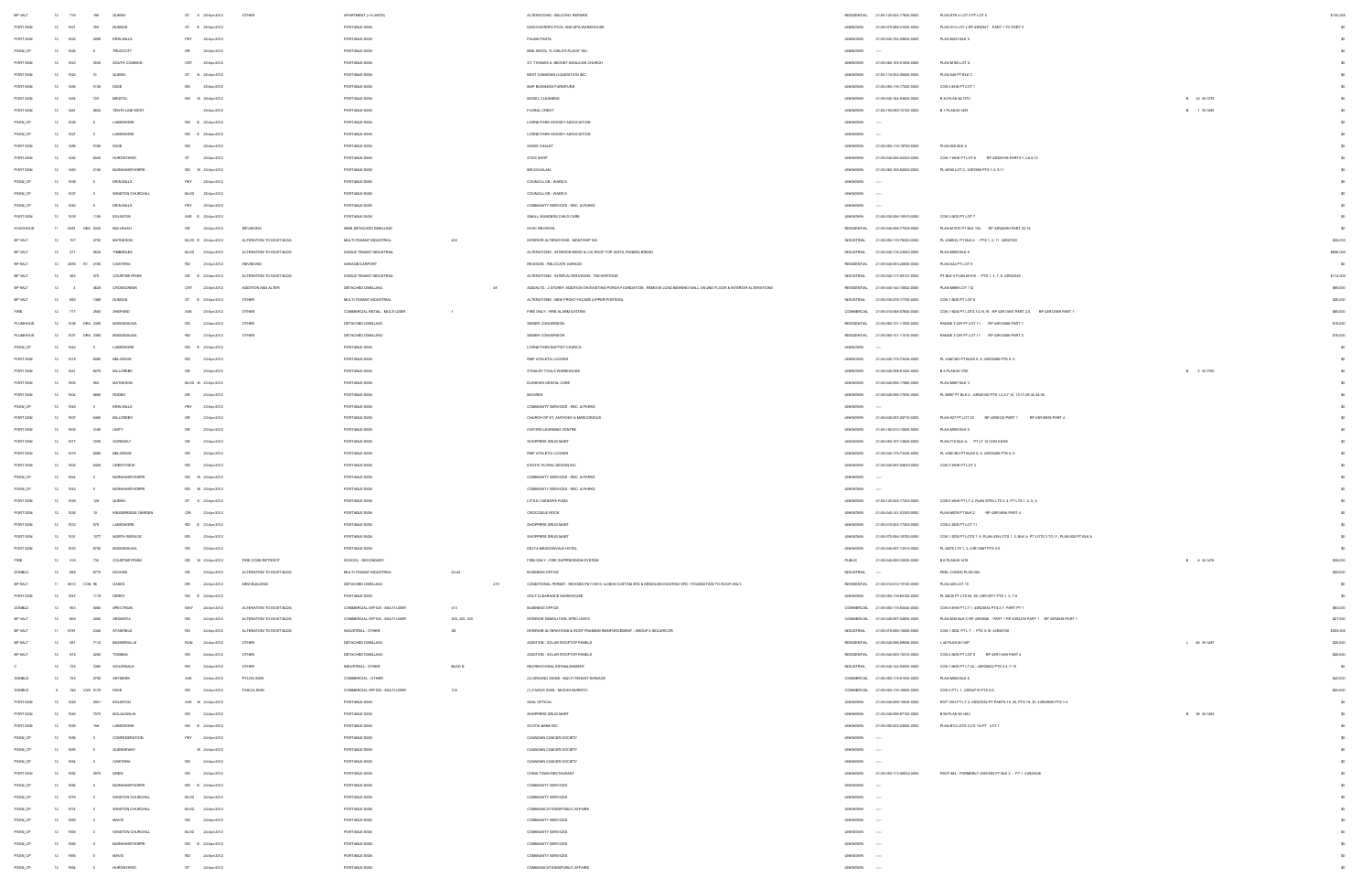| | | | | | | | | | | | | | | | | |
|---|---|---|---|---|---|---|---|---|---|---|---|---|---|---|---|---|
| BP 3ALT | 12 | 714 | 198 | QUEEN | ST S | 20-Apr-2012 | OTHER | APARTMENT (> 6 UNITS) | | | ALTERATIONS - BALCONY REPAIRS | RESIDENTIAL | 21-05-120-004-17600-0000 | PLAN STR 4 LOT 3 PT LOT 5 | | $130,000 |
| PORT SGN | 12 | 1521 | 765 | DUNDAS | ST E | 20-Apr-2012 | | PORTABLE SIGN | | | DISCOUNTER'S POOL AND SPA WAREHOUSE | UNKNOWN | 21-05-070-068-01000-0000 | PLAN G14 LOT 4 RP 43R24627 PART 1 TO PART 3 | | $0 |
| PORT SGN | 12 | 1522 | 4099 | ERIN MILLS | PKY | 20-Apr-2012 | | PORTABLE SIGN | | | PAUSE PASTA | UNKNOWN | 21-05-040-154-29900-0000 | PLAN M247 BLK X | | $0 |
| PSGN_CP | 12 | 1526 | 0 | TRUSCOTT | DR | 20-Apr-2012 | | PORTABLE SIGN | | | MINI SKOOL "A CHILD'S PLACE" INC. | UNKNOWN | ----- | | | $0 |
| PORT SGN | 12 | 1523 | 3305 | SOUTH COMMON | CRT | 20-Apr-2012 | | PORTABLE SIGN | | | ST. THOMAS A. BECKET ANGLICAN CHURCH | UNKNOWN | 21-05-060-155-01605-0000 | PLAN M160 LOT 8 | | $0 |
| PORT SGN | 12 | 1520 | 31 | QUEEN | ST N | 20-Apr-2012 | | PORTABLE SIGN | | | WEST CANADIAN LIQUIDATION INC | UNKNOWN | 21-05-110-002-06000-0000 | PLAN 549 PT BLK C | | $0 |
| PORT SGN | 12 | 1499 | 5100 | DIXIE | RD | 20-Apr-2012 | | PORTABLE SIGN | | | MAP BUSINESS FURNITURE | UNKNOWN | 21-05-050-110-17200-0000 | CON 3 EHS PT LOT 1 | | $0 |
| PORT SGN | 12 | 1484 | 720 | BRISTOL | RD W | 20-Apr-2012 | | PORTABLE SIGN | | | MODEL CLEANERS | UNKNOWN | 21-05-040-164-50800-0000 | B 33 PLAN M-1370 | B 33 M-1370 | $0 |
| PORT SGN | 12 | 1491 | 5602 | TENTH LINE WEST | | 20-Apr-2012 | | PORTABLE SIGN | | | FLORAL CREST | UNKNOWN | 21-05-150-085-10100-0000 | B 1 PLAN M-1493 | B 1 M-1493 | $0 |
| PSGN_CP | 12 | 1528 | 0 | LAKESHORE | RD E | 20-Apr-2012 | | PORTABLE SIGN | | | LORNE PARK HOCKEY ASSOCIATION | UNKNOWN | ----- | | | $0 |
| PSGN_CP | 12 | 1527 | 0 | LAKESHORE | RD E | 20-Apr-2012 | | PORTABLE SIGN | | | LORNE PARK HOCKEY ASSOCIATION | UNKNOWN | ----- | | | $0 |
| PORT SGN | 12 | 1486 | 5106 | DIXIE | RD | 20-Apr-2012 | | PORTABLE SIGN | | | SWISS CHALET | UNKNOWN | 21-05-050-110-78750-0000 | PLAN 928 BLK A | | $0 |
| PORT SGN | 12 | 1492 | 5020 | HURONTARIO | ST | 20-Apr-2012 | | PORTABLE SIGN | | | STAG SHOP | UNKNOWN | 21-05-040-096-04300-0000 | CON 1 WHS PT LOT 6 RP 43R20185 PARTS 1,3,6,8,10 | | $0 |
| PORT SGN | 12 | 1480 | 2150 | BURNHAMTHORPE | RD W | 20-Apr-2012 | | PORTABLE SIGN | | | MR.COUS.MC | UNKNOWN | 21-05-060-155-82500-0000 | PL M183 LOT C, 43R7980 PTS 1-3, 9-11 | | $0 |
| PSGN_CP | 12 | 1536 | 0 | ERIN MILLS | PKY | 20-Apr-2012 | | PORTABLE SIGN | | | COUNCILLOR - WARD 8 | UNKNOWN | ----- | | | $0 |
| PSGN_CP | 12 | 1537 | 0 | WINSTON CHURCHILL | BLVD | 20-Apr-2012 | | PORTABLE SIGN | | | COUNCILLOR - WARD 8 | UNKNOWN | ----- | | | $0 |
| PSGN_CP | 12 | 1543 | 0 | ERIN MILLS | PKY | 20-Apr-2012 | | PORTABLE SIGN | | | COMMUNITY SERVICES - REC. & PARKS | UNKNOWN | ----- | | | $0 |
| PORT SGN | 12 | 1505 | 1180 | EGLINTON | AVE E | 20-Apr-2012 | | PORTABLE SIGN | | | SMALL WONDERS CHILD CARE | UNKNOWN | 21-05-030-094-19910-0000 | CON 2 NDS PT LOT 7 | | $0 |
| HVACHOUS | 11 | 6391 | HBA 5030 | BULLRUSH | DR | 20-Apr-2012 | REVISIONS | SEMI-DETACHED DWELLING | | | HVAC REVISION | RESIDENTIAL | 21-05-040-098-77008-0000 | PLAN M1070 PT BLK 134 RP 43R20090 PART 23,74 | | $0 |
| BP 3ALT | 12 | 707 | 2750 | MATHESON | BLVD E | 20-Apr-2012 | ALTERATION TO EXIST BLDG | MULTI-TENANT INDUSTRIAL | 403 | | INTERIOR ALTERATIONS - MONTBAP INC | INDUSTRIAL | 21-05-050-115-76600-0000 | PL 43M830, PT BLK 4 - PTS 1, 2, 11 43R21630 | | $28,000 |
| BP 3ALT | 12 | 471 | 5825 | TIMBERLEA | BLVD | 20-Apr-2012 | ALTERATION TO EXIST BLDG | SINGLE TENANT INDUSTRIAL | | | ALTERATIONS - INTERIOR REMO & (12) ROOF TOP UNITS, PANERA BREAD | INDUSTRIAL | 21-05-050-116-23820-0000 | PLAN M489 BLK 9 | | $686,000 |
| BP 9ALT | 10 | 2855 | R1 4146 | CAWTHRA | RD | 20-Apr-2012 | REVISIONS | GARAGE/CARPORT | | | REVISION - RELOCATE GARAGE | RESIDENTIAL | 21-05-040-093-20600-0000 | PLAN 624 PT LOT 9 | | $0 |
| BP 3ALT | 12 | 482 | 475 | COURTNEYPARK | DR E | 20-Apr-2012 | ALTERATION TO EXIST BLDG | SINGLE TENANT INDUSTRIAL | | | ALTERATIONS - INTERIOR ALTERATIONS, TIM HORTONS | INDUSTRIAL | 21-05-040-117-09127-0000 | PT BLK 5 PLAN M-919 - PTS 1, 3, 7, 9 43R22340 | | $112,000 |
| BP 9ALT | 12 | 3 | 4423 | CROSSCREEK | CRT | 20-Apr-2012 | ADDITION AND ALTER | DETACHED DWELLING | | 49 | ADDN/ALTS - 2 STOREY ADDITION ON EXISTING PORCH FOUNDATION - REMOVE LOAD BEARING WALL ON 2ND FLOOR & INTERIOR ALTERATIONS | RESIDENTIAL | 21-05-040-144-76602-0000 | PLAN M689 LOT 112 | | $88,000 |
| BP 3ALT | 12 | 990 | 1099 | DUNDAS | ST E | 20-Apr-2012 | OTHER | MULTI-TENANT INDUSTRIAL | | | ALTERATIONS - NEW FRONT FACADE (UPPER PORTION) | INDUSTRIAL | 21-05-030-075-17700-0000 | CON 1 NDS PT LOT 6 | | $28,000 |
| FIRE | 12 | 717 | 2560 | SHEPARD | AVE | 20-Apr-2012 | OTHER | COMMERCIAL RETAIL - MULTI-USER | 7 | | FIRE ONLY - FIRE ALARM SYSTEM | COMMERCIAL | 21-05-010-068-07600-0000 | CON 1 NDS PT LOTS 14,15,16 RP 43R11667 PART 2,6 RP 43R12559 PART 1 | | $60,000 |
| PLUMHOUS | 12 | 1038 | DRA 2090 | MISSISSAUGA | RD | 20-Apr-2012 | OTHER | DETACHED DWELLING | | | SEWER CONVERSION | RESIDENTIAL | 21-05-060-131-11500-0000 | RANGE 3 CIR PT LOT 11 RP 43R15486 PART 1 | | $10,000 |
| PLUMHOUS | 12 | 1037 | DRA 2080 | MISSISSAUGA | RD | 20-Apr-2012 | OTHER | DETACHED DWELLING | | | SEWER CONVERSION | RESIDENTIAL | 21-05-060-131-11510-0000 | RANGE 3 CIR PT LOT 11 RP 43R15486 PART 2 | | $10,000 |
| PSGN_CP | 12 | 1542 | 0 | LAKESHORE | RD E | 20-Apr-2012 | | PORTABLE SIGN | | | LORNE PARK BAPTIST CHURCH | UNKNOWN | ----- | | | $0 |
| PORT SGN | 12 | 1518 | 6085 | BELGRAVE | RD | 20-Apr-2012 | | PORTABLE SIGN | | | RMP ATHLETIC LOCKER | UNKNOWN | 21-05-040-175-73420-0000 | PL 43M1363 PT BLKS 8, 9, 43R24498 PTS 8, 9 | | $0 |
| PORT SGN | 12 | 1541 | 6270 | MILLCREEK | DR | 20-Apr-2012 | | PORTABLE SIGN | | | STANLEY TOOLS WAREHOUSE | UNKNOWN | 21-05-040-098-61400-0000 | B 2 PLAN M-1780 | B 2 M-1780 | $0 |
| PORT SGN | 12 | 1506 | 855 | MATHESON | BLVD W | 20-Apr-2012 | | PORTABLE SIGN | | | ELIXHEIM DENTAL CARE | UNKNOWN | 21-05-040-098-17960-0000 | PLAN M867 BLK 3 | | $0 |
| PORT SGN | 12 | 1504 | 5886 | RODEO | DR | 20-Apr-2012 | | PORTABLE SIGN | | | MOORES | UNKNOWN | 21-05-040-098-17830-0000 | PL 43M7 PT BLK 2 - 43R20193 PTS 1,2,5-7,10, 13-17,29-32,34-36 | | $0 |
| PSGN_CP | 12 | 1540 | 0 | ERIN MILLS | PKY | 20-Apr-2012 | | PORTABLE SIGN | | | COMMUNITY SERVICES - REC. & PARKS | UNKNOWN | ----- | | | $0 |
| PORT SGN | 12 | 1507 | 6400 | MILLCREEK | DR | 20-Apr-2012 | | PORTABLE SIGN | | | CHURCH OF ST. ANTHONY & MARCORIOUS | UNKNOWN | 21-05-040-097-28710-0000 | PLAN 927 PT LOT 23 RP 43R6132 PART 1 RP 43R16692 PART 4 | | $0 |
| PORT SGN | 12 | 1508 | 3186 | UNITY | DR | 20-Apr-2012 | | PORTABLE SIGN | | | OXFORD LEARNING CENTRE | UNKNOWN | 21-05-150-010-10800-0000 | PLAN M963 BLK 8 | | $0 |
| PORT SGN | 12 | 1517 | 7205 | GOREWAY | DR | 20-Apr-2012 | | PORTABLE SIGN | | | SHOPPERS DRUG MART | UNKNOWN | 21-05-050-107-12600-0000 | PLAN 710 BLK A, PT LT 12 CON 8 EHS | | $0 |
| PORT SGN | 12 | 1519 | 6085 | BELGRAVE | RD | 20-Apr-2012 | | PORTABLE SIGN | | | RMP ATHLETIC LOCKER | UNKNOWN | 21-05-040-175-73420-0000 | PL 43M1363 PT BLKS 8, 9, 43R24498 PTS 8, 9 | | $0 |
| PORT SGN | 12 | 1502 | 5425 | CREDITVIEW | RD | 20-Apr-2012 | | PORTABLE SIGN | | | EXOTIC FLORAL DESIGN INC | UNKNOWN | 21-05-040-097-00810-0000 | CON 3 WHS PT LOT 3 | | $0 |
| PSGN_CP | 12 | 1544 | 0 | BURNHAMTHORPE | RD W | 20-Apr-2012 | | PORTABLE SIGN | | | COMMUNITY SERVICES - REC. & PARKS | UNKNOWN | ----- | | | $0 |
| PSGN_CP | 12 | 1543 | 0 | BURNHAMTHORPE | RD W | 20-Apr-2012 | | PORTABLE SIGN | | | COMMUNITY SERVICES - REC. & PARKS | UNKNOWN | ----- | | | $0 |
| PORT SGN | 12 | 1529 | 128 | QUEEN | ST S | 20-Apr-2012 | | PORTABLE SIGN | | | LITTLE CAESAR'S PIZZA | UNKNOWN | 21-05-120-004-17200-0000 | CON 5 WHS PT LT 4, PLAN STR4 LTS 3, 4, PT LTS 1, 2, 5, 6 | | $0 |
| PORT SGN | 12 | 1536 | 15 | KNIGHTSBRIDGE GARDEN | CIR | 20-Apr-2012 | | PORTABLE SIGN | | | CROCODILE ROCK | UNKNOWN | 21-05-040-141-03300-0000 | PLAN M578 PT BLK 2 RP 43R14094 PART 4 | | $0 |
| PORT SGN | 12 | 1533 | 979 | LAKESHORE | RD E | 20-Apr-2012 | | PORTABLE SIGN | | | SHOPPERS DRUG MART | UNKNOWN | 21-05-010-002-17200-0000 | CON 2 SDS PT LOT 11 | | $0 |
| PORTSEGN | 12 | 1531 | 1077 | NORTH SERVICE | RD | 20-Apr-2012 | | PORTABLE SIGN | | | SHOPPERS DRUG MART | UNKNOWN | 21-05-070-054-16700-0000 | CON 1 SDS PT LOTS 7, 8, PLAN 436 LOTS 1, 2, BLK A, PT LOTS 3 TO 11, PLAN 520 PT BLK A | | $0 |
| PORT SGN | 12 | 1530 | 6750 | MISSISSAUGA | RD | 20-Apr-2012 | | PORTABLE SIGN | | | DELTA MEADOWVALE HOTEL | UNKNOWN | 21-05-040-097-12910-0000 | PL 927S LTS 1, 2, 43R13967 PTS 3-6 | | $0 |
| FIRE | 12 | 516 | 750 | COURTNEYPARK | DR W | 20-Apr-2012 | FIRE CODE RETROFIT | SCHOOL - SECONDARY | | | FIRE ONLY - FIRE SUPPRESSION SYSTEM | PUBLIC | 21-05-040-098-03000-0000 | B 6 PLAN M-1476 | B 6 M-1476 | $38,000 |
| ZONBLD | 12 | 988 | 6779 | DAVAND | DR | 20-Apr-2012 | ALTERATION TO EXIST BLDG | MULTI-TENANT INDUSTRIAL | 43-44 | | BUSINESS OFFICE | INDUSTRIAL | ----- | PEEL CONDO PLAN 394 | | $80,000 |
| BP 9NEW | 11 | 6613 | CON 96 | OAKES | DR | 24-Apr-2012 | NEW BUILDING | DETACHED DWELLING | | 219 | CONDITIONAL PERMIT - REVISED PN 11-6613 to NEW CUSTOM SFD & DEMOLISH EXISTING SFD - FOUNDATION TO ROOF ONLY | RESIDENTIAL | 21-05-010-012-19100-0000 | PLAN 430 LOT 10 | | $0 |
| PORT SGN | 12 | 1547 | 1119 | DERRY | RD E | 24-Apr-2012 | | PORTABLE SIGN | | | GOLF CLEARANCE WAREHOUSE | UNKNOWN | 21-05-050-116-65100-0000 | PL M438 PT LTS 58, 59, 43R12871 PTS 1, 3, 7-9 | | $0 |
| ZONBLD | 12 | 963 | 3085 | SPECTRUM | WAY | 24-Apr-2012 | ALTERATION TO EXIST BLDG | COMMERCIAL OFFICE - MULTI-USER | 413 | | BUSINESS OFFICE | COMMERCIAL | 21-05-050-115-60045-0000 | CON 5 EHS PT LT 1, 43R23694 PTS 2-7, PART PT 1 | | $84,000 |
| BP 3ALT | 12 | 609 | 2000 | ARGENTIA | RD | 24-Apr-2012 | ALTERATION TO EXIST BLDG | COMMERCIAL OFFICE - MULTI-USER | 205, 220, 120 | | INTERIOR DEMOLITION, SPEC UNITS | COMMERCIAL | 21-05-040-097-04800-0000 | PLAN M36 BLK C RP 43R5506 PART 1 RP 43R23278 PART 1 RP 43R23656 PART 1 | | $27,000 |
| BP 3ALT | 11 | 6791 | 2345 | STANFIELD | RD | 24-Apr-2012 | ALTERATION TO EXIST BLDG | INDUSTRIAL - OTHER | 2B | | INTERIOR ALTERATIONS & ROOF FRAMING REINFORCEMENT - GROUP 4 SECURICOR | INDUSTRIAL | 21-05-070-056-16600-0000 | CON 1 SDS, PT L 7 - PTS 3-18 43R25109 | | $309,000 |
| BP 9ALT | 12 | 991 | 7112 | BASKERVILLE | RUN | 24-Apr-2012 | OTHER | DETACHED DWELLING | | | ADDITION - SOLAR ROOFTOP PANELS | RESIDENTIAL | 21-05-040-096-89556-0000 | L 46 PLAN M-1497 | L 46 M-1497 | $28,000 |
| BP 9ALT | 12 | 972 | 4260 | TOMKEN | RD | 24-Apr-2012 | OTHER | DETACHED DWELLING | | | ADDITION - SOLAR ROOFTOP PANELS | RESIDENTIAL | 21-05-040-093-10310-0000 | CON 2 NDS PT LOT 9 RP 43R11490 PART 4 | | $28,000 |
| C | 12 | 723 | 3380 | WOLFEDALE | RD | 24-Apr-2012 | OTHER | INDUSTRIAL - OTHER | BLDG B | | RECREATIONAL ESTABLISHMENT | INDUSTRIAL | 21-05-040-144-00800-0000 | CON 1 NDS PT LT 22 - 43R29832 PTS 2-4, 7-12 | | $0 |
| SGNBLD | 12 | 769 | 2780 | SKYMARK | AVE | 24-Apr-2012 | PYLON SIGN | COMMERCIAL - OTHER | | | (2) GROUND SIGNS - MULTI TENANT SIGNAGE | COMMERCIAL | 21-05-050-115-81030-0000 | PLAN M584 BLK 8 | | $40,000 |
| SGNBLD | 9 | 745 | VAR 5175 | DIXIE | RD | 24-Apr-2012 | FASCIA SIGN | COMMERCIAL OFFICE - MULTI-USER | 104 | | (1) FASCIA SIGN - MUCHO BURRITO | COMMERCIAL | 21-05-050-116-18900-0000 | CON 3 PT L 1, 43R24715 PTS 3-6 | | $24,000 |
| PORT SGN | 12 | 1548 | 2901 | EGLINTON | AVE W | 24-Apr-2012 | | PORTABLE SIGN | | | AKAL OPTICAL | UNKNOWN | 21-05-040-098-10820-0000 | RCP 1003 PT LT 2, 43R23352 PT PARTS 18, 20, PTS 19, 33, 43R29605 PTS 1-4 | | $0 |
| PORT SGN | 12 | 1546 | 7070 | MCLAUGHLIN | RD | 24-Apr-2012 | | PORTABLE SIGN | | | SHOPPERS DRUG MART | UNKNOWN | 21-05-040-096-87100-0000 | B 95 PLAN M-1483 | B 95 M-1483 | $0 |
| PORT SGN | 12 | 1556 | 158 | LAKESHORE | RD E | 24-Apr-2012 | | PORTABLE SIGN | | | SCOTIA BANK INC | UNKNOWN | 21-05-090-003-03600-0000 | PLAN B10 LOTS 2,3 E 1/2 PT LOT 1 | | $0 |
| PSGN_CP | 12 | 1586 | 0 | CONFEDERATION | PKY | 24-Apr-2012 | | PORTABLE SIGN | | | CANADIAN CANCER SOCIETY | UNKNOWN | ----- | | | $0 |
| PSGN_CP | 12 | 1583 | 0 | QUEENSWAY | W | 24-Apr-2012 | | PORTABLE SIGN | | | CANADIAN CANCER SOCIETY | UNKNOWN | ----- | | | $0 |
| PSGN_CP | 12 | 1584 | 0 | CAWTHRA | RD | 24-Apr-2012 | | PORTABLE SIGN | | | CANADIAN CANCER SOCIETY | UNKNOWN | ----- | | | $0 |
| PORT SGN | 12 | 1552 | 2970 | DREW | RD | 24-Apr-2012 | | PORTABLE SIGN | | | CHINA TOWN RESTAURANT | UNKNOWN | 21-05-050-113-08552-0000 | PSCP 864 - FORMERLY 43M1593 PT BLK 2 - PT 1 43R23509 | | $0 |
| PSGN_CP | 12 | 1584 | 0 | BURNHAMTHORPE | RD E | 24-Apr-2012 | | PORTABLE SIGN | | | COMMUNITY SERVICES | UNKNOWN | ----- | | | $0 |
| PSGN_CP | 12 | 1575 | 0 | WINSTON CHURCHILL | BLVD | 24-Apr-2012 | | PORTABLE SIGN | | | COMMUNITY SERVICES | UNKNOWN | ----- | | | $0 |
| PSGN_CP | 12 | 1573 | 0 | WINSTON CHURCHILL | BLVD | 24-Apr-2012 | | PORTABLE SIGN | | | COMMUNICATIONS/PUBLIC AFFAIRS | UNKNOWN | ----- | | | $0 |
| PSGN_CP | 12 | 1569 | 0 | MAVIS | RD | 24-Apr-2012 | | PORTABLE SIGN | | | COMMUNITY SERVICES | UNKNOWN | ----- | | | $0 |
| PSGN_CP | 12 | 1566 | 0 | WINSTON CHURCHILL | BLVD | 24-Apr-2012 | | PORTABLE SIGN | | | COMMUNITY SERVICES | UNKNOWN | ----- | | | $0 |
| PSGN_CP | 12 | 1565 | 0 | BURNHAMTHORPE | RD E | 24-Apr-2012 | | PORTABLE SIGN | | | COMMUNITY SERVICES | UNKNOWN | ----- | | | $0 |
| PSGN_CP | 12 | 1563 | 0 | MAVIS | RD | 24-Apr-2012 | | PORTABLE SIGN | | | COMMUNITY SERVICES | UNKNOWN | ----- | | | $0 |
| PSGN_CP | 12 | 1564 | 0 | HURONTARIO | ST | 24-Apr-2012 | | PORTABLE SIGN | | | COMMUNICATIONS/PUBLIC AFFAIRS | UNKNOWN | ----- | | | $0 |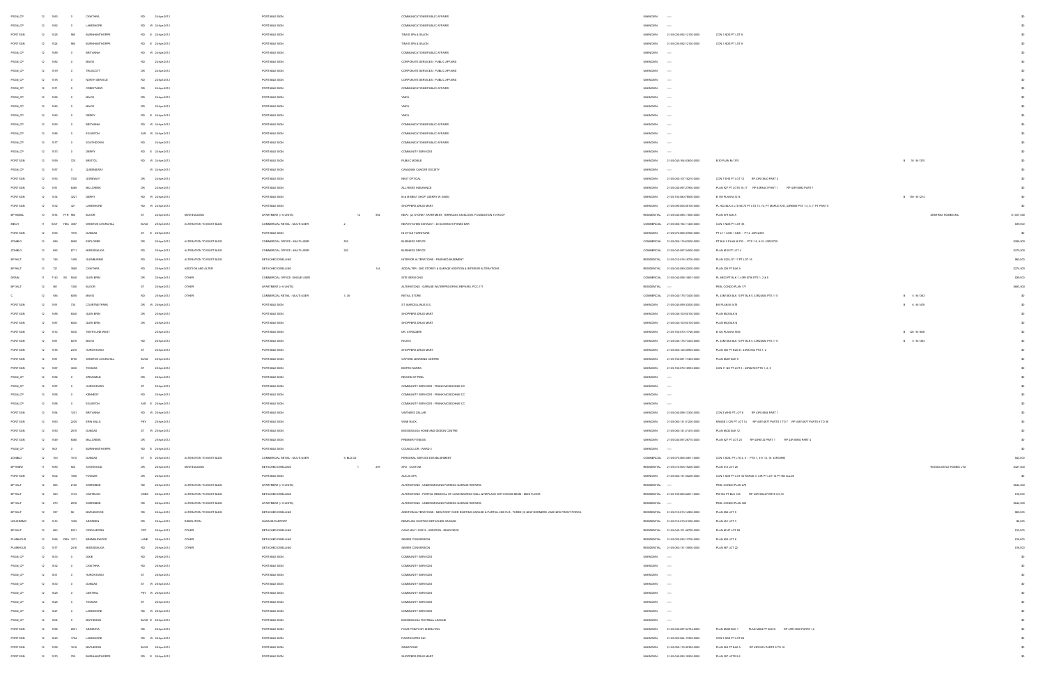| | | | | | | | | | | | | | | | | | | | | |
|---|---|---|---|---|---|---|---|---|---|---|---|---|---|---|---|---|---|---|---|---|
| PSGN_CP | 12 | 1560 | 0 | | CAWTHRA | RD | 24-Apr-2012 | | PORTABLE SIGN | | | COMMUNICATIONS/PUBLIC AFFAIRS | UNKNOWN | ---- | | | | | | $0 |
| PSGN_CP | 12 | 1562 | 0 | | LAKESHORE | RD | W 24-Apr-2012 | | PORTABLE SIGN | | | COMMUNICATIONS/PUBLIC AFFAIRS | UNKNOWN | ---- | | | | | | $0 |
| PORTSGN | 12 | 1525 | 960 | | BURNHAMTHORPE | RD | E 24-Apr-2012 | | PORTABLE SIGN | | | TRAYS SPA & SALON | UNKNOWN | 21-05-030-092-12100-0000 | CON 1 NDS PT LOT 8 | | | | | $0 |
| PORTSGN | 12 | 1526 | 960 | | BURNHAMTHORPE | RD | E 24-Apr-2012 | | PORTABLE SIGN | | | TRAYS SPA & SALON | UNKNOWN | 21-05-030-092-12100-0000 | CON 1 NDS PT LOT 8 | | | | | $0 |
| PSGN_CP | 12 | 1569 | 0 | | BRITANNIA | RD | W 24-Apr-2012 | | PORTABLE SIGN | | | COMMUNICATIONS/PUBLIC AFFAIRS | UNKNOWN | ---- | | | | | | $0 |
| PSGN_CP | 12 | 1582 | 0 | | MAVIS | RD | 24-Apr-2012 | | PORTABLE SIGN | | | CORPORATE SERVICES - PUBLIC AFFAIRS | UNKNOWN | ---- | | | | | | $0 |
| PSGN_CP | 12 | 1579 | 0 | | TRUSCOTT | DR | 24-Apr-2012 | | PORTABLE SIGN | | | CORPORATE SERVICES - PUBLIC AFFAIRS | UNKNOWN | ---- | | | | | | $0 |
| PSGN_CP | 12 | 1576 | 0 | | NORTH SERVICE | RD | 24-Apr-2012 | | PORTABLE SIGN | | | CORPORATE SERVICES - PUBLIC AFFAIRS | UNKNOWN | ---- | | | | | | $0 |
| PSGN_CP | 12 | 1571 | 0 | | CRESTVIEW | RD | 24-Apr-2012 | | PORTABLE SIGN | | | COMMUNICATIONS/PUBLIC AFFAIRS | UNKNOWN | ---- | | | | | | $0 |
| PSGN_CP | 12 | 1585 | 0 | | MAVIS | RD | 24-Apr-2012 | | PORTABLE SIGN | | | YMCA | UNKNOWN | ---- | | | | | | $0 |
| PSGN_CP | 12 | 1565 | 0 | | MAVIS | RD | 24-Apr-2012 | | PORTABLE SIGN | | | YMCA | UNKNOWN | ---- | | | | | | $0 |
| PSGN_CP | 12 | 1580 | 0 | | DERRY | RD | E 24-Apr-2012 | | PORTABLE SIGN | | | YMCA | UNKNOWN | ---- | | | | | | $0 |
| PSGN_CP | 12 | 1590 | 0 | | BRITANNIA | RD | W 24-Apr-2012 | | PORTABLE SIGN | | | COMMUNICATIONS/PUBLIC AFFAIRS | UNKNOWN | ---- | | | | | | $0 |
| PSGN_CP | 12 | 1586 | 0 | | EGLINTON | AVE | W 24-Apr-2012 | | PORTABLE SIGN | | | COMMUNICATIONS/PUBLIC AFFAIRS | UNKNOWN | ---- | | | | | | $0 |
| PSGN_CP | 12 | 1577 | 0 | | SOUTHDOWN | RD | 24-Apr-2012 | | PORTABLE SIGN | | | COMMUNICATIONS/PUBLIC AFFAIRS | UNKNOWN | ---- | | | | | | $0 |
| PSGN_CP | 12 | 1573 | 0 | | DERRY | RD | E 24-Apr-2012 | | PORTABLE SIGN | | | COMMUNITY SERVICES | UNKNOWN | ---- | | | | | | $0 |
| PORTSGN | 12 | 1536 | 720 | | BRISTOL | RD | W 24-Apr-2012 | | PORTABLE SIGN | | | PUBLIC MOBILE | UNKNOWN | 21-05-040-164-83600-0000 | B 3 PLAN M-1370 | B | 30 | M-1370 | | $0 |
| PSGN_CP | 12 | 1557 | 0 | | QUEENSWAY | | W 24-Apr-2012 | | PORTABLE SIGN | | | CANADIAN CANCER SOCIETY | UNKNOWN | ---- | | | | | | $0 |
| PORTSGN | 12 | 1553 | 7330 | | GOREWAY | DR | 24-Apr-2012 | | PORTABLE SIGN | | | NEXT OPTICAL | UNKNOWN | 21-05-050-107-18210-0000 | CON 7 EHS PT LOT 12 RP 43R13640 PART 2 | | | | | $0 |
| PORTSGN | 12 | 1551 | 6465 | | MILLCREEK | DR | 24-Apr-2012 | | PORTABLE SIGN | | | ALL RISKS INSURANCE | UNKNOWN | 21-05-040-097-27900-0000 | PLAN 927 PT LOTS 16,17 RP 43R8441 PART 1 RP 43R16892 PART 1 | | | | | $0 |
| PORTSGN | 12 | 1534 | 3221 | | DERRY | RD | W 24-Apr-2012 | | PORTABLE SIGN | | | M & M MEAT SHOP (DERRY W. 3083) | UNKNOWN | 21-05-150-080-76600-0000 | B 199 PLAN M-1214 | B | 199 | M-1214 | | $0 |
| PORTSGN | 12 | 1532 | 321 | | LAKESHORE | RD | W 24-Apr-2012 | | PORTABLE SIGN | | | SHOPPERS DRUG MART | UNKNOWN | 21-05-090-006-09100-0000 | PL H22 BLK A LTS 66-72 PT LTS 73, 74, PT MAPLE AVE, 43R8958 PTS 1-3, 5, 7, PT PART 6 | | | | | $0 |
| BP 9NEW | 10 | 1615 | FTR 906 | | BLOOR | ST | 24-Apr-2012 | NEW BUILDING | APARTMENT (> 6 UNITS) | 12 | 906 | NEW - (4) STOREY APARTMENT, TERRACES ON BLOOR, FOUNDATION TO ROOF | RESIDENTIAL | 21-05-040-090-11600-0000 | PLAN 679 BLK A | | | | SENTREX HOMES INC | $11,007,000 |
| MECH | 11 | 6327 | HBA 3087 | | WINSTON CHURCHILL | BLVD | 25-Apr-2012 | ALTERATION TO EXIST BLDG | COMMERCIAL RETAIL - MULTI-USER | 2 | | NEW KITCHEN EXHAUST - DI MANNO'S PANINI BAR | COMMERCIAL | 21-05-060-154-11400-0000 | CON 1 NDS PT LOT 35 | | | | | $39,000 |
| PORTSGN | 12 | 1595 | 1970 | | DUNDAS | ST | E 25-Apr-2012 | | PORTABLE SIGN | | | IN STYLE FURNITURE | UNKNOWN | 21-05-070-064-07500-0000 | PT LT 1 CON 1 SDS - PT 2 43R12339 | | | | | $0 |
| ZONBLD | 12 | 899 | 5800 | | EXPLORER | DR | 25-Apr-2012 | ALTERATION TO EXIST BLDG | COMMERCIAL OFFICE - MULTI-USER | 502 | | BUSINESS OFFICE | COMMERCIAL | 21-05-050-115-83000-0000 | PT BLK 3 PLAN M-793 - PTS 1-5, 8-15 43R23720 | | | | | $289,000 |
| ZONBLD | 12 | 865 | 6711 | | MISSISSAUGA | RD | 25-Apr-2012 | ALTERATION TO EXIST BLDG | COMMERCIAL OFFICE - MULTI-USER | 202 | | BUSINESS OFFICE | COMMERCIAL | 21-05-040-097-24800-0000 | PLAN M10 PT LOT 4 | | | | | $270,000 |
| BP 9ALT | 12 | 749 | 1485 | | GLENBURNIE | RD | 25-Apr-2012 | ALTERATION TO EXIST BLDG | DETACHED DWELLING | | | INTERIOR ALTERATIONS - FINISHED BASEMENT | RESIDENTIAL | 21-05-010-010-16700-0000 | PLAN D23 LOT 17 PT LOT 16 | | | | | $80,000 |
| BP 9ALT | 12 | 721 | 3860 | | CAWTHRA | RD | 25-Apr-2012 | ADDITION AND ALTER | DETACHED DWELLING | | 144 | ADD/ALTER - 2ND STOREY & GARAGE ADDITION & INTERIOR ALTERATIONS | RESIDENTIAL | 21-05-040-069-22000-0000 | PLAN 326 PT BLK A | | | | | $274,000 |
| DRAIN | 11 | 7140 | SS 5025 | | GLEN ERIN | DR | 25-Apr-2012 | OTHER | COMMERCIAL OFFICE- SINGLE USER | | | SITE SERVICING | COMMERCIAL | 21-05-040-056-19601-0000 | PL 848/25 PT BLK 1 , 43R15728 PTS 1, 2 & 5 | | | | | $39,000 |
| BP 3ALT | 12 | 901 | 1300 | | BLOOR | ST | 25-Apr-2012 | OTHER | APARTMENT (> 6 UNITS) | | | ALTERATIONS - GARAGE WATERPROOFING REPAIRS, PCC-171 | RESIDENTIAL | ---- | PEEL CONDO PLAN 171 | | | | | $683,000 |
| C | 12 | 904 | 6085 | | MAVIS | RD | 25-Apr-2012 | OTHER | COMMERCIAL RETAIL - MULTI-USER | 3, 3A | | RETAIL STORE | COMMERCIAL | 21-05-040-175-73400-0000 | PL 43M1363 BLK 10 PT BLK 6, 43R24820 PTS 1-11 | B | 5 | M-1363 | | $0 |
| PORTSGN | 12 | 1604 | 735 | | COURTNEYPARK | DR | W 25-Apr-2012 | | PORTABLE SIGN | | | ST MARCELLINUS S.S. | UNKNOWN | 21-05-040-099-33000-0000 | B 6 PLAN M-1476 | B | 6 | M-1476 | | $0 |
| PORTSGN | 12 | 1598 | 6040 | | GLEN ERIN | DR | 25-Apr-2012 | | PORTABLE SIGN | | | SHOPPERS DRUG MART | UNKNOWN | 21-05-040-103-50100-0000 | PLAN M43 BLK N | | | | | $0 |
| PORTSGN | 12 | 1597 | 6040 | | GLEN ERIN | DR | 25-Apr-2012 | | PORTABLE SIGN | | | SHOPPERS DRUG MART | UNKNOWN | 21-05-040-103-50100-0000 | PLAN M43 BLK N | | | | | $0 |
| PORTSGN | 12 | 1572 | 3030 | | TENTH LINE WEST | | 25-Apr-2012 | | PORTABLE SIGN | | | DR. STRAZDEN | UNKNOWN | 21-05-150-070-17746-0000 | B 120 PLAN M-1606 | B | 120 | M-1606 | | $0 |
| PORTSGN | 12 | 1561 | 6075 | | MAVIS | RD | 25-Apr-2012 | | PORTABLE SIGN | | | RICKI'S | UNKNOWN | 21-05-040-175-73400-0000 | PL 43M1363 BLK 10 PT BLK 6, 43R24820 PTS 1-11 | B | 5 | M-1363 | | $0 |
| PORTSGN | 12 | 1576 | 2470 | | HURONTARIO | ST | 25-Apr-2012 | | PORTABLE SIGN | | | SHOPPERS DRUG MART | UNKNOWN | 21-05-060-123-06900-0000 | PLAN 500 PT BLK B - 43R33132 PTS 1, 2 | | | | | $0 |
| PORTSGN | 12 | 1563 | 6750 | | WINSTON CHURCHILL | BLVD | 25-Apr-2012 | | PORTABLE SIGN | | | OXFORD LEARNING CENTRE | UNKNOWN | 21-05-150-081-17420-0000 | PLAN M407 BLK 9 | | | | | $0 |
| PORTSGN | 12 | 1567 | 3030 | | THOMAS | ST | 25-Apr-2012 | | PORTABLE SIGN | | | BISTRO MARRA | UNKNOWN | 21-05-150-070-16953-0000 | CON 11 NS PT LOT 3 - 43R22749 PTS 1, 2, 5 | | | | | $0 |
| PSGN_CP | 12 | 1550 | 0 | | SPEAKMAN | DR | 25-Apr-2012 | | PORTABLE SIGN | | | REGION OF PEEL | UNKNOWN | ---- | | | | | | $0 |
| PSGN_CP | 12 | 1597 | 0 | | HURONTARIO | ST | 25-Apr-2012 | | PORTABLE SIGN | | | COMMUNITY SERVICES - FRANK MCKECHNIE CC | UNKNOWN | ---- | | | | | | $0 |
| PSGN_CP | 12 | 1595 | 0 | | KENNEDY | RD | 25-Apr-2012 | | PORTABLE SIGN | | | COMMUNITY SERVICES - FRANK MCKECHNIE CC | UNKNOWN | ---- | | | | | | $0 |
| PSGN_CP | 12 | 1596 | 0 | | EGLINTON | AVE | E 25-Apr-2012 | | PORTABLE SIGN | | | COMMUNITY SERVICES - FRANK MCKECHNIE CC | UNKNOWN | ---- | | | | | | $0 |
| PORTSGN | 12 | 1556 | 1201 | | BRITANNIA | RD | W 25-Apr-2012 | | PORTABLE SIGN | | | VINTNERS CELLAR | UNKNOWN | 21-05-040-098-13305-0000 | CON 3 WHS PT LOT 8 RP 43R14866 PART 1 | | | | | $0 |
| PORTSGN | 12 | 1560 | 2220 | | ERIN MILLS | PKY | 25-Apr-2012 | | PORTABLE SIGN | | | WINE RACK | UNKNOWN | 21-05-060-131-01200-0000 | RANGE 3 CIR PT LOT 14 RP 43R14677 PARTS 1 TO 7 RP 43R14677 PARTS 9 TO 36 | | | | | $0 |
| PORTSGN | 12 | 1550 | 2575 | | DUNDAS | ST | W 25-Apr-2012 | | PORTABLE SIGN | | | MISSISSAUGA HOME AND DESIGN CENTRE | UNKNOWN | 21-05-060-141-21410-0000 | PLAN M432 BLK 12 | | | | | $0 |
| PORTSGN | 12 | 1548 | 6465 | | MILLCREEK | DR | 25-Apr-2012 | | PORTABLE SIGN | | | PREMIER FITNESS | UNKNOWN | 21-05-040-097-28710-0000 | PLAN 927 PT LOT 23 RP 43R6132 PART 1 RP 43R16892 PART 4 | | | | | $0 |
| PSGN_CP | 12 | 1601 | 0 | | BURNHAMTHORPE | RD | E 25-Apr-2012 | | PORTABLE SIGN | | | COUNCILLOR - WARD 3 | UNKNOWN | ---- | | | | | | $0 |
| ZONBLD | 12 | 750 | 1515 | | DUNDAS | ST | E 25-Apr-2012 | ALTERATION TO EXIST BLDG | COMMERCIAL RETAIL - MULTI-USER | 9, BLD C5 | | PERSONAL SERVICE ESTABLISHMENT | COMMERCIAL | 21-05-070-065-04811-0000 | CON 1 SDS, PT LTS 4, 5 - PTS 1, 3-5, 14, 16 43R33993 | | | | | $23,000 |
| BP 9NEW | 11 | 7090 | 603 | | AVONWOOD | DR | 25-Apr-2012 | NEW BUILDING | DETACHED DWELLING | 1 | 297 | SFD - CUSTOM | RESIDENTIAL | 21-05-010-009-19200-0000 | PLAN E12 LOT 28 | | | | WOODCASTLE HOMES LTD | $427,000 |
| PORTSGN | 12 | 1602 | 1900 | | FOWLER | DR | 26-Apr-2012 | | PORTABLE SIGN | | | ALICJA SPA | UNKNOWN | 21-05-060-131-00200-0000 | CON 1 SDS PT LOT 33 RANGE 3 CIR PT LOT 14 PT RD ALLCE | | | | | $0 |
| BP 3ALT | 12 | 869 | 2180 | | SHEROBEE | RD | 26-Apr-2012 | ALTERATION TO EXIST BLDG | APARTMENT (> 6 UNITS) | | | ALTERATIONS - UNDERGROUND PARKING GARAGE REPAIRS | RESIDENTIAL | ---- | PEEL CONDO PLAN 276 | | | | | $544,000 |
| BP 9ALT | 12 | 823 | 3133 | | CANTELON | CRES | 26-Apr-2012 | ALTERATION TO EXIST BLDG | DETACHED DWELLING | | | ALTERATIONS - PARTIAL REMOVAL OF LOAD BEARING WALL & REPLACE WITH WOOD BEAM - MAIN FLOOR | RESIDENTIAL | 21-05-150-080-82611-0000 | PM 563 PT BLK 124 RP 43R10044 PARTS 8,9,15 | | | | | $10,000 |
| BP 3ALT | 12 | 873 | 2278 | | SHEROBEE | RD | 26-Apr-2012 | ALTERATION TO EXIST BLDG | APARTMENT (> 6 UNITS) | | | ALTERATIONS - UNDERGROUND PARKING GARAGE REPAIRS | RESIDENTIAL | ---- | PEEL CONDO PLAN 300 | | | | | $544,000 |
| BP 9ALT | 12 | 767 | 56 | | MAPLEWOOD | RD | 26-Apr-2012 | ALTERATION TO EXIST BLDG | DETACHED DWELLING | | | ADDITION/ALTERATIONS - NEW ROOF OVER EXISTING GARAGE & PARTIAL 2ND FLR., THREE (3) NEW DORMERS, AND NEW FRONT PORCH | RESIDENTIAL | 21-05-010-013-14900-0000 | PLAN 866 LOT 9 | | | | | $80,000 |
| HOUSDEMO | 12 | 1012 | 1220 | | ANDREEN | RD | 26-Apr-2012 | DEMOLITION | GARAGE/CARPORT | | | DEMOLISH EXISTING DETACHED GARAGE | RESIDENTIAL | 21-05-010-010-01200-0000 | PLAN 451 LOT 3 | | | | | $6,000 |
| BP 9ALT | 12 | 863 | 6031 | | CRICKADORN | CRT | 26-Apr-2012 | OTHER | DETACHED DWELLING | | | CASC MAY 10/2012 - ADDITION - REAR DECK | RESIDENTIAL | 21-05-040-101-46700-0000 | PLAN M127 LOT 58 | | | | | $10,000 |
| PLUMHOUS | 12 | 1066 | DRA 1271 | | BRAMBLEWOOD | LANE | 26-Apr-2012 | OTHER | DETACHED DWELLING | | | SEWER CONVERSION | RESIDENTIAL | 21-05-020-032-13700-0000 | PLAN 820 LOT 9 | | | | | $16,000 |
| PLUMHOUS | 12 | 1077 | 2418 | | MISSISSAUGA | RD | 26-Apr-2012 | OTHER | DETACHED DWELLING | | | SEWER CONVERSION | RESIDENTIAL | 21-05-060-131-10600-0000 | PLAN 867 LOT 22 | | | | | $16,000 |
| PSGN_CP | 12 | 1633 | 0 | | DIXIE | RD | 26-Apr-2012 | | PORTABLE SIGN | | | COMMUNITY SERVICES | UNKNOWN | ---- | | | | | | $0 |
| PSGN_CP | 12 | 1632 | 0 | | CAWTHRA | RD | 26-Apr-2012 | | PORTABLE SIGN | | | COMMUNITY SERVICES | UNKNOWN | ---- | | | | | | $0 |
| PSGN_CP | 12 | 1631 | 0 | | HURONTARIO | ST | 26-Apr-2012 | | PORTABLE SIGN | | | COMMUNITY SERVICES | UNKNOWN | ---- | | | | | | $0 |
| PSGN_CP | 12 | 1630 | 0 | | DUNDAS | ST | W 26-Apr-2012 | | PORTABLE SIGN | | | COMMUNITY SERVICES | UNKNOWN | ---- | | | | | | $0 |
| PSGN_CP | 12 | 1629 | 0 | | CENTRAL | PKY | W 26-Apr-2012 | | PORTABLE SIGN | | | COMMUNITY SERVICES | UNKNOWN | ---- | | | | | | $0 |
| PSGN_CP | 12 | 1628 | 0 | | THOMAS | ST | 26-Apr-2012 | | PORTABLE SIGN | | | COMMUNITY SERVICES | UNKNOWN | ---- | | | | | | $0 |
| PSGN_CP | 12 | 1627 | 0 | | LAKESHORE | RD | W 26-Apr-2012 | | PORTABLE SIGN | | | COMMUNITY SERVICES | UNKNOWN | ---- | | | | | | $0 |
| PSGN_CP | 12 | 1604 | 0 | | MATHESON | BLVD | E 26-Apr-2012 | | PORTABLE SIGN | | | MISSISSAUGA FOOTBALL LEAGUE | UNKNOWN | ---- | | | | | | $0 |
| PORTSGN | 12 | 1598 | 2501 | | ARGENTIA | RD | 26-Apr-2012 | | PORTABLE SIGN | | | FOUR POINTS BY SHERATON | UNKNOWN | 21-05-040-097-04734-0000 | PLAN M499 BLK 1 PLAN M284 PT BLK G RP 43R13936 PARTS 1,2 | | | | | $0 |
| PORTSGN | 12 | 1620 | 1764 | | LAKESHORE | RD | W 26-Apr-2012 | | PORTABLE SIGN | | | PAINTSCAPES INC. | UNKNOWN | 21-05-020-024-17900-0000 | CON 3 SDS PT LOT 28 | | | | | $0 |
| PORTSGN | 12 | 1599 | 1616 | | MATHESON | BLVD | 26-Apr-2012 | | PORTABLE SIGN | | | DEBRATIONS | UNKNOWN | 21-05-050-115-20320-0000 | PLAN 924 PT BLK A RP 43R1023 PARTS 4 TO 16 | | | | | $0 |
| PORTSGN | 12 | 1570 | 750 | | BURNHAMTHORPE | RD | E 26-Apr-2012 | | PORTABLE SIGN | | | SHOPPERS DRUG MART | UNKNOWN | 21-05-040-092-16500-0000 | PLAN 387 LOTS 5-6 | | | | | $0 |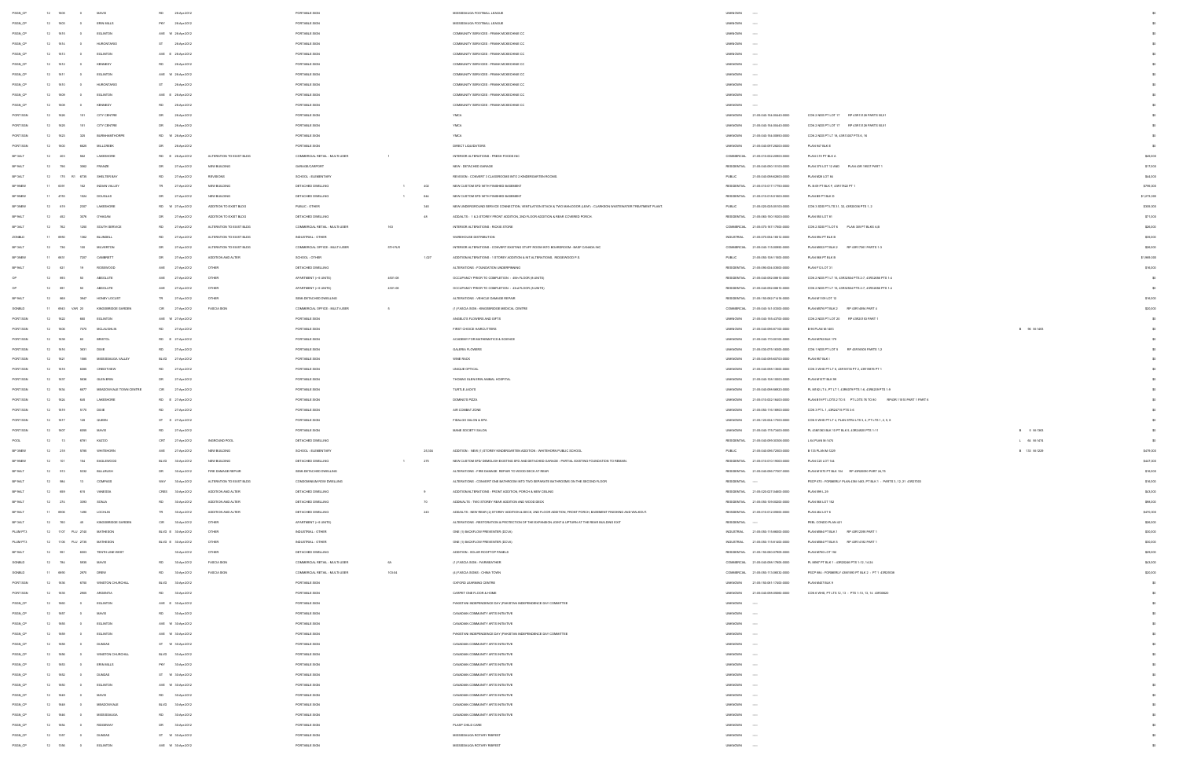| | | | | | | | | | | | | | | | |
|---|---|---|---|---|---|---|---|---|---|---|---|---|---|---|---|
| PSGN_CP | 12 | 5635 | 0 | MAVIS | RD | 26-Apr-2012 | | PORTABLE SIGN | | | MISSISSAUGA FOOTBALL LEAGUE | UNKNOWN | ---- | | $0 |
| PSGN_CP | 12 | 5633 | 0 | ERIN MILLS | PKY | 26-Apr-2012 | | PORTABLE SIGN | | | MISSISSAUGA FOOTBALL LEAGUE | UNKNOWN | ---- | | $0 |
| PSGN_CP | 12 | 5615 | 0 | EGLINTON | AVE W | 26-Apr-2012 | | PORTABLE SIGN | | | COMMUNITY SERVICES - FRANK MCKECHNIE CC | UNKNOWN | ---- | | $0 |
| PSGN_CP | 12 | 5614 | 0 | HURONTARIO | ST | 26-Apr-2012 | | PORTABLE SIGN | | | COMMUNITY SERVICES - FRANK MCKECHNIE CC | UNKNOWN | ---- | | $0 |
| PSGN_CP | 12 | 5613 | 0 | EGLINTON | AVE E | 26-Apr-2012 | | PORTABLE SIGN | | | COMMUNITY SERVICES - FRANK MCKECHNIE CC | UNKNOWN | ---- | | $0 |
| PSGN_CP | 12 | 5612 | 0 | KENNEDY | RD | 26-Apr-2012 | | PORTABLE SIGN | | | COMMUNITY SERVICES - FRANK MCKECHNIE CC | UNKNOWN | ---- | | $0 |
| PSGN_CP | 12 | 5611 | 0 | EGLINTON | AVE W | 26-Apr-2012 | | PORTABLE SIGN | | | COMMUNITY SERVICES - FRANK MCKECHNIE CC | UNKNOWN | ---- | | $0 |
| PSGN_CP | 12 | 5610 | 0 | HURONTARIO | ST | 26-Apr-2012 | | PORTABLE SIGN | | | COMMUNITY SERVICES - FRANK MCKECHNIE CC | UNKNOWN | ---- | | $0 |
| PSGN_CP | 12 | 5609 | 0 | EGLINTON | AVE E | 26-Apr-2012 | | PORTABLE SIGN | | | COMMUNITY SERVICES - FRANK MCKECHNIE CC | UNKNOWN | ---- | | $0 |
| PSGN_CP | 12 | 5608 | 0 | KENNEDY | RD | 26-Apr-2012 | | PORTABLE SIGN | | | COMMUNITY SERVICES - FRANK MCKECHNIE CC | UNKNOWN | ---- | | $0 |
| PORT SGN | 12 | 5626 | 151 | CITY CENTRE | DR | 26-Apr-2012 | | PORTABLE SIGN | | | YMCA | UNKNOWN | 21-05-040-154-00440-0000 | CON 2 NDS PT LOT 17 RP 43R13128 PARTS 50,51 | $0 |
| PORT SGN | 12 | 5625 | 151 | CITY CENTRE | DR | 26-Apr-2012 | | PORTABLE SIGN | | | YMCA | UNKNOWN | 21-05-040-154-00440-0000 | CON 2 NDS PT LOT 17 RP 43R13128 PARTS 50,51 | $0 |
| PORT SGN | 12 | 5623 | 325 | BURNHAMTHORPE | RD W | 26-Apr-2012 | | PORTABLE SIGN | | | YMCA | UNKNOWN | 21-05-040-154-00850-0000 | CON 2 NDS PT LT 18, 43R13307 PTS 6, 16 | $0 |
| PORT SGN | 12 | 5630 | 6625 | MILLCREEK | DR | 26-Apr-2012 | | PORTABLE SIGN | | | DIRECT LIQUIDATORS | UNKNOWN | 21-05-040-097-28200-0000 | PLAN 947 BLK B | $0 |
| BP 3ALT | 12 | 203 | 862 | LAKESHORE | RD E | 26-Apr-2012 | ALTERATION TO EXIST BLDG | COMMERCIAL RETAIL - MULTI-USER | 1 | | INTERIOR ALTERATIONS - FRESH FOODS INC | COMMERCIAL | 21-05-010-002-20900-0000 | PLAN C19 PT BLK A | $45,000 |
| BP 9ALT | 12 | 794 | 3062 | FRANZE | DR | 27-Apr-2012 | NEW BUILDING | GARAGE/CARPORT | | | NEW - DETACHED GARAGE | RESIDENTIAL | 21-05-040-093-10100-0000 | PLAN 370 LOT 12 AND PLAN 43R 18637 PART 1 | $17,000 |
| BP 3ALT | 12 | 173 | R1 6735 | SHELTER BAY | RD | 27-Apr-2012 | REVISIONS | SCHOOL - ELEMENTARY | | | REVISION - CONVERT 3 CLASSROOMS INTO 2 KINDERGARTEN ROOMS | PUBLIC | 21-05-040-098-92800-0000 | PLAN M28 LOT 84 | $44,000 |
| BP 9NEW | 11 | 6291 | 162 | INDIAN VALLEY | TR | 27-Apr-2012 | NEW BUILDING | DETACHED DWELLING | 1 | 402 | NEW CUSTOM SFD WITH FINISHED BASEMENT | RESIDENTIAL | 21-05-010-017-17700-0000 | PL B-09 PT BLK F, 43R17522 PT 1 | $798,000 |
| BP 9NEW | 11 | 4793 | 1524 | DOUGLAS | DR | 27-Apr-2012 | NEW BUILDING | DETACHED DWELLING | 1 | 644 | NEW CUSTOM SFD WITH FINISHED BASEMENT | RESIDENTIAL | 21-05-010-016-01600-0000 | PLAN B5 PT BLK D | $1,273,000 |
| BP 3NEW | 12 | 619 | 2087 | LAKESHORE | RD W | 27-Apr-2012 | ADDITION TO EXIST BLDG | PUBLIC - OTHER | | 345 | NEW UNDERGROUND SERVICE CONNECTION, VENTILATION STACK & TWO MAN DOOR (LEAF) - CLARKSON WASTEWATER TREATMENT PLANT | PUBLIC | 21-05-020-025-05100-0000 | CON 3 SDS PT LTS 31, 32, 43R28056 PTS 1, 2 | $300,000 |
| BP 9ALT | 12 | 452 | 2076 | O'HAGAN | DR | 27-Apr-2012 | ADDITION TO EXIST BLDG | DETACHED DWELLING | | 45 | ADD/ALTS - 1 & 2-STOREY FRONT ADDITION, 2ND FLOOR ADDITION & REAR COVERED PORCH | RESIDENTIAL | 21-05-060-153-19200-0000 | PLAN 656 LOT 91 | $71,000 |
| BP 3ALT | 12 | 762 | 1250 | SOUTH SERVICE | RD | 27-Apr-2012 | ALTERATION TO EXIST BLDG | COMMERCIAL RETAIL - MULTI-USER | 7B3 | | INTERIOR ALTERATIONS - RICKIS STORE | COMMERCIAL | 21-05-070-167-17900-0000 | CON 2 SDS PT LOT 6 PLAN 348 PT BLKS A,B | $28,000 |
| ZONBLD | 11 | 6693 | 1062 | BLUNDELL | RD | 27-Apr-2012 | ALTERATION TO EXIST BLDG | INDUSTRIAL - OTHER | | | WAREHOUSE DISTRIBUTION | INDUSTRIAL | 21-05-070-054-16612-0000 | PLAN 894 PT BLK B | $38,000 |
| BP 3ALT | 12 | 736 | 100 | MILVERTON | DR | 27-Apr-2012 | ALTERATION TO EXIST BLDG | COMMERCIAL OFFICE - MULTI-USER | 5TH FLR | | INTERIOR ALTERATIONS - CONVERT EXISTING STAFF ROOM INTO BOARDROOM - BASF CANADA INC | COMMERCIAL | 21-05-040-115-00990-0000 | PLAN M653 PT BLK 2 RP 43R17981 PARTS 1-3 | $28,000 |
| BP 3NEW | 11 | 6653 | 7267 | CAMBRETT | DR | 27-Apr-2012 | ADDITION AND ALTER | SCHOOL - OTHER | | 1,027 | ADDITION/ALTERATIONS - 1 STOREY ADDITION & INT ALTERATIONS , RIDGEWOOD P.S. | PUBLIC | 21-05-050-108-11500-0000 | PLAN M46 PT BLK B | $1,669,000 |
| BP 9ALT | 12 | 621 | 19 | ROSEWOOD | AVE | 27-Apr-2012 | OTHER | DETACHED DWELLING | | | ALTERATIONS - FOUNDATION UNDERPINNING | RESIDENTIAL | 21-05-090-004-03600-0000 | PLAN F12 LOT 31 | $16,000 |
| OP | 12 | 893 | 55 | ABSOLUTE | AVE | 27-Apr-2012 | OTHER | APARTMENT (> 6 UNITS) | 4301-05 | | OCCUPANCY PRIOR TO COMPLETION - 4th FLOOR (6 UNITS) | RESIDENTIAL | 21-05-040-092-08610-0000 | CON 2 NDS PT LT 15, 43R32504 PTS 2-7, 43R32806 PTS 1-4 | $0 |
| OP | 12 | 891 | 60 | ABSOLUTE | AVE | 27-Apr-2012 | OTHER | APARTMENT (> 6 UNITS) | 4301-09 | | OCCUPANCY PRIOR TO COMPLETION - 43rd FLOOR (9 UNITS) | RESIDENTIAL | 21-05-040-092-08610-0000 | CON 2 NDS PT LT 15, 43R32504 PTS 2-7, 43R32806 PTS 1-4 | $0 |
| BP 9ALT | 12 | 868 | 3947 | HONEY LOCUST | TR | 27-Apr-2012 | OTHER | SEMI-DETACHED DWELLING | | | ALTERATIONS - VEHICLE DAMAGE REPAIR | RESIDENTIAL | 21-05-150-082-71410-0000 | PLAN M1109 LOT 12 | $15,000 |
| SGNBLD | 11 | 6643 | VAR 25 | KINGSBRIDGE GARDEN | CIR | 27-Apr-2012 | FASCIA SIGN | COMMERCIAL OFFICE - MULTI-USER | 8 | | (1) FASCIA SIGN - KINGSWOOD MEDICAL CENTRE | COMMERCIAL | 21-05-040-141-03300-0000 | PLAN M876 PT BLK 2 RP 43R14894 PART 4 | $20,000 |
| PORT SGN | 12 | 5622 | 660 | EGLINTON | AVE W | 27-Apr-2012 | | PORTABLE SIGN | | | ANGELO'S FLOWERS AND GIFTS | UNKNOWN | 21-05-040-155-43700-0000 | CON 2 NDS PT LOT 20 RP 43R20150 PART 1 | $0 |
| PORT SGN | 12 | 5606 | 7575 | MCLAUGHLIN | RD | 27-Apr-2012 | | PORTABLE SIGN | | | FIRST CHOICE HAIRCUTTERS | UNKNOWN | 21-05-040-096-87100-0000 | B 95 PLAN M-1483 | B 95 M-1483 | $0 |
| PORT SGN | 12 | 5638 | 60 | BRISTOL | RD E | 27-Apr-2012 | | PORTABLE SIGN | | | ACADEMY FOR MATHEMATICS & SCIENCE | UNKNOWN | 21-05-040-170-00100-0000 | PLAN M792 BLK 179 | $0 |
| PORT SGN | 12 | 5619 | 3821 | DIXIE | RD | 27-Apr-2012 | | PORTABLE SIGN | | | GALERIA FLOWERS | UNKNOWN | 21-05-030-075-16300-0000 | CON 1 NDS PT LOT 8 RP 43R15500 PARTS 1,2 | $0 |
| PORT SGN | 12 | 5627 | 1989 | MISSISSAUGA VALLEY | BLVD | 27-Apr-2012 | | PORTABLE SIGN | | | WINE RACK | UNKNOWN | 21-05-040-095-80750-0000 | PLAN 957 BLK I | $0 |
| PORT SGN | 12 | 5618 | 6066 | CRESTVIEW | RD | 27-Apr-2012 | | PORTABLE SIGN | | | UNIQUE OPTICAL | UNKNOWN | 21-05-040-098-13800-0000 | CON 3 WHS PT LT 9, 43R15718 PT 2, 43R19815 PT 1 | $0 |
| PORT SGN | 12 | 5637 | 5636 | GLEN ERIN | DR | 27-Apr-2012 | | PORTABLE SIGN | | | THOMAS GLEN ERIN ANIMAL HOSPITAL | UNKNOWN | 21-05-040-109-70650-0000 | PLAN M377 BLK 99 | $0 |
| PORT SGN | 12 | 5634 | 6677 | MEADOWVALE TOWN CENTRE | CIR | 27-Apr-2012 | | PORTABLE SIGN | | | TURTLE JACK'S | UNKNOWN | 21-05-040-098-88820-0000 | PL M152 LT 4, PT LT 1, 43R6379 PTS 1-6, 43R6209 PTS 1-9 | $0 |
| PORT SGN | 12 | 5624 | 845 | LAKESHORE | RD E | 27-Apr-2012 | | PORTABLE SIGN | | | DOMINO'S PIZZA | UNKNOWN | 21-05-010-002-19400-0000 | PLAN B19 PT LOTS 2 TO 5 PT LOTS 78 TO 80 RP43R 11810 PART 1 PART 6 | $0 |
| PORT SGN | 12 | 5619 | 5179 | DIXIE | RD | 27-Apr-2012 | | PORTABLE SIGN | | | AIR COMBAT ZONE | UNKNOWN | 21-05-050-115-16900-0000 | CON 3 PT L 1, 43R24718 PTS 3-6 | $0 |
| PORT SGN | 12 | 5617 | 128 | QUEEN | ST S | 27-Apr-2012 | | PORTABLE SIGN | | | FIDALGO SALON & SPA | UNKNOWN | 21-05-120-004-17300-0000 | CON 5 WHS PT LT 4, PLAN STR4 LTS 3, 4, PT LTS 1, 2, 5, 9 | $0 |
| PORT SGN | 12 | 5607 | 6550 | MAVIS | RD | 27-Apr-2012 | | PORTABLE SIGN | | | MANE SOCIETY SALON | UNKNOWN | 21-05-040-175-73400-0000 | PL 43M1363 BLK 10 PT BLK 6, 43R24600 PTS 1-11 | B 5 M-1363 | $0 |
| POOL | 12 | 13 | 6761 | KAZOO | CRT | 27-Apr-2012 | INGROUND POOL | DETACHED DWELLING | | | | RESIDENTIAL | 21-05-040-099-30300-0000 | L 66 PLAN M-1474 | L 66 M-1474 | $0 |
| BP 3NEW | 12 | 219 | 5785 | WHITEHORN | AVE | 27-Apr-2012 | NEW BUILDING | SCHOOL - ELEMENTARY | | 25,304 | ADDITION - NEW (1) STOREY KINDERGARTEN ADDITION - WHITEHORN PUBLIC SCHOOL | PUBLIC | 21-05-040-098-72000-0000 | B 133 PLAN M-1229 | B 133 M-1229 | $479,000 |
| BP 9NEW | 12 | 101 | 764 | EAGLEWOOD | BLVD | 30-Apr-2012 | NEW BUILDING | DETACHED DWELLING | 1 | 270 | NEW CUSTOM SFD/ DEMOLISH EXISTING SFD AND DETACHED GARAGE - PARTIAL EXISTING FOUNDATION TO REMAIN | RESIDENTIAL | 21-05-010-070-19000-0000 | PLAN C20 LOT 144 | $447,000 |
| BP 9ALT | 12 | 913 | 5032 | BULLRUSH | DR | 30-Apr-2012 | FIRE DAMAGE REPAIR | SEMI-DETACHED DWELLING | | | ALTERATIONS - FIRE DAMAGE REPAIR TO WOOD DECK AT REAR | RESIDENTIAL | 21-05-040-096-77007-0000 | PLAN M1070 PT BLK 104 RP 43R20090 PART 24,75 | $16,000 |
| BP 9ALT | 12 | 984 | 70 | COMPASS | WAY | 30-Apr-2012 | ALTERATION TO EXIST BLDG | CONDOMINIUM ROW DWELLING | | | ALTERATIONS - CONVERT ONE BATHROOM INTO TWO SEPARATE BATHROOMS ON THE SECOND FLOOR | RESIDENTIAL | ---- | PSCP 870 - FORMERLY PLAN 43M-1683, PT BLK 1 - PARTS 3, 12, 27, 43R27032 | $16,000 |
| BP 9ALT | 12 | 889 | 615 | VANESSA | CRES | 30-Apr-2012 | ADDITION AND ALTER | DETACHED DWELLING | | 8 | ADDITION/ALTERATIONS - FRONT ADDITION, PORCH & NEW CEILING | RESIDENTIAL | 21-05-020-027-04600-0000 | PLAN 899 L 29 | $43,000 |
| BP 9ALT | 12 | 274 | 3390 | SONJA | RD | 30-Apr-2012 | ADDITION AND ALTER | DETACHED DWELLING | | 70 | ADD/ALTS - TWO STOREY REAR ADDITION AND WOOD DECK | RESIDENTIAL | 21-05-050-109-05200-0000 | PLAN 588 LOT 152 | $99,000 |
| BP 9ALT | 11 | 6906 | 1495 | LOCHLIN | TR | 30-Apr-2012 | ADDITION AND ALTER | DETACHED DWELLING | | 243 | ADD/ALTS - NEW REAR (2) STOREY ADDITION & DECK, 2ND FLOOR ADDITION, FRONT PORCH, BASEMENT FINISHING AND WALKOUT. | RESIDENTIAL | 21-05-010-012-09900-0000 | PLAN 484 LOT 6 | $470,000 |
| BP 3ALT | 12 | 780 | 45 | KINGSBRIDGE GARDEN | CIR | 30-Apr-2012 | OTHER | APARTMENT (> 6 UNITS) | | | ALTERATIONS - RESTORATION & PROTECTION OF THE EXPANSION JOINT & UPTURN AT THE REAR BUILDING EXIT | RESIDENTIAL | ---- | PEEL CONDO PLAN 421 | $28,000 |
| PLUMP P3 | 12 | 1107 | PLU 2740 | MATHESON | BLVD E | 30-Apr-2012 | OTHER | INDUSTRIAL - OTHER | | | ONE (1) BACKFLOW PREVENTER (DCVA) | INDUSTRIAL | 21-05-050-116-86000-0000 | PLAN M684 PT BLK 1 RP 43R12399 PART 1 | $30,000 |
| PLUMP P3 | 12 | 1106 | PLU 2735 | MATHESON | BLVD E | 30-Apr-2012 | OTHER | INDUSTRIAL - OTHER | | | ONE (1) BACKFLOW PREVENTER (DCVA) | INDUSTRIAL | 21-05-050-116-81400-0000 | PLAN M684 PT BLK 5 RP 43R14163 PART 1 | $30,000 |
| BP 9ALT | 12 | 991 | 6003 | TENTH LINE WEST | | 30-Apr-2012 | OTHER | DETACHED DWELLING | | | ADDITION - SOLAR ROOFTOP PANELS | RESIDENTIAL | 21-05-150-080-07909-0000 | PLAN M760 LOT 192 | $29,000 |
| SGNBLD | 12 | 784 | 5935 | MAVIS | RD | 30-Apr-2012 | FASCIA SIGN | COMMERCIAL RETAIL - MULTI-USER | G6 | | (1) FASCIA SIGN - FAIRWEATHER | COMMERCIAL | 21-05-040-098-17905-0000 | PL 43M2 PT BLK 1 - 43R23246 PTS 1-12, 14-24 | $43,000 |
| SGNBLD | 11 | 6893 | 2970 | DREW | RD | 30-Apr-2012 | FASCIA SIGN | COMMERCIAL RETAIL - MULTI-USER | 103-04 | | (4) FASCIA SIGNS - CHINA TOWN | COMMERCIAL | 21-05-050-113-06652-0000 | PSCP 994 - FORMERLY 43M1593 PT BLK 2 - PT 1 43R30036 | $20,000 |
| PORT SGN | 12 | 5636 | 6750 | WINSTON CHURCHILL | BLVD | 30-Apr-2012 | | PORTABLE SIGN | | | OXFORD LEARNING CENTRE | UNKNOWN | 21-05-150-081-17400-0000 | PLAN M407 BLK 8 | $0 |
| PORT SGN | 12 | 5635 | 2969 | ARGENTIA | RD | 30-Apr-2012 | | PORTABLE SIGN | | | CARPET ONE FLOOR & HOME | UNKNOWN | 21-05-040-098-00060-0000 | CON 6 WHS, PT LTS 12, 13 - PTS 1-10, 13, 14, 43R30620 | $0 |
| PSGN_CP | 12 | 5660 | 0 | EGLINTON | AVE E | 30-Apr-2012 | | PORTABLE SIGN | | | PAKISTAN INDEPENDENCE DAY (PAKISTAN INDEPENDENCE DAY COMMITTEE | UNKNOWN | ---- | | $0 |
| PSGN_CP | 12 | 5657 | 0 | MAVIS | RD | 30-Apr-2012 | | PORTABLE SIGN | | | CANADIAN COMMUNITY ARTS INITIATIVE | UNKNOWN | ---- | | $0 |
| PSGN_CP | 12 | 5655 | 0 | EGLINTON | AVE W | 30-Apr-2012 | | PORTABLE SIGN | | | CANADIAN COMMUNITY ARTS INITIATIVE | UNKNOWN | ---- | | $0 |
| PSGN_CP | 12 | 5659 | 0 | EGLINTON | AVE W | 30-Apr-2012 | | PORTABLE SIGN | | | PAKISTAN INDEPENDENCE DAY (PAKISTAN INDEPENDENCE DAY COMMITTEE | UNKNOWN | ---- | | $0 |
| PSGN_CP | 12 | 5658 | 0 | DUNDAS | ST W | 30-Apr-2012 | | PORTABLE SIGN | | | CANADIAN COMMUNITY ARTS INITIATIVE | UNKNOWN | ---- | | $0 |
| PSGN_CP | 12 | 5656 | 0 | WINSTON CHURCHILL | BLVD | 30-Apr-2012 | | PORTABLE SIGN | | | CANADIAN COMMUNITY ARTS INITIATIVE | UNKNOWN | ---- | | $0 |
| PSGN_CP | 12 | 5653 | 0 | ERIN MILLS | PKY | 30-Apr-2012 | | PORTABLE SIGN | | | CANADIAN COMMUNITY ARTS INITIATIVE | UNKNOWN | ---- | | $0 |
| PSGN_CP | 12 | 5652 | 0 | DUNDAS | ST W | 30-Apr-2012 | | PORTABLE SIGN | | | CANADIAN COMMUNITY ARTS INITIATIVE | UNKNOWN | ---- | | $0 |
| PSGN_CP | 12 | 5650 | 0 | EGLINTON | AVE W | 30-Apr-2012 | | PORTABLE SIGN | | | CANADIAN COMMUNITY ARTS INITIATIVE | UNKNOWN | ---- | | $0 |
| PSGN_CP | 12 | 5649 | 0 | MAVIS | RD | 30-Apr-2012 | | PORTABLE SIGN | | | CANADIAN COMMUNITY ARTS INITIATIVE | UNKNOWN | ---- | | $0 |
| PSGN_CP | 12 | 5648 | 0 | MEADOWVALE | BLVD | 30-Apr-2012 | | PORTABLE SIGN | | | CANADIAN COMMUNITY ARTS INITIATIVE | UNKNOWN | ---- | | $0 |
| PSGN_CP | 12 | 5646 | 0 | MISSISSAUGA | RD | 30-Apr-2012 | | PORTABLE SIGN | | | CANADIAN COMMUNITY ARTS INITIATIVE | UNKNOWN | ---- | | $0 |
| PSGN_CP | 12 | 5664 | 0 | RIDGEWAY | DR | 30-Apr-2012 | | PORTABLE SIGN | | | PLAY IT CHILD CARE | UNKNOWN | ---- | | $0 |
| PSGN_CP | 12 | 1357 | 0 | DUNDAS | ST W | 30-Apr-2012 | | PORTABLE SIGN | | | MISSISSAUGA ROTARY RIBFEST | UNKNOWN | ---- | | $0 |
| PSGN_CP | 12 | 1356 | 0 | EGLINTON | AVE W | 30-Apr-2012 | | PORTABLE SIGN | | | MISSISSAUGA ROTARY RIBFEST | UNKNOWN | ---- | | $0 |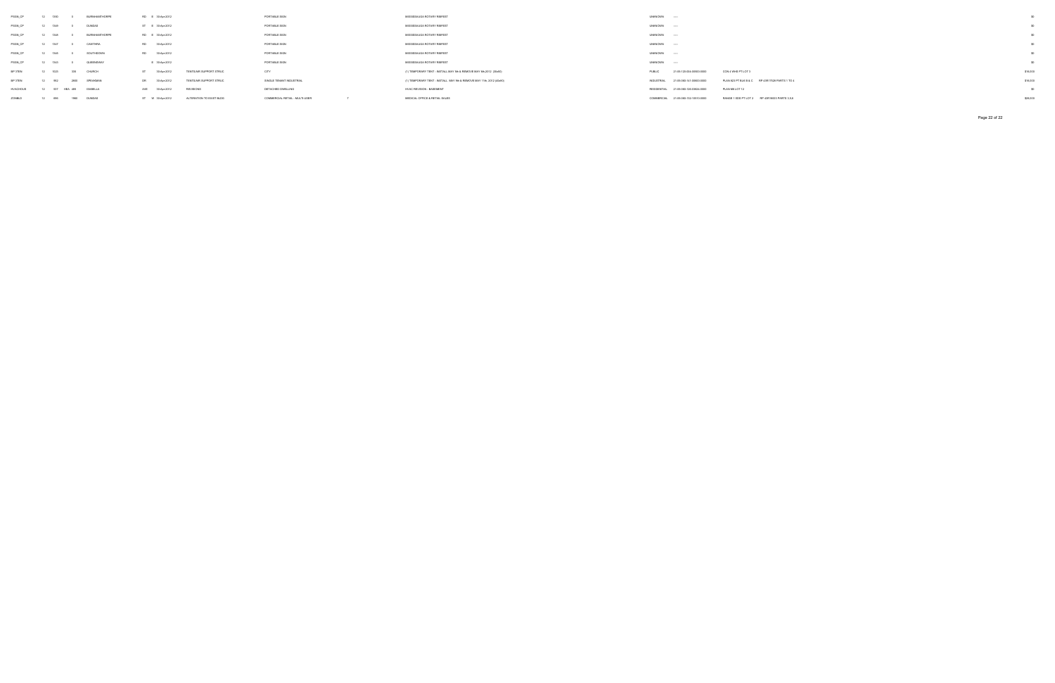| | | | | | | | | | | | | | | | | |
|---|---|---|---|---|---|---|---|---|---|---|---|---|---|---|---|---|
| PSGN_CP | 12 | 1350 | 0 | BURNHAMTHORPE | RD | E | 30-Apr-2012 | | PORTABLE SIGN | | MISSISSAUGA ROTARY RIBFEST | UNKNOWN | ---- | | | $0 |
| PSGN_CP | 12 | 1348 | 0 | DUNDAS | ST | E | 30-Apr-2012 | | PORTABLE SIGN | | MISSISSAUGA ROTARY RIBFEST | UNKNOWN | ---- | | | $0 |
| PSGN_CP | 12 | 1348 | 0 | BURNHAMTHORPE | RD | E | 30-Apr-2012 | | PORTABLE SIGN | | MISSISSAUGA ROTARY RIBFEST | UNKNOWN | ---- | | | $0 |
| PSGN_CP | 12 | 1347 | 0 | CAWTHRA | RD | | 30-Apr-2012 | | PORTABLE SIGN | | MISSISSAUGA ROTARY RIBFEST | UNKNOWN | ---- | | | $0 |
| PSGN_CP | 12 | 1346 | 0 | SOUTHDOWN | RD | | 30-Apr-2012 | | PORTABLE SIGN | | MISSISSAUGA ROTARY RIBFEST | UNKNOWN | ---- | | | $0 |
| PSGN_CP | 12 | 1345 | 0 | QUEENSWAY | | E | 30-Apr-2012 | | PORTABLE SIGN | | MISSISSAUGA ROTARY RIBFEST | UNKNOWN | ---- | | | $0 |
| BP 3TEN | 12 | 1023 | 335 | CHURCH | ST | | 30-Apr-2012 | TENTS/AIR SUPPORT STRUC | CITY | | (1) TEMPORARY TENT - INSTALL MAY 9th & REMOVE MAY 6th,2012 (30x60) | PUBLIC | 21-05-120-004-00600-0000 | CON 4 WHS PT LOT 3 | | $16,000 |
| BP 3TEN | 12 | 962 | 2800 | SPEAKMAN | DR | | 30-Apr-2012 | TENTS/AIR SUPPORT STRUC | SINGLE TENANT INDUSTRIAL | | (1) TEMPORARY TENT - INSTALL MAY 9th & REMOVE MAY 11th, 2012 (40x60) | INDUSTRIAL | 21-05-060-141-00600-0000 | PLAN 923 PT BLK B & C | RP 43R17528 PARTS 1 TO 4 | $16,000 |
| HVACHOUS | 12 | 937 | HBA 488 | ISABELLA | AVE | | 30-Apr-2012 | REVISIONS | DETACHED DWELLING | | HVAC REVISION - BASEMENT | RESIDENTIAL | 21-05-060-128-03624-0000 | PLAN M8 LOT 12 | | $0 |
| ZONBLD | 12 | 899 | 1960 | DUNDAS | ST | W | 30-Apr-2012 | ALTERATION TO EXIST BLDG | COMMERCIAL RETAIL - MULTI-USER | 7 | MEDICAL OFFICE & RETAIL SALES | COMMERCIAL | 21-05-060-132-10510-0000 | RANGE 1 SDS PT LOT 2 | RP 43R18023 PARTS 1,5,6 | $28,000 |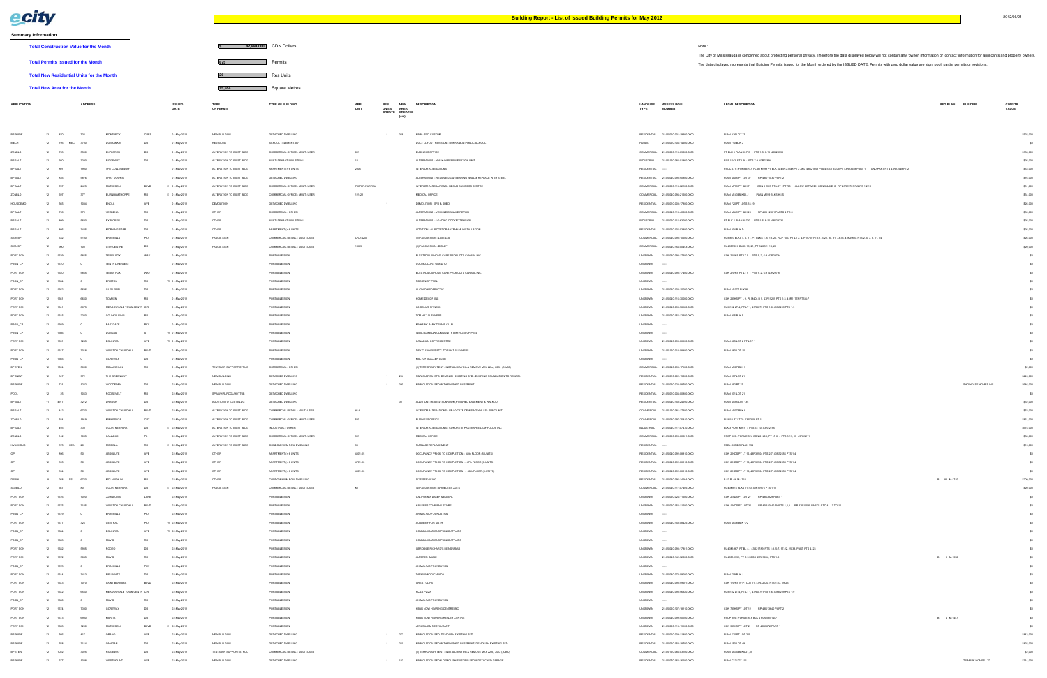# Building Report - List of Issued Building Permits for May 2012

2012/06/21

## Summary Information

| | | |
|---|---|---|
| **Total Construction Value for the Month** | $ 42,664,000 | CDN Dollars |
| **Total Permits Issued for the Month** | 675 | Permits |
| **Total New Residential Units for the Month** | 29 | Res Units |
| **Total New Area for the Month** | 15,654 | Square Metres |

Note :

The City of Mississauga is concerned about protecting personal privacy. Therefore the data displayed below will not contain any "owner" information or "contact" information for applicants and property owners.

The data displayed represents that Building Permits issued for the Month ordered by the ISSUED DATE. Permits with zero dollar value are sign, pool, partial permits or revisions.

| APPLICATION | | | ADDRESS | | | ISSUED DATE | TYPE OF PERMIT | TYPE OF BUILDING | APP UNIT | RES UNITS CREATE | NEW AREA CREATED (sm) | DESCRIPTION | LAND USE TYPE | ASSESS ROLL NUMBER | LEGAL DESCRIPTION | REG PLAN | BUILDER | CONSTR VALUE |
|---|---|---|---|---|---|---|---|---|---|---|---|---|---|---|---|---|---|---|
| BP 9NEW | 12 | 670 | 734 | MONTBECK | CRES | 01 May 2012 | NEW BUILDING | DETACHED DWELLING | | 1 | 368 | NEW - SFD CUSTOM | RESIDENTIAL | 21-05-010-001-19900-0000 | PLAN A26 LOT 71 | | | $525,000 |
| BECR | 12 | 196 MEC | 3700 | DUNRANKIN | DR | 01 May 2012 | REVISIONS | SCHOOL - ELEMENTARY | | | | DUCT LAYOUT REVISION - DUNRANKIN PUBLIC SCHOOL | PUBLIC | 21-05-050-116-14200-0000 | PLAN 710 BLK J | | | $0 |
| ZONBLD | 12 | 753 | 5880 | EXPLORER | DR | 01 May 2012 | ALTERATION TO EXIST BLDG | COMMERCIAL OFFICE - MULTI-USER | 601 | | | BUSINESS OFFICE | COMMERCIAL | 21-05-050-115-83500-0000 | PT BLK 5 PLAN M-793 - PTS 1-5, 8-10 43R22735 | | | $130,000 |
| BP 9ALT | 12 | 660 | 1030 | RIDGEWAY | DR | 01 May 2012 | ALTERATION TO EXIST BLDG | MULTI-TENANT INDUSTRIAL | 12 | | | ALTERATIONS - WALK-IN REFRIGERATION UNIT | INDUSTRIAL | 21-05-150-084-01860-0000 | RCP 1542, PT L 8 - PTS 7-9 43R23586 | | | $20,000 |
| BP 9ALT | 12 | 801 | 1900 | THE COLLEGEWAY | | 01 May 2012 | ALTERATION TO EXIST BLDG | APARTMENT (> 6 UNITS) | 2305 | | | INTERIOR ALTERATIONS | RESIDENTIAL | ---- | PSCC 871 - FORMERLY PLAN M199 PT BLK A 43R-23848 PT 2 AND 43R21998 PTS 4-5,6,7 EXCEPT 43R22948 PART 1 (AND PART PT 4 43R22948 PT 2 | | | $55,000 |
| BP 9ALT | 12 | 416 | 5870 | SHAY DOWNS | | 01 May 2012 | ALTERATION TO EXIST BLDG | DETACHED DWELLING | | | | ALTERATIONS - REMOVE LOAD BEARING WALL & REPLACE WITH STEEL | RESIDENTIAL | 21-05-040-098-80800-0000 | PLAN M448 PT LOT 37 RP 43R11010 PART 2 | | | $35,000 |
| BP 9ALT | 12 | 787 | 2425 | MATHESON | BLVD E | 01 May 2012 | ALTERATION TO EXIST BLDG | COMMERCIAL OFFICE - MULTI-USER | 7,8 FLR PARTIAL | | | INTERIOR ALTERATIONS - REGUS BUSINESS CENTRE | COMMERCIAL | 21-05-050-115-82100-0000 | PLAN M793 PT BLK 7 CON 5 EHS PT LOT 1 PT RD ALLOW BETWEEN CON 5 & 6 EHS RP 43R15703 PARTS 1,2,10 | | | $31,000 |
| ZONBLD | 12 | 697 | 377 | BURNHAMTHORPE | RD E | 01 May 2012 | ALTERATION TO EXIST BLDG | COMMERCIAL OFFICE - MULTI-USER | 121-22 | | | MEDICAL OFFICE | COMMERCIAL | 21-05-040-096-21500-0000 | PLAN M143 BLKS I,J PLAN M199 BLKS H,I,S | | | $36,000 |
| HOUSDEMO | 12 | 950 | 1084 | ENOLA | AVE | 01 May 2012 | DEMOLITION | DETACHED DWELLING | | -1 | | DEMOLITION - SFD & SHED | RESIDENTIAL | 21-05-010-003-17900-0000 | PLAN F20 PT LOTS 18,19 | | | $20,000 |
| BP 9ALT | 12 | 796 | 670 | VERBENA | RD | 01 May 2012 | OTHER | COMMERCIAL - OTHER | | | | ALTERATIONS - VEHICLE DAMAGE REPAIR | COMMERCIAL | 21-05-040-116-46900-0000 | PLAN M449 PT BLK 25 RP 43R11297 PARTS 4 TO 6 | | | $30,000 |
| BP 9ALT | 12 | 909 | 5800 | EXPLORER | DR | 01 May 2012 | OTHER | MULTI-TENANT INDUSTRIAL | | | | ALTERATIONS - LOADING DOCK EXTENSION | INDUSTRIAL | 21-05-050-115-83500-0000 | PT BLK 5 PLAN M-793 - PTS 1-5, 8-10 43R22735 | | | $20,000 |
| BP 9ALT | 12 | 805 | 3420 | MORNING STAR | DR | 01 May 2012 | OTHER | APARTMENT (> 6 UNITS) | | | | ADDITION - (4) ROOFTOP ANTENNAE INSTALLATION | RESIDENTIAL | 21-05-050-100-03800-0000 | PLAN 844 BLK D | | | $20,000 |
| SGNBP | 12 | 352 | 5100 | ERIN MILLS | PKY | 01 May 2012 | FASCIA SIGN | COMMERCIAL RETAIL - MULTI-USER | CRU-K250 | | | (1) FASCIA SIGN - La SENZA | COMMERCIAL | 21-05-040-098-10000-0000 | PL M620 BLKS 4, 6, 17, PT BLKS 1, 5, 16, 20, RCP 1003 PT LT 3, 4,28, 30, 31, 33-35, 43R23634 PTS 2, 4, 7, 8, 11, 14 | | | $20,000 |
| SGNBP | 12 | 900 | 100 | CITY CENTRE | DR | 01 May 2012 | FASCIA SIGN | COMMERCIAL RETAIL - MULTI-USER | 1-833 | | | (1) FASCIA SIGN - DISNEY | COMMERCIAL | 21-05-040-154-00453-0000 | PL 43M1010 BLKS 19, 21, PT BLKS 1, 18, 20 | | | $20,000 |
| PORT SGN | 12 | 1030 | 5805 | TERRY FOX | WAY | 01 May 2012 | | PORTABLE SIGN | | | | ELECTROLUX HOME CARE PRODUCTS CANADA INC. | UNKNOWN | 21-05-040-098-17400-0000 | CON 3 WHS PT LT 5 - PTS 1, 2, 6-9 43R29794 | | | $0 |
| PSGN_CP | 12 | 1070 | 0 | TENTH LINE WEST | | 01 May 2012 | | PORTABLE SIGN | | | | COUNCILLOR - WARD 10 | UNKNOWN | ---- | | | | $0 |
| PORT SGN | 12 | 1040 | 5805 | TERRY FOX | WAY | 01 May 2012 | | PORTABLE SIGN | | | | ELECTROLUX HOME CARE PRODUCTS CANADA INC. | UNKNOWN | 21-05-040-098-17400-0000 | CON 3 WHS PT LT 5 - PTS 1, 2, 6-9 43R29794 | | | $0 |
| PSGN_CP | 12 | 1064 | 0 | BRISTOL | RD W | 01 May 2012 | | PORTABLE SIGN | | | | REGION OF PEEL | UNKNOWN | ---- | | | | $0 |
| PORT SGN | 12 | 1062 | 5038 | GLEN ERIN | DR | 01 May 2012 | | PORTABLE SIGN | | | | ALION CHIROPRACTIC | UNKNOWN | 21-05-040-135-10000-0000 | PLAN M1077 BLK 99 | | | $0 |
| PORT SGN | 12 | 1061 | 6830 | TOMKEN | RD | 01 May 2012 | | PORTABLE SIGN | | | | HOME DECOR INC | UNKNOWN | 21-05-040-116-33000-0000 | CON 2 EHS PT L 8, PL M434 B 5, 43R15274 PTS 1-3, 43R11778 PTS 4-7 | | | $0 |
| PORT SGN | 12 | 1041 | 6075 | MEADOWVALE TOWN CENTR CIR | | 01 May 2012 | | PORTABLE SIGN | | | | GOODLIVE FITNESS | UNKNOWN | 21-05-040-098-08820-0000 | PL M182 LT 4, PT LT 1, 43R8076 PTS 1-6, 43R9239 PTS 1/8 | | | $0 |
| PORT SGN | 12 | 1063 | 2340 | COUNCIL RING | RD | 01 May 2012 | | PORTABLE SIGN | | | | TOP HAT CLEANERS | UNKNOWN | 21-05-060-155-12600-0000 | PLAN 915 BLK B | | | $0 |
| PSGN_CP | 12 | 1065 | 0 | EASTGATE | PKY | 01 May 2012 | | PORTABLE SIGN | | | | MOHAWK PARK TENNIS CLUB | UNKNOWN | ---- | | | | $0 |
| PSGN_CP | 12 | 1066 | 0 | DUNDAS | ST W | 01 May 2012 | | PORTABLE SIGN | | | | INDIA RAINBOW COMMUNITY SERVICES OF PEEL | UNKNOWN | ---- | | | | $0 |
| PORT SGN | 12 | 1051 | 1245 | EGLINTON | AVE W | 01 May 2012 | | PORTABLE SIGN | | | | CANADIAN COPTIC CENTRE | UNKNOWN | 21-05-040-098-08600-0000 | PLAN M3 LOT 2 PT LOT 1 | | | $0 |
| PORT SGN | 12 | 1047 | 3019 | WINSTON CHURCHILL | BLVD | 01 May 2012 | | PORTABLE SIGN | | | | DRY CLEANERS ETC./TOP HAT CLEANERS | UNKNOWN | 21-05-150-010-08900-0000 | PLAN 360 LOT 10 | | | $0 |
| PSGN_CP | 12 | 1055 | 0 | GOREWAY | DR | 01 May 2012 | | PORTABLE SIGN | | | | MALTON SOCCER CLUB | UNKNOWN | ---- | | | | $0 |
| BP 3TEN | 12 | 1024 | 5800 | MCLAUGHLIN | RD | 01 May 2012 | TENTS/AIR SUPPORT STRUC | COMMERCIAL - OTHER | | | | (1) TEMPORARY TENT - INSTALL MAY 9th & REMOVE MAY 22nd, 2012 (12x6O) | COMMERCIAL | 21-05-040-096-17960-0000 | PLAN M967 BLK 3 | | | $2,000 |
| BP 9NEW | 12 | 447 | 872 | THE GREENWAY | | 01 May 2012 | NEW BUILDING | DETACHED DWELLING | | 1 | 294 | NEW CUSTOM SFD/ DEMOLISH EXISTING SFD - EXISTING FOUNDATION TO REMAIN | RESIDENTIAL | 21-05-010-002-10000-0000 | PLAN 377 LOT 21 | | | $449,000 |
| BP 9NEW | 12 | 174 | 1242 | WOODEDEN | DR | 02 May 2012 | NEW BUILDING | DETACHED DWELLING | | 1 | 380 | NEW CUSTOM SFD WITH FINISHED BASEMENT | RESIDENTIAL | 21-05-020-026-09700-0000 | PLAN 349 PT 37 | | SHOWCASE HOMES INC | $560,000 |
| POOL | 12 | 20 | 1053 | ROOSEVELT | RD | 02 May 2012 | SPA/WHIRLPOOL/HOTTUB | DETACHED DWELLING | | | | | RESIDENTIAL | 21-05-010-004-06600-0000 | PLAN 371 LOT 21 | | | $0 |
| BP 9ALT | 11 | 4377 | 3272 | ERINDON | DR | 02 May 2012 | ADDITION TO EXIST BLDG | DETACHED DWELLING | | | 30 | ADDITION - HEATED SUNROOM, FINISHED BASEMENT & WALKOUT | RESIDENTIAL | 21-05-040-143-24090-0000 | PLAN M895 LOT 139 | | | $32,000 |
| BP 9ALT | 12 | 442 | 3750 | WINSTON CHURCHILL | BLVD | 02 May 2012 | ALTERATION TO EXIST BLDG | COMMERCIAL RETAIL - MULTI-USER | #1-3 | | | INTERIOR ALTERATIONS - RELOCATE DEMISING WALLS - SPEC UNIT | COMMERCIAL | 21-05-150-081-17400-0000 | PLAN M437 BLK Y | | | $52,000 |
| ZONBLD | 12 | 784 | 1919 | MINNESOTA | CRT | 02 May 2012 | ALTERATION TO EXIST BLDG | COMMERCIAL OFFICE - MULTI-USER | 600 | | | BUSINESS OFFICE | COMMERCIAL | 21-05-040-097-25615-0000 | PL 913 PT LT 2 - 43R7608 PT 1 | | | $961,000 |
| BP 9ALT | 12 | 435 | 242 | COURTNEYPARK | DR E | 02 May 2012 | ALTERATION TO EXIST BLDG | INDUSTRIAL - OTHER | | | | INTERIOR ALTERATIONS - CONCRETE PAD, MAPLE LEAF FOODS INC | INDUSTRIAL | 21-05-040-117-07470-0000 | BLK 3 PLAN M815 - PTS 6 - 10 43R22199 | | | $675,000 |
| ZONBLD | 12 | 162 | 1989 | CANADIAN | PL | 02 May 2012 | ALTERATION TO EXIST BLDG | COMMERCIAL OFFICE - MULTI-USER | 301 | | | MEDICAL OFFICE | COMMERCIAL | 21-05-030-093-00351-0000 | PSCP 883 - FORMERLY CON 2 NDS, PT LT 6 - PTS 3-13, 17 43R33211 | | | $36,000 |
| HVACHOUS | 12 | 375 HVA | 20 | MINEOLA | RD E | 02 May 2012 | ALTERATION TO EXIST BLDG | CONDOMINIUM ROW DWELLING | 78 | | | FURNACE REPLACEMENT | RESIDENTIAL | ---- | PEEL CONDO PLAN 194 | | | $11,000 |
| OP | 12 | 496 | 50 | ABSOLUTE | AVE | 02 May 2012 | OTHER | APARTMENT (> 6 UNITS) | 4601-09 | | | OCCUPANCY PRIOR TO COMPLETION - 46th FLOOR (9 UNITS) | RESIDENTIAL | 21-05-040-092-08810-0000 | CON 2 NDS PT LT 15, 43R32664 PTS 2-7, 43R32655 PTS 1-4 | | | $0 |
| OP | 12 | 495 | 50 | ABSOLUTE | AVE | 02 May 2012 | OTHER | APARTMENT (> 6 UNITS) | 4701-09 | | | OCCUPANCY PRIOR TO COMPLETION - 47th FLOOR (9 UNITS) | RESIDENTIAL | 21-05-040-092-08810-0000 | CON 2 NDS PT LT 15, 43R32664 PTS 2-7, 43R32655 PTS 1-4 | | | $0 |
| OP | 12 | 494 | 50 | ABSOLUTE | AVE | 02 May 2012 | OTHER | APARTMENT (> 6 UNITS) | 4801-09 | | | OCCUPANCY PRIOR TO COMPLETION - 48th FLOOR (9 UNITS) | RESIDENTIAL | 21-05-040-092-08810-0000 | CON 2 NDS PT LT 15, 43R32664 PTS 2-7, 43R32655 PTS 1-4 | | | $0 |
| DRAIN | 9 | 268 SS | 5795 | MCLAUGHLIN | RD | 02 May 2012 | OTHER | CONDOMINIUM ROW DWELLING | | | | SITE SERVICING | RESIDENTIAL | 21-05-040-096-16104-0000 | B 82 PLAN M-1710 | B 82 | M-1710 | $200,000 |
| SGNBLD | 12 | 887 | 50 | COURTNEYPARK | DR E | 02 May 2012 | FASCIA SIGN | COMMERCIAL RETAIL - MULTI-USER | B1 | | | (4) FASCIA SIGN - SHOELESS JOE'S | COMMERCIAL | 21-05-040-117-07400-0000 | PL 43M815 BLKS 11-15, 43R19176 PTS 1-11 | | | $20,000 |
| PORT SGN | 12 | 1035 | 1320 | JOHNSONS | LANE | 02 May 2012 | | PORTABLE SIGN | | | | CALIFORNIA LASER MED SPA | UNKNOWN | 21-05-020-024-11000-0000 | CON 2 SDS PT LOT 27 RP 43R3829 PART 1 | | | $0 |
| PORT SGN | 12 | 1073 | 3100 | WINSTON CHURCHILL | BLVD | 02 May 2012 | | PORTABLE SIGN | | | | HAUSERS COMPANY STORE | UNKNOWN | 21-05-060-154-11500-0000 | CON 1 NDS PT LOT 35 RP 43R15842 PARTS 1,2,3 RP 43R15849 PARTS 1 TO 4, 7 TO 10 | | | $0 |
| PSGN_CP | 12 | 1079 | 0 | ERIN MILLS | PKY | 02 May 2012 | | PORTABLE SIGN | | | | ANIMAL AID FOUNDATION | UNKNOWN | ---- | | | | $0 |
| PORT SGN | 12 | 1077 | 325 | CENTRAL | PKY W | 02 May 2012 | | PORTABLE SIGN | | | | ACADEMY FOR MATH | UNKNOWN | 21-05-040-143-06420-0000 | PLAN M879 BLK 172 | | | $0 |
| PSGN_CP | 12 | 1084 | 0 | EGLINTON | AVE W | 02 May 2012 | | PORTABLE SIGN | | | | COMMUNICATIONS/PUBLIC AFFAIRS | UNKNOWN | ---- | | | | $0 |
| PSGN_CP | 12 | 1083 | 0 | MAVIS | RD | 02 May 2012 | | PORTABLE SIGN | | | | COMMUNICATIONS/PUBLIC AFFAIRS | UNKNOWN | ---- | | | | $0 |
| PORT SGN | 12 | 1082 | 5985 | RODEO | DR | 02 May 2012 | | PORTABLE SIGN | | | | GEROGIO RICHARDS MENS WEAR | UNKNOWN | 21-05-040-096-17981-0000 | PL 43M-967, PT BL 4 - 43R21785, PTS 1-3, 5-7, 17-22, 29-33, PART PTS 4, 23 | | | $0 |
| PORT SGN | 12 | 1072 | 5045 | MAVIS | RD | 02 May 2012 | | PORTABLE SIGN | | | | ALTERED IMAGE | UNKNOWN | 21-05-040-142-32000-0000 | PL 43M-1332, PT B 3-43R24799, PTS 1-9 | B 3 | M-1332 | $0 |
| PSGN_CP | 12 | 1078 | 0 | ERIN MILLS | PKY | 02 May 2012 | | PORTABLE SIGN | | | | ANIMAL AID FOUNDATION | UNKNOWN | ---- | | | | $0 |
| PORT SGN | 12 | 1044 | 3415 | FIELDGATE | DR | 02 May 2012 | | PORTABLE SIGN | | | | TAEKWONDO CANADA | UNKNOWN | 21-05-030-072-00600-0000 | PLAN 718 BLK J | | | $0 |
| PORT SGN | 12 | 1043 | 7070 | SAINT BARBARA | BLVD | 02 May 2012 | | PORTABLE SIGN | | | | GREAT CLIPS | UNKNOWN | 21-05-040-098-09501-0000 | CON 1 WHS W PT LOT 11, 43R32125, PTS 1-17, 19-21 | | | $0 |
| PORT SGN | 12 | 1042 | 6550 | MEADOWVALE TOWN CENTR CIR | | 02 May 2012 | | PORTABLE SIGN | | | | PIZZA PIZZA | UNKNOWN | 21-05-040-098-08820-0000 | PL M182 LT 4, PT LT 1, 43R8076 PTS 1-6, 43R9239 PTS 1/8 | | | $0 |
| PSGN_CP | 12 | 1080 | 0 | MAVIS | RD | 02 May 2012 | | PORTABLE SIGN | | | | ANIMAL AID FOUNDATION | UNKNOWN | ---- | | | | $0 |
| PORT SGN | 12 | 1074 | 7200 | GOREWAY | DR | 02 May 2012 | | PORTABLE SIGN | | | | HEAR NOW HEARING CENTRE INC. | UNKNOWN | 21-05-050-107-16210-0000 | CON 7 EHS PT LOT 12 RP 43R13840 PART 2 | | | $0 |
| PORT SGN | 12 | 1075 | 6980 | MARITZ | DR | 02 May 2012 | | PORTABLE SIGN | | | | HEAR NOW HEARING HEALTH CENTRE | UNKNOWN | 21-05-040-098-00035-0000 | PSCP 809 - FORMERLY BLK 4 PLAN M-1447 | B 4 | M-1447 | $0 |
| PORT SGN | 12 | 1053 | 1280 | MATHESON | BLVD E | 02 May 2012 | | PORTABLE SIGN | | | | JERUSALEM RESTAURANT | UNKNOWN | 21-05-050-115-19500-0000 | CON 3 EHS PT LOT 2 RP 43R7672 PART 1 | | | $0 |
| BP 9NEW | 12 | 306 | 417 | ONAWO | AVE | 03 May 2012 | NEW BUILDING | DETACHED DWELLING | | 1 | 272 | NEW CUSTOM SFD/ DEMOLISH EXISTING SFD | RESIDENTIAL | 21-05-010-009-11900-0000 | PLAN F20 PT LOT 210 | | | $440,000 |
| BP 9NEW | 12 | 786 | 3114 | OKAGAN | DR | 03 May 2012 | NEW BUILDING | DETACHED DWELLING | | 1 | 241 | NEW CUSTOM SFD WITH FINISHED BASEMENT/ DEMOLISH EXISTING SFD | RESIDENTIAL | 21-05-060-156-18700-0000 | PLAN 550 LOT 46 | | | $420,000 |
| BP 3TEN | 12 | 1022 | 5025 | RIDGEWAY | DR | 03 May 2012 | TENTS/AIR SUPPORT STRUC | COMMERCIAL RETAIL - MULTI-USER | | | | (1) TEMPORARY TENT - INSTALL MAY 9th & REMOVE MAY 22nd, 2012 (12x6O) | COMMERCIAL | 21-05-150-084-01130-0000 | PLAN M674 BLKS 21,55 | | | $2,000 |
| BP 9NEW | 12 | 377 | 1036 | WESTMOUNT | AVE | 03 May 2012 | NEW BUILDING | DETACHED DWELLING | | 1 | 193 | NEW CUSTOM SFD & DEMOLISH EXISTING SFD & DETACHED GARAGE | RESIDENTIAL | 21-05-070-164-18100-0000 | PLAN C23 LOT 111 | | TRIMARK HOMES LTD. | $314,000 |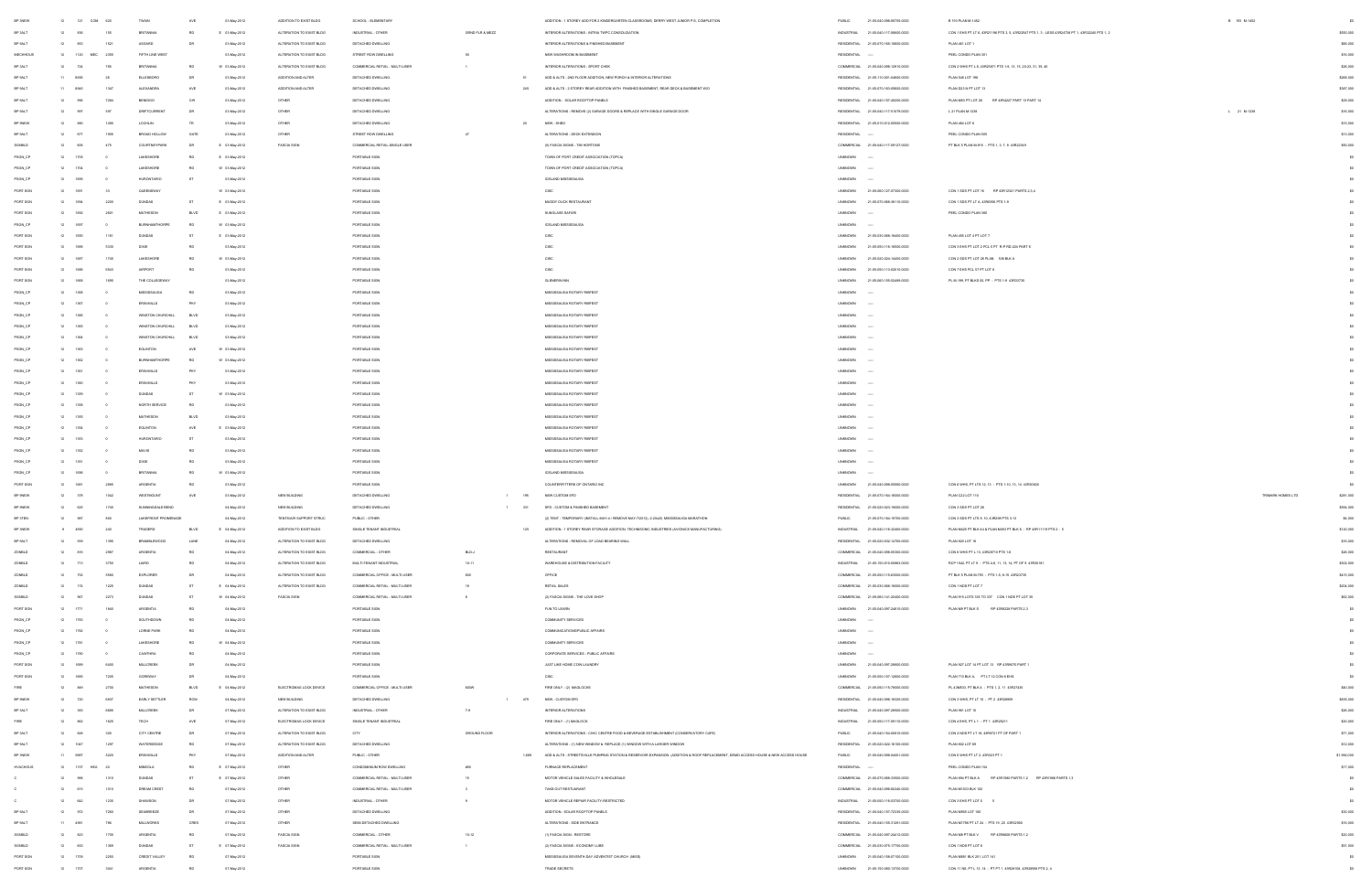| | | | | | | | | | | | | | | | | | | |
|---|---|---|---|---|---|---|---|---|---|---|---|---|---|---|---|---|---|---|
| BP INEW | 12 | 121 | COM | 620 | TWAIN | AVE | | 23-May-2012 | ADDITION TO EXISTING BLD | SCHOOL - ELEMENTARY | | | ADDITION - 1 STOREY ADDITION (2 KINDERGARTEN CLASSROOMS, BERRY WEST JUNIOR P.S. COMPLETION | PUBLIC | 21-05-040-096-05700-0000 | B 193 PLAN M-1452 | B 193 M-1452 | $0 |
| BP 9ALT | 12 | 356 | | 155 | BRITANNIA | RD | E | 23-May-2012 | ALTERATION TO EXIST BLDG | INDUSTRIAL - OTHER | GRND FLR & MEZZ | | INTERIOR ALTERATIONS - INTRIA TWPC CONSOLIDATION | INDUSTRIAL | 21-05-040-117-08600-0000 | CON 1 EHS PT LT 6, 43R21190 PTS 3, 5, 43R22647 PTS 1, 3 - LESS 43R24739 PT 1, 43R32243 PTS 1, 2 | | $950,000 |
| BP 9ALT | 12 | 863 | | 1521 | ASGARD | DR | | 23-May-2012 | ALTERATION TO EXIST BLDG | DETACHED DWELLING | | | INTERIOR ALTERATIONS & FINISHED BASEMENT | RESIDENTIAL | 21-05-070-165-10600-0000 | PLAN 461 LOT 1 | | $60,000 |
| MECHHOUS | 12 | 1120 | MEC | 2399 | FIFTH LINE WEST | | | 23-May-2012 | ALTERATION TO EXIST BLDG | STREET ROW DWELLING | 50 | | NEW WASHROOM IN BASEMENT | RESIDENTIAL | ----- | PEEL CONDO PLAN 301 | | $15,000 |
| BP 9ALT | 12 | 124 | | 795 | BRITANNIA | RD | W | 23-May-2012 | ALTERATION TO EXIST BLDG | COMMERCIAL/RETAIL - MULTI-USER | 1 | | INTERIOR ALTERATIONS - SPORT CHEK | COMMERCIAL | 21-05-040-098-12810-0000 | CON 2 WHS PT L 6, 43R20871 PTS 1-9, 13, 15, 20-23, 31, 39, 40 | | $20,000 |
| BP 9ALT | 11 | 6655 | | 26 | ELLESBORO | DR | | 23-May-2012 | ADDITION AND ALTER | DETACHED DWELLING | | 51 | ADD & ALTS - 2ND FLOOR ADDITION, NEW PORCH & INTERIOR ALTERATIONS | RESIDENTIAL | 21-05-110-001-04600-0000 | PLAN 546 LOT 198 | | $200,000 |
| BP 9ALT | 11 | 6583 | | 1347 | ALEXANDRA | AVE | | 23-May-2012 | ADDITION AND ALTER | DETACHED DWELLING | | 245 | ADD & ALTS - 2 STOREY REAR ADDITION WITH FINISHED BASEMENT, REAR DECK & BASEMENT W/O | RESIDENTIAL | 21-05-070-163-09600-0000 | PLAN D23 N PT LOT 13 | | $387,000 |
| BP 9ALT | 12 | 996 | | 7284 | BENDIGO | CIR | | 23-May-2012 | OTHER | DETACHED DWELLING | | | ADDITION - SOLAR ROOFTOP PANELS | RESIDENTIAL | 21-05-040-157-40200-0000 | PLAN M53 PT L OT 28 RP 43R4227 PART 13 PART 14 | | $20,000 |
| BP 9ALT | 12 | 997 | | 597 | DRIFTCURRENT | DR | | 23-May-2012 | OTHER | DETACHED DWELLING | | | ALTERATIONS - REMOVE (2) GARAGE DOORS & REPLACE WITH SINGLE GARAGE DOOR | RESIDENTIAL | 21-05-040-117-51079-0000 | L 21 PLAN M-1238 | L 21 M-1238 | $15,000 |
| BP 9NEW | 12 | 460 | | 1496 | LOCHLIN | TR | | 23-May-2012 | OTHER | DETACHED DWELLING | | 20 | NEW - SHED | RESIDENTIAL | 21-05-010-012-09500-0000 | PLAN 444 LOT 6 | | $15,000 |
| BP 9ALT | 12 | 377 | | 1958 | BROAD HOLLOW | GATE | | 23-May-2012 | OTHER | STREET ROW DWELLING | 47 | | ALTERATIONS - DECK EXTENSION | RESIDENTIAL | ----- | PEEL CONDO PLAN 550 | | $11,000 |
| SGNBLD | 12 | 926 | | 475 | COURTNEYPARK | DR | E | 23-May-2012 | FASCIA SIGN | COMMERCIAL/RETAIL-SINGLE USER | | | (9) FASCIA SIGNS - TIM HORTONS | COMMERCIAL | 21-05-040-117-59127-0000 | PT BLK 5 PLAN M-915 - PTS 1, 3, 7, 9 43R22348 | | $92,000 |
| PSGN_CP | 12 | 1709 | | 0 | LAKESHORE | RD | E | 23-May-2012 | | PORTABLE SIGN | | | TOWN OF PORT CREDIT ASSOCIATION (TOPCA) | UNKNOWN | ----- | | | $0 |
| PSGN_CP | 12 | 1704 | | 0 | LAKESHORE | RD | W | 23-May-2012 | | PORTABLE SIGN | | | TOWN OF PORT CREDIT ASSOCIATION (TOPCA) | UNKNOWN | ----- | | | $0 |
| PSGN_CP | 12 | 1699 | | 0 | HURONTARIO | ST | | 23-May-2012 | | PORTABLE SIGN | | | ICELAND MISSISSAUGA | UNKNOWN | ----- | | | $0 |
| PORT SGN | 12 | 1691 | | 33 | QUEENSWAY | | W | 23-May-2012 | | PORTABLE SIGN | | | CIBC | UNKNOWN | 21-05-060-127-07300-0000 | CON 1 SDS PT LOT 18 RP 43R12021 PARTS 2,3,4 | | $0 |
| PORT SGN | 12 | 1694 | | 2200 | DUNDAS | ST | E | 23-May-2012 | | PORTABLE SIGN | | | MADDY DUCK RESTAURANT | UNKNOWN | 21-05-070-068-39110-0000 | CON 1 SDS PT LT 4, 43R6590 PTS 1-9 | | $0 |
| PORT SGN | 12 | 1692 | | 2601 | MATHESON | BLVD | E | 23-May-2012 | | PORTABLE SIGN | | | SUBGLASS SAFARI | UNKNOWN | ----- | PEEL CONDO PLAN 386 | | $0 |
| PSGN_CP | 12 | 1697 | | 0 | BURNHAMTHORPE | RD | W | 23-May-2012 | | PORTABLE SIGN | | | ICELAND MISSISSAUGA | UNKNOWN | ----- | | | $0 |
| PORT SGN | 12 | 1690 | | 1151 | DUNDAS | ST | E | 23-May-2012 | | PORTABLE SIGN | | | CIBC | UNKNOWN | 21-05-030-086-16400-0000 | PLAN 455 LOT 4 PT LOT 7 | | $0 |
| PORT SGN | 12 | 1688 | | 5030 | DIXIE | RD | | 23-May-2012 | | PORTABLE SIGN | | | CIBC | UNKNOWN | 21-05-050-116-10000-0000 | CON 2 EHS PT LOT 2 PCL 5 PT R P RD 224 PART 6 | | $0 |
| PORT SGN | 12 | 1687 | | 1745 | LAKESHORE | RD | W | 23-May-2012 | | PORTABLE SIGN | | | CIBC | UNKNOWN | 21-05-020-024-14400-0000 | CON 2 SDS PT LOT 29 PLAN 938 BLK A | | $0 |
| PORT SGN | 12 | 1686 | | 6043 | AIRPORT | RD | | 23-May-2012 | | PORTABLE SIGN | | | CIBC | UNKNOWN | 21-05-050-113-02810-0000 | CON 7 EHS PCL 57 PT LOT 6 | | $0 |
| PORT SGN | 12 | 1668 | | 1895 | THE COLLEGEWAY | | | 23-May-2012 | | PORTABLE SIGN | | | SLEEPWAVE | UNKNOWN | 21-05-060-135-53499-0000 | PL M-169, PT BLKS 93, FR - PTS 1-9 43R13750 | | $0 |
| PSGN_CP | 12 | 1308 | | 0 | MISSISSAUGA | RD | | 23-May-2012 | | PORTABLE SIGN | | | MISSISSAUGA ROTARY RIBFEST | UNKNOWN | ----- | | | $0 |
| PSGN_CP | 12 | 1307 | | 0 | ERIN MILLS | PKY | | 23-May-2012 | | PORTABLE SIGN | | | MISSISSAUGA ROTARY RIBFEST | UNKNOWN | ----- | | | $0 |
| PSGN_CP | 12 | 1306 | | 0 | WINSTON CHURCHILL | BLVD | | 23-May-2012 | | PORTABLE SIGN | | | MISSISSAUGA ROTARY RIBFEST | UNKNOWN | ----- | | | $0 |
| PSGN_CP | 12 | 1305 | | 0 | WINSTON CHURCHILL | BLVD | | 23-May-2012 | | PORTABLE SIGN | | | MISSISSAUGA ROTARY RIBFEST | UNKNOWN | ----- | | | $0 |
| PSGN_CP | 12 | 1304 | | 0 | WINSTON CHURCHILL | BLVD | | 23-May-2012 | | PORTABLE SIGN | | | MISSISSAUGA ROTARY RIBFEST | UNKNOWN | ----- | | | $0 |
| PSGN_CP | 12 | 1303 | | 0 | EGLINTON | AVE | W | 23-May-2012 | | PORTABLE SIGN | | | MISSISSAUGA ROTARY RIBFEST | UNKNOWN | ----- | | | $0 |
| PSGN_CP | 12 | 1302 | | 0 | BURNHAMTHORPE | RD | W | 23-May-2012 | | PORTABLE SIGN | | | MISSISSAUGA ROTARY RIBFEST | UNKNOWN | ----- | | | $0 |
| PSGN_CP | 12 | 1301 | | 0 | ERIN MILLS | PKY | | 23-May-2012 | | PORTABLE SIGN | | | MISSISSAUGA ROTARY RIBFEST | UNKNOWN | ----- | | | $0 |
| PSGN_CP | 12 | 1300 | | 0 | ERIN MILLS | PKY | | 23-May-2012 | | PORTABLE SIGN | | | MISSISSAUGA ROTARY RIBFEST | UNKNOWN | ----- | | | $0 |
| PSGN_CP | 12 | 1299 | | 0 | DUNDAS | ST | W | 23-May-2012 | | PORTABLE SIGN | | | MISSISSAUGA ROTARY RIBFEST | UNKNOWN | ----- | | | $0 |
| PSGN_CP | 12 | 1298 | | 0 | NORTH SERVICE | RD | | 23-May-2012 | | PORTABLE SIGN | | | MISSISSAUGA ROTARY RIBFEST | UNKNOWN | ----- | | | $0 |
| PSGN_CP | 12 | 1295 | | 0 | MATHESON | BLVD | | 23-May-2012 | | PORTABLE SIGN | | | MISSISSAUGA ROTARY RIBFEST | UNKNOWN | ----- | | | $0 |
| PSGN_CP | 12 | 1294 | | 0 | EGLINTON | AVE | E | 23-May-2012 | | PORTABLE SIGN | | | MISSISSAUGA ROTARY RIBFEST | UNKNOWN | ----- | | | $0 |
| PSGN_CP | 12 | 1293 | | 0 | HURONTARIO | ST | | 23-May-2012 | | PORTABLE SIGN | | | MISSISSAUGA ROTARY RIBFEST | UNKNOWN | ----- | | | $0 |
| PSGN_CP | 12 | 1292 | | 0 | MAVIS | RD | | 23-May-2012 | | PORTABLE SIGN | | | MISSISSAUGA ROTARY RIBFEST | UNKNOWN | ----- | | | $0 |
| PSGN_CP | 12 | 1291 | | 0 | DIXIE | RD | | 23-May-2012 | | PORTABLE SIGN | | | MISSISSAUGA ROTARY RIBFEST | UNKNOWN | ----- | | | $0 |
| PSGN_CP | 12 | 1696 | | 0 | BRITANNIA | RD | W | 23-May-2012 | | PORTABLE SIGN | | | ICELAND MISSISSAUGA | UNKNOWN | ----- | | | $0 |
| PORT SGN | 12 | 1681 | | 2985 | ARGENTIA | RD | | 23-May-2012 | | PORTABLE SIGN | | | COUNTERFITTERS OF ONTARIO INC | UNKNOWN | 21-05-040-098-05500-0000 | CON 6 WHS, PT LTS 12, 13 - PTS 1-10, 13, 14 43R30626 | | $0 |
| BP 9NEW | 12 | 729 | | 1342 | WESTMOUNT | AVE | | 23-May-2012 | NEW BUILDING | DETACHED DWELLING | | 1 195 | NEW CUSTOM SFD | RESIDENTIAL | 21-05-070-164-10000-0000 | PLAN C24 LOT 119 | TRIMARK HOMES LTD | $281,000 |
| BP 9NEW | 12 | 625 | | 1745 | SUNNINGDALE BEND | | | 24-May-2012 | NEW BUILDING | DETACHED DWELLING | | 1 301 | SFD - CUSTOM & FINISHED BASEMENT | RESIDENTIAL | 21-05-020-023-19500-0000 | CON 3 SDS PT LOT 28 | | $558,000 |
| BP 3TEN | 12 | 987 | | 800 | LAKEFRONT PROMENADE | | | 24-May-2012 | TENTS/AIR SUPPORT STRUC | PUBLIC - OTHER | | | (2) TENT - TEMPORARY (INSTALL MAY 4 / REMOVE MAY 7/2012), 2-20x20, MISSISSAUGA MARATHON | PUBLIC | 21-05-070-164-19700-0000 | CON 3 SDS PT LTS 9, 10, 43R298 PTS 3-13 | | $4,000 |
| BP 9NEW | 9 | 4090 | | 245 | TRADERS | BLVD | E | 24-May-2012 | ADDITION TO EXISTING BLD | SINGLE TENANT INDUSTRIAL | | 125 | ADDITION - 1 STOREY REAR STORAGE ADDITION, TECHNOSINC INDUSTRIES (AVIONICS MANUFACTURING) | INDUSTRIAL | 21-05-040-116-02400-0000 | PLAN M625 PT BLK 5 & PLAN M400 PT BLK 6 - RP 43R11119 PTS 2 - 5 | | $120,000 |
| BP 9ALT | 12 | 959 | | 1295 | BRAMBLEWOOD | LANE | | 24-May-2012 | ALTERATION TO EXIST BLDG | DETACHED DWELLING | | | ALTERATIONS - REMOVAL OF LOAD BEARING WALL | RESIDENTIAL | 21-05-020-032-14700-0000 | PLAN 823 LOT 18 | | $15,000 |
| ZONBLD | 12 | 316 | | 2997 | ARGENTIA | RD | | 24-May-2012 | ALTERATION TO EXIST BLDG | COMMERCIAL - OTHER | BLD-J | | RESTAURANT | COMMERCIAL | 21-05-040-098-05300-0000 | CON 6 WHS PT L 13, 43R28713 PTS 16 | | $20,000 |
| ZONBLD | 12 | 713 | | 3750 | LAIRD | RD | | 24-May-2012 | ALTERATION TO EXIST BLDG | MULTI-TENANT INDUSTRIAL | 10-11 | | WAREHOUSE & DISTRIBUTION FACILITY | INDUSTRIAL | 21-05-150-310-00802-0000 | RCP 1542 PT LT 9 - PTS 4-6, 11, 13, 14, PT OF 9 43R35191 | | $302,000 |
| ZONBLD | 12 | 752 | | 5580 | EXPLORER | DR | | 24-May-2012 | ALTERATION TO EXIST BLDG | COMMERCIAL OFFICE - MULTI-USER | 600 | | OFFICE | COMMERCIAL | 21-05-050-116-60000-0000 | PT BLK 5 PLAN M-793 - PTS 1-5, 8-10 43R20735 | | $410,000 |
| ZONBLD | 12 | 174 | | 1325 | DUNDAS | ST | E | 24-May-2012 | ALTERATION TO EXIST BLDG | COMMERCIAL/RETAIL - MULTI-USER | 16 | | RETAIL SALES | COMMERCIAL | 21-05-030-086-16000-0000 | CON 1 NDS PT LOT 7 | | $206,000 |
| SGNBLD | 12 | 997 | | 2273 | DUNDAS | ST | W | 24-May-2012 | FASCIA SIGN | COMMERCIAL/RETAIL - MULTI-USER | 8 | | (2) FASCIA SIGNS - THE LOVE SHOP | COMMERCIAL | 21-05-060-141-20400-0000 | PLAN 915 LOTS 105 TO 107 CON 1 NDS PT LOT 35 | | $62,000 |
| PORT SGN | 12 | 1771 | | 1940 | ARGENTIA | RD | | 24-May-2012 | | PORTABLE SIGN | | | FUN TO LEARN | UNKNOWN | 21-05-040-097-24910-0000 | PLAN M8 PT BLK D RP 43R6228 PARTS 2,3 | | $0 |
| PSGN_CP | 12 | 1783 | | 0 | SOUTHDOWN | RD | | 24-May-2012 | | PORTABLE SIGN | | | COMMUNITY SERVICES | UNKNOWN | ----- | | | $0 |
| PSGN_CP | 12 | 1782 | | 0 | LORNE PARK | RD | | 24-May-2012 | | PORTABLE SIGN | | | COMMUNICATIONS/PUBLIC AFFAIRS | UNKNOWN | ----- | | | $0 |
| PSGN_CP | 12 | 1781 | | 0 | LAKESHORE | RD | W | 24-May-2012 | | PORTABLE SIGN | | | COMMUNITY SERVICES | UNKNOWN | ----- | | | $0 |
| PSGN_CP | 12 | 1780 | | 0 | CAWTHRA | RD | | 24-May-2012 | | PORTABLE SIGN | | | CORPORATE SERVICES - PUBLIC AFFAIRS | UNKNOWN | ----- | | | $0 |
| PORT SGN | 12 | 1689 | | 6400 | MILLCREEK | DR | | 24-May-2012 | | PORTABLE SIGN | | | JUST LIKE HOME COIN LAUNDRY | UNKNOWN | 21-05-040-097-28600-0000 | PLAN M27 LOT 14 PT LOT 13 RP 43R9578 PART 1 | | $0 |
| PORT SGN | 12 | 1685 | | 7200 | GOREWAY | DR | | 24-May-2012 | | PORTABLE SIGN | | | CIBC | UNKNOWN | 21-05-050-107-12600-0000 | PLAN 710 BLK E, PT LT 12 CON 8 EHS | | $0 |
| FIRE | 12 | 843 | | 2700 | MATHESON | BLVD | E | 24-May-2012 | ELECTROMAG LOCK DEVICE | COMMERCIAL OFFICE - MULTI-USER | 6EAW | | FIRE ONLY - (2) MAGLOCKS | COMMERCIAL | 21-05-050-115-76600-0000 | PL 43M593, PT BLK 4 - PTS 1-4, 11 43R27430 | | $40,000 |
| BP 9NEW | 12 | 120 | | 6507 | EARLY SETTLER | ROW | | 24-May-2012 | NEW BUILDING | DETACHED DWELLING | | 1 479 | NEW - CUSTOM SFD | RESIDENTIAL | 21-05-040-096-18300-0000 | CON 3 WHS, PT LT 10 - PT 2 43R28959 | | $655,000 |
| BP 9ALT | 12 | 393 | | 6889 | MILLCREEK | DR | | 27-May-2012 | ALTERATION TO EXIST BLDG | INDUSTRIAL - OTHER | 7-9 | | INTERIOR ALTERATIONS | INDUSTRIAL | 21-05-040-097-26000-0000 | PLAN M1 LOT 10 | | $20,000 |
| FIRE | 12 | 862 | | 1925 | TECH | AVE | | 27-May-2012 | ELECTROMAG LOCK DEVICE | SINGLE TENANT INDUSTRIAL | | | FIRE ONLY - (1) MAGLOCK | INDUSTRIAL | 21-05-050-117-59110-0000 | CON 4 EHS, PT L 1 - PT 1 43R25211 | | $20,000 |
| BP 9ALT | 12 | 428 | | 300 | CITY CENTRE | DR | | 27-May-2012 | ALTERATION TO EXIST BLDG | CITY | GROUND FLOOR | | INTERIOR ALTERATIONS - CIVIC CENTRE FOOD & BEVERAGE ESTABLISHMENT (CONSERVATORY CAFE) | PUBLIC | 21-05-040-154-00810-0000 | CON 2 NDS PT LT 16, 43R9701 PT OF PART 1 | | $71,000 |
| BP 9ALT | 12 | 1047 | | 1297 | WATERSEDGE | RD | | 27-May-2012 | ALTERATION TO EXIST BLDG | DETACHED DWELLING | | | ALTERATIONS - (1) NEW WINDOW & REPLACE (1) WINDOW WITH A LARGER WINDOW | RESIDENTIAL | 21-05-020-022-10100-0000 | PLAN 492 LOT 89 | | $12,000 |
| BP 9NEW | 11 | 6067 | | 5020 | ERIN MILLS | PKY | | 27-May-2012 | ADDITION AND ALTER | PUBLIC - OTHER | | 1,608 | ADD & ALTS - STREETSVILLE PUMPING STATION & RESERVOIR EXPANSION, (ADDITION & ROOF REPLACEMENT, DEMO ACCESS HOUSE & NEW ACCESS HOUSE | PUBLIC | 21-05-040-095-04800-0000 | CON 5 WHS PT LT 4, 43R5323 PT 1 | | $1,900,000 |
| HVACHOUS | 12 | 1157 | HVA | 20 | MISSIOLA | RD | E | 27-May-2012 | OTHER | CONDOMINIUM ROW DWELLING | 460 | | FURNACE REPLACEMENT | RESIDENTIAL | ----- | PEEL CONDO PLAN 104 | | $17,000 |
| C | 12 | 996 | | 1310 | DUNDAS | ST | E | 27-May-2012 | OTHER | COMMERCIAL/RETAIL - MULTI-USER | 15 | | MOTOR VEHICLE SALES FACILITY & WHOLESALE | COMMERCIAL | 21-05-070-068-33500-0000 | PLAN 694 PT BLK A RP 43R1580 PARTS 1,2 RP 43R1998 PARTS 1,3 | | $0 |
| C | 12 | 613 | | 1016 | DREAM CREST | RD | | 27-May-2012 | OTHER | COMMERCIAL/RETAIL - MULTI-USER | 5 | | TAKE-OUT RESTAURANT | COMMERCIAL | 21-05-040-098-06340-0000 | PLAN M1033 BLK 182 | | $0 |
| C | 12 | 842 | | 1210 | SHAWSON | DR | | 27-May-2012 | OTHER | INDUSTRIAL - OTHER | 8 | | MOTOR VEHICLE REPAIR FACILITY-RESTRICTED | INDUSTRIAL | 21-05-050-116-03700-0000 | CON 3 EHS PT LOT 5 3 | | $0 |
| BP 9ALT | 12 | 972 | | 7250 | SEABREEZE | DR | | 27-May-2012 | OTHER | DETACHED DWELLING | | | ADDITION - SOLAR ROOFTOP PANELS | RESIDENTIAL | 21-05-040-157-72235-0000 | PLAN M985 LOT 180 | | $30,000 |
| BP 9ALT | 11 | 4991 | | 786 | MILLWORKS | CRES | | 27-May-2012 | OTHER | SEMI-DETACHED DWELLING | | | ALTERATIONS - SIDE ENTRANCE | RESIDENTIAL | 21-05-040-155-51291-0000 | PLAN M1796 PT LT 26 - PTS 19, 20 43R32900 | | $15,000 |
| SGNBLD | 12 | 623 | | 1735 | ARGENTIA | RD | | 27-May-2012 | FASCIA SIGN | COMMERCIAL - OTHER | 10-12 | | (1) FASCIA SIGN - RESTORE | COMMERCIAL | 21-05-040-097-24410-0000 | PLAN M8 PT BLK V RP 43R8600 PARTS 1,2 | | $22,000 |
| SGNBLD | 12 | 600 | | 1069 | DUNDAS | ST | E | 27-May-2012 | FASCIA SIGN | COMMERCIAL/RETAIL - MULTI-USER | 1 | | (2) FASCIA SIGNS - ECONOMY LUBE | COMMERCIAL | 21-05-030-075-17700-0000 | CON 1 NDS PT LOT 6 | | $31,000 |
| PORT SGN | 12 | 1709 | | 2200 | CREDIT VALLEY | RD | | 27-May-2012 | | PORTABLE SIGN | | | MISSISSAUGA SEVENTH-DAY ADVENTIST CHURCH (MSDA) | UNKNOWN | 21-05-040-155-67100-0000 | PLAN M681 BLK 201, LOT 141 | | $0 |
| PORT SGN | 12 | 1707 | | 3041 | ARGENTIA | RD | | 27-May-2012 | | PORTABLE SIGN | | | TRADE SECRETS | UNKNOWN | 21-05-150-080-13700-0000 | CON 11 NS, PT L 13, 14 - PT PT 1 43R28108, 43R28858 PTS 2, 4 | | $0 |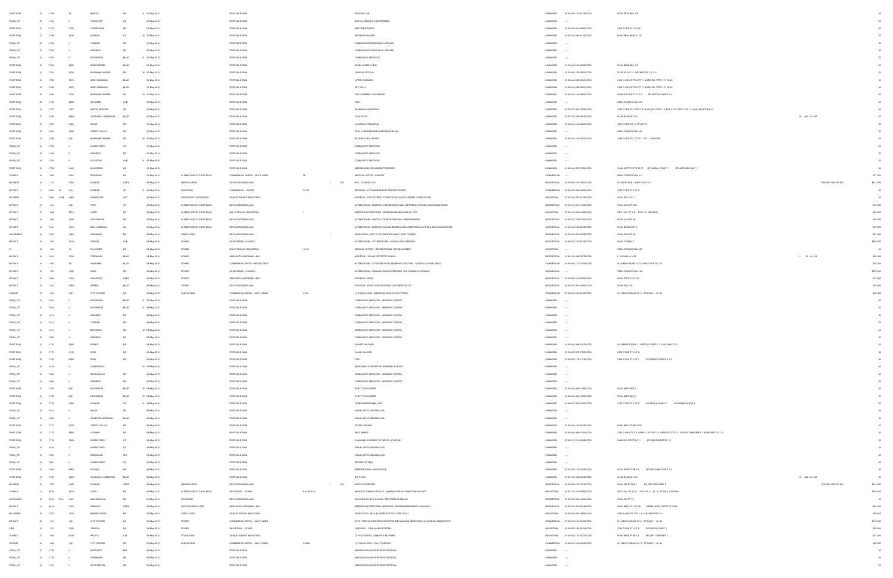| PORT SIGN | 12 | 1709 | 44 | BRISTOL | RD | E | 07-May-2012 | | PORTABLE SIGN | | | | ARIZONA TAN | UNKNOWN | 21-05-040-170-00100-0000 | PLAN M782 BLK 179 | | | $0 |
|---|---|---|---|---|---|---|---|---|---|---|---|---|---|---|---|---|---|---|---|
| PSIGN_CP | 12 | 1786 | 0 | TRUSCOTT | DR | | 07-May-2012 | | PORTABLE SIGN | | | | BPIA (CLARKSON) ENTERPRISES | UNKNOWN | ---- | | | | $0 |
| PORT SIGN | 12 | 1775 | 1150 | LORNE PARK | RD | | 07-May-2012 | | PORTABLE SIGN | | | | ANYTIME FITNESS | UNKNOWN | 21-05-020-032-08800-0000 | CON 2 SDS PT LOT 25 | | | $0 |
| PORT SIGN | 12 | 1799 | 3145 | DUNDAS | ST | W | 07-May-2012 | | PORTABLE SIGN | | | | ARTISANO BAKERY | UNKNOWN | 21-05-150-084-02100-0000 | PLAN M674 BLKS 21,33 | | | $0 |
| PSIGN_CP | 12 | 1795 | 0 | TOMKEN | RD | | 07-May-2012 | | PORTABLE SIGN | | | | COMMUNICATIONS/PUBLIC AFFAIRS | UNKNOWN | ---- | | | | $0 |
| PSIGN_CP | 12 | 1792 | 0 | KENNEDY | RD | | 07-May-2012 | | PORTABLE SIGN | | | | COMMUNICATIONS/PUBLIC AFFAIRS | UNKNOWN | ---- | | | | $0 |
| PSIGN_CP | 12 | 1791 | 0 | MATHESON | BLVD | E | 07-May-2012 | | PORTABLE SIGN | | | | COMMUNITY SERVICES | UNKNOWN | ---- | | | | $0 |
| PORT SIGN | 12 | 1702 | 2458 | ERIN CENTRE | BLVD | | 07-May-2012 | | PORTABLE SIGN | | | | SKINN LASER CLINIC | UNKNOWN | 21-05-040-159-40000-0000 | PLAN M856 BLK 116 | | | $0 |
| PORT SIGN | 12 | 1701 | 2150 | BURNHAMTHORPE | RD | W | 07-May-2012 | | PORTABLE SIGN | | | | FAMOUS OPTICAL | UNKNOWN | 21-05-060-155-52500-0000 | PL M160 LOT C, 43R1980 PTS 1-3, 5-11 | | | $0 |
| PORT SIGN | 12 | 1700 | 7070 | SAINT BARBARA | BLVD | | 07-May-2012 | | PORTABLE SIGN | | | | LITTLE CAESERS | UNKNOWN | 21-05-040-098-05511-0000 | CON 1 WHS W PT LOT 11, 43R32125, PTS 1-17, 19-21 | | | $0 |
| PORT SIGN | 12 | 1699 | 7070 | SAINT BARBARA | BLVD | | 07-May-2012 | | PORTABLE SIGN | | | | PET VALU | UNKNOWN | 21-05-040-098-05511-0000 | CON 1 WHS W PT LOT 11, 43R32125, PTS 1-17, 19-21 | | | $0 |
| PORT SIGN | 12 | 1698 | 1150 | BURNHAMTHORPE | RD | W | 07-May-2012 | | PORTABLE SIGN | | | | THE CURRENCY EXCHANGE | UNKNOWN | 21-05-040-144-08500-0000 | RANGE 3 NDS PT LOT 8 RP 43R7128 PARTS 3,4 | | | $0 |
| PORT SIGN | 12 | 1785 | 2800 | SKYMARK | AVE | | 07-May-2012 | | PORTABLE SIGN | | | | CIBC | UNKNOWN | ---- | PEEL CONDO PLAN 437 | | | $0 |
| PORT SIGN | 12 | 1787 | 1077 | NORTH SERVICE | RD | | 07-May-2012 | | PORTABLE SIGN | | | | PLANNING & BUILDING | UNKNOWN | 21-05-070-056-19700-0000 | CON 1 SDS PT LOTS 7, 8, PLAN 439 LOTS 1, 2, BLK 4, PT LOTS 3 TO 11, PLAN 520 PT BLK A | | | $0 |
| PORT SIGN | 12 | 1780 | 5980 | CHURCHILL MEADOWS | BLVD | | 07-May-2012 | | PORTABLE SIGN | | | | LUCA PIZZA | UNKNOWN | 21-05-150-085-08670-0000 | B 448 PLAN M-1437 | | B 448 M-1437 | $0 |
| PORT SIGN | 12 | 1703 | 3366 | MAVIS | RD | | 07-May-2012 | | PORTABLE SIGN | | | | LAHORE AUTOMOTIVE | UNKNOWN | 21-05-040-143-22500-0000 | CON 1 NDS PCL 1 PT LOT 21 | | | $0 |
| PORT SIGN | 12 | 1693 | 2550 | CREDIT VALLEY | RD | | 07-May-2012 | | PORTABLE SIGN | | | | PEEL CONDOMINIUM CORPORATION 284 | UNKNOWN | ---- | PEEL CONDO PLAN 284 | | | $0 |
| PORT SIGN | 12 | 1706 | 628 | BURNHAMTHORPE | RD | W | 07-May-2012 | | PORTABLE SIGN | | | | BIG BIRD'S BALLROOM | UNKNOWN | 21-05-040-104-05100-0000 | CON 1 NDS PT LOT 20 - PT 1 43R24766 | | | $0 |
| PSIGN_CP | 12 | 1795 | 0 | HURONTARIO | ST | | 07-May-2012 | | PORTABLE SIGN | | | | COMMUNITY SERVICES | UNKNOWN | ---- | | | | $0 |
| PSIGN_CP | 12 | 1794 | 0 | KENNEDY | RD | | 07-May-2012 | | PORTABLE SIGN | | | | COMMUNITY SERVICES | UNKNOWN | ---- | | | | $0 |
| PSIGN_CP | 12 | 1793 | 0 | EGLINTON | AVE | E | 07-May-2012 | | PORTABLE SIGN | | | | COMMUNITY SERVICES | UNKNOWN | ---- | | | | $0 |
| PORT SIGN | 12 | 1705 | 6465 | MILLCREEK | DR | | 07-May-2012 | | PORTABLE SIGN | | | | MISSISSAUGA CHIROPRACTOR CENTRES | UNKNOWN | 21-05-040-097-27900-0000 | PLAN 927 PT LOTS 16,17 RP 43R8441 PART 1 RP 43R15892 PART 1 | | | $0 |
| ZONBLD | 12 | 890 | 3075 | RIDGEWAY | DR | | 07-May-2012 | ALTERATION TO EXIST BLDG | COMMERCIAL OFFICE - MULTI-USER | 16 | | | MEDICAL OFFICE - DENTIST | COMMERCIAL | ---- | PEEL CONDO PLAN 373 | | | $77,000 |
| SFDNEW | 12 | 710 | 1303 | DUNDAS | CRES | | 08-May-2012 | NEW BUILDING | DETACHED DWELLING | | 1 | 287 | SFD - CUSTOM SFD | RESIDENTIAL | 21-05-060-150-12600-0000 | PL 358 PT BLK I, 43R-15040 PT 9 | POLISKY GROUP INC | | $441,000 |
| SP SALT | 11 | 6262 R1 | 918 | DUNDAS | ST | E | 08-May-2012 | REVISIONS | COMMERCIAL - OTHER | C2-C3 | | | REVISION - KITCHEN EXHAUST MODIFICATIONS | COMMERCIAL | 21-05-070-068-32000-0000 | CON 1 SDS PT LOT 9 | | | $0 |
| SP SNEW | 11 | 3960 COM | 1895 | MINNESOTA | CRT | | 08-May-2012 | ADDITION TO EXIST BLDG | SINGLE TENANT INDUSTRIAL | | | | ADDITION - TWO STOREY, STREETSVILLE DATA CENTRE, COMPLETION | INDUSTRIAL | 21-05-040-097-25700-0000 | PLAN M10 LOT 1 | | | $0 |
| SP SALT | 12 | 414 | 252 | TROY | ST | | 08-May-2012 | ALTERATION TO EXIST BLDG | DETACHED DWELLING | | | | ALTERATIONS - REMOVE LOAD BEARING WALL BETWEEN KITCHEN AND DINING ROOM | RESIDENTIAL | 21-05-010-013-11200-0000 | PLAN C20 LOT 223 | | | $16,000 |
| SP SALT | 12 | 396 | 3615 | LAIRD | RD | | 08-May-2012 | ALTERATION TO EXIST BLDG | MULTI-TENANT INDUSTRIAL | 1 | | | INTERIOR ALTERATIONS - SPRINGBANK MECHANICAL LTD | INDUSTRIAL | 21-05-150-084-01800-0000 | RCP 1542 PT L 9 - PTS 7,9 43R22594 | | | $60,000 |
| SP SALT | 12 | 983 | 1526 | APPLEWOOD | RD | | 08-May-2012 | ALTERATION TO EXIST BLDG | DETACHED DWELLING | | | | ALTERATIONS - PARTIAL FOUNDATION WALL UNDERPINNING | RESIDENTIAL | 21-05-070-165-07300-0000 | PLAN 414 LOT 39 | | | $32,000 |
| SP SALT | 12 | 1050 | 5979 | BELL HARBOUR | DR | | 08-May-2012 | ALTERATION TO EXIST BLDG | DETACHED DWELLING | | | | ALTERATIONS - REMOVE (2) LOAD BEARING WALLS BETWEEN KITCHEN AND DINING ROOM | RESIDENTIAL | 21-05-040-108-00222-0000 | PLAN M1059 LOT 5 | | | $19,000 |
| HOUSDEMO | 12 | 1087 | 1903 | HINDHEAD | RD | | 08-May-2012 | DEMOLITION | DETACHED DWELLING | | 1 | | DEMOLITION - SFD TO FOUNDATION ONLY (DUE TO FIRE) | RESIDENTIAL | 21-05-020-037-05000-0000 | PLAN 547 LOT 58 | | | $21,000 |
| SP SALT | 12 | 372 | 7113 | GAROCA | AVE | | 08-May-2012 | OTHER | APARTMENT (> 6 UNITS) | | | | ALTERATIONS - EXTERIOR WALLS & BALCONY REPAIR | RESIDENTIAL | 21-05-050-100-28100-0000 | PLAN 770 BLK F | | | $600,000 |
| C | 12 | 885 | 10 | FALCONER | DR | | 08-May-2012 | OTHER | MULTI-TENANT INDUSTRIAL | 14-15 | | | MEDICAL OFFICE + RECREATIONAL ESTABLISHMENT | INDUSTRIAL | ---- | PEEL CONDO PLAN 287 | | | $0 |
| SP SALT | 12 | 1063 | 7193 | TERRAGAR | BLVD | | 08-May-2012 | OTHER | SEMI-DETACHED DWELLING | | | | ADDITION - SOLAR ROOFTOP PANELS | RESIDENTIAL | 21-05-150-080-78722-0000 | L 15 PLAN M-1213 | | L 15 M-1213 | $55,000 |
| SP SALT | 12 | 607 | 75 | ANNAGEM | BLVD | | 08-May-2012 | OTHER | COMMERCIAL RETAIL-SINGLE USER | | | | ALTERATIONS - OUTDOOR PATIO BEVERAGE STATION - MOXIE'S CLASSIC GRILL | COMMERCIAL | 21-05-040-117-07425-0000 | PL 43M915 BLKS 11-13, 43R19175 PTS 1-11 | | | $36,000 |
| SP SALT | 12 | 723 | 1400 | DIXIE | RD | | 08-May-2012 | OTHER | APARTMENT (> 6 UNITS) | | | | ALTERATIONS - PARKING GARAGE REPAIRS, THE FAIRWAYS CONDOS | RESIDENTIAL | ---- | PEEL CONDO PLAN 199 | | | $870,000 |
| SP SALT | 12 | 1064 | 3443 | ASHCROFT | CRES | | 08-May-2012 | OTHER | SEMI-DETACHED DWELLING | | | | ADDITION - DECK | RESIDENTIAL | 21-05-060-152-03900-0000 | PLAN 597 PT LOT 39 | | | $11,000 |
| SP SALT | 12 | 653 | 1298 | SIERRA | BLVD | | 08-May-2012 | OTHER | DETACHED DWELLING | | | | ADDITION - ROOF OVER EXISTING CONCRETE PATIO | RESIDENTIAL | 21-05-030-091-03600-0000 | PLAN 824 L 78 | | | $10,000 |
| SIGNSP | 12 | 391 | 100 | CITY CENTRE | DR | | 08-May-2012 | FASCIA SIGN | COMMERCIAL RETAIL - MULTI-USER | 2-833 | | | (1) FASCIA SIGN - AMERICAN EAGLE OUTFITTERS | COMMERCIAL | 21-05-040-154-00453-0000 | PL 43M1010 BLKS 19, 21, PT BLKS 1, 16, 20 | | | $20,000 |
| PSIGN_CP | 12 | 1810 | 0 | MATHESON | BLVD | E | 08-May-2012 | | PORTABLE SIGN | | | | COMMUNITY SERVICES - HERSHEY CENTRE | UNKNOWN | ---- | | | | $0 |
| PSIGN_CP | 12 | 1815 | 0 | MATHESON | BLVD | E | 08-May-2012 | | PORTABLE SIGN | | | | COMMUNITY SERVICES - HERSHEY CENTRE | UNKNOWN | ---- | | | | $0 |
| PSIGN_CP | 12 | 1814 | 0 | KENNEDY | RD | | 08-May-2012 | | PORTABLE SIGN | | | | COMMUNITY SERVICES - HERSHEY CENTRE | UNKNOWN | ---- | | | | $0 |
| PSIGN_CP | 12 | 1813 | 0 | TOMKEN | RD | | 08-May-2012 | | PORTABLE SIGN | | | | COMMUNITY SERVICES - HERSHEY CENTRE | UNKNOWN | ---- | | | | $0 |
| PSIGN_CP | 12 | 1812 | 0 | BRITANNIA | RD | W | 08-May-2012 | | PORTABLE SIGN | | | | COMMUNITY SERVICES - HERSHEY CENTRE | UNKNOWN | ---- | | | | $0 |
| PSIGN_CP | 12 | 1806 | 0 | KENNEDY | RD | | 08-May-2012 | | PORTABLE SIGN | | | | COMMUNITY SERVICES - HERSHEY CENTRE | UNKNOWN | ---- | | | | $0 |
| PORT SIGN | 12 | 1776 | 5955 | RODEO | DR | | 08-May-2012 | | PORTABLE SIGN | | | | DANIER LEATHER | UNKNOWN | 21-05-040-098-17610-0000 | PL 43M867 PT BLK 1, 43R20037 PARTS 1, 3-14, PART PT 2 | | | $0 |
| PORT SIGN | 12 | 1773 | 3135 | DIXIE | RD | | 08-May-2012 | | PORTABLE SIGN | | | | VALUE VILLAGE | UNKNOWN | 21-05-030-075-17600-0000 | CON 1 NDS PT LOT 6 | | | $0 |
| PORT SIGN | 12 | 1784 | 6280 | DIXIE | RD | | 08-May-2012 | | PORTABLE SIGN | | | | CIBC | UNKNOWN | 21-05-050-116-31730-0000 | CON 3 EHS PT LOT 7 RP 43R5072 PARTS 1,2,5 | | | $0 |
| PSIGN_CP | 12 | 1805 | 0 | CAERBANNY | | W | 08-May-2012 | | PORTABLE SIGN | | | | ERINDALE COOPERATIVE NURSERY SCHOOL | UNKNOWN | ---- | | | | $0 |
| PSIGN_CP | 12 | 1809 | 0 | MCLAUGHLIN | RD | | 08-May-2012 | | PORTABLE SIGN | | | | COMMUNITY SERVICES - HERSHEY CENTRE | UNKNOWN | ---- | | | | $0 |
| PSIGN_CP | 12 | 1808 | 0 | KENNEDY | RD | | 08-May-2012 | | PORTABLE SIGN | | | | COMMUNITY SERVICES - HERSHEY CENTRE | UNKNOWN | ---- | | | | $0 |
| PORT SIGN | 12 | 1790 | 600 | MATHESON | BLVD | W | 08-May-2012 | | PORTABLE SIGN | | | | PARTY PACKAGERS | UNKNOWN | 21-05-040-098-17860-0000 | PLAN M867 BLK 3 | | | $0 |
| PORT SIGN | 12 | 1789 | 600 | MATHESON | BLVD | W | 08-May-2012 | | PORTABLE SIGN | | | | PARTY PACKAGERS | UNKNOWN | 21-05-040-098-17860-0000 | PLAN M867 BLK 3 | | | $0 |
| PORT SIGN | 12 | 1779 | 1496 | DUNDAS | ST | E | 08-May-2012 | | PORTABLE SIGN | | | | TREBOR PERSONNEL INC | UNKNOWN | 21-05-070-068-33000-0000 | CON 1 SDS PT LOT 6 RP 43R1394 PART 2 RP 43R4608 PART 4 | | | $0 |
| PSIGN_CP | 12 | 1811 | 0 | MAVIS | RD | | 08-May-2012 | | PORTABLE SIGN | | | | VISUAL ARTS MISSISSAUGA | UNKNOWN | ---- | | | | $0 |
| PSIGN_CP | 12 | 1829 | 0 | WINSTON CHURCHILL | BLVD | | 08-May-2012 | | PORTABLE SIGN | | | | VISUAL ARTS MISSISSAUGA | UNKNOWN | ---- | | | | $0 |
| PORT SIGN | 12 | 1777 | 2050 | CREDIT VALLEY | RD | | 08-May-2012 | | PORTABLE SIGN | | | | PETRO CANADA | UNKNOWN | 21-05-040-154-84600-0000 | PLAN M847 PT BLK 144 | | | $0 |
| PORT SIGN | 12 | 1770 | 5985 | LATIMER | DR | | 08-May-2012 | | PORTABLE SIGN | | | | WILD WINGS | UNKNOWN | 21-05-040-098-17900-0000 | CON 2 WHS PT L 6, 43R9711 PT PTS 1-3, 43R25220 PTS 11, 14 LESS 43R31594 PT 1, 43R26097 PTS 1, 2 | | | $0 |
| PORT SIGN | 12 | 1774 | 1599 | HURONTARIO | ST | | 08-May-2012 | | PORTABLE SIGN | | | | CANADIAN ACADEMY OF DENTAL HYGIENE | UNKNOWN | 21-05-010-014-04600-0000 | RANGE 3 CIR PT LOT 1 RP 43R2758 PARTS 1,2 | | | $0 |
| PSIGN_CP | 12 | 1810 | 0 | HURONTARIO | ST | | 08-May-2012 | | PORTABLE SIGN | | | | VISUAL ARTS MISSISSAUGA | UNKNOWN | ---- | | | | $0 |
| PSIGN_CP | 12 | 1807 | 0 | ERIN MILLS | PKY | | 08-May-2012 | | PORTABLE SIGN | | | | VISUAL ARTS MISSISSAUGA | UNKNOWN | ---- | | | | $0 |
| PSIGN_CP | 12 | 1801 | 0 | HURONTARIO | ST | | 08-May-2012 | | PORTABLE SIGN | | | | REGION OF PEEL | UNKNOWN | ---- | | | | $0 |
| PORT SIGN | 12 | 1800 | 6985 | DAVAND | DR | | 08-May-2012 | | PORTABLE SIGN | | | | INTERNATIONAL WHOLESALE | UNKNOWN | 21-05-050-116-46200-0000 | PLAN M246 PT BLK 3 RP 43R 14948 PARTS 3,4 | | | $0 |
| PORT SIGN | 12 | 1796 | 5980 | CHURCHILL MEADOWS | BLVD | | 08-May-2012 | | PORTABLE SIGN | | | | DR. PATEL | UNKNOWN | 21-05-150-085-08670-0000 | B 448 PLAN M-1437 | | B 448 M-1437 | $0 |
| SFDNEW | 12 | 709 | 1299 | DUNDAS | CRES | | 09-May-2012 | NEW BUILDING | DETACHED DWELLING | | 1 | 287 | NEW CUSTOM SFD | RESIDENTIAL | 21-05-060-150-12510-0000 | PLAN 358 PT BLK I RP 43R15040 PART 8 | POLISKY GROUP INC | | $412,000 |
| ZONBLD | 11 | 6053 | 3773 | LAIRD | RD | | 09-May-2012 | ALTERATION TO EXIST BLDG | INDUSTRIAL - OTHER | 8-10, BLD A | | | MANUFACTURING FACILITY - WAREHOUSE/DISTRIBUTION FACILITY | INDUSTRIAL | 21-05-150-010-00865-0000 | RCP 1542 PT LT 8 - PTS 8-9, 11, 13, 14, PT OF 5 43R35181 | | | $180,000 |
| HVACHOUS | 10 | 2478 HVA | 1621 | MISSISSAUGA | RD | | 09-May-2012 | REVISIONS | DETACHED DWELLING | | | | REVISION TO BP # 10-2046 - RELOCATE FURNACE | RESIDENTIAL | 21-05-020-025-14000-0000 | PLAN 397 PT 15 | | | $0 |
| SP SALT | 11 | 6874 | 3472 | FENWICK | CRES | | 09-May-2012 | ADDITION AND ALTER | SEMI-DETACHED DWELLING | | | | INTERIOR ALTERATIONS, WINDOWS, FINISHED BASEMENT & WALKOUT | RESIDENTIAL | 21-05-150-085-95243-0000 | PLAN M822 PT LOT 68 RP43R 18752 PARTS 15,19,26 | | | $64,000 |
| SP SDEMO | 12 | 1207 | 1770 | BARBERTOWN | RD | | 09-May-2012 | DEMOLITION | SINGLE TENANT INDUSTRIAL | | | | DEMOLITION - BLG #4 (SUPER-STRUCTURE ONLY) | INDUSTRIAL | 21-05-040-097-16600-0000 | CON 4 WHS PT LTS 1, 2, 43R18609 PTS 2, 3 | | | $20,000 |
| SP SALT | 12 | 910 | 100 | CITY CENTRE | DR | | 09-May-2012 | OTHER | COMMERCIAL RETAIL - MULTI-USER | | | | ALTS - REPLACE EXISTING ROOFTOP MECHANICAL UNITS WITH (9) BASE BUILDING RTU'S | COMMERCIAL | 21-05-040-154-00453-0000 | PL 43M1010 BLKS 19, 21, PT BLKS 1, 16, 20 | | | $170,000 |
| FIRE | 12 | 275 | 3300 | CAROGA | DR | | 09-May-2012 | OTHER | INDUSTRIAL - OTHER | | | | FIRE ONLY - FIRE ALARM SYSTEM | INDUSTRIAL | 21-05-050-100-05100-0000 | CON 7 EHS PT LOT 5 RP 43R1325 PART 1 | | | $90,000 |
| SGNBLD | 12 | 943 | 6750 | PACIFIC | CIR | | 09-May-2012 | PYLON SIGN | SINGLE TENANT INDUSTRIAL | | | | (1) PYLON SIGN - VAMOP & BLOKKER | INDUSTRIAL | 21-05-040-116-30220-0000 | PLAN M436 PT BLK 5 RP 43R11799 PART 2 | | | $21,000 |
| SIGNSP | 12 | 284 | 100 | CITY CENTRE | DR | | 09-May-2012 | FASCIA SIGN | COMMERCIAL RETAIL - MULTI-USER | 2-908A | | | (1) FASCIA SIGN - CALL IT SPRING | COMMERCIAL | 21-05-040-154-00453-0000 | PL 43M1010 BLKS 19, 21, PT BLKS 1, 16, 20 | | | $20,000 |
| PSIGN_CP | 12 | 1728 | 0 | EASTGATE | PKY | | 09-May-2012 | | PORTABLE SIGN | | | | MISSISSAUGA WATERFRONT FESTIVAL | UNKNOWN | ---- | | | | $0 |
| PSIGN_CP | 12 | 1723 | 0 | SPEAKMAN | DR | | 09-May-2012 | | PORTABLE SIGN | | | | MISSISSAUGA WATERFRONT FESTIVAL | UNKNOWN | ---- | | | | $0 |
| PSIGN_CP | 12 | 1722 | 0 | SOUTHDOWN | RD | | 09-May-2012 | | PORTABLE SIGN | | | | MISSISSAUGA WATERFRONT FESTIVAL | UNKNOWN | ---- | | | | $0 |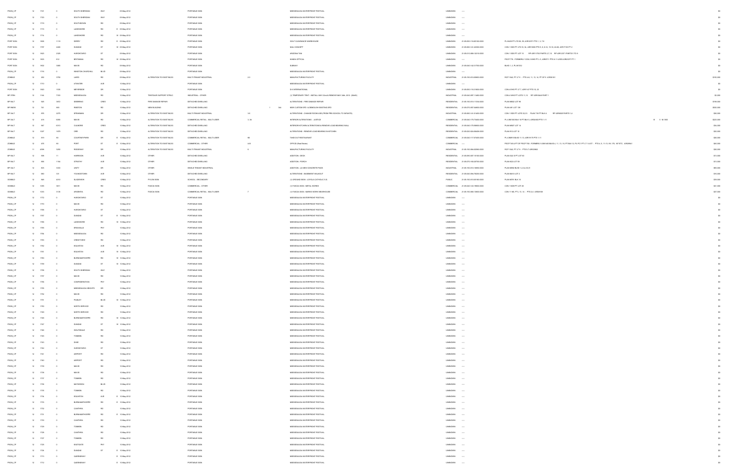| | | | | | | | | | | | | | | | | | | |
|---|---|---|---|---|---|---|---|---|---|---|---|---|---|---|---|---|---|---|
| PSGN_CP | 12 | 1721 | 0 | SOUTH SHERIDAN | WAY | | 09-May-2012 | | PORTABLE SIGN | | | | MISSISSAUGA WATERFRONT FESTIVAL | UNKNOWN | ---- | | | $0 |
| PSGN_CP | 12 | 1720 | 0 | SOUTH SHERIDAN | WAY | | 09-May-2012 | | PORTABLE SIGN | | | | MISSISSAUGA WATERFRONT FESTIVAL | UNKNOWN | ---- | | | $0 |
| PSGN_CP | 12 | 1719 | 0 | SOUTHDOWN | RD | | 09-May-2012 | | PORTABLE SIGN | | | | MISSISSAUGA WATERFRONT FESTIVAL | UNKNOWN | ---- | | | $0 |
| PSGN_CP | 12 | 1715 | 0 | LAKESHORE | RD | E | 09-May-2012 | | PORTABLE SIGN | | | | MISSISSAUGA WATERFRONT FESTIVAL | UNKNOWN | ---- | | | $0 |
| PSGN_CP | 12 | 1714 | 0 | LAKESHORE | RD | W | 09-May-2012 | | PORTABLE SIGN | | | | MISSISSAUGA WATERFRONT FESTIVAL | UNKNOWN | ---- | | | $0 |
| PORT SGN | 12 | 1606 | 1119 | DERRY | RD | E | 09-May-2012 | | PORTABLE SIGN | | | | GOLF CLEARANCE WAREHOUSE | UNKNOWN | 21-05-050-118-65100-0000 | PL M435 PT LTS 58, 59, 43R12971 PTS 1, 3, 7-9 | | $0 |
| PORT SGN | 12 | 1707 | 2465 | DUNDAS | ST | W | 09-May-2012 | | PORTABLE SIGN | | | | NAIL CONCEPT | UNKNOWN | 21-05-060-141-22300-0000 | CON 1 SDS PT LTS 33, 34, 43R13606 PTS 5, 6, 8-12, 15-18, 22-26, 43R17103 PT 2 | | $0 |
| PORT SGN | 12 | 1623 | 2325 | HURONTARIO | ST | | 09-May-2012 | | PORTABLE SIGN | | | | ARIZONA TAN | UNKNOWN | 21-05-010-068-12210-0000 | CON 1 SDS PT LOT 15 RP 43R11703 PARTS 2,7,10 RP 43R12071 PARTS 3 TO 5 | | $0 |
| PORT SGN | 12 | 1603 | 912 | BRITANNIA | RD | W | 09-May-2012 | | PORTABLE SIGN | | | | KANDA OPTICAL | UNKNOWN | ---- | PSCP 778 - FORMERLY CON 2 WHS PT L 5, 43R4711 PTS 8-11 LESS 43R23377 PT 1 | | $0 |
| PORT SGN | 12 | 1604 | 3885 | MAVIS | RD | | 09-May-2012 | | PORTABLE SIGN | | | | SUBWAY | UNKNOWN | 21-05-040-152-31700-0000 | BLKS 1, 2, PL M1352 | | $0 |
| PSGN_CP | 12 | 1718 | 0 | WINSTON CHURCHILL | BLVD | | 09-May-2012 | | PORTABLE SIGN | | | | MISSISSAUGA WATERFRONT FESTIVAL | UNKNOWN | ---- | | | $0 |
| ZONBLD | 12 | 352 | 7755 | LAIRD | RD | | 09-May-2012 | ALTERATION TO EXIST BLDG | MULTI-TENANT INDUSTRIAL | 2-3 | | | MANUFACTURING FACILITY | INDUSTRIAL | 21-05-150-010-00803-0000 | PEGP 1542, PT LT 9 - PTS 4-8, 11, 13, 14, PT OF 9 43R35181 | | $160,000 |
| PSGN_CP | 12 | 1710 | 0 | ATWATER | AVE | | 10-May-2012 | | PORTABLE SIGN | | | | MISSISSAUGA WATERFRONT FESTIVAL | UNKNOWN | ---- | | | $0 |
| PORT SGN | 12 | 1620 | 1935 | MEYERSIDE | DR | | 10-May-2012 | | PORTABLE SIGN | | | | D.H. INTERNATIONAL | UNKNOWN | 21-05-050-116-31600-0000 | CON 4 EHS PT LT 7, 43R1147 PTS 16, 23 | | $0 |
| BP 3TEN | 12 | 1144 | 7333 | MISSISSAUGA | RD | | 10-May-2012 | TENTS/AIR SUPPORT STRUC | INDUSTRIAL - OTHER | | | | (1) TEMPORARY TENT - INSTALL MAY 22nd & REMOVE MAY 24th, 2012 - (60x90) | INDUSTRIAL | 21-05-040-097-11400-0000 | CON 4 WHS PT LOTS 11,12 RP 43R15818 PART 1 | | $2,000 |
| BP 9ALT | 12 | 945 | 3872 | SEBERING | CRES | | 10-May-2012 | FIRE DAMAGE REPAIR | DETACHED DWELLING | | | | ALTERATIONS - FIRE DAMAGE REPAIR | RESIDENTIAL | 21-05-150-013-11334-0000 | PLAN M852 LOT 98 | | $106,000 |
| BP 9NEW | 12 | 781 | 860 | RISTON | RD | | 10-May-2012 | NEW BUILDING | DETACHED DWELLING | | 1 | 344 | NEW CUSTOM SFD & DEMOLISH EXISTING SFD | RESIDENTIAL | 21-05-070-057-04600-0000 | PLAN 461 LOT 109 | | $520,000 |
| BP 9ALT | 12 | 409 | 2275 | SPEAKMAN | DR | | 10-May-2012 | ALTERATION TO EXIST BLDG | MULTI-TENANT INDUSTRIAL | 3-5 | | | ALTERATIONS - CHANGE ROOM USE (FROM PRE-SCHOOL TO INFANTS) | INDUSTRIAL | 21-05-060-141-01400-0000 | CON 1 SDS PT LOTS 32,33 PLAN 716 PT BLK A RP 43R9026 PARTS 1,4 | | $26,000 |
| BP 9ALT | 12 | 418 | 6085 | MAVIS | RD | | 10-May-2012 | ALTERATION TO EXIST BLDG | COMMERCIAL RETAIL - MULTI-USER | 3, 3A | | | INTERIOR ALTERATIONS - JUSTICE | COMMERCIAL | 21-05-040-175-70400-0000 | PL 43M1363 BLK 10 PT BLK 5, 43R24929 PTS 1-11 | B 1 M-1363 | $225,000 |
| BP 9ALT | 12 | 987 | 6313 | CULMORE | CRES | | 10-May-2012 | ALTERATION TO EXIST BLDG | DETACHED DWELLING | | | | INTERIOR KITCHEN ALTERATIONS & REMOVE LOAD BEARING WALL | RESIDENTIAL | 21-05-040-175-06600-0000 | PLAN M927 LOT 14 | | $34,000 |
| BP 9ALT | 12 | 1027 | 1979 | ORR | RD | | 10-May-2012 | ALTERATION TO EXIST BLDG | DETACHED DWELLING | | | | ALTERATIONS - REMOVE LOAD BEARING IN KITCHEN | RESIDENTIAL | 21-05-020-024-06600-0000 | PLAN 912 LOT 15 | | $20,000 |
| ZONBLD | 12 | 331 | 60 | COURTNEYPARK | DR | E | 10-May-2012 | ALTERATION TO EXIST BLDG | COMMERCIAL RETAIL - MULTI-USER | B5 | | | TAKE OUT RESTAURANT | COMMERCIAL | 21-05-040-117-07429-0000 | PL 43M915 BLK 11-15, 43R15175 PTS 1-11 | | $26,000 |
| ZONBLD | 12 | 415 | 65 | PORT | ST | E | 10-May-2012 | ALTERATION TO EXIST BLDG | COMMERCIAL - OTHER | 4-B | | | OFFICE (Real Estate) | COMMERCIAL | ---- | PSCP 745 & PT OF PSCP 750 - FORMERLY 43M1363 BLKS 4, 11, 13, 16, PT BLK 12, PL PC1 PT LT 1 & ST - PTS 4, 5, 11-15, 9S, 17S, 18 ETC. 43R29941 | | $45,000 |
| ZONBLD | 11 | 4998 | 3285 | RIDGEWAY | DR | | 10-May-2012 | ALTERATION TO EXIST BLDG | MULTI-TENANT INDUSTRIAL | 8 | | | MANUFACTURING FACILITY | INDUSTRIAL | 21-05-150-084-02565-0000 | PEGP 1542, PT LT 9 - PTS 5-7 43R25682 | | $30,000 |
| BP 9ALT | 12 | 998 | 11 | HARRISON | AVE | | 10-May-2012 | OTHER | DETACHED DWELLING | | | | ADDITION - DECK | RESIDENTIAL | 21-05-090-007-10100-0000 | PLAN D22 S PT LOT 53 | | $11,000 |
| BP 9ALT | 12 | 850 | 1166 | STRATHY | AVE | | 10-May-2012 | OTHER | DETACHED DWELLING | | | | ADDITION - PORCH | RESIDENTIAL | 21-05-070-160-20700-0000 | PLAN E22 LOT 55 | | $11,000 |
| BP 9ALT | 12 | 903 | 3320 | UNITY | DR | | 10-May-2012 | OTHER | SINGLE TENANT INDUSTRIAL | | | | ADDITION - (2) NEW CONCRETE PADS | INDUSTRIAL | 21-05-150-015-10800-0000 | PLAN M950 BLK 1,2,3,4,30,31 | | $65,000 |
| BP 9ALT | 12 | 980 | 331 | YOUNGSTOWN | AVE | | 10-May-2012 | OTHER | DETACHED DWELLING | | | | ALTERATIONS - BASEMENT WALKOUT | RESIDENTIAL | 21-05-040-094-76200-0000 | PLAN M413 LOT 2 | | $15,000 |
| SGNBLD | 12 | 883 | 4313 | GLADEVIEW | CRES | | 10-May-2012 | PYLON SIGN | SCHOOL - SECONDARY | | | | (1) GROUND SIGN - LOYOLA CATHOLIC S.S. | PUBLIC | 21-05-150-010-00100-0000 | PLAN M781 BLK 10 | | $39,000 |
| SGNBLD | 12 | 1005 | 3611 | MAVIS | RD | | 10-May-2012 | FASCIA SIGN | COMMERCIAL - OTHER | | | | (1) FASCIA SIGN - METAL WORKS | COMMERCIAL | 21-05-040-143-19900-0000 | CON 1 NDS PT LOT 20 | | $21,000 |
| SGNBLD | 12 | 1012 | 3135 | ARGENTIA | RD | | 10-May-2012 | FASCIA SIGN | COMMERCIAL RETAIL - MULTI-USER | 7 | | | (1) FASCIA SIGN - MARKS WORK WEARHOUSE | COMMERCIAL | 21-05-150-080-13600-0000 | CON 11 NS, PT L 13, 14 - PTS 2-4, 43R28168 | | $27,000 |
| PSGN_CP | 12 | 1772 | 0 | HURONTARIO | ST | | 10-May-2012 | | PORTABLE SIGN | | | | MISSISSAUGA WATERFRONT FESTIVAL | UNKNOWN | ---- | | | $0 |
| PSGN_CP | 12 | 1770 | 0 | MAVIS | RD | | 10-May-2012 | | PORTABLE SIGN | | | | MISSISSAUGA WATERFRONT FESTIVAL | UNKNOWN | ---- | | | $0 |
| PSGN_CP | 12 | 1768 | 0 | HURONTARIO | ST | | 10-May-2012 | | PORTABLE SIGN | | | | MISSISSAUGA WATERFRONT FESTIVAL | UNKNOWN | ---- | | | $0 |
| PSGN_CP | 12 | 1767 | 0 | DUNDAS | ST | E | 10-May-2012 | | PORTABLE SIGN | | | | MISSISSAUGA WATERFRONT FESTIVAL | UNKNOWN | ---- | | | $0 |
| PSGN_CP | 12 | 1766 | 0 | LAKESHORE | RD | W | 10-May-2012 | | PORTABLE SIGN | | | | MISSISSAUGA WATERFRONT FESTIVAL | UNKNOWN | ---- | | | $0 |
| PSGN_CP | 12 | 1765 | 0 | ERIN MILLS | PKY | | 10-May-2012 | | PORTABLE SIGN | | | | MISSISSAUGA WATERFRONT FESTIVAL | UNKNOWN | ---- | | | $0 |
| PSGN_CP | 12 | 1764 | 0 | MISSISSAUGA | RD | | 10-May-2012 | | PORTABLE SIGN | | | | MISSISSAUGA WATERFRONT FESTIVAL | UNKNOWN | ---- | | | $0 |
| PSGN_CP | 12 | 1763 | 0 | CREDITVIEW | RD | | 10-May-2012 | | PORTABLE SIGN | | | | MISSISSAUGA WATERFRONT FESTIVAL | UNKNOWN | ---- | | | $0 |
| PSGN_CP | 12 | 1762 | 0 | EGLINTON | AVE | W | 10-May-2012 | | PORTABLE SIGN | | | | MISSISSAUGA WATERFRONT FESTIVAL | UNKNOWN | ---- | | | $0 |
| PSGN_CP | 12 | 1761 | 0 | EGLINTON | AVE | W | 10-May-2012 | | PORTABLE SIGN | | | | MISSISSAUGA WATERFRONT FESTIVAL | UNKNOWN | ---- | | | $0 |
| PSGN_CP | 12 | 1760 | 0 | BURNHAMTHORPE | RD | W | 10-May-2012 | | PORTABLE SIGN | | | | MISSISSAUGA WATERFRONT FESTIVAL | UNKNOWN | ---- | | | $0 |
| PSGN_CP | 12 | 1759 | 0 | DUNDAS | ST | W | 10-May-2012 | | PORTABLE SIGN | | | | MISSISSAUGA WATERFRONT FESTIVAL | UNKNOWN | ---- | | | $0 |
| PSGN_CP | 12 | 1758 | 0 | SOUTH SHERIDAN | WAY | | 10-May-2012 | | PORTABLE SIGN | | | | MISSISSAUGA WATERFRONT FESTIVAL | UNKNOWN | ---- | | | $0 |
| PSGN_CP | 12 | 1757 | 0 | MAVIS | RD | | 10-May-2012 | | PORTABLE SIGN | | | | MISSISSAUGA WATERFRONT FESTIVAL | UNKNOWN | ---- | | | $0 |
| PSGN_CP | 12 | 1756 | 0 | CONFEDERATION | PKY | | 10-May-2012 | | PORTABLE SIGN | | | | MISSISSAUGA WATERFRONT FESTIVAL | UNKNOWN | ---- | | | $0 |
| PSGN_CP | 12 | 1755 | 0 | MISSISSAUGA HEIGHTS | DR | | 10-May-2012 | | PORTABLE SIGN | | | | MISSISSAUGA WATERFRONT FESTIVAL | UNKNOWN | ---- | | | $0 |
| PSGN_CP | 12 | 1752 | 0 | MAVIS | RD | | 10-May-2012 | | PORTABLE SIGN | | | | MISSISSAUGA WATERFRONT FESTIVAL | UNKNOWN | ---- | | | $0 |
| PSGN_CP | 12 | 1751 | 0 | PAISLEY | BLVD | W | 10-May-2012 | | PORTABLE SIGN | | | | MISSISSAUGA WATERFRONT FESTIVAL | UNKNOWN | ---- | | | $0 |
| PSGN_CP | 12 | 1750 | 0 | NORTH SERVICE | RD | | 10-May-2012 | | PORTABLE SIGN | | | | MISSISSAUGA WATERFRONT FESTIVAL | UNKNOWN | ---- | | | $0 |
| PSGN_CP | 12 | 1749 | 0 | NORTH SERVICE | RD | | 10-May-2012 | | PORTABLE SIGN | | | | MISSISSAUGA WATERFRONT FESTIVAL | UNKNOWN | ---- | | | $0 |
| PSGN_CP | 12 | 1748 | 0 | BURNHAMTHORPE | RD | W | 10-May-2012 | | PORTABLE SIGN | | | | MISSISSAUGA WATERFRONT FESTIVAL | UNKNOWN | ---- | | | $0 |
| PSGN_CP | 12 | 1747 | 0 | DUNDAS | ST | W | 10-May-2012 | | PORTABLE SIGN | | | | MISSISSAUGA WATERFRONT FESTIVAL | UNKNOWN | ---- | | | $0 |
| PSGN_CP | 12 | 1746 | 0 | WOLFEDALE | RD | | 10-May-2012 | | PORTABLE SIGN | | | | MISSISSAUGA WATERFRONT FESTIVAL | UNKNOWN | ---- | | | $0 |
| PSGN_CP | 12 | 1745 | 0 | TOMKEN | RD | | 10-May-2012 | | PORTABLE SIGN | | | | MISSISSAUGA WATERFRONT FESTIVAL | UNKNOWN | ---- | | | $0 |
| PSGN_CP | 12 | 1743 | 0 | DIXIE | RD | | 10-May-2012 | | PORTABLE SIGN | | | | MISSISSAUGA WATERFRONT FESTIVAL | UNKNOWN | ---- | | | $0 |
| PSGN_CP | 12 | 1742 | 0 | HURONTARIO | ST | | 10-May-2012 | | PORTABLE SIGN | | | | MISSISSAUGA WATERFRONT FESTIVAL | UNKNOWN | ---- | | | $0 |
| PSGN_CP | 12 | 1741 | 0 | AIRPORT | RD | | 10-May-2012 | | PORTABLE SIGN | | | | MISSISSAUGA WATERFRONT FESTIVAL | UNKNOWN | ---- | | | $0 |
| PSGN_CP | 12 | 1740 | 0 | AIRPORT | RD | | 10-May-2012 | | PORTABLE SIGN | | | | MISSISSAUGA WATERFRONT FESTIVAL | UNKNOWN | ---- | | | $0 |
| PSGN_CP | 12 | 1739 | 0 | MAVIS | RD | | 10-May-2012 | | PORTABLE SIGN | | | | MISSISSAUGA WATERFRONT FESTIVAL | UNKNOWN | ---- | | | $0 |
| PSGN_CP | 12 | 1738 | 0 | MAVIS | RD | | 10-May-2012 | | PORTABLE SIGN | | | | MISSISSAUGA WATERFRONT FESTIVAL | UNKNOWN | ---- | | | $0 |
| PSGN_CP | 12 | 1737 | 0 | TOMKEN | RD | | 10-May-2012 | | PORTABLE SIGN | | | | MISSISSAUGA WATERFRONT FESTIVAL | UNKNOWN | ---- | | | $0 |
| PSGN_CP | 12 | 1736 | 0 | MATHESON | BLVD | | 10-May-2012 | | PORTABLE SIGN | | | | MISSISSAUGA WATERFRONT FESTIVAL | UNKNOWN | ---- | | | $0 |
| PSGN_CP | 12 | 1735 | 0 | TOMKEN | RD | | 10-May-2012 | | PORTABLE SIGN | | | | MISSISSAUGA WATERFRONT FESTIVAL | UNKNOWN | ---- | | | $0 |
| PSGN_CP | 12 | 1734 | 0 | EGLINTON | AVE | E | 10-May-2012 | | PORTABLE SIGN | | | | MISSISSAUGA WATERFRONT FESTIVAL | UNKNOWN | ---- | | | $0 |
| PSGN_CP | 12 | 1733 | 0 | BURNHAMTHORPE | RD | E | 10-May-2012 | | PORTABLE SIGN | | | | MISSISSAUGA WATERFRONT FESTIVAL | UNKNOWN | ---- | | | $0 |
| PSGN_CP | 12 | 1732 | 0 | CAWTHRA | RD | | 10-May-2012 | | PORTABLE SIGN | | | | MISSISSAUGA WATERFRONT FESTIVAL | UNKNOWN | ---- | | | $0 |
| PSGN_CP | 12 | 1731 | 0 | BURNHAMTHORPE | RD | E | 10-May-2012 | | PORTABLE SIGN | | | | MISSISSAUGA WATERFRONT FESTIVAL | UNKNOWN | ---- | | | $0 |
| PSGN_CP | 12 | 1730 | 0 | CAWTHRA | RD | | 10-May-2012 | | PORTABLE SIGN | | | | MISSISSAUGA WATERFRONT FESTIVAL | UNKNOWN | ---- | | | $0 |
| PSGN_CP | 12 | 1729 | 0 | TOMKEN | RD | | 10-May-2012 | | PORTABLE SIGN | | | | MISSISSAUGA WATERFRONT FESTIVAL | UNKNOWN | ---- | | | $0 |
| PSGN_CP | 12 | 1728 | 0 | CAWTHRA | RD | | 10-May-2012 | | PORTABLE SIGN | | | | MISSISSAUGA WATERFRONT FESTIVAL | UNKNOWN | ---- | | | $0 |
| PSGN_CP | 12 | 1727 | 0 | TOMKEN | RD | | 10-May-2012 | | PORTABLE SIGN | | | | MISSISSAUGA WATERFRONT FESTIVAL | UNKNOWN | ---- | | | $0 |
| PSGN_CP | 12 | 1725 | 0 | EASTGATE | PKY | | 10-May-2012 | | PORTABLE SIGN | | | | MISSISSAUGA WATERFRONT FESTIVAL | UNKNOWN | ---- | | | $0 |
| PSGN_CP | 12 | 1724 | 0 | DUNDAS | ST | E | 10-May-2012 | | PORTABLE SIGN | | | | MISSISSAUGA WATERFRONT FESTIVAL | UNKNOWN | ---- | | | $0 |
| PSGN_CP | 12 | 1713 | 0 | QUEENSWAY | | E | 10-May-2012 | | PORTABLE SIGN | | | | MISSISSAUGA WATERFRONT FESTIVAL | UNKNOWN | ---- | | | $0 |
| PSGN_CP | 12 | 1712 | 0 | QUEENSWAY | | E | 10-May-2012 | | PORTABLE SIGN | | | | MISSISSAUGA WATERFRONT FESTIVAL | UNKNOWN | ---- | | | $0 |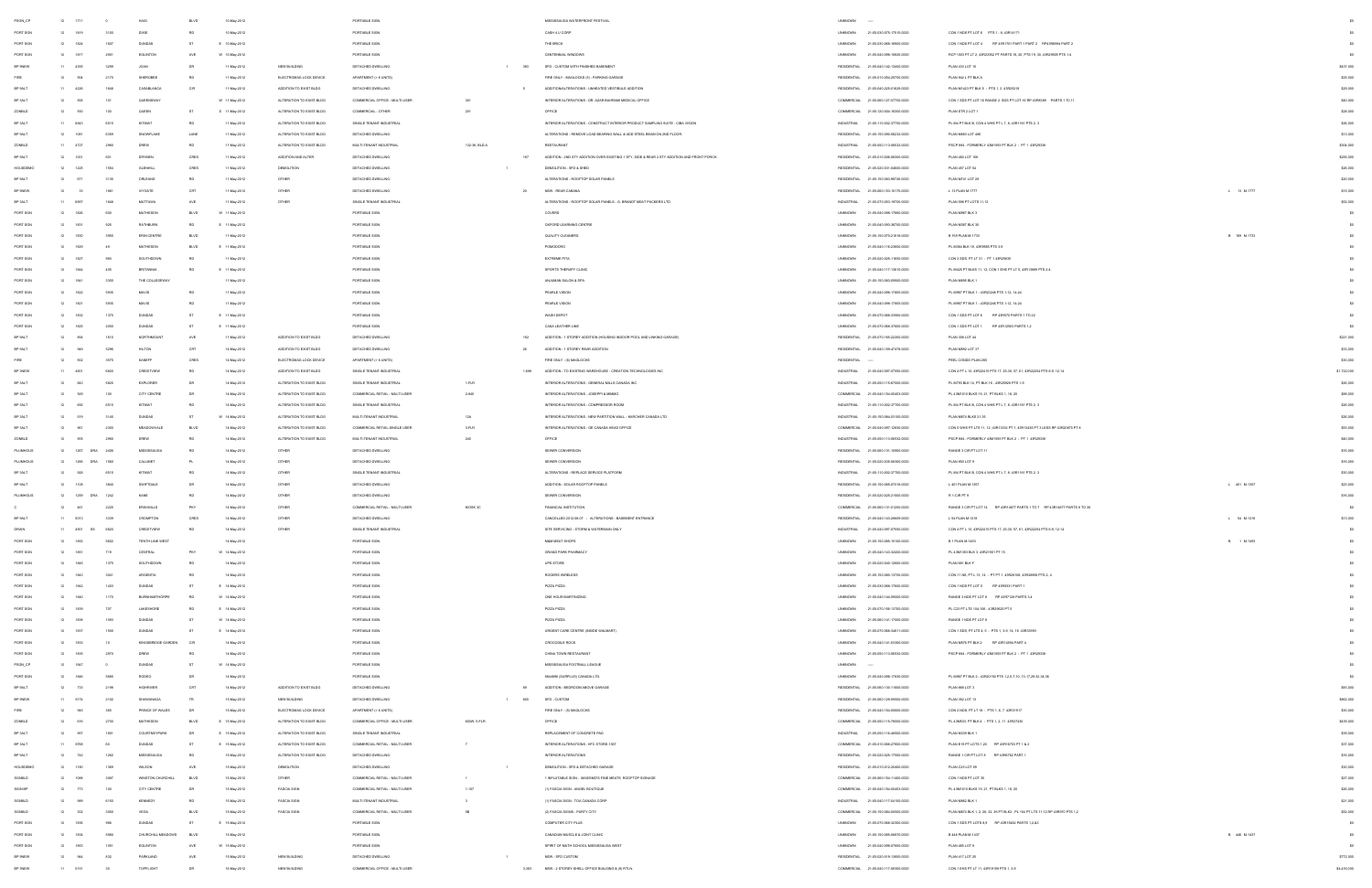| | | | | | | | | | | | | | | | | |
|---|---|---|---|---|---|---|---|---|---|---|---|---|---|---|---|---|
| PEGN_CP | 12 | 1711 | | 0 | KING | BLVD | 10-May-2012 | | PORTABLE SIGN | | | MISSISSAUGA WATERFRONT FESTIVAL | UNKNOWN | --- | | $0 |
| PORT SGN | 12 | 1599 | | 3105 | DIXIE | RD | 10-May-2012 | | PORTABLE SIGN | | | CASH 4 U CORP | UNKNOWN | 21-05-030-070-170-00-000 | CON 1 NDS PT LOT 6 PTS 1 - 6, 43R14171 | $0 |
| PORT SGN | 12 | 1624 | | 1607 | DUNDAS | ST | E 10-May-2012 | | PORTABLE SIGN | | | THE BRICK | UNKNOWN | 21-05-030-086-19900-0000 | CON 1 NDS PT LOT 4 RP 43R1751 PART 1 PART 2 RP43R8694 PART 2 | $0 |
| PORT SGN | 12 | 1817 | | 2900 | EGLINTON | AVE | W 10-May-2012 | | PORTABLE SIGN | | | CENTENNIAL WINDOWS | UNKNOWN | 21-05-040-096-10600-0000 | RCP 1003 PT LT 2, 43R20302 PT PARTS 18, 20, PTS 19, 36, 43R29569 PTS 1-4 | $0 |
| BP 9NEW | 11 | 4295 | | 3299 | JOAN | DR | 11-May-2012 | NEW BUILDING | DETACHED DWELLING | | 1 | 383 SFD - CUSTOM WITH FINISHED BASEMENT | RESIDENTIAL | 21-05-040-142-13400-0000 | PLAN 403 LOT 15 | $637,000 |
| FIRE | 12 | 304 | | 2170 | SHEROBEE | RD | 11-May-2012 | ELECTROMAG LOCK DEVICE | APARTMENT (> 6 UNITS) | | | FIRE ONLY - MAGLOCKS (1) - PARKING GARAGE | RESIDENTIAL | 21-05-010-064-20700-0000 | PLAN 942 L PT BLK A | $25,000 |
| BP 9ALT | 11 | 4229 | | 1588 | CASABLANCA | CIR | 11-May-2012 | ADDITION TO EXIST BLDG | DETACHED DWELLING | | | 5 ADDITION/ALTERATIONS - UNHEATED VESTIBULE ADDITION | RESIDENTIAL | 21-05-040-225-01609-0000 | PLAN M1623 PT BLK 5 - PTS 1, 2 43R25216 | $29,000 |
| BP 3ALT | 12 | 906 | | 101 | QUEENSWAY | | W 11-May-2012 | ALTERATION TO EXIST BLDG | COMMERCIAL OFFICE - MULTI-USER | 201 | | INTERIOR ALTERATIONS - DR. AZARBEHRAM MEDICAL OFFICE | COMMERCIAL | 21-05-060-127-07700-0000 | CON 1 SDS PT LOT 16 RANGE 3 SDS PT LOT 16 RP 43R8586 PARTS 1 TO 11 | $40,000 |
| ZONBLD | 12 | 992 | | 100 | QUEEN | ST | S 11-May-2012 | ALTERATION TO EXIST BLDG | COMMERCIAL - OTHER | 201 | | OFFICE | COMMERCIAL | 21-05-120-004-10300-0000 | PLAN STR 2 LOT 1 | $28,000 |
| BP 3ALT | 11 | 8683 | | 6519 | KITIMAT | RD | 11-May-2012 | ALTERATION TO EXIST BLDG | SINGLE TENANT INDUSTRIAL | | | INTERIOR ALTERATIONS - CONSTRUCT INTERIOR PRODUCT SAMPLING SUITE - CIBA VISION | INDUSTRIAL | 21-05-110-002-07700-0000 | PL 854 PT BLK B, CON 4 WHS PT L 1, 8, 43R1181 PTS 2, 3 | $38,000 |
| BP 9ALT | 12 | 1081 | | 5239 | SNOWFLAKE | LANE | 11-May-2012 | ALTERATION TO EXIST BLDG | DETACHED DWELLING | | | ALTERATIONS - REMOVE LOAD BEARING WALL & ADD STEEL BEAM ON 2ND FLOOR | RESIDENTIAL | 21-05-150-085-08202-0000 | PLAN M880 LOT 496 | $11,000 |
| ZONBLD | 11 | 4727 | | 2969 | DREW | RD | 11-May-2012 | ALTERATION TO EXIST BLDG | MULTI-TENANT INDUSTRIAL | 132-35, BLD-A | | RESTAURANT | INDUSTRIAL | 21-05-050-113-09532-0000 | PSCP 844 - FORMERLY 43M1593 PT BLK 2 - PT 1, 43R29338 | $306,000 |
| BP 9ALT | 12 | 1001 | | 601 | DRYDEN | CRES | 11-May-2012 | ADDITION AND ALTER | DETACHED DWELLING | | | 187 ADDITION - 2ND STY ADDITION OVER EXISTING 1 STY, SIDE & REAR 2 STY ADDITION AND FRONT PORCH | RESIDENTIAL | 21-05-010-008-06500-0000 | PLAN 663 LOT 186 | $255,000 |
| HOUSDEMO | 12 | 1225 | | 1554 | GLENHILL | CRES | 11-May-2012 | DEMOLITION | DETACHED DWELLING | | 1 | DEMOLITION - SFD & SHED | RESIDENTIAL | 21-05-020-031-04600-0000 | PLAN 487 LOT 54 | $20,000 |
| BP 9ALT | 12 | 971 | | 3130 | CREAGHE | RD | 11-May-2012 | OTHER | DETACHED DWELLING | | | ALTERATIONS - ROOFTOP SOLAR PANELS | RESIDENTIAL | 21-05-150-083-99700-0000 | PLAN M751 LOT 29 | $20,000 |
| BP 9NEW | 12 | 70 | | 1981 | SYCAMORE | CRT | 11-May-2012 | OTHER | DETACHED DWELLING | | | 20 NEW - REAR CABANA | RESIDENTIAL | 21-05-060-155-10175-0000 | L 13 PLAN M-1777 | L 13 M-1777 | $15,000 |
| BP 3ALT | 11 | 8857 | | 1848 | MATTAWA | AVE | 11-May-2012 | OTHER | SINGLE TENANT INDUSTRIAL | | | ALTERATIONS - ROOFTOP SOLAR PANELS - G. BRANDT MEAT PACKERS LTD | INDUSTRIAL | 21-05-070-053-19700-0000 | PLAN 598 PT LOTS 11,12 | $52,000 |
| PORT SGN | 12 | 1620 | | 650 | MATHESON | BLVD | W 11-May-2012 | | PORTABLE SIGN | | | COVERS | UNKNOWN | 21-05-040-098-17865-0000 | PLAN M967 BLK 3 | $0 |
| PORT SGN | 12 | 1831 | | 925 | RATHBURN | RD | E 11-May-2012 | | PORTABLE SIGN | | | OXFORD LEARNING CENTRE | UNKNOWN | 21-05-040-093-36700-0000 | PLAN M367 BLK 30 | $0 |
| PORT SGN | 12 | 1592 | | 2855 | ERIN CENTRE | BLVD | 11-May-2012 | | PORTABLE SIGN | | | QUALITY CLEANERS | UNKNOWN | 21-05-150-070-21816-0000 | B 169 PLAN M-1733 | B 169 M-1733 | $0 |
| PORT SGN | 12 | 1829 | | 49 | MATHESON | BLVD | E 11-May-2012 | | PORTABLE SIGN | | | POMODORO | UNKNOWN | 21-05-040-116-23800-0000 | PL 0M34 BLK 10, 43R9583 PTS 3-9 | $0 |
| PORT SGN | 12 | 1827 | | 960 | SOUTHDOWN | RD | 11-May-2012 | | PORTABLE SIGN | | | EXTREME PITA | UNKNOWN | 21-05-020-025-11600-0000 | CON 3 SDS, PT LT 31 - PT 1 43R20835 | $0 |
| PORT SGN | 12 | 1844 | | 405 | BRITANNIA | RD | E 11-May-2012 | | PORTABLE SIGN | | | SPORTS THERAPY CLINIC | UNKNOWN | 21-05-040-117-13810-0000 | PL M425 PT BLKS 11, 12, CON 1 EHS PT LT 5, 43R13888 PTS 2-4 | $0 |
| PORT SGN | 12 | 1841 | | 3385 | THE COLLEGEWAY | | 11-May-2012 | | PORTABLE SIGN | | | VALHALLA SALON & SPA | UNKNOWN | 21-05-150-084-00800-0000 | PLAN M405 BLK 1 | $0 |
| PORT SGN | 12 | 1822 | | 5935 | MAVIS | RD | 11-May-2012 | | PORTABLE SIGN | | | PEARLE VISION | UNKNOWN | 21-05-040-096-17805-0000 | PL M967 PT BLK 1 - 43R20240 PTS 1-12, 14-24 | $0 |
| PORT SGN | 12 | 1821 | | 5935 | MAVIS | RD | 11-May-2012 | | PORTABLE SIGN | | | PEARLE VISION | UNKNOWN | 21-05-040-096-17805-0000 | PL M967 PT BLK 1 - 43R20240 PTS 1-12, 14-24 | $0 |
| PORT SGN | 12 | 1852 | | 1370 | DUNDAS | ST | E 11-May-2012 | | PORTABLE SIGN | | | WASH DEPOT | UNKNOWN | 21-05-070-068-33900-0000 | CON 1 SDS PT LOT 6 RP 43R970 PARTS 1 TO 22 | $0 |
| PORT SGN | 12 | 1820 | | 2055 | DUNDAS | ST | E 11-May-2012 | | PORTABLE SIGN | | | CASA LEATHER LINE | UNKNOWN | 21-05-070-068-37500-0000 | CON 1 SDS PT LOT 1 RP 43R12593 PARTS 1,2 | $0 |
| BP 9ALT | 12 | 854 | | 1810 | NORTHMOUNT | AVE | 14-May-2012 | ADDITION TO EXIST BLDG | DETACHED DWELLING | | | 182 ADDITION - 1 STOREY ADDITION (HOUSING INDOOR POOL AND LINKING GARAGE) | RESIDENTIAL | 21-05-070-165-22200-0000 | PLAN 306 LOT 44 | $221,000 |
| BP 9ALT | 12 | 969 | | 5298 | HILTON | CRT | 14-May-2012 | ADDITION TO EXIST BLDG | DETACHED DWELLING | | | 26 ADDITION - 1 STOREY REAR ADDITION | RESIDENTIAL | 21-05-040-158-47478-0000 | PLAN M892 LOT 37 | $33,000 |
| FIRE | 12 | 933 | | 3575 | KANEFF | CRES | 14-May-2012 | ELECTROMAG LOCK DEVICE | APARTMENT (> 6 UNITS) | | | FIRE ONLY - (6) MAGLOCKS | RESIDENTIAL | --- | PEEL CONDO PLAN 285 | $30,000 |
| BP 9NEW | 11 | 4501 | | 6920 | CREDITVIEW | RD | 14-May-2012 | ADDITION TO EXIST BLDG | SINGLE TENANT INDUSTRIAL | | | 1,698 ADDITION - TO EXISTING WAREHOUSE - CREATION TECHNOLOGIES INC | INDUSTRIAL | 21-05-040-097-07050-0000 | CON 4 PT L 10, 43R2224 PTS 17, 20-30, 57, 61, 43R22284 PTS 6-9, 12-14 | $1,722,000 |
| BP 3ALT | 12 | 843 | | 6625 | EXPLORER | DR | 14-May-2012 | ALTERATION TO EXIST BLDG | SINGLE TENANT INDUSTRIAL | 1-FLR | | INTERIOR ALTERATIONS - GENERAL MILLS CANADA INC | INDUSTRIAL | 21-05-050-115-87000-0000 | PL M793 BLK 14, PT BLK 16 - 43R20920 PTS 1-9 | $36,000 |
| BP 3ALT | 12 | 929 | | 100 | CITY CENTRE | DR | 14-May-2012 | ALTERATION TO EXIST BLDG | COMMERCIAL RETAIL - MULTI-USER | 2-840 | | INTERIOR ALTERATIONS - JOSEPH'S AMIMIAO | COMMERCIAL | 21-05-040-154-00455-0000 | PL 43M1010 BLKS 19, 21, PT BLKS 1, 18, 20 | $98,000 |
| BP 3ALT | 12 | 850 | | 6519 | KITIMAT | RD | 14-May-2012 | ALTERATION TO EXIST BLDG | SINGLE TENANT INDUSTRIAL | | | INTERIOR ALTERATIONS - COMPRESSOR ROOM | INDUSTRIAL | 21-05-110-002-07700-0000 | PL 854 PT BLK B, CON 4 WHS PT L 7, 8, 43R1181 PTS 2, 3 | $36,000 |
| BP 3ALT | 12 | 319 | | 3145 | DUNDAS | ST | W 14-May-2012 | ALTERATION TO EXIST BLDG | MULTI-TENANT INDUSTRIAL | 124 | | INTERIOR ALTERATIONS - NEW PARTITION WALL - BARCHER CANADA LTD | INDUSTRIAL | 21-05-150-086-01700-0000 | PLAN M876 BLKS 21,35 | $28,000 |
| BP 3ALT | 12 | 951 | | 2300 | MEADOWVALE | BLVD | 14-May-2012 | ALTERATION TO EXIST BLDG | COMMERCIAL RETAIL-SINGLE USER | 3-FLR | | INTERIOR ALTERATIONS - GE CANADA HEAD OFFICE | COMMERCIAL | 21-05-040-097-12450-0000 | CON 5 WHS PT LTS 11, 12, 43R11032 PT 1, 43R16438 PT 3 LESS RP 43R20675 PT 9 | $53,000 |
| ZONBLD | 12 | 905 | | 2980 | DREW | RD | 14-May-2012 | ALTERATION TO EXIST BLDG | MULTI-TENANT INDUSTRIAL | 240 | | OFFICE | INDUSTRIAL | 21-05-050-113-09532-0000 | PSCP 844 - FORMERLY 43M1593 PT BLK 2 - PT 1, 43R29338 | $60,000 |
| PLUMHOUS | 12 | 1007 | DRA | 2408 | MISSISSAUGA | RD | 14-May-2012 | OTHER | DETACHED DWELLING | | | SEWER CONVERSION | RESIDENTIAL | 21-05-060-131-10900-0000 | RANGE 3 CIR PT LOT 11 | $15,000 |
| PLUMHOUS | 12 | 1285 | DRA | 1565 | CALUMET | PL | 14-May-2012 | OTHER | DETACHED DWELLING | | | SEWER CONVERSION | RESIDENTIAL | 21-05-020-035-00300-0000 | PLAN 853 LOT 9 | $15,000 |
| BP 3ALT | 12 | 928 | | 6519 | KITIMAT | RD | 14-May-2012 | OTHER | SINGLE TENANT INDUSTRIAL | | | ALTERATIONS - REPLACE SERVICE PLATFORM | INDUSTRIAL | 21-05-110-002-07700-0000 | PL 854 PT BLK B, CON 4 WHS PT L 7, 8, 43R1181 PTS 2, 3 | $50,000 |
| BP 9ALT | 12 | 1108 | | 3840 | SWIFTDALE | DR | 14-May-2012 | OTHER | DETACHED DWELLING | | | ADDITION - SOLAR ROOFTOP PANELS | RESIDENTIAL | 21-05-150-080-07018-0000 | L 401 PLAN M-1057 | L 401 M-1057 | $21,000 |
| PLUMHOUS | 12 | 1291 | DRA | 1242 | KANE | RD | 14-May-2012 | OTHER | DETACHED DWELLING | | | SEWER CONVERSION | RESIDENTIAL | 21-05-020-029-21900-0000 | R 1-CIR PT 9 | $15,000 |
| C | 12 | 461 | | 2225 | ERIN MILLS | PKY | 14-May-2012 | OTHER | COMMERCIAL RETAIL - MULTI-USER | KIOSK 3C | | FINANCIAL INSTITUTION | COMMERCIAL | 21-05-060-131-01200-0000 | RANGE 3 CIR PT LOT 14 RP 43R14877 PARTS 1 TO 7 RP 43R14877 PARTS 8 TO 36 | $0 |
| BP 9ALT | 11 | 5011 | | 3339 | CROMPTON | CRES | 14-May-2012 | OTHER | DETACHED DWELLING | | | CANCELLED 2012-06-07 - ALTERATIONS - BASEMENT ENTRANCE | RESIDENTIAL | 21-05-040-143-26609-0000 | L 54 PLAN M-1219 | L 54 M-1219 | $11,000 |
| DRAIN | 11 | 4501 | SS | 6920 | CREDITVIEW | RD | 14-May-2012 | OTHER | SINGLE TENANT INDUSTRIAL | | | SITE SERVICING - STORM & WATERMAIN ONLY | INDUSTRIAL | 21-05-040-097-07050-0000 | CON 4 PT L 10, 43R2224 PTS 17, 20-30, 57, 61, 43R22284 PTS 6-9, 12-14 | $0 |
| PORT SGN | 12 | 1862 | | 5602 | TENTH LINE WEST | | 14-May-2012 | | PORTABLE SIGN | | | MAMMA'S SHOPS | UNKNOWN | 21-05-150-085-10100-0000 | B 1 PLAN M-1493 | B 1 M-1493 | $0 |
| PORT SGN | 12 | 1851 | | 719 | CENTRAL | PKY | W 14-May-2012 | | PORTABLE SIGN | | | GRAND PARK PHARMACY | UNKNOWN | 21-05-040-143-02400-0000 | PL 43M1363 BLK 3, 43R21961 PT 10 | $0 |
| PORT SGN | 12 | 1865 | | 1375 | SOUTHDOWN | RD | 14-May-2012 | | PORTABLE SIGN | | | UPS STORE | UNKNOWN | 21-05-020-033-12600-0000 | PLAN 681 BLK F | $0 |
| PORT SGN | 12 | 1843 | | 3045 | ARGENTIA | RD | 14-May-2012 | | PORTABLE SIGN | | | ROGERS WIRELESS | UNKNOWN | 21-05-150-080-13700-0000 | CON 11 NS, PTL 13, 14 - PT PT 1 43R26193, 43R26998 PTS 2, 4 | $0 |
| PORT SGN | 12 | 1862 | | 1403 | DUNDAS | ST | E 14-May-2012 | | PORTABLE SIGN | | | PIZZA PIZZA | UNKNOWN | 21-05-030-069-17600-0000 | CON 1 NDS PT LOT 5 RP 43R9331 PART 1 | $0 |
| PORT SGN | 12 | 1840 | | 1170 | BURNHAMTHORPE | RD | W 14-May-2012 | | PORTABLE SIGN | | | ONE HOUR MARTINIZING | UNKNOWN | 21-05-040-144-99500-0000 | RANGE 3 NDS PT LOT 8 RP 43R7128 PARTS 3,4 | $0 |
| PORT SGN | 12 | 1859 | | 707 | LAKESHORE | RD | E 14-May-2012 | | PORTABLE SIGN | | | PIZZA PIZZA | UNKNOWN | 21-05-070-156-13700-0000 | PL C23 PT LTS 104-105 - 43R29425 PT 9 | $0 |
| PORT SGN | 12 | 1858 | | 1099 | DUNDAS | ST | W 14-May-2012 | | PORTABLE SIGN | | | PIZZA PIZZA | UNKNOWN | 21-05-060-141-17000-0000 | RANGE 1 NDS PT LOT 8 | $0 |
| PORT SGN | 12 | 1857 | | 1900 | DUNDAS | ST | E 14-May-2012 | | PORTABLE SIGN | | | URGENT CARE CENTRE (INSIDE WALMART) | UNKNOWN | 21-05-070-068-34611-0000 | CON 1 SDS, PT LTS 4, 5 - PTS 1, 3-9, 14, 16 43R35995 | $0 |
| PORT SGN | 12 | 1853 | | 10 | KINGSBRIDGE GARDEN | CIR | 14-May-2012 | | PORTABLE SIGN | | | CROCODILE ROCK | UNKNOWN | 21-05-040-141-03300-0000 | PLAN M676 PT BLK 3 RP 43R14984 PART 4 | $0 |
| PORT SGN | 12 | 1835 | | 2973 | DREW | RD | 14-May-2012 | | PORTABLE SIGN | | | CHINA TOWN RESTAURANT | UNKNOWN | 21-05-050-113-09532-0000 | PSCP 844 - FORMERLY 43M1593 PT BLK 2 - PT 1, 43R29338 | $0 |
| PEGN_CP | 12 | 1847 | | 0 | DUNDAS | ST | W 14-May-2012 | | PORTABLE SIGN | | | MISSISSAUGA FOOTBALL LEAGUE | UNKNOWN | --- | | $0 |
| PORT SGN | 12 | 1846 | | 5985 | RODEO | DR | 14-May-2012 | | PORTABLE SIGN | | | SIGNING (SURPLUS) CANADA LTD. | UNKNOWN | 21-05-040-096-17830-0000 | PL M967 PT BLK 2 - 43R20150 PTS 1,2,5-7,10, 15-17,29-32,34-38 | $0 |
| BP 9ALT | 12 | 733 | | 2199 | HIGHRIVER | CRT | 14-May-2012 | ADDITION TO EXIST BLDG | DETACHED DWELLING | | | 69 ADDITION - BEDROOM ABOVE GARAGE | RESIDENTIAL | 21-05-060-130-11600-0000 | PLAN 888 LOT 3 | $83,000 |
| BP 9NEW | 11 | 6174 | | 2150 | SHAWANAGA | TR | 15-May-2012 | NEW BUILDING | DETACHED DWELLING | | 1 | 603 SFD - CUSTOM | RESIDENTIAL | 21-05-060-129-09900-0000 | PLAN 362 LOT 13 | $962,000 |
| FIRE | 12 | 983 | | 345 | PRINCE OF WALES | DR | 15-May-2012 | ELECTROMAG LOCK DEVICE | APARTMENT (> 6 UNITS) | | | FIRE ONLY - (6) MAGLOCKS | RESIDENTIAL | 21-05-040-154-00665-0000 | CON 2 NDS, PT LT 16 - PTS 1, 6, 7 43R33517 | $30,000 |
| ZONBLD | 12 | 370 | | 2750 | MATHESON | BLVD | E 15-May-2012 | ALTERATION TO EXIST BLDG | COMMERCIAL OFFICE - MULTI-USER | 605W, 6-FLR | | OFFICE | COMMERCIAL | 21-05-050-115-79600-0000 | PL 43M835, PT BLK A - PTS 1, 2, 11 43R27420 | $430,000 |
| BP 3ALT | 12 | 957 | | 1940 | COURTNEYPARK | DR | E 15-May-2012 | ALTERATION TO EXIST BLDG | SINGLE TENANT INDUSTRIAL | | | REPLACEMENT OF CONCRETE PAD | INDUSTRIAL | 21-05-050-116-48600-0000 | PLAN M009 BLK 1 | $39,000 |
| BP 3ALT | 11 | 8708 | | 60 | DUNDAS | ST | E 15-May-2012 | ALTERATION TO EXIST BLDG | COMMERCIAL RETAIL - MULTI-USER | 7 | | INTERIOR ALTERATIONS - KFC STORE 1107 | COMMERCIAL | 21-05-010-068-27000-0000 | PLAN E13 PT LOTS 1,20 RP 43R18757 PT 1 & 2 | $37,000 |
| BP 3ALT | 12 | 742 | | 1262 | MISSISSAUGA | RD | 15-May-2012 | ALTERATION TO EXIST BLDG | DETACHED DWELLING | | | INTERIOR ALTERATIONS | RESIDENTIAL | 21-05-020-025-17300-0000 | RANGE 1 CIR PT LOT 6 RP 43R8762 PART 1 | $15,000 |
| HOUSDEMO | 12 | 1190 | | 1389 | WILSON | AVE | 15-May-2012 | DEMOLITION | DETACHED DWELLING | | 1 | DEMOLITION - SFD & DETACHED GARAGE | RESIDENTIAL | 21-05-010-012-20400-0000 | PLAN C20 LOT 99 | $15,000 |
| SGNBLD | 12 | 1095 | | 3087 | WINSTON CHURCHILL | BLVD | 15-May-2012 | OTHER | COMMERCIAL RETAIL - MULTI-USER | 1 | | 1 INFLATABLE SIGN - MASSIMO'S FINE MEATS ROOFTOP SIGNAGE | COMMERCIAL | 21-05-060-154-11600-0000 | CON 1 NDS PT LOT 35 | $27,000 |
| SGNBLD | 12 | 773 | | 100 | CITY CENTRE | DR | 15-May-2012 | FASCIA SIGN | COMMERCIAL RETAIL - MULTI-USER | 1-107 | | (1) FASCIA SIGN - ANGEL BOUTIQUE | COMMERCIAL | 21-05-040-154-00455-0000 | PL 43M1010 BLKS 19, 21, PT BLKS 1, 18, 20 | $26,000 |
| SGNBLD | 12 | 990 | | 6155 | KENNEDY | RD | 15-May-2012 | FASCIA SIGN | MULTI-TENANT INDUSTRIAL | 3 | | (1) FASCIA SIGN - TOA CANADA CORP | INDUSTRIAL | 21-05-040-117-04100-0000 | PLAN M862 BLK 1 | $21,000 |
| SGNBLD | 12 | 934 | | 5050 | VEGA | BLVD | 15-May-2012 | FASCIA SIGN | COMMERCIAL RETAIL - MULTI-USER | 5B | | (2) FASCIA SIGNS - PARTY CITY | COMMERCIAL | 21-05-150-084-00500-0000 | PLAN M674 BLK 1, 2, 28, 32, 36 PT BLK3 - PL 154 PT LTS 11,12 RP 43R670 PTS 1-2 | $52,000 |
| PORT SGN | 12 | 1856 | | 990 | DUNDAS | ST | E 15-May-2012 | | PORTABLE SIGN | | | COMPUTER CITY PLUS | UNKNOWN | 21-05-070-068-32300-0000 | CON 1 SDS PT LOTS 8,9 RP 43R10402 PARTS 1,2,63 | $0 |
| PORT SGN | 12 | 1854 | | 5980 | CHURCHILL MEADOWS | BLVD | 15-May-2012 | | PORTABLE SIGN | | | CANADIAN MUSCLE & JOINT CLINIC | UNKNOWN | 21-05-150-085-08470-0000 | B 448 PLAN M-1437 | B 448 M-1437 | $0 |
| PORT SGN | 12 | 1855 | | 1081 | EGLINTON | AVE | W 15-May-2012 | | PORTABLE SIGN | | | SPIRIT OF MATH SCHOOLS MISSISSAUGA WEST | UNKNOWN | 21-05-040-098-07800-0000 | PLAN 465 LOT 9 | $0 |
| BP 9NEW | 12 | 184 | | 632 | PARKLAND | AVE | 15-May-2012 | NEW BUILDING | DETACHED DWELLING | | 1 | NEW - SFD CUSTOM | RESIDENTIAL | 21-05-020-019-13000-0000 | PLAN 417 LOT 29 | $772,000 |
| BP 9NEW | 11 | 5151 | | 50 | TOPFLIGHT | DR | 15-May-2012 | NEW BUILDING | COMMERCIAL OFFICE - MULTI-USER | | | 3,063 NEW - 2 STOREY SHELL OFFICE BUILDING & (4) RTU's | COMMERCIAL | 21-05-040-117-08300-0000 | CON 1 EHS PT LT 11, 43R19199 PTS 1, 3-9 | $4,410,000 |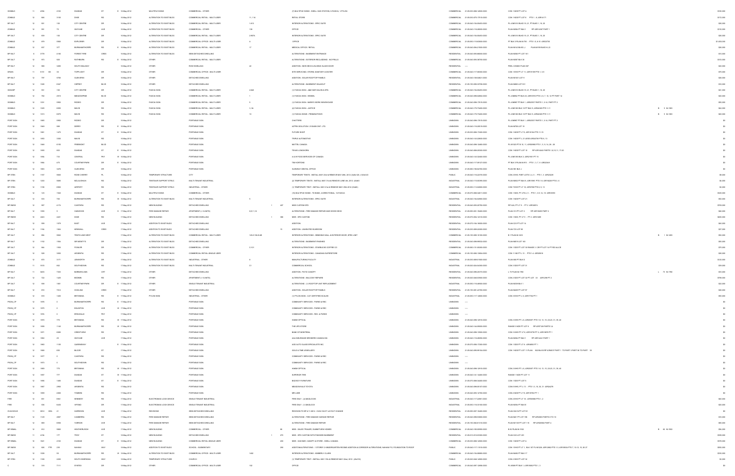| | | | | | | | | | | | | | | | | | | | |
|---|---|---|---|---|---|---|---|---|---|---|---|---|---|---|---|---|---|---|---|
| SGNBLD | 11 | 4856 | | 2150 | DUNDAS | ST | E | 16-May-2012 | MULTIPLE SIGNS | COMMERCIAL - OTHER | | | | (7) MULTIPLE SIGNS - SHELL GAS STATION, 6 FASCIA, 1 PYLON | COMMERCIAL | 21-05-030-068-14900-0000 | CON 1 NDS PT LOT 6 | | $140,000 |
| ZONBLD | 12 | 580 | | 3105 | DIXIE | RD | | 16-May-2012 | ALTERATION TO EXIST BLDG | COMMERCIAL RETAIL - MULTI-USER | 11, 11A | | | RETAIL STORE | COMMERCIAL | 21-05-030-075-17500-0000 | CON 1 NDS PT LOT 5 PTS 1 - 8, 43R14171 | | $172,000 |
| BP 3ALT | 12 | 901 | | 100 | CITY CENTRE | DR | | 16-May-2012 | ALTERATION TO EXIST BLDG | COMMERCIAL RETAIL - MULTI-USER | 1-813 | | | INTERIOR ALTERATIONS - SPEC SUITE | COMMERCIAL | 21-05-040-154-00453-0000 | PL 43M1010 BLKS 19, 21, PT BLKS 1, 16, 20 | | $20,000 |
| ZONBLD | 12 | 991 | | 75 | WATLINE | AVE | | 16-May-2012 | ALTERATION TO EXIST BLDG | COMMERCIAL - OTHER | 136 | | | OFFICE | COMMERCIAL | 21-05-040-116-28600-0000 | PLAN M594 PT BLK 1 RP 43R14267 PART 1 | | $150,000 |
| BP 3ALT | 12 | 935 | | 100 | CITY CENTRE | DR | | 16-May-2012 | ALTERATION TO EXIST BLDG | COMMERCIAL RETAIL - MULTI-USER | 2-807A | | | INTERIOR ALTERATIONS - SPEC SUITE | COMMERCIAL | 21-05-040-154-00453-0000 | PL 43M1010 BLKS 19, 21, PT BLKS 1, 16, 20 | | $26,000 |
| ZONBLD | 12 | 979 | | 5560 | EXPLORER | DR | | 16-May-2012 | ALTERATION TO EXIST BLDG | COMMERCIAL OFFICE - MULTI-USER | 6 | | | OFFICE | COMMERCIAL | 21-05-050-118-60500-0000 | PT BLK 5 PLAN M-793 - PTS 1-5, 8-10 43R24735 | | $1,600,000 |
| ZONBLD | 12 | 437 | | 377 | BURNHAMTHORPE | RD | E | 16-May-2012 | ALTERATION TO EXIST BLDG | COMMERCIAL RETAIL - MULTI-USER | 17 | | | MEDICAL OFFICE / RETAIL | COMMERCIAL | 21-05-040-094-21900-0000 | PLAN M143 BLKS I,J PLAN M159 BLKS H,I,B | | $26,000 |
| BP 9ALT | 9 | 3779 | | 4180 | FOREST FIRE | CRES | | 16-May-2012 | ALTERATION TO EXIST BLDG | SEMI-DETACHED DWELLING | | | | ALTERATIONS - BASEMENT ENTRANCE | RESIDENTIAL | 21-05-040-093-80600-0000 | PLAN M284 PT LOT 161 | | $10,000 |
| BP 9ALT | 12 | 973 | | 925 | RATHBURN | RD | E | 16-May-2012 | OTHER | COMMERCIAL RETAIL - MULTI-USER | | | | ALTERATIONS - EXTERIOR RECLADDING - NO PILLS | COMMERCIAL | 21-05-040-093-35700-0000 | PLAN M367 BLK 30 | | $105,000 |
| BP 9ALT | 12 | 968 | | 3288 | SOUTH MILLWAY | | | 16-May-2012 | OTHER | ROW DWELLING | 22 | | | ADDITION - NEW DECK & SLIDING GLASS DOOR | RESIDENTIAL | ---- | PEEL CONDO PLAN 387 | | $20,000 |
| DRAIN | 11 | 5151 | SS | 35 | TOPFLIGHT | DR | | 16-May-2012 | OTHER | COMMERCIAL OFFICE - MULTI-USER | | | | SITE SERVICING - STORM, SANITARY & WATER | COMMERCIAL | 21-05-040-117-00600-0000 | CON 1 EHS PT LT 11, 43R31109 PTS 1, 3-9 | | $75,000 |
| BP 9ALT | 12 | 797 | | 5790 | GLEN ERIN | DR | | 16-May-2012 | OTHER | DETACHED DWELLING | | | | ADDITION - SOLAR ROOFTOP PANELS | RESIDENTIAL | 21-05-040-108-84511-0000 | PLAN M1011 LOT 9 | | $26,000 |
| BP 9ALT | 12 | 1028 | | 5347 | OSPREY | BLVD | | 16-May-2012 | OTHER | DETACHED DWELLING | | | | ALTERATIONS - BASEMENT WALKOUT | RESIDENTIAL | 21-05-150-086-33700-0000 | PLAN M863 LOT 531 | | $15,000 |
| SGNBP | 12 | 951 | | 100 | CITY CENTRE | DR | | 16-May-2012 | FASCIA SIGN | COMMERCIAL RETAIL - MULTI-USER | 2-840 | | | (1) FASCIA SIGN - JAM HAIR SALON & SPA | COMMERCIAL | 21-05-040-154-00453-0000 | PL 43M1010 BLKS 19, 21, PT BLKS 1, 16, 20 | | $21,000 |
| SGNBLD | 12 | 752 | | 2515 | MEADOWPINE | BLVD | | 16-May-2012 | FASCIA SIGN | COMMERCIAL RETAIL - MULTI-USER | 1 | | | (1) FASCIA SIGN - WEBKEL | COMMERCIAL | 21-05-040-098-52842-0000 | PL 43M892 PT BLK 43 - 43R15763 PTS 2, 6, 7, 10, 12 PT PART 14 | | $20,000 |
| SGNBLD | 12 | 1034 | | 5860 | RODEO | DR | | 16-May-2012 | FASCIA SIGN | COMMERCIAL RETAIL - MULTI-USER | 5 | | | (1) FASCIA SIGN - MARK'S WORK WEARHOUSE | COMMERCIAL | 21-05-040-098-17615-0000 | PL 43M967 PT BLK 1 - 43R20037 PARTS 1, 3-14, PART PT 2 | | $50,000 |
| SGNBLD | 12 | 1025 | | 6035 | MAVIS | RD | | 16-May-2012 | FASCIA SIGN | COMMERCIAL RETAIL - MULTI-USER | 3, 3A | | | (2) FASCIA SIGN - JUSTICE | COMMERCIAL | 21-05-040-175-73400-0000 | PL 43M1363 BLK 10 PT BLK 5, 43R24925 PTS 1-11 | B 3 M-1363 | $42,000 |
| SGNBLD | 12 | 1013 | | 6075 | MAVIS | RD | | 16-May-2012 | FASCIA SIGN | COMMERCIAL RETAIL - MULTI-USER | 13 | | | (1) FASCIA SIGNS - PENNINGTON'S | COMMERCIAL | 21-05-040-175-73400-0000 | PL 43M1363 BLK 10 PT BLK 5, 43R24925 PTS 1-11 | B 3 M-1363 | $40,000 |
| PORT SGN | 12 | 1860 | | 5850 | RODEO | DR | | 16-May-2012 | | PORTABLE SIGN | | | | CHATTERS | UNKNOWN | 21-05-040-098-17615-0000 | PL 43M967 PT BLK 1 - 43R20037 PARTS 1, 3-14, PART PT 2 | | $0 |
| PORT SGN | 12 | 1849 | | 899 | DERRY | RD | E | 16-May-2012 | | PORTABLE SIGN | | | | AZTEK SOLUTION / 2105496 ONT. LTD. | UNKNOWN | 21-05-040-116-20518-0000 | PLAN M795 LOT 19 | | $0 |
| PORT SGN | 12 | 1861 | | 1475 | DUNDAS | ST | E | 16-May-2012 | | PORTABLE SIGN | | | | FUTURE SHOP | UNKNOWN | 21-05-030-068-17400-0000 | CON 1 NDS PT LT 3, 43R18184 PTS 11-15 | | $0 |
| PORT SGN | 12 | 1850 | | 3300 | MAVIS | RD | | 16-May-2012 | | PORTABLE SIGN | | | | TRIPLE AUTOMOTIVE | UNKNOWN | 21-05-040-143-22600-0000 | CON 1 NDS PT L 21 LESS 43R24739 PTS 8, 13 | | $0 |
| PORT SGN | 12 | 1848 | | 6155 | FREEMONT | BLVD | | 16-May-2012 | | PORTABLE SIGN | | | | MATTEL CANADA | UNKNOWN | 21-05-040-098-10460-0000 | PL M-520 PT B 10, 11, 43R20980 PTS 1, 6, 9, 16, 26 - 28 | | $0 |
| PORT SGN | 12 | 1855 | | 645 | DUNDAS | ST | E | 16-May-2012 | | PORTABLE SIGN | | | | TEXAS LONGHORN | UNKNOWN | 21-05-030-068-20300-0000 | CON 1 NDS PT LOT 10 RP 43R13243 PARTS 1-8,10-11, 17-20 | | $0 |
| PORT SGN | 12 | 1854 | | 733 | CENTRAL | PKY | W | 16-May-2012 | | PORTABLE SIGN | | | | A & W FOOD SERVICES OF CANADA | UNKNOWN | 21-05-040-154-32600-0000 | PL 43M1393 BLK 3, 43R21901 PT 15 | | $0 |
| PORT SGN | 12 | 1864 | | 475 | COURTNEYPARK | DR | E | 16-May-2012 | | PORTABLE SIGN | | | | TIM HORTONS | UNKNOWN | 21-05-040-116-09127-0000 | PT BLK 5 PLAN M-910 - PTS 1, 3, 7, 8 43R22449 | | $0 |
| PORT SGN | 12 | 1863 | | 3476 | GLEN ERIN | DR | | 16-May-2012 | | PORTABLE SIGN | | | | GLENWAY DENTAL OFFICE | UNKNOWN | 21-05-060-159-84700-0000 | PLAN 961 BLK J | | $0 |
| BP 3TEN | 12 | 1197 | | 5600 | ROSE CHERRY | PL | | 16-May-2012 | TEMPORARY STRUCTURE | CITY | | | | TEMPORARY TENTS - INSTALL MAY 23rd & REMOVE MAY 28th, 2012 (3@5x120, 1@30x20) | PUBLIC | 21-05-040-115-22170-0000 | CON 2 EHS, PART LOTS 3, 4, 5 - PTS 1, 3 43R23229 | | $5,000 |
| BP 3TEN | 12 | 1220 | | 5890 | MCLAUGHLIN | RD | | 16-May-2012 | TENTS/AIR SUPPORT STRUC | MULTI-TENANT INDUSTRIAL | | | | (2) TEMPORARY TENTS - INSTALL MAY 31st & REMOVE JUNE 4th, 2012 (40x80) | INDUSTRIAL | 21-05-040-115-00385-0000 | PLAN M832 PT BLK 9, 43R15967 PTS 1-8, 43R16226 PTS 3, 5 | | $4,000 |
| BP 3TEN | 12 | 1196 | | 6900 | AIRPORT | RD | | 16-May-2012 | TENTS/AIR SUPPORT STRUC | INDUSTRIAL - OTHER | | | | (1) TEMPORARY TENT - INSTALL MAY 21st & REMOVE MAY 29th 2012 (30x60) | INDUSTRIAL | 21-05-050-113-02600-0000 | CON 7 EHS PT LT 12, 43R20766 PTS 8, 9, 13 | | $2,000 |
| SGNBLD | 12 | 121 | | 1940 | DUNDAS | ST | E | 16-May-2012 | MULTIPLE SIGNS | COMMERCIAL - OTHER | | | | (10) MULTIPLE SIGNS - TD BANK, 3 DIRECTIONAL, 7 D FASCIA | COMMERCIAL | 21-05-070-068-54511-0000 | CON 1 SDS, PT LTS 4, 5 - PTS 1, 3-9, 14, 16 43R13993 | | $320,000 |
| BP 3ALT | 12 | 533 | | 155 | BURNHAMTHORPE | RD | W | 16-May-2012 | ALTERATION TO EXIST BLDG | MULTI-TENANT INDUSTRIAL | 9 | | | INTERIOR ALTERATIONS - SPEC SUITE | INDUSTRIAL | 21-05-040-154-04650-0000 | CON 1 NDS PT LOT 21 | | $52,000 |
| BP 9NEW | 12 | 937 | | 4174 | CAWTHRA | RD | | 17-May-2012 | NEW BUILDING | DETACHED DWELLING | | 1 | 487 | NEW CUSTOM SFD | RESIDENTIAL | 21-05-040-090-20700-0000 | RP A24, PT LT 9 - PT 2 43R32874 | | $700,000 |
| BP 9ALT | 12 | 1090 | | 9 | OAKWOOD | AVE | S | 17-May-2012 | FIRE DAMAGE REPAIR | APARTMENT (> 6 UNITS) | 5,9,11,12 | | | ALTERATIONS - FIRE DAMAGE REPAIR AND WOOD DECK | RESIDENTIAL | 21-05-090-001-19400-0000 | PLAN 313 PT LOT 2 RP 43R13285 PART 2 | | $40,000 |
| BP 9NEW | 12 | 2243 | | 2221 | DIXIE | RD | | 17-May-2012 | NEW BUILDING | DETACHED DWELLING | | 1 | 366 | NEW - SFD CUSTOM | RESIDENTIAL | 21-05-070-094-12310-0000 | CON 1 SDS, PT LT 5 - PT 2 43R31289 | | $460,000 |
| BP 9ALT | 12 | 399 | | 1079 | EAST | AVE | | 17-May-2012 | ADDITION TO EXIST BLDG | DETACHED DWELLING | | | | ADDITION | RESIDENTIAL | 21-05-070-164-16600-0000 | PLAN C23 PT LOT 14 | | $40,000 |
| BP 9ALT | 12 | 1194 | | 1824 | KIRKWALL | CRES | | 17-May-2012 | ADDITION TO EXIST BLDG | DETACHED DWELLING | | | 15 | ADDITION - UNHEATED SUNROOM | RESIDENTIAL | 21-05-030-089-22200-0000 | PLAN 720 LOT 60 | | $27,000 |
| BP 3ALT | 12 | 994 | | 5602 | TENTH LINE WEST | | | 17-May-2012 | ALTERATION TO EXIST BLDG | COMMERCIAL RETAIL - MULTI-USER | 120-21 BLD-B5 | | | INTERIOR ALTERATIONS - DEMISING WALL & EXTERIOR DOOR, SPEC UNIT | COMMERCIAL | 21-05-150-085-10100-0000 | B 1 PLAN M-1493 | B 1 M-1493 | $52,000 |
| BP 9ALT | 12 | 1152 | | 1504 | SIR MONTY'S | DR | | 17-May-2012 | ALTERATION TO EXIST BLDG | DETACHED DWELLING | | | | ALTERATIONS - BASEMENT FINISHED | RESIDENTIAL | 21-05-040-098-99532-0000 | PLAN M619 LOT 183 | | $60,000 |
| BP 3ALT | 12 | 384 | | 1900 | FOWLER | DR | | 17-May-2012 | ALTERATION TO EXIST BLDG | COMMERCIAL - OTHER | C-101 | | | INTERIOR ALTERATIONS - STARBUCKS COFFEE CO | COMMERCIAL | 21-05-060-131-00300-0000 | CON 1 SDS PT LOT 30 RANGE 3 CIR PT LOT 14 PT RD ALLCE | | $75,000 |
| BP 3ALT | 12 | 928 | | 3050 | ARGENTIA | RD | | 17-May-2012 | ALTERATION TO EXIST BLDG | COMMERCIAL RETAIL-SINGLE USER | | | | INTERIOR ALTERATIONS - CANADIAN SUPERSTORE | COMMERCIAL | 21-05-150-083-13804-0000 | CON 11 NS PT L 13 - PTS 1-4 43R20618 | | $26,000 |
| ZONBLD | 12 | 370 | | 3171 | LENWORTH | DR | | 17-May-2012 | ALTERATION TO EXIST BLDG | INDUSTRIAL - OTHER | 8 | | | MANUFACTURING FACILITY | INDUSTRIAL | 21-05-030-089-51500-0000 | PLAN 680 PT BLK D | | $120,000 |
| ZONBLD | 11 | 5104 | | 552 | SOUTHDOWN | RD | | 17-May-2012 | ALTERATION TO EXIST BLDG | MULTI-TENANT INDUSTRIAL | C1 | | | COMMERCIAL SCHOOL | INDUSTRIAL | 21-05-020-024-04300-0000 | CON 3 SDS PT LOT 31 | | $39,000 |
| BP 9ALT | 11 | 5453 | | 7303 | BARBARA ANN | CRT | | 17-May-2012 | OTHER | DETACHED DWELLING | | | | ADDITION - PATIO CANOPY | RESIDENTIAL | 21-05-040-098-20373-0000 | L 73 PLAN M-1780 | L 73 M-1780 | $15,000 |
| BP 3ALT | 12 | 722 | | 1425 | BLOOR | ST | | 17-May-2012 | OTHER | APARTMENT (> 6 UNITS) | | | | ALTERATIONS - BALCONY REPAIRS | RESIDENTIAL | 21-05-030-068-01500-0000 | CON 2 SDS PT LOT 32 PT LOT 33 43R1298 PT 2 | | $756,000 |
| BP 3ALT | 12 | 359 | | 1901 | COURTNEYPARK | DR | E | 17-May-2012 | OTHER | SINGLE TENANT INDUSTRIAL | | | | ALTERATIONS - (1) ROOFTOP UNIT REPLACEMENT | INDUSTRIAL | 21-05-050-115-46600-0000 | PLAN M009 BLK 1 | | $32,000 |
| BP 9ALT | 12 | 872 | | 7012 | HICKLING | CRES | | 17-May-2012 | OTHER | DETACHED DWELLING | | | | ADDITION - SOLAR ROOFTOP PANELS | RESIDENTIAL | 21-05-150-081-43700-0000 | PLAN M449 PT LOT 97 | | $26,000 |
| SGNBLD | 12 | 318 | | 1400 | BRITANNIA | RD | E | 17-May-2012 | PYLON SIGN | INDUSTRIAL - OTHER | | | | (1) PYLON SIGN - CAT CERTIFIED SCALES | INDUSTRIAL | 21-05-050-117-14600-0000 | CON 3 EHS PT L 8, 43R17752 PT 1 | | $50,000 |
| PSGN_CP | 12 | 1575 | | 0 | BURNHAMTHORPE | RD | E | 17-May-2012 | | PORTABLE SIGN | | | | COMMUNITY SERVICES - PARKS & REC | UNKNOWN | ---- | | | $0 |
| PSGN_CP | 12 | 1573 | | 0 | EGLINTON | AVE | W | 17-May-2012 | | PORTABLE SIGN | | | | COMMUNITY SERVICES - PARKS & REC | UNKNOWN | ---- | | | $0 |
| PSGN_CP | 12 | 1574 | | 0 | ERIN MILLS | PKY | | 17-May-2012 | | PORTABLE SIGN | | | | COMMUNITY SERVICES - REC. & PARKS | UNKNOWN | ---- | | | $0 |
| PORT SGN | 12 | 1870 | | 775 | BRITANNIA | RD | W | 17-May-2012 | | PORTABLE SIGN | | | | HAKIM OPTICAL | UNKNOWN | 21-05-040-096-12910-0000 | CON 2 WHS PT L 6, 43R20971 PTS 1-9, 13, 15, 20-23, 31, 35, 40 | | $0 |
| PORT SGN | 12 | 1856 | | 1140 | BURNHAMTHORPE | RD | W | 17-May-2012 | | PORTABLE SIGN | | | | THE UPS STORE | UNKNOWN | 21-05-040-144-09500-0000 | RANGE 3 NDS PT LOT 8 RP 43R7129 PARTS 3,4 | | $0 |
| PORT SGN | 12 | 1871 | | 6085 | CREDITVIEW | RD | | 17-May-2012 | | PORTABLE SIGN | | | | BANK OF MONTREAL | UNKNOWN | 21-05-040-098-10500-0000 | CON 2 WHS PT LT 6, 43R16795 PT 2, 43R19878 PT 1 | | $0 |
| PORT SGN | 12 | 1862 | | 25 | WATLINE | AVE | | 17-May-2012 | | PORTABLE SIGN | | | | AXA INSURANCE BROKERS CANADA INC | UNKNOWN | 21-05-040-116-28200-0000 | PLAN M594 PT BLK 1 RP 43R14241 PART 1 | | $0 |
| PORT SGN | 12 | 1860 | | 1100 | QUEENSWAY | | E | 17-May-2012 | | PORTABLE SIGN | | | | ACE AUTO GLASS SPECIALISTS INC | UNKNOWN | 21-05-070-056-17200-0000 | CON 1 SDS PT LT 8 - 43R4683 PT 1 | | $0 |
| PORT SGN | 12 | 1868 | | 604 | BLOOR | ST | | 17-May-2012 | | PORTABLE SIGN | | | | GOLD & TIME JEWELLERY | UNKNOWN | 21-05-040-095-99104-0000 | CON 1 NDS PT LOT 11 PLAN 922 BLK B RP 43R4517 PART 1 TO PART 3 PART 30 TO PART 39 | | $0 |
| PSGN_CP | 12 | 1577 | | 0 | CAWTHRA | RD | | 17-May-2012 | | PORTABLE SIGN | | | | COMMUNITY SERVICES - PARKS & REC | UNKNOWN | ---- | | | $0 |
| PSGN_CP | 12 | 1572 | | 0 | SOUTHDOWN | RD | | 17-May-2012 | | PORTABLE SIGN | | | | COMMUNITY SERVICES - PARKS & REC | UNKNOWN | ---- | | | $0 |
| PORT SGN | 12 | 1869 | | 775 | BRITANNIA | RD | W | 17-May-2012 | | PORTABLE SIGN | | | | HAKIM OPTICAL | UNKNOWN | 21-05-040-096-12910-0000 | CON 2 WHS PT L 6, 43R20971 PTS 1-9, 13, 15, 20-23, 31, 35, 40 | | $0 |
| PORT SGN | 12 | 1857 | | 777 | DUNDAS | ST | W | 17-May-2012 | | PORTABLE SIGN | | | | SUPERIOR TIRE | UNKNOWN | 21-05-040-141-14400-0000 | RANGE 1 NDS PT LOT 11 | | $0 |
| PORT SGN | 12 | 1866 | | 1480 | DUNDAS | ST | E | 17-May-2012 | | PORTABLE SIGN | | | | BAD BOY FURNITURE | UNKNOWN | 21-05-070-068-34400-0000 | CON 1 SDS PT LOT 5 | | $0 |
| PORT SGN | 12 | 1867 | | 2965 | ARGENTIA | RD | | 17-May-2012 | | PORTABLE SIGN | | | | MEADOWVALE TOYOTA | UNKNOWN | 21-05-040-098-05107-0000 | CON 6 WHS, PT L 13 - PTS 1-5, 16, 30, 31 43R24279 | | $0 |
| PORT SGN | 12 | 1859 | | 4920 | TOMKEN | RD | | 17-May-2012 | | PORTABLE SIGN | | | | MR LUBE | UNKNOWN | 21-05-040-093-12700-0000 | CON 2 NDS PT LT 9, 43R10742 PT 1 | | $0 |
| FIRE | 12 | 331 | | 5541 | KENNEDY | RD | | 17-May-2012 | ELECTROMAG LOCK DEVICE | SINGLE TENANT INDUSTRIAL | | | | FIRE ONLY - (4) MAGLOCKS | INDUSTRIAL | 21-05-040-117-24501-0000 | CON 2 EHS PT LT 10 - 43R20888 PTS 1, 2 | | $40,000 |
| FIRE | 12 | 326 | | 6420 | VIPOND | DR | | 17-May-2012 | ELECTROMAG LOCK DEVICE | SINGLE TENANT INDUSTRIAL | | | | FIRE ONLY - (1) MAGLOCK | INDUSTRIAL | 21-05-050-116-33100-0000 | PLAN M234 PT BLK B | | $20,000 |
| HVACHOUS | 11 | 6653 | HBA | 21 | HARRISON | AVE | | 17-May-2012 | REVISIONS | SEMI-DETACHED DWELLING | | | | REVISION TO BP # 11 6653 - HVAC DUCT LAYOUT CHANGE | RESIDENTIAL | 21-05-090-007-10400-0000 | PLAN G22 N PT LOT 51 | | $0 |
| BP 9ALT | 12 | 1129 | | 2837 | CAMBERRA | RD | | 17-May-2012 | FIRE DAMAGE REPAIR | SEMI-DETACHED DWELLING | | | | ALTERATIONS - FIRE DAMAGE GARAGE REPAIR | RESIDENTIAL | 21-05-040-098-00600-0000 | PLAN M21 PT LOT 196 RP 43R20643 PARTS 8 TO 10 | | $15,000 |
| BP 9ALT | 12 | 469 | | 6938 | YARROW | AVE | | 17-May-2012 | FIRE DAMAGE REPAIR | SEMI-DETACHED DWELLING | | | | ALTERATIONS - FIRE DAMAGE REPAIR | RESIDENTIAL | 21-05-150-082-61210-0000 | PLAN M-100 PT LOT 116 RP 43R20933 PART 4 | | $60,000 |
| BP 3NEW | 12 | 312 | | 5980 | HEATHERLEIGH | AVE | | 18-May-2012 | NEW BUILDING | COMMERCIAL - OTHER | | | 60 | NEW - SALES TRAILER, SUMMITVIEW HOMES | COMMERCIAL | 21-05-040-155-00950-0000 | B 82 PLAN M-1502 | B 82 M-1502 | $56,000 |
| BP 9NEW | 11 | 4756 | | 177 | TROY | ST | | 18-May-2012 | NEW BUILDING | DETACHED DWELLING | | 1 | 270 | NEW - SFD CUSTOM WITH FINISHED BASEMENT | RESIDENTIAL | 21-05-010-013-03300-0000 | PLAN C20 LOT 231 | | $399,000 |
| BP 3NEW | 10 | 1621 | | 2150 | DUNDAS | ST | E | 18-May-2012 | NEW BUILDING | COMMERCIAL RETAIL-SINGLE USER | | | 205 | NEW - GAS BAR, CANOPY & STORE - SHELL CANADA | COMMERCIAL | 21-05-030-068-14900-0000 | CON 1 NDS PT LOT 6 | | $535,000 |
| BP 3NEW | 12 | 926 | FTR | 235 | NAHANI | WAY | | 18-May-2012 | ADDITION TO EXIST BLDG | SCHOOL - ELEMENTARY | | | 295 | ADDITION/ALTERATIONS - 1 STOREY 2 KINDERGARTEN ROOMS ADDITION & CORRIDOR ALTERATIONS, NAHANI P.S, FOUNDATION TO ROOF | PUBLIC | 21-05-040-117-11610-0000 | CON 1 EHS PT LT 1, BLK 107 PL M-1224, 43R12482 PTS 1-5, 43R19924 PTS 7, 10-13, 15, 26, 27 | | $950,000 |
| BP 3ALT | 12 | 1006 | | 55 | BURNHAMTHORPE | RD | W | 18-May-2012 | ALTERATION TO EXIST BLDG | COMMERCIAL OFFICE - MULTI-USER | 1402 | | | INTERIOR ALTERATIONS - KIMBERLY CLARK | COMMERCIAL | 21-05-040-154-08500-0000 | PLAN M492 PT BLK 17 | | $150,000 |
| BP 3TEN | 12 | 1160 | | 2200 | SOUTH SHERIDAN | WAY | | 18-May-2012 | TEMPORARY STRUCTURE | CHURCH | | | | (1) TEMPORARY TENT - INSTALL MAY 18th & REMOVE MAY 22nd, 2012 (40x110) | PUBLIC | 21-05-020-045-14900-0000 | CON 2 SDS PT LOT 32 | | $2,000 |
| C | 12 | 158 | | 7111 | SYNTEX | DR | | 18-May-2012 | OTHER | COMMERCIAL OFFICE - MULTI-USER | 102 | | | OFFICE | COMMERCIAL | 21-05-040-097-12880-0000 | PL M-589 PT BLK 1, 43R15812 PTS 1, 3 | | $0 |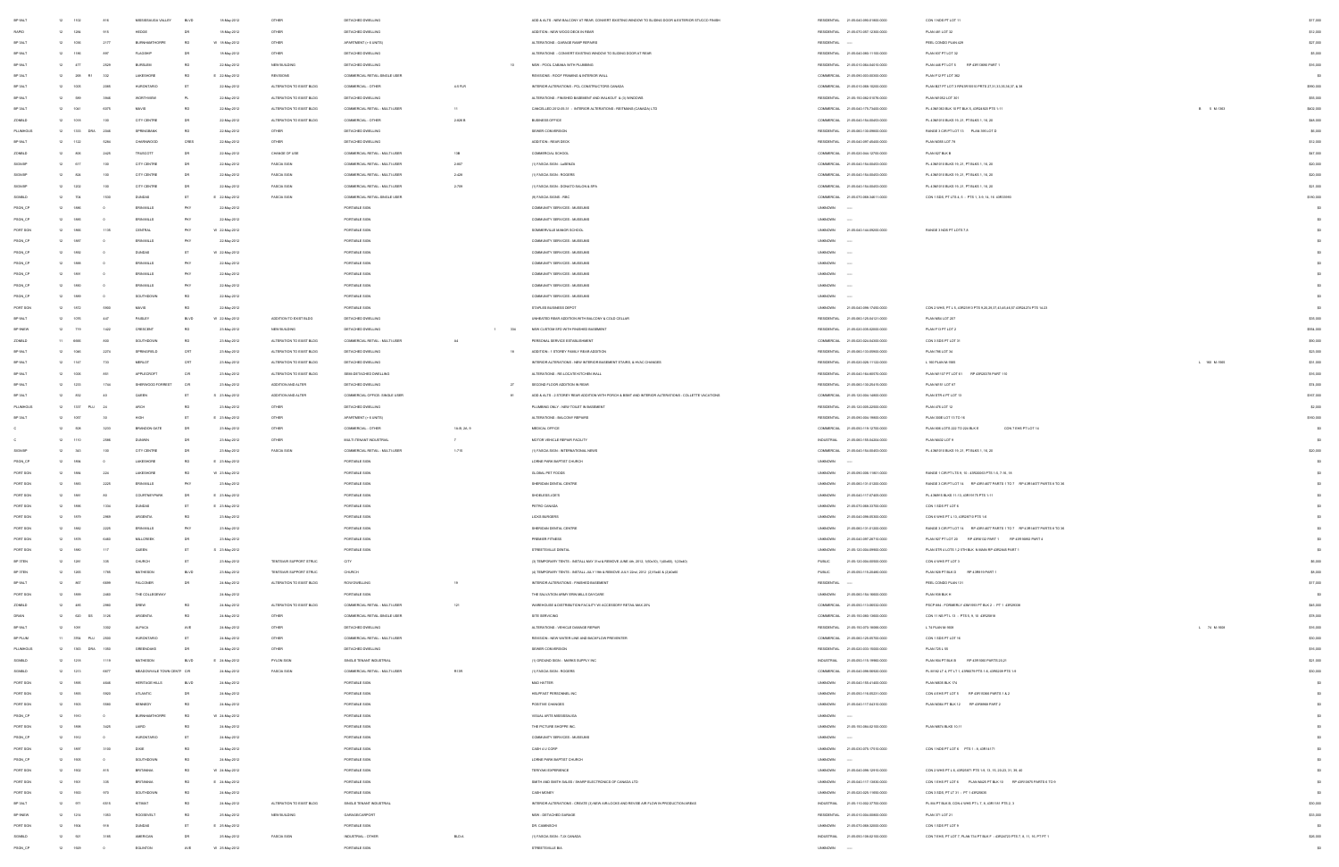| | | | | | | | | | | | | | | | | |
|---|---|---|---|---|---|---|---|---|---|---|---|---|---|---|---|---|
| BP VALT | 12 | 1104 | | 818 | MISSISSAUGA VALLEY | BLVD | | 18-May-2012 | OTHER | DETACHED DWELLING | | | | ADD & ALTS - NEW BALCONY AT REAR, CONVERT EXISTING WINDOW TO SLIDING DOOR & EXTERIOR STUCCO FINISH | RESIDENTIAL | 21-05-040-095-01800-0000 | CON 1 NDS PT LOT 11 | $17,000 |
| RAPID | 12 | 1284 | | 910 | HEDGE | DR | | 18-May-2012 | OTHER | DETACHED DWELLING | | | | ADDITION - NEW WOOD DECK IN REAR | RESIDENTIAL | 21-05-070-057-12300-0000 | PLAN 461 LOT 32 | $12,000 |
| BP VALT | 12 | 1056 | | 2177 | BURNHAMTHORPE | RD | W | 18-May-2012 | OTHER | APARTMENT (> 6 UNITS) | | | | ALTERATIONS - GARAGE RAMP REPAIRS | RESIDENTIAL | ---- | PEEL CONDO PLAN 428 | $27,000 |
| BP VALT | 12 | 1180 | | 897 | FLAGSHIP | DR | | 18-May-2012 | OTHER | DETACHED DWELLING | | | | ALTERATIONS - CONVERT EXISTING WINDOW TO SLIDING DOOR AT REAR | RESIDENTIAL | 21-05-040-069-11100-0000 | PLAN 537 PT LOT 32 | $5,000 |
| BP VALT | 12 | 477 | | 2529 | BURSLEM | RD | | 22-May-2012 | NEW BUILDING | DETACHED DWELLING | | | 10 | NEW - POOL CABANA WITH PLUMBING | RESIDENTIAL | 21-05-010-084-04610-0000 | PLAN 445 PT LOT 5 RP 43R13896 PART 1 | $16,000 |
| BP VALT | 12 | 208 | R1 | 332 | LAKESHORE | RD | E | 22-May-2012 | REVISIONS | COMMERCIAL RETAIL-SINGLE USER | | | | REVISIONS - ROOF FRAMING & INTERIOR WALL | COMMERCIAL | 21-05-090-003-00500-0000 | PLAN F12 PT LOT 362 | $0 |
| BP VALT | 12 | 1005 | | 2380 | HURONTARIO | ST | | 22-May-2012 | ALTERATION TO EXIST BLDG | COMMERCIAL - OTHER | 4-5 FLR | | | INTERIOR ALTERATIONS - PCL CONSTRUCTORS CANADA | COMMERCIAL | 21-05-010-069-10200-0000 | PLAN B27 PT LOT 3 RP43R19555 PARTS 27,31,33,35,36,37, & 38 | $990,000 |
| BP VALT | 12 | 589 | | 1846 | WORTHINGTON | PL | | 22-May-2012 | ALTERATION TO EXIST BLDG | DETACHED DWELLING | | | | ALTERATIONS - FINISHED BASEMENT AND WALKOUT, & (3) WINDOWS | RESIDENTIAL | 21-05-150-082-61078-0000 | PLAN M1052 LOT 301 | $55,000 |
| BP VALT | 12 | 1041 | | 6075 | MAVIS | RD | | 22-May-2012 | ALTERATION TO EXIST BLDG | COMMERCIAL RETAIL - MULTI-USER | 11 | | | CANCELLED 2012-05-31 - INTERIOR ALTERATIONS - REITMANS (CANADA) LTD | COMMERCIAL | 21-05-040-175-73400-0000 | PL 43M1363 BLK 13 PT BLK 5, 43R24929 PTS 1-11 | $402,000 |
| ZONBLD | 12 | 1019 | | 100 | CITY CENTRE | DR | | 22-May-2012 | ALTERATION TO EXIST BLDG | COMMERCIAL - OTHER | 2-626 B | | | BUSINESS OFFICE | COMMERCIAL | 21-05-040-154-00453-0000 | PL 43M1010 BLKS 19, 21, PT BLKS 1, 18, 20 | $40,000 |
| PLUMBHOUS | 12 | 1133 | DRA | 2248 | SPRINGBANK | RD | | 22-May-2012 | OTHER | DETACHED DWELLING | | | | SEWER CONVERSION | RESIDENTIAL | 21-05-060-130-09600-0000 | RANGE 3 CIR PT LOT 13 PLAN 395 LOT D | $5,000 |
| BP VALT | 12 | 1122 | | 5284 | CHARNWOOD | CRES | | 22-May-2012 | OTHER | DETACHED DWELLING | | | | ADDITION - REAR DECK | RESIDENTIAL | 21-05-040-097-40400-0000 | PLAN M285 LOT 79 | $12,000 |
| ZONBLD | 12 | 908 | | 2420 | TRUSCOTT | DR | | 22-May-2012 | CHANGE OF USE | COMMERCIAL RETAIL - MULTI-USER | 13B | | | COMMERCIAL SCHOOL | COMMERCIAL | 21-05-020-024-12700-0000 | PLAN 827 BLK B | $67,000 |
| SGNBP | 12 | 917 | | 100 | CITY CENTRE | DR | | 22-May-2012 | FASCIA SIGN | COMMERCIAL RETAIL - MULTI-USER | 2-857 | | | (1) FASCIA SIGN - LaSENZA | COMMERCIAL | 21-05-040-154-00453-0000 | PL 43M1010 BLKS 19, 21, PT BLKS 1, 18, 20 | $20,000 |
| SGNBP | 12 | 928 | | 100 | CITY CENTRE | DR | | 22-May-2012 | FASCIA SIGN | COMMERCIAL RETAIL - MULTI-USER | 2-428 | | | (1) FASCIA SIGN - ROGERS | COMMERCIAL | 21-05-040-154-00453-0000 | PL 43M1010 BLKS 19, 21, PT BLKS 1, 18, 20 | $20,000 |
| SGNBP | 12 | 1002 | | 100 | CITY CENTRE | DR | | 22-May-2012 | FASCIA SIGN | COMMERCIAL RETAIL - MULTI-USER | 2-709 | | | (1) FASCIA SIGN - DONATO SALON & SPA | COMMERCIAL | 21-05-040-154-00453-0000 | PL 43M1010 BLKS 19, 21, PT BLKS 1, 18, 20 | $21,000 |
| SGNBLD | 12 | 706 | | 1550 | DUNDAS | ST | E | 22-May-2012 | FASCIA SIGN | COMMERCIAL RETAIL-SINGLE USER | | | | (6) FASCIA SIGNS - RBC | COMMERCIAL | 21-05-070-080-34611-0000 | CON 1 SDS, PT LTS 4, 5 - PTS 1, 3-9, 14, 16 43R33590 | $190,000 |
| PSGN_CP | 12 | 1986 | | 0 | ERIN MILLS | PKY | | 22-May-2012 | | PORTABLE SIGN | | | | COMMUNITY SERVICES - MUSEUMS | UNKNOWN | ---- | | $0 |
| PSGN_CP | 12 | 1985 | | 0 | ERIN MILLS | PKY | | 22-May-2012 | | PORTABLE SIGN | | | | COMMUNITY SERVICES - MUSEUMS | UNKNOWN | ---- | | $0 |
| PORT SGN | 12 | 1986 | | 1130 | CENTRAL | PKY | W | 22-May-2012 | | PORTABLE SIGN | | | | SOMMERVILLE MANOR SCHOOL | UNKNOWN | 21-05-040-144-09200-0000 | RANGE 3 NDS PT LOTS 7,8 | $0 |
| PSGN_CP | 12 | 1987 | | 0 | ERIN MILLS | PKY | | 22-May-2012 | | PORTABLE SIGN | | | | COMMUNITY SERVICES - MUSEUMS | UNKNOWN | ---- | | $0 |
| PSGN_CP | 12 | 1994 | | 0 | DUNDAS | ST | W | 22-May-2012 | | PORTABLE SIGN | | | | COMMUNITY SERVICES - MUSEUMS | UNKNOWN | ---- | | $0 |
| PSGN_CP | 12 | 1988 | | 0 | ERIN MILLS | PKY | | 22-May-2012 | | PORTABLE SIGN | | | | COMMUNITY SERVICES - MUSEUMS | UNKNOWN | ---- | | $0 |
| PSGN_CP | 12 | 1991 | | 0 | ERIN MILLS | PKY | | 22-May-2012 | | PORTABLE SIGN | | | | COMMUNITY SERVICES - MUSEUMS | UNKNOWN | ---- | | $0 |
| PSGN_CP | 12 | 1990 | | 0 | ERIN MILLS | PKY | | 22-May-2012 | | PORTABLE SIGN | | | | COMMUNITY SERVICES - MUSEUMS | UNKNOWN | ---- | | $0 |
| PSGN_CP | 12 | 1989 | | 0 | SOUTHDOWN | RD | | 22-May-2012 | | PORTABLE SIGN | | | | COMMUNITY SERVICES - MUSEUMS | UNKNOWN | ---- | | $0 |
| PORT SGN | 12 | 1972 | | 5900 | MAVIS | RD | | 22-May-2012 | | PORTABLE SIGN | | | | STAPLES BUSINESS DEPOT | UNKNOWN | 21-05-040-098-17405-0000 | CON 2 WHS, PT L 5, 43R25913 PTS 9,20,28,37,43,45,46,57 43R24275 PTS 14-23 | $0 |
| BP VALT | 12 | 1076 | | 447 | PAISLEY | BLVD | W | 22-May-2012 | ADDITION TO EXIST BLDG | DETACHED DWELLING | | | | UNHEATED REAR ADDITION WITH BALCONY & COLD CELLAR | RESIDENTIAL | 21-05-060-125-04121-0000 | PLAN M84 LOT 287 | $35,000 |
| BP NEW | 12 | 719 | | 1422 | CRESCENT | RD | | 23-May-2012 | NEW BUILDING | DETACHED DWELLING | | 1 | 334 | NEW CUSTOM SFD WITH FINISHED BASEMENT | RESIDENTIAL | 21-05-020-035-02600-0000 | PLAN F9 PT LOT 2 | $556,000 |
| ZONBLD | 11 | 6695 | | 855 | SOUTHDOWN | RD | | 23-May-2012 | ALTERATION TO EXIST BLDG | COMMERCIAL RETAIL - MULTI-USER | A4 | | | PERSONAL SERVICE ESTABLISHMENT | COMMERCIAL | 21-05-020-024-04300-0000 | CON 3 SDS PT LOT 31 | $90,000 |
| BP VALT | 12 | 1068 | | 2274 | SPRINGFIELD | CRT | | 23-May-2012 | ALTERATION TO EXIST BLDG | DETACHED DWELLING | | | 19 | ADDITION - 1 STOREY FAMILY REAR ADDITION | RESIDENTIAL | 21-05-060-130-09900-0000 | PLAN 798 LOT 34 | $25,000 |
| BP VALT | 12 | 1147 | | 733 | MERLOT | CRT | | 23-May-2012 | ALTERATION TO EXIST BLDG | DETACHED DWELLING | | | | INTERIOR ALTERATIONS - NEW INTERIOR BASEMENT STAIRS, & HVAC CHANGES | RESIDENTIAL | 21-05-020-026-11102-0000 | L 188 PLAN M-1065 L 188 M-1065 | $31,000 |
| BP VALT | 12 | 1006 | | 851 | APPLECROFT | CIR | | 23-May-2012 | ALTERATION TO EXIST BLDG | SEMI-DETACHED DWELLING | | | | ALTERATIONS - RE-LOCATE KITCHEN WALL | RESIDENTIAL | 21-05-040-164-80570-0000 | PLAN M1107 PT LOT 81 RP 43R24378 PART 110 | $15,000 |
| BP VALT | 12 | 1233 | | 1744 | SHERWOOD FORREST | CIR | | 23-May-2012 | ADDITION AND ALTER | DETACHED DWELLING | | | 27 | SECOND FLOOR ADDITION IN REAR | RESIDENTIAL | 21-05-060-130-25410-0000 | PLAN M151 LOT 67 | $74,000 |
| BP VALT | 12 | 852 | | 44 | QUEEN | ST | S | 23-May-2012 | ADDITION AND ALTER | COMMERCIAL OFFICE- SINGLE USER | | | 81 | ADD & ALTS - 2-STOREY REAR ADDITION WITH PORCH & BSMT AND INTERIOR ALTERATIONS - COLLETTE VACATIONS | COMMERCIAL | 21-05-120-004-14600-0000 | PLAN STR 4 PT LOT 13 | $337,000 |
| PLUMBHOUS | 12 | 1207 | PLU | 24 | ARCH | RD | | 23-May-2012 | OTHER | DETACHED DWELLING | | | | PLUMBING ONLY - NEW TOILET IN BASEMENT | RESIDENTIAL | 21-05-120-005-22500-0000 | PLAN 476 LOT 12 | $2,000 |
| BP VALT | 12 | 1057 | | 35 | HIGH | ST | E | 23-May-2012 | OTHER | APARTMENT (> 6 UNITS) | | | | ALTERATIONS - BALCONY REPAIRS | RESIDENTIAL | 21-05-090-004-19900-0000 | PLAN 300E LOT 15 TO 18 | $190,000 |
| C | 12 | 808 | | 3233 | BRANDON GATE | DR | | 23-May-2012 | OTHER | COMMERCIAL - OTHER | 14-B, 2B, 9 | | | MEDICAL OFFICE | COMMERCIAL | 21-05-050-119-12700-0000 | PLAN 895 LOTS 222 TO 224 BLK B CON 7 EHS PT LOT 14 | $0 |
| C | 12 | 1110 | | 2566 | DUNWIN | DR | | 23-May-2012 | OTHER | MULTI-TENANT INDUSTRIAL | 7 | | | MOTOR VEHICLE REPAIR FACILITY | INDUSTRIAL | 21-05-060-155-04204-0000 | PLAN M432 LOT 9 | $0 |
| SGNBP | 12 | 343 | | 100 | CITY CENTRE | DR | | 23-May-2012 | FASCIA SIGN | COMMERCIAL RETAIL - MULTI-USER | 1-710 | | | (1) FASCIA SIGN - INTERNATIONAL NEWS | COMMERCIAL | 21-05-040-154-00453-0000 | PL 43M1010 BLKS 19, 21, PT BLKS 1, 18, 20 | $20,000 |
| PSGN_CP | 12 | 1994 | | 0 | LAKESHORE | RD | E | 23-May-2012 | | PORTABLE SIGN | | | | LORNE PARK BAPTIST CHURCH | UNKNOWN | ---- | | $0 |
| PORT SGN | 12 | 1984 | | 224 | LAKESHORE | RD | W | 23-May-2012 | | PORTABLE SIGN | | | | GLOBAL PET FOODS | UNKNOWN | 21-05-090-008-11801-0000 | RANGE 1 CIR PT LTS 9 - 10 - 43R33033 PTS 1-5, 7-16, 18 | $0 |
| PORT SGN | 12 | 1983 | | 2225 | ERIN MILLS | PKY | | 23-May-2012 | | PORTABLE SIGN | | | | SHERIDAN DENTAL CENTRE | UNKNOWN | 21-05-060-131-01200-0000 | RANGE 3 CIR PT LOT 14 RP 43R14877 PARTS 1 TO 7 RP 43R18677 PARTS 9 TO 30 | $0 |
| PORT SGN | 12 | 1881 | | 84 | COURTNEYPARK | DR | E | 23-May-2012 | | PORTABLE SIGN | | | | SHOELESS JOE'S | UNKNOWN | 21-05-040-117-07409-0000 | PL 43M978 BLKS 11-13, 43R19176 PTS 1-11 | $0 |
| PORT SGN | 12 | 1996 | | 1104 | DUNDAS | ST | E | 23-May-2012 | | PORTABLE SIGN | | | | PETRO CANADA | UNKNOWN | 21-05-070-068-33700-0000 | CON 1 SDS PT LOT 9 | $0 |
| PORT SGN | 12 | 1979 | | 2969 | ARGENTIA | RD | | 23-May-2012 | | PORTABLE SIGN | | | | LICKS BURGERS | UNKNOWN | 21-05-040-098-05300-0000 | CON 6 WHS PT L 13, 43R29713 PTS 1-8 | $0 |
| PORT SGN | 12 | 1982 | | 2225 | ERIN MILLS | PKY | | 23-May-2012 | | PORTABLE SIGN | | | | SHERIDAN DENTAL CENTRE | UNKNOWN | 21-05-060-131-01200-0000 | RANGE 3 CIR PT LOT 14 RP 43R14877 PARTS 1 TO 7 RP 43R18677 PARTS 9 TO 30 | $0 |
| PORT SGN | 12 | 1978 | | 6400 | MILLCREEK | DR | | 23-May-2012 | | PORTABLE SIGN | | | | PREMIER FITNESS | UNKNOWN | 21-05-040-097-26710-0000 | PLAN 927 PT LOT 20 RP 43R8132 PART 1 RP 43R16892 PART 4 | $0 |
| PORT SGN | 12 | 1980 | | 117 | QUEEN | ST | S | 23-May-2012 | | PORTABLE SIGN | | | | STREETSVILLE DENTAL | UNKNOWN | 21-05-120-004-09900-0000 | PLAN STR 4 LOTS 1,2 9TH BLK S MAIN RP 43R2566 PART 1 | $0 |
| BP ITEN | 12 | 1281 | | 335 | CHURCH | ST | | 23-May-2012 | TENTS/AIR SUPPORT STRUC | CITY | | | | (3) TEMPORARY TENTS - INSTALL MAY 31st & REMOVE JUNE 4th, 2012, 1(60x30), 1(40x60), 1(20x40) | PUBLIC | 21-05-120-004-00500-0000 | CON 4 WHS PT LOT 5 | $5,000 |
| BP ITEN | 12 | 1285 | | 1790 | MATHESON | BLVD | | 23-May-2012 | TENTS/AIR SUPPORT STRUC | CHURCH | | | | (4) TEMPORARY TENTS - INSTALL JULY 19th & REMOVE JULY 22nd, 2012, (2)-20x40 & (2)-20x60 | PUBLIC | 21-05-050-115-20460-0000 | PLAN 928 PT BLK D RP 43R919 PART 1 | $5,000 |
| BP VALT | 12 | 967 | | 6899 | FALCONER | DR | | 24-May-2012 | ALTERATION TO EXIST BLDG | ROW DWELLING | 19 | | | INTERIOR ALTERATIONS - FINISHED BASEMENT | RESIDENTIAL | ---- | PEEL CONDO PLAN 131 | $17,000 |
| PORT SGN | 12 | 1999 | | 2460 | THE COLLEGEWAY | | | 24-May-2012 | | PORTABLE SIGN | | | | THE SALVATION ARMY ERIN MILLS DAYCARE | UNKNOWN | 21-05-060-154-16600-0000 | PLAN 938 BLK H | $0 |
| ZONBLD | 12 | 485 | | 2960 | DREW | RD | | 24-May-2012 | ALTERATION TO EXIST BLDG | COMMERCIAL RETAIL - MULTI-USER | 121 | | | WAREHOUSE & DISTRIBUTION FACILITY W/ ACCESSORY RETAIL MAX 25% | COMMERCIAL | 21-05-050-113-08532-0000 | PSCP 884 - FORMERLY 43M1593 PT BLK 2 - PT 1 43R25558 | $61,000 |
| DRAIN | 12 | 920 | SS | 3126 | ARGENTIA | RD | | 24-May-2012 | OTHER | COMMERCIAL RETAIL-SINGLE USER | | | | SITE SERVICING | COMMERCIAL | 21-05-150-080-13600-0000 | CON 11 NS PT L 13 - PTS 5, 8, 10 43R25919 | $75,000 |
| BP VALT | 12 | 1091 | | 3302 | ALPACA | AVE | | 24-May-2012 | OTHER | DETACHED DWELLING | | | | ALTERATIONS - VEHICLE DAMAGE REPAIR | RESIDENTIAL | 21-05-150-070-16900-0000 | L 74 PLAN M-1668 L 74 M-1668 | $15,000 |
| BP PLUM | 11 | 3954 | PLU | 2500 | HURONTARIO | ST | | 24-May-2012 | OTHER | COMMERCIAL RETAIL - MULTI-USER | | | | REVISION - NEW WATER LINE AND BACKFLOW PREVENTER | COMMERCIAL | 21-05-060-125-00700-0000 | CON 1 SDS PT LOT 16 | $32,000 |
| PLUMBHOUS | 12 | 1162 | DRA | 1456 | GREENOAKS | DR | | 24-May-2012 | OTHER | DETACHED DWELLING | | | | SEWER CONVERSION | RESIDENTIAL | 21-05-020-033-15500-0000 | PLAN 725 L 89 | $10,000 |
| SGNBLD | 12 | 1218 | | 1119 | MATHESON | BLVD | E | 24-May-2012 | PYLON SIGN | SINGLE TENANT INDUSTRIAL | | | | (1) GROUND SIGN - MARKS SUPPLY INC | INDUSTRIAL | 21-05-050-116-19900-0000 | PLAN 904 PT BLK B RP 43R1000 PARTS 20,21 | $21,000 |
| SGNBLD | 12 | 1213 | | 5877 | MEADOWVALE TOWN CENTR | CIR | | 24-May-2012 | FASCIA SIGN | COMMERCIAL RETAIL - MULTI-USER | R1XR | | | (1) FASCIA SIGN - ROGERS | COMMERCIAL | 21-05-040-098-06920-0000 | PL M142 LT 4, PT LT 1, 43R9078 PTS 1-6, 43R9239 PTS 1-8 | $30,000 |
| PORT SGN | 12 | 1998 | | 4408 | HERITAGE HILLS | BLVD | | 24-May-2012 | | PORTABLE SIGN | | | | MAD HATTER | UNKNOWN | 21-05-040-155-41400-0000 | PLAN M635 BLK 174 | $0 |
| PORT SGN | 12 | 1993 | | 5920 | ATLANTIC | DR | | 24-May-2012 | | PORTABLE SIGN | | | | HELPFAST PERSONNEL INC | UNKNOWN | 21-05-050-116-05231-0000 | CON 4 EHS PT LOT 5 RP 43R15066 PARTS 1 & 2 | $0 |
| PORT SGN | 12 | 1005 | | 5580 | KENNEDY | RD | | 24-May-2012 | | PORTABLE SIGN | | | | POSITIVE CHANGES | UNKNOWN | 21-05-040-117-04310-0000 | PLAN M364 PT BLK 12 RP 43R8668 PART 2 | $0 |
| PSGN_CP | 12 | 1910 | | 0 | BURNHAMTHORPE | RD | W | 24-May-2012 | | PORTABLE SIGN | | | | VISUAL ARTS MISSISSAUGA | UNKNOWN | ---- | | $0 |
| PORT SGN | 12 | 1996 | | 3425 | LAIRD | RD | | 24-May-2012 | | PORTABLE SIGN | | | | THE PICTURE SHOPPE INC | UNKNOWN | 21-05-150-084-02700-0000 | PLAN M674 BLKS 10,11 | $0 |
| PSGN_CP | 12 | 1912 | | 0 | HURONTARIO | ST | | 24-May-2012 | | PORTABLE SIGN | | | | COMMUNITY SERVICES - MUSEUMS | UNKNOWN | ---- | | $0 |
| PORT SGN | 12 | 1997 | | 3150 | DIXIE | RD | | 24-May-2012 | | PORTABLE SIGN | | | | CASH 4 U CORP | UNKNOWN | 21-05-030-075-17510-0000 | CON 1 NDS PT LOT 6 PTS 1 - 6, 43R14171 | $0 |
| PSGN_CP | 12 | 1905 | | 0 | SOUTHDOWN | RD | | 24-May-2012 | | PORTABLE SIGN | | | | LORNE PARK BAPTIST CHURCH | UNKNOWN | ---- | | $0 |
| PORT SGN | 12 | 1902 | | 815 | BRITANNIA | RD | W | 24-May-2012 | | PORTABLE SIGN | | | | TERIYAKI EXPERIENCE | UNKNOWN | 21-05-040-098-12910-0000 | CON 2 WHS PT L 6, 43R25971 PTS 1-9, 13, 15, 20-23, 31, 39, 40 | $0 |
| PORT SGN | 12 | 1001 | | 135 | BRITANNIA | RD | E | 24-May-2012 | | PORTABLE SIGN | | | | SMITH AND SMITH SALES - SHARP ELECTRONICS OF CANADA LTD | UNKNOWN | 21-05-040-117-13400-0000 | CON 1 EHS PT LOT 6 PLAN M425 PT BLK 10 RP 43R10079 PARTS 5 TO 9 | $0 |
| PORT SGN | 12 | 1900 | | 970 | SOUTHDOWN | RD | | 24-May-2012 | | PORTABLE SIGN | | | | CASH MONEY | UNKNOWN | 21-05-020-025-11800-0000 | CON 3 SDS, PT LT 31 - PT 1 43R20835 | $0 |
| BP VALT | 12 | 971 | | 6515 | KITIMAT | RD | | 24-May-2012 | ALTERATION TO EXIST BLDG | SINGLE TENANT INDUSTRIAL | | | | INTERIOR ALTERATIONS - CREATE (3) NEW AIR-LOCKS AND REVISE AIR FLOW IN PRODUCTION AREA | INDUSTRIAL | 21-05-110-002-37700-0000 | PL 894 PT BLK B, CON 6 WHS PT L 7, 8 - 43R1191 PTS 2, 3 | $50,000 |
| BP NEW | 12 | 1214 | | 1903 | ROOSEVELT | RD | | 25-May-2012 | NEW BUILDING | GARAGE/CARPORT | | | | NEW - DETACHED GARAGE | RESIDENTIAL | 21-05-010-004-08000-0000 | PLAN 371 LOT 21 | $15,000 |
| PORT SGN | 12 | 1904 | | 916 | DUNDAS | ST | E | 25-May-2012 | | PORTABLE SIGN | | | | DR. CAMMOSCHI | UNKNOWN | 21-05-070-068-32500-0000 | CON 1 SDS PT LOT 9 | $0 |
| SGNBLD | 12 | 921 | | 3199 | AMERICAN | DR | | 25-May-2012 | FASCIA SIGN | INDUSTRIAL - OTHER | BLD-A | | | (1) FASCIA SIGN - TJX CANADA | INDUSTRIAL | 21-05-050-108-02100-0000 | CON 7 EHS, PT LOT 7, PLAN 734 PT BLK F - 43R24722 PTS 7, 8, 11, 16, PT PT 1 | $28,000 |
| PSGN_CP | 12 | 1909 | | 0 | EGLINTON | AVE | W | 25-May-2012 | | PORTABLE SIGN | | | | STREETSVILLE BIA | UNKNOWN | ---- | | $0 |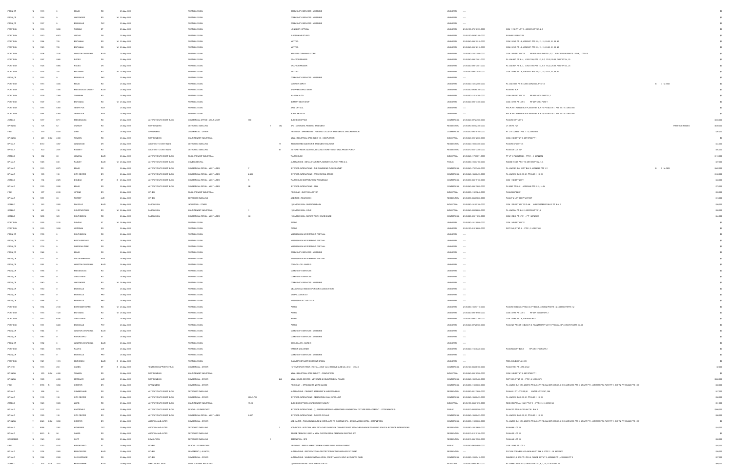| | | | | | | | | | | | | | | | | | | |
|---|---|---|---|---|---|---|---|---|---|---|---|---|---|---|---|---|---|---|
| PSGN_CP | 12 | 1916 | | 0 | MAVIS | RD | | 23-May-2012 | | PORTABLE SIGN | | | COMMUNITY SERVICES - MUSEUMS | UNKNOWN | ---- | | | $0 |
| PSGN_CP | 12 | 1918 | | 0 | LAKESHORE | RD | W | 23-May-2012 | | PORTABLE SIGN | | | COMMUNITY SERVICES - MUSEUMS | UNKNOWN | ---- | | | $0 |
| PSGN_CP | 12 | 1917 | | 0 | ERIN MILLS | PKY | | 23-May-2012 | | PORTABLE SIGN | | | COMMUNITY SERVICES - MUSEUMS | UNKNOWN | ---- | | | $0 |
| PORT SGN | 12 | 1916 | | 3300 | THOMAS | ST | | 23-May-2012 | | PORTABLE SIGN | | | LENZSMITH OPTICAL | UNKNOWN | 21-05-150-070-35933-0000 | CON 11 NS PT LOT 3 - 43R32749 PTS 1, 2, 5 | | $0 |
| PORT SGN | 12 | 1920 | | 6975 | LISGAR | DR | | 23-May-2012 | | PORTABLE SIGN | | | KUPTOO HAIR STUDIO | UNKNOWN | 21-05-150-082-52100-0000 | PLAN M1105 BLK 193 | | $0 |
| PORT SGN | 12 | 1924 | | 785 | BRITANNIA | RD | W | 23-May-2012 | | PORTABLE SIGN | | | MAYTAG | UNKNOWN | 21-05-040-098-12010-0000 | CON 2 WHS PT L 6, 43R20971 PTS 1-9, 13, 15, 20-23, 31, 39, 40 | | $0 |
| PORT SGN | 12 | 1925 | | 785 | BRITANNIA | RD | W | 23-May-2012 | | PORTABLE SIGN | | | MAYTAG | UNKNOWN | 21-05-040-098-12010-0000 | CON 2 WHS PT L 6, 43R20971 PTS 1-9, 13, 15, 20-23, 31, 39, 40 | | $0 |
| PORT SGN | 12 | 1926 | | 3105 | WINSTON CHURCHILL | BLVD | | 23-May-2012 | | PORTABLE SIGN | | | HAUSERS COMPANY STORE | UNKNOWN | 21-05-060-154-17000-0000 | CON 1 NDS PT LOT 35 RP 43R10846 PARTS 1,2,3 RP 43R10330 PARTS 1 TO 4, 7 TO 10 | | $0 |
| PORT SGN | 12 | 1927 | | 5985 | RODEO | DR | | 23-May-2012 | | PORTABLE SIGN | | | GRAFTON FRASER | UNKNOWN | 21-05-040-098-17881-0000 | PL 43M-967, PT BL 4 - 43R21785, PTS 1-3, 5-7, 17-22, 29-33, PART PTS 4, 23 | | $0 |
| PORT SGN | 12 | 1928 | | 5985 | RODEO | DR | | 23-May-2012 | | PORTABLE SIGN | | | GRAFTON FRASER | UNKNOWN | 21-05-040-098-17881-0000 | PL 43M-967, PT BL 4 - 43R21785, PTS 1-3, 5-7, 17-22, 29-33, PART PTS 4, 23 | | $0 |
| PORT SGN | 12 | 1929 | | 785 | BRITANNIA | RD | W | 23-May-2012 | | PORTABLE SIGN | | | MAYTAG | UNKNOWN | 21-05-040-098-12010-0000 | CON 2 WHS PT L 6, 43R20971 PTS 1-9, 13, 15, 20-23, 31, 39, 40 | | $0 |
| PSGN_CP | 12 | 1932 | | 0 | ERIN MILLS | PKY | | 23-May-2012 | | PORTABLE SIGN | | | COMMUNITY SERVICES - MUSEUMS | UNKNOWN | ---- | | | $0 |
| PORT SGN | 12 | 1913 | | 3045 | MAVIS | RD | | 23-May-2012 | | PORTABLE SIGN | | | COURIER DEPOT | UNKNOWN | 21-05-040-142-32000-0000 | PL 43M-1032, PT B 3-43R3 43R27096, PTS 1-8 | B 3 M-1032 | $0 |
| PORT SGN | 12 | 1911 | | 1585 | MISSISSAUGA VALLEY | BLVD | | 23-May-2012 | | PORTABLE SIGN | | | SHOPPERS DRUG MART | UNKNOWN | 21-05-040-095-60700-0000 | PLAN 957 BLK I | | $0 |
| PORT SGN | 12 | 1909 | | 7099 | TORBRAM | RD | | 23-May-2012 | | PORTABLE SIGN | | | MJ WAY AUTO | UNKNOWN | 21-05-050-115-14300-0000 | CON 6 EHS PT LOT 11 RP 43R14076 PARTS 1,2 | | $0 |
| PORT SGN | 12 | 1907 | | 1230 | BRITANNIA | RD | W | 23-May-2012 | | PORTABLE SIGN | | | BOMBAY MEAT SHOP | UNKNOWN | 21-05-040-098-12300-0000 | CON 3 WHS PT LOT 8 RP 43R14864 PART 1 | | $0 |
| PORT SGN | 12 | 1915 | | 5080 | TERRY FOX | WAY | | 23-May-2012 | | PORTABLE SIGN | | | AKAL OPTICAL | UNKNOWN | ---- | PSCP 768 - FORMERLY PLAN M1161 BLK 76, PT BLK 78 - PTS 11 - 16 43R21392 | | $0 |
| PORT SGN | 12 | 1914 | | 5080 | TERRY FOX | WAY | | 23-May-2012 | | PORTABLE SIGN | | | POPULAR PIZZA | UNKNOWN | ---- | PSCP 768 - FORMERLY PLAN M1161 BLK 76, PT BLK 78 - PTS 11 - 16 43R21392 | | $0 |
| ZONBLD | 12 | 1017 | | 6711 | MISSISSAUGA | RD | | 23-May-2012 | ALTERATION TO EXIST BLDG | COMMERCIAL OFFICE - MULTI-USER | 733 | | BUSINESS OFFICE | COMMERCIAL | 21-05-040-097-24600-0000 | PLAN M10 PT LOT 4 | | $250,000 |
| BP 9NEW | 12 | 728 | | 62 | ONAWAY | RD | | 24-May-2012 | NEW BUILDING | DETACHED DWELLING | 1 | 382 | SFD - CUSTOM & FINISHED BASEMENT | RESIDENTIAL | 21-05-090-002-02300-0000 | LT 200 PL H21 | PRESTIGE HOMES | $630,000 |
| FIRE | 12 | 373 | | 4300 | DIXIE | RD | | 24-May-2012 | SPRINKLERS | COMMERCIAL - OTHER | | | FIRE ONLY - SPRINKLERS - HOLDING CELLS ON BASEMENT & GROUND FLOOR | COMMERCIAL | 21-05-030-094-19150-0000 | PT LT 6 CON3S - PTS 1 - 3, 43R31736 | | $20,000 |
| BP 9NEW | 8 | 483 | COM | 4880 | TOMKEN | RD | | 24-May-2012 | NEW BUILDING | MULTI-TENANT INDUSTRIAL | | | NEW - INDUSTRIAL SPEC BLDG "C" - COMPLETION | INDUSTRIAL | 21-05-040-093-12700-0000 | CON 2 NDS PT LT 9, 43R15750 PT 1 | | $0 |
| BP 9ALT | 11 | 6310 | | 3057 | WINDWOOD | DR | | 24-May-2012 | ADDITION TO EXISTING BLDG | DETACHED DWELLING | | 17 | REAR HEATED ADDITION & BASEMENT WALKOUT | RESIDENTIAL | 21-05-040-155-03500-0000 | PLAN M147 LOT 130 | | $44,000 |
| BP 9ALT | 12 | 800 | | 2201 | RUSSETT | RD | | 24-May-2012 | ADDITION TO EXISTING BLDG | DETACHED DWELLING | | 87 | 2 STOREY REAR ADDITION, SECOND STOREY ADDITION & FRONT PORCH | RESIDENTIAL | 21-05-070-059-10300-0000 | PLAN 439 LOT 147 | | $96,000 |
| ZONBLD | 12 | 582 | | 50 | ADMIRAL | BLVD | | 24-May-2012 | ALTERATION TO EXIST BLDG | SINGLE TENANT INDUSTRIAL | | | WAREHOUSE | INDUSTRIAL | 21-05-040-117-07571-0000 | PT LT 10 PLAN M948 - PTS 1 - 3 43R22952 | | $110,000 |
| BP 9ALT | 12 | 1048 | | 830 | PAISLEY | BLVD | W | 24-May-2012 | ALTERATION TO EXIST BLDG | GOVERNMENTAL | | | ALTERATIONS - METAL STAIR REPLACEMENT, HURON PARK C.C. | PUBLIC | 21-05-060-125-04100-0000 | RANGE 1 SDS PT LT 10 43R1996 PTS 2, 7, 8 | | $27,500 |
| BP 9ALT | 12 | 1010 | | 6075 | MAVIS | RD | | 24-May-2012 | ALTERATION TO EXIST BLDG | COMMERCIAL RETAIL - MULTI-USER | 7 | | INTERIOR ALTERATIONS - THE CHILDRENS PLACE OUTLET | COMMERCIAL | 21-05-040-175-73400-0000 | PL 43M1363 BLK 19 PT BLK 5, 43R24925 PTS 1-11 | B 5 M-1363 | $462,000 |
| BP 9ALT | 12 | 999 | | 100 | CITY CENTRE | DR | | 24-May-2012 | ALTERATION TO EXIST BLDG | COMMERCIAL RETAIL - MULTI-USER | 2,403 | | INTERIOR ALTERATIONS - APPLE RETAIL STORE | COMMERCIAL | 21-05-040-154-00453-0000 | PL 43M1010 BLKS 19, 21, PT BLKS 1, 16, 20 | | $190,000 |
| ZONBLD | 12 | 186 | | 2325 | DUNDAS | ST | E | 24-May-2012 | ALTERATION TO EXIST BLDG | COMMERCIAL RETAIL - MULTI-USER | 5 | | WAREHOUSE DISTRIBUTION, WHOLESALE | COMMERCIAL | 21-05-050-089-15100-0000 | CON 1 NDS PT LOT 1 | | $66,000 |
| BP 9ALT | 12 | 1030 | | 5900 | MAVIS | RD | | 24-May-2012 | ALTERATION TO EXIST BLDG | COMMERCIAL RETAIL - MULTI-USER | 28 | | INTERIOR ALTERATIONS - BELL | COMMERCIAL | 21-05-040-098-17929-0000 | PL M967 PT BLK 1 - 43R22248 PTS 1-12, 14-24 | | $72,000 |
| FIRE | 12 | 877 | | 6100 | VIPOND | DR | | 24-May-2012 | OTHER | SINGLE TENANT INDUSTRIAL | | | FIRE ONLY - DUST COLLECTOR | INDUSTRIAL | 21-05-050-116-10240-0000 | PLAN M887 BLK 1 | | $55,000 |
| BP 9ALT | 12 | 1021 | | 63 | FOREST | AVE | | 24-May-2012 | OTHER | DETACHED DWELLING | | | ADDITION - REAR DECK | RESIDENTIAL | 21-05-090-004-09600-0000 | PLAN F12 LOT 336 PT LOT 337 | | $11,000 |
| SGNBLD | 12 | 552 | | 2490 | FLAVELLE | BLVD | | 24-May-2012 | FASCIA SIGN | INDUSTRIAL - OTHER | | | (1) FASCIA SIGN - SHERIDAN PARK | INDUSTRIAL | 21-05-060-141-02100-0000 | CON 1 SDS PT LOT 33 PLAN UNREGISTERED BLK F PT BLK E | | $20,000 |
| SGNBLD | 12 | 421 | | 150 | COURTNEYPARK | DR | W | 24-May-2012 | FASCIA SIGN | MULTI-TENANT INDUSTRIAL | 1 | | (1) FASCIA SIGN - COLE | INDUSTRIAL | 21-05-040-098-56250-0000 | PL 43M1544 PT BLK 2, 43R27093 PTS 1, 2 | | $20,000 |
| SGNBLD | 12 | 1290 | | 900 | SOUTHDOWN | RD | | 24-May-2012 | FASCIA SIGN | COMMERCIAL RETAIL - MULTI-USER | 60 | | (1) FASCIA SIGN - MARK'S WORK WAREHOUSE | COMMERCIAL | 21-05-020-025-11600-0000 | CON 3 SDS, PT LT 31 - PT 1 43R25505 | | $44,000 |
| PORT SGN | 12 | 1956 | | 2125 | DUNDAS | ST | W | 24-May-2012 | | PORTABLE SIGN | | | PETRO | UNKNOWN | 21-05-060-141-19900-0000 | CON 1 NDS PT LOT 31 | | $0 |
| PORT SGN | 12 | 1950 | | 3030 | ARTESIAN | DR | | 24-May-2012 | | PORTABLE SIGN | | | PETRO | UNKNOWN | 21-05-150-010-18800-0000 | RCP 1542, PT LT 4 - PTS 1, 5 43R27430 | | $0 |
| PSGN_CP | 12 | 1709 | | 0 | SOUTHDOWN | RD | | 24-May-2012 | | PORTABLE SIGN | | | MISSISSAUGA WATERFRONT FESTIVAL | UNKNOWN | ---- | | | $0 |
| PSGN_CP | 12 | 1710 | | 0 | NORTH SERVICE | RD | | 24-May-2012 | | PORTABLE SIGN | | | MISSISSAUGA WATERFRONT FESTIVAL | UNKNOWN | ---- | | | $0 |
| PSGN_CP | 12 | 1718 | | 0 | SHERIDAN PARK | DR | | 24-May-2012 | | PORTABLE SIGN | | | MISSISSAUGA WATERFRONT FESTIVAL | UNKNOWN | ---- | | | $0 |
| PSGN_CP | 12 | 1962 | | 0 | MAVIS | RD | | 24-May-2012 | | PORTABLE SIGN | | | COMMUNITY SERVICES - MUSEUMS | UNKNOWN | ---- | | | $0 |
| PSGN_CP | 12 | 1717 | | 0 | SOUTH SHERIDAN | WAY | | 24-May-2012 | | PORTABLE SIGN | | | MISSISSAUGA WATERFRONT FESTIVAL | UNKNOWN | ---- | | | $0 |
| PSGN_CP | 12 | 1961 | | 0 | WINSTON CHURCHILL | BLVD | | 24-May-2012 | | PORTABLE SIGN | | | COUNCILLOR - WARD 9 | UNKNOWN | ---- | | | $0 |
| PSGN_CP | 12 | 1955 | | 0 | MISSISSAUGA | RD | | 24-May-2012 | | PORTABLE SIGN | | | COMMUNITY SERVICES | UNKNOWN | ---- | | | $0 |
| PSGN_CP | 12 | 1959 | | 0 | CREDITVIEW | RD | | 24-May-2012 | | PORTABLE SIGN | | | COMMUNITY SERVICES | UNKNOWN | ---- | | | $0 |
| PSGN_CP | 12 | 1960 | | 0 | LAKESHORE | RD | W | 24-May-2012 | | PORTABLE SIGN | | | COMMUNITY SERVICES - MUSEUMS | UNKNOWN | ---- | | | $0 |
| PSGN_CP | 12 | 1960 | | 0 | ERIN MILLS | PKY | | 24-May-2012 | | PORTABLE SIGN | | | MEADOWVALE BINGO SPONSORS' ASSOCIATION | UNKNOWN | ---- | | | $0 |
| PSGN_CP | 12 | 1959 | | 0 | ERIN MILLS | PKY | | 24-May-2012 | | PORTABLE SIGN | | | UTOPIA LODGE 637 | UNKNOWN | ---- | | | $0 |
| PSGN_CP | 12 | 1958 | | 0 | ERIN MILLS | PKY | | 24-May-2012 | | PORTABLE SIGN | | | MISSISSAUGA CLUB ITALIA | UNKNOWN | ---- | | | $0 |
| PORT SGN | 12 | 1954 | | 2100 | BURNHAMTHORPE | RD | W | 24-May-2012 | | PORTABLE SIGN | | | PETRO | UNKNOWN | 21-05-060-155-50110-0000 | PLAN M198 BLK C, PT BLK D, 43R9842 PARTS 1,2 43R9160 PARTS 1,2 | | $0 |
| PORT SGN | 12 | 1953 | | 1920 | BRITANNIA | RD | W | 24-May-2012 | | PORTABLE SIGN | | | PETRO | UNKNOWN | 21-05-040-098-16900-0000 | CON 4 WHS PT LOT 5 RP 43R 16034 PART 2 | | $0 |
| PORT SGN | 12 | 1952 | | 6035 | CREDITVIEW | RD | | 24-May-2012 | | PORTABLE SIGN | | | PETRO | UNKNOWN | 21-05-040-098-13700-0000 | CON 3 WHS PT L 6, 43R24380 PT 3 | | $0 |
| PORT SGN | 12 | 1951 | | 5430 | ERIN MILLS | PKY | | 24-May-2012 | | PORTABLE SIGN | | | PETRO | UNKNOWN | 21-05-040-097-28500-0000 | PLAN 927 PT LOT 13 BLKS F,G PLAN M107 PT LOT 1 PT BLK K RP 43R8470 PARTS 3,4,5,6 | | $0 |
| PSGN_CP | 12 | 1964 | | 0 | WINSTON CHURCHILL | BLVD | | 24-May-2012 | | PORTABLE SIGN | | | COMMUNITY SERVICES - MUSEUMS | UNKNOWN | ---- | | | $0 |
| PSGN_CP | 12 | 1963 | | 0 | HURONTARIO | ST | | 24-May-2012 | | PORTABLE SIGN | | | COMMUNITY SERVICES - MUSEUMS | UNKNOWN | ---- | | | $0 |
| PSGN_CP | 12 | 1952 | | 0 | WINSTON CHURCHILL | BLVD | | 24-May-2012 | | PORTABLE SIGN | | | COUNCILLOR - WARD 9 | UNKNOWN | ---- | | | $0 |
| PORT SGN | 12 | 1945 | | 5745 | PACIFIC | CIR | | 24-May-2012 | | PORTABLE SIGN | | | VANHOF & BLOKKER | UNKNOWN | 21-05-040-116-30220-0000 | PLAN M406 PT BLK 3 RP 43R11756 PART 2 | | $0 |
| PSGN_CP | 12 | 1953 | | 0 | ERIN MILLS | PKY | | 24-May-2012 | | PORTABLE SIGN | | | COMMUNITY SERVICES - MUSEUMS | UNKNOWN | ---- | | | $0 |
| PORT SGN | 12 | 1931 | | 1019 | MATHESON | BLVD | E | 24-May-2012 | | PORTABLE SIGN | | | ELIZABETH STUART DISCOUNT BRIDAL | UNKNOWN | ---- | PEEL CONDO PLAN 229 | | $0 |
| BP 3TEN | 12 | 1313 | | 200 | QUEEN | ST | S | 25-May-2012 | TENTS/AIR SUPPORT STRUC | COMMERCIAL - OTHER | | | (1) TEMPORARY TENT - INSTALL JUNE 1st & REMOVE JUNE 4th, 2012 (20x40) | COMMERCIAL | 21-05-120-004-05700-0000 | PLAN STR 3 PT LOTS 21,22 | | $2,000 |
| BP 9NEW | 8 | 493 | COM | 4880 | TOMKEN | RD | | 25-May-2012 | NEW BUILDING | MULTI-TENANT INDUSTRIAL | | | NEW - INDUSTRIAL SPEC BLDG "F" - COMPLETION | INDUSTRIAL | 21-05-040-093-12700-0000 | CON 2 NDS PT LT 9, 43R15750 PT 1 | | $0 |
| BP 9NEW | 12 | 1065 | | 4835 | METCALFE | AVE | | 25-May-2012 | NEW BUILDING | COMMERCIAL - OTHER | | 243 | NEW - SALES CENTRE - METCALFE & EGLINTON DEV. PHASE I | COMMERCIAL | 21-05-040-159-95420-0000 | RCP 1003, PT LT 13 - PTS 1, 2 43R32479 | | $280,000 |
| FIRE | 11 | 6786 | R1 | 5000 | CREDITON | DR | | 25-May-2012 | SPRINKLERS | COMMERCIAL - OTHER | | | FIRE ONLY - SPRINKLERS & FIRE ALARM | COMMERCIAL | 21-05-050-115-70000-0000 | PL 43M303 BLK 6 PL 43M793 PT BLK 8 PT RD ALL BET CONS 5, 6 EHS 43R14709 PTS 3, 4 PART PT 1 43R15181 PT 2 PART PT 1, EXP PL PR 994620 PTS 1-37 | | $30,000 |
| BP 9ALT | 12 | 898 | | 54 | CUMBERLAND | DR | | 25-May-2012 | ALTERATION TO EXIST BLDG | DETACHED DWELLING | | | ALTERATIONS - FINISHED BASEMENT & UNDERPINNING | RESIDENTIAL | 21-05-090-001-13800-0000 | PLAN H21 PT LOTS 25,26 WATER LOTS 367, 368 | | $67,000 |
| BP 9ALT | 12 | 1105 | | 100 | CITY CENTRE | DR | | 25-May-2012 | ALTERATION TO EXIST BLDG | COMMERCIAL - OTHER | | CRU1-720 | INTERIOR ALTERATIONS - DEMOLITION ONLY, SPEC UNIT | COMMERCIAL | 21-05-040-154-00453-0000 | PL 43M1010 BLKS 19, 21, PT BLKS 1, 16, 20 | | $30,000 |
| ZONBLD | 12 | 1041 | | 3585 | LAIRD | RD | | 25-May-2012 | ALTERATION TO EXIST BLDG | MULTI-TENANT INDUSTRIAL | | 15,16 | BUSINESS OFFICE & WAREHOUSE FACILITY | INDUSTRIAL | 21-05-150-084-01670-0000 | REG COMP PLAN 1542, PT LT 9 - PTS 2, 3, 8 43R20145 | | $91,000 |
| BP 9ALT | 12 | 1127 | | 515 | HARTSDALE | AVE | | 25-May-2012 | ALTERATION TO EXIST BLDG | SCHOOL - ELEMENTARY | | | INTERIOR ALTERATIONS - (1) KINDERGARTEN CLASSROOMS & WASHROOM FIXTURE REPLACEMENT - ST DOMINIC E.S. | PUBLIC | 21-05-010-006-00200-0000 | PLAN 372 PT BLK C PLAN 736 BLK A | | $200,000 |
| BP 9ALT | 12 | 1095 | | 100 | CITY CENTRE | DR | | 25-May-2012 | ALTERATION TO EXIST BLDG | COMMERCIAL RETAIL - MULTI-USER | 2-627 | | INTERIOR ALTERATIONS - TUXEDO ROYALE | COMMERCIAL | 21-05-040-154-00453-0000 | PL 43M1010 BLKS 19, 21, PT BLKS 1, 16, 20 | | $50,000 |
| BP 9NEW | 11 | 6683 | COM | 5000 | CREDITON | DR | | 25-May-2012 | ADDITION AND ALTER | COMMERCIAL - OTHER | | | ADD./ALTER - POOL ENCLOSURE & INTERIOR ALTS TO EXISTING SPA - SANDALWOOD HOTEL - COMPLETION | COMMERCIAL | 21-05-050-115-70000-0000 | PL 43M303 BLK 6 PL 43M793 PT BLK 8 PT RD ALL BET CONS 5, 6 EHS 43R14709 PTS 3, 4 PART PT 1 43R15181 PT 2 PART PT 1, EXP PL PR 994620 PTS 1-37 | | $0 |
| BP 9ALT | 11 | 6995 | | 2201 | HIGHRIVER | CRT | | 25-May-2012 | ADDITION AND ALTER | DETACHED DWELLING | | 3 | ADD/ALTER - ADDITION, NEW DETACHED GARAGE & CONVERT EXIST ATTACHED GARAGE TO LIVING SPACE & INTERIOR ALTERATIONS | RESIDENTIAL | 21-05-060-130-10800-0000 | PLAN 583 LOT 13 | | $44,000 |
| BP 9ALT | 11 | 6613 | R1 | 96 | OAKES | DR | | 25-May-2012 | ADDITION AND ALTER | DETACHED DWELLING | | | REVISE PERMIT#11-6613 to NEW: CUSTOM SFD & DEMOLISH EXISTING SFD | RESIDENTIAL | 21-05-010-012-19100-0000 | PLAN 446 LOT 16 | | $0 |
| HOUSDEMO | 12 | 1343 | | 2880 | CLIFF | RD | | 25-May-2012 | DEMOLITION | DETACHED DWELLING | | 1 | DEMOLITION - SFD | RESIDENTIAL | 21-05-010-064-10000-0000 | PLAN 446 LOT 13 | | $25,000 |
| FIRE | 12 | 1073 | | 3370 | HURONTARIO | ST | | 25-May-2012 | OTHER | SCHOOL - ELEMENTARY | | | FIRE ONLY - FIRE ALARM SYSTEM & POWER PANEL REPLACEMENT | PUBLIC | 21-05-040-096-04600-0000 | CON 1 WHS PT LOT 3 | | $55,000 |
| BP 9ALT | 12 | 1374 | | 2660 | ERIN CENTRE | BLVD | | 25-May-2012 | OTHER | APARTMENT (> 6 UNITS) | | | ALTERATIONS - RESTORATION & PROTECTION OF THE GARAGE EXIT RAMP | RESIDENTIAL | ---- | PCC 596 FORMERLY PLAN M-906 PT BLK 8, PTS 11 - 16 43R20873 | | $30,000 |
| BP 9ALT | 12 | 1062 | | 2500 | OLD CARRIAGE | RD | | 25-May-2012 | OTHER | COMMERCIAL - OTHER | | | ALTERATIONS - WINDOW INSTALLATION, CREDIT VALLEY GOLF & COUNTRY CLUB | COMMERCIAL | 21-05-060-129-05410-0000 | RANGES 1, 2 SDS PT LTS 5-6, RANGE 3 PT LT 6 43R9646 PT 1, 43R13924 PT 2 | | $27,000 |
| SGNBLD | 12 | 473 | VAR | 2810 | MEADOWPINE | BLVD | | 25-May-2012 | DIRECTIONAL SIGN | SINGLE TENANT INDUSTRIAL | | | (4) GROUND SIGNS - MEADOWPINE BLVD | INDUSTRIAL | 21-05-040-098-02062-0000 | PL 43M892 PT BLK 45, 43R19193 PTS 3, 6, 7, 10, 13 PT PART 14 | | $60,000 |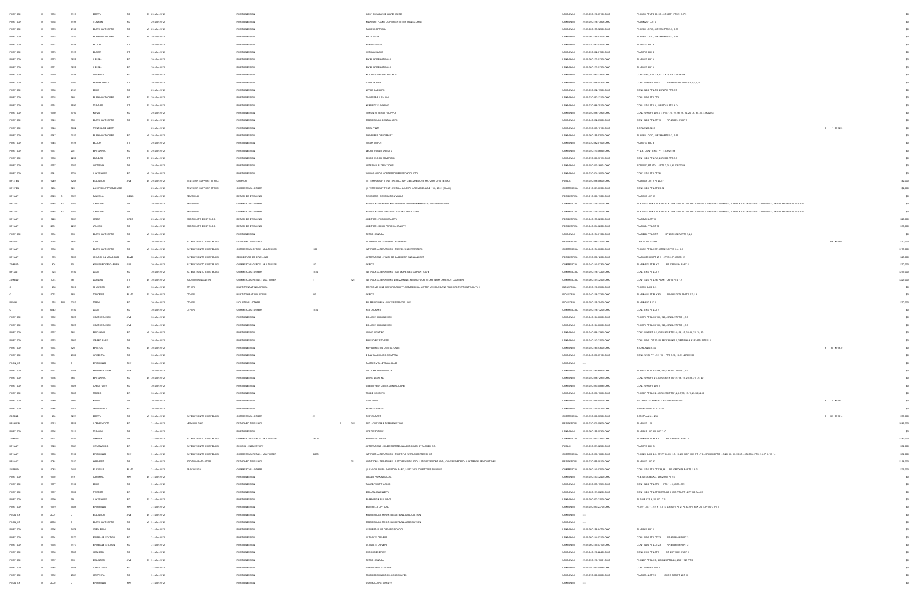| PORT SIGN | 12 | 1050 | 1119 | DERRY | RD | E | 29-May-2012 | | PORTABLE SIGN | | | GOLF CLEARANCE WAREHOUSE | UNKNOWN | 21-05-050-118-69100-0000 | PL 43M25 PT LT8 58, 59, 43R12057 PTS 1, 3, 7-9 | $0 |
|---|---|---|---|---|---|---|---|---|---|---|---|---|---|---|---|---|
| PORT SIGN | 12 | 1055 | 3199 | TOMKEN | RD | | 29-May-2012 | | PORTABLE SIGN | | | MIDNIGHT FLAME LIGHTING ATT: MR. HANDLOHRE | UNKNOWN | 21-05-050-116-17606-0000 | PLAN M287 LOT 8 | $0 |
| PORT SIGN | 12 | 1095 | 2150 | BURNHAMTHORPE | RD | W | 29-May-2012 | | PORTABLE SIGN | | | FAMOUS OPTICAL | UNKNOWN | 21-05-060-155-52500-0000 | PL M160 LOT C, 43R7980 PTS 1-3, 5-11 | $0 |
| PORT SIGN | 12 | 1072 | 2150 | BURNHAMTHORPE | RD | W | 29-May-2012 | | PORTABLE SIGN | | | PIZZA PIZZA | UNKNOWN | 21-05-060-155-52500-0000 | PL M160 LOT C, 43R7980 PTS 1-3, 5-11 | $0 |
| PORT SIGN | 12 | 1074 | 1125 | BLOOR | ST | | 29-May-2012 | | PORTABLE SIGN | | | HERBAL MAGIC | UNKNOWN | 21-05-030-082-01500-0000 | PLAN 753 BLK B | $0 |
| PORT SIGN | 12 | 1073 | 1125 | BLOOR | ST | | 29-May-2012 | | PORTABLE SIGN | | | HERBAL MAGIC | UNKNOWN | 21-05-030-082-01500-0000 | PLAN 753 BLK B | $0 |
| PORT SIGN | 12 | 1071 | 2455 | ARGENTIA | RD | | 29-May-2012 | | PORTABLE SIGN | | | BIKINI INTERNATIONAL | UNKNOWN | 21-05-060-137-01200-0000 | PLAN 487 BLK A | $0 |
| PORT SIGN | 12 | 1070 | 2455 | ARGENTIA | RD | | 29-May-2012 | | PORTABLE SIGN | | | BIKINI INTERNATIONAL | UNKNOWN | 21-05-060-137-01200-0000 | PLAN 487 BLK A | $0 |
| PORT SIGN | 12 | 1070 | 3135 | ARGENTIA | RD | | 29-May-2012 | | PORTABLE SIGN | | | MOORES THE SUIT PEOPLE | UNKNOWN | 21-05-150-083-13600-0000 | CON 11 NS, PT L 13, 14 - PTS 2-4 43R28108 | $0 |
| PORT SIGN | 12 | 1068 | 3025 | HURONTARIO | ST | | 29-May-2012 | | PORTABLE SIGN | | | CASH MONEY | UNKNOWN | 21-05-040-096-04200-0000 | CON 1 WHS PT LOT 9 RP 43R25165 PARTS 1-3,6,8,10 | $0 |
| PORT SIGN | 12 | 1069 | 4141 | DIXIE | RD | | 29-May-2012 | | PORTABLE SIGN | | | LITTLE CAESARS | UNKNOWN | 21-05-030-092-19500-0000 | CON 2 NDS PT LT 5, 43R2782 PTS 1-7 | $0 |
| PORT SIGN | 12 | 1026 | 980 | BURNHAMTHORPE | RD | E | 29-May-2012 | | PORTABLE SIGN | | | TRAVIS SPA & SALON | UNKNOWN | 21-05-030-092-12100-0000 | CON 1 NDS PT LOT 8 | $0 |
| PORT SIGN | 12 | 1064 | 1590 | DUNDAS | ST | E | 29-May-2012 | | PORTABLE SIGN | | | BENMODY FLOORING | UNKNOWN | 21-05-070-068-35100-0000 | CON 1 SDS PT L 4, 43R15513 PTS 9, 24 | $0 |
| PORT SIGN | 12 | 1063 | 5700 | MAVIS | RD | | 29-May-2012 | | PORTABLE SIGN | | | TORONTO BEAUTY SUPPLY | UNKNOWN | 21-05-040-098-17900-0000 | CON 2 WHS PT LOT 4 - PTS 1, 9, 10, 18, 19, 24, 25, 38, 39, 59, 43R22755 | $0 |
| PORT SIGN | 12 | 1069 | 100 | BURNHAMTHORPE | RD | E | 29-May-2012 | | PORTABLE SIGN | | | MISSISSAUGA DENTAL ARTS | UNKNOWN | 21-05-040-092-29900-0000 | CON 1 NDS PT LOT 13 RP 43R9674 PART 1 | $0 |
| PORT SIGN | 12 | 1066 | 5602 | TENTH LINE WEST | | | 29-May-2012 | | PORTABLE SIGN | | | PIZZA PIZZA | UNKNOWN | 21-05-150-085-15100-0000 | B 1 PLAN M-1603 | B 1 M-1603 | $0 |
| PORT SIGN | 12 | 1067 | 2150 | BURNHAMTHORPE | RD | W | 29-May-2012 | | PORTABLE SIGN | | | SHOPPERS DRUG MART | UNKNOWN | 21-05-060-155-52500-0000 | PL M160 LOT C, 43R7980 PTS 1-3, 5-11 | $0 |
| PORT SIGN | 12 | 1065 | 1125 | BLOOR | ST | | 29-May-2012 | | PORTABLE SIGN | | | VISION DEPOT | UNKNOWN | 21-05-030-082-01500-0000 | PLAN 753 BLK B | $0 |
| PORT SIGN | 12 | 1057 | 201 | BRITANNIA | RD | E | 29-May-2012 | | PORTABLE SIGN | | | LEON'S FURNITURE LTD | UNKNOWN | 21-05-040-117-00620-0000 | PT L 6, CON 1 EHS - PT 1, 43R21196 | $0 |
| PORT SIGN | 12 | 1086 | 2200 | DUNDAS | ST | E | 29-May-2012 | | PORTABLE SIGN | | | SEARS FLOOR COVERING | UNKNOWN | 21-05-070-068-36110-0000 | CON 1 SDS PT LT 4, 43R8356 PTS 1-9 | $0 |
| PORT SIGN | 12 | 1057 | 3350 | ARTESIAN | DR | | 29-May-2012 | | PORTABLE SIGN | | | ARTESIAN ALTERATIONS | UNKNOWN | 21-05-150-010-16601-0000 | RCP 1542 PT LT 4 - PTS 2, 3, 4, 8 43R27438 | $0 |
| PORT SIGN | 12 | 1061 | 1744 | LAKESHORE | RD | W | 29-May-2012 | | PORTABLE SIGN | | | YOUNG MINDS MONTESSORI PRESCHOOL LTD. | UNKNOWN | 21-05-020-024-18600-0000 | CON 3 SDS PT LOT 28 | $0 |
| SP ITEN | 12 | 1283 | 1248 | EGLINTON | AVE | W | 29-May-2012 | TENT/SUB SUPPORT STRUC | CHURCH | | | (1) TEMPORARY TENT - INSTALL MAY 24th & REMOVE MAY 29th, 2012. (40x40) | PUBLIC | 21-05-040-098-08000-0000 | PLAN 485 LOT 2 PT LOT 1 | $2,000 |
| SP ITEN | 12 | 1284 | 125 | LAKEFRONT PROMENADE | | | 29-May-2012 | TENT/SUB SUPPORT STRUC | COMMERCIAL - OTHER | | | (1) TEMPORARY TENT - INSTALL JUNE 7th & REMOVE JUNE 10th, 2012. (30x45) | COMMERCIAL | 21-05-010-001-00300-0000 | CON 3 SDS PT LOTS 9-12 | $2,000 |
| SP VALT | 11 | 6625 | R1 | 1321 | MIMOSA | CRES | 29-May-2012 | REVISIONS | DETACHED DWELLING | | | REVISIONS - FOUNDATION WALLS | RESIDENTIAL | 21-05-010-006-19500-0000 | PLAN 537 LOT 35 | $0 |
| SP VALT | 11 | 3356 | R2 | 5050 | CREDITOR | DR | 29-May-2012 | REVISIONS | COMMERCIAL - OTHER | | | REVISION - REPLACE KITCHEN & BATHROOM EXHAUSTS, ADD HEAT PUMPS | COMMERCIAL | 21-05-050-115-70005-0000 | PL 43M253 BLK 5 PL 43M193 PT BLK 8 PT RD ALL BET CONS 5, 6 EHS 43R14359 PTS 3, 4 PART PT 1 43R15181 PT 2 PART PT 1 EXP PL PR166423 PTS 1-37 | $0 |
| SP VALT | 11 | 3356 | R3 | 5050 | CREDITOR | DR | 29-May-2012 | REVISIONS | COMMERCIAL - OTHER | | | REVISION - BUILDING ENCLASE MODIFICATIONS | COMMERCIAL | 21-05-050-115-70005-0000 | PL 43M253 BLK 5 PL 43M193 PT BLK 8 PT RD ALL BET CONS 5, 6 EHS 43R14359 PTS 3, 4 PART PT 1 43R15181 PT 2 PART PT 1 EXP PL PR166423 PTS 1-37 | $0 |
| SP VALT | 12 | 1020 | 7031 | CADO | CRES | | 29-May-2012 | ADDITION TO EXIST BLDG | DETACHED DWELLING | | | ADDITION - PORCH CANOPY | RESIDENTIAL | 21-05-040-107-52300-0000 | PLAN M81 LOT 18 | $20,000 |
| SP VALT | 10 | 2651 | 4201 | WILCOX | RD | | 30-May-2012 | ADDITION TO EXIST BLDG | DETACHED DWELLING | | | ADDITION - REAR PORCH & CANOPY | RESIDENTIAL | 21-05-040-094-02005-0000 | PLAN 634 PT LOT 10 | $10,000 |
| PORT SIGN | 12 | 1084 | 699 | BURNHAMTHORPE | RD | W | 30-May-2012 | | PORTABLE SIGN | | | PETRO CANADA | UNKNOWN | 21-05-040-154-01922-0000 | PLAN B22 PT LOT 7 RP 43R8132 PARTS 1,2,3 | $0 |
| SP VALT | 12 | 1215 | 5502 | LISA | TR | | 30-May-2012 | ALTERATION TO EXIST BLDG | DETACHED DWELLING | | | ALTERATIONS - FINISHED BASEMENT | RESIDENTIAL | 21-05-150-085-12510-0000 | L 388 PLAN M-1494 | L 388 M-1494 | $70,000 |
| SP VALT | 12 | 1118 | 90 | BURNHAMTHORPE | RD | W | 30-May-2012 | ALTERATION TO EXIST BLDG | COMMERCIAL OFFICE - MULTI-USER | 1500 | | INTERIOR ALTERATIONS - TRAVEL UNDERWRITERS | COMMERCIAL | 21-05-040-154-00695-0000 | PL M492 PT BLK 17, 43R18760 PTS 3, 4, 6, 7 | $175,000 |
| SP VALT | 12 | 870 | 5095 | CHURCHILL MEADOWS | BLVD | | 30-May-2012 | ALTERATION TO EXIST BLDG | SEMI-DETACHED DWELLING | | | ALTERATIONS - FINISHED BASEMENT AND WALKOUT | RESIDENTIAL | 21-05-150-070-12800-0000 | PLAN UNKNOWN PT LT 3 - PTS 5, 7 43R33191 | $45,000 |
| ZONBLD | 12 | 806 | 15 | KINGSBRIDGE GARDEN | CIR | | 30-May-2012 | ALTERATION TO EXIST BLDG | COMMERCIAL OFFICE - MULTI-USER | 102 | | OFFICE | COMMERCIAL | 21-05-040-141-03300-0000 | PLAN M876 PT BLK 3 RP 43R14596 PART 4 | $30,000 |
| SP VALT | 12 | 323 | 3135 | DIXIE | RD | | 30-May-2012 | ALTERATION TO EXIST BLDG | COMMERCIAL - OTHER | 13-14 | | INTERIOR ALTERATIONS - EAT MORE RESTAURANT CAFE | COMMERCIAL | 21-05-050-116-17300-0000 | CON 3 EHS PT LOT 1 | $277,500 |
| ZONBLD | 11 | 7074 | 58 | DUNDAS | ST | W | 30-May-2012 | ADDITION AND ALTER | COMMERCIAL RETAIL - MULTI-USER | 1 | 121 | INTERIOR ALTERATIONS & MEZZANINE, RETAIL FOOD STORE WITH TAKE-OUT COUNTER | COMMERCIAL | 21-05-060-141-32500-0000 | CON 1 SDS PT L 16, PLAN TOR 12 PT L 17 | $320,000 |
| C | 12 | 438 | 5614 | SHAWSON | DR | | 30-May-2012 | OTHER | MULTI-TENANT INDUSTRIAL | | | MOTOR VEHICLE REPAIR FACILITY-COMMERCIAL MOTOR VEHICLES AND TRANSPORTATION FACILITY | INDUSTRIAL | 21-05-050-116-03900-0000 | PL M399 BLKS 2, 3 | $0 |
| C | 12 | 1074 | 160 | TRADERS | BLVD | E | 30-May-2012 | OTHER | MULTI-TENANT INDUSTRIAL | 206 | | OFFICE | INDUSTRIAL | 21-05-040-116-32200-0000 | PLAN M425 PT BLK 4,5 RP 43R12473 PARTS 1,2 & 3 | $0 |
| SRAIN | 12 | 958 | PLU | 2210 | DREW | RD | | 30-May-2012 | OTHER | INDUSTRIAL - OTHER | | | PLUMBING ONLY - WATER SERVICE LINE | INDUSTRIAL | 21-05-050-116-05400-0000 | PLAN M537 BLK 1 | $30,000 |
| C | 11 | 6742 | 3135 | DIXIE | RD | | 30-May-2012 | OTHER | COMMERCIAL - OTHER | 13-14 | | RESTAURANT | COMMERCIAL | 21-05-050-116-17300-0000 | CON 3 EHS PT LOT 1 | $0 |
| PORT SIGN | 12 | 1062 | 5025 | HEATHERLEIGH | AVE | | 30-May-2012 | | PORTABLE SIGN | | | DR. JOHN SUBANOVICH | UNKNOWN | 21-05-040-164-68600-0000 | PL M975 PT BLKS 139, 140, 43R24477 PTS 1, 3-7 | $0 |
| PORT SIGN | 12 | 1063 | 5025 | HEATHERLEIGH | AVE | | 30-May-2012 | | PORTABLE SIGN | | | DR. JOHN SUBANOVICH | UNKNOWN | 21-05-040-164-68600-0000 | PL M975 PT BLKS 139, 140, 43R24477 PTS 1, 3-7 | $0 |
| PORT SIGN | 12 | 1057 | 795 | BRITANNIA | RD | W | 30-May-2012 | | PORTABLE SIGN | | | LIVING LIGHTING | UNKNOWN | 21-05-040-098-12810-0000 | CON 2 WHS PT L 6, 43R20971 PTS 1-9, 12, 15, 20-23, 31, 39, 40 | $0 |
| PORT SIGN | 12 | 1076 | 3955 | GRAND PARK | DR | | 30-May-2012 | | PORTABLE SIGN | | | PHYSIO FIX FITNESS | UNKNOWN | 21-05-040-133-31500-0000 | CON 1 NDS LOT 20, PL M1363 BLKS 1, 2 PT BLK 4, 43R34094 PTS 1, 2 | $0 |
| PORT SIGN | 12 | 1084 | 720 | BRISTOL | RD | W | 30-May-2012 | | PORTABLE SIGN | | | MAVIS BRISTOL DENTAL CARE | UNKNOWN | 21-05-040-164-50600-0000 | B 30 PLAN M-1370 | B 30 M-1370 | $0 |
| PORT SIGN | 12 | 1061 | 2900 | ARGENTIA | RD | | 30-May-2012 | | PORTABLE SIGN | | | B & W MACHINING COMPANY | UNKNOWN | 21-05-040-098-05100-0000 | CON 6 WHS, PT L 12, 13 - PTS 1-10, 19, 20 43R22638 | $0 |
| PSGN_CP | 12 | 1999 | 0 | ERIN MILLS | PKY | | 30-May-2012 | | PORTABLE SIGN | | | PANAMIN VOLLEYBALL CLUB | UNKNOWN | ---- | | $0 |
| PORT SIGN | 12 | 1061 | 5025 | HEATHERLEIGH | AVE | | 30-May-2012 | | PORTABLE SIGN | | | DR. JOHN SUBANOVICH | UNKNOWN | 21-05-040-164-68600-0000 | PL M975 PT BLKS 139, 140, 43R24477 PTS 1, 3-7 | $0 |
| PORT SIGN | 12 | 1056 | 795 | BRITANNIA | RD | W | 30-May-2012 | | PORTABLE SIGN | | | LIVING LIGHTING | UNKNOWN | 21-05-040-098-12810-0000 | CON 2 WHS PT L 6, 43R20971 PTS 1-9, 12, 15, 20-23, 31, 39, 40 | $0 |
| PORT SIGN | 12 | 1065 | 5425 | CREDITVIEW | RD | | 30-May-2012 | | PORTABLE SIGN | | | CREDITVIEW CREEK DENTAL CARE | UNKNOWN | 21-05-040-097-05800-0000 | CON 3 WHS PT LOT 3 | $0 |
| PORT SIGN | 12 | 1065 | 5980 | RODEO | DR | | 30-May-2012 | | PORTABLE SIGN | | | TRADE SECRETS | UNKNOWN | 21-05-040-098-17630-0000 | PL M967 PT BLK 2 - 43R22150 PTS 1,2,5-7,10-15,17,29,33,34,36 | $0 |
| PORT SIGN | 12 | 1060 | 6980 | MARITZ | DR | | 30-May-2012 | | PORTABLE SIGN | | | DIAL ROTI | UNKNOWN | 21-05-040-099-00000-0000 | PSCP 803 - FORMERLY BLK 4 PLAN M-1447 | B 4 M-1447 | $0 |
| PORT SIGN | 12 | 1086 | 1011 | WOLFEDALE | RD | | 30-May-2012 | | PORTABLE SIGN | | | PETRO CANADA | UNKNOWN | 21-05-040-144-00210-0000 | RANGE 1 NDS PT LOT 11 | $0 |
| ZONBLD | 12 | 484 | 3221 | DERRY | RD | W | 30-May-2012 | ALTERATION TO EXIST BLDG | COMMERCIAL - OTHER | 22 | | RESTAURANT | COMMERCIAL | 21-05-150-080-78000-0000 | B 159 PLAN M-1214 | B 159 M-1214 | $70,000 |
| BP 9NEW | 12 | 1212 | 1599 | LORNE WOOD | RD | | 31-May-2012 | NEW BUILDING | DETACHED DWELLING | | 1 | 345 | SFD - CUSTOM & DEMOLISH EXISTING | RESIDENTIAL | 21-05-020-031-08000-0000 | PLAN 457 L 62 | $841,000 |
| PORT SIGN | 12 | 1093 | 2111 | DUNWIN | DR | | 31-May-2012 | | PORTABLE SIGN | | | LITE DEPOT INC. | UNKNOWN | 21-05-060-155-00300-0000 | PLAN 915 LOT 309 LOT 310 | $0 |
| ZONBLD | 12 | 1121 | 7150 | SYNTEX | DR | | 31-May-2012 | ALTERATION TO EXIST BLDG | COMMERCIAL OFFICE - MULTI-USER | 1-FLR | | BUSINESS OFFICE | COMMERCIAL | 21-05-040-097-14854-0000 | PLAN M409 PT BLK 1 RP 43R13642 PART 2 | $142,000 |
| SP VALT | 12 | 1128 | 3341 | HAVENWOOD | DR | | 31-May-2012 | ALTERATION TO EXIST BLDG | SCHOOL - ELEMENTARY | | | ALTERATIONS - KINDERGARTEN WASHROOMS, ST ALFRED E.S. | PUBLIC | 21-05-030-071-02500-0000 | PLAN 729 BLK G | $50,000 |
| SP VALT | 12 | 1003 | 3100 | ERIN MILLS | PKY | | 31-May-2012 | ALTERATION TO EXIST BLDG | COMMERCIAL RETAIL - MULTI-USER | B-235 | | INTERIOR ALTERATIONS - TIMOTHY'S WORLD COFFEE SHOP | COMMERCIAL | 21-05-040-098-16000-0000 | PL M623 BLKS 4, 6, 17, PT BLKS 1, 5, 18, 20, RCP 1003 PT LT 2, 43R15755 PTS 1, 3-26, 30, 31, 33-35, 43R20824 PTS 2, 4, 7, 9, 11, 14 | $34,000 |
| SP VALT | 12 | 1084 | 2142 | HARVEST | DR | | 31-May-2012 | ADDITION AND ALTER | DETACHED DWELLING | | 31 | ADDITION/ALTERATIONS - 2 STOREY SIDE ADD, 1 STOREY FRONT ADD., COVERED PORCH & INTERIOR RENOVATIONS | RESIDENTIAL | 21-05-070-055-09100-0000 | PLAN 465 LOT 33 | $116,000 |
| SGNBLD | 12 | 1055 | 2441 | FLAVELLE | BLVD | | 31-May-2012 | FASCIA SIGN | COMMERCIAL - OTHER | | | (1) FASCIA SIGN - SHERIDAN PARK, VISIT 30" LED LETTERS SIGNAGE | COMMERCIAL | 21-05-060-141-02500-0000 | CON 1 SDS PT LOTS 33,34 RP 43R20009 PARTS 1 & 2 | $21,000 |
| PORT SIGN | 12 | 1092 | 719 | CENTRAL | PKY | W | 31-May-2012 | | PORTABLE SIGN | | | GRAND PARK MEDICAL | UNKNOWN | 21-05-040-143-32400-0000 | PL 43M736 BLK 3, 43R21861 PT 19 | $0 |
| PORT SIGN | 12 | 1077 | 3100 | DIXIE | RD | | 31-May-2012 | | PORTABLE SIGN | | | TALIZE/THRIFT MAGIC | UNKNOWN | 21-05-030-075-17510-0000 | CON 1 NDS PT LOT 6 PTS 1 - 8, 43R14171 | $0 |
| PORT SIGN | 12 | 1097 | 1900 | FOWLER | DR | | 31-May-2012 | | PORTABLE SIGN | | | EMILIAS JEWELLERY | UNKNOWN | 21-05-060-131-00200-0000 | CON 1 SDS PT LOT 30 RANGE 3 CIR PT LOT 14 PT RD ALLCE | $0 |
| PORT SIGN | 12 | 1099 | 99 | LAKESHORE | RD | E | 31-May-2012 | | PORTABLE SIGN | | | PLANNING & BUILDING | UNKNOWN | 21-05-090-002-27000-0000 | PL 300E LTS 9, 10, PT LT 11 | $0 |
| PORT SIGN | 12 | 1079 | 5425 | ERIN MILLS | PKY | | 31-May-2012 | | PORTABLE SIGN | | | ERIN MILLS OPTICAL | UNKNOWN | 21-05-040-097-27700-0000 | PL 927 LTS 11, 12, PT LT 13 43R9075 PT 2, PL 927 PT BLK D4, 43R12517 PT 1 | $0 |
| PSGN_CP | 12 | 2001 | 0 | EGLINTON | AVE | W | 31-May-2012 | | PORTABLE SIGN | | | MISSISSAUGA MINOR BASKETBALL ASSOCIATION | UNKNOWN | ---- | | $0 |
| PSGN_CP | 12 | 2000 | 0 | BURNHAMTHORPE | RD | W | 31-May-2012 | | PORTABLE SIGN | | | MISSISSAUGA MINOR BASKETBALL ASSOCIATION | UNKNOWN | ---- | | $0 |
| PORT SIGN | 12 | 1096 | 3470 | GLEN ERIN | DR | | 31-May-2012 | | PORTABLE SIGN | | | ASSURED PLUS DRIVING SCHOOL | UNKNOWN | 21-05-060-156-84750-0000 | PLAN 961 BLK J | $0 |
| PORT SIGN | 12 | 1094 | 3173 | ERINDALE STATION | RD | | 31-May-2012 | | PORTABLE SIGN | | | ULTIMATE DRIVERS | UNKNOWN | 21-05-060-144-07100-0000 | CON 1 NDS PT LOT 22 RP 43R3048 PART 2 | $0 |
| PORT SIGN | 12 | 1093 | 3173 | ERINDALE STATION | RD | | 31-May-2012 | | PORTABLE SIGN | | | ULTIMATE DRIVERS | UNKNOWN | 21-05-060-144-07100-0000 | CON 1 NDS PT LOT 22 RP 43R3048 PART 2 | $0 |
| PORT SIGN | 12 | 1098 | 5585 | KENNEDY | RD | | 31-May-2012 | | PORTABLE SIGN | | | SUNCOR ENERGY | UNKNOWN | 21-05-040-116-22400-0000 | CON 2 EHS PT LOT 3 RP 43R12609 PART 1 | $0 |
| PORT SIGN | 12 | 1087 | 990 | EGLINTON | AVE | E | 31-May-2012 | | PORTABLE SIGN | | | PETRO CANADA | UNKNOWN | 21-05-050-115-17901-0000 | PL M287 PT BLK E, 43R6425 PTS 4-6, 43R11141 PT 3 | $0 |
| PORT SIGN | 12 | 1080 | 5425 | CREDITVIEW | RD | | 31-May-2012 | | PORTABLE SIGN | | | CREDITVIEW EYECARE | UNKNOWN | 21-05-040-097-05800-0000 | CON 3 WHS PT LOT 3 | $0 |
| PORT SIGN | 12 | 1082 | 2531 | CAWTHRA | RD | | 31-May-2012 | | PORTABLE SIGN | | | FRANCESCHINI BROS. AGGREGATES | UNKNOWN | 21-05-070-063-05600-0000 | PLAN 535 LOT 19 CON 1 SDS PT LOT 10 | $0 |
| PSGN_CP | 12 | 2002 | 0 | ERIN MILLS | PKY | | 31-May-2012 | | PORTABLE SIGN | | | COUNCILLOR - WARD 9 | UNKNOWN | ---- | | $0 |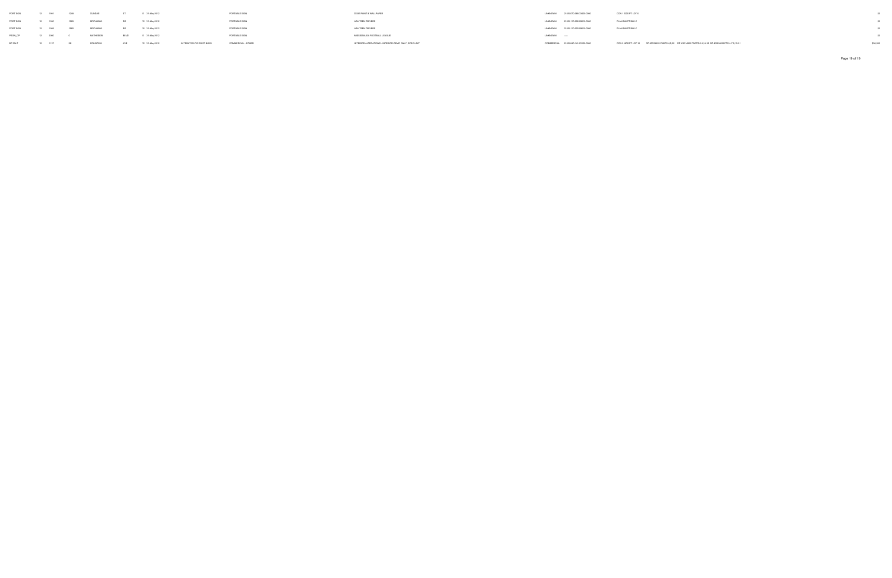| | | | | | | | | | | | | | | |
|---|---|---|---|---|---|---|---|---|---|---|---|---|---|---|
| PORT SGN | 12 | 1991 | 1248 | DUNDAS | ST | E | 31-May-2012 | | PORTABLE SIGN | DIXIE PAINT & WALLPAPER | UNKNOWN | 21-05-070-008-33400-0000 | CON 1 SDS PT LOT 8 | $0 |
| PORT SGN | 12 | 1990 | 1985 | BRITANNIA | RD | W | 31-May-2012 | | PORTABLE SIGN | AAA TEEN DRIVERS | UNKNOWN | 21-05-110-002-09610-0000 | PLAN 948 PT BLK C | $0 |
| PORT SGN | 12 | 1989 | 1985 | BRITANNIA | RD | W | 31-May-2012 | | PORTABLE SIGN | AAA TEEN DRIVERS | UNKNOWN | 21-05-110-002-09610-0000 | PLAN 948 PT BLK C | $0 |
| PSGN_CP | 12 | 2002 | 0 | MATHESON | BLVD | E | 31-May-2012 | | PORTABLE SIGN | MISSISSAUGA FOOTBALL LEAGUE | UNKNOWN | ---- | | $0 |
| BP 3ALT | 12 | 1137 | 25 | EGLINTON | AVE | W | 31-May-2012 | ALTERATION TO EXIST BLDG | COMMERCIAL - OTHER | INTERIOR ALTERATIONS - INTERIOR DEMO ONLY, SPEC-UNIT | COMMERCIAL | 21-05-040-141-03100-0000 | CON 2 NDS PT LOT 16 RP 43R16628 PARTS 4,5,22 RP 43R16623 PARTS 6-9,14-16 RP 43R16629 PTS 4,7-9,15-21 | $50,000 |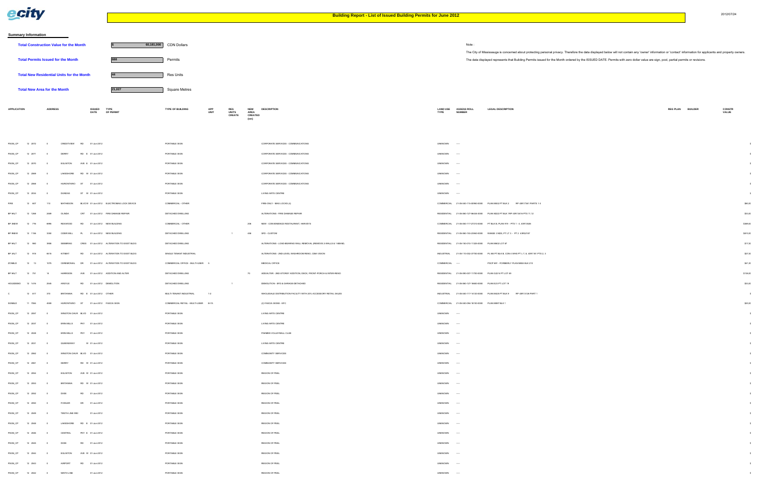# Building Report - List of Issued Building Permits for June 2012

2012/07/24

## Summary Information

| | | |
|---|---|---|
| **Total Construction Value for the Month** | $ 60,181,000 | CDN Dollars |
| **Total Permits Issued for the Month** | 688 | Permits |
| **Total New Residential Units for the Month** | 44 | Res Units |
| **Total New Area for the Month** | 21,027 | Square Metres |

Note :

The City of Mississauga is concerned about protecting personal privacy. Therefore the data displayed below will not contain any 'owner' information or 'contact' information for applicants and property owners.

The data displayed represents that Building Permits issued for the Month ordered by the ISSUED DATE. Permits with zero dollar value are sign, pool, partial permits or revisions.

| APPLICATION | | ADDRESS | | | ISSUED DATE | TYPE OF PERMIT | TYPE OF BUILDING | APP UNIT | RES UNITS CREATE | NEW AREA CREATED (sm) | DESCRIPTION | LAND USE TYPE | ASSESS ROLL NUMBER | LEGAL DESCRIPTION | REG PLAN | BUILDER | CONSTR VALUE |
|---|---|---|---|---|---|---|---|---|---|---|---|---|---|---|---|---|---|
| PSGN_CP | 12 2072 | 0 | CREDITVIEW | RD | 01-Jun-2012 | | PORTABLE SIGN | | | | CORPORATE SERVICES - COMMUNICATIONS | UNKNOWN | ---- | | | | $ |
| PSGN_CP | 12 2071 | 0 | DERRY | RD E | 01-Jun-2012 | | PORTABLE SIGN | | | | CORPORATE SERVICES - COMMUNICATIONS | UNKNOWN | ---- | | | | $ |
| PSGN_CP | 12 2070 | 0 | EGLINTON | AVE E | 01-Jun-2012 | | PORTABLE SIGN | | | | CORPORATE SERVICES - COMMUNICATIONS | UNKNOWN | ---- | | | | $ |
| PSGN_CP | 12 2069 | 0 | LAKESHORE | RD W | 01-Jun-2012 | | PORTABLE SIGN | | | | CORPORATE SERVICES - COMMUNICATIONS | UNKNOWN | ---- | | | | $ |
| PSGN_CP | 12 2068 | 0 | HURONTARIO | ST | 01-Jun-2012 | | PORTABLE SIGN | | | | CORPORATE SERVICES - COMMUNICATIONS | UNKNOWN | ---- | | | | $ |
| PSGN_CP | 12 2034 | 0 | DUNDAS | ST W | 01-Jun-2012 | | PORTABLE SIGN | | | | LIVING ARTS CENTRE | UNKNOWN | ---- | | | | $ |
| FIRE | 12 607 | 115 | MATHESON | BLVD W | 01-Jun-2012 | ELECTROMAG LOCK DEVICE | COMMERCIAL - OTHER | | | | FIRE-ONLY - MAG LOCKS (4) | COMMERCIAL | 21-05-040-115-00960-0000 | PLAN M832 PT BLK 2 RP 43R17561 PARTS 1-3 | | | $60,0 |
| BP 9ALT | 12 1268 | 2489 | OLINDA | CRT | 01-Jun-2012 | FIRE DAMAGE REPAIR | DETACHED DWELLING | | | | ALTERATIONS - FIRE DAMAGE REPAIR | RESIDENTIAL | 21-05-060-127-96434-0000 | PLAN M222 PT BLK 15RP 43R13419 PTS 11,12 | | | $33,0 |
| BP 3NEW | 12 776 | 6985 | REDWOOD | RD | 01-Jun-2012 | NEW BUILDING | COMMERCIAL - OTHER | | | 206 | NEW - CONVENIENCE RESTAURANT, HARVEY'S | COMMERCIAL | 21-05-050-117-27210-0000 | PT BLK B, PLAN 919 - PTS 1 - 4, 43R10526 | | | $389,0 |
| BP 9NEW | 12 1156 | 3380 | CIDER MILL | PL | 01-Jun-2012 | NEW BUILDING | DETACHED DWELLING | | 1 | 456 | SFD - CUSTOM | RESIDENTIAL | 21-05-060-153-23940-0000 | RANGE 3 NDS, PT LT 3 - PT 2 43R32787 | | | $810,0 |
| BP 9ALT | 12 990 | 3556 | SEBRING | CRES | 01-Jun-2012 | ALTERATION TO EXIST BLDG | DETACHED DWELLING | | | | ALTERATIONS - LOAD BEARING WALL REMOVAL (REMOVE 2-WALLS & 1-BEAM) | RESIDENTIAL | 21-05-150-010-11325-0000 | PLAN M602 LOT 87 | | | $17,0 |
| BP 3ALT | 12 916 | 6615 | KITIMAT | RD | 01-Jun-2012 | ALTERATION TO EXIST BLDG | SINGLE TENANT INDUSTRIAL | | | | ALTERATIONS - 2ND LEVEL WASHROOM RENO, CBA VISION | INDUSTRIAL | 21-05-110-002-37750-0000 | PL M4 PT BLK B, CON 4 WHS PT L 7, 8, 43R7187 PTS 2, 3 | | | $27,0 |
| ZONBLD | 12 13 | 1075 | CEREMONIAL | DR | 01-Jun-2012 | ALTERATION TO EXIST BLDG | COMMERCIAL OFFICE - MULTI-USER | 5 | | | MEDICAL OFFICE | COMMERCIAL | ---- | PSCP 997 - FORMERLY PLAN M804 BLK 210 | | | $41,0 |
| BP 9ALT | 12 751 | 14 | HARRISON | AVE | 01-Jun-2012 | ADDITION AND ALTER | DETACHED DWELLING | | | 70 | ADD/ALTER - 2ND STOREY ADDITION, DECK, FRONT-PORCH & INTER-RENO | RESIDENTIAL | 21-05-090-007-11750-0000 | PLAN G22 N PT LOT 49 | | | $126,0 |
| HOUSDEMO | 12 1416 | 2549 | ARGYLE | RD | 01-Jun-2012 | DEMOLITION | DETACHED DWELLING | | 1 | | DEMOLITION - SFD & GARAGE-DETACHED | RESIDENTIAL | 21-05-060-127-18400-0000 | PLAN E23 PT LOT 19 | | | $33,0 |
| C | 12 617 | 370 | BRITANNIA | RD E | 01-Jun-2012 | OTHER | MULTI-TENANT INDUSTRIAL | 1-2 | | | WHOLESALE DISTRIBUTION FACILITY WITH 20% ACCESSORY RETAIL SALES | INDUSTRIAL | 21-05-040-117-14120-0000 | PLAN M425 PT BLK 9 RP 43R13126 PART 1 | | | $ |
| SGNBLD | 11 7084 | 4589 | HURONTARIO | ST | 01-Jun-2012 | FASCIA SIGN | COMMERCIAL RETAIL - MULTI-USER | B-FA | | | (2) FASCIA SIGNS - KFC | COMMERCIAL | 21-05-040-094-16100-0000 | PLAN M857 BLK 1 | | | $20,0 |
| PSGN_CP | 12 2057 | 0 | WINSTON CHUR | BLVD | 01-Jun-2012 | | PORTABLE SIGN | | | | LIVING ARTS CENTRE | UNKNOWN | ---- | | | | $ |
| PSGN_CP | 12 2037 | 0 | ERIN MILLS | PKY | 01-Jun-2012 | | PORTABLE SIGN | | | | LIVING ARTS CENTRE | UNKNOWN | ---- | | | | $ |
| PSGN_CP | 12 2036 | 0 | ERIN MILLS | PKY | 01-Jun-2012 | | PORTABLE SIGN | | | | PAKMEN VOLLEYBALL CLUB | UNKNOWN | ---- | | | | $ |
| PSGN_CP | 12 2031 | 0 | QUEENSWAY | W | 01-Jun-2012 | | PORTABLE SIGN | | | | LIVING ARTS CENTRE | UNKNOWN | ---- | | | | $ |
| PSGN_CP | 12 2062 | 0 | WINSTON CHUR | BLVD | 01-Jun-2012 | | PORTABLE SIGN | | | | COMMUNITY SERVICES | UNKNOWN | ---- | | | | $ |
| PSGN_CP | 12 2061 | 0 | DERRY | RD W | 01-Jun-2012 | | PORTABLE SIGN | | | | COMMUNITY SERVICES | UNKNOWN | ---- | | | | $ |
| PSGN_CP | 12 2054 | 0 | EGLINTON | AVE W | 01-Jun-2012 | | PORTABLE SIGN | | | | REGION OF PEEL | UNKNOWN | ---- | | | | $ |
| PSGN_CP | 12 2053 | 0 | BRITANNIA | RD W | 01-Jun-2012 | | PORTABLE SIGN | | | | REGION OF PEEL | UNKNOWN | ---- | | | | $ |
| PSGN_CP | 12 2052 | 0 | DIXIE | RD | 01-Jun-2012 | | PORTABLE SIGN | | | | REGION OF PEEL | UNKNOWN | ---- | | | | $ |
| PSGN_CP | 12 2050 | 0 | FOWLER | DR | 01-Jun-2012 | | PORTABLE SIGN | | | | REGION OF PEEL | UNKNOWN | ---- | | | | $ |
| PSGN_CP | 12 2049 | 0 | TENTH LINE WE | | 01-Jun-2012 | | PORTABLE SIGN | | | | REGION OF PEEL | UNKNOWN | ---- | | | | $ |
| PSGN_CP | 12 2048 | 0 | LAKESHORE | RD E | 01-Jun-2012 | | PORTABLE SIGN | | | | REGION OF PEEL | UNKNOWN | ---- | | | | $ |
| PSGN_CP | 12 2046 | 0 | CENTRAL | PKY E | 01-Jun-2012 | | PORTABLE SIGN | | | | REGION OF PEEL | UNKNOWN | ---- | | | | $ |
| PSGN_CP | 12 2045 | 0 | DIXIE | RD | 01-Jun-2012 | | PORTABLE SIGN | | | | REGION OF PEEL | UNKNOWN | ---- | | | | $ |
| PSGN_CP | 12 2044 | 0 | EGLINTON | AVE W | 01-Jun-2012 | | PORTABLE SIGN | | | | REGION OF PEEL | UNKNOWN | ---- | | | | $ |
| PSGN_CP | 12 2043 | 0 | AIRPORT | RD | 01-Jun-2012 | | PORTABLE SIGN | | | | REGION OF PEEL | UNKNOWN | ---- | | | | $ |
| PSGN_CP | 12 2042 | 0 | NINTH LINE | | 01-Jun-2012 | | PORTABLE SIGN | | | | REGION OF PEEL | UNKNOWN | ---- | | | | $ |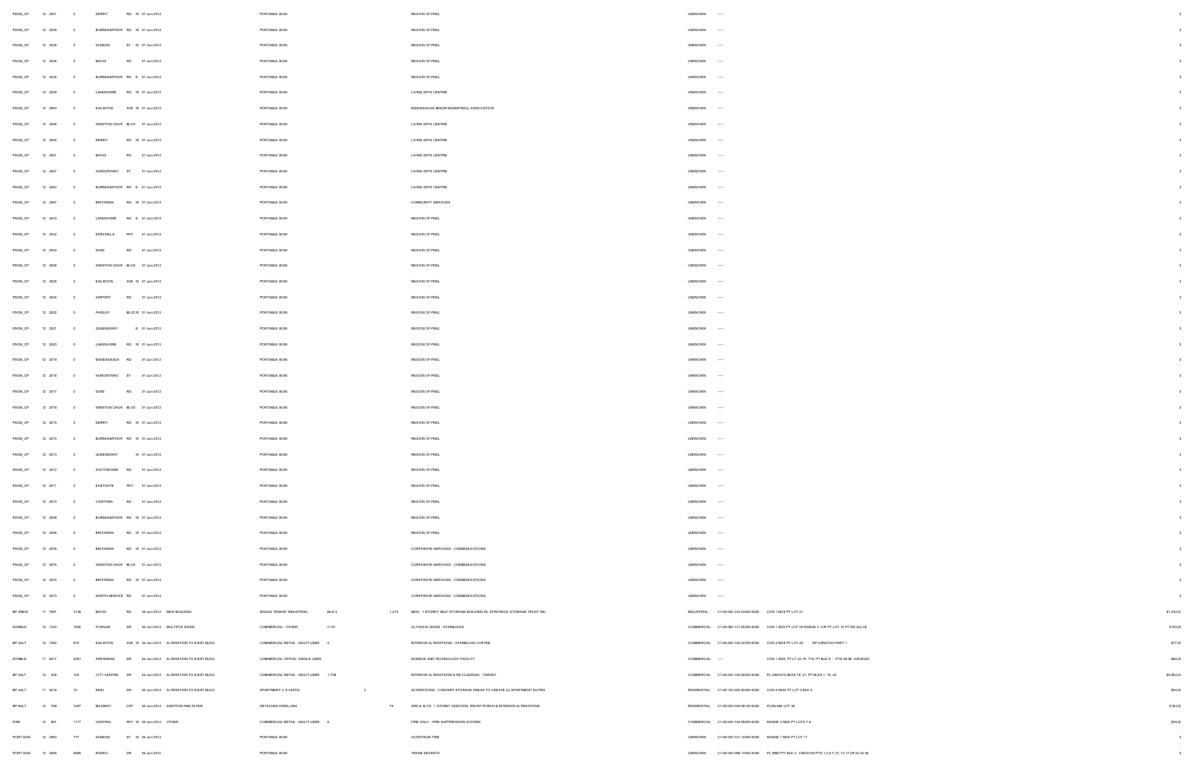| | | | | | | | | | | | | | | | | |
|---|---|---|---|---|---|---|---|---|---|---|---|---|---|---|---|---|
| PSGN_CP | 12 | 2041 | 0 | DERRY | RD W | 01-Jun-2012 | | PORTABLE SIGN | | | REGION OF PEEL | UNKNOWN | ----- | | | $ |
| PSGN_CP | 12 | 2039 | 0 | BURNHAMTHOR | RD W | 01-Jun-2012 | | PORTABLE SIGN | | | REGION OF PEEL | UNKNOWN | ----- | | | $ |
| PSGN_CP | 12 | 2038 | 0 | DUNDAS | ST W | 01-Jun-2012 | | PORTABLE SIGN | | | REGION OF PEEL | UNKNOWN | ----- | | | $ |
| PSGN_CP | 12 | 2036 | 0 | MAVIS | RD | 01-Jun-2012 | | PORTABLE SIGN | | | REGION OF PEEL | UNKNOWN | ----- | | | $ |
| PSGN_CP | 12 | 2035 | 0 | BURNHAMTHOR | RD E | 01-Jun-2012 | | PORTABLE SIGN | | | REGION OF PEEL | UNKNOWN | ----- | | | $ |
| PSGN_CP | 12 | 2029 | 0 | LAKESHORE | RD W | 01-Jun-2012 | | PORTABLE SIGN | | | LIVING ARTS CENTRE | UNKNOWN | ----- | | | $ |
| PSGN_CP | 12 | 2060 | 0 | EGLINTON | AVE W | 01-Jun-2012 | | PORTABLE SIGN | | | MISSISSAUGA MINOR BASKETBALL ASSOCIATION | UNKNOWN | ----- | | | $ |
| PSGN_CP | 12 | 2056 | 0 | WINSTON CHUR | BLVD | 01-Jun-2012 | | PORTABLE SIGN | | | LIVING ARTS CENTRE | UNKNOWN | ----- | | | $ |
| PSGN_CP | 12 | 2058 | 0 | DERRY | RD W | 01-Jun-2012 | | PORTABLE SIGN | | | LIVING ARTS CENTRE | UNKNOWN | ----- | | | $ |
| PSGN_CP | 12 | 2051 | 0 | MAVIS | RD | 01-Jun-2012 | | PORTABLE SIGN | | | LIVING ARTS CENTRE | UNKNOWN | ----- | | | $ |
| PSGN_CP | 12 | 2047 | 0 | HURONTARIO | ST | 01-Jun-2012 | | PORTABLE SIGN | | | LIVING ARTS CENTRE | UNKNOWN | ----- | | | $ |
| PSGN_CP | 12 | 2040 | 0 | BURNHAMTHOR | RD E | 01-Jun-2012 | | PORTABLE SIGN | | | LIVING ARTS CENTRE | UNKNOWN | ----- | | | $ |
| PSGN_CP | 12 | 2067 | 0 | BRITANNIA | RD W | 01-Jun-2012 | | PORTABLE SIGN | | | COMMUNITY SERVICES | UNKNOWN | ----- | | | $ |
| PSGN_CP | 12 | 2033 | 0 | LAKESHORE | RD E | 01-Jun-2012 | | PORTABLE SIGN | | | REGION OF PEEL | UNKNOWN | ----- | | | $ |
| PSGN_CP | 12 | 2032 | 0 | ERIN MILLS | PKY | 01-Jun-2012 | | PORTABLE SIGN | | | REGION OF PEEL | UNKNOWN | ----- | | | $ |
| PSGN_CP | 12 | 2030 | 0 | DIXIE | RD | 01-Jun-2012 | | PORTABLE SIGN | | | REGION OF PEEL | UNKNOWN | ----- | | | $ |
| PSGN_CP | 12 | 2026 | 0 | WINSTON CHUR | BLVD | 01-Jun-2012 | | PORTABLE SIGN | | | REGION OF PEEL | UNKNOWN | ----- | | | $ |
| PSGN_CP | 12 | 2025 | 0 | EGLINTON | AVE W | 01-Jun-2012 | | PORTABLE SIGN | | | REGION OF PEEL | UNKNOWN | ----- | | | $ |
| PSGN_CP | 12 | 2024 | 0 | AIRPORT | RD | 01-Jun-2012 | | PORTABLE SIGN | | | REGION OF PEEL | UNKNOWN | ----- | | | $ |
| PSGN_CP | 12 | 2022 | 0 | PAISLEY | BLVD W | 01-Jun-2012 | | PORTABLE SIGN | | | REGION OF PEEL | UNKNOWN | ----- | | | $ |
| PSGN_CP | 12 | 2021 | 0 | QUEENSWAY | E | 01-Jun-2012 | | PORTABLE SIGN | | | REGION OF PEEL | UNKNOWN | ----- | | | $ |
| PSGN_CP | 12 | 2020 | 0 | LAKESHORE | RD W | 01-Jun-2012 | | PORTABLE SIGN | | | REGION OF PEEL | UNKNOWN | ----- | | | $ |
| PSGN_CP | 12 | 2019 | 0 | MISSISSAUGA | RD | 01-Jun-2012 | | PORTABLE SIGN | | | REGION OF PEEL | UNKNOWN | ----- | | | $ |
| PSGN_CP | 12 | 2018 | 0 | HURONTARIO | ST | 01-Jun-2012 | | PORTABLE SIGN | | | REGION OF PEEL | UNKNOWN | ----- | | | $ |
| PSGN_CP | 12 | 2017 | 0 | DIXIE | RD | 01-Jun-2012 | | PORTABLE SIGN | | | REGION OF PEEL | UNKNOWN | ----- | | | $ |
| PSGN_CP | 12 | 2016 | 0 | WINSTON CHUR | BLVD | 01-Jun-2012 | | PORTABLE SIGN | | | REGION OF PEEL | UNKNOWN | ----- | | | $ |
| PSGN_CP | 12 | 2015 | 0 | DERRY | RD W | 01-Jun-2012 | | PORTABLE SIGN | | | REGION OF PEEL | UNKNOWN | ----- | | | $ |
| PSGN_CP | 12 | 2014 | 0 | BURNHAMTHOR | RD W | 01-Jun-2012 | | PORTABLE SIGN | | | REGION OF PEEL | UNKNOWN | ----- | | | $ |
| PSGN_CP | 12 | 2013 | 0 | QUEENSWAY | W | 01-Jun-2012 | | PORTABLE SIGN | | | REGION OF PEEL | UNKNOWN | ----- | | | $ |
| PSGN_CP | 12 | 2012 | 0 | SOUTHDOWN | RD | 01-Jun-2012 | | PORTABLE SIGN | | | REGION OF PEEL | UNKNOWN | ----- | | | $ |
| PSGN_CP | 12 | 2011 | 0 | EASTGATE | PKY | 01-Jun-2012 | | PORTABLE SIGN | | | REGION OF PEEL | UNKNOWN | ----- | | | $ |
| PSGN_CP | 12 | 2010 | 0 | CAWTHRA | RD | 01-Jun-2012 | | PORTABLE SIGN | | | REGION OF PEEL | UNKNOWN | ----- | | | $ |
| PSGN_CP | 12 | 2009 | 0 | BURNHAMTHOR | RD W | 01-Jun-2012 | | PORTABLE SIGN | | | REGION OF PEEL | UNKNOWN | ----- | | | $ |
| PSGN_CP | 12 | 2008 | 0 | BRITANNIA | RD W | 01-Jun-2012 | | PORTABLE SIGN | | | REGION OF PEEL | UNKNOWN | ----- | | | $ |
| PSGN_CP | 12 | 2076 | 0 | BRITANNIA | RD W | 01-Jun-2012 | | PORTABLE SIGN | | | CORPORATE SERVICES - COMMUNICATIONS | UNKNOWN | ----- | | | $ |
| PSGN_CP | 12 | 2075 | 0 | WINSTON CHUR | BLVD | 01-Jun-2012 | | PORTABLE SIGN | | | CORPORATE SERVICES - COMMUNICATIONS | UNKNOWN | ----- | | | $ |
| PSGN_CP | 12 | 2074 | 0 | BRITANNIA | RD W | 01-Jun-2012 | | PORTABLE SIGN | | | CORPORATE SERVICES - COMMUNICATIONS | UNKNOWN | ----- | | | $ |
| PSGN_CP | 12 | 2073 | 0 | NORTH SERVICE | RD | 01-Jun-2012 | | PORTABLE SIGN | | | CORPORATE SERVICES - COMMUNICATIONS | UNKNOWN | ----- | | | $ |
| BP 9NEW | 11 | 7091 | 3140 | MAVIS | RD | 04-Jun-2012 | NEW BUILDING | SINGLE TENANT INDUSTRIAL | BLD-3 | 1,215 | NEW - 1 STOREY SELF STORAGE BUILDING #3, STRATEGIC STORAGE TRUST INC | INDUSTRIAL | 21-05-040-163-23200-0000 | CON 1 NDS PT LOT 21 | | $1,232,0 |
| SGNBLD | 12 | 1230 | 1900 | FOWLER | DR | 04-Jun-2012 | MULTIPLE SIGNS | COMMERCIAL - OTHER | C101 | | (4) FASCIA SIGNS - STARBUCKS | COMMERCIAL | 21-05-060-131-00200-0000 | CON 1 SDS PT LOT 30 RANGE 3 CIR PT LOT 14 PT RD ALLCE | | $100,0 |
| BP 3ALT | 12 | 1092 | 675 | EGLINTON | AVE W | 04-Jun-2012 | ALTERATION TO EXIST BLDG | COMMERCIAL RETAIL - MULTI-USER | 5 | | INTERIOR ALTERATIONS - STARBUCKS COFFEE | COMMERCIAL | 21-05-040-155-43700-0000 | CON 2 NDS PT LOT 20 RP 43R20150 PART 1 | | $77,0 |
| ZONBLD | 11 | 6417 | 2251 | SPEAKMAN | DR | 04-Jun-2012 | ALTERATION TO EXIST BLDG | COMMERCIAL OFFICE- SINGLE USER | | | SCIENCE AND TECHNOLOGY FACILITY | COMMERCIAL | ----- | CON 1 SDS, PT LT 32, PL 718, PT BLK A - PTS 26-56 43R34253 | | $66,0 |
| BP 3ALT | 12 | 306 | 100 | CITY CENTRE | DR | 04-Jun-2012 | ALTERATION TO EXIST BLDG | COMMERCIAL RETAIL - MULTI-USER | 1-706 | | INTERIOR ALTERATIONS & RE-CLADDING - TARGET | COMMERCIAL | 21-05-040-154-00483-0000 | PL 43M1010 BLKS 19, 21, PT BLKS 1, 16, 20 | | $5,902,0 |
| BP 3ALT | 11 | 5216 | 10 | REID | DR | 04-Jun-2012 | ALTERATION TO EXIST BLDG | APARTMENT (> 6 UNITS) | | 2 | ALTERATIONS - CONVERT STORAGE AREAS TO CREATE (2) APARTMENT SUITES | RESIDENTIAL | 21-05-120-005-02400-0000 | CON 4 WHS PT LOT 2 BLK A | | $54,0 |
| BP 9ALT | 12 | 769 | 1497 | MILDMAY | CRT | 04-Jun-2012 | ADDITION AND ALTER | DETACHED DWELLING | | 79 | ADD & ALTS: 1 STOREY ADDITION, FRONT PORCH & INTERIOR ALTERATIONS | RESIDENTIAL | 21-05-020-026-08100-0000 | PLAN 668 LOT 36 | | $160,0 |
| FIRE | 12 | 981 | 1177 | CENTRAL | PKY W | 04-Jun-2012 | OTHER | COMMERCIAL RETAIL - MULTI-USER | 6 | | FIRE ONLY - FIRE SUPPRESSION SYSTEM | COMMERCIAL | 21-05-040-144-09200-0000 | RANGE 3 NDS PT LOTS 7,8 | | $30,0 |
| PORT SGN | 12 | 2060 | 777 | DUNDAS | ST W | 04-Jun-2012 | | PORTABLE SIGN | | | GOODYEAR TIRE | UNKNOWN | 21-05-040-141-14400-0000 | RANGE 1 NDS PT LOT 11 | | $ |
| PORT SGN | 12 | 2065 | 5985 | RODEO | DR | 04-Jun-2012 | | PORTABLE SIGN | | | TRADE SECRETS | UNKNOWN | 21-05-040-098-17930-0000 | PL M967 PT BLK 2 - 43R20150 PTS 1,2,5-7,10, 13-17,29-32,34-36 | | $ |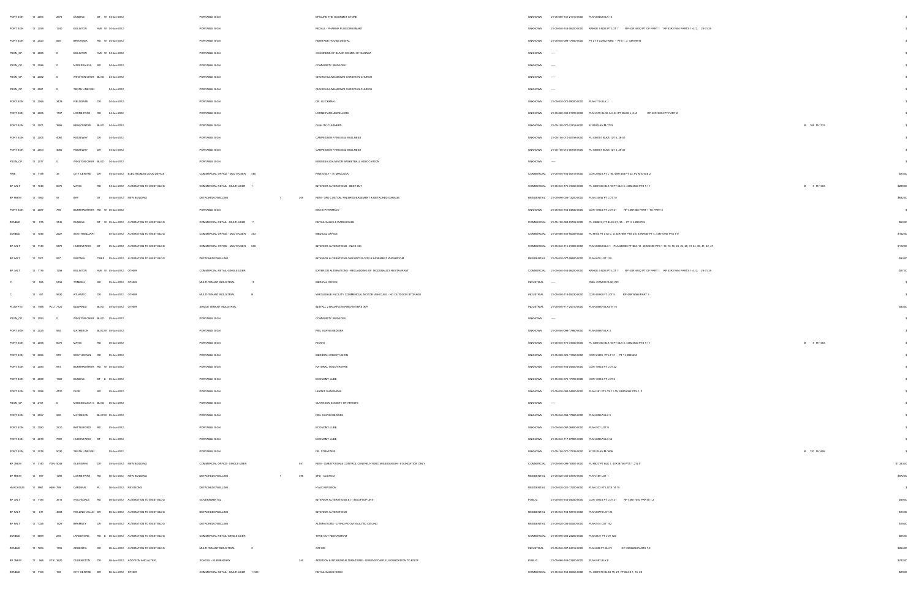| | | | | | | | | | | | | | | | | | |
|---|---|---|---|---|---|---|---|---|---|---|---|---|---|---|---|---|---|
| PORT SGN | 12 2064 | | 2575 | DUNDAS | ST W | 04-Jun-2012 | | PORTABLE SIGN | | | EPICURE THE GOURMET STORE | UNKNOWN | 21-05-060-141-21410-0000 | PLAN 553 2 BLK 12 | | | $ |
| PORT SGN | 12 2059 | | 1240 | EGLINTON | AVE W | 04-Jun-2012 | | PORTABLE SIGN | | | REXALL - PHARMA PLUS DRUGMART | UNKNOWN | 21-05-040-144-06200-0000 | RANGE 5 NDS PT LOT 7 RP 43R16552 PT OF PART 1 RP 43R17664 PARTS 1-4,12, 26-31,35 | | | $ |
| PORT SGN | 12 2023 | | 820 | BRITANNIA | RD W | 04-Jun-2012 | | PORTABLE SIGN | | | HERITAGE HOUSE DENTAL | UNKNOWN | 21-05-040-098-17500-0000 | PT LT 5 CON 2 WHS - PTS 1, 3 43R19916 | | | $ |
| PSGN_CP | 12 2065 | | 0 | EGLINTON | AVE W | 04-Jun-2012 | | PORTABLE SIGN | | | CONGRESS OF BLACK WOMEN OF CANADA | UNKNOWN | ----- | | | | $ |
| PSGN_CP | 12 2066 | | 0 | MISSISSAUGA | RD | 04-Jun-2012 | | PORTABLE SIGN | | | COMMUNITY SERVICES | UNKNOWN | ----- | | | | $ |
| PSGN_CP | 12 2062 | | 0 | WINSTON CHUR | BLVD | 04-Jun-2012 | | PORTABLE SIGN | | | CHURCHILL MEADOWS CHRISTIAN CHURCH | UNKNOWN | ----- | | | | $ |
| PSGN_CP | 12 2061 | | 0 | TENTH LINE WE | | 04-Jun-2012 | | PORTABLE SIGN | | | CHURCHILL MEADOWS CHRISTIAN CHURCH | UNKNOWN | ----- | | | | $ |
| PORT SGN | 12 2068 | | 3429 | FIELDGATE | DR | 04-Jun-2012 | | PORTABLE SIGN | | | DR. GLICKMAN | UNKNOWN | 21-05-030-072-09000-0000 | PLAN 719 BLK J | | | $ |
| PORT SGN | 12 2005 | | 1107 | LORNE PARK | RD | 04-Jun-2012 | | PORTABLE SIGN | | | LORNE PARK JEWELLERS | UNKNOWN | 21-05-020-032-01700-0000 | PLAN 579 BLKS A,C,D-I PT BLKS J, X, Z RP 43R14694 PT PART 2 | | | $ |
| PORT SGN | 12 2001 | | 3955 | ERIN CENTRE | BLVD | 04-Jun-2012 | | PORTABLE SIGN | | | QUALITY CLEANERS | UNKNOWN | 21-05-150-070-21510-0000 | B 169 PLAN M-1733 | B 169 M-1733 | | $ |
| PORT SGN | 12 2000 | | 4060 | RIDGEWAY | DR | 04-Jun-2012 | | PORTABLE SIGN | | | CARPE DIEM FITNESS & WELLNESS | UNKNOWN | 21-05-150-010-00156-0000 | PL 43M791 BLKS 12-14, 28-30 | | | $ |
| PORT SGN | 12 2003 | | 4060 | RIDGEWAY | DR | 04-Jun-2012 | | PORTABLE SIGN | | | CARPE DIEM FITNESS & WELLNESS | UNKNOWN | 21-05-150-010-00156-0000 | PL 43M791 BLKS 12-14, 28-30 | | | $ |
| PSGN_CP | 12 2077 | | 0 | WINSTON CHUR | BLVD | 04-Jun-2012 | | PORTABLE SIGN | | | MISSISSAUGA MINOR BASKETBALL ASSOCIATION | UNKNOWN | ----- | | | | $ |
| FIRE | 12 1156 | | 33 | CITY CENTRE | DR | 04-Jun-2012 | ELECTROMAG LOCK DEVICE | COMMERCIAL OFFICE - MULTI-USER 400 | | | FIRE ONLY - (1) MAGLOCK | COMMERCIAL | 21-05-040-154-00415-0000 | CON 2 NDS PT L 16, 43R1458 PT 23, PL M1010 B 2 | | | $25,0 |
| BP 3ALT | 12 1040 | | 6075 | MAVIS | RD | 04-Jun-2012 | ALTERATION TO EXIST BLDG | COMMERCIAL RETAIL - MULTI-USER 1 | | | INTERIOR ALTERATIONS - BEST BUY | COMMERCIAL | 21-05-040-175-73400-0000 | PL 43M1363 BLK 10 PT BLK 5, 43R24820 PTS 1-11 | B 5 M-1363 | | $209,0 |
| BP 9NEW | 12 1062 | | 97 | BAY | ST | 05-Jun-2012 | NEW BUILDING | DETACHED DWELLING | 1 | 305 | NEW - SFD CUSTOM, FINISHED BASEMENT & DETACHED GARAGE | RESIDENTIAL | 21-05-090-005-13200-0000 | PLAN 300W PT LOT 10 | | | $632,0 |
| PORT SGN | 12 2097 | | 790 | BURNHAMTHOR | RD W | 05-Jun-2012 | | PORTABLE SIGN | | | MAVIS PHARMACY | UNKNOWN | 21-05-040-154-04400-0000 | CON 1 NDS PT LOT 21 RP 43R7388 PART 1 TO PART 4 | | | $ |
| ZONBLD | 12 975 | | 3145 | DUNDAS | ST W | 05-Jun-2012 | ALTERATION TO EXIST BLDG | COMMERCIAL RETAIL - MULTI-USER 11 | | | RETAIL SALES & WAREHOUSE | COMMERCIAL | 21-05-060-084-03102-0000 | PL 4380674, PT BLKS 21, 36 - PT 3 43R33724 | | | $60,0 |
| ZONBLD | 12 1049 | | 2227 | SOUTH MILLWA | | 05-Jun-2012 | ALTERATION TO EXIST BLDG | COMMERCIAL OFFICE - MULTI-USER 103 | | | MEDICAL OFFICE | COMMERCIAL | 21-05-060-155-56000-0000 | PL M160 PT LTS C, D 43R7668 PTS 2-6, 43R7580 PT 4, 43R10182 PTS 1-9 | | | $162,0 |
| BP 3ALT | 12 1140 | | 5775 | HURONTARIO | ST | 05-Jun-2012 | ALTERATION TO EXIST BLDG | COMMERCIAL OFFICE - MULTI-USER 600 | | | INTERIOR ALTERATIONS - INVIS INC | COMMERCIAL | 21-05-040-115-01000-0000 | PLAN M923 BLK 1 PLAN M900 PT BLK 12 43R23380 PTS 1-10, 15-16, 23, 24, 29, 31-34, 39, 41, 42, 47 | | | $712,0 |
| BP 9ALT | 12 1201 | | 957 | PARTHIA | CRES | 05-Jun-2012 | ALTERATION TO EXIST BLDG | DETACHED DWELLING | | | INTERIOR ALTERATIONS ON FIRST FLOOR & BASEMENT WASHROOM | RESIDENTIAL | 21-05-030-077-08600-0000 | PLAN 670 LOT 130 | | | $33,0 |
| BP 3ALT | 12 1176 | | 1286 | EGLINTON | AVE W | 05-Jun-2012 | OTHER | COMMERCIAL RETAIL-SINGLE USER | | | EXTERIOR ALTERATIONS - RECLADDING OF MCDONALD'S RESTAURANT | COMMERCIAL | 21-05-040-144-06200-0000 | RANGE 5 NDS PT LOT 7 RP 43R16552 PT OF PART 1 RP 43R17664 PARTS 1-4,12, 26-31,35 | | | $27,0 |
| C | 12 955 | | 5153 | TOMKEN | RD | 05-Jun-2012 | OTHER | MULTI-TENANT INDUSTRIAL 10 | | | MEDICAL OFFICE | INDUSTRIAL | ----- | PEEL CONDO PLAN 223 | | | $ |
| C | 12 451 | | 5930 | ATLANTIC | DR | 05-Jun-2012 | OTHER | MULTI-TENANT INDUSTRIAL B | | | WHOLESALE FACILITY COMMERCIAL MOTOR VEHICLES - NO OUTDOOR STORAGE | INDUSTRIAL | 21-05-050-116-05200-0000 | CON 4 EHS PT LOT 5 RP 43R15366 PART 3 | | | $ |
| PLUM PTS | 12 1466 | PLU 7120 | | EDWARDS | BLVD | 05-Jun-2012 | OTHER | SINGLE TENANT INDUSTRIAL | | | INSTALL 2 BACKFLOW PREVENTERS (RP) | INDUSTRIAL | 21-05-040-117-24310-0000 | PLAN M957 BLKS 9, 10 | | | $30,0 |
| PSGN_CP | 12 2093 | | 0 | WINSTON CHUR | BLVD | 05-Jun-2012 | | PORTABLE SIGN | | | COMMUNITY SERVICES | UNKNOWN | ----- | | | | $ |
| PORT SGN | 12 2025 | | 950 | MATHESON | BLVD W | 05-Jun-2012 | | PORTABLE SIGN | | | PSIL SUAVE MEDISPA | UNKNOWN | 21-05-040-098-17860-0000 | PLAN M967 BLK 3 | | | $ |
| PORT SGN | 12 2058 | | 6075 | MAVIS | RD | 05-Jun-2012 | | PORTABLE SIGN | | | RICKI'S | UNKNOWN | 21-05-040-175-73400-0000 | PL 43M1363 BLK 10 PT BLK 5, 43R24820 PTS 1-11 | B 5 M-1363 | | $ |
| PORT SGN | 12 2084 | | 970 | SOUTHDOWN | RD | 05-Jun-2012 | | PORTABLE SIGN | | | MERIDIAN CREDIT UNION | UNKNOWN | 21-05-020-026-11650-0000 | CON 3 SDS, PT LT 31 - PT 1 43R25635 | | | $ |
| PORT SGN | 12 2083 | | 914 | BURNHAMTHOR | RD W | 05-Jun-2012 | | PORTABLE SIGN | | | NATURAL TOUCH REHAB | UNKNOWN | 21-05-040-154-04400-0000 | CON 1 NDS PT LOT 22 | | | $ |
| PORT SGN | 12 2089 | | 1369 | DUNDAS | ST E | 05-Jun-2012 | | PORTABLE SIGN | | | ECONOMY LUBE | UNKNOWN | 21-05-030-079-17700-0000 | CON 1 NDS PT LOT 6 | | | $ |
| PORT SGN | 12 2088 | | 4120 | DIXIE | RD | 05-Jun-2012 | | PORTABLE SIGN | | | LEZZET SHAWARMA | UNKNOWN | 21-05-030-092-04600-0000 | PLAN 381 PT LTS 11-15, 43R16092 PTS 1, 2 | | | $ |
| PSGN_CP | 12 2101 | | 0 | MISSISSAUGA V | BLVD | 05-Jun-2012 | | PORTABLE SIGN | | | CLARKSON SOCIETY OF ARTISTS | UNKNOWN | ----- | | | | $ |
| PORT SGN | 12 2027 | | 950 | MATHESON | BLVD W | 05-Jun-2012 | | PORTABLE SIGN | | | PSIL SUAVE MEDISPA | UNKNOWN | 21-05-040-098-17860-0000 | PLAN M967 BLK 3 | | | $ |
| PORT SGN | 12 2090 | | 2310 | BATTLEFORD | RD | 05-Jun-2012 | | PORTABLE SIGN | | | ECONOMY LUBE | UNKNOWN | 21-05-040-097-26800-0000 | PLAN 927 LOT 9 | | | $ |
| PORT SGN | 12 2079 | | 7081 | HURONTARIO | ST | 05-Jun-2012 | | PORTABLE SIGN | | | ECONOMY LUBE | UNKNOWN | 21-05-040-117-07800-0000 | PLAN M957 BLK 53 | | | $ |
| PORT SGN | 12 2078 | | 5030 | TENTH LINE WE | | 05-Jun-2012 | | PORTABLE SIGN | | | DR. STRAZZERI | UNKNOWN | 21-05-150-070-17740-0000 | B 120 PLAN M-1606 | B 120 M-1606 | | $ |
| BP 3NEW | 11 7140 | FDN 5045 | | GLEN ERIN | DR | 05-Jun-2012 | NEW BUILDING | COMMERCIAL OFFICE- SINGLE USER | | 551 | NEW - SUBSTATION & CONTROL CENTRE, HYDRO MISSISSAUGA - FOUNDATION ONLY | COMMERCIAL | 21-05-040-098-10601-0000 | PL M623 PT BLK 1, 43R16736 PTS 1, 2 & 5 | | | $1,333,0 |
| BP 9NEW | 12 697 | | 1295 | LORNE PARK | RD | 05-Jun-2012 | NEW BUILDING | DETACHED DWELLING | 1 | 398 | SFD - CUSTOM | RESIDENTIAL | 21-05-020-032-03700-0000 | PLAN 488 LOT 1 | | | $672,0 |
| HVACHOUS | 11 5961 | HEA 768 | | CARDINAL | PL | 06-Jun-2012 | REVISIONS | DETACHED DWELLING | | | HVAC REVISION | RESIDENTIAL | 21-05-020-021-17200-0000 | PLAN 333 PT LOTS 14 15 | | | $ |
| BP 3ALT | 12 1184 | | 3515 | WOLFEDALE | RD | 06-Jun-2012 | ALTERATION TO EXIST BLDG | GOVERNMENTAL | | | INTERIOR ALTERATIONS & (1) ROOFTOP UNIT | PUBLIC | 21-05-040-154-04000-0000 | CON 1 NDS PT LOT 21 RP 43R17040 PARTS 1,2 | | | $49,0 |
| BP 9ALT | 12 811 | | 4004 | ROLLING VALLE | DR | 06-Jun-2012 | ALTERATION TO EXIST BLDG | DETACHED DWELLING | | | INTERIOR ALTERATIONS | RESIDENTIAL | 21-05-040-154-93916-0000 | PLAN M775 LOT 22 | | | $16,0 |
| BP 9ALT | 12 1328 | | 1625 | BRAMSEY | DR | 06-Jun-2012 | ALTERATION TO EXIST BLDG | DETACHED DWELLING | | | ALTERATIONS - LIVING-ROOM VAULTED CEILING | RESIDENTIAL | 21-05-020-036-03600-0000 | PLAN 574 LOT 142 | | | $16,0 |
| ZONBLD | 11 6899 | | 235 | LAKESHORE | RD E | 06-Jun-2012 | ALTERATION TO EXIST BLDG | COMMERCIAL RETAIL-SINGLE USER | | | TAKE-OUT RESTAURANT | COMMERCIAL | 21-05-090-002-24200-0000 | PLAN H21 PT LOT 122 | | | $60,0 |
| ZONBLD | 12 1206 | | 1730 | ARGENTIA | RD | 06-Jun-2012 | ALTERATION TO EXIST BLDG | MULTI-TENANT INDUSTRIAL 2 | | | OFFICE | INDUSTRIAL | 21-05-040-097-24412-0000 | PLAN 895 PT BLK V RP 43R8809 PARTS 1,2 | | | $264,0 |
| BP 3NEW | 12 958 | FTR 3920 | | QUEENSTON | DR | 06-Jun-2012 | ADDITION AND ALTER | SCHOOL - ELEMENTARY | | 343 | ADDITION & INTERIOR ALTERATIONS - QUEENSTON P.S., FOUNDATION TO ROOF | PUBLIC | 21-05-060-149-21600-0000 | PLAN 597 BLK F | | | $742,0 |
| ZONBLD | 12 1160 | | 100 | CITY CENTRE | DR | 06-Jun-2012 | OTHER | COMMERCIAL RETAIL - MULTI-USER 1-K08 | | | RETAIL SALES KIOSK | COMMERCIAL | 21-05-040-154-00453-0000 | PL 43M1010 BLKS 19, 21, PT BLKS 1, 16, 20 | | | $29,0 |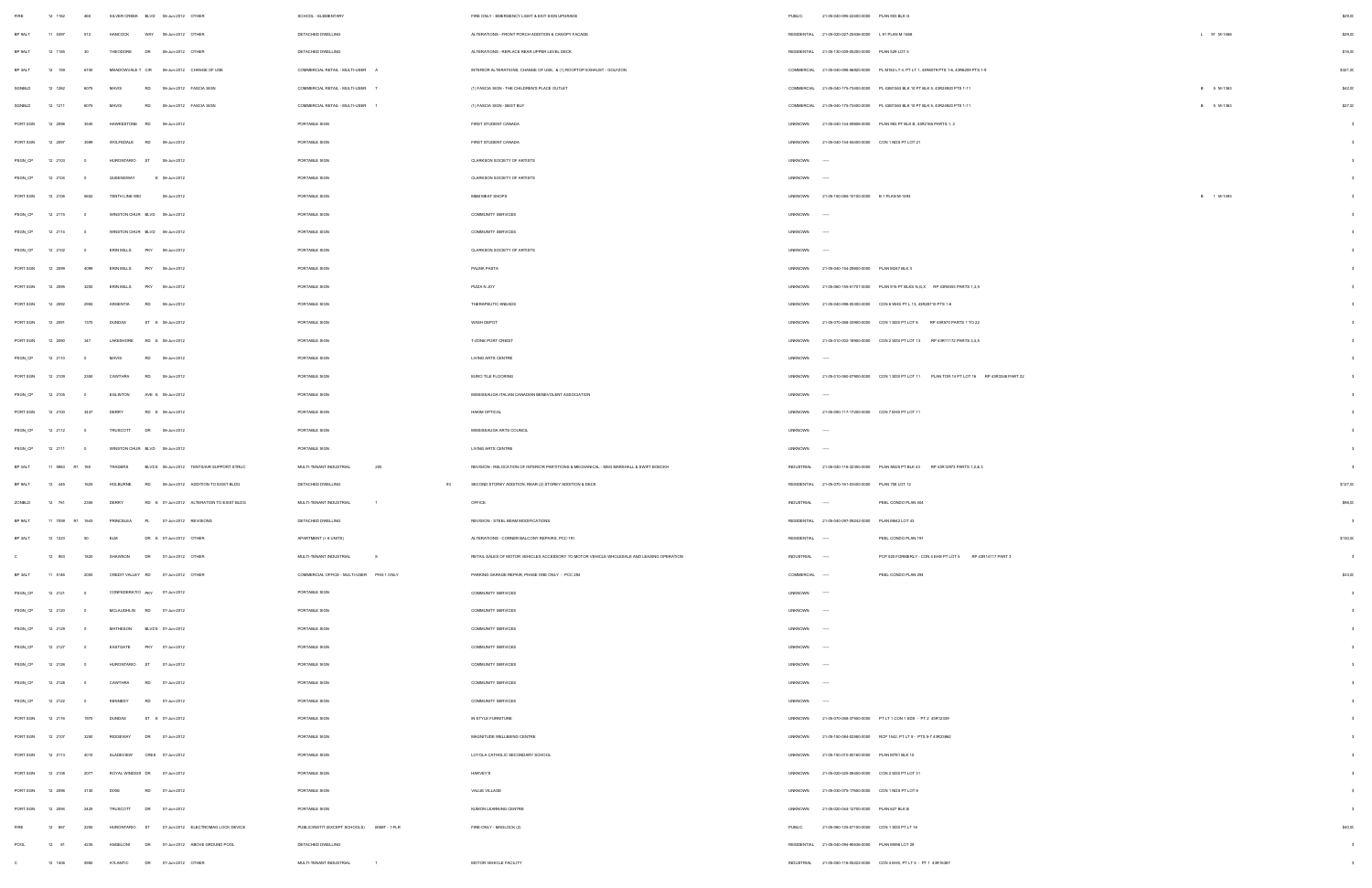| FIRE | 12 1162 | | 460 | SILVER CREEK BLVD | 06-Jun-2012 | OTHER | SCHOOL - ELEMENTARY | | | FIRE ONLY - EMERGENCY LIGHT & EXIT SIGN UPGRADE | PUBLIC | 21-05-040-095-22400-0000 | PLAN 903 BLK G | | | $29,0 |
|---|---|---|---|---|---|---|---|---|---|---|---|---|---|---|---|---|
| BP 9ALT | 11 5397 | | 512 | HANCOCK WAY | 06-Jun-2012 | OTHER | DETACHED DWELLING | | | ALTERATIONS - FRONT PORCH ADDITION & CANOPY FACADE | RESIDENTIAL | 21-05-020-027-29506-0000 | L 91 PLAN M-1466 | L | 91 M-1466 | $29,0 |
| BP 9ALT | 12 1165 | | 30 | THEODORE DR | 06-Jun-2012 | OTHER | DETACHED DWELLING | | | ALTERATIONS - REPLACE REAR UPPER LEVEL DECK | RESIDENTIAL | 21-05-130-009-05200-0000 | PLAN 526 LOT 5 | | | $16,0 |
| BP 3ALT | 12 159 | | 6180 | MEADOWVALE T CIR | 06-Jun-2012 | CHANGE OF USE | COMMERCIAL RETAIL - MULTI-USER | A | | INTERIOR ALTERATIONS, CHANGE OF USE, & (1) ROOFTOP EXHAUST - GOLFZON | COMMERCIAL | 21-05-040-098-56920-0000 | PL M762 L 7-5, PT LT 1, 43R6078 PTS 1-6, 43R8209 PTS 1-5 | | | $321,0 |
| SGNBLD | 12 1262 | | 6075 | MAVIS RD | 06-Jun-2012 | FASCIA SIGN | COMMERCIAL RETAIL - MULTI-USER | 7 | | (1) FASCIA SIGN - THE CHILDREN'S PLACE OUTLET | COMMERCIAL | 21-05-040-175-73400-0000 | PL 43M1363 BLK 10 PT BLK 5, 43R24820 PTS 1-11 | B | 5 M-1363 | $42,0 |
| SGNBLD | 12 1217 | | 6075 | MAVIS RD | 06-Jun-2012 | FASCIA SIGN | COMMERCIAL RETAIL - MULTI-USER | 1 | | (1) FASCIA SIGN - BEST BUY | COMMERCIAL | 21-05-040-175-73400-0000 | PL 43M1363 BLK 10 PT BLK 5, 43R24820 PTS 1-11 | B | 5 M-1363 | $27,0 |
| PORT SGN | 12 2098 | | 3540 | HAWKESTONE RD | 06-Jun-2012 | | PORTABLE SIGN | | | FIRST STUDENT CANADA | UNKNOWN | 21-05-040-144-09406-0000 | PLAN 963 PT BLK B, 43R2156 PARTS 1, 2 | | | $ |
| PORT SGN | 12 2097 | | 3599 | WOLFEDALE RD | 06-Jun-2012 | | PORTABLE SIGN | | | FIRST STUDENT CANADA | UNKNOWN | 21-05-040-144-04400-0000 | CON 1 NDS PT LOT 21 | | | $ |
| PSGN_CP | 12 2103 | | 0 | HURONTARIO ST | 06-Jun-2012 | | PORTABLE SIGN | | | CLARKSON SOCIETY OF ARTISTS | UNKNOWN | ----- | | | | $ |
| PSGN_CP | 12 2104 | | 0 | QUEENSWAY E | 06-Jun-2012 | | PORTABLE SIGN | | | CLARKSON SOCIETY OF ARTISTS | UNKNOWN | ----- | | | | $ |
| PORT SGN | 12 2106 | | 6682 | TENTH LINE WEST | 06-Jun-2012 | | PORTABLE SIGN | | | M&M MEAT SHOPS | UNKNOWN | 21-05-150-085-10100-0000 | B 1 PLAN M-1493 | B | 1 M-1493 | $ |
| PSGN_CP | 12 2115 | | 0 | WINSTON CHUR BLVD | 06-Jun-2012 | | PORTABLE SIGN | | | COMMUNITY SERVICES | UNKNOWN | ----- | | | | $ |
| PSGN_CP | 12 2114 | | 0 | WINSTON CHUR BLVD | 06-Jun-2012 | | PORTABLE SIGN | | | COMMUNITY SERVICES | UNKNOWN | ----- | | | | $ |
| PSGN_CP | 12 2102 | | 0 | ERIN MILLS PKY | 06-Jun-2012 | | PORTABLE SIGN | | | CLARKSON SOCIETY OF ARTISTS | UNKNOWN | ----- | | | | $ |
| PORT SGN | 12 2099 | | 4099 | ERIN MILLS PKY | 06-Jun-2012 | | PORTABLE SIGN | | | PALMA PASTA | UNKNOWN | 21-05-040-154-29400-0000 | PLAN M247 BLK X | | | $ |
| PORT SGN | 12 2096 | | 3200 | ERIN MILLS PKY | 06-Jun-2012 | | PORTABLE SIGN | | | PIZZA N JOY | UNKNOWN | 21-05-060-155-01701-0000 | PLAN 915 PT BLKS N,O,X RP 43R4563 PARTS 1,3,5 | | | $ |
| PORT SGN | 12 2092 | | 2990 | ARGENTIA RD | 06-Jun-2012 | | PORTABLE SIGN | | | THERAPEUTIC KNEADS | UNKNOWN | 21-05-040-098-05300-0000 | CON 6 WHS PT L 13, 43R29710 PTS 1-8 | | | $ |
| PORT SGN | 12 2091 | | 1370 | DUNDAS ST E | 06-Jun-2012 | | PORTABLE SIGN | | | WASH DEPOT | UNKNOWN | 21-05-070-068-33900-0000 | CON 1 SDS PT LOT 6 RP 43R970 PARTS 1 TO 22 | | | $ |
| PORT SGN | 12 2090 | | 347 | LAKESHORE RD E | 06-Jun-2012 | | PORTABLE SIGN | | | T-ZONE PORT CREDIT | UNKNOWN | 21-05-010-002-16900-0000 | CON 2 SDS PT LOT 13 RP 43R11172 PARTS 3,4,5 | | | $ |
| PSGN_CP | 12 2110 | | 0 | MAVIS RD | 06-Jun-2012 | | PORTABLE SIGN | | | LIVING ARTS CENTRE | UNKNOWN | ----- | | | | $ |
| PORT SGN | 12 2109 | | 2380 | CAWTHRA RD | 06-Jun-2012 | | PORTABLE SIGN | | | EURO TILE FLOORING | UNKNOWN | 21-05-070-060-07900-0000 | CON 1 SDS PT LOT 11 PLAN TOR 14 PT LOT 16 RP 43R3348 PART 22 | | | $ |
| PSGN_CP | 12 2105 | | 0 | EGLINTON AVE E | 06-Jun-2012 | | PORTABLE SIGN | | | MISSISSAUGA ITALIAN CANADIAN BENEVOLENT ASSOCIATION | UNKNOWN | ----- | | | | $ |
| PORT SGN | 12 2100 | | 3437 | DERRY RD E | 06-Jun-2012 | | PORTABLE SIGN | | | HAKIM OPTICAL | UNKNOWN | 21-05-050-117-17200-0000 | CON 7 EHS PT LOT 11 | | | $ |
| PSGN_CP | 12 2112 | | 0 | TRUSCOTT DR | 06-Jun-2012 | | PORTABLE SIGN | | | MISSISSAUGA ARTS COUNCIL | UNKNOWN | ----- | | | | $ |
| PSGN_CP | 12 2111 | | 0 | WINSTON CHUR BLVD | 06-Jun-2012 | | PORTABLE SIGN | | | LIVING ARTS CENTRE | UNKNOWN | ----- | | | | $ |
| BP 3ALT | 11 5863 | R1 | 150 | TRADERS BLVD E | 06-Jun-2012 | TENTS/AIR SUPPORT STRUC | MULTI-TENANT INDUSTRIAL | 200 | | REVISION - RELOCATION OF INTERIOR PARTITIONS & MECHANICAL - MSO MARSHALL & SWIFT BOECKH | INDUSTRIAL | 21-05-040-116-32300-0000 | PLAN M425 PT BLK 43 RP 43R12972 PARTS 1,2 & 3 | | | $ |
| BP 9ALT | 12 445 | | 1629 | HOLBURNE RD | 06-Jun-2012 | ADDITION TO EXIST BLDG | DETACHED DWELLING | | 93 | SECOND STOREY ADDITION, REAR (2) STOREY ADDITION & DECK | RESIDENTIAL | 21-05-070-161-03400-0000 | PLAN 708 LOT 12 | | | $127,0 |
| ZONBLD | 12 791 | | 2359 | DERRY RD E | 07-Jun-2012 | ALTERATION TO EXIST BLDG | MULTI-TENANT INDUSTRIAL | 7 | | OFFICE | INDUSTRIAL | ----- | PEEL CONDO PLAN 404 | | | $66,0 |
| BP 9ALT | 11 7058 | R1 | 1643 | PRINCELEA PL | 07-Jun-2012 | REVISIONS | DETACHED DWELLING | | | REVISION - STEEL BEAM MODIFICATIONS | RESIDENTIAL | 21-05-040-097-05242-0000 | PLAN M842 LOT 43 | | | $ |
| BP 3ALT | 12 1223 | | 50 | ELM DR E | 07-Jun-2012 | OTHER | APARTMENT (> 6 UNITS) | | | ALTERATIONS - CORNER BALCONY REPAIRS, PCC-191 | RESIDENTIAL | ----- | PEEL CONDO PLAN 191 | | | $130,0 |
| C | 12 953 | | 1920 | SHAWSON DR | 07-Jun-2012 | OTHER | MULTI-TENANT INDUSTRIAL | 8 | | RETAIL SALES OF MOTOR VEHICLES ACCESSORY TO MOTOR VEHICLE WHOLESALE AND LEASING OPERATION | INDUSTRIAL | ----- | PCP 523 FORMERLY - CON 4 EHS PT LOT 5 RP 43R14117 PART 3 | | | $ |
| BP 3ALT | 11 5146 | | 2000 | CREDIT VALLEY RD | 07-Jun-2012 | OTHER | COMMERCIAL OFFICE - MULTI-USER | PH3-1 ONLY | | PARKING GARAGE REPAIR, PHASE ONE ONLY - PCC 294 | COMMERCIAL | ----- | PEEL CONDO PLAN 294 | | | $33,0 |
| PSGN_CP | 12 2121 | | 0 | CONFEDERATIO PKY | 07-Jun-2012 | | PORTABLE SIGN | | | COMMUNITY SERVICES | UNKNOWN | ----- | | | | $ |
| PSGN_CP | 12 2120 | | 0 | MCLAUGHLIN RD | 07-Jun-2012 | | PORTABLE SIGN | | | COMMUNITY SERVICES | UNKNOWN | ----- | | | | $ |
| PSGN_CP | 12 2129 | | 0 | MATHESON BLVD E | 07-Jun-2012 | | PORTABLE SIGN | | | COMMUNITY SERVICES | UNKNOWN | ----- | | | | $ |
| PSGN_CP | 12 2127 | | 0 | EASTGATE PKY | 07-Jun-2012 | | PORTABLE SIGN | | | COMMUNITY SERVICES | UNKNOWN | ----- | | | | $ |
| PSGN_CP | 12 2126 | | 0 | HURONTARIO ST | 07-Jun-2012 | | PORTABLE SIGN | | | COMMUNITY SERVICES | UNKNOWN | ----- | | | | $ |
| PSGN_CP | 12 2128 | | 0 | CAWTHRA RD | 07-Jun-2012 | | PORTABLE SIGN | | | COMMUNITY SERVICES | UNKNOWN | ----- | | | | $ |
| PSGN_CP | 12 2122 | | 0 | KENNEDY RD | 07-Jun-2012 | | PORTABLE SIGN | | | COMMUNITY SERVICES | UNKNOWN | ----- | | | | $ |
| PORT SGN | 12 2116 | | 1970 | DUNDAS ST E | 07-Jun-2012 | | PORTABLE SIGN | | | IN STYLE FURNITURE | UNKNOWN | 21-05-070-068-37600-0000 | PT LT 1 CON 1 SDS - PT 2 43R12339 | | | $ |
| PORT SGN | 12 2107 | | 3250 | RIDGEWAY DR | 07-Jun-2012 | | PORTABLE SIGN | | | MAGNITUDE WELLBEING CENTRE | UNKNOWN | 21-05-150-084-02580-0000 | RCP 1542, PT LT 9 - PTS 5-7 43R23862 | | | $ |
| PORT SGN | 12 2113 | | 4010 | GLADEVIEW CRES | 07-Jun-2012 | | PORTABLE SIGN | | | LOYOLA CATHOLIC SECONDARY SCHOOL | UNKNOWN | 21-05-150-070-00160-0000 | PLAN M761 BLK 10 | | | $ |
| PORT SGN | 12 2108 | | 2077 | ROYAL WINDSOR DR | 07-Jun-2012 | | PORTABLE SIGN | | | HARVEY'S | UNKNOWN | 21-05-020-025-08400-0000 | CON 2 SDS PT LOT 31 | | | $ |
| PORT SGN | 12 2095 | | 3130 | DIXIE RD | 07-Jun-2012 | | PORTABLE SIGN | | | VALUE VILLAGE | UNKNOWN | 21-05-030-075-17600-0000 | CON 1 NDS PT LOT 6 | | | $ |
| PORT SGN | 12 2094 | | 3425 | TRUSCOTT DR | 07-Jun-2012 | | PORTABLE SIGN | | | KUMON LEARNING CENTRE | UNKNOWN | 21-05-020-044-12700-0000 | PLAN 427 BLK B | | | $ |
| FIRE | 12 957 | | 2250 | HURONTARIO ST | 07-Jun-2012 | ELECTROMAG LOCK DEVICE | PUBLIC/INST'IT (EXCEPT SCHOOLS) | BSMT - 1 FLR | | FIRE ONLY - MAGLOCK (2) | PUBLIC | 21-05-060-125-07100-0000 | CON 1 SDS PT LT 16 | | | $40,0 |
| POOL | 12 91 | | 4235 | ANGELONI DR | 07-Jun-2012 | ABOVE GROUND POOL | DETACHED DWELLING | | | | RESIDENTIAL | 21-05-040-094-90606-0000 | PLAN M838 LOT 29 | | | $ |
| C | 12 1405 | | 6980 | ATLANTIC DR | 07-Jun-2012 | OTHER | MULTI-TENANT INDUSTRIAL | 1 | | MOTOR VEHICLE FACILITY | INDUSTRIAL | 21-05-050-116-05222-0000 | CON 4 EHS, PT LT 5 - PT 1 43R15087 | | | $ |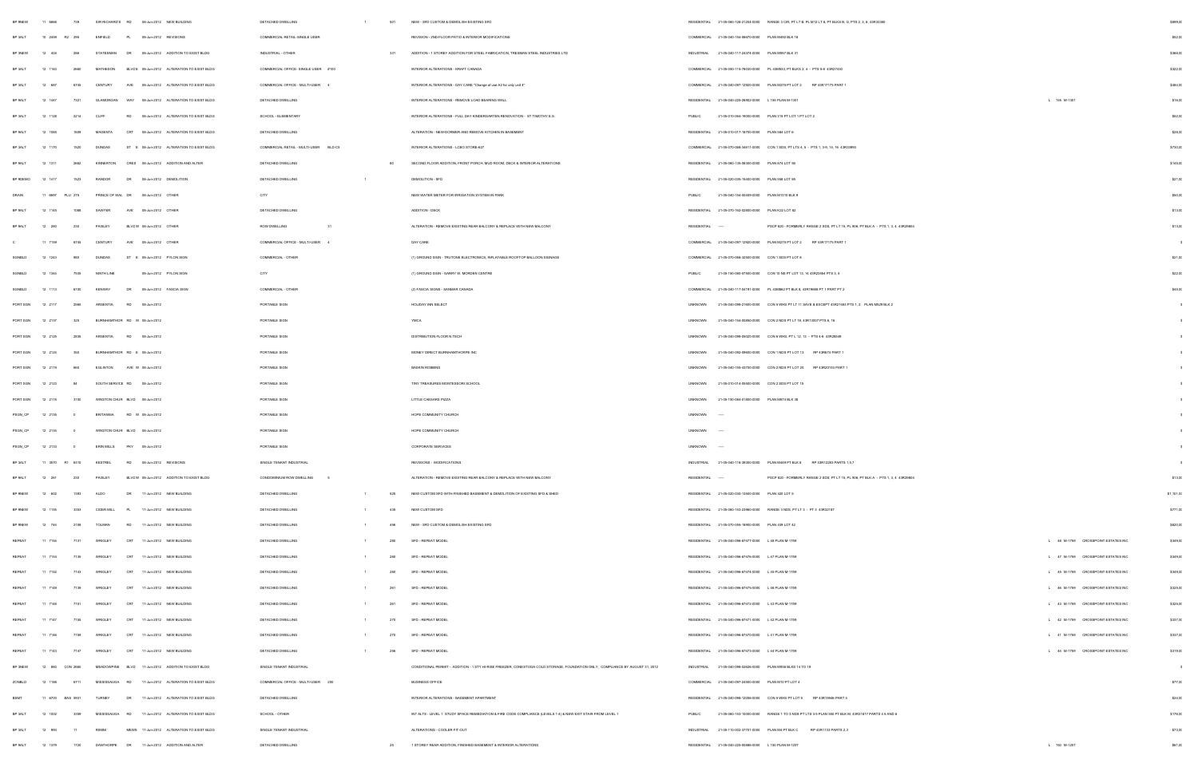| | | | | | | | | | | | | | | | | | |
|---|---|---|---|---|---|---|---|---|---|---|---|---|---|---|---|---|---|
| BP 9NEW | 11 5868 | 739 | SIR RICHARD'S | RD | 08-Jun-2012 | NEW BUILDING | DETACHED DWELLING | 1 | 507 | NEW - SFD CUSTOM & DEMOLISH EXISTING SFD | RESIDENTIAL | 21-05-060-126-21204-0000 | RANGE 3 CIR, PT LT B, PL M12 LT 8, PT BLKS B, G, PTS 2, 3, 8, 43R33380 | | | | $889,0 |
| BP 3ALT | 12 2459 R2 | 295 | ENFIELD | PL | 08-Jun-2012 | REVISIONS | COMMERCIAL RETAIL-SINGLE USER | | | REVISION - 2ND-FLOOR PATIO & INTERIOR MODIFICATIONS | COMMERCIAL | 21-05-040-154-08670-0000 | PLAN M492 BLK 16 | | | | $52,0 |
| BP 3NEW | 12 403 | 256 | STATESMAN | DR | 08-Jun-2012 | ADDITION TO EXIST BLDG | INDUSTRIAL - OTHER | | 331 | ADDITION - 1 STOREY ADDITION FOR STEEL FABRICATION, TRESMAN STEEL INDUSTRIES LTD | INDUSTRIAL | 21-05-040-117-24374-0000 | PLAN M957 BLK 31 | | | | $366,0 |
| BP 3ALT | 12 1163 | 2660 | MATHESON | BLVD E | 08-Jun-2012 | ALTERATION TO EXIST BLDG | COMMERCIAL OFFICE- SINGLE USER #100 | | | INTERIOR ALTERATIONS - KRAFT CANADA | COMMERCIAL | 21-05-050-115-78030-0000 | PL 43M533, PT BLKS 3, 4 - PTS 5-8 43R27430 | | | | $322,0 |
| BP 3ALT | 12 687 | 6155 | CENTURY | AVE | 08-Jun-2012 | ALTERATION TO EXIST BLDG | COMMERCIAL OFFICE - MULTI-USER 4 | | | INTERIOR ALTERATIONS - DAY CARE "Change of use A2 for only unit 4" | COMMERCIAL | 21-05-040-097-12920-0000 | PLAN M270 PT LOT 2 RP 43R17175 PART 1 | | | | $484,0 |
| BP 9ALT | 12 1447 | 7321 | GLAMORGAN | WAY | 08-Jun-2012 | ALTERATION TO EXIST BLDG | DETACHED DWELLING | | | INTERIOR ALTERATIONS - REMOVE LOAD BEARING WALL | RESIDENTIAL | 21-05-040-229-26952-0000 | L 156 PLAN M-1301 | L 156 M-1301 | | | $16,0 |
| BP 3ALT | 12 1128 | 2214 | CLIFF | RD | 08-Jun-2012 | ALTERATION TO EXIST BLDG | SCHOOL - ELEMENTARY | | | INTERIOR ALTERATIONS - FULL DAY KINDERGARTEN RENOVATION - ST TIMOTHY E.S. | PUBLIC | 21-05-070-064-19000-0000 | PLAN 375 PT LOT 1 PT LOT 2 | | | | $62,0 |
| BP 9ALT | 12 1065 | 1609 | MAGENTA | CRT | 08-Jun-2012 | ALTERATION TO EXIST BLDG | DETACHED DWELLING | | | ALTERATION - NEW DORMER AND REMOVE KITCHEN IN BASEMENT | RESIDENTIAL | 21-05-010-017-18700-0000 | PLAN 664 LOT 6 | | | | $26,0 |
| BP 3ALT | 12 1170 | 1520 | DUNDAS | ST E | 08-Jun-2012 | ALTERATION TO EXIST BLDG | COMMERCIAL RETAIL - MULTI-USER BLD-C5 | | | INTERIOR ALTERATIONS - LCBO STORE-627 | COMMERCIAL | 21-05-070-068-34617-0000 | CON 1 SDS, PT LTS 4, 5 - PTS 1, 3-5, 14, 16 43R32893 | | | | $730,0 |
| BP 9ALT | 12 1311 | 2682 | KINNERTON | CRES | 08-Jun-2012 | ADDITION AND ALTER | DETACHED DWELLING | | 60 | SECOND FLOOR ADDITION, FRONT PORCH, MUD ROOM, DECK & INTERIOR ALTERATIONS | RESIDENTIAL | 21-05-060-135-08300-0000 | PLAN 674 LOT 56 | | | | $149,0 |
| BP 9DEMO | 12 1417 | 1523 | RANDOR | DR | 08-Jun-2012 | DEMOLITION | DETACHED DWELLING | 1 | | DEMOLITION - SFD | RESIDENTIAL | 21-05-020-035-15400-0000 | PLAN 568 LOT 65 | | | | $27,0 |
| DRAIN | 11 6697 PLU 279 | | PRINCE OF WAL | DR | 08-Jun-2012 | OTHER | CITY | | | NEW WATER METER FOR IRRIGATION SYSTEM IN PARK | PUBLIC | 21-05-040-154-00009-0000 | PLAN M1010 BLK 8 | | | | $50,0 |
| BP 9ALT | 12 1145 | 1088 | SAWYER | AVE | 08-Jun-2012 | OTHER | DETACHED DWELLING | | | ADDITION - DECK | RESIDENTIAL | 21-05-070-162-02000-0000 | PLAN K22 LOT 82 | | | | $13,0 |
| BP 9ALT | 12 260 | 230 | PAISLEY | BLVD W | 08-Jun-2012 | OTHER | ROW DWELLING 31 | | | ALTERATION - REMOVE EXISTING REAR BALCONY & REPLACE WITH NEW BALCONY | RESIDENTIAL | ----- | PSCP 820 - FORMERLY RANGE 2 SDS, PT LT 15, PL 506, PT BLK A - PTS 1, 3, 4 43R25604 | | | | $15,0 |
| C | 11 7199 | 6155 | CENTURY | AVE | 08-Jun-2012 | OTHER | COMMERCIAL OFFICE - MULTI-USER 4 | | | DAY CARE | COMMERCIAL | 21-05-040-097-12920-0000 | PLAN M270 PT LOT 2 RP 43R17175 PART 1 | | | | $ |
| SGNBLD | 12 1243 | 950 | DUNDAS | ST E | 08-Jun-2012 | PYLON SIGN | COMMERCIAL - OTHER | | | (1) GROUND SIGN - TRUTONE ELECTRONICS, INFLATABLE ROOFTOP BALLOON SIGNAGE | COMMERCIAL | 21-05-070-068-32500-0000 | CON 1 SDS PT LOT 6 | | | | $21,0 |
| SGNBLD | 12 1344 | 7509 | NINTH LINE | | 08-Jun-2012 | PYLON SIGN | CITY | | | (1) GROUND SIGN - GARRY W. MORDEN CENTRE | PUBLIC | 21-05-150-080-07600-0000 | CON 10 NS PT LOT 13, 14 43R23594 PTS 3, 4 | | | | $22,0 |
| SGNBLD | 12 1113 | 6135 | KENWAY | DR | 08-Jun-2012 | FASCIA SIGN | COMMERCIAL - OTHER | | | (2) FASCIA SIGNS - SANMAR CANADA | COMMERCIAL | 21-05-040-117-04191-0000 | PL 43M862 PT BLK 9, 43R18688 PT 1 PART PT 2 | | | | $40,0 |
| PORT SGN | 12 2117 | 2565 | ARGENTIA | RD | 08-Jun-2012 | | PORTABLE SIGN | | | HOLIDAY INN SELECT | UNKNOWN | 21-05-040-098-21600-0000 | CON 6 WHS PT LT 11 SAVE & EXCEPT 43R21683 PTS 1, 2 PLAN M529 BLK 2 | | | | $ |
| PORT SGN | 12 2137 | 325 | BURNHAMTHOR | RD W | 08-Jun-2012 | | PORTABLE SIGN | | | YMCA | UNKNOWN | 21-05-040-154-05850-0000 | CON 2 NDS PT LT 16, 43R13007 PTS 6, 16 | | | | $ |
| PORT SGN | 12 2129 | 2835 | ARGENTIA | RD | 08-Jun-2012 | | PORTABLE SIGN | | | DISTRIBUTION FLOOR N TECH | UNKNOWN | 21-05-040-098-05020-0000 | CON 6 WHS, PT L 12, 13 - PTS 4-6 43R28049 | | | | $ |
| PORT SGN | 12 2126 | 350 | BURNHAMTHOR | RD E | 08-Jun-2012 | | PORTABLE SIGN | | | MONEY DIRECT BURNHAMTHORPE INC | UNKNOWN | 21-05-040-092-09600-0000 | CON 1 NDS PT LOT 13 RP 43R870 PART 1 | | | | $ |
| PORT SGN | 12 2119 | 660 | EGLINTON | AVE W | 08-Jun-2012 | | PORTABLE SIGN | | | BASKIN ROBBINS | UNKNOWN | 21-05-040-155-43700-0000 | CON 2 NDS PT LOT 20 RP 43R20703 PART 1 | | | | $ |
| PORT SGN | 12 2123 | 84 | SOUTH SERVICE | RD | 08-Jun-2012 | | PORTABLE SIGN | | | TINY TREASURES MONTESSORI SCHOOL | UNKNOWN | 21-05-010-014-05600-0000 | CON 2 SDS PT LOT 15 | | | | $ |
| PORT SGN | 12 2116 | 3100 | WINSTON CHUR | BLVD | 08-Jun-2012 | | PORTABLE SIGN | | | LITTLE CAESARS PIZZA | UNKNOWN | 21-05-150-084-01000-0000 | PLAN M674 BLK 38 | | | | $ |
| PSGN_CP | 12 2135 | 0 | BRITANNIA | RD W | 08-Jun-2012 | | PORTABLE SIGN | | | HOPE COMMUNITY CHURCH | UNKNOWN | ----- | | | | | $ |
| PSGN_CP | 12 2136 | 0 | WINSTON CHUR | BLVD | 08-Jun-2012 | | PORTABLE SIGN | | | HOPE COMMUNITY CHURCH | UNKNOWN | ----- | | | | | $ |
| PSGN_CP | 12 2133 | 0 | ERIN MILLS | PKY | 08-Jun-2012 | | PORTABLE SIGN | | | CORPORATE SERVICES | UNKNOWN | ----- | | | | | $ |
| BP 3ALT | 11 3570 R1 | 6310 | KESTREL | RD | 08-Jun-2012 | REVISIONS | SINGLE TENANT INDUSTRIAL | | | REVISIONS - MODIFICATIONS | INDUSTRIAL | 21-05-040-116-29300-0000 | PLAN M448 PT BLK 8 RP 43R12283 PARTS 1,5,7 | | | | $ |
| BP 9ALT | 12 261 | 230 | PAISLEY | BLVD W | 08-Jun-2012 | ADDITION TO EXIST BLDG | CONDOMINIUM ROW DWELLING 6 | | | ALTERATION - REMOVE EXISTING REAR BALCONY & REPLACE WITH NEW BALCONY | RESIDENTIAL | ----- | PSCP 820 - FORMERLY RANGE 2 SDS, PT LT 15, PL 506, PT BLK A - PTS 1, 3, 4 43R25604 | | | | $13,0 |
| BP 9NEW | 12 602 | 1393 | ALDO | DR | 11-Jun-2012 | NEW BUILDING | DETACHED DWELLING | 1 | 625 | NEW CUSTOM SFD WITH FINISHED BASEMENT & DEMOLITION OF EXISTING SFD & SHED | RESIDENTIAL | 21-05-020-030-13500-0000 | PLAN 420 LOT 9 | | | | $1,101,0 |
| BP 9NEW | 12 1155 | 3353 | CEDER MILL | PL | 11-Jun-2012 | NEW BUILDING | DETACHED DWELLING | 1 | 435 | NEW CUSTOM SFD | RESIDENTIAL | 21-05-060-143-23960-0000 | RANGE 3 NDS, PT LT 3 - PT 3 43R32787 | | | | $771,0 |
| BP 9NEW | 12 744 | 2158 | TOLMAN | RD | 11-Jun-2012 | NEW BUILDING | DETACHED DWELLING | 1 | 456 | NEW - SFD CUSTOM & DEMOLISH EXISTING SFD | RESIDENTIAL | 21-05-070-056-16900-0000 | PLAN 439 LOT 42 | | | | $820,0 |
| REPEAT | 11 7184 | 7131 | WRIGLEY | CRT | 11-Jun-2012 | NEW BUILDING | DETACHED DWELLING | 1 | 280 | SFD - REPEAT MODEL | RESIDENTIAL | 21-05-040-096-87477-0000 | L 48 PLAN M-1799 | L 48 M-1799 | CROSSPOINT ESTATES INC | | $349,0 |
| REPEAT | 11 7155 | 7135 | WRIGLEY | CRT | 11-Jun-2012 | NEW BUILDING | DETACHED DWELLING | 1 | 280 | SFD - REPEAT MODEL | RESIDENTIAL | 21-05-040-096-87476-0000 | L 47 PLAN M-1799 | L 47 M-1799 | CROSSPOINT ESTATES INC | | $349,0 |
| REPEAT | 11 7152 | 7143 | WRIGLEY | CRT | 11-Jun-2012 | NEW BUILDING | DETACHED DWELLING | 1 | 280 | SFD - REPEAT MODEL | RESIDENTIAL | 21-05-040-096-87474-0000 | L 45 PLAN M-1799 | L 45 M-1799 | CROSSPOINT ESTATES INC | | $349,0 |
| REPEAT | 11 7149 | 7139 | WRIGLEY | CRT | 11-Jun-2012 | NEW BUILDING | DETACHED DWELLING | 1 | 261 | SFD - REPEAT MODEL | RESIDENTIAL | 21-05-040-096-87475-0000 | L 46 PLAN M-1799 | L 46 M-1799 | CROSSPOINT ESTATES INC | | $325,0 |
| REPEAT | 11 7148 | 7151 | WRIGLEY | CRT | 11-Jun-2012 | NEW BUILDING | DETACHED DWELLING | 1 | 261 | SFD - REPEAT MODEL | RESIDENTIAL | 21-05-040-096-87472-0000 | L 43 PLAN M-1799 | L 43 M-1799 | CROSSPOINT ESTATES INC | | $325,0 |
| REPEAT | 11 7147 | 7155 | WRIGLEY | CRT | 11-Jun-2012 | NEW BUILDING | DETACHED DWELLING | 1 | 270 | SFD - REPEAT MODEL | RESIDENTIAL | 21-05-040-096-87471-0000 | L 42 PLAN M-1799 | L 42 M-1799 | CROSSPOINT ESTATES INC | | $337,0 |
| REPEAT | 11 7146 | 7159 | WRIGLEY | CRT | 11-Jun-2012 | NEW BUILDING | DETACHED DWELLING | 1 | 270 | SFD - REPEAT MODEL | RESIDENTIAL | 21-05-040-096-87470-0000 | L 41 PLAN M-1799 | L 41 M-1799 | CROSSPOINT ESTATES INC | | $337,0 |
| REPEAT | 11 7143 | 7147 | WRIGLEY | CRT | 11-Jun-2012 | NEW BUILDING | DETACHED DWELLING | 1 | 256 | SFD - REPEAT MODEL | RESIDENTIAL | 21-05-040-096-87473-0000 | L 44 PLAN M-1799 | L 44 M-1799 | CROSSPOINT ESTATES INC | | $319,0 |
| BP 3NEW | 12 860 CON 2060 | | MEADOWPINE | BLVD | 11-Jun-2012 | ADDITION TO EXIST BLDG | SINGLE TENANT INDUSTRIAL | | | CONDITIONAL PERMIT - ADDITION - 1 STY HI-RISE FREEZER, CONESTOGA COLD STORAGE, FOUNDATION ONLY, COMPLIANCE BY AUGUST 31, 2012 | INDUSTRIAL | 21-05-040-098-02626-0000 | PLAN M858 BLKS 14 TO 19 | | | | $ |
| ZONBLD | 12 1188 | 6711 | MISSISSAUGA | RD | 11-Jun-2012 | ALTERATION TO EXIST BLDG | COMMERCIAL OFFICE - MULTI-USER 200 | | | BUSINESS OFFICE | COMMERCIAL | 21-05-040-097-24500-0000 | PLAN M10 PT LOT 4 | | | | $77,0 |
| BSMT | 11 6700 BAS 6501 | | TURNEY | DR | 11-Jun-2012 | ALTERATION TO EXIST BLDG | DETACHED DWELLING | | | INTERIOR ALTERATIONS - BASEMENT APARTMENT | RESIDENTIAL | 21-05-040-098-12056-0000 | CON 5 WHS PT LOT 5 RP 43R19946 PART 4 | | | | $24,0 |
| BP 3ALT | 12 1032 | 3359 | MISSISSAUGA | RD | 11-Jun-2012 | ALTERATION TO EXIST BLDG | SCHOOL - OTHER | | | INT ALTS - LEVEL 1: STUDY SPACE REMEDIATION & FIRE CODE COMPLIANCE (LEVELS 1-4) & NEW EXIT STAIR FROM LEVEL 1 | PUBLIC | 21-05-060-143-10000-0000 | RANGE 1 TO 3 NDS PT LTS 3-5 PLAN 550 PT BLK M, 43R21817 PARTS 4-5 AND 8 | | | | $176,0 |
| BP 3ALT | 12 995 | 11 | RIMINI | MEWS | 11-Jun-2012 | ALTERATION TO EXIST BLDG | SINGLE TENANT INDUSTRIAL | | | ALTERATIONS - COOLER FIT-OUT | INDUSTRIAL | 21-05-110-002-37701-0000 | PLAN 934 PT BLK C RP 43R1133 PARTS 2,3 | | | | $73,0 |
| BP 9ALT | 12 1379 | 1720 | DAWTHORPE | DR | 11-Jun-2012 | ADDITION AND ALTER | DETACHED DWELLING | | 25 | 1 STOREY REAR ADDITION, FINISHED BASEMENT & INTERIOR ALTERATIONS | RESIDENTIAL | 21-05-040-229-00686-0000 | L 190 PLAN M-1207 | L 190 M-1207 | | | $67,0 |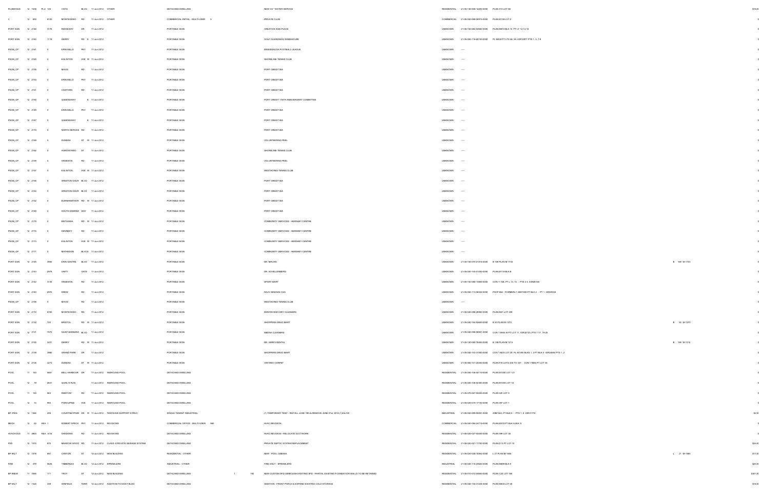| | | | | | | | | | | | | | | | | |
|---|---|---|---|---|---|---|---|---|---|---|---|---|---|---|---|---|
| PLUMHOUS | 12 1658 | PLU 120 | VISTA | BLVD | 11-Jun-2012 | OTHER | DETACHED DWELLING | | | NEW 3/4" WATER SERVICE | RESIDENTIAL | 21-05-130-008-12200-0000 | PLAN 513 LOT 88 | | | $16,0 |
| C | 12 830 | 6120 | MONTEVIDEO | RD | 11-Jun-2012 | OTHER | COMMERCIAL RETAIL - MULTI-USER | 9 | | PRIVATE CLUB | COMMERCIAL | 21-05-040-098-26915-0000 | PLAN M138 LOT 2 | | | $ |
| PORT SGN | 12 2146 | 3176 | RIDGEWAY | DR | 11-Jun-2012 | | PORTABLE SIGN | | | CREATIVE KIDS PLACE | UNKNOWN | 21-05-150-084-02600-0000 | PLAN M674 BLK 13 PT LT 12-14,16 | | | $ |
| PORT SGN | 12 2144 | 1119 | DERRY | RD E | 11-Jun-2012 | | PORTABLE SIGN | | | GOLF CLEARANCE WAREHOUSE | UNKNOWN | 21-05-050-116-65100-0000 | PL M439 PT LTS 98, 99, 43R12977 PTS 1, 3, 7-9 | | | $ |
| PSGN_CP | 12 2161 | 0 | ERIN MILLS | PKY | 11-Jun-2012 | | PORTABLE SIGN | | | MISSISSAUGA FOOTBALL LEAGUE | UNKNOWN | ----- | | | | $ |
| PSGN_CP | 12 2160 | 0 | EGLINTON | AVE W | 11-Jun-2012 | | PORTABLE SIGN | | | SHORELINE TENNIS CLUB | UNKNOWN | ----- | | | | $ |
| PSGN_CP | 12 2155 | 0 | MAVIS | RD | 11-Jun-2012 | | PORTABLE SIGN | | | PORT CREDIT BIA | UNKNOWN | ----- | | | | $ |
| PSGN_CP | 12 2153 | 0 | ERIN MILLS | PKY | 11-Jun-2012 | | PORTABLE SIGN | | | PORT CREDIT BIA | UNKNOWN | ----- | | | | $ |
| PSGN_CP | 12 2151 | 0 | CAWTHRA | RD | 11-Jun-2012 | | PORTABLE SIGN | | | PORT CREDIT BIA | UNKNOWN | ----- | | | | $ |
| PSGN_CP | 12 2150 | 0 | QUEENSWAY | E | 11-Jun-2012 | | PORTABLE SIGN | | | PORT CREDIT 175TH ANNIVERSARY COMMITTEE | UNKNOWN | ----- | | | | $ |
| PSGN_CP | 12 2149 | 0 | ERIN MILLS | PKY | 11-Jun-2012 | | PORTABLE SIGN | | | PORT CREDIT BIA | UNKNOWN | ----- | | | | $ |
| PSGN_CP | 12 2147 | 0 | QUEENSWAY | E | 11-Jun-2012 | | PORTABLE SIGN | | | PORT CREDIT BIA | UNKNOWN | ----- | | | | $ |
| PSGN_CP | 12 2170 | 0 | NORTH SERVICE | RD | 11-Jun-2012 | | PORTABLE SIGN | | | PORT CREDIT BIA | UNKNOWN | ----- | | | | $ |
| PSGN_CP | 12 2169 | 0 | DUNDAS | ST W | 11-Jun-2012 | | PORTABLE SIGN | | | VOLUNTEERING PEEL | UNKNOWN | ----- | | | | $ |
| PSGN_CP | 12 2162 | 0 | HURONTARIO | ST | 11-Jun-2012 | | PORTABLE SIGN | | | SHORELINE TENNIS CLUB | UNKNOWN | ----- | | | | $ |
| PSGN_CP | 12 2159 | 0 | ARGENTIA | RD | 11-Jun-2012 | | PORTABLE SIGN | | | VOLUNTEERING PEEL | UNKNOWN | ----- | | | | $ |
| PSGN_CP | 12 2157 | 0 | EGLINTON | AVE W | 11-Jun-2012 | | PORTABLE SIGN | | | WESTACRES TENNIS CLUB | UNKNOWN | ----- | | | | $ |
| PSGN_CP | 12 2156 | 0 | WINSTON CHUR | BLVD | 11-Jun-2012 | | PORTABLE SIGN | | | PORT CREDIT BIA | UNKNOWN | ----- | | | | $ |
| PSGN_CP | 12 2154 | 0 | WINSTON CHUR | BLVD | 11-Jun-2012 | | PORTABLE SIGN | | | PORT CREDIT BIA | UNKNOWN | ----- | | | | $ |
| PSGN_CP | 12 2152 | 0 | BURNHAMTHOR | RD W | 11-Jun-2012 | | PORTABLE SIGN | | | PORT CREDIT BIA | UNKNOWN | ----- | | | | $ |
| PSGN_CP | 12 2148 | 0 | SOUTH SHERID | WAY | 11-Jun-2012 | | PORTABLE SIGN | | | PORT CREDIT BIA | UNKNOWN | ----- | | | | $ |
| PSGN_CP | 12 2175 | 0 | BRITANNIA | RD W | 11-Jun-2012 | | PORTABLE SIGN | | | COMMUNITY SERVICES - HERSHEY CENTRE | UNKNOWN | ----- | | | | $ |
| PSGN_CP | 12 2174 | 0 | KENNEDY | RD | 11-Jun-2012 | | PORTABLE SIGN | | | COMMUNITY SERVICES - HERSHEY CENTRE | UNKNOWN | ----- | | | | $ |
| PSGN_CP | 12 2173 | 0 | EGLINTON | AVE W | 11-Jun-2012 | | PORTABLE SIGN | | | COMMUNITY SERVICES - HERSHEY CENTRE | UNKNOWN | ----- | | | | $ |
| PSGN_CP | 12 2177 | 0 | MATHESON | BLVD E | 11-Jun-2012 | | PORTABLE SIGN | | | COMMUNITY SERVICES - HERSHEY CENTRE | UNKNOWN | ----- | | | | $ |
| PORT SGN | 12 2145 | 3986 | ERIN CENTRE | BLVD | 11-Jun-2012 | | PORTABLE SIGN | | | DR. MIRJAN | UNKNOWN | 21-05-150-070-21618-0000 | B 168 PLAN M-1733 | B | 168 M-1733 | $ |
| PORT SGN | 12 2143 | 2976 | UNITY | GATE | 11-Jun-2012 | | PORTABLE SIGN | | | DR. SCHELLENBERG | UNKNOWN | 21-05-040-145-01000-0000 | PLAN M1118 BLK B | | | $ |
| PORT SGN | 12 2142 | 3135 | ARGENTIA | RD | 11-Jun-2012 | | PORTABLE SIGN | | | SPORT MART | UNKNOWN | 21-05-150-080-13800-0000 | CON 11 NS, PT L 13, 14 - PTS 2-4 43R29108 | | | $ |
| PORT SGN | 12 2140 | 2970 | DREW | RD | 11-Jun-2012 | | PORTABLE SIGN | | | RAJIV MADAAN CGA | UNKNOWN | 21-05-050-113-06502-0000 | PSCP 884 - FORMERLY 43M1593 PT BLK 2 - PT 1 43R29336 | | | $ |
| PSGN_CP | 12 2158 | 0 | MAVIS | RD | 11-Jun-2012 | | PORTABLE SIGN | | | WESTACRES TENNIS CLUB | UNKNOWN | ----- | | | | $ |
| PORT SGN | 12 2172 | 6780 | MONTEVIDEO | RD | 11-Jun-2012 | | PORTABLE SIGN | | | MONTEVIDEO DRY CLEANERS | UNKNOWN | 21-05-040-098-28900-0000 | PLAN 921 LOT 239 | | | $ |
| PORT SGN | 12 2132 | 720 | BRISTOL | RD W | 11-Jun-2012 | | PORTABLE SIGN | | | SHOPPERS DRUG MART | UNKNOWN | 21-05-040-164-53600-0000 | B 30 PLAN M-1370 | B | 30 M-1370 | $ |
| PORT SGN | 12 2137 | 7070 | SAINT BARBARA | BLVD | 11-Jun-2012 | | PORTABLE SIGN | | | SIENA CLEANERS | UNKNOWN | 21-05-040-098-56501-0000 | CON 1 WHS W PT LOT 11, 43R32120, PTS 1-17, 19-25 | | | $ |
| PORT SGN | 12 2130 | 3221 | DERRY | RD W | 11-Jun-2012 | | PORTABLE SIGN | | | DR. GIRI'S DENTAL | UNKNOWN | 21-05-150-080-76600-0000 | B 159 PLAN M-1214 | B | 159 M-1214 | $ |
| PORT SGN | 12 2139 | 3980 | GRAND PARK | DR | 11-Jun-2012 | | PORTABLE SIGN | | | SHOPPERS DRUG MART | UNKNOWN | 21-05-040-143-31800-0000 | CON 1 NDS LOT 20 PL M1493 BLKS 1, 2 PT BLK 4 43R24884 PTS 1, 2 | | | $ |
| PORT SGN | 12 2138 | 2273 | DUNDAS | ST W | 11-Jun-2012 | | PORTABLE SIGN | | | ONTARIO CARPET | UNKNOWN | 21-05-060-141-20400-0000 | PLAN 976 LOTS 335 TO 337 CON 1 NDS PT LOT 35 | | | $ |
| POOL | 11 163 | 6687 | BELL HARBOUR | DR | 11-Jun-2012 | INGROUND POOL | DETACHED DWELLING | | | | RESIDENTIAL | 21-05-040-108-50110-0000 | PLAN M1000 LOT 121 | | | $ |
| POOL | 12 19 | 2841 | QUAIL'S RUN | | 11-Jun-2012 | INGROUND POOL | DETACHED DWELLING | | | | RESIDENTIAL | 21-05-040-108-52363-0000 | PLAN M1033 LOT 18 | | | $ |
| POOL | 11 150 | 963 | RIMOTON | RD | 11-Jun-2012 | INGROUND POOL | DETACHED DWELLING | | | | RESIDENTIAL | 21-05-070-057-04200-0000 | PLAN 520 LOT 9 | | | $ |
| POOL | 12 14 | 993 | PORCUPINE | AVE | 11-Jun-2012 | INGROUND POOL | DETACHED DWELLING | | | | RESIDENTIAL | 21-05-020-019-17700-0000 | PLAN 387 LOT 1 | | | $ |
| BP 3TEN | 12 1366 | 209 | COURTNEYPARK | DR W | 11-Jun-2012 | TENTS/AIR SUPPORT STRUC | SINGLE TENANT INDUSTRIAL | | | (1) TEMPORARY TENT - INSTALL JUNE 19th & REMOVE JUNE 21st, 2012 (1)40x100 | INDUSTRIAL | 21-05-040-099-55051-0000 | 43M1944, PT BLK 5 - PTS 1, 5 43R31774 | | | $2,0 |
| MECH | 12 30 | HEA 1 | ROBERT SPECK | PKY | 11-Jun-2012 | REVISIONS | COMMERCIAL OFFICE - MULTI-USER | 900 | | HVAC REVISION | COMMERCIAL | 21-05-040-094-24710-0000 | PLAN M270 PT BLK A,BLK S | | | $ |
| HVACHOUS | 11 4900 | HEA 1416 | SHADOWA | RD | 11-Jun-2012 | REVISIONS | DETACHED DWELLING | | | HVAC REVISION - RELOCATE DUCTWORK | RESIDENTIAL | 21-05-020-027-03400-0000 | PLAN 599 LOT 38 | | | $ |
| PSS | 12 1415 | 875 | MEADOW WOOD | RD | 11-Jun-2012 | CLASS 4 PRIVATE SEWAGE SYSTEM | DETACHED DWELLING | | | PRIVATE SEPTIC SYSTEM REPLACEMENT | RESIDENTIAL | 21-05-020-021-11700-0000 | PLAN D13 PT LOT 15 | | | $34,0 |
| BP 9ALT | 12 1078 | 897 | CANYON | ST | 12-Jun-2012 | NEW BUILDING | RESIDENTIAL - OTHER | | | NEW - POOL CABANA | RESIDENTIAL | 21-05-020-026-10842-0000 | L 21 PLAN M-1565 | L | 21 M-1565 | $17,0 |
| FIRE | 12 479 | 5625 | TIMBERLEA | BLVD | 12-Jun-2012 | SPRINKLERS | INDUSTRIAL - OTHER | | | FIRE ONLY - SPRINKLERS | INDUSTRIAL | 21-05-040-116-23420-0000 | PLAN M699 BLK 9 | | | $20,0 |
| BP 9NEW | 11 7066 | 171 | TROY | ST | 12-Jun-2012 | NEW BUILDING | DETACHED DWELLING | 1 | 192 | NEW CUSTOM SFD/ DEMOLISH EXISTING SFD - PARTIAL EXISTING FOUNDATION WALLS TO BE RETAINED | RESIDENTIAL | 21-05-070-070-04600-0000 | PLAN C20 LOT 186 | | | $301,0 |
| BP 9ALT | 12 1320 | 339 | WINFIELD | TERR | 12-Jun-2012 | ADDITION TO EXIST BLDG | DETACHED DWELLING | | | ADDITION - FRONT PORCH & EXPAND EXISTING COLD STORAGE | RESIDENTIAL | 21-05-040-156-41224-0000 | PLAN M635 LOT 40 | | | $16,0 |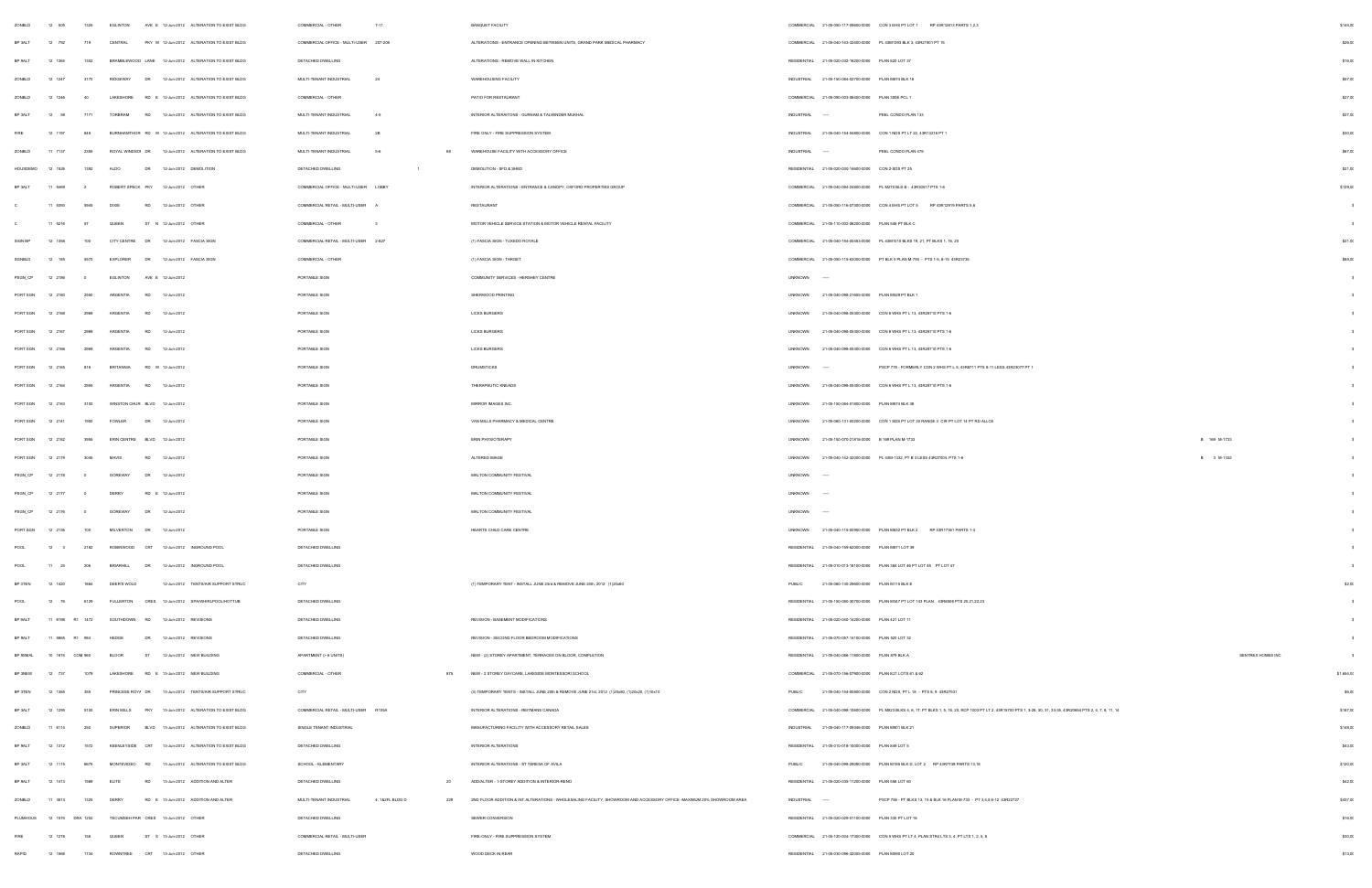| | | | | | | | | | | | | | | | | | |
|---|---|---|---|---|---|---|---|---|---|---|---|---|---|---|---|---|---|
| ZONBLD | 12 505 | 1320 | EGLINTON | AVE E | 12-Jun-2012 | ALTERATION TO EXIST BLDG | COMMERCIAL - OTHER | 7-11 | | BANQUET FACILITY | COMMERCIAL | 21-05-040-117-05600-0000 | CON 3 SHS PT LOT 1 RP 43R12413 PARTS 1,2,3 | | | | $144,00 |
| BP 3ALT | 12 792 | 718 | CENTRAL | PKY W | 12-Jun-2012 | ALTERATION TO EXIST BLDG | COMMERCIAL OFFICE - MULTI-USER | 207-208 | | ALTERATIONS - ENTRANCE OPENING BETWEEN UNITS, GRAND PARK MEDICAL PHARMACY | COMMERCIAL | 21-05-040-143-32000-0000 | PL 43M1295 BLK 3, 43R27601 PT 15 | | | | $26,00 |
| BP 9ALT | 12 1366 | 1302 | BRAMBLEWOOD | LANE | 12-Jun-2012 | ALTERATION TO EXIST BLDG | DETACHED DWELLING | | | ALTERATIONS - REMOVE WALL IN KITCHEN | RESIDENTIAL | 21-05-020-032-16200-0000 | PLAN 920 LOT 37 | | | | $16,00 |
| ZONBLD | 12 1247 | 2170 | RIDGEWAY | DR | 12-Jun-2012 | ALTERATION TO EXIST BLDG | MULTI-TENANT INDUSTRIAL | 24 | | WAREHOUSING FACILITY | INDUSTRIAL | 21-05-150-084-02750-0000 | PLAN M674 BLK 18 | | | | $67,00 |
| ZONBLD | 12 1246 | 40 | LAKESHORE | RD E | 12-Jun-2012 | ALTERATION TO EXIST BLDG | COMMERCIAL - OTHER | | | PATIO FOR RESTAURANT | COMMERCIAL | 21-05-090-003-06600-0000 | PLAN 300E PCL 1 | | | | $27,00 |
| BP 3ALT | 12 58 | 7171 | TORBRAM | RD | 12-Jun-2012 | ALTERATION TO EXIST BLDG | MULTI-TENANT INDUSTRIAL | 4-9 | | INTERIOR ALTERATIONS - GURNAM & TALWINDER MUKHAL | INDUSTRIAL | ---- | PEEL CONDO PLAN 133 | | | | $27,00 |
| FIRE | 12 1197 | 848 | BURNHAMTHORPE | RD W | 12-Jun-2012 | ALTERATION TO EXIST BLDG | MULTI-TENANT INDUSTRIAL | 2B | | FIRE ONLY - FIRE SUPPRESSION SYSTEM | INDUSTRIAL | 21-05-040-154-54400-0000 | CON 1 NDS PT LT 22, 43R13316 PT 1 | | | | $30,00 |
| ZONBLD | 11 7137 | 2359 | ROYAL WINDSOR | DR | 12-Jun-2012 | ALTERATION TO EXIST BLDG | MULTI-TENANT INDUSTRIAL | 5-6 | 60 | WAREHOUSE FACILITY WITH ACCESSORY OFFICE | INDUSTRIAL | ---- | PEEL CONDO PLAN 475 | | | | $67,00 |
| HOUSDEMO | 12 1526 | 1392 | ALDO | DR | 12-Jun-2012 | DEMOLITION | DETACHED DWELLING | | 1 | DEMOLITION - SFD & SHED | RESIDENTIAL | 21-05-020-035-14460-0000 | CON 2-SDS PT 25 | | | | $21,00 |
| BP 3ALT | 11 5698 | 2 | ROBERT SPECK | PKY | 12-Jun-2012 | OTHER | COMMERCIAL OFFICE - MULTI-USER | LOBBY | | INTERIOR ALTERATIONS - ENTRANCE & CANOPY, OXFORD PROPERTIES GROUP | COMMERCIAL | 21-05-040-094-04000-0000 | PL M270 BLK B - 43R30017 PTS 1-6 | | | | $129,00 |
| C | 11 5050 | 5965 | DIXIE | RD | 12-Jun-2012 | OTHER | COMMERCIAL RETAIL - MULTI-USER | A | | RESTAURANT | COMMERCIAL | 21-05-050-116-07300-0000 | CON 4 EHS PT LOT 5 RP 43R12919 PARTS 5,6 | | | | $ |
| C | 11 5216 | 97 | QUEEN | ST N | 12-Jun-2012 | OTHER | COMMERCIAL - OTHER | 3 | | MOTOR VEHICLE SERVICE STATION & MOTOR VEHICLE RENTAL FACILITY | COMMERCIAL | 21-05-110-002-06200-0000 | PLAN 348 PT BLK C | | | | $ |
| SGN BP | 12 1356 | 100 | CITY CENTRE | DR | 12-Jun-2012 | FASCIA SIGN | COMMERCIAL RETAIL - MULTI-USER | 2-827 | | (1) FASCIA SIGN - TUXEDO ROYALE | COMMERCIAL | 21-05-040-154-00450-0000 | PL 43M1010 BLKS 19, 21, PT BLKS 1, 16, 20 | | | | $21,00 |
| ZONBLD | 12 165 | 5570 | EXPLORER | DR | 12-Jun-2012 | FASCIA SIGN | COMMERCIAL - OTHER | | | (1) FASCIA SIGN - TARGET | COMMERCIAL | 21-05-050-115-63000-0000 | PT BLK 5 PLAN M-795 - PTS 1-6, 8-15 43R23736 | | | | $69,00 |
| PSGN_CP | 12 2198 | 0 | EGLINTON | AVE E | 12-Jun-2012 | | PORTABLE SIGN | | | COMMUNITY SERVICES - HERSHEY CENTRE | UNKNOWN | ---- | | | | | $ |
| PORT SGN | 12 2160 | 2560 | ARGENTIA | RD | 12-Jun-2012 | | PORTABLE SIGN | | | SHERWOOD PRINTING | UNKNOWN | 21-05-040-098-21605-0000 | PLAN M529 PT BLK 1 | | | | $ |
| PORT SGN | 12 2168 | 2980 | ARGENTIA | RD | 12-Jun-2012 | | PORTABLE SIGN | | | LICKS BURGERS | UNKNOWN | 21-05-040-098-05000-0000 | CON 6 WHS PT L 13, 43R29710 PTS 1-6 | | | | $ |
| PORT SGN | 12 2167 | 2980 | ARGENTIA | RD | 12-Jun-2012 | | PORTABLE SIGN | | | LICKS BURGERS | UNKNOWN | 21-05-040-098-05000-0000 | CON 6 WHS PT L 13, 43R29710 PTS 1-6 | | | | $ |
| PORT SGN | 12 2166 | 2980 | ARGENTIA | RD | 12-Jun-2012 | | PORTABLE SIGN | | | LICKS BURGERS | UNKNOWN | 21-05-040-098-05000-0000 | CON 6 WHS PT L 13, 43R29710 PTS 1-6 | | | | $ |
| PORT SGN | 12 2165 | 816 | BRITANNIA | RD W | 12-Jun-2012 | | PORTABLE SIGN | | | DRUMSTICKS | UNKNOWN | ---- | PSCP 779 - FORMERLY CON 2 WHS PT L 5, 43R8711 PTS 8-11 LESS 43R23077 PT 1 | | | | $ |
| PORT SGN | 12 2164 | 2995 | ARGENTIA | RD | 12-Jun-2012 | | PORTABLE SIGN | | | THERAPEUTIC KNEADS | UNKNOWN | 21-05-040-098-05000-0000 | CON 6 WHS PT L 13, 43R29710 PTS 1-6 | | | | $ |
| PORT SGN | 12 2163 | 3150 | WINSTON CHUR | BLVD | 12-Jun-2012 | | PORTABLE SIGN | | | MIRROR IMAGES INC. | UNKNOWN | 21-05-150-084-01800-0000 | PLAN M674 BLK 38 | | | | $ |
| PORT SGN | 12 2141 | 1900 | FOWLER | DR | 12-Jun-2012 | | PORTABLE SIGN | | | VAN MILLS PHARMACY & MEDICAL CENTRE | UNKNOWN | 21-05-060-131-00200-0000 | CON 1 SDS PT LOT 33 RANGE 3 CIR PT LOT 14 PT RD ALLCE | | | | $ |
| PORT SGN | 12 2162 | 3955 | ERIN CENTRE | BLVD | 12-Jun-2012 | | PORTABLE SIGN | | | ERIN PHYSIOTHERAPY | UNKNOWN | 21-05-150-070-21919-0000 | B 169 PLAN M-1733 | B 169 M-1733 | | | $ |
| PORT SGN | 12 2179 | 3045 | MAVIS | RD | 12-Jun-2012 | | PORTABLE SIGN | | | ALTERED IMAGE | UNKNOWN | 21-05-040-162-32000-0000 | PL 43M-1332, PT B 3 LESS 43R27004, PTS 1-8 | B 3 M-1332 | | | $ |
| PSGN_CP | 12 2178 | 0 | GOREWAY | DR | 12-Jun-2012 | | PORTABLE SIGN | | | MALTON COMMUNITY FESTIVAL | UNKNOWN | ---- | | | | | $ |
| PSGN_CP | 12 2177 | 0 | DERRY | RD E | 12-Jun-2012 | | PORTABLE SIGN | | | MALTON COMMUNITY FESTIVAL | UNKNOWN | ---- | | | | | $ |
| PSGN_CP | 12 2176 | 0 | GOREWAY | DR | 12-Jun-2012 | | PORTABLE SIGN | | | MALTON COMMUNITY FESTIVAL | UNKNOWN | ---- | | | | | $ |
| PORT SGN | 12 2136 | 100 | MILVERTON | DR | 12-Jun-2012 | | PORTABLE SIGN | | | HEARTS CHILD CARE CENTRE | UNKNOWN | 21-05-040-115-00950-0000 | PLAN M832 PT BLK 2 RP 43R17361 PARTS 1-3 | | | | $ |
| POOL | 12 3 | 2182 | ROBINWOOD | CRT | 12-Jun-2012 | INGROUND POOL | DETACHED DWELLING | | | | RESIDENTIAL | 21-05-040-169-62000-0000 | PLAN M871 LOT 39 | | | | $ |
| POOL | 11 20 | 206 | BRIARHILL | DR | 12-Jun-2012 | INGROUND POOL | DETACHED DWELLING | | | | RESIDENTIAL | 21-05-010-013-16100-0000 | PLAN 384 LOT 46 PT LOT 45 PT LOT 47 | | | | $ |
| BP 3TEN | 12 1620 | 1984 | DEER'S WOLD | | 12-Jun-2012 | TENT/AIR SUPPORT STRUC | CITY | | | (1) TEMPORARY TENT - INSTALL JUNE 23rd & REMOVE JUNE 24th, 2012 (1)20x40 | PUBLIC | 21-05-060-130-29400-0000 | PLAN M115 BLK 8 | | | | $2,00 |
| POOL | 12 16 | 6129 | FULLERTON | CRES | 12-Jun-2012 | SPA/WHIRLPOOL/HOTTUB | DETACHED DWELLING | | | | RESIDENTIAL | 21-05-150-080-30750-0000 | PLAN M347 PT LOT 143 PLAN 43R8606 PTS 20,21,22,23 | | | | $ |
| BP 9ALT | 11 6106 R7 | 1472 | SOUTHDOWN | RD | 12-Jun-2012 | REVISIONS | DETACHED DWELLING | | | REVISION - BASEMENT MODIFICATIONS | RESIDENTIAL | 21-05-020-040-14200-0000 | PLAN 421 LOT 11 | | | | $ |
| BP 9ALT | 11 5865 R1 | 964 | HEDGE | DR | 12-Jun-2012 | REVISIONS | DETACHED DWELLING | | | REVISION - SECOND FLOOR BEDROOM MODIFICATIONS | RESIDENTIAL | 21-05-070-057-14150-0000 | PLAN 920 LOT 32 | | | | $ |
| BP 9NMAL | 10 1676 COM | 960 | BLOOR | ST | 12-Jun-2012 | NEW BUILDING | APARTMENT (> 6 UNITS) | | | NEW - (2) STOREY APARTMENT, TERRACES ON BLOOR, COMPLETION | RESIDENTIAL | 21-05-040-086-11800-0000 | PLAN 679 BLK A | | SENTRES HOMES INC | | $ |
| BP 3NEW | 12 737 | 1079 | LAKESHORE | RD E | 13-Jun-2012 | NEW BUILDING | COMMERCIAL - OTHER | | 875 | NEW - 2 STOREY DAYCARE, LAKESIDE MONTESSORI SCHOOL | COMMERCIAL | 21-05-070-156-07900-0000 | PLAN E27 LOTS 61 & 62 | | | | $1,664,00 |
| BP 3TEN | 12 1365 | 355 | PRINCESS ROYAL | DR | 13-Jun-2012 | TENT/AIR SUPPORT STRUC | CITY | | | (3) TEMPORARY TENTS - INSTALL JUNE 20th & REMOVE JUNE 21st, 2012 (1)20x40, (1)20x20, (1)10x10 | PUBLIC | 21-05-040-154-00800-0000 | CON 2 NDS, PT L 16 - PTS 8, 9 43R27531 | | | | $6,00 |
| BP 3ALT | 12 1295 | 5100 | ERIN MILLS | PKY | 13-Jun-2012 | ALTERATION TO EXIST BLDG | COMMERCIAL RETAIL - MULTI-USER | R105A | | INTERIOR ALTERATIONS - REITMANS CANADA | COMMERCIAL | 21-05-040-098-10400-0000 | PL M823 BLKS 4, 6, 17, PT BLKS 1, 5, 18, 20, RCP 1003 PT LT 2 43R15700 PTS 1, 3-26, 30, 31, 33-35, 43R20664 PTS 2, 4, 7, 8, 11, 14 | | | | $187,00 |
| ZONBLD | 11 6114 | 250 | SUPERIOR | BLVD | 13-Jun-2012 | ALTERATION TO EXIST BLDG | SINGLE TENANT INDUSTRIAL | | | MANUFACTURING FACILITY WITH ACCESSORY RETAIL SALES | INDUSTRIAL | 21-05-040-117-09349-0000 | PLAN M901 BLK 21 | | | | $149,00 |
| BP 9ALT | 12 1312 | 1572 | KEENLEYSIDE | CRT | 13-Jun-2012 | ALTERATION TO EXIST BLDG | DETACHED DWELLING | | | INTERIOR ALTERATIONS | RESIDENTIAL | 21-05-070-016-15000-0000 | PLAN 849 LOT 5 | | | | $43,00 |
| BP 3ALT | 12 1115 | 6675 | MONTEVIDEO | RD | 13-Jun-2012 | ALTERATION TO EXIST BLDG | SCHOOL - ELEMENTARY | | | INTERIOR ALTERATIONS - ST TERESA OF AVILA | PUBLIC | 21-05-040-098-29090-0000 | PLAN M155 BLK D, LOT 2 RP 43R7738 PARTS 13,18 | | | | $120,00 |
| BP 9ALT | 12 1413 | 1569 | ELITE | RD | 13-Jun-2012 | ADDITION AND ALTER | DETACHED DWELLING | | 20 | ADD/ALTER - 1 STOREY ADDITION & INTERIOR-RENO | RESIDENTIAL | 21-05-020-026-11200-0000 | PLAN 598 LOT 60 | | | | $42,00 |
| ZONBLD | 11 3613 | 1325 | DERRY | RD E | 13-Jun-2012 | ADDITION AND ALTER | MULTI-TENANT INDUSTRIAL | 4, 14(R), BLDG D | 229 | 2ND FLOOR ADDITION & INT ALTERATIONS - WHOLESALING FACILITY, SHOWROOM AND ACCESSORY OFFICE -MAXIMUM 25% SHOWROOM AREA | INDUSTRIAL | ---- | PSCP 796 - PT BLKS 13, 15 & BLK 16 PLAN M-723 - PT 3,4,6,8-12 43R22727 | | | | $437,00 |
| PLUMHOUS | 12 1915 DRA | 1202 | TECUMSEH PARK | CRES | 13-Jun-2012 | OTHER | DETACHED DWELLING | | | SEWER CONVERSION | RESIDENTIAL | 21-05-020-029-01100-0000 | PLAN 333 PT LOT 16 | | | | $16,00 |
| FIRE | 12 1278 | 158 | QUEEN | ST S | 13-Jun-2012 | OTHER | COMMERCIAL RETAIL - MULTI-USER | | | FIRE ONLY - FIRE SUPPRESSION SYSTEM | COMMERCIAL | 21-05-120-004-17300-0000 | CON 5 WHS PT LT 4, PLAN STR6 LTS 3, 4, PT LTS 1, 2, 5, 6 | | | | $30,00 |
| RAPID | 12 1968 | 1734 | ROWNTREE | CRT | 13-Jun-2012 | OTHER | DETACHED DWELLING | | | WOOD DECK IN REAR | RESIDENTIAL | 21-05-030-096-32300-0000 | PLAN M995 LOT 20 | | | | $13,00 |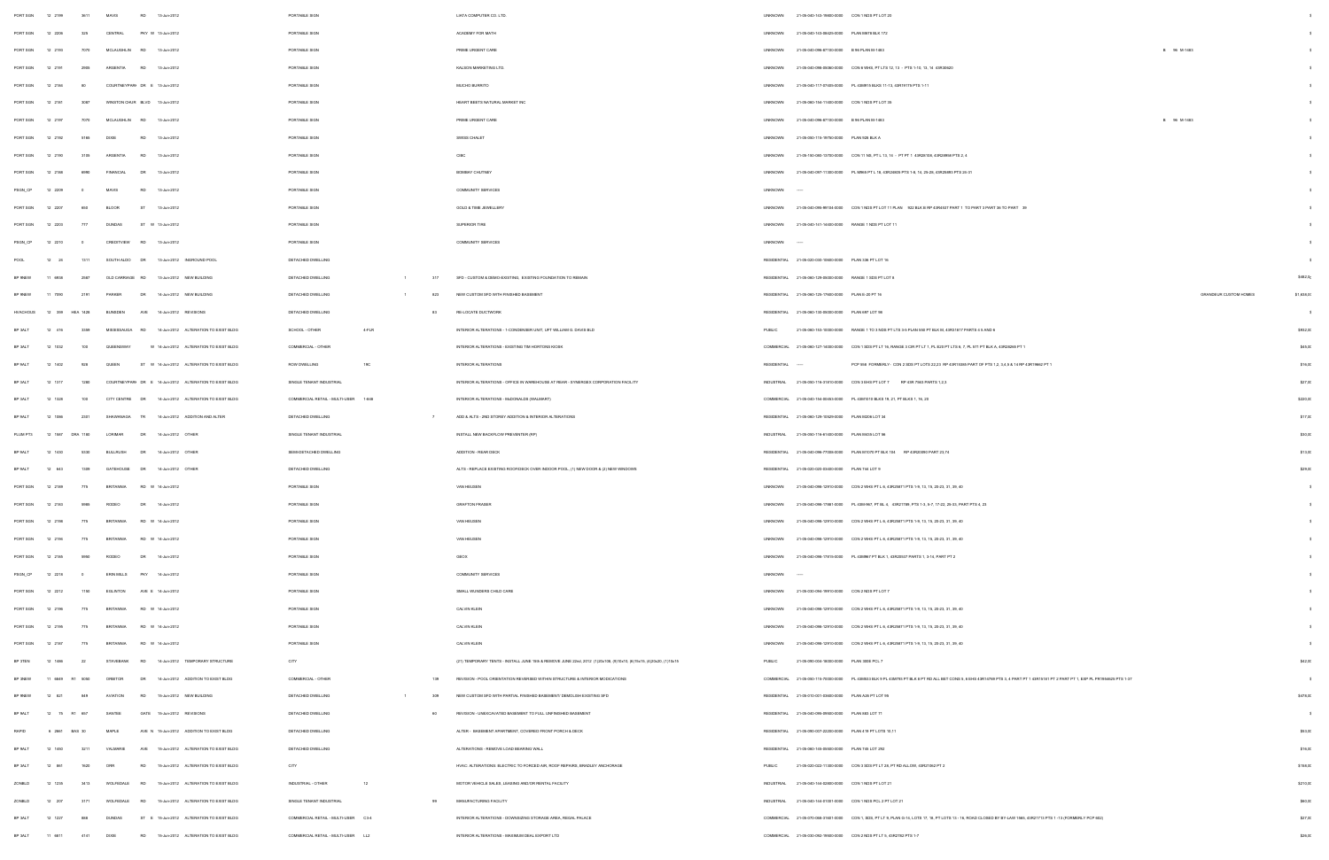| | | | | | | | | | | | | | | | | | | |
|---|---|---|---|---|---|---|---|---|---|---|---|---|---|---|---|---|---|---|
| PORT SGN | 12 2199 | | 3611 | MAVIS | RD | 13-Jun-2012 | | PORTABLE SIGN | | | | LIATA COMPUTER CO. LTD. | UNKNOWN | 21-05-040-143-19800-0000 | CON 1 NDS PT LOT 20 | | | $ |
| PORT SGN | 12 2209 | | 325 | CENTRAL | PKY W | 13-Jun-2012 | | PORTABLE SIGN | | | | ACADEMY FOR MATH | UNKNOWN | 21-05-040-143-08425-0000 | PLAN M876 BLK 172 | | | $ |
| PORT SGN | 12 2193 | | 7070 | MCLAUGHLIN | RD | 13-Jun-2012 | | PORTABLE SIGN | | | | PRIME URGENT CARE | UNKNOWN | 21-05-040-096-87100-0000 | B 96 PLAN M-1483 | B 96 M-1483 | | $ |
| PORT SGN | 12 2191 | | 2985 | ARGENTIA | RD | 13-Jun-2012 | | PORTABLE SIGN | | | | KALISON MARKETING LTD. | UNKNOWN | 21-05-040-098-05060-0000 | CON 8 WHS, PT LTS 12, 13 - PTS 1-10, 13, 14 43R30620 | | | $ |
| PORT SGN | 12 2184 | | 80 | COURTNEYPARK | DR E | 13-Jun-2012 | | PORTABLE SIGN | | | | MUCHO BURRITO | UNKNOWN | 21-05-040-117-07400-0000 | PL 43M915 BLKS 11-13, 43R19175 PTS 1-11 | | | $ |
| PORT SGN | 12 2187 | | 3087 | WINSTON CHUR | BLVD | 13-Jun-2012 | | PORTABLE SIGN | | | | HEART BEETS NATURAL MARKET INC | UNKNOWN | 21-05-060-154-11600-0000 | CON 1 NDS PT LOT 35 | | | $ |
| PORT SGN | 12 2197 | | 7070 | MCLAUGHLIN | RD | 13-Jun-2012 | | PORTABLE SIGN | | | | PRIME URGENT CARE | UNKNOWN | 21-05-040-096-87100-0000 | B 96 PLAN M-1483 | B 96 M-1483 | | $ |
| PORT SGN | 12 2192 | | 5165 | DIXIE | RD | 13-Jun-2012 | | PORTABLE SIGN | | | | SWISS CHALET | UNKNOWN | 21-05-050-115-19750-0000 | PLAN 926 BLK A | | | $ |
| PORT SGN | 12 2190 | | 3105 | ARGENTIA | RD | 13-Jun-2012 | | PORTABLE SIGN | | | | CIBC | UNKNOWN | 21-05-150-080-13700-0000 | CON 11 NS, PT L 13, 14 - PT PT 1 43R26106, 43R29858 PTS 2, 4 | | | $ |
| PORT SGN | 12 2188 | | 6990 | FINANCIAL | DR | 13-Jun-2012 | | PORTABLE SIGN | | | | BOMBAY CHUTNEY | UNKNOWN | 21-05-040-097-11300-0000 | PL M865 PT L 18, 43R24903 PTS 1-8, 16, 25-26, 43R25883 PTS 25-31 | | | $ |
| PSGN_CP | 12 2208 | | 0 | MAVIS | RD | 13-Jun-2012 | | PORTABLE SIGN | | | | COMMUNITY SERVICES | UNKNOWN | ----- | | | | $ |
| PORT SGN | 12 2207 | | 850 | BLOOR | ST | 13-Jun-2012 | | PORTABLE SIGN | | | | GOLD & TIME JEWELLERY | UNKNOWN | 21-05-040-095-96104-0000 | CON 1 NDS PT LOT 11 PLAN 922 BLK B RP 43R4537 PART 1 TO PART 3 PART 36 TO PART 39 | | | $ |
| PORT SGN | 12 2203 | | 777 | DUNDAS | ST W | 13-Jun-2012 | | PORTABLE SIGN | | | | SUPERIOR TIRE | UNKNOWN | 21-05-040-141-14400-0000 | RANGE 1 NDS PT LOT 11 | | | $ |
| PSGN_CP | 12 2210 | | 0 | CREDITVIEW | RD | 13-Jun-2012 | | PORTABLE SIGN | | | | COMMUNITY SERVICES | UNKNOWN | ----- | | | | $ |
| POOL | 12 25 | | 1311 | SOUTH ALDO | DR | 13-Jun-2012 | INGROUND POOL | DETACHED DWELLING | | | | | RESIDENTIAL | 21-05-020-030-10000-0000 | PLAN 336 PT LOT 16 | | | $ |
| BP 9NEW | 11 6858 | | 2587 | OLD CARRIAGE | RD | 13-Jun-2012 | NEW BUILDING | DETACHED DWELLING | | 1 | 317 | SFD - CUSTOM & DEMO EXISTING, EXISTING FOUNDATION TO REMAIN | RESIDENTIAL | 21-05-060-129-09000-0000 | RANGE 1 SDS PT LOT 8 | | | $482,0 |
| BP 9NEW | 11 7090 | | 2181 | PARKER | DR | 14-Jun-2012 | NEW BUILDING | DETACHED DWELLING | | 1 | 623 | NEW CUSTOM SFD WITH FINISHED BASEMENT | RESIDENTIAL | 21-05-060-125-17600-0000 | PLAN E-20 PT 16 | | GRANDEUR CUSTOM HOMES | $1,638,0 |
| HVACHOUS | 12 399 | HEA 1425 | | BUNSDEN | AVE | 14-Jun-2012 | REVISIONS | DETACHED DWELLING | | | 63 | RE-LOCATE DUCTWORK | RESIDENTIAL | 21-05-060-135-09000-0000 | PLAN 687 LOT 98 | | | $ |
| BP 3ALT | 12 416 | | 3359 | MISSISSAUGA | RD | 14-Jun-2012 | ALTERATION TO EXIST BLDG | SCHOOL - OTHER | 4-FLR | | | INTERIOR ALTERATIONS - 1 CONDENSER UNIT, UFT WILLIAM G. DAVIS BLD | PUBLIC | 21-05-060-153-10000-0000 | RANGE 1 TO 3 NDS PT LTS 3-5 PLAN 550 PT BLK M, 43R31617 PARTS 4-5 AND 8 | | | $302,0 |
| BP 3ALT | 12 1032 | | 100 | QUEENSWAY | W | 14-Jun-2012 | ALTERATION TO EXIST BLDG | COMMERCIAL - OTHER | | | | INTERIOR ALTERATIONS - EXISTING TIM HORTONS KIOSK | COMMERCIAL | 21-05-060-127-14000-0000 | CON 1 SDS PT LT 16, RANGE 3 CIR PT LT 1, PL E23 PT LTS 6, 7, PL 971 PT BLK A, 43R28298 PT 1 | | | $45,0 |
| BP 9ALT | 12 1402 | | 928 | QUEEN | ST W | 14-Jun-2012 | ALTERATION TO EXIST BLDG | ROW DWELLING | TBC | | | INTERIOR ALTERATIONS | RESIDENTIAL | ----- | PCP 856 FORMERLY - CON 2 SDS PT LOTS 22,23 RP 43R15586 PART OF PTS 1,2, 3,4,9 & 14 RP 43R16662 PT 1 | | | $16,0 |
| BP 3ALT | 12 1317 | | 1280 | COURTNEYPARK | DR E | 14-Jun-2012 | ALTERATION TO EXIST BLDG | SINGLE TENANT INDUSTRIAL | | | | INTERIOR ALTERATIONS - OFFICE IN WAREHOUSE AT REAR - SYNERGEX CORPORATION FACILITY | INDUSTRIAL | 21-05-050-116-31810-0000 | CON 3 EHS PT LOT 7 RP 43R 7583 PARTS 1,2,3 | | | $27,0 |
| BP 3ALT | 12 1328 | | 100 | CITY CENTRE | DR | 14-Jun-2012 | ALTERATION TO EXIST BLDG | COMMERCIAL RETAIL - MULTI-USER | 1-840 | | | INTERIOR ALTERATIONS - McDONALDS (WALMART) | COMMERCIAL | 21-05-040-154-00400-0000 | PL 43M1010 BLKS 19, 21, PT BLKS 1, 16, 20 | | | $220,0 |
| BP 9ALT | 12 1066 | | 2321 | SHAWANAGA | TR | 14-Jun-2012 | ADDITION AND ALTER | DETACHED DWELLING | | | 7 | ADD & ALTS - 2ND STOREY ADDITION & INTERIOR ALTERATIONS | RESIDENTIAL | 21-05-060-125-10429-0000 | PLAN M206 LOT 34 | | | $17,0 |
| PLUM PTS | 12 1567 | DRA 1165 | | LORIMAR | DR | 14-Jun-2012 | OTHER | SINGLE TENANT INDUSTRIAL | | | | INSTALL NEW BACKFLOW PREVENTER (RP) | INDUSTRIAL | 21-05-050-116-61400-0000 | PLAN M425 LOT 86 | | | $30,0 |
| BP 9ALT | 12 1430 | | 5530 | BULLRUSH | DR | 14-Jun-2012 | OTHER | SEMI-DETACHED DWELLING | | | | ADDITION - REAR DECK | RESIDENTIAL | 21-05-040-096-77008-0000 | PLAN M1070 PT BLK 104 RP 43R20990 PART 23,74 | | | $13,0 |
| BP 9ALT | 12 843 | | 1339 | GATEHOUSE | DR | 14-Jun-2012 | OTHER | DETACHED DWELLING | | | | ALTS - REPLACE EXISTING ROOF/DECK OVER INDOOR POOL, (1) NEW DOOR & (2) NEW WINDOWS | RESIDENTIAL | 21-05-020-020-03400-0000 | PLAN 744 LOT 9 | | | $29,0 |
| PORT SGN | 12 2189 | | 775 | BRITANNIA | RD W | 14-Jun-2012 | | PORTABLE SIGN | | | | VAN HEUSEN | UNKNOWN | 21-05-040-098-12910-0000 | CON 2 WHS PT L 6, 43R25871 PTS 1-9, 13, 15, 20-23, 31, 39, 40 | | | $ |
| PORT SGN | 12 2183 | | 5985 | RODEO | DR | 14-Jun-2012 | | PORTABLE SIGN | | | | GRAFTON FRASER | UNKNOWN | 21-05-040-098-17861-0000 | PL 43M-967, PT BL 4, 43R21785, PTS 1-3, 5-7, 17-22, 29-33, PART PTS 4, 23 | | | $ |
| PORT SGN | 12 2198 | | 775 | BRITANNIA | RD W | 14-Jun-2012 | | PORTABLE SIGN | | | | VAN HEUSEN | UNKNOWN | 21-05-040-098-12910-0000 | CON 2 WHS PT L 6, 43R25871 PTS 1-9, 13, 15, 20-23, 31, 39, 40 | | | $ |
| PORT SGN | 12 2194 | | 775 | BRITANNIA | RD W | 14-Jun-2012 | | PORTABLE SIGN | | | | VAN HEUSEN | UNKNOWN | 21-05-040-098-12910-0000 | CON 2 WHS PT L 6, 43R25871 PTS 1-9, 13, 15, 20-23, 31, 39, 40 | | | $ |
| PORT SGN | 12 2185 | | 5950 | RODEO | DR | 14-Jun-2012 | | PORTABLE SIGN | | | | GEOX | UNKNOWN | 21-05-040-098-17870-0000 | PL 43M967 PT BLK 1, 43R20537 PARTS 1, 3-14, PART PT 2 | | | $ |
| PSGN_CP | 12 2216 | | 0 | ERIN MILLS | PKY | 14-Jun-2012 | | PORTABLE SIGN | | | | COMMUNITY SERVICES | UNKNOWN | ----- | | | | $ |
| PORT SGN | 12 2212 | | 1150 | EGLINTON | AVE E | 14-Jun-2012 | | PORTABLE SIGN | | | | SMALL WUNDERS CHILD CARE | UNKNOWN | 21-05-030-094-19910-0000 | CON 2 NDS PT LOT 7 | | | $ |
| PORT SGN | 12 2196 | | 775 | BRITANNIA | RD W | 14-Jun-2012 | | PORTABLE SIGN | | | | CALVIN KLEIN | UNKNOWN | 21-05-040-098-12910-0000 | CON 2 WHS PT L 6, 43R25871 PTS 1-9, 13, 15, 20-23, 31, 39, 40 | | | $ |
| PORT SGN | 12 2195 | | 775 | BRITANNIA | RD W | 14-Jun-2012 | | PORTABLE SIGN | | | | CALVIN KLEIN | UNKNOWN | 21-05-040-098-12910-0000 | CON 2 WHS PT L 6, 43R25871 PTS 1-9, 13, 15, 20-23, 31, 39, 40 | | | $ |
| PORT SGN | 12 2197 | | 775 | BRITANNIA | RD W | 14-Jun-2012 | | PORTABLE SIGN | | | | CALVIN KLEIN | UNKNOWN | 21-05-040-098-12910-0000 | CON 2 WHS PT L 6, 43R25871 PTS 1-9, 13, 15, 20-23, 31, 39, 40 | | | $ |
| BP 3TEN | 12 1486 | | 22 | STAVEBANK | RD | 14-Jun-2012 | TEMPORARY STRUCTURE | CITY | | | | (27) TEMPORARY TENTS - INSTALL JUNE 16th & REMOVE JUNE 22nd, 2012. (1)20x106, (8)10x10, (6)15x15, (4)20x20, (1)15x15 | PUBLIC | 21-05-090-004-18000-0000 | PLAN 300E PCL 7 | | | $42,0 |
| BP 3NEW | 11 6849 | R1 | 5090 | ORBITOR | DR | 14-Jun-2012 | ADDITION TO EXIST BLDG | COMMERCIAL - OTHER | | | 138 | REVISION - POOL ORIENTATION REVERSED WITHIN STRUCTURE & INTERIOR MODIFICATIONS | COMMERCIAL | 21-05-050-115-70000-0000 | PL 43M533 BLK 9 PL 43M793 PT BLK 8 PT RD ALL BET CONS 5, 6 EHS 43R15798 PTS 3, 4 PART PT 1 43R15151 PT 2 PART PT 1, EXP PL PR1904625 PTS 1-37 | | | $ |
| BP 9NEW | 12 827 | | 849 | AVIATION | RD | 15-Jun-2012 | NEW BUILDING | DETACHED DWELLING | | 1 | 309 | NEW CUSTOM SFD WITH PARTIAL FINISHED BASEMENT/ DEMOLISH EXISTING SFD | RESIDENTIAL | 21-05-010-001-03400-0000 | PLAN A26 PT LOT 59 | | | $478,0 |
| BP 9NEW | 12 75 | R1 | 857 | SANTEE | GATE | 15-Jun-2012 | REVISIONS | DETACHED DWELLING | | | 60 | REVISION - UNEXCAVATED BASEMENT TO FULL UNFINISHED BASEMENT | RESIDENTIAL | 21-05-040-095-09500-0000 | PLAN 663 LOT 11 | | | $ |
| RAPID | 8 2661 | BAS 30 | | MAPLE | AVE N | 15-Jun-2012 | ADDITION TO EXIST BLDG | DETACHED DWELLING | | | | ALTER - BASEMENT APARTMENT, COVERED FRONT PORCH & DECK | RESIDENTIAL | 21-05-090-007-22200-0000 | PLAN 419 PT LOTS 10,11 | | | $50,0 |
| BP 9ALT | 12 1450 | | 3211 | VALMARIE | AVE | 15-Jun-2012 | ALTERATION TO EXIST BLDG | DETACHED DWELLING | | | | ALTERATIONS - REMOVE LOAD BEARING WALL | RESIDENTIAL | 21-05-060-145-05600-0000 | PLAN 749 LOT 282 | | | $16,0 |
| BP 3ALT | 12 881 | | 1620 | ORR | RD | 15-Jun-2012 | ALTERATION TO EXIST BLDG | CITY | | | | HVAC ALTERATIONS, ELECTRIC TO FORCED AIR, ROOF REPAIRS, BRADLEY ANCHORAGE | PUBLIC | 21-05-020-022-11300-0000 | CON 3 SDS PT LT 25, PT RD ALLOW, 43R27462 PT 2 | | | $768,0 |
| ZONBLD | 12 1239 | | 3413 | WOLFEDALE | RD | 15-Jun-2012 | ALTERATION TO EXIST BLDG | INDUSTRIAL - OTHER | 12 | | | MOTOR VEHICLE SALES, LEASING AND/OR RENTAL FACILITY | INDUSTRIAL | 21-05-040-144-02900-0000 | CON 1 NDS PT LOT 21 | | | $210,0 |
| ZONBLD | 12 207 | | 3171 | WOLFEDALE | RD | 15-Jun-2012 | ALTERATION TO EXIST BLDG | SINGLE TENANT INDUSTRIAL | | | 99 | MANUFACTURING FACILITY | INDUSTRIAL | 21-05-040-144-01001-0000 | CON 1 NDS PCL 2 PT LOT 21 | | | $60,0 |
| BP 3ALT | 12 1227 | | 666 | DUNDAS | ST E | 15-Jun-2012 | ALTERATION TO EXIST BLDG | COMMERCIAL RETAIL - MULTI-USER | C3-4 | | | INTERIOR ALTERATIONS - DOWNSIZING STORAGE AREA, REGAL PALACE | COMMERCIAL | 21-05-070-068-31401-0000 | CON 1, SDS, PT LT 9, PLAN D-14, LOTS 17, 18, PT LOTS 13 - 16, ROAD CLOSED BY BY-LAW 1065, 43R21713 PTS 1 -13 (FORMERLY PCP 602) | | | $27,0 |
| BP 3ALT | 11 6611 | | 4141 | DIXIE | RD | 15-Jun-2012 | ALTERATION TO EXIST BLDG | COMMERCIAL RETAIL - MULTI-USER | L-L2 | | | INTERIOR ALTERATIONS - MAXIMUM DEAL EXPORT LTD | COMMERCIAL | 21-05-030-092-19500-0000 | CON 2 NDS PT LT 5, 43R2702 PTS 1-7 | | | $26,0 |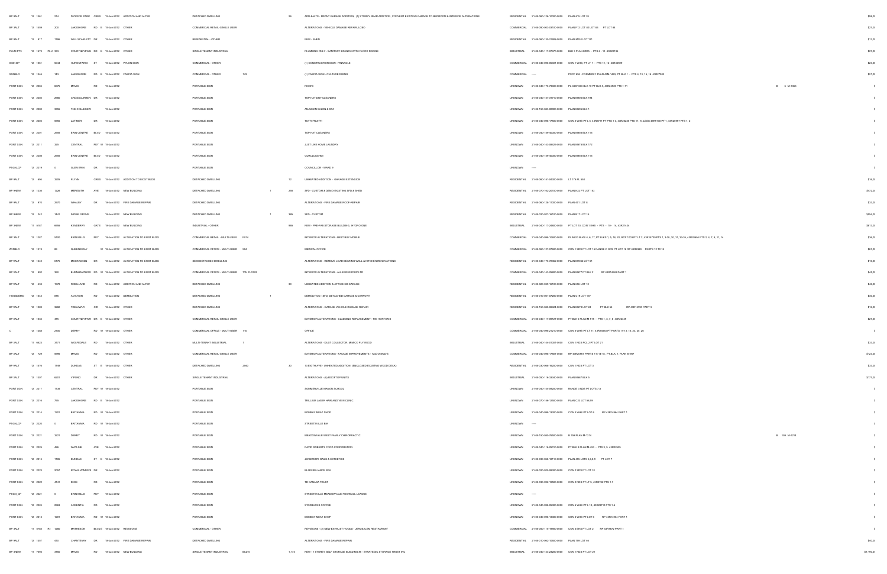| | | | | | | | | | | | | | | | | |
|---|---|---|---|---|---|---|---|---|---|---|---|---|---|---|---|---|
| BP 9ALT | 12 1361 | 214 | DICKSON PARK | CRES | 19-Jun-2012 | ADDITION AND ALTER | DETACHED DWELLING | | 26 | ADD & ALTS - FRONT GARAGE ADDITION, (1) STOREY REAR ADDITION, CONVERT EXISTING GARAGE TO BEDROOM & INTERIOR ALTERATIONS | RESIDENTIAL | 21-05-060-126-10000-0000 | PLAN 678 LOT 26 | | | $98,00 |
| BP 3ALT | 12 1499 | 200 | LAKESHORE | RD E | 19-Jun-2012 | OTHER | COMMERCIAL RETAIL-SINGLE USER | | | ALTERATIONS - VEHICLE DAMAGE REPAIR, LCBO | COMMERCIAL | 21-05-090-003-03150-0000 | PLAN F12 LOT 82 LOT 83 PT LOT 84 | | | $27,00 |
| BP 9ALT | 12 917 | 1786 | WILL SCARLETT | DR | 19-Jun-2012 | OTHER | RESIDENTIAL - OTHER | | | NEW - SHED | RESIDENTIAL | 21-05-060-130-21969-0000 | PLAN M701 LOT 127 | | | $13,00 |
| PLUM PTS | 12 1973 | PLU 333 | COURTNEYPARK | DR E | 19-Jun-2012 | OTHER | SINGLE TENANT INDUSTRIAL | | | PLUMBING ONLY - SANITARY BRANCH WITH FLOOR DRAINS | INDUSTRIAL | 21-05-040-117-07470-0000 | BLK 3 PLAN M815 - PTS 8 - 10 43R22796 | | | $27,00 |
| SIGN BP | 12 1961 | 5044 | HURONTARIO | ST | 19-Jun-2012 | PYLON SIGN | COMMERCIAL - OTHER | | | (1) CONSTRUCTION SIGN - PINNACLE | COMMERCIAL | 21-05-040-096-06401-0000 | CON 1 WHS PT LT 1 - PTS 11, 12 43R33529 | | | $23,00 |
| SGNBLD | 12 1346 | 143 | LAKESHORE | RD E | 19-Jun-2012 | FASCIA SIGN | COMMERCIAL - OTHER | 143 | | (1) FASCIA SIGN - CULTURE RISING | COMMERCIAL | ----- | PSCP 856 - FORMERLY PLAN 43M 1463, PT BLK 1 - PTS 4, 13, 19, 16 43R27003 | | | $21,00 |
| PORT SGN | 12 2206 | 6075 | MAVIS | RD | 19-Jun-2012 | | PORTABLE SIGN | | | RICKI'S | UNKNOWN | 21-05-040-175-73400-0000 | PL 43M1363 BLK 10 PT BLK 5, 43R24820 PTS 1-11 | B | 5 M-1363 | $ |
| PORT SGN | 12 2202 | 2980 | CROSSCURRENT | DR | 19-Jun-2012 | | PORTABLE SIGN | | | TOP HAT DRY CLEANERS | UNKNOWN | 21-05-040-157-72710-0000 | PLAN M906 BLK 194 | | | $ |
| PORT SGN | 12 2200 | 3355 | THE COLLEGEWAY | | 19-Jun-2012 | | PORTABLE SIGN | | | ANJUMAN SALON & SPA | UNKNOWN | 21-05-150-083-50900-0000 | PLAN M695 BLK 1 | | | $ |
| PORT SGN | 12 2205 | 5950 | LATIMER | DR | 19-Jun-2012 | | PORTABLE SIGN | | | TUTTI FRUTTI | UNKNOWN | 21-05-040-098-17560-0000 | CON 2 WHS PT L 5, 43R9711 PT PTS 1-3, 43R23229 PTS 11, 14 LESS 43R8138 PT 1, 43R25997 PTS 1, 2 | | | $ |
| PORT SGN | 12 2207 | 2555 | ERIN CENTRE | BLVD | 19-Jun-2012 | | PORTABLE SIGN | | | TOP HAT CLEANERS | UNKNOWN | 21-05-040-159-40000-0000 | PLAN M856 BLK 116 | | | $ |
| PORT SGN | 12 2211 | 325 | CENTRAL | PKY W | 19-Jun-2012 | | PORTABLE SIGN | | | JUST LIKE HOME LAUNDRY | UNKNOWN | 21-05-040-143-58425-0000 | PLAN M678 BLK 172 | | | $ |
| PORT SGN | 12 2208 | 2555 | ERIN CENTRE | BLVD | 19-Jun-2012 | | PORTABLE SIGN | | | GURULUKSHMI | UNKNOWN | 21-05-040-159-40000-0000 | PLAN M856 BLK 116 | | | $ |
| PSGN_CP | 12 2219 | 0 | GLEN ERIN | DR | 19-Jun-2012 | | PORTABLE SIGN | | | COUNCILLOR - WARD 8 | UNKNOWN | ----- | | | | $ |
| BP 9ALT | 12 696 | 3235 | FLYNN | CRES | 19-Jun-2012 | ADDITION TO EXIST BLDG | DETACHED DWELLING | | 12 | UNHEATED ADDITION - GARAGE EXTENSION | RESIDENTIAL | 21-05-060-151-04300-0000 | LT 176 PL 850 | | | $16,00 |
| BP 9NEW | 12 1236 | 1226 | MEREDITH | AVE | 19-Jun-2012 | NEW BUILDING | DETACHED DWELLING | 1 | 285 | SFD - CUSTOM & DEMO EXISTING SFD & SHED | RESIDENTIAL | 21-05-070-162-20100-0000 | PLAN H22 PT LOT 183 | | | $472,00 |
| BP 9ALT | 12 970 | 2570 | WHALEY | DR | 19-Jun-2012 | FIRE DAMAGE REPAIR | DETACHED DWELLING | | | ALTERATIONS - FIRE DAMAGE ROOF REPAIR | RESIDENTIAL | 21-05-060-128-11000-0000 | PLAN 431 LOT 9 | | | $33,00 |
| BP 9NEW | 12 242 | 1441 | INDIAN GROVE | | 19-Jun-2012 | NEW BUILDING | DETACHED DWELLING | 1 | 349 | SFD - CUSTOM | RESIDENTIAL | 21-05-020-027-16100-0000 | PLAN B17 LOT 15 | | | $584,00 |
| BP 3NEW | 11 5187 | 6695 | KENDERRY | GATE | 19-Jun-2012 | NEW BUILDING | INDUSTRIAL - OTHER | | 965 | NEW - PRE-FAB STORAGE BUILDING, HYDRO ONE | INDUSTRIAL | 21-05-040-117-24800-0000 | PT LOT 10, CON 1 EHS - PTS 10 - 14, 43R21424 | | | $613,00 |
| BP 3ALT | 12 1287 | 5100 | ERIN MILLS | PKY | 19-Jun-2012 | ALTERATION TO EXIST BLDG | COMMERCIAL RETAIL - MULTI-USER | F014 | | INTERIOR ALTERATIONS - BEST BUY MOBILE | COMMERCIAL | 21-05-040-098-10600-0000 | PL M823 BLKS 4, 8, 17, PT BLKS 1, 9, 18, 25, RCP 1003 PT LT 2, 43R15700 PTS 1, 3-28, 30, 31, 33-55, 43R20864 PTS 2, 4, 7, 8, 11, 14 | | | $36,00 |
| ZONBLD | 12 1379 | 89 | QUEENSWAY | W | 19-Jun-2012 | ALTERATION TO EXIST BLDG | COMMERCIAL OFFICE - MULTI-USER | 304 | | MEDICAL OFFICE | COMMERCIAL | 21-05-040-127-07600-0000 | CON 1 SDS PT LOT 16 RANGE 2 SDS PT LOT 16 RP 43R6089 PARTS 12 TO 16 | | | $67,00 |
| BP 9ALT | 12 1540 | 6175 | MCCRACKEN | DR | 19-Jun-2012 | ALTERATION TO EXIST BLDG | SEMI-DETACHED DWELLING | | | ALTERATIONS - REMOVE LOAD BEARING WALL & KITCHEN RENOVATIONS | RESIDENTIAL | 21-05-040-175-72362-0000 | PLAN M1082 LOT 51 | | | $16,00 |
| BP 3ALT | 12 902 | 350 | BURNHAMTHORPE | RD W | 19-Jun-2012 | ALTERATION TO EXIST BLDG | COMMERCIAL OFFICE - MULTI-USER | 7TH FLOOR | | INTERIOR ALTERATIONS - ALLEGIS GROUP LTD | COMMERCIAL | 21-05-040-154-25800-0000 | PLAN M677 PT BLK 2 RP 43R14549 PART 1 | | | $49,00 |
| BP 9ALT | 12 433 | 1578 | ROSELLAND | RD | 19-Jun-2012 | ADDITION AND ALTER | DETACHED DWELLING | | 30 | UNHEATED ADDITION & ATTACHED GARAGE | RESIDENTIAL | 21-05-020-036-16700-0000 | PLAN 498 LOT 13 | | | $48,00 |
| HOUSDEMO | 12 1542 | 876 | AVIATION | RD | 19-Jun-2012 | DEMOLITION | DETACHED DWELLING | 1 | | DEMOLITION - SFD, DETACHED GARAGE & CARPORT | RESIDENTIAL | 21-05-010-001-07200-0000 | PLAN C19 LOT 157 | | | $30,00 |
| BP 9ALT | 12 1289 | 3282 | TRELAWNY | CIR | 19-Jun-2012 | OTHER | DETACHED DWELLING | | | ALTERATIONS - GARAGE VEHICLE DAMAGE REPAIR | RESIDENTIAL | 21-05-150-080-06424-0000 | PLAN M578 LOT 24 PT BLK 56 RP 43R15790 PART 3 | | | $16,00 |
| BP 3ALT | 12 1035 | 475 | COURTNEYPARK | DR E | 19-Jun-2012 | OTHER | COMMERCIAL RETAIL-SINGLE USER | | | EXTERIOR ALTERATIONS - CLADDING REPLACEMENT - TIM HORTON'S | COMMERCIAL | 21-05-040-117-09127-0000 | PT BLK 5 PLAN M-815 - PTS 1, 3, 7, 8 43R22349 | | | $27,00 |
| C | 12 1268 | 2150 | DERRY | RD W | 19-Jun-2012 | OTHER | COMMERCIAL OFFICE - MULTI-USER | 110 | | OFFICE | COMMERCIAL | 21-05-040-098-21210-0000 | CON 5 WHS PT LT 11, 43R14863 PT PARTS 11-13, 18, 23, 25, 26 | | | $ |
| BP 3ALT | 11 6623 | 3171 | WOLFEDALE | RD | 19-Jun-2012 | OTHER | MULTI-TENANT INDUSTRIAL | 1 | | ALTERATIONS - DUST COLLECTOR, MISECO PLYWOOD | INDUSTRIAL | 21-05-040-144-01001-0000 | CON 1 NDS PCL 2 PT LOT 21 | | | $33,00 |
| BP 3ALT | 12 739 | 6995 | MAVIS | RD | 19-Jun-2012 | OTHER | COMMERCIAL RETAIL-SINGLE USER | | | EXTERIOR ALTERATIONS - FACADE IMPROVEMENTS - McDONALD'S | COMMERCIAL | 21-05-040-098-17801-0000 | RP 43R20967 PARTS 14 14 15, PT BLK 1, PLAN M-967 | | | $123,00 |
| BP 9ALT | 12 1476 | 1739 | DUNDAS | ST E | 19-Jun-2012 | OTHER | DETACHED DWELLING | 2940 | 30 | 13 EIGTH AVE - UNHEATED ADDITION (ENCLOSED EXISTING WOOD DECK) | RESIDENTIAL | 21-05-030-068-16200-0000 | CON 1 NDS PT LOT 3 | | | $33,00 |
| BP 3ALT | 12 1307 | 6201 | VIPOND | DR | 19-Jun-2012 | OTHER | SINGLE TENANT INDUSTRIAL | | | ALTERATIONS - (8) ROOFTOP UNITS | INDUSTRIAL | 21-05-050-116-03340-0000 | PLAN M667 BLK 5 | | | $177,00 |
| PORT SGN | 12 2217 | 1139 | CENTRAL | PKY W | 19-Jun-2012 | | PORTABLE SIGN | | | SOMMERVILLE MANOR SCHOOL | UNKNOWN | 21-05-040-144-09250-0000 | RANGE 3 NDS PT LOTS 7,8 | | | $ |
| PORT SGN | 12 2216 | 758 | LAKESHORE | RD E | 19-Jun-2012 | | PORTABLE SIGN | | | TRILLIUM LASER HAIR AND VEIN CLINIC | UNKNOWN | 21-05-070-156-12500-0000 | PLAN C23 LOT 68,69 | | | $ |
| PORT SGN | 12 2214 | 1201 | BRITANNIA | RD W | 19-Jun-2012 | | PORTABLE SIGN | | | BOMBAY MEAT SHOP | UNKNOWN | 21-05-040-098-13300-0000 | CON 3 WHS PT LOT 5 RP 43R14964 PART 1 | | | $ |
| PSGN_CP | 12 2220 | 0 | BRITANNIA | RD W | 19-Jun-2012 | | PORTABLE SIGN | | | STREETSVILLE BIA | UNKNOWN | ----- | | | | $ |
| PORT SGN | 12 2221 | 3221 | DERRY | RD W | 19-Jun-2012 | | PORTABLE SIGN | | | MEADOWVALE WEST FAMILY CHIROPRACTIC | UNKNOWN | 21-05-150-080-76560-0000 | B 199 PLAN M 1274 | B | 199 M-1274 | $ |
| PORT SGN | 12 2225 | 426 | WATLINE | AVE | 19-Jun-2012 | | PORTABLE SIGN | | | DAVID ROBERT'S FOOD CORPORATION | UNKNOWN | 21-05-040-116-29010-0000 | PT BLK 9 PLAN M-453 - PTS 3, 5 43R22826 | | | $ |
| PORT SGN | 12 2215 | 1185 | DUNDAS | ST E | 19-Jun-2012 | | PORTABLE SIGN | | | JENNIFER'S NAILS & ESTHETICS | UNKNOWN | 21-05-030-068-18110-0000 | PLAN 450 LOTS 5,6,8 PT LOT 7 | | | $ |
| PORT SGN | 12 2223 | 2087 | ROYAL WINDSOR | DR | 19-Jun-2012 | | PORTABLE SIGN | | | BLISS RELIANCE SPA | UNKNOWN | 21-05-020-026-08300-0000 | CON 2 SDS PT LOT 31 | | | $ |
| PORT SGN | 12 2222 | 4141 | DIXIE | RD | 19-Jun-2012 | | PORTABLE SIGN | | | TD CANADA TRUST | UNKNOWN | 21-05-030-092-19500-0000 | CON 2 NDS PT LT 5, 43R2782 PTS 1-7 | | | $ |
| PSGN_CP | 12 2221 | 0 | ERIN MILLS | PKY | 19-Jun-2012 | | PORTABLE SIGN | | | STREETSVILLE MEADOWVALE FOOTBALL LEAGUE | UNKNOWN | ----- | | | | $ |
| PORT SGN | 12 2224 | 2963 | ARGENTIA | RD | 19-Jun-2012 | | PORTABLE SIGN | | | STARBUCKS COFFEE | UNKNOWN | 21-05-040-098-05300-0000 | CON 6 WHS PT L 13, 43R29710 PTS 1-6 | | | $ |
| PORT SGN | 12 2213 | 1201 | BRITANNIA | RD W | 19-Jun-2012 | | PORTABLE SIGN | | | BOMBAY MEAT SHOP | UNKNOWN | 21-05-040-098-13300-0000 | CON 3 WHS PT LOT 5 RP 43R14964 PART 1 | | | $ |
| BP 3ALT | 11 5785 | R7 1280 | MATHESON | BLVD E | 19-Jun-2012 | REVISIONS | COMMERCIAL - OTHER | | | REVISIONS - (2) NEW EXHAUST HOODS - JERUSALEM RESTAURANT | COMMERCIAL | 21-05-050-115-19900-0000 | CON 3 EHS PT LOT 2 RP 43R7872 PART 1 | | | $ |
| BP 9ALT | 12 1357 | 410 | CHANTENAY | DR | 19-Jun-2012 | FIRE DAMAGE REPAIR | DETACHED DWELLING | | | ALTERATIONS - FIRE DAMAGE REPAIR | RESIDENTIAL | 21-05-010-062-10600-0000 | PLAN 788 LOT 46 | | | $60,00 |
| BP 3NEW | 11 7050 | 3160 | MAVIS | RD | 19-Jun-2012 | NEW BUILDING | SINGLE TENANT INDUSTRIAL | BLD-5 | 1,174 | NEW - 1 STOREY SELF STORAGE BUILDING #5 - STRATEGIC STORAGE TRUST INC | INDUSTRIAL | 21-05-040-143-23200-0000 | CON 1 NDS PT LOT 21 | | | $1,190,00 |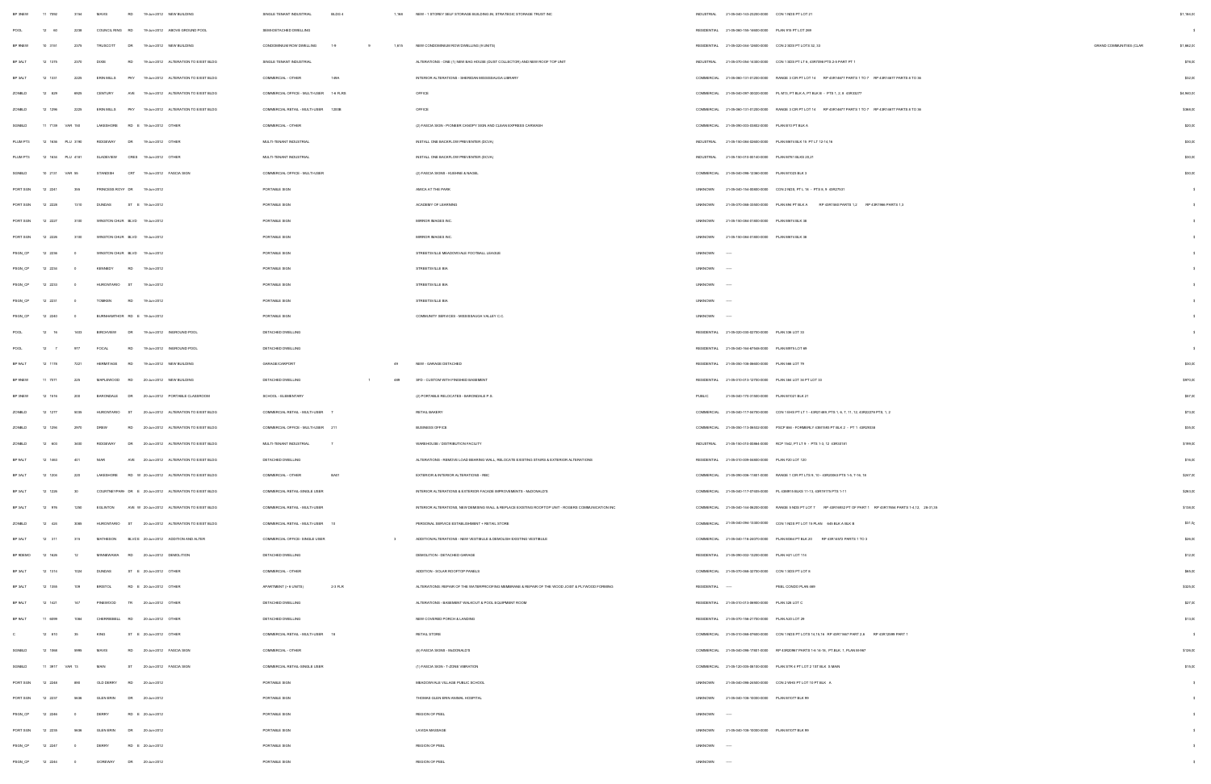| | | | | | | | | | | | | | | | | | | |
|---|---|---|---|---|---|---|---|---|---|---|---|---|---|---|---|---|---|---|
| BP 3NEW | 11 7092 | | 3154 | MAVIS | RD | 19-Jun-2012 | NEW BUILDING | SINGLE TENANT INDUSTRIAL | BLDG 4 | | 1,164 | NEW - 1 STOREY SELF STORAGE BUILDING IN, STRATEGIC STORAGE TRUST INC | INDUSTRIAL | 21-05-040-143-23290-0000 | CON 1 NDS PT LOT 21 | | $1,164,0 |
| POOL | 12 60 | | 2238 | COUNCIL RING | RD | 19-Jun-2012 | ABOVE-GROUND POOL | SEMI-DETACHED DWELLING | | | | | RESIDENTIAL | 21-05-060-155-14600-0000 | PLAN 915 PT LOT 269 | | $ |
| BP 9NEW | 10 3151 | | 2375 | TRUSCOTT | DR | 19-Jun-2012 | NEW BUILDING | CONDOMINIUM ROW DWELLING | 1-9 | 9 | 1,615 | NEW CONDOMINIUM ROW DWELLING (9 UNITS) | RESIDENTIAL | 21-05-020-024-13600-0000 | CON 2 SDS PT LOTS 32, 33 | GRAND COMMUNITIES (CLAR | $1,662,0 |
| BP 3ALT | 12 1375 | | 2370 | DIXIE | RD | 19-Jun-2012 | ALTERATION TO EXIST BLDG | SINGLE TENANT INDUSTRIAL | | | | ALTERATIONS - ONE (1) NEW BAG HOUSE (DUST COLLECTOR) AND NEW ROOF TOP UNIT | INDUSTRIAL | 21-05-070-054-14300-0000 | CON 1 SDS PT LT 6 , 43R7898 PTS 2-5 PART PT 1 | | $76,0 |
| BP 3ALT | 12 1337 | | 2225 | ERIN MILLS | PKY | 19-Jun-2012 | ALTERATION TO EXIST BLDG | COMMERCIAL - OTHER | 149A | | | INTERIOR ALTERATIONS - SHERIDAN MISSISSAUGA LIBRARY | COMMERCIAL | 21-05-060-131-01200-0000 | RANGE 3 CIR PT LOT 14 RP 43R14677 PARTS 1 TO 7 RP 43R14677 PARTS 8 TO 36 | | $32,0 |
| ZONBLD | 12 629 | | 6605 | CENTURY | AVE | 19-Jun-2012 | ALTERATION TO EXIST BLDG | COMMERCIAL OFFICE - MULTI-USER | 1-6 FLRS | | | OFFICE | COMMERCIAL | 21-05-040-097-30020-0000 | PL M73, PT BLK A, PT BLK B - PTS 1, 2, 8 43R33277 | | $4,943,0 |
| ZONBLD | 12 1296 | | 2225 | ERIN MILLS | PKY | 19-Jun-2012 | ALTERATION TO EXIST BLDG | COMMERCIAL RETAIL - MULTI-USER | 1200B | | | OFFICE | COMMERCIAL | 21-05-060-131-01200-0000 | RANGE 3 CIR PT LOT 14 RP 43R14677 PARTS 1 TO 7 RP 43R14677 PARTS 8 TO 36 | | $366,0 |
| SGNBLD | 11 7139 | VAR 150 | | LAKESHORE | RD E | 19-Jun-2012 | OTHER | COMMERCIAL - OTHER | | | | (2) FASCIA SIGN - PIONEER CANOPY SIGN AND CLEAN EXPRESS CARWASH | COMMERCIAL | 21-05-090-003-03802-0000 | PLAN B10 PT BLK A | | $20,0 |
| PLUM PT3 | 12 1656 | PLU 3190 | | RIDGEWAY | DR | 19-Jun-2012 | OTHER | MULTI-TENANT INDUSTRIAL | | | | INSTALL ONE BACKFLOW PREVENTER (DCVA) | INDUSTRIAL | 21-05-150-084-02600-0000 | PLAN M674 BLK 15 PT LT 12-14,19 | | $30,0 |
| PLUM PT3 | 12 1655 | PLU 4181 | | SLADEVIEW | CRES | 19-Jun-2012 | OTHER | MULTI-TENANT INDUSTRIAL | | | | INSTALL ONE BACKFLOW PREVENTER (DCVA) | INDUSTRIAL | 21-05-150-010-00140-0000 | PLAN M761 BLKS 20,21 | | $30,0 |
| SGNBLD | 10 2131 | VAR 95 | | STANDISH | CRT | 19-Jun-2012 | FASCIA SIGN | COMMERCIAL OFFICE - MULTI-USER | | | | (2) FASCIA SIGNS - KUEHNE & NAGEL | COMMERCIAL | 21-05-040-098-12380-0000 | PLAN M1023 BLK 5 | | $30,0 |
| PORT SGN | 12 2241 | | 355 | PRINCESS ROYAL | DR | 19-Jun-2012 | | PORTABLE SIGN | | | | AMICA AT THE PARK | UNKNOWN | 21-05-040-154-00690-0000 | CON 2 NDS, PT L 16 - PTS 8, 9 43R27531 | | $ |
| PORT SGN | 12 2228 | | 1310 | DUNDAS | ST E | 19-Jun-2012 | | PORTABLE SIGN | | | | ACADEMY OF LEARNING | UNKNOWN | 21-05-070-068-33500-0000 | PLAN 694 PT BLK A RP 43R1563 PARTS 1,2 RP 43R1986 PARTS 1,3 | | $ |
| PORT SGN | 12 2227 | | 3100 | WINSTON CHURCHILL | BLVD | 19-Jun-2012 | | PORTABLE SIGN | | | | MIRROR IMAGES INC. | UNKNOWN | 21-05-150-084-01800-0000 | PLAN M674 BLK 38 | | $ |
| PORT SGN | 12 2226 | | 3100 | WINSTON CHURCHILL | BLVD | 19-Jun-2012 | | PORTABLE SIGN | | | | MIRROR IMAGES INC. | UNKNOWN | 21-05-150-084-01800-0000 | PLAN M674 BLK 38 | | $ |
| PSGN_CP | 12 2236 | | 0 | WINSTON CHURCHILL | BLVD | 19-Jun-2012 | | PORTABLE SIGN | | | | STREETSVILLE MEADOWVALE FOOTBALL LEAGUE | UNKNOWN | ----- | | | $ |
| PSGN_CP | 12 2234 | | 0 | KENNEDY | RD | 19-Jun-2012 | | PORTABLE SIGN | | | | STREETSVILLE BIA | UNKNOWN | ----- | | | $ |
| PSGN_CP | 12 2233 | | 0 | HURONTARIO | ST | 19-Jun-2012 | | PORTABLE SIGN | | | | STREETSVILLE BIA | UNKNOWN | ----- | | | $ |
| PSGN_CP | 12 2231 | | 0 | TOMKEN | RD | 19-Jun-2012 | | PORTABLE SIGN | | | | STREETSVILLE BIA | UNKNOWN | ----- | | | $ |
| PSGN_CP | 12 2240 | | 0 | BURNHAMTHORPE | RD E | 19-Jun-2012 | | PORTABLE SIGN | | | | COMMUNITY SERVICES - MISSISSAUGA VALLEY C.C. | UNKNOWN | ----- | | | $ |
| POOL | 12 16 | | 1403 | BIRCHVIEW | DR | 19-Jun-2012 | INGROUND POOL | DETACHED DWELLING | | | | | RESIDENTIAL | 21-05-020-030-02750-0000 | PLAN 336 LOT 33 | | $ |
| POOL | 12 7 | | 977 | FOCAL | RD | 19-Jun-2012 | INGROUND POOL | DETACHED DWELLING | | | | | RESIDENTIAL | 21-05-040-164-67549-0000 | PLAN M978 LOT 89 | | $ |
| BP 9ALT | 12 1178 | | 7321 | HERMITAGE | RD | 19-Jun-2012 | NEW BUILDING | GARAGE/CARPORT | | | 49 | NEW - GARAGE DETACHED | RESIDENTIAL | 21-05-040-108-08600-0000 | PLAN 586 LOT 75 | | $30,0 |
| BP 9NEW | 11 7077 | | 225 | MAPLEWOOD | RD | 20-Jun-2012 | NEW BUILDING | DETACHED DWELLING | | 1 | 489 | SFD - CUSTOM WITH FINISHED BASEMENT | RESIDENTIAL | 21-05-010-013-12700-0000 | PLAN 364 LOT 34 PT LOT 33 | | $970,0 |
| BP 3NEW | 12 1516 | | 200 | BARONDALE | DR | 20-Jun-2012 | PORTABLE CLASSROOM | SCHOOL - ELEMENTARY | | | | (2) PORTABLE RELOCATES - BARONDALE P.S. | PUBLIC | 21-05-040-175-31300-0000 | PLAN M1021 BLK 21 | | $57,0 |
| ZONBLD | 12 1277 | | 5035 | HURONTARIO | ST | 20-Jun-2012 | ALTERATION TO EXIST BLDG | COMMERCIAL RETAIL - MULTI-USER | 7 | | | RETAIL BAKERY | COMMERCIAL | 21-05-040-117-04750-0000 | CON 1 EHS PT LT 1 - 43R21489, PTS 1, 6, 7, 11, 12, 43R22278 PTS. 1, 2 | | $73,0 |
| ZONBLD | 12 1256 | | 2970 | DREW | RD | 20-Jun-2012 | ALTERATION TO EXIST BLDG | COMMERCIAL OFFICE - MULTI-USER | 211 | | | BUSINESS OFFICE | COMMERCIAL | 21-05-050-113-96542-0000 | PSCP 664 - FORMERLY 43M1593 PT BLK 2 - PT 1 43R29338 | | $30,0 |
| ZONBLD | 12 603 | | 3450 | RIDGEWAY | DR | 20-Jun-2012 | ALTERATION TO EXIST BLDG | MULTI-TENANT INDUSTRIAL | 7 | | | WAREHOUSE / DISTRIBUTION FACILITY | INDUSTRIAL | 21-05-150-010-00864-0000 | RCP 1542, PT LT 9 - PTS 1-3, 12 43R33181 | | $199,0 |
| BP 9ALT | 12 1460 | | 401 | NIAR | AVE | 20-Jun-2012 | ALTERATION TO EXIST BLDG | DETACHED DWELLING | | | | ALTERATIONS - REMOVE LOAD BEARING WALL, RELOCATE EXISTING STAIRS & EXTERIOR ALTERATIONS | RESIDENTIAL | 21-05-010-009-04400-0000 | PLAN F20 LOT 120 | | $16,0 |
| BP 3ALT | 12 1200 | | 220 | LAKESHORE | RD W | 20-Jun-2012 | ALTERATION TO EXIST BLDG | COMMERCIAL - OTHER | BA01 | | | EXTERIOR & INTERIOR ALTERATIONS - RBC | COMMERCIAL | 21-05-090-006-11801-0000 | RANGE 1 CIR PT LT 9, 10 - 43R20063 PTS 1-5, 7-16, 18 | | $247,0 |
| BP 3ALT | 12 1226 | | 30 | COURTNEYPARK | DR E | 20-Jun-2012 | ALTERATION TO EXIST BLDG | COMMERCIAL RETAIL-SINGLE USER | | | | INTERIOR ALTERATIONS & EXTERIOR FACADE IMPROVEMENTS - McDONALD'S | COMMERCIAL | 21-05-040-117-07400-0000 | PL 43M915 BLKS 11-13, 43R19175 PTS 1-11 | | $263,0 |
| BP 3ALT | 12 976 | | 1250 | EGLINTON | AVE W | 20-Jun-2012 | ALTERATION TO EXIST BLDG | COMMERCIAL RETAIL - MULTI-USER | | | | INTERIOR ALTERATIONS, NEW DEMISING WALL & REPLACE EXISTING ROOFTOP UNIT - ROGERS COMMUNICATION INC | COMMERCIAL | 21-05-040-154-06200-0000 | RANGE 5 NDS PT LOT 7 RP 43R16652 PT OF PART 1 RP 43R17684 PARTS 1-4,12, 29-31,35 | | $139,0 |
| ZONBLD | 12 424 | | 5085 | HURONTARIO | ST | 20-Jun-2012 | ALTERATION TO EXIST BLDG | COMMERCIAL RETAIL - MULTI-USER | 13 | | | PERSONAL SERVICE ESTABLISHMENT + RETAIL STORE | COMMERCIAL | 21-05-040-094-13300-0000 | CON 1 NDS PT LOT 15 PLAN 845 BLK A BLK B | | $71,0 |
| BP 3ALT | 12 311 | | 315 | MATHESON | BLVD E | 20-Jun-2012 | ADDITION AND ALTER | COMMERCIAL OFFICE- SINGLE USER | | | 3 | ADDITION/ALTERATIONS - NEW VESTIBULE & DEMOLISH EXISTING VESTIBULE | COMMERCIAL | 21-05-040-116-24070-0000 | PLAN M364 PT BLK 20 RP 43R14572 PARTS 1 TO 3 | | $26,0 |
| BP 9DEMO | 12 1826 | | 12 | MINNEWAWA | RD | 20-Jun-2012 | DEMOLITION | DETACHED DWELLING | | | | DEMOLITION - DETACHED GARAGE | RESIDENTIAL | 21-05-090-002-13200-0000 | PLAN H21 LOT 114 | | $12,0 |
| BP 3ALT | 12 1315 | | 1024 | DUNDAS | ST E | 20-Jun-2012 | OTHER | COMMERCIAL - OTHER | | | | ADDITION - SOLAR ROOFTOP PANELS | COMMERCIAL | 21-05-070-068-32700-0000 | CON 1 SDS PT LOT 8 | | $65,0 |
| BP 3ALT | 12 1356 | | 109 | BRISTOL | RD E | 20-Jun-2012 | OTHER | APARTMENT (> 6 UNITS) | 2-3 FLR | | | ALTERATIONS: REPAIR OF THE WATERPROOFING MEMBRANE & REPAIR OF THE WOOD JOIST & PLYWOOD FORMING | RESIDENTIAL | ----- | PEEL CONDO PLAN 469 | | $325,0 |
| BP 9ALT | 12 1427 | | 147 | PINEWOOD | TR | 20-Jun-2012 | OTHER | DETACHED DWELLING | | | | ALTERATIONS - BASEMENT WALKOUT & POOL EQUIPMENT ROOM | RESIDENTIAL | 21-05-010-073-06950-0000 | PLAN 328 LOT C | | $27,0 |
| BP 9ALT | 11 6099 | | 1084 | CHERRIEBELL | RD | 20-Jun-2012 | OTHER | DETACHED DWELLING | | | | NEW COVERED PORCH & LANDING | RESIDENTIAL | 21-05-070-156-21750-0000 | PLAN A20 LOT 29 | | $13,0 |
| C | 12 610 | | 35 | KING | ST E | 20-Jun-2012 | OTHER | COMMERCIAL RETAIL - MULTI-USER | 18 | | | RETAIL STORE | COMMERCIAL | 21-05-010-068-07600-0000 | CON 1 NDS PT LOTS 14,15,16 RP 43R11667 PART 2,6 RP 43R12095 PART 1 | | $ |
| SGNBLD | 12 1058 | | 6990 | MAVIS | RD | 20-Jun-2012 | FASCIA SIGN | COMMERCIAL - OTHER | | | | (6) FASCIA SIGNS - McDONALD'S | COMMERCIAL | 21-05-040-098-17601-0000 | RP 43R20867 PARTS 14-15, PT BLK 1, PLAN M-967 | | $126,0 |
| SGNBLD | 11 3817 | VAR 15 | | MAIN | ST | 20-Jun-2012 | FASCIA SIGN | COMMERCIAL RETAIL-SINGLE USER | | | | (1) FASCIA SIGN - T-ZONE VIBRATION | COMMERCIAL | 21-05-120-005-06150-0000 | PLAN STR 4 PT LOT 2 1ST BLK S MAIN | | $10,0 |
| PORT SGN | 12 2248 | | 690 | OLD DERRY | RD | 20-Jun-2012 | | PORTABLE SIGN | | | | MEADOWVALE VILLAGE PUBLIC SCHOOL | UNKNOWN | 21-05-040-096-24500-0000 | CON 2 WHS PT LOT 10 PT BLK A | | $ |
| PORT SGN | 12 2237 | | 5636 | GLEN ERIN | DR | 20-Jun-2012 | | PORTABLE SIGN | | | | THOMAS GLEN ERIN ANIMAL HOSPITAL | UNKNOWN | 21-05-040-108-10000-0000 | PLAN M1077 BLK 99 | | $ |
| PSGN_CP | 12 2246 | | 0 | DERRY | RD E | 20-Jun-2012 | | PORTABLE SIGN | | | | REGION OF PEEL | UNKNOWN | ----- | | | $ |
| PORT SGN | 12 2238 | | 5636 | GLEN ERIN | DR | 20-Jun-2012 | | PORTABLE SIGN | | | | LAVIDA MASSAGE | UNKNOWN | 21-05-040-108-10000-0000 | PLAN M1077 BLK 99 | | $ |
| PSGN_CP | 12 2247 | | 0 | DERRY | RD E | 20-Jun-2012 | | PORTABLE SIGN | | | | REGION OF PEEL | UNKNOWN | ----- | | | $ |
| PSGN_CP | 12 2245 | | 0 | GOREWAY | DR | 20-Jun-2012 | | PORTABLE SIGN | | | | REGION OF PEEL | UNKNOWN | ----- | | | $ |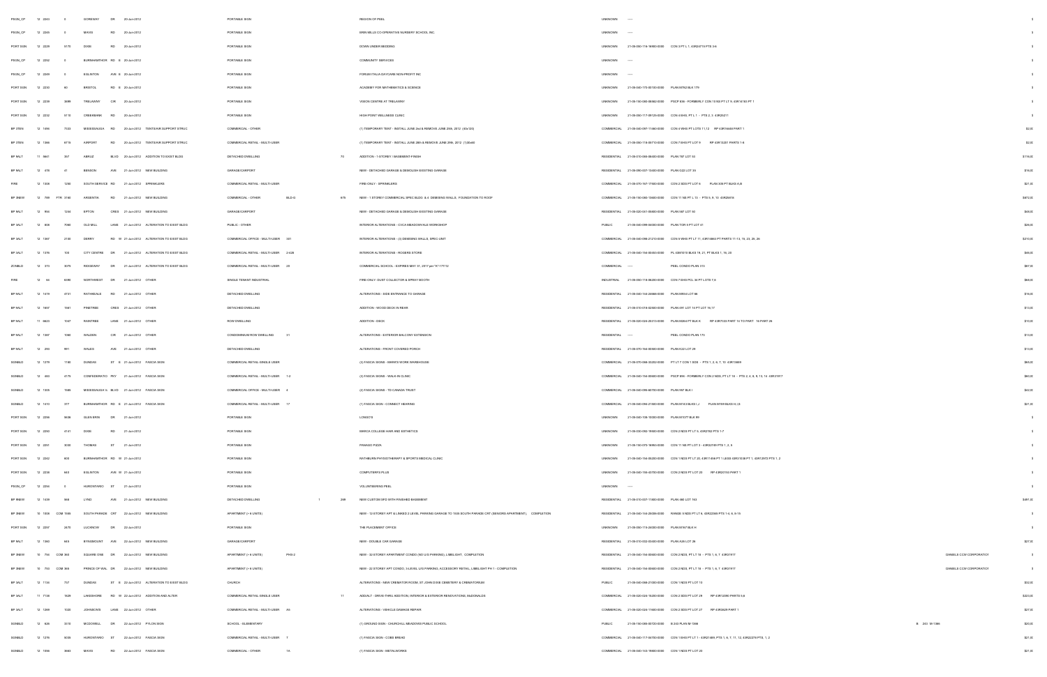| | | | | | | | | | | | | | | | | | | |
|---|---|---|---|---|---|---|---|---|---|---|---|---|---|---|---|---|---|---|
| PSGN_CP | 12 2243 | 0 | GOREWAY | DR | 20-Jun-2012 | | PORTABLE SIGN | | | | REGION OF PEEL | UNKNOWN | ---- | | | | | $ |
| PSGN_CP | 12 2245 | 0 | MAVIS | RD | 20-Jun-2012 | | PORTABLE SIGN | | | | ERIN MILLS CO-OPERATIVE NURSERY SCHOOL INC. | UNKNOWN | ---- | | | | | $ |
| PORT SGN | 12 2229 | 5175 | DIXIE | RD | 20-Jun-2012 | | PORTABLE SIGN | | | | DOWN UNDER BEDDING | UNKNOWN | 21-05-050-116-16900-0000 | CON 3 PT L 7, 43R23715 PTS 3-6 | | | | $ |
| PSGN_CP | 12 2252 | 0 | BURNHAMTHOR | RD E | 20-Jun-2012 | | PORTABLE SIGN | | | | COMMUNITY SERVICES | UNKNOWN | ---- | | | | | $ |
| PSGN_CP | 12 2249 | 0 | EGLINTON | AVE E | 20-Jun-2012 | | PORTABLE SIGN | | | | FORUM ITALIA DAYCARE NON-PROFIT INC | UNKNOWN | ---- | | | | | $ |
| PORT SGN | 12 2230 | 60 | BRISTOL | RD E | 20-Jun-2012 | | PORTABLE SIGN | | | | ACADEMY FOR MATHEMATICS & SCIENCE | UNKNOWN | 21-05-040-175-00100-0000 | PLAN M762 BLK 179 | | | | $ |
| PORT SGN | 12 2239 | 3899 | TRELAWNY | CIR | 20-Jun-2012 | | PORTABLE SIGN | | | | VISION CENTRE AT TRELAWNY | UNKNOWN | 21-05-150-080-06562-0000 | PSCP 836 - FORMERLY CON 10 NS PT LT 9, 43R14180 PT 1 | | | | $ |
| PORT SGN | 12 2232 | 5170 | CREDITBANK | RD | 20-Jun-2012 | | PORTABLE SIGN | | | | HIGH POINT WELLNESS CLINIC | UNKNOWN | 21-05-060-117-09125-0000 | CON 4 EHS, PT L 1 - PTS 2, 3 43R25211 | | | | $ |
| BP 3TEN | 12 1496 | 7333 | MISSISSAUGA | RD | 20-Jun-2012 | TENTS/AIR SUPPORT STRUC | COMMERCIAL - OTHER | | | | (1) TEMPORARY TENT - INSTALL JUNE 2nd & REMOVE JUNE 25th, 2012 (40x120) | COMMERCIAL | 21-05-040-097-11460-0000 | CON 4 WHS PT LOTS 11,12 RP 43R16448 PART 1 | | | | $2,0 |
| BP 3TEN | 12 1366 | 6710 | AIRPORT | RD | 20-Jun-2012 | TENTS/AIR SUPPORT STRUC | COMMERCIAL RETAIL - MULTI-USER | | | | (1) TEMPORARY TENT - INSTALL JUNE 28th & REMOVE JUNE 29th, 2012 (120x60) | COMMERCIAL | 21-05-050-118-05710-0000 | CON 7 EHS PT LOT 9 RP 43R13251 PARTS 1-8 | | | | $2,0 |
| BP 9ALT | 11 5841 | 357 | ABRUZ | BLVD | 20-Jun-2012 | ADDITION TO EXIST BLDG | DETACHED DWELLING | | | 70 | ADDITION - 1-STOREY / BASEMENT-FINISH | RESIDENTIAL | 21-05-010-065-08400-0000 | PLAN 787 LOT 53 | | | | $116,0 |
| BP 9ALT | 12 478 | 41 | BENSON | AVE | 21-Jun-2012 | NEW BUILDING | GARAGE/CARPORT | | | | NEW - DETACHED GARAGE & DEMOLISH EXISTING GARAGE | RESIDENTIAL | 21-05-090-007-13400-0000 | PLAN C22 LOT 35 | | | | $16,0 |
| FIRE | 12 1306 | 1250 | SOUTH SERVICE | RD | 21-Jun-2012 | SPRINKLERS | COMMERCIAL RETAIL - MULTI-USER | | | | FIRE-ONLY - SPRINKLERS | COMMERCIAL | 21-05-070-167-17500-0000 | CON 2 SDS PT LOT 6 PLAN 305 PT BLKS A,B | | | | $27,0 |
| BP 3NEW | 12 799 FTR | 3160 | ARGENTIA | RD | 21-Jun-2012 | NEW BUILDING | COMMERCIAL - OTHER | BLD G | | 875 | NEW - 1 STOREY COMMERCIAL SPEC BLDG. & 4 DEMISING WALLS, FOUNDATION TO ROOF | COMMERCIAL | 21-05-150-080-13400-0000 | CON 11 NS PT L 13 - PTS 5, 9, 10 43R25416 | | | | $672,0 |
| BP 9ALT | 12 964 | 1244 | EPTON | CRES | 21-Jun-2012 | NEW BUILDING | GARAGE/CARPORT | | | | NEW - DETACHED GARAGE & DEMOLISH EXISTING GARAGE | RESIDENTIAL | 21-05-020-041-09400-0000 | PLAN 547 LOT 50 | | | | $48,0 |
| BP 3ALT | 12 808 | 7060 | OLD MILL | LANE | 21-Jun-2012 | ALTERATION TO EXIST BLDG | PUBLIC - OTHER | | | | INTERIOR ALTERATIONS - CVCA MEADOWVALE WORKSHOP | PUBLIC | 21-05-040-099-04000-0000 | PLAN TOR 6 PT LOT 41 | | | | $26,0 |
| BP 3ALT | 12 1367 | 2150 | DERRY | RD W | 21-Jun-2012 | ALTERATION TO EXIST BLDG | COMMERCIAL OFFICE - MULTI-USER | 301 | | | INTERIOR ALTERATIONS - (3) DEMISING WALLS, SPEC UNIT | COMMERCIAL | 21-05-040-098-21210-0000 | CON 6 WHS PT LT 11; 43R14863 PT PARTS 11-13, 15, 23, 25, 26 | | | | $210,0 |
| BP 3ALT | 12 1376 | 100 | CITY CENTRE | DR | 21-Jun-2012 | ALTERATION TO EXIST BLDG | COMMERCIAL RETAIL - MULTI-USER | 2-428 | | | INTERIOR ALTERATIONS - ROGERS STORE | COMMERCIAL | 21-05-040-154-00455-0000 | PL 43M1010 BLKS 19, 21, PT BLKS 1, 16, 20 | | | | $44,0 |
| ZONBLD | 12 373 | 3075 | RIDGEWAY | DR | 21-Jun-2012 | ALTERATION TO EXIST BLDG | COMMERCIAL RETAIL - MULTI-USER | 25 | | | COMMERCIAL SCHOOL - EXPIRES MAY 31, 2017 per "A"-177/12 | COMMERCIAL | ---- | PEEL CONDO PLAN 313 | | | | $87,0 |
| FIRE | 12 64 | 6390 | NORTHWEST | DR | 21-Jun-2012 | OTHER | SINGLE TENANT INDUSTRIAL | | | | FIRE-ONLY- DUST COLLECTOR & SPRAY BOOTH | INDUSTRIAL | 21-05-050-116-06200-0000 | CON 7 EHS PCL 34 PT LOTS 7,8 | | | | $66,0 |
| BP 9ALT | 12 1419 | 4731 | RATHKEALE | RD | 21-Jun-2012 | OTHER | DETACHED DWELLING | | | | ALTERATIONS - SIDE ENTRANCE TO GARAGE | RESIDENTIAL | 21-05-040-154-24660-0000 | PLAN M834 LOT 66 | | | | $16,0 |
| BP 9ALT | 12 1607 | 1581 | PINETREE | CRES | 21-Jun-2012 | OTHER | DETACHED DWELLING | | | | ADDITION - WOOD DECK IN REAR | RESIDENTIAL | 21-05-010-016-02500-0000 | PLAN 491 LOT 14 PT LOT 16,17 | | | | $13,0 |
| BP 9ALT | 11 6623 | 1047 | RAINTREE | LANE | 21-Jun-2012 | OTHER | ROW DWELLING | | | | ADDITION - DECK | RESIDENTIAL | 21-05-020-024-25173-0000 | PLAN M264 PT BLK K RP 43R7333 PART 14 TO PART 14 PART 26 | | | | $10,0 |
| BP 9ALT | 12 1387 | 1060 | WALDEN | CIR | 21-Jun-2012 | OTHER | CONDOMINIUM ROW DWELLING | 31 | | | ALTERATIONS - EXTERIOR BALCONY EXTENSION | RESIDENTIAL | ---- | PEEL CONDO PLAN 173 | | | | $13,0 |
| BP 9ALT | 12 290 | 991 | WALES | AVE | 21-Jun-2012 | OTHER | DETACHED DWELLING | | | | ALTERATIONS - FRONT COVERED PORCH | RESIDENTIAL | 21-05-070-164-00500-0000 | PLAN K22 LOT 29 | | | | $13,0 |
| SGNBLD | 12 1279 | 1180 | DUNDAS | ST E | 21-Jun-2012 | FASCIA SIGN | COMMERCIAL RETAIL-SINGLE USER | | | | (3) FASCIA SIGNS - MARK'S WORK WAREHOUSE | COMMERCIAL | 21-05-070-068-03202-0000 | PT LT 7 CON 1 SDS - PTS 1, 2, 6, 7, 10 43R13859 | | | | $65,0 |
| SGNBLD | 12 465 | 4175 | CONFEDERATIO | PKY | 21-Jun-2012 | FASCIA SIGN | COMMERCIAL RETAIL - MULTI-USER | 1-2 | | | (3) FASCIA SIGNS - WALK-IN CLINIC | COMMERCIAL | 21-05-040-154-00560-0000 | PSCP 896 - FORMERLY CON 2 NDS, PT LT 18 - PTS 2, 4, 8, 9, 13, 14 43R31917 | | | | $60,0 |
| SGNBLD | 12 1305 | 1585 | MISSISSAUGA V | BLVD | 21-Jun-2012 | FASCIA SIGN | COMMERCIAL OFFICE - MULTI-USER | 4 | | | (2) FASCIA SIGNS - TD CANADA TRUST | COMMERCIAL | 21-05-040-095-60700-0000 | PLAN 967 BLK I | | | | $42,0 |
| SGNBLD | 12 1410 | 377 | BURNHAMTHOR | RD E | 21-Jun-2012 | FASCIA SIGN | COMMERCIAL RETAIL - MULTI-USER | 17 | | | (1) FASCIA SIGN - CONNECT HEARING | COMMERCIAL | 21-05-040-094-21500-0000 | PLAN M114 BLKS I,J PLAN M198 BLKS H,I,S | | | | $27,0 |
| PORT SGN | 12 2256 | 5636 | GLEN ERIN | DR | 21-Jun-2012 | | PORTABLE SIGN | | | | LONGO'S | UNKNOWN | 21-05-040-108-10000-0000 | PLAN M1077 BLK 89 | | | | $ |
| PORT SGN | 12 2250 | 4141 | DIXIE | RD | 21-Jun-2012 | | PORTABLE SIGN | | | | MIRCA COLLEGE HAIR AND ESTHETICS | UNKNOWN | 21-05-030-092-16600-0000 | CON 2 NDS PT LT 5, 43R2782 PTS 1-7 | | | | $ |
| PORT SGN | 12 2257 | 3030 | THOMAS | ST | 21-Jun-2012 | | PORTABLE SIGN | | | | PANAGO PIZZA | UNKNOWN | 21-05-150-070-16965-0000 | CON 11 NS PT LOT 3 - 43R32749 PTS 1, 2, 5 | | | | $ |
| PORT SGN | 12 2242 | 600 | BURNHAMTHOR | RD W | 21-Jun-2012 | | PORTABLE SIGN | | | | RATHBURN PHYSIOTHERAPY & SPORTS MEDICAL CLINIC | UNKNOWN | 21-05-040-154-05250-0000 | CON 1 NDS PT LT 20, 43R11498 PT 1 LESS 43R21038 PT 1; 43R12972 PTS 1, 2 | | | | $ |
| PORT SGN | 12 2248 | 940 | EGLINTON | AVE W | 21-Jun-2012 | | PORTABLE SIGN | | | | COMPUTERS PLUS | UNKNOWN | 21-05-040-156-63700-0000 | CON 2 NDS PT LOT 20 RP 43R20150 PART 1 | | | | $ |
| PSGN_CP | 12 2254 | 0 | HURONTARIO | ST | 21-Jun-2012 | | PORTABLE SIGN | | | | VOLUNTEERING PEEL | UNKNOWN | ---- | | | | | $ |
| BP 9NEW | 12 1439 | 958 | LYND | AVE | 21-Jun-2012 | NEW BUILDING | DETACHED DWELLING | | 1 | 269 | NEW CUSTOM SFD WITH FINISHED BASEMENT | RESIDENTIAL | 21-05-010-007-11800-0000 | PLAN 460 LOT 143 | | | | $497,0 |
| BP 3NEW | 10 1008 COM | 1555 | SOUTH PARADE | CRT | 21-Jun-2012 | NEW BUILDING | APARTMENT (> 6 UNITS) | | | | NEW - 12 STOREY APT & LINKED 2 LEVEL PARKING GARAGE TO 1535 SOUTH PARADE CRT (SENIORS APARTMENT) COMPLETION | RESIDENTIAL | 21-05-040-144-29006-0000 | RANGE 3 NDS PT LT 8, 43R22365 PTS 1-4, 6, 8-15 | | | | $ |
| PORT SGN | 12 2267 | 3470 | LUCKNOW | DR | 22-Jun-2012 | | PORTABLE SIGN | | | | THE PLACEMENT OFFICE | UNKNOWN | 21-05-050-115-24000-0000 | PLAN M767 BLK H | | | | $ |
| BP 9ALT | 12 1360 | 645 | BYNGMOUNT | AVE | 22-Jun-2012 | NEW BUILDING | GARAGE/CARPORT | | | | NEW - DOUBLE CAR GARAGE | RESIDENTIAL | 21-05-010-002-03400-0000 | PLAN A26 LOT 26 | | | | $27,0 |
| BP 3NEW | 10 754 COM | 360 | SQUARE ONE | DR | 22-Jun-2012 | NEW BUILDING | APARTMENT (> 6 UNITS) | PH3-2 | | | NEW - 32 STOREY APARTMENT CONDO (NO U/G PARKING), LIMELIGHT COMPLETION | RESIDENTIAL | 21-05-040-154-00600-0000 | CON 2 NDS, PT LT 18 - PTS 1, 6, 7 43R31917 | | | DANIELS CCW CORPORATION | $ |
| BP 3NEW | 10 750 COM | 365 | PRINCE OF WAL | DR | 22-Jun-2012 | NEW BUILDING | APARTMENT (> 6 UNITS) | | | | NEW - 22 STOREY APT CONDO, 3-LEVEL U/G PARKING, ACCESSORY RETAIL, LIMELIGHT PH 1 - COMPLETION | RESIDENTIAL | 21-05-040-154-00600-0000 | CON 2 NDS, PT LT 18 - PTS 1, 6, 7 43R31917 | | | DANIELS CCW CORPORATION | $ |
| BP 3ALT | 12 1155 | 737 | DUNDAS | ST E | 22-Jun-2012 | ALTERATION TO EXIST BLDG | CHURCH | | | | ALTERATIONS - NEW CREMATOR ROOM, ST JOHN DIXIE CEMETERY & CREMATORIUM | PUBLIC | 21-05-040-068-21000-0000 | CON 1 NDS PT LOT 10 | | | | $32,0 |
| BP 3ALT | 11 7138 | 1529 | LAKESHORE | RD W | 22-Jun-2012 | ADDITION AND ALTER | COMMERCIAL RETAIL-SINGLE USER | | | 11 | ADD/ALT - DRIVE-THRU ADDITION, INTERIOR & EXTERIOR RENOVATIONS, McDONALDS | COMMERCIAL | 21-05-020-024-16200-0000 | CON 3 SDS PT LOT 29 RP 43R12090 PARTS 5-8 | | | | $223,0 |
| BP 3ALT | 12 1269 | 1020 | JOHNSONS | LANE | 22-Jun-2012 | OTHER | COMMERCIAL RETAIL - MULTI-USER | A5 | | | ALTERATIONS - VEHICLE DAMAGE REPAIR | COMMERCIAL | 21-05-020-024-11600-0000 | CON 2 SDS PT LOT 27 RP 43R8629 PART 1 | | | | $27,0 |
| SGNBLD | 12 626 | 3310 | MCDOWELL | DR | 22-Jun-2012 | PYLON SIGN | SCHOOL - ELEMENTARY | | | | (1) GROUND SIGN - CHURCHILL MEADOWS PUBLIC SCHOOL | PUBLIC | 21-05-150-085-00720-0000 | B 243 PLAN M-1386 | | B 243 M-1386 | | $20,0 |
| SGNBLD | 12 1276 | 5033 | HURONTARIO | ST | 22-Jun-2012 | FASCIA SIGN | COMMERCIAL RETAIL - MULTI-USER | 7 | | | (1) FASCIA SIGN - COBS BREAD | COMMERCIAL | 21-05-040-117-04750-0000 | CON 1 EHS PT LT 1 - 43R21489, PTS 1, 6, 7, 11, 12, 43R22278 PTS 1, 2 | | | | $21,0 |
| SGNBLD | 12 1058 | 3663 | MAVIS | RD | 22-Jun-2012 | FASCIA SIGN | COMMERCIAL - OTHER | 1A | | | (1) FASCIA SIGN - METALWORKS | COMMERCIAL | 21-05-040-143-19600-0000 | CON 1 NDS PT LOT 20 | | | | $21,0 |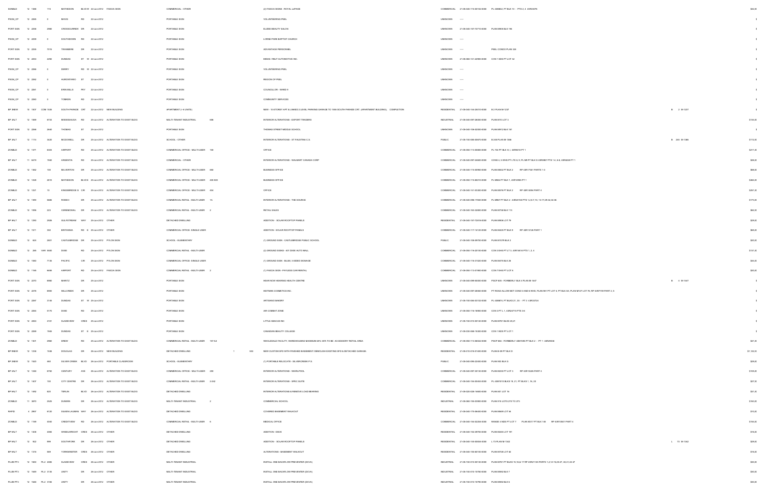| | | | | | | | | | | | | | | | |
|---|---|---|---|---|---|---|---|---|---|---|---|---|---|---|---|
| SGNBLD | 12 1388 | | 119 | MATHESON | BLVD W | 22-Jun-2012 | FASCIA SIGN | COMMERCIAL - OTHER | | (2) FASCIA SIGNS - ROYAL LePAGE | COMMERCIAL | 21-05-040-115-00152-0000 | PL 43M832, PT BLK 10 - PTS 2, 4 43R23076 | | $42,0 |
| PSGN_CP | 12 2265 | | 0 | MAVIS | RD | 22-Jun-2012 | | PORTABLE SIGN | | VOLUNTEERING PEEL | UNKNOWN | ----- | | | $ |
| PORT SGN | 12 2258 | | 2980 | CROSSCURRENT | DR | 22-Jun-2012 | | PORTABLE SIGN | | ELIZEE BEAUTY SALON | UNKNOWN | 21-05-040-157-73710-0000 | PLAN M909 BLK 194 | | $ |
| PSGN_CP | 12 2259 | | 0 | SOUTHDOWN | RD | 22-Jun-2012 | | PORTABLE SIGN | | LORNE PARK BAPTIST CHURCH | UNKNOWN | ----- | | | $ |
| PORT SGN | 12 2259 | | 7015 | TRANMERE | DR | 22-Jun-2012 | | PORTABLE SIGN | | ADVANTAGE PERSONNEL | UNKNOWN | ----- | PEEL CONDO PLAN 124 | | $ |
| PORT SGN | 12 2253 | | 2292 | DUNDAS | ST W | 22-Jun-2012 | | PORTABLE SIGN | | MIDAS / RBJT AUTOMOTIVE INC. | UNKNOWN | 21-05-060-141-22900-0000 | CON 1 SDS PT LOT 32 | | $ |
| PSGN_CP | 12 2266 | | 0 | DERRY | RD W | 22-Jun-2012 | | PORTABLE SIGN | | VOLUNTEERING PEEL | UNKNOWN | ----- | | | $ |
| PSGN_CP | 12 2262 | | 0 | HURONTARIO | ST | 22-Jun-2012 | | PORTABLE SIGN | | REGION OF PEEL | UNKNOWN | ----- | | | $ |
| PSGN_CP | 12 2261 | | 0 | ERIN MILLS | PKY | 22-Jun-2012 | | PORTABLE SIGN | | COUNCILLOR - WARD 9 | UNKNOWN | ----- | | | $ |
| PSGN_CP | 12 2260 | | 0 | TOMKEN | RD | 22-Jun-2012 | | PORTABLE SIGN | | COMMUNITY SERVICES | UNKNOWN | ----- | | | $ |
| BP 9NEW | 10 1007 | COM 1039 | | SOUTH PARADE | CRT | 22-Jun-2012 | NEW BUILDING | APARTMENT (> 6 UNITS) | | NEW - 10-STOREY APT & LINKED 2 LEVEL PARKING GARAGE TO 1585 SOUTH PARADE CRT. (APARTMENT BUILDING), COMPLETION | RESIDENTIAL | 21-05-040-144-29210-0000 | B 2 PLAN M-1237 | B 2 M-1237 | $ |
| BP 3ALT | 12 1069 | | 6733 | MISSISSAUGA | RD | 25-Jun-2012 | ALTERATION TO EXIST BLDG | MULTI-TENANT INDUSTRIAL | 606 | INTERIOR ALTERATIONS - EXPORT TRADERS | INDUSTRIAL | 21-05-040-097-28030-0000 | PLAN M10 LOT 3 | | $134,0 |
| PORT SGN | 12 2268 | | 2640 | THOMAS | ST | 25-Jun-2012 | | PORTABLE SIGN | | THOMAS STREET MIDDLE SCHOOL | UNKNOWN | 21-05-040-108-02000-0000 | PLAN M912 BLK 161 | | $ |
| BP 3ALT | 12 1114 | | 3420 | MCDOWELL | DR | 25-Jun-2012 | ALTERATION TO EXIST BLDG | SCHOOL - OTHER | | INTERIOR ALTERATIONS - ST FAUSTINA C.S. | PUBLIC | 21-05-150-085-02670-0000 | B 245 PLAN M-1386 | B 245 M-1386 | $112,0 |
| ZONBLD | 12 1371 | | 6503 | AIRPORT | RD | 25-Jun-2012 | ALTERATION TO EXIST BLDG | COMMERCIAL OFFICE - MULTI-USER | 100 | OFFICE | COMMERCIAL | 21-05-050-113-00400-0000 | PL 734 PT BLK H, L 43R9016 PT 1 | | $211,0 |
| BP 3ALT | 11 6419 | | 1940 | ARGENTIA | RD | 25-Jun-2012 | ALTERATION TO EXIST BLDG | COMMERCIAL - OTHER | | INTERIOR ALTERATIONS - WALMART CANADA CORP | COMMERCIAL | 21-05-040-097-24400-0000 | CONS 5, 6 WHS PT LTS 8, 9, PL M9 PT BLK B 43R9867 PTS 1-4, 6-8, 43R8228 PT 1 | | $26,0 |
| ZONBLD | 12 1362 | | 100 | MILVERTON | DR | 25-Jun-2012 | ALTERATION TO EXIST BLDG | COMMERCIAL OFFICE - MULTI-USER | 550 | BUSINESS OFFICE | COMMERCIAL | 21-05-040-115-00950-0000 | PLAN M832 PT BLK 3 RP 43R17361 PARTS 1-3 | | $66,0 |
| ZONBLD | 12 1228 | | 2810 | MATHESON | BLVD E | 25-Jun-2012 | ALTERATION TO EXIST BLDG | COMMERCIAL OFFICE - MULTI-USER | 400-500 | BUSINESS OFFICE | COMMERCIAL | 21-05-050-115-85010-0000 | PL M564 PT BLK 1, 43R14995 PT 1 | | $466,0 |
| ZONBLD | 12 1221 | | 10 | KINGSBRIDGE G | CIR | 25-Jun-2012 | ALTERATION TO EXIST BLDG | COMMERCIAL OFFICE - MULTI-USER | 404 | OFFICE | COMMERCIAL | 21-05-040-141-01300-0000 | PLAN M978 PT BLK 2 RP 43R14094 PART 4 | | $261,0 |
| BP 3ALT | 12 1390 | | 5800 | RODEO | DR | 25-Jun-2012 | ALTERATION TO EXIST BLDG | COMMERCIAL RETAIL - MULTI-USER | 1A | INTERIOR ALTERATIONS - THE SOURCE | COMMERCIAL | 21-05-040-098-17600-0000 | PL M967 PT BLK 2 - 43R20150 PTS 1,2,6-7,10, 13-17,29-32,36-38 | | $173,0 |
| ZONBLD | 12 1096 | | 223 | CEREMONIAL | DR | 25-Jun-2012 | ALTERATION TO EXIST BLDG | COMMERCIAL RETAIL - MULTI-USER | 2 | RETAIL SALES | COMMERCIAL | 21-05-040-163-32800-0000 | PLAN M738 BLK 113 | | $62,0 |
| BP 9ALT | 12 1290 | | 2926 | GULFSTREAM | WAY | 25-Jun-2012 | OTHER | DETACHED DWELLING | | ADDITION - SOLAR ROOFTOP PANELS | RESIDENTIAL | 21-05-040-157-72818-0000 | PLAN M906 LOT 79 | | $29,0 |
| BP 3ALT | 12 1511 | | 350 | BRITANNIA | RD E | 25-Jun-2012 | OTHER | COMMERCIAL OFFICE- SINGLE USER | | ADDITION - SOLAR ROOFTOP PANELS | COMMERCIAL | 21-05-040-117-14120-0000 | PLAN M425 PT BLK 9 RP 43R13126 PART 1 | | $66,0 |
| SGNBLD | 12 823 | | 2301 | CASTLEBRIDGE | DR | 25-Jun-2012 | PYLON SIGN | SCHOOL - ELEMENTARY | | (1) GROUND SIGN - CASTLEBRIDGE PUBLIC SCHOOL | PUBLIC | 21-05-040-108-09750-0000 | PLAN M1079 BLK 2 | | $20,0 |
| SGNBLD | 12 265 | VAR 1050 | | DIXIE | RD | 25-Jun-2012 | PYLON SIGN | COMMERCIAL RETAIL - MULTI-USER | | (2) GROUND SIGNS - 401 DIXIE AUTO MALL | COMMERCIAL | 21-05-050-116-20100-0000 | CON 3 EHS PT LT 3, 43R14614 PTS 1, 2, 6 | | $131,0 |
| SGNBLD | 12 1090 | | 7135 | PACIFIC | CIR | 25-Jun-2012 | PYLON SIGN | COMMERCIAL OFFICE- SINGLE USER | | (1) GROUND SIGN - BLUE; 3-SIDED SIGNAGE | COMMERCIAL | 21-05-040-116-31020-0000 | PLAN M475 BLK 26 | | $44,0 |
| SGNBLD | 12 1165 | | 6485 | AIRPORT | RD | 25-Jun-2012 | FASCIA SIGN | COMMERCIAL RETAIL - MULTI-USER | 2 | (1) FASCIA SIGN - PAYLESS CAR RENTAL | COMMERCIAL | 21-05-050-113-01900-0000 | CON 7 EHS PT LOT 8 | | $20,0 |
| PORT SGN | 12 2270 | | 6980 | MARITZ | DR | 25-Jun-2012 | | PORTABLE SIGN | | HEAR NOW HEARING HEALTH CENTRE | UNKNOWN | 21-05-040-098-56300-0000 | PSCP 805 - FORMERLY BLK 4 PLAN M-1447 | B 4 M-1447 | $ |
| PORT SGN | 12 2275 | | 6965 | MILLCREEK | DR | 25-Jun-2012 | | PORTABLE SIGN | | HEITMAN COSMETICS INC. | UNKNOWN | 21-05-040-097-26560-0000 | PT ROAD ALLOW BET CONS 5 AND 6 WHS, PLAN M1 PT LOT 9, PT BLK AX, PLAN M127 LOT 75, RP 43R7720 PART 2, 3 | | $ |
| PORT SGN | 12 2267 | | 3145 | DUNDAS | ST W | 25-Jun-2012 | | PORTABLE SIGN | | ARTISANO BAKERY | UNKNOWN | 21-05-150-084-03152-0000 | PL 43M875, PT BLKS 21, 35 - PT 4 43R35724 | | $ |
| PORT SGN | 12 2264 | | 5170 | DIXIE | RD | 25-Jun-2012 | | PORTABLE SIGN | | AIR COMBAT ZONE | UNKNOWN | 21-05-050-116-16900-0000 | CON 3 PT L 1, 43R24715 PTS 3-6 | | $ |
| PORT SGN | 12 2263 | | 4141 | SLADEVIEW | CRES | 25-Jun-2012 | | PORTABLE SIGN | | LITTLE ABACUS INC | UNKNOWN | 21-05-150-010-00140-0000 | PLAN M781 BLKS 20,21 | | $ |
| PORT SGN | 12 2269 | | 1945 | DUNDAS | ST E | 25-Jun-2012 | | PORTABLE SIGN | | CANADIAN BEAUTY COLLEGE | UNKNOWN | 21-05-030-068-15300-0000 | CON 1 NDS PT LOT 1 | | $ |
| ZONBLD | 12 1301 | | 2960 | DREW | RD | 25-Jun-2012 | ALTERATION TO EXIST BLDG | COMMERCIAL RETAIL - MULTI-USER | 107-A2 | WHOLESALE FACILITY, WAREHOUSING MAXIMUM 20% GFA TO BE ACCESSORY RETAIL AREA | COMMERCIAL | 21-05-050-113-06502-0000 | PSCP 864 - FORMERLY 43M1593 PT BLK 2 - PT 1 43R29336 | | $41,0 |
| BP 9NEW | 12 1238 | | 1508 | DOUGLAS | DR | 26-Jun-2012 | NEW BUILDING | DETACHED DWELLING | 1 550 | NEW CUSTOM SFD WITH FINISHED BASEMENT/ DEMOLISH EXISTING SFD & DETACHED GARAGE. | RESIDENTIAL | 21-05-010-018-01400-0000 | PLAN B-09 PT BLK D | | $1,122,0 |
| BP 3NEW | 12 1920 | | 460 | SILVER CREEK | BLVD | 26-Jun-2012 | PORTABLE CLASSROOM | SCHOOL - ELEMENTARY | | (1) PORTABLE RELOCATE - SILVERCREEK P.S. | PUBLIC | 21-05-040-096-22300-0000 | PLAN 903 BLK G | | $25,0 |
| BP 3ALT | 12 1244 | | 6750 | CENTURY | AVE | 26-Jun-2012 | ALTERATION TO EXIST BLDG | COMMERCIAL OFFICE - MULTI-USER | 200 | INTERIOR ALTERATIONS - WHIRLPOOL | COMMERCIAL | 21-05-040-097-30120-0000 | PLAN M230 PT LOT 3 RP 43R13226 PART 4 | | $109,0 |
| BP 3ALT | 12 1407 | | 100 | CITY CENTRE | DR | 26-Jun-2012 | ALTERATION TO EXIST BLDG | COMMERCIAL RETAIL - MULTI-USER | 2-242 | INTERIOR ALTERATIONS - SPEC SUITE | COMMERCIAL | 21-05-040-154-00050-0000 | PL 43M1010 BLKS 19, 21, PT BLKS 1, 16, 20 | | $27,0 |
| BP 9ALT | 12 1492 | | 620 | TERLIN | BLVD | 26-Jun-2012 | ALTERATION TO EXIST BLDG | DETACHED DWELLING | | INTERIOR ALTERATIONS & REMOVE LOAD BEARING | RESIDENTIAL | 21-05-020-028-14600-0000 | PLAN 401 LOT 16 | | $31,0 |
| ZONBLD | 11 3870 | | 2525 | DUNWIN | DR | 26-Jun-2012 | ALTERATION TO EXIST BLDG | MULTI-TENANT INDUSTRIAL | 2 | COMMERCIAL SCHOOL | INDUSTRIAL | 21-05-060-155-03900-0000 | PLAN 915 LOTS 270 TO 273 | | $163,0 |
| RAPID | 4 2957 | | 6120 | SEASIN LAUMAN | WAY | 26-Jun-2012 | ALTERATION TO EXIST BLDG | DETACHED DWELLING | | COVERED BASEMENT WALKOUT | RESIDENTIAL | 21-05-040-175-08400-0000 | PLAN M948 LOT 94 | | $10,0 |
| ZONBLD | 12 1169 | | 4040 | CREDITVIEW | RD | 26-Jun-2012 | ALTERATION TO EXIST BLDG | COMMERCIAL RETAIL - MULTI-USER | 9 | MEDICAL OFFICE | COMMERCIAL | 21-05-040-164-02204-0000 | RANGE 4 NDS PT LOT 7 PLAN M317 PT BLK 145 RP 43R10601 PART 4 | | $194,0 |
| BP 9ALT | 12 1408 | | 4066 | WHEELWRIGHT | CRES | 26-Jun-2012 | OTHER | DETACHED DWELLING | | ADDITION - DECK | RESIDENTIAL | 21-05-040-154-09700-0000 | PLAN M245 LOT 191 | | $16,0 |
| BP 9ALT | 12 922 | | 599 | SOUTHFORK | DR | 26-Jun-2012 | OTHER | DETACHED DWELLING | | ADDITION - SOLAR ROOFTOP PANELS | RESIDENTIAL | 21-05-040-145-00304-0000 | L 73 PLAN M-1342 | L 73 M-1342 | $29,0 |
| BP 9ALT | 12 1315 | | 908 | YORKMINSTER | CRES | 26-Jun-2012 | OTHER | DETACHED DWELLING | | ALTERATIONS - BASEMENT WALKOUT | RESIDENTIAL | 21-05-040-155-60100-0000 | PLAN M728 LOT 82 | | $16,0 |
| PLUM PT3 | 12 1650 | PLU 4085 | | SLADEVIEW | CRES | 26-Jun-2012 | OTHER | MULTI-TENANT INDUSTRIAL | | INSTALL ONE BACKFLOW PREVENTER (DCVA) | INDUSTRIAL | 21-05-150-010-00130-0000 | PLAN M781 PT BLKS 15,16 & 17 RP 43R21120 PARTS 1,2,12-15,25-27, 40,41,43-47 | | $30,0 |
| PLUM PT3 | 12 1648 | PLU 3135 | | UNITY | DR | 26-Jun-2012 | OTHER | MULTI-TENANT INDUSTRIAL | | INSTALL ONE BACKFLOW PREVENTER (DCVA) | INDUSTRIAL | 21-05-150-010-10780-0000 | PLAN M882 BLK 7 | | $30,0 |
| PLUM PT3 | 12 1644 | PLU 3140 | | UNITY | DR | 26-Jun-2012 | OTHER | MULTI-TENANT INDUSTRIAL | | INSTALL ONE BACKFLOW PREVENTER (DCVA) | INDUSTRIAL | 21-05-150-010-10790-0000 | PLAN M882 BLK 6 | | $30,0 |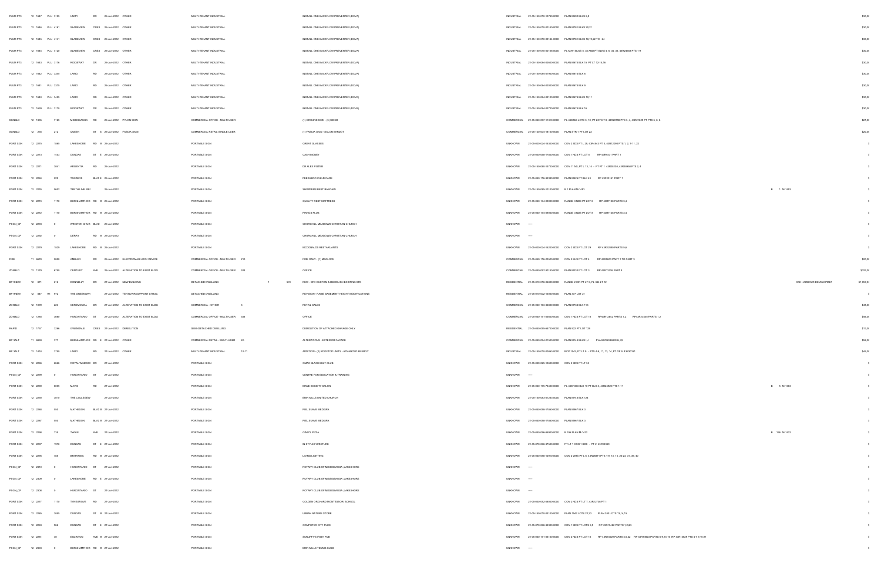| | | | | | | | | | | | | | | | | | | |
|---|---|---|---|---|---|---|---|---|---|---|---|---|---|---|---|---|---|---|
| PLUM PTS | 12 1847 | PLU 3105 | UNITY | DR | 26-Jun-2012 | OTHER | MULTI-TENANT INDUSTRIAL | | | INSTALL ONE BACKFLOW PREVENTER (DCVA) | INDUSTRIAL | 21-09-150-010-10740-0000 | PLAN 909 BLKS 8,9 | | | | | $30,00 |
| PLUM PTS | 12 1846 | PLU 4161 | SLADEVIEW | CRES | 26-Jun-2012 | OTHER | MULTI-TENANT INDUSTRIAL | | | INSTALL ONE BACKFLOW PREVENTER (DCVA) | INDUSTRIAL | 21-09-150-010-00140-0000 | PLAN M751 BLKS 20,21 | | | | | $30,00 |
| PLUM PTS | 12 1845 | PLU 4141 | SLADEVIEW | CRES | 26-Jun-2012 | OTHER | MULTI-TENANT INDUSTRIAL | | | INSTALL ONE BACKFLOW PREVENTER (DCVA) | INDUSTRIAL | 21-09-150-010-00144-0000 | PLAN M751 BLKS 18,19,22 TO 24 | | | | | $30,00 |
| PLUM PTS | 12 1844 | PLU 4120 | SLADEVIEW | CRES | 26-Jun-2012 | OTHER | MULTI-TENANT INDUSTRIAL | | | INSTALL ONE BACKFLOW PREVENTER (DCVA) | INDUSTRIAL | 21-09-150-010-00109-0000 | PL M751 BLKS 5, 35 AND PT BLKS 4, 6, 34, 36, 43R24555 PTS 1-9 | | | | | $30,00 |
| PLUM PTS | 12 1843 | PLU 3179 | RIDGEWAY | DR | 26-Jun-2012 | OTHER | MULTI-TENANT INDUSTRIAL | | | INSTALL ONE BACKFLOW PREVENTER (DCVA) | INDUSTRIAL | 21-09-150-084-02600-0000 | PLAN 981 BLK 15 PT LT 12-14,16 | | | | | $30,00 |
| PLUM PTS | 12 1842 | PLU 3349 | LAIRD | RD | 26-Jun-2012 | OTHER | MULTI-TENANT INDUSTRIAL | | | INSTALL ONE BACKFLOW PREVENTER (DCVA) | INDUSTRIAL | 21-09-150-084-01900-0000 | PLAN 981 BLK 8 | | | | | $30,00 |
| PLUM PTS | 12 1841 | PLU 3379 | LAIRD | RD | 26-Jun-2012 | OTHER | MULTI-TENANT INDUSTRIAL | | | INSTALL ONE BACKFLOW PREVENTER (DCVA) | INDUSTRIAL | 21-09-150-084-02000-0000 | PLAN 981 BLK 9 | | | | | $30,00 |
| PLUM PTS | 12 1840 | PLU 3429 | LAIRD | RD | 26-Jun-2012 | OTHER | MULTI-TENANT INDUSTRIAL | | | INSTALL ONE BACKFLOW PREVENTER (DCVA) | INDUSTRIAL | 21-09-150-084-02100-0000 | PLAN 981 BLKS 10,11 | | | | | $30,00 |
| PLUM PTS | 12 1839 | PLU 3170 | RIDGEWAY | DR | 26-Jun-2012 | OTHER | MULTI-TENANT INDUSTRIAL | | | INSTALL ONE BACKFLOW PREVENTER (DCVA) | INDUSTRIAL | 21-09-150-084-02700-0000 | PLAN 981 BLK 18 | | | | | $30,00 |
| SGNBLD | 12 1335 | 7120 | MISSISSAUGA | RD | 26-Jun-2012 | PYLON SIGN | COMMERCIAL OFFICE - MULTI-USER | | | (1) GROUND SIGN - (3) 350SD | COMMERCIAL | 21-05-040-097-11310-0000 | PL 43M964 LOTS 3, 10, PT LOTS 7-9, 43R20788 PTS 3, 4, 43R21829 PT PTS 5, 6, 8 | | | | | $21,00 |
| SGNBLD | 12 235 | 212 | QUEEN | ST S | 26-Jun-2012 | FASCIA SIGN | COMMERCIAL RETAIL-SINGLE USER | | | (1) FASCIA SIGN - SALON BARDOT | COMMERCIAL | 21-05-040-034-16100-0000 | PLAN STR 1 PT LOT 22 | | | | | $20,00 |
| PORT SGN | 12 2275 | 1865 | LAKESHORE | RD W | 26-Jun-2012 | | PORTABLE SIGN | | | GREAT GLASSES | UNKNOWN | 21-05-020-024-15300-0000 | CON 2 SDS PT L 29, 43R6543 PT 3, 43R12096 PTS 1, 2, 7-11, 22 | | | | | $ |
| PORT SGN | 12 2273 | 1403 | DUNDAS | ST E | 26-Jun-2012 | | PORTABLE SIGN | | | CASH MONEY | UNKNOWN | 21-05-030-068-17000-0000 | CON 1 NDS PT LOT 5 RP 43R5031 PART 1 | | | | | $ |
| PORT SGN | 12 2277 | 3041 | ARGENTIA | RD | 26-Jun-2012 | | PORTABLE SIGN | | | DR ALEX PISTER | UNKNOWN | 21-05-150-080-13700-0000 | CON 11 NS, PT L 13, 14 - PT PT 1 43R25104, 43R28956 PTS 2, 4 | | | | | $ |
| PORT SGN | 12 2284 | 220 | TRADERS | BLVD E | 26-Jun-2012 | | PORTABLE SIGN | | | PEEKABOO CHILD CARE | UNKNOWN | 21-05-040-116-32390-0000 | PLAN M425 PT BLK 53 RP 43R13741 PART 1 | | | | | $ |
| PORT SGN | 12 2276 | 9682 | TENTH LINE WEST | | 26-Jun-2012 | | PORTABLE SIGN | | | SHOPPERS BEST BARGAIN | UNKNOWN | 21-05-150-085-10100-0000 | B 1 PLAN M-1493 | | B | 1 M-1493 | | $ |
| PORT SGN | 12 2274 | 1170 | BURNHAMTHORPE | RD W | 26-Jun-2012 | | PORTABLE SIGN | | | QUALITY REST MATTRESS | UNKNOWN | 21-05-040-154-09000-0000 | RANGE 3 NDS PT LOT 8 RP 43R7728 PARTS 3,4 | | | | | $ |
| PORT SGN | 12 2272 | 1170 | BURNHAMTHORPE | RD W | 26-Jun-2012 | | PORTABLE SIGN | | | PIANOS PLUS | UNKNOWN | 21-05-040-154-09000-0000 | RANGE 3 NDS PT LOT 8 RP 43R7728 PARTS 3,4 | | | | | $ |
| PSGN_CP | 12 2293 | 0 | WINSTON CHURCHILL | BLVD | 26-Jun-2012 | | PORTABLE SIGN | | | CHURCHILL MEADOWS CHRISTIAN CHURCH | UNKNOWN | ----- | | | | | | $ |
| PSGN_CP | 12 2292 | 0 | DERRY | RD W | 26-Jun-2012 | | PORTABLE SIGN | | | CHURCHILL MEADOWS CHRISTIAN CHURCH | UNKNOWN | ----- | | | | | | $ |
| PORT SGN | 12 2279 | 1829 | LAKESHORE | RD W | 26-Jun-2012 | | PORTABLE SIGN | | | MCDONALDS RESTAURANTS | UNKNOWN | 21-05-020-024-15200-0000 | CON 2 SDS PT LOT 29 RP 43R12090 PARTS 5,6 | | | | | $ |
| FIRE | 11 6616 | 6600 | AMBLER | DR | 26-Jun-2012 | ELECTROMAG LOCK DEVICE | COMMERCIAL OFFICE - MULTI-USER | 210 | | FIRE ONLY - (1) MAGLOCK | COMMERCIAL | 21-05-050-116-20420-0000 | CON 3 EHS PT LOT 4 RP 43R9603 PART 1 TO PART 3 | | | | | $20,00 |
| ZONBLD | 12 1179 | 6750 | CENTURY | AVE | 26-Jun-2012 | ALTERATION TO EXIST BLDG | COMMERCIAL OFFICE - MULTI-USER | 303 | | OFFICE | COMMERCIAL | 21-05-040-097-20130-0000 | PLAN M230 PT LOT 3 RP 43R13226 PART 4 | | | | | $322,00 |
| BP 9NEW | 12 871 | 218 | DONNELLY | DR | 27-Jun-2012 | NEW BUILDING | DETACHED DWELLING | 1 | 531 | NEW - SFD CUSTOM & DEMOLISH EXISTING SFD | RESIDENTIAL | 21-05-010-018-06600-0000 | RANGE 2 CIR PT LT 5, PL 344 LT 12 | | | | OAK HARBOUR DEVELOPMENT | $1,897,00 |
| BP 9NEW | 12 847 R1 | 972 | THE GREENSWAY | | 27-Jun-2012 | TENTS/AIR SUPPORT STRUC | DETACHED DWELLING | | | REVISION - RAISE BASEMENT HEIGHT MODIFICATIONS | RESIDENTIAL | 21-05-010-002-15000-0000 | PLAN 377 LOT 27 | | | | | $ |
| ZONBLD | 12 1099 | 223 | CEREMONIAL | DR | 27-Jun-2012 | ALTERATION TO EXIST BLDG | COMMERCIAL - OTHER | 3 | | RETAIL SALES | COMMERCIAL | 21-05-040-163-32800-0000 | PLAN M738 BLK 113 | | | | | $45,00 |
| ZONBLD | 12 1265 | 3660 | HURONTARIO | ST | 27-Jun-2012 | ALTERATION TO EXIST BLDG | COMMERCIAL OFFICE - MULTI-USER | 306 | | OFFICE | COMMERCIAL | 21-05-040-141-03600-0000 | CON 1 NDS PT LOT 16 RP43R12842 PARTS 1,2 RP43R13405 PARTS 1,2 | | | | | $66,00 |
| RAPID | 12 1737 | 3286 | SWEDALE | CRES | 27-Jun-2012 | DEMOLITION | SEMI-DETACHED DWELLING | | | DEMOLITION OF ATTACHED GARAGE ONLY | RESIDENTIAL | 21-05-040-095-64700-0000 | PLAN 522 PT LOT 128 | | | | | $13,00 |
| BP 3ALT | 11 5859 | 377 | BURNHAMTHORPE | RD E | 27-Jun-2012 | OTHER | COMMERCIAL RETAIL - MULTI-USER | 2A | | ALTERATIONS - EXTERIOR FACADE | COMMERCIAL | 21-05-040-094-21500-0000 | PLAN M14 BLKS I,J PLAN M785 BLKS H,I,S | | | | | $62,00 |
| BP 3ALT | 12 1416 | 3780 | LAIRD | RD | 27-Jun-2012 | OTHER | MULTI-TENANT INDUSTRIAL | 10-11 | | ADDITION - (2) ROOFTOP UNITS - ADVANCED ENERGY | INDUSTRIAL | 21-05-150-010-00860-0000 | RCP 1542, PT LT 5 - PTS 4-8, 11, 13, 14, PT OF 9 43R35787 | | | | | $44,00 |
| PORT SGN | 12 2286 | 2686 | ROYAL WINDSOR | DR | 27-Jun-2012 | | PORTABLE SIGN | | | OMAC BLACK BELT CLUB | UNKNOWN | 21-05-020-025-10600-0000 | CON 3 SDS PT LT 35 | | | | | $ |
| PSGN_CP | 12 2299 | 0 | HURONTARIO | ST | 27-Jun-2012 | | PORTABLE SIGN | | | CENTRE FOR EDUCATION & TRAINING | UNKNOWN | ----- | | | | | | $ |
| PORT SGN | 12 2289 | 6085 | MAVIS | RD | 27-Jun-2012 | | PORTABLE SIGN | | | MANE SOCIETY SALON | UNKNOWN | 21-05-040-175-73400-0000 | PL 43M1363 BLK 10 PT BLK 5, 43R24820 PTS 1-11 | | B | 5 M-1363 | | $ |
| PORT SGN | 12 2290 | 3010 | THE COLLEGEWAY | | 27-Jun-2012 | | PORTABLE SIGN | | | ERIN MILLS UNITED CHURCH | UNKNOWN | 21-05-150-083-01250-0000 | PLAN M743 BLK 124 | | | | | $ |
| PORT SGN | 12 2288 | 950 | MATHESON | BLVD W | 27-Jun-2012 | | PORTABLE SIGN | | | PEEL SUAVE MEDISPA | UNKNOWN | 21-05-040-098-17860-0000 | PLAN M967 BLK 3 | | | | | $ |
| PORT SGN | 12 2287 | 950 | MATHESON | BLVD W | 27-Jun-2012 | | PORTABLE SIGN | | | PEEL SUAVE MEDISPA | UNKNOWN | 21-05-040-098-17860-0000 | PLAN M967 BLK 3 | | | | | $ |
| PORT SGN | 12 2298 | 735 | TWAIN | AVE | 27-Jun-2012 | | PORTABLE SIGN | | | GINO'S PIZZA | UNKNOWN | 21-05-040-096-85900-0000 | B 198 PLAN M-1422 | | B | 198 M-1422 | | $ |
| PORT SGN | 12 2297 | 1970 | DUNDAS | ST E | 27-Jun-2012 | | PORTABLE SIGN | | | IN STYLE FURNITURE | UNKNOWN | 21-05-070-068-27500-0000 | PT LT 1 CON 1 SDS - PT 2 43R12339 | | | | | $ |
| PORT SGN | 12 2295 | 765 | BRITANNIA | RD W | 27-Jun-2012 | | PORTABLE SIGN | | | LIVING LIGHTING | UNKNOWN | 21-05-040-098-12910-0000 | CON 2 WHS PT L 6, 43R25871 PTS 1-9, 13, 15, 20-23, 31, 39, 40 | | | | | $ |
| PSGN_CP | 12 2310 | 0 | HURONTARIO | ST | 27-Jun-2012 | | PORTABLE SIGN | | | ROTARY CLUB OF MISSISSAUGA -LAKESHORE | UNKNOWN | ----- | | | | | | $ |
| PSGN_CP | 12 2309 | 0 | LAKESHORE | RD E | 27-Jun-2012 | | PORTABLE SIGN | | | ROTARY CLUB OF MISSISSAUGA -LAKESHORE | UNKNOWN | ----- | | | | | | $ |
| PSGN_CP | 12 2308 | 0 | HURONTARIO | ST | 27-Jun-2012 | | PORTABLE SIGN | | | ROTARY CLUB OF MISSISSAUGA -LAKESHORE | UNKNOWN | ----- | | | | | | $ |
| PORT SGN | 12 2277 | 1170 | TYNEGROVE | RD | 27-Jun-2012 | | PORTABLE SIGN | | | GOLDEN ORCHARD MONTESSORI SCHOOL | UNKNOWN | 21-05-030-092-06000-0000 | CON 2 NDS PT LT 7, 43R12758 PT 1 | | | | | $ |
| PORT SGN | 12 2285 | 3085 | DUNDAS | ST W | 27-Jun-2012 | | PORTABLE SIGN | | | URBAN NATURE STORE | UNKNOWN | 21-05-150-010-03100-0000 | PLAN 1542 LOTS 22,23 PLAN 385 LOTS 13,14,15 | | | | | $ |
| PORT SGN | 12 2283 | 966 | DUNDAS | ST E | 27-Jun-2012 | | PORTABLE SIGN | | | COMPUTER CITY PLUS | UNKNOWN | 21-05-070-068-32300-0000 | CON 1 SDS PT LOTS 8,9 RP 43R15482 PARTS 1,2,&3 | | | | | $ |
| PORT SGN | 12 2287 | 30 | EGLINTON | AVE W | 27-Jun-2012 | | PORTABLE SIGN | | | SCRUFFY'S IRISH PUB | UNKNOWN | 21-05-040-141-03100-0000 | CON 2 NDS PT LOT 16 RP 43R15835 PARTS 4,5,22 RP 43R14923 PARTS 8-9,15-16 RP 43R14828 PTS 4-7 9,18-21 | | | | | $ |
| PSGN_CP | 12 2303 | 0 | BURNHAMTHORPE | RD W | 27-Jun-2012 | | PORTABLE SIGN | | | ERIN MILLS TENNIS CLUB | UNKNOWN | ----- | | | | | | $ |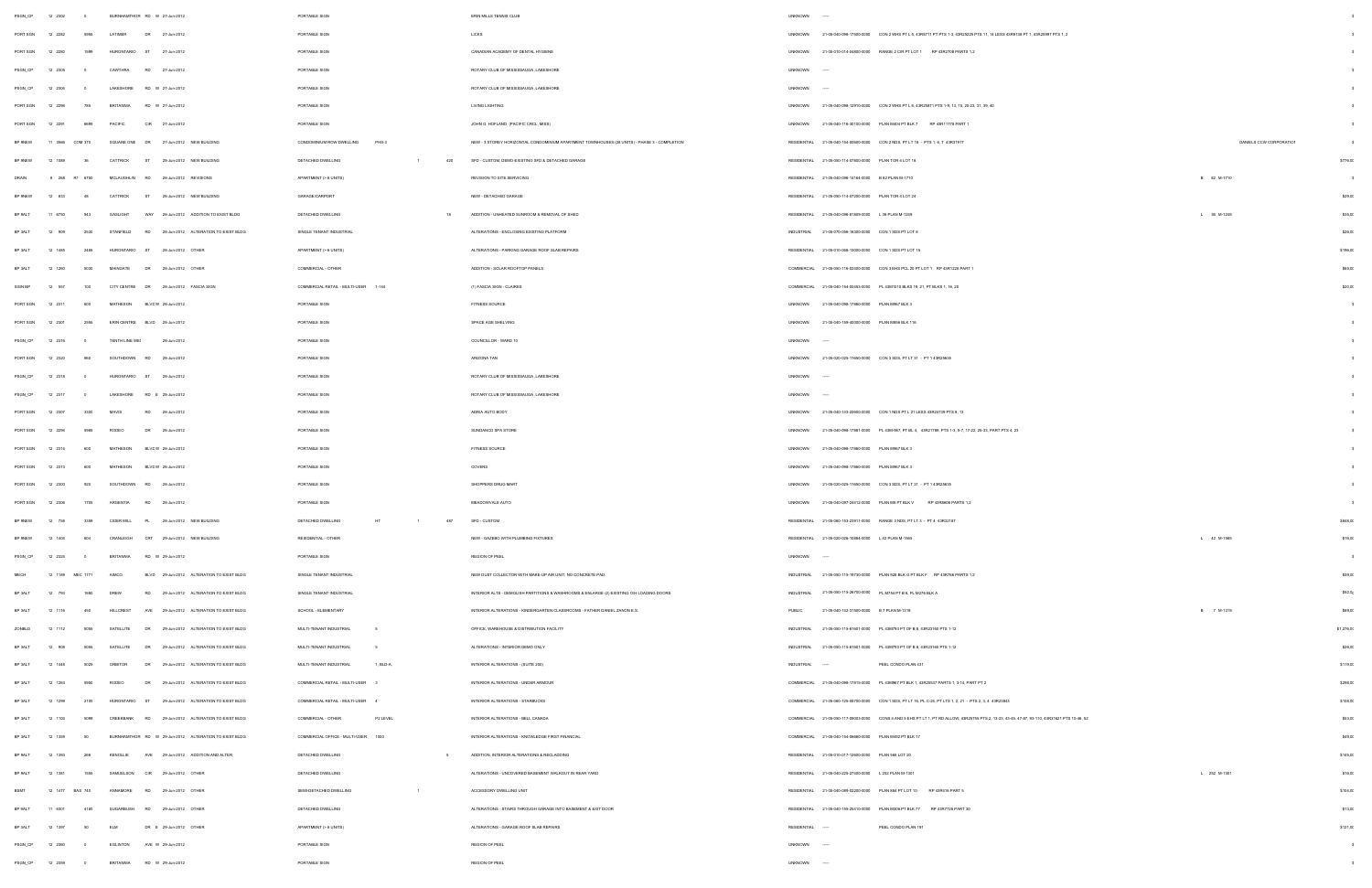| | | | | | | | | | | | | | | | | | | |
|---|---|---|---|---|---|---|---|---|---|---|---|---|---|---|---|---|---|---|
| PSGN_CP | 12 2302 | 0 | BURNHAMTHORPE | RD W | 27-Jun-2012 | | PORTABLE SIGN | | | | ERIN MILLS TENNIS CLUB | UNKNOWN | ---- | | | | | $ |
| PORT SGN | 12 2282 | 6655 | LATIMER | DR | 27-Jun-2012 | | PORTABLE SIGN | | | | LICKS | UNKNOWN | 21-05-040-098-17450-0000 | CON 2 WHS PT L 5, 43R6711 PT PTS 1-3, 43R23229 PTS 11, 14 LESS 43R9138 PT 1, 43R25997 PTS 1, 2 | | | | $ |
| PORT SGN | 12 2290 | 1599 | HURONTARIO | ST | 27-Jun-2012 | | PORTABLE SIGN | | | | CANADIAN ACADEMY OF DENTAL HYGIENE | UNKNOWN | 21-05-010-014-04800-0000 | RANGE 2 CIR PT LOT 1 RP 43R2708 PARTS 1,2 | | | | $ |
| PSGN_CP | 12 2305 | 0 | CAWTHRA | RD | 27-Jun-2012 | | PORTABLE SIGN | | | | ROTARY CLUB OF MISSISSAUGA, LAKESHORE | UNKNOWN | ---- | | | | | $ |
| PSGN_CP | 12 2306 | 0 | LAKESHORE | RD W | 27-Jun-2012 | | PORTABLE SIGN | | | | ROTARY CLUB OF MISSISSAUGA, LAKESHORE | UNKNOWN | ---- | | | | | $ |
| PORT SGN | 12 2296 | 765 | BRITANNIA | RD W | 27-Jun-2012 | | PORTABLE SIGN | | | | LIVING LIGHTING | UNKNOWN | 21-05-040-098-12910-0000 | CON 2 WHS PT L 6, 43R20671 PTS 1-9, 13, 15, 20-23, 31, 39, 40 | | | | $ |
| PORT SGN | 12 2291 | 6695 | PACIFIC | CIR | 27-Jun-2012 | | PORTABLE SIGN | | | | JOHN G. HOFLAND (PACIFIC CRCL. MISS) | UNKNOWN | 21-05-040-116-30100-0000 | PLAN M404 PT BLK 7 RP 43R11778 PART 1 | | | | $ |
| BP 9NEW | 11 3966 | COM 370 | SQUARE ONE | DR | 27-Jun-2012 | NEW BUILDING | CONDOMINIUM ROW DWELLING | PHS 3 | | | NEW - 3 STOREY HORIZONTAL CONDOMINIUM APARTMENT TOWNHOUSES (28 UNITS) - PHASE 3 - COMPLETION | RESIDENTIAL | 21-05-040-154-00600-0000 | CON 2 NDS, PT LT 16 - PTS 1, 6, 7 43R31917 | | DANIELS CCW CORPORATION | | $ |
| BP 9NEW | 12 1088 | 36 | CATTRICK | ST | 28-Jun-2012 | NEW BUILDING | DETACHED DWELLING | | 1 | 420 | SFD - CUSTOM, DEMO EXISTING SFD & DETACHED GARAGE | RESIDENTIAL | 21-05-090-114-07800-0000 | PLAN TOR 4 LOT 18 | | | | $776,00 |
| DRAIN | 8 266 R1 | 6750 | MCLAUGHLIN | RD | 28-Jun-2012 | REVISIONS | APARTMENT (> 6 UNITS) | | | | REVISION TO SITE SERVICING | RESIDENTIAL | 21-05-040-098-14184-0000 | B 82 PLAN M-1710 | | B 82 M-1710 | | $ |
| BP 9NEW | 12 833 | 46 | CATTRICK | ST | 28-Jun-2012 | NEW BUILDING | GARAGE/CARPORT | | | | NEW - DETACHED GARAGE | RESIDENTIAL | 21-05-090-114-07200-0000 | PLAN TOR 4 LOT 24 | | | | $29,00 |
| BP 9ALT | 11 6750 | 943 | GASLIGHT | WAY | 28-Jun-2012 | ADDITION TO EXIST BLDG | DETACHED DWELLING | | | 18 | ADDITION - UNHEATED SUNROOM & REMOVAL OF SHED | RESIDENTIAL | 21-05-040-098-81689-0000 | L 36 PLAN M-1269 | | L 36 M-1269 | | $30,00 |
| BP 3ALT | 12 909 | 2500 | STANFIELD | RD | 28-Jun-2012 | ALTERATION TO EXIST BLDG | SINGLE TENANT INDUSTRIAL | | | | ALTERATIONS - ENCLOSING EXISTING PLATFORM | INDUSTRIAL | 21-05-070-058-16300-0000 | CON 1 SDS PT LOT 6 | | | | $26,00 |
| BP 3ALT | 12 1465 | 2485 | HURONTARIO | ST | 28-Jun-2012 | OTHER | APARTMENT (> 6 UNITS) | | | | ALTERATIONS - PARKING GARAGE ROOF SLAB REPAIRS | RESIDENTIAL | 21-05-010-068-13000-0000 | CON 1 SDS PT LOT 15 | | | | $199,00 |
| BP 3ALT | 12 1260 | 5030 | MAINGATE | DR | 28-Jun-2012 | OTHER | COMMERCIAL - OTHER | | | | ADDITION - SOLAR ROOFTOP PANELS | COMMERCIAL | 21-05-040-116-02400-0000 | CON 3 EHS PCL 20 PT LOT 1 RP 43R1228 PART 1 | | | | $60,00 |
| SGN BP | 12 957 | 100 | CITY CENTRE | DR | 28-Jun-2012 | FASCIA SIGN | COMMERCIAL RETAIL - MULTI-USER | 1-154 | | | (1) FASCIA SIGN - CLARKS | COMMERCIAL | 21-05-040-154-00453-0000 | PL 43M1010 BLKS 19, 21, PT BLKS 1, 16, 20 | | | | $20,00 |
| PORT SGN | 12 2311 | 800 | MATHESON | BLVD W | 28-Jun-2012 | | PORTABLE SIGN | | | | FITNESS SOURCE | UNKNOWN | 21-05-040-098-17860-0000 | PLAN M967 BLK 3 | | | | $ |
| PORT SGN | 12 2307 | 2585 | ERIN CENTRE | BLVD | 28-Jun-2012 | | PORTABLE SIGN | | | | SPACE AGE SHELVING | UNKNOWN | 21-05-040-159-40000-0000 | PLAN M858 BLK 116 | | | | $ |
| PSGN_CP | 12 2316 | 0 | TENTH LINE WEST | | 28-Jun-2012 | | PORTABLE SIGN | | | | COUNCILLOR - WARD 10 | UNKNOWN | ---- | | | | | $ |
| PORT SGN | 12 2320 | 860 | SOUTHDOWN | RD | 28-Jun-2012 | | PORTABLE SIGN | | | | ARIZONA TAN | UNKNOWN | 21-05-020-025-11660-0000 | CON 3 SDS, PT LT 31 - PT 1 43R25635 | | | | $ |
| PSGN_CP | 12 2318 | 0 | HURONTARIO | ST | 28-Jun-2012 | | PORTABLE SIGN | | | | ROTARY CLUB OF MISSISSAUGA, LAKESHORE | UNKNOWN | ---- | | | | | $ |
| PSGN_CP | 12 2317 | 0 | LAKESHORE | RD E | 28-Jun-2012 | | PORTABLE SIGN | | | | ROTARY CLUB OF MISSISSAUGA, LAKESHORE | UNKNOWN | ---- | | | | | $ |
| PORT SGN | 12 2307 | 3350 | MAVIS | RD | 28-Jun-2012 | | PORTABLE SIGN | | | | ADRIA AUTO BODY | UNKNOWN | 21-05-040-103-22600-0000 | CON 1 NDS PT L 21 LESS 43R24739 PTS 9, 13 | | | | $ |
| PORT SGN | 12 2294 | 5980 | RODEO | DR | 28-Jun-2012 | | PORTABLE SIGN | | | | SUNDANCE SPA STORE | UNKNOWN | 21-05-040-098-17861-0000 | PL 43M967, PT BL 4, 43R21795, PTS 1-3, 5-7, 17-22, 29-33, PART PTS 4, 23 | | | | $ |
| PORT SGN | 12 2314 | 800 | MATHESON | BLVD W | 28-Jun-2012 | | PORTABLE SIGN | | | | FITNESS SOURCE | UNKNOWN | 21-05-040-098-17860-0000 | PLAN M967 BLK 3 | | | | $ |
| PORT SGN | 12 2313 | 800 | MATHESON | BLVD W | 28-Jun-2012 | | PORTABLE SIGN | | | | COVERS | UNKNOWN | 21-05-040-098-17860-0000 | PLAN M967 BLK 3 | | | | $ |
| PORT SGN | 12 2300 | 925 | SOUTHDOWN | RD | 28-Jun-2012 | | PORTABLE SIGN | | | | SHOPPERS DRUG MART | UNKNOWN | 21-05-020-025-11660-0000 | CON 3 SDS, PT LT 31 - PT 1 43R25635 | | | | $ |
| PORT SGN | 12 2308 | 1735 | ARGENTIA | RD | 28-Jun-2012 | | PORTABLE SIGN | | | | MEADOWVALE AUTO | UNKNOWN | 21-05-040-097-24312-0000 | PLAN M9 PT BLK V RP 43R8608 PARTS 1,2 | | | | $ |
| BP 9NEW | 12 758 | 3359 | CEDAR MILL | PL | 28-Jun-2012 | NEW BUILDING | DETACHED DWELLING | HT | 1 | 497 | SFD - CUSTOM | RESIDENTIAL | 21-05-060-153-23911-0000 | RANGE 3 NDS, PT LT 3 - PT 4 43R32787 | | | | $868,00 |
| BP 9NEW | 12 1400 | 604 | CRANLEIGH | CRT | 28-Jun-2012 | NEW BUILDING | RESIDENTIAL - OTHER | | | | NEW - GAZEBO WITH PLUMBING FIXTURES | RESIDENTIAL | 21-05-020-026-10984-0000 | L 42 PLAN M-1965 | | L 42 M-1965 | | $16,00 |
| PSGN_CP | 12 2333 | 0 | BRITANNIA | RD W | 29-Jun-2012 | | PORTABLE SIGN | | | | REGION OF PEEL | UNKNOWN | ---- | | | | | $ |
| MECH | 12 1199 | MEC 1771 | KAMATO | BLVD | 29-Jun-2012 | ALTERATION TO EXIST BLDG | SINGLE TENANT INDUSTRIAL | | | | NEW DUST COLLECTOR WITH MAKE-UP AIR UNIT, NO CONCRETE PAD. | INDUSTRIAL | 21-05-050-115-16730-0000 | PLAN 928 BLK G PT BLK F RP 43R768 PARTS 1,2 | | | | $39,00 |
| BP 3ALT | 12 750 | 1680 | DREW | RD | 29-Jun-2012 | ALTERATION TO EXIST BLDG | SINGLE TENANT INDUSTRIAL | | | | INTERIOR ALTS - DEMOLISH PARTITIONS & WASHROOMS & ENLARGE (2) EXISTING O/H LOADING DOORS | INDUSTRIAL | 21-05-050-119-26700-0000 | PL M744 PT B 6, PL M276 BLK A | | | | $52,0 |
| BP 3ALT | 12 1116 | 650 | HILLCREST | AVE | 29-Jun-2012 | ALTERATION TO EXIST BLDG | SCHOOL - ELEMENTARY | | | | INTERIOR ALTERATIONS - KINDERGARTEN CLASSROOMS - FATHER DANIEL ZANON E.S. | PUBLIC | 21-05-040-152-31900-0000 | B 7 PLAN M-1316 | | B 7 M-1316 | | $69,00 |
| ZONBLD | 12 1112 | 5055 | SATELLITE | DR | 29-Jun-2012 | ALTERATION TO EXIST BLDG | MULTI-TENANT INDUSTRIAL | 5 | | | OFFICE, WAREHOUSE & DISTRIBUTION FACILITY | INDUSTRIAL | 21-05-050-115-61401-0000 | PL 43M793 PT OF B 8, 43R23160 PTS 1-12 | | | | $1,276,00 |
| BP 3ALT | 12 908 | 5055 | SATELLITE | DR | 29-Jun-2012 | ALTERATION TO EXIST BLDG | MULTI-TENANT INDUSTRIAL | 5 | | | ALTERATIONS - INTERIOR DEMO ONLY | INDUSTRIAL | 21-05-050-115-61401-0000 | PL 43M793 PT OF B 8, 43R23160 PTS 1-12 | | | | $26,00 |
| BP 3ALT | 12 1446 | 5025 | ORBITOR | DR | 29-Jun-2012 | ALTERATION TO EXIST BLDG | MULTI-TENANT INDUSTRIAL | 1, BLD A, | | | INTERIOR ALTERATIONS - (SUITE 200) | INDUSTRIAL | ---- | PEEL CONDO PLAN 431 | | | | $119,00 |
| BP 3ALT | 12 1263 | 5980 | RODEO | DR | 29-Jun-2012 | ALTERATION TO EXIST BLDG | COMMERCIAL RETAIL - MULTI-USER | 3 | | | INTERIOR ALTERATIONS - UNDER ARMOUR | COMMERCIAL | 21-05-040-098-17810-0000 | PL 43M967 PT BLK 1, 43R25537 PARTS 1, 3-14, PART PT 2 | | | | $298,00 |
| BP 3ALT | 12 1299 | 2150 | HURONTARIO | ST | 29-Jun-2012 | ALTERATION TO EXIST BLDG | COMMERCIAL RETAIL - MULTI-USER | 4 | | | INTERIOR ALTERATIONS - STARBUCKS | COMMERCIAL | 21-05-060-125-05700-0000 | CON 1 SDS, PT LT 16, PL C-25, PT LTS 1, 2, 21 - PTS 2, 3, 4 43R23863 | | | | $106,00 |
| BP 3ALT | 12 1103 | 5099 | CREEKBANK | RD | 29-Jun-2012 | ALTERATION TO EXIST BLDG | COMMERCIAL - OTHER | P2 LEVEL | | | INTERIOR ALTERATIONS - BELL CANADA | COMMERCIAL | 21-05-050-117-05003-0000 | CONS 4 AND 5 EHS PT LT 1, PT RD ALLOW, 43R25789 PTS 2, 13-23, 43-45, 47-87, 93-110, 43R31621 PTS 10-46, 52 | | | | $63,00 |
| BP 3ALT | 12 1309 | 50 | BURNHAMTHORPE | RD W | 29-Jun-2012 | ALTERATION TO EXIST BLDG | COMMERCIAL OFFICE - MULTI-USER | 1000 | | | INTERIOR ALTERATIONS - KNOWLEDGE FIRST FINANCIAL | COMMERCIAL | 21-05-040-154-06800-0000 | PLAN M492 PT BLK 17 | | | | $49,00 |
| BP 9ALT | 12 1093 | 268 | KENOLLIE | AVE | 29-Jun-2012 | ADDITION AND ALTER | DETACHED DWELLING | | | 9 | ADDITION, INTERIOR ALTERATIONS & RECLADDING | RESIDENTIAL | 21-05-010-017-12600-0000 | PLAN 565 LOT 20 | | | | $149,00 |
| BP 9ALT | 12 1361 | 1586 | SAMUELSON | CIR | 29-Jun-2012 | OTHER | DETACHED DWELLING | | | | ALTERATIONS - UNCOVERED BASEMENT WALKOUT IN REAR YARD | RESIDENTIAL | 21-05-040-229-27400-0000 | L 202 PLAN M-1301 | | L 202 M-1301 | | $16,00 |
| BSMT | 12 1477 | BAS 743 | KANNAMORE | RD | 29-Jun-2012 | OTHER | SEMI-DETACHED DWELLING | | 1 | | ACCESSORY DWELLING UNIT | RESIDENTIAL | 21-05-040-089-82200-0000 | PLAN 684 PT LOT 10 RP 43R516 PART 5 | | | | $104,00 |
| BP 9ALT | 11 6301 | 4180 | SUGARBUSH | RD | 29-Jun-2012 | OTHER | DETACHED DWELLING | | | | ALTERATIONS - STAIRS THROUGH GARAGE INTO BASEMENT & EXIT DOOR | RESIDENTIAL | 21-05-040-155-25410-0000 | PLAN M306 PT BLK 77 RP 43R7729 PART 30 | | | | $15,00 |
| BP 3ALT | 12 1397 | 50 | ELM | DR E | 29-Jun-2012 | OTHER | APARTMENT (> 6 UNITS) | | | | ALTERATIONS - GARAGE ROOF SLAB REPAIRS | RESIDENTIAL | ---- | PEEL CONDO PLAN 191 | | | | $127,00 |
| PSGN_CP | 12 2360 | 0 | EGLINTON | AVE W | 29-Jun-2012 | | PORTABLE SIGN | | | | REGION OF PEEL | UNKNOWN | ---- | | | | | $ |
| PSGN_CP | 12 2359 | 0 | BRITANNIA | RD W | 29-Jun-2012 | | PORTABLE SIGN | | | | REGION OF PEEL | UNKNOWN | ---- | | | | | $ |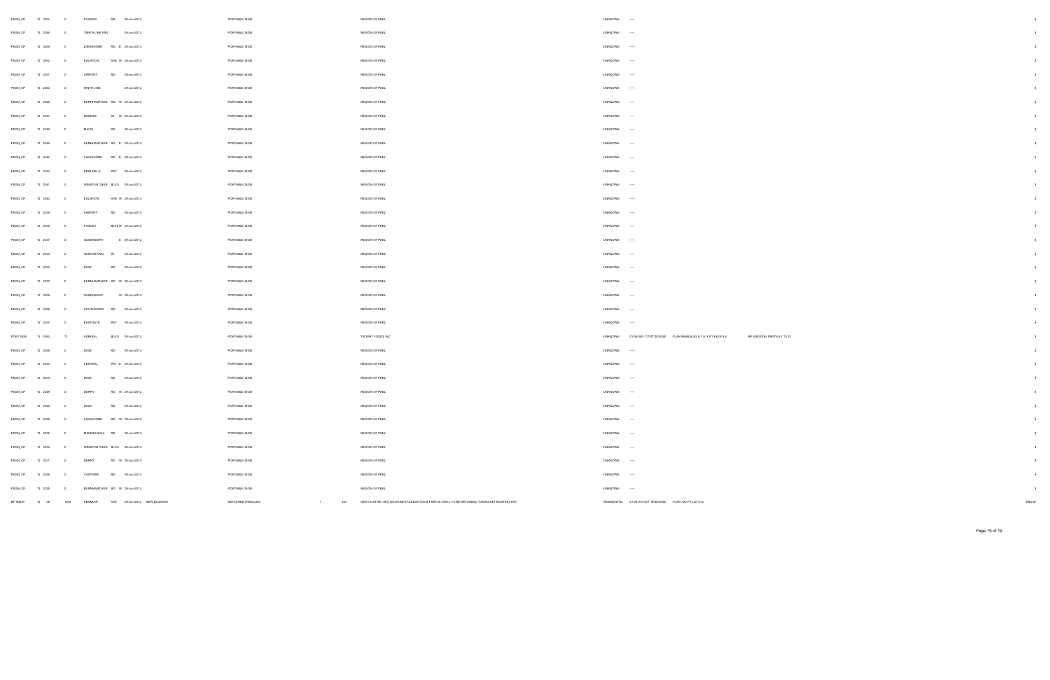| | | | | | | | | | | | | | | |
|---|---|---|---|---|---|---|---|---|---|---|---|---|---|---|
| PSGN_CP | 12 2357 | 0 | FOWLER | DR | 29-Jun-2012 | | PORTABLE SIGN | | | REGION OF PEEL | UNKNOWN | ----- | | $ |
| PSGN_CP | 12 2356 | 0 | TENTH LINE WEST | | 29-Jun-2012 | | PORTABLE SIGN | | | REGION OF PEEL | UNKNOWN | ----- | | $ |
| PSGN_CP | 12 2355 | 0 | LAKESHORE | RD E | 29-Jun-2012 | | PORTABLE SIGN | | | REGION OF PEEL | UNKNOWN | ----- | | $ |
| PSGN_CP | 12 2352 | 0 | EGLINTON | AVE W | 29-Jun-2012 | | PORTABLE SIGN | | | REGION OF PEEL | UNKNOWN | ----- | | $ |
| PSGN_CP | 12 2351 | 0 | AIRPORT | RD | 29-Jun-2012 | | PORTABLE SIGN | | | REGION OF PEEL | UNKNOWN | ----- | | $ |
| PSGN_CP | 12 2350 | 0 | NINTH LINE | | 29-Jun-2012 | | PORTABLE SIGN | | | REGION OF PEEL | UNKNOWN | ----- | | $ |
| PSGN_CP | 12 2348 | 0 | BURNHAMTHOR | RD W | 29-Jun-2012 | | PORTABLE SIGN | | | REGION OF PEEL | UNKNOWN | ----- | | $ |
| PSGN_CP | 12 2347 | 0 | DUNDAS | ST W | 29-Jun-2012 | | PORTABLE SIGN | | | REGION OF PEEL | UNKNOWN | ----- | | $ |
| PSGN_CP | 12 2346 | 0 | MAVIS | RD | 29-Jun-2012 | | PORTABLE SIGN | | | REGION OF PEEL | UNKNOWN | ----- | | $ |
| PSGN_CP | 12 2345 | 0 | BURNHAMTHOR | RD E | 29-Jun-2012 | | PORTABLE SIGN | | | REGION OF PEEL | UNKNOWN | ----- | | $ |
| PSGN_CP | 12 2344 | 0 | LAKESHORE | RD E | 29-Jun-2012 | | PORTABLE SIGN | | | REGION OF PEEL | UNKNOWN | ----- | | $ |
| PSGN_CP | 12 2343 | 0 | ERIN MILLS | PKY | 29-Jun-2012 | | PORTABLE SIGN | | | REGION OF PEEL | UNKNOWN | ----- | | $ |
| PSGN_CP | 12 2341 | 0 | WINSTON CHUR | BLVD | 29-Jun-2012 | | PORTABLE SIGN | | | REGION OF PEEL | UNKNOWN | ----- | | $ |
| PSGN_CP | 12 2340 | 0 | EGLINTON | AVE W | 29-Jun-2012 | | PORTABLE SIGN | | | REGION OF PEEL | UNKNOWN | ----- | | $ |
| PSGN_CP | 12 2339 | 0 | AIRPORT | RD | 29-Jun-2012 | | PORTABLE SIGN | | | REGION OF PEEL | UNKNOWN | ----- | | $ |
| PSGN_CP | 12 2338 | 0 | PAISLEY | BLVD W | 29-Jun-2012 | | PORTABLE SIGN | | | REGION OF PEEL | UNKNOWN | ----- | | $ |
| PSGN_CP | 12 2337 | 0 | QUEENSWAY | E | 29-Jun-2012 | | PORTABLE SIGN | | | REGION OF PEEL | UNKNOWN | ----- | | $ |
| PSGN_CP | 12 2334 | 0 | HURONTARIO | ST | 29-Jun-2012 | | PORTABLE SIGN | | | REGION OF PEEL | UNKNOWN | ----- | | $ |
| PSGN_CP | 12 2333 | 0 | DIXIE | RD | 29-Jun-2012 | | PORTABLE SIGN | | | REGION OF PEEL | UNKNOWN | ----- | | $ |
| PSGN_CP | 12 2330 | 0 | BURNHAMTHOR | RD W | 29-Jun-2012 | | PORTABLE SIGN | | | REGION OF PEEL | UNKNOWN | ----- | | $ |
| PSGN_CP | 12 2329 | 0 | QUEENSWAY | W | 29-Jun-2012 | | PORTABLE SIGN | | | REGION OF PEEL | UNKNOWN | ----- | | $ |
| PSGN_CP | 12 2328 | 0 | SOUTHDOWN | RD | 29-Jun-2012 | | PORTABLE SIGN | | | REGION OF PEEL | UNKNOWN | ----- | | $ |
| PSGN_CP | 12 2327 | 0 | EASTGATE | PKY | 29-Jun-2012 | | PORTABLE SIGN | | | REGION OF PEEL | UNKNOWN | ----- | | $ |
| PORT SGN | 12 2360 | 71 | ADMIRAL | BLVD | 29-Jun-2012 | | PORTABLE SIGN | | | TROPHY FOODS INC. | UNKNOWN | 21-05-040-117-07700-0000 PLAN M948 BLKS 6,7,9 & PT BLKS 5,8 | RP 43R20766 PARTS 6,7,12,13 | $ |
| PSGN_CP | 12 2358 | 0 | DIXIE | RD | 29-Jun-2012 | | PORTABLE SIGN | | | REGION OF PEEL | UNKNOWN | ----- | | $ |
| PSGN_CP | 12 2354 | 0 | CENTRAL | PKY E | 29-Jun-2012 | | PORTABLE SIGN | | | REGION OF PEEL | UNKNOWN | ----- | | $ |
| PSGN_CP | 12 2353 | 0 | DIXIE | RD | 29-Jun-2012 | | PORTABLE SIGN | | | REGION OF PEEL | UNKNOWN | ----- | | $ |
| PSGN_CP | 12 2349 | 0 | DERRY | RD W | 29-Jun-2012 | | PORTABLE SIGN | | | REGION OF PEEL | UNKNOWN | ----- | | $ |
| PSGN_CP | 12 2342 | 0 | DIXIE | RD | 29-Jun-2012 | | PORTABLE SIGN | | | REGION OF PEEL | UNKNOWN | ----- | | $ |
| PSGN_CP | 12 2336 | 0 | LAKESHORE | RD W | 29-Jun-2012 | | PORTABLE SIGN | | | REGION OF PEEL | UNKNOWN | ----- | | $ |
| PSGN_CP | 12 2335 | 0 | MISSISSAUGA | RD | 29-Jun-2012 | | PORTABLE SIGN | | | REGION OF PEEL | UNKNOWN | ----- | | $ |
| PSGN_CP | 12 2332 | 0 | WINSTON CHUR | BLVD | 29-Jun-2012 | | PORTABLE SIGN | | | REGION OF PEEL | UNKNOWN | ----- | | $ |
| PSGN_CP | 12 2331 | 0 | DERRY | RD W | 29-Jun-2012 | | PORTABLE SIGN | | | REGION OF PEEL | UNKNOWN | ----- | | $ |
| PSGN_CP | 12 2326 | 0 | CAWTHRA | RD | 29-Jun-2012 | | PORTABLE SIGN | | | REGION OF PEEL | UNKNOWN | ----- | | $ |
| PSGN_CP | 12 2325 | 0 | BURNHAMTHOR | RD W | 29-Jun-2012 | | PORTABLE SIGN | | | REGION OF PEEL | UNKNOWN | ----- | | $ |
| BP 9NEW | 12 36 | 1504 | KENMUIR | AVE | 29-Jun-2012 | NEW BUILDING | DETACHED DWELLING | 1 | 343 | NEW CUSTOM SFD (EXISTING FOUNDATION & PARTIAL WALL TO BE RETAINED) / DEMOLISH EXISTING SFD | RESIDENTIAL | 21-05-010-007-19500-0000 PLAN F20 PT LOT 272 | | $962,0 |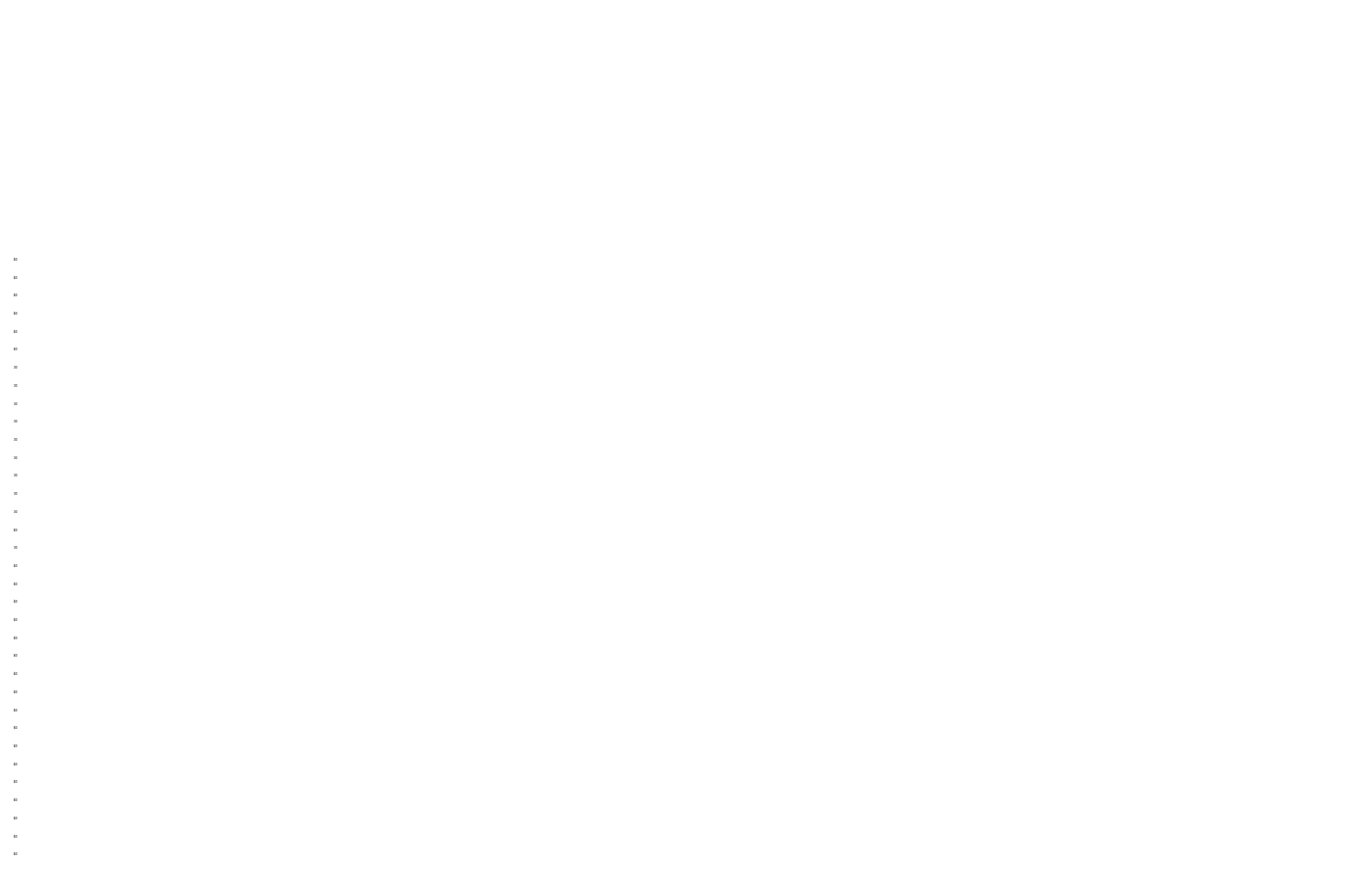60

60

60

60

60

60

70

70

70

70

70

70

70

70

70

60

70

60

60

60

60

60

60

60

60

60

60

60

60

60

60

60

60

60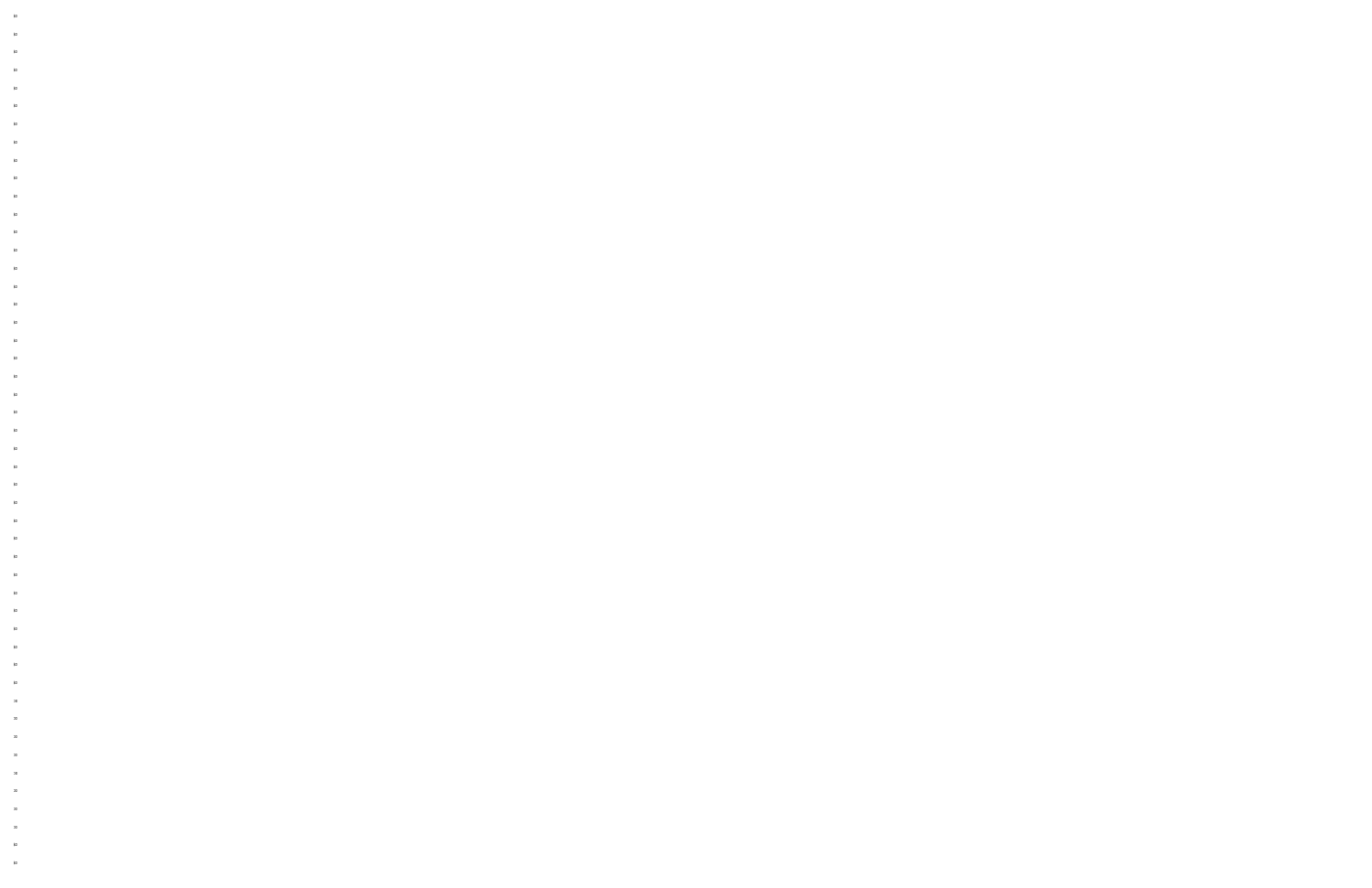80
80
80
80
80
80
80
80
80
80
80
80
80
80
80
80
80
80
80
80
80
80
80
80
80
80
80
80
80
80
80
80
80
80
80
80
80
80
70
70
70
70
70
70
70
70
80
80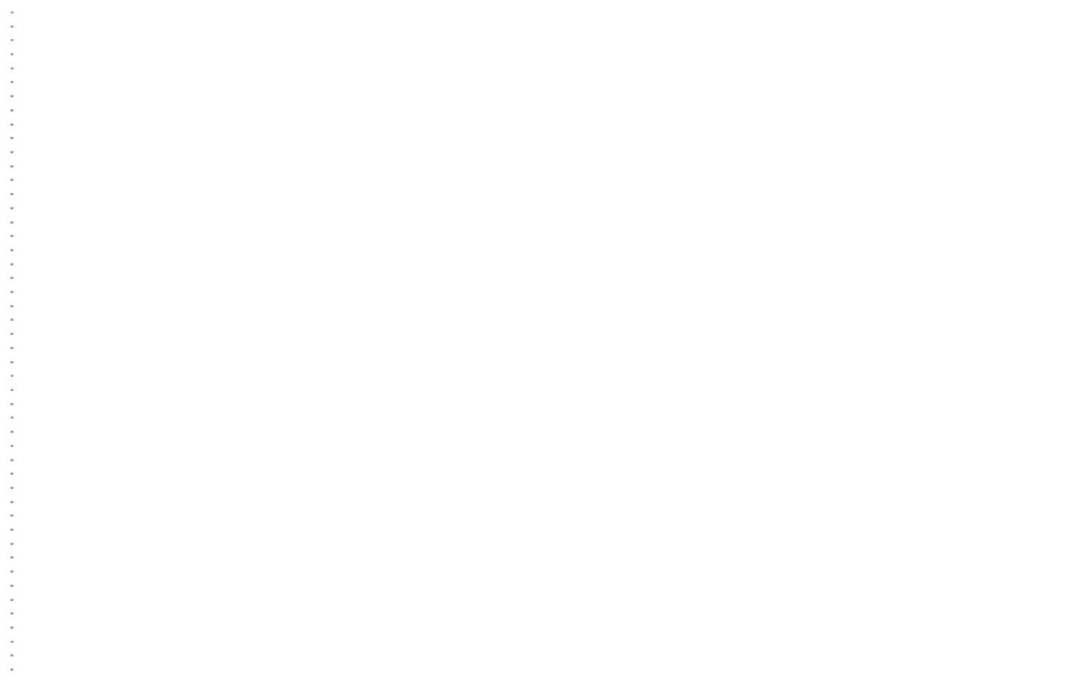20

20

20

20

20

20

80

80

80

80

80

80

80

80

80

80

80

80

80

80

80

80

80

80

80

80

20

20

80

20

80

20

80

80

80

80

80

80

80

80

80

80

80

80

80

20

80

80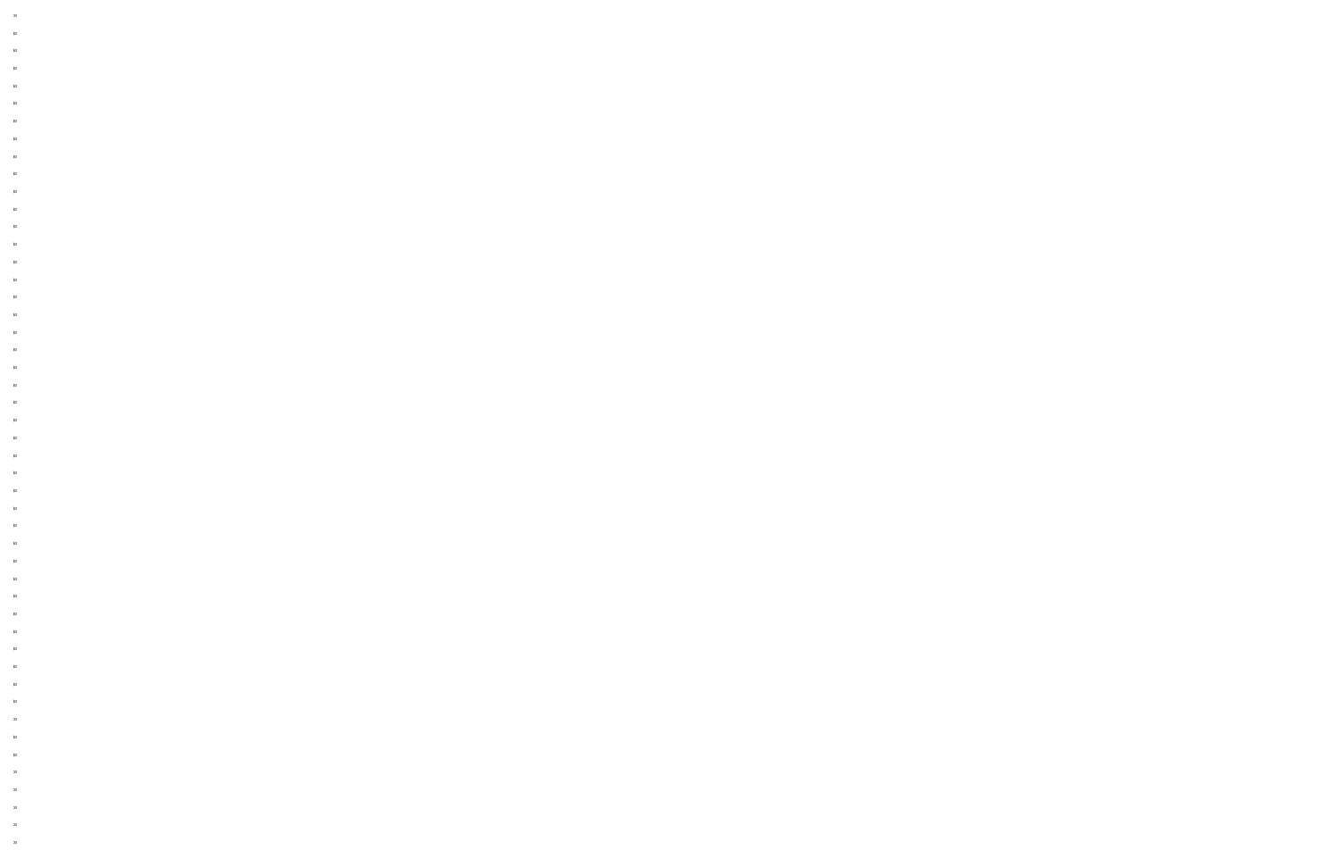70
60
60
60
60
60
60
60
60
60
60
60
60
60
60
60
60
60
60
60
60
60
60
60
60
60
60
60
60
60
60
60
60
60
60
60
60
60
60
60
70
60
60
70
70
70
70
70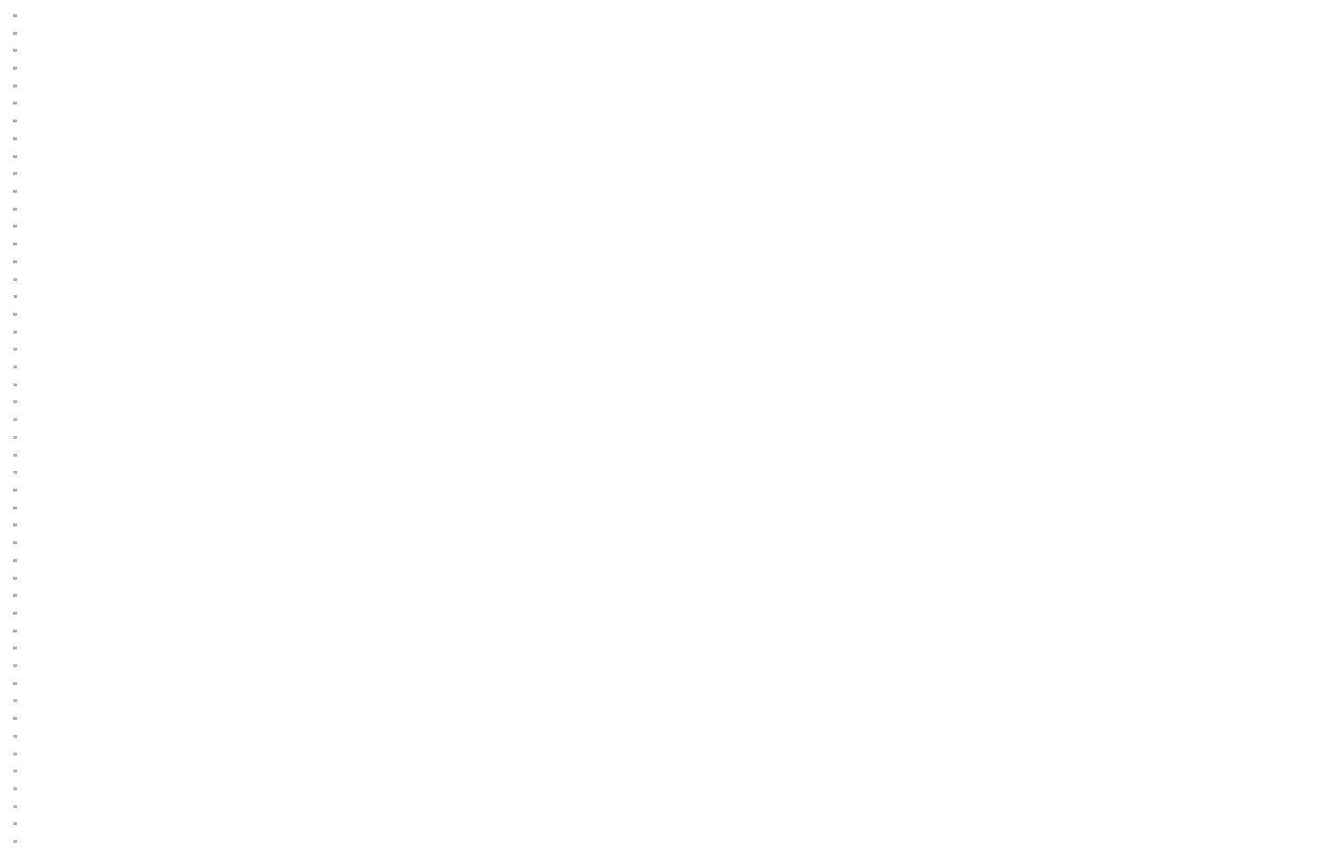60

60

60

60

60

60

60

60

60

60

60

60

60

60

60

70

70

60

70

70

70

70

70

70

70

70

70

60

60

60

60

60

60

60

60

60

60

70

60

70

60

70

70

70

70

70

70

70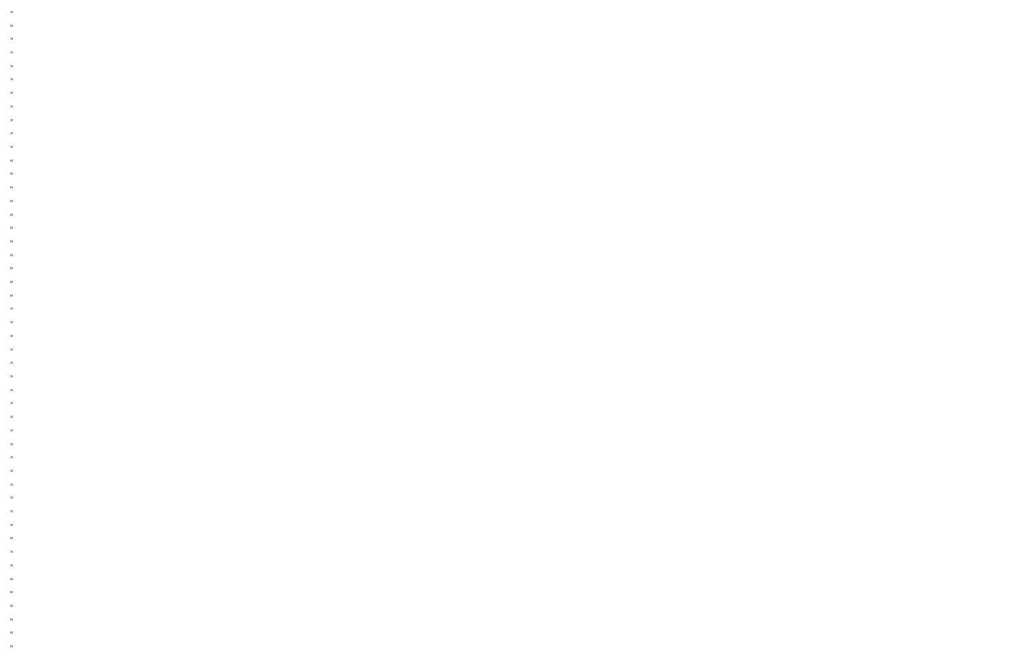20

60

20

20

20

20

20

20

20

20

20

60

60

60

60

60

60

60

60

60

60

60

20

20

20

20

20

20

20

20

20

20

20

20

20

20

20

20

20

60

20

20

60

60

60

60

60

60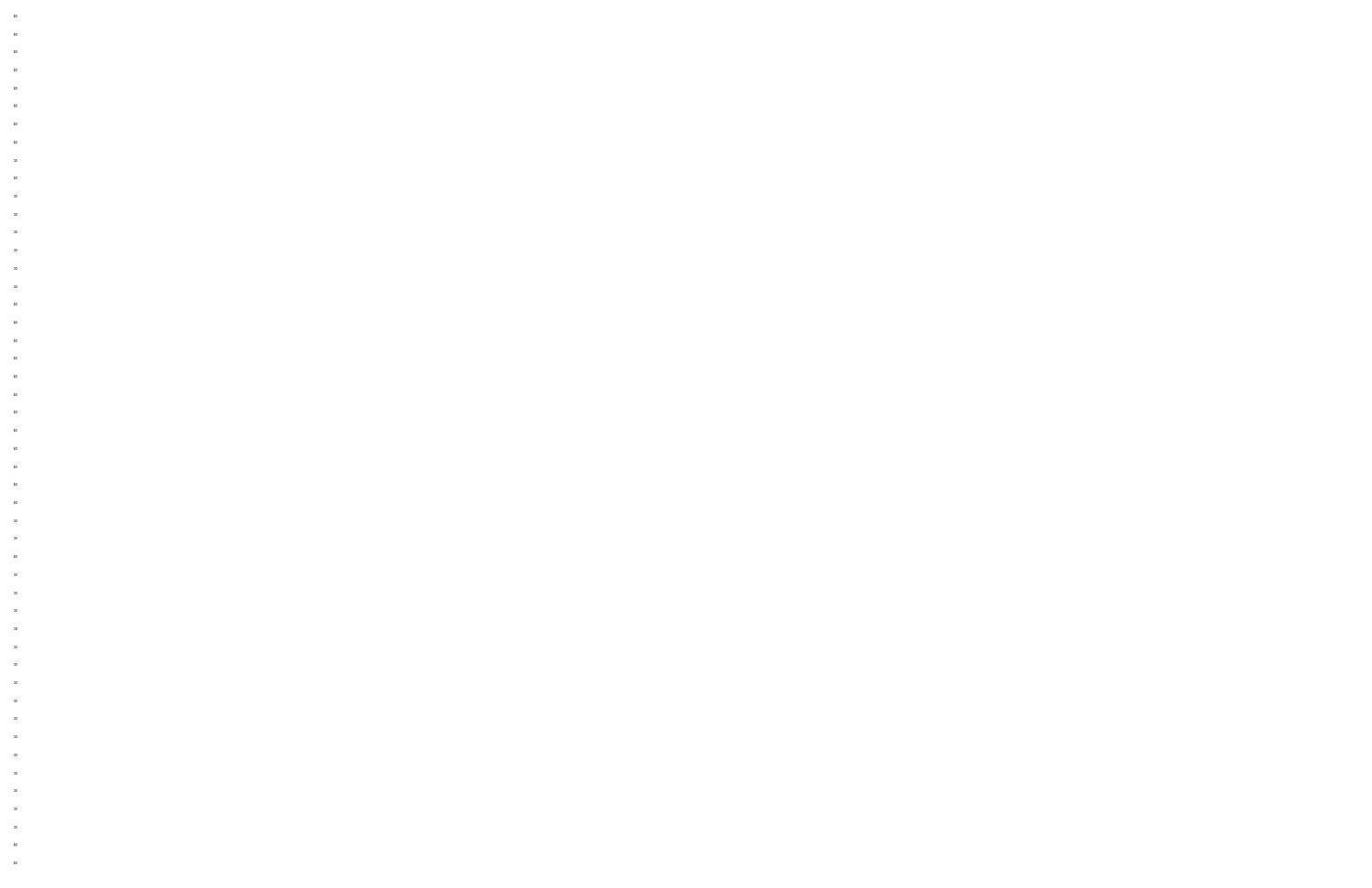80

80

80

80

80

80

80

80

70

80

70

70

70

70

70

70

80

80

80

80

80

80

80

80

80

80

80

80

70

70

80

70

70

70

70

70

70

70

70

70

70

70

70

70

70

70

80

80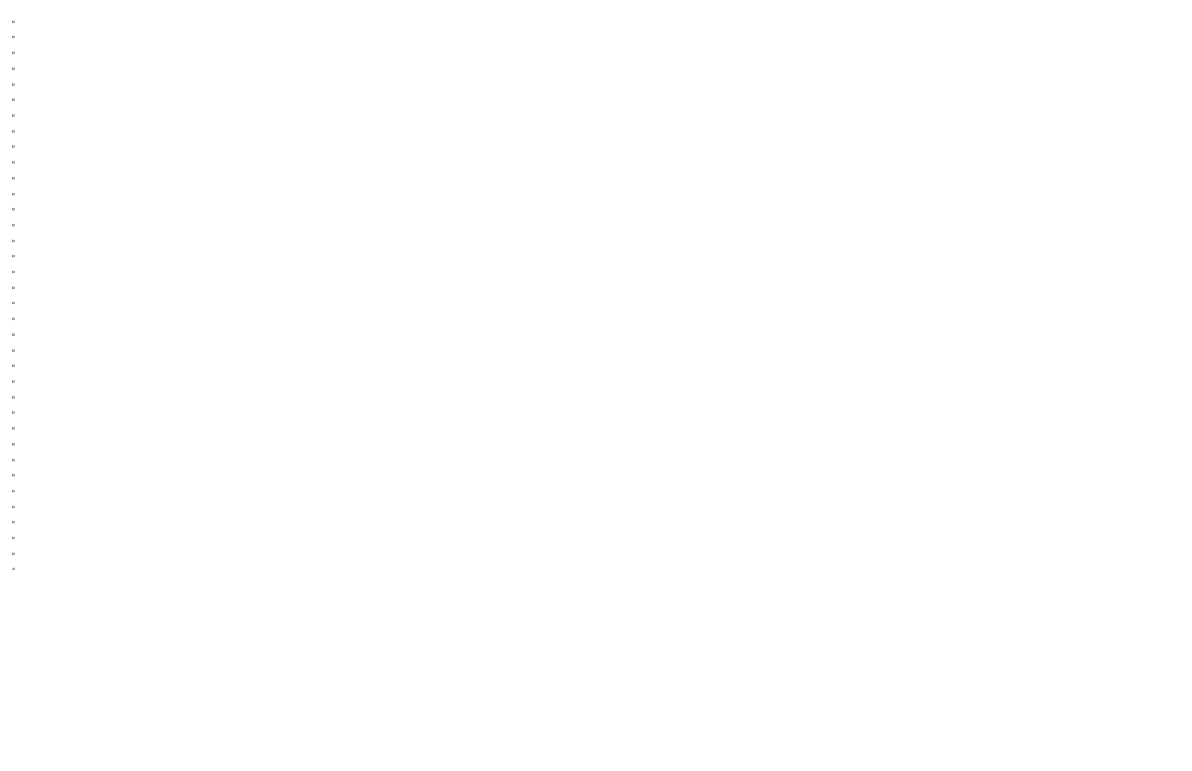80
80
80
80
80
80
80
80
80
80
80
80
80
80
80
80
80
80
80
80
80
80
80
80
80
80
80
80
80
80
80
80
80
80
80
30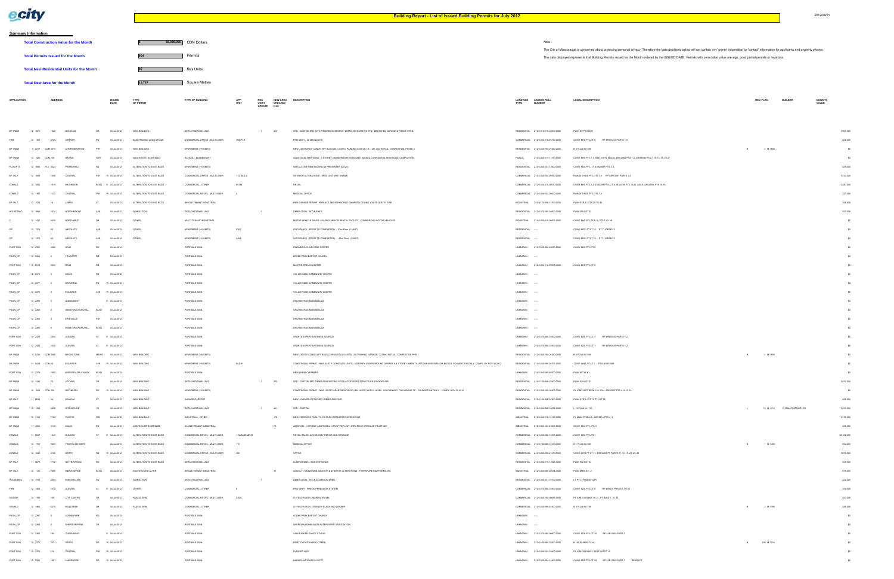# Building Report - List of Issued Building Permits for July 2012

2012/08/21

## Summary Information

| | | |
|---|---|---|
| Total Construction Value for the Month | $ 58,039,000 | CDN Dollars |
| Total Permits Issued for the Month | 664 | Permits |
| Total New Residential Units for the Month | 60 | Res Units |
| Total New Area for the Month | 19,787 | Square Metres |

Note :

The City of Mississauga is concerned about protecting personal privacy. Therefore the data displayed below will not contain any 'owner' information or 'contact' information for applicants and property owners.

The data displayed represents that Building Permits issued for the Month ordered by the ISSUED DATE. Permits with zero dollar value are sign, pool, partial permits or revisions.

| APPLICATION | | ADDRESS | | | ISSUED DATE | TYPE OF PERMIT | TYPE OF BUILDING | APP UNIT | RES UNITS CREATE | NEW AREA CREATED (sm) | DESCRIPTION | LAND USE TYPE | ASSESS ROLL NUMBER | LEGAL DESCRIPTION | REG PLAN | BUILDER | CONSTR VALUE |
|---|---|---|---|---|---|---|---|---|---|---|---|---|---|---|---|---|---|
| BP 9NEW | 12 1075 | 1527 | DOUGLAS | DR | 03-Jul-2012 | NEW BUILDING | DETACHED DWELLING | | 1 | 427 | SFD - CUSTOM SFD WITH FINISHED BASEMENT DEMOLISH EXISTING SFD, DETACHED GARAGE & FRAME SHED. | RESIDENTIAL | 21-05-010-016-00900-0000 | PLAN B9 PT BLK H | | | $905,000 |
| FIRE | 12 366 | 5725 | AIRPORT | RD | 03-Jul-2012 | ELECTRONIC LOCK DEVICE | COMMERCIAL OFFICE - MULTI-USER | 3RD FLR | | | FIRE ONLY - (2) MAGLOCKS | COMMERCIAL | 21-05-050-116-00710-0000 | CON 7 EHS PT LOT 9 RP 43R13401 PARTS 1-8 | | | $20,000 |
| BP 9NEW | 9 5217 | CON 4073 | CONFEDERATION | PKY | 03-Jul-2012 | NEW BUILDING | APARTMENT (> 6 UNITS) | | | | NEW - 45 STOREY CONDO APT BLDG (451-UNITS), PARKING LEVELS 1-5, 1,291.2m2 RETAIL, COMPLETION, PHASE 2 | RESIDENTIAL | 21-05-040-154-01200-0000 | B 4 PLAN M-1668 | B | 4 M-1668 | $0 |
| BP 9NEW | 12 820 | CON 235 | NAHANI | WAY | 03-Jul-2012 | ADDITION TO EXIST BLDG | SCHOOL - ELEMENTARY | | | | ADDITION/ALTERATIONS - 1 STOREY 2 KINDERGARTEN ROOMS ADDN & CORRIDOR ALTERATIONS, COMPLETION | PUBLIC | 21-05-040-117-11100-0000 | CON 1 EHS PT LT 1, BLK 107 PL M1226, 43R12862 PTS 1-3, 43R16504 PTS 7, 10-13, 15, 26-27 | | | $0 |
| PLUM PTS | 12 1665 | PLU 3023 | PARKERHILL | RD | 03-Jul-2012 | ALTERATION TO EXIST BLDG | APARTMENT (> 6 UNITS) | | | | INSTALL ONE NEW BACKFLOW PREVENTER (DCVA) | RESIDENTIAL | 21-05-040-141-12000-0000 | CON 1 SDS PT L 17, 43R20857 PTS 3, 4, | | | $39,000 |
| BP 9ALT | 12 1500 | 1300 | CENTRAL | PKY W | 03-Jul-2012 | ALTERATION TO EXIST BLDG | COMMERCIAL OFFICE - MULTI-USER | 112, BLD-A | | | INTERIOR ALTERATIONS - SPEC UNIT (NO TENANT) | COMMERCIAL | 21-05-040-154-06010-0000 | RANGE 3 NDS PT LOTS 7,8 RP 43R13491 PARTS 1,2 | | | $125,000 |
| ZONBLD | 12 1451 | 1919 | MATHESON | BLVD E | 03-Jul-2012 | ALTERATION TO EXIST BLDG | COMMERCIAL - OTHER | B1-B4 | | | RETAIL | COMMERCIAL | 21-05-050-115-30310-0000 | CON 4 EHS PT LT 2, 43R2799 PTS 4, 5, 43R-24789 PTS 19-24, LESS 43R24789, PTS 15-18 | | | $200,000 |
| ZONBLD | 12 1161 | 1177 | CENTRAL | PKY W | 03-Jul-2012 | ALTERATION TO EXIST BLDG | COMMERCIAL RETAIL - MULTI-USER | 4 | | | MEDICAL OFFICE | COMMERCIAL | 21-05-040-144-05600-0000 | RANGE 3 NDS PT LOTS 7,8 | | | $27,000 |
| BP 9ALT | 12 820 | 16 | JAMES | ST | 03-Jul-2012 | ALTERATION TO EXIST BLDG | SINGLE TENANT INDUSTRIAL | | | | FIRE DAMAGE REPAIR - REPLACE AND REINFORCE DAMAGED CEILING JOISTS DUE TO FIRE. | INDUSTRIAL | 21-05-120-006-14700-0000 | PLAN STR 4 LOTS 29 TO 35 | | | $26,000 |
| HOUSDEMO | 12 1880 | 1524 | NORTHMOUNT | AVE | 03-Jul-2012 | DEMOLITION | DETACHED DWELLING | | 1 | | DEMOLITION - SFD & SHED | RESIDENTIAL | 21-05-070-165-23800-0000 | PLAN 358 LOT 32 | | | $22,000 |
| C | 12 1427 | 6425 | NORTHWEST | DR | 03-Jul-2012 | OTHER | MULTI-TENANT INDUSTRIAL | | | | MOTOR VEHICLE SALES, LEASING AND/OR RENTAL FACILITY - COMMERCIAL MOTOR VEHICLES | INDUSTRIAL | 21-05-050-116-05501-0000 | CON 7 EHS PT LTS 8, 9 - PCLS 43, 69 | | | $0 |
| OP | 12 1374 | 60 | ABSOLUTE | AVE | 03-Jul-2012 | OTHER | APARTMENT (> 6 UNITS) | 5301 | | | OCCUPANCY - PRIOR TO COMPLETION - 53rd Floor (1 UNIT) | RESIDENTIAL | ----- | CON 2 NDS, PT LT 15 - PT 7 43R34213 | | | $0 |
| OP | 12 1373 | 60 | ABSOLUTE | AVE | 03-Jul-2012 | OTHER | APARTMENT (> 6 UNITS) | 4304 | | | OCCUPANCY - PRIOR TO COMPLETION - 43rd Floor (1 UNIT) | RESIDENTIAL | ----- | CON 2 NDS, PT LT 15 - PT 6 43R34213 | | | $0 |
| PORT SGN | 12 2321 | 4080 | DIXIE | RD | 03-Jul-2012 | | PORTABLE SIGN | | | | PEEKABOO CHILD CARE CENTRE | UNKNOWN | 21-05-030-092-22810-0000 | CON 2 NDS PT LOT 6 | | | $0 |
| PSGN_CP | 12 2364 | 0 | TRUSCOTT | DR | 03-Jul-2012 | | PORTABLE SIGN | | | | LORNE PARK BAPTIST CHURCH | UNKNOWN | ----- | | | | $0 |
| PORT SGN | 12 2318 | 5985 | DIXIE | RD | 03-Jul-2012 | | PORTABLE SIGN | | | | MASTER STEAKS LIMITED | UNKNOWN | 21-05-050-116-07000-0000 | CON 4 EHS PT LOT 5 | | | $0 |
| PSGN_CP | 12 2376 | 0 | MAVIS | RD | 03-Jul-2012 | | PORTABLE SIGN | | | | VIC JOHNSON COMMUNITY CENTRE | UNKNOWN | ----- | | | | $0 |
| PSGN_CP | 12 2377 | 0 | BRITANNIA | RD W | 03-Jul-2012 | | PORTABLE SIGN | | | | VIC JOHNSON COMMUNITY CENTRE | UNKNOWN | ----- | | | | $0 |
| PSGN_CP | 12 2378 | 0 | EGLINTON | AVE W | 03-Jul-2012 | | PORTABLE SIGN | | | | VIC JOHNSON COMMUNITY CENTRE | UNKNOWN | ----- | | | | $0 |
| PSGN_CP | 12 2369 | 0 | QUEENSWAY | E | 03-Jul-2012 | | PORTABLE SIGN | | | | ORCHESTRAS MISSISSAUGA | UNKNOWN | ----- | | | | $0 |
| PSGN_CP | 12 2368 | 0 | WINSTON CHURCHILL | BLVD | 03-Jul-2012 | | PORTABLE SIGN | | | | ORCHESTRAS MISSISSAUGA | UNKNOWN | ----- | | | | $0 |
| PSGN_CP | 12 2366 | 0 | ERIN MILLS | PKY | 03-Jul-2012 | | PORTABLE SIGN | | | | ORCHESTRAS MISSISSAUGA | UNKNOWN | ----- | | | | $0 |
| PSGN_CP | 12 2365 | 0 | WINSTON CHURCHILL | BLVD | 03-Jul-2012 | | PORTABLE SIGN | | | | ORCHESTRAS MISSISSAUGA | UNKNOWN | ----- | | | | $0 |
| PORT SGN | 12 2323 | 2050 | DUNDAS | ST E | 03-Jul-2012 | | PORTABLE SIGN | | | | SPORTS EXPERTS/FITNESS SOURCE | UNKNOWN | 21-05-070-068-37600-0000 | CON 1 SDS PT LOT 1 RP 43R12530 PARTS 1,2 | | | $0 |
| PORT SGN | 12 2322 | 2050 | DUNDAS | ST E | 03-Jul-2012 | | PORTABLE SIGN | | | | SPORTS EXPERTS/FITNESS SOURCE | UNKNOWN | 21-05-070-068-37600-0000 | CON 1 SDS PT LOT 1 RP 43R12530 PARTS 1,2 | | | $0 |
| BP 9NEW | 9 5216 | CON 4069 | BRICKSTONE | MEWS | 03-Jul-2012 | NEW BUILDING | APARTMENT (> 6 UNITS) | | | | NEW - 36 STY CONDO APT BLDG (296 UNITS) & 5-LEVEL U/G PARKING GARAGE, 323.6m2 RETAIL; COMPLETION PHS 1 | RESIDENTIAL | 21-05-040-154-01200-0000 | B 4 PLAN M-1668 | B | 4 M-1668 | $0 |
| BP 9NEW | 11 5419 | CON 55 | EGLINTON | AVE W | 03-Jul-2012 | NEW BUILDING | APARTMENT (> 6 UNITS) | BLD-B | | | CONDITIONAL PERMIT - NEW 24 STY CONDO(213 UNITS), 4 STOREY UNDERGROUND GARAGE & 4 STOREY AMENITY-UPTOWN MISSISSAUGA BLDG B- FOUNDATION ONLY- COMPL BY NOV 30,2012 | RESIDENTIAL | 21-05-040-096-00701-0000 | CON 1 WHS, PT LT 1 - PT 6 43R33829 | | | $0 |
| PORT SGN | 12 2379 | 1585 | MISSISSAUGA VALLEY | BLVD | 04-Jul-2012 | | PORTABLE SIGN | | | | NEW CHINS CLEANERS | UNKNOWN | 21-05-040-095-60700-0000 | PLAN 957 BLK I | | | $0 |
| BP 9NEW | 12 1194 | 22 | JOYMAR | DR | 04-Jul-2012 | NEW BUILDING | DETACHED DWELLING | | 1 | 282 | SFD - CUSTOM SFD, DEMOLISH EXISTING SFD & ACCESSORY STRUCTURE (POOLHOUSE) | RESIDENTIAL | 21-05-130-006-22600-0000 | PLAN 529 LOT 51 | | | $512,000 |
| BP 9NEW | 10 563 | CON 339 | RATHBURN | RD W | 04-Jul-2012 | NEW BUILDING | APARTMENT (> 6 UNITS) | | | | CONDITIONAL PERMIT - NEW 22 STY APARTMENT BLDG (362 UNITS) WITH 3 LEVEL U/G PARKING- THE MIRAGE "B" - FOUNDATION ONLY - COMPL. NOV 30,2012 | RESIDENTIAL | 21-05-040-155-35602-0000 | PL 43M718 PT BLKS 129, 130 - 43R32097 PTS 4, 9-13, 15 | | | $0 |
| BP 9ALT | 11 6838 | 54 | WILLIAM | ST | 04-Jul-2012 | NEW BUILDING | GARAGE/CARPORT | | | | NEW - GARAGE-DETACHED / DEMO EXISTING | RESIDENTIAL | 21-05-120-006-01600-0000 | PLAN STR 2 LOT 75 PT LOT 76 | | | $43,000 |
| BP 9NEW | 12 296 | 6628 | ROTHSCHILD | TR | 04-Jul-2012 | NEW BUILDING | DETACHED DWELLING | | 1 | 481 | SFD - CUSTOM | RESIDENTIAL | 21-05-040-098-14056-0000 | L 15 PLAN M-1710 | L | 15 M-1710 1316940 ONTARIO LTD | $852,000 |
| BP 9NEW | 10 3100 | 7180 | PACIFIC | CIR | 04-Jul-2012 | NEW BUILDING | INDUSTRIAL - OTHER | | | 179 | NEW - STORAGE FACILITY, FEI RUSH TRANSFER EXPRESS INC | INDUSTRIAL | 21-05-040-116-31700-0000 | PL M404 PT BLK 2, 43R12214 PTS 4, 5 | | | $170,000 |
| BP 9NEW | 11 7088 | 3108 | MAVIS | RD | 04-Jul-2012 | ADDITION TO EXIST BLDG | SINGLE TENANT INDUSTRIAL | | | 72 | ADDITION - 1-STOREY ADDITION & 1 ROOF TOP UNIT, STRATEGIC STORAGE TRUST INC | INDUSTRIAL | 21-05-040-143-23020-0000 | CON 1 SDS PT LOT 21 | | | $90,000 |
| ZONBLD | 11 6867 | 1865 | DUNDAS | ST E | 04-Jul-2012 | ALTERATION TO EXIST BLDG | COMMERCIAL RETAIL - MULTI-USER | 1-MEZZANINE | | | RETAIL SALES, ACCESSORY REPAIR AND STORAGE | COMMERCIAL | 21-05-070-000-89-15000-0000 | CON 1 SDS PT LOT 1 | | | $2,104,000 |
| ZONBLD | 12 793 | 5602 | TENTH LINE WEST | | 04-Jul-2012 | ALTERATION TO EXIST BLDG | COMMERCIAL RETAIL - MULTI-USER | 110 | | | MEDICAL OFFICE | COMMERCIAL | 21-05-150-085-10100-0000 | B 1 PLAN M-1493 | B | 1 M-1493 | $34,000 |
| ZONBLD | 12 1442 | 2100 | DERRY | RD W | 04-Jul-2012 | ALTERATION TO EXIST BLDG | COMMERCIAL OFFICE - MULTI-USER | 300 | | | OFFICE | COMMERCIAL | 21-05-040-098-21210-0000 | CON 6 WHS PT LT 11, 43R18863 PT PARTS 11-13, 15, 23, 25, 38 | | | $572,000 |
| BP 9ALT | 11 6872 | 7770 | NETHERWOOD | RD | 04-Jul-2012 | ALTERATION TO EXIST BLDG | DETACHED DWELLING | | | | ALTERATIONS - SIDE ENTRANCE | RESIDENTIAL | 21-05-050-115-12820-0000 | PLAN 952 LOT 32 | | | $29,000 |
| BP 9ALT | 12 143 | 2595 | MEADOWPINE | BLVD | 04-Jul-2012 | ADDITION AND ALTER | SINGLE TENANT INDUSTRIAL | | | 35 | ADD/ALT - MEZZANINE ADDITION & INTERIOR ALTERATIONS - THERAPURE BIOPHARMA INC | INDUSTRIAL | 21-05-040-098-02674-0000 | PLAN M938 B 1, 2 | | | $79,000 |
| HOUSDEMO | 12 1794 | 2494 | MISSISSAUGA | RD | 04-Jul-2012 | DEMOLITION | DETACHED DWELLING | | 1 | | DEMOLITION - SFD & ALUMINIUM SHED | RESIDENTIAL | 21-05-060-131-10100-0000 | LT PT 12 RANGE 3CIR | | | $22,000 |
| FIRE | 12 1403 | 1370 | DUNDAS | ST E | 04-Jul-2012 | OTHER | COMMERCIAL - OTHER | 9 | | | FIRE ONLY - FIRE SUPPRESSION SYSTEM | COMMERCIAL | 21-05-070-068-10300-0000 | CON 1 SDS PT LOT 6 RP 43R570 PARTS 1 TO 22 | | | $38,000 |
| SIGNBP | 12 1165 | 100 | CITY CENTRE | DR | 04-Jul-2012 | FASCIA SIGN | COMMERCIAL RETAIL - MULTI-USER | 2-826 | | | (1) FASCIA SIGN - MARLIN TRAVEL | COMMERCIAL | 21-05-040-154-00455-0000 | PL 43M1010 BLKS 19, 21, PT BLKS 1, 16, 20 | | | $21,000 |
| SIGNBLD | 12 1464 | 6270 | MILLCREEK | DR | 04-Jul-2012 | FASCIA SIGN | COMMERCIAL - OTHER | | | | (1) FASCIA SIGN - STANLEY BLACK AND DECKER | COMMERCIAL | 21-05-040-098-01400-0000 | B 2 PLAN M-1786 | B | 2 M-1786 | $45,000 |
| PSGN_CP | 12 2367 | 0 | LORNE PARK | RD | 04-Jul-2012 | | PORTABLE SIGN | | | | LORNE PARK BAPTIST CHURCH | UNKNOWN | ----- | | | | $0 |
| PSGN_CP | 12 2344 | 0 | SHERIDAN PARK | DR | 04-Jul-2012 | | PORTABLE SIGN | | | | SHERIDAN HOMELANDS RATEPAYERS' ASSOCIATION | UNKNOWN | ----- | | | | $0 |
| PORT SGN | 12 2362 | 755 | QUEENSWAY | E | 04-Jul-2012 | | PORTABLE SIGN | | | | VAN BUSKIRK DANCE STUDIO | UNKNOWN | 21-05-070-088-09502-0000 | CON 1 SDS PT LOT 16 RP 43R15183 PART 2 | | | $0 |
| PORT SGN | 12 2372 | 3221 | DERRY | RD W | 04-Jul-2012 | | PORTABLE SIGN | | | | FIRST CHOICE HAIR CUTTERS | UNKNOWN | 21-05-150-080-78500-0000 | B 159 PLAN M-1214 | B | 159 M-1214 | $0 |
| PORT SGN | 12 2370 | 718 | CENTRAL | PKY W | 04-Jul-2012 | | PORTABLE SIGN | | | | PURIFIED H2O | UNKNOWN | 21-05-040-143-32800-0000 | PL 43M1393 BLK 3, 43R21961 PT 10 | | | $0 |
| PORT SGN | 12 2385 | 1851 | LAKESHORE | RD W | 04-Jul-2012 | | PORTABLE SIGN | | | | MAGGI'S ANTIQUES & GIFTS | UNKNOWN | 21-05-020-024-16600-0000 | CON 3 SDS PT LOT 29 RP 43R15605 PART 1 REAR LOT | | | $0 |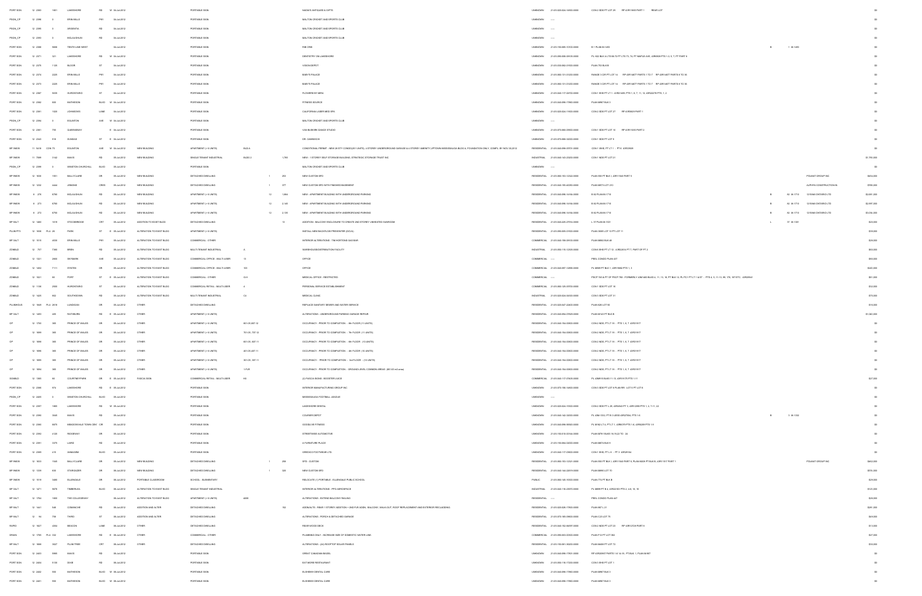| | | | | | | | | | | | | | | | | | | | | | |
|---|---|---|---|---|---|---|---|---|---|---|---|---|---|---|---|---|---|---|---|---|---|
| PORT SGN | 12 2363 | 1651 | LAKESHORE | RD W | 06-Jul-2012 | | PORTABLE SIGN | | | | NAOMI'S ANTIQUES & GIFTS | UNKNOWN | 21-05-020-024-14800-0000 | CON 2 SDS PT LOT 29 RP 43R15683 PART 1 REAR LOT | | | | | | | $0 |
| PSGN_CP | 12 2396 | 0 | ERIN MILLS | PKY | 06-Jul-2012 | | PORTABLE SIGN | | | | MALTON CRICKET AND SPORTS CLUB | UNKNOWN | ---- | | | | | | | | $0 |
| PSGN_CP | 12 2399 | 0 | ARGENTIA | RD | 06-Jul-2012 | | PORTABLE SIGN | | | | MALTON CRICKET AND SPORTS CLUB | UNKNOWN | ---- | | | | | | | | $0 |
| PSGN_CP | 12 2393 | 0 | HEULANDHUN | RD | 06-Jul-2012 | | PORTABLE SIGN | | | | MALTON CRICKET AND SPORTS CLUB | UNKNOWN | ---- | | | | | | | | $0 |
| PORT SGN | 12 2398 | 9608 | TENTH LINE WEST | | 06-Jul-2012 | | PORTABLE SIGN | | | | RIB CRIB | UNKNOWN | 21-05-150-085-10100-0000 | B 1 PLAN M-1493 | | B | 1 M-1493 | | | | $0 |
| PORT SGN | 12 2371 | 221 | LAKESHORE | RD W | 06-Jul-2012 | | PORTABLE SIGN | | | | DENTISTRY ON LAKESHORE | UNKNOWN | 21-05-090-006-06105-0000 | PL H22 BLK 4 LTS 68-73 PT LTS 73, 74, PT MAPLE AVE, 43R6506 PTS 1-3, 5, 7, PT PART 9 | | | | | | | $0 |
| PORT SGN | 12 2376 | 1125 | BLOOR | ST | 06-Jul-2012 | | PORTABLE SIGN | | | | VISION DEPOT | UNKNOWN | 21-05-030-082-01800-0000 | PLAN 753 BLK B | | | | | | | $0 |
| PORT SGN | 12 2374 | 2225 | ERIN MILLS | PKY | 06-Jul-2012 | | PORTABLE SIGN | | | | BABY'S PALACE | UNKNOWN | 21-05-060-131-01200-0000 | RANGE 3 CIR PT LOT 14 RP 43R14877 PARTS 1 TO 7 RP 43R14877 PARTS 8 TO 36 | | | | | | | $0 |
| PORT SGN | 12 2373 | 2225 | ERIN MILLS | PKY | 06-Jul-2012 | | PORTABLE SIGN | | | | BABY'S PALACE | UNKNOWN | 21-05-060-131-01200-0000 | RANGE 3 CIR PT LOT 14 RP 43R14877 PARTS 1 TO 7 RP 43R14877 PARTS 8 TO 36 | | | | | | | $0 |
| PORT SGN | 12 2367 | 5035 | HURONTARIO | ST | 06-Jul-2012 | | PORTABLE SIGN | | | | FLOWERS BY MIRA | UNKNOWN | 21-05-040-117-04700-0000 | CON 1 EHS PT LT 1 - 43R21689 PTS 1, 6, 7, 11, 13, 43R22278 PTS 1, 2 | | | | | | | $0 |
| PORT SGN | 12 2382 | 600 | MATHESON | BLVD W | 06-Jul-2012 | | PORTABLE SIGN | | | | FITNESS SOURCE | UNKNOWN | 21-05-040-098-17860-0000 | PLAN M887 BLK 3 | | | | | | | $0 |
| PORT SGN | 12 2361 | 1020 | JOHNSONS | LANE | 06-Jul-2012 | | PORTABLE SIGN | | | | CALIFORNIA LASER MED SPA | UNKNOWN | 21-05-020-024-11600-0000 | CON 2 SDS PT LOT 27 RP 43R8429 PART 1 | | | | | | | $0 |
| PSGN_CP | 12 2394 | 0 | EGLINTON | AVE W | 06-Jul-2012 | | PORTABLE SIGN | | | | MALTON CRICKET AND SPORTS CLUB | UNKNOWN | ---- | | | | | | | | $0 |
| PORT SGN | 12 2361 | 755 | QUEENSWAY | E | 06-Jul-2012 | | PORTABLE SIGN | | | | VAN BUSKIRK DANCE STUDIO | UNKNOWN | 21-05-070-068-00900-0000 | CON 1 SDS PT LOT 10 RP 43R10451 PART 2 | | | | | | | $0 |
| PORT SGN | 12 2342 | 918 | DUNDAS | ST E | 06-Jul-2012 | | PORTABLE SIGN | | | | DR. CASSIMJOHI | UNKNOWN | 21-05-070-068-32000-0000 | CON 1 SDS PT LOT 9 | | | | | | | $0 |
| BP 9NEW | 11 5418 | CON 75 | EGLINTON | AVE W | 06-Jul-2012 | NEW BUILDING | APARTMENT (> 6 UNITS) | BLD A | | | CONDITIONAL PERMIT - NEW 20 STY CONDO(231 UNITS), 4 STOREY UNDERGROUND GARAGE & 4 STOREY AMENITY UPTOWN MISSISSAUGA BLDG A, FOUNDATION ONLY, COMPL BY NOV 30,2012 | RESIDENTIAL | 21-05-040-096-01701-0000 | CON 1 WHS, PT LT 1 - PT 8 43R33828 | | | | | | | $0 |
| BP 9NEW | 11 7009 | 2142 | HAVIS | RD | 05-Jul-2012 | NEW BUILDING | SINGLE TENANT INDUSTRIAL | BLDG 2 | | 1,793 | NEW - 1 STOREY SELF STORAGE BUILDING, STRATEGIC STORAGE TRUST INC | INDUSTRIAL | 21-05-040-143-25200-0000 | CON 1 SDS PT LOT 21 | | | | | | | $1,700,000 |
| PSGN_CP | 12 2399 | 0 | WINSTON CHURCHILL | BLVD | 06-Jul-2012 | | PORTABLE SIGN | | | | MALTON CRICKET AND SPORTS CLUB | UNKNOWN | ---- | | | | | | | | $0 |
| BP 9NEW | 12 1633 | 1501 | BALLYCLARE | DR | 05-Jul-2012 | NEW BUILDING | DETACHED DWELLING | | 1 | 293 | NEW CUSTOM SFD | RESIDENTIAL | 21-05-060-153-12502-0000 | PLAN 550 PT BLK 1, 43R11560 PART 5 | | | | | POLAKIT GROUP INC | | $404,000 |
| BP 9NEW | 12 1232 | 2444 | JENKINS | CRES | 05-Jul-2012 | NEW BUILDING | DETACHED DWELLING | | 1 | 377 | NEW CUSTOM SFD WITH FINISHED BASEMENT | RESIDENTIAL | 21-05-150-105-40030-0000 | PLAN M573 LOT 210 | | | | | ALPHIN CONSTRUCTION INC | | $558,000 |
| BP 9NEW | 9 270 | 6790 | HEULANDHUN | RD | 05-Jul-2012 | NEW BUILDING | APARTMENT (> 6 UNITS) | | 12 | 1,894 | NEW - APARTMENT BUILDING WITH UNDERGROUND PARKING | RESIDENTIAL | 21-05-040-096-14104-0000 | B 82 PLAN M-1710 | | B | 82 M-1710 | | 1310848 ONTARIO LTD | | $2,687,300 |
| BP 9NEW | 9 271 | 6790 | HEULANDHUN | RD | 05-Jul-2012 | NEW BUILDING | APARTMENT (> 6 UNITS) | | 12 | 2,140 | NEW - APARTMENT BUILDING WITH UNDERGROUND PARKING | RESIDENTIAL | 21-05-040-096-14104-0000 | B 82 PLAN M-1710 | | B | 82 M-1710 | | 1310848 ONTARIO LTD | | $2,997,300 |
| BP 9NEW | 9 272 | 6790 | HEULANDHUN | RD | 05-Jul-2012 | NEW BUILDING | APARTMENT (> 6 UNITS) | | 12 | 2,133 | NEW - APARTMENT BUILDING WITH UNDERGROUND PARKING | RESIDENTIAL | 21-05-040-096-14104-0000 | B 82 PLAN M-1710 | | B | 82 M-1710 | | 1310848 ONTARIO LTD | | $3,024,300 |
| BP 3ALT | 12 1463 | 1619 | STOCKBRIDGE | CRT | 05-Jul-2012 | ADDITION TO EXIST BLDG | DETACHED DWELLING | | | 13 | ADDITION - BALCONY ENCLOSURE TO CREATE 2ND STOREY UNHEATED SUNROOM | RESIDENTIAL | 21-05-040-225-27914-0000 | L 37 PLAN M-1161 | | L | 37 M-1161 | | | | $20,000 |
| PLUM PTS | 12 1635 | PLU 28 | PARK | ST E | 05-Jul-2012 | ALTERATION TO EXIST BLDG | APARTMENT (> 6 UNITS) | | | | INSTALL NEW BACKFLOW PREVENTER (DCVA) | RESIDENTIAL | 21-05-090-005-01100-0000 | PLAN 300E LOT 10 PT LOT 11 | | | | | | | $28,000 |
| BP 3ALT | 12 1510 | 4030 | ERIN MILLS | PKY | 05-Jul-2012 | ALTERATION TO EXIST BLDG | COMMERCIAL - OTHER | | | | INTERIOR ALTERATIONS - TIM HORTONS GAS BAR | COMMERCIAL | 21-05-040-158-04100-0000 | PLAN M854 BLK 48 | | | | | | | $28,000 |
| ZONBLD | 12 757 | 7380 | BREN | RD | 05-Jul-2012 | ALTERATION TO EXIST BLDG | MULTI-TENANT INDUSTRIAL | A | | | WAREHOUSE/DISTRIBUTION FACILITY | INDUSTRIAL | 21-05-050-115-12305-0000 | CON 6 EHS PT LT 12 - 43R22014 PT 7, PART OF PT 2 | | | | | | | $60,000 |
| ZONBLD | 12 1321 | 2800 | SKYMARK | AVE | 05-Jul-2012 | ALTERATION TO EXIST BLDG | COMMERCIAL OFFICE - MULTI-USER | 13 | | | OFFICE | COMMERCIAL | ---- | PEEL CONDO PLAN 437 | | | | | | | $30,000 |
| ZONBLD | 12 1453 | 7111 | SYNTEX | DR | 05-Jul-2012 | ALTERATION TO EXIST BLDG | COMMERCIAL OFFICE - MULTI-USER | 103 | | | OFFICE | COMMERCIAL | 21-05-040-097-12890-0000 | PL M699 PT BLK 1, 43R15882 PTS 1, 3 | | | | | | | $220,000 |
| ZONBLD | 12 1621 | 80 | PORT | ST E | 05-Jul-2012 | ALTERATION TO EXIST BLDG | COMMERCIAL - OTHER | G-H | | | MEDICAL OFFICE - RESTRICTED | COMMERCIAL | ---- | PSCP 1014, PT OF PSCP 760 - FORMERLY 43M1493 BLKS 4, 11, 13, 16, PT BLK 12, PL PC1 PT LT 1 & ST - PTS 4, 5, 11-13, 99, 176, 187 ETC., 43R29944 | | | | | | | $61,000 |
| ZONBLD | 12 1726 | 2500 | HURONTARIO | ST | 05-Jul-2012 | ALTERATION TO EXIST BLDG | COMMERCIAL RETAIL - MULTI-USER | 4 | | | PERSONAL SERVICE ESTABLISHMENT | COMMERCIAL | 21-05-060-125-00700-0000 | CON 1 SDS PT LOT 16 | | | | | | | $32,000 |
| ZONBLD | 12 1425 | 802 | SOUTHDOWN | RD | 05-Jul-2012 | ALTERATION TO EXIST BLDG | MULTI-TENANT INDUSTRIAL | C4 | | | MEDICAL CLINIC | INDUSTRIAL | 21-05-020-024-04300-0000 | CON 3 SDS PT LOT 31 | | | | | | | $75,000 |
| PLUMHOUS | 12 1849 | PLU 2919 | LUNDIGAN | DR | 05-Jul-2012 | OTHER | DETACHED DWELLING | | | | REPLACE SANITARY SEWER AND WATER SERVICE | RESIDENTIAL | 21-05-020-047-22400-0000 | PLAN 826 LOT 93 | | | | | | | $18,000 |
| BP 3ALT | 12 1493 | 405 | RATHBURN | RD E | 05-Jul-2012 | OTHER | APARTMENT (> 6 UNITS) | | | | ALTERATIONS - UNDERGROUND PARKING GARAGE REPAIR | RESIDENTIAL | 21-05-040-094-07920-0000 | PLAN M142 PT BLK B | | | | | | | $1,080,000 |
| OP | 12 1704 | 360 | PRINCE OF WALES | DR | 05-Jul-2012 | OTHER | APARTMENT (> 6 UNITS) | 801-05 ,807-12 | | | OCCUPANCY - PRIOR TO COMPLETION - 8th FLOOR (11-UNITS) | RESIDENTIAL | 21-05-040-154-00002-0000 | CON 2 NDS, PT LT 15 - PTS 1, 6, 7 43R31917 | | | | | | | $0 |
| OP | 12 1699 | 360 | PRINCE OF WALES | DR | 05-Jul-2012 | OTHER | APARTMENT (> 6 UNITS) | 701-05 ,707-12 | | | OCCUPANCY - PRIOR TO COMPLETION - 7th FLOOR (11-UNITS) | RESIDENTIAL | 21-05-040-154-00002-0000 | CON 2 NDS, PT LT 15 - PTS 1, 6, 7 43R31917 | | | | | | | $0 |
| OP | 12 1698 | 360 | PRINCE OF WALES | DR | 05-Jul-2012 | OTHER | APARTMENT (> 6 UNITS) | 601-05 ,607-11 | | | OCCUPANCY - PRIOR TO COMPLETION - 6th FLOOR (10-UNITS) | RESIDENTIAL | 21-05-040-154-00002-0000 | CON 2 NDS, PT LT 15 - PTS 1, 6, 7 43R31917 | | | | | | | $0 |
| OP | 12 1696 | 360 | PRINCE OF WALES | DR | 05-Jul-2012 | OTHER | APARTMENT (> 6 UNITS) | 401-05 ,407-11 | | | OCCUPANCY - PRIOR TO COMPLETION - 4th FLOOR (10-UNITS) | RESIDENTIAL | 21-05-040-154-00002-0000 | CON 2 NDS, PT LT 15 - PTS 1, 6, 7 43R31917 | | | | | | | $0 |
| OP | 12 1695 | 360 | PRINCE OF WALES | DR | 05-Jul-2012 | OTHER | APARTMENT (> 6 UNITS) | 301-05 , 307-11 | | | OCCUPANCY - PRIOR TO COMPLETION - 3rd FLOOR - (10-UNITS) | RESIDENTIAL | 21-05-040-154-00002-0000 | CON 2 NDS, PT LT 15 - PTS 1, 6, 7 43R31917 | | | | | | | $0 |
| OP | 12 1694 | 360 | PRINCE OF WALES | DR | 05-Jul-2012 | OTHER | APARTMENT (> 6 UNITS) | 1-FLR | | | OCCUPANCY - PRIOR TO COMPLETION - GROUND LEVEL COMMON AREAS (681.63 m2 area) | RESIDENTIAL | 21-05-040-154-00002-0000 | CON 2 NDS, PT LT 15 - PTS 1, 6, 7 43R31917 | | | | | | | $0 |
| SGNBLD | 12 1365 | 60 | COURTNEYPARK | DR E | 05-Jul-2012 | FASCIA SIGN | COMMERCIAL RETAIL - MULTI-USER | K6 | | | (2) FASCIA SIGNS - BOOSTER JUICE | COMMERCIAL | 21-05-040-117-07605-0000 | PL 43M1515 BLKS 11-13, 43R19179 PTS 1-11 | | | | | | | $27,000 |
| PORT SGN | 12 2366 | 974 | LAKESHORE | RD E | 05-Jul-2012 | | PORTABLE SIGN | | | | INTERIOR MANUFACTURING GROUP INC | UNKNOWN | 21-05-070-165-14600-0000 | CON 3 SDS PT LOT 6 PLAN 599 LOT 5 PT LOT 6 | | | | | | | $0 |
| PSGN_CP | 12 2409 | 0 | WINSTON CHURCHILL | BLVD | 05-Jul-2012 | | PORTABLE SIGN | | | | MISSISSAUGA FOOTBALL LEAGUE | UNKNOWN | ---- | | | | | | | | $0 |
| PORT SGN | 12 2397 | 1865 | LAKESHORE | RD W | 05-Jul-2012 | | PORTABLE SIGN | | | | LAKESHORE DENTAL | UNKNOWN | 21-05-020-024-15300-0000 | CON 2 SDS PT L 28, 43R8453 PT 3, 43R12090 PTS 1, 3, 7-11, 22 | | | | | | | $0 |
| PORT SGN | 12 2395 | 3049 | HAVIS | RD | 05-Jul-2012 | | PORTABLE SIGN | | | | COURIER DEPOT | UNKNOWN | 21-05-040-142-32000-0000 | PL 43M-1532, PT B 3 LESS 43R27654, PTS 1-6 | | B | 3 M-1532 | | | | $0 |
| PORT SGN | 12 2365 | 6870 | MEADOWVALE TOWN CEN | CIR | 05-Jul-2012 | | PORTABLE SIGN | | | | GOODLIFE FITNESS | UNKNOWN | 21-05-040-099-36502-0000 | PL M492 LT 4, PT LT 1, 43R6075 PTS 1-9, 43R6228 PTS 1-9 | | | | | | | $0 |
| PORT SGN | 12 2353 | 4120 | RIDGEWAY | DR | 05-Jul-2012 | | PORTABLE SIGN | | | | STREETWISE AUTOMOTIVE | UNKNOWN | 21-05-150-010-00344-0000 | PLAN M791 BLKS 18,19,22 TO 24 | | | | | | | $0 |
| PORT SGN | 12 2351 | 2370 | LAIRD | RD | 05-Jul-2012 | | PORTABLE SIGN | | | | A FURNITURE PLACE | UNKNOWN | 21-05-150-084-02200-0000 | PLAN M674 BLK 6 | | | | | | | $0 |
| PORT SGN | 12 2369 | 415 | ANNAGEM | BLVD | 05-Jul-2012 | | PORTABLE SIGN | | | | GREDICO FOOTWEAR LTD | UNKNOWN | 21-05-040-117-09600-0000 | CON 1 EHS, PT L 6 - PT 3 43R28184 | | | | | | | $0 |
| BP 9NEW | 12 1653 | 1503 | BALLYCLARE | DR | 05-Jul-2012 | NEW BUILDING | DETACHED DWELLING | | 1 | 299 | SFD - CUSTOM | RESIDENTIAL | 21-05-060-153-12521-0000 | PLAN 550 PT BLK 1, 43R11560 PART 6, PLAN 550 PT BLK B, 43R11517 PART 1 | | | | | POLAKIT GROUP INC | | $402,000 |
| BP 9NEW | 12 1339 | 604 | STARGAZER | DR | 05-Jul-2012 | NEW BUILDING | DETACHED DWELLING | | 1 | 320 | NEW CUSTOM SFD | RESIDENTIAL | 21-05-040-144-22019-0000 | PLAN M880 LOT 70 | | | | | | | $374,000 |
| BP 9NEW | 12 1519 | 3480 | ELLENGALE | DR | 05-Jul-2012 | PORTABLE CLASSROOM | SCHOOL - ELEMENTARY | | | | RELOCATE (1) PORTABLE - ELLENGALE PUBLIC SCHOOL | PUBLIC | 21-05-060-145-10300-0000 | PLAN 774 PT BLK B | | | | | | | $29,000 |
| BP 3ALT | 12 1471 | 5670 | TIMBERLEA | BLVD | 06-Jul-2012 | ALTERATION TO EXIST BLDG | SINGLE TENANT INDUSTRIAL | | | | INTERIOR ALTERATIONS - PPG AEROSPACE | INDUSTRIAL | 21-05-040-116-23070-0000 | PL M699 PT B 4, 43R22163 PTS 2, 4-6, 15, 16 | | | | | | | $125,000 |
| BP 3ALT | 12 1784 | 1950 | THE COLLEGEWAY | | 06-Jul-2012 | ALTERATION TO EXIST BLDG | APARTMENT (> 6 UNITS) | 4000 | | | ALTERATIONS - EXTEND BALCONY RAILING | RESIDENTIAL | ---- | PEEL CONDO PLAN 447 | | | | | | | $28,000 |
| BP 3ALT | 12 1341 | 548 | COMANCHE | RD | 06-Jul-2012 | ADDITION AND ALTER | DETACHED DWELLING | | | 152 | ADD/ALTS - REAR 1 STOREY ADDITION + 2ND FLR ADDN, BALCONY, WALK-OUT, ROOF REPLACEMENT AND EXTERIOR RECLADDING | RESIDENTIAL | 21-05-020-026-17600-0000 | PLAN 807 L 31 | | | | | | | $281,000 |
| BP 3ALT | 12 94 | 759 | THIRD | ST | 06-Jul-2012 | ADDITION AND ALTER | DETACHED DWELLING | | | | ALTERATIONS - PORCH & DETACHED GARAGE | RESIDENTIAL | 21-05-070-165-09600-0000 | PLAN C23 LOT 75 | | | | | | | $49,000 |
| RAPID | 12 1627 | 4204 | BEACON | LANE | 06-Jul-2012 | OTHER | DETACHED DWELLING | | | | REAR WOOD DECK | RESIDENTIAL | 21-05-040-152-84997-0000 | CON 2 NDS PT LOT 23 RP 43R12729 PART 4 | | | | | | | $15,000 |
| DRAIN | 12 1795 | PLU 332 | LAKESHORE | RD E | 06-Jul-2012 | OTHER | COMMERCIAL - OTHER | | | | PLUMBING ONLY - INCREASE SIZE OF DOMESTIC WATER LINE | COMMERCIAL | 21-05-090-003-00500-0000 | PLAN F12 PT LOT 952 | | | | | | | $27,000 |
| BP 3ALT | 12 1688 | 3327 | PLUM TREE | CRT | 06-Jul-2012 | OTHER | DETACHED DWELLING | | | | ALTERATIONS - (24) ROOFTOP SOLAR PANELS | RESIDENTIAL | 21-05-150-081-30200-0000 | PLAN M489 PT LOT 72 | | | | | | | $30,000 |
| PORT SGN | 12 2403 | 5985 | HAVIS | RD | 06-Jul-2012 | | PORTABLE SIGN | | | | GREAT CANADIAN BAGEL | UNKNOWN | 21-05-040-098-17801-0000 | RP 43R20607 PARTS 1-8 14-15, PT BLK 1, PLAN M-987 | | | | | | | $0 |
| PORT SGN | 12 2424 | 5130 | DIXIE | RD | 06-Jul-2012 | | PORTABLE SIGN | | | | EAT MORE RESTAURANT | UNKNOWN | 21-05-050-116-17200-0000 | CON 3 EHS PT LOT 1 | | | | | | | $0 |
| PORT SGN | 12 2402 | 550 | MATHESON | BLVD W | 06-Jul-2012 | | PORTABLE SIGN | | | | ELISHEM DENTAL CARE | UNKNOWN | 21-05-040-098-17860-0000 | PLAN M887 BLK 3 | | | | | | | $0 |
| PORT SGN | 12 2401 | 550 | MATHESON | BLVD W | 06-Jul-2012 | | PORTABLE SIGN | | | | ELISHEM DENTAL CARE | UNKNOWN | 21-05-040-098-17860-0000 | PLAN M887 BLK 3 | | | | | | | $0 |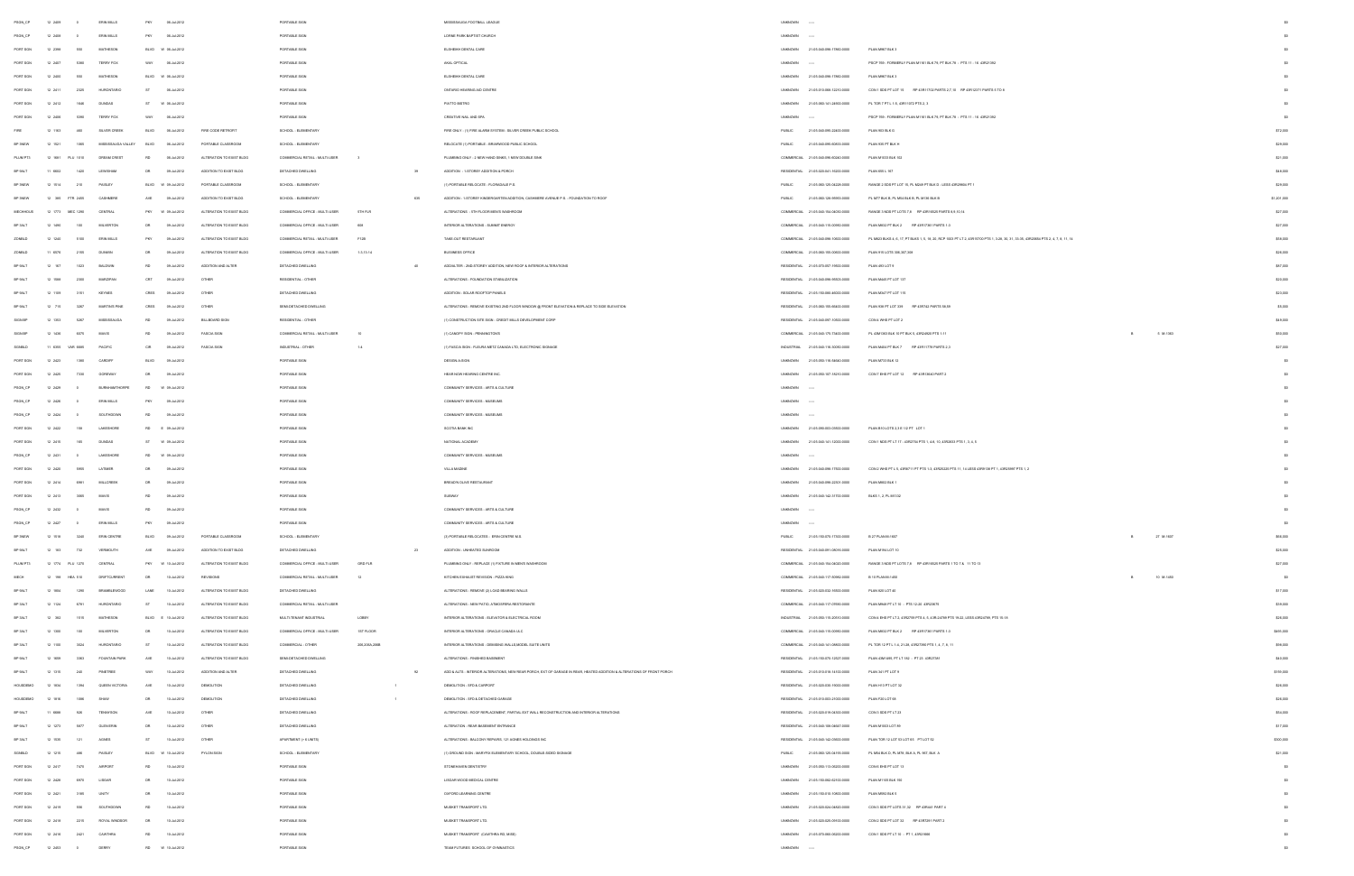| | | | | | | | | | | | | | | | | | | |
|---|---|---|---|---|---|---|---|---|---|---|---|---|---|---|---|---|---|---|
| PSGN_CP | 12 2459 | | 0 | ERIN MILLS | PKY | 06-Jul-2012 | | PORTABLE SIGN | | MISSISSAUGA FOOTBALL LEAGUE | UNKNOWN | ---- | | | | | $0 |
| PSGN_CP | 12 2458 | | 0 | ERIN MILLS | PKY | 06-Jul-2012 | | PORTABLE SIGN | | LORNE PARK BAPTIST CHURCH | UNKNOWN | ---- | | | | | $0 |
| PORT SGN | 12 2398 | | 550 | MATHESON | BLVD W | 06-Jul-2012 | | PORTABLE SIGN | | BUSHERN DENTAL CARE | UNKNOWN | 21-05-040-098-17900-0000 | PLAN M687 BLK 3 | | | | $0 |
| PORT SGN | 12 2407 | | 5980 | TERRY FOX | WAY | 06-Jul-2012 | | PORTABLE SIGN | | AKAL OPTICAL | UNKNOWN | ---- | PSCP 795 - FORMERLY PLAN M1161 BLK 79, PT BLK 79 - PTS 11 - 18 43R21392 | | | | $0 |
| PORT SGN | 12 2400 | | 550 | MATHESON | BLVD W | 06-Jul-2012 | | PORTABLE SIGN | | BUSHERN DENTAL CARE | UNKNOWN | 21-05-040-098-17900-0000 | PLAN M687 BLK 3 | | | | $0 |
| PORT SGN | 12 2411 | | 2325 | HURONTARIO | ST | 06-Jul-2012 | | PORTABLE SIGN | | ONTARIO HEARING AID CENTRE | UNKNOWN | 21-05-010-068-12210-0000 | CON 1 SDS PT LOT 16 RP 43R11702 PARTS 2,7,10 RP 43R12371 PARTS 3 TO 6 | | | | $0 |
| PORT SGN | 12 2413 | | 1648 | DUNDAS | ST W | 06-Jul-2012 | | PORTABLE SIGN | | PIATTO BISTRO | UNKNOWN | 21-05-060-141-24900-0000 | PL TOR 7 PT L 1-5, 43R11873 PTS 2, 3 | | | | $0 |
| PORT SGN | 12 2408 | | 5980 | TERRY FOX | WAY | 06-Jul-2012 | | PORTABLE SIGN | | CREATIVE NAIL AND SPA | UNKNOWN | ---- | PSCP 795 - FORMERLY PLAN M1161 BLK 79, PT BLK 79 - PTS 11 - 18 43R21392 | | | | $0 |
| FIRE | 12 1163 | | 465 | SILVER CREEK | BLVD | 06-Jul-2012 | FIRE CODE RETROFIT | SCHOOL - ELEMENTARY | | FIRE ONLY - (1) FIRE ALARM SYSTEM - SILVER CREEK PUBLIC SCHOOL | PUBLIC | 21-05-040-095-32400-0000 | PLAN 933 BLK G | | | | $72,000 |
| BP 9NEW | 12 1521 | | 1955 | MISSISSAUGA VALLEY | BLVD | 06-Jul-2012 | PORTABLE CLASSROOM | SCHOOL - ELEMENTARY | | RELOCATE (1) PORTABLE - BRAMWOOD PUBLIC SCHOOL | PUBLIC | 21-05-040-095-60650-0000 | PLAN 930 PT BLK H | | | | $29,000 |
| PLUM PT3 | 12 1661 | PLU 1010 | | GRENWAN CREST | RD | 06-Jul-2012 | ALTERATION TO EXIST BLDG | COMMERCIAL RETAIL - MULTI-USER | 3 | PLUMBING ONLY - 2 NEW HAND SINKS, 1 NEW DOUBLE SINK | COMMERCIAL | 21-05-040-096-60260-0000 | PLAN M1033 BLK 102 | | | | $21,000 |
| BP 9ALT | 11 6602 | | 1420 | LEWISHAM | DR | 06-Jul-2012 | ADDITION TO EXIST BLDG | DETACHED DWELLING | 39 | ADDITION - 1-STOREY ADDITION & PORCH | RESIDENTIAL | 21-05-020-041-19200-0000 | PLAN 699 L 167 | | | | $49,000 |
| BP 9NEW | 12 1514 | | 215 | PAISLEY | BLVD W | 06-Jul-2012 | PORTABLE CLASSROOM | SCHOOL - ELEMENTARY | | (1) PORTABLE RELOCATE - FLORADALE P.S. | PUBLIC | 21-05-060-125-04328-0000 | RANGE 2 SDS PT LOT 16, PL M249 PT BLK G - LESS 43R29656 PT 1 | | | | $29,000 |
| BP 9NEW | 12 380 | FTR 2405 | | CASHMERE | AVE | 06-Jul-2012 | ADDITION TO EXIST BLDG | SCHOOL - ELEMENTARY | 635 | ADDITION - 1-STOREY KINDERGARTEN ADDITION, CASHMERE AVENUE P.S. - FOUNDATION TO ROOF | PUBLIC | 21-05-060-128-99903-0000 | PL M77 BLK B, PL M54 BLK B, PL M138 BLK B | | | | $1,201,000 |
| MECHHOUS | 12 1773 | MEC 1299 | | CENTRAL | PKY W | 06-Jul-2012 | ALTERATION TO EXIST BLDG | COMMERCIAL OFFICE - MULTI-USER | 5TH FLR | ALTERATIONS - 5TH FLOOR MEN'S WASHROOM | COMMERCIAL | 21-05-040-154-04030-0000 | RANGE 3 NDS PT LOTS 7,8 RP 43R18926 PARTS 8,9,10,16 | | | | $27,000 |
| BP 9ALT | 12 1495 | | 100 | MILVERTON | DR | 06-Jul-2012 | ALTERATION TO EXIST BLDG | COMMERCIAL OFFICE - MULTI-USER | 609 | INTERIOR ALTERATIONS - SUMMIT ENERGY | COMMERCIAL | 21-05-040-115-00950-0000 | PLAN M832 PT BLK 2 RP 43R17361 PARTS 1-3 | | | | $27,000 |
| ZONBLD | 12 1340 | | 5100 | ERIN MILLS | PKY | 06-Jul-2012 | ALTERATION TO EXIST BLDG | COMMERCIAL RETAIL - MULTI-USER | F128 | TAKE-OUT RESTAURANT | COMMERCIAL | 21-05-040-098-10600-0000 | PL M623 BLKS 4, 6, 17, PT BLKS 1, 9, 16, 20, RCP 1003 PT LT 2, 43R15700 PTS 1, 3-28, 30, 31, 33-35, 43R20684 PTS 2, 4, 7, 8, 11, 14 | | | | $56,000 |
| ZONBLD | 11 6575 | | 2165 | DUNWIN | DR | 06-Jul-2012 | ALTERATION TO EXIST BLDG | COMMERCIAL OFFICE - MULTI-USER | 1,3,13,14 | BUSINESS OFFICE | COMMERCIAL | 21-05-060-155-00300-0000 | PLAN 915 LOTS 306,307,308 | | | | $28,000 |
| BP 9ALT | 12 167 | | 1023 | BALDWIN | RD | 06-Jul-2012 | ADDITION AND ALTER | DETACHED DWELLING | 40 | ADD/ALTER - 2ND STOREY ADDITION, NEW ROOF & INTERIOR ALTERATIONS | RESIDENTIAL | 21-05-070-057-19500-0000 | PLAN 490 LOT 8 | | | | $87,000 |
| BP 9ALT | 12 1368 | | 2300 | MARZIPAN | CRT | 06-Jul-2012 | OTHER | RESIDENTIAL - OTHER | | ALTERATIONS - FOUNDATION STABILIZATION | RESIDENTIAL | 21-05-040-096-90503-0000 | PLAN M446 PT LOT 137 | | | | $30,000 |
| BP 9ALT | 12 1159 | | 3151 | KEYNES | CRES | 06-Jul-2012 | OTHER | DETACHED DWELLING | | ADDITION - SOLAR ROOFTOP PANELS | RESIDENTIAL | 21-05-150-085-84300-0000 | PLAN M347 PT LOT 170 | | | | $23,000 |
| BP 9ALT | 12 713 | | 5287 | MARTINS PINE | CRES | 06-Jul-2012 | OTHER | SEMI-DETACHED DWELLING | | ALTERATIONS - REMOVE EXISTING 2ND FLOOR WINDOW @ FRONT ELEVATION & REPLACE TO SIDE ELEVATION. | RESIDENTIAL | 21-05-060-155-68400-0000 | PLAN 936 PT LOT 339 RP 43R742 PARTS 58,59 | | | | $5,000 |
| SIGN BP | 12 1553 | | 5267 | MISSISSAUGA | RD | 06-Jul-2012 | BILLBOARD SIGN | RESIDENTIAL - OTHER | | (1) CONSTRUCTION SITE SIGN - CREDIT MILLS DEVELOPMENT CORP | RESIDENTIAL | 21-05-040-097-10400-0000 | CON 4 WHS PT LOT 2 | | | | $49,000 |
| SIGN BP | 12 1436 | | 6075 | MAVIS | RD | 06-Jul-2012 | FASCIA SIGN | COMMERCIAL RETAIL - MULTI-USER | 10 | (1) CANOPY SIGN - PENNINGTON'S | COMMERCIAL | 21-05-040-175-75600-0000 | PL 43M1363 BLK 15 PT BLK 6, 43R24665 PTS 1-11 | B | 3 M-1363 | | $50,000 |
| SGNBLD | 11 6393 | VAR 6665 | | PACIFIC | CIR | 06-Jul-2012 | FASCIA SIGN | INDUSTRIAL - OTHER | 1-4 | (1) FASCIA SIGN - FUSURA METZ CANADA LTD, ELECTRONIC SIGNAGE | INDUSTRIAL | 21-05-040-116-30000-0000 | PLAN M424 PT BLK 7 RP 43R11778 PARTS 2,3 | | | | $27,000 |
| PORT SGN | 12 2423 | | 1366 | CARDIFF | BLVD | 09-Jul-2012 | | PORTABLE SIGN | | DESIGN-A-SIGN | UNKNOWN | 21-05-050-116-58840-0000 | PLAN M773 BLK 12 | | | | $0 |
| PORT SGN | 12 2425 | | 7250 | GOREWAY | DR | 09-Jul-2012 | | PORTABLE SIGN | | HEAR NOW HEARING CENTRE INC | UNKNOWN | 21-05-050-107-19410-0000 | CON 7 EHS PT LOT 12 RP 43R19040 PART 2 | | | | $0 |
| PSGN_CP | 12 2429 | | 0 | BURNHAMTHORPE | RD W | 09-Jul-2012 | | PORTABLE SIGN | | COMMUNITY SERVICES - ARTS & CULTURE | UNKNOWN | ---- | | | | | $0 |
| PSGN_CP | 12 2426 | | 0 | ERIN MILLS | PKY | 09-Jul-2012 | | PORTABLE SIGN | | COMMUNITY SERVICES - MUSEUMS | UNKNOWN | ---- | | | | | $0 |
| PSGN_CP | 12 2424 | | 0 | SOUTHDOWN | RD | 09-Jul-2012 | | PORTABLE SIGN | | COMMUNITY SERVICES - MUSEUMS | UNKNOWN | ---- | | | | | $0 |
| PORT SGN | 12 2422 | | 150 | LAKESHORE | RD E | 09-Jul-2012 | | PORTABLE SIGN | | SCOTIA BANK INC | UNKNOWN | 21-05-090-003-05500-0000 | PLAN B10 LOTS 2,3 E 1/2 PT LOT 1 | | | | $0 |
| PORT SGN | 12 2410 | | 165 | DUNDAS | ST W | 09-Jul-2012 | | PORTABLE SIGN | | NATIONAL ACADEMY | UNKNOWN | 21-05-040-141-12000-0000 | CON 1 SDS PT LT 17 - 43R2756 PTS 1, 4-8, 10, 43R2823 PTS 1, 3, 4, 9 | | | | $0 |
| PSGN_CP | 12 2431 | | 0 | LAKESHORE | RD W | 09-Jul-2012 | | PORTABLE SIGN | | COMMUNITY SERVICES - MUSEUMS | UNKNOWN | ---- | | | | | $0 |
| PORT SGN | 12 2420 | | 5955 | LATIMER | DR | 09-Jul-2012 | | PORTABLE SIGN | | VILLA MADINE | UNKNOWN | 21-05-040-098-17600-0000 | CON 2 WHS PT L 5, 43R8711 PT PTS 1-3, 43R20225 PTS 11, 14 LESS 43R9138 PT 1, 43R25997 PTS 1, 2 | | | | $0 |
| PORT SGN | 12 2414 | | 6981 | MILLCREEK | DR | 09-Jul-2012 | | PORTABLE SIGN | | BREADYN OLIVE RESTAURANT | UNKNOWN | 21-05-040-098-42301-0000 | PLAN M802 BLK 1 | | | | $0 |
| PORT SGN | 12 2413 | | 3985 | MAVIS | RD | 09-Jul-2012 | | PORTABLE SIGN | | SUBWAY | UNKNOWN | 21-05-040-142-31700-0000 | BLKS 1, 2, PL M1102 | | | | $0 |
| PSGN_CP | 12 2432 | | 0 | MAVIS | RD | 09-Jul-2012 | | PORTABLE SIGN | | COMMUNITY SERVICES - ARTS & CULTURE | UNKNOWN | ---- | | | | | $0 |
| PSGN_CP | 12 2427 | | 0 | ERIN MILLS | PKY | 09-Jul-2012 | | PORTABLE SIGN | | COMMUNITY SERVICES - ARTS & CULTURE | UNKNOWN | ---- | | | | | $0 |
| BP 9NEW | 12 1518 | | 3240 | ERIN CENTRE | BLVD | 09-Jul-2012 | PORTABLE CLASSROOM | SCHOOL - ELEMENTARY | | (3) PORTABLE RELOCATES - ERIN CENTRE M.S. | PUBLIC | 21-05-150-070-17500-0000 | B 27 PLAN M-1667 | B | 27 M-1667 | | $88,000 |
| BP 9ALT | 12 163 | | 732 | WEYMOUTH | AVE | 09-Jul-2012 | ADDITION TO EXIST BLDG | DETACHED DWELLING | 23 | ADDITION - UNHEATED SUNROOM | RESIDENTIAL | 21-05-040-091-06245-0000 | PLAN M194 LOT 10 | | | | $25,000 |
| PLUM PT3 | 12 1774 | PLU 1270 | | CENTRAL | PKY W | 10-Jul-2012 | ALTERATION TO EXIST BLDG | COMMERCIAL OFFICE - MULTI-USER | GRD FLR | PLUMBING ONLY - REPLACE (4) FIXTURE IN MEN'S WASHROOM | COMMERCIAL | 21-05-040-154-04020-0000 | RANGE 3 NDS PT LOTS 7,8 RP 43R18926 PARTS 1 TO 7 & 11 TO 13 | | | | $27,000 |
| MECH | 12 198 | HEA 510 | | DRIFTCURRENT | DR | 10-Jul-2012 | REVISIONS | COMMERCIAL RETAIL - MULTI-USER | 12 | KITCHEN EXHAUST REVISION - PIZZA KING | COMMERCIAL | 21-05-040-117-00862-0000 | B 10 PLAN M-1450 | B | 10 M-1450 | | $0 |
| BP 9ALT | 12 1664 | | 1299 | BRAMBLEWOOD | LANE | 10-Jul-2012 | ALTERATION TO EXIST BLDG | DETACHED DWELLING | | ALTERATIONS - REMOVE (2) LOAD BEARING WALLS | RESIDENTIAL | 21-05-020-032-10500-0000 | PLAN 628 LOT 40 | | | | $17,000 |
| BP 9ALT | 12 1124 | | 6791 | HURONTARIO | ST | 10-Jul-2012 | ALTERATION TO EXIST BLDG | COMMERCIAL RETAIL - MULTI-USER | | ALTERATIONS - NEW PATIO, ATMOSPHERA RESTORANTE | COMMERCIAL | 21-05-040-117-09900-0000 | PLAN M848 PT LT 10 - PTS 12-26 43R23670 | | | | $39,000 |
| BP 9ALT | 12 304 | | 1515 | MATHESON | BLVD E | 10-Jul-2012 | ALTERATION TO EXIST BLDG | MULTI-TENANT INDUSTRIAL | LOBBY | INTERIOR ALTERATIONS - ELEVATOR & ELECTRICAL ROOM | INDUSTRIAL | 21-05-050-115-20510-0000 | CON 4 EHS PT LT 2, 43R2799 PTS 6, 8 43R-24789 PTS 19-22, LESS 43R24789, PTS 15-18 | | | | $28,000 |
| BP 9ALT | 12 1560 | | 100 | MILVERTON | DR | 10-Jul-2012 | ALTERATION TO EXIST BLDG | COMMERCIAL OFFICE - MULTI-USER | 1ST FLOOR | INTERIOR ALTERATIONS - ORACLE CANADA ULC | COMMERCIAL | 21-05-040-115-00950-0000 | PLAN M832 PT BLK 2 RP 43R17361 PARTS 1-3 | | | | $405,000 |
| BP 9ALT | 12 1103 | | 5024 | HURONTARIO | ST | 10-Jul-2012 | ALTERATION TO EXIST BLDG | COMMERCIAL - OTHER | 208,2008,2008 | INTERIOR ALTERATIONS - DEMISING WALLS-MODEL SUITE UNITS | COMMERCIAL | 21-05-040-141-09800-0000 | PL TOR 12 PT L 1-4, 21-28, 43R27490 PTS 1, 4, 7, 8, 11 | | | | $98,000 |
| BP 9ALT | 12 1699 | | 3363 | FOUNTAIN PARK | AVE | 10-Jul-2012 | ALTERATION TO EXIST BLDG | SEMI-DETACHED DWELLING | | ALTERATIONS - FINISHED BASEMENT | RESIDENTIAL | 21-05-150-070-12527-0000 | PLAN 43M1485, PT LT 152 - PT 25 43R27581 | | | | $44,000 |
| BP 9ALT | 12 1310 | | 240 | PINETREE | WAY | 10-Jul-2012 | ADDITION AND ALTER | DETACHED DWELLING | 92 | ADD & ALTS - INTERIOR ALTERATIONS, NEW REAR PORCH, EXT OF GARAGE IN REAR, HEATED ADDITION & ALTERATIONS OF FRONT PORCH | RESIDENTIAL | 21-05-010-019-14100-0000 | PLAN 341 PT LOT 9 | | | | $159,000 |
| HOUSDEMO | 12 1634 | | 1394 | QUEEN VICTORIA | AVE | 10-Jul-2012 | DEMOLITION | DETACHED DWELLING | 1 | DEMOLITION - SFD & CARPORT | RESIDENTIAL | 21-05-020-030-19600-0000 | PLAN H13 PT LOT 32 | | | | $28,000 |
| HOUSDEMO | 12 1616 | | 1988 | SHAW | DR | 10-Jul-2012 | DEMOLITION | DETACHED DWELLING | 1 | DEMOLITION - SFD & DETACHED GARAGE | RESIDENTIAL | 21-05-010-083-21300-0000 | PLAN F20 LOT 89 | | | | $28,000 |
| BP 9ALT | 11 6686 | | 926 | TENNYSON | AVE | 10-Jul-2012 | OTHER | DETACHED DWELLING | | ALTERATIONS - ROOF REPLACEMENT, PARTIAL EXT WALL RECONSTRUCTION AND INTERIOR ALTERATIONS | RESIDENTIAL | 21-05-020-018-04300-0000 | CON 3 SDS PT LT 23 | | | | $54,000 |
| BP 9ALT | 12 1373 | | 5977 | GLEN ERIN | DR | 10-Jul-2012 | OTHER | DETACHED DWELLING | | ALTERATION - REAR BASEMENT ENTRANCE | RESIDENTIAL | 21-05-040-169-06487-0000 | PLAN M1033 LOT 89 | | | | $17,000 |
| BP 9ALT | 12 1530 | | 121 | AGNES | ST | 10-Jul-2012 | OTHER | APARTMENT (> 6 UNITS) | | ALTERATIONS - BALCONY REPAIRS -121 AGNES HOLDINGS INC | RESIDENTIAL | 21-05-040-142-09500-0000 | PLAN TOR-12 LOT 33 LOT 95 - PT LOT 92 | | | | $500,000 |
| SGNBLD | 12 1219 | | 465 | PAISLEY | BLVD W | 10-Jul-2012 | PYLON SIGN | SCHOOL - ELEMENTARY | | (1) GROUND SIGN - MARTYRS ELEMENTARY SCHOOL, DOUBLE-SIDED SIGNAGE | PUBLIC | 21-05-060-126-04195-0000 | PL M94 BLK D, PL M78, BLK A, PL 907, BLK A | | | | $21,000 |
| PORT SGN | 12 2417 | | 7470 | AIRPORT | RD | 10-Jul-2012 | | PORTABLE SIGN | | STONEHAVEN DENTISTRY | UNKNOWN | 21-05-050-113-09200-0000 | CON 6 EHS PT LOT 13 | | | | $0 |
| PORT SGN | 12 2428 | | 6970 | LISGAR | DR | 10-Jul-2012 | | PORTABLE SIGN | | LISGAR WOOD MEDICAL CENTRE | UNKNOWN | 21-05-150-082-62100-0000 | PLAN M1108 BLK 180 | | | | $0 |
| PORT SGN | 12 2421 | | 3160 | UNITY | DR | 10-Jul-2012 | | PORTABLE SIGN | | OXFORD LEARNING CENTRE | UNKNOWN | 21-05-150-010-10600-0000 | PLAN M894 BLK 5 | | | | $0 |
| PORT SGN | 12 2419 | | 956 | SOUTHDOWN | RD | 10-Jul-2012 | | PORTABLE SIGN | | MUSKET TRANSPORT LTD. | UNKNOWN | 21-05-020-024-04640-0000 | CON 3 SDS PT LOTS 31,32 RP 43R461 PART 4 | | | | $0 |
| PORT SGN | 12 2418 | | 2219 | ROYAL WINDSOR | DR | 10-Jul-2012 | | PORTABLE SIGN | | MUSKET TRANSPORT LTD. | UNKNOWN | 21-05-020-025-09100-0000 | CON 3 SDS PT LOT 33 RP 43R7291 PART 3 | | | | $0 |
| PORT SGN | 12 2416 | | 2421 | CAWTHRA | RD | 10-Jul-2012 | | PORTABLE SIGN | | MUSKET TRANSPORT (CAWTHRA RD, MISS) | UNKNOWN | 21-05-070-066-06200-0000 | CON 1 SDS PT LT 10 - PT 1, 43R31866 | | | | $0 |
| PSGN_CP | 12 2403 | | 0 | SERRY | RD W | 10-Jul-2012 | | PORTABLE SIGN | | TEAM FUTURES SCHOOL OF GYMNASTICS | UNKNOWN | ---- | | | | | $0 |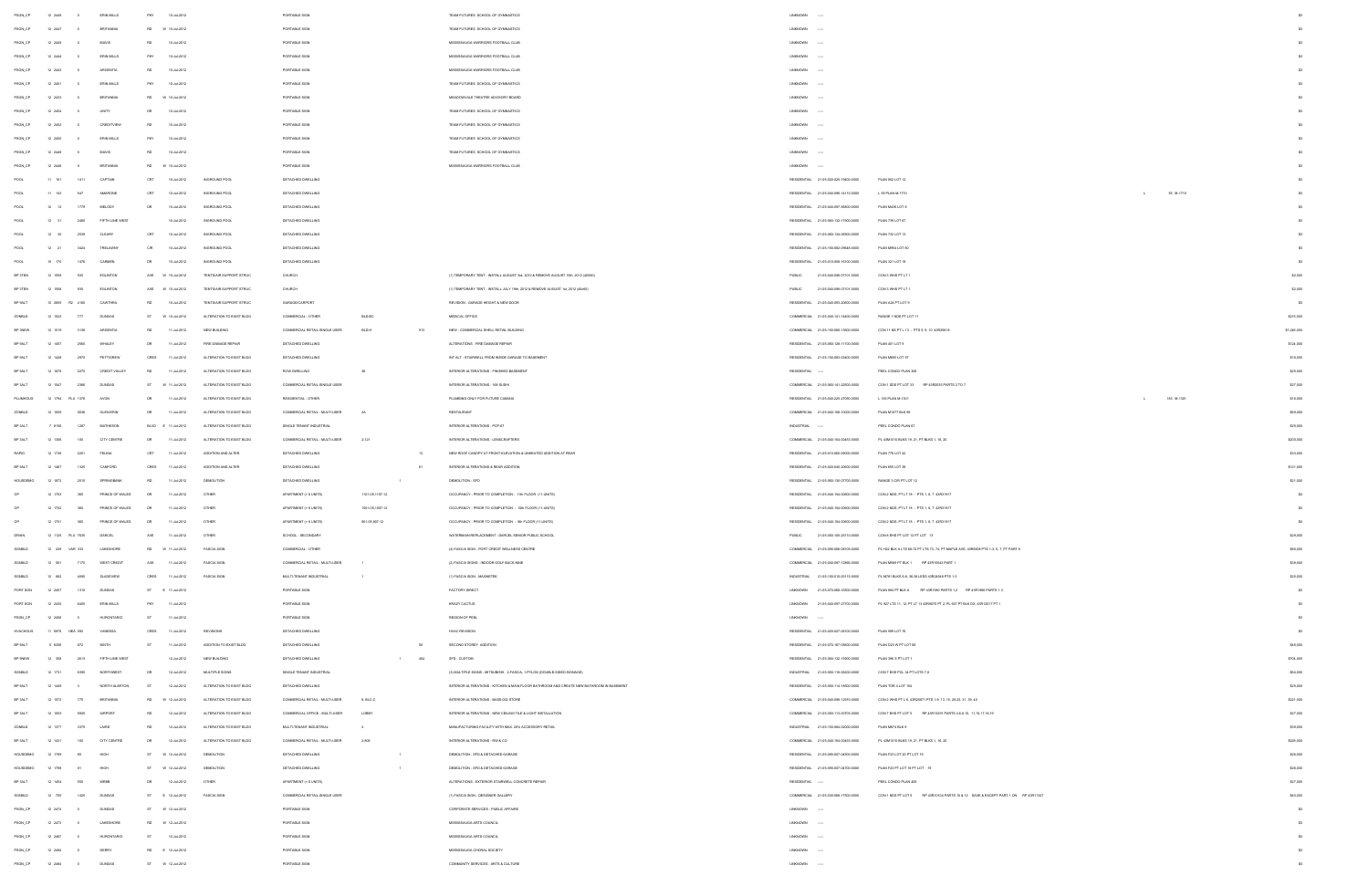| | | | | | | | | | | | | | | | | | |
|---|---|---|---|---|---|---|---|---|---|---|---|---|---|---|---|---|---|
| PSGN_CP | 12 2449 | 0 | ERIN MILLS | PKY | 10-Jul-2012 | | PORTABLE SIGN | | | TEAM FUTURES SCHOOL OF GYMNASTICS | UNKNOWN | ---- | | | | | $0 |
| PSGN_CP | 12 2447 | 0 | BRITANNIA | RD | W 10-Jul-2012 | | PORTABLE SIGN | | | TEAM FUTURES SCHOOL OF GYMNASTICS | UNKNOWN | ---- | | | | | $0 |
| PSGN_CP | 12 2445 | 0 | EGLIN | RD | 10-Jul-2012 | | PORTABLE SIGN | | | MISSISSAUGA WARRIORS FOOTBALL CLUB | UNKNOWN | ---- | | | | | $0 |
| PSGN_CP | 12 2444 | 0 | ERIN MILLS | PKY | 10-Jul-2012 | | PORTABLE SIGN | | | MISSISSAUGA WARRIORS FOOTBALL CLUB | UNKNOWN | ---- | | | | | $0 |
| PSGN_CP | 12 2443 | 0 | ARGENTIA | RD | 10-Jul-2012 | | PORTABLE SIGN | | | MISSISSAUGA WARRIORS FOOTBALL CLUB | UNKNOWN | ---- | | | | | $0 |
| PSGN_CP | 12 2451 | 0 | ERIN MILLS | PKY | 10-Jul-2012 | | PORTABLE SIGN | | | TEAM FUTURES SCHOOL OF GYMNASTICS | UNKNOWN | ---- | | | | | $0 |
| PSGN_CP | 12 2423 | 0 | BRITANNIA | RD | W 10-Jul-2012 | | PORTABLE SIGN | | | MEADOWVALE THEATRE ADVISORY BOARD | UNKNOWN | ---- | | | | | $0 |
| PSGN_CP | 12 2454 | 0 | UNITY | DR | 10-Jul-2012 | | PORTABLE SIGN | | | TEAM FUTURES SCHOOL OF GYMNASTICS | UNKNOWN | ---- | | | | | $0 |
| PSGN_CP | 12 2452 | 0 | CREDITVIEW | RD | 10-Jul-2012 | | PORTABLE SIGN | | | TEAM FUTURES SCHOOL OF GYMNASTICS | UNKNOWN | ---- | | | | | $0 |
| PSGN_CP | 12 2450 | 0 | ERIN MILLS | PKY | 10-Jul-2012 | | PORTABLE SIGN | | | TEAM FUTURES SCHOOL OF GYMNASTICS | UNKNOWN | ---- | | | | | $0 |
| PSGN_CP | 12 2448 | 0 | EGLIN | RD | 10-Jul-2012 | | PORTABLE SIGN | | | TEAM FUTURES SCHOOL OF GYMNASTICS | UNKNOWN | ---- | | | | | $0 |
| PSGN_CP | 12 2440 | 0 | BRITANNIA | RD | W 10-Jul-2012 | | PORTABLE SIGN | | | MISSISSAUGA WARRIORS FOOTBALL CLUB | UNKNOWN | ---- | | | | | $0 |
| POOL | 11 161 | 1411 | CAPTAIN | CRT | 10-Jul-2012 | INGROUND POOL | DETACHED DWELLING | | | | RESIDENTIAL | 21-05-020-020-19600-0000 | PLAN 802 LOT 12 | | | | $0 |
| POOL | 11 143 | 847 | AMARONE | CRT | 10-Jul-2012 | INGROUND POOL | DETACHED DWELLING | | | | RESIDENTIAL | 21-05-040-095-14110-0000 | L 55 PLAN M-1710 | | L | 55 M-1710 | $0 |
| POOL | 12 13 | 1779 | MELODY | DR | 10-Jul-2012 | INGROUND POOL | DETACHED DWELLING | | | | RESIDENTIAL | 21-05-040-097-06600-0000 | PLAN M436 LOT 8 | | | | $0 |
| POOL | 12 31 | 2480 | FIFTH LINE WEST | | 10-Jul-2012 | INGROUND POOL | DETACHED DWELLING | | | | RESIDENTIAL | 21-05-060-132-17900-0000 | PLAN 739 LOT 87 | | | | $0 |
| POOL | 12 35 | 2539 | CLEARY | CRT | 10-Jul-2012 | INGROUND POOL | DETACHED DWELLING | | | | RESIDENTIAL | 21-05-060-134-00900-0000 | PLAN 732 LOT 13 | | | | $0 |
| POOL | 12 21 | 3424 | TRELAWNY | CIR | 10-Jul-2012 | INGROUND POOL | DETACHED DWELLING | | | | RESIDENTIAL | 21-05-150-082-09848-0000 | PLAN M894 LOT 60 | | | | $0 |
| POOL | 10 170 | 1479 | CARMEN | DR | 10-Jul-2012 | INGROUND POOL | DETACHED DWELLING | | | | RESIDENTIAL | 21-05-010-006-15100-0000 | PLAN 321 LOT 18 | | | | $0 |
| BP 3TEN | 12 1559 | 835 | EGLINTON | AVE | W 10-Jul-2012 | TENT/AIR SUPPORT STRUC | CHURCH | | | (1) TEMPORARY TENT - INSTALL AUGUST 3rd, 2012 & REMOVE AUGUST 19th, 2012 (40X60) | PUBLIC | 21-05-040-096-07101-0000 | CON 1 WHS PT LT 1 | | | | $2,500 |
| BP 3TEN | 12 1558 | 835 | EGLINTON | AVE | W 10-Jul-2012 | TENT/AIR SUPPORT STRUC | CHURCH | | | (1) TEMPORARY TENT - INSTALL JULY 19th, 2012 & REMOVE AUGUST 1st, 2012 (40x60) | PUBLIC | 21-05-040-096-07101-0000 | CON 1 WHS PT LT 1 | | | | $2,500 |
| BP 9ALT | 10 2893 | R2 4184 | CAWTHRA | RD | 10-Jul-2012 | TENT/AIR SUPPORT STRUC | GARAGE/CARPORT | | | REVISION - GARAGE HEIGHT & NEW DOOR | RESIDENTIAL | 21-05-040-093-30600-0000 | PLAN 424 PT LOT 9 | | | | $0 |
| ZONBLD | 12 1622 | 777 | DUNDAS | ST | W 10-Jul-2012 | ALTERATION TO EXIST BLDG | COMMERCIAL - OTHER | BLD-BC | | MEDICAL OFFICE | COMMERCIAL | 21-05-040-141-14400-0000 | RANGE 1 NDS PT LOT 11 | | | | $210,000 |
| BP 9NEW | 12 1519 | 3136 | ARGENTIA | RD | 11-Jul-2012 | NEW BUILDING | COMMERCIAL RETAIL-SINGLE USER | BLD-H | 913 | NEW - COMMERCIAL SHELL RETAIL BUILDING | COMMERCIAL | 21-05-150-085-15002-0000 | CON 11 NS PT L 11 - PTS 8, 9, 10 43R26615 | | | | $1,240,000 |
| BP 9ALT | 12 1657 | 2580 | WHALEY | DR | 11-Jul-2012 | FIRE DAMAGE REPAIR | DETACHED DWELLING | | | ALTERATIONS - FIRE DAMAGE REPAIR | RESIDENTIAL | 21-05-060-126-11100-0000 | PLAN 451 LOT 8 | | | | $124,000 |
| BP 9ALT | 12 1628 | 2970 | PETTIGREW | CRES | 11-Jul-2012 | ALTERATION TO EXIST BLDG | DETACHED DWELLING | | | INT ALT - STAIRWELL FROM INSIDE GARAGE TO BASEMENT | RESIDENTIAL | 21-05-150-083-05400-0000 | PLAN M680 LOT 97 | | | | $10,000 |
| BP 9ALT | 12 1679 | 2270 | CREDIT VALLEY | RD | 11-Jul-2012 | ALTERATION TO EXIST BLDG | ROW DWELLING | 38 | | INTERIOR ALTERATIONS - FINISHED BASEMENT | RESIDENTIAL | ---- | PEEL CONDO PLAN 388 | | | | $25,000 |
| BP 3ALT | 12 1547 | 2368 | DUNDAS | ST | W 11-Jul-2012 | ALTERATION TO EXIST BLDG | COMMERCIAL RETAIL-SINGLE USER | | | INTERIOR ALTERATIONS - SW SUSHI | COMMERCIAL | 21-05-060-141-22900-0000 | CON 1 SDS PT LOT 33 RP 43R8245 PARTS 2 TO 7 | | | | $27,000 |
| PLUMHOUS | 12 1794 | PLU 1376 | AVON | DR | 11-Jul-2012 | ALTERATION TO EXIST BLDG | RESIDENTIAL - OTHER | | | PLUMBING ONLY FOR FUTURE CABANA | RESIDENTIAL | 21-05-040-225-21090-0000 | L 185 PLAN M-1301 | | L | 185 M-1301 | $10,000 |
| ZONBLD | 12 1699 | 5636 | GLEN ERIN | DR | 11-Jul-2012 | ALTERATION TO EXIST BLDG | COMMERCIAL RETAIL - MULTI-USER | 2A | | RESTAURANT | COMMERCIAL | 21-05-040-108-10000-0000 | PLAN M-977 BLK 99 | | | | $69,000 |
| BP 9ALT | 7 6166 | 1287 | MATHESON | BLVD | E 11-Jul-2012 | ALTERATION TO EXIST BLDG | SINGLE TENANT INDUSTRIAL | | | INTERIOR ALTERATIONS - PCP-07 | INDUSTRIAL | ---- | PEEL CONDO PLAN 67 | | | | $20,000 |
| BP 3ALT | 12 1348 | 100 | CITY CENTRE | DR | 11-Jul-2012 | ALTERATION TO EXIST BLDG | COMMERCIAL RETAIL - MULTI-USER | 2-121 | | INTERIOR ALTERATIONS - LEGACRAFTERS | COMMERCIAL | 21-05-040-154-00455-0000 | PL 43M1010 BLKS 19, 21, PT BLKS 1, 16, 20 | | | | $200,000 |
| RAPID | 12 1738 | 2201 | FELINA | CRT | 11-Jul-2012 | ADDITION AND ALTER | DETACHED DWELLING | | 13 | NEW ROOF CANOPY AT FRONT ELEVATION & UNHEATED ADDITION AT REAR | RESIDENTIAL | 21-05-010-000-06000-0000 | PLAN 779 LOT 42 | | | | $33,000 |
| BP 9ALT | 12 1487 | 1325 | CAWFORD | CRES | 11-Jul-2012 | ADDITION AND ALTER | DETACHED DWELLING | | 81 | INTERIOR ALTERATIONS & REAR ADDITION | RESIDENTIAL | 21-05-020-040-20500-0000 | PLAN 655 LOT 39 | | | | $121,000 |
| HOUSDEMO | 12 1672 | 2019 | SPRINGBANK | RD | 11-Jul-2012 | DEMOLITION | DETACHED DWELLING | | 1 | DEMOLITION - SFD | RESIDENTIAL | 21-05-060-155-07700-0000 | RANGE 3 CIR PT LOT 12 | | | | $21,000 |
| OP | 12 1703 | 360 | PRINCE OF WALES | DR | 11-Jul-2012 | OTHER | APARTMENT (> 6 UNITS) | 1101-05,1107-12 | | OCCUPANCY - PRIOR TO COMPLETION - 11th FLOOR (11-UNITS) | RESIDENTIAL | 21-05-040-154-00000-0000 | CON 2 NDS, PT LT 15 - PTS 1, 6, 7 43R31917 | | | | $0 |
| OP | 12 1702 | 360 | PRINCE OF WALES | DR | 11-Jul-2012 | OTHER | APARTMENT (> 6 UNITS) | 1001-05,1007-12 | | OCCUPANCY - PRIOR TO COMPLETION - 10th FLOOR (11-UNITS) | RESIDENTIAL | 21-05-040-154-00000-0000 | CON 2 NDS, PT LT 15 - PTS 1, 6, 7 43R31917 | | | | $0 |
| OP | 12 1701 | 360 | PRINCE OF WALES | DR | 11-Jul-2012 | OTHER | APARTMENT (> 6 UNITS) | 901-05,907-12 | | OCCUPANCY - PRIOR TO COMPLETION - 9th FLOOR (11-UNITS) | RESIDENTIAL | 21-05-040-154-00000-0000 | CON 2 NDS, PT LT 15 - PTS 1, 6, 7 43R31917 | | | | $0 |
| DRAIN | 12 1129 | PLU 7533 | DARCEL | AVE | 11-Jul-2012 | OTHER | SCHOOL - SECONDARY | | | WATERMAIN REPLACEMENT - DARCEL SENIOR PUBLIC SCHOOL | PUBLIC | 21-05-050-100-20510-0000 | CON 5 EHS PT LOT 12 PT LOT 13 | | | | $29,000 |
| SGNBLD | 12 439 | VAR 333 | LAKESHORE | RD | W 11-Jul-2012 | FASCIA SIGN | COMMERCIAL - OTHER | | | (4) FASCIA SIGN - PORT CREDIT WELLNESS CENTRE | COMMERCIAL | 21-05-090-006-04105-0000 | PL H22 BLK A LTS 68-72 PT LTS 73, 74, PT MAPLE AVE, 43R6908 PTS 1-3, 5, 7, PT PART 6 | | | | $80,000 |
| SGNBLD | 12 361 | 7170 | WEST CREDIT | AVE | 11-Jul-2012 | FASCIA SIGN | COMMERCIAL RETAIL - MULTI-USER | 1 | | (2) FASCIA SIGNS - INDOOR GOLF BACK NINE | COMMERCIAL | 21-05-040-097-12805-0000 | PLAN M888 PT BLK 1 RP 43R19543 PART 1 | | | | $18,000 |
| SGNBLD | 12 862 | 4890 | GLADEVIEW | CRES | 11-Jul-2012 | FASCIA SIGN | MULTI-TENANT INDUSTRIAL | 1 | | (1) FASCIA SIGN - MAGNETEK | INDUSTRIAL | 21-05-150-010-00115-0000 | PL M791 BLKS 5,6, 36-39 LESS 43R24649 PTS 1-3 | | | | $20,000 |
| PORT SGN | 12 2457 | 1310 | DUNDAS | ST | E 11-Jul-2012 | | PORTABLE SIGN | | | FACTORY DIRECT | UNKNOWN | 21-05-070-068-33500-0000 | PLAN 894 PT BLK B RP 43R1580 PARTS 1,2 RP 43R1996 PARTS 1-3 | | | | $0 |
| PORT SGN | 12 2456 | 6435 | ERIN MILLS | PKY | 11-Jul-2012 | | PORTABLE SIGN | | | KRAZY CACTUS | UNKNOWN | 21-05-040-097-27700-0000 | PL 927 LTS 11, 12, PT LT 13 43R9675 PT 2, PL 927 PT BLK D3, 43R13517 PT 1 | | | | $0 |
| PSGN_CP | 12 2468 | 0 | HURONTARIO | ST | 11-Jul-2012 | | PORTABLE SIGN | | | REGION OF PEEL | UNKNOWN | ---- | | | | | $0 |
| HVACHOUS | 11 6976 | HEA 592 | VANESSA | CRES | 11-Jul-2012 | REVISIONS | DETACHED DWELLING | | | HVAC REVISION | RESIDENTIAL | 21-05-020-027-04100-0000 | PLAN 599 LOT 76 | | | | $0 |
| BP 9ALT | 9 6306 | 872 | NINTH | ST | 11-Jul-2012 | ADDITION TO EXIST BLDG | DETACHED DWELLING | | 58 | SECOND STOREY ADDITION | RESIDENTIAL | 21-05-070-167-09600-0000 | PLAN C23 W PT LOT 68 | | | | $44,000 |
| BP 9NEW | 12 398 | 2613 | FIFTH LINE WEST | | 12-Jul-2012 | NEW BUILDING | DETACHED DWELLING | | 1 484 | SFD - CUSTOM | RESIDENTIAL | 21-05-060-132-15900-0000 | PLAN 399 S PT LOT 1 | | | | $704,000 |
| SGNBLD | 12 1731 | 6390 | NORTHWEST | DR | 12-Jul-2012 | MULTIPLE SIGNS | SINGLE TENANT INDUSTRIAL | | | (3) MULTIPLE SIGNS - MITSUBISHI - 2 FASCIA, 1 PYLON (DOUBLE-SIDED SIGNAGE) | INDUSTRIAL | 21-05-050-116-06220-0000 | CON 7 EHS PT L 14 PT LOTS 7,8 | | | | $64,000 |
| BP 9ALT | 12 1449 | 0 | NORTH ALARTON | ST | 12-Jul-2012 | ALTERATION TO EXIST BLDG | DETACHED DWELLING | | | INTERIOR ALTERATIONS - KITCHEN & MAIN FLOOR BATHROOM AND CREATE NEW BATHROOM IN BASEMENT | RESIDENTIAL | 21-05-050-116-16900-0000 | PLAN TOR 4 LOT 164 | | | | $25,000 |
| BP 3ALT | 12 1572 | 775 | BRITANNIA | RD | W 12-Jul-2012 | ALTERATION TO EXIST BLDG | COMMERCIAL RETAIL - MULTI-USER | 5, BLC-C | | INTERIOR ALTERATIONS - BASS 002 STORE | COMMERCIAL | 21-05-040-098-12910-0000 | CON 2 WHS PT L 6, 43R20871 PTS 1-9, 13, 15, 20-23, 31, 35, 44 | | | | $221,000 |
| BP 3ALT | 12 1553 | 5920 | AIRPORT | RD | 12-Jul-2012 | ALTERATION TO EXIST BLDG | COMMERCIAL OFFICE - MULTI-USER | LOBBY | | INTERIOR ALTERATIONS - NEW CEILING TILE & LIGHT INSTALLATION | COMMERCIAL | 21-05-050-113-05935-0000 | CON 7 EHS PT LOT 9 RP 43R13241 PARTS 2,6,8,10, 11,16,17,18,19 | | | | $27,000 |
| ZONBLD | 12 1577 | 3379 | LAIRD | RD | 12-Jul-2012 | ALTERATION TO EXIST BLDG | MULTI-TENANT INDUSTRIAL | 2 | | MANUFACTURING FACILITY WITH MAX. 20% ACCESSORY RETAIL | INDUSTRIAL | 21-05-150-084-02050-0000 | PLAN M674 BLK 9 | | | | $59,000 |
| BP 3ALT | 12 1421 | 100 | CITY CENTRE | DR | 12-Jul-2012 | ALTERATION TO EXIST BLDG | COMMERCIAL RETAIL - MULTI-USER | 2-605 | | INTERIOR ALTERATIONS - RW & CO | COMMERCIAL | 21-05-040-154-00455-0000 | PL 43M1010 BLKS 19, 21, PT BLKS 1, 16, 20 | | | | $228,000 |
| HOUSDEMO | 12 1799 | 85 | HIGH | ST | W 12-Jul-2012 | DEMOLITION | DETACHED DWELLING | | 1 | DEMOLITION - SFD & DETACHED GARAGE | RESIDENTIAL | 21-05-090-007-04500-0000 | PLAN F23 LOT 20 PT LOT 19 | | | | $26,000 |
| HOUSDEMO | 12 1798 | 81 | HIGH | ST | W 12-Jul-2012 | DEMOLITION | DETACHED DWELLING | | 1 | DEMOLITION - SFD & DETACHED GARAGE | RESIDENTIAL | 21-05-090-007-04700-0000 | PLAN F23 PT LOT 18 PT LOT 19 | | | | $26,000 |
| BP 9ALT | 12 1404 | 955 | WEBB | DR | 12-Jul-2012 | OTHER | APARTMENT (> 6 UNITS) | | | ALTERATIONS - EXTERIOR STAIRWELL CONCRETE REPAIR | RESIDENTIAL | ---- | PEEL CONDO PLAN 409 | | | | $27,000 |
| SGNBLD | 12 793 | 1425 | DUNDAS | ST | E 12-Jul-2012 | FASCIA SIGN | COMMERCIAL RETAIL-SINGLE USER | | | (1) FASCIA SIGN - DESIGNER GALLERY | COMMERCIAL | 21-05-030-068-17500-0000 | CON 1 NDS PT LOT 5 RP 43R10614 PARTS 10 & 12 SAVE & EXCEPT PART 1 ON RP 43R11327 | | | | $44,000 |
| PSGN_CP | 12 2474 | 0 | DUNDAS | ST | W 12-Jul-2012 | | PORTABLE SIGN | | | CORPORATE SERVICES - PUBLIC AFFAIRS | UNKNOWN | ---- | | | | | $0 |
| PSGN_CP | 12 2473 | 0 | LAKESHORE | RD | W 12-Jul-2012 | | PORTABLE SIGN | | | MISSISSAUGA ARTS COUNCIL | UNKNOWN | ---- | | | | | $0 |
| PSGN_CP | 12 2467 | 0 | HURONTARIO | ST | 12-Jul-2012 | | PORTABLE SIGN | | | MISSISSAUGA ARTS COUNCIL | UNKNOWN | ---- | | | | | $0 |
| PSGN_CP | 12 2494 | 0 | DERRY | RD | E 12-Jul-2012 | | PORTABLE SIGN | | | MISSISSAUGA CHORAL SOCIETY | UNKNOWN | ---- | | | | | $0 |
| PSGN_CP | 12 2484 | 0 | DUNDAS | ST | W 12-Jul-2012 | | PORTABLE SIGN | | | COMMUNITY SERVICES - ARTS & CULTURE | UNKNOWN | ---- | | | | | $0 |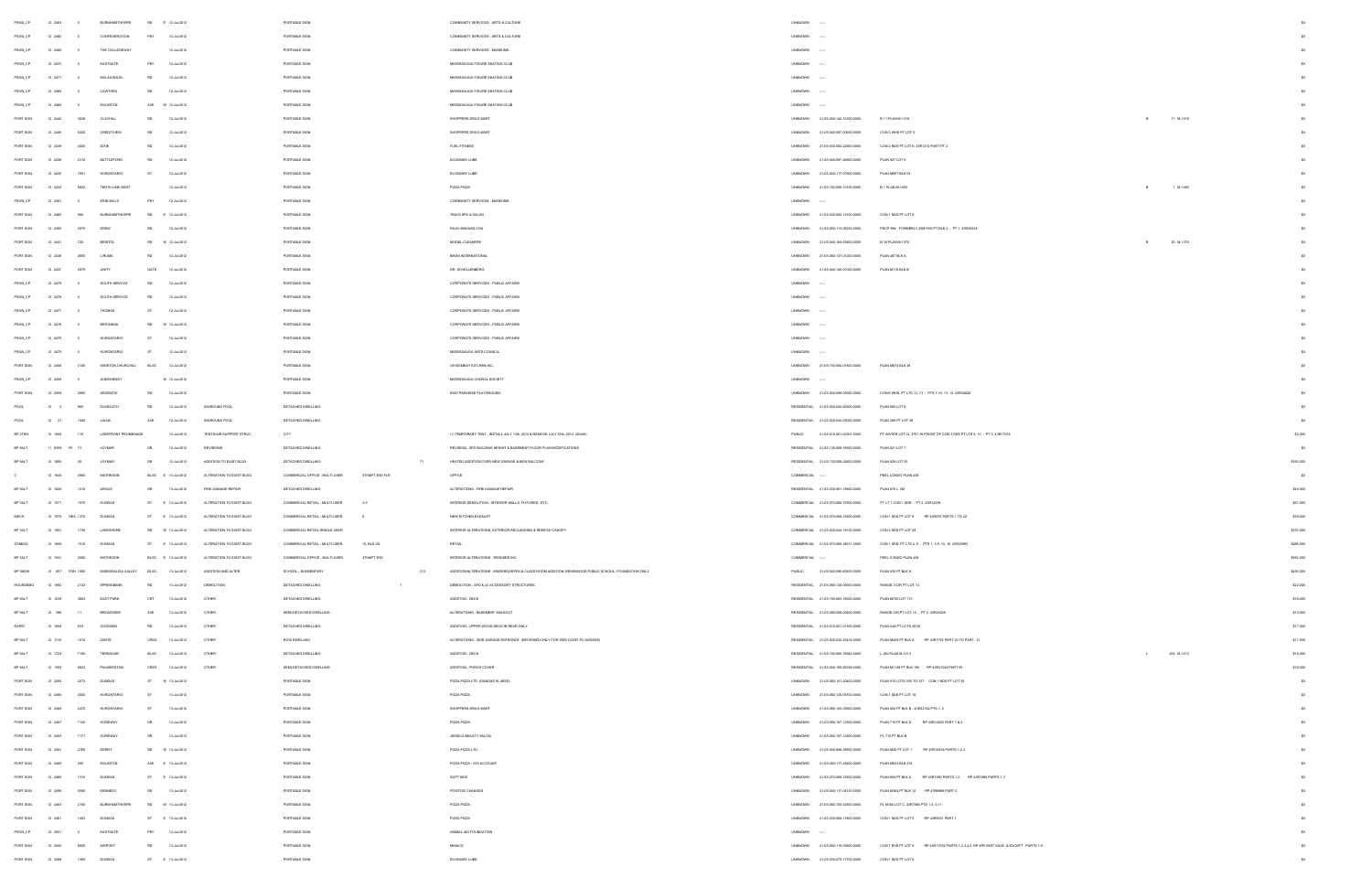| PSGN_CP | 12 2483 | 0 | BURNHAMTHORPE | RD | E 12-Jul-2012 | | PORTABLE SIGN | | COMMUNITY SERVICES - ARTS & CULTURE | UNKNOWN | ---- | | | | $0 |
|---|---|---|---|---|---|---|---|---|---|---|---|---|---|---|---|
| PSGN_CP | 12 2482 | 0 | CONFEDERATION | PKY | 12-Jul-2012 | | PORTABLE SIGN | | COMMUNITY SERVICES - ARTS & CULTURE | UNKNOWN | ---- | | | | $0 |
| PSGN_CP | 12 2480 | 0 | THE COLLEGEWAY | | 12-Jul-2012 | | PORTABLE SIGN | | COMMUNITY SERVICES - MUSEUMS | UNKNOWN | ---- | | | | $0 |
| PSGN_CP | 12 2472 | 0 | EASTGATE | PKY | 12-Jul-2012 | | PORTABLE SIGN | | MISSISSAUGA FIGURE SKATING CLUB | UNKNOWN | ---- | | | | $0 |
| PSGN_CP | 12 2471 | 0 | MCLAUGHLIN | RD | 12-Jul-2012 | | PORTABLE SIGN | | MISSISSAUGA FIGURE SKATING CLUB | UNKNOWN | ---- | | | | $0 |
| PSGN_CP | 12 2469 | 0 | CAWTHRA | RD | 12-Jul-2012 | | PORTABLE SIGN | | MISSISSAUGA FIGURE SKATING CLUB | UNKNOWN | ---- | | | | $0 |
| PSGN_CP | 12 2468 | 0 | EGLINTON | AVE | W 12-Jul-2012 | | PORTABLE SIGN | | MISSISSAUGA FIGURE SKATING CLUB | UNKNOWN | ---- | | | | $0 |
| PORT SGN | 12 2442 | 3029 | CLAYHILL | RD | 12-Jul-2012 | | PORTABLE SIGN | | SHOPPERS DRUG MART | UNKNOWN | 21-05-040-142-31300-0000 | B 11 PLAN M-1319 | B | 11 M-1319 | $0 |
| PORT SGN | 12 2440 | 5425 | CREDITVIEW | RD | 12-Jul-2012 | | PORTABLE SIGN | | SHOPPERS DRUG MART | UNKNOWN | 21-05-040-097-00800-0000 | CON 3 WHS PT LOT 3 | | | $0 |
| PORT SGN | 12 2439 | 4500 | DIXIE | RD | 12-Jul-2012 | | PORTABLE SIGN | | FUEL FITNESS | UNKNOWN | 21-05-030-092-22900-0000 | CON 2 NDS PT LOT 6, 43R1212 PART PT 2 | | | $0 |
| PORT SGN | 12 2438 | 2210 | BATTLEFORD | RD | 12-Jul-2012 | | PORTABLE SIGN | | ECONOMY LUBE | UNKNOWN | 21-05-040-097-28800-0000 | PLAN 927 LOT 9 | | | $0 |
| PORT SGN | 12 2436 | 7091 | HURONTARIO | ST | 12-Jul-2012 | | PORTABLE SIGN | | ECONOMY LUBE | UNKNOWN | 21-05-040-117-07900-0000 | PLAN M897 BLK 83 | | | $0 |
| PORT SGN | 12 2434 | 5602 | TENTH LINE WEST | | 12-Jul-2012 | | PORTABLE SIGN | | PIZZA PIZZA | UNKNOWN | 21-05-150-085-10100-0000 | B 1 PLAN M-1493 | B | 1 M-1493 | $0 |
| PSGN_CP | 12 2481 | 0 | ERIN MILLS | PKY | 12-Jul-2012 | | PORTABLE SIGN | | COMMUNITY SERVICES - MUSEUMS | UNKNOWN | ---- | | | | $0 |
| PORT SGN | 12 2466 | 985 | BURNHAMTHORPE | RD | E 12-Jul-2012 | | PORTABLE SIGN | | TRACS SPA & SALON | UNKNOWN | 21-05-030-092-12100-0000 | CON 1 SDS PT LOT 8 | | | $0 |
| PORT SGN | 12 2450 | 2970 | DREW | RD | 12-Jul-2012 | | PORTABLE SIGN | | RAJIV MADAAN CGA | UNKNOWN | 21-05-050-115-05554-0000 | PSCP 884 - FORMERLY 43M1593 PT BLK 3 - PT 1 43R29334 | | | $0 |
| PORT SGN | 12 2441 | 720 | BRISTOL | RD | W 12-Jul-2012 | | PORTABLE SIGN | | MODEL CLEANERS | UNKNOWN | 21-05-040-164-59600-0000 | B 30 PLAN M-1370 | B | 30 M-1370 | $0 |
| PORT SGN | 12 2438 | 2935 | LIRUMA | RD | 12-Jul-2012 | | PORTABLE SIGN | | BIKINI INTERNATIONAL | UNKNOWN | 21-05-060-137-01200-0000 | PLAN 467 BLK A | | | $0 |
| PORT SGN | 12 2437 | 2979 | UNITY | GATE | 12-Jul-2012 | | PORTABLE SIGN | | DR. SCHELLENBERG | UNKNOWN | 21-05-040-145-01000-0000 | PLAN M118 BLK R | | | $0 |
| PSGN_CP | 12 2479 | 0 | SOUTH SERVICE | RD | 12-Jul-2012 | | PORTABLE SIGN | | CORPORATE SERVICES - PUBLIC AFFAIRS | UNKNOWN | ---- | | | | $0 |
| PSGN_CP | 12 2478 | 0 | SOUTH SERVICE | RD | 12-Jul-2012 | | PORTABLE SIGN | | CORPORATE SERVICES - PUBLIC AFFAIRS | UNKNOWN | ---- | | | | $0 |
| PSGN_CP | 12 2477 | 0 | THOMAS | ST | 12-Jul-2012 | | PORTABLE SIGN | | CORPORATE SERVICES - PUBLIC AFFAIRS | UNKNOWN | ---- | | | | $0 |
| PSGN_CP | 12 2476 | 0 | BRITANNIA | RD | W 12-Jul-2012 | | PORTABLE SIGN | | CORPORATE SERVICES - PUBLIC AFFAIRS | UNKNOWN | ---- | | | | $0 |
| PSGN_CP | 12 2475 | 0 | HURONTARIO | ST | 12-Jul-2012 | | PORTABLE SIGN | | CORPORATE SERVICES - PUBLIC AFFAIRS | UNKNOWN | ---- | | | | $0 |
| PSGN_CP | 12 2470 | 0 | HURONTARIO | ST | 12-Jul-2012 | | PORTABLE SIGN | | MISSISSAUGA ARTS COUNCIL | UNKNOWN | ---- | | | | $0 |
| PORT SGN | 12 2458 | 2160 | WINSTON CHURCHILL | BLVD | 12-Jul-2012 | | PORTABLE SIGN | | OH BOMBAY KITCHEN INC. | UNKNOWN | 21-05-150-084-01500-0000 | PLAN M674 BLK 38 | | | $0 |
| PSGN_CP | 12 2485 | 0 | QUEENSWAY | | W 12-Jul-2012 | | PORTABLE SIGN | | MISSISSAUGA CHORAL SOCIETY | UNKNOWN | ---- | | | | $0 |
| PORT SGN | 12 2459 | 2085 | ARGENTIA | RD | 12-Jul-2012 | | PORTABLE SIGN | | KIDS PARADISE PLAYGROUND | UNKNOWN | 21-05-040-098-09050-0000 | CON 6 WHS, PT LTS 12, 13 - PTS 1-10, 13, 14 43R30823 | | | $0 |
| POOL | 12 0 | 960 | DANECATH | RD | 12-Jul-2012 | INGROUND POOL | DETACHED DWELLING | | | RESIDENTIAL | 21-05-020-022-00500-0000 | PLAN 885 LOT 6 | | | $0 |
| POOL | 12 27 | 1549 | JALNA | AVE | 12-Jul-2012 | INGROUND POOL | DETACHED DWELLING | | | RESIDENTIAL | 21-05-020-024-09000-0000 | PLAN 389 PT LOT 39 | | | $0 |
| BP 9TEN | 12 1808 | 110 | LAKEFRONT PROMENADE | | 12-Jul-2012 | TENT/AIR SUPPORT STRUC | CITY | | (1) TEMPORARY TENT - INSTALL JULY 13th, 2012 & REMOVE JULY 25th, 2012. (40x40) | PUBLIC | 21-05-010-001-00501-0000 | PT WATER LOT CL 370 1 IN FRONT OF CON 3 SDS PT LTS 9, 10 - PT 3 43R17016 | | | $2,000 |
| BP 9ALT | 11 6399 R1 | 73 | JOYMAR | DR | 12-Jul-2012 | REVISIONS | DETACHED DWELLING | | REVISION - 3FG BUILDING HEIGHT & BASEMENT FLOOR PLAN MODIFICATIONS | RESIDENTIAL | 21-05-130-006-15000-0000 | PLAN 621 LOT 7 | | | $0 |
| BP 9ALT | 12 0962 | 26 | JOYMAR | DR | 12-Jul-2012 | ADDITION TO EXIST BLDG | DETACHED DWELLING | 71 | HEATED ADDITION OVER NEW GARAGE & NEW BALCONY | RESIDENTIAL | 21-05-130-006-22000-0000 | PLAN 529 LOT 33 | | | $100,000 |
| C | 12 1526 | 2060 | MATHESON | BLVD | E 13-Jul-2012 | ALTERATION TO EXIST BLDG | COMMERCIAL OFFICE - MULTI-USER | 4TH&PT 3RD FLR | OFFICE | COMMERCIAL | ---- | PEEL CONDO PLAN 438 | | | $0 |
| BP 9ALT | 12 1828 | 1916 | ARGUS | DR | 13-Jul-2012 | FIRE DAMAGE REPAIR | DETACHED DWELLING | | ALTERATIONS - FIRE DAMAGE REPAIR | RESIDENTIAL | 21-05-030-081-19900-0000 | PLAN 670 L 198 | | | $44,000 |
| BP 9ALT | 12 1071 | 1875 | DUNDAS | ST | E 13-Jul-2012 | ALTERATION TO EXIST BLDG | COMMERCIAL RETAIL - MULTI-USER | 3-5 | INTERIOR DEMOLITION - INTERIOR WALLS, FIXTURES, ETC. | COMMERCIAL | 21-05-070-066-37500-0000 | PT LT 1 CON 1 SDS - PT 2 43R13338 | | | $51,000 |
| MECH | 12 1575 HEA | 1379 | DUNDAS | ST | E 13-Jul-2012 | ALTERATION TO EXIST BLDG | COMMERCIAL RETAIL - MULTI-USER | 6 | NEW KITCHEN EXHAUST | COMMERCIAL | 21-05-070-068-03900-0000 | CON 1 SDS PT LOT 6 RP 43R570 PARTS 1 TO 22 | | | $30,000 |
| BP 9ALT | 12 1561 | 1730 | LAKESHORE | RD | W 13-Jul-2012 | ALTERATION TO EXIST BLDG | COMMERCIAL RETAIL-SINGLE USER | | INTERIOR ALTERATIONS, EXTERIOR RECLADDING & REMOVE CANOPY | COMMERCIAL | 21-05-020-024-14400-0000 | CON 3 SDS PT LOT 28 | | | $370,000 |
| ZONBLD | 12 1666 | 1510 | DUNDAS | ST | E 13-Jul-2012 | ALTERATION TO EXIST BLDG | COMMERCIAL RETAIL - MULTI-USER | 15, BLD 02 | RETAIL | COMMERCIAL | 21-05-070-068-34811-0000 | CON 1 SDS, PT LTS 4, 5 - PTS 1, 3-8, 14, 18 43R23993 | | | $285,000 |
| BP 9ALT | 12 1541 | 2060 | MATHESON | BLVD | E 13-Jul-2012 | ALTERATION TO EXIST BLDG | COMMERCIAL OFFICE - MULTI-USER | 4TH&PT 3RD | INTERIOR ALTERATIONS - REGKNER INC. | COMMERCIAL | ---- | PEEL CONDO PLAN 438 | | | $992,000 |
| BP 9NEW | 12 957 FDN | 1065 | MISSISSAUGA VALLEY | BLVD | 13-Jul-2012 | ADDITION AND ALTER | SCHOOL - ELEMENTARY | 212 | ADDITION/ALTERATIONS - KINDERGARTEN & CLASSROOM ADDITION, BRIARWOOD PUBLIC SCHOOL, FOUNDATION ONLY | PUBLIC | 21-05-040-095-02655-0000 | PLAN 935 PT BLK H | | | $430,000 |
| HOUSDEMO | 12 1664 | 2132 | SPRINGBANK | RD | 13-Jul-2012 | DEMOLITION | DETACHED DWELLING | 1 | DEMOLITION - SFD & (2) ACCESSORY STRUCTURES | RESIDENTIAL | 21-05-060-135-09000-0000 | RANGE 3 CIR PT LOT 12 | | | $22,000 |
| BP 9ALT | 12 1039 | 3865 | EAST PARK | CRT | 13-Jul-2012 | OTHER | DETACHED DWELLING | | ADDITION - DECK | RESIDENTIAL | 21-05-150-031-19000-0000 | PLAN M765 LOT 110 | | | $10,000 |
| BP 9ALT | 12 398 | 11 | BROADVIEW | AVE | 13-Jul-2012 | OTHER | SEMI-DETACHED DWELLING | | ALTERATIONS - BASEMENT WALKOUT | RESIDENTIAL | 21-05-090-008-00400-0000 | RANGE CIR PT LOT 12 - PT 2 43R24829 | | | $13,000 |
| RAPID | 12 1658 | 923 | GOODWIN | RD | 13-Jul-2012 | OTHER | DETACHED DWELLING | | ADDITION - UPPER WOOD DECK IN REAR ONLY | RESIDENTIAL | 21-05-010-001-01100-0000 | PLAN A20 PT LOTS 49-50 | | | $17,000 |
| BP 9ALT | 12 1310 | 1514 | DENTE | CRES | 13-Jul-2012 | OTHER | ROW DWELLING | | ALTERATIONS - SIDE GARAGE ENTRANCE (REVIEWED ONLY FOR SIDE DOOR TO GARAGE) | RESIDENTIAL | 21-05-020-022-23416-0000 | PLAN M229 PT BLK A RP 43R7744 PART 20 TO PART 21 | | | $17,000 |
| BP 9ALT | 12 1724 | 7100 | TERRAGAR | BLVD | 13-Jul-2012 | OTHER | DETACHED DWELLING | | ADDITION - DECK | RESIDENTIAL | 21-05-150-080-76842-0000 | L 262 PLAN M-1213 | L | 262 M-1213 | $10,000 |
| BP 9ALT | 12 1353 | 5623 | PALMERSTON | CRES | 13-Jul-2012 | OTHER | SEMI-DETACHED DWELLING | | ADDITION - PORCH COVER | RESIDENTIAL | 21-05-040-159-60035-0000 | PLAN M1128 PT BLK 155 RP 43R21024 PART 56 | | | $10,000 |
| PORT SGN | 12 2463 | 2273 | DUNDAS | ST | W 13-Jul-2012 | | PORTABLE SIGN | | PIZZA PIZZA LTD. (DUNDAS W. MISS) | UNKNOWN | 21-05-060-141-20600-0000 | PLAN 915 LOTS 335 TO 337 CON 1 NDS PT LOT 35 | | | $0 |
| PORT SGN | 12 2486 | 2500 | HURONTARIO | ST | 13-Jul-2012 | | PORTABLE SIGN | | PIZZA PIZZA | UNKNOWN | 21-05-060-125-00700-0000 | CON 1 SDS PT LOT 16 | | | $0 |
| PORT SGN | 12 2488 | 2470 | HURONTARIO | ST | 13-Jul-2012 | | PORTABLE SIGN | | SHOPPERS DRUG MART | UNKNOWN | 21-05-060-125-09900-0000 | PLAN 550 PT BLK B - 43R33162 PTS 1, 2 | | | $0 |
| PORT SGN | 12 2487 | 7120 | GOREWAY | DR | 13-Jul-2012 | | PORTABLE SIGN | | PIZZA PIZZA | UNKNOWN | 21-05-050-107-12300-0000 | PLAN 710 PT BLK D RP 43R14025 PART 1 & 2 | | | $0 |
| PORT SGN | 12 2493 | 7171 | GOREWAY | DR | 13-Jul-2012 | | PORTABLE SIGN | | JESSICA BEAUTY SALON | UNKNOWN | 21-05-050-107-12600-0000 | PL 710 PT BLK B | | | $0 |
| PORT SGN | 12 2491 | 2760 | DERRY | RD | W 13-Jul-2012 | | PORTABLE SIGN | | PIZZA PIZZA LTD | UNKNOWN | 21-05-040-096-59600-0000 | PLAN M26 PT LOT 1 RP 43R10610 PARTS 1,2,3 | | | $0 |
| PORT SGN | 12 2489 | 295 | EGLINTON | AVE | E 13-Jul-2012 | | PORTABLE SIGN | | PIZZA PIZZA - HO ACCOUNT | UNKNOWN | 21-05-040-117-29400-0000 | PLAN M553 BLK 274 | | | $0 |
| PORT SGN | 12 2460 | 1315 | DUNDAS | ST | E 13-Jul-2012 | | PORTABLE SIGN | | SOFT MOC | UNKNOWN | 21-05-070-068-33600-0000 | PLAN 894 PT BLK A RP 43R1590 PARTS 1,2 RP 43R1998 PARTS 1-3 | | | $0 |
| PORT SGN | 12 2490 | 5985 | KENNEDY | RD | 13-Jul-2012 | | PORTABLE SIGN | | POSITIVE CHANGES | UNKNOWN | 21-05-040-117-04310-0000 | PLAN M264 PT BLK 12 RP 43R8888 PART 2 | | | $0 |
| PORT SGN | 12 2483 | 2150 | BURNHAMTHORPE | RD | W 13-Jul-2012 | | PORTABLE SIGN | | PIZZA PIZZA | UNKNOWN | 21-05-060-155-52900-0000 | PL M180 LOT C, 43R7883 PTS 1-3, 5-11 | | | $0 |
| PORT SGN | 12 2461 | 1403 | DUNDAS | ST | E 13-Jul-2012 | | PORTABLE SIGN | | PIZZA PIZZA | UNKNOWN | 21-05-030-068-17900-0000 | CON 1 NDS PT LOT 5 RP 43R5517 PART 1 | | | $0 |
| PSGN_CP | 12 2501 | 0 | EASTGATE | PKY | 13-Jul-2012 | | PORTABLE SIGN | | ANIMAL AID FOUNDATION | UNKNOWN | ---- | | | | $0 |
| PORT SGN | 12 2504 | 6655 | AIRPORT | RD | 13-Jul-2012 | | PORTABLE SIGN | | MINACS | UNKNOWN | 21-05-050-116-05900-0000 | CON 7 EHS PT LOT 9 RP 43R17532 PARTS 1,2,3,4,5 RP 43R18047 SAVE & EXCEPT PARTS 1-9 | | | $0 |
| PORT SGN | 12 2498 | 1369 | DUNDAS | ST | E 13-Jul-2012 | | PORTABLE SIGN | | ECONOMY LUBE | UNKNOWN | 21-05-030-075-17700-0000 | CON 1 SDS PT LOT 6 | | | $0 |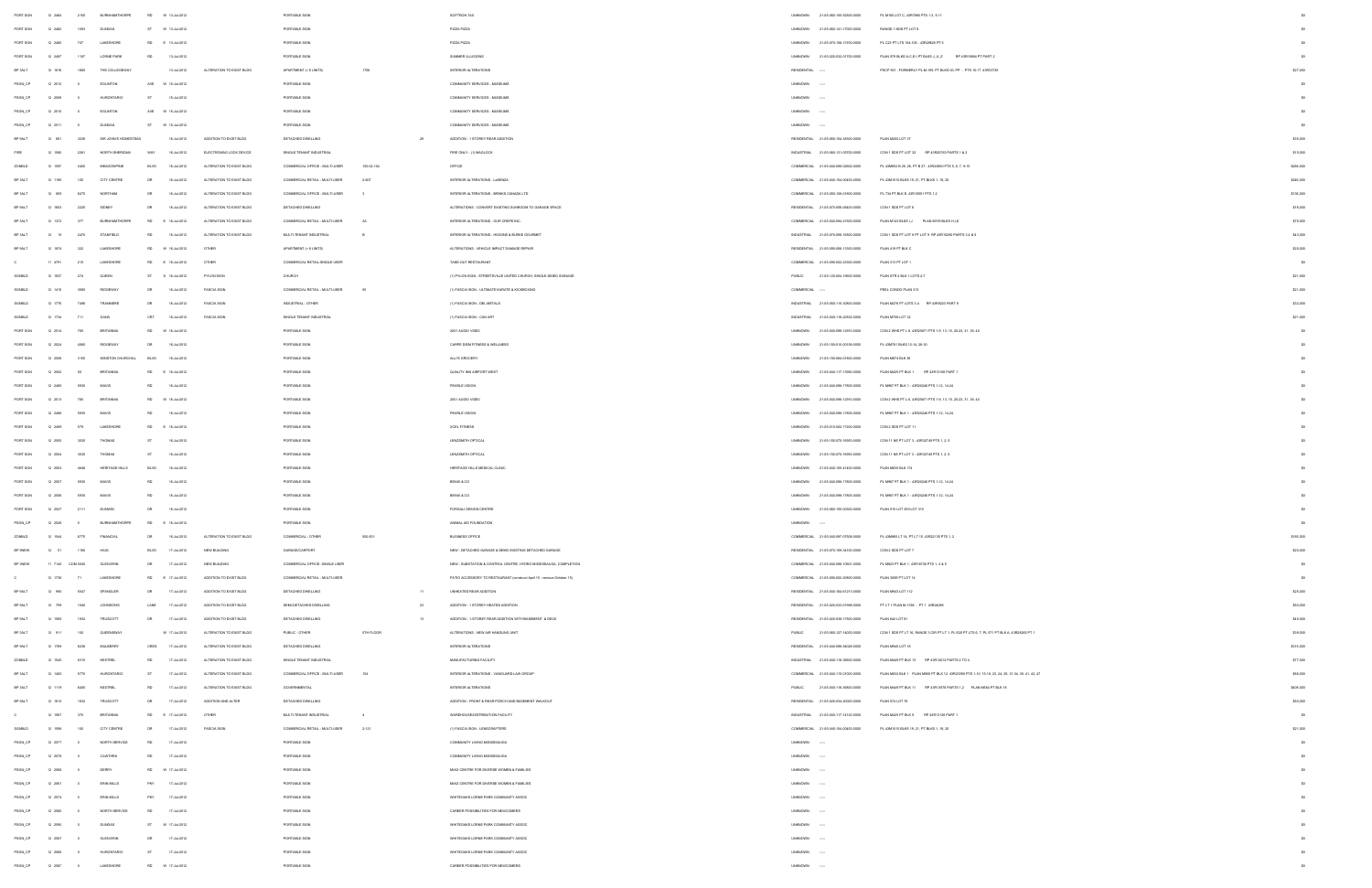| PORT SIGN | 12 2464 | 2105 | BURNHAMTHORPE | RD | W | 13-Jul-2012 | | PORTABLE SIGN | | SOFTRON TAX | | UNKNOWN | 21-05-060-155-52800-0000 | PL M183 LOT C, 43R7968 PTS 1-3, 5-11 | $0 |
|---|---|---|---|---|---|---|---|---|---|---|---|---|---|---|---|
| PORT SIGN | 12 2462 | 1093 | DUNDAS | ST | W | 13-Jul-2012 | | PORTABLE SIGN | | PIZZA PIZZA | | UNKNOWN | 21-05-060-141-17000-0000 | RANGE 1 NDS PT LOT 8 | $0 |
| PORT SIGN | 12 2465 | 757 | LAKESHORE | RD | E | 13-Jul-2012 | | PORTABLE SIGN | | PIZZA PIZZA | | UNKNOWN | 21-05-070-155-13702-0000 | PL C23 PT LTS 104-106 - 43R29625 PT 5 | $0 |
| PORT SIGN | 12 2497 | 1107 | LORNE PARK | RD | | 13-Jul-2012 | | PORTABLE SIGN | | SUMMER ILLUSIONS | | UNKNOWN | 21-05-020-032-01700-0000 | PLAN 579 BLKS A,C,D,I PT BLKS J,,S,,Z RP 43R13694 PT PART 2 | $0 |
| BP 3ALT | 12 1816 | 1600 | THE COLLEGEWAY | | | 13-Jul-2012 | ALTERATION TO EXIST BLDG | APARTMENT (> 6 UNITS) | 1708 | INTERIOR ALTERATIONS | | RESIDENTIAL | ---- | PSCP 901 - FORMERLY PL M-195, PT BLKS 00, PP - PTS 10-17 43R33735 | $27,000 |
| PSGN_CP | 12 2512 | 0 | EGLINTON | AVE | W | 15-Jul-2012 | | PORTABLE SIGN | | COMMUNITY SERVICES - MUSEUMS | | UNKNOWN | ---- | | $0 |
| PSGN_CP | 12 2509 | 0 | HURONTARIO | ST | | 15-Jul-2012 | | PORTABLE SIGN | | COMMUNITY SERVICES - MUSEUMS | | UNKNOWN | ---- | | $0 |
| PSGN_CP | 12 2510 | 0 | EGLINTON | AVE | W | 15-Jul-2012 | | PORTABLE SIGN | | COMMUNITY SERVICES - MUSEUMS | | UNKNOWN | ---- | | $0 |
| PSGN_CP | 12 2511 | 0 | DUNDAS | ST | W | 15-Jul-2012 | | PORTABLE SIGN | | COMMUNITY SERVICES - MUSEUMS | | UNKNOWN | ---- | | $0 |
| BP 3ALT | 12 661 | 3236 | SIR JOHNS HOMESTEAD | | | 16-Jul-2012 | ADDITION TO EXIST BLDG | DETACHED DWELLING | 29 | ADDITION - 1 STOREY REAR ADDITION | | RESIDENTIAL | 21-05-060-154-36900-0000 | PLAN M283 LOT 37 | $35,000 |
| FIRE | 12 1908 | 2201 | NORTH SHERIDAN | WAY | | 16-Jul-2012 | ELECTROMAG LOCK DEVICE | SINGLE TENANT INDUSTRIAL | | FIRE ONLY - (1) MAGLOCK | | INDUSTRIAL | 21-05-060-151-09702-0000 | CON 1 SDS PT LOT 32 RP 43R32763 PARTS 1 & 2 | $15,000 |
| ZONBLD | 12 1997 | 2430 | MEADOWPINE | BLVD | | 16-Jul-2012 | ALTERATION TO EXIST BLDG | COMMERCIAL OFFICE - MULTI-USER | 100-02-104 | OFFICE | | COMMERCIAL | 21-05-040-098-02800-0000 | PL 43M853 B 25, 26, PT B 27 - 43R23950 PTS 5, 6, 7, 8, 9 | $265,000 |
| BP 3ALT | 12 1190 | 100 | CITY CENTRE | DR | | 16-Jul-2012 | ALTERATION TO EXIST BLDG | COMMERCIAL RETAIL - MULTI-USER | 2-807 | INTERIOR ALTERATIONS - LaSENZA | | COMMERCIAL | 21-05-040-154-00455-0000 | PL 43M1010 BLKS 19, 21, PT BLKS 1, 16, 20 | $240,000 |
| BP 3ALT | 12 850 | 6275 | NORTHAM | DR | | 16-Jul-2012 | ALTERATION TO EXIST BLDG | COMMERCIAL OFFICE - MULTI-USER | 3 | INTERIOR ALTERATIONS - WRINKS CANADA LTD | | COMMERCIAL | 21-05-050-108-01600-0000 | PL 734 PT BLK B, 43R10051 PTS 1,2 | $135,000 |
| BP 3ALT | 12 1853 | 2225 | SIDNEY | DR | | 16-Jul-2012 | ALTERATION TO EXIST BLDG | DETACHED DWELLING | | ALTERATIONS - CONVERT EXISTING SUNROOM TO GARAGE SPACE | | RESIDENTIAL | 21-05-070-056-04400-0000 | CON 1 SDS PT LOT 6 | $15,000 |
| BP 3ALT | 12 1372 | 377 | BURNHAMTHORPE | RD | E | 16-Jul-2012 | ALTERATION TO EXIST BLDG | COMMERCIAL RETAIL - MULTI-USER | 2A | INTERIOR ALTERATIONS - OUR CREPE INC. | | COMMERCIAL | 21-05-040-094-21000-0000 | PLAN M143 BLKS I,J PLAN M159 BLKS H,I,E | $75,000 |
| BP 3ALT | 12 15 | 2470 | STANFIELD | RD | | 16-Jul-2012 | ALTERATION TO EXIST BLDG | MULTI-TENANT INDUSTRIAL | 15 | INTERIOR ALTERATIONS - HIGGINS & BURKE GOURMET | | INDUSTRIAL | 21-05-070-036-16900-0000 | CON 1 SDS PT LOT 6 PT LOT 9 RP 43R15206 PARTS 3,4 & 8 | $43,000 |
| BP 3ALT | 12 1874 | 322 | LAKESHORE | RD | W | 16-Jul-2012 | OTHER | APARTMENT (> 6 UNITS) | | ALTERATIONS - VEHICLE IMPACT DAMAGE REPAIR | | RESIDENTIAL | 21-05-090-005-11800-0000 | PLAN 419 PT BLK C | $20,000 |
| C | 11 4791 | 210 | LAKESHORE | RD | E | 16-Jul-2012 | OTHER | COMMERCIAL RETAIL-SINGLE USER | | TAKE-OUT RESTAURANT | | COMMERCIAL | 21-05-090-002-23500-0000 | PLAN 310 PT LOT 1 | $0 |
| SGNBLD | 12 1837 | 274 | QUEEN | ST | S | 16-Jul-2012 | PYLON SIGN | CHURCH | | (1) PYLON SIGN - STREETSVILLE UNITED CHURCH, SINGLE-SIDED SIGNAGE | | PUBLIC | 21-05-120-004-19600-0000 | PLAN STR 4 BLK 1 LOTS 4-7 | $21,000 |
| SGNBLD | 12 1419 | 3055 | RIDGEWAY | DR | | 16-Jul-2012 | FASCIA SIGN | COMMERCIAL RETAIL - MULTI-USER | 58 | (1) FASCIA SIGN - ULTIMATE KARATE & KICKBOXING | | COMMERCIAL | ---- | PEEL CONDO PLAN 313 | $21,000 |
| SGNBLD | 12 1776 | 7496 | TRANMERE | DR | | 16-Jul-2012 | FASCIA SIGN | INDUSTRIAL - OTHER | | (1) FASCIA SIGN - DBL METALS | | INDUSTRIAL | 21-05-050-115-30800-0000 | PLAN M270 PT LOTS 3,4 RP 43R9023 PART 9 | $32,000 |
| SGNBLD | 12 1734 | 711 | GANA | CRT | | 16-Jul-2012 | FASCIA SIGN | SINGLE TENANT INDUSTRIAL | | (1) FASCIA SIGN - CAN ART | | INDUSTRIAL | 21-05-040-116-20504-0000 | PLAN M708 LOT 32 | $21,000 |
| PORT SIGN | 12 2514 | 750 | BRITANNIA | RD | W | 16-Jul-2012 | | PORTABLE SIGN | | 2001 AUDIO VIDEO | | UNKNOWN | 21-05-040-098-12910-0000 | CON 2 WHS PT L 6, 43R20971 PTS 1-9, 13, 15, 20-23, 31, 35-43 | $0 |
| PORT SIGN | 12 2524 | 4060 | RIDGEWAY | DR | | 16-Jul-2012 | | PORTABLE SIGN | | CARPE DIEM FITNESS & WELLNESS | | UNKNOWN | 21-05-150-010-02195-0000 | PL 43M791 BLKS 12-14, 28-30 | $0 |
| PORT SIGN | 12 2508 | 3160 | WINSTON CHURCHILL | BLVD | | 16-Jul-2012 | | PORTABLE SIGN | | ALLYS GROCERY | | UNKNOWN | 21-05-150-084-01500-0000 | PLAN M674 BLK 38 | $0 |
| PORT SIGN | 12 2502 | 50 | BRITANNIA | RD | E | 16-Jul-2012 | | PORTABLE SIGN | | QUALITY INN AIRPORT WEST | | UNKNOWN | 21-05-040-117-13900-0000 | PLAN M425 PT BLK 1 RP 43R13108 PART 1 | $0 |
| PORT SIGN | 12 2489 | 5959 | MAVIS | RD | | 16-Jul-2012 | | PORTABLE SIGN | | PEARLE VISION | | UNKNOWN | 21-05-040-098-17905-0000 | PL M967 PT BLK 1 - 43R24248 PTS 1-12, 14-24 | $0 |
| PORT SIGN | 12 2513 | 750 | BRITANNIA | RD | W | 16-Jul-2012 | | PORTABLE SIGN | | 2001 AUDIO VIDEO | | UNKNOWN | 21-05-040-098-12910-0000 | CON 2 WHS PT L 6, 43R20971 PTS 1-9, 13, 15, 20-23, 31, 35-43 | $0 |
| PORT SIGN | 12 2486 | 5959 | MAVIS | RD | | 16-Jul-2012 | | PORTABLE SIGN | | PEARLE VISION | | UNKNOWN | 21-05-040-098-17905-0000 | PL M967 PT BLK 1 - 43R24248 PTS 1-12, 14-24 | $0 |
| PORT SIGN | 12 2499 | 579 | LAKESHORE | RD | E | 16-Jul-2012 | | PORTABLE SIGN | | XCEL FITNESS | | UNKNOWN | 21-05-010-002-17200-0000 | CON 2 SDS PT LOT 11 | $0 |
| PORT SIGN | 12 2505 | 3039 | THOMAS | ST | | 16-Jul-2012 | | PORTABLE SIGN | | LENZSMITH OPTICAL | | UNKNOWN | 21-05-150-070-16955-0000 | CON 11 NS PT LOT 3 - 43R32749 PTS 1, 2, 5 | $0 |
| PORT SIGN | 12 2504 | 3039 | THOMAS | ST | | 16-Jul-2012 | | PORTABLE SIGN | | LENZSMITH OPTICAL | | UNKNOWN | 21-05-150-070-16955-0000 | CON 11 NS PT LOT 3 - 43R32749 PTS 1, 2, 5 | $0 |
| PORT SIGN | 12 2503 | 4848 | HERITAGE HILLS | BLVD | | 16-Jul-2012 | | PORTABLE SIGN | | HERITAGE HILLS MEDICAL CLINIC | | UNKNOWN | 21-05-040-165-41400-0000 | PLAN M535 BLK 174 | $0 |
| PORT SIGN | 12 2507 | 5959 | MAVIS | RD | | 16-Jul-2012 | | PORTABLE SIGN | | BESAS & CO | | UNKNOWN | 21-05-040-098-17905-0000 | PL M967 PT BLK 1 - 43R24248 PTS 1-12, 14-24 | $0 |
| PORT SIGN | 12 2506 | 5959 | MAVIS | RD | | 16-Jul-2012 | | PORTABLE SIGN | | BESAS & CO | | UNKNOWN | 21-05-040-098-17905-0000 | PL M967 PT BLK 1 - 43R24248 PTS 1-12, 14-24 | $0 |
| PORT SIGN | 12 2527 | 2111 | DUNWIN | DR | | 16-Jul-2012 | | PORTABLE SIGN | | PORDALI DESIGN CENTRE | | UNKNOWN | 21-05-060-155-02000-0000 | PLAN 915 LOT 305 LOT 312 | $0 |
| PORT SIGN | 12 2526 | 0 | BURNHAMTHORPE | RD | E | 16-Jul-2012 | | PORTABLE SIGN | | ANIMAL AID FOUNDATION | | UNKNOWN | ---- | | $0 |
| ZONBLD | 12 1544 | 6770 | FINANCIAL | DR | | 16-Jul-2012 | ALTERATION TO EXIST BLDG | COMMERCIAL - OTHER | 500-501 | BUSINESS OFFICE | | COMMERCIAL | 21-05-040-097-07926-0000 | PL 43M865 LT 14, PT LT 15, 43R22135 PTS 1,2 | $195,000 |
| BP 9NEW | 12 51 | 1180 | HAIG | BLVD | | 17-Jul-2012 | NEW BUILDING | GARAGE/CARPORT | | NEW - DETACHED GARAGE & DEMO EXISTING DETACHED GARAGE | | RESIDENTIAL | 21-05-070-159-34100-0000 | CON 2 SDS PT LOT 7 | $30,000 |
| BP 9NEW | 11 7140 | COM 5845 | GLEN ERIN | DR | | 17-Jul-2012 | NEW BUILDING | COMMERCIAL OFFICE - SINGLE USER | | NEW - SUBSTATION & CONTROL CENTRE, HYDRO MISSISSAUGA, COMPLETION | | COMMERCIAL | 21-05-040-098-10601-0000 | PL M620 PT BLK 1, 43R18776 PTS 1, 2 & 5 | $0 |
| C | 12 1736 | 71 | LAKESHORE | RD | E | 17-Jul-2012 | ADDITION TO EXIST BLDG | COMMERCIAL RETAIL - MULTI-USER | | PATIO ACCESSORY TO RESTAURANT (construct April 15 - remove October 15) | | COMMERCIAL | 21-05-090-002-20800-0000 | PLAN 300E PT LOT 14 | $0 |
| BP 3ALT | 12 996 | 5547 | SPANGLER | DR | | 17-Jul-2012 | ADDITION TO EXIST BLDG | DETACHED DWELLING | 11 | UNHEATED REAR ADDITION | | RESIDENTIAL | 21-05-040-164-01213-0000 | PLAN M943 LOT 112 | $25,000 |
| BP 3ALT | 12 799 | 1048 | JOHNSONS | LANE | | 17-Jul-2012 | ADDITION TO EXIST BLDG | SEMI-DETACHED DWELLING | 23 | ADDITION - 1 STOREY HEATED ADDITION | | RESIDENTIAL | 21-05-020-033-01996-0000 | PT LT 1 PLAN M-1186 - PT 1 43R26099 | $30,000 |
| BP 3ALT | 12 1069 | 1502 | TRUSCOTT | DR | | 17-Jul-2012 | ADDITION TO EXIST BLDG | DETACHED DWELLING | 13 | ADDITION - 1 STOREY REAR ADDITION WITH BASEMENT & DECK | | RESIDENTIAL | 21-05-020-036-17800-0000 | PLAN 842 LOT 81 | $43,000 |
| BP 3ALT | 12 911 | 100 | QUEENSWAY | | W | 17-Jul-2012 | ALTERATION TO EXIST BLDG | PUBLIC - OTHER | 8TH FLOOR | ALTERATIONS - NEW AIR HANDLING UNIT | | PUBLIC | 21-05-060-127-16000-0000 | CON 1 SDS PT LT 18, RANGE 3 CIR PT LT 1, PL E20 PT LTS 6, 7, PL 371 PT BLK K, 43R35295 PT 1 | $39,000 |
| BP 3ALT | 12 1793 | 6236 | KULBERRY | CRES | | 17-Jul-2012 | ALTERATION TO EXIST BLDG | DETACHED DWELLING | | INTERIOR ALTERATIONS | | RESIDENTIAL | 21-05-040-098-56028-0000 | PLAN M965 LOT 18 | $131,000 |
| ZONBLD | 12 1543 | 6315 | KESTREL | RD | | 17-Jul-2012 | ALTERATION TO EXIST BLDG | SINGLE TENANT INDUSTRIAL | | MANUFACTURING FACILITY | | INDUSTRIAL | 21-05-040-116-06600-0000 | PLAN M445 PT BLK 13 RP 43R13212 PARTS 2 TO 4 | $77,000 |
| BP 3ALT | 12 1445 | 5770 | HURONTARIO | ST | | 17-Jul-2012 | ALTERATION TO EXIST BLDG | COMMERCIAL OFFICE - MULTI-USER | 104 | INTERIOR ALTERATIONS - VANGUARD LAW GROUP | | COMMERCIAL | 21-05-040-115-01000-0000 | PLAN M832 BLK 1 PLAN M968 PT BLK 12 43R23396 PTS 1-10, 15-19, 23, 24, 28, 31-34, 39, 41, 42, 47 | $90,000 |
| BP 3ALT | 12 1119 | 6405 | KESTREL | RD | | 17-Jul-2012 | ALTERATION TO EXIST BLDG | GOVERNMENTAL | | INTERIOR ALTERATIONS | | PUBLIC | 21-05-040-116-06800-0000 | PLAN M445 PT BLK 11 RP 43R13576 PARTS 1,2 PLAN M844 PT BLK 18 | $605,000 |
| BP 3ALT | 12 1610 | 1502 | TRUSCOTT | DR | | 17-Jul-2012 | ADDITION AND ALTER | DETACHED DWELLING | | ADDITION - FRONT & REAR PORCH AND BASEMENT WALKOUT | | RESIDENTIAL | 21-05-020-036-20000-0000 | PLAN 574 LOT 79 | $50,000 |
| C | 12 1567 | 375 | BRITANNIA | RD | E | 17-Jul-2012 | OTHER | MULTI-TENANT INDUSTRIAL | 4 | WAREHOUSE/DISTRIBUTION FACILITY | | INDUSTRIAL | 21-05-040-117-14100-0000 | PLAN M425 PT BLK 9 RP 43R13128 PART 1 | $0 |
| SGNBLD | 12 1599 | 100 | CITY CENTRE | DR | | 17-Jul-2012 | FASCIA SIGN | COMMERCIAL RETAIL - MULTI-USER | 2-121 | (1) FASCIA SIGN - LENSCRAFTERS | | COMMERCIAL | 21-05-040-154-00455-0000 | PL 43M1010 BLKS 19, 21, PT BLKS 1, 16, 20 | $21,000 |
| PSGN_CP | 12 2577 | 0 | NORTH SERVICE | RD | | 17-Jul-2012 | | PORTABLE SIGN | | COMMUNITY LIVING MISSISSAUGA | | UNKNOWN | ---- | | $0 |
| PSGN_CP | 12 2578 | 0 | CAWTHRA | RD | | 17-Jul-2012 | | PORTABLE SIGN | | COMMUNITY LIVING MISSISSAUGA | | UNKNOWN | ---- | | $0 |
| PSGN_CP | 12 2560 | 0 | DERRY | RD | W | 17-Jul-2012 | | PORTABLE SIGN | | MIAG CENTRE FOR DIVERSE WOMEN & FAMILIES | | UNKNOWN | ---- | | $0 |
| PSGN_CP | 12 2561 | 0 | ERIN MILLS | PKY | | 17-Jul-2012 | | PORTABLE SIGN | | MIAG CENTRE FOR DIVERSE WOMEN & FAMILIES | | UNKNOWN | ---- | | $0 |
| PSGN_CP | 12 2574 | 0 | ERIN MILLS | PKY | | 17-Jul-2012 | | PORTABLE SIGN | | WHITEOAKS LORNE PARK COMMUNITY ASSOC | | UNKNOWN | ---- | | $0 |
| PSGN_CP | 12 2580 | 0 | NORTH SERVICE | RD | | 17-Jul-2012 | | PORTABLE SIGN | | CAREER POSSIBILITIES FOR NEWCOMERS | | UNKNOWN | ---- | | $0 |
| PSGN_CP | 12 2595 | 0 | DUNDAS | ST | W | 17-Jul-2012 | | PORTABLE SIGN | | WHITEOAKS LORNE PARK COMMUNITY ASSOC | | UNKNOWN | ---- | | $0 |
| PSGN_CP | 12 2567 | 0 | GLEN ERIN | DR | | 17-Jul-2012 | | PORTABLE SIGN | | WHITEOAKS LORNE PARK COMMUNITY ASSOC | | UNKNOWN | ---- | | $0 |
| PSGN_CP | 12 2568 | 0 | HURONTARIO | ST | | 17-Jul-2012 | | PORTABLE SIGN | | WHITEOAKS LORNE PARK COMMUNITY ASSOC | | UNKNOWN | ---- | | $0 |
| PSGN_CP | 12 2587 | 0 | LAKESHORE | RD | W | 17-Jul-2012 | | PORTABLE SIGN | | CAREER POSSIBILITIES FOR NEWCOMERS | | UNKNOWN | ---- | | $0 |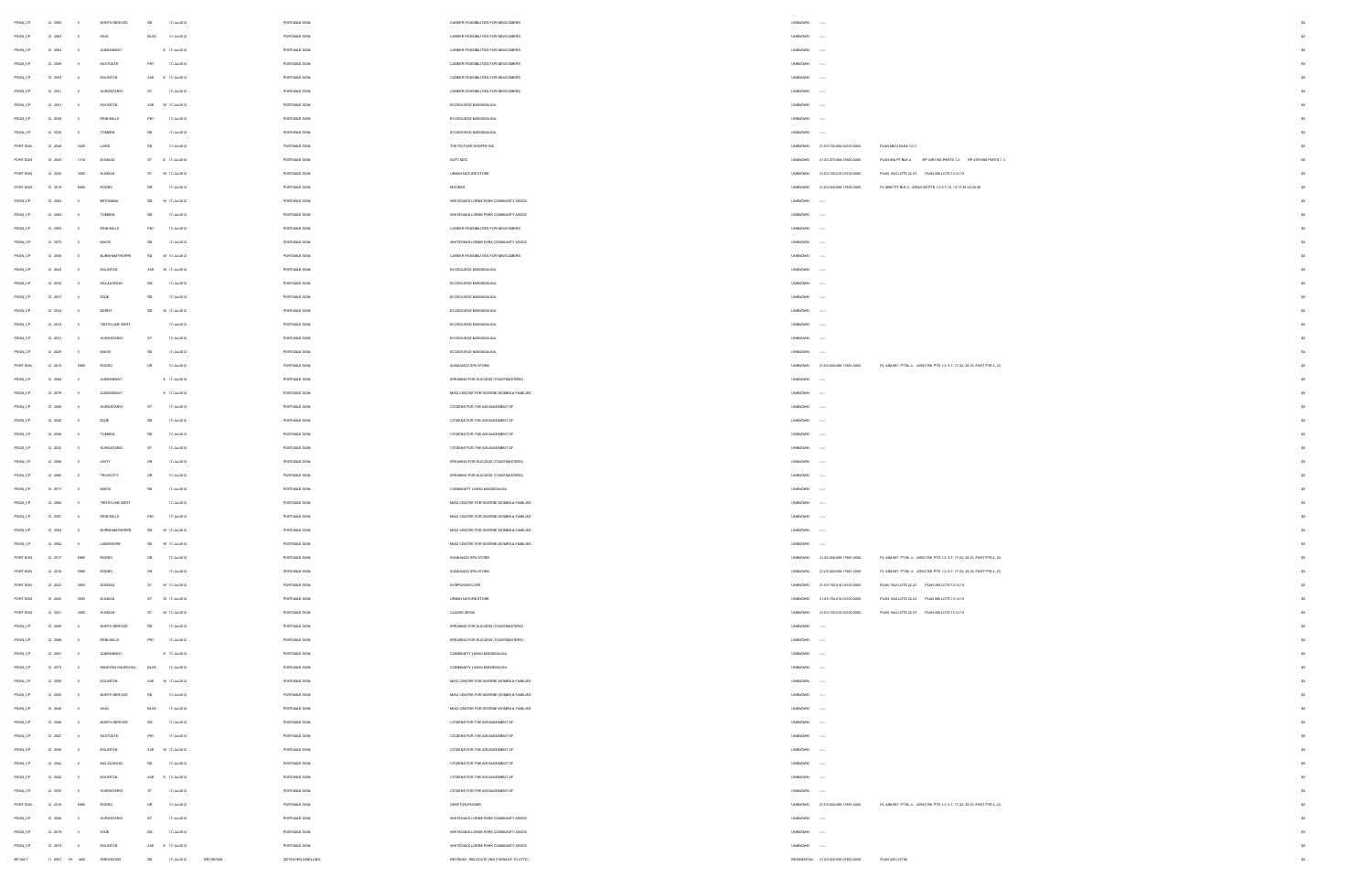| | | | | | | | | | | | | | | |
|---|---|---|---|---|---|---|---|---|---|---|---|---|---|---|
| PSGN_CP | 12 2065 | 0 | NORTH SERVICE | RD | 17-Jul-2012 | | PORTABLE SIGN | CAREER POSSIBILITIES FOR NEWCOMERS | UNKNOWN | ---- | | | $0 |
| PSGN_CP | 12 2063 | 0 | HAIG | BLVD | 17-Jul-2012 | | PORTABLE SIGN | CAREER POSSIBILITIES FOR NEWCOMERS | UNKNOWN | ---- | | | $0 |
| PSGN_CP | 12 2062 | 0 | QUEENSWAY | E | 17-Jul-2012 | | PORTABLE SIGN | CAREER POSSIBILITIES FOR NEWCOMERS | UNKNOWN | ---- | | | $0 |
| PSGN_CP | 12 2059 | 0 | EASTGATE | PKY | 17-Jul-2012 | | PORTABLE SIGN | CAREER POSSIBILITIES FOR NEWCOMERS | UNKNOWN | ---- | | | $0 |
| PSGN_CP | 12 2053 | 0 | EGLINTON | AVE E | 17-Jul-2012 | | PORTABLE SIGN | CAREER POSSIBILITIES FOR NEWCOMERS | UNKNOWN | ---- | | | $0 |
| PSGN_CP | 12 2051 | 0 | HURONTARIO | ST | 17-Jul-2012 | | PORTABLE SIGN | CAREER POSSIBILITIES FOR NEWCOMERS | UNKNOWN | ---- | | | $0 |
| PSGN_CP | 12 2041 | 0 | EGLINTON | AVE W | 17-Jul-2012 | | PORTABLE SIGN | ECOSOURCE MISSISSAUGA | UNKNOWN | ---- | | | $0 |
| PSGN_CP | 12 2038 | 0 | ERIN MILLS | PKY | 17-Jul-2012 | | PORTABLE SIGN | ECOSOURCE MISSISSAUGA | UNKNOWN | ---- | | | $0 |
| PSGN_CP | 12 2035 | 0 | TOMKEN | RD | 17-Jul-2012 | | PORTABLE SIGN | ECOSOURCE MISSISSAUGA | UNKNOWN | ---- | | | $0 |
| PORT SGN | 12 2028 | 3425 | LAIRD | RD | 17-Jul-2012 | | PORTABLE SIGN | THE PICTURE SHOPPE INC. | UNKNOWN | 21-05-150-084-02100-0000 | PLAN M674 BLKS 10,11 | | $0 |
| PORT SGN | 12 2020 | 1310 | DUNDAS | ST E | 17-Jul-2012 | | PORTABLE SIGN | SOFT MOC | UNKNOWN | 21-05-070-068-03600-0000 | PLAN 894 PT BLK A RP 43R1580 PARTS 1,2 RP 43R1996 PARTS 1-3 | | $0 |
| PORT SGN | 12 2026 | 3055 | DUNDAS | ST W | 17-Jul-2012 | | PORTABLE SIGN | URBAN NATURE STORE | UNKNOWN | 21-05-150-015-01510-0000 | PLAN 1542 LOTS 22,23 PLAN 385 LOTS 13,14,15 | | $0 |
| PORT SGN | 12 2019 | 5985 | RODEO | DR | 17-Jul-2012 | | PORTABLE SIGN | MOORES | UNKNOWN | 21-05-040-098-17850-0000 | PL M967 PT BLK 2 - 43R24153 PTS 1,2,5-7,10, 13-17,29-32,34,36 | | $0 |
| PSGN_CP | 12 2083 | 0 | BRITANNIA | RD W | 17-Jul-2012 | | PORTABLE SIGN | WHITEOAKS LORNE PARK COMMUNITY ASSOC | UNKNOWN | ---- | | | $0 |
| PSGN_CP | 12 2084 | 0 | TOMKEN | RD | 17-Jul-2012 | | PORTABLE SIGN | WHITEOAKS LORNE PARK COMMUNITY ASSOC | UNKNOWN | ---- | | | $0 |
| PSGN_CP | 12 2050 | 0 | ERIN MILLS | PKY | 17-Jul-2012 | | PORTABLE SIGN | CAREER POSSIBILITIES FOR NEWCOMERS | UNKNOWN | ---- | | | $0 |
| PSGN_CP | 12 2070 | 0 | MAVIS | RD | 17-Jul-2012 | | PORTABLE SIGN | WHITEOAKS LORNE PARK COMMUNITY ASSOC | UNKNOWN | ---- | | | $0 |
| PSGN_CP | 12 2058 | 0 | BURNHAMTHORPE | RD W | 17-Jul-2012 | | PORTABLE SIGN | CAREER POSSIBILITIES FOR NEWCOMERS | UNKNOWN | ---- | | | $0 |
| PSGN_CP | 12 2043 | 0 | EGLINTON | AVE W | 17-Jul-2012 | | PORTABLE SIGN | ECOSOURCE MISSISSAUGA | UNKNOWN | ---- | | | $0 |
| PSGN_CP | 12 2039 | 0 | MCLAUGHLIN | RD | 17-Jul-2012 | | PORTABLE SIGN | ECOSOURCE MISSISSAUGA | UNKNOWN | ---- | | | $0 |
| PSGN_CP | 12 2037 | 0 | DIXIE | RD | 17-Jul-2012 | | PORTABLE SIGN | ECOSOURCE MISSISSAUGA | UNKNOWN | ---- | | | $0 |
| PSGN_CP | 12 2034 | 0 | DERRY | RD W | 17-Jul-2012 | | PORTABLE SIGN | ECOSOURCE MISSISSAUGA | UNKNOWN | ---- | | | $0 |
| PSGN_CP | 12 2033 | 0 | TENTH LINE WEST | | 17-Jul-2012 | | PORTABLE SIGN | ECOSOURCE MISSISSAUGA | UNKNOWN | ---- | | | $0 |
| PSGN_CP | 12 2031 | 0 | HURONTARIO | ST | 17-Jul-2012 | | PORTABLE SIGN | ECOSOURCE MISSISSAUGA | UNKNOWN | ---- | | | $0 |
| PSGN_CP | 12 2029 | 0 | MAVIS | RD | 17-Jul-2012 | | PORTABLE SIGN | ECOSOURCE MISSISSAUGA | UNKNOWN | ---- | | | $0 |
| PORT SGN | 12 2015 | 5985 | RODEO | DR | 17-Jul-2012 | | PORTABLE SIGN | SUNDANCE SPA STORE | UNKNOWN | 21-05-040-098-17851-0000 | PL 43M-967, PT BL 4, 43R21799, PTS 1-3, 5-7, 17-22, 28-33, PART PTS 4, 23 | | $0 |
| PSGN_CP | 12 2084 | 0 | QUEENSWAY | E | 17-Jul-2012 | | PORTABLE SIGN | SPEAKING FOR SUCCESS (TOASTMASTERS) | UNKNOWN | ---- | | | $0 |
| PSGN_CP | 12 2079 | 0 | QUEENSWAY | E | 17-Jul-2012 | | PORTABLE SIGN | MIAG CENTRE FOR DIVERSE WOMEN & FAMILIES | UNKNOWN | ---- | | | $0 |
| PSGN_CP | 12 2048 | 0 | HURONTARIO | ST | 17-Jul-2012 | | PORTABLE SIGN | CITIZENS FOR THE ADVANCEMENT OF | UNKNOWN | ---- | | | $0 |
| PSGN_CP | 12 2040 | 0 | DIXIE | RD | 17-Jul-2012 | | PORTABLE SIGN | CITIZENS FOR THE ADVANCEMENT OF | UNKNOWN | ---- | | | $0 |
| PSGN_CP | 12 2036 | 0 | TOMKEN | RD | 17-Jul-2012 | | PORTABLE SIGN | CITIZENS FOR THE ADVANCEMENT OF | UNKNOWN | ---- | | | $0 |
| PSGN_CP | 12 2032 | 0 | HURONTARIO | ST | 17-Jul-2012 | | PORTABLE SIGN | CITIZENS FOR THE ADVANCEMENT OF | UNKNOWN | ---- | | | $0 |
| PSGN_CP | 12 2086 | 0 | UNITY | DR | 17-Jul-2012 | | PORTABLE SIGN | SPEAKING FOR SUCCESS (TOASTMASTERS) | UNKNOWN | ---- | | | $0 |
| PSGN_CP | 12 2085 | 0 | TRUSCOTT | DR | 17-Jul-2012 | | PORTABLE SIGN | SPEAKING FOR SUCCESS (TOASTMASTERS) | UNKNOWN | ---- | | | $0 |
| PSGN_CP | 12 2071 | 0 | MAVIS | RD | 17-Jul-2012 | | PORTABLE SIGN | COMMUNITY LIVING MISSISSAUGA | UNKNOWN | ---- | | | $0 |
| PSGN_CP | 12 2064 | 0 | TENTH LINE WEST | | 17-Jul-2012 | | PORTABLE SIGN | MIAG CENTRE FOR DIVERSE WOMEN & FAMILIES | UNKNOWN | ---- | | | $0 |
| PSGN_CP | 12 2057 | 0 | ERIN MILLS | PKY | 17-Jul-2012 | | PORTABLE SIGN | MIAG CENTRE FOR DIVERSE WOMEN & FAMILIES | UNKNOWN | ---- | | | $0 |
| PSGN_CP | 12 2054 | 0 | BURNHAMTHORPE | RD W | 17-Jul-2012 | | PORTABLE SIGN | MIAG CENTRE FOR DIVERSE WOMEN & FAMILIES | UNKNOWN | ---- | | | $0 |
| PSGN_CP | 12 2052 | 0 | LAKESHORE | RD W | 17-Jul-2012 | | PORTABLE SIGN | MIAG CENTRE FOR DIVERSE WOMEN & FAMILIES | UNKNOWN | ---- | | | $0 |
| PORT SGN | 12 2017 | 5985 | RODEO | DR | 17-Jul-2012 | | PORTABLE SIGN | SUNDANCE SPA STORE | UNKNOWN | 21-05-040-098-17851-0000 | PL 43M-967, PT BL 4, 43R21799, PTS 1-3, 5-7, 17-22, 28-33, PART PTS 4, 23 | | $0 |
| PORT SGN | 12 2016 | 5985 | RODEO | DR | 17-Jul-2012 | | PORTABLE SIGN | SUNDANCE SPA STORE | UNKNOWN | 21-05-040-098-17851-0000 | PL 43M-967, PT BL 4, 43R21799, PTS 1-3, 5-7, 17-22, 28-33, PART PTS 4, 23 | | $0 |
| PORT SGN | 12 2023 | 3055 | DUNDAS | ST W | 17-Jul-2012 | | PORTABLE SIGN | SYMPOSIUM CAFE | UNKNOWN | 21-05-150-015-01510-0000 | PLAN 1542 LOTS 22,23 PLAN 385 LOTS 13,14,15 | | $0 |
| PORT SGN | 12 2022 | 3055 | DUNDAS | ST W | 17-Jul-2012 | | PORTABLE SIGN | URBAN NATURE STORE | UNKNOWN | 21-05-150-015-01510-0000 | PLAN 1542 LOTS 22,23 PLAN 385 LOTS 13,14,15 | | $0 |
| PORT SGN | 12 2021 | 3055 | DUNDAS | ST W | 17-Jul-2012 | | PORTABLE SIGN | CLASSIC BOWL | UNKNOWN | 21-05-150-015-01510-0000 | PLAN 1542 LOTS 22,23 PLAN 385 LOTS 13,14,15 | | $0 |
| PSGN_CP | 12 2089 | 0 | NORTH SERVICE | RD | 17-Jul-2012 | | PORTABLE SIGN | SPEAKING FOR SUCCESS (TOASTMASTERS) | UNKNOWN | ---- | | | $0 |
| PSGN_CP | 12 2088 | 0 | ERIN MILLS | PKY | 17-Jul-2012 | | PORTABLE SIGN | SPEAKING FOR SUCCESS (TOASTMASTERS) | UNKNOWN | ---- | | | $0 |
| PSGN_CP | 12 2081 | 0 | QUEENSWAY | E | 17-Jul-2012 | | PORTABLE SIGN | COMMUNITY LIVING MISSISSAUGA | UNKNOWN | ---- | | | $0 |
| PSGN_CP | 12 2073 | 0 | WINSTON CHURCHILL | BLVD | 17-Jul-2012 | | PORTABLE SIGN | COMMUNITY LIVING MISSISSAUGA | UNKNOWN | ---- | | | $0 |
| PSGN_CP | 12 2059 | 0 | EGLINTON | AVE W | 17-Jul-2012 | | PORTABLE SIGN | MIAG CENTRE FOR DIVERSE WOMEN & FAMILIES | UNKNOWN | ---- | | | $0 |
| PSGN_CP | 12 2050 | 0 | NORTH SERVICE | RD | 17-Jul-2012 | | PORTABLE SIGN | MIAG CENTRE FOR DIVERSE WOMEN & FAMILIES | UNKNOWN | ---- | | | $0 |
| PSGN_CP | 12 2049 | 0 | HAIG | BLVD | 17-Jul-2012 | | PORTABLE SIGN | MIAG CENTRE FOR DIVERSE WOMEN & FAMILIES | UNKNOWN | ---- | | | $0 |
| PSGN_CP | 12 2048 | 0 | NORTH SERVICE | RD | 17-Jul-2012 | | PORTABLE SIGN | CITIZENS FOR THE ADVANCEMENT OF | UNKNOWN | ---- | | | $0 |
| PSGN_CP | 12 2047 | 0 | EASTGATE | PKY | 17-Jul-2012 | | PORTABLE SIGN | CITIZENS FOR THE ADVANCEMENT OF | UNKNOWN | ---- | | | $0 |
| PSGN_CP | 12 2045 | 0 | EGLINTON | AVE W | 17-Jul-2012 | | PORTABLE SIGN | CITIZENS FOR THE ADVANCEMENT OF | UNKNOWN | ---- | | | $0 |
| PSGN_CP | 12 2044 | 0 | MCLAUGHLIN | RD | 17-Jul-2012 | | PORTABLE SIGN | CITIZENS FOR THE ADVANCEMENT OF | UNKNOWN | ---- | | | $0 |
| PSGN_CP | 12 2042 | 0 | EGLINTON | AVE E | 17-Jul-2012 | | PORTABLE SIGN | CITIZENS FOR THE ADVANCEMENT OF | UNKNOWN | ---- | | | $0 |
| PSGN_CP | 12 2030 | 0 | HURONTARIO | ST | 17-Jul-2012 | | PORTABLE SIGN | CITIZENS FOR THE ADVANCEMENT OF | UNKNOWN | ---- | | | $0 |
| PORT SGN | 12 2018 | 5985 | RODEO | DR | 17-Jul-2012 | | PORTABLE SIGN | GRAFTON FRASER | UNKNOWN | 21-05-040-098-17851-0000 | PL 43M-967, PT BL 4, 43R21799, PTS 1-3, 5-7, 17-22, 28-33, PART PTS 4, 23 | | $0 |
| PSGN_CP | 12 2080 | 0 | HURONTARIO | ST | 17-Jul-2012 | | PORTABLE SIGN | WHITEOAKS LORNE PARK COMMUNITY ASSOC | UNKNOWN | ---- | | | $0 |
| PSGN_CP | 12 2078 | 0 | DIXIE | RD | 17-Jul-2012 | | PORTABLE SIGN | WHITEOAKS LORNE PARK COMMUNITY ASSOC | UNKNOWN | ---- | | | $0 |
| PSGN_CP | 12 2072 | 0 | EGLINTON | AVE E | 17-Jul-2012 | | PORTABLE SIGN | WHITEOAKS LORNE PARK COMMUNITY ASSOC | UNKNOWN | ---- | | | $0 |
| BP 9ALT | 11 6957 | R1 1400 | GREENWOOD | RD | 17-Jul-2012 | REVISIONS | DETACHED DWELLING | REVISION - RELOCATE 2ND FURNACE TO ATTIC | RESIDENTIAL | 21-05-020-026-01900-0000 | PLAN 425 LOT 60 | | $0 |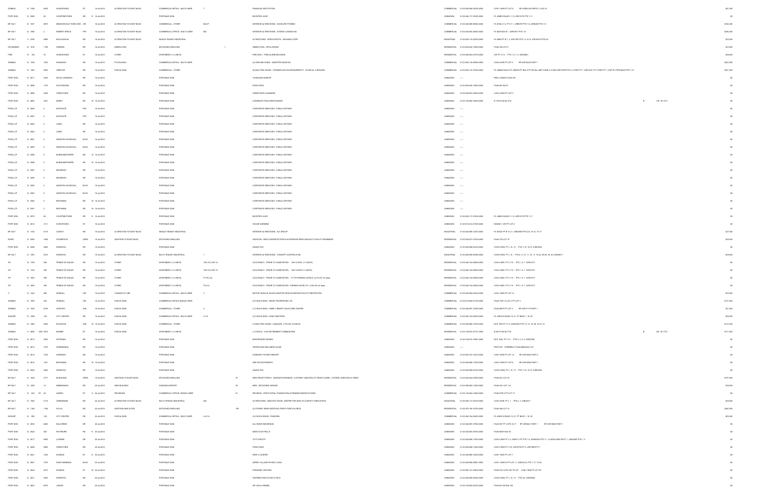| | | | | | | | | | | | | | | | | |
|---|---|---|---|---|---|---|---|---|---|---|---|---|---|---|---|---|
| ZONBLD | 12 1390 | 4020 | HURONTARIO | ST | | 19-Jul-2012 | ALTERATION TO EXIST BLDG | COMMERCIAL RETAIL - MULTI-USER | 7 | | FINANCIAL INSTITUTION | COMMERCIAL | 21-05-040-096-04300-0000 | CON 1 WHS PT LOT 6 RP 43R26190 PARTS 1,3,6,8,10 | | $81,000 |
| PORT SGN | 12 2569 | 65 | COURTNEYPARK | DR | E | 19-Jul-2012 | | PORTABLE SIGN | | | BOOSTER JUICE | UNKNOWN | 21-05-040-117-07605-0000 | PL 43M919 BLKS 11,13, 43R19175 PTS 1-11 | | $0 |
| BP 3ALT | 12 1537 | 6875 | MEADOWVALE TOWN CENT | CIR | | 19-Jul-2012 | ALTERATION TO EXIST BLDG | COMMERCIAL - OTHER | BLD-P | | INTERIOR ALTERATIONS - GOODLIFE FITNESS | COMMERCIAL | 21-05-040-098-56560-0000 | PL M152 LT 4, PT LT 1, 43R6075 PTS 1-8, 43R8209 PTS 1-9 | | $724,000 |
| BP 3ALT | 12 1995 | 2 | ROBERT SPECK | PKY | | 19-Jul-2012 | ALTERATION TO EXIST BLDG | COMMERCIAL OFFICE - MULTI-USER | 805 | | INTERIOR ALTERATIONS - STORCK CANADA INC | COMMERCIAL | 21-05-040-094-34400-0000 | PL M270 BLK B - 43R9317 PTS 1-8 | | $260,000 |
| BP 3ALT | 11 4702 | 5995 | MCLAUGHLIN | RD | | 19-Jul-2012 | ALTERATION TO EXIST BLDG | SINGLE TENANT INDUSTRIAL | | | ALTERATIONS - SPRAY BOOTH - ORLANDO CORP | INDUSTRIAL | 21-05-040-115-02600-0000 | PL M800 PT B 1, 2, 43R17801 PTS 1-4, 6-12, 43R19512 PTS 6-8 | | $32,000 |
| HOUSDEMO | 12 1918 | 1196 | GARDEN | RD | | 19-Jul-2012 | DEMOLITION | DETACHED DWELLING | | 1 | DEMOLITION - SFD & SHEDS | RESIDENTIAL | 21-05-020-032-19500-0000 | PLAN 335 LOT 9 | | $23,000 |
| FIRE | 12 104 | 33 | HURONTARIO | ST | | 19-Jul-2012 | OTHER | APARTMENT (> 6 UNITS) | | | FIRE ONLY - FIRE ALARM REVISION | RESIDENTIAL | 21-05-090-004-07910-0000 | CIR PT LT A - PTS 1-3, 7, 8 43R32861 | | $28,000 |
| SGNBLD | 12 1239 | 1503 | SHAWSON | DR | | 19-Jul-2012 | PYLON SIGN | COMMERCIAL RETAIL - MULTI-USER | | | (2) GROUND SIGNS - WINTER DIXIE INC | COMMERCIAL | 21-05-050-118-06600-0000 | CON 4 EHS PT LOT 5 RP 43R15420 PART 7 | | $223,000 |
| SGNBLD | 12 1362 | 5985 | CREDITOR | DR | | 19-Jul-2012 | FASCIA SIGN | COMMERCIAL - OTHER | | | (8) MULTIPLE SIGNS - TOWNEPLACE SUITES MARRIOTT - 6 FASCIA, 2 GROUND | COMMERCIAL | 21-05-050-115-70000-0000 | PL 43M533 BLK 9 PL 43M793 PT BLK 6 PT RD ALL BET CONS 5, 6 EHS 43R14709 PTS 3, 4 PART PT 1 43R15181 PT 2 PART PT 1 EXP PL PR1904625 PTS 1-37 | | $221,000 |
| PORT SGN | 12 2611 | 2355 | ROYAL WINDSOR | DR | | 19-Jul-2012 | | PORTABLE SIGN | | | YOSHUKAI KARATE | UNKNOWN | ----- | PEEL CONDO PLAN 470 | | $0 |
| PORT SGN | 12 2608 | 1370 | SOUTHDOWN | RD | | 19-Jul-2012 | | PORTABLE SIGN | | | PIZZA PIZZA | UNKNOWN | 21-05-020-040-12602-0000 | PLAN 661 BLK F | | $0 |
| PORT SGN | 12 2606 | 5425 | CREDITVIEW | RD | | 19-Jul-2012 | | PORTABLE SIGN | | | CREDITVIEW CLEANERS | UNKNOWN | 21-05-040-097-02500-0000 | CON 1 WHS PT LOT 3 | | $0 |
| PORT SGN | 12 2602 | 3221 | DERRY | RD | W | 19-Jul-2012 | | PORTABLE SIGN | | | LIONHEART PUB & RESTAURANT | UNKNOWN | 21-05-150-080-70000-0000 | B 199 PLAN M-1214 | B 199 M-1214 | $0 |
| PSGN_CP | 12 2609 | 0 | EASTGATE | PKY | | 19-Jul-2012 | | PORTABLE SIGN | | | CORPORATE SERVICES - PUBLIC AFFAIRS | UNKNOWN | ----- | | | $0 |
| PSGN_CP | 12 2607 | 0 | EASTGATE | PKY | | 19-Jul-2012 | | PORTABLE SIGN | | | CORPORATE SERVICES - PUBLIC AFFAIRS | UNKNOWN | ----- | | | $0 |
| PSGN_CP | 12 2604 | 0 | LAIRD | RD | | 19-Jul-2012 | | PORTABLE SIGN | | | CORPORATE SERVICES - PUBLIC AFFAIRS | UNKNOWN | ----- | | | $0 |
| PSGN_CP | 12 2603 | 0 | LAIRD | RD | | 19-Jul-2012 | | PORTABLE SIGN | | | CORPORATE SERVICES - PUBLIC AFFAIRS | UNKNOWN | ----- | | | $0 |
| PSGN_CP | 12 2601 | 0 | WINSTON CHURCHILL | BLVD | | 19-Jul-2012 | | PORTABLE SIGN | | | CORPORATE SERVICES - PUBLIC AFFAIRS | UNKNOWN | ----- | | | $0 |
| PSGN_CP | 12 2600 | 0 | WINSTON CHURCHILL | BLVD | | 19-Jul-2012 | | PORTABLE SIGN | | | CORPORATE SERVICES - PUBLIC AFFAIRS | UNKNOWN | ----- | | | $0 |
| PSGN_CP | 12 2599 | 0 | BURNHAMTHORPE | RD | W | 19-Jul-2012 | | PORTABLE SIGN | | | CORPORATE SERVICES - PUBLIC AFFAIRS | UNKNOWN | ----- | | | $0 |
| PSGN_CP | 12 2598 | 0 | BURNHAMTHORPE | RD | W | 19-Jul-2012 | | PORTABLE SIGN | | | CORPORATE SERVICES - PUBLIC AFFAIRS | UNKNOWN | ----- | | | $0 |
| PSGN_CP | 12 2597 | 0 | RIDGEWAY | DR | | 19-Jul-2012 | | PORTABLE SIGN | | | CORPORATE SERVICES - PUBLIC AFFAIRS | UNKNOWN | ----- | | | $0 |
| PSGN_CP | 12 2595 | 0 | RIDGEWAY | DR | | 19-Jul-2012 | | PORTABLE SIGN | | | CORPORATE SERVICES - PUBLIC AFFAIRS | UNKNOWN | ----- | | | $0 |
| PSGN_CP | 12 2594 | 0 | WINSTON CHURCHILL | BLVD | | 19-Jul-2012 | | PORTABLE SIGN | | | CORPORATE SERVICES - PUBLIC AFFAIRS | UNKNOWN | ----- | | | $0 |
| PSGN_CP | 12 2593 | 0 | WINSTON CHURCHILL | BLVD | | 19-Jul-2012 | | PORTABLE SIGN | | | CORPORATE SERVICES - PUBLIC AFFAIRS | UNKNOWN | ----- | | | $0 |
| PSGN_CP | 12 2592 | 0 | BRITANNIA | RD | W | 19-Jul-2012 | | PORTABLE SIGN | | | CORPORATE SERVICES - PUBLIC AFFAIRS | UNKNOWN | ----- | | | $0 |
| PSGN_CP | 12 2591 | 0 | BRITANNIA | RD | W | 19-Jul-2012 | | PORTABLE SIGN | | | CORPORATE SERVICES - PUBLIC AFFAIRS | UNKNOWN | ----- | | | $0 |
| PORT SGN | 12 2579 | 65 | COURTNEYPARK | DR | E | 19-Jul-2012 | | PORTABLE SIGN | | | BOOSTER JUICE | UNKNOWN | 21-05-040-117-07605-0000 | PL 43M919 BLKS 11,13, 43R19175 PTS 1-11 | | $0 |
| PORT SGN | 12 2613 | 1211 | HURONTARIO | ST | | 19-Jul-2012 | | PORTABLE SIGN | | | HOUSE WARMING | UNKNOWN | 21-05-010-014-01000-0000 | RANGE 1 CIR PT LOT 2 | | $0 |
| BP 3ALT | 12 1232 | 6110 | CANTAY | RD | | 19-Jul-2012 | ALTERATION TO EXIST BLDG | SINGLE TENANT INDUSTRIAL | | | INTERIOR ALTERATIONS - SCI GROUP | INDUSTRIAL | 21-05-040-098-12470-0000 | PL M1023 PT B 10,11 43R20960 PTS 2-8, 10-12, 15-17 | | $27,000 |
| RAPID | 12 2035 | 1826 | STONEPATH | CRES | | 19-Jul-2012 | ADDITION TO EXIST BLDG | DETACHED DWELLING | | | ADDITION - NEW CONCRETE PORCH & EXTERIOR REAR WALKOUT FACILITY-BASEMENT | RESIDENTIAL | 21-05-030-073-19100-0000 | PLAN 735 LOT 19 | | $20,000 |
| PORT SGN | 12 2599 | 2960 | ARGENTIA | RD | | 19-Jul-2012 | | PORTABLE SIGN | | | DANCE PAC | UNKNOWN | 21-05-040-098-05500-0000 | CON 6 WHS, PT L 12, 13 - PTS 1-10, 15-19 43R21555 | | $0 |
| BP 3ALT | 12 1323 | 2910 | ARGENTIA | RD | | 19-Jul-2012 | ALTERATION TO EXIST BLDG | MULTI-TENANT INDUSTRIAL | 1 | | INTERIOR ALTERATIONS - CONCEPT CONTROLS INC | INDUSTRIAL | 21-05-040-098-05085-0000 | CON 6 WHS, PT L 12 - PTS 4, 8, 10, 11, 16, 17, 19-22, 29-35, 39, 40 43R25911 | | $29,000 |
| OP | 12 1700 | 385 | PRINCE OF WALES | DR | | 19-Jul-2012 | OTHER | APARTMENT (> 6 UNITS) | 1301-05,1307-13 | | OCCUPANCY - PRIOR TO COMPLETION - 13th FLOOR (11 UNITS) | RESIDENTIAL | 21-05-040-154-00000-0000 | CON 2 NDS, PT LT 16 - PTS 1, 6, 7 43R31917 | | $0 |
| OP | 12 1704 | 385 | PRINCE OF WALES | DR | | 19-Jul-2012 | OTHER | APARTMENT (> 6 UNITS) | 1201-05,1207-12 | | OCCUPANCY - PRIOR TO COMPLETION - 12th FLOOR (11 UNITS) | RESIDENTIAL | 21-05-040-154-00000-0000 | CON 2 NDS, PT LT 16 - PTS 1, 6, 7 43R31917 | | $0 |
| OP | 12 1661 | 385 | PRINCE OF WALES | DR | | 19-Jul-2012 | OTHER | APARTMENT (> 6 UNITS) | P1-P3 LVL | | OCCUPANCY - PRIOR TO COMPLETION - P1-P3 PARKING LEVELS (3,319.87 m2 area) | RESIDENTIAL | 21-05-040-154-00000-0000 | CON 2 NDS, PT LT 16 - PTS 1, 6, 7 43R31917 | | $0 |
| OP | 12 1662 | 385 | PRINCE OF WALES | DR | | 19-Jul-2012 | OTHER | APARTMENT (> 6 UNITS) | P5 LVL | | OCCUPANCY - PRIOR TO COMPLETION / PARKING LEVEL P5 (1,024.50 m2 area) | RESIDENTIAL | 21-05-040-154-00000-0000 | CON 2 NDS, PT LT 16 - PTS 1, 6, 7 43R31917 | | $0 |
| C | 12 1443 | 405 | HENSALL | CIR | | 19-Jul-2012 | CHANGE OF USE | COMMERCIAL RETAIL - MULTI-USER | 3 | | MOTOR VEHICLE SALES & MOTOR VEHICLE REPAIR FACILITY RESTRICTED | COMMERCIAL | 21-05-040-084-02500-0000 | CON 1 SDS PT LOT 12 | | $52,000 |
| SGNBLD | 12 1099 | 435 | HENSALL | CIR | | 19-Jul-2012 | FASCIA SIGN | COMMERCIAL RETAIL-SINGLE USER | | | (8) FASCIA SIGN - READY PROPERTIES LTD | COMMERCIAL | 21-05-010-084-01700-0000 | PLAN TOR 14 LOT 2 PT LOT 3 | | $137,000 |
| SGNBLD | 12 1529 | 6745 | CENTURY | AVE | | 19-Jul-2012 | FASCIA SIGN | COMMERCIAL - OTHER | 4 | | (1) FASCIA SIGN - SIMPLY SMART CHILD CARE CENTRE | COMMERCIAL | 21-05-040-097-12900-0000 | PLAN M270 PT LOT 2 RP 43R17175 PART 1 | | $21,000 |
| SGNBP | 12 1599 | 100 | CITY CENTRE | DR | | 19-Jul-2012 | FASCIA SIGN | COMMERCIAL RETAIL - MULTI-USER | 2-121 | | (3) FASCIA SIGN - LENS CRAFTERS | COMMERCIAL | 21-05-040-154-00455-0000 | PL 43M1010 BLKS 19, 21, PT BLKS 1, 16, 20 | | $59,000 |
| SGNBLD | 12 1660 | 2665 | EGLINTON | AVE | W | 19-Jul-2012 | FASCIA SIGN | COMMERCIAL - OTHER | | | (7) MULTIPLE SIGNS - LOBLAWS: 1-PYLON, 6-FASCIA | COMMERCIAL | 21-05-040-098-10700-0000 | RCP 1003 PT LT 2, 43R23952 PTS 10-15, 18, 26, 33-37, 41 | | $114,000 |
| SGNBLD | 11 4603 | VAR 5079 | BONNIE | ST | | 19-Jul-2012 | FASCIA SIGN | APARTMENT (> 6 UNITS) | | | (1) FASCIA - VIVA RETIREMENT COMMUNITIES | RESIDENTIAL | 21-05-150-070-47711-0000 | B 287 PLAN M-1772 | B 287 M-1772 | $117,000 |
| PORT SGN | 12 2612 | 3355 | ARTESIAN | DR | | 19-Jul-2012 | | PORTABLE SIGN | | | MONTESSORI WORKS | UNKNOWN | 21-05-150-010-18601-0000 | RCP 1542, PT LT 4 - PTS 2, 3, 4, 6 43R27408 | | $0 |
| PORT SGN | 12 2615 | 1670 | CEREMONIAL | DR | | 19-Jul-2012 | | PORTABLE SIGN | | | HEARTLAND WELLNESS CLINIC | UNKNOWN | ----- | PSCP 991 - FORMERLY PLAN M684 BLK 210 | | $0 |
| PORT SGN | 12 2614 | 7330 | GOREWAY | DR | | 19-Jul-2012 | | PORTABLE SIGN | | | GOREWAY PHYSIOTHERAPY | UNKNOWN | 21-05-050-107-18210-0000 | CON 7 EHS PT LOT 12 RP 43R10640 PART 2 | | $0 |
| PORT SGN | 12 2610 | 1201 | BRITANNIA | RD | W | 19-Jul-2012 | | PORTABLE SIGN | | | ARK PHYSIOTHERAPY | UNKNOWN | 21-05-040-096-11500-0000 | CON 3 WHS PT LOT 6 RP 43R16604 PART 1 | | $0 |
| PORT SGN | 12 2605 | 2960 | ARGENTIA | RD | | 19-Jul-2012 | | PORTABLE SIGN | | | DANCE PAC | UNKNOWN | 21-05-040-098-05500-0000 | CON 6 WHS, PT L 12, 13 - PTS 1-10, 15-19 43R21555 | | $0 |
| BP 9ALT | 12 1845 | 2777 | BUSHLAND | CRES | | 19-Jul-2012 | ADDITION TO EXIST BLDG | DETACHED DWELLING | | 87 | NEW FRONT PORCH, GARAGE EXTENSION, 2-STOREY ADDITION AT FRONT & SIDE, 1-STOREY ADDITION AT REAR | RESIDENTIAL | 21-05-020-044-07800-0000 | PLAN 841 LOT 70 | | $107,000 |
| BP 9ALT | 12 1209 | 12 | MINNEWAWA | RD | | 20-Jul-2012 | NEW BUILDING | GARAGE/CARPORT | | 50 | NEW - DETACHED GARAGE | RESIDENTIAL | 21-05-090-002-15200-0000 | PLAN H21 LOT 114 | | $10,000 |
| BP 3ALT | 12 834 | R1 60 | QUEEN | ST | S | 20-Jul-2012 | REVISIONS | COMMERCIAL OFFICE- SINGLE USER | | 61 | REVISION - STRUCTURAL FOUNDATION & FRAMING MODIFICATIONS | COMMERCIAL | 21-05-120-004-14800-0000 | PLAN STR 4 PT LOT 13 | | $0 |
| BP 3ALT | 12 1953 | 5110 | CREEKBANK | RD | | 20-Jul-2012 | ALTERATION TO EXIST BLDG | MULTI-TENANT INDUSTRIAL | 300 | | ALTERATIONS - MINT EXIT DOOR, CENTRE FOR HEALTH & SAFETY INNOVATION | INDUSTRIAL | 21-05-050-117-09125-0000 | CON 4 EHS, PT L 1 - PTS 2, 3 43R25211 | | $28,000 |
| BP 9ALT | 12 1168 | 1168 | SYLVA | RD | | 20-Jul-2012 | ADDITION AND ALTER | DETACHED DWELLING | | 109 | (2) STOREY REAR ADDITION, FRONT PORCH & DECK | RESIDENTIAL | 21-05-070-109-19700-0000 | PLAN 448 LOT 10 | | $280,000 |
| SGNBP | 12 992 | 100 | CITY CENTRE | DR | | 20-Jul-2012 | FASCIA SIGN | COMMERCIAL RETAIL - MULTI-USER | 2-411A | | (3) FASCIA SIGNS - PANDORA | COMMERCIAL | 21-05-040-154-00455-0000 | PL 43M1010 BLKS 19, 21, PT BLKS 1, 16, 20 | | $53,000 |
| PORT SGN | 12 2630 | 6465 | MILLCREEK | DR | | 20-Jul-2012 | | PORTABLE SIGN | | | ALL RISKS INSURANCE | UNKNOWN | 21-05-040-097-27500-0000 | PLAN 927 PT LOTS 16,17 RP 43R8441 PART 1 RP 43R18862 PART 1 | | $0 |
| PORT SGN | 12 2622 | 625 | RATHBURN | RD | E | 20-Jul-2012 | | PORTABLE SIGN | | | MARC'S NO FRILLS | UNKNOWN | 21-05-040-093-30700-0000 | PLAN M307 BLK 35 | | $0 |
| PORT SGN | 12 2617 | 5985 | LATIMER | DR | | 20-Jul-2012 | | PORTABLE SIGN | | | TUTTI FRUTTI | UNKNOWN | 21-05-040-098-17900-0000 | CON 2 WHS PT L 5, 43R6711 PT PTS 1-3, 43R20325 PTS 11, 14 LESS 43R9108 PT 1, 43R25997 PTS 1, 2 | | $0 |
| PORT SGN | 12 2626 | 6085 | CREDITVIEW | RD | | 20-Jul-2012 | | PORTABLE SIGN | | | PIZZA PIZZA | UNKNOWN | 21-05-040-098-17600-0000 | CON 3 WHS PT LT 6, 43R18735 PT 2, 43R19676 PT 1 | | $0 |
| PORT SGN | 12 2621 | 1225 | DUNDAS | ST | E | 20-Jul-2012 | | PORTABLE SIGN | | | RENT A CENTRE | UNKNOWN | 21-05-030-068-16000-0000 | CON 1 SDS PT LOT 7 | | $0 |
| PORT SGN | 12 2627 | 7070 | SAINT BARBARA | BLVD | | 20-Jul-2012 | | PORTABLE SIGN | | | DERRY VILLAGE PHYSIO CLINIC | UNKNOWN | 21-05-040-098-59501-0000 | CON 1 WHS W PT LOT 11, 43R32120, PTS 1-17, 19-20 | | $0 |
| PORT SGN | 12 2624 | 2273 | DUNDAS | ST | W | 20-Jul-2012 | | PORTABLE SIGN | | | PARADISE LIGHTING | UNKNOWN | 21-05-060-141-30600-0000 | PLAN F/S LOTS 326 TO 337 CON 1 NDS PT LOT 30 | | $0 |
| PORT SGN | 12 2631 | 2855 | ARGENTIA | RD | | 20-Jul-2012 | | PORTABLE SIGN | | | DISTRIBUTION FLOOR & TECH | UNKNOWN | 21-05-040-098-05020-0000 | CON 6 WHS, PT L 12, 13 - PTS 4-8 43R24649 | | $0 |
| PORT SGN | 12 2623 | 6970 | LISGAR | DR | | 20-Jul-2012 | | PORTABLE SIGN | | | DR. DALIA HENEIN | UNKNOWN | 21-05-150-082-62100-0000 | PLAN M1105 BLK 155 | | $0 |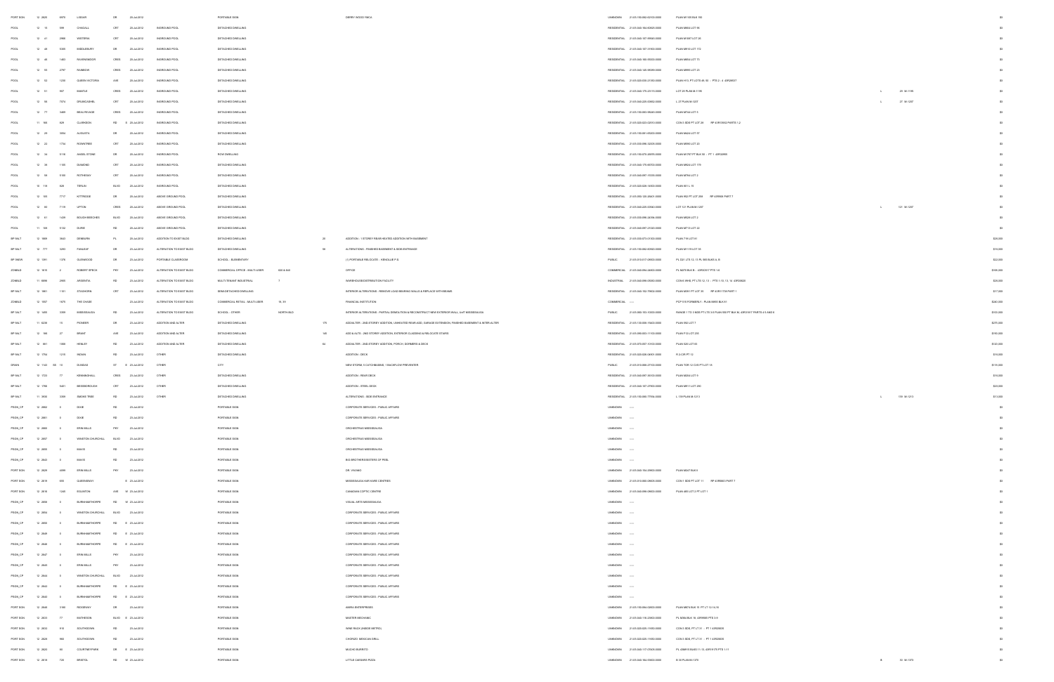| | | | | | | | | | | | | | | | | | |
|---|---|---|---|---|---|---|---|---|---|---|---|---|---|---|---|---|---|
| PORT SGN | 12 2620 | 6970 | LISGAR | DR | 20-Jul-2012 | | PORTABLE SIGN | | | DERRY WOOD YMCA | UNKNOWN | 21-05-150-082-62100-0000 | PLAN M1105 BLK 180 | | | | $0 |
| POOL | 12 15 | 595 | CHAGALL | CRT | 20-Jul-2012 | INGROUND POOL | DETACHED DWELLING | | | | RESIDENTIAL | 21-05-040-164-60625-0000 | PLAN M804 LOT 95 | | | | $0 |
| POOL | 12 41 | 2988 | WISTERIA | CRT | 20-Jul-2012 | INGROUND POOL | DETACHED DWELLING | | | | RESIDENTIAL | 21-05-040-107-99945-0000 | PLAN M1097 LOT 20 | | | | $0 |
| POOL | 12 48 | 5305 | MIDDLEBURY | DR | 20-Jul-2012 | INGROUND POOL | DETACHED DWELLING | | | | RESIDENTIAL | 21-05-040-107-51100-0000 | PLAN M915 LOT 172 | | | | $0 |
| POOL | 12 46 | 1463 | RAVENSMOOR | CRES | 20-Jul-2012 | INGROUND POOL | DETACHED DWELLING | | | | RESIDENTIAL | 21-05-040-165-35000-0000 | PLAN M694 LOT 15 | | | | $0 |
| POOL | 12 55 | 2797 | RAMBOW | CRES | 20-Jul-2012 | INGROUND POOL | DETACHED DWELLING | | | | RESIDENTIAL | 21-05-040-145-95580-0000 | PLAN M995 LOT 23 | | | | $0 |
| POOL | 12 53 | 1235 | QUEEN VICTORIA | AVE | 20-Jul-2012 | INGROUND POOL | DETACHED DWELLING | | | | RESIDENTIAL | 21-05-020-035-21200-0000 | PLAN H13, PT LOTS 49, 50 - PTS 2 - 4 43R26537 | | | | $0 |
| POOL | 12 51 | 967 | BAKFLE | CRES | 20-Jul-2012 | INGROUND POOL | DETACHED DWELLING | | | | RESIDENTIAL | 21-05-040-175-23115-0000 | LOT 29 PLAN M-1198 | | L | 29 M-1198 | $0 |
| POOL | 12 56 | 7374 | DRUMCASHEL | CRT | 20-Jul-2012 | INGROUND POOL | DETACHED DWELLING | | | | RESIDENTIAL | 21-05-040-226-00002-0000 | L 27 PLAN M-1207 | | L | 27 M-1207 | $0 |
| POOL | 12 77 | 3489 | BEAU RIVAGE | CRES | 20-Jul-2012 | INGROUND POOL | DETACHED DWELLING | | | | RESIDENTIAL | 21-05-150-083-96245-0000 | PLAN M744 LOT 5 | | | | $0 |
| POOL | 11 168 | 626 | CLARKSON | RD S | 20-Jul-2012 | INGROUND POOL | DETACHED DWELLING | | | | RESIDENTIAL | 21-05-020-023-02010-0000 | CON 3 SDS PT LOT 28 RP 43R15052 PARTS 1,2 | | | | $0 |
| POOL | 12 29 | 3054 | AUGUSTA | DR | 20-Jul-2012 | INGROUND POOL | DETACHED DWELLING | | | | RESIDENTIAL | 21-05-150-081-03220-0000 | PLAN M424 LOT 37 | | | | $0 |
| POOL | 12 23 | 1734 | ROWNTREE | CRT | 20-Jul-2012 | INGROUND POOL | DETACHED DWELLING | | | | RESIDENTIAL | 21-05-030-096-32205-0000 | PLAN M590 LOT 30 | | | | $0 |
| POOL | 12 34 | 5116 | ANGEL STONE | DR | 20-Jul-2012 | INGROUND POOL | ROW DWELLING | | | | RESIDENTIAL | 21-05-150-070-26395-0000 | PLAN M1767 PT BLK 50 - PT 1 43R23993 | | | | $0 |
| POOL | 12 39 | 1109 | DIAMOND | CRT | 20-Jul-2012 | INGROUND POOL | DETACHED DWELLING | | | | RESIDENTIAL | 21-05-040-175-09720-0000 | PLAN M824 LOT 176 | | | | $0 |
| POOL | 12 58 | 5103 | ROTHESAY | CRT | 20-Jul-2012 | INGROUND POOL | DETACHED DWELLING | | | | RESIDENTIAL | 21-05-040-097-15305-0000 | PLAN M794 LOT 2 | | | | $0 |
| POOL | 10 119 | 826 | TERLIN | BLVD | 20-Jul-2012 | INGROUND POOL | DETACHED DWELLING | | | | RESIDENTIAL | 21-05-020-026-16900-0000 | PLAN 901 L 15 | | | | $0 |
| POOL | 12 100 | 7717 | KITTRIDGE | DR | 20-Jul-2012 | ABOVE GROUND POOL | DETACHED DWELLING | | | | RESIDENTIAL | 21-05-050-125-25401-0000 | PLAN 952 PT LOT 259 RP 43R998 PART 7 | | | | $0 |
| POOL | 12 60 | 7116 | UPTON | CRES | 20-Jul-2012 | ABOVE GROUND POOL | DETACHED DWELLING | | | | RESIDENTIAL | 21-05-040-226-00540-0000 | LOT 121 PLAN M-1207 | | L | 121 M-1207 | $0 |
| POOL | 12 61 | 1409 | BOUGH BEECHES | BLVD | 20-Jul-2012 | ABOVE GROUND POOL | DETACHED DWELLING | | | | RESIDENTIAL | 21-05-030-096-34266-0000 | PLAN M529 LOT 2 | | | | $0 |
| POOL | 11 168 | 5102 | DURIE | RD | 20-Jul-2012 | ABOVE GROUND POOL | DETACHED DWELLING | | | | RESIDENTIAL | 21-05-040-097-25300-0000 | PLAN M713 LOT 22 | | | | $0 |
| BP 9ALT | 12 1889 | 3043 | DESMARIN | PL | 20-Jul-2012 | ADDITION TO EXIST BLDG | DETACHED DWELLING | | 20 | ADDITION - 1 STOREY REAR HEATED ADDITION WITH BASEMENT | RESIDENTIAL | 21-05-030-073-01100-0000 | PLAN 716 LOT 81 | | | | $26,000 |
| BP 9ALT | 12 777 | 3293 | FANLEAF | DR | 20-Jul-2012 | ALTERATION TO EXIST BLDG | DETACHED DWELLING | | 56 | ALTERATIONS - FINISHED BASEMENT & SIDE-ENTRANCE | RESIDENTIAL | 21-05-150-082-62660-0000 | PLAN M1115 LOT 55 | | | | $18,000 |
| BP 9NEW | 12 1391 | 1376 | GLENWOOD | DR | 20-Jul-2012 | PORTABLE CLASSROOM | SCHOOL - ELEMENTARY | | | (1) PORTABLE RELOCATE - KENOLLIE P.S. | PUBLIC | 21-05-010-017-09500-0000 | PL D21 LTS 12, 13 PL 585 BLKS A, B | | | | $22,000 |
| ZONBLD | 12 1615 | 2 | ROBERT SPECK | PKY | 20-Jul-2012 | ALTERATION TO EXIST BLDG | COMMERCIAL OFFICE - MULTI-USER | 600 & 640 | | OFFICE | COMMERCIAL | 21-05-040-094-34600-0000 | PL M276 BLK B - 43R10517 PTS 1-8 | | | | $306,000 |
| ZONBLD | 11 6686 | 2955 | ARGENTIA | RD | 20-Jul-2012 | ALTERATION TO EXIST BLDG | MULTI-TENANT INDUSTRIAL | 7 | | WAREHOUSE/DISTRIBUTION FACILITY | INDUSTRIAL | 21-05-040-098-05000-0000 | CON 6 WHS, PT LTS 12, 13 - PTS 1-10, 13, 14 43R35820 | | | | $28,000 |
| BP 9ALT | 12 1861 | 1161 | STUDHORN | CRT | 20-Jul-2012 | ALTERATION TO EXIST BLDG | SEMI-DETACHED DWELLING | | | INTERIOR ALTERATIONS - REMOVE LOAD BEARING WALLS & REPLACE WITH BEAMS | RESIDENTIAL | 21-05-040-152-79602-0000 | PLAN M391 PT LOT 35 RP 43R11734 PART 1 | | | | $17,000 |
| ZONBLD | 12 1957 | 1679 | THE CHASE | | 20-Jul-2012 | ALTERATION TO EXIST BLDG | COMMERCIAL RETAIL - MULTI-USER | 18, 19 | | FINANCIAL INSTITUTION | COMMERCIAL | ----- | PCP 518 FORMERLY - PLAN M891 BLK 81 | | | | $240,000 |
| BP 9ALT | 12 1455 | 2399 | MISSISSAUGA | RD | 20-Jul-2012 | ALTERATION TO EXIST BLDG | SCHOOL - OTHER | NORTH BLD | | INTERIOR ALTERATIONS - PARTIAL DEMOLITION & RECONSTRUCT NEW EXTERIOR WALL, UofT MISSISSAUGA | PUBLIC | 21-05-060-153-10000-0000 | RANGE 1 TO 3 NDS PT LTS 3-6 PLAN 550 PT BLK M, 43R31817 PARTS 4-5 AND 6 | | | | $100,000 |
| BP 9ALT | 11 6236 | 19 | PIONEER | DR | 20-Jul-2012 | ADDITION AND ALTER | DETACHED DWELLING | | 170 | ADD/ALTER - 2ND STOREY ADDITION, UNHEATED REAR ADD, GARAGE EXTENSION, FINISHED BASEMENT & INTER ALTER | RESIDENTIAL | 21-05-110-005-15600-0000 | PLAN 582 LOT 7 | | | | $275,000 |
| BP 9ALT | 12 166 | 27 | BRANT | AVE | 20-Jul-2012 | ADDITION AND ALTER | DETACHED DWELLING | | 149 | ADD & ALTS - 2ND STOREY ADDITION, EXTERIOR CLADDING & RELOCATE STAIRS | RESIDENTIAL | 21-05-090-003-11102-0000 | PLAN F12 LOT 235 | | | | $190,000 |
| BP 9ALT | 12 951 | 1086 | HEBLEY | RD | 20-Jul-2012 | ADDITION AND ALTER | DETACHED DWELLING | | 84 | ADD/ALTER - 2ND STOREY ADDITION, PORCH, DORMERS & DECK | RESIDENTIAL | 21-05-070-057-10100-0000 | PLAN 520 LOT 83 | | | | $120,000 |
| BP 9ALT | 12 1754 | 1219 | INDIAN | RD | 20-Jul-2012 | OTHER | DETACHED DWELLING | | | ADDITION - DECK | RESIDENTIAL | 21-05-020-026-04901-0000 | R 2-CIR PT 12 | | | | $18,000 |
| DRAIN | 12 1142 | 50 15 | DUNDAS | ST E | 20-Jul-2012 | OTHER | CITY | | | NEW STORM: 5 CATCHBASINS, 1 BACKFLOW PREVENTER | PUBLIC | 21-05-010-068-27100-0000 | PLAN TOR 12 CON PT LOT 15 | | | | $119,000 |
| BP 9ALT | 12 1723 | 77 | KENNINGHALL | CRES | 20-Jul-2012 | OTHER | DETACHED DWELLING | | | ADDITION - REAR DECK | RESIDENTIAL | 21-05-040-097-16010-0000 | PLAN M284 LOT 9 | | | | $18,000 |
| BP 9ALT | 12 1766 | 5401 | MESSERDROUGH | CRT | 20-Jul-2012 | OTHER | DETACHED DWELLING | | | ADDITION - STEEL DECK | RESIDENTIAL | 21-05-040-107-27900-0000 | PLAN M911 LOT 260 | | | | $20,000 |
| BP 9ALT | 11 3930 | 2399 | SMOKE TREE | RD | 20-Jul-2012 | OTHER | DETACHED DWELLING | | | ALTERATIONS - SIDE ENTRANCE | RESIDENTIAL | 21-05-150-080-17956-0000 | L 195 PLAN M-1213 | | L | 195 M-1213 | $13,000 |
| PSGN_CP | 12 2662 | 0 | DIXIE | RD | 20-Jul-2012 | | PORTABLE SIGN | | | CORPORATE SERVICES - PUBLIC AFFAIRS | UNKNOWN | ----- | | | | | $0 |
| PSGN_CP | 12 2661 | 0 | DIXIE | RD | 20-Jul-2012 | | PORTABLE SIGN | | | CORPORATE SERVICES - PUBLIC AFFAIRS | UNKNOWN | ----- | | | | | $0 |
| PSGN_CP | 12 2660 | 0 | ERIN MILLS | PKY | 20-Jul-2012 | | PORTABLE SIGN | | | ORCHESTRAS MISSISSAUGA | UNKNOWN | ----- | | | | | $0 |
| PSGN_CP | 12 2657 | 0 | WINSTON CHURCHILL | BLVD | 20-Jul-2012 | | PORTABLE SIGN | | | ORCHESTRAS MISSISSAUGA | UNKNOWN | ----- | | | | | $0 |
| PSGN_CP | 12 2655 | 0 | MAVIS | RD | 20-Jul-2012 | | PORTABLE SIGN | | | ORCHESTRAS MISSISSAUGA | UNKNOWN | ----- | | | | | $0 |
| PSGN_CP | 12 2643 | 0 | MAVIS | RD | 20-Jul-2012 | | PORTABLE SIGN | | | BIG BROTHERS/SISTERS OF PEEL | UNKNOWN | ----- | | | | | $0 |
| PORT SGN | 12 2629 | 4099 | ERIN MILLS | PKY | 20-Jul-2012 | | PORTABLE SIGN | | | DR. VIVIANO | UNKNOWN | 21-05-040-154-09800-0000 | PLAN M247 BLK 8 | | | | $0 |
| PORT SGN | 12 2618 | 835 | QUEENSWAY | E | 20-Jul-2012 | | PORTABLE SIGN | | | MISSISSAUGA KAR KARE CENTRES | UNKNOWN | 21-05-010-080-09600-0000 | CON 1 SDS PT LOT 11 RP 43R9065 PART 7 | | | | $0 |
| PORT SGN | 12 2610 | 1240 | EGLINTON | AVE W | 20-Jul-2012 | | PORTABLE SIGN | | | CANADIAN COPTIC CENTRE | UNKNOWN | 21-05-040-098-08600-0000 | PLAN 465 LOT 2 PT LOT 1 | | | | $0 |
| PSGN_CP | 12 2658 | 0 | BURNHAMTHORPE | RD W | 20-Jul-2012 | | PORTABLE SIGN | | | VISUAL ARTS MISSISSAUGA | UNKNOWN | ----- | | | | | $0 |
| PSGN_CP | 12 2654 | 0 | WINSTON CHURCHILL | BLVD | 20-Jul-2012 | | PORTABLE SIGN | | | CORPORATE SERVICES - PUBLIC AFFAIRS | UNKNOWN | ----- | | | | | $0 |
| PSGN_CP | 12 2650 | 0 | BURNHAMTHORPE | RD E | 20-Jul-2012 | | PORTABLE SIGN | | | CORPORATE SERVICES - PUBLIC AFFAIRS | UNKNOWN | ----- | | | | | $0 |
| PSGN_CP | 12 2648 | 0 | BURNHAMTHORPE | RD E | 20-Jul-2012 | | PORTABLE SIGN | | | CORPORATE SERVICES - PUBLIC AFFAIRS | UNKNOWN | ----- | | | | | $0 |
| PSGN_CP | 12 2646 | 0 | BURNHAMTHORPE | RD E | 20-Jul-2012 | | PORTABLE SIGN | | | CORPORATE SERVICES - PUBLIC AFFAIRS | UNKNOWN | ----- | | | | | $0 |
| PSGN_CP | 12 2647 | 0 | ERIN MILLS | PKY | 20-Jul-2012 | | PORTABLE SIGN | | | CORPORATE SERVICES - PUBLIC AFFAIRS | UNKNOWN | ----- | | | | | $0 |
| PSGN_CP | 12 2645 | 0 | ERIN MILLS | PKY | 20-Jul-2012 | | PORTABLE SIGN | | | CORPORATE SERVICES - PUBLIC AFFAIRS | UNKNOWN | ----- | | | | | $0 |
| PSGN_CP | 12 2644 | 0 | WINSTON CHURCHILL | BLVD | 20-Jul-2012 | | PORTABLE SIGN | | | CORPORATE SERVICES - PUBLIC AFFAIRS | UNKNOWN | ----- | | | | | $0 |
| PSGN_CP | 12 2642 | 0 | BURNHAMTHORPE | RD E | 20-Jul-2012 | | PORTABLE SIGN | | | CORPORATE SERVICES - PUBLIC AFFAIRS | UNKNOWN | ----- | | | | | $0 |
| PSGN_CP | 12 2640 | 0 | BURNHAMTHORPE | RD E | 20-Jul-2012 | | PORTABLE SIGN | | | CORPORATE SERVICES - PUBLIC AFFAIRS | UNKNOWN | ----- | | | | | $0 |
| PORT SGN | 12 2646 | 3146 | RIDGEWAY | DR | 20-Jul-2012 | | PORTABLE SIGN | | | AMIRA ENTERPRISES | UNKNOWN | 21-05-150-084-02600-0000 | PLAN M674 BLK 15 PT LT 12-14,16 | | | | $0 |
| PORT SGN | 12 2633 | 77 | MATHESON | BLVD E | 20-Jul-2012 | | PORTABLE SIGN | | | MASTER MECHANIC | UNKNOWN | 21-05-040-116-23600-0000 | PL M364 BLK 16, 43R9985 PTS 3-9 | | | | $0 |
| PORT SGN | 12 2634 | 910 | SOUTHDOWN | RD | 20-Jul-2012 | | PORTABLE SIGN | | | WINE RACK (INSIDE METRO) | UNKNOWN | 21-05-020-025-11600-0000 | CON 3 SDS, PT LT 31 - PT 1 43R28836 | | | | $0 |
| PORT SGN | 12 2628 | 960 | SOUTHDOWN | RD | 20-Jul-2012 | | PORTABLE SIGN | | | CHORIZO MEXICAN GRILL | UNKNOWN | 21-05-020-025-11650-0000 | CON 3 SDS, PT LT 31 - PT 1 43R28836 | | | | $0 |
| PORT SGN | 12 2625 | 80 | COURTNEYPARK | DR E | 20-Jul-2012 | | PORTABLE SIGN | | | MUCHO BURRITO | UNKNOWN | 21-05-040-117-07505-0000 | PL 43M1318 BLKS 11,13, 43R31575 PTS 1-11 | | | | $0 |
| PORT SGN | 12 2619 | 720 | BRISTOL | RD W | 20-Jul-2012 | | PORTABLE SIGN | | | LITTLE CAESARS PIZZA | UNKNOWN | 21-05-040-164-50600-0000 | B 30 PLAN M-1370 | | B | 30 M-1370 | $0 |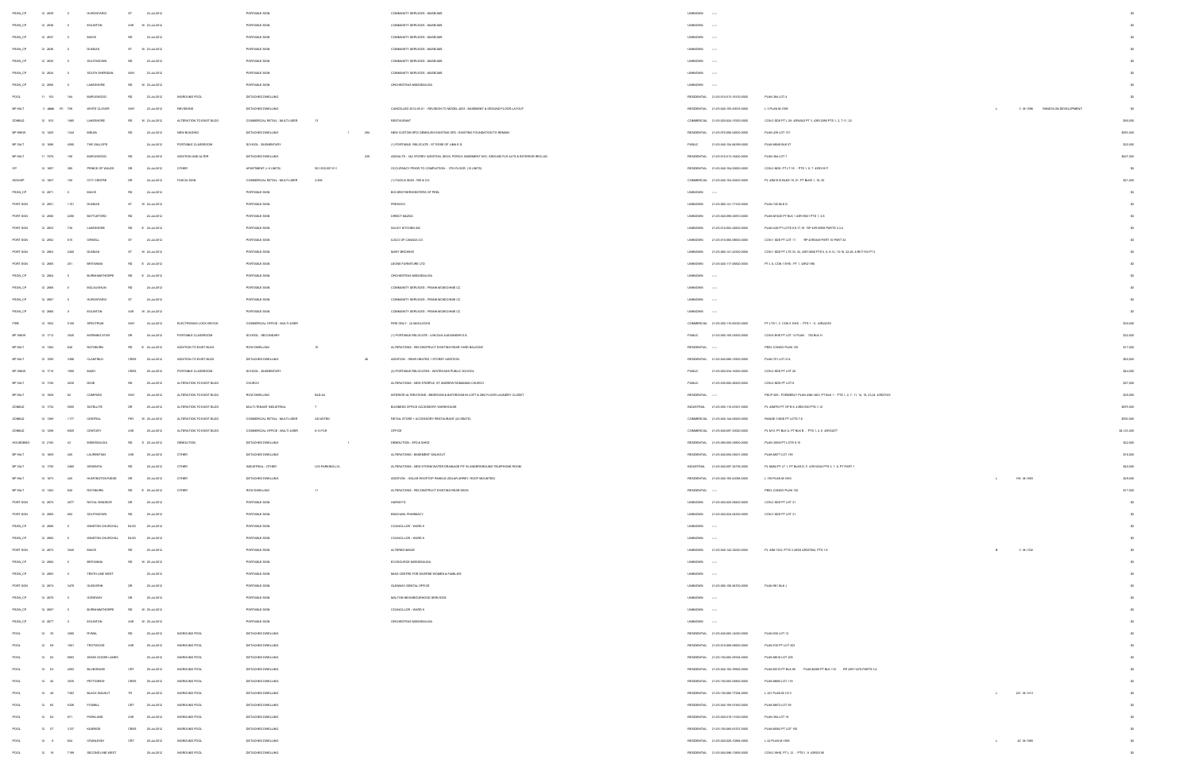| | | | | | | | | | | | | | | | | | | | | |
|---|---|---|---|---|---|---|---|---|---|---|---|---|---|---|---|---|---|---|---|---|
| PSGN_CP | 12 2839 | 0 | HURONTARIO | ST | 23-Jul-2012 | | PORTABLE SIGN | | | | COMMUNITY SERVICES - MUSEUMS | UNKNOWN | ---- | | | | | | | $0 |
| PSGN_CP | 12 2836 | 0 | EGLINTON | AVE W | 23-Jul-2012 | | PORTABLE SIGN | | | | COMMUNITY SERVICES - MUSEUMS | UNKNOWN | ---- | | | | | | | $0 |
| PSGN_CP | 12 2837 | 0 | MAVIS | RD | 23-Jul-2012 | | PORTABLE SIGN | | | | COMMUNITY SERVICES - MUSEUMS | UNKNOWN | ---- | | | | | | | $0 |
| PSGN_CP | 12 2836 | 0 | DUNDAS | ST W | 23-Jul-2012 | | PORTABLE SIGN | | | | COMMUNITY SERVICES - MUSEUMS | UNKNOWN | ---- | | | | | | | $0 |
| PSGN_CP | 12 2835 | 0 | SOUTHDOWN | RD | 23-Jul-2012 | | PORTABLE SIGN | | | | COMMUNITY SERVICES - MUSEUMS | UNKNOWN | ---- | | | | | | | $0 |
| PSGN_CP | 12 2834 | 0 | SOUTH SHERIDAN | WAY | 23-Jul-2012 | | PORTABLE SIGN | | | | COMMUNITY SERVICES - MUSEUMS | UNKNOWN | ---- | | | | | | | $0 |
| PSGN_CP | 12 2859 | 0 | LAKESHORE | RD W | 23-Jul-2012 | | PORTABLE SIGN | | | | ORCHESTRAS MISSISSAUGA | UNKNOWN | ---- | | | | | | | $0 |
| POOL | 11 153 | 164 | MAPLEWOOD | RD | 23-Jul-2012 | INGROUND POOL | DETACHED DWELLING | | | | | RESIDENTIAL | 21-05-010-013-16100-0000 | PLAN 394 LOT 4 | | | | | | $0 |
| BP 9ALT | 3 4888 R1 | 778 | WHITE CLOVER | WAY | 23-Jul-2012 | REVISIONS | DETACHED DWELLING | | | | CANCELLED 2012-08-01 - REVISION TO MODEL 4003 - BASEMENT & GROUND FLOOR LAYOUT | RESIDENTIAL | 21-05-040-155-00016-0000 | L 5 PLAN M-1596 | | L | 5 M-1596 | RANDYLON DEVELOPMENT | | $0 |
| ZONBLD | 12 933 | 1865 | LAKESHORE | RD W | 23-Jul-2012 | ALTERATION TO EXIST BLDG | COMMERCIAL RETAIL - MULTI-USER | 13 | | | RESTAURANT | COMMERCIAL | 21-05-020-024-15300-0000 | CON 2 SDS PT L 29, 43R4843 PT 2, 43R12093 PTS 1, 2, 7-11, 22 | | | | | | $90,000 |
| BP 9NEW | 12 1209 | 1244 | MELBA | RD | 24-Jul-2012 | NEW BUILDING | DETACHED DWELLING | | 1 | 294 | NEW CUSTOM SFD/ DEMOLISH EXISTING SFD - EXISTING FOUNDATION TO REMAIN | RESIDENTIAL | 21-05-070-098-02600-0000 | PLAN 439 LOT 117 | | | | | | $950,306 |
| BP 9ALT | 12 1668 | 4995 | THE GALLOPS | | 24-Jul-2012 | PORTABLE CLASSROOM | SCHOOL - ELEMENTARY | | | | (1) PORTABLE RELOCATE - ST ROSE OF LIMA E.S. | PUBLIC | 21-05-040-154-94599-0000 | PLAN M946 BLK 87 | | | | | | $22,000 |
| BP 9ALT | 11 7078 | 190 | MAPLEWOOD | RD | 24-Jul-2012 | ADDITION AND ALTER | DETACHED DWELLING | | | 209 | ADD/ALTS - 1&2 STOREY ADDITION, DECK, PORCH, BASEMENT W/O, GROUND FLR ALTS & EXTERIOR RECLAD | RESIDENTIAL | 21-05-010-013-16400-0000 | PLAN 394 LOT 7 | | | | | | $427,000 |
| OP | 12 1887 | 365 | PRINCE OF WALES | DR | 24-Jul-2012 | OTHER | APARTMENT (> 6 UNITS) | 501-503,507-511 | | | OCCUPANCY PRIOR TO COMPLETION - 5TH FLOOR (10 UNITS) | RESIDENTIAL | 21-05-040-154-00000-0000 | CON 2 NDS, PT LT 15 - PTS 1, 6, 7 43R31917 | | | | | | $0 |
| SGNBP | 12 1607 | 100 | CITY CENTRE | DR | 24-Jul-2012 | FASCIA SIGN | COMMERCIAL RETAIL - MULTI-USER | 2-906 | | | (1) FASCIA SIGN - FW & CO. | COMMERCIAL | 21-05-040-154-00455-0000 | PL 43M1010 BLKS 19, 21, PT BLKS 1, 18, 20 | | | | | | $21,000 |
| PSGN_CP | 12 2871 | 0 | MAVIS | RD | 24-Jul-2012 | | PORTABLE SIGN | | | | BIG BROTHERS/SISTERS OF PEEL | UNKNOWN | ---- | | | | | | | $0 |
| PORT SGN | 12 2851 | 1151 | DUNDAS | ST W | 24-Jul-2012 | | PORTABLE SIGN | | | | PRESHCO | UNKNOWN | 21-05-060-141-17100-0000 | PLAN 740 BLK G | | | | | | $0 |
| PORT SGN | 12 2850 | 2290 | BATTLEFORD | RD | 24-Jul-2012 | | PORTABLE SIGN | | | | DIRECT MAZDA | UNKNOWN | 21-05-040-098-00910-0000 | PLAN M1023 PT BLK 1 43R19931 PTS 1, 3-8 | | | | | | $0 |
| PORT SGN | 12 2853 | 730 | LAKESHORE | RD E | 24-Jul-2012 | | PORTABLE SIGN | | | | SAUCY KITCHEN INC | UNKNOWN | 21-05-010-002-22000-0000 | PLAN A26 PT LOTS 8,9,17,18 RP 43R13998 PARTS 2,3,4 | | | | | | $0 |
| PORT SGN | 12 2852 | 815 | ORWELL | ST | 24-Jul-2012 | | PORTABLE SIGN | | | | SISCO OF CANADA CO | UNKNOWN | 21-05-010-068-08600-0000 | CON 1 SDS PT LOT 11 RP 43R3348 PART 10 PART 32 | | | | | | $0 |
| PORT SGN | 12 2863 | 2400 | DUNDAS | ST W | 24-Jul-2012 | | PORTABLE SIGN | | | | MARY BROWNS | UNKNOWN | 21-05-060-141-02300-0000 | CON 1 SDS PT LTS 33, 34, 43R13698 PTS 5, 8, 8-12, 15-18, 22-26, 43R17153 PT 2 | | | | | | $0 |
| PORT SGN | 12 2865 | 201 | BRITANNIA | RD E | 24-Jul-2012 | | PORTABLE SIGN | | | | LEONS FURNITURE LTD | UNKNOWN | 21-05-040-117-06500-0000 | PT L 6, CON 1 EHS - PT 1, 43R21198 | | | | | | $0 |
| PSGN_CP | 12 2864 | 0 | BURNHAMTHORPE | RD E | 24-Jul-2012 | | PORTABLE SIGN | | | | ORCHESTRAS MISSISSAUGA | UNKNOWN | ---- | | | | | | | $0 |
| PSGN_CP | 12 2868 | 0 | MCLAUGHLIN | RD | 24-Jul-2012 | | PORTABLE SIGN | | | | COMMUNITY SERVICES - FRANK MCKECHNIE CC | UNKNOWN | ---- | | | | | | | $0 |
| PSGN_CP | 12 2867 | 0 | HURONTARIO | ST | 24-Jul-2012 | | PORTABLE SIGN | | | | COMMUNITY SERVICES - FRANK MCKECHNIE CC | UNKNOWN | ---- | | | | | | | $0 |
| PSGN_CP | 12 2866 | 0 | EGLINTON | AVE W | 24-Jul-2012 | | PORTABLE SIGN | | | | COMMUNITY SERVICES - FRANK MCKECHNIE CC | UNKNOWN | ---- | | | | | | | $0 |
| FIRE | 12 1562 | 5100 | SPECTRUM | WAY | 24-Jul-2012 | ELECTRONIC LOCK DEVICE | COMMERCIAL OFFICE - MULTI-USER | | | | FIRE ONLY - (3) MAGLOCKS | COMMERCIAL | 21-05-050-115-00020-0000 | PT LTS 1, 2, CON 5 EHS - PTS 1 - 9 , 43R22092 | | | | | | $30,000 |
| BP 9NEW | 12 1713 | 3045 | MORNING STAR | DR | 24-Jul-2012 | PORTABLE CLASSROOM | SCHOOL - SECONDARY | | | | (1) PORTABLE RELOCATE - LINCOLN ALEXANDER S.S. | PUBLIC | 21-05-050-105-00000-0000 | CON 8 EHS PT LOT 13 PLAN 752 BLK H | | | | | | $22,000 |
| BP 9ALT | 12 1382 | 840 | RATHBURN | RD E | 24-Jul-2012 | ADDITION TO EXIST BLDG | ROW DWELLING | 12 | | | ALTERATIONS - RECONSTRUCT EXISTING REAR YARD BALCONY | RESIDENTIAL | ---- | PEEL CONDO PLAN 130 | | | | | | $17,000 |
| BP 9ALT | 12 1595 | 2386 | CLANFIELD | CRES | 24-Jul-2012 | ADDITION TO EXIST BLDG | DETACHED DWELLING | | | 46 | ADDITION - REAR HEATED 1 STOREY ADDITION | RESIDENTIAL | 21-05-040-086-15900-0000 | PLAN 751 LOT 216 | | | | | | $50,000 |
| BP 9NEW | 12 1718 | 1898 | BAZO | CRES | 24-Jul-2012 | PORTABLE CLASSROOM | SCHOOL - ELEMENTARY | | | | (2) PORTABLE RELOCATES - WHITEOAKS PUBLIC SCHOOL | PUBLIC | 21-05-020-034-16200-0000 | CON 2 SDS PT LOT 28 | | | | | | $44,000 |
| BP 9ALT | 12 1745 | 4039 | DIXIE | RD | 24-Jul-2012 | ALTERATION TO EXIST BLDG | CHURCH | | | | ALTERATIONS - NEW STEEPLE, ST ANDREW ROMANIAN CHURCH | PUBLIC | 21-05-030-092-25200-0000 | CON 2 NDS PT LOT 6 | | | | | | $27,000 |
| BP 9ALT | 12 1629 | 62 | COMPASS | WAY | 25-Jul-2012 | ALTERATION TO EXIST BLDG | ROW DWELLING | BLDG-A6 | | | INTERIOR ALTERATIONS - BEDROOM & BATHROOM IN LOFT & 2ND FLOOR LAUNDRY CLOSET | RESIDENTIAL | ---- | PSCP 685 - FORMERLY PLAN 43M-1463, PT BLK 1 - PTS 1, 2, 7, 11, 14, 18, 23-24, 43R27005 | | | | | | $25,000 |
| ZONBLD | 12 1734 | 5855 | SATELLITE | DR | 25-Jul-2012 | ALTERATION TO EXIST BLDG | MULTI-TENANT INDUSTRIAL | 7 | | | BUSINESS OFFICE ACCESSORY WAREHOUSE | INDUSTRIAL | 21-05-050-115-51901-0000 | PL 43M793 PT OF B 8, 43R21930 PTS 1-12 | | | | | | $370,000 |
| ZONBLD | 12 1589 | 1177 | CENTRAL | PKY W | 25-Jul-2012 | ALTERATION TO EXIST BLDG | COMMERCIAL RETAIL - MULTI-USER | A8 NOTED | | | RETAIL STORE + ACCESSORY RESTAURANT (24 SEATS) | COMMERCIAL | 21-05-040-144-06600-0000 | RANGE 3 NDS PT LOTS 7,8 | | | | | | $500,000 |
| ZONBLD | 12 1299 | 6925 | CENTURY | AVE | 25-Jul-2012 | ALTERATION TO EXIST BLDG | COMMERCIAL OFFICE - MULTI-USER | 9-10 FLR | | | OFFICE | COMMERCIAL | 21-05-040-097-33030-0000 | PL M15, PT BLK A, PT BLK B - PTS 1, 2, 8 43R13277 | | | | | | $4,125,000 |
| HOUSDEMO | 12 2192 | 43 | MISSISSAUGA | RD E | 25-Jul-2012 | DEMOLITION | DETACHED DWELLING | | 1 | | DEMOLITION - SFD & SHED | RESIDENTIAL | 21-05-090-003-09900-0000 | PLAN 300E PT 1-CTS 6-10 | | | | | | $22,000 |
| BP 9ALT | 12 1699 | 465 | LAURENTIAN | AVE | 25-Jul-2012 | OTHER | DETACHED DWELLING | | | | ALTERATIONS - BASEMENT WALKOUT | RESIDENTIAL | 21-05-040-094-06211-0000 | PLAN M677 LOT 156 | | | | | | $15,000 |
| BP 9ALT | 12 1793 | 2400 | ARGENTIA | RD | 25-Jul-2012 | OTHER | INDUSTRIAL - OTHER | U/G PARKING LVL | | | ALTERATIONS - NEW STORM WATER DRAINAGE PIT IN UNDERGROUND TELEPHONE ROOM | INDUSTRIAL | 21-05-040-097-04750-0000 | PL M494 PT LT 1, PT BLKS D, F, 43R10234 PTS 3, 7, 9, PT PART 1 | | | | | | $80,000 |
| BP 9ALT | 12 1673 | 425 | HUNTINGTON RIDGE | DR | 25-Jul-2012 | OTHER | DETACHED DWELLING | | | | ADDITION - SOLAR ROOFTOP PANELS (SOLAR ARRAY, ROOF MOUNTED) | RESIDENTIAL | 21-05-040-155-43085-0000 | L 195 PLAN M-1693 | | L | 195 M-1693 | | | $29,000 |
| BP 9ALT | 12 1383 | 840 | RATHBURN | RD E | 25-Jul-2012 | OTHER | ROW DWELLING | 11 | | | ALTERATIONS - RECONSTRUCT EXISTING REAR DECK | RESIDENTIAL | ---- | PEEL CONDO PLAN 130 | | | | | | $17,000 |
| PORT SGN | 12 2870 | 2577 | ROYAL WINDSOR | DR | 25-Jul-2012 | | PORTABLE SIGN | | | | HARVEY'S | UNKNOWN | 21-05-020-026-04600-0000 | CON 2 SDS PT LOT 31 | | | | | | $0 |
| PORT SGN | 12 2869 | 662 | SOUTHDOWN | RD | 25-Jul-2012 | | PORTABLE SIGN | | | | RAICHAEL PHARMACY | UNKNOWN | 21-05-020-024-04300-0000 | CON 3 SDS PT LOT 31 | | | | | | $0 |
| PSGN_CP | 12 2886 | 0 | WINSTON CHURCHILL | BLVD | 25-Jul-2012 | | PORTABLE SIGN | | | | COUNCILLOR - WARD 8 | UNKNOWN | ---- | | | | | | | $0 |
| PSGN_CP | 12 2885 | 0 | WINSTON CHURCHILL | BLVD | 25-Jul-2012 | | PORTABLE SIGN | | | | COUNCILLOR - WARD 8 | UNKNOWN | ---- | | | | | | | $0 |
| PORT SGN | 12 2872 | 3045 | MAVIS | RD | 25-Jul-2012 | | PORTABLE SIGN | | | | ALTERED MADE | UNKNOWN | 21-05-040-142-32000-0000 | PL 43M-1332, PT B 3 LESS 43R27994, PTS 1-6 | | B | 3 M-1332 | | | $0 |
| PSGN_CP | 12 2884 | 0 | BRITANNIA | RD W | 25-Jul-2012 | | PORTABLE SIGN | | | | ECOSOURCE MISSISSAUGA | UNKNOWN | ---- | | | | | | | $0 |
| PSGN_CP | 12 2883 | 0 | TENTH LINE WEST | | 25-Jul-2012 | | PORTABLE SIGN | | | | MIAG CENTRE FOR DIVERSE WOMEN & FAMILIES | UNKNOWN | ---- | | | | | | | $0 |
| PORT SGN | 12 2874 | 3476 | GLEN ERIN | DR | 25-Jul-2012 | | PORTABLE SIGN | | | | GLENWAY DENTAL OFFICE | UNKNOWN | 21-05-060-156-84700-0000 | PLAN 961 BLK J | | | | | | $0 |
| PSGN_CP | 12 2879 | 0 | GOREWAY | DR | 25-Jul-2012 | | PORTABLE SIGN | | | | MALTON NEIGHBOURHOOD SERVICES | UNKNOWN | ---- | | | | | | | $0 |
| PSGN_CP | 12 2881 | 0 | BURNHAMTHORPE | RD W | 25-Jul-2012 | | PORTABLE SIGN | | | | COUNCILLOR - WARD 6 | UNKNOWN | ---- | | | | | | | $0 |
| PSGN_CP | 12 2877 | 0 | EGLINTON | AVE W | 25-Jul-2012 | | PORTABLE SIGN | | | | ORCHESTRAS MISSISSAUGA | UNKNOWN | ---- | | | | | | | $0 |
| POOL | 12 39 | 3260 | RYMAL | RD | 25-Jul-2012 | INGROUND POOL | DETACHED DWELLING | | | | | RESIDENTIAL | 21-05-030-083-14000-0000 | PLAN 930 LOT 12 | | | | | | $0 |
| POOL | 12 60 | 1651 | TROTWOOD | AVE | 25-Jul-2012 | INGROUND POOL | DETACHED DWELLING | | | | | RESIDENTIAL | 21-05-010-006-00600-0000 | PLAN F20 PT LOT 203 | | | | | | $0 |
| POOL | 12 63 | 6893 | SNOW GOOSE LANES | | 25-Jul-2012 | INGROUND POOL | DETACHED DWELLING | | | | | RESIDENTIAL | 21-05-150-082-09104-0000 | PLAN M818 LOT 209 | | | | | | $0 |
| POOL | 12 53 | 4093 | BLUEGRASS | CRT | 25-Jul-2012 | INGROUND POOL | DETACHED DWELLING | | | | | RESIDENTIAL | 21-05-040-152-00902-0000 | PLAN M515 PT BLK 65 PLAN M369 PT BLK 118 RP 43R11479 PARTS 3,4 | | | | | | $0 |
| POOL | 12 40 | 3035 | PETTIGREW | CRES | 25-Jul-2012 | INGROUND POOL | DETACHED DWELLING | | | | | RESIDENTIAL | 21-05-150-083-09803-0000 | PLAN M880 LOT 118 | | | | | | $0 |
| POOL | 12 49 | 7363 | BLACK WALNUT | TR | 25-Jul-2012 | INGROUND POOL | DETACHED DWELLING | | | | | RESIDENTIAL | 21-05-150-080-77284-0000 | L 221 PLAN M-1213 | | L | 221 M-1213 | | | $0 |
| POOL | 12 69 | 5326 | FOXBILL | CRT | 25-Jul-2012 | INGROUND POOL | DETACHED DWELLING | | | | | RESIDENTIAL | 21-05-040-155-51600-0000 | PLAN M872 LOT 99 | | | | | | $0 |
| POOL | 12 64 | 871 | PARKLAND | AVE | 25-Jul-2012 | INGROUND POOL | DETACHED DWELLING | | | | | RESIDENTIAL | 21-05-020-015-11000-0000 | PLAN 394 LOT 19 | | | | | | $0 |
| POOL | 12 57 | 3137 | KILBRIDE | CRES | 25-Jul-2012 | INGROUND POOL | DETACHED DWELLING | | | | | RESIDENTIAL | 21-05-150-080-51727-0000 | PLAN M952 PT LOT 193 | | | | | | $0 |
| POOL | 12 9 | 834 | CRANLEIGH | CRT | 25-Jul-2012 | INGROUND POOL | DETACHED DWELLING | | | | | RESIDENTIAL | 21-05-020-026-10894-0000 | L 42 PLAN M-1565 | | L | 42 M-1565 | | | $0 |
| POOL | 12 18 | 7199 | SECOND LINE WEST | | 25-Jul-2012 | INGROUND POOL | DETACHED DWELLING | | | | | RESIDENTIAL | 21-05-040-098-15606-0000 | CON 2 WHS, PT L 12 - PTS 7 , 8 43R20136 | | | | | | $0 |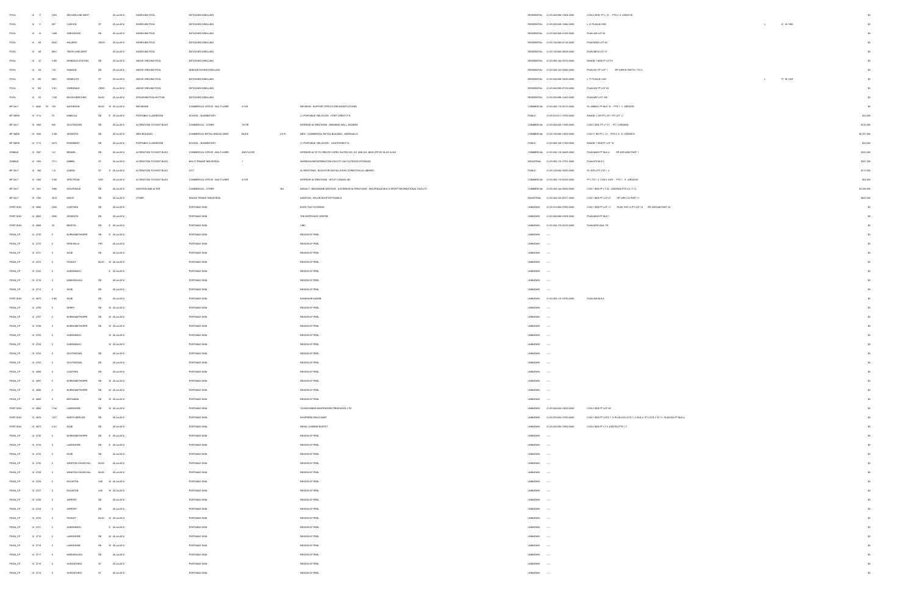| POOL | 12 | 17 | 7263 | SECOND LINE WEST | | | 25-Jul-2012 | INGROUND POOL | DETACHED DWELLING | | | | RESIDENTIAL | 21-05-040-096-11806-0000 | CON 2 WHS PT L 12 - PTS 2, 8 43R25150 | | | $0 |
|---|---|---|---|---|---|---|---|---|---|---|---|---|---|---|---|---|---|---|
| POOL | 12 | 11 | 897 | CANYON | ST | | 25-Jul-2012 | INGROUND POOL | DETACHED DWELLING | | | | RESIDENTIAL | 21-05-020-026-10942-0000 | L 21 PLAN M-1005 | L | 21 M-1005 | $0 |
| POOL | 12 | 18 | 1499 | GREENWOOD | RD | | 25-Jul-2012 | INGROUND POOL | DETACHED DWELLING | | | | RESIDENTIAL | 21-05-020-028-01200-0000 | PLAN 425 LOT 22 | | | $0 |
| POOL | 12 | 68 | 6252 | KILLIERTS | GRCV | | 25-Jul-2012 | INGROUND POOL | DETACHED DWELLING | | | | RESIDENTIAL | 21-05-150-084-51125-0000 | PLAN M553 LOT 50 | | | $0 |
| POOL | 12 | 98 | 6601 | TENTH LINE WEST | | | 25-Jul-2012 | INGROUND POOL | DETACHED DWELLING | | | | RESIDENTIAL | 21-05-150-080-09505-0000 | PLAN M814 LOT 11 | | | $0 |
| POOL | 12 | 47 | 3199 | ERINDALE STATION | RD | | 25-Jul-2012 | ABOVE GROUND POOL | DETACHED DWELLING | | | | RESIDENTIAL | 21-05-060-144-01010-0000 | RANGE 1 NDS PT LOT 9 | | | $0 |
| POOL | 12 | 84 | 132 | HANSON | RD | | 25-Jul-2012 | ABOVE GROUND POOL | SEMI-DETACHED DWELLING | | | | RESIDENTIAL | 21-05-040-142-05820-0000 | PLAN 941 PT LOT 1 RP 43R919 PARTS 1 TO 4 | | | $0 |
| POOL | 12 | 168 | 5661 | SIDMOUTH | ST | | 25-Jul-2012 | ABOVE GROUND POOL | DETACHED DWELLING | | | | RESIDENTIAL | 21-05-040-098-74430-0000 | L 77 PLAN M-1229 | L | 77 M-1229 | $0 |
| POOL | 12 | 109 | 3161 | OVERDALE | CRES | | 25-Jul-2012 | ABOVE GROUND POOL | DETACHED DWELLING | | | | RESIDENTIAL | 21-05-040-095-07100-0000 | PLAN 922 PT LOT 83 | | | $0 |
| POOL | 12 | 93 | 1760 | ROUGH BEECHES | BLVD | | 25-Jul-2012 | SPA/WHIRLPOOL/HOTTUB | DETACHED DWELLING | | | | RESIDENTIAL | 21-05-030-098-12200-0000 | PLAN M57 LOT 165 | | | $0 |
| BP 3ALT | 11 | 4849 | R1 194 | MATHESON | BLVD | W | 25-Jul-2012 | REVISIONS | COMMERCIAL OFFICE - MULTI-USER | 3-FLR | | REVISION - SUPPORT STRUCTURE MODIFICATIONS | COMMERCIAL | 21-05-040-116-00510-0000 | PL 43M832, PT BLK 16 - PTS 1, 3 43R13076 | | | $0 |
| BP 9NEW | 12 | 1714 | 70 | MINEOLA | RD | E | 25-Jul-2012 | PORTABLE CLASSROOM | SCHOOL - ELEMENTARY | | | (1) PORTABLE RELOCATE - PORT CREDIT P.S. | PUBLIC | 21-05-010-011-15700-0000 | RANGE 1 CIR PT LOT 1 PT LOT 2 | | | $22,000 |
| BP 3ALT | 12 | 1994 | 525 | SOUTHDOWN | RD | | 25-Jul-2012 | ALTERATION TO EXIST BLDG | COMMERCIAL - OTHER | TA+TB | | INTERIOR ALTERATIONS - DEMISING WALL - ROGERS | COMMERCIAL | 21-05-020-025-11650-0000 | CON 3 SDS, PT LT 31 - PT 1 43R30825 | | | $120,000 |
| BP 9NEW | 12 | 1620 | 3125 | ARGENTIA | RD | | 25-Jul-2012 | NEW BUILDING | COMMERCIAL RETAIL-SINGLE USER | BLD-B | 2,619 | NEW - COMMERCIAL RETAIL BUILDING - MARSHALLS | COMMERCIAL | 21-05-150-080-14600-0000 | CON 11 NS PT L 13 - PTS 5, 9, 10 43R29815 | | | $4,757,000 |
| BP 9NEW | 12 | 1713 | 2473 | ROSEMARY | DR | | 25-Jul-2012 | PORTABLE CLASSROOM | SCHOOL - ELEMENTARY | | | (1) PORTABLE RELOCATE - HAWTHORN P.S. | PUBLIC | 21-05-060-126-17500-0000 | RANGE 1 SDS PT LOT 10 | | | $22,000 |
| ZONBLD | 12 | 1807 | 141 | BRUNEL | RD | | 25-Jul-2012 | ALTERATION TO EXIST BLDG | COMMERCIAL OFFICE - MULTI-USER | 2ND FLOOR | | INTERIOR ALTS TO CREATE 3 SPEC SUITES 200, 201 AND 202, NEW OFFICE IN 201 & 202 | COMMERCIAL | 21-05-040-116-18405-0000 | PLAN M425 PT BLK 4 RP 43R14980 PART 1 | | | $323,000 |
| ZONBLD | 12 | 1004 | 7311 | KIMBEL | ST | | 25-Jul-2012 | ALTERATION TO EXIST BLDG | MULTI-TENANT INDUSTRIAL | 1 | | WAREHOUSE/DISTRIBUTION FACILITY (NO OUTDOOR STORAGE) | INDUSTRIAL | 21-05-050-115-11701-0000 | PLAN 675 BLK C | | | $201,000 |
| BP 3ALT | 12 | 358 | 112 | QUEEN | ST | S | 25-Jul-2012 | ALTERATION TO EXIST BLDG | CITY | | | ALTERATIONS - ELEVATOR INSTALLATION, STREETSVILLE LIBRARY | PUBLIC | 21-05-120-004-16000-0000 | PL STR 4 PT LTS 1, 2 | | | $113,000 |
| BP 3ALT | 12 | 1894 | 5160 | SPECTRUM | WAY | | 25-Jul-2012 | ALTERATION TO EXIST BLDG | COMMERCIAL OFFICE - MULTI-USER | 4-FLR | | INTERIOR ALTERATIONS - INTUIT CANADA INC | COMMERCIAL | 21-05-050-116-00030-0000 | PT LTS 1, 2, CON 5 EHS - PTS 1 - 9, 43R32053 | | | $52,000 |
| BP 3ALT | 12 | 1341 | 3365 | WOLFEDALE | RD | | 25-Jul-2012 | ADDITION AND ALTER | COMMERCIAL - OTHER | | 384 | ADD/ALT - MEZZANINE ADDITION & INTERIOR ALTERATIONS - WOLFEDALE MULTI-SPORT RECREATIONAL FACILITY | COMMERCIAL | 21-05-040-144-06000-0000 | CON 1 NDS PT LT 22 - 43R20502 PTS 2-4, 7-12 | | | $1,006,000 |
| BP 3ALT | 12 | 1782 | 3615 | HAWKS | RD | | 25-Jul-2012 | OTHER | SINGLE TENANT INDUSTRIAL | | | ADDITION - SOLAR ROOFTOP PANELS | INDUSTRIAL | 21-05-040-143-20711-0000 | CON 1 NDS PT LOT 21 RP 43R1152 PART 11 | | | $400,000 |
| PORT SGN | 12 | 2690 | 2359 | CAWTHRA | RD | | 26-Jul-2012 | | PORTABLE SIGN | | | EURO TILE FLOORING | UNKNOWN | 21-05-010-080-07900-0000 | CON 1 SDS PT LOT 11 PLAN TOR 14 PT LOT 10 RP 43R2268 PART 22 | | | $0 |
| PORT SGN | 12 | 2694 | 2900 | ARGENTIA | RD | | 26-Jul-2012 | | PORTABLE SIGN | | | THE MORTGAGE CENTRE | UNKNOWN | 21-05-040-098-21605-0000 | PLAN M629 PT BLK 1 | | | $0 |
| PORT SGN | 12 | 2689 | 30 | BRISTOL | RD | E | 26-Jul-2012 | | PORTABLE SIGN | | | CIBC | UNKNOWN | 21-05-040-175-00100-0000 | PLAN M782 BLK 178 | | | $0 |
| PSGN_CP | 12 | 2730 | 0 | BURNHAMTHORPE | RD | E | 26-Jul-2012 | | PORTABLE SIGN | | | REGION OF PEEL | UNKNOWN | ----- | | | | $0 |
| PSGN_CP | 12 | 2733 | 0 | ERIN MILLS | PKY | | 26-Jul-2012 | | PORTABLE SIGN | | | REGION OF PEEL | UNKNOWN | ----- | | | | $0 |
| PSGN_CP | 12 | 2731 | 0 | DIXIE | RD | | 26-Jul-2012 | | PORTABLE SIGN | | | REGION OF PEEL | UNKNOWN | ----- | | | | $0 |
| PSGN_CP | 12 | 2723 | 0 | PAISLEY | BLVD | W | 26-Jul-2012 | | PORTABLE SIGN | | | REGION OF PEEL | UNKNOWN | ----- | | | | $0 |
| PSGN_CP | 12 | 2720 | 0 | QUEENSWAY | | E | 26-Jul-2012 | | PORTABLE SIGN | | | REGION OF PEEL | UNKNOWN | ----- | | | | $0 |
| PSGN_CP | 12 | 2718 | 0 | MISSISSAUGA | RD | | 26-Jul-2012 | | PORTABLE SIGN | | | REGION OF PEEL | UNKNOWN | ----- | | | | $0 |
| PSGN_CP | 12 | 2713 | 0 | DIXIE | RD | | 26-Jul-2012 | | PORTABLE SIGN | | | REGION OF PEEL | UNKNOWN | ----- | | | | $0 |
| PORT SGN | 12 | 2670 | 5165 | DIXIE | RD | | 26-Jul-2012 | | PORTABLE SIGN | | | KANDAHAR KABOB | UNKNOWN | 21-05-050-115-10750-0000 | PLAN 926 BLK A | | | $0 |
| PSGN_CP | 12 | 2709 | 0 | DERRY | RD | W | 26-Jul-2012 | | PORTABLE SIGN | | | REGION OF PEEL | UNKNOWN | ----- | | | | $0 |
| PSGN_CP | 12 | 2707 | 0 | BURNHAMTHORPE | RD | W | 26-Jul-2012 | | PORTABLE SIGN | | | REGION OF PEEL | UNKNOWN | ----- | | | | $0 |
| PSGN_CP | 12 | 2706 | 0 | BURNHAMTHORPE | RD | W | 26-Jul-2012 | | PORTABLE SIGN | | | REGION OF PEEL | UNKNOWN | ----- | | | | $0 |
| PSGN_CP | 12 | 2705 | 0 | QUEENSWAY | | W | 26-Jul-2012 | | PORTABLE SIGN | | | REGION OF PEEL | UNKNOWN | ----- | | | | $0 |
| PSGN_CP | 12 | 2704 | 0 | QUEENSWAY | | W | 26-Jul-2012 | | PORTABLE SIGN | | | REGION OF PEEL | UNKNOWN | ----- | | | | $0 |
| PSGN_CP | 12 | 2703 | 0 | SOUTHDOWN | RD | | 26-Jul-2012 | | PORTABLE SIGN | | | REGION OF PEEL | UNKNOWN | ----- | | | | $0 |
| PSGN_CP | 12 | 2702 | 0 | SOUTHDOWN | RD | | 26-Jul-2012 | | PORTABLE SIGN | | | REGION OF PEEL | UNKNOWN | ----- | | | | $0 |
| PSGN_CP | 12 | 2699 | 0 | CAWTHRA | RD | | 26-Jul-2012 | | PORTABLE SIGN | | | REGION OF PEEL | UNKNOWN | ----- | | | | $0 |
| PSGN_CP | 12 | 2697 | 0 | BURNHAMTHORPE | RD | W | 26-Jul-2012 | | PORTABLE SIGN | | | REGION OF PEEL | UNKNOWN | ----- | | | | $0 |
| PSGN_CP | 12 | 2696 | 0 | BURNHAMTHORPE | RD | W | 26-Jul-2012 | | PORTABLE SIGN | | | REGION OF PEEL | UNKNOWN | ----- | | | | $0 |
| PSGN_CP | 12 | 2695 | 0 | BRITANNIA | RD | W | 26-Jul-2012 | | PORTABLE SIGN | | | REGION OF PEEL | UNKNOWN | ----- | | | | $0 |
| PORT SGN | 12 | 2680 | 1744 | LAKESHORE | RD | W | 26-Jul-2012 | | PORTABLE SIGN | | | YOUNG MINDS MONTESSORI PRESCHOOL LTD. | UNKNOWN | 21-05-020-024-15000-0000 | CON 3 SDS PT LOT 29 | | | $0 |
| PORT SGN | 12 | 2679 | 1077 | NORTH SERVICE | RD | | 26-Jul-2012 | | PORTABLE SIGN | | | SHOPPERS DRUG MART | UNKNOWN | 21-05-070-054-19700-0000 | CON 1 SDS PT LOTS 7, 8, PLAN 430 LOTS 1, 2, BLK A, PT LOTS 3 TO 11, PLAN 520 PT BLK A | | | $0 |
| PORT SGN | 12 | 2673 | 3141 | DIXIE | RD | | 26-Jul-2012 | | PORTABLE SIGN | | | REGAL CHINESE BUFFET | UNKNOWN | 21-05-030-092-19900-0000 | CON 2 SDS PT LT 3, 43R2782 PTS 1-7 | | | $0 |
| PSGN_CP | 12 | 2736 | 0 | BURNHAMTHORPE | RD | E | 26-Jul-2012 | | PORTABLE SIGN | | | REGION OF PEEL | UNKNOWN | ----- | | | | $0 |
| PSGN_CP | 12 | 2734 | 0 | LAKESHORE | RD | E | 26-Jul-2012 | | PORTABLE SIGN | | | REGION OF PEEL | UNKNOWN | ----- | | | | $0 |
| PSGN_CP | 12 | 2732 | 0 | DIXIE | RD | | 26-Jul-2012 | | PORTABLE SIGN | | | REGION OF PEEL | UNKNOWN | ----- | | | | $0 |
| PSGN_CP | 12 | 2735 | 0 | WINSTON CHURCHILL | BLVD | | 26-Jul-2012 | | PORTABLE SIGN | | | REGION OF PEEL | UNKNOWN | ----- | | | | $0 |
| PSGN_CP | 12 | 2729 | 0 | WINSTON CHURCHILL | BLVD | | 26-Jul-2012 | | PORTABLE SIGN | | | REGION OF PEEL | UNKNOWN | ----- | | | | $0 |
| PSGN_CP | 12 | 2728 | 0 | EGLINTON | AVE | W | 26-Jul-2012 | | PORTABLE SIGN | | | REGION OF PEEL | UNKNOWN | ----- | | | | $0 |
| PSGN_CP | 12 | 2727 | 0 | EGLINTON | AVE | W | 26-Jul-2012 | | PORTABLE SIGN | | | REGION OF PEEL | UNKNOWN | ----- | | | | $0 |
| PSGN_CP | 12 | 2726 | 0 | AIRPORT | RD | | 26-Jul-2012 | | PORTABLE SIGN | | | REGION OF PEEL | UNKNOWN | ----- | | | | $0 |
| PSGN_CP | 12 | 2724 | 0 | AIRPORT | RD | | 26-Jul-2012 | | PORTABLE SIGN | | | REGION OF PEEL | UNKNOWN | ----- | | | | $0 |
| PSGN_CP | 12 | 2722 | 0 | PAISLEY | BLVD | W | 26-Jul-2012 | | PORTABLE SIGN | | | REGION OF PEEL | UNKNOWN | ----- | | | | $0 |
| PSGN_CP | 12 | 2721 | 0 | QUEENSWAY | | E | 26-Jul-2012 | | PORTABLE SIGN | | | REGION OF PEEL | UNKNOWN | ----- | | | | $0 |
| PSGN_CP | 12 | 2719 | 0 | LAKESHORE | RD | W | 26-Jul-2012 | | PORTABLE SIGN | | | REGION OF PEEL | UNKNOWN | ----- | | | | $0 |
| PSGN_CP | 12 | 2718 | 0 | LAKESHORE | RD | W | 26-Jul-2012 | | PORTABLE SIGN | | | REGION OF PEEL | UNKNOWN | ----- | | | | $0 |
| PSGN_CP | 12 | 2717 | 0 | MISSISSAUGA | RD | | 26-Jul-2012 | | PORTABLE SIGN | | | REGION OF PEEL | UNKNOWN | ----- | | | | $0 |
| PSGN_CP | 12 | 2715 | 0 | HURONTARIO | ST | | 26-Jul-2012 | | PORTABLE SIGN | | | REGION OF PEEL | UNKNOWN | ----- | | | | $0 |
| PSGN_CP | 12 | 2714 | 0 | HURONTARIO | ST | | 26-Jul-2012 | | PORTABLE SIGN | | | REGION OF PEEL | UNKNOWN | ----- | | | | $0 |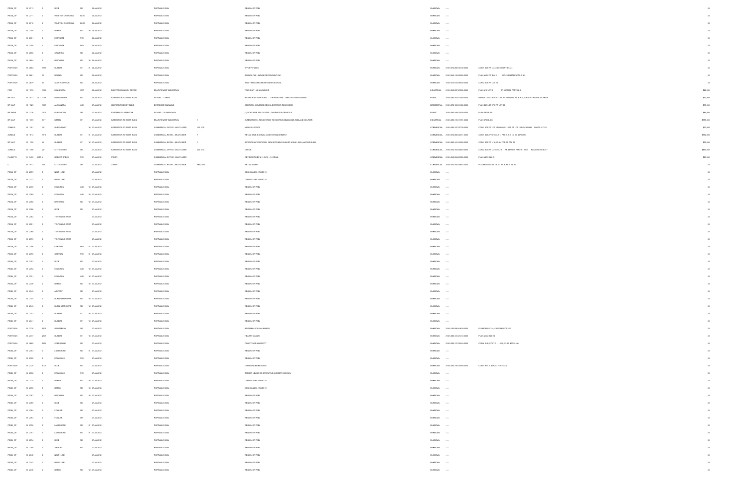| | | | | | | | | | | | | | | |
|---|---|---|---|---|---|---|---|---|---|---|---|---|---|---|
| PSGN_CP | 12 2713 | 0 | DIXIE | RD | 26-Jul-2012 | | PORTABLE SIGN | | REGION OF PEEL | UNKNOWN | ---- | | | $0 |
| PSGN_CP | 12 2711 | 0 | WINSTON CHURCHILL | BLVD | 26-Jul-2012 | | PORTABLE SIGN | | REGION OF PEEL | UNKNOWN | ---- | | | $0 |
| PSGN_CP | 12 2710 | 0 | WINSTON CHURCHILL | BLVD | 26-Jul-2012 | | PORTABLE SIGN | | REGION OF PEEL | UNKNOWN | ---- | | | $0 |
| PSGN_CP | 12 2709 | 0 | DERRY | RD | W 26-Jul-2012 | | PORTABLE SIGN | | REGION OF PEEL | UNKNOWN | ---- | | | $0 |
| PSGN_CP | 12 2701 | 0 | EASTGATE | PKY | 26-Jul-2012 | | PORTABLE SIGN | | REGION OF PEEL | UNKNOWN | ---- | | | $0 |
| PSGN_CP | 12 2700 | 0 | EASTGATE | PKY | 26-Jul-2012 | | PORTABLE SIGN | | REGION OF PEEL | UNKNOWN | ---- | | | $0 |
| PSGN_CP | 12 2699 | 0 | CAWTHRA | RD | 26-Jul-2012 | | PORTABLE SIGN | | REGION OF PEEL | UNKNOWN | ---- | | | $0 |
| PSGN_CP | 12 2694 | 0 | BRITANNIA | RD | W 26-Jul-2012 | | PORTABLE SIGN | | REGION OF PEEL | UNKNOWN | ---- | | | $0 |
| PORT SGN | 12 2683 | 1900 | DUNDAS | ST | E 26-Jul-2012 | | PORTABLE SIGN | | WYNN FITNESS | UNKNOWN | 21-05-070-086-15100-0000 | CON 1 SDS PT L 4, 43R15513 PTS 8-34 | | $0 |
| PORT SGN | 12 2681 | 35 | BRUNEL | RD | 26-Jul-2012 | | PORTABLE SIGN | | SAHARA PHR - INDIAN RESTAURANT INC. | UNKNOWN | 21-05-040-116-26900-0000 | PLAN M425 PT BLK 1 RP 43R14278 PARTS 1 & 2 | | $0 |
| PORT SGN | 12 2679 | 84 | SOUTH SERVICE | RD | 26-Jul-2012 | | PORTABLE SIGN | | TINY TREASURES MONTESSORI SCHOOL | UNKNOWN | 21-05-010-014-09500-0000 | CON 2 SDS PT LOT 16 | | $0 |
| FIRE | 12 1739 | 1900 | MINNESOTA | CRT | 26-Jul-2012 | ELECTROMAG LOCK DEVICE | MULTI-TENANT INDUSTRIAL | | FIRE ONLY - (4) MAGLOCKS | INDUSTRIAL | 21-05-040-097-20000-0000 | PLAN M18 LOT 3 RP 43R7656 PARTS 2,3 | | $40,000 |
| BP 9ALT | 12 1513 | ALT 3200 | MISSISSAUGA | RD | 26-Jul-2012 | ALTERATION TO EXIST BLDG | SCHOOL - OTHER | | INTERIOR ALTERATIONS - TIM HORTONS - TAKE-OUT RESTAURANT | PUBLIC | 21-05-060-153-10000-0000 | RANGE 1 TO 3 NDS PT LTS 3-5 PLAN 550 PT BLK M, 43R31817 PARTS 4 5 AND 6 | | $57,000 |
| BP 9ALT | 12 1620 | 1079 | ALEXANDRA | AVE | 27-Jul-2012 | ADDITION TO EXIST BLDG | DETACHED DWELLING | | ADDITION - COVERED DECK & EXTERIOR REAR DOOR | RESIDENTIAL | 21-05-070-163-01600-0000 | PLAN B21 LOT 27 E PT LOT 26 | | $17,000 |
| BP 9NEW | 12 1718 | 3520 | QUEENSTON | DR | 27-Jul-2012 | PORTABLE CLASSROOM | SCHOOL - ELEMENTARY | | (2) PORTABLE RELOCATES - QUEENSTON DRIVE P.S. | PUBLIC | 21-05-050-145-01600-0000 | PLAN 997 BLK F | | $44,000 |
| BP 9ALT | 12 1399 | 7311 | KIMBEL | ST | 27-Jul-2012 | ALTERATION TO EXIST BLDG | MULTI-TENANT INDUSTRIAL | 1 | ALTERATIONS - RENOVATION TO EXISTING MEZZANINE, MIDLAND COURIER | INDUSTRIAL | 21-05-050-115-11701-0000 | PLAN 875 BLK C | | $195,000 |
| ZONBLD | 12 1781 | 151 | QUEENSWAY | | W 27-Jul-2012 | ALTERATION TO EXIST BLDG | COMMERCIAL OFFICE - MULTI-USER | 103, 105 | MEDICAL OFFICE | COMMERCIAL | 21-05-060-127-07700-0000 | CON 1 SDS PT LOT 10 RANGE 3 SDS PT LOT 10 RP 43R6596 PARTS 1 TO 11 | | $27,000 |
| ZONBLD | 12 1614 | 1510 | DUNDAS | ST | E 27-Jul-2012 | ALTERATION TO EXIST BLDG | COMMERCIAL RETAIL - MULTI-USER | 7 | RETAIL SALE & ANIMAL CARE ESTABLISHMENT | COMMERCIAL | 21-05-070-068-34611-0000 | CON 1 SDS PT LTS 4, 5 - PTS 1 - 5, 9, 14, 16 43R33993 | | $172,000 |
| BP 9ALT | 12 790 | 40 | DUNDAS | ST | W 27-Jul-2012 | ALTERATION TO EXIST BLDG | COMMERCIAL RETAIL - MULTI-USER | 1 | INTERIOR ALTERATIONS - NEW KITCHEN EXHAUST & SINK - BOLLYWOOD RUSH | COMMERCIAL | 21-05-060-141-52500-0000 | CON 1 SDS PT L 16, PL MI TOR 12 PT L 17 | | $59,000 |
| ZONBLD | 12 1766 | 201 | CITY CENTRE | DR | 27-Jul-2012 | ALTERATION TO EXIST BLDG | COMMERCIAL OFFICE - MULTI-USER | 302, 700 | OFFICE | COMMERCIAL | 21-05-040-154-00480-0000 | CON 2 NDS PT LOTS 17,18 RP 43R9945 PARTS 1 TO 7 PLAN M1010 BLK 7 | | $463,000 |
| PLUM PT3 | 11 5475 | DRN A | ROBERT SPECK | PKY | 27-Jul-2012 | OTHER | COMMERCIAL OFFICE - MULTI-USER | | REVISION TO BP # 11 5475 - (1) DRAIN | COMMERCIAL | 21-05-040-094-26000-0000 | PLAN M270 BLK D | | $27,000 |
| C | 12 1917 | 100 | CITY CENTRE | DR | 27-Jul-2012 | OTHER | COMMERCIAL RETAIL - MULTI-USER | RMU-203 | RETAIL STORE | COMMERCIAL | 21-05-040-154-00455-0000 | PL 43M1010 BLKS 19, 21, PT BLKS 1, 16, 20 | | $0 |
| PSGN_CP | 12 2773 | 0 | NINTH LINE | | 27-Jul-2012 | | PORTABLE SIGN | | COUNCILLOR - WARD 10 | UNKNOWN | ---- | | | $0 |
| PSGN_CP | 12 2771 | 0 | NINTH LINE | | 27-Jul-2012 | | PORTABLE SIGN | | COUNCILLOR - WARD 10 | UNKNOWN | ---- | | | $0 |
| PSGN_CP | 12 2770 | 0 | EGLINTON | AVE | W 27-Jul-2012 | | PORTABLE SIGN | | REGION OF PEEL | UNKNOWN | ---- | | | $0 |
| PSGN_CP | 12 2769 | 0 | EGLINTON | AVE | W 27-Jul-2012 | | PORTABLE SIGN | | REGION OF PEEL | UNKNOWN | ---- | | | $0 |
| PSGN_CP | 12 2768 | 0 | BRITANNIA | RD | W 27-Jul-2012 | | PORTABLE SIGN | | REGION OF PEEL | UNKNOWN | ---- | | | $0 |
| PSGN_CP | 12 2766 | 0 | DIXIE | RD | 27-Jul-2012 | | PORTABLE SIGN | | REGION OF PEEL | UNKNOWN | ---- | | | $0 |
| PSGN_CP | 12 2762 | 0 | TENTH LINE WEST | | 27-Jul-2012 | | PORTABLE SIGN | | REGION OF PEEL | UNKNOWN | ---- | | | $0 |
| PSGN_CP | 12 2761 | 0 | TENTH LINE WEST | | 27-Jul-2012 | | PORTABLE SIGN | | REGION OF PEEL | UNKNOWN | ---- | | | $0 |
| PSGN_CP | 12 2760 | 0 | TENTH LINE WEST | | 27-Jul-2012 | | PORTABLE SIGN | | REGION OF PEEL | UNKNOWN | ---- | | | $0 |
| PSGN_CP | 12 2759 | 0 | TENTH LINE WEST | | 27-Jul-2012 | | PORTABLE SIGN | | REGION OF PEEL | UNKNOWN | ---- | | | $0 |
| PSGN_CP | 12 2756 | 0 | CENTRAL | PKY | E 27-Jul-2012 | | PORTABLE SIGN | | REGION OF PEEL | UNKNOWN | ---- | | | $0 |
| PSGN_CP | 12 2755 | 0 | CENTRAL | PKY | E 27-Jul-2012 | | PORTABLE SIGN | | REGION OF PEEL | UNKNOWN | ---- | | | $0 |
| PSGN_CP | 12 2753 | 0 | DIXIE | RD | 27-Jul-2012 | | PORTABLE SIGN | | REGION OF PEEL | UNKNOWN | ---- | | | $0 |
| PSGN_CP | 12 2752 | 0 | EGLINTON | AVE | W 27-Jul-2012 | | PORTABLE SIGN | | REGION OF PEEL | UNKNOWN | ---- | | | $0 |
| PSGN_CP | 12 2751 | 0 | EGLINTON | AVE | W 27-Jul-2012 | | PORTABLE SIGN | | REGION OF PEEL | UNKNOWN | ---- | | | $0 |
| PSGN_CP | 12 2748 | 0 | DERRY | RD | W 27-Jul-2012 | | PORTABLE SIGN | | REGION OF PEEL | UNKNOWN | ---- | | | $0 |
| PSGN_CP | 12 2749 | 0 | AIRPORT | RD | 27-Jul-2012 | | PORTABLE SIGN | | REGION OF PEEL | UNKNOWN | ---- | | | $0 |
| PSGN_CP | 12 2744 | 0 | BURNHAMTHORPE | RD | W 27-Jul-2012 | | PORTABLE SIGN | | REGION OF PEEL | UNKNOWN | ---- | | | $0 |
| PSGN_CP | 12 2743 | 0 | BURNHAMTHORPE | RD | W 27-Jul-2012 | | PORTABLE SIGN | | REGION OF PEEL | UNKNOWN | ---- | | | $0 |
| PSGN_CP | 12 2742 | 0 | DUNDAS | ST | W 27-Jul-2012 | | PORTABLE SIGN | | REGION OF PEEL | UNKNOWN | ---- | | | $0 |
| PSGN_CP | 12 2741 | 0 | DUNDAS | ST | W 27-Jul-2012 | | PORTABLE SIGN | | REGION OF PEEL | UNKNOWN | ---- | | | $0 |
| PORT SGN | 12 2738 | 5920 | GROSBEAK | DR | 27-Jul-2012 | | PORTABLE SIGN | | BRITANNIA ITALIAN BAKERY | UNKNOWN | 21-05-150-090-40400-0000 | PL M978 BLK 314, 43R17961 PTS 2-12 | | $0 |
| PORT SGN | 12 2737 | 2570 | DUNDAS | ST | W 27-Jul-2012 | | PORTABLE SIGN | | HEARTH MANOR | UNKNOWN | 21-05-060-141-21410-0000 | PLAN M422 BLK 12 | | $0 |
| PORT SGN | 12 2699 | 5005 | CREEKBANK | RD | 27-Jul-2012 | | PORTABLE SIGN | | COURTYARD MARRIOTT | UNKNOWN | 21-05-050-117-09160-0000 | CON 4 EHS, PT LT 1 - 15-20, 23-26 43R26102 | | $0 |
| PSGN_CP | 12 2763 | 0 | LAKESHORE | RD | E 27-Jul-2012 | | PORTABLE SIGN | | REGION OF PEEL | UNKNOWN | ---- | | | $0 |
| PSGN_CP | 12 2764 | 0 | ERIN MILLS | PKY | 27-Jul-2012 | | PORTABLE SIGN | | REGION OF PEEL | UNKNOWN | ---- | | | $0 |
| PORT SGN | 12 2729 | 5170 | DIXIE | RD | 27-Jul-2012 | | PORTABLE SIGN | | DOWN UNDER BEDDING | UNKNOWN | 21-05-050-116-16900-0000 | CON 3 PT L 1, 43R24710 PTS 3-8 | | $0 |
| PSGN_CP | 12 2766 | 0 | ERIN MILLS | PKY | 27-Jul-2012 | | PORTABLE SIGN | | TENDER YEARS CO-OPERATIVE NURSERY SCHOOL | UNKNOWN | ---- | | | $0 |
| PSGN_CP | 12 2774 | 0 | DERRY | RD | W 27-Jul-2012 | | PORTABLE SIGN | | COUNCILLOR - WARD 10 | UNKNOWN | ---- | | | $0 |
| PSGN_CP | 12 2772 | 0 | DERRY | RD | W 27-Jul-2012 | | PORTABLE SIGN | | COUNCILLOR - WARD 10 | UNKNOWN | ---- | | | $0 |
| PSGN_CP | 12 2767 | 0 | BRITANNIA | RD | W 27-Jul-2012 | | PORTABLE SIGN | | REGION OF PEEL | UNKNOWN | ---- | | | $0 |
| PSGN_CP | 12 2765 | 0 | DIXIE | RD | 27-Jul-2012 | | PORTABLE SIGN | | REGION OF PEEL | UNKNOWN | ---- | | | $0 |
| PSGN_CP | 12 2764 | 0 | FOWLER | DR | 27-Jul-2012 | | PORTABLE SIGN | | REGION OF PEEL | UNKNOWN | ---- | | | $0 |
| PSGN_CP | 12 2763 | 0 | FOWLER | DR | 27-Jul-2012 | | PORTABLE SIGN | | REGION OF PEEL | UNKNOWN | ---- | | | $0 |
| PSGN_CP | 12 2758 | 0 | LAKESHORE | RD | E 27-Jul-2012 | | PORTABLE SIGN | | REGION OF PEEL | UNKNOWN | ---- | | | $0 |
| PSGN_CP | 12 2757 | 0 | LAKESHORE | RD | E 27-Jul-2012 | | PORTABLE SIGN | | REGION OF PEEL | UNKNOWN | ---- | | | $0 |
| PSGN_CP | 12 2754 | 0 | DIXIE | RD | 27-Jul-2012 | | PORTABLE SIGN | | REGION OF PEEL | UNKNOWN | ---- | | | $0 |
| PSGN_CP | 12 2750 | 0 | AIRPORT | RD | 27-Jul-2012 | | PORTABLE SIGN | | REGION OF PEEL | UNKNOWN | ---- | | | $0 |
| PSGN_CP | 12 2748 | 0 | NINTH LINE | | 27-Jul-2012 | | PORTABLE SIGN | | REGION OF PEEL | UNKNOWN | ---- | | | $0 |
| PSGN_CP | 12 2747 | 0 | NINTH LINE | | 27-Jul-2012 | | PORTABLE SIGN | | REGION OF PEEL | UNKNOWN | ---- | | | $0 |
| PSGN_CP | 12 2745 | 0 | DERRY | RD | W 27-Jul-2012 | | PORTABLE SIGN | | REGION OF PEEL | UNKNOWN | ---- | | | $0 |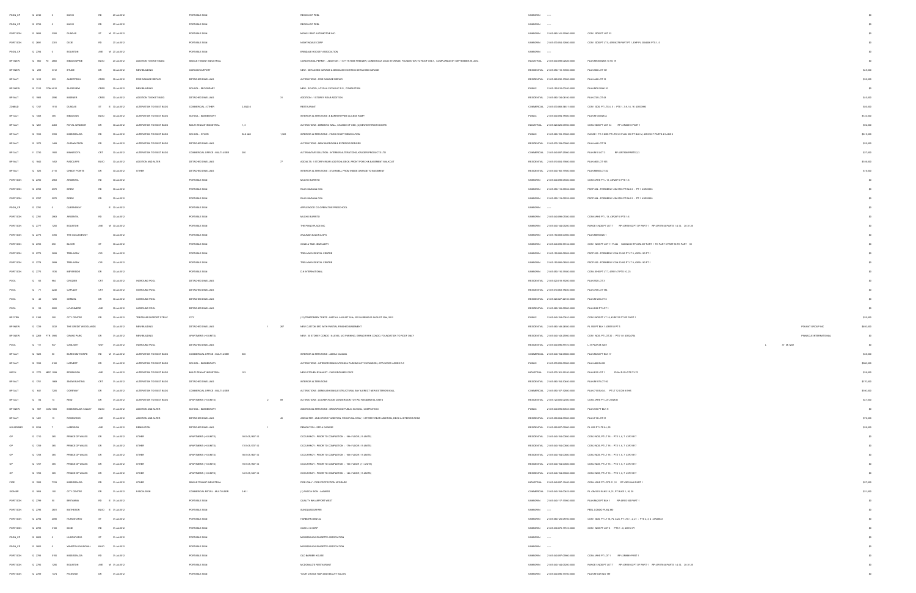| | | | | | | | | | | | | | | | |
|---|---|---|---|---|---|---|---|---|---|---|---|---|---|---|---|
| PSGN_CP | 12 2740 | 0 | MAVIS | RD | 27-Jul-2012 | | PORTABLE SIGN | | | REGION OF PEEL | UNKNOWN | ----- | | | $0 |
| PSGN_CP | 12 2739 | 0 | MAVIS | RD | 27-Jul-2012 | | PORTABLE SIGN | | | REGION OF PEEL | UNKNOWN | ----- | | | $0 |
| PORT SGN | 12 2693 | 2292 | DUNDAS | ST W | 27-Jul-2012 | | PORTABLE SIGN | | | MIDAS / RBLT AUTOMOTIVE INC | UNKNOWN | 21-05-060-141-22902-0000 | CON 1 SDS PT LOT 34 | | $0 |
| PORT SGN | 12 2691 | 2051 | DIXIE | RD | 27-Jul-2012 | | PORTABLE SIGN | | | NIGHTINGALE CORP | UNKNOWN | 21-05-070-054-12600-0000 | CON 1 SDS PT LT 5, 43R18279 PART PT 1, EXP PL 2434838 PTS 1, 5 | | $0 |
| PSGN_CP | 12 2764 | 0 | EGLINTON | AVE W | 27-Jul-2012 | | PORTABLE SIGN | | | ERINDALE HOCKEY ASSOCIATION | UNKNOWN | ----- | | | $0 |
| BP 9NEW | 12 660 R1 | 2800 | MIDDLEGROVE | BLVD | 27-Jul-2012 | ADDITION TO EXIST BLDG | SINGLE TENANT INDUSTRIAL | | | CONDITIONAL PERMIT - ADDITION - 1 STY HI-RISE FREEZER, CONESTOGA COLD STORAGE, FOUNDATION TO ROOF ONLY. COMPLIANCE BY SEPTEMBER 28, 2012 | INDUSTRIAL | 21-05-040-098-02620-0000 | PLAN M895 BLKS 14 TO 19 | | $0 |
| BP 9NEW | 12 299 | 2312 | ETUDE | DR | 30-Jul-2012 | NEW BUILDING | GARAGE/CARPORT | | | NEW - DETACHED GARAGE & DEMOLISH EXISTING DETACHED GARAGE | RESIDENTIAL | 21-05-060-118-10900-0000 | PLAN 996 LOT 101 | | $49,000 |
| BP 9ALT | 12 1815 | 993 | ALBERTSON | CRES | 30-Jul-2012 | FIRE DAMAGE REPAIR | DETACHED DWELLING | | | ALTERATIONS - FIRE DAMAGE REPAIR | RESIDENTIAL | 21-05-020-032-10500-0000 | PLAN 449 LOT 19 | | $30,000 |
| BP 9NEW | 10 2310 CON | 4010 | GLADEVIEW | CRES | 30-Jul-2012 | NEW BUILDING | SCHOOL - SECONDARY | | | NEW - SCHOOL, LOYOLA CATHOLIC S.S. COMPLETION | PUBLIC | 21-05-150-015-00100-0000 | PLAN M791 BLK 10 | | $0 |
| BP 9ALT | 12 1883 | 2596 | KIRBINER | CRES | 30-Jul-2012 | ADDITION TO EXIST BLDG | DETACHED DWELLING | | 31 | ADDITION - 1 STOREY REAR ADDITION | RESIDENTIAL | 21-05-060-134-04100-0000 | PLAN 752 LOT 43 | | $44,000 |
| ZONBLD | 12 1747 | 1910 | DUNDAS | ST E | 30-Jul-2012 | ALTERATION TO EXIST BLDG | COMMERCIAL - OTHER | 2, BLD 8 | | RESTAURANT | COMMERCIAL | 21-05-070-068-36411-0000 | CON 1 SDS PT LTS 4, 5 - PTS 1 - 5, 8, 14, 16 43R20990 | | $80,000 |
| BP 9ALT | 12 1498 | 395 | MEADOWS | BLVD | 30-Jul-2012 | ALTERATION TO EXIST BLDG | SCHOOL - ELEMENTARY | | | INTERIOR ALTERATIONS & BARRIER FREE ACCESS RAMP | PUBLIC | 21-05-040-094-15500-0000 | PLAN M145 BLK A | | $123,000 |
| BP 9ALT | 12 1387 | 2463 | ROYAL WINDSOR | DR | 30-Jul-2012 | ALTERATION TO EXIST BLDG | MULTI-TENANT INDUSTRIAL | 1, 3 | | ALTERATIONS - DEMISING WALL, CHANGE OF USE, (2) NEW EXTERIOR DOORS | INDUSTRIAL | 21-05-020-026-09950-0000 | CON 2 SDS PT LOT 34 RP 43R20695 PART 1 | | $50,000 |
| BP 9ALT | 12 1653 | 3359 | MISSISSAUGA | RD | 30-Jul-2012 | ALTERATION TO EXIST BLDG | SCHOOL - OTHER | BLK A&K | 1,320 | INTERIOR ALTERATIONS - FOOD COURT RENOVATION | PUBLIC | 21-05-060-153-10000-0000 | RANGE 1 TO 3 NDS PT LTS 2-6 PLAN 606 PT BLK M, 43R15917 PARTS 4 5 AND 6 | | $815,000 |
| BP 9ALT | 12 1879 | 1489 | QUEENSTON | DR | 30-Jul-2012 | ALTERATION TO EXIST BLDG | DETACHED DWELLING | | | ALTERATIONS - NEW MUDROOM & EXTERIOR REPAIRS | RESIDENTIAL | 21-05-070-195-00900-0000 | PLAN 444 LOT 74 | | $20,000 |
| BP 9ALT | 11 3734 | 1950 | MINNESOTA | CRT | 30-Jul-2012 | ALTERATION TO EXIST BLDG | COMMERCIAL OFFICE - MULTI-USER | 400 | | ALTERNATIVE SOLUTION - INTERIOR ALTERATIONS, KRUGER PRODUCTS LTD | COMMERCIAL | 21-05-040-097-20900-0000 | PLAN M18 LOT 2 RP 43R7806 PARTS 2,3 | | $27,000 |
| BP 9ALT | 12 1842 | 1452 | RADCLIFFE | BLVD | 30-Jul-2012 | ADDITION AND ALTER | DETACHED DWELLING | | 77 | ADD/ALTS - 1 STOREY REAR ADDITION, DECK, FRONT PORCH & BASEMENT WALKOUT | RESIDENTIAL | 21-05-010-004-13900-0000 | PLAN 460 LOT 183 | | $188,000 |
| BP 9ALT | 12 825 | 4110 | CREDIT POINTE | DR | 30-Jul-2012 | OTHER | DETACHED DWELLING | | | INTERIOR ALTERATIONS - STAIRWELL FROM INSIDE GARAGE TO BASEMENT | RESIDENTIAL | 21-05-040-160-17800-0000 | PLAN M890 LOT 62 | | $18,000 |
| PORT SGN | 12 2760 | 2963 | ARGENTIA | RD | 30-Jul-2012 | | PORTABLE SIGN | | | MUCHO BURRITO | UNKNOWN | 21-05-040-098-05300-0000 | CON 6 WHS PT L 13, 43R28718 PTS 1-8 | | $0 |
| PORT SGN | 12 2768 | 2970 | DREW | RD | 30-Jul-2012 | | PORTABLE SIGN | | | RAJVI INDIAN CO4 | UNKNOWN | 21-05-050-113-05552-0000 | PSCP 884 - FORMERLY 43M1593 PT BLK 2 - PT 1 43R28526 | | $0 |
| PORT SGN | 12 2767 | 2970 | DREW | RD | 30-Jul-2012 | | PORTABLE SIGN | | | RAJVI INDIAN CO4 | UNKNOWN | 21-05-050-113-05552-0000 | PSCP 884 - FORMERLY 43M1593 PT BLK 2 - PT 1 43R28526 | | $0 |
| PSGN_CP | 12 2761 | 0 | QUEENSWAY | E | 30-Jul-2012 | | PORTABLE SIGN | | | APPLEWOOD CO-OPERATIVE PRESCHOOL | UNKNOWN | ----- | | | $0 |
| PORT SGN | 12 2761 | 2963 | ARGENTIA | RD | 30-Jul-2012 | | PORTABLE SIGN | | | MUCHO BURRITO | UNKNOWN | 21-05-040-098-05300-0000 | CON 6 WHS PT L 13, 43R28718 PTS 1-8 | | $0 |
| PORT SGN | 12 2777 | 1250 | EGLINTON | AVE W | 30-Jul-2012 | | PORTABLE SIGN | | | THE PANG PLACE INC | UNKNOWN | 21-05-040-144-05020-0000 | RANGE 5 NDS PT LOT 7 RP 43R18052 PT OF PART 1 RP 43R17834 PARTS 1-4,13, 28-31,35 | | $0 |
| PORT SGN | 12 2776 | 3305 | THE COLLEGEWAY | | 30-Jul-2012 | | PORTABLE SIGN | | | ANJUMAN SALON & SPA | UNKNOWN | 21-05-150-083-00900-0000 | PLAN M89 BLK 1 | | $0 |
| PORT SGN | 12 2765 | 805 | BLOOR | ST | 30-Jul-2012 | | PORTABLE SIGN | | | GOLD & TIME JEWELLERY | UNKNOWN | 21-05-040-095-16104-0000 | CON 1 SDS PT LOT 11 PLAN 922 BLK B RP 43R4337 PART 1 TO PART 3 PART 35 TO PART 39 | | $0 |
| PORT SGN | 12 2779 | 3899 | TRELAWNY | CIR | 30-Jul-2012 | | PORTABLE SIGN | | | TRELAWNY DENTAL CENTRE | UNKNOWN | 21-05-150-080-09852-0000 | PSCP 850 - FORMERLY CON 10 NS PT LT 9, 43R14193 PT 1 | | $0 |
| PORT SGN | 12 2778 | 3899 | TRELAWNY | CIR | 30-Jul-2012 | | PORTABLE SIGN | | | TRELAWNY DENTAL CENTRE | UNKNOWN | 21-05-150-080-09852-0000 | PSCP 850 - FORMERLY CON 10 NS PT LT 9, 43R14193 PT 1 | | $0 |
| PORT SGN | 12 2770 | 1920 | MEYERSIDE | DR | 30-Jul-2012 | | PORTABLE SIGN | | | D-K INTERNATIONAL | UNKNOWN | 21-05-050-116-31600-0000 | CON 4 EHS PT LT 7, 43R11471 PTS 10, 23 | | $0 |
| POOL | 12 68 | 904 | CROZIER | CRT | 30-Jul-2012 | INGROUND POOL | DETACHED DWELLING | | | | RESIDENTIAL | 21-05-020-016-16200-0000 | PLAN 552 LOT 3 | | $0 |
| POOL | 12 71 | 2240 | CAPULET | CRT | 30-Jul-2012 | INGROUND POOL | DETACHED DWELLING | | | | RESIDENTIAL | 21-05-010-003-18600-0000 | PLAN 759 LOT 184 | | $0 |
| POOL | 12 63 | 1290 | CERMEL | DR | 30-Jul-2012 | INGROUND POOL | DETACHED DWELLING | | | | RESIDENTIAL | 21-05-020-027-22100-0000 | PLAN M128 LOT 6 | | $0 |
| POOL | 12 59 | 2622 | LYNCHMERE | AVE | 30-Jul-2012 | INGROUND POOL | DETACHED DWELLING | | | | RESIDENTIAL | 21-05-060-126-00500-0000 | PLAN D22 PT LOT 1 | | $0 |
| BP 3TEN | 12 2188 | 300 | CITY CENTRE | DR | 30-Jul-2012 | TENT/AIR SUPPORT STRUC | CITY | | | (12) TEMPORARY TENTS - INSTALL AUGUST 15th, 2012 & REMOVE AUGUST 20th, 2012 | PUBLIC | 21-05-040-154-00910-0000 | CON 2 NDS PT LT 18, 43R8727 PT OF PART 1 | | $20,000 |
| BP 9NEW | 12 1729 | 3332 | THE CREDIT WOODLANDS | | 30-Jul-2012 | NEW BUILDING | DETACHED DWELLING | 1 | 287 | NEW CUSTOM SFD WITH PARTIAL FINISHED BASEMENT | RESIDENTIAL | 21-05-060-146-24300-0000 | PL 550 PT BLK 1 43R5150 PT 5 | POLMAT GROUP INC | $466,000 |
| BP 9NEW | 10 2269 FTR | 3985 | GRAND PARK | DR | 31-Jul-2012 | NEW BUILDING | APARTMENT (> 6 UNITS) | | | NEW - 30 STOREY CONDO / ILEVEL U/G PARKING, GRAND PARK CONDO, FOUNDATION TO ROOF ONLY | RESIDENTIAL | 21-05-040-143-26990-0000 | CON 1 NDS, PT LOT 20 - PTS 1-8 43R24783 | PINNACLE INTERNATIONAL | $0 |
| POOL | 12 111 | 947 | GASLIGHT | WAY | 31-Jul-2012 | INGROUND POOL | DETACHED DWELLING | | | | RESIDENTIAL | 21-05-040-096-41650-0000 | L 37 PLAN M-1249 | L 37 M-1249 | $0 |
| BP 9ALT | 12 1628 | 50 | BURNHAMTHORPE | RD W | 31-Jul-2012 | ALTERATION TO EXIST BLDG | COMMERCIAL OFFICE - MULTI-USER | 800 | | INTERIOR ALTERATIONS - ADEGA CANADA | COMMERCIAL | 21-05-040-154-00800-0000 | PLAN M492 PT BLK 17 | | $38,000 |
| BP 9ALT | 12 1533 | 2180 | HARVEST | DR | 31-Jul-2012 | ALTERATION TO EXIST BLDG | SCHOOL - ELEMENTARY | | | ALTERATIONS - INTERIOR RENOVATIONS & PARKING LOT EXPANSION, APPLWOOD ACRES D.C | PUBLIC | 21-05-070-055-09000-0000 | PLAN 465 BLK B | | $906,000 |
| MECH | 12 1776 MEC | 1099 | EDGELEIGH | AVE | 31-Jul-2012 | ALTERATION TO EXIST BLDG | MULTI-TENANT INDUSTRIAL | 103 | | NEW KITCHEN EXHAUST - FAIR DROLSES CAFE | INDUSTRIAL | 21-05-070-161-02200-0000 | PLAN E13 LOT 1 PLAN D15 LOTS 73-75 | | $39,000 |
| BP 9ALT | 12 1761 | 1869 | SNOW BUNTING | CRT | 31-Jul-2012 | ALTERATION TO EXIST BLDG | DETACHED DWELLING | | | INTERIOR ALTERATIONS | RESIDENTIAL | 21-05-060-154-00400-0000 | PLAN M197 LOT 50 | | $170,000 |
| BP 9ALT | 12 841 | 7205 | GOREWAY | DR | 31-Jul-2012 | ALTERATION TO EXIST BLDG | COMMERCIAL OFFICE - MULTI-USER | | | ALTERATIONS - DEMOLISH SINGLE STRUCTURAL BAY & ERECT NEW EXTERIOR WALL | COMMERCIAL | 21-05-050-107-12600-0000 | PLAN 710 BLK A, - PT LT 12 CON 8 EHS | | $100,000 |
| BP 9ALT | 12 64 | 14 | REID | DR | 31-Jul-2012 | ALTERATION TO EXIST BLDG | APARTMENT (> 6 UNITS) | 2 | 89 | ALTERATIONS - LOCKER ROOM CONVERSION TO TWO RESIDENTIAL UNITS | RESIDENTIAL | 21-05-120-005-02300-0000 | CON 4 WHS PT LOT 2 BLK B | | $47,000 |
| BP 9NEW | 12 957 COM | 1985 | MISSISSAUGA VALLEY | BLVD | 31-Jul-2012 | ADDITION AND ALTER | SCHOOL - ELEMENTARY | | | ADDITION/ALTERATIONS - BRIARWOOD PUBLIC SCHOOL COMPLETION | PUBLIC | 21-05-040-095-60455-0000 | PLAN 935 PT BLK H | | $0 |
| BP 9ALT | 12 1401 | 19 | ROSEWOOD | AVE | 31-Jul-2012 | ADDITION AND ALTER | DETACHED DWELLING | | 40 | ADD/ALTER - 2ND STOREY ADDITION, FRONT BALCONY, 1 STOREY REAR ADDITION, DECK & INTERIOR RENO | RESIDENTIAL | 21-05-090-004-05502-0000 | PLAN F12 LOT 31 | | $79,000 |
| HOUSDEMO | 12 2234 | 7 | HARRISON | AVE | 31-Jul-2012 | DEMOLITION | DETACHED DWELLING | 1 | | DEMOLITION - SFD & GARAGE | RESIDENTIAL | 21-05-090-007-09600-0000 | PL C22 PT LTS 64, 65 | | $26,000 |
| OP | 12 1710 | 360 | PRINCE OF WALES | DR | 31-Jul-2012 | OTHER | APARTMENT (> 6 UNITS) | 1901-05,1907-12 | | OCCUPANCY - PRIOR TO COMPLETION - 19th FLOOR (11 UNITS) | RESIDENTIAL | 21-05-040-154-00000-0000 | CON 2 NDS, PT LT 18 - PTS 1, 6, 7 43R31917 | | $0 |
| OP | 12 1709 | 360 | PRINCE OF WALES | DR | 31-Jul-2012 | OTHER | APARTMENT (> 6 UNITS) | 1701-05,1707-12 | | OCCUPANCY - PRIOR TO COMPLETION - 17th FLOOR (11 UNITS) | RESIDENTIAL | 21-05-040-154-00000-0000 | CON 2 NDS, PT LT 18 - PTS 1, 6, 7 43R31917 | | $0 |
| OP | 12 1708 | 360 | PRINCE OF WALES | DR | 31-Jul-2012 | OTHER | APARTMENT (> 6 UNITS) | 1601-05,1607-12 | | OCCUPANCY - PRIOR TO COMPLETION - 16th FLOOR (11 UNITS) | RESIDENTIAL | 21-05-040-154-00000-0000 | CON 2 NDS, PT LT 18 - PTS 1, 6, 7 43R31917 | | $0 |
| OP | 12 1707 | 360 | PRINCE OF WALES | DR | 31-Jul-2012 | OTHER | APARTMENT (> 6 UNITS) | 1501-05,1507-12 | | OCCUPANCY - PRIOR TO COMPLETION - 15th FLOOR (11 UNITS) | RESIDENTIAL | 21-05-040-154-00000-0000 | CON 2 NDS, PT LT 18 - PTS 1, 6, 7 43R31917 | | $0 |
| OP | 12 1706 | 360 | PRINCE OF WALES | DR | 31-Jul-2012 | OTHER | APARTMENT (> 6 UNITS) | 1401-05,1407-12 | | OCCUPANCY - PRIOR TO COMPLETION - 14th FLOOR (11 UNITS) | RESIDENTIAL | 21-05-040-154-00000-0000 | CON 2 NDS, PT LT 18 - PTS 1, 6, 7 43R31917 | | $0 |
| FIRE | 12 1508 | 7333 | MISSISSAUGA | RD | 31-Jul-2012 | OTHER | SINGLE TENANT INDUSTRIAL | | | FIRE ONLY - FIRE PROTECTION UPGRADE | INDUSTRIAL | 21-05-040-097-11660-0000 | CON 4 WHS PT LOTS 11,12 RP 43R19448 PART 1 | | $27,000 |
| SIGNBP | 12 1654 | 100 | CITY CENTRE | DR | 31-Jul-2012 | FASCIA SIGN | COMMERCIAL RETAIL - MULTI-USER | 2-411 | | (1) FASCIA SIGN - LaSENZA | COMMERCIAL | 21-05-040-154-00455-0000 | PL 43M1010 BLKS 19, 21, PT BLKS 1, 18, 20 | | $21,000 |
| PORT SGN | 12 2799 | 50 | BRITANNIA | RD E | 31-Jul-2012 | | PORTABLE SIGN | | | QUALITY INN AIRPORT WEST | UNKNOWN | 21-05-040-117-11950-0000 | PLAN M425 PT BLK 1 RP 43R13180 PART 1 | | $0 |
| PORT SGN | 12 2798 | 2601 | MATHESON | BLVD E | 31-Jul-2012 | | PORTABLE SIGN | | | SUNGLASS SAFARI | UNKNOWN | ----- | PEEL CONDO PLAN 380 | | $0 |
| PORT SGN | 12 2794 | 2085 | HURONTARIO | ST | 31-Jul-2012 | | PORTABLE SIGN | | | HARBORA DENTAL | UNKNOWN | 21-05-060-126-06700-0000 | CON 1 SDS, PT LT 16, PL C-24, PT LTS 1, 2, 21 - PTS 2, 3, 4 43R22842 | | $0 |
| PORT SGN | 12 2790 | 3105 | DIXIE | RD | 31-Jul-2012 | | PORTABLE SIGN | | | CASH 4 U CORP | UNKNOWN | 21-05-030-075-17310-0000 | CON 1 NDS PT LOT 6 - PTS 1 - 6 43R14171 | | $0 |
| PSGN_CP | 12 2803 | 0 | HURONTARIO | ST | 31-Jul-2012 | | PORTABLE SIGN | | | MISSISSAUGA RINGETTE ASSOCIATION | UNKNOWN | ----- | | | $0 |
| PSGN_CP | 12 2802 | 0 | WINSTON CHURCHILL | BLVD | 31-Jul-2012 | | PORTABLE SIGN | | | MISSISSAUGA RINGETTE ASSOCIATION | UNKNOWN | ----- | | | $0 |
| PORT SGN | 12 2793 | 6185 | MISSISSAUGA | RD | 31-Jul-2012 | | PORTABLE SIGN | | | OLD BARBER HOUSE | UNKNOWN | 21-05-040-097-00900-0000 | CON 4 WHS PT LOT 1 RP 43R8869 PART 1 | | $0 |
| PORT SGN | 12 2792 | 1250 | EGLINTON | AVE W | 31-Jul-2012 | | PORTABLE SIGN | | | MCDONALD'S RESTAURANT | UNKNOWN | 21-05-040-144-05020-0000 | RANGE 5 NDS PT LOT 7 RP 43R18052 PT OF PART 1 RP 43R17834 PARTS 1-4,13, 28-31,35 | | $0 |
| PORT SGN | 12 2789 | 1474 | PICKWICK | DR | 31-Jul-2012 | | PORTABLE SIGN | | | YOUR CHOICE HAIR AND BEAUTY SALON | UNKNOWN | 21-05-040-098-72700-0000 | PLAN M347 BLK 189 | | $0 |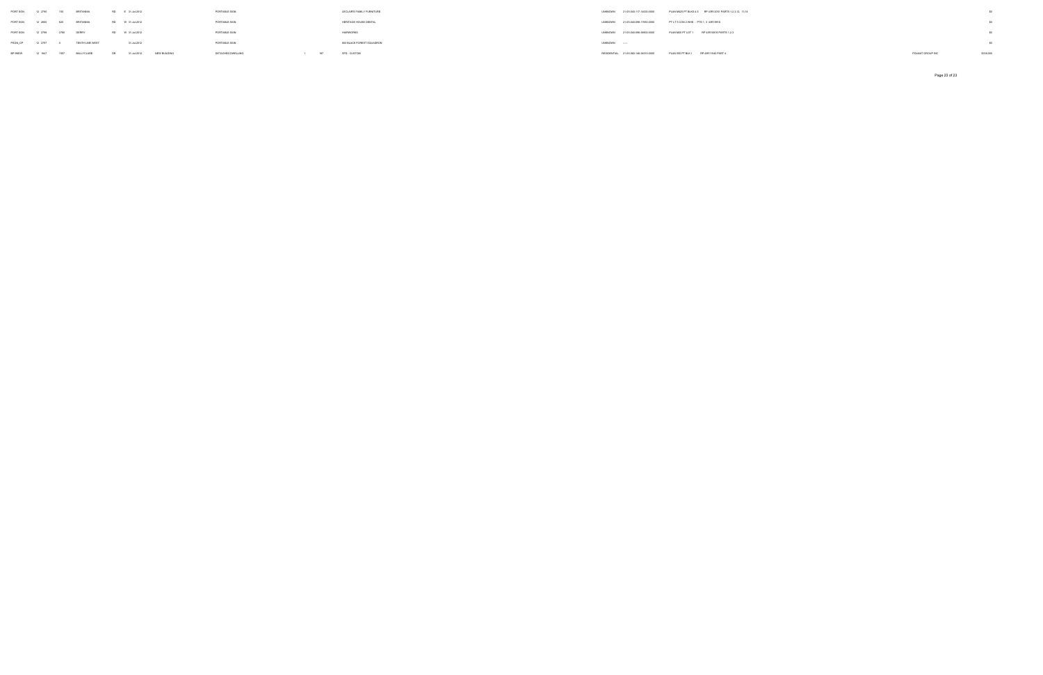| | | | | | | | | | | | | | | | | |
|---|---|---|---|---|---|---|---|---|---|---|---|---|---|---|---|---|
| PORT SGN | 12 2790 | 155 | BRITANNIA | RD | E 31-Jul-2012 | | PORTABLE SIGN | | | LECLAIRS FAMILY FURNITURE | UNKNOWN | 21-05-040-117-16200-0000 | PLAN M425 PT BLKS 4,5 RP 43R13091 PARTS 1,2,3,12, 13,14 | | | $0 |
| PORT SGN | 12 2800 | 620 | BRITANNIA | RD | W 31-Jul-2012 | | PORTABLE SIGN | | | HERITAGE HOUSE DENTAL | UNKNOWN | 21-05-040-098-17000-0000 | PT LT 5 CON 2 WHS ; PTS 1, 3 43R19916 | | | $0 |
| PORT SGN | 12 2798 | 2750 | DERRY | RD | W 31-Jul-2012 | | PORTABLE SIGN | | | HAIRWORKS | UNKNOWN | 21-05-040-098-05600-0000 | PLAN M425 PT LOT 1 RP 43R15030 PARTS 1,2,3 | | | $0 |
| PSGN_CP | 12 2767 | 0 | TENTH LINE WEST | | 31-Jul-2012 | | PORTABLE SIGN | | | 600 BLACK FOREST SQUADRON | UNKNOWN | ---- | | | | $0 |
| SFI NEW | 12 1647 | 1557 | BALLYCLARE | DR | 31-Jul-2012 | NEW BUILDING | DETACHED DWELLING | 1 | 567 | SFD - CUSTOM | RESIDENTIAL | 21-05-050-145-24410-0000 | PLAN 550 PT BLK I RP 43R11940 PART 4 | | POUANT GROUP INC | $238,000 |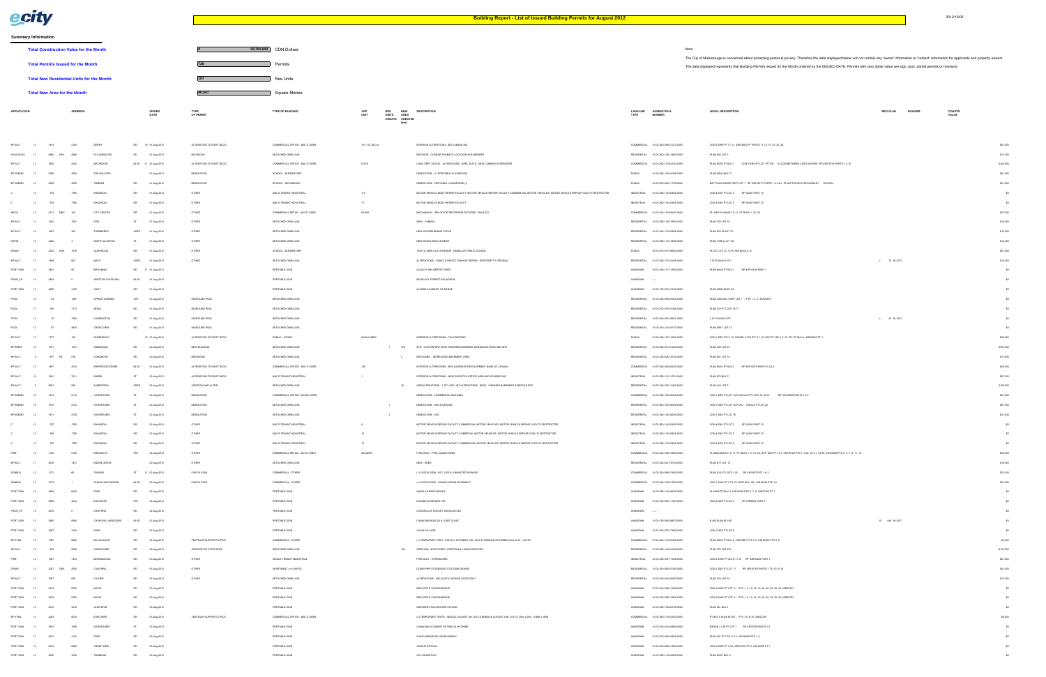# Building Report - List of Issued Building Permits for August 2012

2012/10/05

## Summary Information

| | | |
|---|---|---|
| **Total Construction Value for the Month** | $ 83,700,000 | CDN Dollars |
| **Total Permits Issued for the Month** | 728 | Permits |
| **Total New Residential Units for the Month** | 187 | Res Units |
| **Total New Area for the Month** | 50,567 | Square Metres |

Note :

The City of Mississauga is concerned about protecting personal privacy. Therefore the data displayed below will not contain any 'owner' information or 'contact' information for applicants and property owners.

The data displayed represents that Building Permits issued for the Month ordered by the ISSUED DATE. Permits with zero dollar value are sign, pool, partial permits or revisions.

| APPLICATION | | | ADDRESS | | | ISSUED DATE | TYPE OF PERMIT | TYPE OF BUILDING | APP UNIT | RES UNITS CREATE | NEW AREA CREATED (sm) | DESCRIPTION | LAND USE TYPE | ASSESS ROLL NUMBER | LEGAL DESCRIPTION | REG PLAN | BUILDER | CONSTR VALUE |
|---|---|---|---|---|---|---|---|---|---|---|---|---|---|---|---|---|---|---|
| BP 9ALT | 12 | 1814 | 2180 | DERRY | RD W | 01-Aug-2012 | ALTERATION TO EXIST BLDG | COMMERCIAL OFFICE - MULTI-USER | 101,110 BLD A | | | INTERIOR ALTERATIONS - BIO CANADA INC | COMMERCIAL | 21-05-040-098-21210-0000 | CON 5 WHS PT LT 11, 43R14893 PT PARTS 11-13, 15, 23, 25, 26 | | | $51,000 |
| HVACHOUS | 11 | 5840 | HEA 2368 | STILLMEADOW | RD | 01-Aug-2012 | REVISIONS | DETACHED DWELLING | | | | REVISION - CHANGE FURNACE LOCATION IN BASEMENT | RESIDENTIAL | 21-05-060-126-13600-0000 | PLAN 852 LOT 3 | | | $17,000 |
| BP 9ALT | 12 | 1838 | 2420 | MATHESON | BLVD E | 01-Aug-2012 | ALTERATION TO EXIST BLDG | COMMERCIAL OFFICE - MULTI-USER | 8-FLR | | | CANC SEPT 24/2012 - ALTERATIONS - SPEC SUITE, NEW COMMON CORRIDORS | COMMERCIAL | 21-05-050-115-50100-0000 | PLAN M793 PT BLK 7 CON 5 EHS PT LOT 6PT RD ALLOW BETWEEN CON 5 & 6 EHS RP 43R15705 PARTS 1,5,10 | | | $243,000 |
| BP 9DEMO | 12 | 2285 | 4590 | THE GALLOPS | | 01-Aug-2012 | DEMOLITION | SCHOOL - ELEMENTARY | | | | DEMOLITION - (1) PORTABLE CLASSROOM | PUBLIC | 21-05-040-154-66399-0000 | PLAN M548 BLK 57 | | | $21,000 |
| BP 9DEMO | 12 | 2286 | 4050 | TOMKEN | RD | 01-Aug-2012 | DEMOLITION | SCHOOL - SECONDARY | | | | DEMOLITION - PORTABLE CLASSROOM (1) | PUBLIC | 21-05-030-093-11700-0000 | EXP PLAN 936692 PART LOT 1 RP 43R18512 PARTS 1,2,3 & 4 PHILIP POCOCK SECONDARY SCHOOL | | | $21,000 |
| C | 12 | 764 | 1790 | SHAWSON | DR | 01-Aug-2012 | OTHER | MULTI-TENANT INDUSTRIAL | 7,8 | | | MOTOR VEHICLE BODY REPAIR FACILITY, MOTOR VEHICLE REPAIR FACILITY-COMMERCIAL MOTOR VEHICLES, MOTOR VEHICLE REPAIR FACILITY RESTRICTED | INDUSTRIAL | 21-05-050-116-02625-0000 | CON 4 EHS PT LOT 5 RP 43240 PART 13 | | | $0 |
| C | 12 | 763 | 1790 | SHAWSON | DR | 01-Aug-2012 | OTHER | MULTI-TENANT INDUSTRIAL | 17 | | | MOTOR VEHICLE BODY REPAIR FACILITY | INDUSTRIAL | 21-05-050-116-02625-0000 | CON 4 EHS PT LOT 5 RP 43240 PART 13 | | | $0 |
| MECH | 12 | 2211 | MEC 100 | CITY CENTRE | DR | 01-Aug-2012 | OTHER | COMMERCIAL RETAIL - MULTI-USER | A2-M8 | | | MECHANICAL - RELOCATE RESTROOM FIXTURES - RW & CO | COMMERCIAL | 21-05-040-154-00450-0000 | PL 43M1010 BLKS 19, 21, PT BLKS 1, 16, 20 | | | $27,000 |
| BP 9ALT | 12 | 1542 | 5591 | YEW | ST | 01-Aug-2012 | OTHER | DETACHED DWELLING | | | | NEW - CABANA | RESIDENTIAL | 21-05-060-130-15900-0000 | PLAN 750 LOT 19 | | | $16,000 |
| BP 9ALT | 12 | 1937 | 393 | TURNBERRY | CRES | 01-Aug-2012 | OTHER | DETACHED DWELLING | | | | NEW WOODBURNING STOVE | RESIDENTIAL | 21-05-040-173-40600-0000 | PLAN M1108 LOT 30 | | | $10,000 |
| RAPID | 12 | 2282 | 5 | NORTH ALARTON | ST | 01-Aug-2012 | OTHER | DETACHED DWELLING | | | | NEW WOOD DECK IN REAR | RESIDENTIAL | 21-05-060-114-18900-0000 | PLAN TOR 4 LOT 104 | | | $12,000 |
| DRAIN | 12 | 2202 | DRA 1376 | GLENWOOD | DR | 01-Aug-2012 | OTHER | SCHOOL - ELEMENTARY | | | | TWO (2) NEW CATCH BASINE - KENOLLIE PUBLIC SCHOOL | PUBLIC | 21-05-010-017-08900-0000 | PL C21 LTS 12, 13 PL 580 BLKS A, B | | | $27,000 |
| BP 9ALT | 12 | 1889 | 847 | MAYS | CRES | 01-Aug-2012 | OTHER | DETACHED DWELLING | | | | ALTERATIONS - VEHICLE IMPACT DAMAGE REPAIR - RESTORE TO ORIGINAL | RESIDENTIAL | 21-05-040-175-25408-0000 | L 75 PLAN M-1273 | L 75 M-1273 | | $10,000 |
| PORT SGN | 12 | 2851 | 95 | BRITANNIA | RD E | 01-Aug-2012 | | PORTABLE SIGN | | | | QUALITY INN AIRPORT WEST | UNKNOWN | 21-05-040-117-13950-0000 | PLAN M425 PT BLK 1 RP 43R10106 PART 1 | | | $0 |
| PSGN_CP | 12 | 2854 | 0 | WINSTON CHURCHILL | BLVD | 01-Aug-2012 | | PORTABLE SIGN | | | | 800 BLACK FOREST SQUADRON | UNKNOWN | ----- | | | | $0 |
| PORT SGN | 12 | 4868 | 3105 | UNITY | DR | 01-Aug-2012 | | PORTABLE SIGN | | | | CLARKE ACADEMY OF DANCE | UNKNOWN | 21-05-150-010-10750-0000 | PLAN M592 BLKS 3,6 | | | $0 |
| POOL | 12 | 94 | 1887 | SPRING GARDEN | CRT | 01-Aug-2012 | INGROUND POOL | DETACHED DWELLING | | | | | RESIDENTIAL | 21-05-040-090-20602-0000 | PLAN 43M-682, PART LOT 1 - PTS 1, 2, 3 43R25979 | | | $0 |
| POOL | 11 | 185 | 1173 | MONA | RD | 01-Aug-2012 | INGROUND POOL | DETACHED DWELLING | | | | | RESIDENTIAL | 21-05-010-010-07000-0000 | PLAN 323 PT LOTS 76,77 | | | $0 |
| POOL | 12 | 78 | 1838 | CARRINGTON | RD | 01-Aug-2012 | INGROUND POOL | DETACHED DWELLING | | | | | RESIDENTIAL | 21-05-040-097-44822-0000 | L 23 PLAN M-1473 | L 23 M-1473 | | $0 |
| POOL | 12 | 87 | 4845 | CREDITVIEW | RD | 01-Aug-2012 | INGROUND POOL | DETACHED DWELLING | | | | | RESIDENTIAL | 21-05-040-144-29137-0000 | PLAN M917 LOT 12 | | | $0 |
| BP 9ALT | 12 | 1777 | 100 | QUEENSWAY | W | 01-Aug-2012 | ALTERATION TO EXIST BLDG | PUBLIC - OTHER | MAIN LOBBY | | | INTERIOR ALTERATIONS - TIM HORTONS | PUBLIC | 21-05-060-127-14000-0000 | CON 1 SDS PT LT 10, RANGE 3 CIR PT LT 1, PL D25 PT LTS 6, 7, PL 571 PT BLK A, 43R26825 PT 1 | | | $82,000 |
| BP 9NEW | 12 | 1071 | 1301 | AMBLESIDE | DR | 02-Aug-2012 | NEW BUILDING | DETACHED DWELLING | | 1 | 376 | SFD - CUSTOM SFD WITH FINISHED BASEMENT & DEMOLISH EXISTING SFD | RESIDENTIAL | 21-05-020-031-21200-0000 | PLAN 439 LOT 25 | | | $753,000 |
| BP 9ALT | 8 | 1157 | R2 516 | COMANCHE | RD | 02-Aug-2012 | REVISIONS | DETACHED DWELLING | | | 4 | REVISIONS - INCREASING BASEMENT AREA | RESIDENTIAL | 21-05-020-026-19100-0000 | PLAN 667 LOT 18 | | | $17,000 |
| BP 9ALT | 12 | 1957 | 4310 | SHERWOODTOWNE | BLVD | 02-Aug-2012 | ALTERATION TO EXIST BLDG | COMMERCIAL OFFICE - MULTI-USER | 100 | | | INTERIOR ALTERATIONS - BDC BUSINESS DEVELOPMENT BANK OF CANADA | COMMERCIAL | 21-05-040-094-66225-0000 | PLAN M407 PT BLK 5 RP 43R12079 PARTS 1,2,3,4 | | | $28,000 |
| BP 9ALT | 12 | 1921 | 7311 | KIMBEL | ST | 02-Aug-2012 | ALTERATION TO EXIST BLDG | MULTI-TENANT INDUSTRIAL | 1 | | | INTERIOR ALTERATIONS - NEW DISPATCH OFFICE, MIDLAND COURIER INC | INDUSTRIAL | 21-05-050-115-10731-0000 | PLAN 875 BLK C | | | $27,000 |
| BP 9ALT | 9 | 5961 | 990 | ALBERTSON | CRES | 02-Aug-2012 | ADDITION AND ALTER | DETACHED DWELLING | | | 33 | ADD/ALTERATIONS - 1 STY ADD. W/ ALTERATIONS, DECK, FINISHED BASEMENT & REPLACE SFD | RESIDENTIAL | 21-05-020-032-12400-0000 | PLAN 449 LOT 7 | | | $109,000 |
| BP 9DEMO | 12 | 1513 | 2114 | HURONTARIO | ST | 02-Aug-2012 | DEMOLITION | COMMERCIAL OFFICE- SINGLE USER | | | | DEMOLITION - COMMERCIAL BUILDING | COMMERCIAL | 21-05-060-125-06600-0000 | CON 1 SDS PT LOT 16 PLAN C24 PT LOTS 16,18,22 RP 43R18689 PARTS 1,2,5 | | | $27,000 |
| BP 9DEMO | 12 | 1512 | 2124 | HURONTARIO | ST | 02-Aug-2012 | DEMOLITION | DETACHED DWELLING | | 1 | | DEMOLITION - SFD & GARAGE | RESIDENTIAL | 21-05-060-125-06500-0000 | CON 1 SDS PT LOT 16 PLAN CON 24 PT LOT 22 | | | $27,000 |
| BP 9DEMO | 12 | 1511 | 2130 | HURONTARIO | ST | 02-Aug-2012 | DEMOLITION | DETACHED DWELLING | | 1 | | DEMOLITION - SFD | RESIDENTIAL | 21-05-060-125-06200-0000 | CON 1 SDS PT LOT 16 | | | $21,000 |
| C | 12 | 787 | 1790 | SHAWSON | DR | 02-Aug-2012 | OTHER | MULTI-TENANT INDUSTRIAL | 6 | | | MOTOR VEHICLE REPAIR FACILITY-COMMERCIAL MOTOR VEHICLES, MOTOR VEHICLE REPAIR FACILITY RESTRICTED | INDUSTRIAL | 21-05-050-116-02625-0000 | CON 4 EHS PT LOT 5 RP 43240 PART 13 | | | $0 |
| C | 12 | 786 | 1790 | SHAWSON | DR | 02-Aug-2012 | OTHER | MULTI-TENANT INDUSTRIAL | 13 | | | MOTOR VEHICLE REPAIR FACILITY-COMMERCIAL MOTOR VEHICLES, MOTOR VEHICLE REPAIR FACILITY RESTRICTED | INDUSTRIAL | 21-05-050-116-02625-0000 | CON 4 EHS PT LOT 5 RP 43240 PART 13 | | | $0 |
| C | 12 | 785 | 1790 | SHAWSON | DR | 02-Aug-2012 | OTHER | MULTI-TENANT INDUSTRIAL | 15 | | | MOTOR VEHICLE REPAIR FACILITY-COMMERCIAL MOTOR VEHICLES, MOTOR VEHICLE REPAIR FACILITY RESTRICTED | INDUSTRIAL | 21-05-050-116-02625-0000 | CON 4 EHS PT LOT 5 RP 43240 PART 13 | | | $0 |
| FIRE | 12 | 1146 | 6100 | ERIN MILLS | PKY | 02-Aug-2012 | OTHER | COMMERCIAL RETAIL - MULTI-USER | ZELLERS | | | FIRE-ONLY - FIRE ALARM PANEL | COMMERCIAL | 21-05-040-098-10600-0000 | PL M820 BLKS 4, 6, 17, PT BLKS 1, 5, 19, 20, RCP 1003 PT LT 4, 43R18730 PTS 1, 3-28, 30, 31, 33-35, 43R20804 PTS 4, 4, 7, 8, 11, 14 | | | $59,000 |
| BP 9ALT | 11 | 4618 | 1431 | INDIAN GROVE | | 02-Aug-2012 | OTHER | DETACHED DWELLING | | | | NEW - SHED | RESIDENTIAL | 21-05-020-027-16100-0000 | PLAN E17 LOT 15 | | | $16,000 |
| SGNBLD | 12 | 1271 | 65 | DUNDAS | ST E | 02-Aug-2012 | FASCIA SIGN | COMMERCIAL - OTHER | | | | (1) FASCIA SIGN - HFC, U/S ILLUMINATED SIGNAGE | COMMERCIAL | 21-05-010-068-27600-0000 | PLAN E19 PT LOTS 1,29 RP 43R16733 PT 1 & 2 | | | $21,000 |
| SGNBLD | 12 | 2173 | 1 | GLENN HAWTHORNE | BLVD | 02-Aug-2012 | FASCIA SIGN | COMMERCIAL - OTHER | | | | (1) FASCIA SIGN - GLENN HARON PHARMACY | COMMERCIAL | 21-05-040-163-01505-0000 | CON 1 WHS PT LT 2, PL M522 BLK 102, 43R10548 PTS 1-8 | | | $21,000 |
| PORT SGN | 12 | 2869 | 6435 | DIXIE | RD | 02-Aug-2012 | | PORTABLE SIGN | | | | MARSALAS RESTAURANT | UNKNOWN | 21-05-050-118-09200-0000 | PL M009 PT BLK 3, 43R12539 PTS 5, 7, 9, 43R27188 PT 1 | | | $0 |
| PORT SGN | 12 | 4868 | 4044 | EASTGATE | PKY | 02-Aug-2012 | | PORTABLE SIGN | | | | DIDASKO BRANDS LTD. | UNKNOWN | 21-05-030-094-11407-0000 | CON 2 NDS PT LOT 4 RP 43R8889 PART 3 | | | $0 |
| PSGN_CP | 12 | 2815 | 0 | CAWTHRA | RD | 02-Aug-2012 | | PORTABLE SIGN | | | | COOKSVILLE HOCKEY ASSOCIATION | UNKNOWN | ----- | | | | $0 |
| PORT SGN | 12 | 2895 | 5980 | CHURCHILL MEADOWS | BLVD | 02-Aug-2012 | | PORTABLE SIGN | | | | CANADIAN MUSCLE & JOINT CLINIC | UNKNOWN | 21-05-150-085-58870-0000 | B 445 PLAN M-1437 | B 445 M-1437 | | $0 |
| PORT SGN | 12 | 2867 | 3100 | DIXIE | RD | 02-Aug-2012 | | PORTABLE SIGN | | | | VALUE VILLAGE | UNKNOWN | 21-05-030-075-17600-0000 | CON 1 NDS PT LOT 6 | | | $0 |
| BP 3TEN | 12 | 1987 | 5600 | MCLAUGHLIN | RD | 02-Aug-2012 | TENTS/AIR SUPPORT STRUC | COMMERCIAL - OTHER | | | | (1) TEMPORARY TENT - INSTALL OCTOBER 19th, 2012 & REMOVE OCTOBER 22nd, 2012 - (30x76) | COMMERCIAL | 21-05-040-115-00895-0000 | PLAN M832 PT BLK 9, 43R19881 PTS 1-6, 43R16228 PTS 4, 5 | | | $2,000 |
| BP 9ALT | 12 | 209 | 2288 | HOMELANDS | DR | 02-Aug-2012 | ADDITION TO EXIST BLDG | DETACHED DWELLING | | | 109 | ADDITION - 2ND STOREY ADDITION & 1 REAR ADDITION | RESIDENTIAL | 21-05-060-140-24000-0000 | PLAN 735 LOT 281 | | | $133,000 |
| FIRE | 12 | 1927 | 7333 | MISSISSAUGA | RD | 02-Aug-2012 | OTHER | SINGLE TENANT INDUSTRIAL | | | | FIRE-ONLY - SPRINKLERS | INDUSTRIAL | 21-05-040-097-11400-0000 | CON 4 WHS PT LOTS 11,12 RP 43R10448 PART 1 | | | $27,000 |
| DRAIN | 12 | 2207 | DRA 2000 | CAWTHRA | RD | 02-Aug-2012 | OTHER | APARTMENT (> 6 UNITS) | | | | DOWN PIPE EXTENSION TO STORM DRAINS | RESIDENTIAL | 21-05-010-060-07900-0000 | CON 1 SDS PT LOT 11 RP 43R10703 PARTS 1 TO 12,15 16 | | | $41,000 |
| BP 9ALT | 12 | 1897 | 839 | CALDER | RD | 02-Aug-2012 | OTHER | DETACHED DWELLING | | | | ALTERATIONS - RELOCATE GARAGE DOOR ONLY | RESIDENTIAL | 21-05-020-022-00200-0000 | PLAN 750 LOT 19 | | | $17,000 |
| PORT SGN | 12 | 2818 | 3700 | MAVIS | RD | 02-Aug-2012 | | PORTABLE SIGN | | | | RED APPLE CONVENIENCE | UNKNOWN | 21-05-040-098-17900-0000 | CON 2 NDS PT LOT 4 - PTS 1, 9, 13, 18, 19, 24, 33, 38, 39, 43R22783 | | | $0 |
| PORT SGN | 12 | 2819 | 3700 | MAVIS | RD | 02-Aug-2012 | | PORTABLE SIGN | | | | RED APPLE CONVENIENCE | UNKNOWN | 21-05-040-098-17900-0000 | CON 2 NDS PT LOT 4 - PTS 1, 9, 13, 18, 19, 24, 33, 38, 39, 43R22783 | | | $0 |
| PORT SGN | 12 | 2812 | 5476 | GLEN ERIN | DR | 02-Aug-2012 | | PORTABLE SIGN | | | | ASSURED PLUS DRIVING SCHOOL | UNKNOWN | 21-05-060-156-84750-0000 | PLAN 991 BLK L | | | $0 |
| BP 3TEN | 12 | 2283 | 6570 | EXPLORER | DR | 02-Aug-2012 | TENTS/AIR SUPPORT STRUC | COMMERCIAL OFFICE - MULTI-USER | | | | (2) TEMPORARY TENTS - INSTALL AUGUST 9th, 2012 & REMOVE AUGUST 19th, 2012 (120m x 20m, (1)40m x 10m) | COMMERCIAL | 21-05-050-118-50000-0000 | PT BLK 5 PLAN M-793 - PTS 1-5, 8-15 43R23785 | | | $6,000 |
| PORT SGN | 12 | 2815 | 1585 | HURONTARIO | ST | 02-Aug-2012 | | PORTABLE SIGN | | | | CANADIAN ACADEMY OF DENTAL HYGIENE | UNKNOWN | 21-05-010-014-04800-0000 | RANGE 2 CIR PT LOT 1 RP 43R2768 PARTS 1,2 | | | $0 |
| PORT SGN | 12 | 2813 | 3120 | DIXIE | RD | 02-Aug-2012 | | PORTABLE SIGN | | | | WAVE MOBILE INC./WIND MOBILE | UNKNOWN | 21-05-030-092-24000-0000 | PLAN 391 PT LTS 11-15, 43R16892 PTS 1, 2 | | | $0 |
| PORT SGN | 12 | 2814 | 6085 | CREDITVIEW | RD | 02-Aug-2012 | | PORTABLE SIGN | | | | UNIQUE OPTICAL | UNKNOWN | 21-05-040-098-13500-0000 | CON 3 WHS PT LT 6, 43R16735 PT 2, 43R16678 PT 1 | | | $0 |
| PORT SGN | 12 | 2830 | 7040 | TORBRAM | RD | 02-Aug-2012 | | PORTABLE SIGN | | | | CS LIQUIDATION | UNKNOWN | 21-05-050-115-24000-0000 | PLAN M107 BLK H | | | $0 |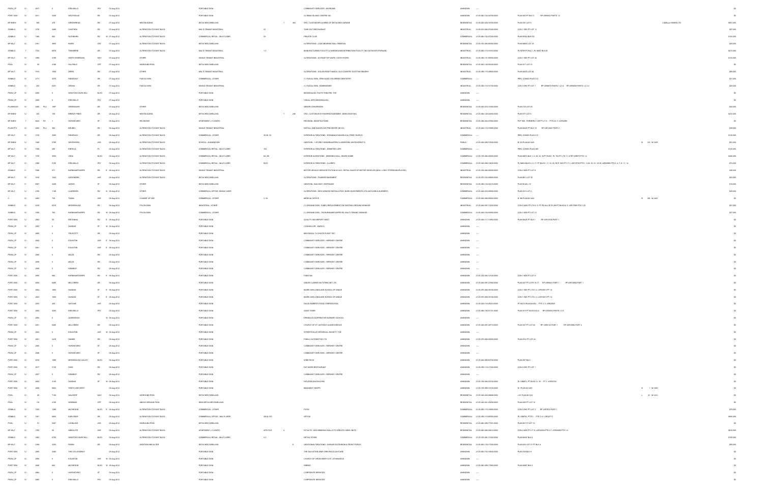| | | | | | | | | | | | | | | | | | | |
|---|---|---|---|---|---|---|---|---|---|---|---|---|---|---|---|---|---|---|
| PSGN_CP | 12 | 2817 | | 0 | ERIN MILLS | PKY | | 01-Aug-2012 | | PORTABLE SIGN | | | COMMUNITY SERVICES - MUSEUMS | UNKNOWN | ----- | | | $0 |
| PORT SGN | 12 | 2811 | | 5450 | WOLFEDALE | RD | | 01-Aug-2012 | | PORTABLE SIGN | | | AL EMAN ISLAMIC CENTRE INC. | UNKNOWN | 21-05-040-144-04750-0000 | PLAN 963 PT BLK C RP 43R9062 PARTS 1,2 | | $0 |
| BP 9NEW | 12 | 380 | | 475 | ARROWHEAD | RD | | 01-Aug-2012 | NEW BUILDING | DETACHED DWELLING | | 1 | SFD - CUSTOM SFD & DEMO OF DETACHED GARAGE | RESIDENTIAL | 21-05-020-020-15700-0000 | PLAN 381 LOT 8 | CAMILLA HOMES LTD | $501,000 |
| ZONBLD | 12 | 1578 | | 2465 | CAWTHRA | RD | | 01-Aug-2012 | ALTERATION TO EXIST BLDG | MULTI-TENANT INDUSTRIAL | 23 | | TAKE-OUT RESTAURANT | INDUSTRIAL | 21-05-010-060-07400-0000 | CON 1 SDS PT LOT 11 | | $57,000 |
| ZONBLD | 12 | 1985 | | 905 | RATHBURN | RD | W | 01-Aug-2012 | ALTERATION TO EXIST BLDG | COMMERCIAL RETAIL - MULTI-USER | D1 | | PRIVATE CLUB | COMMERCIAL | 21-05-040-152-07200-0000 | PLAN M592 BLK DD | | $103,000 |
| BP 9ALT | 12 | 2911 | | 3699 | BAIRD | CRT | | 01-Aug-2012 | ALTERATION TO EXIST BLDG | DETACHED DWELLING | | | ALTERATIONS - LOAD-BEARING WALL REMOVAL | RESIDENTIAL | 21-05-150-083-65000-0000 | PLAN M855 LOT 16 | | $25,000 |
| ZONBLD | 7 | 7722 | | 6975 | TRANMERE | DR | | 01-Aug-2012 | ALTERATION TO EXIST BLDG | MULTI-TENANT INDUSTRIAL | 1-3 | | MANUFACTURING FACILITY & WAREHOUSE/DISTRIBUTION FACILITY (NO OUTDOOR STORAGE) | INDUSTRIAL | 21-05-050-115-01910-0000 | PL M795 PT BLK 1, PL 43M67 BLK 46 | | $272,000 |
| BP 9ALT | 12 | 1888 | | 2185 | NORTH SHERIDAN | WAY | | 01-Aug-2012 | OTHER | SINGLE TENANT INDUSTRIAL | | | ALTERATIONS - (8) ROOFTOP SHAFTS, YOUTH HYDRO | INDUSTRIAL | 21-05-060-131-00500-0000 | CON 1 SDS PT LOT 32 | | $133,000 |
| POOL | 12 | 88 | | 2188 | HILLFIELD | CRT | | 01-Aug-2012 | INGROUND POOL | DETACHED DWELLING | | | | RESIDENTIAL | 21-05-060-128-05300-0000 | PLAN 917 LOT 10 | | $0 |
| BP 9ALT | 12 | 1013 | | 1935 | DREW | RD | | 01-Aug-2012 | OTHER | MULTI-TENANT INDUSTRIAL | | | ALTERATIONS - SOLAR ROOF PANELS, OLD COUNTRY SCOTTISH BAKERY | INDUSTRIAL | 21-05-050-113-28600-0000 | PLAN M270 LOT 68 | | $80,000 |
| SGNBLD | 12 | 2171 | | 5075 | RIDGEWAY | DR | | 01-Aug-2012 | FASCIA SIGN | COMMERCIAL - OTHER | | | (1) FASCIA SIGN - ERIN OAKS CHILDREN'S DENTISTRY | COMMERCIAL | ----- | PEEL CONDO PLAN 313 | | $21,000 |
| SGNBLD | 12 | 203 | | 6281 | ORDAN | DR | | 01-Aug-2012 | FASCIA SIGN | SINGLE TENANT INDUSTRIAL | | | (1) FASCIA SIGN - BOMBARDIER | INDUSTRIAL | 21-05-050-118-31700-0000 | CON 3 EHS PT LOT 7 RP 43R9672 PARTS 1,2,3,4 RP 43R8534 PARTS 1,2,3,4 | | $26,000 |
| PSGN_CP | 12 | 2858 | | 0 | WINSTON CHURCHILL | BLVD | | 01-Aug-2012 | | PORTABLE SIGN | | | MISSISSAUGA YOUTH THEATRE, THE | UNKNOWN | ----- | | | $0 |
| PSGN_CP | 12 | 2828 | | 0 | ERIN MILLS | PKY | | 01-Aug-2012 | | PORTABLE SIGN | | | VISUAL ARTS MISSISSAUGA | UNKNOWN | ----- | | | $0 |
| PLUMHOUS | 12 | 2288 | PLU | 1687 | GREENOAKS | DR | | 01-Aug-2012 | OTHER | DETACHED DWELLING | | | SEWER CONVERSION | RESIDENTIAL | 21-05-020-033-15500-0000 | PLAN 725 LOT 29 | | $20,000 |
| BP 9NEW | 12 | 249 | | 158 | BREEZY PINES | DR | | 02-Aug-2012 | NEW BUILDING | DETACHED DWELLING | | 1 | SFD - CUSTOM WITH FINISHED BASEMENT, DEMO EXISTING | RESIDENTIAL | 21-05-060-126-02000-0000 | PLAN 571 LOT 9 | | $472,000 |
| BP 9NEW | 7 | 8424 | R9 | 1 | HURONTARIO | ST | | 02-Aug-2012 | REVISIONS | APARTMENT (> 6 UNITS) | | | REVISION - MODIFICATIONS | RESIDENTIAL | 21-05-090-004-07900-0000 | PCP 958 - FORMERLY CPL PT LT A - PTS 4-6, 9 43R32891 | | $0 |
| PLUM PT3 | 12 | 2403 | PLU | 380 | BRUNEL | RD | | 02-Aug-2012 | ALTERATION TO EXIST BLDG | SINGLE TENANT INDUSTRIAL | | | INSTALL ONE BACKFLOW PREVENTER (DCVA) | INDUSTRIAL | 21-05-040-116-03995-0000 | PLAN M425 PT BLK 19 RP 43R12847 PART 2 | | $39,000 |
| BP 9ALT | 12 | 1555 | | 5600 | RIDGEWAY | DR | | 02-Aug-2012 | ALTERATION TO EXIST BLDG | COMMERCIAL - OTHER | 93-95, 94 | | INTERIOR ALTERATIONS - HOSANNA EVANGELICAL FREE CHURCH | COMMERCIAL | ----- | PEEL CONDO PLAN 310 | | $130,000 |
| BP 9NEW | 12 | 1548 | | 5785 | WHITEHORN | AVE | | 02-Aug-2012 | ALTERATION TO EXIST BLDG | SCHOOL - ELEMENTARY | | | ADDITION - 1 STOREY KINDERGARTEN CLASSROOM, WHITEHORN P.S. | PUBLIC | 21-05-040-098-72500-0000 | B 133 PLAN M-1229 | B 133 M-1229 | $91,000 |
| BP 9ALT | 12 | 1706 | | 285 | ENFIELD | PL | | 02-Aug-2012 | ALTERATION TO EXIST BLDG | COMMERCIAL RETAIL - MULTI-USER | 104 | | INTERIOR ALTERATIONS - DEMETRE CAFE | COMMERCIAL | ----- | PEEL CONDO PLAN 389 | | $120,000 |
| BP 9ALT | 12 | 1370 | | 5095 | YEGA | BLVD | | 02-Aug-2012 | ALTERATION TO EXIST BLDG | COMMERCIAL RETAIL - MULTI-USER | 8A, 8B | | INTERIOR ALTERATIONS - SENSING MALL, SEARS HOME | COMMERCIAL | 21-05-150-084-00000-0000 | PLAN M674 BLK 1, 2, 28, 32, 38 PT BLK3, PL 154 PT LTS 11,12 RP 43R870 PTS 1,2 | | $490,000 |
| BP 9ALT | 12 | 1986 | | 5100 | ERIN MILLS | PKY | | 02-Aug-2012 | ALTERATION TO EXIST BLDG | COMMERCIAL RETAIL - MULTI-USER | B204 | | INTERIOR ALTERATIONS - CLAIRE'S | COMMERCIAL | 21-05-040-098-10600-0000 | PL M620 BLKS 4, 8, 17, PT BLK 1, 5, 16, 20, RCP 1003 PT LT 3, 43R15700 PTS 1, 3-18, 30, 31, 33-35, 43R20864 PTS 2, 4, 7, 8, 11, 16 | | $74,000 |
| ZONBLD | 11 | 7686 | | 971 | BURNHAMTHORPE | RD | E | 02-Aug-2012 | ALTERATION TO EXIST BLDG | SINGLE TENANT INDUSTRIAL | | | MOTOR VEHICLE SERVICE STATION W/ ACC. RETAIL SALES OF MOTOR VEHICLES (MAX. 4 VEH. STORED/DISPLAYED) | INDUSTRIAL | 21-05-030-094-08500-0000 | CON 2 NDS PT LOT 9 | | $26,000 |
| BP 9ALT | 12 | 1918 | | 1043 | ALEXANDRA | AVE | | 02-Aug-2012 | ALTERATION TO EXIST BLDG | DETACHED DWELLING | | | ALTERATIONS - FINISHED BASEMENT | RESIDENTIAL | 21-05-070-163-00000-0000 | PLAN E21 LOT 52 | | $52,000 |
| BP 9ALT | 11 | 6067 | | 2445 | JARVIS | ST | | 02-Aug-2012 | OTHER | DETACHED DWELLING | | | ADDITION - BALCONY / ENTRANCE | RESIDENTIAL | 21-05-060-152-02215-0000 | PLAN M-40 L12 | | $18,000 |
| BP 9ALT | 12 | 2190 | | 1148 | CLARKSON | RD | N | 02-Aug-2012 | OTHER | COMMERCIAL OFFICE- SINGLE USER | | | ALTERATIONS - NEW WINDOW INSTALLATION, MARK INVESTMENTS LTD (DAYCARE & NURSERY) | COMMERCIAL | 21-05-020-033-09600-0000 | PLAN 373 L LOT 2 | | $20,000 |
| C | 12 | 2282 | | 725 | TWAIN | AVE | | 02-Aug-2012 | CHANGE OF USE | COMMERCIAL - OTHER | C-10 | | MEDICAL OFFICE | COMMERCIAL | 21-05-040-098-85000-0000 | B 195 PLAN M-1422 | B 195 M-1422 | $0 |
| SGNBLD | 12 | 2216 | | 6515 | MISSISSAUGA | RD | | 02-Aug-2012 | PYLON SIGN | INDUSTRIAL - OTHER | | | (1) GROUND SIGN - PANEL REPLACEMENT ON EXISTING GROUND SIGNAGE | INDUSTRIAL | 21-05-040-097-13200-0000 | CON 5 WHS PT LTS 8, 9 PT RD ALLCE PL M9 PT BLK N, S, 43R17985 PTS 1-22 | | $21,000 |
| SGNBLD | 12 | 1040 | | 750 | BURNHAMTHORPE | RD | W | 02-Aug-2012 | PYLON SIGN | COMMERCIAL - OTHER | | | (1) GROUND SIGN - 750 BURNHAMTHORPE RD, MULTI-TENANT SIGNAGE | COMMERCIAL | 21-05-040-154-04950-0000 | CON 1 NDS PT LOT 21 | | $27,000 |
| PORT SGN | 12 | 2852 | | 50 | BRITANNIA | RD | E | 02-Aug-2012 | | PORTABLE SIGN | | | QUALITY INN AIRPORT WEST | UNKNOWN | 21-05-040-117-10950-0000 | PLAN M426 PT BLK 1 RP 43R10136 PART 1 | | $0 |
| PSGN_CP | 12 | 2853 | | 0 | DUNDAS | ST | W | 02-Aug-2012 | | PORTABLE SIGN | | | COUNCILLOR - WARD 6 | UNKNOWN | ----- | | | $0 |
| PSGN_CP | 12 | 2890 | | 0 | TRUSCOTT | DR | | 02-Aug-2012 | | PORTABLE SIGN | | | MINI SKOOL "A CHILD'S PLACE" INC. | UNKNOWN | ----- | | | $0 |
| PSGN_CP | 12 | 2842 | | 0 | EGLINTON | AVE | E | 02-Aug-2012 | | PORTABLE SIGN | | | COMMUNITY SERVICES - HERSHEY CENTRE | UNKNOWN | ----- | | | $0 |
| PSGN_CP | 12 | 2841 | | 0 | EGLINTON | AVE | E | 02-Aug-2012 | | PORTABLE SIGN | | | COMMUNITY SERVICES - HERSHEY CENTRE | UNKNOWN | ----- | | | $0 |
| PSGN_CP | 12 | 2840 | | 0 | MAVIS | RD | | 02-Aug-2012 | | PORTABLE SIGN | | | COMMUNITY SERVICES - HERSHEY CENTRE | UNKNOWN | ----- | | | $0 |
| PSGN_CP | 12 | 2839 | | 0 | MAVIS | RD | | 02-Aug-2012 | | PORTABLE SIGN | | | COMMUNITY SERVICES - HERSHEY CENTRE | UNKNOWN | ----- | | | $0 |
| PSGN_CP | 12 | 2838 | | 0 | KENNEDY | RD | | 02-Aug-2012 | | PORTABLE SIGN | | | COMMUNITY SERVICES - HERSHEY CENTRE | UNKNOWN | ----- | | | $0 |
| PORT SGN | 12 | 2850 | | 990 | BURNHAMTHORPE | RD | E | 02-Aug-2012 | | PORTABLE SIGN | | | FABUTAN | UNKNOWN | 21-05-030-092-12100-0000 | CON 1 NDS PT LOT 8 | | $0 |
| PORT SGN | 12 | 2834 | | 6400 | MILLCREEK | DR | | 02-Aug-2012 | | PORTABLE SIGN | | | SIELER CLARKE INCTATEMS ONT LTD | UNKNOWN | 21-05-040-097-27600-0000 | PLAN 927 PT LOTS 16,17 RP 43R8447 PART 1 RP 43R16892 PART 1 | | $0 |
| PORT SGN | 12 | 2824 | | 1655 | DUNDAS | ST | E | 02-Aug-2012 | | PORTABLE SIGN | | | MARIE-ANN LONGLADE SCHOOL OF DANCE | UNKNOWN | 21-05-070-068-35180-0000 | CON 1 SDS PT LTS 3, 4, 43R15815 PT 14 | | $0 |
| PORT SGN | 12 | 2823 | | 1655 | DUNDAS | ST | E | 02-Aug-2012 | | PORTABLE SIGN | | | MARIE-ANN LONGLADE SCHOOL OF DANCE | UNKNOWN | 21-05-070-068-35180-0000 | CON 1 SDS PT LTS 3, 4, 43R15815 PT 14 | | $0 |
| PORT SGN | 12 | 2833 | | 420 | WATLINE | AVE | | 02-Aug-2012 | | PORTABLE SIGN | | | DAVID ROBERTS FOOD CORPORATION | UNKNOWN | 21-05-040-116-20510-0000 | PT BLK 9 PLAN M-683 - PTS 3, 5 43R22520 | | $0 |
| PORT SGN | 12 | 2832 | | 5430 | ERIN MILLS | PKY | | 02-Aug-2012 | | PORTABLE SIGN | | | GIANT TIGER | UNKNOWN | 21-05-060-155-51750-0000 | PLAN 915 PT BLK H,D,K RP 43R4053 PARTS 1,3,5 | | $0 |
| PSGN_CP | 12 | 2804 | | 0 | QUEENSWAY | | W | 02-Aug-2012 | | PORTABLE SIGN | | | ERINDALE COOPERATIVE NURSERY SCHOOL | UNKNOWN | ----- | | | $0 |
| PORT SGN | 12 | 2831 | | 6400 | MILLCREEK | DR | | 02-Aug-2012 | | PORTABLE SIGN | | | CHURCH OF ST. ANTHONY & MARCORIOUS | UNKNOWN | 21-05-040-097-28710-0000 | PLAN 927 PT LOT 20 RP 43R8132 PART 1 RP 43R16892 PART 3 | | $0 |
| PSGN_CP | 12 | 2843 | | 0 | EGLINTON | AVE | W | 02-Aug-2012 | | PORTABLE SIGN | | | STREETSVILLE HISTORICAL SOCIETY, THE | UNKNOWN | ----- | | | $0 |
| PORT SGN | 12 | 2821 | | 2418 | HAINES | RD | | 02-Aug-2012 | | PORTABLE SIGN | | | PINELLI AUTOMOTIVE LTD | UNKNOWN | 21-05-070-080-02900-0000 | PLAN 616 PT LOT 24 | | $0 |
| PSGN_CP | 12 | 2845 | | 0 | HURONTARIO | ST | | 02-Aug-2012 | | PORTABLE SIGN | | | COMMUNITY SERVICES - HERSHEY CENTRE | UNKNOWN | ----- | | | $0 |
| PSGN_CP | 12 | 2846 | | 0 | HURONTARIO | ST | | 02-Aug-2012 | | PORTABLE SIGN | | | COMMUNITY SERVICES - HERSHEY CENTRE | UNKNOWN | ----- | | | $0 |
| PORT SGN | 12 | 2818 | | 1900 | MISSISSAUGA VALLEY | BLVD | | 02-Aug-2012 | | PORTABLE SIGN | | | SHISH RACK | UNKNOWN | 21-05-040-095-90700-0000 | PLAN 997 BLK I | | $0 |
| PORT SGN | 12 | 2817 | | 5130 | DIXIE | RD | | 02-Aug-2012 | | PORTABLE SIGN | | | EAT MORE RESTAURANT | UNKNOWN | 21-05-050-116-17200-0000 | CON 3 EHS PT LOT 1 | | $0 |
| PSGN_CP | 12 | 2837 | | 0 | KENNEDY | RD | | 02-Aug-2012 | | PORTABLE SIGN | | | COMMUNITY SERVICES - HERSHEY CENTRE | UNKNOWN | ----- | | | $0 |
| PORT SGN | 12 | 2822 | | 3140 | DUNDAS | ST | W | 02-Aug-2012 | | PORTABLE SIGN | | | INFLEXION SALON & SPA | UNKNOWN | 21-05-150-084-03100-0000 | PL 43M674, PT BLK 21, 10 - PT 1 43R24724 | | $0 |
| PORT SGN | 12 | 2836 | | 9602 | TENTH LINE WEST | | | 02-Aug-2012 | | PORTABLE SIGN | | | MEADOWVALE SHOPS | UNKNOWN | 21-05-150-085-13100-0000 | B 1 PLAN M-1483 | B 1 M-1483 | $0 |
| POOL | 12 | 85 | | 7148 | WALDORF | WAY | | 02-Aug-2012 | INGROUND POOL | DETACHED DWELLING | | | | RESIDENTIAL | 21-05-040-225-29926-0000 | L 81 PLAN M-1241 | L 81 M-1241 | $0 |
| POOL | 12 | 115 | | 3199 | VERMAAN | CRT | | 02-Aug-2012 | ABOVE GROUND POOL | SEMI-DETACHED DWELLING | | | | RESIDENTIAL | 21-05-020-041-20200-0000 | PLAN 685 PT LOT 12 | | $0 |
| ZONBLD | 12 | 1022 | | 1280 | MATHESON | BLVD | E | 02-Aug-2012 | ALTERATION TO EXIST BLDG | COMMERCIAL - OTHER | | | PATIO | COMMERCIAL | 21-05-050-115-19900-0000 | CON 3 EHS PT LOT 2 RP 43R7672 PART 1 | | $73,000 |
| ZONBLD | 12 | 1901 | | 5800 | EXPLORER | DR | | 02-Aug-2012 | ALTERATION TO EXIST BLDG | COMMERCIAL OFFICE - MULTI-USER | 600 & 610 | | OFFICE | COMMERCIAL | 21-05-050-115-60350-0000 | PL 43M793, PT B 5 - PTS 3-10 43R22713 | | $960,000 |
| POOL | 12 | 91 | | 5407 | LOONLAKE | AVE | | 02-Aug-2012 | INGROUND POOL | DETACHED DWELLING | | | | RESIDENTIAL | 21-05-040-098-77501-0000 | PLAN M1173 LOT 12 | | $0 |
| BP 9ALT | 12 | 1756 | | 55 | ABSOLUTE | AVE | | 02-Aug-2012 | ALTERATION TO EXIST BLDG | APARTMENT (> 6 UNITS) | 46TH FLR | 4 | INT ALTS - ADD DEMISING WALLS TO CREATE 4 NEW UNITS | RESIDENTIAL | 21-05-040-092-08810-0000 | CON 2 NDS PT LT 15, 43R32504 PTS 2-7, 43R32826 PTS 1-4 | | $615,000 |
| ZONBLD | 12 | 1963 | | 8750 | WINSTON CHURCHILL | BLVD | | 02-Aug-2012 | ALTERATION TO EXIST BLDG | COMMERCIAL RETAIL - MULTI-USER | 2-3 | | RETAIL STORE | COMMERCIAL | 21-05-150-081-17100-0000 | PLAN M467 BLK 9 | | $100,000 |
| BP 9ALT | 12 | 2385 | | 2383 | ROBIN | DR | | 02-Aug-2012 | ADDITION AND ALTER | DETACHED DWELLING | | | ADDITION/ALTERATIONS - GARAGE EXTENSION & FRONT PORCH | RESIDENTIAL | 21-05-060-150-17500-0000 | PLAN 652 LOT 51 PT BLK A | | $59,000 |
| PORT SGN | 12 | 2805 | | 2460 | THE COLLEGEWAY | | | 02-Aug-2012 | | PORTABLE SIGN | | | THE SALVATION ARMY ERIN MILLS DAYCARE | UNKNOWN | 21-05-060-155-18600-0000 | PLAN 936 BLK H | | $0 |
| PSGN_CP | 12 | 2894 | | 0 | EGLINTON | AVE | W | 02-Aug-2012 | | PORTABLE SIGN | | | CHURCH OF VIRGIN MARY & ST. ATHANASIUS | UNKNOWN | ----- | | | $0 |
| PORT SGN | 12 | 2848 | | 855 | MATHESON | BLVD | W | 02-Aug-2012 | | PORTABLE SIGN | | | GIBSNS | UNKNOWN | 21-05-040-098-17900-0000 | PLAN M967 BLK 3 | | $0 |
| PSGN_CP | 12 | 2864 | | 0 | HURONTARIO | ST | | 02-Aug-2012 | | PORTABLE SIGN | | | CORPORATE SERVICES | UNKNOWN | ----- | | | $0 |
| PSGN_CP | 12 | 2865 | | 0 | ERIN MILLS | PKY | | 02-Aug-2012 | | PORTABLE SIGN | | | CORPORATE SERVICES | UNKNOWN | ----- | | | $0 |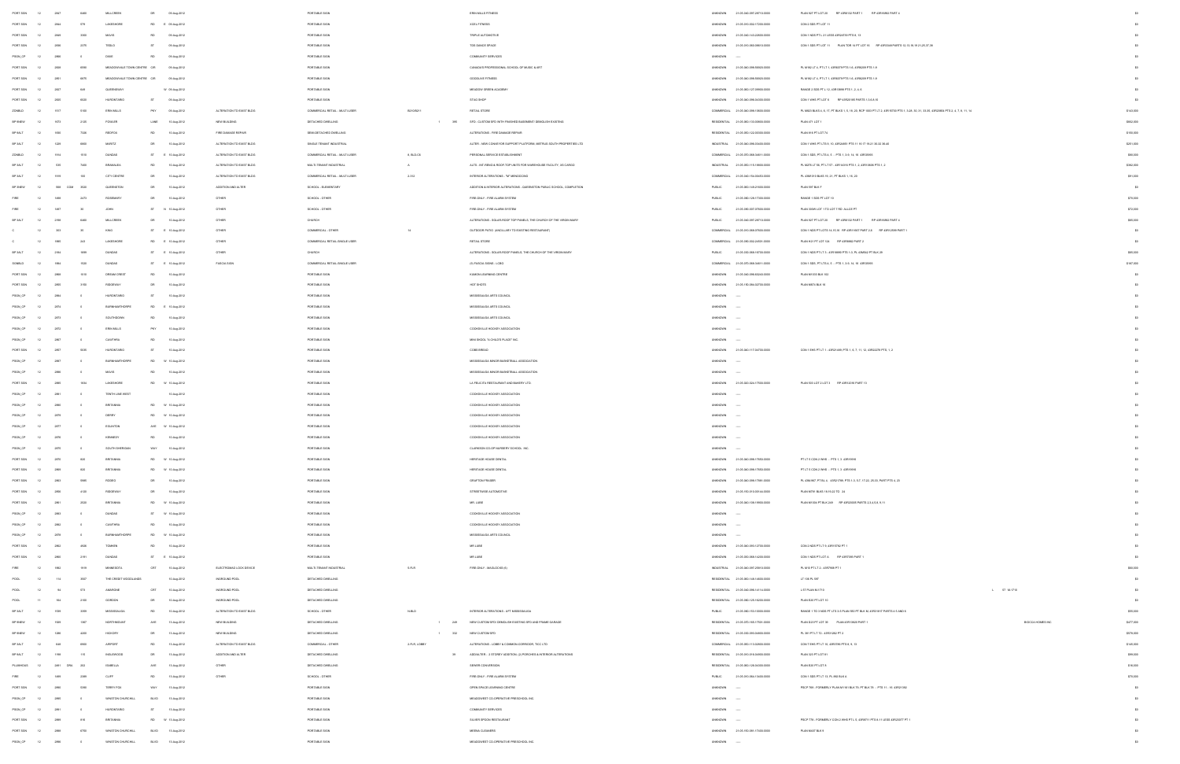| | | | | | | | | | | | | | | | | | |
|---|---|---|---|---|---|---|---|---|---|---|---|---|---|---|---|---|---|
| PORT SGN | 12 | 2847 | 6460 | MILLCREEK | DR | 09-Aug-2012 | | PORTABLE SIGN | | | ERIN MILLS FITNESS | UNKNOWN | 21-05-040-097-26710-0000 | PLAN 927 PT LOT 28 RP 43R6102 PART 1 RP 43R16862 PART 4 | | | $0 |
| PORT SGN | 12 | 2844 | 979 | LAKESHORE | RD E | 09-Aug-2012 | | PORTABLE SIGN | | | XODUS FITNESS | UNKNOWN | 21-05-010-004-17200-0000 | CON 3 SDS PT LOT 11 | | | $0 |
| PORT SGN | 12 | 2849 | 5390 | MAVIS | RD | 09-Aug-2012 | | PORTABLE SIGN | | | TRIPLE A AUTOMOTIVE | UNKNOWN | 21-05-040-143-22850-0000 | CON 1 WDS PT L 21 LESS 43R22078 PTS 8, 13 | | | $0 |
| PORT SGN | 12 | 2850 | 2370 | TEDLO | ST | 09-Aug-2012 | | PORTABLE SIGN | | | TDS DANCE SPACE | UNKNOWN | 21-05-010-063-08610-0000 | CON 1 SDS PT LOT 11 PLAN TOR 14 PT LOT 16 RP 43R10349 PARTS 12,13,18,19,21,25,37,38 | | | $0 |
| PSGN_CP | 12 | 2866 | 0 | DIXIE | RD | 09-Aug-2012 | | PORTABLE SIGN | | | COMMUNITY SERVICES | UNKNOWN | ---- | | | | $0 |
| PORT SGN | 12 | 2839 | 6990 | MEADOWVALE TOWN CENTRE | CIR | 09-Aug-2012 | | PORTABLE SIGN | | | CANADA'S PROFESSIONAL SCHOOL OF MUSIC & ART | UNKNOWN | 21-05-040-098-56500-0000 | PL M182 LT 4, PT LT 1, 43R9270 PTS 1-5, 43R9293 PTS 1-9 | | | $0 |
| PORT SGN | 12 | 2851 | 6975 | MEADOWVALE TOWN CENTRE | CIR | 09-Aug-2012 | | PORTABLE SIGN | | | GOODLIFE FITNESS | UNKNOWN | 21-05-040-098-56500-0000 | PL M182 LT 4, PT LT 1, 43R9270 PTS 1-5, 43R9293 PTS 1-9 | | | $0 |
| PORT SGN | 12 | 2827 | 849 | QUEENSWAY | W | 09-Aug-2012 | | PORTABLE SIGN | | | MEADOW GREEN ACADEMY | UNKNOWN | 21-05-060-127-09900-0000 | RANGE 3 SDS PT L 12, 43R13686 PTS 1, 2, 4, 5 | | | $0 |
| PORT SGN | 12 | 2825 | 6020 | HURONTARIO | ST | 09-Aug-2012 | | PORTABLE SIGN | | | STAG SHOP | UNKNOWN | 21-05-040-098-34050-0000 | CON 1 WHS PT LOT 6 RP 43R25190 PARTS 1,3,6,8,10 | | | $0 |
| ZONBLD | 12 | 1517 | 5100 | ERIN MILLS | PKY | 09-Aug-2012 | ALTERATION TO EXIST BLDG | COMMERCIAL RETAIL - MULTI-USER | | R2-N2621 | RETAIL STORE | COMMERCIAL | 21-05-040-098-10600-0000 | PL M823 BLKS 4, 6, 17, PT BLK 3, 5, 16, 20, RCP 1003 PT LT 2, 43R18739 PTS 1, 5-28, 30, 31, 33-35, 43R20604 PTS 3, 4, 7, 9, 11, 14 | | | $143,000 |
| SP NHEW | 12 | 1073 | 3105 | FOWLER | LANE | 10-Aug-2012 | NEW BUILDING | DETACHED DWELLING | | 1 | 395 SFD - CUSTOM SFD WITH FINISHED BASEMENT / DEMOLISH EXISTING | RESIDENTIAL | 21-05-060-155-00000-0000 | PLAN 471 LOT 1 | | | $802,000 |
| SP ALT | 12 | 1590 | 7336 | REDFOX | RD | 10-Aug-2012 | FIRE DAMAGE REPAIR | SEMI-DETACHED DWELLING | | | ALTERATIONS - FIRE DAMAGE REPAIR | RESIDENTIAL | 21-05-050-122-00000-0000 | PLAN M18 PT LOT 74 | | | $100,000 |
| SP ALT | 12 | 1029 | 6660 | MARITZ | DR | 10-Aug-2012 | ALTERATION TO EXIST BLDG | SINGLE TENANT INDUSTRIAL | | | ALTER - NEW CONVEYOR SUPPORT PLATFORM, METRUS SOUTH PROPERTIES LTD | INDUSTRIAL | 21-05-040-098-00600-0000 | CON 1 WHS PT LTS 9, 10, 43R24955 PTS 11-15 17-19 21 30-32 36-40 | | | $261,000 |
| ZONBLD | 12 | 1514 | 1515 | DUNDAS | ST E | 10-Aug-2012 | ALTERATION TO EXIST BLDG | COMMERCIAL RETAIL - MULTI-USER | | H, BLOCK | PERSONAL SERVICE ESTABLISHMENT | COMMERCIAL | 21-05-070-066-04811-0000 | CON 1 SDS, PT LTS 4, 5 - PTS 1, 3-5, 14, 16 43R35800 | | | $86,000 |
| SP ALT | 12 | 539 | 7405 | BRAMALEA | RD | 10-Aug-2012 | ALTERATION TO EXIST BLDG | MULTI-TENANT INDUSTRIAL | | A | ALTS - INT./WINDOW & ROOF TOP UNITS FOR WAREHOUSE FACILITY, XS CARGO | INDUSTRIAL | 21-05-050-115-18800-0000 | PL M273 LT 50, PT LT 57 - 43R14016 PTS 1, 2, 43R13833 PTS 1, 2 | | | $302,000 |
| SP ALT | 12 | 1516 | 100 | CITY CENTRE | DR | 10-Aug-2012 | ALTERATION TO EXIST BLDG | COMMERCIAL RETAIL - MULTI-USER | | 2-112 | INTERIOR ALTERATIONS - "M" MISSISCO/NG | COMMERCIAL | 21-05-040-154-00400-0000 | PL 43M1010 BLKS 19, 21, PT BLKS 1, 18, 20 | | | $91,000 |
| SP NHEW | 12 | 508 | COM 5520 | QUEENSTON | DR | 10-Aug-2012 | ADDITION AND ALTER | SCHOOL - ELEMENTARY | | | ADDITION & INTERIOR ALTERATIONS - QUEENSTON PUBLIC SCHOOL COMPLETION | PUBLIC | 21-05-060-145-27400-0000 | PLAN 897 BLK F | | | $0 |
| FIRE | 12 | 1468 | 2473 | ROSEMARY | DR | 10-Aug-2012 | OTHER | SCHOOL - OTHER | | | FIRE ONLY - FIRE ALARM SYSTEM | PUBLIC | 21-05-060-126-17700-0000 | RANGE 1 SDS PT LOT 10 | | | $73,000 |
| FIRE | 12 | 1467 | 50 | JOHN | ST N | 10-Aug-2012 | OTHER | SCHOOL - OTHER | | | FIRE ONLY - FIRE ALARM SYSTEM | PUBLIC | 21-05-090-007-07600-0000 | PLAN 300W LOT 17 D LOT 7 RD. ALLCE PT | | | $72,000 |
| SP ALT | 12 | 2169 | 6460 | MILLCREEK | DR | 10-Aug-2012 | OTHER | CHURCH | | | ALTERATIONS - SOLAR ROOF TOP PANELS, THE CHURCH OF THE VIRGIN MARY | PUBLIC | 21-05-040-097-26710-0000 | PLAN 927 PT LOT 28 RP 43R6102 PART 1 RP 43R16862 PART 4 | | | $65,000 |
| C | 12 | 303 | 91 | KING | ST E | 10-Aug-2012 | OTHER | COMMERCIAL - OTHER | | 14 | OUTDOOR PATIO (ANCILLARY TO EXISTING RESTAURANT) | COMMERCIAL | 21-05-010-066-07000-0000 | CON 1 NDS PT LOTS 14,15,16 RP 43R11067 PART 2,6 RP 43R12599 PART 1 | | | $0 |
| C | 12 | 1885 | 243 | LAKESHORE | RD E | 10-Aug-2012 | OTHER | COMMERCIAL RETAIL-SINGLE USER | | | RETAIL STORE | COMMERCIAL | 21-05-090-004-24000-0000 | PLAN H21 PT LOT 124 RP 43R8882 PART 2 | | | $0 |
| SP ALT | 12 | 2164 | 1699 | DUNDAS | ST E | 10-Aug-2012 | OTHER | CHURCH | | | ALTERATIONS - SOLAR ROOF PANELS, THE CHURCH OF THE VIRGIN MARY | PUBLIC | 21-05-030-068-16700-0000 | CON 1 NDS PT LT 3 - 43R18085 PTS 1-3, PL 43M842 PT BLK 29 | | | $60,000 |
| SGNBLD | 12 | 1964 | 1520 | DUNDAS | ST E | 10-Aug-2012 | FASCIA SIGN | COMMERCIAL RETAIL-SINGLE USER | | | (1) FASCIA SIGNS - LCBO | COMMERCIAL | 21-05-070-066-04811-0000 | CON 1 SDS, PT LTS 4, 5 - PTS 1, 3-5, 14, 16 43R35800 | | | $167,000 |
| PORT SGN | 12 | 2869 | 1015 | DREAM CREST | RD | 10-Aug-2012 | | PORTABLE SIGN | | | KUMON LEARNING CENTRE | UNKNOWN | 21-05-040-096-60240-0000 | PLAN M1010 BLK 102 | | | $0 |
| PORT SGN | 12 | 2855 | 5100 | RIDGEWAY | DR | 10-Aug-2012 | | PORTABLE SIGN | | | HOT SHOTS | UNKNOWN | 21-05-150-084-02700-0000 | PLAN M674 BLK 10 | | | $0 |
| PSGN_CP | 12 | 2864 | 0 | HURONTARIO | ST | 10-Aug-2012 | | PORTABLE SIGN | | | MISSISSAUGA ARTS COUNCIL | UNKNOWN | ---- | | | | $0 |
| PSGN_CP | 12 | 2874 | 0 | BURNHAMTHORPE | RD E | 10-Aug-2012 | | PORTABLE SIGN | | | MISSISSAUGA ARTS COUNCIL | UNKNOWN | ---- | | | | $0 |
| PSGN_CP | 12 | 2873 | 0 | SOUTHDOWN | RD | 10-Aug-2012 | | PORTABLE SIGN | | | MISSISSAUGA ARTS COUNCIL | UNKNOWN | ---- | | | | $0 |
| PSGN_CP | 12 | 2872 | 0 | ERIN MILLS | PKY | 10-Aug-2012 | | PORTABLE SIGN | | | COOKSVILLE HOCKEY ASSOCIATION | UNKNOWN | ---- | | | | $0 |
| PSGN_CP | 12 | 2867 | 0 | CAWTHRA | RD | 10-Aug-2012 | | PORTABLE SIGN | | | MINI SKOOL "A CHILD'S PLACE" INC. | UNKNOWN | ---- | | | | $0 |
| PORT SGN | 12 | 2857 | 6035 | HURONTARIO | ST | 10-Aug-2012 | | PORTABLE SIGN | | | COBS BREAD | UNKNOWN | 21-05-040-117-04700-0000 | CON 1 WHS PT LT 1 - 43R21485 PTS 1-6, 7, 11, 12, 43R24276 PTS, 1, 2 | | | $0 |
| PSGN_CP | 12 | 2867 | 0 | BURNHAMTHORPE | RD W | 10-Aug-2012 | | PORTABLE SIGN | | | MISSISSAUGA MINOR BASKETBALL ASSOCIATION | UNKNOWN | ---- | | | | $0 |
| PSGN_CP | 12 | 2868 | 0 | MAVIS | RD | 10-Aug-2012 | | PORTABLE SIGN | | | MISSISSAUGA MINOR BASKETBALL ASSOCIATION | UNKNOWN | ---- | | | | $0 |
| PORT SGN | 12 | 2869 | 1644 | LAKESHORE | RD W | 10-Aug-2012 | | PORTABLE SIGN | | | LA FELICITA RESTAURANT AND BAKERY LTD | UNKNOWN | 21-05-020-024-17500-0000 | PLAN 505 LOT 2 LOT 3 RP 43R13090 PART 13 | | | $0 |
| PSGN_CP | 12 | 2861 | 0 | TENTH LINE WEST | | 10-Aug-2012 | | PORTABLE SIGN | | | COOKSVILLE HOCKEY ASSOCIATION | UNKNOWN | ---- | | | | $0 |
| PSGN_CP | 12 | 2866 | 0 | BRITANNIA | RD W | 10-Aug-2012 | | PORTABLE SIGN | | | COOKSVILLE HOCKEY ASSOCIATION | UNKNOWN | ---- | | | | $0 |
| PSGN_CP | 12 | 2879 | 0 | DERRY | RD W | 10-Aug-2012 | | PORTABLE SIGN | | | COOKSVILLE HOCKEY ASSOCIATION | UNKNOWN | ---- | | | | $0 |
| PSGN_CP | 12 | 2877 | 0 | EGLINTON | AVE W | 10-Aug-2012 | | PORTABLE SIGN | | | COOKSVILLE HOCKEY ASSOCIATION | UNKNOWN | ---- | | | | $0 |
| PSGN_CP | 12 | 2876 | 0 | KENNEDY | RD | 10-Aug-2012 | | PORTABLE SIGN | | | COOKSVILLE HOCKEY ASSOCIATION | UNKNOWN | ---- | | | | $0 |
| PSGN_CP | 12 | 2875 | 0 | SOUTH SHERIDAN | WAY | 10-Aug-2012 | | PORTABLE SIGN | | | CLARKSON CO-OP NURSERY SCHOOL INC | UNKNOWN | ---- | | | | $0 |
| PORT SGN | 12 | 2870 | 845 | BRITANNIA | RD W | 10-Aug-2012 | | PORTABLE SIGN | | | HERITAGE HOUSE DENTAL | UNKNOWN | 21-05-040-098-17850-0000 | PT LT 6 CON 2 WHS - PTS 1, 3 43R19906 | | | $0 |
| PORT SGN | 12 | 2865 | 845 | BRITANNIA | RD W | 10-Aug-2012 | | PORTABLE SIGN | | | HERITAGE HOUSE DENTAL | UNKNOWN | 21-05-040-098-17850-0000 | PT LT 6 CON 2 WHS - PTS 1, 3 43R19906 | | | $0 |
| PORT SGN | 12 | 2863 | 6985 | FEDERO | DR | 10-Aug-2012 | | PORTABLE SIGN | | | GRAFTON FRASER | UNKNOWN | 21-05-040-098-17900-0000 | PL 43M2007, PT BLK 4 - 43R21766, PTS 1-5, 5-7, 17-22, 25-31, PART PTS 6, 23 | | | $0 |
| PORT SGN | 12 | 2856 | 4120 | RIDGEWAY | DR | 10-Aug-2012 | | PORTABLE SIGN | | | STREETSIDE AUTOMOTIVE | UNKNOWN | 21-05-150-010-00164-0000 | PLAN M761 BLKS 18,19,22 TO 24 | | | $0 |
| PORT SGN | 12 | 2861 | 4500 | BRITANNIA | RD W | 10-Aug-2012 | | PORTABLE SIGN | | | MR. LUBE | UNKNOWN | 21-05-040-108-19900-0000 | PLAN M1004 PT BLK 248 RP 43R23005 PARTS 2,3,4,5,8, 9,11 | | | $0 |
| PSGN_CP | 12 | 2883 | 0 | DUNDAS | ST W | 10-Aug-2012 | | PORTABLE SIGN | | | COOKSVILLE HOCKEY ASSOCIATION | UNKNOWN | ---- | | | | $0 |
| PSGN_CP | 12 | 2882 | 0 | CAWTHRA | RD | 10-Aug-2012 | | PORTABLE SIGN | | | COOKSVILLE HOCKEY ASSOCIATION | UNKNOWN | ---- | | | | $0 |
| PSGN_CP | 12 | 2878 | 0 | BURNHAMTHORPE | RD W | 10-Aug-2012 | | PORTABLE SIGN | | | MISSISSAUGA ARTS COUNCIL | UNKNOWN | ---- | | | | $0 |
| PORT SGN | 12 | 2862 | 4600 | TOMKEN | RD | 10-Aug-2012 | | PORTABLE SIGN | | | MR. LUBE | UNKNOWN | 21-05-040-093-12700-0000 | CON 2 NDS PT LT 5 43R15792 PT 1 | | | $0 |
| PORT SGN | 12 | 2860 | 2191 | DUNDAS | ST E | 10-Aug-2012 | | PORTABLE SIGN | | | MR. LUBE | UNKNOWN | 21-05-050-099-14200-0000 | CON 1 NDS PT LOT A RP 43R7405 PART 1 | | | $0 |
| FIRE | 12 | 1862 | 1619 | MINNESOTA | CRT | 10-Aug-2012 | ELECTROMAG LOCK DEVICE | MULTI-TENANT INDUSTRIAL | | 5 FLR | FIRE ONLY - MAGLOCKS (5) | INDUSTRIAL | 21-05-040-097-25810-0000 | PL M10 PT LT 3 - 43R7699 PT 1 | | | $80,000 |
| POOL | 12 | 114 | 5507 | THE CREDIT WOODLANDS | | 10-Aug-2012 | INGROUND POOL | DETACHED DWELLING | | | | RESIDENTIAL | 21-05-060-148-18800-0000 | LT 108 PL 597 | | | $0 |
| POOL | 12 | 94 | 973 | AMAROHE | CRT | 10-Aug-2012 | INGROUND POOL | DETACHED DWELLING | | | | RESIDENTIAL | 21-05-040-095-14114-0000 | L 57 PLAN M-773 | | L 57 M-1719 | $0 |
| POOL | 11 | 104 | 2100 | GORDON | DR | 10-Aug-2012 | INGROUND POOL | DETACHED DWELLING | | | | RESIDENTIAL | 21-05-060-125-10200-0000 | PLAN E20 PT LOT 10 | | | $0 |
| SP ALT | 12 | 1539 | 3309 | MISSISSAUGA | RD | 10-Aug-2012 | ALTERATION TO EXIST BLDG | SCHOOL - OTHER | | HUBLD | INTERIOR ALTERATIONS - UTT MISSISSAUGA | PUBLIC | 21-05-060-153-10000-0000 | RANGE 1 TO 3 NDS PT LTS 3-5 PLAN 550 PT BLK M, 43R19817 PARTS 4,5 AND 6 | | | $50,000 |
| SP NHEW | 12 | 1089 | 1387 | NORTHMOUNT | AVE | 13-Aug-2012 | NEW BUILDING | DETACHED DWELLING | | 1 | 249 NEW CUSTOM SFD DEMOLISH EXISTING SFD AND FRAME GARAGE | RESIDENTIAL | 21-05-070-155-17501-0000 | PLAN D23 PT LOT 39 PLAN 43R13620 PART 1 | | BIOCCA HOMES INC | $377,000 |
| SP NHEW | 12 | 1086 | 4208 | HICKORY | DR | 13-Aug-2012 | NEW BUILDING | DETACHED DWELLING | | 1 | 322 NEW CUSTOM SFD | RESIDENTIAL | 21-05-030-095-04800-0000 | PL 391 PT LT 72 - 43R31482 PT 2 | | | $578,000 |
| SP ALT | 12 | 849 | 6900 | AIRPORT | RD | 13-Aug-2012 | ALTERATION TO EXIST BLDG | COMMERCIAL - OTHER | | 2-FLR, LOBBY | ALTERATIONS - LOBBY & COMMON CORRIDOR, TCC LTD | COMMERCIAL | 21-05-050-113-02800-0000 | CON 7 EHS PT L 10, 43R1336 PTS 8, 9, 10 | | | $140,000 |
| SP ALT | 12 | 1198 | 115 | INGLEWOOD | DR | 13-Aug-2012 | ADDITION AND ALTER | DETACHED DWELLING | | 39 | ADD/ALTER - 2 STOREY ADDITION, (2) PORCHES & INTERIOR ALTERATIONS | RESIDENTIAL | 21-05-090-010-04000-0000 | PLAN 325 PT LOT 81 | | | $99,000 |
| PLUMHOUS | 12 | 2491 | DRN 202 | ISABELLA | AVE | 13-Aug-2012 | OTHER | DETACHED DWELLING | | | SEWER CONVERSION | RESIDENTIAL | 21-05-060-126-04500-0000 | PLAN E20 PT LOT 4 | | | $16,000 |
| FIRE | 12 | 1499 | 2399 | CLIFF | RD | 13-Aug-2012 | OTHER | SCHOOL - OTHER | | | FIRE ONLY - FIRE ALARM SYSTEM | PUBLIC | 21-05-010-004-14000-0000 | CON 1 SDS PT LT 13, PL 682 BLK A | | | $73,000 |
| PORT SGN | 12 | 2890 | 5590 | TERRY FOX | WAY | 13-Aug-2012 | | PORTABLE SIGN | | | OPEN SPACE LEARNING CENTRE | UNKNOWN | ---- | PSCP 799 - FORMERLY PLAN M1181 BLK 79, PT BLK 79 - PTS 11 - 16 43R21302 | | | $0 |
| PSGN_CP | 12 | 2895 | 0 | WINSTON CHURCHILL | BLVD | 13-Aug-2012 | | PORTABLE SIGN | | | MEADOWVET CO-OPERATIVE PRESCHOOL INC | UNKNOWN | ---- | | | | $0 |
| PSGN_CP | 12 | 2891 | 0 | HURONTARIO | ST | 13-Aug-2012 | | PORTABLE SIGN | | | COMMUNITY SERVICES | UNKNOWN | ---- | | | | $0 |
| PORT SGN | 12 | 2889 | 619 | BRITANNIA | RD W | 13-Aug-2012 | | PORTABLE SIGN | | | SILVER SPOON RESTAURANT | UNKNOWN | ---- | PSCP 776 - FORMERLY CON 2 WHS PT L 5, 43R9711 PTS 8-11 LESS 43R23077 PT 1 | | | $0 |
| PORT SGN | 12 | 2888 | 6750 | WINSTON CHURCHILL | BLVD | 13-Aug-2012 | | PORTABLE SIGN | | | MEENA CLEANERS | UNKNOWN | 21-05-150-081-17400-0000 | PLAN M407 BLK 9 | | | $0 |
| PSGN_CP | 12 | 2896 | 0 | WINSTON CHURCHILL | BLVD | 13-Aug-2012 | | PORTABLE SIGN | | | MEADOWVET CO-OPERATIVE PRESCHOOL INC | UNKNOWN | ---- | | | | $0 |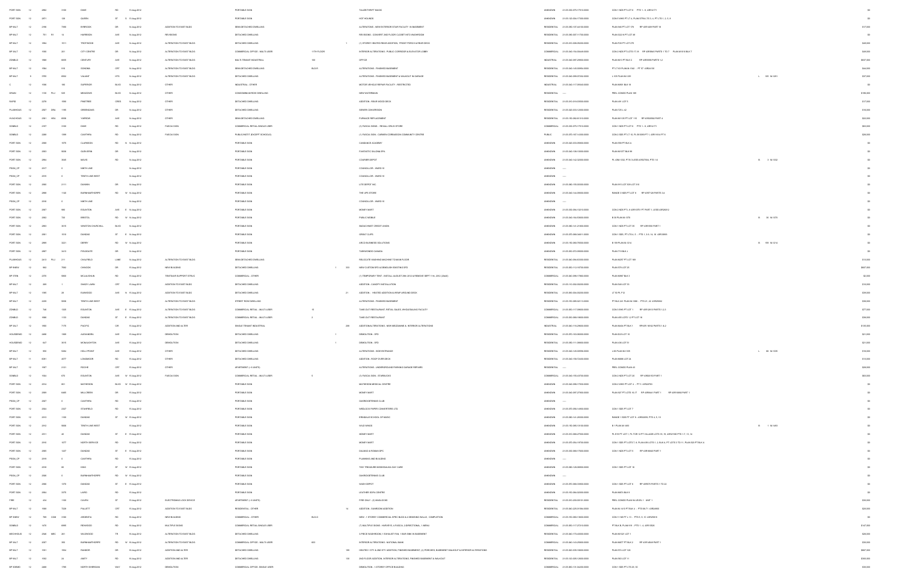| | | | | | | | | | | | | | | | | | | | |
|---|---|---|---|---|---|---|---|---|---|---|---|---|---|---|---|---|---|---|---|
| PORT SIGN | 12 | 2862 | | 3100 | DIXIE | RD | | 13-Aug-2012 | | PORTABLE SIGN | | | | TALIZE THRIFT MAGIC | UNKNOWN | 21-05-030-075-17910-0000 | CON 1 NDS PT LOT 8 PTS 1, 8 43R14171 | | $0 |
| PORT SIGN | 12 | 2871 | | 128 | QUEEN | ST | S | 13-Aug-2012 | | PORTABLE SIGN | | | | HOT ROUND | UNKNOWN | 21-05-120-004-17200-0000 | CON 5 WHS PT LT 4, PLAN STR4 LTS 3, 4, PT LTS 1, 2, 5, 6 | | $0 |
| BP 9ALT | 12 | 2190 | | 7390 | BIRDROCK | RD | | 14-Aug-2012 | ADDITION TO EXIST BLDG | SEMI-DETACHED DWELLING | | | | ALTERATIONS - NEW EXTERIOR STAIR FACILITY IN BASEMENT | RESIDENTIAL | 21-05-080-107-04100-0000 | PLAN 949 PT LOT 176 RP 43R5408 PART 18 | | $17,000 |
| BP 9ALT | 12 | 751 | R1 | 14 | HARRISON | AVE | | 14-Aug-2012 | REVISIONS | DETACHED DWELLING | | | | REVISIONS - CONVERT 2ND FLOOR CLOSET INTO WASHROOM | RESIDENTIAL | 21-05-080-007-11700-0000 | PLAN D22 N PT LOT 48 | | $0 |
| BP 9ALT | 12 | 1994 | | 1511 | TROTWOOD | AVE | | 14-Aug-2012 | ALTERATION TO EXIST BLDG | DETACHED DWELLING | | 1 | | (1) STOREY HEATED REAR ADDITION, FRONT PORCH & REAR DECK | RESIDENTIAL | 21-05-010-008-05200-0000 | PLAN F20 PT LOT 275 | | $49,000 |
| BP 9ALT | 12 | 1590 | | 201 | CITY CENTRE | DR | | 14-Aug-2012 | ALTERATION TO EXIST BLDG | COMMERCIAL OFFICE - MULTI-USER | 11TH FLOOR | | | INTERIOR ALTERATIONS - PUBLIC CORRIDOR & ELEVATOR LOBBY | COMMERCIAL | 21-05-040-154-00449-0000 | CON 2 NDS PT LOTS 17, 18 RP 43R3945 PARTS 1 TO 7 PLAN M1010 BLK 7 | | $49,000 |
| ZONBLD | 12 | 1988 | | 6835 | CENTURY | AVE | | 14-Aug-2012 | ALTERATION TO EXIST BLDG | MULTI-TENANT INDUSTRIAL | 100 | | | OFFICE | INDUSTRIAL | 21-05-040-097-29900-0000 | PLAN M13 PT BLK D RP 43R9996 PARTS 1,2 | | $607,000 |
| BP 9ALT | 12 | 1964 | | 916 | SONOMA | CRT | | 14-Aug-2012 | ALTERATION TO EXIST BLDG | SEMI-DETACHED DWELLING | BLD-R | | | ALTERATIONS - FINISHED BASEMENT | RESIDENTIAL | 21-05-040-145-09906-0000 | PT LT 63 PLAN M-1582 - PT 57 43R24193 | | $44,000 |
| BP 9ALT | 9 | 1755 | | 6932 | VALIANT | HTS | | 14-Aug-2012 | ALTERATION TO EXIST BLDG | DETACHED DWELLING | | | | ALTERATIONS - FINISHED BASEMENT & WALKOUT IN GARAGE | RESIDENTIAL | 21-05-040-098-87204-0000 | L 105 PLAN M-1291 | L 105 M-1291 | $37,000 |
| C | 12 | 1098 | | 160 | SUPERIOR | BLVD | | 14-Aug-2012 | OTHER | INDUSTRIAL - OTHER | | | | MOTOR VEHICLE REPAIR FACILITY - RESTRICTED | INDUSTRIAL | 21-05-040-117-00540-0000 | PLAN M665 BLK 19 | | $0 |
| DRAIN | 12 | 1135 | PLU | 620 | MEADOWS | BLVD | | 14-Aug-2012 | OTHER | CONDOMINIUM ROW DWELLING | | | | NEW WATERMAIN | RESIDENTIAL | ----- | PEEL CONDO PLAN 189 | | $198,000 |
| RAPID | 12 | 2278 | | 1080 | PINETREE | CRES | | 14-Aug-2012 | OTHER | DETACHED DWELLING | | | | ADDITION - REAR WOOD DECK | RESIDENTIAL | 21-05-010-019-03000-0000 | PLAN 491 LOT 5 | | $17,000 |
| PLUMHOUS | 12 | 2027 | DRN | 1190 | GREENOAKS | DR | | 14-Aug-2012 | OTHER | DETACHED DWELLING | | | | SEWER CONVERSION | RESIDENTIAL | 21-05-020-003-12900-0000 | PLAN 720 L 44 | | $18,000 |
| HVACHOUS | 12 | 2001 | HEA | 6696 | YARROW | AVE | | 14-Aug-2012 | OTHER | SEMI-DETACHED DWELLING | | | | FURNACE REPLACEMENT | RESIDENTIAL | 21-05-150-082-61310-0000 | PLAN M135 PT LOT 118 RP 43R20652 PART 4 | | $22,000 |
| ZONBLD | 12 | 2397 | | 3100 | DIXIE | RD | | 14-Aug-2012 | FASCIA SIGN | COMMERCIAL RETAIL-SINGLE USER | | | | (1) FASCIA SIGN - REXALL DRUG STORE | COMMERCIAL | 21-05-030-075-17910-0000 | CON 1 NDS PT LOT 8 PTS 1, 8 43R14171 | | $60,000 |
| ZONBLD | 12 | 2288 | | 1399 | CAWTHRA | RD | | 14-Aug-2012 | FASCIA SIGN | PUBLIC/INSTIT (EXCEPT SCHOOLS) | | | | (1) FASCIA SIGN - CARMEN CORBASSON COMMUNITY CENTRE | PUBLIC | 21-05-070-167-15500-0000 | CON 2 SDS PT LT 10, PL 60 SOM PT 1, 43R11614 PT 5 | | $26,000 |
| PORT SIGN | 12 | 2568 | | 1075 | CLARKSON | RD | N | 14-Aug-2012 | | PORTABLE SIGN | | | | CARDANCE ACADEMY | UNKNOWN | 21-05-020-033-20900-0000 | PLAN 736 PT BLK G | | $0 |
| PORT SIGN | 12 | 2583 | | 3536 | GLEN ERIN | DR | | 14-Aug-2012 | | PORTABLE SIGN | | | | FANTASTIC NAILS & SPA | UNKNOWN | 21-05-040-136-10000-0000 | PLAN M107 BLK 99 | | $0 |
| PORT SIGN | 12 | 2584 | | 5645 | MAVIS | RD | | 14-Aug-2012 | | PORTABLE SIGN | | | | COURIER DEPOT | UNKNOWN | 21-05-040-152-32000-0000 | PL 43M 1332, PT B 3 LESS 43R27084, PTS 1-8 | B 3 M-1332 | $0 |
| PSGN_CP | 12 | 2017 | | 0 | NINTH LINE | | | 14-Aug-2012 | | PORTABLE SIGN | | | | COUNCILLOR - WARD 10 | UNKNOWN | ----- | | | $0 |
| PSGN_CP | 12 | 2010 | | 0 | TENTH LINE WEST | | | 14-Aug-2012 | | PORTABLE SIGN | | | | COUNCILLOR - WARD 10 | UNKNOWN | ----- | | | $0 |
| PORT SIGN | 12 | 2060 | | 2111 | DUNWIN | DR | | 14-Aug-2012 | | PORTABLE SIGN | | | | LITE DEPOT INC. | UNKNOWN | 21-05-060-155-00000-0000 | PLAN 915 LOT 209 LOT 210 | | $0 |
| PORT SIGN | 12 | 2886 | | 1140 | BURNHAMTHORPE | RD | W | 14-Aug-2012 | | PORTABLE SIGN | | | | THE UPS STORE | UNKNOWN | 21-05-040-144-09000-0000 | RANGE 3 NDS PT LOT 6 RP 43R7128 PARTS 3,4 | | $0 |
| PSGN_CP | 12 | 2018 | | 0 | NINTH LINE | | | 14-Aug-2012 | | PORTABLE SIGN | | | | COUNCILLOR - WARD 10 | UNKNOWN | ----- | | | $0 |
| PORT SIGN | 12 | 2307 | | 980 | EGLINTON | AVE | E | 14-Aug-2012 | | PORTABLE SIGN | | | | MONEY MART | UNKNOWN | 21-05-030-094-10210-0000 | CON 2 NDS PT L 6 43R10751 PT PART 1 LESS 43R20652 | | $0 |
| PORT SIGN | 12 | 2582 | | 720 | BRISTOL | RD | W | 14-Aug-2012 | | PORTABLE SIGN | | | | PUBLIC MOBILE | UNKNOWN | 21-05-040-164-59000-0000 | B 93 PLAN M-1570 | B 93 M-1570 | $0 |
| PORT SIGN | 12 | 2593 | | 3015 | WINSTON CHURCHILL | BLVD | | 14-Aug-2012 | | PORTABLE SIGN | | | | SOUTHWEST CREDIT UNION | UNKNOWN | 21-05-060-141-21800-0000 | CON 1 NDS PT LOT 35 RP 43R1050 PART 1 | | $0 |
| PORT SIGN | 12 | 2561 | | 1515 | DUNDAS | ST | E | 14-Aug-2012 | | PORTABLE SIGN | | | | GREAT CUPS | UNKNOWN | 21-05-070-068-04611-0000 | CON 1 SDS, PT LTS 4, 5 - PTS 1, 3-5, 14, 16 43R33805 | | $0 |
| PORT SIGN | 12 | 2595 | | 3221 | DERRY | RD | W | 14-Aug-2012 | | PORTABLE SIGN | | | | ARCO BUSINESS SOLUTIONS | UNKNOWN | 21-05-150-080-76500-0000 | B 109 PLAN M-1214 | B 109 M-1214 | $0 |
| PORT SIGN | 12 | 2897 | | 5410 | FIELDGATE | DR | | 14-Aug-2012 | | PORTABLE SIGN | | | | TAEKWONDO CANADA | UNKNOWN | 21-05-030-072-09000-0000 | PLAN 718 BLK J | | $0 |
| PLUMHOUS | 12 | 2413 | PLU | 211 | CAULFIELD | LANE | | 14-Aug-2012 | ALTERATION TO EXIST BLDG | SEMI-DETACHED DWELLING | | | | RELOCATE WASHING MACHINE TO MAIN FLOOR | RESIDENTIAL | 21-05-040-096-60300-0000 | PLAN M297 PT LOT 189 | | $13,000 |
| BP 9NEW | 12 | 953 | | 7562 | CHINOOK | DR | | 15-Aug-2012 | NEW BUILDING | DETACHED DWELLING | | 1 | 333 | NEW CUSTOM SFD & DEMOLISH EXISTING SFD | RESIDENTIAL | 21-05-050-112-15700-0000 | PLAN 574 LOT 20 | | $567,000 |
| BP 3TEN | 12 | 2370 | | 6900 | MCLAUGHLIN | RD | | 15-Aug-2012 | TENTS/AIR SUPPORT STRUC | COMMERCIAL - OTHER | | | | (1) TEMPORARY TENT - INSTALL AUGUST 20th 2012 & REMOVE SEPT 11th, 2012 (20x40) | COMMERCIAL | 21-05-040-098-17860-0000 | PLAN M987 BLK 3 | | $2,000 |
| BP 9ALT | 12 | 269 | | 1 | SHADY LAWN | CRT | | 15-Aug-2012 | ADDITION TO EXIST BLDG | DETACHED DWELLING | | | | ADDITION - CANOPY INSTALLATION | RESIDENTIAL | 21-05-110-002-00200-0000 | PLAN 538 LOT 35 | | $10,000 |
| BP 9ALT | 12 | 1789 | | 69 | ELMWOOD | AVE | N | 15-Aug-2012 | ADDITION TO EXIST BLDG | DETACHED DWELLING | | | 21 | ADDITION - HEATED ADDITION & WRAP-AROUND DECK | RESIDENTIAL | 21-05-090-004-00200-0000 | LT 50 PL F12 | | $38,000 |
| BP 9ALT | 12 | 2228 | | 5596 | TENTH LINE WEST | | | 15-Aug-2012 | ALTERATION TO EXIST BLDG | STREET ROW DWELLING | | | | ALTERATIONS - FINISHED BASEMENT | RESIDENTIAL | 21-05-150-085-02113-0000 | PT BLK 241 PLAN M-1996 - PTS 21, 22 43R29002 | | $38,000 |
| ZONBLD | 12 | 798 | | 1200 | EGLINTON | AVE | E | 15-Aug-2012 | ALTERATION TO EXIST BLDG | COMMERCIAL RETAIL - MULTI-USER | 15 | | | TAKE-OUT RESTAURANT, RETAIL SALES, WHOLESALING FACILITY | COMMERCIAL | 21-05-050-117-28600-0000 | CON 3 EHS PT LOT 1 RP 43R12613 PARTS 1,2,3 | | $77,000 |
| ZONBLD | 12 | 1986 | | 1133 | DUNDAS | ST | E | 15-Aug-2012 | ALTERATION TO EXIST BLDG | COMMERCIAL RETAIL - MULTI-USER | 2 | | | TAKE-OUT RESTAURANT | COMMERCIAL | 21-05-050-068-18600-0000 | PLAN 495 LOTS 1,2 PT LOT 16 | | $38,000 |
| BP 9ALT | 12 | 1950 | | 7170 | PACIFIC | CIR | | 15-Aug-2012 | ADDITION AND ALTER | SINGLE TENANT INDUSTRIAL | | | 299 | ADDITION/ALTERATIONS - NEW MEZZANINE & INTERIOR ALTERATIONS | INDUSTRIAL | 21-05-040-116-29600-0000 | PLAN M404 PT BLK 1 RP43R 16162 PARTS 1 & 2 | | $139,000 |
| HOUSDEMO | 12 | 2488 | | 1389 | CASSANDRA | AVE | | 15-Aug-2012 | DEMOLITION | DETACHED DWELLING | | 1 | | DEMOLITION - SFD | RESIDENTIAL | 21-05-070-163-00800-0000 | PLAN D23 LOT 18 | | $21,000 |
| HOUSDEMO | 12 | 647 | | 5515 | MCNAUGHTON | AVE | | 15-Aug-2012 | DEMOLITION | DETACHED DWELLING | | 1 | | DEMOLITION - SFD | RESIDENTIAL | 21-05-050-111-08800-0000 | PLAN 435 LOT 51 | | $21,000 |
| BP 9ALT | 12 | 950 | | 6284 | HOLLYPOINT | AVE | | 15-Aug-2012 | OTHER | DETACHED DWELLING | | | | ALTERATIONS - SIDE ENTRANCE | RESIDENTIAL | 21-05-040-145-00956-0000 | L 86 PLAN M-1305 | L 86 M-1305 | $16,000 |
| BP 9ALT | 11 | 6061 | | 4577 | LONGMOOR | RD | | 15-Aug-2012 | OTHER | DETACHED DWELLING | | | | ADDITION - ROOF OVER DECK | RESIDENTIAL | 21-05-040-156-72400-0000 | PLAN M886 LOT 24 | | $13,000 |
| BP 9ALT | 12 | 1587 | | 3121 | ROCHE | CRT | | 15-Aug-2012 | OTHER | APARTMENT (> 6 UNITS) | | | | ALTERATIONS - UNDERGROUND PARKING GARAGE REPAIRS | RESIDENTIAL | ----- | PEEL CONDO PLAN 43 | | $28,000 |
| ZONBLD | 12 | 1924 | | 875 | EGLINTON | AVE | W | 15-Aug-2012 | FASCIA SIGN | COMMERCIAL RETAIL - MULTI-USER | 8 | | | (3) FASCIA SIGN - STARBUCKS | COMMERCIAL | 21-05-040-155-43700-0000 | CON 2 NDS PT LOT 20 RP 43R20153 PART 1 | | $63,000 |
| PORT SIGN | 12 | 2514 | | 861 | MATHESON | BLVD | W | 15-Aug-2012 | | PORTABLE SIGN | | | | MATHESON MEDICAL CENTRE | UNKNOWN | 21-05-040-098-17950-0000 | CON 2 WHS PT LOT 4 - PT 1, 43R22793 | | $0 |
| PORT SIGN | 12 | 2509 | | 6465 | MILLCREEK | DR | | 15-Aug-2012 | | PORTABLE SIGN | | | | MONEY MART | UNKNOWN | 21-05-040-097-27900-0000 | PLAN 927 PT LOTS 16,17 RP 43R9441 PART 1 RP 43R18862 PART 1 | | $0 |
| PSGN_CP | 12 | 2007 | | 0 | CAWTHRA | RD | | 15-Aug-2012 | | PORTABLE SIGN | | | | OAKRIDGE TENNIS CLUB | UNKNOWN | ----- | | | $0 |
| PORT SIGN | 12 | 2504 | | 2337 | STANFIELD | RD | | 15-Aug-2012 | | PORTABLE SIGN | | | | WEDLOCK PAPER CONVERTERS LTD. | UNKNOWN | 21-05-070-055-14900-0000 | CON 1 SDS PT LOT 7 | | $0 |
| PORT SIGN | 12 | 2513 | | 1100 | DUNDAS | ST | W | 15-Aug-2012 | | PORTABLE SIGN | | | | ERINDALE SCHOOL OF MUSIC | UNKNOWN | 21-05-060-141-28200-0000 | RANGE 1 SDS PT LOT 8 - 43R34095 PTS 4, 5, 10 | | $0 |
| PORT SIGN | 12 | 2512 | | 5600 | TENTH LINE WEST | | | 15-Aug-2012 | | PORTABLE SIGN | | | | GOLD SINGS | UNKNOWN | 21-05-150-085-10100-0000 | B 1 PLAN M-1493 | B 1 M-1493 | $0 |
| PORT SIGN | 12 | 2511 | | 60 | DUNDAS | ST | E | 15-Aug-2012 | | PORTABLE SIGN | | | | MONEY MART | UNKNOWN | 21-05-010-068-27520-0000 | PL B19 PT LOT 1, PL TOR 12 PT VILLAGE LOTS 15, 16, 43R21300 PTS 1-7, 13, 14 | | $0 |
| PORT SIGN | 12 | 2510 | | 1077 | NORTH SERVICE | RD | | 15-Aug-2012 | | PORTABLE SIGN | | | | MONEY MART | UNKNOWN | 21-05-070-054-19700-0000 | CON 1 SDS PT LOTS 7, 8, PLAN 489 LOTS 1, 2 BLK A, PT LOTS 3 TO 11, PLAN 526 PT BLK A | | $0 |
| PORT SIGN | 12 | 2505 | | 1437 | DUNDAS | ST | E | 15-Aug-2012 | | PORTABLE SIGN | | | | DALMAS & ROMAN EPC | UNKNOWN | 21-05-030-068-17600-0000 | CON 1 NDS PT LOT 5 RP 43R10840 PART 1 | | $0 |
| PSGN_CP | 12 | 2019 | | 0 | CAWTHRA | RD | | 15-Aug-2012 | | PORTABLE SIGN | | | | PLANNING AND BUILDING | UNKNOWN | ----- | | | $0 |
| PORT SIGN | 12 | 2518 | | 80 | KING | ST | W | 15-Aug-2012 | | PORTABLE SIGN | | | | TINY TREASURE MISSISSAUGA DAY CARE | UNKNOWN | 21-05-060-129-08600-0000 | CON 1 SDS PT LOT 18 | | $0 |
| PSGN_CP | 12 | 2008 | | 0 | BURNHAMTHORPE | RD | W | 15-Aug-2012 | | PORTABLE SIGN | | | | OAKRIDGE TENNIS CLUB | UNKNOWN | ----- | | | $0 |
| PORT SIGN | 12 | 2506 | | 1570 | DUNDAS | ST | E | 15-Aug-2012 | | PORTABLE SIGN | | | | WASH DEPOT | UNKNOWN | 21-05-070-068-10000-0000 | CON 1 SDS PT LOT 8 RP 43R6793 PARTS 1 TO 22 | | $0 |
| PORT SIGN | 12 | 2503 | | 5375 | LAIRD | RD | | 15-Aug-2012 | | PORTABLE SIGN | | | | LEATHER SOFA CENTRE | UNKNOWN | 21-05-150-084-02200-0000 | PLAN M674 BLK 8 | | $0 |
| FIRE | 12 | 434 | | 1180 | CAVEN | ST | | 15-Aug-2012 | ELECTROMAG LOCK DEVICE | APARTMENT (> 6 UNITS) | | | | FIRE ONLY - (2) MAGLOCKS | RESIDENTIAL | 21-05-010-200-00101-0000 | PEEL CONDO PLAN 94 LEVEL 1 UNIT 1 | | $30,000 |
| BP 9ALT | 12 | 1908 | | 7228 | PAULETT | CRT | | 15-Aug-2012 | ADDITION TO EXIST BLDG | RESIDENTIAL - OTHER | | | 14 | ADDITION - SUNROOM ADDITION | RESIDENTIAL | 21-05-060-220-01596-0000 | PLAN M-1410 PT BLK 4 - PTS 68-71 43R24860 | | $29,000 |
| BP 3NEW | 12 | 799 | COM | 3100 | ARGENTIA | RD | | 15-Aug-2012 | NEW BUILDING | COMMERCIAL - OTHER | BLD-G | | | NEW - 1 STOREY COMMERCIAL SPEC BLDG & 4 DEMISING WALLS - COMPLETION | COMMERCIAL | 21-05-150-080-13600-0000 | CON 11 NS PT L 13 - PTS 5, 9, 10 43R25816 | | $0 |
| ZONBLD | 12 | 1470 | | 6990 | REDWOOD | RD | | 15-Aug-2012 | MULTIPLE SIGNS | COMMERCIAL RETAIL-SINGLE USER | | | | (7) MULTIPLE SIGNS - HARVEYS, 4 FASCIA, 2 DIRECTIONAL, 1 MENU | COMMERCIAL | 21-05-050-117-27210-0000 | PT BLK B, PLAN 918 - PTS 1 - 4, 43R13525 | | $147,000 |
| MECHHOUS | 12 | 2548 | MEC | 261 | WILDWOOD | TR | | 15-Aug-2012 | ALTERATION TO EXIST BLDG | DETACHED DWELLING | | | | 3-PIECE WASHROOM, 1 EXHAUST FAN, 1 BAR SINK IN BASEMENT | RESIDENTIAL | 21-05-060-173-00000-0000 | PLAN M-527 LOT 1 | | $26,000 |
| BP 9ALT | 12 | 2007 | | 800 | BURNHAMTHORPE | RD | W | 15-Aug-2012 | ALTERATION TO EXIST BLDG | COMMERCIAL OFFICE - MULTI-USER | 803 | | | INTERIOR ALTERATIONS - NATIONAL BANK | COMMERCIAL | 21-05-040-143-25000-0000 | PLAN M677 PT BLK 2 RP 43R14258 PART 1 | | $39,000 |
| BP 9ALT | 12 | 1951 | | 1594 | RANDOR | DR | | 15-Aug-2012 | ADDITION AND ALTER | DETACHED DWELLING | | | 199 | HEATED 1 STY & 2ND STY ADDITION, FINISHED BASEMENT, (2) PORCHES, BASEMENT WALKOUT & INTERIOR ALTERATIONS | RESIDENTIAL | 21-05-020-035-18600-0000 | PLAN 574 LOT 126 | | $667,000 |
| BP 9ALT | 12 | 1952 | | 24 | AMITY | RD | | 15-Aug-2012 | ADDITION AND ALTER | DETACHED DWELLING | | | 130 | 2ND FLOOR ADDITION, INTERIOR ALTERATIONS, FINISHED BASEMENT & WALKOUT | RESIDENTIAL | 21-05-130-005-12600-0000 | PLAN 550 LOT 11 | | $305,000 |
| BP 3DEMO | 12 | 2489 | | 1780 | NORTH SHERIDAN | WAY | | 15-Aug-2012 | DEMOLITION | COMMERCIAL OFFICE - SINGLE USER | | | | DEMOLITION - 1 STOREY OFFICE BUILDING | COMMERCIAL | 21-05-060-131-04200-0000 | CON 1 SDS PT LTS 29, 30 | | $30,000 |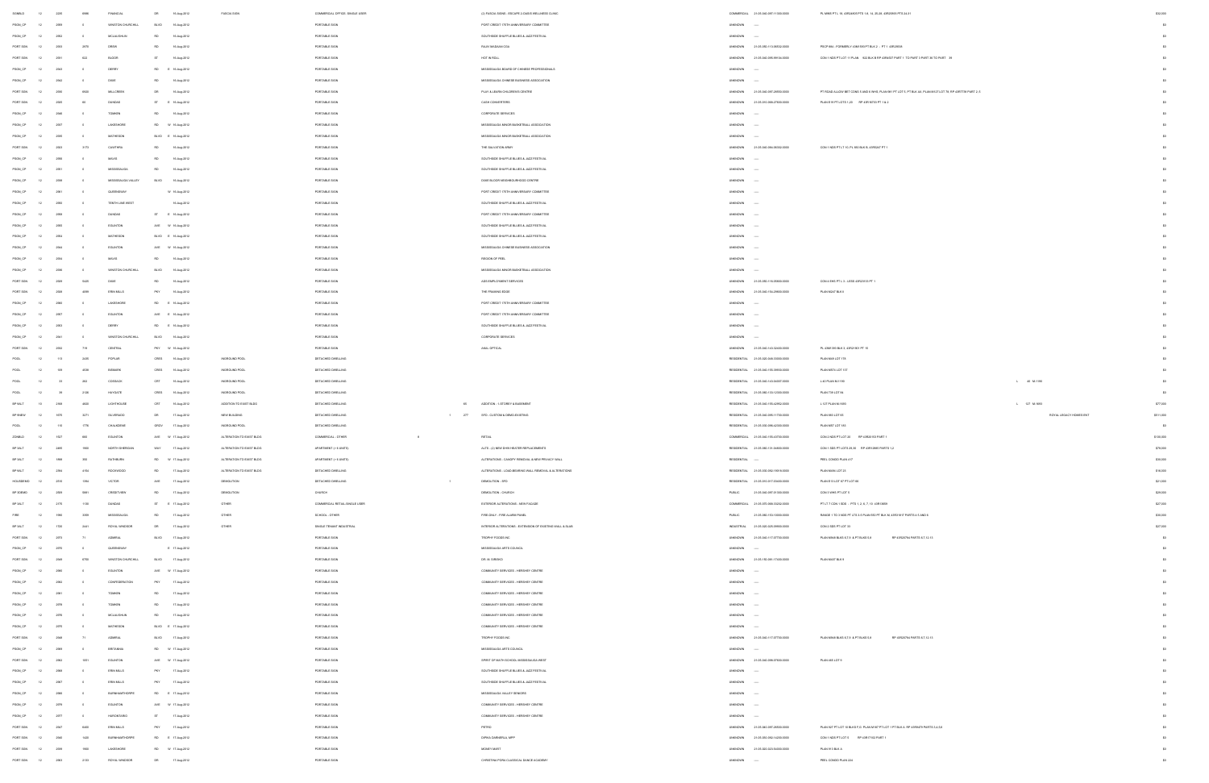| | | | | | | | | | | | | | | | | | | |
|---|---|---|---|---|---|---|---|---|---|---|---|---|---|---|---|---|---|---|
| ZONBLD | 12 | 2225 | 6986 | FINANCIAL | DR | | 16-Aug-2012 | FASCIA SIGN | COMMERCIAL OFFICE- SINGLE USER | | | (2) FASCIA SIGNS - ESCAPE 2 OASIS WELLNESS CLINIC | COMMERCIAL | 21-05-040-097-11300-0000 | PL M965 PT L 19, 43R24805 PTS 1-6, 14, 25-28, 43R26965 PTS 24-31 | | | $32,000 |
| PSGN_CP | 12 | 2499 | 0 | WINSTON CHURCHILL | BLVD | | 16-Aug-2012 | | PORTABLE SIGN | | | PORT CREDIT 175TH ANNIVERSARY COMMITTEE | UNKNOWN | ---- | | | | $0 |
| PSGN_CP | 12 | 2052 | 0 | MCLAUGHLIN | RD | | 16-Aug-2012 | | PORTABLE SIGN | | | SOUTHSIDE SHUFFLE BLUES & JAZZ FESTIVAL | UNKNOWN | ---- | | | | $0 |
| PORT SGN | 12 | 2053 | 2570 | DREW | RD | | 16-Aug-2012 | | PORTABLE SIGN | | | RAJA MADAAN CGA | UNKNOWN | 21-05-050-113-08502-0000 | PECP 844 - FORMERLY CON 5 EHS PT BLK 2 - PT 1 43R20836 | | | $0 |
| PORT SGN | 12 | 2051 | 822 | BLOOR | ST | | 16-Aug-2012 | | PORTABLE SIGN | | | HOT 'N ROLL | UNKNOWN | 21-05-040-095-99100-0000 | CON 1 NDS PT LOT 11 PLAN 942 BLK B RP 43R8037 PART 1 TO PART 3 PART 36 TO PART 39 | | | $0 |
| PSGN_CP | 12 | 2043 | 0 | DERRY | RD | E | 16-Aug-2012 | | PORTABLE SIGN | | | MISSISSAUGA BOARD OF CHINESE PROFESSIONALS | UNKNOWN | ---- | | | | $0 |
| PSGN_CP | 12 | 2042 | 0 | DIXIE | RD | | 16-Aug-2012 | | PORTABLE SIGN | | | MISSISSAUGA CHINESE BUSINESS ASSOCIATION | UNKNOWN | ---- | | | | $0 |
| PORT SGN | 12 | 2050 | 6933 | MILLCREEK | DR | | 16-Aug-2012 | | PORTABLE SIGN | | | PLAY & LEARN CHILDREN'S CENTRE | UNKNOWN | 21-05-040-097-28500-0000 | PT ROAD ALLOW BET CONS 5 AND 6 WHS, PLAN M-1 PT LOT 5, PT BLK 40, PLAN M-12 LOT 78, RP 43R7739 PART 2-5 | | | $0 |
| PORT SGN | 12 | 2045 | 60 | DUNDAS | ST | E | 16-Aug-2012 | | PORTABLE SIGN | | | CASH CONVERTERS | UNKNOWN | 21-05-010-068-27500-0000 | PLAN E19 PT LOTS 1,20 RP 43R18733 PT 1 & 4 | | | $0 |
| PSGN_CP | 12 | 2046 | 0 | TOMKEN | RD | | 16-Aug-2012 | | PORTABLE SIGN | | | CORPORATE SERVICES | UNKNOWN | ---- | | | | $0 |
| PSGN_CP | 12 | 2037 | 0 | LAKESHORE | RD | W | 16-Aug-2012 | | PORTABLE SIGN | | | MISSISSAUGA MINOR BASKETBALL ASSOCIATION | UNKNOWN | ---- | | | | $0 |
| PSGN_CP | 12 | 2035 | 0 | MATHESON | BLVD | E | 16-Aug-2012 | | PORTABLE SIGN | | | MISSISSAUGA MINOR BASKETBALL ASSOCIATION | UNKNOWN | ---- | | | | $0 |
| PORT SGN | 12 | 2063 | 3173 | CAWTHRA | RD | | 16-Aug-2012 | | PORTABLE SIGN | | | THE SALVATION ARMY | UNKNOWN | 21-05-040-084-00002-0000 | CON 1 NDS PT L 7 10, PL B9 BLK B, 43R3247 PT 1 | | | $0 |
| PSGN_CP | 12 | 2056 | 0 | MAVIS | RD | | 16-Aug-2012 | | PORTABLE SIGN | | | SOUTHSIDE SHUFFLE BLUES & JAZZ FESTIVAL | UNKNOWN | ---- | | | | $0 |
| PSGN_CP | 12 | 2061 | 0 | MISSISSAUGA | RD | | 16-Aug-2012 | | PORTABLE SIGN | | | SOUTHSIDE SHUFFLE BLUES & JAZZ FESTIVAL | UNKNOWN | ---- | | | | $0 |
| PSGN_CP | 12 | 2098 | 0 | MISSISSAUGA VALLEY | BLVD | | 16-Aug-2012 | | PORTABLE SIGN | | | OVER 55 DON MESS NEIGHBOOD CENTRE | UNKNOWN | ---- | | | | $0 |
| PSGN_CP | 12 | 2061 | 0 | QUEENSWAY | | W | 16-Aug-2012 | | PORTABLE SIGN | | | PORT CREDIT 175TH ANNIVERSARY COMMITTEE | UNKNOWN | ---- | | | | $0 |
| PSGN_CP | 12 | 2060 | 0 | TENTH LINE WEST | | | 16-Aug-2012 | | PORTABLE SIGN | | | SOUTHSIDE SHUFFLE BLUES & JAZZ FESTIVAL | UNKNOWN | ---- | | | | $0 |
| PSGN_CP | 12 | 2005 | 0 | DUNDAS | ST | E | 16-Aug-2012 | | PORTABLE SIGN | | | PORT CREDIT 175TH ANNIVERSARY COMMITTEE | UNKNOWN | ---- | | | | $0 |
| PSGN_CP | 12 | 2055 | 0 | EGLINTON | AVE | W | 16-Aug-2012 | | PORTABLE SIGN | | | SOUTHSIDE SHUFFLE BLUES & JAZZ FESTIVAL | UNKNOWN | ---- | | | | $0 |
| PSGN_CP | 12 | 2034 | 0 | MATHESON | BLVD | E | 16-Aug-2012 | | PORTABLE SIGN | | | SOUTHSIDE SHUFFLE BLUES & JAZZ FESTIVAL | UNKNOWN | ---- | | | | $0 |
| PSGN_CP | 12 | 2044 | 0 | EGLINTON | AVE | W | 16-Aug-2012 | | PORTABLE SIGN | | | MISSISSAUGA CHINESE BUSINESS ASSOCIATION | UNKNOWN | ---- | | | | $0 |
| PSGN_CP | 12 | 2034 | 0 | MAVIS | RD | | 16-Aug-2012 | | PORTABLE SIGN | | | REGION OF PEEL | UNKNOWN | ---- | | | | $0 |
| PSGN_CP | 12 | 2036 | 0 | WINSTON CHURCHILL | BLVD | | 16-Aug-2012 | | PORTABLE SIGN | | | MISSISSAUGA MINOR BASKETBALL ASSOCIATION | UNKNOWN | ---- | | | | $0 |
| PORT SGN | 12 | 2039 | 5425 | DIXIE | RD | | 16-Aug-2012 | | PORTABLE SIGN | | | ACE EMPLOYMENT SERVICES | UNKNOWN | 21-05-050-116-05800-0000 | CON 4 EHS PT L 3 - LESS 43R22515 PT 1 | | | $0 |
| PORT SGN | 12 | 2048 | 4099 | ERIN MILLS | PKY | | 16-Aug-2012 | | PORTABLE SIGN | | | THE PRANCING EDGE | UNKNOWN | 21-05-040-154-29600-0000 | PLAN M247 BLK 8 | | | $0 |
| PSGN_CP | 12 | 2060 | 0 | LAKESHORE | RD | E | 16-Aug-2012 | | PORTABLE SIGN | | | PORT CREDIT 175TH ANNIVERSARY COMMITTEE | UNKNOWN | ---- | | | | $0 |
| PSGN_CP | 12 | 2057 | 0 | EGLINTON | AVE | E | 16-Aug-2012 | | PORTABLE SIGN | | | PORT CREDIT 175TH ANNIVERSARY COMMITTEE | UNKNOWN | ---- | | | | $0 |
| PSGN_CP | 12 | 2053 | 0 | DERRY | RD | E | 16-Aug-2012 | | PORTABLE SIGN | | | SOUTHSIDE SHUFFLE BLUES & JAZZ FESTIVAL | UNKNOWN | ---- | | | | $0 |
| PSGN_CP | 12 | 2041 | 0 | WINSTON CHURCHILL | BLVD | | 16-Aug-2012 | | PORTABLE SIGN | | | CORPORATE SERVICES | UNKNOWN | ---- | | | | $0 |
| PORT SGN | 12 | 2054 | 719 | CENTRAL | PKY | W | 16-Aug-2012 | | PORTABLE SIGN | | | ANIL OPTICAL | UNKNOWN | 21-05-040-143-02400-0000 | PL 43M-393 BLK 3, 43R21931 PT 15 | | | $0 |
| POOL | 12 | 113 | 2435 | POPLAR | CRES | | 16-Aug-2012 | INGROUND POOL | DETACHED DWELLING | | | | RESIDENTIAL | 21-05-020-046-03300-0000 | PLAN 868 LOT 178 | | | $0 |
| POOL | 12 | 109 | 4598 | BIRKMIRE | CRES | | 16-Aug-2012 | INGROUND POOL | DETACHED DWELLING | | | | RESIDENTIAL | 21-05-040-155-39900-0000 | PLAN M575 LOT 137 | | | $0 |
| POOL | 12 | 33 | 262 | COSSACK | CRT | | 16-Aug-2012 | INGROUND POOL | DETACHED DWELLING | | | | RESIDENTIAL | 21-05-040-143-84007-0000 | L 40 PLAN M-1199 | L 40 M-1199 | | $0 |
| POOL | 12 | 39 | 3108 | HAYGATE | CRES | | 16-Aug-2012 | INGROUND POOL | DETACHED DWELLING | | | | RESIDENTIAL | 21-05-060-154-12300-0000 | PLAN 759 LOT 84 | | | $0 |
| BP 9ALT | 12 | 2368 | 4820 | LIGHTHOUSE | CRT | | 16-Aug-2012 | ADDITION TO EXIST BLDG | DETACHED DWELLING | | 60 | ADDITION - 1 STOREY & BASEMENT | RESIDENTIAL | 21-05-040-155-42902-0000 | L 127 PLAN M-1093 | L 127 M-1093 | | $77,000 |
| BP 9NEW | 12 | 1079 | 5271 | SILVERSOD | DR | | 17-Aug-2012 | NEW BUILDING | DETACHED DWELLING | 1 | 277 | SFD - CUSTOM & DEMO EXISTING | RESIDENTIAL | 21-05-040-098-11700-0000 | PLAN 883 LOT 55 | | ROYAL LEGACY HOMES INT | $511,000 |
| POOL | 12 | 110 | 1778 | CHALKDENE | GRDV | | 17-Aug-2012 | INGROUND POOL | DETACHED DWELLING | | | | RESIDENTIAL | 21-05-050-098-42300-0000 | PLAN M27 LOT 155 | | | $0 |
| ZONBLD | 12 | 1527 | 855 | EGLINTON | AVE | W | 17-Aug-2012 | ALTERATION TO EXIST BLDG | COMMERCIAL - OTHER | 8 | | RETAIL | COMMERCIAL | 21-05-040-155-49700-0000 | CON 2 NDS PT LOT 20 RP 43R20163 PART 1 | | | $130,000 |
| BP 9ALT | 12 | 2460 | 1900 | NORTH SHERIDAN | WAY | | 17-Aug-2012 | ALTERATION TO EXIST BLDG | APARTMENT (> 6 UNITS) | | | ALTS - (2) NEW DHW HEATER REPLACEMENTS | RESIDENTIAL | 21-05-060-131-04800-0000 | CON 1 SDS PT LOTS 29-30 RP 43R12869 PARTS 1,2 | | | $78,000 |
| BP 9ALT | 12 | 1868 | 935 | RATHBURN | RD | W | 17-Aug-2012 | ALTERATION TO EXIST BLDG | APARTMENT (> 6 UNITS) | | | ALTERATIONS - CANOPY REMOVAL & NEW PRIVACY WALL | RESIDENTIAL | ---- | PEEL CONDO PLAN 417 | | | $39,000 |
| BP 9ALT | 12 | 2394 | 4194 | ROCKWOOD | RD | | 17-Aug-2012 | ALTERATION TO EXIST BLDG | DETACHED DWELLING | | | ALTERATIONS - LOAD-BEARING WALL REMOVAL & ALTERATIONS | RESIDENTIAL | 21-05-030-092-19316-0000 | PLAN M495 LOT 23 | | | $18,000 |
| HOUSDEMO | 12 | 2016 | 1394 | VICTOR | AVE | | 17-Aug-2012 | DEMOLITION | DETACHED DWELLING | 1 | | DEMOLITION - SFD | RESIDENTIAL | 21-05-010-017-03400-0000 | PLAN E13 LOT 67 PT LOT 68 | | | $21,000 |
| BP 3DEMO | 12 | 2005 | 9981 | CREDITVIEW | RD | | 17-Aug-2012 | DEMOLITION | CHURCH | | | DEMOLITION - CHURCH | PUBLIC | 21-05-040-097-31200-0000 | CON 5 WHS PT LOT 5 | | | $29,000 |
| BP 3ALT | 12 | 2170 | 1100 | DUNDAS | ST | E | 17-Aug-2012 | OTHER | COMMERCIAL RETAIL-SINGLE USER | | | EXTERIOR ALTERATIONS - NEW FACADE | COMMERCIAL | 21-05-070-068-10202-0000 | PT LT 7 CON 1 SDS - PTS 1, 2, 6, 7, 13 43R13699 | | | $27,000 |
| FIRE | 12 | 1984 | 3399 | MISSISSAUGA | RD | | 17-Aug-2012 | OTHER | SCHOOL - OTHER | | | FIRE ONLY - FIRE ALARM PANEL | PUBLIC | 21-05-060-155-10000-0000 | RANGE 1 TO 3 NDS PT LTS 3-5 PLAN 550 PT BLK M, 43R5187 PARTS 4,5 AND 6 | | | $30,000 |
| BP 3ALT | 12 | 1703 | 2441 | ROYAL WINDSOR | DR | | 17-Aug-2012 | OTHER | SINGLE TENANT INDUSTRIAL | | | INTERIOR ALTERATIONS - EXTENSION OF EXISTING WALL & SLAB | INDUSTRIAL | 21-05-020-025-09900-0000 | CON 2 SDS PT LOT 33 | | | $27,000 |
| PORT SGN | 12 | 2073 | 71 | ADMIRAL | BLVD | | 17-Aug-2012 | | PORTABLE SIGN | | | TROPHY FOODS INC | UNKNOWN | 21-05-040-117-07700-0000 | PLAN M948 BLKS 6,7,9 & PT BLKS 5,8 RP 43R20794 PARTS 5,7,12-15 | | | $0 |
| PSGN_CP | 12 | 2070 | 0 | QUEENSWAY | | E | 17-Aug-2012 | | PORTABLE SIGN | | | MISSISSAUGA ARTS COUNCIL | UNKNOWN | ---- | | | | $0 |
| PORT SGN | 12 | 2066 | 6750 | WINSTON CHURCHILL | BLVD | | 17-Aug-2012 | | PORTABLE SIGN | | | DR. M. SIROSKO | UNKNOWN | 21-05-150-081-17400-0000 | PLAN M607 BLK 9 | | | $0 |
| PSGN_CP | 12 | 2080 | 0 | EGLINTON | AVE | W | 17-Aug-2012 | | PORTABLE SIGN | | | COMMUNITY SERVICES - HERSHEY CENTRE | UNKNOWN | ---- | | | | $0 |
| PSGN_CP | 12 | 2082 | 0 | CONFEDERATION | PKY | | 17-Aug-2012 | | PORTABLE SIGN | | | COMMUNITY SERVICES - HERSHEY CENTRE | UNKNOWN | ---- | | | | $0 |
| PSGN_CP | 12 | 2081 | 0 | TOMKEN | RD | | 17-Aug-2012 | | PORTABLE SIGN | | | COMMUNITY SERVICES - HERSHEY CENTRE | UNKNOWN | ---- | | | | $0 |
| PSGN_CP | 12 | 2078 | 0 | TOMKEN | RD | | 17-Aug-2012 | | PORTABLE SIGN | | | COMMUNITY SERVICES - HERSHEY CENTRE | UNKNOWN | ---- | | | | $0 |
| PSGN_CP | 12 | 2076 | 0 | MCLAUGHLIN | RD | | 17-Aug-2012 | | PORTABLE SIGN | | | COMMUNITY SERVICES - HERSHEY CENTRE | UNKNOWN | ---- | | | | $0 |
| PSGN_CP | 12 | 2075 | 0 | MATHESON | BLVD | E | 17-Aug-2012 | | PORTABLE SIGN | | | COMMUNITY SERVICES - HERSHEY CENTRE | UNKNOWN | ---- | | | | $0 |
| PORT SGN | 12 | 2048 | 71 | ADMIRAL | BLVD | | 17-Aug-2012 | | PORTABLE SIGN | | | TROPHY FOODS INC | UNKNOWN | 21-05-040-117-07700-0000 | PLAN M948 BLKS 6,7,9 & PT BLKS 5,8 RP 43R20794 PARTS 5,7,12-15 | | | $0 |
| PSGN_CP | 12 | 2069 | 0 | BRITANNIA | RD | W | 17-Aug-2012 | | PORTABLE SIGN | | | MISSISSAUGA ARTS COUNCIL | UNKNOWN | ---- | | | | $0 |
| PORT SGN | 12 | 2063 | 1001 | EGLINTON | AVE | W | 17-Aug-2012 | | PORTABLE SIGN | | | SPIRIT OF MATH SCHOOL MISSISSAUGA WEST | UNKNOWN | 21-05-040-098-07500-0000 | PLAN 485 LOT 9 | | | $0 |
| PSGN_CP | 12 | 2068 | 0 | ERIN MILLS | PKY | | 17-Aug-2012 | | PORTABLE SIGN | | | SOUTHSIDE SHUFFLE BLUES & JAZZ FESTIVAL | UNKNOWN | ---- | | | | $0 |
| PSGN_CP | 12 | 2067 | 0 | ERIN MILLS | PKY | | 17-Aug-2012 | | PORTABLE SIGN | | | SOUTHSIDE SHUFFLE BLUES & JAZZ FESTIVAL | UNKNOWN | ---- | | | | $0 |
| PSGN_CP | 12 | 2086 | 0 | BURNHAMTHORPE | RD | E | 17-Aug-2012 | | PORTABLE SIGN | | | MISSISSAUGA VALLEY SENIORS | UNKNOWN | ---- | | | | $0 |
| PSGN_CP | 12 | 2079 | 0 | EGLINTON | AVE | W | 17-Aug-2012 | | PORTABLE SIGN | | | COMMUNITY SERVICES - HERSHEY CENTRE | UNKNOWN | ---- | | | | $0 |
| PSGN_CP | 12 | 2077 | 0 | HURONTARIO | ST | | 17-Aug-2012 | | PORTABLE SIGN | | | COMMUNITY SERVICES - HERSHEY CENTRE | UNKNOWN | ---- | | | | $0 |
| PORT SGN | 12 | 2047 | 6400 | ERIN MILLS | PKY | | 17-Aug-2012 | | PORTABLE SIGN | | | PETRO | UNKNOWN | 21-05-040-097-28500-0000 | PLAN 927 PT LOT 10 BLKS F,G PLAN M107 PT LOT 1 PT BLK A, RP 43R8475 PARTS 3,4,5,8 | | | $0 |
| PORT SGN | 12 | 2040 | 1420 | BURNHAMTHORPE | RD | E | 17-Aug-2012 | | PORTABLE SIGN | | | DIPIKA DARBEREAL MPP | UNKNOWN | 21-05-030-092-13200-0000 | CON 1 NDS PT LOT 5 RP 43R11743 PART 1 | | | $0 |
| PORT SGN | 12 | 2099 | 1900 | LAKESHORE | RD | W | 17-Aug-2012 | | PORTABLE SIGN | | | MONEY MART | UNKNOWN | 21-05-020-023-04000-0000 | PLAN 913 BLK A | | | $0 |
| PORT SGN | 12 | 2083 | 3133 | ROYAL WINDSOR | DR | | 17-Aug-2012 | | PORTABLE SIGN | | | CHRISTINA PERA CLASSICAL DANCE ACADEMY | UNKNOWN | ---- | PEEL CONDO PLAN 224 | | | $0 |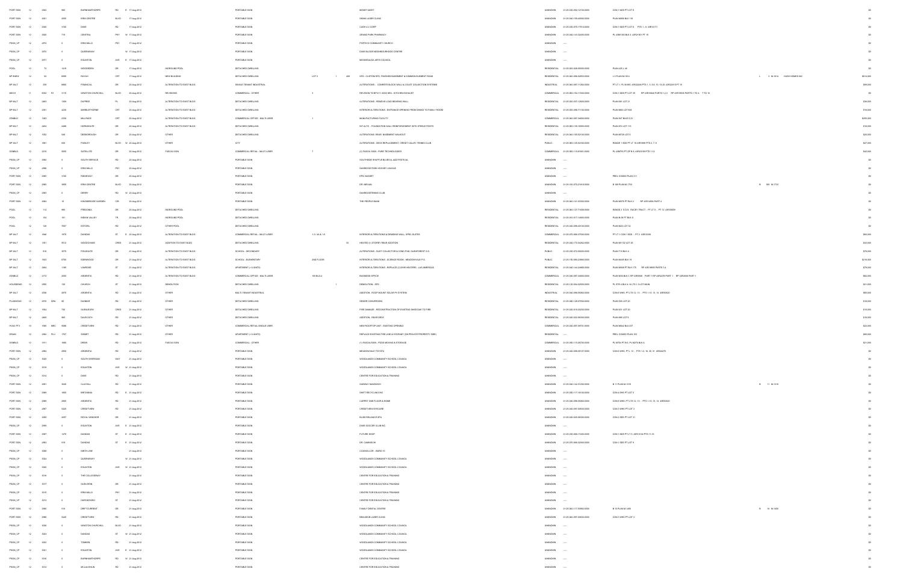| | | | | | | | | | | | | | | | | | |
|---|---|---|---|---|---|---|---|---|---|---|---|---|---|---|---|---|---|
| PORT SGN | 12 | 2582 | | 980 | BURNHAMTHORPE | RD | E | 17-Aug-2012 | | PORTABLE SIGN | | MONEY MART | UNKNOWN | 21-05-030-092-12100-0000 | CON 1 NDS PT LOT 8 | | $0 |
| PORT SGN | 12 | 2581 | | 2550 | ERIN CENTRE | BLVD | | 17-Aug-2012 | | PORTABLE SIGN | | SWAN LASER CLINIC | UNKNOWN | 21-05-040-159-40000-0000 | PLAN M856 BLK 118 | | $0 |
| PORT SGN | 12 | 2580 | | 5160 | DIXIE | RD | | 17-Aug-2012 | | PORTABLE SIGN | | CASH 4 U CORP | UNKNOWN | 21-05-030-075-17310-0000 | CON 1 NDS PT LOT 3 PTS 1 - 8 43R14171 | | $0 |
| PORT SGN | 12 | 2585 | | 719 | CENTRAL | PKY | W | 17-Aug-2012 | | PORTABLE SIGN | | GRAND PARK PHARMACY | UNKNOWN | 21-05-040-143-02400-0000 | PL 43M1393 BLK 3, 43R21801 PT 19 | | $0 |
| PSGN_CP | 12 | 2574 | | 0 | ERIN MILLS | PKY | | 17-Aug-2012 | | PORTABLE SIGN | | PORTICO COMMUNITY CHURCH | UNKNOWN | ---- | | | $0 |
| PSGN_CP | 12 | 2576 | | 0 | QUEENSWAY | | W | 17-Aug-2012 | | PORTABLE SIGN | | DIXIE BLOOR NEIGHBOURHOOD CENTRE | UNKNOWN | ---- | | | $0 |
| PSGN_CP | 12 | 2571 | | 0 | EGLINTON | AVE | E | 17-Aug-2012 | | PORTABLE SIGN | | MISSISSAUGA ARTS COUNCIL | UNKNOWN | ---- | | | $0 |
| POOL | 12 | 72 | | 1419 | WOODEDEN | DR | | 17-Aug-2012 | INGROUND POOL | DETACHED DWELLING | | | RESIDENTIAL | 21-05-020-028-05500-0000 | PLAN 425 L 48 | | $0 |
| BP 9NEW | 12 | 02 | | 6985 | RAVAH | CRT | | 17-Aug-2012 | NEW BUILDING | DETACHED DWELLING | LOT 3 1 408 | SFD - CUSTOM SFD, FINISHED BASEMENT & COMMON ELEMENT ROAD | RESIDENTIAL | 21-05-040-098-02850-0000 | L 3 PLAN M-1814 | L 3 M-1814 HIGH HOMES INC | $614,000 |
| BP 9ALT | 12 | 339 | | 6660 | FINANCIAL | DR | | 20-Aug-2012 | ALTERATION TO EXIST BLDG | SINGLE TENANT INDUSTRIAL | | ALTERATIONS - CONCRETE BLOCK WALL & 2 DUST COLLECTION SYSTEMS | INDUSTRIAL | 21-05-040-097-11250-0000 | PT LT 1, PL M-993, 43R22245 PTS 1 - 5, 9, 10, 13-20, 43R22415 PT 15 | | $99,000 |
| MECH | 11 | 6032 | R1 | 5115 | WINSTON CHURCHILL | BLVD | | 20-Aug-2012 | REVISIONS | COMMERCIAL - OTHER | 3 | REVISION TO BP# 11-6032 HVA - KITCHEN EXHAUST | COMMERCIAL | 21-05-060-156-11500-0000 | CON 1 NDS PT LOT 35 RP 43R15842 PARTS 1,2,3 RP 43R19535 PARTS 1 TO 4, 7 TO 10 | | $0 |
| BP 9ALT | 12 | 2463 | | 1309 | DUPREE | PL | | 20-Aug-2012 | ALTERATION TO EXIST BLDG | DETACHED DWELLING | | ALTERATIONS - REMOVE LOAD BEARING WALL | RESIDENTIAL | 21-05-020-037-12800-0000 | PLAN 581 LOT 21 | | $38,000 |
| BP 9ALT | 12 | 2351 | | 4230 | MARBLETHORNE | CRT | | 20-Aug-2012 | ALTERATION TO EXIST BLDG | DETACHED DWELLING | | INTERIOR ALTERATIONS - ENTRANCE OPENING FROM DINING TO FAMILY ROOM | RESIDENTIAL | 21-05-030-098-71100-0000 | PLAN M53 LOT 606 | | $18,000 |
| ZONBLD | 12 | 1563 | | 2339 | MILLRACE | CRT | | 20-Aug-2012 | ALTERATION TO EXIST BLDG | COMMERCIAL OFFICE - MULTI-USER | 1 | MANUFACTURING FACILITY | COMMERCIAL | 21-05-060-097-34000-0000 | PLAN 947 BLKS C,D | | $200,000 |
| BP 9ALT | 12 | 2484 | | 2498 | HORNEBORE | DR | | 20-Aug-2012 | ALTERATION TO EXIST BLDG | DETACHED DWELLING | | INT ALTS - FOUNDATION WALL REINFORCEMENT WITH STEELE POSTS | RESIDENTIAL | 21-05-060-130-18000-0000 | PLAN 874 LOT 114 | | $18,000 |
| BP 9ALT | 12 | 1052 | | 548 | DESBOROUGH | DR | | 20-Aug-2012 | OTHER | DETACHED DWELLING | | ALTERATIONS - REAR BASEMENT WALKOUT | RESIDENTIAL | 21-05-040-155-52100-0000 | PLAN M725 LOT 5 | | $20,000 |
| BP 9ALT | 12 | 1661 | | 445 | PAISLEY | BLVD | W | 20-Aug-2012 | OTHER | CITY | | ALTERATIONS - DECK REPLACEMENT, CREDIT VALLEY TENNIS CLUB | PUBLIC | 21-05-060-125-04100-0000 | RANGE 1 SDS PT LT 16 43R1886 PTS 2, 7, 8 | | $27,000 |
| SGNBLD | 12 | 2215 | | 5600 | SATELLITE | DR | | 20-Aug-2012 | FASCIA SIGN | COMMERCIAL RETAIL - MULTI-USER | 7 | (2) FASCIA SIGN - PURE TECHNOLOGIES | COMMERCIAL | 21-05-050-115-81501-0000 | PL 43M795 PT OF B 8, 43R20103 PTS 1-12 | | $42,000 |
| PSGN_CP | 12 | 2562 | | 0 | SOUTH SERVICE | RD | | 20-Aug-2012 | | PORTABLE SIGN | | SOUTHSIDE SHUFFLE BLUES & JAZZ FESTIVAL | UNKNOWN | ---- | | | $0 |
| PSGN_CP | 12 | 2586 | | 0 | ERIN MILLS | PKY | | 20-Aug-2012 | | PORTABLE SIGN | | OAKRIDGE PARK HOCKEY LEAGUE | UNKNOWN | ---- | | | $0 |
| PORT SGN | 12 | 2580 | | 5100 | RIDGEWAY | DR | | 20-Aug-2012 | | PORTABLE SIGN | | EPIC BASKET | UNKNOWN | ---- | PEEL CONDO PLAN 311 | | $0 |
| PORT SGN | 12 | 2585 | | 5955 | ERIN CENTRE | BLVD | | 20-Aug-2012 | | PORTABLE SIGN | | DR. BIPLAB | UNKNOWN | 21-05-150-070-21610-0000 | B 189 PLAN M-1733 | B 189 M-1733 | $0 |
| PSGN_CP | 12 | 2583 | | 0 | DERRY | RD | W | 20-Aug-2012 | | PORTABLE SIGN | | OAKRIDGE TENNIS CLUB | UNKNOWN | ---- | | | $0 |
| PORT SGN | 12 | 2584 | | 10 | KINGSBRIDGE GARDEN | CIR | | 20-Aug-2012 | | PORTABLE SIGN | | THE PEOPLES BANK | UNKNOWN | 21-05-040-161-00000-0000 | PLAN M876 PT BLK 2 RP 43R14956 PART 4 | | $0 |
| POOL | 12 | 112 | | 968 | FREDONIA | DR | | 20-Aug-2012 | INGROUND POOL | DETACHED DWELLING | | | RESIDENTIAL | 21-05-060-127-71000-0000 | RANGE 3 S.D.S. RACEY TRACT - PT LT 9 - PT 13 43R30609 | | $0 |
| POOL | 12 | 114 | | 141 | INDIAN VALLEY | TR | | 20-Aug-2012 | INGROUND POOL | DETACHED DWELLING | | | RESIDENTIAL | 21-05-010-017-14600-0000 | PLAN B-09 PT BLK O | | $0 |
| POOL | 12 | 128 | | 7027 | ESTORIL | RD | | 20-Aug-2012 | OTHER POOL | DETACHED DWELLING | | | RESIDENTIAL | 21-05-040-098-43100-0000 | PLAN M20 LOT 32 | | $0 |
| BP 9ALT | 12 | 1848 | | 1970 | DUNDAS | ST | E | 20-Aug-2012 | ALTERATION TO EXIST BLDG | COMMERCIAL RETAIL - MULTI-USER | 1,3 / 4A,5 / 1,5 | INTERIOR ALTERATIONS & DEMISING WALL - SPEC SUITES | COMMERCIAL | 21-05-070-068-37500-0000 | PT LT 1 CON 1 SDS - PT 2 43R13339 | | $84,000 |
| BP 9ALT | 12 | 1351 | | 3512 | WOODCHASE | CRES | | 21-Aug-2012 | ADDITION TO EXIST BLDG | DETACHED DWELLING | 33 | HEATED (1) STOREY REAR ADDITION | RESIDENTIAL | 21-05-040-170-34262-0000 | PLAN M1102 LOT 33 | | $42,000 |
| BP 9ALT | 12 | 918 | | 6575 | FIELDGATE | DR | | 21-Aug-2012 | ALTERATION TO EXIST BLDG | SCHOOL - SECONDARY | | ALTERATIONS - DUST COLLECTOR & CONC PAD, GLENFOREST S.S. | PUBLIC | 21-05-030-072-05000-0000 | PLAN 718 BLK A | | $79,000 |
| BP 9ALT | 12 | 1833 | | 6700 | EDENWOOD | DR | | 21-Aug-2012 | ALTERATION TO EXIST BLDG | SCHOOL - ELEMENTARY | 2ND FLOOR | INTERIOR ALTERATIONS - SCIENCE ROOM - MEADOWVALE P.S. | PUBLIC | 21-05-150-084-25900-0000 | PLAN M425 BLK 19 | | $218,000 |
| BP 9ALT | 12 | 2494 | | 1185 | VANROSE | ST | | 21-Aug-2012 | ALTERATION TO EXIST BLDG | APARTMENT (> 6 UNITS) | | INTERIOR ALTERATIONS - REPLACE (2) DHW HEATERS - LAS AMERICAS | RESIDENTIAL | 21-05-040-144-24600-0000 | PLAN M906 PT BLK 175 RP 43R18993 PARTS 3,4 | | $78,000 |
| ZONBLD | 12 | 2173 | | 4995 | ARGENTIA | RD | | 21-Aug-2012 | ALTERATION TO EXIST BLDG | COMMERCIAL OFFICE - MULTI-USER | 105 BLD-2 | BUSINESS OFFICE | COMMERCIAL | 21-05-040-097-30000-0000 | PLAN M10 BLK A RP 43R30500 PART 1 RP 43R22876 PART 1 RP 43R23809 PART 1 | | $62,000 |
| HOUSDEMO | 12 | 2356 | | 135 | CHURCH | ST | | 21-Aug-2012 | DEMOLITION | DETACHED DWELLING | 1 | DEMOLITION - SFD | RESIDENTIAL | 21-05-120-004-02000-0000 | PL STR 4 BLK 6 N LTS 1,3 LOT MAIN | | $21,000 |
| BP 9ALT | 12 | 2258 | | 6575 | ARGENTIA | RD | | 21-Aug-2012 | OTHER | MULTI-TENANT INDUSTRIAL | | ADDITION - ROOF MOUNT SOLAR PV SYSTEM | INDUSTRIAL | 21-05-040-098-05060-0000 | CON 6 WHS, PT LTS 12, 13 - PTS 1-10, 13, 14 43R30620 | | $60,000 |
| PLUMHOUS | 12 | 2378 | DRN | 40 | DUNBAR | RD | | 21-Aug-2012 | OTHER | DETACHED DWELLING | | SEWER CONVERSION | RESIDENTIAL | 21-05-080-128-07500-0000 | PLAN 505 LOT 20 | | $18,000 |
| BP 9ALT | 12 | 1954 | | 730 | GUENEVERE | CRES | | 21-Aug-2012 | OTHER | DETACHED DWELLING | | FIRE DAMAGE - RECONSTRUCTION OF EXISTING SHED DUE TO FIRE | RESIDENTIAL | 21-05-020-019-25200-0000 | PLAN 601 LOT 20 | | $10,000 |
| BP 9ALT | 12 | 2409 | | 965 | DAVECATH | RD | | 21-Aug-2012 | OTHER | DETACHED DWELLING | | ADDITION - REAR DECK | RESIDENTIAL | 21-05-020-022-05000-0000 | PLAN 585 LOT 5 | | $15,000 |
| HVAC PT3 | 12 | 1580 | MEC | 5096 | CREDITVIEW | RD | | 21-Aug-2012 | OTHER | COMMERCIAL RETAIL-SINGLE USER | | NEW ROOFTOP UNIT - EXISTING OPENING | COMMERCIAL | 21-05-040-097-39791-0000 | PLAN M842 BLK 237 | | $22,000 |
| DRAIN | 12 | 2382 | PLU | 1707 | SUNSET | RD | | 21-Aug-2012 | OTHER | APARTMENT (> 6 UNITS) | | REPLACE EXISTING FIRE LINE & HYDRANT (ON PRIVATE PROPERTY SIDE) | RESIDENTIAL | ---- | PEEL CONDO PLAN 353 | | $90,000 |
| SGNBLD | 12 | 1911 | | 1865 | DREW | RD | | 21-Aug-2012 | FASCIA SIGN | COMMERCIAL - OTHER | | (1) FASCIA SIGN - PODS MOVING & STORAGE | COMMERCIAL | 21-05-050-115-28700-0000 | PL M754 PT B 6, PL M275 BLK A | | $21,000 |
| PORT SGN | 12 | 2594 | | 2950 | ARGENTIA | RD | | 21-Aug-2012 | | PORTABLE SIGN | | MEADOWVALE TOYOTA | UNKNOWN | 21-05-040-098-05107-0000 | CON 6 WHS, PT L 12 - PTS 1-3, 16, 30, 31 43R24278 | | $0 |
| PSGN_CP | 12 | 5020 | | 0 | SOUTH SHERIDAN | WAY | | 21-Aug-2012 | | PORTABLE SIGN | | WOODLANDS COMMUNITY SCHOOL COUNCIL | UNKNOWN | ---- | | | $0 |
| PSGN_CP | 12 | 5018 | | 0 | EGLINTON | AVE | W | 21-Aug-2012 | | PORTABLE SIGN | | WOODLANDS COMMUNITY SCHOOL COUNCIL | UNKNOWN | ---- | | | $0 |
| PSGN_CP | 12 | 5014 | | 0 | DIXIE | RD | | 21-Aug-2012 | | PORTABLE SIGN | | CENTRE FOR EDUCATION & TRAINING | UNKNOWN | ---- | | | $0 |
| PORT SGN | 12 | 2591 | | 3045 | CLAYHILL | RD | | 21-Aug-2012 | | PORTABLE SIGN | | SUBWAY SANDWICH | UNKNOWN | 21-05-040-142-31200-0000 | B 11 PLAN M-1519 | B 11 M-1519 | $0 |
| PORT SGN | 12 | 2588 | | 1665 | BRITANNIA | RD | E | 21-Aug-2012 | | PORTABLE SIGN | | SWIFT RECYCLING INC | UNKNOWN | 21-05-050-117-16100-0000 | CON 4 EHS PT LOT 5 | | $0 |
| PORT SGN | 12 | 2589 | | 2400 | ARGENTIA | RD | | 21-Aug-2012 | | PORTABLE SIGN | | CARPET ONE FLOOR & HOME | UNKNOWN | 21-05-040-098-05060-0000 | CON 6 WHS, PT LTS 12, 13 - PTS 1-10, 13, 14 43R30620 | | $0 |
| PORT SGN | 12 | 2587 | | 5425 | CREDITVIEW | RD | | 21-Aug-2012 | | PORTABLE SIGN | | CREDITVIEW EYECARE | UNKNOWN | 21-05-040-097-30500-0000 | CON 3 WHS PT LOT 3 | | $0 |
| PORT SGN | 12 | 5005 | | 3057 | ROYAL WINDSOR | DR | | 21-Aug-2012 | | PORTABLE SIGN | | BLUE RELIANCE SPA | UNKNOWN | 21-05-020-025-06000-0000 | CON 2 SDS PT LOT 31 | | $0 |
| PSGN_CP | 12 | 2995 | | 0 | EGLINTON | AVE | E | 21-Aug-2012 | | PORTABLE SIGN | | DIXIE SOCCER CLUB INC | UNKNOWN | ---- | | | $0 |
| PORT SGN | 12 | 2567 | | 1470 | DUNDAS | ST | E | 21-Aug-2012 | | PORTABLE SIGN | | FUTURE SHOP | UNKNOWN | 21-05-030-068-17400-0000 | CON 1 NDS PT LT 5, 43R10124 PTS 11-15 | | $0 |
| PORT SGN | 12 | 2583 | | 910 | DUNDAS | ST | E | 21-Aug-2012 | | PORTABLE SIGN | | DR. CAMMISON | UNKNOWN | 21-05-070-068-02000-0000 | CON 1 SDS PT LOT 6 | | $0 |
| PSGN_CP | 12 | 5008 | | 0 | NINTH LINE | | | 21-Aug-2012 | | PORTABLE SIGN | | COUNCILLOR - WARD 10 | UNKNOWN | ---- | | | $0 |
| PSGN_CP | 12 | 5024 | | 0 | QUEENSWAY | | W | 21-Aug-2012 | | PORTABLE SIGN | | WOODLANDS COMMUNITY SCHOOL COUNCIL | UNKNOWN | ---- | | | $0 |
| PSGN_CP | 12 | 5020 | | 0 | EGLINTON | AVE | W | 21-Aug-2012 | | PORTABLE SIGN | | WOODLANDS COMMUNITY SCHOOL COUNCIL | UNKNOWN | ---- | | | $0 |
| PSGN_CP | 12 | 5016 | | 0 | THE COLLEGEWAY | | | 21-Aug-2012 | | PORTABLE SIGN | | CENTRE FOR EDUCATION & TRAINING | UNKNOWN | ---- | | | $0 |
| PSGN_CP | 12 | 5017 | | 0 | GLEN ERIN | DR | | 21-Aug-2012 | | PORTABLE SIGN | | CENTRE FOR EDUCATION & TRAINING | UNKNOWN | ---- | | | $0 |
| PSGN_CP | 12 | 5015 | | 0 | ERIN MILLS | PKY | | 21-Aug-2012 | | PORTABLE SIGN | | CENTRE FOR EDUCATION & TRAINING | UNKNOWN | ---- | | | $0 |
| PSGN_CP | 12 | 5013 | | 0 | HURONTARIO | ST | | 21-Aug-2012 | | PORTABLE SIGN | | CENTRE FOR EDUCATION & TRAINING | UNKNOWN | ---- | | | $0 |
| PORT SGN | 12 | 2590 | | 515 | DRIFTCURRENT | DR | | 21-Aug-2012 | | PORTABLE SIGN | | FAMILY DENTAL CENTRE | UNKNOWN | 21-05-040-117-35992-0000 | B 19 PLAN M-1400 | B 19 M-1400 | $0 |
| PORT SGN | 12 | 2586 | | 5425 | CREDITVIEW | RD | | 21-Aug-2012 | | PORTABLE SIGN | | BRUDSON LASER CLINIC | UNKNOWN | 21-05-040-097-30500-0000 | CON 3 WHS PT LOT 3 | | $0 |
| PSGN_CP | 12 | 5026 | | 0 | WINSTON CHURCHILL | BLVD | | 21-Aug-2012 | | PORTABLE SIGN | | WOODLANDS COMMUNITY SCHOOL COUNCIL | UNKNOWN | ---- | | | $0 |
| PSGN_CP | 12 | 5023 | | 0 | DUNDAS | ST | W | 21-Aug-2012 | | PORTABLE SIGN | | WOODLANDS COMMUNITY SCHOOL COUNCIL | UNKNOWN | ---- | | | $0 |
| PSGN_CP | 12 | 5022 | | 0 | TOMKEN | RD | | 21-Aug-2012 | | PORTABLE SIGN | | WOODLANDS COMMUNITY SCHOOL COUNCIL | UNKNOWN | ---- | | | $0 |
| PSGN_CP | 12 | 5021 | | 0 | EGLINTON | AVE | E | 21-Aug-2012 | | PORTABLE SIGN | | WOODLANDS COMMUNITY SCHOOL COUNCIL | UNKNOWN | ---- | | | $0 |
| PSGN_CP | 12 | 5016 | | 0 | BURNHAMTHORPE | RD | W | 21-Aug-2012 | | PORTABLE SIGN | | CENTRE FOR EDUCATION & TRAINING | UNKNOWN | ---- | | | $0 |
| PSGN_CP | 12 | 5012 | | 0 | MCLAUGHLIN | RD | | 21-Aug-2012 | | PORTABLE SIGN | | CENTRE FOR EDUCATION & TRAINING | UNKNOWN | ---- | | | $0 |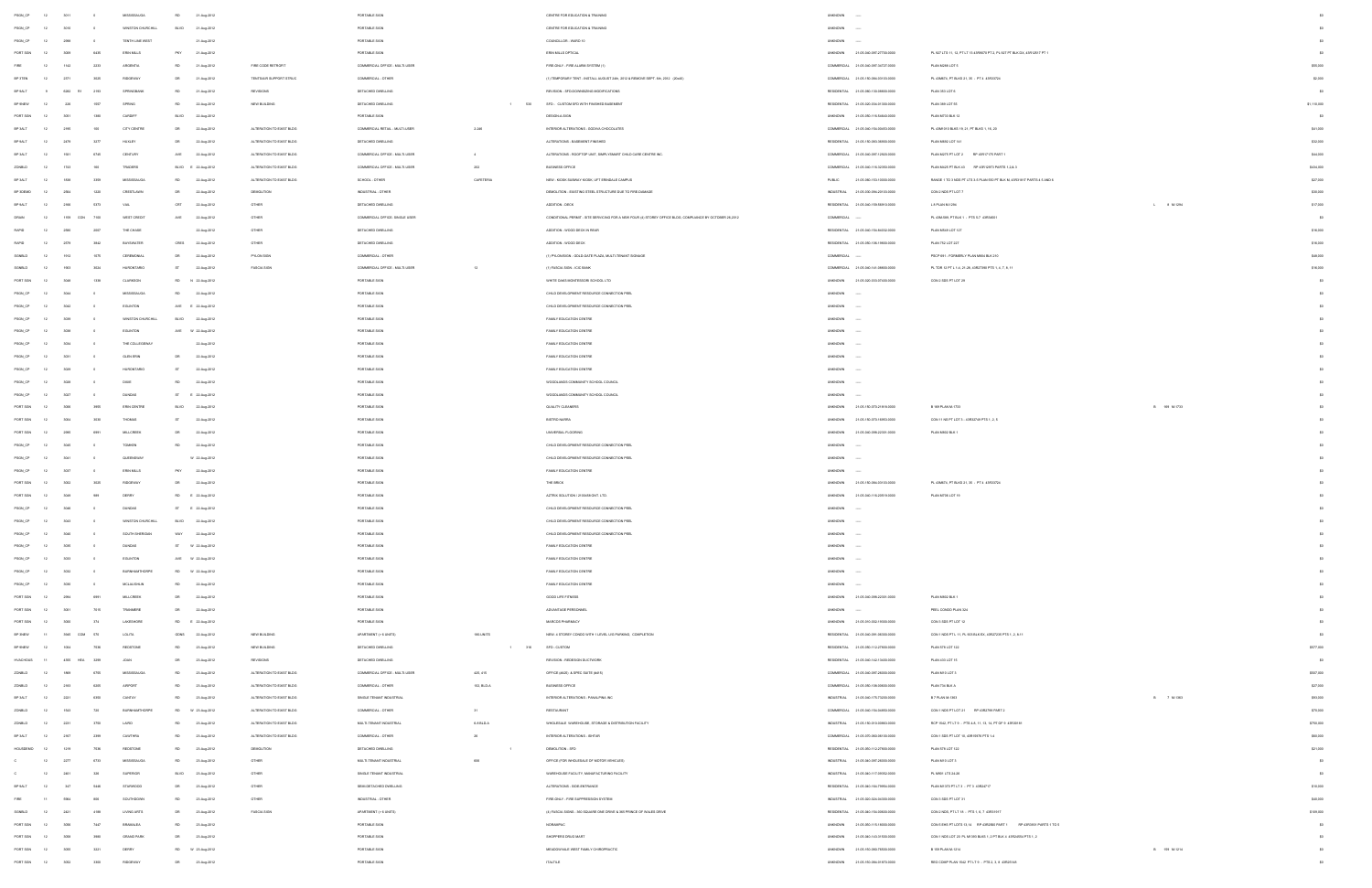| | | | | | | | | | | | | | | | | |
|---|---|---|---|---|---|---|---|---|---|---|---|---|---|---|---|---|
| PSIGN_CP | 12 | 5011 | | 0 | MISSISSAUGA | RD | 21-Aug-2012 | | PORTABLE SIGN | | CENTRE FOR EDUCATION & TRAINING | UNKNOWN | ---- | | | $0 |
| PSIGN_CP | 12 | 5010 | | 0 | WINSTON CHURCHILL | BLVD | 21-Aug-2012 | | PORTABLE SIGN | | CENTRE FOR EDUCATION & TRAINING | UNKNOWN | ---- | | | $0 |
| PSIGN_CP | 12 | 2886 | | 0 | TENTH LINE WEST | | 21-Aug-2012 | | PORTABLE SIGN | | COUNCILLOR - WARD 10 | UNKNOWN | ---- | | | $0 |
| PORT SGN | 12 | 5026 | | 6435 | ERIN MILLS | PKY | 21-Aug-2012 | | PORTABLE SIGN | | ERIN MILLS OPTICAL | UNKNOWN | 21-05-040-097-27700-0000 | PL 927 LTS 11, 12, PT LT 13 43R9070 PT 2, PL 927 PT BLK DX, 43R12917 PT 1 | | $0 |
| FIRE | 12 | 1144 | | 2233 | ARGENTIA | RD | 21-Aug-2012 | FIRE CODE RETROFIT | COMMERCIAL OFFICE - MULTI-USER | | FIRE-ONLY - FIRE ALARM SYSTEM (1) | COMMERCIAL | 21-05-040-097-04727-0000 | PLAN M285 LOT 5 | | $55,000 |
| SP ITEN | 12 | 2371 | | 6635 | RIDGEWAY | DR | 21-Aug-2012 | TENTS/AIR SUPPORT STRUC | COMMERCIAL - OTHER | | (1) TEMPORARY TENT - INSTALL AUGUST 24th, 2012 & REMOVE SEPT. 6th, 2012 - (20x40) | COMMERCIAL | 21-05-150-084-00100-0000 | PL 43M873, PT BLK 21, 30 - PT 4 43R33724 | | $2,000 |
| SP SALT | 9 | 5082 | R1 | 2155 | SPRINGBANK | RD | 21-Aug-2012 | REVISIONS | DETACHED DWELLING | | REVISION - SFD/ENGINEERING MODIFICATIONS | RESIDENTIAL | 21-05-080-158-00800-0000 | PLAN 555 LOT 9 | | $0 |
| SP RNEW | 12 | 438 | | 1057 | SPRING | RD | 22-Aug-2012 | NEW BUILDING | DETACHED DWELLING | 1 | 539 SFD - CUSTOM SFD WITH FINISHED BASEMENT | RESIDENTIAL | 21-05-020-034-01500-0000 | PLAN 369 LOT 55 | | $1,116,000 |
| PORT SGN | 12 | 5031 | | 1080 | CARDIFF | BLVD | 22-Aug-2012 | | PORTABLE SIGN | | DESIGN 4-SIGN | UNKNOWN | 21-05-050-116-84840-0000 | PLAN M733 BLK 12 | | $0 |
| SP SALT | 12 | 2395 | | 100 | CITY CENTRE | DR | 22-Aug-2012 | ALTERATION TO EXIST BLDG | COMMERCIAL RETAIL - MULTI-USER | 2,466 | INTERIOR ALTERATIONS - GODIVA CHOCOLATES | COMMERCIAL | 21-05-040-154-00455-0000 | PL 43M1010 BLKS 19, 21, PT BLKS 1, 16, 20 | | $41,000 |
| SP SALT | 12 | 2479 | | 6277 | HUXLEY | DR | 22-Aug-2012 | ALTERATION TO EXIST BLDG | DETACHED DWELLING | | ALTERATIONS - BASEMENT FINISHED | RESIDENTIAL | 21-05-150-083-30900-0000 | PLAN M892 LOT 161 | | $32,000 |
| SP SALT | 12 | 1551 | | 6745 | CENTURY | AVE | 22-Aug-2012 | ALTERATION TO EXIST BLDG | COMMERCIAL OFFICE - MULTI-USER | 4 | ALTERATIONS - ROOFTOP UNIT, EMPLOYMENT CHILD CARE CENTRE INC. | COMMERCIAL | 21-05-040-097-12600-0000 | PLAN M275 PT LOT 2 RP 43R12776 PART 1 | | $44,000 |
| ZONBLD | 12 | 1741 | | 160 | TRADERS | BLVD E | 22-Aug-2012 | ALTERATION TO EXIST BLDG | COMMERCIAL OFFICE - MULTI-USER | 333 | BUSINESS OFFICE | COMMERCIAL | 21-05-040-116-32050-0000 | PLAN M425 PT BLK 43 RP 43R12973 PARTS 1,2,& 3 | | $456,000 |
| SP SALT | 12 | 1958 | | 3359 | MISSISSAUGA | RD | 22-Aug-2012 | ALTERATION TO EXIST BLDG | SCHOOL - OTHER | CAFETERIA | NEW - KIOSK SUBWAY WORK, UFT ERINDALE CAMPUS | PUBLIC | 21-05-060-155-10000-0000 | RANGE 1 CIR 3 NDS PT LTS 3,4 PLAN 550 PT BLK N 43R2366 PARTS 4,5 AND 6 | | $27,000 |
| SP DEMO | 12 | 2864 | | 1228 | CRESTLAWN | DR | 22-Aug-2012 | DEMOLITION | INDUSTRIAL - OTHER | | DEMOLITION - EXISTING STEEL STRUCTURE DUE TO FIRE DAMAGE | INDUSTRIAL | 21-05-030-094-29100-0000 | CON 2 NDS PT LOT 7 | | $30,000 |
| SP SALT | 12 | 2388 | | 5373 | VIAL | CRT | 22-Aug-2012 | OTHER | DETACHED DWELLING | | ADDITION - DECK | RESIDENTIAL | 21-05-040-159-5695-0000 | L 9 PLAN M-1294 | L 9 M-1294 | $17,000 |
| DRAIN | 12 | 1199 | CON | 7100 | WEST CREDIT | AVE | 22-Aug-2012 | OTHER | COMMERCIAL OFFICE- SINGLE USER | | CONDITIONAL PERMIT - SITE SERVICING FOR A NEW FOUR (4) STOREY OFFICE BLDG. COMPLIANCE BY OCTOBER 26,2012 | COMMERCIAL | ---- | PL 43M-589, PT BLK 1 - PTS 5,7 43R34631 | | $0 |
| RAPID | 12 | 2080 | | 2407 | THE CHASE | | 22-Aug-2012 | OTHER | DETACHED DWELLING | | ADDITION - WOOD DECK IN REAR | RESIDENTIAL | 21-05-040-154-04332-0000 | PLAN M949 LOT 137 | | $16,000 |
| RAPID | 12 | 2379 | | 5842 | BAYSWATER | CRES | 22-Aug-2012 | OTHER | DETACHED DWELLING | | ADDITION - WOOD DECK | RESIDENTIAL | 21-05-060-138-19000-0000 | PLAN 750 LOT 227 | | $16,000 |
| SGNBLD | 12 | 1914 | | 1675 | CEREMONIAL | DR | 22-Aug-2012 | PYLON SIGN | COMMERCIAL - OTHER | | (1) PYLON SIGN - GOLD GATE PLAZA, MULTI-TENANT SIGNAGE | COMMERCIAL | ---- | PSCP 691 - FORMERLY PLAN M853 BLK 210 | | $40,000 |
| SGNBLD | 12 | 1983 | | 5034 | HURONTARIO | ST | 22-Aug-2012 | FASCIA SIGN | COMMERCIAL OFFICE - MULTI-USER | 12 | (1) FASCIA SIGN - ICIC BANK | COMMERCIAL | 21-05-040-141-08800-0000 | PL TOR 12 PT L 1-4, 21-26, 43R27889 PTS 1, 4, 7, 9, 11 | | $16,000 |
| PORT SGN | 12 | 5046 | | 1399 | CLARKSON | RD | N 22-Aug-2012 | | PORTABLE SIGN | | WHITE OAKS MONTESSORI SCHOOL LTD | UNKNOWN | 21-05-020-033-07400-0000 | CON 2 SDS PT LOT 29 | | $0 |
| PSIGN_CP | 12 | 5044 | | 0 | MISSISSAUGA | RD | 22-Aug-2012 | | PORTABLE SIGN | | CHILD DEVELOPMENT RESOURCE CONNECTION PEEL | UNKNOWN | ---- | | | $0 |
| PSIGN_CP | 12 | 5042 | | 0 | EGLINTON | AVE | E 22-Aug-2012 | | PORTABLE SIGN | | CHILD DEVELOPMENT RESOURCE CONNECTION PEEL | UNKNOWN | ---- | | | $0 |
| PSIGN_CP | 12 | 5036 | | 0 | WINSTON CHURCHILL | BLVD | 22-Aug-2012 | | PORTABLE SIGN | | FAMILY EDUCATION CENTRE | UNKNOWN | ---- | | | $0 |
| PSIGN_CP | 12 | 5038 | | 0 | EGLINTON | AVE | W 22-Aug-2012 | | PORTABLE SIGN | | FAMILY EDUCATION CENTRE | UNKNOWN | ---- | | | $0 |
| PSIGN_CP | 12 | 5034 | | 0 | THE COLLEGEWAY | | 22-Aug-2012 | | PORTABLE SIGN | | FAMILY EDUCATION CENTRE | UNKNOWN | ---- | | | $0 |
| PSIGN_CP | 12 | 5031 | | 0 | GLEN ERIN | DR | 22-Aug-2012 | | PORTABLE SIGN | | FAMILY EDUCATION CENTRE | UNKNOWN | ---- | | | $0 |
| PSIGN_CP | 12 | 5039 | | 0 | HURONTARIO | ST | 22-Aug-2012 | | PORTABLE SIGN | | FAMILY EDUCATION CENTRE | UNKNOWN | ---- | | | $0 |
| PSIGN_CP | 12 | 5028 | | 0 | DIXIE | RD | 22-Aug-2012 | | PORTABLE SIGN | | WOODLANDS COMMUNITY SCHOOL COUNCIL | UNKNOWN | ---- | | | $0 |
| PSIGN_CP | 12 | 5027 | | 0 | DUNDAS | ST | E 22-Aug-2012 | | PORTABLE SIGN | | WOODLANDS COMMUNITY SCHOOL COUNCIL | UNKNOWN | ---- | | | $0 |
| PORT SGN | 12 | 5026 | | 5665 | ERIN CENTRE | BLVD | 22-Aug-2012 | | PORTABLE SIGN | | QUALITY CLEANERS | UNKNOWN | 21-05-150-070-21816-0000 | B 309 PLAN M-1733 | B 309 M-1733 | $0 |
| PORT SGN | 12 | 5024 | | 5095 | THOMAS | ST | 22-Aug-2012 | | PORTABLE SIGN | | BISTRO NORRA | UNKNOWN | 21-05-150-073-16850-0000 | CON 11 NS PT LOT 5 - 43R32738 PTS 1, 2, 5 | | $0 |
| PORT SGN | 12 | 2985 | | 6991 | MILLCREEK | DR | 22-Aug-2012 | | PORTABLE SIGN | | UNIVERSAL FLOORING | UNKNOWN | 21-05-040-098-22100-0000 | PLAN M502 BLK 1 | | $0 |
| PSIGN_CP | 12 | 5040 | | 0 | TOMKEN | RD | 22-Aug-2012 | | PORTABLE SIGN | | CHILD DEVELOPMENT RESOURCE CONNECTION PEEL | UNKNOWN | ---- | | | $0 |
| PSIGN_CP | 12 | 5041 | | 0 | QUEENSWAY | | W 22-Aug-2012 | | PORTABLE SIGN | | CHILD DEVELOPMENT RESOURCE CONNECTION PEEL | UNKNOWN | ---- | | | $0 |
| PSIGN_CP | 12 | 5037 | | 0 | ERIN MILLS | PKY | 22-Aug-2012 | | PORTABLE SIGN | | FAMILY EDUCATION CENTRE | UNKNOWN | ---- | | | $0 |
| PORT SGN | 12 | 5052 | | 6535 | RIDGEWAY | DR | 22-Aug-2012 | | PORTABLE SIGN | | THE BRICK | UNKNOWN | 21-05-150-084-00100-0000 | PL 43M873, PT BLKS 21, 30 - PT 4 43R33724 | | $0 |
| PORT SGN | 12 | 5049 | | 999 | DERRY | RD | E 22-Aug-2012 | | PORTABLE SIGN | | AZTRIX SOLUTION / (FORESIGHT, LTD. | UNKNOWN | 21-05-040-116-20918-0000 | PLAN M795 LOT 19 | | $0 |
| PSIGN_CP | 12 | 5048 | | 0 | DUNDAS | ST | E 22-Aug-2012 | | PORTABLE SIGN | | CHILD DEVELOPMENT RESOURCE CONNECTION PEEL | UNKNOWN | ---- | | | $0 |
| PSIGN_CP | 12 | 5043 | | 0 | WINSTON CHURCHILL | BLVD | 22-Aug-2012 | | PORTABLE SIGN | | CHILD DEVELOPMENT RESOURCE CONNECTION PEEL | UNKNOWN | ---- | | | $0 |
| PSIGN_CP | 12 | 5045 | | 0 | SOUTH SHERIDAN | WAY | 22-Aug-2012 | | PORTABLE SIGN | | CHILD DEVELOPMENT RESOURCE CONNECTION PEEL | UNKNOWN | ---- | | | $0 |
| PSIGN_CP | 12 | 5035 | | 0 | DUNDAS | ST | W 22-Aug-2012 | | PORTABLE SIGN | | FAMILY EDUCATION CENTRE | UNKNOWN | ---- | | | $0 |
| PSIGN_CP | 12 | 5033 | | 0 | EGLINTON | AVE | W 22-Aug-2012 | | PORTABLE SIGN | | FAMILY EDUCATION CENTRE | UNKNOWN | ---- | | | $0 |
| PSIGN_CP | 12 | 5032 | | 0 | BURNHAMTHORPE | RD | W 22-Aug-2012 | | PORTABLE SIGN | | FAMILY EDUCATION CENTRE | UNKNOWN | ---- | | | $0 |
| PSIGN_CP | 12 | 5030 | | 0 | MCLAUGHLIN | RD | 22-Aug-2012 | | PORTABLE SIGN | | FAMILY EDUCATION CENTRE | UNKNOWN | ---- | | | $0 |
| PORT SGN | 12 | 2984 | | 6991 | MILLCREEK | DR | 22-Aug-2012 | | PORTABLE SIGN | | GOOD LIFE FITNESS | UNKNOWN | 21-05-040-098-22100-0000 | PLAN M502 BLK 1 | | $0 |
| PORT SGN | 12 | 5051 | | 7615 | TRANMERE | DR | 22-Aug-2012 | | PORTABLE SIGN | | ADVANTAGE PERSONNEL | UNKNOWN | ---- | PEEL CONDO PLAN 324 | | $0 |
| PORT SGN | 12 | 5050 | | 374 | LAKESHORE | RD | E 22-Aug-2012 | | PORTABLE SIGN | | MARCUS PHARMACY | UNKNOWN | 21-05-010-002-15900-0000 | CON 3 SDS PT LOT 12 | | $0 |
| SP RNEW | 11 | 6566 | CDM | 570 | LOLITA | GDNS | 23-Aug-2012 | NEW BUILDING | APARTMENT (> 6 UNITS) | 183 UNITS | NEW- 4 STOREY CONDO WITH 1 LEVEL U/G PARKING - COMPLETION | RESIDENTIAL | 21-05-040-095-36500-0000 | CON 1 NDS PT L 11, PL 300 BLK BX, 43R27205 PTS 1, 2, 8-11 | | $0 |
| SP RNEW | 12 | 1064 | | 7536 | REDSTONE | RD | 23-Aug-2012 | NEW BUILDING | DETACHED DWELLING | 1 | 316 SFD - CUSTOM | RESIDENTIAL | 21-05-050-112-27900-0000 | PLAN 578 LOT 142 | | $577,000 |
| HOUSHOLD | 11 | 4785 | HRA | 3289 | JOAN | DR | 23-Aug-2012 | REVISIONS | DETACHED DWELLING | | REVISION - REDESIGN DUCTWORK | RESIDENTIAL | 21-05-040-142-15400-0000 | PLAN 433 LOT 15 | | $0 |
| ZONBLD | 12 | 1869 | | 6705 | MISSISSAUGA | RD | 23-Aug-2012 | ALTERATION TO EXIST BLDG | COMMERCIAL OFFICE - MULTI-USER | 425, 415 | OFFICE (#425) & SPEC SUITE (#415) | COMMERCIAL | 21-05-040-097-29200-0000 | PLAN M10 LOT 3 | | $507,000 |
| ZONBLD | 12 | 2393 | | 6305 | AIRPORT | RD | 23-Aug-2012 | ALTERATION TO EXIST BLDG | COMMERCIAL - OTHER | 102, BLG A | BUSINESS OFFICE | COMMERCIAL | 21-05-050-108-00600-0000 | PLAN 734 BLK G | | $27,000 |
| SP SALT | 12 | 2221 | | 6399 | CANTAY | RD | 23-Aug-2012 | ALTERATION TO EXIST BLDG | SINGLE TENANT INDUSTRIAL | | INTERIOR ALTERATIONS - PANAL PINA INC | INDUSTRIAL | 21-05-040-175-73400-0000 | B 7 PLAN M-1983 | B 7 M-1983 | $93,000 |
| ZONBLD | 12 | 1043 | | 720 | BURNHAMTHORPE | RD | W 23-Aug-2012 | ALTERATION TO EXIST BLDG | COMMERCIAL - OTHER | 31 | RESTAURANT | COMMERCIAL | 21-05-040-154-04855-0000 | CON 1 NDS PT LOT 21 RP 43R2798 PART 2 | | $79,000 |
| ZONBLD | 12 | 1421 | | 3750 | LAIRD | RD | 23-Aug-2012 | ALTERATION TO EXIST BLDG | MULTI-TENANT INDUSTRIAL | 3,6,9,12,A | WHOLESALE WAREHOUSE, STORAGE & DISTRIBUTION FACILITY | INDUSTRIAL | 21-05-150-010-00900-0000 | RCP 1542, PT LT 9 - PTS 4-8, 11, 13, 14, 16, PT OF 9 43R19195 | | $750,000 |
| SP SALT | 12 | 2267 | | 2399 | CAWTHRA | RD | 23-Aug-2012 | ALTERATION TO EXIST BLDG | COMMERCIAL - OTHER | 20 | INTERIOR ALTERATIONS - SHEVAR | COMMERCIAL | 21-05-070-068-36100-0000 | CON 1 SDS PT LOT 10, 43R10870 PTS 3,4 | | $60,000 |
| HOUSDEMO | 12 | 1178 | | 7536 | REDSTONE | RD | 23-Aug-2012 | DEMOLITION | DETACHED DWELLING | 1 | DEMOLITION - SFD | RESIDENTIAL | 21-05-050-112-27900-0000 | PLAN 578 LOT 142 | | $21,000 |
| C | 12 | 2277 | | 6733 | MISSISSAUGA | RD | 23-Aug-2012 | OTHER | MULTI-TENANT INDUSTRIAL | 600 | OFFICE (FOR WHOLESALE OF MOTOR VEHICLES) | INDUSTRIAL | 21-05-040-097-29200-0000 | PLAN M10 LOT 3 | | $0 |
| C | 12 | 2461 | | 505 | SUPERIOR | BLVD | 23-Aug-2012 | OTHER | SINGLE TENANT INDUSTRIAL | | WAREHOUSE FACILITY, MANUFACTURING FACILITY | INDUSTRIAL | 21-05-040-117-00650-0000 | PL M922 LTS 24-28 | | $0 |
| SP SALT | 12 | 347 | | 5446 | STARWOOD | DR | 23-Aug-2012 | OTHER | SEMI-DETACHED DWELLING | | ALTERATIONS - SIDE ENTRANCE | RESIDENTIAL | 21-05-040-164-79956-0000 | PLAN M1070 PT LT 3 - PT 3 43R24717 | | $10,000 |
| FIRE | 11 | 5964 | | 900 | SOUTHDOWN | RD | 23-Aug-2012 | OTHER | INDUSTRIAL - OTHER | | FIRE-ONLY - FIRE SUPPRESSION SYSTEM | INDUSTRIAL | 21-05-020-024-04300-0000 | CON 3 SDS PT LOT 31 | | $40,000 |
| SGNBLD | 12 | 2421 | | 4188 | LIVING ARTS | DR | 23-Aug-2012 | FASCIA SIGN | APARTMENT (> 6 UNITS) | | (4) FASCIA SIGNS - 360 SQUARE ONE DRIVE & 385 PRINCE OF WALES DRIVE | RESIDENTIAL | 21-05-040-154-00500-0000 | CON 2 NDS PT LT 16 - PTS 1, 6, 7 43R31917 | | $109,000 |
| PORT SGN | 12 | 5056 | | 7447 | BRAMALEA | RD | 23-Aug-2012 | | PORTABLE SIGN | | NORAMPAC | UNKNOWN | 21-05-050-115-15000-0000 | CON 5 EHS PT LOTS 13, 14 RP 43R2850 PART 1 RP 43R5018 PARTS 1 TO 5 | | $0 |
| PORT SGN | 12 | 5059 | | 6966 | GRAND PARK | DR | 23-Aug-2012 | | PORTABLE SIGN | | SHOPPERS DRUG MART | UNKNOWN | 21-05-040-143-01600-0000 | CON 1 NDS LOT 23 PL M1303 BLKS 1, 2 PT BLK 3 43R24054 PTS 1, 2 | | $0 |
| PORT SGN | 12 | 5005 | | 3221 | DERRY | RD | W 23-Aug-2012 | | PORTABLE SIGN | | MEADOWVALE WEST FAMILY CHIROPRACTIC | UNKNOWN | 21-05-150-085-76500-0000 | B 109 PLAN M-1214 | B 109 M-1214 | $0 |
| PORT SGN | 12 | 5053 | | 3300 | RIDGEWAY | DR | 23-Aug-2012 | | PORTABLE SIGN | | ITALTILE | UNKNOWN | 21-05-150-084-01870-0000 | RED COMP PLAN 1542 PT LT 3 - PTS 2, 3, 8 43R25148 | | $0 |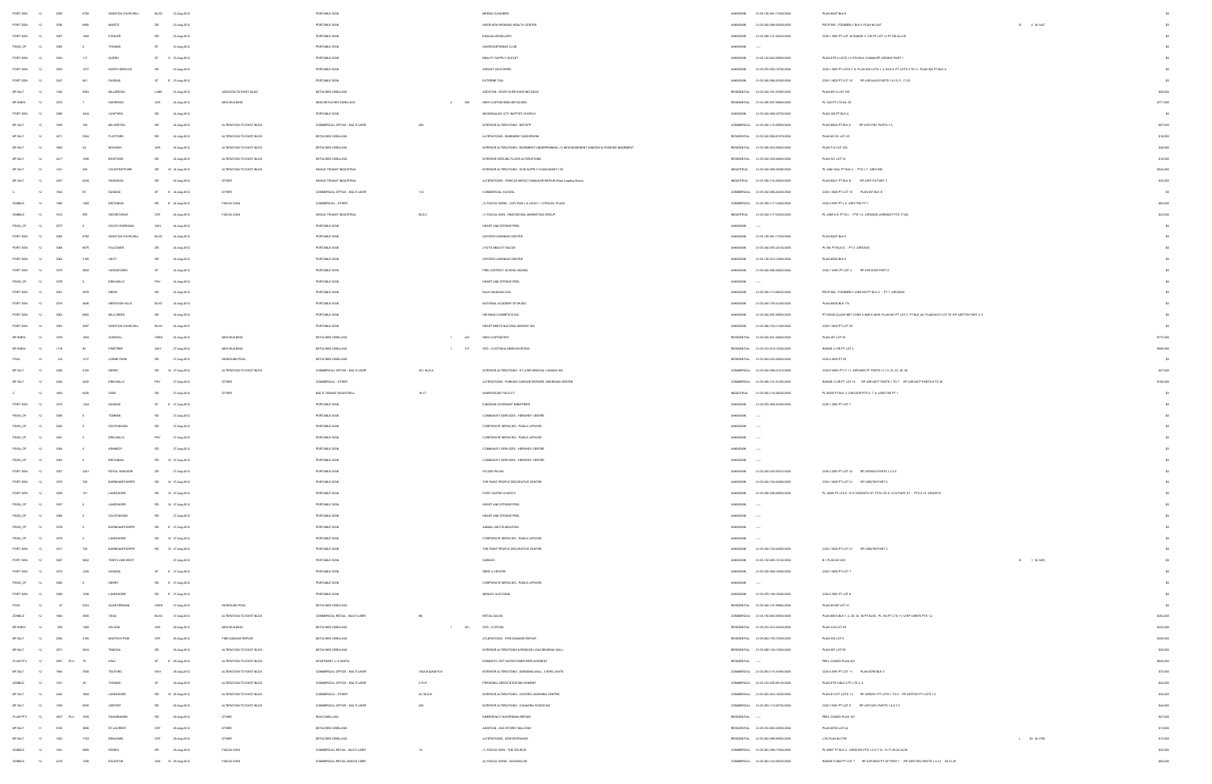| PORT SGN | 12 | 5085 | | 6750 | WINSTON CHURCHILL | BLVD | | 23-Aug-2012 | | PORTABLE SIGN | | | | MEENA CLEANERS | UNKNOWN | 21-05-150-081-17400-0000 | PLAN M437 BLK 9 | | | | $0 |
|---|---|---|---|---|---|---|---|---|---|---|---|---|---|---|---|---|---|---|---|---|---|
| PORT SGN | 12 | 5086 | | 6980 | MAVRIZ | DR | | 23-Aug-2012 | | PORTABLE SIGN | | | | HEAR NOW HEARING HEALTH CENTRE | UNKNOWN | 21-05-040-098-55000-0000 | PSCP 803 - FORMERLY BLK 4 PLAN M-1447 | R | 4 | M-1447 | $0 |
| PORT SGN | 12 | 5087 | | 1900 | FOWLER | DR | | 23-Aug-2012 | | PORTABLE SIGN | | | | EMAAN JEWELLERY | UNKNOWN | 21-05-080-151-00000-0000 | CON 1 SDS PT LOT 30 RANGE 3 CIR PT LOT 16 PT RD ALLCE | | | | $0 |
| PSGN_CP | 12 | 5088 | | 0 | THOMAS | ST | | 23-Aug-2012 | | PORTABLE SIGN | | | | OAKRIDGE TENNIS CLUB | UNKNOWN | ----- | | | | | $0 |
| PORT SGN | 12 | 5054 | | 117 | QUEEN | ST | S | 23-Aug-2012 | | PORTABLE SIGN | | | | BEAUTY SUPPLY OUTLET | UNKNOWN | 21-05-120-004-09900-0000 | PLAN STR 4 LOTS 1,2 STR BLK 15 MAN RP 43R2868 PART 1 | | | | $0 |
| PORT SGN | 12 | 5003 | | 1077 | NORTH SERVICE | RD | | 23-Aug-2012 | | PORTABLE SIGN | | | | WEIGHT WATCHERS | UNKNOWN | 21-05-070-004-19700-0000 | CON 1 SDS PT LOTS 7, 8, PLAN 485 LOTS 1, 2, BLK 6, PT LOTS 5 TO 11, PLAN 520 PT BLK A | | | | $0 |
| PORT SGN | 12 | 5047 | | 951 | DUNDAS | ST | E | 23-Aug-2012 | | PORTABLE SIGN | | | | EXTREME TAN | UNKNOWN | 21-05-040-098-20200-0000 | CON 1 NDS PT LOT 10 RP 43R14444 PARTS 1,6,10,11,17,20 | | | | $0 |
| SF SALT | 12 | 1340 | | 3583 | MILLBROOK | LANE | | 23-Aug-2012 | ADDITION TO EXIST BLDG | DETACHED DWELLING | | | | ADDITION - ROOF OVER EXISTING DECK | RESIDENTIAL | 21-05-040-161-07800-0000 | PLAN M719 LOT 165 | | | | $29,000 |
| SF NEW | 12 | 4272 | | 7 | HARRISON | AVE | | 24-Aug-2012 | NEW BUILDING | SEMI-DETACHED DWELLING | | 2 | 399 | NEW CUSTOM SEMI-DETACHED | RESIDENTIAL | 21-05-090-007-09900-0000 | PL C22 PT LTS 64, 65 | | | | $771,000 |
| PORT SGN | 12 | 5434 | | 5434 | CAWTHRA | RD | | 24-Aug-2012 | | PORTABLE SIGN | | | | MISSISSAUGA CITY BAPTIST CHURCH | UNKNOWN | 21-05-040-098-27700-0000 | PLAN 336 PT BLK 4 | | | | $0 |
| SF SALT | 12 | 1935 | | 100 | MILVERTON | DR | | 24-Aug-2012 | ALTERATION TO EXIST BLDG | COMMERCIAL OFFICE - MULTI-USER | 404 | | | INTERIOR ALTERATIONS - NETAPP | COMMERCIAL | 21-05-040-115-00950-0000 | PLAN M602 PT BLK 2 RP 43R17593 PARTS 1-3 | | | | $57,000 |
| SF SALT | 12 | 2471 | | 3384 | FLATFORD | RD | | 24-Aug-2012 | ALTERATION TO EXIST BLDG | DETACHED DWELLING | | | | ALTERATIONS - BASEMENT WASHROOM | RESIDENTIAL | 21-05-040-098-81870-0000 | PLAN M1161 LOT 39 | | | | $16,000 |
| SF SALT | 12 | 1963 | | 34 | MOHAWK | AVE | | 24-Aug-2012 | ALTERATION TO EXIST BLDG | DETACHED DWELLING | | | | INTERIOR ALTERATIONS - BASEMENT UNDERPINNING, (1) NEW BASEMENT WINDOW & FINISHED BASEMENT | RESIDENTIAL | 21-05-090-003-09800-0000 | PLAN F12 LOT 294 | | | | $48,000 |
| SF SALT | 12 | 2417 | | 1836 | RICHFORD | DR | | 24-Aug-2012 | ALTERATION TO EXIST BLDG | DETACHED DWELLING | | | | INTERIOR GROUND FLOOR ALTERATIONS | RESIDENTIAL | 21-05-020-009-08000-0000 | PLAN 551 LOT 35 | | | | $18,000 |
| SF SALT | 12 | 1321 | | 200 | COURTNEYPARK | DR | W | 24-Aug-2012 | ALTERATION TO EXIST BLDG | SINGLE TENANT INDUSTRIAL | | | | INTERIOR ALTERATIONS - ECS SUPPLY CHAIN MGMT LTD | INDUSTRIAL | 21-05-040-098-02400-0000 | PL 43M-1044, PT BLK 2 - PTS 1-7 43R19596 | | | | $540,000 |
| SF SALT | 12 | 2067 | | 6239 | SHAWSON | DR | | 24-Aug-2012 | OTHER | SINGLE TENANT INDUSTRIAL | | | | ALTERATIONS - VEHICLE IMPACT DAMAGE REPAIR (Rear Loading Doors) | INDUSTRIAL | 21-05-050-116-09020-0000 | PLAN 44241 PT BLK D RP 43R7173 PART 3 | | | | $32,000 |
| C | 12 | 1944 | | 93 | DUNDAS | ST | E | 24-Aug-2012 | OTHER | COMMERCIAL OFFICE - MULTI-USER | 112 | | | COMMERCIAL SCHOOL | COMMERCIAL | 21-05-040-098-26200-0000 | CON 1 NDS PT LOT 15 PLAN 537 BLK B | | | | $0 |
| SGNBLD | 12 | 1980 | | 1600 | BRITANNIA | RD | E | 24-Aug-2012 | FASCIA SIGN | COMMERCIAL - OTHER | | | | (1) FASCIA SIGN - (2PLY/WS 4-8 LOGO) + (1)TRUCK PLAZA | COMMERCIAL | 21-05-040-117-14800-0000 | CON 5 EHS PT L 3 - 43R17702 PT 1 | | | | $63,000 |
| SGNBLD | 12 | 1914 | | 900 | SECRETARIAT | CRT | | 24-Aug-2012 | FASCIA SIGN | SINGLE TENANT INDUSTRIAL | BLD C | | | (1) FASCIA SIGN - PARK REVEAL MARKETING GROUP | INDUSTRIAL | 21-05-040-117-03000-0000 | PL 43M1416, PT B 3 - PTS 1-8 43R29035 (43R28627 PTS 17-29) | | | | $23,000 |
| PSGN_CP | 12 | 3277 | | 0 | SOUTH SHERIDAN | WAY | | 24-Aug-2012 | | PORTABLE SIGN | | | | HEART AND STROKE PEEL | UNKNOWN | ----- | | | | | $0 |
| PORT SGN | 12 | 5080 | | 6750 | WINSTON CHURCHILL | BLVD | | 24-Aug-2012 | | PORTABLE SIGN | | | | OXFORD LEARNING CENTRE | UNKNOWN | 21-05-150-081-17400-0000 | PLAN M437 BLK 9 | | | | $0 |
| PORT SGN | 12 | 5084 | | 6675 | FALCONER | DR | | 24-Aug-2012 | | PORTABLE SIGN | | | | JYOTI'S BEAUTY SALON | UNKNOWN | 21-05-040-097-22150-0000 | PL M5, PT BLK D - PT 1 43R25233 | | | | $0 |
| PORT SGN | 12 | 5064 | | 3185 | UNITY | DR | | 24-Aug-2012 | | PORTABLE SIGN | | | | OXFORD LEARNING CENTRE | UNKNOWN | 21-05-150-013-10800-0000 | PLAN M592 BLK 5 | | | | $0 |
| PORT SGN | 12 | 5075 | | 5650 | HURONTARIO | ST | | 24-Aug-2012 | | PORTABLE SIGN | | | | PEEL DISTRICT SCHOOL BOARD | UNKNOWN | 21-05-040-098-04004-0000 | CON 1 WHS PT LOT 4 RP 43R13093 PART 2 | | | | $0 |
| PSGN_CP | 12 | 5076 | | 0 | ERIN MILLS | PKY | | 24-Aug-2012 | | PORTABLE SIGN | | | | HEART AND STROKE PEEL | UNKNOWN | ----- | | | | | $0 |
| PORT SGN | 12 | 5061 | | 2970 | DREW | RD | | 24-Aug-2012 | | PORTABLE SIGN | | | | RAJA MASALA COA | UNKNOWN | 21-05-050-113-06550-0000 | PSCP 884 - FORMERLY 43M-593 PT BLK 2 - PT 1 43R20858 | | | | $0 |
| PORT SGN | 12 | 5074 | | 4646 | HERITAGE HILLS | BLVD | | 24-Aug-2012 | | PORTABLE SIGN | | | | NATIONAL ACADEMY OF MUSIC | UNKNOWN | 21-05-040-155-01400-0000 | PLAN M605 BLK 174 | | | | $0 |
| PORT SGN | 12 | 5062 | | 6960 | MILLCREEK | DR | | 24-Aug-2012 | | PORTABLE SIGN | | | | HETMAN COSMETICS INC. | UNKNOWN | 21-05-040-097-28550-0000 | PT ROAD ALLOW BET CONS 5 AND 6 WHS, PLAN M1 PT LOT 5, PT BLK 44, PLAN M107 LOT 78, RP 43R7739 PART 2-3 | | | | $0 |
| PORT SGN | 12 | 5063 | | 3987 | WINSTON CHURCHILL | BLVD | | 24-Aug-2012 | | PORTABLE SIGN | | | | HEART BEETS NATURAL MARKET INC | UNKNOWN | 21-05-060-154-11300-0000 | CON 1 NDS PT LOT 35 | | | | $0 |
| SF NEW | 12 | 1078 | | 1594 | GLENHILL | CRES | | 24-Aug-2012 | NEW BUILDING | DETACHED DWELLING | | 1 | 443 | NEW CUSTOM SFD | RESIDENTIAL | 21-05-020-031-04000-0000 | PLAN 407 LOT 56 | | | | $772,000 |
| SF NEW | 12 | 1118 | | 92 | PINETREE | WAY | | 27-Aug-2012 | NEW BUILDING | DETACHED DWELLING | | 1 | 317 | SFD - CUSTOM & DEMO-EXISTING | RESIDENTIAL | 21-05-010-010-10200-0000 | RANGE 3 CIR PT LOT 2 | | | | $558,000 |
| POOL | 10 | 124 | | 1217 | LORNE PARK | RD | | 27-Aug-2012 | INGROUND POOL | DETACHED DWELLING | | | | | RESIDENTIAL | 21-05-020-032-02000-0000 | CON 2-SDS PT 20 | | | | $0 |
| SF SALT | 12 | 2228 | | 2100 | DERRY | RD | W | 27-Aug-2012 | ALTERATION TO EXIST BLDG | COMMERCIAL OFFICE - MULTI-USER | 401, BLD A | | | INTERIOR ALTERATIONS - ST JUDE MEDICAL CANADA INC | COMMERCIAL | 21-05-040-098-21210-0000 | CON 3 WHS PT LT 11, 43R14893 PT PARTS 11-13, 15, 23, 25, 26 | | | | $27,000 |
| SF SALT | 12 | 2248 | | 2225 | ERIN MILLS | PKY | | 27-Aug-2012 | OTHER | COMMERCIAL - OTHER | | | | ALTERATIONS - PARKING GARAGE REPAIRS, SHERIDAN CENTRE | COMMERCIAL | 21-05-060-131-01200-0000 | RANGE 3 CIR PT LOT 14 RP 43R14077 PARTS 1 TO 7 RP 43R14077 PARTS 8 TO 16 | | | | $100,000 |
| C | 12 | 1964 | | 6430 | DIXIE | RD | | 27-Aug-2012 | OTHER | MULTI-TENANT INDUSTRIAL | 16-17 | | | WAREHOUSE FACILITY | INDUSTRIAL | 21-05-050-116-09200-0000 | PL M305 PT BLK 3, 43R12639 PTS 3, 7, 8, 43R27498 PT 1 | | | | $0 |
| PORT SGN | 12 | 5073 | | 1224 | DUNDAS | ST | E | 27-Aug-2012 | | PORTABLE SIGN | | | | KINGDOM COVENANT MINISTRIES | UNKNOWN | 21-05-070-068-33000-0000 | CON 1 SDS PT LOT 7 | | | | $0 |
| PSGN_CP | 12 | 5085 | | 0 | TOMKEN | RD | | 27-Aug-2012 | | PORTABLE SIGN | | | | COMMUNITY SERVICES - HERSHEY CENTRE | UNKNOWN | ----- | | | | | $0 |
| PSGN_CP | 12 | 5082 | | 0 | SOUTHDOWN | RD | | 27-Aug-2012 | | PORTABLE SIGN | | | | CORPORATE SERVICES - PUBLIC AFFAIRS | UNKNOWN | ----- | | | | | $0 |
| PSGN_CP | 12 | 5081 | | 0 | ERIN MILLS | PKY | | 27-Aug-2012 | | PORTABLE SIGN | | | | CORPORATE SERVICES - PUBLIC AFFAIRS | UNKNOWN | ----- | | | | | $0 |
| PSGN_CP | 12 | 5084 | | 0 | KENNEDY | RD | | 27-Aug-2012 | | PORTABLE SIGN | | | | COMMUNITY SERVICES - HERSHEY CENTRE | UNKNOWN | ----- | | | | | $0 |
| PSGN_CP | 12 | 5083 | | 0 | BRITANNIA | RD | W | 27-Aug-2012 | | PORTABLE SIGN | | | | COMMUNITY SERVICES - HERSHEY CENTRE | UNKNOWN | ----- | | | | | $0 |
| PORT SGN | 12 | 5057 | | 2351 | ROYAL WINDSOR | DR | | 27-Aug-2012 | | PORTABLE SIGN | | | | STUDIO PAVAS | UNKNOWN | 21-05-020-025-05910-0000 | CON 2 SDS PT LOT 32 RP 43R3563 PARTS 1,2,3,5 | | | | $0 |
| PORT SGN | 12 | 5070 | | 720 | BURNHAMTHORPE | RD | W | 27-Aug-2012 | | PORTABLE SIGN | | | | THE PAINT PEOPLE DECORATIVE CENTRE | UNKNOWN | 21-05-040-154-04850-0000 | CON 1 NDS PT LOT 21 RP 43R2799 PART 2 | | | | $0 |
| PORT SGN | 12 | 5059 | | 151 | LAKESHORE | RD | W | 27-Aug-2012 | | PORTABLE SIGN | | | | FIRST UNITED CHURCH | UNKNOWN | 21-05-090-006-08900-0000 | PL 300W PT LT 8 9, 10 E TORONTO ST, PT 6 LTS 9, 10 N PORT ST - PTS 8-14 43R24715 | | | | $0 |
| PSGN_CP | 12 | 5087 | | 0 | LAKESHORE | RD | W | 27-Aug-2012 | | PORTABLE SIGN | | | | HEART AND STROKE PEEL | UNKNOWN | ----- | | | | | $0 |
| PSGN_CP | 12 | 5086 | | 0 | SOUTHDOWN | RD | | 27-Aug-2012 | | PORTABLE SIGN | | | | HEART AND STROKE PEEL | UNKNOWN | ----- | | | | | $0 |
| PSGN_CP | 12 | 5078 | | 0 | BURNHAMTHORPE | RD | E | 27-Aug-2012 | | PORTABLE SIGN | | | | ANIMAL AID FOUNDATION | UNKNOWN | ----- | | | | | $0 |
| PSGN_CP | 12 | 5079 | | 0 | LAKESHORE | RD | W | 27-Aug-2012 | | PORTABLE SIGN | | | | CORPORATE SERVICES - PUBLIC AFFAIRS | UNKNOWN | ----- | | | | | $0 |
| PORT SGN | 12 | 5071 | | 720 | BURNHAMTHORPE | RD | W | 27-Aug-2012 | | PORTABLE SIGN | | | | THE PAINT PEOPLE DECORATIVE CENTRE | UNKNOWN | 21-05-040-154-04850-0000 | CON 1 NDS PT LOT 21 RP 43R2799 PART 2 | | | | $0 |
| PORT SGN | 12 | 5067 | | 9602 | TENTH LINE WEST | | | 27-Aug-2012 | | PORTABLE SIGN | | | | SUBWAY | UNKNOWN | 21-05-150-085-10105-0000 | B 1 PLAN M-1483 | R | 1 | M-1483 | $0 |
| PORT SGN | 12 | 5072 | | 1220 | DUNDAS | ST | E | 27-Aug-2012 | | PORTABLE SIGN | | | | RENT A CENTRE | UNKNOWN | 21-05-030-068-16900-0000 | CON 1 NDS PT LOT 7 | | | | $0 |
| PSGN_CP | 12 | 5080 | | 0 | DERRY | RD | E | 27-Aug-2012 | | PORTABLE SIGN | | | | CORPORATE SERVICES - PUBLIC AFFAIRS | UNKNOWN | ----- | | | | | $0 |
| PORT SGN | 12 | 5069 | | 1036 | LAKESHORE | RD | E | 27-Aug-2012 | | PORTABLE SIGN | | | | MEDLEY AUCTIONS | UNKNOWN | 21-05-070-156-15000-0000 | CON 3 SDS PT LOT 6 | | | | $0 |
| POOL | 12 | 87 | | 5323 | QUARTERMAIN | CRES | | 27-Aug-2012 | INGROUND POOL | DETACHED DWELLING | | | | | RESIDENTIAL | 21-05-040-107-99862-0000 | PLAN M1057 LOT 41 | | | | $0 |
| ZONBLD | 12 | 1904 | | 5095 | YEGA | BLVD | | 27-Aug-2012 | ALTERATION TO EXIST BLDG | COMMERCIAL RETAIL - MULTI-USER | 9B | | | RETAIL SALES | COMMERCIAL | 21-05-150-084-00500-0000 | PLAN M674 BLK 1, 2, 28, 32, 30 PT BLK 2 - PL 154 PT LTS 11, 12 RP 43R670 PTS 1,2 | | | | $204,000 |
| SF NEW | 12 | 306 | | 1369 | WILSON | AVE | | 28-Aug-2012 | NEW BUILDING | DETACHED DWELLING | | 1 | 261 | SFD - CUSTOM | RESIDENTIAL | 21-05-010-012-20400-0000 | PLAN C25 LOT 93 | | | | $433,000 |
| SF SALT | 12 | 4945 | | 3199 | MARTIN'S PINE | CRT | | 28-Aug-2012 | FIRE DAMAGE REPAIR | DETACHED DWELLING | | | | ALTERATIONS - FIRE DAMAGE REPAIR | RESIDENTIAL | 21-05-060-155-72508-0000 | PLAN 958 LOT 6 | | | | $325,000 |
| SF SALT | 12 | 2071 | | 2043 | TENOGA | DR | | 28-Aug-2012 | ALTERATION TO EXIST BLDG | DETACHED DWELLING | | | | INTERIOR ALTERATIONS & REMOVE LOAD BEARING WALL | RESIDENTIAL | 21-05-060-129-19000-0000 | PLAN 897 LOT 95 | | | | $25,000 |
| PLUM PT3 | 12 | 2081 | PLU | 70 | KING | ST | E | 28-Aug-2012 | ALTERATION TO EXIST BLDG | APARTMENT (> 6 UNITS) | | | | DOMESTIC HOT WATER RISER REPLACEMENT | RESIDENTIAL | ----- | PEEL CONDO PLAN 423 | | | | $649,000 |
| SF SALT | 12 | 1964 | | 7050 | TELFORD | WAY | | 28-Aug-2012 | ALTERATION TO EXIST BLDG | COMMERCIAL OFFICE - MULTI-USER | 1ST/A & 2ND FLR | | | INTERIOR ALTERATIONS - SIEMENS WALL, 3 SPEC UNITS | COMMERCIAL | 21-05-050-113-31960-0000 | CON 4 EHS PT LOT 11 PLAN M798 BLK 3 | | | | $79,000 |
| ZONBLD | 12 | 1331 | | 30 | THOMAS | ST | | 28-Aug-2012 | ALTERATION TO EXIST BLDG | COMMERCIAL OFFICE - MULTI-USER | 2-FLR | | | PERSONAL SERVICE ESTABLISHMENT | COMMERCIAL | 21-05-120-005-06100-0000 | PLAN STR 4 BLK 2 PT LTS 2, 3 | | | | $44,000 |
| SF SALT | 12 | 2304 | | 3064 | LAKESHORE | RD | W | 28-Aug-2012 | ALTERATION TO EXIST BLDG | COMMERCIAL - OTHER | 22, BLD B | | | INTERIOR ALTERATIONS - OXFORD LEARNING CENTRE | COMMERCIAL | 21-05-020-024-15200-0000 | PLAN D13 PT LOTS 1,2 RP 43R5031 PT LOTS 1 TO 4 RP 43R7760 PT LOTS 1,2 | | | | $35,000 |
| SF SALT | 12 | 1038 | | 5935 | AIRPORT | RD | | 28-Aug-2012 | ALTERATION TO EXIST BLDG | COMMERCIAL OFFICE - MULTI-USER | 200 | | | INTERIOR ALTERATIONS - CONAGRA FOODS INC | COMMERCIAL | 21-05-050-113-00702-0000 | CON 7 EHS PT LOT 5 RP 43R14291 PARTS 1,4,5,7,8 | | | | $44,000 |
| PLUM PT3 | 12 | 4027 | PLU | 1030 | SHAWNMARR | RD | | 28-Aug-2012 | OTHER | ROW DWELLING | | | | EMERGENCY WATERMAIN REPAIR | RESIDENTIAL | ----- | PEEL CONDO PLAN 181 | | | | $27,000 |
| SF SALT | 11 | 6749 | | 3690 | ST LAURENT | CRT | | 28-Aug-2012 | OTHER | DETACHED DWELLING | | | | ADDITION - 2ND STOREY BALCONY | RESIDENTIAL | 21-05-150-080-32500-0000 | PLAN M703 LOT 24 | | | | $13,000 |
| SF SALT | 12 | 1502 | | 7163 | BENJAMIN | CRT | | 28-Aug-2012 | OTHER | DETACHED DWELLING | | | | ALTERATIONS - SIDE ENTRANCE | RESIDENTIAL | 21-05-040-098-59936-0000 | L 50 PLAN M-1799 | L | 50 | M-1799 | $13,000 |
| ZONBLD | 12 | 1941 | | 5985 | RODEO | DR | | 28-Aug-2012 | FASCIA SIGN | COMMERCIAL RETAIL - MULTI-USER | 10 | | | (1) FASCIA SIGN - THE SOURCE | COMMERCIAL | 21-05-040-098-17805-0000 | PL M967 PT BLK 2 - 43R20193 PTS 1,2,5,7,10, 13,17,20-22,34,36 | | | | $32,000 |
| ZONBLD | 12 | 2219 | | 1250 | EGLINTON | AVE | W | 28-Aug-2012 | FASCIA SIGN | COMMERCIAL RETAIL-SINGLE USER | | | | (5) FASCIA SIGNS - MACDONALDS | COMMERCIAL | 21-05-040-144-06200-0000 | RANGE 5 NDS PT LOT 7 RP 43R9652 PT OF PART 1 RP 43R17934 PARTS 1,4,14, 29,31,35 | | | | $64,000 |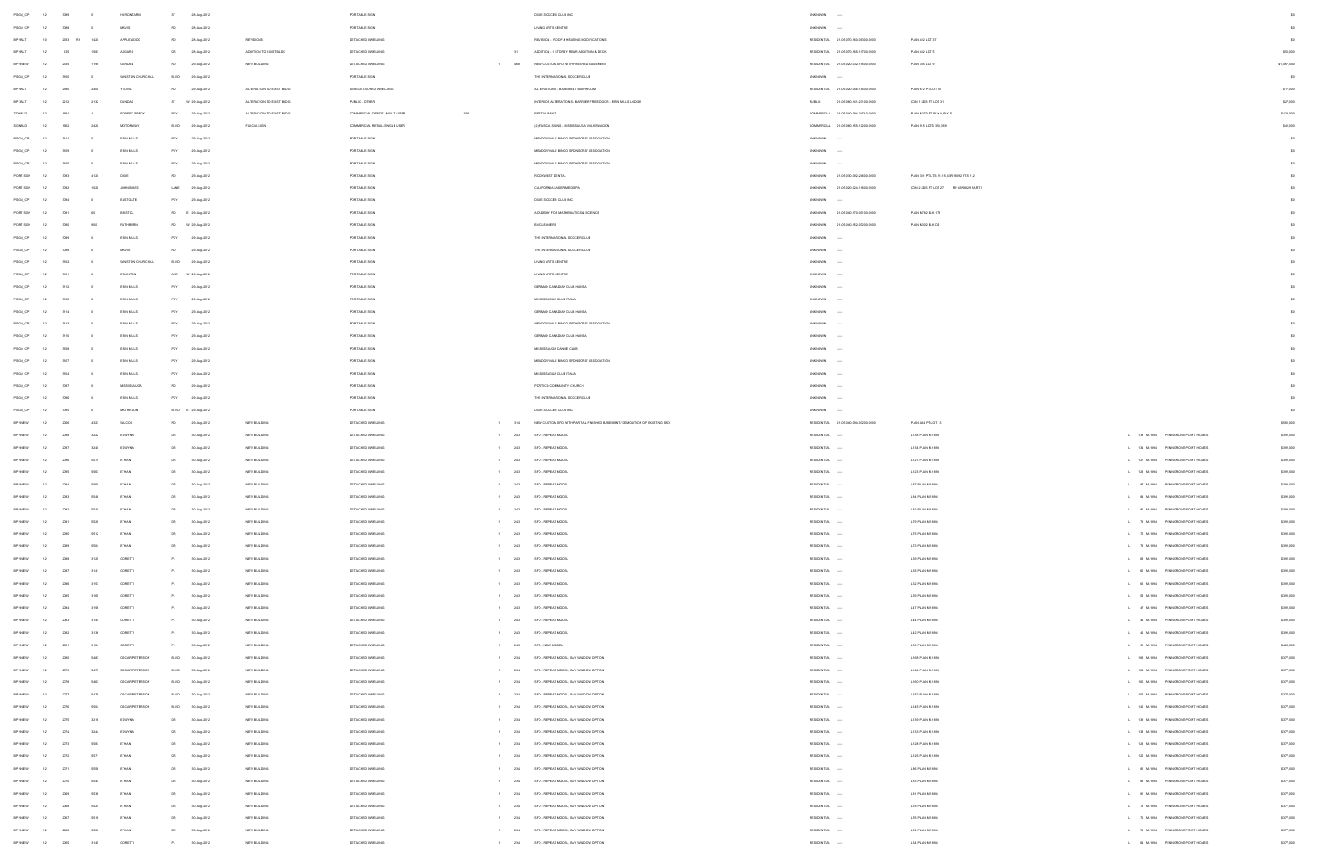| | | | | | | | | | | | | | | | | | | | |
|---|---|---|---|---|---|---|---|---|---|---|---|---|---|---|---|---|---|---|---|
| PSGN_CP | 12 | 5088 | | 0 | HURONTARIO | ST | | 29-Aug-2012 | | PORTABLE SIGN | | | | OASIS SOCCER CLUB INC. | UNKNOWN | ---- | | | $0 |
| PSGN_CP | 12 | 5089 | | 0 | MAVIS | RD | | 29-Aug-2012 | | PORTABLE SIGN | | | | LIVING ARTS CENTRE | UNKNOWN | ---- | | | $0 |
| BP 9ALT | 12 | 2003 | R1 | 1430 | APPLEWOOD | RD | | 29-Aug-2012 | REVISIONS | DETACHED DWELLING | | | | REVISION - ROOF & HEATING MODIFICATIONS | RESIDENTIAL | 21-05-070-156-09000-0000 | PLAN 422 LOT 37 | | $0 |
| BP 9ALT | 12 | 631 | | 1951 | ASGARD | DR | | 29-Aug-2012 | ADDITION TO EXIST BLDG | DETACHED DWELLING | | | 51 | ADDITION - 1 STOREY REAR ADDITION & DECK | RESIDENTIAL | 21-05-070-155-11700-0000 | PLAN 462 LOT 5 | | $59,000 |
| BP 9NEW | 12 | 2305 | | 1198 | GARDEN | RD | | 29-Aug-2012 | NEW BUILDING | DETACHED DWELLING | | 1 | 486 | NEW CUSTOM SFD WITH FINISHED BASEMENT | RESIDENTIAL | 21-05-020-002-19900-0000 | PLAN 335 LOT 9 | | $1,067,000 |
| PSGN_CP | 12 | 1935 | | 0 | WINSTON CHURCHILL | BLVD | | 29-Aug-2012 | | PORTABLE SIGN | | | | THE INTERNATIONAL SOCCER CLUB | UNKNOWN | ---- | | | $0 |
| BP 9ALT | 12 | 2390 | | 2460 | YEOVIL | RD | | 29-Aug-2012 | ALTERATION TO EXIST BLDG | SEMI-DETACHED DWELLING | | | | ALTERATIONS - BASEMENT BATHROOM | RESIDENTIAL | 21-05-020-006-14400-0000 | PLAN 872 PT LOT 55 | | $17,000 |
| BP 3ALT | 12 | 2212 | | 2150 | DUNDAS | ST | W | 29-Aug-2012 | ALTERATION TO EXIST BLDG | PUBLIC - OTHER | | | | INTERIOR ALTERATIONS - BARRIER FREE DOOR - ERIN MILLS LODGE | PUBLIC | 21-05-060-141-23100-0000 | CON 1 SDS PT LOT 31 | | $27,000 |
| ZONBLD | 12 | 1951 | | 1 | ROBERT SPECK | PKY | | 29-Aug-2012 | ALTERATION TO EXIST BLDG | COMMERCIAL OFFICE - MULTI-USER | 190 | | | RESTAURANT | COMMERCIAL | 21-05-040-094-24710-0000 | PLAN M270 PT BLK A BLK S | | $123,000 |
| SGNBLD | 12 | 1583 | | 2420 | MOTORWAY | BLVD | | 29-Aug-2012 | FASCIA SIGN | COMMERCIAL RETAIL-SINGLE USER | | | | (2) FASCIA SIGNS - MISSISSAUGA VOLKSWAGON | COMMERCIAL | 21-05-060-155-10200-0000 | PLAN 915 LOTS 398,399 | | $42,000 |
| PSGN_CP | 12 | 3111 | | 0 | ERIN MILLS | PKY | | 29-Aug-2012 | | PORTABLE SIGN | | | | MEADOWVALE BINGO SPONSORS' ASSOCIATION | UNKNOWN | ---- | | | $0 |
| PSGN_CP | 12 | 3109 | | 0 | ERIN MILLS | PKY | | 29-Aug-2012 | | PORTABLE SIGN | | | | MEADOWVALE BINGO SPONSORS' ASSOCIATION | UNKNOWN | ---- | | | $0 |
| PSGN_CP | 12 | 3103 | | 0 | ERIN MILLS | PKY | | 29-Aug-2012 | | PORTABLE SIGN | | | | MEADOWVALE BINGO SPONSORS' ASSOCIATION | UNKNOWN | ---- | | | $0 |
| PORT SGN | 12 | 5043 | | 4150 | DIXIE | RD | | 29-Aug-2012 | | PORTABLE SIGN | | | | ROCKWEST DENTAL | UNKNOWN | 21-05-030-092-24800-0000 | PLAN 381 PT LTS 11-15, 43R16892 PTS 1, 2 | | $0 |
| PORT SGN | 12 | 5042 | | 1020 | JOHNSONS | LANE | | 29-Aug-2012 | | PORTABLE SIGN | | | | CALIFORNIA LASER MED SPA | UNKNOWN | 21-05-020-024-11800-0000 | CON 3 SDS PT LOT 27 RP 43R5609 PART 1 | | $0 |
| PSGN_CP | 12 | 5094 | | 0 | EASTGATE | PKY | | 29-Aug-2012 | | PORTABLE SIGN | | | | OASIS SOCCER CLUB INC. | UNKNOWN | ---- | | | $0 |
| PORT SGN | 12 | 5041 | | 90 | BRISTOL | RD | E | 29-Aug-2012 | | PORTABLE SIGN | | | | ACADEMY FOR MATHEMATICS & SCIENCE | UNKNOWN | 21-05-040-173-00100-0000 | PLAN M793 BLK 179 | | $0 |
| PORT SGN | 12 | 5090 | | 900 | RATHBURN | RD | W | 29-Aug-2012 | | PORTABLE SIGN | | | | EV CLEANERS | UNKNOWN | 21-05-040-152-37300-0000 | PLAN M650 BLK DD | | $0 |
| PSGN_CP | 12 | 5098 | | 0 | ERIN MILLS | PKY | | 29-Aug-2012 | | PORTABLE SIGN | | | | THE INTERNATIONAL SOCCER CLUB | UNKNOWN | ---- | | | $0 |
| PSGN_CP | 12 | 5088 | | 0 | MAVIS | RD | | 29-Aug-2012 | | PORTABLE SIGN | | | | LIVING ARTS CENTRE | UNKNOWN | ---- | | | $0 |
| PSGN_CP | 12 | 1934 | | 0 | WINSTON CHURCHILL | BLVD | | 29-Aug-2012 | | PORTABLE SIGN | | | | LIVING ARTS CENTRE | UNKNOWN | ---- | | | $0 |
| PSGN_CP | 12 | 1911 | | 0 | EGLINTON | AVE | W | 29-Aug-2012 | | PORTABLE SIGN | | | | LIVING ARTS CENTRE | UNKNOWN | ---- | | | $0 |
| PSGN_CP | 12 | 3112 | | 0 | ERIN MILLS | PKY | | 29-Aug-2012 | | PORTABLE SIGN | | | | GERMAN CANADIAN CLUB HANSA | UNKNOWN | ---- | | | $0 |
| PSGN_CP | 12 | 3108 | | 0 | ERIN MILLS | PKY | | 29-Aug-2012 | | PORTABLE SIGN | | | | MISSISSAUGA CLUB ITALIA | UNKNOWN | ---- | | | $0 |
| PSGN_CP | 12 | 3114 | | 0 | ERIN MILLS | PKY | | 29-Aug-2012 | | PORTABLE SIGN | | | | GERMAN CANADIAN CLUB HANSA | UNKNOWN | ---- | | | $0 |
| PSGN_CP | 12 | 3113 | | 0 | ERIN MILLS | PKY | | 29-Aug-2012 | | PORTABLE SIGN | | | | MEADOWVALE BINGO SPONSORS' ASSOCIATION | UNKNOWN | ---- | | | $0 |
| PSGN_CP | 12 | 3115 | | 0 | ERIN MILLS | PKY | | 29-Aug-2012 | | PORTABLE SIGN | | | | GERMAN CANADIAN CLUB HANSA | UNKNOWN | ---- | | | $0 |
| PSGN_CP | 12 | 3100 | | 0 | ERIN MILLS | PKY | | 29-Aug-2012 | | PORTABLE SIGN | | | | MISSISSAUGA CANOE CLUB | UNKNOWN | ---- | | | $0 |
| PSGN_CP | 12 | 3107 | | 0 | ERIN MILLS | PKY | | 29-Aug-2012 | | PORTABLE SIGN | | | | MEADOWVALE BINGO SPONSORS' ASSOCIATION | UNKNOWN | ---- | | | $0 |
| PSGN_CP | 12 | 3104 | | 0 | ERIN MILLS | PKY | | 29-Aug-2012 | | PORTABLE SIGN | | | | MISSISSAUGA CLUB ITALIA | UNKNOWN | ---- | | | $0 |
| PSGN_CP | 12 | 5097 | | 0 | MISSISSAUGA | RD | | 29-Aug-2012 | | PORTABLE SIGN | | | | PORTICO COMMUNITY CHURCH | UNKNOWN | ---- | | | $0 |
| PSGN_CP | 12 | 5096 | | 0 | ERIN MILLS | PKY | | 29-Aug-2012 | | PORTABLE SIGN | | | | THE INTERNATIONAL SOCCER CLUB | UNKNOWN | ---- | | | $0 |
| PSGN_CP | 12 | 5095 | | 0 | MATHESON | BLVD | E | 29-Aug-2012 | | PORTABLE SIGN | | | | OASIS SOCCER CLUB INC. | UNKNOWN | ---- | | | $0 |
| BP 9NEW | 12 | 2000 | | 4333 | WILCOX | RD | | 29-Aug-2012 | NEW BUILDING | DETACHED DWELLING | | 1 | 314 | NEW CUSTOM SFD WITH PARTIALLY FINISHED BASEMENT/ DEMOLITION OF EXISTING SFD | RESIDENTIAL | 21-05-040-096-02200-0000 | PLAN A24 PT LOT 15 | | $561,000 |
| BP 9NEW | 12 | 2099 | | 5222 | EDWYNA | DR | | 30-Aug-2012 | NEW BUILDING | DETACHED DWELLING | | 1 | 243 | SFD - REPEAT MODEL | RESIDENTIAL | ---- | L 158 PLAN M-1896 | L 158 M-1896 PENNOROSE POINT HOMES | $392,000 |
| BP 9NEW | 12 | 2097 | | 5246 | EDWYNA | DR | | 30-Aug-2012 | NEW BUILDING | DETACHED DWELLING | | 1 | 243 | SFD - REPEAT MODEL | RESIDENTIAL | ---- | L 134 PLAN M-1896 | L 134 M-1896 PENNOROSE POINT HOMES | $392,000 |
| BP 9NEW | 12 | 2096 | | 5578 | ETHAN | DR | | 30-Aug-2012 | NEW BUILDING | DETACHED DWELLING | | 1 | 243 | SFD - REPEAT MODEL | RESIDENTIAL | ---- | L 127 PLAN M-1896 | L 127 M-1896 PENNOROSE POINT HOMES | $392,000 |
| BP 9NEW | 12 | 2095 | | 5563 | ETHAN | DR | | 30-Aug-2012 | NEW BUILDING | DETACHED DWELLING | | 1 | 243 | SFD - REPEAT MODEL | RESIDENTIAL | ---- | L 123 PLAN M-1896 | L 123 M-1896 PENNOROSE POINT HOMES | $392,000 |
| BP 9NEW | 12 | 2094 | | 5560 | ETHAN | DR | | 30-Aug-2012 | NEW BUILDING | DETACHED DWELLING | | 1 | 243 | SFD - REPEAT MODEL | RESIDENTIAL | ---- | L 87 PLAN M-1896 | L 87 M-1896 PENNOROSE POINT HOMES | $392,000 |
| BP 9NEW | 12 | 2093 | | 5548 | ETHAN | DR | | 30-Aug-2012 | NEW BUILDING | DETACHED DWELLING | | 1 | 243 | SFD - REPEAT MODEL | RESIDENTIAL | ---- | L 84 PLAN M-1896 | L 84 M-1896 PENNOROSE POINT HOMES | $392,000 |
| BP 9NEW | 12 | 2092 | | 5540 | ETHAN | DR | | 30-Aug-2012 | NEW BUILDING | DETACHED DWELLING | | 1 | 243 | SFD - REPEAT MODEL | RESIDENTIAL | ---- | L 82 PLAN M-1896 | L 82 M-1896 PENNOROSE POINT HOMES | $392,000 |
| BP 9NEW | 12 | 2091 | | 5528 | ETHAN | DR | | 30-Aug-2012 | NEW BUILDING | DETACHED DWELLING | | 1 | 243 | SFD - REPEAT MODEL | RESIDENTIAL | ---- | L 79 PLAN M-1896 | L 79 M-1896 PENNOROSE POINT HOMES | $392,000 |
| BP 9NEW | 12 | 2090 | | 5512 | ETHAN | DR | | 30-Aug-2012 | NEW BUILDING | DETACHED DWELLING | | 1 | 243 | SFD - REPEAT MODEL | RESIDENTIAL | ---- | L 75 PLAN M-1896 | L 75 M-1896 PENNOROSE POINT HOMES | $392,000 |
| BP 9NEW | 12 | 2089 | | 5504 | ETHAN | DR | | 30-Aug-2012 | NEW BUILDING | DETACHED DWELLING | | 1 | 243 | SFD - REPEAT MODEL | RESIDENTIAL | ---- | L 73 PLAN M-1896 | L 73 M-1896 PENNOROSE POINT HOMES | $392,000 |
| BP 9NEW | 12 | 2088 | | 3120 | GORETTI | PL | | 30-Aug-2012 | NEW BUILDING | DETACHED DWELLING | | 1 | 243 | SFD - REPEAT MODEL | RESIDENTIAL | ---- | L 69 PLAN M-1896 | L 69 M-1896 PENNOROSE POINT HOMES | $392,000 |
| BP 9NEW | 12 | 2087 | | 3141 | GORETTI | PL | | 30-Aug-2012 | NEW BUILDING | DETACHED DWELLING | | 1 | 243 | SFD - REPEAT MODEL | RESIDENTIAL | ---- | L 65 PLAN M-1896 | L 65 M-1896 PENNOROSE POINT HOMES | $392,000 |
| BP 9NEW | 12 | 2086 | | 3153 | GORETTI | PL | | 30-Aug-2012 | NEW BUILDING | DETACHED DWELLING | | 1 | 243 | SFD - REPEAT MODEL | RESIDENTIAL | ---- | L 62 PLAN M-1896 | L 62 M-1896 PENNOROSE POINT HOMES | $392,000 |
| BP 9NEW | 12 | 2085 | | 3165 | GORETTI | PL | | 30-Aug-2012 | NEW BUILDING | DETACHED DWELLING | | 1 | 243 | SFD - REPEAT MODEL | RESIDENTIAL | ---- | L 59 PLAN M-1896 | L 59 M-1896 PENNOROSE POINT HOMES | $392,000 |
| BP 9NEW | 12 | 2084 | | 3186 | GORETTI | PL | | 30-Aug-2012 | NEW BUILDING | DETACHED DWELLING | | 1 | 243 | SFD - REPEAT MODEL | RESIDENTIAL | ---- | L 47 PLAN M-1896 | L 47 M-1896 PENNOROSE POINT HOMES | $392,000 |
| BP 9NEW | 12 | 2083 | | 3144 | GORETTI | PL | | 30-Aug-2012 | NEW BUILDING | DETACHED DWELLING | | 1 | 243 | SFD - REPEAT MODEL | RESIDENTIAL | ---- | L 44 PLAN M-1896 | L 44 M-1896 PENNOROSE POINT HOMES | $392,000 |
| BP 9NEW | 12 | 2082 | | 3138 | GORETTI | PL | | 30-Aug-2012 | NEW BUILDING | DETACHED DWELLING | | 1 | 243 | SFD - REPEAT MODEL | RESIDENTIAL | ---- | L 42 PLAN M-1896 | L 42 M-1896 PENNOROSE POINT HOMES | $392,000 |
| BP 9NEW | 12 | 2081 | | 3134 | GORETTI | PL | | 30-Aug-2012 | NEW BUILDING | DETACHED DWELLING | | 1 | 263 | SFD - NEW MODEL | RESIDENTIAL | ---- | L 39 PLAN M-1896 | L 39 M-1896 PENNOROSE POINT HOMES | $424,000 |
| BP 9NEW | 12 | 2080 | | 5487 | OSCAR PETERSON | BLVD | | 30-Aug-2012 | NEW BUILDING | DETACHED DWELLING | | 1 | 234 | SFD - REPEAT MODEL, BAY WINDOW OPTION | RESIDENTIAL | ---- | L 169 PLAN M-1896 | L 169 M-1896 PENNOROSE POINT HOMES | $377,000 |
| BP 9NEW | 12 | 2079 | | 5475 | OSCAR PETERSON | BLVD | | 30-Aug-2012 | NEW BUILDING | DETACHED DWELLING | | 1 | 234 | SFD - REPEAT MODEL, BAY WINDOW OPTION | RESIDENTIAL | ---- | L 164 PLAN M-1896 | L 164 M-1896 PENNOROSE POINT HOMES | $377,000 |
| BP 9NEW | 12 | 2078 | | 5463 | OSCAR PETERSON | BLVD | | 30-Aug-2012 | NEW BUILDING | DETACHED DWELLING | | 1 | 234 | SFD - REPEAT MODEL, BAY WINDOW OPTION | RESIDENTIAL | ---- | L 160 PLAN M-1896 | L 160 M-1896 PENNOROSE POINT HOMES | $377,000 |
| BP 9NEW | 12 | 2077 | | 5478 | OSCAR PETERSON | BLVD | | 30-Aug-2012 | NEW BUILDING | DETACHED DWELLING | | 1 | 234 | SFD - REPEAT MODEL, BAY WINDOW OPTION | RESIDENTIAL | ---- | L 152 PLAN M-1896 | L 152 M-1896 PENNOROSE POINT HOMES | $377,000 |
| BP 9NEW | 12 | 2076 | | 5504 | OSCAR PETERSON | BLVD | | 30-Aug-2012 | NEW BUILDING | DETACHED DWELLING | | 1 | 234 | SFD - REPEAT MODEL, BAY WINDOW OPTION | RESIDENTIAL | ---- | L 145 PLAN M-1896 | L 145 M-1896 PENNOROSE POINT HOMES | $377,000 |
| BP 9NEW | 12 | 2075 | | 5216 | EDWYNA | DR | | 30-Aug-2012 | NEW BUILDING | DETACHED DWELLING | | 1 | 234 | SFD - REPEAT MODEL, BAY WINDOW OPTION | RESIDENTIAL | ---- | L 139 PLAN M-1896 | L 139 M-1896 PENNOROSE POINT HOMES | $377,000 |
| BP 9NEW | 12 | 2074 | | 5244 | EDWYNA | DR | | 30-Aug-2012 | NEW BUILDING | DETACHED DWELLING | | 1 | 234 | SFD - REPEAT MODEL, BAY WINDOW OPTION | RESIDENTIAL | ---- | L 133 PLAN M-1896 | L 133 M-1896 PENNOROSE POINT HOMES | $377,000 |
| BP 9NEW | 12 | 2073 | | 5583 | ETHAN | DR | | 30-Aug-2012 | NEW BUILDING | DETACHED DWELLING | | 1 | 234 | SFD - REPEAT MODEL, BAY WINDOW OPTION | RESIDENTIAL | ---- | L 128 PLAN M-1896 | L 128 M-1896 PENNOROSE POINT HOMES | $377,000 |
| BP 9NEW | 12 | 2072 | | 5571 | ETHAN | DR | | 30-Aug-2012 | NEW BUILDING | DETACHED DWELLING | | 1 | 234 | SFD - REPEAT MODEL, BAY WINDOW OPTION | RESIDENTIAL | ---- | L 125 PLAN M-1896 | L 125 M-1896 PENNOROSE POINT HOMES | $377,000 |
| BP 9NEW | 12 | 2071 | | 5556 | ETHAN | DR | | 30-Aug-2012 | NEW BUILDING | DETACHED DWELLING | | 1 | 234 | SFD - REPEAT MODEL, BAY WINDOW OPTION | RESIDENTIAL | ---- | L 86 PLAN M-1896 | L 86 M-1896 PENNOROSE POINT HOMES | $377,000 |
| BP 9NEW | 12 | 2070 | | 5544 | ETHAN | DR | | 30-Aug-2012 | NEW BUILDING | DETACHED DWELLING | | 1 | 234 | SFD - REPEAT MODEL, BAY WINDOW OPTION | RESIDENTIAL | ---- | L 83 PLAN M-1896 | L 83 M-1896 PENNOROSE POINT HOMES | $377,000 |
| BP 9NEW | 12 | 2069 | | 5536 | ETHAN | DR | | 30-Aug-2012 | NEW BUILDING | DETACHED DWELLING | | 1 | 234 | SFD - REPEAT MODEL, BAY WINDOW OPTION | RESIDENTIAL | ---- | L 81 PLAN M-1896 | L 81 M-1896 PENNOROSE POINT HOMES | $377,000 |
| BP 9NEW | 12 | 2068 | | 5524 | ETHAN | DR | | 30-Aug-2012 | NEW BUILDING | DETACHED DWELLING | | 1 | 234 | SFD - REPEAT MODEL, BAY WINDOW OPTION | RESIDENTIAL | ---- | L 78 PLAN M-1896 | L 78 M-1896 PENNOROSE POINT HOMES | $377,000 |
| BP 9NEW | 12 | 2067 | | 5516 | ETHAN | DR | | 30-Aug-2012 | NEW BUILDING | DETACHED DWELLING | | 1 | 234 | SFD - REPEAT MODEL, BAY WINDOW OPTION | RESIDENTIAL | ---- | L 76 PLAN M-1896 | L 76 M-1896 PENNOROSE POINT HOMES | $377,000 |
| BP 9NEW | 12 | 2066 | | 5508 | ETHAN | DR | | 30-Aug-2012 | NEW BUILDING | DETACHED DWELLING | | 1 | 234 | SFD - REPEAT MODEL, BAY WINDOW OPTION | RESIDENTIAL | ---- | L 74 PLAN M-1896 | L 74 M-1896 PENNOROSE POINT HOMES | $377,000 |
| BP 9NEW | 12 | 2065 | | 3149 | GORETTI | PL | | 30-Aug-2012 | NEW BUILDING | DETACHED DWELLING | | 1 | 234 | SFD - REPEAT MODEL, BAY WINDOW OPTION | RESIDENTIAL | ---- | L 64 PLAN M-1896 | L 64 M-1896 PENNOROSE POINT HOMES | $377,000 |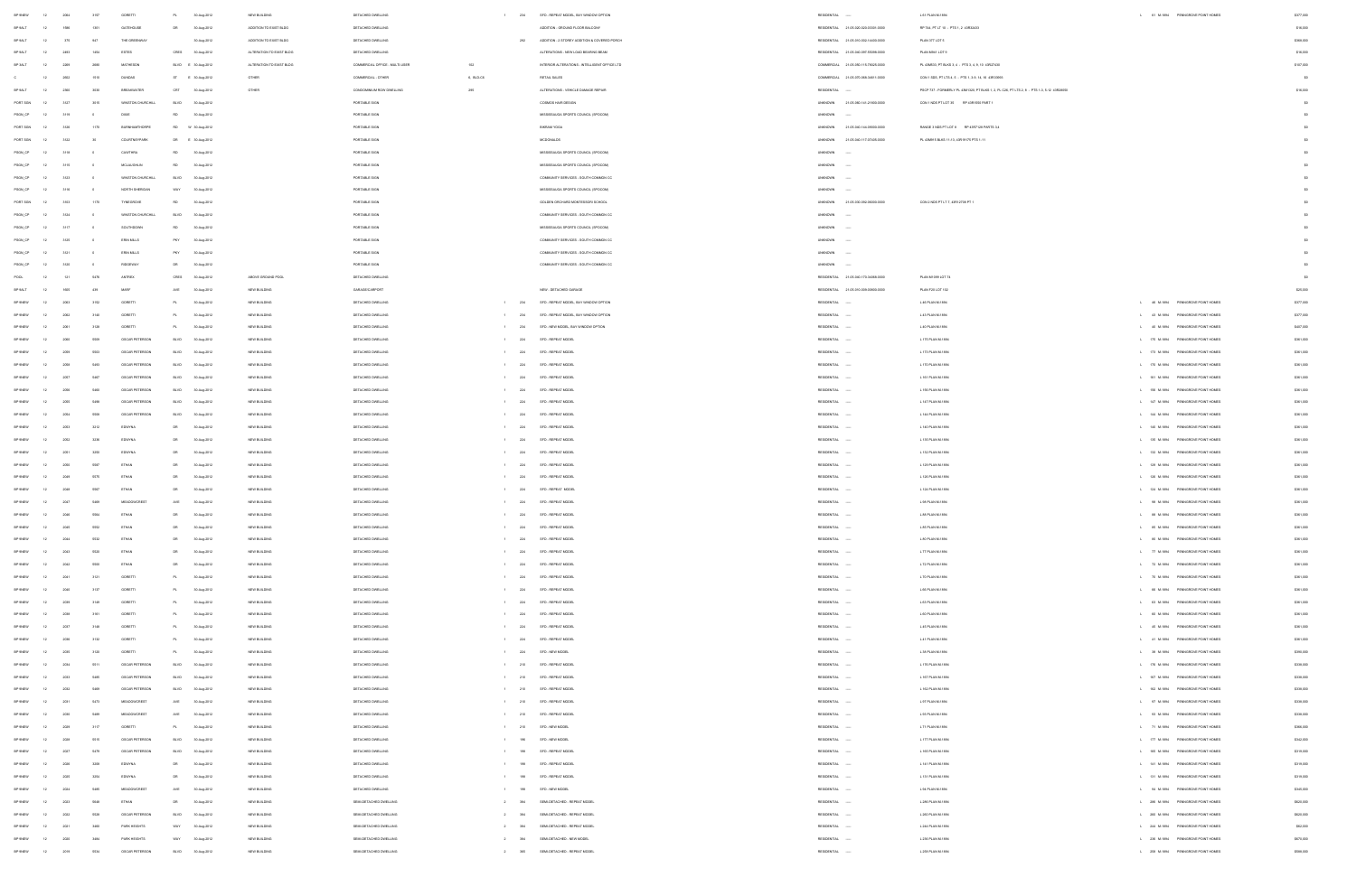| | | | | | | | | | | | | | | | | | | | |
|---|---|---|---|---|---|---|---|---|---|---|---|---|---|---|---|---|---|---|---|
| BP 9NEW | 12 | 2064 | 5107 | DOBBTTI | PL | 30-Aug-2012 | NEW BUILDING | DETACHED DWELLING | | 1 | 234 | SFD - REPEAT MODEL, BAY WINDOW OPTION | RESIDENTIAL | ----- | L 61 PLAN M-1994 | L | 61 M-1994 | PENNOROSE POINT HOMES | $377,000 |
| BP 9ALT | 12 | 1960 | 1351 | DUTCHOUSE | DR | 30-Aug-2012 | ADDITION TO EXIST BLDG | DETACHED DWELLING | | | | ADDITION - GROUND FLOOR BALCONY | RESIDENTIAL | 21-05-040-020-00000-0000 | RP 744 PT LT 16 - PTS 1, 2 43R24403 | | | | $18,000 |
| BP 9ALT | 12 | 375 | 947 | THE GREENWAY | | 30-Aug-2012 | ADDITION TO EXIST BLDG | DETACHED DWELLING | | | 292 | ADDITION - 2 STOREY ADDITION & COVERED PORCH | RESIDENTIAL | 21-05-010-004-14400-0000 | PLAN 377 LOT 5 | | | | $388,000 |
| BP 9ALT | 12 | 2483 | 1464 | ESTES | CRES | 30-Aug-2012 | ALTERATION TO EXIST BLDG | DETACHED DWELLING | | | | ALTERATIONS - NEW LOAD BEARING BEAM | RESIDENTIAL | 21-05-040-097-55098-0000 | PLAN M-941 LOT 9 | | | | $18,000 |
| BP 9ALT | 12 | 2489 | 2885 | MATHESON | BLVD E | 30-Aug-2012 | ALTERATION TO EXIST BLDG | COMMERCIAL OFFICE - MULTI-USER | 104 | | | INTERIOR ALTERATIONS - INTELLIGENT OFFICES LTD | COMMERCIAL | 21-05-050-115-79025-0000 | PL 43M905, PT BLKS 3, 4 - PTS 3, 4, 9, 10 43R27435 | | | | $107,000 |
| C | 12 | 2802 | 1519 | DUNDAS | ST E | 30-Aug-2012 | OTHER | COMMERCIAL - OTHER | B, BLD-C3 | | | RETAIL SALES | COMMERCIAL | 21-05-070-068-04811-0000 | CON 1 SDS, PT LTS 4, 5 - PTS 1, 3-5, 14, 16 43R33605 | | | | $0 |
| BP 9ALT | 12 | 2366 | 3030 | BREAKWATER | CRT | 30-Aug-2012 | OTHER | CONDOMINIUM ROW DWELLING | 295 | | | ALTERATIONS - VEHICLE DAMAGE REPAIR | RESIDENTIAL | ----- | PSCP 737 - FORMERLY PL 43M1020, PT BLKS 1, 3, PL C26, PT LTS 2, 5 - PTS 1-3, 5-12 43R25605 | | | | $18,000 |
| PORT SGN | 12 | 3327 | 5915 | WINSTON CHURCHILL | BLVD | 30-Aug-2012 | | PORTABLE SIGN | | | | COSMOS HAIR DESIGN | UNKNOWN | 21-05-060-141-21600-0000 | CON 1 NDS PT LOT 10 RP 43R1692 PART 1 | | | | $0 |
| PSGN_CP | 12 | 3318 | 0 | DIXIE | RD | 30-Aug-2012 | | PORTABLE SIGN | | | | MISSISSAUGA SPORTS COUNCIL (SPOCOM) | UNKNOWN | ----- | | | | | $0 |
| PORT SGN | 12 | 3326 | 1170 | BURNHAMTHORPE | RD W | 30-Aug-2012 | | PORTABLE SIGN | | | | BIKRAM YOGA | UNKNOWN | 21-05-040-144-00000-0000 | RANGE 3 NDS PT LOT 8 RP 43R7108 PARTS 3,4 | | | | $0 |
| PORT SGN | 12 | 3332 | 60 | COURTNEYPARK | DR E | 30-Aug-2012 | | PORTABLE SIGN | | | | MCDONALDS | UNKNOWN | 21-05-040-117-07405-0000 | PL 43M915 BLKS 11-13, 43R16175 PTS 1-11 | | | | $0 |
| PSGN_CP | 12 | 3319 | 0 | CAWTHRA | RD | 30-Aug-2012 | | PORTABLE SIGN | | | | MISSISSAUGA SPORTS COUNCIL (SPOCOM) | UNKNOWN | ----- | | | | | $0 |
| PSGN_CP | 12 | 3316 | 0 | MCLAUGHLIN | RD | 30-Aug-2012 | | PORTABLE SIGN | | | | MISSISSAUGA SPORTS COUNCIL (SPOCOM) | UNKNOWN | ----- | | | | | $0 |
| PSGN_CP | 12 | 3323 | 0 | WINSTON CHURCHILL | BLVD | 30-Aug-2012 | | PORTABLE SIGN | | | | COMMUNITY SERVICES - SOUTH COMMON CC | UNKNOWN | ----- | | | | | $0 |
| PSGN_CP | 12 | 3318 | 0 | NORTH SHERIDAN | WAY | 30-Aug-2012 | | PORTABLE SIGN | | | | MISSISSAUGA SPORTS COUNCIL (SPOCOM) | UNKNOWN | ----- | | | | | $0 |
| PORT SGN | 12 | 3353 | 1170 | TYNEGROVE | RD | 30-Aug-2012 | | PORTABLE SIGN | | | | GOLDEN ORCHARD MONTESSORI SCHOOL | UNKNOWN | 21-05-030-092-08000-0000 | CON 2 NDS PT LT 7, 43R12758 PT 1 | | | | $0 |
| PSGN_CP | 12 | 3324 | 0 | WINSTON CHURCHILL | BLVD | 30-Aug-2012 | | PORTABLE SIGN | | | | COMMUNITY SERVICES - SOUTH COMMON CC | UNKNOWN | ----- | | | | | $0 |
| PSGN_CP | 12 | 3317 | 0 | SOUTHDOWN | RD | 30-Aug-2012 | | PORTABLE SIGN | | | | MISSISSAUGA SPORTS COUNCIL (SPOCOM) | UNKNOWN | ----- | | | | | $0 |
| PSGN_CP | 12 | 3320 | 0 | ERIN MILLS | PKY | 30-Aug-2012 | | PORTABLE SIGN | | | | COMMUNITY SERVICES - SOUTH COMMON CC | UNKNOWN | ----- | | | | | $0 |
| PSGN_CP | 12 | 3321 | 0 | ERIN MILLS | PKY | 30-Aug-2012 | | PORTABLE SIGN | | | | COMMUNITY SERVICES - SOUTH COMMON CC | UNKNOWN | ----- | | | | | $0 |
| PSGN_CP | 12 | 3326 | 0 | RIDGEWAY | DR | 30-Aug-2012 | | PORTABLE SIGN | | | | COMMUNITY SERVICES - SOUTH COMMON CC | UNKNOWN | ----- | | | | | $0 |
| POOL | 12 | 121 | 5476 | ANTRIX | CRES | 30-Aug-2012 | ABOVE GROUND POOL | DETACHED DWELLING | | | | | RESIDENTIAL | 21-05-040-175-04898-0000 | PLAN M-999 LOT 74 | | | | $0 |
| BP 9ALT | 12 | 1665 | 439 | MARF | AVE | 30-Aug-2012 | NEW BUILDING | GARAGE/CARPORT | | | | NEW - DETACHED GARAGE | RESIDENTIAL | 21-05-010-059-05800-0000 | PLAN F20 LOT 142 | | | | $20,000 |
| BP 9NEW | 12 | 2063 | 5102 | DOBBTTI | PL | 30-Aug-2012 | NEW BUILDING | DETACHED DWELLING | | 1 | 234 | SFD - REPEAT MODEL, BAY WINDOW OPTION | RESIDENTIAL | ----- | L 46 PLAN M-1994 | L | 46 M-1994 | PENNOROSE POINT HOMES | $377,000 |
| BP 9NEW | 12 | 2062 | 5146 | DOBBTTI | PL | 30-Aug-2012 | NEW BUILDING | DETACHED DWELLING | | 1 | 234 | SFD - REPEAT MODEL, BAY WINDOW OPTION | RESIDENTIAL | ----- | L 42 PLAN M-1994 | L | 42 M-1994 | PENNOROSE POINT HOMES | $377,000 |
| BP 9NEW | 12 | 2061 | 5138 | DOBBTTI | PL | 30-Aug-2012 | NEW BUILDING | DETACHED DWELLING | | 1 | 234 | SFD - NEW MODEL, BAY WINDOW OPTION | RESIDENTIAL | ----- | L 40 PLAN M-1994 | L | 40 M-1994 | PENNOROSE POINT HOMES | $407,000 |
| BP 9NEW | 12 | 2056 | 5505 | OSCAR PETERSON | BLVD | 30-Aug-2012 | NEW BUILDING | DETACHED DWELLING | | 1 | 224 | SFD - REPEAT MODEL | RESIDENTIAL | ----- | L 175 PLAN M-1994 | L | 175 M-1994 | PENNOROSE POINT HOMES | $361,000 |
| BP 9NEW | 12 | 2055 | 5503 | OSCAR PETERSON | BLVD | 30-Aug-2012 | NEW BUILDING | DETACHED DWELLING | | 1 | 224 | SFD - REPEAT MODEL | RESIDENTIAL | ----- | L 173 PLAN M-1994 | L | 173 M-1994 | PENNOROSE POINT HOMES | $361,000 |
| BP 9NEW | 12 | 2058 | 5493 | OSCAR PETERSON | BLVD | 30-Aug-2012 | NEW BUILDING | DETACHED DWELLING | | 1 | 224 | SFD - REPEAT MODEL | RESIDENTIAL | ----- | L 170 PLAN M-1994 | L | 170 M-1994 | PENNOROSE POINT HOMES | $361,000 |
| BP 9NEW | 12 | 2057 | 5487 | OSCAR PETERSON | BLVD | 30-Aug-2012 | NEW BUILDING | DETACHED DWELLING | | 1 | 224 | SFD - REPEAT MODEL | RESIDENTIAL | ----- | L 161 PLAN M-1994 | L | 161 M-1994 | PENNOROSE POINT HOMES | $361,000 |
| BP 9NEW | 12 | 2058 | 5483 | OSCAR PETERSON | BLVD | 30-Aug-2012 | NEW BUILDING | DETACHED DWELLING | | 1 | 224 | SFD - REPEAT MODEL | RESIDENTIAL | ----- | L 150 PLAN M-1994 | L | 150 M-1994 | PENNOROSE POINT HOMES | $361,000 |
| BP 9NEW | 12 | 2035 | 5495 | OSCAR PETERSON | BLVD | 30-Aug-2012 | NEW BUILDING | DETACHED DWELLING | | 1 | 224 | SFD - REPEAT MODEL | RESIDENTIAL | ----- | L 147 PLAN M-1994 | L | 147 M-1994 | PENNOROSE POINT HOMES | $361,000 |
| BP 9NEW | 12 | 2054 | 5508 | OSCAR PETERSON | BLVD | 30-Aug-2012 | NEW BUILDING | DETACHED DWELLING | | 1 | 224 | SFD - REPEAT MODEL | RESIDENTIAL | ----- | L 144 PLAN M-1994 | L | 144 M-1994 | PENNOROSE POINT HOMES | $361,000 |
| BP 9NEW | 12 | 2053 | 5212 | EDWYNA | DR | 30-Aug-2012 | NEW BUILDING | DETACHED DWELLING | | 1 | 224 | SFD - REPEAT MODEL | RESIDENTIAL | ----- | L 140 PLAN M-1994 | L | 140 M-1994 | PENNOROSE POINT HOMES | $361,000 |
| BP 9NEW | 12 | 2052 | 5236 | EDWYNA | DR | 30-Aug-2012 | NEW BUILDING | DETACHED DWELLING | | 1 | 224 | SFD - REPEAT MODEL | RESIDENTIAL | ----- | L 135 PLAN M-1994 | L | 135 M-1994 | PENNOROSE POINT HOMES | $361,000 |
| BP 9NEW | 12 | 2051 | 5226 | EDWYNA | DR | 30-Aug-2012 | NEW BUILDING | DETACHED DWELLING | | 1 | 224 | SFD - REPEAT MODEL | RESIDENTIAL | ----- | L 132 PLAN M-1994 | L | 132 M-1994 | PENNOROSE POINT HOMES | $361,000 |
| BP 9NEW | 12 | 2050 | 5587 | ETHAN | DR | 30-Aug-2012 | NEW BUILDING | DETACHED DWELLING | | 1 | 224 | SFD - REPEAT MODEL | RESIDENTIAL | ----- | L 129 PLAN M-1994 | L | 129 M-1994 | PENNOROSE POINT HOMES | $361,000 |
| BP 9NEW | 12 | 2049 | 5575 | ETHAN | DR | 30-Aug-2012 | NEW BUILDING | DETACHED DWELLING | | 1 | 224 | SFD - REPEAT MODEL | RESIDENTIAL | ----- | L 126 PLAN M-1994 | L | 126 M-1994 | PENNOROSE POINT HOMES | $361,000 |
| BP 9NEW | 12 | 2038 | 5567 | ETHAN | DR | 30-Aug-2012 | NEW BUILDING | DETACHED DWELLING | | 1 | 224 | SFD - REPEAT MODEL | RESIDENTIAL | ----- | L 124 PLAN M-1994 | L | 124 M-1994 | PENNOROSE POINT HOMES | $361,000 |
| BP 9NEW | 12 | 2047 | 5489 | MEADOWCREST | AVE | 30-Aug-2012 | NEW BUILDING | DETACHED DWELLING | | 1 | 224 | SFD - REPEAT MODEL | RESIDENTIAL | ----- | L 99 PLAN M-1994 | L | 99 M-1994 | PENNOROSE POINT HOMES | $361,000 |
| BP 9NEW | 12 | 2046 | 5504 | ETHAN | DR | 30-Aug-2012 | NEW BUILDING | DETACHED DWELLING | | 1 | 224 | SFD - REPEAT MODEL | RESIDENTIAL | ----- | L 88 PLAN M-1994 | L | 88 M-1994 | PENNOROSE POINT HOMES | $361,000 |
| BP 9NEW | 12 | 2045 | 5552 | ETHAN | DR | 30-Aug-2012 | NEW BUILDING | DETACHED DWELLING | | 1 | 224 | SFD - REPEAT MODEL | RESIDENTIAL | ----- | L 93 PLAN M-1994 | L | 93 M-1994 | PENNOROSE POINT HOMES | $361,000 |
| BP 9NEW | 12 | 2044 | 5532 | ETHAN | DR | 30-Aug-2012 | NEW BUILDING | DETACHED DWELLING | | 1 | 224 | SFD - REPEAT MODEL | RESIDENTIAL | ----- | L 80 PLAN M-1994 | L | 80 M-1994 | PENNOROSE POINT HOMES | $361,000 |
| BP 9NEW | 12 | 2043 | 5520 | ETHAN | DR | 30-Aug-2012 | NEW BUILDING | DETACHED DWELLING | | 1 | 224 | SFD - REPEAT MODEL | RESIDENTIAL | ----- | L 77 PLAN M-1994 | L | 77 M-1994 | PENNOROSE POINT HOMES | $361,000 |
| BP 9NEW | 12 | 2042 | 5508 | ETHAN | DR | 30-Aug-2012 | NEW BUILDING | DETACHED DWELLING | | 1 | 224 | SFD - REPEAT MODEL | RESIDENTIAL | ----- | L 72 PLAN M-1994 | L | 72 M-1994 | PENNOROSE POINT HOMES | $361,000 |
| BP 9NEW | 12 | 2041 | 5131 | DOBBTTI | PL | 30-Aug-2012 | NEW BUILDING | DETACHED DWELLING | | 1 | 224 | SFD - REPEAT MODEL | RESIDENTIAL | ----- | L 70 PLAN M-1994 | L | 70 M-1994 | PENNOROSE POINT HOMES | $361,000 |
| BP 9NEW | 12 | 2040 | 5137 | DOBBTTI | PL | 30-Aug-2012 | NEW BUILDING | DETACHED DWELLING | | 1 | 224 | SFD - REPEAT MODEL | RESIDENTIAL | ----- | L 66 PLAN M-1994 | L | 66 M-1994 | PENNOROSE POINT HOMES | $361,000 |
| BP 9NEW | 12 | 2039 | 5149 | DOBBTTI | PL | 30-Aug-2012 | NEW BUILDING | DETACHED DWELLING | | 1 | 224 | SFD - REPEAT MODEL | RESIDENTIAL | ----- | L 63 PLAN M-1994 | L | 63 M-1994 | PENNOROSE POINT HOMES | $361,000 |
| BP 9NEW | 12 | 2038 | 5161 | DOBBTTI | PL | 30-Aug-2012 | NEW BUILDING | DETACHED DWELLING | | 1 | 224 | SFD - REPEAT MODEL | RESIDENTIAL | ----- | L 60 PLAN M-1994 | L | 60 M-1994 | PENNOROSE POINT HOMES | $361,000 |
| BP 9NEW | 12 | 2037 | 5146 | DOBBTTI | PL | 30-Aug-2012 | NEW BUILDING | DETACHED DWELLING | | 1 | 224 | SFD - REPEAT MODEL | RESIDENTIAL | ----- | L 43 PLAN M-1994 | L | 43 M-1994 | PENNOROSE POINT HOMES | $361,000 |
| BP 9NEW | 12 | 2036 | 5132 | DOBBTTI | PL | 30-Aug-2012 | NEW BUILDING | DETACHED DWELLING | | 1 | 224 | SFD - REPEAT MODEL | RESIDENTIAL | ----- | L 41 PLAN M-1994 | L | 41 M-1994 | PENNOROSE POINT HOMES | $361,000 |
| BP 9NEW | 12 | 2035 | 5122 | DOBBTTI | PL | 30-Aug-2012 | NEW BUILDING | DETACHED DWELLING | | 1 | 224 | SFD - NEW MODEL | RESIDENTIAL | ----- | L 38 PLAN M-1994 | L | 38 M-1994 | PENNOROSE POINT HOMES | $390,000 |
| BP 9NEW | 12 | 2034 | 5511 | OSCAR PETERSON | BLVD | 30-Aug-2012 | NEW BUILDING | DETACHED DWELLING | | 1 | 218 | SFD - REPEAT MODEL | RESIDENTIAL | ----- | L 178 PLAN M-1994 | L | 178 M-1994 | PENNOROSE POINT HOMES | $338,000 |
| BP 9NEW | 12 | 2033 | 5485 | OSCAR PETERSON | BLVD | 30-Aug-2012 | NEW BUILDING | DETACHED DWELLING | | 1 | 218 | SFD - REPEAT MODEL | RESIDENTIAL | ----- | L 167 PLAN M-1994 | L | 167 M-1994 | PENNOROSE POINT HOMES | $338,000 |
| BP 9NEW | 12 | 2032 | 5489 | OSCAR PETERSON | BLVD | 30-Aug-2012 | NEW BUILDING | DETACHED DWELLING | | 1 | 218 | SFD - REPEAT MODEL | RESIDENTIAL | ----- | L 162 PLAN M-1994 | L | 162 M-1994 | PENNOROSE POINT HOMES | $338,000 |
| BP 9NEW | 12 | 2031 | 5473 | MEADOWCREST | AVE | 30-Aug-2012 | NEW BUILDING | DETACHED DWELLING | | 1 | 218 | SFD - REPEAT MODEL | RESIDENTIAL | ----- | L 97 PLAN M-1994 | L | 97 M-1994 | PENNOROSE POINT HOMES | $338,000 |
| BP 9NEW | 12 | 2030 | 5489 | MEADOWCREST | AVE | 30-Aug-2012 | NEW BUILDING | DETACHED DWELLING | | 1 | 218 | SFD - REPEAT MODEL | RESIDENTIAL | ----- | L 93 PLAN M-1994 | L | 93 M-1994 | PENNOROSE POINT HOMES | $338,000 |
| BP 9NEW | 12 | 2029 | 5117 | DOBBTTI | PL | 30-Aug-2012 | NEW BUILDING | DETACHED DWELLING | | 1 | 215 | SFD - NEW MODEL | RESIDENTIAL | ----- | L 71 PLAN M-1994 | L | 71 M-1994 | PENNOROSE POINT HOMES | $368,000 |
| BP 9NEW | 12 | 2028 | 5515 | OSCAR PETERSON | BLVD | 30-Aug-2012 | NEW BUILDING | DETACHED DWELLING | | 1 | 196 | SFD - NEW MODEL | RESIDENTIAL | ----- | L 177 PLAN M-1994 | L | 177 M-1994 | PENNOROSE POINT HOMES | $342,000 |
| BP 9NEW | 12 | 2027 | 5479 | OSCAR PETERSON | BLVD | 30-Aug-2012 | NEW BUILDING | DETACHED DWELLING | | 1 | 196 | SFD - REPEAT MODEL | RESIDENTIAL | ----- | L 165 PLAN M-1994 | L | 165 M-1994 | PENNOROSE POINT HOMES | $318,000 |
| BP 9NEW | 12 | 2026 | 5206 | EDWYNA | DR | 30-Aug-2012 | NEW BUILDING | DETACHED DWELLING | | 1 | 196 | SFD - REPEAT MODEL | RESIDENTIAL | ----- | L 141 PLAN M-1994 | L | 141 M-1994 | PENNOROSE POINT HOMES | $318,000 |
| BP 9NEW | 12 | 2025 | 5234 | EDWYNA | DR | 30-Aug-2012 | NEW BUILDING | DETACHED DWELLING | | 1 | 196 | SFD - REPEAT MODEL | RESIDENTIAL | ----- | L 131 PLAN M-1994 | L | 131 M-1994 | PENNOROSE POINT HOMES | $318,000 |
| BP 9NEW | 12 | 2024 | 5495 | MEADOWCREST | AVE | 30-Aug-2012 | NEW BUILDING | DETACHED DWELLING | | 1 | 196 | SFD - NEW MODEL | RESIDENTIAL | ----- | L 94 PLAN M-1994 | L | 94 M-1994 | PENNOROSE POINT HOMES | $340,000 |
| BP 9NEW | 12 | 2023 | 5648 | ETHAN | DR | 30-Aug-2012 | NEW BUILDING | SEMI-DETACHED DWELLING | | 2 | 364 | SEMI-DETACHED - REPEAT MODEL | RESIDENTIAL | ----- | L 286 PLAN M-1994 | L | 286 M-1994 | PENNOROSE POINT HOMES | $620,000 |
| BP 9NEW | 12 | 2022 | 5538 | OSCAR PETERSON | BLVD | 30-Aug-2012 | NEW BUILDING | SEMI-DETACHED DWELLING | | 2 | 364 | SEMI-DETACHED - REPEAT MODEL | RESIDENTIAL | ----- | L 260 PLAN M-1994 | L | 260 M-1994 | PENNOROSE POINT HOMES | $620,000 |
| BP 9NEW | 12 | 2021 | 5469 | PARK HEIGHTS | WAY | 30-Aug-2012 | NEW BUILDING | SEMI-DETACHED DWELLING | | 2 | 364 | SEMI-DETACHED - REPEAT MODEL | RESIDENTIAL | ----- | L 244 PLAN M-1994 | L | 244 M-1994 | PENNOROSE POINT HOMES | $62,000 |
| BP 9NEW | 12 | 2020 | 5464 | PARK HEIGHTS | WAY | 30-Aug-2012 | NEW BUILDING | SEMI-DETACHED DWELLING | | 2 | 364 | SEMI-DETACHED - NEW MODEL | RESIDENTIAL | ----- | L 236 PLAN M-1994 | L | 236 M-1994 | PENNOROSE POINT HOMES | $679,000 |
| BP 9NEW | 12 | 2019 | 5534 | OSCAR PETERSON | BLVD | 30-Aug-2012 | NEW BUILDING | SEMI-DETACHED DWELLING | | 2 | 360 | SEMI-DETACHED - REPEAT MODEL | RESIDENTIAL | ----- | L 258 PLAN M-1994 | L | 258 M-1994 | PENNOROSE POINT HOMES | $598,000 |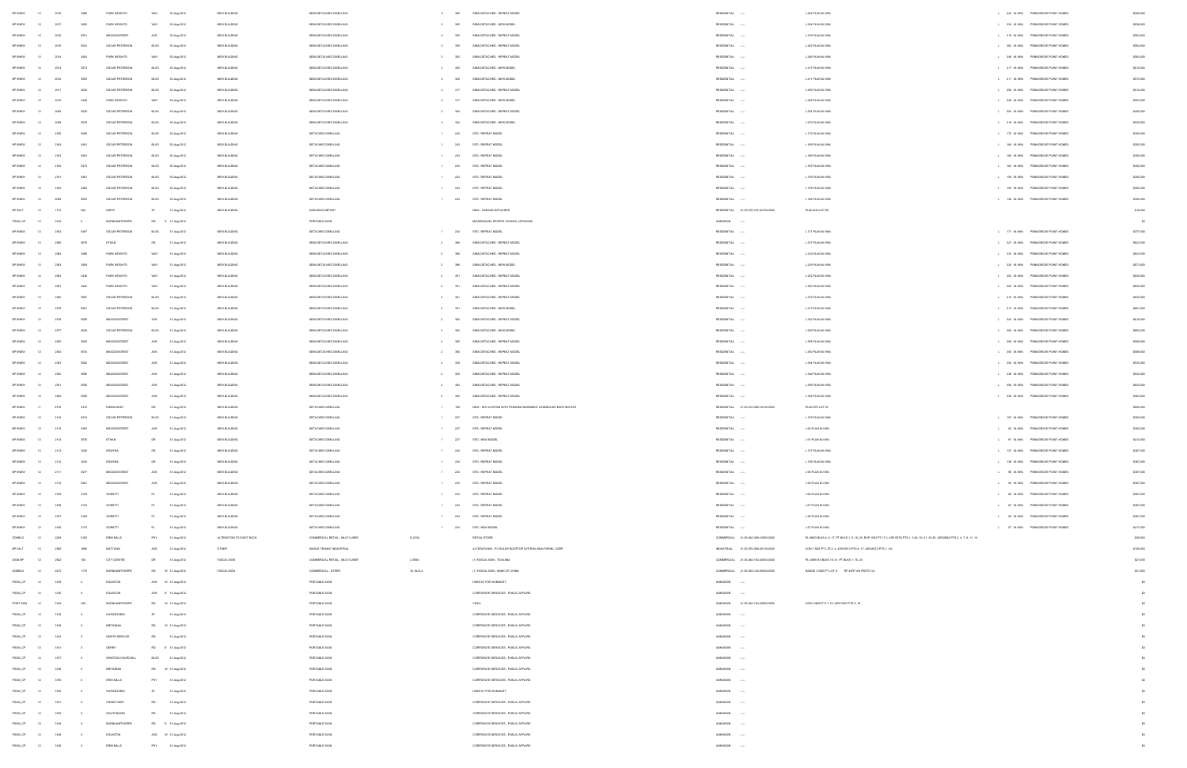| | | | | | | | | | | | | | | | | | | |
|---|---|---|---|---|---|---|---|---|---|---|---|---|---|---|---|---|---|---|
| SP RHEW | 12 | 2018 | 5468 | PARK HEIGHTS | WAY | 30-Aug-2012 | NEW BUILDING | SEMI-DETACHED DWELLING | | 2 | 365 | SEMI-DETACHED - REPEAT MODEL | RESIDENTIAL | ----- | L 242 PLAN M-1884 | L 242 M 1884 | PENWORDE POINT HOMES | $588,000 |
| SP RHEW | 12 | 2017 | 5486 | PARK HEIGHTS | WAY | 30-Aug-2012 | NEW BUILDING | SEMI-DETACHED DWELLING | | 2 | 369 | SEMI-DETACHED - NEW MODEL | RESIDENTIAL | ----- | L 234 PLAN M-1884 | L 234 M 1884 | PENWORDE POINT HOMES | $638,000 |
| SP RHEW | 12 | 2016 | 5951 | MEADOWCREST | AVE | 30-Aug-2012 | NEW BUILDING | SEMI-DETACHED DWELLING | | 2 | 350 | SEMI-DETACHED - REPEAT MODEL | RESIDENTIAL | ----- | L 319 PLAN M-1884 | L 319 M 1884 | PENWORDE POINT HOMES | $564,000 |
| SP RHEW | 12 | 2015 | 5522 | OSCAR PETERSON | BLVD | 30-Aug-2012 | NEW BUILDING | SEMI-DETACHED DWELLING | | 2 | 350 | SEMI-DETACHED - REPEAT MODEL | RESIDENTIAL | ----- | L 202 PLAN M-1884 | L 202 M 1884 | PENWORDE POINT HOMES | $564,000 |
| SP RHEW | 12 | 2014 | 5494 | PARK HEIGHTS | WAY | 30-Aug-2012 | NEW BUILDING | SEMI-DETACHED DWELLING | | 2 | 350 | SEMI-DETACHED - REPEAT MODEL | RESIDENTIAL | ----- | L 248 PLAN M-1884 | L 248 M 1884 | PENWORDE POINT HOMES | $564,000 |
| SP RHEW | 12 | 2013 | 5573 | OSCAR PETERSON | BLVD | 30-Aug-2012 | NEW BUILDING | SEMI-DETACHED DWELLING | | 2 | 356 | SEMI-DETACHED - NEW MODEL | RESIDENTIAL | ----- | L 217 PLAN M-1884 | L 217 M 1884 | PENWORDE POINT HOMES | $610,000 |
| SP RHEW | 12 | 2012 | 5593 | OSCAR PETERSON | BLVD | 30-Aug-2012 | NEW BUILDING | SEMI-DETACHED DWELLING | | 2 | 329 | SEMI-DETACHED - NEW MODEL | RESIDENTIAL | ----- | L 211 PLAN M-1884 | L 211 M 1884 | PENWORDE POINT HOMES | $572,000 |
| SP RHEW | 12 | 2011 | 5540 | OSCAR PETERSON | BLVD | 30-Aug-2012 | NEW BUILDING | SEMI-DETACHED DWELLING | | 2 | 317 | SEMI-DETACHED - REPEAT MODEL | RESIDENTIAL | ----- | L 200 PLAN M-1884 | L 200 M 1884 | PENWORDE POINT HOMES | $512,000 |
| SP RHEW | 12 | 2010 | 5448 | PARK HEIGHTS | WAY | 30-Aug-2012 | NEW BUILDING | SEMI-DETACHED DWELLING | | 2 | 317 | SEMI-DETACHED - NEW MODEL | RESIDENTIAL | ----- | L 248 PLAN M-1884 | L 248 M 1884 | PENWORDE POINT HOMES | $553,000 |
| SP RHEW | 12 | 2009 | 5546 | OSCAR PETERSON | BLVD | 30-Aug-2012 | NEW BUILDING | SEMI-DETACHED DWELLING | | 2 | 304 | SEMI-DETACHED - REPEAT MODEL | RESIDENTIAL | ----- | L 204 PLAN M-1884 | L 204 M 1884 | PENWORDE POINT HOMES | $490,000 |
| SP RHEW | 12 | 2008 | 5579 | OSCAR PETERSON | BLVD | 30-Aug-2012 | NEW BUILDING | SEMI-DETACHED DWELLING | | 2 | 304 | SEMI-DETACHED - NEW MODEL | RESIDENTIAL | ----- | L 219 PLAN M-1884 | L 219 M 1884 | PENWORDE POINT HOMES | $530,000 |
| SP RHEW | 12 | 2305 | 5499 | OSCAR PETERSON | BLVD | 30-Aug-2012 | NEW BUILDING | DETACHED DWELLING | | 1 | 243 | SFD - REPEAT MODEL | RESIDENTIAL | ----- | L 172 PLAN M-1884 | L 172 M 1884 | PENWORDE POINT HOMES | $362,000 |
| SP RHEW | 12 | 2304 | 5491 | OSCAR PETERSON | BLVD | 30-Aug-2012 | NEW BUILDING | DETACHED DWELLING | | 1 | 243 | SFD - REPEAT MODEL | RESIDENTIAL | ----- | L 169 PLAN M-1884 | L 169 M 1884 | PENWORDE POINT HOMES | $362,000 |
| SP RHEW | 12 | 2303 | 5481 | OSCAR PETERSON | BLVD | 30-Aug-2012 | NEW BUILDING | DETACHED DWELLING | | 1 | 243 | SFD - REPEAT MODEL | RESIDENTIAL | ----- | L 166 PLAN M-1884 | L 166 M 1884 | PENWORDE POINT HOMES | $362,000 |
| SP RHEW | 12 | 2302 | 5473 | OSCAR PETERSON | BLVD | 30-Aug-2012 | NEW BUILDING | DETACHED DWELLING | | 1 | 243 | SFD - REPEAT MODEL | RESIDENTIAL | ----- | L 163 PLAN M-1884 | L 163 M 1884 | PENWORDE POINT HOMES | $362,000 |
| SP RHEW | 12 | 2301 | 5461 | OSCAR PETERSON | BLVD | 30-Aug-2012 | NEW BUILDING | DETACHED DWELLING | | 1 | 243 | SFD - REPEAT MODEL | RESIDENTIAL | ----- | L 159 PLAN M-1884 | L 159 M 1884 | PENWORDE POINT HOMES | $362,000 |
| SP RHEW | 12 | 2300 | 5462 | OSCAR PETERSON | BLVD | 30-Aug-2012 | NEW BUILDING | DETACHED DWELLING | | 1 | 243 | SFD - REPEAT MODEL | RESIDENTIAL | ----- | L 150 PLAN M-1884 | L 150 M 1884 | PENWORDE POINT HOMES | $362,000 |
| SP RHEW | 12 | 2006 | 5502 | OSCAR PETERSON | BLVD | 30-Aug-2012 | NEW BUILDING | DETACHED DWELLING | | 1 | 243 | SFD - REPEAT MODEL | RESIDENTIAL | ----- | L 140 PLAN M-1884 | L 140 M 1884 | PENWORDE POINT HOMES | $362,000 |
| SP SALT | 12 | 1173 | 945 | NINTH | ST | 31-Aug-2012 | NEW BUILDING | GARAGE/CARPORT | | | | NEW - GARAGE DETACHED | RESIDENTIAL | 21-05-070-157-02700-0000 | PLAN G-13 LOT 93 | | | $16,000 |
| PSGN_CP | 12 | 3332 | 0 | BARNHAMTHORPE | RD | E 31-Aug-2012 | | PORTABLE SIGN | | | | MISSISSAUGA SPORTS COUNCIL (SPOCOM) | UNKNOWN | ----- | | | | $0 |
| SP RHEW | 12 | 2354 | 5497 | OSCAR PETERSON | BLVD | 31-Aug-2012 | NEW BUILDING | DETACHED DWELLING | | 1 | 234 | SFD - REPEAT MODEL | RESIDENTIAL | ----- | L 171 PLAN M-1884 | L 171 M 1884 | PENWORDE POINT HOMES | $377,000 |
| SP RHEW | 12 | 2385 | 5679 | ETHAN | DR | 31-Aug-2012 | NEW BUILDING | SEMI-DETACHED DWELLING | | 2 | 388 | SEMI-DETACHED - REPEAT MODEL | RESIDENTIAL | ----- | L 327 PLAN M-1884 | L 327 M 1884 | PENWORDE POINT HOMES | $623,000 |
| SP RHEW | 12 | 2384 | 5498 | PARK HEIGHTS | WAY | 31-Aug-2012 | NEW BUILDING | SEMI-DETACHED DWELLING | | 2 | 388 | SEMI-DETACHED - REPEAT MODEL | RESIDENTIAL | ----- | L 232 PLAN M-1884 | L 232 M 1884 | PENWORDE POINT HOMES | $623,000 |
| SP RHEW | 12 | 2383 | 5499 | PARK HEIGHTS | WAY | 31-Aug-2012 | NEW BUILDING | SEMI-DETACHED DWELLING | | 2 | 388 | SEMI-DETACHED - NEW MODEL | RESIDENTIAL | ----- | L 228 PLAN M-1884 | L 228 M 1884 | PENWORDE POINT HOMES | $673,000 |
| SP RHEW | 12 | 2382 | 5436 | PARK HEIGHTS | WAY | 31-Aug-2012 | NEW BUILDING | SEMI-DETACHED DWELLING | | 2 | 391 | SEMI-DETACHED - REPEAT MODEL | RESIDENTIAL | ----- | L 252 PLAN M-1884 | L 252 M 1884 | PENWORDE POINT HOMES | $630,000 |
| SP RHEW | 12 | 2381 | 5442 | PARK HEIGHTS | WAY | 31-Aug-2012 | NEW BUILDING | SEMI-DETACHED DWELLING | | 2 | 391 | SEMI-DETACHED - REPEAT MODEL | RESIDENTIAL | ----- | L 250 PLAN M-1884 | L 250 M 1884 | PENWORDE POINT HOMES | $630,000 |
| SP RHEW | 12 | 2380 | 5567 | OSCAR PETERSON | BLVD | 31-Aug-2012 | NEW BUILDING | SEMI-DETACHED DWELLING | | 2 | 391 | SEMI-DETACHED - REPEAT MODEL | RESIDENTIAL | ----- | L 215 PLAN M-1884 | L 215 M 1884 | PENWORDE POINT HOMES | $630,000 |
| SP RHEW | 12 | 2379 | 5561 | OSCAR PETERSON | BLVD | 31-Aug-2012 | NEW BUILDING | SEMI-DETACHED DWELLING | | 2 | 391 | SEMI-DETACHED - NEW MODEL | RESIDENTIAL | ----- | L 213 PLAN M-1884 | L 213 M 1884 | PENWORDE POINT HOMES | $661,000 |
| SP RHEW | 12 | 2378 | 5956 | MEADOWCREST | AVE | 31-Aug-2012 | NEW BUILDING | SEMI-DETACHED DWELLING | | 2 | 382 | SEMI-DETACHED - REPEAT MODEL | RESIDENTIAL | ----- | L 342 PLAN M-1884 | L 342 M 1884 | PENWORDE POINT HOMES | $616,000 |
| SP RHEW | 12 | 2377 | 5549 | OSCAR PETERSON | BLVD | 31-Aug-2012 | NEW BUILDING | SEMI-DETACHED DWELLING | | 2 | 382 | SEMI-DETACHED - NEW MODEL | RESIDENTIAL | ----- | L 209 PLAN M-1884 | L 209 M 1884 | PENWORDE POINT HOMES | $665,000 |
| SP RHEW | 12 | 2365 | 5930 | MEADOWCREST | AVE | 31-Aug-2012 | NEW BUILDING | SEMI-DETACHED DWELLING | | 2 | 365 | SEMI-DETACHED - REPEAT MODEL | RESIDENTIAL | ----- | L 358 PLAN M-1884 | L 358 M 1884 | PENWORDE POINT HOMES | $588,000 |
| SP RHEW | 12 | 2364 | 5574 | MEADOWCREST | AVE | 31-Aug-2012 | NEW BUILDING | SEMI-DETACHED DWELLING | | 2 | 365 | SEMI-DETACHED - REPEAT MODEL | RESIDENTIAL | ----- | L 390 PLAN M-1884 | L 390 M 1884 | PENWORDE POINT HOMES | $588,000 |
| SP RHEW | 12 | 2363 | 5962 | MEADOWCREST | AVE | 31-Aug-2012 | NEW BUILDING | SEMI-DETACHED DWELLING | | 2 | 329 | SEMI-DETACHED - REPEAT MODEL | RESIDENTIAL | ----- | L 354 PLAN M-1884 | L 354 M 1884 | PENWORDE POINT HOMES | $530,000 |
| SP RHEW | 12 | 2362 | 5986 | MEADOWCREST | AVE | 31-Aug-2012 | NEW BUILDING | SEMI-DETACHED DWELLING | | 2 | 329 | SEMI-DETACHED - REPEAT MODEL | RESIDENTIAL | ----- | L 346 PLAN M-1884 | L 346 M 1884 | PENWORDE POINT HOMES | $530,000 |
| SP RHEW | 12 | 2361 | 5936 | MEADOWCREST | AVE | 31-Aug-2012 | NEW BUILDING | SEMI-DETACHED DWELLING | | 2 | 304 | SEMI-DETACHED - REPEAT MODEL | RESIDENTIAL | ----- | L 356 PLAN M-1884 | L 356 M 1884 | PENWORDE POINT HOMES | $490,000 |
| SP RHEW | 12 | 2360 | 5980 | MEADOWCREST | AVE | 31-Aug-2012 | NEW BUILDING | SEMI-DETACHED DWELLING | | 2 | 350 | SEMI-DETACHED - REPEAT MODEL | RESIDENTIAL | ----- | L 348 PLAN M-1884 | L 348 M 1884 | PENWORDE POINT HOMES | $564,000 |
| SP RHEW | 11 | 6778 | 2472 | EDENHURST | DR | 31-Aug-2012 | NEW BUILDING | DETACHED DWELLING | | 1 | 188 | NEW - SFD CUSTOM WITH FINISHED BASEMENT & DEMOLISH EXISTING SFD | RESIDENTIAL | 21-05-010-066-15100-0000 | PLAN 576 LOT 35 | | | $698,000 |
| SP RHEW | 12 | 2118 | 5470 | OSCAR PETERSON | BLVD | 31-Aug-2012 | NEW BUILDING | DETACHED DWELLING | | 1 | 237 | SFD - REPEAT MODEL | RESIDENTIAL | ----- | L 153 PLAN M-1884 | L 153 M 1884 | PENWORDE POINT HOMES | $382,000 |
| SP RHEW | 12 | 2119 | 5483 | MEADOWCREST | AVE | 31-Aug-2012 | NEW BUILDING | DETACHED DWELLING | | 1 | 237 | SFD - REPEAT MODEL | RESIDENTIAL | ----- | L 92 PLAN M-1884 | L 92 M 1884 | PENWORDE POINT HOMES | $382,000 |
| SP RHEW | 12 | 2114 | 5576 | ETHAN | DR | 31-Aug-2012 | NEW BUILDING | DETACHED DWELLING | | 1 | 237 | SFD - NEW MODEL | RESIDENTIAL | ----- | L 91 PLAN M-1884 | L 91 M 1884 | PENWORDE POINT HOMES | $412,000 |
| SP RHEW | 12 | 2113 | 5236 | EDWINA | DR | 31-Aug-2012 | NEW BUILDING | DETACHED DWELLING | | 1 | 234 | SFD - REPEAT MODEL | RESIDENTIAL | ----- | L 137 PLAN M-1884 | L 137 M 1884 | PENWORDE POINT HOMES | $367,000 |
| SP RHEW | 12 | 2112 | 5239 | EDWINA | DR | 31-Aug-2012 | NEW BUILDING | DETACHED DWELLING | | 1 | 234 | SFD - REPEAT MODEL | RESIDENTIAL | ----- | L 108 PLAN M-1884 | L 108 M 1884 | PENWORDE POINT HOMES | $367,000 |
| SP RHEW | 12 | 2111 | 5477 | MEADOWCREST | AVE | 31-Aug-2012 | NEW BUILDING | DETACHED DWELLING | | 1 | 234 | SFD - REPEAT MODEL | RESIDENTIAL | ----- | L 96 PLAN M-1884 | L 96 M 1884 | PENWORDE POINT HOMES | $367,000 |
| SP RHEW | 12 | 2110 | 5461 | MEADOWCREST | AVE | 31-Aug-2012 | NEW BUILDING | DETACHED DWELLING | | 1 | 234 | SFD - REPEAT MODEL | RESIDENTIAL | ----- | L 95 PLAN M-1884 | L 95 M 1884 | PENWORDE POINT HOMES | $367,000 |
| SP RHEW | 12 | 2109 | 5129 | GORETTI | PL | 31-Aug-2012 | NEW BUILDING | DETACHED DWELLING | | 1 | 234 | SFD - REPEAT MODEL | RESIDENTIAL | ----- | L 68 PLAN M-1884 | L 68 M 1884 | PENWORDE POINT HOMES | $367,000 |
| SP RHEW | 12 | 2108 | 5133 | GORETTI | PL | 31-Aug-2012 | NEW BUILDING | DETACHED DWELLING | | 1 | 234 | SFD - REPEAT MODEL | RESIDENTIAL | ----- | L 67 PLAN M-1884 | L 67 M 1884 | PENWORDE POINT HOMES | $367,000 |
| SP RHEW | 12 | 2107 | 5185 | GORETTI | PL | 31-Aug-2012 | NEW BUILDING | DETACHED DWELLING | | 1 | 234 | SFD - REPEAT MODEL | RESIDENTIAL | ----- | L 58 PLAN M-1884 | L 58 M 1884 | PENWORDE POINT HOMES | $367,000 |
| SP RHEW | 12 | 2106 | 5173 | GORETTI | PL | 31-Aug-2012 | NEW BUILDING | DETACHED DWELLING | | 1 | 234 | SFD - NEW MODEL | RESIDENTIAL | ----- | L 57 PLAN M-1884 | L 57 M 1884 | PENWORDE POINT HOMES | $417,000 |
| ZONBLD | 12 | 2229 | 5100 | ERIN MILLS | PKY | 31-Aug-2012 | ALTERATION TO EXIST BLDG | COMMERCIAL RETAIL - MULTI-USER | | | 2004 | RETAIL STORE | COMMERCIAL | 21-05-040-098-10600-0000 | PL M823 BLKS 3, 6, 17, PT BLKS 1, 5, 16, 20, RCP 1003 PT LT 4, 43R15700 PTS 1, 3-25, 30-31, 33-35, 43R20884 PTS 2, 4, 7, 9, 11, 14 | | | $28,000 |
| SP SALT | 12 | 2305 | 1680 | MATTAWA | AVE | 31-Aug-2012 | OTHER | SINGLE TENANT INDUSTRIAL | | | | ALTERATIONS - PV SOLAR ROOFTOP SYSTEM, RMA FISHEL CORP | INDUSTRIAL | 21-05-070-088-05100-0000 | CON 1 SDS PT LTS 3, 4, 43R-5513 PTS 5, 17, 43R20072 PTS 1, 3-5 | | | $100,000 |
| SIGN BP | 12 | 2042 | 100 | CITY CENTRE | DR | 31-Aug-2012 | FASCIA SIGN | COMMERCIAL RETAIL - MULTI-USER | | 2 | 3654 | (1) FASCIA SIGN - TEAVANA | COMMERCIAL | 21-05-040-154-00405-0000 | PL 43M1010 BLKS 19, 21, PT BLKS 1, 16, 20 | | | $21,000 |
| SGNBLD | 12 | 2472 | 1178 | BARNHAMTHORPE | RD | W 31-Aug-2012 | FASCIA SIGN | COMMERCIAL - OTHER | | 53 | BLDLA | (1) FASCIA SIGN - BANK OF CHINA | COMMERCIAL | 21-05-040-144-09000-0000 | RANGE 3 NDS PT LOT 8   RP 43R7128 PARTS 3,4 | | | $21,000 |
| PSGN_CP | 12 | 3329 | 0 | EGLINTON | AVE | W 31-Aug-2012 | | PORTABLE SIGN | | | | HABITAT FOR HUMANITY | UNKNOWN | ----- | | | | $0 |
| PSGN_CP | 12 | 3340 | 0 | EGLINTON | AVE | E 31-Aug-2012 | | PORTABLE SIGN | | | | CORPORATE SERVICES - PUBLIC AFFAIRS | UNKNOWN | ----- | | | | $0 |
| PORT SGN | 12 | 3344 | 625 | BARNHAMTHORPE | RD | W 31-Aug-2012 | | PORTABLE SIGN | | | | YMCA | UNKNOWN | 21-05-040-156-00900-0000 | CON 2 NDS PT LT 18, 43R13007 PTS 8, 18 | | | $0 |
| PSGN_CP | 12 | 3339 | 0 | HURONTARIO | ST | 31-Aug-2012 | | PORTABLE SIGN | | | | CORPORATE SERVICES - PUBLIC AFFAIRS | UNKNOWN | ----- | | | | $0 |
| PSGN_CP | 12 | 3336 | 0 | BRITANNIA | RD | W 31-Aug-2012 | | PORTABLE SIGN | | | | CORPORATE SERVICES - PUBLIC AFFAIRS | UNKNOWN | ----- | | | | $0 |
| PSGN_CP | 12 | 3334 | 0 | NORTH SERVICE | RD | 31-Aug-2012 | | PORTABLE SIGN | | | | CORPORATE SERVICES - PUBLIC AFFAIRS | UNKNOWN | ----- | | | | $0 |
| PSGN_CP | 12 | 3341 | 0 | DERRY | RD | E 31-Aug-2012 | | PORTABLE SIGN | | | | CORPORATE SERVICES - PUBLIC AFFAIRS | UNKNOWN | ----- | | | | $0 |
| PSGN_CP | 12 | 3337 | 0 | WINSTON CHURCHILL | BLVD | 31-Aug-2012 | | PORTABLE SIGN | | | | CORPORATE SERVICES - PUBLIC AFFAIRS | UNKNOWN | ----- | | | | $0 |
| PSGN_CP | 12 | 3356 | 0 | BRITANNIA | RD | W 31-Aug-2012 | | PORTABLE SIGN | | | | CORPORATE SERVICES - PUBLIC AFFAIRS | UNKNOWN | ----- | | | | $0 |
| PSGN_CP | 12 | 3335 | 0 | ERIN MILLS | PKY | 31-Aug-2012 | | PORTABLE SIGN | | | | CORPORATE SERVICES - PUBLIC AFFAIRS | UNKNOWN | ----- | | | | $0 |
| PSGN_CP | 12 | 3330 | 0 | HURONTARIO | ST | 31-Aug-2012 | | PORTABLE SIGN | | | | HABITAT FOR HUMANITY | UNKNOWN | ----- | | | | $0 |
| PSGN_CP | 12 | 3351 | 0 | CREDITVIEW | RD | 31-Aug-2012 | | PORTABLE SIGN | | | | CORPORATE SERVICES - PUBLIC AFFAIRS | UNKNOWN | ----- | | | | $0 |
| PSGN_CP | 12 | 3350 | 0 | SOUTHDOWN | RD | 31-Aug-2012 | | PORTABLE SIGN | | | | CORPORATE SERVICES - PUBLIC AFFAIRS | UNKNOWN | ----- | | | | $0 |
| PSGN_CP | 12 | 3349 | 0 | BARNHAMTHORPE | RD | E 31-Aug-2012 | | PORTABLE SIGN | | | | CORPORATE SERVICES - PUBLIC AFFAIRS | UNKNOWN | ----- | | | | $0 |
| PSGN_CP | 12 | 3348 | 0 | EGLINTON | AVE | W 31-Aug-2012 | | PORTABLE SIGN | | | | CORPORATE SERVICES - PUBLIC AFFAIRS | UNKNOWN | ----- | | | | $0 |
| PSGN_CP | 12 | 3346 | 0 | ERIN MILLS | PKY | 31-Aug-2012 | | PORTABLE SIGN | | | | CORPORATE SERVICES - PUBLIC AFFAIRS | UNKNOWN | ----- | | | | $0 |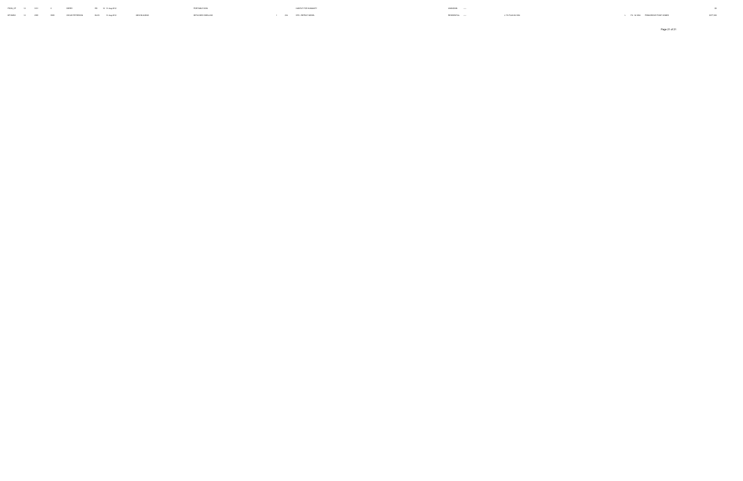| | | | | | | | | | | | | | | | | | | |
|---|---|---|---|---|---|---|---|---|---|---|---|---|---|---|---|---|---|---|
| PSGN_CP | 12 | 3151 | 0 | DERRY | RD | W | 31-Aug-2012 | | PORTABLE SIGN | | | HABITAT FOR HUMANITY | UNKNOWN | ---- | | | | $0 |
| BP 9NEW | 12 | 2203 | 9500 | OSCAR PETERSON | BLVD | | 31-Aug-2012 | NEW BUILDING | DETACHED DWELLING | 1 | 234 | SFD - REPEAT MODEL | RESIDENTIAL | ---- | L 174 PLAN M-1894 | L 174 M-1894 | PANNGROVE POINT HOMES | $377,000 |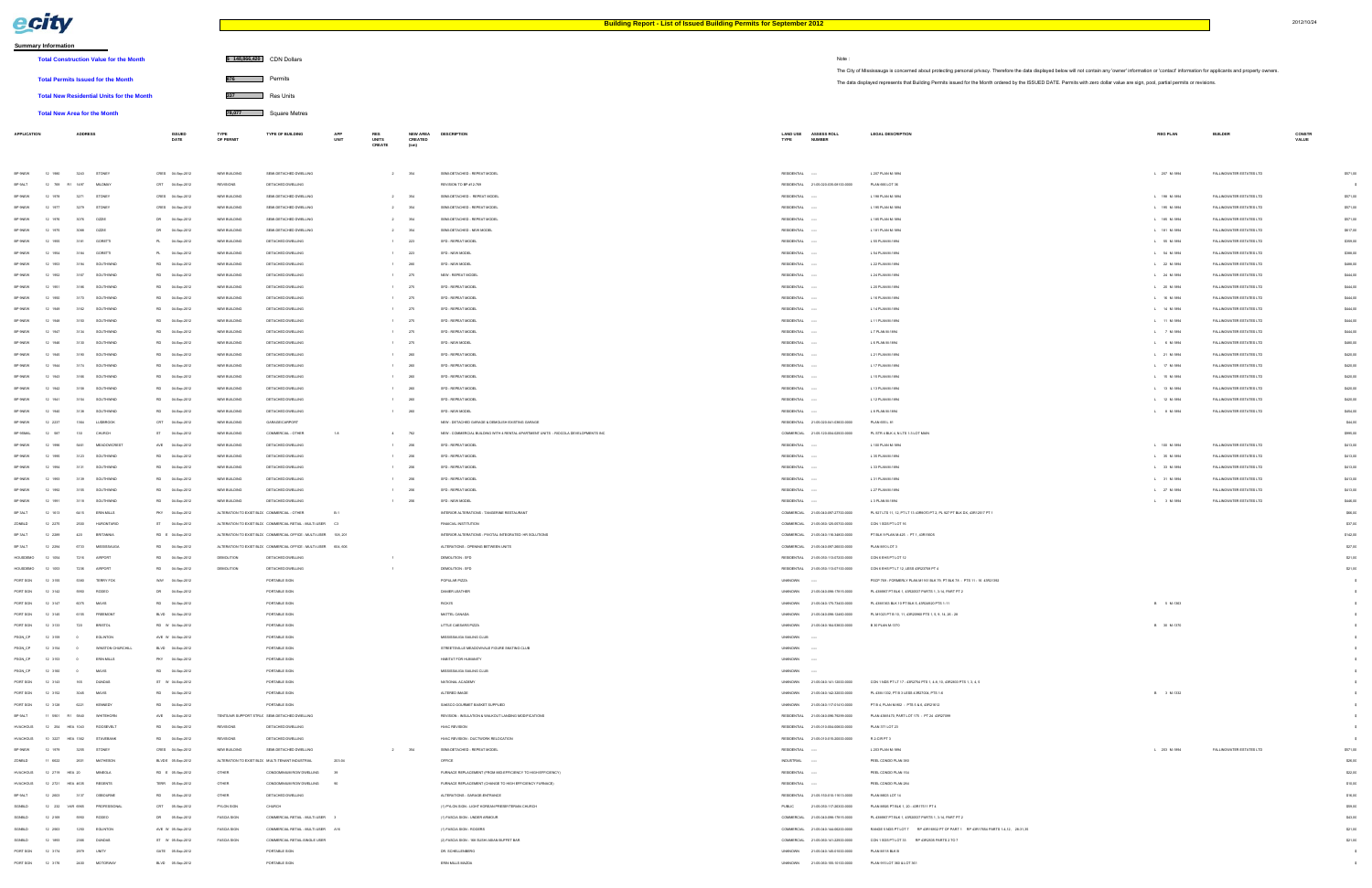# Building Report - List of Issued Building Permits for September 2012

2012/10/24

**Summary Information**

| | | |
|---|---|---|
| **Total Construction Value for the Month** | $ 140,066,420 | CDN Dollars |
| **Total Permits Issued for the Month** | 376 | Permits |
| **Total New Residential Units for the Month** | 257 | Res Units |
| **Total New Area for the Month** | 78,077 | Square Metres |

Note :

The City of Mississauga is concerned about protecting personal privacy. Therefore the data displayed below will not contain any 'owner' information or 'contact' information for applicants and property owners.

The data displayed represents that Building Permits issued for the Month ordered by the ISSUED DATE. Permits with zero dollar value are sign, pool, partial permits or revisions.

| APPLICATION | ADDRESS | ISSUED DATE | TYPE OF PERMIT | TYPE OF BUILDING | APP UNIT | RES UNITS CREATE | NEW AREA CREATED (sm) | DESCRIPTION | LAND USE TYPE | ASSESS ROLL NUMBER | LEGAL DESCRIPTION | REG PLAN | BUILDER | CONSTR VALUE |
|---|---|---|---|---|---|---|---|---|---|---|---|---|---|---|
| BP 9NEW 12 1980 | 3243 STONEY CRES | 04-Sep-2012 | NEW BUILDING | SEMI-DETACHED DWELLING | | 2 | 354 | SEMI-DETACHED - REPEAT MODEL | RESIDENTIAL | ---- | L 207 PLAN M-1894 | L 207 M-1894 | FALLINGWATER ESTATES LTD | $571,000 |
| BP 9ALT 12 789 R1 1497 | MALONEY CRT | 04-Sep-2012 | REVISIONS | DETACHED DWELLING | | | | REVISION TO BP #12-789 | RESIDENTIAL | 21-05-020-035-09100-0000 | PLAN 665 LOT 35 | | | $0 |
| BP 9NEW 12 1978 | 3271 STONEY CRES | 04-Sep-2012 | NEW BUILDING | SEMI-DETACHED DWELLING | | 2 | 354 | SEMI-DETACHED - REPEAT MODEL | RESIDENTIAL | ---- | L 198 PLAN M-1894 | L 198 M-1894 | FALLINGWATER ESTATES LTD | $571,000 |
| BP 9NEW 12 1977 | 3279 STONEY CRES | 04-Sep-2012 | NEW BUILDING | SEMI-DETACHED DWELLING | | 2 | 354 | SEMI-DETACHED - REPEAT MODEL | RESIDENTIAL | ---- | L 195 PLAN M-1894 | L 195 M-1894 | FALLINGWATER ESTATES LTD | $571,000 |
| BP 9NEW 12 1976 | 3078 OZZIE DR | 04-Sep-2012 | NEW BUILDING | SEMI-DETACHED DWELLING | | 2 | 354 | SEMI-DETACHED - REPEAT MODEL | RESIDENTIAL | ---- | L 185 PLAN M-1894 | L 185 M-1894 | FALLINGWATER ESTATES LTD | $571,000 |
| BP 9NEW 12 1979 | 3098 OZZIE DR | 04-Sep-2012 | NEW BUILDING | SEMI-DETACHED DWELLING | | 2 | 364 | SEMI-DETACHED - NEW MODEL | RESIDENTIAL | ---- | L 181 PLAN M-1894 | L 181 M-1894 | FALLINGWATER ESTATES LTD | $617,000 |
| BP 9NEW 12 1955 | 3161 GORETTI PL | 04-Sep-2012 | NEW BUILDING | DETACHED DWELLING | | 1 | 223 | SFD - REPEAT MODEL | RESIDENTIAL | ---- | L 55 PLAN M-1894 | L 55 M-1894 | FALLINGWATER ESTATES LTD | $359,000 |
| BP 9NEW 12 1954 | 3164 GORETTI PL | 04-Sep-2012 | NEW BUILDING | DETACHED DWELLING | | 1 | 223 | SFD - NEW MODEL | RESIDENTIAL | ---- | L 54 PLAN M-1894 | L 54 M-1894 | FALLINGWATER ESTATES LTD | $358,000 |
| BP 9NEW 12 1953 | 3194 SOUTHWIND RD | 04-Sep-2012 | NEW BUILDING | DETACHED DWELLING | | 1 | 280 | SFD - NEW MODEL | RESIDENTIAL | ---- | L 22 PLAN M-1894 | L 22 M-1894 | FALLINGWATER ESTATES LTD | $488,000 |
| BP 9NEW 12 1952 | 3187 SOUTHWIND RD | 04-Sep-2012 | NEW BUILDING | DETACHED DWELLING | | 1 | 279 | NEW - REPEAT MODEL | RESIDENTIAL | ---- | L 24 PLAN M-1894 | L 24 M-1894 | FALLINGWATER ESTATES LTD | $444,000 |
| BP 9NEW 12 1951 | 3186 SOUTHWIND RD | 04-Sep-2012 | NEW BUILDING | DETACHED DWELLING | | 1 | 279 | SFD - REPEAT MODEL | RESIDENTIAL | ---- | L 20 PLAN M-1894 | L 20 M-1894 | FALLINGWATER ESTATES LTD | $444,000 |
| BP 9NEW 12 1950 | 3170 SOUTHWIND RD | 04-Sep-2012 | NEW BUILDING | DETACHED DWELLING | | 1 | 279 | SFD - REPEAT MODEL | RESIDENTIAL | ---- | L 16 PLAN M-1894 | L 16 M-1894 | FALLINGWATER ESTATES LTD | $444,000 |
| BP 9NEW 12 1949 | 3162 SOUTHWIND RD | 04-Sep-2012 | NEW BUILDING | DETACHED DWELLING | | 1 | 279 | SFD - REPEAT MODEL | RESIDENTIAL | ---- | L 14 PLAN M-1894 | L 14 M-1894 | FALLINGWATER ESTATES LTD | $444,000 |
| BP 9NEW 12 1948 | 3150 SOUTHWIND RD | 04-Sep-2012 | NEW BUILDING | DETACHED DWELLING | | 1 | 279 | SFD - REPEAT MODEL | RESIDENTIAL | ---- | L 11 PLAN M-1894 | L 11 M-1894 | FALLINGWATER ESTATES LTD | $444,000 |
| BP 9NEW 12 1947 | 3134 SOUTHWIND RD | 04-Sep-2012 | NEW BUILDING | DETACHED DWELLING | | 1 | 279 | SFD - REPEAT MODEL | RESIDENTIAL | ---- | L 7 PLAN M-1894 | L 7 M-1894 | FALLINGWATER ESTATES LTD | $444,000 |
| BP 9NEW 12 1946 | 3130 SOUTHWIND RD | 04-Sep-2012 | NEW BUILDING | DETACHED DWELLING | | 1 | 279 | SFD - NEW MODEL | RESIDENTIAL | ---- | L 6 PLAN M-1894 | L 6 M-1894 | FALLINGWATER ESTATES LTD | $480,000 |
| BP 9NEW 12 1945 | 3190 SOUTHWIND RD | 04-Sep-2012 | NEW BUILDING | DETACHED DWELLING | | 1 | 280 | SFD - REPEAT MODEL | RESIDENTIAL | ---- | L 21 PLAN M-1894 | L 21 M-1894 | FALLINGWATER ESTATES LTD | $428,000 |
| BP 9NEW 12 1944 | 3174 SOUTHWIND RD | 04-Sep-2012 | NEW BUILDING | DETACHED DWELLING | | 1 | 280 | SFD - REPEAT MODEL | RESIDENTIAL | ---- | L 17 PLAN M-1894 | L 17 M-1894 | FALLINGWATER ESTATES LTD | $428,000 |
| BP 9NEW 12 1943 | 3166 SOUTHWIND RD | 04-Sep-2012 | NEW BUILDING | DETACHED DWELLING | | 1 | 280 | SFD - REPEAT MODEL | RESIDENTIAL | ---- | L 15 PLAN M-1894 | L 15 M-1894 | FALLINGWATER ESTATES LTD | $428,000 |
| BP 9NEW 12 1942 | 3158 SOUTHWIND RD | 04-Sep-2012 | NEW BUILDING | DETACHED DWELLING | | 1 | 280 | SFD - REPEAT MODEL | RESIDENTIAL | ---- | L 13 PLAN M-1894 | L 13 M-1894 | FALLINGWATER ESTATES LTD | $428,000 |
| BP 9NEW 12 1941 | 3154 SOUTHWIND RD | 04-Sep-2012 | NEW BUILDING | DETACHED DWELLING | | 1 | 280 | SFD - REPEAT MODEL | RESIDENTIAL | ---- | L 12 PLAN M-1894 | L 12 M-1894 | FALLINGWATER ESTATES LTD | $428,000 |
| BP 9NEW 12 1940 | 3126 SOUTHWIND RD | 04-Sep-2012 | NEW BUILDING | DETACHED DWELLING | | 1 | 280 | SFD - NEW MODEL | RESIDENTIAL | ---- | L 5 PLAN M-1894 | L 5 M-1894 | FALLINGWATER ESTATES LTD | $464,000 |
| BP 9NEW 12 2237 | 1584 LUSBROOK CRT | 04-Sep-2012 | NEW BUILDING | GARAGE/CARPORT | | | | NEW - DETACHED GARAGE & DEMOLISH EXISTING GARAGE | RESIDENTIAL | 21-05-020-041-03600-0000 | PLAN 583 L 81 | | | $44,000 |
| BP 3NEW 12 387 | 155 CHURCH ST | 04-Sep-2012 | NEW BUILDING | COMMERCIAL - OTHER | 1-8 | 4 | 782 | NEW - COMMERCIAL BUILDING WITH 4 RENTAL APARTMENT UNITS - RIDGOLA DEVELOPMENTS INC | COMMERCIAL | 21-05-120-004-02600-0000 | PL STR 4 BLK 4, N LTS 1-5 LOT MAIN | | | $995,000 |
| BP 9NEW 12 1998 | 6461 MEADOWCREST AVE | 04-Sep-2012 | NEW BUILDING | DETACHED DWELLING | | 1 | 298 | SFD - REPEAT MODEL | RESIDENTIAL | ---- | L 100 PLAN M-1894 | L 100 M-1894 | FALLINGWATER ESTATES LTD | $413,000 |
| BP 9NEW 12 1995 | 3123 SOUTHWIND RD | 04-Sep-2012 | NEW BUILDING | DETACHED DWELLING | | 1 | 298 | SFD - REPEAT MODEL | RESIDENTIAL | ---- | L 35 PLAN M-1894 | L 35 M-1894 | FALLINGWATER ESTATES LTD | $413,000 |
| BP 9NEW 12 1994 | 3131 SOUTHWIND RD | 04-Sep-2012 | NEW BUILDING | DETACHED DWELLING | | 1 | 298 | SFD - REPEAT MODEL | RESIDENTIAL | ---- | L 33 PLAN M-1894 | L 33 M-1894 | FALLINGWATER ESTATES LTD | $413,000 |
| BP 9NEW 12 1993 | 3139 SOUTHWIND RD | 04-Sep-2012 | NEW BUILDING | DETACHED DWELLING | | 1 | 298 | SFD - REPEAT MODEL | RESIDENTIAL | ---- | L 31 PLAN M-1894 | L 31 M-1894 | FALLINGWATER ESTATES LTD | $413,000 |
| BP 9NEW 12 1992 | 3155 SOUTHWIND RD | 04-Sep-2012 | NEW BUILDING | DETACHED DWELLING | | 1 | 298 | SFD - REPEAT MODEL | RESIDENTIAL | ---- | L 27 PLAN M-1894 | L 27 M-1894 | FALLINGWATER ESTATES LTD | $413,000 |
| BP 9NEW 12 1991 | 3118 SOUTHWIND RD | 04-Sep-2012 | NEW BUILDING | DETACHED DWELLING | | 1 | 298 | SFD - NEW MODEL | RESIDENTIAL | ---- | L 3 PLAN M-1894 | L 3 M-1894 | FALLINGWATER ESTATES LTD | $448,000 |
| BP 3ALT 12 1613 | 6415 ERIN MILLS PKY | 04-Sep-2012 | ALTERATION TO EXIST BLDG | COMMERCIAL - OTHER | B-1 | | | INTERIOR ALTERATIONS - TANGERINE RESTAURANT | COMMERCIAL | 21-05-040-097-27700-0000 | PL 927 LTS 11, 12, PT LT 13 43R6070 PT 2, PL 927 PT BLK DX, 43R12817 PT 1 | | | $98,000 |
| ZONBLD 12 2279 | 2550 HURONTARIO ST | 04-Sep-2012 | ALTERATION TO EXIST BLDG | COMMERCIAL RETAIL - MULTI-USER | C3 | | | FINACIAL INSTITUTION | COMMERCIAL | 21-05-060-125-05700-0000 | CON 1 SDS PT LOT 15 | | | $37,000 |
| BP 3ALT 12 2289 | 420 BRITANNIA RD E | 04-Sep-2012 | ALTERATION TO EXIST BLDG | COMMERCIAL OFFICE - MULTI-USER | 105, 201 | | | INTERIOR ALTERATIONS - PIVOTAL INTEGRATED HR SOLUTIONS | COMMERCIAL | 21-05-040-116-34600-0000 | PT BLK 9 PLAN M-425 - PT 1 , 43R15505 | | | $142,000 |
| BP 3ALT 12 2294 | 4720 MISSISSAUGA RD | 04-Sep-2012 | ALTERATION TO EXIST BLDG | COMMERCIAL OFFICE - MULTI-USER | 804, 806 | | | ALTERATIONS - OPENING BETWEEN UNITS | COMMERCIAL | 21-05-040-097-28000-0000 | PLAN 980 LOT 3 | | | $27,000 |
| HOUSDEMO 12 1994 | 7218 AIRPORT RD | 04-Sep-2012 | DEMOLITION | DETACHED DWELLING | | 1 | | DEMOLITION - SFD | RESIDENTIAL | 21-05-050-113-07200-0000 | CON 8 EHS PT LOT 12 | | | $21,000 |
| HOUSDEMO 12 1993 | 7238 AIRPORT RD | 04-Sep-2012 | DEMOLITION | DETACHED DWELLING | | 1 | | DEMOLITION - SFD | RESIDENTIAL | 21-05-050-113-07100-0000 | CON 8 EHS PT LT 12, LESS 43R24768 PT 4 | | | $21,000 |
| PORT SGN 12 3185 | 5580 TERRY FOX WAY | 04-Sep-2012 | | PORTABLE SIGN | | | | POPULAR PIZZA | UNKNOWN | ---- | RCP 785 (FORMERLY PLAN M-183 BLK 79, PT BLK 79 - PTS 11, 16 43R21582 | | | $0 |
| PORT SGN 12 3142 | 5950 RODEO DR | 04-Sep-2012 | | PORTABLE SIGN | | | | DANIER LEATHER | UNKNOWN | 21-05-040-098-17815-0000 | PL 43M957 PT BLK 1, 43R20537 PARTS 1, 3-14, PART PT 2 | | | $0 |
| PORT SGN 12 3147 | 6075 MAVIS RD | 04-Sep-2012 | | PORTABLE SIGN | | | | RICKI'S | UNKNOWN | 21-05-040-175-73420-0000 | PL 43M1593 BLK 13 PT BLK 5, 43R24902 PTS 1-11 | B 5 M-1363 | | $0 |
| PORT SGN 12 3145 | 6185 FREMONT BLVD | 04-Sep-2012 | | PORTABLE SIGN | | | | MATTEL CANADA | UNKNOWN | 21-05-040-098-12450-0000 | PL M1023 PT B 10, 11, 43R20968 PTS 1, 5, 9, 14, 20 - 26 | | | $0 |
| PORT SGN 12 3133 | 723 BRISTOL RD W | 04-Sep-2012 | | PORTABLE SIGN | | | | LITTLE CAESARS PIZZA | UNKNOWN | 21-05-040-164-03600-0000 | B 30 PLAN M-1370 | B 30 M-1370 | | $0 |
| PSGN_CP 12 3199 | 0 EGLINTON AVE W | 04-Sep-2012 | | PORTABLE SIGN | | | | MISSISSAUGA SAILING CLUB | UNKNOWN | ---- | | | | $0 |
| PSGN_CP 12 3184 | 0 WINSTON CHURCHILL BLVD | 04-Sep-2012 | | PORTABLE SIGN | | | | STREETSVILLE MEADOWVALE FIGURE SKATING CLUB | UNKNOWN | ---- | | | | $0 |
| PSGN_CP 12 3153 | 0 ERIN MILLS PKY | 04-Sep-2012 | | PORTABLE SIGN | | | | HABITAT FOR HUMANITY | UNKNOWN | ---- | | | | $0 |
| PSGN_CP 12 3180 | 0 MAVIS RD | 04-Sep-2012 | | PORTABLE SIGN | | | | MISSISSAUGA SAILING CLUB | UNKNOWN | ---- | | | | $0 |
| PORT SGN 12 3143 | 165 DUNDAS ST W | 04-Sep-2012 | | PORTABLE SIGN | | | | NATIONAL ACADEMY | UNKNOWN | 21-05-040-141-13600-0000 | CON 1 NDS PT LT 17 - 43R2794 PTS 1, 4-6, 10, 43R2633 PTS 1, 3, 4, 5 | | | $0 |
| PORT SGN 12 3152 | 3045 MAVIS RD | 04-Sep-2012 | | PORTABLE SIGN | | | | ALTERED IMAGE | UNKNOWN | 21-05-040-142-03000-0000 | PL 43M-1332, PT B 3 LESS 43R27004, PTS 1-8 | B 3 M-1332 | | $0 |
| PORT SGN 12 3128 | 6221 KENNEDY RD | 04-Sep-2012 | | PORTABLE SIGN | | | | SAKOO GOURMET BASKET SUPPLIED | UNKNOWN | 21-05-050-117-01410-0000 | PT B 4, PLAN M-962 - PTS 5 & 6, 43R21612 | | | $0 |
| BP 9ALT 12 3661 R1 5840 | WHITEHORN AVE | 04-Sep-2012 | TENT/SUPP SUPPORT STRUC | SEMI-DETACHED DWELLING | | | | REVISION - INSULATION & WALKOUT LANDING MODIFICATIONS | RESIDENTIAL | 21-05-040-098-76299-0000 | PLAN 43M1470, PART LOT 175 - PT 24 43R27099 | | | $0 |
| HVACHOUS 12 294 HEA 1043 | ROOSEVELT RD | 04-Sep-2012 | REVISIONS | DETACHED DWELLING | | | | HVAC REVISION | RESIDENTIAL | 21-05-010-004-09600-0000 | PLAN 371 LOT 20 | | | $0 |
| HVACHOUS 10 3327 HEA 1382 | STAVEBANK RD | 04-Sep-2012 | REVISIONS | DETACHED DWELLING | | | | HVAC REVISION - DUCTWORK RELOCATION | RESIDENTIAL | 21-05-010-016-20000-0000 | R 2-CIR PT 3 | | | $0 |
| BP 9NEW 12 1979 | 3235 STONEY CRES | 04-Sep-2012 | NEW BUILDING | SEMI-DETACHED DWELLING | | 2 | 364 | SEMI-DETACHED - REPEAT MODEL | RESIDENTIAL | ---- | L 203 PLAN M-1894 | L 203 M-1894 | FALLINGWATER ESTATES LTD | $571,000 |
| ZONBLD 11 6622 | 2601 MATHESON BLVD E | 05-Sep-2012 | ALTERATION TO EXIST BLDG | MULTI-TENANT INDUSTRIAL | 203-04 | | | OFFICE | INDUSTRIAL | ---- | PEEL CONDO PLAN 590 | | | $26,000 |
| HVACHOUS 12 2719 HEA 20 | MINEOLA RD E | 05-Sep-2012 | OTHER | CONDOMINIUM ROW DWELLING | 39 | | | FURNACE REPLACEMENT (FROM MID EFFICIENCY TO HIGH EFFICIENCY) | RESIDENTIAL | ---- | PEEL CONDO PLAN 154 | | | $32,000 |
| HVACHOUS 12 2721 HEA 4635 | REGENTS TERR | 05-Sep-2012 | OTHER | CONDOMINIUM ROW DWELLING | 95 | | | FURNACE REPLACEMENT (CHANGE TO HIGH EFFICIENCY FURNACE) | RESIDENTIAL | ---- | PEEL CONDO PLAN 284 | | | $10,000 |
| BP 9ALT 12 2663 | 3137 OSBOURNE RD | 05-Sep-2012 | OTHER | DETACHED DWELLING | | | | ALTERATIONS - GARAGE ENTRANCE | RESIDENTIAL | 21-05-150-010-11615-0000 | PLAN M635 LOT 14 | | | $16,000 |
| SGNBLD 12 232 | 4950 PROFESSIONAL CRT | 05-Sep-2012 | PYLON SIGN | CHURCH | | | | (1) PYLON SIGN - LIGHT KOREAN PRESBYTERIAN CHURCH | PUBLIC | 21-05-050-117-20300-0000 | PLAN M666 PT BLK 1, 2 - 43R17511 PT 4 | | | $99,000 |
| SGNBLD 12 2189 | 5950 RODEO DR | 05-Sep-2012 | FASCIA SIGN | COMMERCIAL RETAIL - MULTI-USER | 3 | | | (1) FASCIA SIGN - UNDER ARMOUR | COMMERCIAL | 21-05-040-098-17815-0000 | PL 43M957 PT BLK 1, 43R20537 PARTS 1, 3-14, PART PT 2 | | | $43,000 |
| SGNBLD 12 2063 | 1250 EGLINTON AVE W | 05-Sep-2012 | FASCIA SIGN | COMMERCIAL RETAIL - MULTI-USER | A10 | | | (1) FASCIA SIGN - ROGERS | COMMERCIAL | 21-05-040-144-08200-0000 | RANGE 5 NDS PT LOT 7 RP 43R15982 PT OF PART 1 RP 43R17094 PARTS 1-4,12, 28-31,35 | | | $21,000 |
| SGNBLD 12 1883 | 2386 DUNDAS ST W | 05-Sep-2012 | FASCIA SIGN | COMMERCIAL RETAIL-SINGLE USER | | | | (2) FASCIA SIGN - 98 SUSHI ASIAN BUFFET BAR | COMMERCIAL | 21-05-050-141-22300-0000 | CON 1 SDS PT LOT 33 RP 43R2305 PARTS 2 TO 7 | | | $21,000 |
| PORT SGN 12 3174 | 2979 UNITY GATE | 05-Sep-2012 | | PORTABLE SIGN | | | | DR. SCHELLENBERG | UNKNOWN | 21-05-040-145-01000-0000 | PLAN M 18 BLK B | | | $0 |
| PORT SGN 12 3176 | 2400 MOTORWAY BLVD | 05-Sep-2012 | | PORTABLE SIGN | | | | ERIN MILLS MAZDA | UNKNOWN | 21-05-060-155-10100-0000 | PLAN 915 LOT 350 & LOT 351 | | | $0 |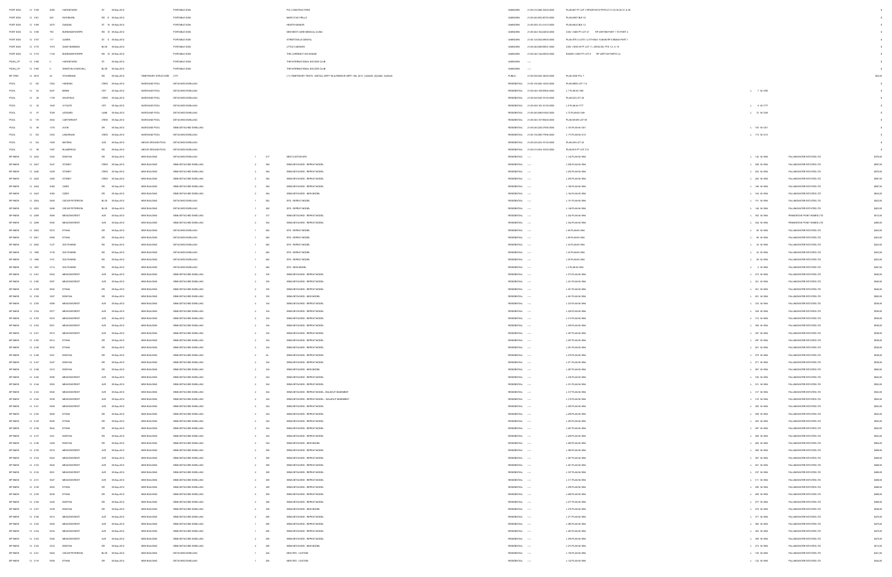| PORT SGN | 12 3158 | 2080 | HURONTARIO | ST | 05-Sep-2012 | | PORTABLE SIGN | | | PCL CONSTRUCTORS | UNKNOWN | 21-05-010-086-10200-0000 | PLAN B27 PT LOT 3 RP43R3518 PRTS 27,31,33,35,36,37, & 38 | | | $0 |
|---|---|---|---|---|---|---|---|---|---|---|---|---|---|---|---|---|
| PORT SGN | 12 3161 | 925 | RATHBURN | RD E | 05-Sep-2012 | | PORTABLE SIGN | | | MARC'S NO FRILLS | UNKNOWN | 21-05-040-093-36700-0000 | PLAN M937 BLK 10 | | | $0 |
| PORT SGN | 12 3169 | 2575 | DUNDAS | ST W | 05-Sep-2012 | | PORTABLE SIGN | | | HEARTH MANOR | UNKNOWN | 21-05-060-141-21410-0000 | PLAN M462 BLK 12 | | | $0 |
| PORT SGN | 12 3158 | 765 | BURNHAMTHORPE | RD W | 05-Sep-2012 | | PORTABLE SIGN | | | MISSWEST CARE MEDICAL CLINIC | UNKNOWN | 21-05-040-154-04810-0000 | CON 1 NDS PT LOT 21 RP 43R7588 PART 1 TO PART 4 | | | $0 |
| PORT SGN | 12 3167 | 117 | QUEEN | ST S | 05-Sep-2012 | | PORTABLE SIGN | | | STREETSVILLE DENTAL | UNKNOWN | 21-05-120-004-09600-0000 | PLAN STR 4 LOTS 1,2 STR BLK W MAIN RP 43R2845 PART 1 | | | $0 |
| PORT SGN | 12 3176 | 1070 | SAINT BARBARA | BLVD | 05-Sep-2012 | | PORTABLE SIGN | | | LITTLE CAESARS | UNKNOWN | 21-05-040-098-09501-0000 | CON 1 WHS W PT LOT 11, 43R32128, PTS 1-4, 8 -19 | | | $0 |
| PORT SGN | 12 3173 | 1100 | BURNHAMTHORPE | RD W | 05-Sep-2012 | | PORTABLE SIGN | | | THE CURRENCY EXCHANGE | UNKNOWN | 21-05-040-144-09000-0000 | RANGE 3 NDS PT LOT 8 RP 43R7128 PARTS 3,4 | | | $0 |
| PSGN_CP | 12 3166 | 0 | HURONTARIO | ST | 05-Sep-2012 | | PORTABLE SIGN | | | THE INTERNATIONAL SOCCER CLUB | UNKNOWN | ----- | | | | $0 |
| PSGN_CP | 12 3169 | 0 | WINSTON CHURCHILL | BLVD | 05-Sep-2012 | | PORTABLE SIGN | | | THE INTERNATIONAL SOCCER CLUB | UNKNOWN | ----- | | | | $0 |
| SP STRN | 12 2615 | 22 | STAVEBANK | RD | 05-Sep-2012 | TEMPORARY STRUCTURE | CITY | | | (11) TEMPORARY TENTS - INSTALL SEPT 5th & REMOVE SEPT 10th, 2012 (3-20x40), (3-20x40), (5-20x40 | PUBLIC | 21-05-090-004-58000-0000 | PLAN 300E PCL 7 | | | $22,000 |
| POOL | 12 150 | 7284 | HARDING | CRES | 05-Sep-2012 | INGROUND POOL | DETACHED DWELLING | | | | RESIDENTIAL | 21-05-150-082-14300-0000 | PLAN M689 LOT 110 | | | $0 |
| POOL | 12 62 | 5637 | BIRKIN | CRT | 05-Sep-2012 | INGROUND POOL | DETACHED DWELLING | | | | RESIDENTIAL | 21-05-040-159-59904-0000 | L 7 PLAN M-1390 | L 7 M-1390 | | $0 |
| POOL | 12 28 | 1198 | WILDFIELD | CRES | 05-Sep-2012 | INGROUND POOL | DETACHED DWELLING | | | | RESIDENTIAL | 21-05-020-026-19170-0000 | PLAN 623 LOT 48 | | | $0 |
| POOL | 12 20 | 1940 | WYGATE | CRT | 05-Sep-2012 | INGROUND POOL | DETACHED DWELLING | | | | RESIDENTIAL | 21-05-060-155-10150-0000 | L 9 PLAN M-1777 | L 9 M-1777 | | $0 |
| POOL | 12 97 | 7009 | LEEWARD | LANE | 05-Sep-2012 | INGROUND POOL | DETACHED DWELLING | | | | RESIDENTIAL | 21-05-040-098-61640-0000 | L 72 PLAN M-1249 | L 72 M-1249 | | $0 |
| POOL | 12 119 | 2944 | CARTWRIGHT | CRES | 05-Sep-2012 | INGROUND POOL | DETACHED DWELLING | | | | RESIDENTIAL | 21-05-060-107-99400-0000 | PLAN M-1089 LOT 59 | | | $0 |
| POOL | 12 89 | 1370 | AVON | DR | 05-Sep-2012 | INGROUND POOL | SEMI-DETACHED DWELLING | | | | RESIDENTIAL | 21-05-040-225-27600-0000 | L 193 PLAN M-1051 | L 193 M-1051 | | $0 |
| POOL | 12 153 | 3155 | LABURNUM | CRES | 05-Sep-2012 | INGROUND POOL | DETACHED DWELLING | | | | RESIDENTIAL | 21-05-150-080-77856-0000 | L 173 PLAN M-1213 | L 173 M-1213 | | $0 |
| POOL | 12 124 | 1509 | MATENA | AVE | 05-Sep-2012 | ABOVE GROUND POOL | DETACHED DWELLING | | | | RESIDENTIAL | 21-05-020-023-15100-0000 | PLAN 925 LOT 40 | | | $0 |
| POOL | 12 98 | 1587 | BLAIRFIELD | RD | 05-Sep-2012 | ABOVE GROUND POOL | DETACHED DWELLING | | | | RESIDENTIAL | 21-05-010-004-10000-0000 | PLAN 419 PT LOT 213 | | | $0 |
| BP 9NEW | 12 2432 | 5232 | EDNYNA | DR | 05-Sep-2012 | NEW BUILDING | DETACHED DWELLING | 1 | 217 | NEW CUSTOM SFD | RESIDENTIAL | ----- | L 142 PLAN M-1994 | L 142 M-1994 | FALLINGWATER ESTATES LTD | $378,000 |
| BP 9NEW | 12 2427 | 3247 | STONEY | CRES | 05-Sep-2012 | NEW BUILDING | SEMI-DETACHED DWELLING | 2 | 364 | SEMI-DETACHED - REPEAT MODEL | RESIDENTIAL | ----- | L 206 PLAN M-1994 | L 206 M-1994 | FALLINGWATER ESTATES LTD | $587,000 |
| BP 9NEW | 12 2426 | 3255 | STONEY | CRES | 05-Sep-2012 | NEW BUILDING | SEMI-DETACHED DWELLING | 2 | 364 | SEMI-DETACHED - REPEAT MODEL | RESIDENTIAL | ----- | L 202 PLAN M-1994 | L 202 M-1994 | FALLINGWATER ESTATES LTD | $576,000 |
| BP 9NEW | 12 2425 | 3265 | STONEY | CRES | 05-Sep-2012 | NEW BUILDING | SEMI-DETACHED DWELLING | 2 | 364 | SEMI-DETACHED - REPEAT MODEL | RESIDENTIAL | ----- | L 200 PLAN M-1994 | L 200 M-1994 | FALLINGWATER ESTATES LTD | $587,000 |
| BP 9NEW | 12 2424 | 3066 | OZZIE | DR | 05-Sep-2012 | NEW BUILDING | SEMI-DETACHED DWELLING | 2 | 364 | SEMI-DETACHED - REPEAT MODEL | RESIDENTIAL | ----- | L 198 PLAN M-1994 | L 198 M-1994 | FALLINGWATER ESTATES LTD | $587,000 |
| BP 9NEW | 12 2423 | 3080 | OZZIE | DR | 05-Sep-2012 | NEW BUILDING | SEMI-DETACHED DWELLING | 2 | 364 | SEMI-DETACHED - NEW MODEL | RESIDENTIAL | ----- | L 194 PLAN M-1994 | L 194 M-1994 | FALLINGWATER ESTATES LTD | $604,000 |
| BP 9NEW | 12 2004 | 5490 | OSCAR PETERSON | BLVD | 05-Sep-2012 | NEW BUILDING | DETACHED DWELLING | 1 | 262 | SFD - REPEAT MODEL | RESIDENTIAL | ----- | L 151 PLAN M-1994 | L 151 M-1994 | FALLINGWATER ESTATES LTD | $423,000 |
| BP 9NEW | 12 2003 | 5498 | OSCAR PETERSON | BLVD | 05-Sep-2012 | NEW BUILDING | DETACHED DWELLING | 1 | 262 | SFD - REPEAT MODEL | RESIDENTIAL | ----- | L 149 PLAN M-1994 | L 149 M-1994 | FALLINGWATER ESTATES LTD | $423,000 |
| BP 9NEW | 12 2299 | 5588 | MEADOWCREST | AVE | 05-Sep-2012 | NEW BUILDING | SEMI-DETACHED DWELLING | 2 | 317 | SEMI-DETACHED - REPEAT MODEL | RESIDENTIAL | ----- | L 352 PLAN M-1994 | L 352 M-1994 | PENNGROVE POINT HOMES LTD | $512,000 |
| BP 9NEW | 12 2298 | 5592 | MEADOWCREST | AVE | 05-Sep-2012 | NEW BUILDING | SEMI-DETACHED DWELLING | 2 | 304 | SEMI-DETACHED - REPEAT MODEL | RESIDENTIAL | ----- | L 344 PLAN M-1994 | L 344 M-1994 | PENNGROVE POINT HOMES LTD | $490,000 |
| BP 9NEW | 12 2002 | 5572 | ETHAN | DR | 05-Sep-2012 | NEW BUILDING | DETACHED DWELLING | 1 | 262 | SFD - REPEAT MODEL | RESIDENTIAL | ----- | L 90 PLAN M-1994 | L 90 M-1994 | FALLINGWATER ESTATES LTD | $423,000 |
| BP 9NEW | 12 2001 | 5568 | ETHAN | DR | 05-Sep-2012 | NEW BUILDING | DETACHED DWELLING | 1 | 262 | SFD - REPEAT MODEL | RESIDENTIAL | ----- | L 89 PLAN M-1994 | L 89 M-1994 | FALLINGWATER ESTATES LTD | $423,000 |
| BP 9NEW | 12 2000 | 3127 | SOUTHWIND | RD | 05-Sep-2012 | NEW BUILDING | DETACHED DWELLING | 1 | 262 | SFD - REPEAT MODEL | RESIDENTIAL | ----- | L 34 PLAN M-1994 | L 34 M-1994 | FALLINGWATER ESTATES LTD | $423,000 |
| BP 9NEW | 12 1999 | 3135 | SOUTHWIND | RD | 05-Sep-2012 | NEW BUILDING | DETACHED DWELLING | 1 | 262 | SFD - REPEAT MODEL | RESIDENTIAL | ----- | L 32 PLAN M-1994 | L 32 M-1994 | FALLINGWATER ESTATES LTD | $423,000 |
| BP 9NEW | 12 1998 | 3151 | SOUTHWIND | RD | 05-Sep-2012 | NEW BUILDING | DETACHED DWELLING | 1 | 262 | SFD - REPEAT MODEL | RESIDENTIAL | ----- | L 28 PLAN M-1994 | L 28 M-1994 | FALLINGWATER ESTATES LTD | $423,000 |
| BP 9NEW | 12 1997 | 3114 | SOUTHWIND | RD | 05-Sep-2012 | NEW BUILDING | DETACHED DWELLING | 1 | 262 | SFD - NEW MODEL | RESIDENTIAL | ----- | L 2 PLAN M-1994 | L 2 M-1994 | FALLINGWATER ESTATES LTD | $437,000 |
| BP 9NEW | 12 2161 | 5534 | MEADOWCREST | AVE | 05-Sep-2012 | NEW BUILDING | SEMI-DETACHED DWELLING | 2 | 339 | SEMI-DETACHED - REPEAT MODEL | RESIDENTIAL | ----- | L 373 PLAN M-1994 | L 373 M-1994 | FALLINGWATER ESTATES LTD | $546,000 |
| BP 9NEW | 12 2160 | 5557 | MEADOWCREST | AVE | 05-Sep-2012 | NEW BUILDING | SEMI-DETACHED DWELLING | 2 | 339 | SEMI-DETACHED - REPEAT MODEL | RESIDENTIAL | ----- | L 321 PLAN M-1994 | L 321 M-1994 | FALLINGWATER ESTATES LTD | $546,000 |
| BP 9NEW | 12 2159 | 5502 | ETHAN | DR | 05-Sep-2012 | NEW BUILDING | SEMI-DETACHED DWELLING | 2 | 339 | SEMI-DETACHED - REPEAT MODEL | RESIDENTIAL | ----- | L 301 PLAN M-1994 | L 301 M-1994 | FALLINGWATER ESTATES LTD | $546,000 |
| BP 9NEW | 12 2158 | 5257 | EDNYNA | DR | 05-Sep-2012 | NEW BUILDING | SEMI-DETACHED DWELLING | 2 | 339 | SEMI-DETACHED - NEW MODEL | RESIDENTIAL | ----- | L 281 PLAN M-1994 | L 281 M-1994 | FALLINGWATER ESTATES LTD | $583,000 |
| BP 9NEW | 12 2155 | 5589 | MEADOWCREST | AVE | 05-Sep-2012 | NEW BUILDING | SEMI-DETACHED DWELLING | 2 | 334 | SEMI-DETACHED - REPEAT MODEL | RESIDENTIAL | ----- | L 333 PLAN M-1994 | L 333 M-1994 | FALLINGWATER ESTATES LTD | $538,000 |
| BP 9NEW | 12 2154 | 5577 | MEADOWCREST | AVE | 05-Sep-2012 | NEW BUILDING | SEMI-DETACHED DWELLING | 2 | 334 | SEMI-DETACHED - REPEAT MODEL | RESIDENTIAL | ----- | L 329 PLAN M-1994 | L 329 M-1994 | FALLINGWATER ESTATES LTD | $538,000 |
| BP 9NEW | 12 2153 | 5533 | MEADOWCREST | AVE | 05-Sep-2012 | NEW BUILDING | SEMI-DETACHED DWELLING | 2 | 334 | SEMI-DETACHED - REPEAT MODEL | RESIDENTIAL | ----- | L 313 PLAN M-1994 | L 313 M-1994 | FALLINGWATER ESTATES LTD | $538,000 |
| BP 9NEW | 12 2152 | 5521 | MEADOWCREST | AVE | 05-Sep-2012 | NEW BUILDING | SEMI-DETACHED DWELLING | 2 | 334 | SEMI-DETACHED - REPEAT MODEL | RESIDENTIAL | ----- | L 309 PLAN M-1994 | L 309 M-1994 | FALLINGWATER ESTATES LTD | $538,000 |
| BP 9NEW | 12 2151 | 5515 | MEADOWCREST | AVE | 05-Sep-2012 | NEW BUILDING | SEMI-DETACHED DWELLING | 2 | 334 | SEMI-DETACHED - REPEAT MODEL | RESIDENTIAL | ----- | L 307 PLAN M-1994 | L 307 M-1994 | FALLINGWATER ESTATES LTD | $538,000 |
| BP 9NEW | 12 2150 | 5514 | ETHAN | DR | 05-Sep-2012 | NEW BUILDING | SEMI-DETACHED DWELLING | 2 | 334 | SEMI-DETACHED - REPEAT MODEL | RESIDENTIAL | ----- | L 297 PLAN M-1994 | L 297 M-1994 | FALLINGWATER ESTATES LTD | $538,000 |
| BP 9NEW | 12 2149 | 5032 | ETHAN | DR | 05-Sep-2012 | NEW BUILDING | SEMI-DETACHED DWELLING | 2 | 334 | SEMI-DETACHED - REPEAT MODEL | RESIDENTIAL | ----- | L 291 PLAN M-1994 | L 291 M-1994 | FALLINGWATER ESTATES LTD | $538,000 |
| BP 9NEW | 12 2148 | 5231 | EDNYNA | DR | 05-Sep-2012 | NEW BUILDING | SEMI-DETACHED DWELLING | 2 | 34 | SEMI-DETACHED - REPEAT MODEL | RESIDENTIAL | ----- | L 279 PLAN M-1994 | L 279 M-1994 | FALLINGWATER ESTATES LTD | $538,000 |
| BP 9NEW | 12 2147 | 5227 | EDNYNA | DR | 05-Sep-2012 | NEW BUILDING | SEMI-DETACHED DWELLING | 2 | 334 | SEMI-DETACHED - REPEAT MODEL | RESIDENTIAL | ----- | L 271 PLAN M-1994 | L 271 M-1994 | FALLINGWATER ESTATES LTD | $538,000 |
| BP 9NEW | 12 2146 | 5219 | EDNYNA | DR | 05-Sep-2012 | NEW BUILDING | SEMI-DETACHED DWELLING | 2 | 334 | SEMI-DETACHED - NEW MODEL | RESIDENTIAL | ----- | L 267 PLAN M-1994 | L 267 M-1994 | FALLINGWATER ESTATES LTD | $582,000 |
| BP 9NEW | 12 2145 | 5595 | MEADOWCREST | AVE | 05-Sep-2012 | NEW BUILDING | SEMI-DETACHED DWELLING | 2 | 324 | SEMI-DETACHED - REPEAT MODEL | RESIDENTIAL | ----- | L 335 PLAN M-1994 | L 335 M-1994 | FALLINGWATER ESTATES LTD | $522,000 |
| BP 9NEW | 12 2144 | 5583 | MEADOWCREST | AVE | 05-Sep-2012 | NEW BUILDING | SEMI-DETACHED DWELLING | 2 | 324 | SEMI-DETACHED - REPEAT MODEL | RESIDENTIAL | ----- | L 331 PLAN M-1994 | L 331 M-1994 | FALLINGWATER ESTATES LTD | $522,000 |
| BP 9NEW | 12 2143 | 5545 | MEADOWCREST | AVE | 05-Sep-2012 | NEW BUILDING | SEMI-DETACHED DWELLING | 2 | 324 | SEMI-DETACHED - REPEAT MODEL - WALKOUT BASEMENT | RESIDENTIAL | ----- | L 317 PLAN M-1994 | L 317 M-1994 | FALLINGWATER ESTATES LTD | $522,000 |
| BP 9NEW | 12 2142 | 5539 | MEADOWCREST | AVE | 05-Sep-2012 | NEW BUILDING | SEMI-DETACHED DWELLING | 2 | 324 | SEMI-DETACHED - REPEAT MODEL - WALKOUT BASEMENT | RESIDENTIAL | ----- | L 315 PLAN M-1994 | L 315 M-1994 | FALLINGWATER ESTATES LTD | $522,000 |
| BP 9NEW | 12 2141 | 5509 | MEADOWCREST | AVE | 05-Sep-2012 | NEW BUILDING | SEMI-DETACHED DWELLING | 2 | 324 | SEMI-DETACHED - REPEAT MODEL | RESIDENTIAL | ----- | L 305 PLAN M-1994 | L 305 M-1994 | FALLINGWATER ESTATES LTD | $522,000 |
| BP 9NEW | 12 2140 | 5006 | ETHAN | DR | 05-Sep-2012 | NEW BUILDING | SEMI-DETACHED DWELLING | 2 | 324 | SEMI-DETACHED - REPEAT MODEL | RESIDENTIAL | ----- | L 299 PLAN M-1994 | L 299 M-1994 | FALLINGWATER ESTATES LTD | $522,000 |
| BP 9NEW | 12 2139 | 5026 | ETHAN | DR | 05-Sep-2012 | NEW BUILDING | SEMI-DETACHED DWELLING | 2 | 324 | SEMI-DETACHED - REPEAT MODEL | RESIDENTIAL | ----- | L 293 PLAN M-1994 | L 293 M-1994 | FALLINGWATER ESTATES LTD | $522,000 |
| BP 9NEW | 12 2138 | 5044 | ETHAN | DR | 05-Sep-2012 | NEW BUILDING | SEMI-DETACHED DWELLING | 2 | 324 | SEMI-DETACHED - REPEAT MODEL | RESIDENTIAL | ----- | L 287 PLAN M-1994 | L 287 M-1994 | FALLINGWATER ESTATES LTD | $522,000 |
| BP 9NEW | 12 2137 | 5221 | EDNYNA | DR | 05-Sep-2012 | NEW BUILDING | SEMI-DETACHED DWELLING | 2 | 324 | SEMI-DETACHED - REPEAT MODEL | RESIDENTIAL | ----- | L 269 PLAN M-1994 | L 269 M-1994 | FALLINGWATER ESTATES LTD | $522,000 |
| BP 9NEW | 12 2136 | 5209 | EDNYNA | DR | 05-Sep-2012 | NEW BUILDING | SEMI-DETACHED DWELLING | 2 | 324 | SEMI-DETACHED - NEW MODEL | RESIDENTIAL | ----- | L 265 PLAN M-1994 | L 265 M-1994 | FALLINGWATER ESTATES LTD | $564,000 |
| BP 9NEW | 12 2135 | 5519 | MEADOWCREST | AVE | 05-Sep-2012 | NEW BUILDING | SEMI-DETACHED DWELLING | 2 | 309 | SEMI-DETACHED - REPEAT MODEL | RESIDENTIAL | ----- | L 369 PLAN M-1994 | L 369 M-1994 | FALLINGWATER ESTATES LTD | $498,000 |
| BP 9NEW | 12 2134 | 5522 | MEADOWCREST | AVE | 05-Sep-2012 | NEW BUILDING | SEMI-DETACHED DWELLING | 2 | 309 | SEMI-DETACHED - REPEAT MODEL | RESIDENTIAL | ----- | L 367 PLAN M-1994 | L 367 M-1994 | FALLINGWATER ESTATES LTD | $498,000 |
| BP 9NEW | 12 2133 | 5540 | MEADOWCREST | AVE | 05-Sep-2012 | NEW BUILDING | SEMI-DETACHED DWELLING | 2 | 309 | SEMI-DETACHED - REPEAT MODEL | RESIDENTIAL | ----- | L 361 PLAN M-1994 | L 361 M-1994 | FALLINGWATER ESTATES LTD | $498,000 |
| BP 9NEW | 12 2132 | 5551 | MEADOWCREST | AVE | 05-Sep-2012 | NEW BUILDING | SEMI-DETACHED DWELLING | 2 | 309 | SEMI-DETACHED - REPEAT MODEL | RESIDENTIAL | ----- | L 337 PLAN M-1994 | L 337 M-1994 | FALLINGWATER ESTATES LTD | $498,000 |
| BP 9NEW | 12 2131 | 5527 | MEADOWCREST | AVE | 05-Sep-2012 | NEW BUILDING | SEMI-DETACHED DWELLING | 2 | 309 | SEMI-DETACHED - REPEAT MODEL | RESIDENTIAL | ----- | L 311 PLAN M-1994 | L 311 M-1994 | FALLINGWATER ESTATES LTD | $498,000 |
| BP 9NEW | 12 2130 | 5020 | ETHAN | DR | 05-Sep-2012 | NEW BUILDING | SEMI-DETACHED DWELLING | 2 | 309 | SEMI-DETACHED - REPEAT MODEL | RESIDENTIAL | ----- | L 295 PLAN M-1994 | L 295 M-1994 | FALLINGWATER ESTATES LTD | $498,000 |
| BP 9NEW | 12 2129 | 5038 | ETHAN | DR | 05-Sep-2012 | NEW BUILDING | SEMI-DETACHED DWELLING | 2 | 309 | SEMI-DETACHED - REPEAT MODEL | RESIDENTIAL | ----- | L 289 PLAN M-1994 | L 289 M-1994 | FALLINGWATER ESTATES LTD | $498,000 |
| BP 9NEW | 12 2128 | 5245 | EDNYNA | DR | 05-Sep-2012 | NEW BUILDING | SEMI-DETACHED DWELLING | 2 | 309 | SEMI-DETACHED - REPEAT MODEL | RESIDENTIAL | ----- | L 277 PLAN M-1994 | L 277 M-1994 | FALLINGWATER ESTATES LTD | $498,000 |
| BP 9NEW | 12 2127 | 5239 | EDNYNA | DR | 05-Sep-2012 | NEW BUILDING | SEMI-DETACHED DWELLING | 2 | 309 | SEMI-DETACHED - NEW MODEL | RESIDENTIAL | ----- | L 275 PLAN M-1994 | L 275 M-1994 | FALLINGWATER ESTATES LTD | $538,000 |
| BP 9NEW | 12 2126 | 5513 | MEADOWCREST | AVE | 05-Sep-2012 | NEW BUILDING | SEMI-DETACHED DWELLING | 2 | 295 | SEMI-DETACHED - REPEAT MODEL | RESIDENTIAL | ----- | L 371 PLAN M-1994 | L 371 M-1994 | FALLINGWATER ESTATES LTD | $475,000 |
| BP 9NEW | 12 2125 | 5528 | MEADOWCREST | AVE | 05-Sep-2012 | NEW BUILDING | SEMI-DETACHED DWELLING | 1 | 295 | SEMI-DETACHED - REPEAT MODEL | RESIDENTIAL | ----- | L 365 PLAN M-1994 | L 365 M-1994 | FALLINGWATER ESTATES LTD | $475,000 |
| BP 9NEW | 12 2124 | 5534 | MEADOWCREST | AVE | 05-Sep-2012 | NEW BUILDING | SEMI-DETACHED DWELLING | 1 | 295 | SEMI-DETACHED - REPEAT MODEL | RESIDENTIAL | ----- | L 363 PLAN M-1994 | L 363 M-1994 | FALLINGWATER ESTATES LTD | $475,000 |
| BP 9NEW | 12 2123 | 5546 | MEADOWCREST | AVE | 05-Sep-2012 | NEW BUILDING | SEMI-DETACHED DWELLING | 2 | 295 | SEMI-DETACHED - REPEAT MODEL | RESIDENTIAL | ----- | L 359 PLAN M-1994 | L 359 M-1994 | FALLINGWATER ESTATES LTD | $475,000 |
| BP 9NEW | 12 2122 | 5233 | EDNYNA | DR | 05-Sep-2012 | NEW BUILDING | SEMI-DETACHED DWELLING | 2 | 290 | SEMI-DETACHED - NEW MODEL | RESIDENTIAL | ----- | L 273 PLAN M-1994 | L 273 M-1994 | FALLINGWATER ESTATES LTD | $513,000 |
| BP 9NEW | 12 2121 | 5484 | OSCAR PETERSON | BLVD | 05-Sep-2012 | NEW BUILDING | DETACHED DWELLING | 1 | 242 | NEW SFD - CUSTOM | RESIDENTIAL | ----- | L 150 PLAN M-1994 | L 150 M-1994 | FALLINGWATER ESTATES LTD | $421,000 |
| BP 9NEW | 12 2119 | 5559 | ETHAN | DR | 05-Sep-2012 | NEW BUILDING | DETACHED DWELLING | 1 | 255 | NEW SFD - CUSTOM | RESIDENTIAL | ----- | L 122 PLAN M-1994 | L 122 M-1994 | FALLINGWATER ESTATES LTD | $444,000 |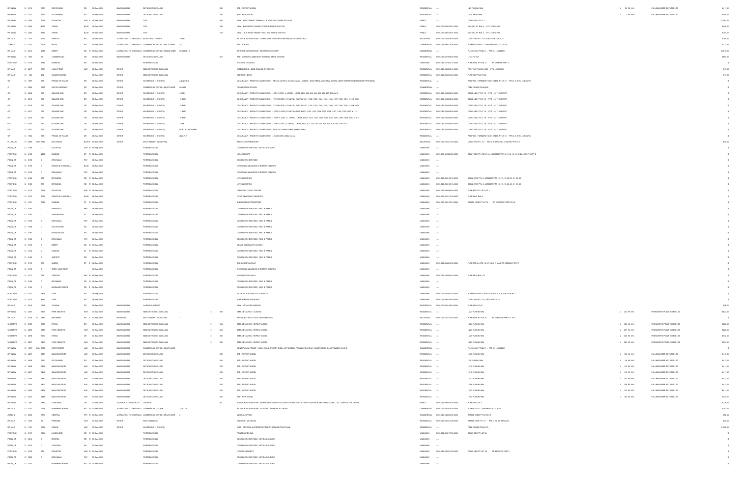| | | | | | | | | | | | | | | | | | | |
|---|---|---|---|---|---|---|---|---|---|---|---|---|---|---|---|---|---|---|
| BP NEW | 12 2118 | 3171 | SOUTHWIND | RD | 05-Sep-2012 | NEW BUILDING | DETACHED DWELLING | | 1 | 266 | SFD - REPEAT MODEL | RESIDENTIAL | ---- | L 23 PLAN M-1894 | L 23 M-1894 | FALLINGWATER ESTATES LTD | $411.00 |
| BP NEW | 12 2117 | 3173 | SOUTHWIND | RD | 05-Sep-2012 | NEW BUILDING | DETACHED DWELLING | | 1 | 266 | SFD - NEW MODEL | RESIDENTIAL | ---- | L 1 PLAN M-1894 | L 1 M-1894 | FALLINGWATER ESTATES LTD | $446.00 |
| BP NEW | 10 2040 | 1919 | EGLINTON | AVE W | 05-Sep-2012 | NEW BUILDING | CITY | | | 608 | NEW - BUS TRANSIT TERMINAL, ETOBICOKE CREEK STATION | PUBLIC | ---- | CON 4 EHS, PT LT 1 | | | $1,053.00 |
| BP NEW | 10 2044 | 4452 | TAHOE | BLVD | 05-Sep-2012 | NEW BUILDING | CITY | | | 248 | NEW - BUS RAPID TRANSIT STATION,TAHOE STATION | PUBLIC | 21-05-050-084-20501-0000 | 43M1003, PT BLK 4 - PT 2 43R31239 | | | $485.00 |
| BP NEW | 10 2043 | 4600 | TAHOE | BLVD | 05-Sep-2012 | NEW BUILDING | CITY | | | 210 | NEW - BUS RAPID TRANSIT STATION, TAHOE STATION | PUBLIC | 21-05-050-084-20501-0000 | 43M1003, PT BLK 4 - PT 2 43R31239 | | | $354.00 |
| BP ALT | 12 913 | 6900 | AIRPORT | RD | 05-Sep-2012 | ALTERATION TO EXIST BLDG | INDUSTRIAL - OTHER | 4 FLR | | | INTERIOR ALTERATIONS - CORRIDORS & WASHROOMS AND (1) DEMISING WALL | INDUSTRIAL | 21-05-050-113-02600-0000 | CON 7 EHS PT LT 10, 43R3194 PTS 8, 9, 13 | | | $100.00 |
| ZONBLD | 12 2178 | 5935 | MAVIS | RD | 05-Sep-2012 | ALTERATION TO EXIST BLDG | COMMERCIAL RETAIL - MULTI-USER | 3A | | | RESTAURANT | COMMERCIAL | 21-05-040-098-17605-0000 | PL M907 PT BLK 1 - 43R20230 PTS 1-12, 14-24 | | | $272.00 |
| BP ALT | 12 2213 | 2185 | DERRY | RD W | 05-Sep-2012 | ALTERATION TO EXIST BLDG | COMMERCIAL OFFICE- SINGLE USER | FLOORS 1-3 | | | INTERIOR ALTERATIONS - ENERSOURCE CORP | COMMERCIAL | ---- | PL 43M-589, PT BLK 1 - PTS 1-4 43R34601 | | | $4,816.00 |
| BP NEW | 12 1003 | 57 | CUMBERLAND | DR | 05-Sep-2012 | NEW BUILDING | DETACHED DWELLING | | 1 | 401 | SFD - CUSTOM & DEMOLISH EXISTING SFD & GARAGE | RESIDENTIAL | 21-05-090-003-09600-0000 | LT 42 PL H21 | | | $864.00 |
| PORT SGN | 12 3179 | 5580 | KENNEDY | RD | 06-Sep-2012 | | PORTABLE SIGN | | | | POSITIVE CHANGES | UNKNOWN | 21-05-040-117-03410-0000 | PLAN M806 PT BLK 12 RP 43R8956 PART 2 | | | $- |
| BP ALT | 12 2477 | 5391 | HOLLYPOINT | AVE | 06-Sep-2012 | OTHER | SEMI-DETACHED DWELLING | | | | ALTERATIONS - SIDE GARAGE ENTRANCE | RESIDENTIAL | 21-05-040-145-00615-0000 | PT LT 149 PLAN M-1280 - PT 2 43R22488 | | | $17.00 |
| BP ALT | 12 626 | 462 | GINGER DOWNS | | 06-Sep-2012 | OTHER | SEMI-DETACHED DWELLING | | | | ADDITION - DECK | RESIDENTIAL | 21-05-040-095-36400-0000 | PLAN 923 PT LOT 142 | | | $13.00 |
| OP | 12 1897 | 365 | PRINCE OF WALES | DR | 06-Sep-2012 | OTHER | APARTMENT (> 6 UNITS) | AS NOTED | | | OCCUPANCY - PRIOR TO COMPLETION - RETAIL UNITS (1,302.92m2 area) AREAS - SOUTHERN & CENTRAL RETAIL UNITS (REFER TO DRAWINGS PROVIDED) | RESIDENTIAL | ---- | PSCP 905 - FORMERLY CON 2 NDS, PT LT 19 - PTS 2, 4 ,5 TC 43R34736 | | | $- |
| C | 12 2089 | 1150 | SOUTH GATEWAY | RD | 06-Sep-2012 | OTHER | COMMERCIAL OFFICE - MULTI-USER | 200-202 | | | COMMERCIAL SCHOOL | COMMERCIAL | ---- | PEEL CONDO PLAN 462 | | | $- |
| OP | 12 2620 | 365 | SQUARE ONE | DR | 06-Sep-2012 | OTHER | APARTMENT (> 6 UNITS) | 4 FLR | | | OCCUPANCY - PRIOR TO COMPLETION - 4TH FLOOR (8 UNITS) UNITS #401, 402, 403, 404, 405, 406, 407, 409 & 410 | RESIDENTIAL | 21-05-040-154-00600-0000 | CON 2 NDS, PT LT 16 - PTS 1 -5, 7 43R31917 | | | $- |
| OP | 12 2019 | 365 | SQUARE ONE | DR | 06-Sep-2012 | OTHER | APARTMENT (> 6 UNITS) | 13 FLR | | | OCCUPANCY - PRIOR TO COMPLETION - 13TH FLOOR (11 UNITS) UNITS #1301, 1302, 1303, 1304, 1305, 1306, 1307, 1308, 1309, 1310 & 1312 | RESIDENTIAL | 21-05-040-154-00600-0000 | CON 2 NDS, PT LT 16 - PTS 1 -5, 7 43R31917 | | | $- |
| OP | 12 2018 | 365 | SQUARE ONE | DR | 06-Sep-2012 | OTHER | APARTMENT (> 6 UNITS) | 12 FLR | | | OCCUPANCY - PRIOR TO COMPLETION - 12TH FLOOR (11 UNITS) UNITS #1201, 1202, 1203, 1204, 1205, 1206, 1207, 1208, 1209, 1210 & 1212 | RESIDENTIAL | 21-05-040-154-00600-0000 | CON 2 NDS, PT LT 16 - PTS 1 -5, 7 43R31917 | | | $- |
| OP | 12 2017 | 365 | SQUARE ONE | DR | 06-Sep-2012 | OTHER | APARTMENT (> 6 UNITS) | 11 FLR | | | OCCUPANCY - PRIOR TO COMPLETION - 11TH FLOOR (11 UNITS) UNITS #1101, 1102, 1103, 1104, 1105, 1106, 1107, 1108, 1109, 1110 & 1112 | RESIDENTIAL | 21-05-040-154-00600-0000 | CON 2 NDS, PT LT 16 - PTS 1 -5, 7 43R31917 | | | $- |
| OP | 12 2016 | 365 | SQUARE ONE | DR | 06-Sep-2012 | OTHER | APARTMENT (> 6 UNITS) | 10 FLR | | | OCCUPANCY - PRIOR TO COMPLETION - 10TH FLOOR (11 UNITS) UNITS #1001, 1002, 1003, 1004, 1005, 1006, 1007, 1008, 1009, 1010 & 1012 | RESIDENTIAL | 21-05-040-154-00600-0000 | CON 2 NDS, PT LT 16 - PTS 1 -5, 7 43R31917 | | | $- |
| OP | 12 2013 | 365 | SQUARE ONE | DR | 06-Sep-2012 | OTHER | APARTMENT (> 6 UNITS) | 7 FLR | | | OCCUPANCY - PRIOR TO COMPLETION - 7TH FLOOR (11 UNITS) UNITS #701, 702, 703, 704, 705, 706, 707, 708, 709, 710 & 712 | RESIDENTIAL | 21-05-040-154-00600-0000 | CON 2 NDS, PT LT 16 - PTS 1 -5, 7 43R31917 | | | $- |
| OP | 12 2011 | 365 | SQUARE ONE | DR | 06-Sep-2012 | OTHER | APARTMENT (> 6 UNITS) | NORTH TWR LOBBY | | | OCCUPANCY - PRIOR TO COMPLETION - NORTH TOWER LOBBY (600m2 AREA) | RESIDENTIAL | 21-05-040-154-00600-0000 | CON 2 NDS, PT LT 16 - PTS 1 -5, 7 43R31917 | | | $- |
| OP | 12 1903 | 365 | PRINCE OF WALES | DR | 06-Sep-2012 | OTHER | APARTMENT (> 6 UNITS) | 2ND FLR | | | OCCUPANCY - PRIOR TO COMPLETION - 2nd FLOOR (286m2 area) | RESIDENTIAL | ---- | PSCP 905 - FORMERLY CON 2 NDS, PT LT 19 - PTS 2, 4 ,5 TC 43R34736 | | | $- |
| PLUMBLDG | 12 2669 | PLU 1945 | MATHESON | BLVD E | 06-Sep-2012 | OTHER | MULTI-TENANT INDUSTRIAL | | | | BACKFLOW PREVENTER | INDUSTRIAL | 21-05-050-115-21355-0000 | CON 4 EHS PT LT 2 - PTS 2, 8 43R24667, 43R27657 PTS 1-3 | | | $40.00 |
| PSGN_CP | 12 3199 | 0 | EGLINTON | AVE W | 06-Sep-2012 | | PORTABLE SIGN | | | | COMMUNITY SERVICES - ARTS & CULTURE | UNKNOWN | ---- | | | | $- |
| PORT SGN | 12 3182 | 2400 | DUNDAS | ST W | 06-Sep-2012 | | PORTABLE SIGN | | | | NAIL CONCEPT | UNKNOWN | 21-05-060-141-02300-0000 | CON 1 SDS PT LTS 33, 34, 43R13608 PTS 3-5, 8-12, 15-18, 22-26, 43R17753 PT 2 | | | $- |
| PSGN_CP | 12 3198 | 0 | ERIN MILLS | PKY | 06-Sep-2012 | | PORTABLE SIGN | | | | COMMUNITY SERVICES | UNKNOWN | ---- | | | | $- |
| PSGN_CP | 12 3195 | 0 | WINSTON CHURCHILL | BLVD | 06-Sep-2012 | | PORTABLE SIGN | | | | CHURCHILL MEADOWS CHRISTIAN CHURCH | UNKNOWN | ---- | | | | $- |
| PSGN_CP | 12 3193 | 0 | ERIN MILLS | PKY | 06-Sep-2012 | | PORTABLE SIGN | | | | CHURCHILL MEADOWS CHRISTIAN CHURCH | UNKNOWN | ---- | | | | $- |
| PORT SGN | 12 3184 | 795 | BRITANNIA | RD W | 06-Sep-2012 | | PORTABLE SIGN | | | | LIVING LIGHTING | UNKNOWN | 21-05-040-096-13910-0000 | CON 2 WHS PT L 6, 43R25571 PTS 1-9, 13, 15, 20-23, 31, 38, 40 | | | $- |
| PORT SGN | 12 3183 | 795 | BRITANNIA | RD W | 06-Sep-2012 | | PORTABLE SIGN | | | | LIVING LIGHTING | UNKNOWN | 21-05-040-096-13910-0000 | CON 2 WHS PT L 6, 43R25571 PTS 1-9, 13, 15, 20-23, 31, 38, 40 | | | $- |
| PORT SGN | 12 3176 | 1238 | EGLINTON | AVE W | 06-Sep-2012 | | PORTABLE SIGN | | | | CANADIAN COPTIC CENTRE | UNKNOWN | 21-05-040-098-09600-0000 | PLAN 465 LOT 2 PT LOT 1 | | | $- |
| PORT SGN | 12 3167 | 5750 | WINSTON CHURCHILL | BLVD | 06-Sep-2012 | | PORTABLE SIGN | | | | COST$ IMMIGRANT SERVICES | UNKNOWN | 21-05-150-081-17400-0000 | PLAN M427 BLK 9 | | | $- |
| PORT SGN | 12 3161 | 1900 | DUNDAS | ST W | 06-Sep-2012 | | PORTABLE SIGN | | | | SHERWOOD OPTOMETRIST | UNKNOWN | 21-05-060-132-10510-0000 | RANGE 1 SDS PT LOT 2 RP 43R16353 PARTS 3,5,6 | | | $- |
| PSGN_CP | 12 3192 | 0 | ERIN MILLS | PKY | 06-Sep-2012 | | PORTABLE SIGN | | | | COMMUNITY SERVICES - REC. & PARKS | UNKNOWN | ---- | | | | $- |
| PSGN_CP | 12 3191 | 0 | HURONTARIO | ST | 06-Sep-2012 | | PORTABLE SIGN | | | | COMMUNITY SERVICES - REC. & PARKS | UNKNOWN | ---- | | | | $- |
| PSGN_CP | 12 3190 | 0 | ERIN MILLS | PKY | 06-Sep-2012 | | PORTABLE SIGN | | | | COMMUNITY SERVICES - REC. & PARKS | UNKNOWN | ---- | | | | $- |
| PSGN_CP | 12 3188 | 0 | SOUTHDOWN | RD | 06-Sep-2012 | | PORTABLE SIGN | | | | COMMUNITY SERVICES - REC. & PARKS | UNKNOWN | ---- | | | | $- |
| PSGN_CP | 12 3187 | 0 | MISSISSAUGA | RD | 06-Sep-2012 | | PORTABLE SIGN | | | | COMMUNITY SERVICES - REC. & PARKS | UNKNOWN | ---- | | | | $- |
| PSGN_CP | 12 3186 | 0 | ERIN MILLS | PKY | 06-Sep-2012 | | PORTABLE SIGN | | | | COMMUNITY SERVICES - REC. & PARKS | UNKNOWN | ---- | | | | $- |
| PSGN_CP | 12 3185 | 0 | DERRY | RD W | 06-Sep-2012 | | PORTABLE SIGN | | | | GRACE COMMUNITY CHURCH | UNKNOWN | ---- | | | | $- |
| PSGN_CP | 12 3194 | 0 | DUNDAS | ST W | 06-Sep-2012 | | PORTABLE SIGN | | | | COMMUNITY SERVICES - REC. & PARKS | UNKNOWN | ---- | | | | $- |
| PSGN_CP | 12 3182 | 0 | AIRPORT | RD | 06-Sep-2012 | | PORTABLE SIGN | | | | COMMUNITY SERVICES - REC. & PARKS | UNKNOWN | ---- | | | | $- |
| PORT SGN | 12 3178 | 117 | QUEEN | ST S | 06-Sep-2012 | | PORTABLE SIGN | | | | SAUCY RESTAURANT | UNKNOWN | 21-05-120-004-09900-0000 | PLAN STR 4 LOTS 1,2 ST'HBLK. N MAIN RP 43R2845 PART 1 | | | $- |
| PSGN_CP | 12 3164 | 0 | TENTH LINE WEST | | 06-Sep-2012 | | PORTABLE SIGN | | | | CHURCHILL MEADOWS CHRISTIAN CHURCH | UNKNOWN | ---- | | | | $- |
| PORT SGN | 12 3171 | 325 | CENTRAL | PKY W | 06-Sep-2012 | | PORTABLE SIGN | | | | ACADEMY FOR MATH | UNKNOWN | 21-05-040-143-08425-0000 | PLAN M676 BLK 172 | | | $- |
| PSGN_CP | 12 3180 | 0 | BRITANNIA | RD W | 06-Sep-2012 | | PORTABLE SIGN | | | | COMMUNITY SERVICES - REC. & PARKS | UNKNOWN | ---- | | | | $- |
| PSGN_CP | 12 3163 | 0 | BURNHAMTHORPE | RD E | 06-Sep-2012 | | PORTABLE SIGN | | | | COMMUNITY SERVICES - REC. & PARKS | UNKNOWN | ---- | | | | $- |
| PORT SGN | 12 3177 | 6435 | DIXIE | RD | 06-Sep-2012 | | PORTABLE SIGN | | | | MAXX LIQUIDATORS AUCTIONMAXX | UNKNOWN | 21-05-050-116-06300-0000 | PL M139 PT BLK 3, 43R12539 PTS 6, 7, 8, 43R21156 PT 1 | | | $- |
| PORT SGN | 12 3173 | 4141 | DIXIE | RD | 06-Sep-2012 | | PORTABLE SIGN | | | | RUMON MATH & READING | UNKNOWN | 21-05-030-092-19000-0000 | CON 2 NDS PT LT 5, 43R2762 PTS 1-7 | | | $- |
| BP ALT | 12 2419 | 2108 | TOLMAN | RD | 06-Sep-2012 | NEW BUILDING | GARAGE/CARPORT | | | | NEW - DETACHED GARAGE | RESIDENTIAL | 21-05-070-055-39000-0000 | PLAN 455 LOT 42 | | | $26.00 |
| BP NEW | 12 2387 | 3441 | PARK HEIGHTS | WAY | 07-Sep-2012 | NEW BUILDING | SEMI-DETACHED DWELLING | | 2 | 399 | SEMI-DETACHED - CUSTOM | RESIDENTIAL | ---- | L 223 PLAN M-1894 | L 223 M-1894 | PENNGROVE POINT HOMES LTD | $623.00 |
| BP ALT | 11 5748 | R1 1100 | BRITANNIA | RD E | 07-Sep-2012 | REVISIONS | MULTI-TENANT INDUSTRIAL | 1 | | | REVISIONS - RELOCATE DEMISING WALL | INDUSTRIAL | 21-05-050-117-16400-0000 | PLAN M495 PT BLK 10 RP 43R13138 PARTS 1 TO 4 | | | $- |
| UNKSRPT | 12 2750 | 3087 | ETHAN | DR | 07-Sep-2012 | NEW BUILDING | SEMI-DETACHED DWELLING | | 2 | 394 | SEMI-DETACHED- REPEAT MODEL | RESIDENTIAL | ---- | L 323 PLAN M-1894 | L 323 M-1894 | PENNGROVE POINT HOMES LTD | $608.00 |
| UNKSRPT | 12 2909 | 3453 | PARK HEIGHTS | WAY | 07-Sep-2012 | NEW BUILDING | SEMI-DETACHED DWELLING | | 2 | 394 | SEMI-DETACHED- REPEAT MODEL | RESIDENTIAL | ---- | L 227 PLAN M-1894 | L 227 M-1894 | PENNGROVE POINT HOMES LTD | $626.00 |
| UNKSRPT | 12 2898 | 3073 | ETHAN | DR | 07-Sep-2012 | NEW BUILDING | SEMI-DETACHED DWELLING | | 2 | 398 | SEMI-DETACHED- REPEAT MODEL | RESIDENTIAL | ---- | L 326 PLAN M-1894 | L 326 M-1894 | PENNGROVE POINT HOMES LTD | $574.00 |
| UNKSRPT | 12 2897 | 3447 | PARK HEIGHTS | WAY | 07-Sep-2012 | NEW BUILDING | SEMI-DETACHED DWELLING | | 2 | 398 | SEMI-DETACHED- REPEAT MODEL | RESIDENTIAL | ---- | L 225 PLAN M-1894 | L 225 M-1894 | PENNGROVE POINT HOMES LTD | $574.00 |
| BP NEW | 12 1897 | CON 7100 | WEST CREDIT | AVE | 07-Sep-2012 | NEW BUILDING | COMMERCIAL OFFICE - MULTI-USER | | | | CONDITIONAL PERMIT - NEW - FOUR STOREY SHELL OFFICE BLD, FOUNDATION ONLY, COMPLIANCE BY NOVEMBER 30, 2012 | COMMERCIAL | ---- | PL 43M-589, PT BLK 1 - PTS 5-7 43R34601 | | | $- |
| BP NEW | 12 2807 | 3481 | MEADOWCREST | AVE | 07-Sep-2012 | NEW BUILDING | DETACHED DWELLING | | 1 | 266 | SFD - REPEAT MODEL | RESIDENTIAL | ---- | L 100 PLAN M-1894 | L 100 M-1894 | FALLINGWATER ESTATES LTD | $413.00 |
| BP NEW | 12 2808 | 3143 | SOUTHWIND | RD | 07-Sep-2012 | NEW BUILDING | DETACHED DWELLING | | 1 | 266 | SFD - REPEAT MODEL | RESIDENTIAL | ---- | L 30 PLAN M-1894 | L 30 M-1894 | FALLINGWATER ESTATES LTD | $415.00 |
| BP NEW | 12 2438 | 3422 | MEADOWCREST | AVE | 07-Sep-2012 | NEW BUILDING | DETACHED DWELLING | | 1 | 265 | SFD - REPEAT MODEL | RESIDENTIAL | ---- | L 118 PLAN M-1894 | L 118 M-1894 | FALLINGWATER ESTATES LTD | $411.00 |
| BP NEW | 12 2437 | 3444 | MEADOWCREST | AVE | 07-Sep-2012 | NEW BUILDING | DETACHED DWELLING | | 1 | 265 | SFD - REPEAT MODEL | RESIDENTIAL | ---- | L 116 PLAN M-1894 | L 116 M-1894 | FALLINGWATER ESTATES LTD | $411.00 |
| BP NEW | 12 2436 | 3452 | MEADOWCREST | AVE | 07-Sep-2012 | NEW BUILDING | DETACHED DWELLING | | 1 | 265 | SFD - REPEAT MODEL | RESIDENTIAL | ---- | L 113 PLAN M-1894 | L 113 M-1894 | FALLINGWATER ESTATES LTD | $411.00 |
| BP NEW | 12 2435 | 3472 | MEADOWCREST | AVE | 07-Sep-2012 | NEW BUILDING | DETACHED DWELLING | | 1 | 265 | SFD - REPEAT MODEL | RESIDENTIAL | ---- | L 108 PLAN M-1894 | L 108 M-1894 | FALLINGWATER ESTATES LTD | $411.00 |
| BP NEW | 12 2434 | 3476 | MEADOWCREST | AVE | 07-Sep-2012 | NEW BUILDING | DETACHED DWELLING | | 1 | 265 | SFD - REPEAT MODEL | RESIDENTIAL | ---- | L 107 PLAN M-1894 | L 107 M-1894 | FALLINGWATER ESTATES LTD | $411.00 |
| BP NEW | 12 2433 | 3488 | MEADOWCREST | AVE | 07-Sep-2012 | NEW BUILDING | DETACHED DWELLING | | 1 | 265 | SFD - NEW MODEL | RESIDENTIAL | ---- | L 104 PLAN M-1894 | L 104 M-1894 | FALLINGWATER ESTATES LTD | $444.00 |
| BP NEW | 12 961 | 6890 | GLEN ERIN | DR | 07-Sep-2012 | ADDITION TO EXIST BLDG | CHURCH | | | 30 | ADDITION/ALTERATIONS - NORTH SANCTUARY ADD, NEW CLERESTORY AT NAVE CENTRE & MECHANICAL UNIT - ST. JOHN OF THE CROSS | PUBLIC | 21-05-040-098-07600-0000 | PLAN M49 LOT 3 | | | $218.00 |
| BP ALT | 12 2271 | 2115 | BURNHAMTHORPE | RD W | 07-Sep-2012 | ALTERATION TO EXIST BLDG | COMMERCIAL - OTHER | 1, BLD-N | | | INTERIOR ALTERATIONS - ROGERS COMMUNICATION INC. | COMMERCIAL | 21-05-060-155-02000-0000 | PL M150 LOT C, 43R7890 PTS 1-3, 5-11 | | | $201.00 |
| ZONBLD | 12 2388 | 1177 | CENTRAL | PKY W | 07-Sep-2012 | ALTERATION TO EXIST BLDG | COMMERCIAL OFFICE - MULTI-USER | 8 | | | MEDICAL OFFICE | COMMERCIAL | 21-05-040-144-05500-0000 | RANGE 3 NDS PT LOTS 7,8 | | | $86.00 |
| BP ALT | 12 1629 | 77 | PRINSAM | WAY | 07-Sep-2012 | OTHER | ROW DWELLING | | | | ADDITION - (2) DECKS | RESIDENTIAL | 21-05-060-125-21005-0000 | RANGE 3 CIR PT LT 1 - PTS 5, 13, 22 43R33274 | | | $20.00 |
| BP ALT | 12 1151 | 3120 | KIRWIN | AVE | 07-Sep-2012 | OTHER | APARTMENT (> 6 UNITS) | | | | ALTS - REPAIR & WATERPROOFING OF GARAGE ROOF SLAB | RESIDENTIAL | ---- | PEEL CONDO PLAN 115 | | | $1,000.00 |
| PORT SGN | 12 3197 | 1754 | LAKESHORE | RD W | 07-Sep-2012 | | PORTABLE SIGN | | | | PAINTSCAPRS INC. | UNKNOWN | 21-05-020-024-17600-0000 | CON 3 SDS PT LOT 26 | | | $- |
| PSGN_CP | 12 3213 | 0 | BRISTOL | RD W | 07-Sep-2012 | | PORTABLE SIGN | | | | COMMUNITY SERVICES - ARTS & CULTURE | UNKNOWN | ---- | | | | $- |
| PSGN_CP | 12 3210 | 0 | CAWTHRA | RD | 07-Sep-2012 | | PORTABLE SIGN | | | | COMMUNITY SERVICES - ARTS & CULTURE | UNKNOWN | ---- | | | | $- |
| PORT SGN | 12 3196 | 373 | EGLINTON | AVE W | 07-Sep-2012 | | PORTABLE SIGN | | | | FUTURE GADGETS | UNKNOWN | 21-05-040-155-43700-0000 | CON 2 NDS PT LOT 20 RP 43R20103 PART 1 | | | $- |
| PSGN_CP | 12 3209 | 0 | ERIN MILLS | PKY | 07-Sep-2012 | | PORTABLE SIGN | | | | COMMUNITY SERVICES - ARTS & CULTURE | UNKNOWN | ---- | | | | $- |
| PSGN_CP | 12 3201 | 0 | BURNHAMTHORPE | RD W | 07-Sep-2012 | | PORTABLE SIGN | | | | COMMUNITY SERVICES - ARTS & CULTURE | UNKNOWN | ---- | | | | $- |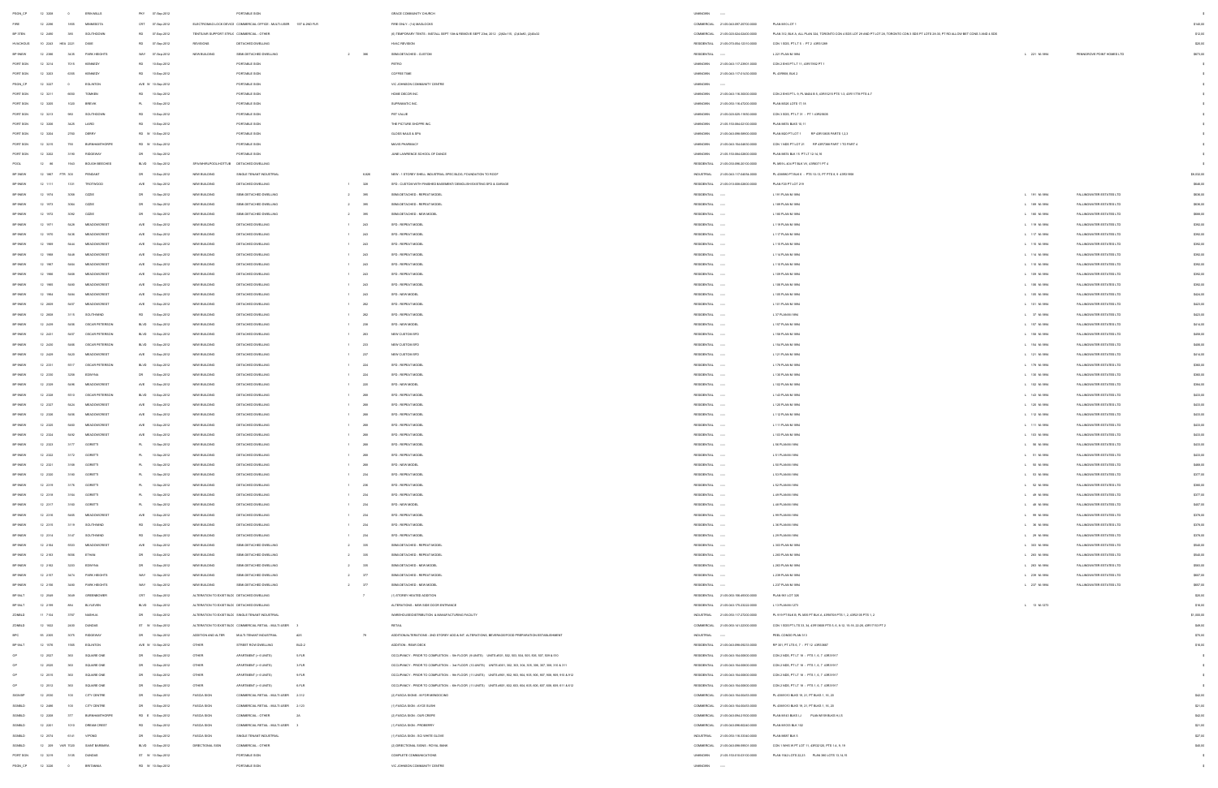| PSGN_CP | 12 3309 | 0 | ERIN MILLS | PKY | 07-Sep-2012 | | PORTABLE SIGN | | | GRACE COMMUNITY CHURCH | UNKNOWN | ----- | | | | | $0 |
|---|---|---|---|---|---|---|---|---|---|---|---|---|---|---|---|---|---|
| FIRE | 12 2298 | 1858 | MINNESOTA | CRT | 07-Sep-2012 | ELECTROMAG LOCK DEVICE | COMMERCIAL OFFICE - MULTI-USER | 1ST & 2ND FLR | | FIRE ONLY - (14) MAGLOCKS | COMMERCIAL | 21-05-040-097-05700-0000 | PLAN M10 LOT 1 | | | | $146.00 |
| BP 3TEN | 12 2880 | 585 | SOUTHDOWN | RD | 07-Sep-2012 | TENTS/AIR SUPPORT STRUC | COMMERCIAL - OTHER | | | (6) TEMPORARY TENTS - INSTALL SEPT 10th & REMOVE SEPT 23rd, 2012 - (20)0x115', (2)40x80', (2)40x32' | COMMERCIAL | 21-05-020-024-03400-0000 | PLAN 312, BLK A, ALL PLAN 324, TORONTO CON 4 SDS LOT 29 AND PT LOT 28, TORONTO CON 3 SDS PT LOTS 29-30, PT RD ALLOW BET CONS 3 AND 4 SDS | | | | $124.00 |
| HVACHOUS | 10 2343 | HEA 2221 | DIXIE | RD | 07-Sep-2012 | REVISIONS | DETACHED DWELLING | | | HVAC REVISION | RESIDENTIAL | 21-05-070-004-12310-0000 | CON 1 SDS, PT LT 5 - PT 2 43R31299 | | | | $35.00 |
| BP 9NEW | 12 2388 | 3425 | PARK HEIGHTS | WAY | 07-Sep-2012 | NEW BUILDING | SEMI-DETACHED DWELLING | 2 | 396 | SEMI-DETACHED - CUSTOM | RESIDENTIAL | ----- | L 221 PLAN M-1994 | L | 221 M-1994 | PENNOROVE POINT HOMES LTD | $873.00 |
| PORT SGN | 12 3214 | 7010 | KENNEDY | RD | 10-Sep-2012 | | PORTABLE SIGN | | | PETRO | UNKNOWN | 21-05-040-117-23901-0000 | CON 2 EHS PT LT 11, 43R17492 PT 1 | | | | $0 |
| PORT SGN | 12 3303 | 6085 | KENNEDY | RD | 10-Sep-2012 | | PORTABLE SIGN | | | COFFEE TIME | UNKNOWN | 21-05-040-117-01410-0000 | PL 43R606, BLK 2 | | | | $0 |
| PSGN_CP | 12 3327 | 0 | EGLINTON | AVE W | 10-Sep-2012 | | PORTABLE SIGN | | | V.C. JOHNSON COMMUNITY CENTRE | UNKNOWN | ----- | | | | | $0 |
| PORT SGN | 12 3211 | 6655 | TOMKEN | RD | 10-Sep-2012 | | PORTABLE SIGN | | | HOME DECOR INC | UNKNOWN | 21-05-040-116-30000-0000 | CON 2 EHS PT L 5, PL M404 R 6, 43R11219 PTS 1-3, 43R11778 PTS 4-7 | | | | $0 |
| PORT SGN | 12 3305 | 1020 | BREVIK | PL | 10-Sep-2012 | | PORTABLE SIGN | | | SUPREMATIC INC | UNKNOWN | 21-05-050-116-47200-0000 | PLAN M321 LOTS 17,18 | | | | $0 |
| PORT SGN | 12 3213 | 960 | SOUTHDOWN | RD | 10-Sep-2012 | | PORTABLE SIGN | | | PET VALUE | UNKNOWN | 21-05-020-025-11610-0000 | CON 3 SDS, PT LT 31 - PT 1 43R25835 | | | | $0 |
| PORT SGN | 12 3208 | 3425 | LAIRD | RD | 10-Sep-2012 | | PORTABLE SIGN | | | THE PICTURE SHOPPE INC | UNKNOWN | 21-05-150-084-02100-0000 | PLAN M674 BLKS 10, 11 | | | | $0 |
| PORT SGN | 12 3304 | 2750 | DERRY | RD W | 10-Sep-2012 | | PORTABLE SIGN | | | GLOSS NAILS & SPA | UNKNOWN | 21-05-040-098-09900-0000 | PLAN M20 PT LOT 1 RP 43R10605 PARTS 1,2,3 | | | | $0 |
| PORT SGN | 12 3215 | 795 | BURNHAMTHORPE | RD W | 10-Sep-2012 | | PORTABLE SIGN | | | MAVIS PHARMACY | UNKNOWN | 21-05-040-154-04810-0000 | CON 1 NDS PT LOT 21 RP 43R7288 PART 1 TO PART 4 | | | | $0 |
| PORT SGN | 12 3302 | 5190 | RIDGEWAY | DR | 10-Sep-2012 | | PORTABLE SIGN | | | JUNE LAWRENCE SCHOOL OF DANCE | UNKNOWN | 21-05-150-084-02800-0000 | PLAN M674 BLK 15 PT LT 12-14,16 | | | | $0 |
| POOL | 12 96 | 1043 | BOUGH BEECHES | BLVD | 10-Sep-2012 | SWIMMING POOL/HOT TUB | DETACHED DWELLING | | | | RESIDENTIAL | 21-05-030-095-20100-0000 | PL M914, 404 PT BLK VV, 43R9071 PT 4 | | | | $0 |
| BP 9NEW | 12 1867 | FTR 300 | PENDANT | DR | 10-Sep-2012 | NEW BUILDING | SINGLE TENANT INDUSTRIAL | | 8,628 | NEW - 1 STOREY SHELL INDUSTRIAL SPEC BLDG, FOUNDATION TO ROOF | INDUSTRIAL | 21-05-040-117-04654-0000 | PL 43M882 PT BLK 6 - PTS 10-13, PT PTS 8, 9 43R31890 | | | | $6,932.00 |
| BP 9NEW | 12 1111 | 1331 | TROTWOOD | AVE | 10-Sep-2012 | NEW BUILDING | DETACHED DWELLING | 1 | 328 | SFD - CUSTOM WITH FINISHED BASEMENT, DEMOLISH EXISTING SFD & GARAGE | RESIDENTIAL | 21-05-010-006-02600-0000 | PLAN F20 PT LOT 219 | | | | $666.00 |
| BP 9NEW | 12 1974 | 3096 | OZZIE | DR | 10-Sep-2012 | NEW BUILDING | SEMI-DETACHED DWELLING | 2 | 395 | SEMI-DETACHED - REPEAT MODEL | RESIDENTIAL | ----- | L 191 PLAN M-1994 | L | 191 M-1994 | FALLINGWATER ESTATES LTD | $836.00 |
| BP 9NEW | 12 1973 | 3094 | OZZIE | DR | 10-Sep-2012 | NEW BUILDING | SEMI-DETACHED DWELLING | 2 | 395 | SEMI-DETACHED - REPEAT MODEL | RESIDENTIAL | ----- | L 189 PLAN M-1994 | L | 189 M-1994 | FALLINGWATER ESTATES LTD | $836.00 |
| BP 9NEW | 12 1972 | 3092 | OZZIE | DR | 10-Sep-2012 | NEW BUILDING | SEMI-DETACHED DWELLING | 2 | 395 | SEMI-DETACHED - NEW MODEL | RESIDENTIAL | ----- | L 190 PLAN M-1994 | L | 190 M-1994 | FALLINGWATER ESTATES LTD | $666.00 |
| BP 9NEW | 12 1971 | 3428 | MEADOWCREST | AVE | 10-Sep-2012 | NEW BUILDING | DETACHED DWELLING | 1 | 243 | SFD - REPEAT MODEL | RESIDENTIAL | ----- | L 118 PLAN M-1994 | L | 118 M-1994 | FALLINGWATER ESTATES LTD | $392.00 |
| BP 9NEW | 12 1970 | 3436 | MEADOWCREST | AVE | 10-Sep-2012 | NEW BUILDING | DETACHED DWELLING | 1 | 243 | SFD - REPEAT MODEL | RESIDENTIAL | ----- | L 117 PLAN M-1994 | L | 117 M-1994 | FALLINGWATER ESTATES LTD | $392.00 |
| BP 9NEW | 12 1969 | 3444 | MEADOWCREST | AVE | 10-Sep-2012 | NEW BUILDING | DETACHED DWELLING | 1 | 243 | SFD - REPEAT MODEL | RESIDENTIAL | ----- | L 115 PLAN M-1994 | L | 115 M-1994 | FALLINGWATER ESTATES LTD | $392.00 |
| BP 9NEW | 12 1968 | 3448 | MEADOWCREST | AVE | 10-Sep-2012 | NEW BUILDING | DETACHED DWELLING | 1 | 243 | SFD - REPEAT MODEL | RESIDENTIAL | ----- | L 114 PLAN M-1994 | L | 114 M-1994 | FALLINGWATER ESTATES LTD | $392.00 |
| BP 9NEW | 12 1967 | 3484 | MEADOWCREST | AVE | 10-Sep-2012 | NEW BUILDING | DETACHED DWELLING | 1 | 243 | SFD - REPEAT MODEL | RESIDENTIAL | ----- | L 110 PLAN M-1994 | L | 110 M-1994 | FALLINGWATER ESTATES LTD | $392.00 |
| BP 9NEW | 12 1966 | 3468 | MEADOWCREST | AVE | 10-Sep-2012 | NEW BUILDING | DETACHED DWELLING | 1 | 243 | SFD - REPEAT MODEL | RESIDENTIAL | ----- | L 109 PLAN M-1994 | L | 109 M-1994 | FALLINGWATER ESTATES LTD | $392.00 |
| BP 9NEW | 12 1965 | 3480 | MEADOWCREST | AVE | 10-Sep-2012 | NEW BUILDING | DETACHED DWELLING | 1 | 243 | SFD - REPEAT MODEL | RESIDENTIAL | ----- | L 106 PLAN M-1994 | L | 106 M-1994 | FALLINGWATER ESTATES LTD | $392.00 |
| BP 9NEW | 12 1964 | 3484 | MEADOWCREST | AVE | 10-Sep-2012 | NEW BUILDING | DETACHED DWELLING | 1 | 243 | SFD - NEW MODEL | RESIDENTIAL | ----- | L 105 PLAN M-1994 | L | 105 M-1994 | FALLINGWATER ESTATES LTD | $424.00 |
| BP 9NEW | 12 2609 | 3457 | MEADOWCREST | AVE | 10-Sep-2012 | NEW BUILDING | DETACHED DWELLING | 1 | 262 | SFD - REPEAT MODEL | RESIDENTIAL | ----- | L 101 PLAN M-1994 | L | 101 M-1994 | FALLINGWATER ESTATES LTD | $423.00 |
| BP 9NEW | 12 2608 | 3119 | SOUTHWIND | RD | 10-Sep-2012 | NEW BUILDING | DETACHED DWELLING | 1 | 262 | SFD - REPEAT MODEL | RESIDENTIAL | ----- | L 37 PLAN M-1994 | L | 37 M-1994 | FALLINGWATER ESTATES LTD | $423.00 |
| BP 9NEW | 12 2439 | 5486 | OSCAR PETERSON | BLVD | 10-Sep-2012 | NEW BUILDING | DETACHED DWELLING | 1 | 239 | SFD - NEW MODEL | RESIDENTIAL | ----- | L 157 PLAN M-1994 | L | 157 M-1994 | FALLINGWATER ESTATES LTD | $414.00 |
| BP 9NEW | 12 2431 | 5457 | OSCAR PETERSON | BLVD | 10-Sep-2012 | NEW BUILDING | DETACHED DWELLING | 1 | 283 | NEW CUSTOM SFD | RESIDENTIAL | ----- | L 150 PLAN M-1994 | L | 150 M-1994 | FALLINGWATER ESTATES LTD | $458.00 |
| BP 9NEW | 12 2430 | 5446 | OSCAR PETERSON | BLVD | 10-Sep-2012 | NEW BUILDING | DETACHED DWELLING | 1 | 233 | NEW CUSTOM SFD | RESIDENTIAL | ----- | L 154 PLAN M-1994 | L | 154 M-1994 | FALLINGWATER ESTATES LTD | $405.00 |
| BP 9NEW | 12 2429 | 3420 | MEADOWCREST | AVE | 10-Sep-2012 | NEW BUILDING | DETACHED DWELLING | 1 | 237 | NEW CUSTOM SFD | RESIDENTIAL | ----- | L 121 PLAN M-1994 | L | 121 M-1994 | FALLINGWATER ESTATES LTD | $414.00 |
| BP 9NEW | 12 2331 | 5517 | OSCAR PETERSON | BLVD | 10-Sep-2012 | NEW BUILDING | DETACHED DWELLING | 1 | 224 | SFD - REPEAT MODEL | RESIDENTIAL | ----- | L 178 PLAN M-1994 | L | 178 M-1994 | FALLINGWATER ESTATES LTD | $383.00 |
| BP 9NEW | 12 2330 | 3230 | EDWYNA | DR | 10-Sep-2012 | NEW BUILDING | DETACHED DWELLING | 1 | 224 | SFD - REPEAT MODEL | RESIDENTIAL | ----- | L 130 PLAN M-1994 | L | 130 M-1994 | FALLINGWATER ESTATES LTD | $383.00 |
| BP 9NEW | 12 2329 | 3488 | MEADOWCREST | AVE | 10-Sep-2012 | NEW BUILDING | DETACHED DWELLING | 1 | 220 | SFD - NEW MODEL | RESIDENTIAL | ----- | L 102 PLAN M-1994 | L | 102 M-1994 | FALLINGWATER ESTATES LTD | $364.00 |
| BP 9NEW | 12 2328 | 5514 | OSCAR PETERSON | BLVD | 10-Sep-2012 | NEW BUILDING | DETACHED DWELLING | 1 | 288 | SFD - REPEAT MODEL | RESIDENTIAL | ----- | L 143 PLAN M-1994 | L | 143 M-1994 | FALLINGWATER ESTATES LTD | $433.00 |
| BP 9NEW | 12 2327 | 3424 | MEADOWCREST | AVE | 10-Sep-2012 | NEW BUILDING | DETACHED DWELLING | 1 | 288 | SFD - REPEAT MODEL | RESIDENTIAL | ----- | L 120 PLAN M-1994 | L | 120 M-1994 | FALLINGWATER ESTATES LTD | $433.00 |
| BP 9NEW | 12 2326 | 3456 | MEADOWCREST | AVE | 10-Sep-2012 | NEW BUILDING | DETACHED DWELLING | 1 | 288 | SFD - REPEAT MODEL | RESIDENTIAL | ----- | L 112 PLAN M-1994 | L | 112 M-1994 | FALLINGWATER ESTATES LTD | $433.00 |
| BP 9NEW | 12 2325 | 3460 | MEADOWCREST | AVE | 10-Sep-2012 | NEW BUILDING | DETACHED DWELLING | 1 | 288 | SFD - REPEAT MODEL | RESIDENTIAL | ----- | L 111 PLAN M-1994 | L | 111 M-1994 | FALLINGWATER ESTATES LTD | $433.00 |
| BP 9NEW | 12 2324 | 3492 | MEADOWCREST | AVE | 10-Sep-2012 | NEW BUILDING | DETACHED DWELLING | 1 | 288 | SFD - REPEAT MODEL | RESIDENTIAL | ----- | L 103 PLAN M-1994 | L | 103 M-1994 | FALLINGWATER ESTATES LTD | $433.00 |
| BP 9NEW | 12 2323 | 3177 | GORETI'S | PL | 10-Sep-2012 | NEW BUILDING | DETACHED DWELLING | 1 | 288 | SFD - REPEAT MODEL | RESIDENTIAL | ----- | L 56 PLAN M-1994 | L | 56 M-1994 | FALLINGWATER ESTATES LTD | $433.00 |
| BP 9NEW | 12 2322 | 3172 | GORETI'S | PL | 10-Sep-2012 | NEW BUILDING | DETACHED DWELLING | 1 | 288 | SFD - REPEAT MODEL | RESIDENTIAL | ----- | L 51 PLAN M-1994 | L | 51 M-1994 | FALLINGWATER ESTATES LTD | $433.00 |
| BP 9NEW | 12 2321 | 3166 | GORETI'S | PL | 10-Sep-2012 | NEW BUILDING | DETACHED DWELLING | 1 | 288 | SFD - NEW MODEL | RESIDENTIAL | ----- | L 50 PLAN M-1994 | L | 50 M-1994 | FALLINGWATER ESTATES LTD | $466.00 |
| BP 9NEW | 12 2320 | 3180 | GORETI'S | PL | 10-Sep-2012 | NEW BUILDING | DETACHED DWELLING | 1 | 234 | SFD - REPEAT MODEL | RESIDENTIAL | ----- | L 53 PLAN M-1994 | L | 53 M-1994 | FALLINGWATER ESTATES LTD | $377.00 |
| BP 9NEW | 12 2319 | 3176 | GORETI'S | PL | 10-Sep-2012 | NEW BUILDING | DETACHED DWELLING | 1 | 238 | SFD - REPEAT MODEL | RESIDENTIAL | ----- | L 52 PLAN M-1994 | L | 52 M-1994 | FALLINGWATER ESTATES LTD | $383.00 |
| BP 9NEW | 12 2318 | 3184 | GORETI'S | PL | 10-Sep-2012 | NEW BUILDING | DETACHED DWELLING | 1 | 234 | SFD - REPEAT MODEL | RESIDENTIAL | ----- | L 49 PLAN M-1994 | L | 49 M-1994 | FALLINGWATER ESTATES LTD | $377.00 |
| BP 9NEW | 12 2317 | 3150 | GORETI'S | PL | 10-Sep-2012 | NEW BUILDING | DETACHED DWELLING | 1 | 234 | SFD - NEW MODEL | RESIDENTIAL | ----- | L 48 PLAN M-1994 | L | 48 M-1994 | FALLINGWATER ESTATES LTD | $407.00 |
| BP 9NEW | 12 2316 | 3483 | MEADOWCREST | AVE | 10-Sep-2012 | NEW BUILDING | DETACHED DWELLING | 1 | 234 | SFD - REPEAT MODEL | RESIDENTIAL | ----- | L 99 PLAN M-1994 | L | 99 M-1994 | FALLINGWATER ESTATES LTD | $378.00 |
| BP 9NEW | 12 2315 | 3119 | SOUTHWIND | RD | 10-Sep-2012 | NEW BUILDING | DETACHED DWELLING | 1 | 234 | SFD - REPEAT MODEL | RESIDENTIAL | ----- | L 38 PLAN M-1994 | L | 38 M-1994 | FALLINGWATER ESTATES LTD | $378.00 |
| BP 9NEW | 12 2314 | 3147 | SOUTHWIND | RD | 10-Sep-2012 | NEW BUILDING | DETACHED DWELLING | 1 | 234 | SFD - REPEAT MODEL | RESIDENTIAL | ----- | L 29 PLAN M-1994 | L | 29 M-1994 | FALLINGWATER ESTATES LTD | $378.00 |
| BP 9NEW | 12 2184 | 3553 | MEADOWCREST | AVE | 10-Sep-2012 | NEW BUILDING | SEMI-DETACHED DWELLING | 2 | 335 | SEMI-DETACHED - REPEAT MODEL | RESIDENTIAL | ----- | L 303 PLAN M-1994 | L | 303 M-1994 | FALLINGWATER ESTATES LTD | $540.00 |
| BP 9NEW | 12 2183 | 3056 | ETHAN | DR | 10-Sep-2012 | NEW BUILDING | SEMI-DETACHED DWELLING | 2 | 335 | SEMI-DETACHED - REPEAT MODEL | RESIDENTIAL | ----- | L 263 PLAN M-1994 | L | 263 M-1994 | FALLINGWATER ESTATES LTD | $540.00 |
| BP 9NEW | 12 2182 | 3233 | EDWYNA | DR | 10-Sep-2012 | NEW BUILDING | SEMI-DETACHED DWELLING | 2 | 335 | SEMI-DETACHED - NEW MODEL | RESIDENTIAL | ----- | L 263 PLAN M-1994 | L | 262 M-1994 | FALLINGWATER ESTATES LTD | $583.00 |
| BP 9NEW | 12 2107 | 3474 | PARK HEIGHTS | WAY | 10-Sep-2012 | NEW BUILDING | SEMI-DETACHED DWELLING | 2 | 377 | SEMI-DETACHED - REPEAT MODEL | RESIDENTIAL | ----- | L 239 PLAN M-1994 | L | 239 M-1994 | FALLINGWATER ESTATES LTD | $607.00 |
| BP 9NEW | 12 2106 | 3480 | PARK HEIGHTS | WAY | 10-Sep-2012 | NEW BUILDING | SEMI-DETACHED DWELLING | 2 | 377 | SEMI-DETACHED - NEW MODEL | RESIDENTIAL | ----- | L 237 PLAN M-1994 | L | 237 M-1994 | FALLINGWATER ESTATES LTD | $657.00 |
| BP 9ALT | 12 2049 | 3049 | GREENBOVER | CRT | 10-Sep-2012 | ALTERATION TO EXIST BLDG | DETACHED DWELLING | | 7 | (1) STOREY HEATED ADDITION | RESIDENTIAL | 21-05-060-156-48300-0000 | PLAN 901 LOT 326 | | | | $20.00 |
| BP 9ALT | 12 2199 | 894 | BLYLEVEN | BLVD | 10-Sep-2012 | ALTERATION TO EXIST BLDG | DETACHED DWELLING | | | ALTERATIONS - NEW SIDE DOOR ENTRANCE | RESIDENTIAL | 21-05-040-175-23222-0000 | L 13 PLAN M-1273 | L | 13 M-1273 | | $16.00 |
| BP 9ALT | 11 7104 | 3787 | NASHUA | DR | 10-Sep-2012 | ALTERATION TO EXIST BLDG | SINGLE TENANT INDUSTRIAL | | | WAREHOUSE/DISTRIBUTION & MANUFACTURING FACILITY | INDUSTRIAL | 21-05-050-117-27200-0000 | PL 919 PT BLK B, PL M30 PT BLK 4, 43R6749 PTS 1, 2, 43R2100 PTS 1, 2 | | | | $1,300.00 |
| ZONBLD | 12 1832 | 2400 | DUNDAS | ST W | 10-Sep-2012 | ALTERATION TO EXIST BLDG | COMMERCIAL RETAIL - MULTI-USER | 3 | | RETAIL | COMMERCIAL | 21-05-050-101-22300-0000 | CON 1 SDS PT LTS 33, 34, 43R18688 PTS 5, 6, 12, 15-19, 22-26, 43R17153 PT 2 | | | | $49.00 |
| BPC | 10 2360 | 3075 | RIDGEWAY | DR | 10-Sep-2012 | ADDITION AND ALTER | MULTI-TENANT INDUSTRIAL | 403 | 79 | ADDITIONS/ALTERATIONS - 2ND STOREY ADD & INT. ALTERATIONS, BEVERAGE/FOOD PREPARATION ESTABLISHMENT | INDUSTRIAL | ----- | PEEL CONDO PLAN 310 | | | | $70.00 |
| BP 9ALT | 12 1079 | 1188 | EGLINTON | AVE W | 10-Sep-2012 | OTHER | STREET ROW DWELLING | BLD-2 | | ADDITION - REAR DECK | RESIDENTIAL | 21-05-040-098-05213-0000 | RP 501, PT LT0 5, 7 - PT 12 43R33687 | | | | $16.00 |
| OP | 12 2527 | 550 | SQUARE ONE | DR | 10-Sep-2012 | OTHER | APARTMENT (> 6 UNITS) | 6-FLR | | OCCUPANCY - PRIOR TO COMPLETION - 6th FLOOR (8-UNITS) UNITS #601, 602, 603, 604, 605, 606, 607, 608 & 610 | RESIDENTIAL | 21-05-040-154-00600-0000 | CON 2 NDS, PT LT 16 - PTS 1-5, 7 43R31917 | | | | $0 |
| OP | 12 2620 | 550 | SQUARE ONE | DR | 10-Sep-2012 | OTHER | APARTMENT (> 6 UNITS) | 3-FLR | | OCCUPANCY - PRIOR TO COMPLETION - 3rd FLOOR (10-UNITS) UNITS #301, 302, 303, 304, 305, 306, 307, 308, 310 & 311 | RESIDENTIAL | 21-05-040-154-00600-0000 | CON 2 NDS, PT LT 16 - PTS 1-5, 7 43R31917 | | | | $0 |
| OP | 12 2515 | 550 | SQUARE ONE | DR | 10-Sep-2012 | OTHER | APARTMENT (> 6 UNITS) | 9-FLR | | OCCUPANCY - PRIOR TO COMPLETION - 9th FLOOR (11-UNITS) UNITS #901, 902, 903, 904, 905, 906, 907, 908, 909, 910 & 912 | RESIDENTIAL | 21-05-040-154-00600-0000 | CON 2 NDS, PT LT 16 - PTS 1-5, 7 43R31917 | | | | $0 |
| OP | 12 2513 | 550 | SQUARE ONE | DR | 10-Sep-2012 | OTHER | APARTMENT (> 6 UNITS) | 8-FLR | | OCCUPANCY - PRIOR TO COMPLETION - 8th FLOOR (11-UNITS) UNITS #801, 802, 803, 804, 805, 806, 807, 808, 809, 811 & 812 | RESIDENTIAL | 21-05-040-154-00600-0000 | CON 2 NDS, PT LT 16 - PTS 1-5, 7 43R31917 | | | | $0 |
| SGNBP | 12 2930 | 100 | CITY CENTRE | DR | 10-Sep-2012 | FASCIA SIGN | COMMERCIAL RETAIL - MULTI-USER | 2-312 | | (2) FASCIA SIGNS - W FOR MENDOCINO | COMMERCIAL | 21-05-040-154-00455-0000 | PL 43M1010 BLKS 19, 21, PT BLKS 1, 16, 20 | | | | $42.00 |
| SGNBLD | 12 2466 | 100 | CITY CENTRE | DR | 10-Sep-2012 | FASCIA SIGN | COMMERCIAL RETAIL - MULTI-USER | 2-123 | | (1) FASCIA SIGN - AVOE SUSHI | COMMERCIAL | 21-05-040-154-00455-0000 | PL 43M1010 BLKS 19, 21, PT BLKS 1, 16, 20 | | | | $21.00 |
| SGNBLD | 12 2209 | 377 | BURNHAMTHORPE | RD E | 10-Sep-2012 | FASCIA SIGN | COMMERCIAL - OTHER | 2A | | (2) FASCIA SIGN - D&R CREPE | COMMERCIAL | 21-05-040-094-27600-0000 | PLAN M643 BLKS I,J PLAN M709 BLKS H,I,S | | | | $42.00 |
| SGNBLD | 12 2601 | 1010 | DREAM CREST | RD | 10-Sep-2012 | FASCIA SIGN | COMMERCIAL RETAIL - MULTI-USER | 3 | | (1) FASCIA SIGN - PROBERRY | COMMERCIAL | 21-05-040-098-80240-0000 | PLAN M1033 BLK 102 | | | | $21.00 |
| SGNBLD | 12 2574 | 6141 | VIPOND | DR | 10-Sep-2012 | FASCIA SIGN | SINGLE TENANT INDUSTRIAL | | | (1) FASCIA SIGN - DO WHITE GLOVE | INDUSTRIAL | 21-05-050-116-33340-0000 | PLAN M887 BLK 5 | | | | $27.00 |
| SGNBLD | 12 309 | VAR 1025 | SAINT BARBARA | BLVD | 10-Sep-2012 | DIRECTIONAL SIGN | COMMERCIAL - OTHER | | | (2) DIRECTIONAL SIGNS - ROYAL BANK | COMMERCIAL | 21-05-040-098-09501-0000 | CON 1 WHS W PT LOT 11, 43R32120, PTS 1-4, 6, 19 | | | | $40.00 |
| PORT SGN | 12 3219 | 3105 | DUNDAS | ST W | 10-Sep-2012 | | PORTABLE SIGN | | | COMPLETE COMMUNICATIONS | UNKNOWN | 21-05-150-010-01100-0000 | PLAN 1542 LOTS 22,23 PLAN 360 LOTS 13,14,15 | | | | $0 |
| PSGN_CP | 12 3326 | 0 | BRITANNIA | RD W | 10-Sep-2012 | | PORTABLE SIGN | | | V.C. JOHNSON COMMUNITY CENTRE | UNKNOWN | ----- | | | | | $0 |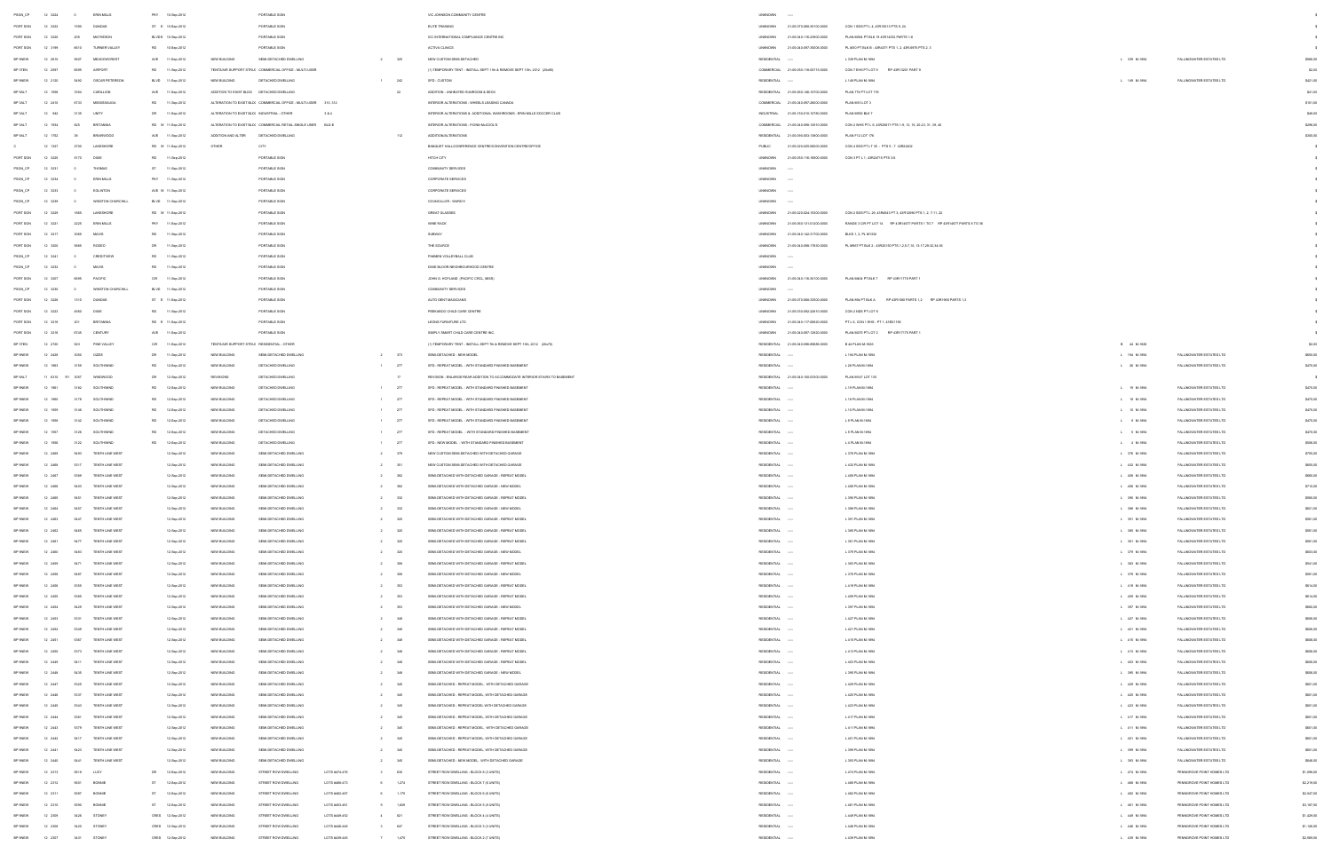| | | | | | | | | | | | | | | | | | | |
|---|---|---|---|---|---|---|---|---|---|---|---|---|---|---|---|---|---|---|
| PSGN_CP | 12 3224 | 0 | ERIN MILLS | PKY | 10-Sep-2012 | | PORTABLE SIGN | | | | VIC JOHNSON COMMUNITY CENTRE | UNKNOWN | ----- | | | | | $0 |
| PORT SGN | 12 3222 | 1590 | DUNDAS | ST E | 10-Sep-2012 | | PORTABLE SIGN | | | | ELITE TRAINING | UNKNOWN | 21-05-070-068-05100-0000 | CON 1 SDS PT L 6, 43R19613 PTS 9, 24 | | | | $0 |
| PORT SGN | 12 3228 | 205 | MATHESON | BLVD E | 10-Sep-2012 | | PORTABLE SIGN | | | | ICC INTERNATIONAL COMPLIANCE CENTRE INC | UNKNOWN | 21-05-040-116-22900-0000 | PLAN M364 PT BLK 18 43R14332 PARTS 1-8 | | | | $0 |
| PORT SGN | 12 3199 | 6615 | TURNER VALLEY | RD | 10-Sep-2012 | | PORTABLE SIGN | | | | ACTIVA CLINICS | UNKNOWN | 21-05-044-097-30000-0000 | PL M10 PT BLK B - 43R4371 PTS 1,3, 43R-6870 PTS 2,3 | | | | $0 |
| BP 9NEW | 12 2010 | 5507 | MEADOWCREST | AVE | 11-Sep-2012 | NEW BUILDING | SEMI-DETACHED DWELLING | | 2 | 320 | NEW CUSTOM SEMI-DETACHED | RESIDENTIAL | ----- | L 339 PLAN M-1894 | L 339 | M-1894 | FALLINGWATER ESTATES LTD | $568.00 |
| BP 3TEN | 12 2097 | 6696 | AIRPORT | RD | 11-Sep-2012 | TENT/AIR SUPPORT STRUC | COMMERCIAL OFFICE - MULTI-USER | | | | (1) TEMPORARY TENT - INSTALL SEPT 19th & REMOVE SEPT 19th, 2012 (20x80) | COMMERCIAL | 21-05-050-116-05715-0000 | CON 7 EHS PT LOT 9 RP 43R13220 PART 9 | | | | $2.00 |
| BP 9NEW | 12 2126 | 5430 | OSCAR PETERSON | BLVD | 11-Sep-2012 | NEW BUILDING | DETACHED DWELLING | | 1 | 242 | SFD - CUSTOM | RESIDENTIAL | ----- | L 148 PLAN M-1894 | L 148 | M-1894 | FALLINGWATER ESTATES LTD | $421.00 |
| BP 3ALT | 12 1995 | 3354 | CARILLION | AVE | 11-Sep-2012 | ADDITION TO EXIST BLDG | DETACHED DWELLING | | | 22 | ADDITION - UNHEATED SUNROOM & DECK | RESIDENTIAL | 21-05-060-146-10700-0000 | PLAN 774 PT LOT 175 | | | | $41.00 |
| BP 3ALT | 12 2410 | 6735 | MISSISSAUGA | RD | 11-Sep-2012 | ALTERATION TO EXIST BLDG | COMMERCIAL OFFICE - MULTI-USER | 310, 312 | | | INTERIOR ALTERATIONS - WHEELS LEASING CANADA | COMMERCIAL | 21-05-040-097-28000-0000 | PLAN 965 LOT 3 | | | | $101.00 |
| BP 3ALT | 12 1842 | 3135 | UNITY | DR | 11-Sep-2012 | ALTERATION TO EXIST BLDG | INDUSTRIAL - OTHER | 3 & 4 | | | INTERIOR ALTERATIONS & ADDITIONAL WASHROOMS - ERIN MILLS SOCCER CLUB | INDUSTRIAL | 21-05-150-010-10750-0000 | PLAN M592 BLK 7 | | | | $48.00 |
| BP 3ALT | 12 1934 | 925 | BRITANNIA | RD W | 11-Sep-2012 | ALTERATION TO EXIST BLDG | COMMERCIAL RETAIL-SINGLE USER | BLD B | | | INTERIOR ALTERATIONS - PIONNI MACCOS | COMMERCIAL | 21-05-040-098-12510-0000 | CON 2 WHS PT L 6, 43R29371 PTS 1-9, 13, 19, 20-23, 31, 35, 40 | | | | $286.00 |
| BP 9ALT | 12 1702 | 56 | BRIARWOOD | AVE | 11-Sep-2012 | ADDITION AND ALTER | DETACHED DWELLING | | | 112 | ADDITIONS/ALTERATIONS | RESIDENTIAL | 21-05-090-005-13600-0000 | PLAN F12 LOT 178 | | | | $300.00 |
| C | 12 1327 | 2700 | LAKESHORE | RD W | 11-Sep-2012 | OTHER | CITY | | | | BANQUET HALL/CONFERENCE CENTRE/CONVENTION CENTRE/OFFICE | PUBLIC | 21-05-020-025-08000-0000 | CON 4 SDS PT LT 30 - PTS 5 - 7, 43R23462 | | | | $0 |
| PORT SGN | 12 3226 | 5170 | DIXIE | RD | 11-Sep-2012 | | PORTABLE SIGN | | | | HITCH CITY | UNKNOWN | 21-05-050-116-18900-0000 | CON 3 PT L 1, 43R24715 PTS 3-6 | | | | $0 |
| PSGN_CP | 12 3231 | 0 | THOMAS | ST | 11-Sep-2012 | | PORTABLE SIGN | | | | COMMUNITY SERVICES | UNKNOWN | ----- | | | | | $0 |
| PSGN_CP | 12 3234 | 0 | ERIN MILLS | PKY | 11-Sep-2012 | | PORTABLE SIGN | | | | CORPORATE SERVICES | UNKNOWN | ----- | | | | | $0 |
| PSGN_CP | 12 3233 | 0 | EGLINTON | AVE W | 11-Sep-2012 | | PORTABLE SIGN | | | | CORPORATE SERVICES | UNKNOWN | ----- | | | | | $0 |
| PSGN_CP | 12 3239 | 0 | WINSTON CHURCHILL | BLVD | 11-Sep-2012 | | PORTABLE SIGN | | | | COUNCILLOR - WARD 9 | UNKNOWN | ----- | | | | | $0 |
| PORT SGN | 12 3225 | 1865 | LAKESHORE | RD W | 11-Sep-2012 | | PORTABLE SIGN | | | | GREAT GLASSES | UNKNOWN | 21-05-020-024-15300-0000 | CON 2 SDS PT L 29, 43R4943 PT 3, 43R12890 PTS 1, 2, 7-11, 22 | | | | $0 |
| PORT SGN | 12 3221 | 2225 | ERIN MILLS | PKY | 11-Sep-2012 | | PORTABLE SIGN | | | | WINE RACK | UNKNOWN | 21-05-060-131-01200-0000 | RANGE 3 CIR PT LOT 14 RP 43R18077 PARTS 1 TO 7 RP 43R14477 PARTS 8 TO 30 | | | | $0 |
| PORT SGN | 12 3217 | 3055 | MAVIS | RD | 11-Sep-2012 | | PORTABLE SIGN | | | | SUBWAY | UNKNOWN | 21-05-040-142-37700-0000 | BLKS 1, 2, PL M-332 | | | | $0 |
| PORT SGN | 12 3200 | 5985 | RODEO | DR | 11-Sep-2012 | | PORTABLE SIGN | | | | THE SOURCE | UNKNOWN | 21-05-040-098-17810-0000 | PL M967 PT BLK 2 - 43R25110 PTS 1,2,5-7, 10, 13-17,29,32,34,36 | | | | $0 |
| PSGN_CP | 12 3241 | 0 | CREDITVIEW | RD | 11-Sep-2012 | | PORTABLE SIGN | | | | FAMSEN VOLLEYBALL CLUB | UNKNOWN | ----- | | | | | $0 |
| PSGN_CP | 12 3232 | 0 | MAVIS | RD | 11-Sep-2012 | | PORTABLE SIGN | | | | DIXIE BLOOR NEIGHBOURHOOD CENTRE | UNKNOWN | ----- | | | | | $0 |
| PORT SGN | 12 3207 | 6085 | PACIFIC | CIR | 11-Sep-2012 | | PORTABLE SIGN | | | | JOHN G. HOFLAND (PACIFIC CIRCL, MISS) | UNKNOWN | 21-05-040-116-30100-0000 | PLAN M406 PT BLK 7 RP 43R11776 PART 1 | | | | $0 |
| PSGN_CP | 12 3238 | 0 | WINSTON CHURCHILL | BLVD | 11-Sep-2012 | | PORTABLE SIGN | | | | COMMUNITY SERVICES | UNKNOWN | ----- | | | | | $0 |
| PORT SGN | 12 3229 | 1310 | DUNDAS | ST E | 11-Sep-2012 | | PORTABLE SIGN | | | | AUTO DENT MAGICIANS | UNKNOWN | 21-05-070-068-33500-0000 | PLAN 394 PT BLK A RP 43R1560 PARTS 1,2 RP 43R1904 PARTS 1,3 | | | | $0 |
| PORT SGN | 12 3223 | 4590 | DIXIE | RD | 11-Sep-2012 | | PORTABLE SIGN | | | | PEEKABOO CHILD CARE CENTRE | UNKNOWN | 21-05-050-092-22810-0000 | CON 2 NDS PT LOT 5 | | | | $0 |
| PORT SGN | 12 3219 | 201 | BRITANNIA | RD E | 11-Sep-2012 | | PORTABLE SIGN | | | | LEONS FURNITURE LTD. | UNKNOWN | 21-05-040-117-08830-0000 | PT L 6, CON 1 EHS - PT 1, 43R31190 | | | | $0 |
| PORT SGN | 12 3216 | 6745 | CENTURY | AVE | 11-Sep-2012 | | PORTABLE SIGN | | | | SIMPLY SMART CHILD CARE CENTRE INC. | UNKNOWN | 21-05-040-097-12620-0000 | PLAN M275 PT LOT 2 RP 43R17175 PART 1 | | | | $0 |
| BP 3TEN | 12 2726 | 923 | PINE VALLEY | CIR | 11-Sep-2012 | TENT/AIR SUPPORT STRUC | RESIDENTIAL - OTHER | | | | (1) TEMPORARY TENT - INSTALL SEPT 14 & REMOVE SEPT 15th, 2012 (20x75) | RESIDENTIAL | 21-05-040-098-89900-0000 | B 44 PLAN M-1025 | B 44 | M-1025 | | $2.00 |
| BP 9NEW | 12 2428 | 5050 | OZZIE | DR | 12-Sep-2012 | NEW BUILDING | SEMI-DETACHED DWELLING | | 2 | 373 | SEMI-DETACHED - NEW MODEL | RESIDENTIAL | ----- | L 194 PLAN M-1894 | L 194 | M-1894 | FALLINGWATER ESTATES LTD | $650.00 |
| BP 9NEW | 12 1963 | 3158 | SOUTHWIND | RD | 12-Sep-2012 | NEW BUILDING | DETACHED DWELLING | | 1 | 277 | SFD - REPEAT MODEL - WITH STANDARD FINISHED BASEMENT | RESIDENTIAL | ----- | L 26 PLAN M-1894 | L 26 | M-1894 | FALLINGWATER ESTATES LTD | $470.00 |
| BP 9ALT | 11 6310 R1 | 3097 | WINDWOOD | DR | 12-Sep-2012 | REVISIONS | DETACHED DWELLING | | | 17 | REVISION - BALANCE REAR ADDITION TO ACCOMMODATE INTERIOR STAIRS TO BASEMENT | RESIDENTIAL | 21-05-060-155-03300-0000 | PLAN M147 LOT 135 | | | | $0 |
| BP 9NEW | 12 1961 | 3162 | SOUTHWIND | RD | 12-Sep-2012 | NEW BUILDING | DETACHED DWELLING | | 1 | 277 | SFD - REPEAT MODEL - WITH STANDARD FINISHED BASEMENT | RESIDENTIAL | ----- | L 18 PLAN M-1894 | L 18 | M-1894 | FALLINGWATER ESTATES LTD | $470.00 |
| BP 9NEW | 12 1960 | 3178 | SOUTHWIND | RD | 12-Sep-2012 | NEW BUILDING | DETACHED DWELLING | | 1 | 277 | SFD - REPEAT MODEL - WITH STANDARD FINISHED BASEMENT | RESIDENTIAL | ----- | L 14 PLAN M-1894 | L 14 | M-1894 | FALLINGWATER ESTATES LTD | $470.00 |
| BP 9NEW | 12 1959 | 3166 | SOUTHWIND | RD | 12-Sep-2012 | NEW BUILDING | DETACHED DWELLING | | 1 | 277 | SFD - REPEAT MODEL - WITH STANDARD FINISHED BASEMENT | RESIDENTIAL | ----- | L 13 PLAN M-1894 | L 13 | M-1894 | FALLINGWATER ESTATES LTD | $470.00 |
| BP 9NEW | 12 1958 | 3142 | SOUTHWIND | RD | 12-Sep-2012 | NEW BUILDING | DETACHED DWELLING | | 1 | 277 | SFD - REPEAT MODEL - WITH STANDARD FINISHED BASEMENT | RESIDENTIAL | ----- | L 9 PLAN M-1894 | L 9 | M-1894 | FALLINGWATER ESTATES LTD | $470.00 |
| BP 9NEW | 12 1957 | 3126 | SOUTHWIND | RD | 12-Sep-2012 | NEW BUILDING | DETACHED DWELLING | | 1 | 277 | SFD - REPEAT MODEL - WITH STANDARD FINISHED BASEMENT | RESIDENTIAL | ----- | L 5 PLAN M-1894 | L 5 | M-1894 | FALLINGWATER ESTATES LTD | $470.00 |
| BP 9NEW | 12 1956 | 3122 | SOUTHWIND | RD | 12-Sep-2012 | NEW BUILDING | DETACHED DWELLING | | 1 | 277 | SFD - NEW MODEL - WITH STANDARD FINISHED BASEMENT | RESIDENTIAL | ----- | L 4 PLAN M-1894 | L 4 | M-1894 | FALLINGWATER ESTATES LTD | $508.00 |
| BP 9NEW | 12 2469 | 5493 | TENTH LINE WEST | | 12-Sep-2012 | NEW BUILDING | SEMI-DETACHED DWELLING | | 2 | 379 | NEW CUSTOM SEMI-DETACHED WITH DETACHED GARAGE | RESIDENTIAL | ----- | L 376 PLAN M-1894 | L 376 | M-1894 | FALLINGWATER ESTATES LTD | $709.00 |
| BP 9NEW | 12 2468 | 5517 | TENTH LINE WEST | | 12-Sep-2012 | NEW BUILDING | SEMI-DETACHED DWELLING | | 2 | 351 | NEW CUSTOM SEMI-DETACHED WITH DETACHED GARAGE | RESIDENTIAL | ----- | L 432 PLAN M-1894 | L 432 | M-1894 | FALLINGWATER ESTATES LTD | $595.00 |
| BP 9NEW | 12 2467 | 5599 | TENTH LINE WEST | | 12-Sep-2012 | NEW BUILDING | SEMI-DETACHED DWELLING | | 2 | 382 | SEMI-DETACHED WITH DETACHED GARAGE - REPEAT MODEL | RESIDENTIAL | ----- | L 408 PLAN M-1894 | L 408 | M-1894 | FALLINGWATER ESTATES LTD | $660.00 |
| BP 9NEW | 12 2466 | 5603 | TENTH LINE WEST | | 12-Sep-2012 | NEW BUILDING | SEMI-DETACHED DWELLING | | 2 | 382 | SEMI-DETACHED WITH DETACHED GARAGE - NEW MODEL | RESIDENTIAL | ----- | L 406 PLAN M-1894 | L 406 | M-1894 | FALLINGWATER ESTATES LTD | $710.00 |
| BP 9NEW | 12 2465 | 5451 | TENTH LINE WEST | | 12-Sep-2012 | NEW BUILDING | SEMI-DETACHED DWELLING | | 2 | 332 | SEMI-DETACHED WITH DETACHED GARAGE - REPEAT MODEL | RESIDENTIAL | ----- | L 390 PLAN M-1894 | L 390 | M-1894 | FALLINGWATER ESTATES LTD | $566.00 |
| BP 9NEW | 12 2464 | 5457 | TENTH LINE WEST | | 12-Sep-2012 | NEW BUILDING | SEMI-DETACHED DWELLING | | 2 | 332 | SEMI-DETACHED WITH DETACHED GARAGE - NEW MODEL | RESIDENTIAL | ----- | L 388 PLAN M-1894 | L 388 | M-1894 | FALLINGWATER ESTATES LTD | $621.00 |
| BP 9NEW | 12 2463 | 5447 | TENTH LINE WEST | | 12-Sep-2012 | NEW BUILDING | SEMI-DETACHED DWELLING | | 2 | 320 | SEMI-DETACHED WITH DETACHED GARAGE - REPEAT MODEL | RESIDENTIAL | ----- | L 391 PLAN M-1894 | L 391 | M-1894 | FALLINGWATER ESTATES LTD | $561.00 |
| BP 9NEW | 12 2462 | 5483 | TENTH LINE WEST | | 12-Sep-2012 | NEW BUILDING | SEMI-DETACHED DWELLING | | 2 | 320 | SEMI-DETACHED WITH DETACHED GARAGE - REPEAT MODEL | RESIDENTIAL | ----- | L 385 PLAN M-1894 | L 385 | M-1894 | FALLINGWATER ESTATES LTD | $561.00 |
| BP 9NEW | 12 2461 | 5477 | TENTH LINE WEST | | 12-Sep-2012 | NEW BUILDING | SEMI-DETACHED DWELLING | | 2 | 320 | SEMI-DETACHED WITH DETACHED GARAGE - REPEAT MODEL | RESIDENTIAL | ----- | L 381 PLAN M-1894 | L 381 | M-1894 | FALLINGWATER ESTATES LTD | $561.00 |
| BP 9NEW | 12 2460 | 5463 | TENTH LINE WEST | | 12-Sep-2012 | NEW BUILDING | SEMI-DETACHED DWELLING | | 2 | 320 | SEMI-DETACHED WITH DETACHED GARAGE - NEW MODEL | RESIDENTIAL | ----- | L 379 PLAN M-1894 | L 379 | M-1894 | FALLINGWATER ESTATES LTD | $603.00 |
| BP 9NEW | 12 2459 | 5471 | TENTH LINE WEST | | 12-Sep-2012 | NEW BUILDING | SEMI-DETACHED DWELLING | | 2 | 309 | SEMI-DETACHED WITH DETACHED GARAGE - REPEAT MODEL | RESIDENTIAL | ----- | L 383 PLAN M-1894 | L 383 | M-1894 | FALLINGWATER ESTATES LTD | $541.00 |
| BP 9NEW | 12 2458 | 5487 | TENTH LINE WEST | | 12-Sep-2012 | NEW BUILDING | SEMI-DETACHED DWELLING | | 2 | 309 | SEMI-DETACHED WITH DETACHED GARAGE - NEW MODEL | RESIDENTIAL | ----- | L 378 PLAN M-1894 | L 378 | M-1894 | FALLINGWATER ESTATES LTD | $561.00 |
| BP 9NEW | 12 2456 | 5305 | TENTH LINE WEST | | 12-Sep-2012 | NEW BUILDING | SEMI-DETACHED DWELLING | | 2 | 353 | SEMI-DETACHED WITH DETACHED GARAGE - REPEAT MODEL | RESIDENTIAL | ----- | L 419 PLAN M-1894 | L 419 | M-1894 | FALLINGWATER ESTATES LTD | $614.00 |
| BP 9NEW | 12 2455 | 5395 | TENTH LINE WEST | | 12-Sep-2012 | NEW BUILDING | SEMI-DETACHED DWELLING | | 2 | 353 | SEMI-DETACHED WITH DETACHED GARAGE - REPEAT MODEL | RESIDENTIAL | ----- | L 409 PLAN M-1894 | L 409 | M-1894 | FALLINGWATER ESTATES LTD | $614.00 |
| BP 9NEW | 12 2454 | 5429 | TENTH LINE WEST | | 12-Sep-2012 | NEW BUILDING | SEMI-DETACHED DWELLING | | 2 | 353 | SEMI-DETACHED WITH DETACHED GARAGE - NEW MODEL | RESIDENTIAL | ----- | L 397 PLAN M-1894 | L 397 | M-1894 | FALLINGWATER ESTATES LTD | $660.00 |
| BP 9NEW | 12 2453 | 5331 | TENTH LINE WEST | | 12-Sep-2012 | NEW BUILDING | SEMI-DETACHED DWELLING | | 2 | 348 | SEMI-DETACHED WITH DETACHED GARAGE - REPEAT MODEL | RESIDENTIAL | ----- | L 427 PLAN M-1894 | L 427 | M-1894 | FALLINGWATER ESTATES LTD | $606.00 |
| BP 9NEW | 12 2452 | 5349 | TENTH LINE WEST | | 12-Sep-2012 | NEW BUILDING | SEMI-DETACHED DWELLING | | 2 | 348 | SEMI-DETACHED WITH DETACHED GARAGE - REPEAT MODEL | RESIDENTIAL | ----- | L 421 PLAN M-1894 | L 421 | M-1894 | FALLINGWATER ESTATES LTD | $606.00 |
| BP 9NEW | 12 2451 | 5387 | TENTH LINE WEST | | 12-Sep-2012 | NEW BUILDING | SEMI-DETACHED DWELLING | | 2 | 348 | SEMI-DETACHED WITH DETACHED GARAGE - REPEAT MODEL | RESIDENTIAL | ----- | L 415 PLAN M-1894 | L 415 | M-1894 | FALLINGWATER ESTATES LTD | $606.00 |
| BP 9NEW | 12 2450 | 5373 | TENTH LINE WEST | | 12-Sep-2012 | NEW BUILDING | SEMI-DETACHED DWELLING | | 2 | 348 | SEMI-DETACHED WITH DETACHED GARAGE - REPEAT MODEL | RESIDENTIAL | ----- | L 413 PLAN M-1894 | L 413 | M-1894 | FALLINGWATER ESTATES LTD | $606.00 |
| BP 9NEW | 12 2449 | 5411 | TENTH LINE WEST | | 12-Sep-2012 | NEW BUILDING | SEMI-DETACHED DWELLING | | 2 | 348 | SEMI-DETACHED WITH DETACHED GARAGE - REPEAT MODEL | RESIDENTIAL | ----- | L 403 PLAN M-1894 | L 403 | M-1894 | FALLINGWATER ESTATES LTD | $606.00 |
| BP 9NEW | 12 2448 | 5435 | TENTH LINE WEST | | 12-Sep-2012 | NEW BUILDING | SEMI-DETACHED DWELLING | | 2 | 348 | SEMI-DETACHED WITH DETACHED GARAGE - NEW MODEL | RESIDENTIAL | ----- | L 395 PLAN M-1894 | L 395 | M-1894 | FALLINGWATER ESTATES LTD | $650.00 |
| BP 9NEW | 12 2447 | 5325 | TENTH LINE WEST | | 12-Sep-2012 | NEW BUILDING | SEMI-DETACHED DWELLING | | 2 | 345 | SEMI-DETACHED - REPEAT MODEL, WITH DETACHED GARAGE | RESIDENTIAL | ----- | L 429 PLAN M-1894 | L 429 | M-1894 | FALLINGWATER ESTATES LTD | $601.00 |
| BP 9NEW | 12 2446 | 5337 | TENTH LINE WEST | | 12-Sep-2012 | NEW BUILDING | SEMI-DETACHED DWELLING | | 2 | 345 | SEMI-DETACHED - REPEAT MODEL, WITH DETACHED GARAGE | RESIDENTIAL | ----- | L 425 PLAN M-1894 | L 425 | M-1894 | FALLINGWATER ESTATES LTD | $601.00 |
| BP 9NEW | 12 2445 | 5343 | TENTH LINE WEST | | 12-Sep-2012 | NEW BUILDING | SEMI-DETACHED DWELLING | | 2 | 345 | SEMI-DETACHED - REPEAT MODEL, WITH DETACHED GARAGE | RESIDENTIAL | ----- | L 423 PLAN M-1894 | L 423 | M-1894 | FALLINGWATER ESTATES LTD | $601.00 |
| BP 9NEW | 12 2444 | 5361 | TENTH LINE WEST | | 12-Sep-2012 | NEW BUILDING | SEMI-DETACHED DWELLING | | 2 | 345 | SEMI-DETACHED - REPEAT MODEL, WITH DETACHED GARAGE | RESIDENTIAL | ----- | L 417 PLAN M-1894 | L 417 | M-1894 | FALLINGWATER ESTATES LTD | $601.00 |
| BP 9NEW | 12 2443 | 5379 | TENTH LINE WEST | | 12-Sep-2012 | NEW BUILDING | SEMI-DETACHED DWELLING | | 2 | 345 | SEMI-DETACHED - REPEAT MODEL, WITH DETACHED GARAGE | RESIDENTIAL | ----- | L 411 PLAN M-1894 | L 411 | M-1894 | FALLINGWATER ESTATES LTD | $601.00 |
| BP 9NEW | 12 2442 | 5417 | TENTH LINE WEST | | 12-Sep-2012 | NEW BUILDING | SEMI-DETACHED DWELLING | | 2 | 345 | SEMI-DETACHED - REPEAT MODEL, WITH DETACHED GARAGE | RESIDENTIAL | ----- | L 401 PLAN M-1894 | L 401 | M-1894 | FALLINGWATER ESTATES LTD | $601.00 |
| BP 9NEW | 12 2441 | 5423 | TENTH LINE WEST | | 12-Sep-2012 | NEW BUILDING | SEMI-DETACHED DWELLING | | 2 | 345 | SEMI-DETACHED - REPEAT MODEL, WITH DETACHED GARAGE | RESIDENTIAL | ----- | L 399 PLAN M-1894 | L 399 | M-1894 | FALLINGWATER ESTATES LTD | $601.00 |
| BP 9NEW | 12 2440 | 5441 | TENTH LINE WEST | | 12-Sep-2012 | NEW BUILDING | SEMI-DETACHED DWELLING | | 2 | 345 | SEMI-DETACHED - NEW MODEL, WITH DETACHED GARAGE | RESIDENTIAL | ----- | L 393 PLAN M-1894 | L 393 | M-1894 | FALLINGWATER ESTATES LTD | $646.00 |
| BP 9NEW | 12 2313 | 5019 | LUCY | DR | 12-Sep-2012 | NEW BUILDING | STREET ROW DWELLING | LOTS 474-476 | 3 | 639 | STREET ROW DWELLING - BLOCK 8 (3 UNITS) | RESIDENTIAL | ----- | L 474 PLAN M-1894 | L 474 | M-1894 | PENNGROVE POINT HOMES LTD | $1,098.00 |
| BP 9NEW | 12 2312 | 5053 | BONNIE | ST | 12-Sep-2012 | NEW BUILDING | STREET ROW DWELLING | LOTS 466-473 | 8 | 1,274 | STREET ROW DWELLING - BLOCK 7 (8 UNITS) | RESIDENTIAL | ----- | L 466 PLAN M-1894 | L 466 | M-1894 | PENNGROVE POINT HOMES LTD | $2,219.00 |
| BP 9NEW | 12 2311 | 5087 | BONNIE | ST | 12-Sep-2012 | NEW BUILDING | STREET ROW DWELLING | LOTS 462-467 | 6 | 1,176 | STREET ROW DWELLING - BLOCK 6 (6 UNITS) | RESIDENTIAL | ----- | L 462 PLAN M-1894 | L 462 | M-1894 | PENNGROVE POINT HOMES LTD | $2,047.00 |
| BP 9NEW | 12 2310 | 5095 | BONNIE | ST | 12-Sep-2012 | NEW BUILDING | STREET ROW DWELLING | LOTS 453-461 | 9 | 1,829 | STREET ROW DWELLING - BLOCK 5 (9 UNITS) | RESIDENTIAL | ----- | L 461 PLAN M-1894 | L 461 | M-1894 | PENNGROVE POINT HOMES LTD | $3,187.00 |
| BP 9NEW | 12 2309 | 3426 | STONEY | CRES | 12-Sep-2012 | NEW BUILDING | STREET ROW DWELLING | LOTS 449-452 | 4 | 821 | STREET ROW DWELLING - BLOCK 4 (4 UNITS) | RESIDENTIAL | ----- | L 449 PLAN M-1894 | L 449 | M-1894 | PENNGROVE POINT HOMES LTD | $1,429.00 |
| BP 9NEW | 12 2308 | 3420 | STONEY | CRES | 12-Sep-2012 | NEW BUILDING | STREET ROW DWELLING | LOTS 446-448 | 3 | 647 | STREET ROW DWELLING - BLOCK 3 (3 UNITS) | RESIDENTIAL | ----- | L 446 PLAN M-1894 | L 446 | M-1894 | PENNGROVE POINT HOMES LTD | $1,126.00 |
| BP 9NEW | 12 2307 | 3431 | STONEY | CRES | 12-Sep-2012 | NEW BUILDING | STREET ROW DWELLING | LOTS 439-445 | 7 | 1,475 | STREET ROW DWELLING - BLOCK 2 (7 UNITS) | RESIDENTIAL | ----- | L 439 PLAN M-1894 | L 439 | M-1894 | PENNGROVE POINT HOMES LTD | $2,565.00 |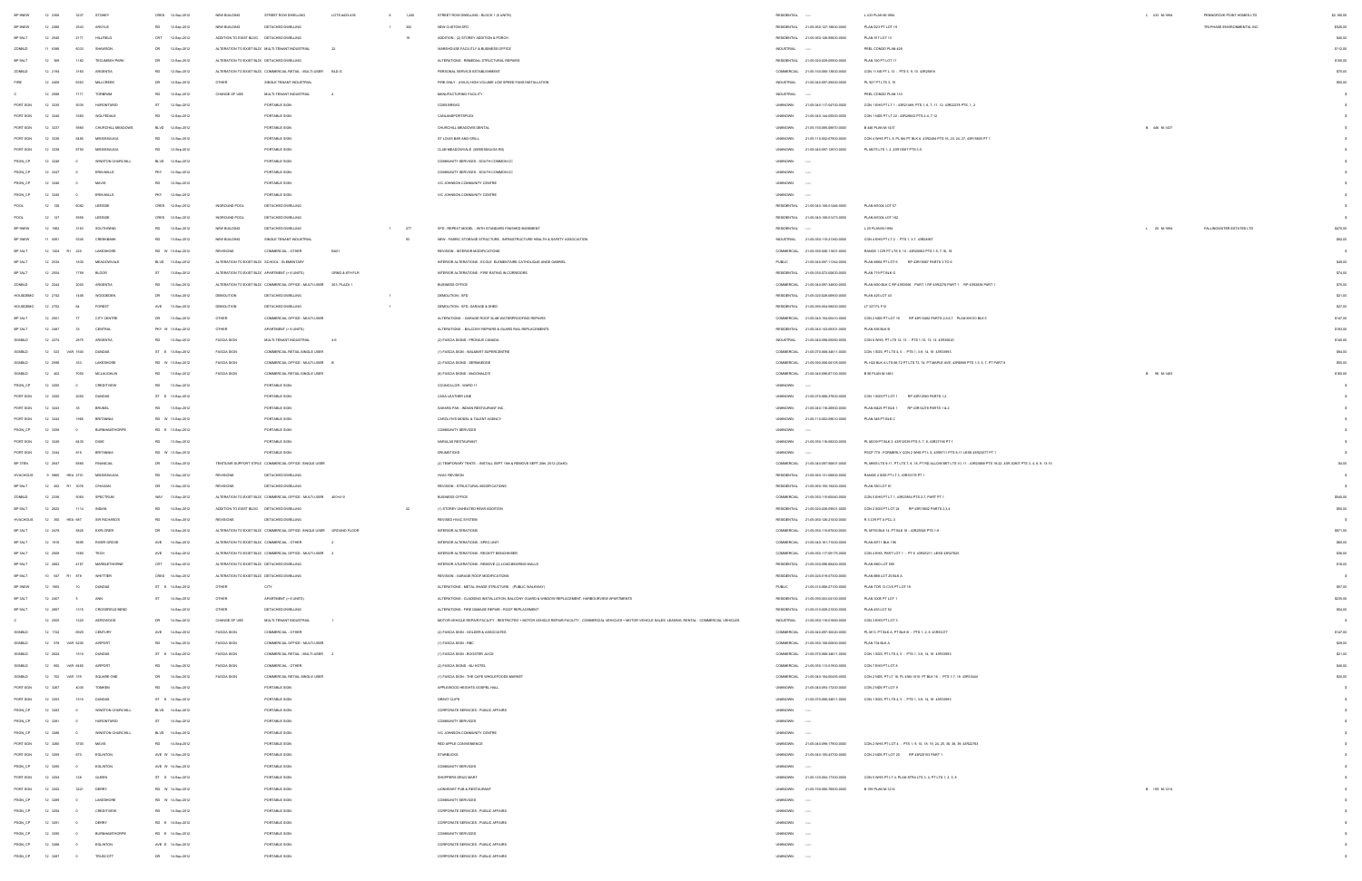| | | | | | | | | | | | | | | | | | | | |
|---|---|---|---|---|---|---|---|---|---|---|---|---|---|---|---|---|---|---|---|
| BP 9NEW | 12 | 2306 | | 3237 | STONEY | CRES | 12-Sep-2012 | NEW BUILDING | STREET ROW DWELLING | LOTS 8433-438 | 6 | 1,240 | STREET ROW DWELLING - BLOCK 1 (6 UNITS) | RESIDENTIAL | ---- | L 433 PLAN M-1894 | L 433 M-1894 | PENNDROVE POINT HOMES LTD | $2,166,00 |
| BP 9NEW | 12 | 2368 | | 2533 | ARGYLE | RD | 12-Sep-2012 | NEW BUILDING | DETACHED DWELLING | | 1 | 342 | NEW CUSTOM SFD | RESIDENTIAL | 21-05-040-127-09600-0000 | PLAN 322 PT LOT 19 | | TRUPHASE ENVIRONMENTAL INC | $526,00 |
| BP 9ALT | 12 | 2043 | | 2171 | HILLFIELD | CRT | 12-Sep-2012 | ADDITION TO EXIST BLDG | DETACHED DWELLING | | | 18 | ADDITION - (2) STOREY ADDITION & PORCH | RESIDENTIAL | 21-05-060-126-00600-0000 | PLAN 571 LOT 15 | | | $40,00 |
| ZONBLD | 11 | 6386 | | 6033 | SHAWSON | DR | 12-Sep-2012 | ALTERATION TO EXIST BLDG | MULTI-TENANT INDUSTRIAL | 22 | | | WAREHOUSE FACILITY & BUSINESS OFFICE | INDUSTRIAL | ---- | PEEL CONDO PLAN 428 | | | $12,00 |
| BP 9ALT | 12 | 399 | | 1162 | TECUMSEH PARK | DR | 12-Sep-2012 | ALTERATION TO EXIST BLDG | DETACHED DWELLING | | | | ALTERATIONS - REMEDIAL STRUCTURAL REPAIRS | RESIDENTIAL | 21-05-020-028-09600-0000 | PLAN 530 PT LOT 11 | | | $158,00 |
| ZONBLD | 12 | 2194 | | 3190 | ARGENTIA | RD | 12-Sep-2012 | ALTERATION TO EXIST BLDG | COMMERCIAL RETAIL - MULTI-USER | BLD G | | | PERSONAL SERVICE ESTABLISHMENT | COMMERCIAL | 21-05-150-080-19600-0000 | CON 11 NS PT L 13 - PTS 5, 9, 10 43R25816 | | | $70,00 |
| FIRE | 12 | 2408 | | 6303 | MILLCREEK | DR | 12-Sep-2012 | OTHER | SINGLE TENANT INDUSTRIAL | | | | FIRE ONLY - (HVLS) HIGH VOLUME LOW SPEED FANS INSTALLATION | INDUSTRIAL | 21-05-040-097-25200-0000 | PL 927 PT LTS 5, 16 | | | $50,00 |
| C | 12 | 2068 | | 7171 | TORBRAM | RD | 12-Sep-2012 | CHANGE OF USE | MULTI-TENANT INDUSTRIAL | 4 | | | MANUFACTURING FACILITY | INDUSTRIAL | ---- | PEEL CONDO PLAN 113 | | | $0 |
| PORT SGN | 12 | 3239 | | 5035 | HURONTARIO | ST | 12-Sep-2012 | | PORTABLE SIGN | | | | CORSBREAD | UNKNOWN | 21-05-040-117-04700-0000 | CON 1 EHS PT LT 1 - 43R21486 PTS 1, 6, 7, 11, 12; 43R22376 PTS, 1, 2 | | | $0 |
| PORT SGN | 12 | 3240 | | 3050 | WOLFEDALE | RD | 12-Sep-2012 | | PORTABLE SIGN | | | | CANLANSPORTSPLEX | UNKNOWN | 21-05-040-144-05500-0000 | CON 1 NDS PT LT 22 - 43R28853 PTS 2-4, 7-12 | | | $0 |
| PORT SGN | 12 | 3237 | | 5980 | CHURCHILL MEADOWS | BLVD | 12-Sep-2012 | | PORTABLE SIGN | | | | CHURCHILL MEADOWS DENTAL | UNKNOWN | 21-05-150-086-09870-0000 | B 445 PLAN M-1437 | B 445 M-1437 | | $0 |
| PORT SGN | 12 | 3236 | | 4880 | MISSISSAUGA | RD | 12-Sep-2012 | | PORTABLE SIGN | | | | ST LOUIS BAR AND GRILL | UNKNOWN | 21-05-110-002-07800-0000 | CON 4 WHS PT L 8, PL M4 PT BLK A, 43R4296 PTS 10, 23, 24, 27, 43R15868 PT 1 | | | $0 |
| PORT SGN | 12 | 3238 | | 6750 | MISSISSAUGA | RD | 12-Sep-2012 | | PORTABLE SIGN | | | | CLUB MEADOWVALE (MISSISSAUGA RD) | UNKNOWN | 21-05-040-097-13510-0000 | PL M270 LTS 1, 2, 43R15817 PTS 3-5 | | | $0 |
| PSGN_CP | 12 | 3348 | | 0 | WINSTON CHURCHILL | BLVD | 12-Sep-2012 | | PORTABLE SIGN | | | | COMMUNITY SERVICES - SOUTH COMMON CC | UNKNOWN | ---- | | | | $0 |
| PSGN_CP | 12 | 3347 | | 0 | ERIN MILLS | PKY | 12-Sep-2012 | | PORTABLE SIGN | | | | COMMUNITY SERVICES - SOUTH COMMON CC | UNKNOWN | ---- | | | | $0 |
| PSGN_CP | 12 | 3346 | | 0 | MAVIS | RD | 12-Sep-2012 | | PORTABLE SIGN | | | | VIC JOHNSON COMMUNITY CENTRE | UNKNOWN | ---- | | | | $0 |
| PSGN_CP | 12 | 3345 | | 0 | ERIN MILLS | PKY | 12-Sep-2012 | | PORTABLE SIGN | | | | VIC JOHNSON COMMUNITY CENTRE | UNKNOWN | ---- | | | | $0 |
| POOL | 12 | 128 | | 6082 | LEESIDE | CRES | 12-Sep-2012 | INGROUND POOL | DETACHED DWELLING | | | | | RESIDENTIAL | 21-05-040-108-01405-0000 | PLAN M1004 LOT 57 | | | $0 |
| POOL | 12 | 127 | | 5958 | LEESIDE | CRES | 12-Sep-2012 | INGROUND POOL | DETACHED DWELLING | | | | | RESIDENTIAL | 21-05-040-108-01475-0000 | PLAN M1004 LOT 162 | | | $0 |
| BP 9NEW | 12 | 1952 | | 3193 | SOUTHWIND | RD | 13-Sep-2012 | NEW BUILDING | DETACHED DWELLING | | 1 | 277 | SFD - REPEAT MODEL - WITH STANDARD FINISHED BASEMENT | RESIDENTIAL | ---- | L 25 PLAN M-1894 | L 25 M-1894 | FALLINGWATER ESTATES LTD | $470,00 |
| BP 9NEW | 11 | 4061 | | 5345 | CREEKBANK | RD | 13-Sep-2012 | NEW BUILDING | SINGLE TENANT INDUSTRIAL | | | 92 | NEW - FABRIC STORAGE STRUCTURE - INFRASTRUCTURE HEALTH & SAFETY ASSOCIATION | INDUSTRIAL | 21-05-050-115-21300-0000 | CON 4 EHS PT LT 2 - PTS 1, 3 T 43R24967 | | | $82,00 |
| BP 9ALT | 12 | 1304 | R1 | 220 | LAKESHORE | RD W | 13-Sep-2012 | REVISIONS | COMMERCIAL - OTHER | B&H1 | | | REVISION - INTERIOR MODIFICATIONS | COMMERCIAL | 21-05-090-005-11601-0000 | RANGE 1 CIR PT LTS 9, 10 - 43R20862 PTS 1-5, 7-16, 19 | | | $0 |
| BP 9ALT | 12 | 2054 | | 1530 | MEADOWVALE | BLVD | 13-Sep-2012 | ALTERATION TO EXIST BLDG | SCHOOL - ELEMENTARY | | | | INTERIOR ALTERATIONS - ECOLE ELEMENTAIRE CATHOLIQUE ANGE GABRIEL | PUBLIC | 21-05-040-097-11342-0000 | PLAN M804 PT LOT 8 RP 43R15667 PARTS 3 TO 6 | | | $49,00 |
| BP 9ALT | 12 | 2554 | | 1785 | BLOOR | ST | 13-Sep-2012 | ALTERATION TO EXIST BLDG | APARTMENT (> 6 UNITS) | GRND & 8TH FLR | | | INTERIOR ALTERATIONS - FIRE RATING IN CORRIDORS | RESIDENTIAL | 21-05-030-072-00600-0000 | PLAN 716 PT BLK G | | | $74,00 |
| ZONBLD | 12 | 2344 | | 2000 | ARGENTIA | RD | 13-Sep-2012 | ALTERATION TO EXIST BLDG | COMMERCIAL OFFICE - MULTI-USER | 203, PLAZA 1 | | | BUSINESS OFFICE | COMMERCIAL | 21-05-040-097-36800-0000 | PLAN M009 BLK C RP 43R2936 PART 1 RP 43R2278 PART 1 RP 43R2459 PART 1 | | | $70,00 |
| HOUSDEMO | 12 | 2742 | | 1408 | WOODEDEN | DR | 13-Sep-2012 | DEMOLITION | DETACHED DWELLING | | 1 | | DEMOLITION - SFD | RESIDENTIAL | 21-05-020-028-08600-0000 | PLAN 425 LOT 43 | | | $21,00 |
| HOUSDEMO | 12 | 2763 | | 84 | FOREST | AVE | 13-Sep-2012 | DEMOLITION | DETACHED DWELLING | | 1 | | DEMOLITION - SFD, GARAGE & SHED | RESIDENTIAL | 21-05-090-004-08600-0000 | LT 327 PL F12 | | | $27,00 |
| BP 9ALT | 12 | 2501 | | 77 | CITY CENTRE | DR | 13-Sep-2012 | OTHER | COMMERCIAL OFFICE - MULTI-USER | | | | ALTERATIONS - GARAGE ROOF SLAB WATERPROOFING REPAIRS | COMMERCIAL | 21-05-040-154-00410-0000 | CON 2 NDS PT LOT 16 RP 43R15462 PARTS 2,3,5,7 PLAN M1010 BLK 8 | | | $147,00 |
| BP 9ALT | 12 | 2487 | | 33 | CENTRAL | PKY W | 13-Sep-2012 | OTHER | APARTMENT (> 6 UNITS) | | | | ALTERATIONS - BALCONY REPAIRS & GUARD RAIL REPLACEMENTS | RESIDENTIAL | 21-05-040-143-08301-0000 | PLAN 856 BLK B | | | $100,00 |
| SGNBLD | 12 | 2373 | | 2575 | ARGENTIA | RD | 13-Sep-2012 | FASCIA SIGN | MULTI-TENANT INDUSTRIAL | 4-8 | | | (2) FASCIA SIGNS - PRONIUS CANADA | INDUSTRIAL | 21-05-040-098-05000-0000 | CON 6 WHS PT LTS 12, 13 - PTS 1-10, 13, 14 43R30820 | | | $140,00 |
| SGNBLD | 12 | 523 | VAR | 1500 | DUNDAS | ST E | 13-Sep-2012 | FASCIA SIGN | COMMERCIAL RETAIL-SINGLE USER | | | | (1) FASCIA SIGN - WALMART SUPERCENTRE | COMMERCIAL | 21-05-070-068-34611-0000 | CON 1 SDS, PT LTS 4, 5 - PTS 1, 3-9, 14, 16 43R33893 | | | $64,00 |
| SGNBLD | 12 | 2996 | | 333 | LAKESHORE | RD W | 13-Sep-2012 | FASCIA SIGN | COMMERCIAL OFFICE - MULTI-USER | B | | | (2) FASCIA SIGNS - DERMASIDE | COMMERCIAL | 21-05-090-008-04105-0000 | PL H22 BLK A LTS 68-72 PT LTS 73, 74, PT MAPLE AVE, 43R8838 PTS 1-3, 5, 7, PT PART 8 | | | $55,00 |
| SGNBLD | 12 | 463 | | 7050 | MCLAUGHLIN | RD | 13-Sep-2012 | FASCIA SIGN | COMMERCIAL RETAIL-SINGLE USER | | | | (8) FASCIA SIGNS - McDONALD'S | COMMERCIAL | 21-05-040-098-07100-0000 | B 96 PLAN M-1483 | B 96 M-1483 | | $158,00 |
| PSGN_CP | 12 | 3335 | | 0 | CREDITVIEW | RD | 13-Sep-2012 | | PORTABLE SIGN | | | | COUNCILLOR - WARD 11 | UNKNOWN | ---- | | | | $0 |
| PORT SGN | 12 | 3290 | | 2055 | DUNDAS | ST E | 13-Sep-2012 | | PORTABLE SIGN | | | | CASA LEATHER LINE | UNKNOWN | 21-05-070-068-37600-0000 | CON 1 SDS PT LOT 1 RP 43R12969 PARTS 1,2 | | | $0 |
| PORT SGN | 12 | 3343 | | 55 | BRUNEL | RD | 13-Sep-2012 | | PORTABLE SIGN | | | | SAHARA PAK - INDIAN RESTAURANT INC | UNKNOWN | 21-05-040-116-28900-0000 | PLAN M425 PT BLK 1 RP 43R14274 PARTS 1 & 2 | | | $0 |
| PORT SGN | 12 | 3342 | | 1909 | BRITANNIA | RD W | 13-Sep-2012 | | PORTABLE SIGN | | | | CAROLYN'S MODEL & TALENT AGENCY | UNKNOWN | 21-05-110-002-09610-0000 | PLAN 569 PT BLK C | | | $0 |
| PSGN_CP | 12 | 3308 | | 0 | BURNHAMTHORPE | RD E | 13-Sep-2012 | | PORTABLE SIGN | | | | COMMUNITY SERVICES | UNKNOWN | ---- | | | | $0 |
| PORT SGN | 12 | 3349 | | 6435 | DIXIE | RD | 13-Sep-2012 | | PORTABLE SIGN | | | | NIMULAR RESTAURANT | UNKNOWN | 21-05-050-116-06200-0000 | PL M330 PT BLK 3, 43R13539 PTS 5, 7, 8, 43R21598 PT 1 | | | $0 |
| PORT SGN | 12 | 3344 | | 815 | BRITANNIA | RD W | 13-Sep-2012 | | PORTABLE SIGN | | | | DRUMSTICKS | UNKNOWN | ---- | PSCP 779 - FORMERLY CON 2 WHS PT L 5, 43R4711 PTS 8-11 LESS 43R23377 PT 1 | | | $0 |
| BP 3TEN | 12 | 2847 | | 5885 | FINANCIAL | DR | 13-Sep-2012 | TENTS/AIR SUPPORT STRUC | COMMERCIAL OFFICE- SINGLE USER | | | | (2) TEMPORARY TENTS - INSTALL SEPT 19th & REMOVE SEPT 20th, 2012 (20x60) | COMMERCIAL | 21-05-040-097-30601-0000 | PL M893 LTS 9-11, PT LTS 7, 8, 10, PT RD ALLOW BET LTS 10, 11 - 43R20888 PTS 18-22, 43R20807 PTS 3, 4, 6, 9, 13-15 | | | $4,00 |
| HVACHOUS | 9 | 5680 | HEA | 2761 | MISSISSAUGA | RD | 13-Sep-2012 | REVISIONS | DETACHED DWELLING | | | | HVAC REVISION | RESIDENTIAL | 21-05-060-131-08600-0000 | RANGE 2 SDS PT LT 3, 43R33173 PT 1 | | | $0 |
| BP 9ALT | 12 | 452 | R1 | 3076 | O'HAGAN | DR | 13-Sep-2012 | REVISIONS | DETACHED DWELLING | | | | REVISION - STRUCTURAL MODIFICATIONS | RESIDENTIAL | 21-05-060-155-19200-0000 | PLAN M-OLOT 91 | | | $0 |
| ZONBLD | 12 | 2338 | | 5090 | SPECTRUM | WAY | 13-Sep-2012 | ALTERATION TO EXIST BLDG | COMMERCIAL OFFICE - MULTI-USER | 401/410 | | | BUSINESS OFFICE | COMMERCIAL | 21-05-050-115-60540-0000 | CON 5 EHS PT LT 1, 43R20894 PTS 2-7, PART PT 1 | | | $540,00 |
| BP 9ALT | 12 | 2622 | | 1114 | INDIAN | RD | 14-Sep-2012 | ADDITION TO EXIST BLDG | DETACHED DWELLING | | | 22 | (1) STOREY UNHEATED REAR ADDITION | RESIDENTIAL | 21-05-020-026-09601-0000 | CON 2 SDS PT LOT 34 RP 43R13832 PARTS 2,3,4 | | | $50,00 |
| HVACHOUS | 12 | 590 | HEA | 697 | SIR RICHARDS | RD | 14-Sep-2012 | REVISIONS | DETACHED DWELLING | | | | REVISED HVAC SYSTEM | RESIDENTIAL | 21-05-060-126-21600-0000 | R 5-CIR PT 9 PCL 2 | | | $0 |
| BP 9ALT | 12 | 2479 | | 6925 | EXPLORER | DR | 14-Sep-2012 | ALTERATION TO EXIST BLDG | COMMERCIAL OFFICE- SINGLE USER | GROUND FLOOR | | | INTERIOR ALTERATIONS | COMMERCIAL | 21-05-050-115-87000-0000 | PL M793 BLK 14, PT BLK 15 - 43R20925 PTS 1-9 | | | $971,00 |
| BP 9ALT | 12 | 1918 | | 3095 | RIVER GROVE | AVE | 14-Sep-2012 | ALTERATION TO EXIST BLDG | COMMERCIAL - OTHER | 2 | | | INTERIOR ALTERATIONS - OPEC UNIT | COMMERCIAL | 21-05-040-161-17400-0000 | PLAN M711 BLK 198 | | | $60,00 |
| BP 9ALT | 12 | 2609 | | 5985 | TECH | AVE | 14-Sep-2012 | ALTERATION TO EXIST BLDG | COMMERCIAL OFFICE - MULTI-USER | 2 | | | INTERIOR ALTERATIONS - RECKITT BENCKISER | COMMERCIAL | 21-05-050-117-09175-0000 | CON 4 EHS PART LOT 1 - PT 6 43R20211, LESS 43R27820 | | | $36,00 |
| BP 9ALT | 12 | 2863 | | 4187 | MARBLETHORNE | CRT | 14-Sep-2012 | ALTERATION TO EXIST BLDG | DETACHED DWELLING | | | | INTERIOR ALTERATIONS - REMOVE (2) LOADBEARING WALLS | RESIDENTIAL | 21-05-030-096-68400-0000 | PLAN M60 LOT 390 | | | $18,00 |
| BP 9ALT | 10 | 567 | R1 | 878 | WHITTIER | CRES | 14-Sep-2012 | ALTERATION TO EXIST BLDG | DETACHED DWELLING | | | | REVISION - GARAGE ROOF MODIFICATIONS | RESIDENTIAL | 21-05-020-016-07200-0000 | PLAN B88 LOT 25 BLK A | | | $0 |
| BP 9NEW | 12 | 1965 | | 10 | DUNDAS | ST E | 14-Sep-2012 | OTHER | CITY | | | | ALTERATIONS - METAL SHADE STRUCTURE - (PUBLIC WALKWAY) | PUBLIC | 21-05-010-068-27100-0000 | PLAN TOR 12 CVS PT LOT 16 | | | $57,00 |
| BP 9ALT | 12 | 2407 | | 5 | ANN | ST | 14-Sep-2012 | OTHER | APARTMENT (> 6 UNITS) | | | | ALTERATIONS - CLADDING INSTALLATION, BALCONY GUARD & WINDOW REPLACEMENT - HARBOURVIEW APARTMENTS | RESIDENTIAL | 21-05-090-003-04100-0000 | PLAN 300E PT LOT 1 | | | $225,00 |
| BP 9ALT | 12 | 2807 | | 1315 | CROSSFIELD BEND | | 14-Sep-2012 | OTHER | DETACHED DWELLING | | | | ALTERATIONS - FIRE DAMAGE REPAIR - ROOF REPLACEMENT | RESIDENTIAL | 21-05-010-065-21000-0000 | PLAN 433 LOT 52 | | | $54,00 |
| C | 12 | 2809 | | 1220 | AEROWOOD | DR | 14-Sep-2012 | CHANGE OF USE | MULTI-TENANT INDUSTRIAL | 1 | | | MOTOR VEHICLE REPAIR FACILITY - RESTRICTED + MOTOR VEHICLE REPAIR FACILITY - COMMERCIAL VEHICLES + MOTOR VEHICLE SALES, LEASING, RENTAL - COMMERCIAL VEHICLES | INDUSTRIAL | 21-05-050-116-01800-0000 | CON 3 EHS PT LOT 5 | | | $0 |
| SGNBLD | 12 | 1722 | | 4926 | CENTURY | AVE | 14-Sep-2012 | FASCIA SIGN | COMMERCIAL - OTHER | | | | (3) FASCIA SIGN - GOLDERS & ASSOCIATES | COMMERCIAL | 21-05-040-097-30630-0000 | PL M415 PT BLK A, PT BLK B - PTS 1, 2, 8 43R33277 | | | $147,00 |
| SGNBLD | 12 | 379 | VAR | 6238 | AIRPORT | RD | 14-Sep-2012 | FASCIA SIGN | COMMERCIAL OFFICE - MULTI-USER | | | | (1) FASCIA SIGN - RBC | COMMERCIAL | 21-05-050-108-03600-0000 | PLAN 734 BLK A | | | $29,00 |
| SGNBLD | 12 | 2624 | | 1510 | DUNDAS | ST E | 14-Sep-2012 | FASCIA SIGN | COMMERCIAL RETAIL - MULTI-USER | 2 | | | (1) FASCIA SIGN - BOOSTER JUICE | COMMERCIAL | 21-05-070-068-34611-0000 | CON 1 SDS, PT LTS 4, 5 - PTS 1, 3-9, 14, 16 43R33893 | | | $21,00 |
| SGNBLD | 12 | 690 | VAR | 6465 | AIRPORT | RD | 14-Sep-2012 | FASCIA SIGN | COMMERCIAL - OTHER | | | | (2) FASCIA SIGNS - ALI HOTEL | COMMERCIAL | 21-05-050-113-01900-0000 | CON 7 EHS PT LOT 9 | | | $40,00 |
| SGNBLD | 12 | 702 | VAR | 155 | SQUARE ONE | DR | 14-Sep-2012 | FASCIA SIGN | COMMERCIAL RETAIL-SINGLE USER | | | | (1) FASCIA SIGN - THE CAFE WHOLEFOODS MARKET | COMMERCIAL | 21-05-040-154-00405-0000 | CON 2 NDS, PT LT 16, PL 43M-1010, PT BLK 16 - PTS 1-7, 19 43R33444 | | | $20,00 |
| PORT SGN | 12 | 3307 | | 4030 | TOMKEN | RD | 14-Sep-2012 | | PORTABLE SIGN | | | | APPLEWOOD HEIGHTS GOSPEL HALL | UNKNOWN | 21-05-040-093-17200-0000 | CON 2 NDS PT LOT 9 | | | $0 |
| PORT SGN | 12 | 3303 | | 1510 | DUNDAS | ST E | 14-Sep-2012 | | PORTABLE SIGN | | | | GREAT CLIPS | UNKNOWN | 21-05-070-068-34611-0000 | CON 1 SDS, PT LTS 4, 5 - PTS 1, 3-9, 14, 16 43R33893 | | | $0 |
| PSGN_CP | 12 | 3283 | | 0 | WINSTON CHURCHILL | BLVD | 14-Sep-2012 | | PORTABLE SIGN | | | | CORPORATE SERVICES - PUBLIC AFFAIRS | UNKNOWN | ---- | | | | $0 |
| PSGN_CP | 12 | 3301 | | 0 | HURONTARIO | ST | 14-Sep-2012 | | PORTABLE SIGN | | | | COMMUNITY SERVICES | UNKNOWN | ---- | | | | $0 |
| PSGN_CP | 12 | 3286 | | 0 | WINSTON CHURCHILL | BLVD | 14-Sep-2012 | | PORTABLE SIGN | | | | VIC JOHNSON COMMUNITY CENTRE | UNKNOWN | ---- | | | | $0 |
| PORT SGN | 12 | 3300 | | 3730 | MAVIS | RD | 14-Sep-2012 | | PORTABLE SIGN | | | | RED APPLE CONVENIENCE | UNKNOWN | 21-05-040-096-17600-0000 | CON 2 NHS PT LOT 4 - PTS 1, 9, 10, 13, 19, 24, 25, 30, 38, 39, 43R22763 | | | $0 |
| PORT SGN | 12 | 3305 | | 570 | EGLINTON | AVE W | 14-Sep-2012 | | PORTABLE SIGN | | | | STARBUCKS | UNKNOWN | 21-05-040-155-42700-0000 | CON 2 NDS PT LOT 20 RP 43R20153 PART 1 | | | $0 |
| PSGN_CP | 12 | 3285 | | 0 | EGLINTON | AVE W | 14-Sep-2012 | | PORTABLE SIGN | | | | COMMUNITY SERVICES | UNKNOWN | ---- | | | | $0 |
| PORT SGN | 12 | 3304 | | 128 | QUEEN | ST S | 14-Sep-2012 | | PORTABLE SIGN | | | | SHOPPERS DRUG MART | UNKNOWN | 21-05-120-004-17300-0000 | CON 5 WHS PT LT 5, PLAN STR4 LTS 3, 4, PT LTS 1, 2, 5, 6 | | | $0 |
| PORT SGN | 12 | 3302 | | 3221 | DERRY | RD W | 14-Sep-2012 | | PORTABLE SIGN | | | | LIONSHEART PUB & RESTAURANT | UNKNOWN | 21-05-150-080-78300-0000 | B 199 PLAN M-1214 | B 199 M-1214 | | $0 |
| PSGN_CP | 12 | 3289 | | 0 | LAKESHORE | RD W | 14-Sep-2012 | | PORTABLE SIGN | | | | COMMUNITY SERVICES | UNKNOWN | ---- | | | | $0 |
| PSGN_CP | 12 | 3294 | | 0 | CREDITVIEW | RD | 14-Sep-2012 | | PORTABLE SIGN | | | | CORPORATE SERVICES - PUBLIC AFFAIRS | UNKNOWN | ---- | | | | $0 |
| PSGN_CP | 12 | 3291 | | 0 | DERRY | RD E | 14-Sep-2012 | | PORTABLE SIGN | | | | CORPORATE SERVICES - PUBLIC AFFAIRS | UNKNOWN | ---- | | | | $0 |
| PSGN_CP | 12 | 3290 | | 0 | BURNHAMTHORPE | RD E | 14-Sep-2012 | | PORTABLE SIGN | | | | COMMUNITY SERVICES | UNKNOWN | ---- | | | | $0 |
| PSGN_CP | 12 | 3288 | | 0 | EGLINTON | AVE E | 14-Sep-2012 | | PORTABLE SIGN | | | | CORPORATE SERVICES - PUBLIC AFFAIRS | UNKNOWN | ---- | | | | $0 |
| PSGN_CP | 12 | 3287 | | 0 | TRUSCOTT | DR | 14-Sep-2012 | | PORTABLE SIGN | | | | CORPORATE SERVICES - PUBLIC AFFAIRS | UNKNOWN | ---- | | | | $0 |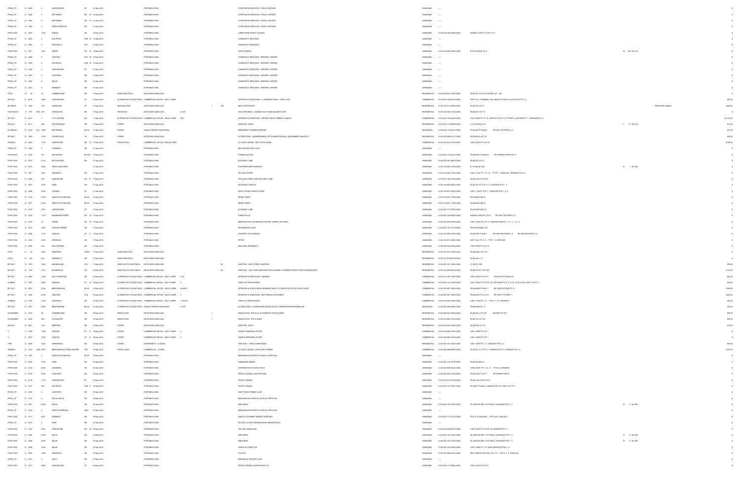| | | | | | | | | | | | | | | | | |
|---|---|---|---|---|---|---|---|---|---|---|---|---|---|---|---|---|
| PSGN_CP | 12 3385 | 0 | HURONTARIO | ST | 14-Sep-2012 | | PORTABLE SIGN | | | CORPORATE SERVICES - PUBLIC AFFAIRS | UNKNOWN | ---- | | | | $0 |
| PSGN_CP | 12 3384 | 0 | BRITANNIA | RD W | 14-Sep-2012 | | PORTABLE SIGN | | | CORPORATE SERVICES - PUBLIC AFFAIRS | UNKNOWN | ---- | | | | $0 |
| PSGN_CP | 12 3383 | 0 | BRITANNIA | RD W | 14-Sep-2012 | | PORTABLE SIGN | | | CORPORATE SERVICES - PUBLIC AFFAIRS | UNKNOWN | ---- | | | | $0 |
| PSGN_CP | 12 3380 | 0 | NORTH SERVICE | RD | 14-Sep-2012 | | PORTABLE SIGN | | | CORPORATE SERVICES - PUBLIC AFFAIRS | UNKNOWN | ---- | | | | $0 |
| PORT SGN | 12 3307 | 1325 | INDIAN | RD | 14-Sep-2012 | | PORTABLE SIGN | | | LORNE PARK PUBLIC SCHOOL | UNKNOWN | 21-05-020-026-09600-0000 | RANGE 2 CIR PT LOTS 12,13 | | | $0 |
| PSGN_CP | 12 3393 | 0 | EGLINTON | AVE W | 14-Sep-2012 | | PORTABLE SIGN | | | COMMUNITY SERVICES | UNKNOWN | ---- | | | | $0 |
| PSGN_CP | 12 3394 | 0 | ERIN MILLS | PKY | 14-Sep-2012 | | PORTABLE SIGN | | | COMMUNITY SERVICES | UNKNOWN | ---- | | | | $0 |
| PORT SGN | 12 3301 | 3221 | DERRY | RD W | 14-Sep-2012 | | PORTABLE SIGN | | | PACE FITNESS | UNKNOWN | 21-05-150-080-76500-0000 | B 199 PLAN M-1214 | B 199 M-1214 | | $0 |
| PSGN_CP | 12 3386 | 0 | CENTRAL | PKY W | 14-Sep-2012 | | PORTABLE SIGN | | | COMMUNITY SERVICES - HERSHEY CENTRE | UNKNOWN | ---- | | | | $0 |
| PSGN_CP | 12 3385 | 0 | EGLINTON | AVE W | 14-Sep-2012 | | PORTABLE SIGN | | | COMMUNITY SERVICES - HERSHEY CENTRE | UNKNOWN | ---- | | | | $0 |
| PSGN_CP | 12 3384 | 0 | HURONTARIO | ST | 14-Sep-2012 | | PORTABLE SIGN | | | COMMUNITY SERVICES - HERSHEY CENTRE | UNKNOWN | ---- | | | | $0 |
| PSGN_CP | 12 3383 | 0 | CAWTHRA | RD | 14-Sep-2012 | | PORTABLE SIGN | | | COMMUNITY SERVICES - HERSHEY CENTRE | UNKNOWN | ---- | | | | $0 |
| PSGN_CP | 12 3382 | 0 | MAVIS | RD | 14-Sep-2012 | | PORTABLE SIGN | | | COMMUNITY SERVICES - HERSHEY CENTRE | UNKNOWN | ---- | | | | $0 |
| PSGN_CP | 12 3381 | 0 | KENNEDY | RD | 14-Sep-2012 | | PORTABLE SIGN | | | COMMUNITY SERVICES - HERSHEY CENTRE | UNKNOWN | ---- | | | | $0 |
| POOL | 10 99 | 56 | CUMBERLAND | DR | 14-Sep-2012 | INGROUND POOL | DETACHED DWELLING | | | | RESIDENTIAL | 21-05-090-001-15600-0000 | PLAN H21 LOT 237 WATER LOT 302 | | | $0 |
| BP 9ALT | 12 2475 | 5982 | HURONTARIO | ST | 14-Sep-2012 | ALTERATION TO EXIST BLDG | COMMERCIAL RETAIL - MULTI-USER | | | INTERIOR ALTERATIONS - (1) DEMISING WALL - SPEC UNIT | COMMERCIAL | 21-05-040-154-08700-0000 | PSCP 913 - FORMERLY PL 43M-832 PT BLK 21, 43R-21738 PTS 3 - 4 | | | $33,00 |
| BP 9NEW | 12 1044 | 279 | ANGELENE | ST | 17-Sep-2012 | NEW BUILDING | DETACHED DWELLING | 1 | 293 | NEW CUSTOM SFD | RESIDENTIAL | 21-05-010-011-00300-0000 | PLAN C9 LOT 5 | | PRESTIGE HOMES | $440,00 |
| HVACHOUS | A 1197 | HEA 515 | COMANCHE | RD | 17-Sep-2012 | REVISIONS | DETACHED DWELLING | 2-FLR | | HVAC REVISION - CHANGE DUCT SIZE ON 2ND FLOOR | RESIDENTIAL | 21-05-020-026-16100-0000 | PLAN 857 LOT 18 | | | $0 |
| BP 3ALT | 12 2041 | 1 | CITY CENTRE | DR | 17-Sep-2012 | ALTERATION TO EXIST BLDG | COMMERCIAL OFFICE - MULTI-USER | 805 | | INTERIOR ALTERATIONS - EXPORT DEVELOPMENT CANADA | COMMERCIAL | 21-05-040-154-00423-0000 | CON 2 NDS PT L 16, 43R18167 PTS 1-4, PT PART 5, 43R19393 PT 1, 43R30009 PT 14 | | | $3,741,00 |
| BP 9ALT | 11 6011 | 909 | LEATHERLEAF | DR | 17-Sep-2012 | OTHER | DETACHED DWELLING | | | ADDITION - DECK | RESIDENTIAL | 21-05-040-117-90885-0000 | L 91 PLAN M-1212 | L 91 M-1212 | | $10,00 |
| PLUMBOC | 12 2794 | PLU 1080 | MATHESON | BLVD | 17-Sep-2012 | OTHER | SINGLE TENANT INDUSTRIAL | | | EMERGENCY FIREMAIN REPAIR | INDUSTRIAL | 21-05-050-115-20410-0000 | PLAN 924 PT BLK B RP 43R1193 PARTS 2,5 | | | $31,00 |
| BP 9ALT | 12 1903 | 1074 | COPSEHOLM | TR | 17-Sep-2012 | OTHER | DETACHED DWELLING | | | ALTERATIONS - UNDERPINNING OF FOUNDATION WALL & BASEMENT WALKOUT. | RESIDENTIAL | 21-05-050-090-41147-0000 | PLAN M370 LOT 39 | | | $38,00 |
| SGNBLD | 12 2422 | 1730 | LAKESHORE | RD W | 17-Sep-2012 | FASCIA SIGN | COMMERCIAL OFFICE- SINGLE USER | | | (5) FASCIA SIGNS - RBC ROYAL BANK | COMMERCIAL | 21-05-020-024-18100-0000 | CON 3 SDS PT LOT 28 | | | $185,00 |
| PSGN_CP | 12 3369 | 0 | GOREWAY | DR | 17-Sep-2012 | | PORTABLE SIGN | | | MALTON SOCCER CLUB | UNKNOWN | ---- | | | | $0 |
| PORT SGN | 12 3276 | 991 | MATHESON | BLVD E | 17-Sep-2012 | | PORTABLE SIGN | | | FITNESS NATION | UNKNOWN | 21-05-050-116-22310-0000 | PLAN M270 PT BLK D RP 43R9596 PARTS 68-77 | | | $0 |
| PORT SGN | 12 3273 | 2315 | BATTLEFORD | RD | 17-Sep-2012 | | PORTABLE SIGN | | | ECONOBAY LUBE | UNKNOWN | 21-05-040-097-28800-0000 | PLAN 927 LOT 9 | | | $0 |
| PORT SGN | 12 3272 | 3502 | TENTH LINE WEST | | 17-Sep-2012 | | PORTABLE SIGN | | | SHOPPERS BEST BARGAIN | UNKNOWN | 21-05-150-080-10100-0000 | B 1 PLAN M-1493 | B 1 M-1493 | | $0 |
| PORT SGN | 12 3271 | 3041 | ARGENTIA | RD | 17-Sep-2012 | | PORTABLE SIGN | | | DR ALEX PISTER | UNKNOWN | 21-05-150-080-13700-0000 | CON 11 NS, PT L 13, 14 - PT PT 1 43R26166, 43R28898 PTS 2, 4 | | | $0 |
| PORT SGN | 12 3269 | 155 | LAKESHORE | RD E | 17-Sep-2012 | | PORTABLE SIGN | | | TRILLIUM LASER HAIR AND VEIN CLINIC | UNKNOWN | 21-05-070-156-12900-0000 | PLAN C23 LOT 58,59 | | | $0 |
| PORT SGN | 12 3287 | 4120 | DIXIE | RD | 17-Sep-2012 | | PORTABLE SIGN | | | ROCKWEST DENTAL | UNKNOWN | 21-05-030-092-24600-0000 | PLAN 581 PT LTS 11-15, 43R18892 PTS 1, 2 | | | $0 |
| PORT SGN | 12 3286 | 3030 | THOMAS | ST | 17-Sep-2012 | | PORTABLE SIGN | | | FIRST CHOICE HAIRCUTTERS | UNKNOWN | 21-05-150-075-35910-0000 | CON 11 NS PT LOT 3 - 43R32748 PTS 1, 2, 5 | | | $0 |
| PORT SGN | 12 3278 | 6750 | WINSTON CHURCHILL | BLVD | 17-Sep-2012 | | PORTABLE SIGN | | | MONEY MART | UNKNOWN | 21-05-150-081-17400-0000 | PLAN M407 BLK 9 | | | $0 |
| PORT SGN | 12 3277 | 6750 | WINSTON CHURCHILL | BLVD | 17-Sep-2012 | | PORTABLE SIGN | | | MONEY MART | UNKNOWN | 21-05-150-081-17400-0000 | PLAN M407 BLK 9 | | | $0 |
| PORT SGN | 12 3275 | 7091 | HURONTARIO | ST | 17-Sep-2012 | | PORTABLE SIGN | | | ECONOBAY LUBE | UNKNOWN | 21-05-040-117-07900-0000 | PLAN M937 BLK 53 | | | $0 |
| PORT SGN | 12 3274 | 1170 | BURNHAMTHORPE | RD W | 17-Sep-2012 | | PORTABLE SIGN | | | PIANOS PLUS | UNKNOWN | 21-05-040-144-09600-0000 | RANGE 3 NDS PT LOT 8 RP 43R7126 PARTS 3,4 | | | $0 |
| PORT SGN | 12 3279 | 75 | DERRY | RD W | 17-Sep-2012 | | PORTABLE SIGN | | | MISSISSAUGA CONVENTION CENTRE (DERRY RD. WEST) | UNKNOWN | 21-05-040-098-36400-0000 | CON 1 WHS PT LOT 11 43R23904 PARTS 1, 2, 3, 11, 12, 13 | | | $0 |
| PORT SGN | 12 3270 | 2990 | CROSSCURRENT | DR | 17-Sep-2012 | | PORTABLE SIGN | | | DR KENNETH CUAN | UNKNOWN | 21-05-040-107-72710-0000 | PLAN M905 BLK 196 | | | $0 |
| PORT SGN | 12 3268 | 1310 | DUNDAS | ST E | 17-Sep-2012 | | PORTABLE SIGN | | | ACADEMY OF LEARNING | UNKNOWN | 21-05-070-068-33900-0000 | PLAN 894 PT BLK A RP 43R1880 PARTS 1,2 RP 43R1904 PARTS 1,3 | | | $0 |
| PORT SGN | 12 3265 | 3030 | ARTESIAN | DR | 17-Sep-2012 | | PORTABLE SIGN | | | PETRO | UNKNOWN | 21-05-150-010-16800-0000 | RCP 1542, PT LT 4 - PTS 1, 6 43R27406 | | | $0 |
| PORT SGN | 12 3280 | 302 | SOUTHDOWN | RD | 17-Sep-2012 | | PORTABLE SIGN | | | ENRICHMEL PHARMACY | UNKNOWN | 21-05-020-024-04300-0000 | CON 3 SDS PT LOT 31 | | | $0 |
| POOL | 12 94 | 3922 | RENFREW | CRES | 17-Sep-2012 | INGROUND POOL | DETACHED DWELLING | | | | RESIDENTIAL | 21-05-150-015-12410-0000 | PLAN M840 LOT 231 | | | $0 |
| POOL | 12 100 | 224 | DONNELLY | DR | 17-Sep-2012 | INGROUND POOL | DETACHED DWELLING | | | | RESIDENTIAL | 21-05-010-018-06700-0000 | PLAN 344 L 13 | | | $0 |
| BP 9ALT | 12 1879 | 3543 | ENNISKILLEN | CIR | 17-Sep-2012 | ADDITION TO EXIST BLDG | DETACHED DWELLING | | 82 | ADDITION - 2ND STOREY ADDITION | RESIDENTIAL | 21-05-060-151-19600-0000 | LT 285 PL 592 | | | $99,00 |
| BP 9ALT | 12 403 | 1513 | BLAMEFIELD | RD | 18-Sep-2012 | ADDITION TO EXIST BLDG | DETACHED DWELLING | | 63 | ADDITION - 2 STY SIDE ADDITION WITH GARAGE, COVERED FRONT PORCH & REAR DECK | RESIDENTIAL | 21-05-010-004-05200-0000 | PLAN 819 PT LOT 202 | | | $133,00 |
| BP 3ALT | 12 2356 | 1250 | SOUTH SERVICE | RD | 18-Sep-2012 | ALTERATION TO EXIST BLDG | COMMERCIAL RETAIL - MULTI-USER | K-03 | | INTERIOR ALTERATIONS - KERNELS | COMMERCIAL | 21-05-070-167-17500-0000 | CON 2 SDS PT LOT 6 PLAN 500 PT BLKS A,B | | | $27,00 |
| ZONBLD | 12 1097 | 2400 | DUNDAS | ST W | 18-Sep-2012 | ALTERATION TO EXIST BLDG | COMMERCIAL RETAIL - MULTI-USER | 4 | | TAKE-OUT RESTAURANT | COMMERCIAL | 21-05-060-141-02300-0000 | CON 1 SDS PT L 35 33, 34, 43R13065 PTS 5, 6, 9-12, 15-19, 22-26, 43R17753 PT 2 | | | $70,00 |
| BP 3ALT | 12 2291 | 2180 | MEADOWVALE | BLVD | 18-Sep-2012 | ALTERATION TO EXIST BLDG | COMMERCIAL OFFICE - MULTI-USER | 200/202 | | INTERIOR ALTERATIONS & DEMISING WALL TO CREATE SUITE 202 -SPEC SUITE | COMMERCIAL | 21-05-040-097-12810-0000 | PLAN M599 PT BLK 1 RP 43R15273 PARTS 1,2 | | | $189,00 |
| BP 3ALT | 12 1848 | 6745 | CENTURY | AVE | 18-Sep-2012 | ALTERATION TO EXIST BLDG | COMMERCIAL OFFICE - MULTI-USER | 3 | | INTERIOR ALTERATIONS - MATTHEWS SOUTHWEST | COMMERCIAL | 21-05-040-097-12810-0000 | PLAN M275 PT LOT 3 RP 43R17175 PART 1 | | | $244,00 |
| ZONBLD | 12 2199 | 3185 | ARGENTIA | RD | 18-Sep-2012 | ALTERATION TO EXIST BLDG | COMMERCIAL RETAIL - MULTI-USER | 1, BLD-G | | TAKE-OUT RESTAURANT | COMMERCIAL | 21-05-150-080-13600-0000 | CON 11 NS PT L 13 - PTS 5, 9, 13 43R25616 | | | $52,00 |
| BP 3ALT | 12 2337 | 2599 | MEADOWPINE | BLVD | 18-Sep-2012 | ALTERATION TO EXIST BLDG | SINGLE TENANT INDUSTRIAL | 2-FLR | | ALTERATIONS - CLEANROOM INSTALLATION- THERMPURE BIOPHARMA INC | INDUSTRIAL | 21-05-040-098-58574-0000 | PLAN M958 B 1, 2 | | | $32,00 |
| HOUSDEMO | 12 2783 | 56 | CUMBERLAND | DR | 18-Sep-2012 | DEMOLITION | DETACHED DWELLING | 1 | | DEMOLITION - SFD & (2) ACCESSORY STRUCTURES | RESIDENTIAL | 21-05-090-001-15500-0000 | PLAN H21 LOT 236 WATER LOT 301 | | | $35,00 |
| HOUSDEMO | 12 2826 | 404 | AVONWOOD | DR | 18-Sep-2012 | DEMOLITION | DETACHED DWELLING | 1 | | DEMOLITION - SFD & SHED | RESIDENTIAL | 21-05-010-005-19100-0000 | PLAN 513 LOT 26 | | | $22,00 |
| BP 9ALT | 12 2621 | 1331 | MERROW | RD | 18-Sep-2012 | OTHER | DETACHED DWELLING | | | ADDITION - DECK | RESIDENTIAL | 21-05-020-035-13600-0000 | PLAN 539 LOT 73 | | | $18,00 |
| C | 11 7008 | 1160 | DUNDAS | ST E | 18-Sep-2012 | OTHER | COMMERCIAL RETAIL - MULTI-USER | 4 | | HOME FURNISHING STORE | COMMERCIAL | 21-05-030-068-15300-0000 | CON 1 NDS PT LOT 1 | | | $0 |
| C | 11 7007 | 1160 | DUNDAS | ST E | 18-Sep-2012 | OTHER | COMMERCIAL RETAIL - MULTI-USER | 4 | | HOME FURNISHING STORE | COMMERCIAL | 21-05-030-068-15300-0000 | CON 1 NDS PT LOT 1 | | | $0 |
| FIRE | 12 2408 | 3023 | PARKERHILL | RD | 18-Sep-2012 | OTHER | APARTMENT (> 6 UNITS) | | | FIRE ONLY - FIRE ALARM PANEL | RESIDENTIAL | 21-05-040-141-12000-0000 | CON 1 NDS PT L 17, 43R20937 PTS 3, 4 | | | $50,00 |
| SGNBLD | 12 1014 | VAR 4975 | MEADOWVALE TOWN CENTRE | CIR | 18-Sep-2012 | FASCIA SIGN | COMMERCIAL - OTHER | | | (1) FASCIA SIGNS - GOODLIFE FITNESS | COMMERCIAL | 21-05-040-098-56800-0000 | PL M182 LT 4, PT LT 1, 43R5879 PTS 1-3, 43R8209 PTS 1-9 | | | $179,00 |
| PSGN_CP | 12 3335 | 0 | WINSTON CHURCHILL | BLVD | 18-Sep-2012 | | PORTABLE SIGN | | | MISSISSAUGA SPORTS COUNCIL (SPOCCM) | UNKNOWN | ---- | | | | $0 |
| PORT SGN | 12 3328 | 5185 | DIXIE | RD | 18-Sep-2012 | | PORTABLE SIGN | | | KANDAHAR KABOB | UNKNOWN | 21-05-050-115-19700-0000 | PLAN 926 BLK A | | | $0 |
| PORT SGN | 12 3314 | 2855 | ARGENTIA | RD | 18-Sep-2012 | | PORTABLE SIGN | | | DISTRIBUTION FLOOR N TECH | UNKNOWN | 21-05-040-098-05020-0000 | CON 6 WHS, PT L 12, 13 - PTS 4-6 43R26549 | | | $0 |
| PORT SGN | 12 3319 | 4138 | CAWTHRA | RD | 18-Sep-2012 | | PORTABLE SIGN | | | PETRO-CANADA (CAWTHRA RD) | UNKNOWN | 21-05-040-093-27600-0000 | PLAN A24 PT LOT 7 RP 43R896 PART 2 | | | $0 |
| PORT SGN | 12 3318 | 1175 | HURONTARIO | ST | 18-Sep-2012 | | PORTABLE SIGN | | | PETRO-CANADA | UNKNOWN | 21-05-010-014-01000-0000 | PLAN C20 LOTS 8 TO 9 | | | $0 |
| PORT SGN | 12 3315 | 985 | EGLINTON | AVE E | 18-Sep-2012 | | PORTABLE SIGN | | | PETRO-CANADA | UNKNOWN | 21-05-050-116-17601-0000 | PL 43M1 PT BLK E, 43R4425 PTS 4-6, 43R11141 PT 3 | | | $0 |
| PSGN_CP | 12 3336 | 0 | CAWTHRA | RD | 18-Sep-2012 | | PORTABLE SIGN | | | DIXIE TABLE TENNIS CLUB | UNKNOWN | ---- | | | | $0 |
| PSGN_CP | 12 3333 | 0 | MCLAUGHLIN | RD | 18-Sep-2012 | | PORTABLE SIGN | | | MISSISSAUGA SPORTS COUNCIL (SPOCCM) | UNKNOWN | ---- | | | | $0 |
| PORT SGN | 12 2801 | 6055 | MAVIS | RD | 18-Sep-2012 | | PORTABLE SIGN | | | SKECHERS | UNKNOWN | 21-05-040-175-73400-0000 | PL 43M1363 BLK 13 PT BLK 5, 43R24802 PTS 1-11 | B 5 M-1363 | | $0 |
| PSGN_CP | 12 3334 | 0 | NORTH SHERIDAN | WAY | 18-Sep-2012 | | PORTABLE SIGN | | | MISSISSAUGA SPORTS COUNCIL (SPOCCM) | UNKNOWN | ---- | | | | $0 |
| PORT SGN | 12 3311 | 6221 | KENNEDY | RD | 18-Sep-2012 | | PORTABLE SIGN | | | SAKOCO GOURMET BASKET SUPPLIES | UNKNOWN | 21-05-040-117-01410-0000 | PT B 4, PLAN M-862 - PTS 5 & 6, 43R21612 | | | $0 |
| PSGN_CP | 12 3337 | 0 | DIXIE | RD | 18-Sep-2012 | | PORTABLE SIGN | | | ROTARY CLUB OF MISSISSAUGA MEADOWVALE | UNKNOWN | ---- | | | | $0 |
| PORT SGN | 12 3322 | 2391 | LAKESHORE | RD W | 18-Sep-2012 | | PORTABLE SIGN | | | HOLCIM CANADA INC | UNKNOWN | 21-05-020-025-05210-0000 | CON 3 SDS PT L TS 33, 34, 43R8026 PTS 1-3 | | | $0 |
| PORT SGN | 12 3300 | 6055 | MAVIS | RD | 18-Sep-2012 | | PORTABLE SIGN | | | SKECHERS | UNKNOWN | 21-05-040-175-73400-0000 | PL 43M1363 BLK 13 PT BLK 5, 43R24802 PTS 1-11 | B 5 M-1363 | | $0 |
| PORT SGN | 12 3299 | 6055 | MAVIS | RD | 18-Sep-2012 | | PORTABLE SIGN | | | SKECHERS | UNKNOWN | 21-05-040-175-73400-0000 | PL 43M1363 BLK 13 PT BLK 5, 43R24802 PTS 1-11 | B 5 M-1363 | | $0 |
| PORT SGN | 12 3298 | 3350 | MAVIS | RD | 18-Sep-2012 | | PORTABLE SIGN | | | TRIPLE AUTOMOTIVE | UNKNOWN | 21-05-040-143-22600-0000 | CON 1 NDS PT L 21 LESS 43R24738 PTS 6, 13 | | | $0 |
| PORT SGN | 12 3326 | 3350 | RIDGEWAY | DR | 18-Sep-2012 | | PORTABLE SIGN | | | ITALTILE | UNKNOWN | 21-05-150-084-01870-0000 | REG COMP PLAN 1542, PT LT 9 - PTS 2, 3, 8 43R25149 | | | $0 |
| PSGN_CP | 12 3331 | 0 | UNITY | DR | 18-Sep-2012 | | PORTABLE SIGN | | | ERIN MILLS SOCCER CLUB | UNKNOWN | ---- | | | | $0 |
| PORT SGN | 12 3317 | 6039 | HURONTARIO | ST | 18-Sep-2012 | | PORTABLE SIGN | | | PETRO-CANADA (HURONTARIO ST) | UNKNOWN | 21-05-040-117-00600-0000 | CON 1 EHS PT L OT 5 | | | $0 |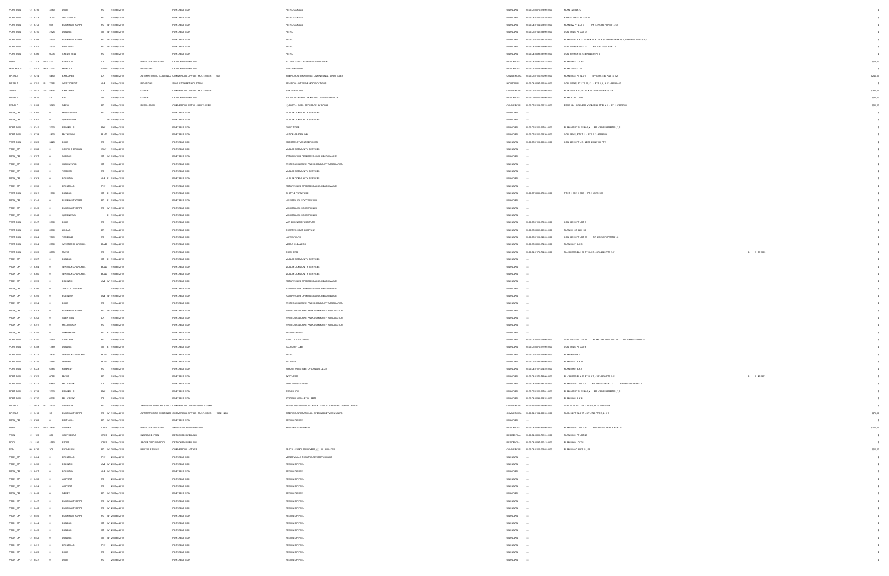| Type | Permit No. | Unit | Street No. | Street Name | Type | Dir | Date | Work Type | Structure | Description | Class | Roll No. | Legal Description | Other | Value |
|---|---|---|---|---|---|---|---|---|---|---|---|---|---|---|---|
| PORT SGN | 12 3316 | | 3300 | DIXIE | RD | | 19-Sep-2012 | | PORTABLE SIGN | PETRO-CANADA | UNKNOWN | 21-05-030-075-17300-0000 | PLAN 726 BLK C | | $0 |
| PORT SGN | 12 3313 | | 3011 | WOLFEDALE | RD | | 19-Sep-2012 | | PORTABLE SIGN | PETRO-CANADA | UNKNOWN | 21-05-040-144-00210-0000 | RANGE 1 NDS PT LOT 11 | | $0 |
| PORT SGN | 12 3312 | | 899 | BURNHAMTHORPE | RD | W | 19-Sep-2012 | | PORTABLE SIGN | PETRO-CANADA | UNKNOWN | 21-05-040-154-01102-0000 | PLAN 922 PT LOT 7 RP 43R9332 PARTS 1,2,3 | | $0 |
| PORT SGN | 12 3310 | | 2125 | DUNDAS | ST | W | 19-Sep-2012 | | PORTABLE SIGN | PETRO | UNKNOWN | 21-05-060-141-09900-0000 | CON 1 NDS PT LOT 31 | | $0 |
| PORT SGN | 12 3309 | | 2150 | BURNHAMTHORPE | RD | W | 19-Sep-2012 | | PORTABLE SIGN | PETRO | UNKNOWN | 21-05-060-155-53110-0000 | PLAN M158 BLK C, PT BLK D, PT BLK S, 43R9842 PARTS 1,2 43R9160 PARTS 1,2 | | $0 |
| PORT SGN | 12 3307 | | 1520 | BRITANNIA | RD | W | 19-Sep-2012 | | PORTABLE SIGN | PETRO | UNKNOWN | 21-05-040-098-10600-0000 | CON 4 WHS PT LOT 5 RP 43R 16044 PART 2 | | $0 |
| PORT SGN | 12 3308 | | 6035 | CREDITVIEW | RD | | 19-Sep-2012 | | PORTABLE SIGN | PETRO | UNKNOWN | 21-05-040-098-13700-0000 | CON 3 WHS PT L 6, 43R34890 PT 5 | | $0 |
| BASE | 12 743 | BAS 427 | | EVERTON | DR | | 19-Sep-2012 | FIRE CODE RETROFIT | DETACHED DWELLING | ALTERATIONS - BASEMENT APARTMENT | RESIDENTIAL | 21-05-040-096-15218-0000 | PLAN M855 LOT 87 | | $52,00 |
| HVACHOUS | 11 7707 | HVA 1271 | | MINEOLA | GDNS | | 19-Sep-2012 | REVISIONS | DETACHED DWELLING | HVAC REVISION | RESIDENTIAL | 21-05-010-006-18200-0000 | PLAN 377 LOT 43 | | $0 |
| BP 3ALT | 12 2214 | | 5450 | EXPLORER | DR | | 19-Sep-2012 | ALTERATION TO EXIST BLDG | COMMERCIAL OFFICE - MULTI-USER 601 | INTERIOR ALTERATIONS - DIMENSIONAL STRATEGIES | COMMERCIAL | 21-05-050-115-70000-0000 | PLAN M923 PT BLK 1 RP 43R13143 PARTS 1,2 | | $248,00 |
| BP 3ALT | 10 1751 | R1 1295 | | WEST CREDIT | AVE | | 19-Sep-2012 | REVISIONS | SINGLE TENANT INDUSTRIAL | REVISION - INTERIOR MODIFICATIONS | INDUSTRIAL | 21-05-040-097-12550-0000 | CON 5 WHS PT LTS 12, 13 - PTS 2, 6, 9, 12 43R25485 | | $0 |
| DRAIN | 12 1927 | SS 5979 | | EXPLORER | DR | | 19-Sep-2012 | OTHER | COMMERCIAL OFFICE - MULTI-USER | SITE SERVICING | COMMERCIAL | 21-05-050-115-87000-0000 | PL M793 BLK 14, PT BLK 16 - 43R25035 PTS 1-9 | | $322,00 |
| BP 9ALT | 12 2875 | | 41 | BAY | ST | | 19-Sep-2012 | OTHER | DETACHED DWELLING | ADDITION - REBUILD EXISTING COVERED PORCH | RESIDENTIAL | 21-05-090-005-13600-0000 | PLAN 300E LOT 8 | | $20,00 |
| SGNBLD | 12 2189 | | 2980 | DREW | RD | | 19-Sep-2012 | FASCIA SIGN | COMMERCIAL RETAIL - MULTI-USER | (1) FASCIA SIGN - SEQUENCE BY ROOHI | COMMERCIAL | 21-05-050-115-00012-0000 | PSCP 984 - FORMERLY 43M1593 PT BLK 2 - PT 1 43R31028 | | $21,00 |
| PSGN_CP | 12 3369 | | 0 | MISSISSAUGA | RD | | 19-Sep-2012 | | PORTABLE SIGN | MUSLIM COMMUNITY SERVICES | UNKNOWN | ----- | | | $0 |
| PSGN_CP | 12 3361 | | 0 | QUEENSWAY | | W | 19-Sep-2012 | | PORTABLE SIGN | MUSLIM COMMUNITY SERVICES | UNKNOWN | ----- | | | $0 |
| PORT SGN | 12 3341 | | 3250 | ERIN MILLS | PKY | | 19-Sep-2012 | | PORTABLE SIGN | GIANT TIGER | UNKNOWN | 21-05-050-155-07101-0000 | PLAN 915 PT BLKS N,O,X RP 43R4553 PARTS 1,3,5 | | $0 |
| PORT SGN | 12 3338 | | 1870 | MATHESON | BLVD | | 19-Sep-2012 | | PORTABLE SIGN | HILTON GARDEN INN | UNKNOWN | 21-05-050-116-09420-0000 | CON 4 EHS, PT LT 1 - PTS 1, 2 43R31098 | | $0 |
| PORT SGN | 12 3329 | | 5625 | DIXIE | RD | | 19-Sep-2012 | | PORTABLE SIGN | ACE EMPLOYMENT SERVICES | UNKNOWN | 21-05-050-116-09800-0000 | CON 4 EHS PT L 3 - LESS 43R23133 PT 1 | | $0 |
| PSGN_CP | 12 3362 | | 0 | SOUTH SHERIDAN | WAY | | 19-Sep-2012 | | PORTABLE SIGN | MUSLIM COMMUNITY SERVICES | UNKNOWN | ----- | | | $0 |
| PSGN_CP | 12 3357 | | 0 | DUNDAS | ST | W | 19-Sep-2012 | | PORTABLE SIGN | ROTARY CLUB OF MISSISSAUGA-MEADOWVALE | UNKNOWN | ----- | | | $0 |
| PSGN_CP | 12 3390 | | 0 | HURONTARIO | ST | | 19-Sep-2012 | | PORTABLE SIGN | WHITEOAKS LORNE PARK COMMUNITY ASSOCIATION | UNKNOWN | ----- | | | $0 |
| PSGN_CP | 12 3366 | | 0 | TOMKEN | RD | | 19-Sep-2012 | | PORTABLE SIGN | MUSLIM COMMUNITY SERVICES | UNKNOWN | ----- | | | $0 |
| PSGN_CP | 12 3363 | | 0 | EGLINTON | AVE | E | 19-Sep-2012 | | PORTABLE SIGN | MUSLIM COMMUNITY SERVICES | UNKNOWN | ----- | | | $0 |
| PSGN_CP | 12 3358 | | 0 | ERIN MILLS | PKY | | 19-Sep-2012 | | PORTABLE SIGN | ROTARY CLUB OF MISSISSAUGA-MEADOWVALE | UNKNOWN | ----- | | | $0 |
| PORT SGN | 12 3321 | | 1970 | DUNDAS | ST | E | 19-Sep-2012 | | PORTABLE SIGN | IN STYLE FURNITURE | UNKNOWN | 21-05-070-068-37000-0000 | PT LT 1 CON 1 SDS - PT 2 43R12308 | | $0 |
| PSGN_CP | 12 3344 | | 0 | BURNHAMTHORPE | RD | E | 19-Sep-2012 | | PORTABLE SIGN | MISSISSAUGA SOCCER CLUB | UNKNOWN | ----- | | | $0 |
| PSGN_CP | 12 3343 | | 0 | BURNHAMTHORPE | RD | W | 19-Sep-2012 | | PORTABLE SIGN | MISSISSAUGA SOCCER CLUB | UNKNOWN | ----- | | | $0 |
| PSGN_CP | 12 3342 | | 0 | QUEENSWAY | | E | 19-Sep-2012 | | PORTABLE SIGN | MISSISSAUGA SOCCER CLUB | UNKNOWN | ----- | | | $0 |
| PORT SGN | 12 3347 | | 5150 | DIXIE | RD | | 19-Sep-2012 | | PORTABLE SIGN | MAP BUSINESS FURNITURE | UNKNOWN | 21-05-050-116-17300-0000 | CON 3 EHS PT LOT 1 | | $0 |
| PORT SGN | 12 3326 | | 6970 | LISGAR | DR | | 19-Sep-2012 | | PORTABLE SIGN | SHORTY'S MEAT COMPANY | UNKNOWN | 21-05-150-082-62100-0000 | PLAN M1105 BLK 150 | | $0 |
| PORT SGN | 12 3324 | | 7098 | TORBRAM | RD | | 19-Sep-2012 | | PORTABLE SIGN | NU-WAY AUTO | UNKNOWN | 21-05-050-115-14205-0000 | CON 6 EHS PT LOT 11 RP 43R14975 PARTS 1,2 | | $0 |
| PORT SGN | 12 3304 | | 6750 | WINSTON CHURCHILL | BLVD | | 19-Sep-2012 | | PORTABLE SIGN | MEENA CLEANERS | UNKNOWN | 21-05-150-081-17420-0000 | PLAN M407 BLK 9 | | $0 |
| PORT SGN | 12 3303 | | 6085 | MAVIS | RD | | 19-Sep-2012 | | PORTABLE SIGN | SKECHERS | UNKNOWN | 21-05-040-175-73400-0000 | PL 43M1363 BLK 10 PT BLK 3, 43R24920 PTS 1-11 | B 5 M-1363 | $0 |
| PSGN_CP | 12 3367 | | 0 | DUNDAS | ST | E | 19-Sep-2012 | | PORTABLE SIGN | MUSLIM COMMUNITY SERVICES | UNKNOWN | ----- | | | $0 |
| PSGN_CP | 12 3364 | | 0 | WINSTON CHURCHILL | BLVD | | 19-Sep-2012 | | PORTABLE SIGN | MUSLIM COMMUNITY SERVICES | UNKNOWN | ----- | | | $0 |
| PSGN_CP | 12 3360 | | 0 | WINSTON CHURCHILL | BLVD | | 19-Sep-2012 | | PORTABLE SIGN | MUSLIM COMMUNITY SERVICES | UNKNOWN | ----- | | | $0 |
| PSGN_CP | 12 3359 | | 0 | EGLINTON | AVE | W | 19-Sep-2012 | | PORTABLE SIGN | ROTARY CLUB OF MISSISSAUGA-MEADOWVALE | UNKNOWN | ----- | | | $0 |
| PSGN_CP | 12 3356 | | 0 | THE COLLEGEWAY | | | 19-Sep-2012 | | PORTABLE SIGN | ROTARY CLUB OF MISSISSAUGA-MEADOWVALE | UNKNOWN | ----- | | | $0 |
| PSGN_CP | 12 3355 | | 0 | EGLINTON | AVE | W | 19-Sep-2012 | | PORTABLE SIGN | ROTARY CLUB OF MISSISSAUGA-MEADOWVALE | UNKNOWN | ----- | | | $0 |
| PSGN_CP | 12 3354 | | 0 | DIXIE | RD | | 19-Sep-2012 | | PORTABLE SIGN | WHITEOAKS LORNE PARK COMMUNITY ASSOCIATION | UNKNOWN | ----- | | | $0 |
| PSGN_CP | 12 3353 | | 0 | BURNHAMTHORPE | RD | W | 19-Sep-2012 | | PORTABLE SIGN | WHITEOAKS LORNE PARK COMMUNITY ASSOCIATION | UNKNOWN | ----- | | | $0 |
| PSGN_CP | 12 3352 | | 0 | GLEN ERIN | DR | | 19-Sep-2012 | | PORTABLE SIGN | WHITEOAKS LORNE PARK COMMUNITY ASSOCIATION | UNKNOWN | ----- | | | $0 |
| PSGN_CP | 12 3351 | | 0 | MCLAUGHLIN | RD | | 19-Sep-2012 | | PORTABLE SIGN | WHITEOAKS LORNE PARK COMMUNITY ASSOCIATION | UNKNOWN | ----- | | | $0 |
| PSGN_CP | 12 3345 | | 0 | LAKESHORE | RD | E | 19-Sep-2012 | | PORTABLE SIGN | REGION OF PEEL | UNKNOWN | ----- | | | $0 |
| PORT SGN | 12 3340 | | 2355 | CAWTHRA | RD | | 19-Sep-2012 | | PORTABLE SIGN | EURO TILE FLOORING | UNKNOWN | 21-05-010-060-07600-0000 | CON 1 SDS PT LOT 11 PLAN TOR 14 PT LOT 16 RP 43R3349 PART 22 | | $0 |
| PORT SGN | 12 3348 | | 1399 | DUNDAS | ST | E | 19-Sep-2012 | | PORTABLE SIGN | ECONOMY LUBE | UNKNOWN | 21-05-030-075-17700-0000 | CON 1 NDS PT LOT 6 | | $0 |
| PORT SGN | 12 3333 | | 3425 | WINSTON CHURCHILL | BLVD | | 19-Sep-2012 | | PORTABLE SIGN | PETRO | UNKNOWN | 21-05-060-154-17400-0000 | PLAN 901 BLK L | | $0 |
| PORT SGN | 12 3320 | | 2155 | LEANNE | BLVD | | 19-Sep-2012 | | PORTABLE SIGN | 241 PIZZA | UNKNOWN | 21-05-060-133-23200-0000 | PLAN 823A BLK B | | $0 |
| PORT SGN | 12 3322 | | 6285 | KENNEDY | RD | | 19-Sep-2012 | | PORTABLE SIGN | AMICO / ARTISTRIE OF CANADA ULC'S | UNKNOWN | 21-05-040-117-01400-0000 | PLAN M603 BLK 1 | | $0 |
| PORT SGN | 12 3302 | | 6085 | MAVIS | RD | | 19-Sep-2012 | | PORTABLE SIGN | SKECHERS | UNKNOWN | 21-05-040-175-73400-0000 | PL 43M1363 BLK 10 PT BLK 3, 43R24920 PTS 1-11 | B 5 M-1363 | $0 |
| PORT SGN | 12 3327 | | 6660 | MILLCREEK | DR | | 19-Sep-2012 | | PORTABLE SIGN | ERIN MILLS FITNESS | UNKNOWN | 21-05-040-097-28710-0000 | PLAN 927 PT LOT 20 RP 43R6132 PART 1 RP 43R10682 PART 4 | | $0 |
| PORT SGN | 12 3339 | | 3200 | ERIN MILLS | PKY | | 19-Sep-2012 | | PORTABLE SIGN | PIZZA ALJOY | UNKNOWN | 21-05-060-155-07101-0000 | PLAN 915 PT BLKS N,O,X RP 43R4553 PARTS 1,3,5 | | $0 |
| PORT SGN | 12 3330 | | 6965 | MILLCREEK | DR | | 19-Sep-2012 | | PORTABLE SIGN | ACADEMY OF MARTIAL ARTS | UNKNOWN | 21-05-040-098-22325-0000 | PLAN M452 BLK 6 | | $0 |
| BP 3ALT | 11 6643 | R1 5720 | | ARGENTIA | RD | | 19-Sep-2012 | TENTS/AIR SUPPORT STRUC | COMMERCIAL OFFICE - SINGLE USER | REVISIONS - INTERIOR OFFICE LAYOUT, CREATING (2) NEW OFFICE | COMMERCIAL | 21-05-150-085-13600-0000 | CON 11 NS PT L 13 - PTS 5, 9, 13 43R29816 | | $0 |
| BP 3ALT | 12 2412 | | 90 | BURNHAMTHORPE | RD | W | 19-Sep-2012 | ALTERATION TO EXIST BLDG | COMMERCIAL OFFICE - MULTI-USER 1200-1204 | INTERIOR ALTERATIONS - OPENING BETWEEN UNITS | COMMERCIAL | 21-05-040-154-00600-0000 | PL M492 PT BLK 17, 43R14748 PTS 3, 4, 5, 7 | | $73,00 |
| PSGN_CP | 12 3369 | | 0 | BRITANNIA | RD | W | 20-Sep-2012 | | PORTABLE SIGN | REGION OF PEEL | UNKNOWN | ----- | | | $0 |
| BASE | 12 1882 | BAS 3473 | | GALENA | CRES | | 20-Sep-2012 | FIRE CODE RETROFIT | SEMI-DETACHED DWELLING | BASEMENT APARTMENT | RESIDENTIAL | 21-05-040-091-36600-0000 | PLAN 806 PT LOT 205 RP 43R1058 PART 5 PART 6 | | $150,00 |
| POOL | 12 128 | | 308 | GREYCEDAR | CRES | | 20-Sep-2012 | INGROUND POOL | DETACHED DWELLING | | RESIDENTIAL | 21-05-040-093-79124-0000 | PLAN M099 PT LOT 49 | | $0 |
| POOL | 12 116 | | 1950 | ESTER | CRES | | 20-Sep-2012 | ABOVE GROUND POOL | DETACHED DWELLING | | RESIDENTIAL | 21-05-040-097-09512-0000 | PLAN M999 LOT 31 | | $0 |
| SGN | 06 3178 | | 309 | RATHBURN | RD | W | 20-Sep-2012 | MULTIPLE SIGNS | COMMERCIAL - OTHER | FASCIA - FAMOUS PLAYERS (4) ILLUMINATED | COMMERCIAL | 21-05-040-154-00400-0000 | PLAN M1010 BLKS 11, 14 | | $15,00 |
| PSGN_CP | 12 3484 | | 0 | ERIN MILLS | PKY | | 20-Sep-2012 | | PORTABLE SIGN | MEADOWVALE THEATRE ADVISORY BOARD | UNKNOWN | ----- | | | $0 |
| PSGN_CP | 12 3458 | | 0 | EGLINTON | AVE | W | 20-Sep-2012 | | PORTABLE SIGN | REGION OF PEEL | UNKNOWN | ----- | | | $0 |
| PSGN_CP | 12 3457 | | 0 | EGLINTON | AVE | W | 20-Sep-2012 | | PORTABLE SIGN | REGION OF PEEL | UNKNOWN | ----- | | | $0 |
| PSGN_CP | 12 3456 | | 0 | AIRPORT | RD | | 20-Sep-2012 | | PORTABLE SIGN | REGION OF PEEL | UNKNOWN | ----- | | | $0 |
| PSGN_CP | 12 3454 | | 0 | AIRPORT | RD | | 20-Sep-2012 | | PORTABLE SIGN | REGION OF PEEL | UNKNOWN | ----- | | | $0 |
| PSGN_CP | 12 3449 | | 0 | DERRY | RD | W | 20-Sep-2012 | | PORTABLE SIGN | REGION OF PEEL | UNKNOWN | ----- | | | $0 |
| PSGN_CP | 12 3447 | | 0 | BURNHAMTHORPE | RD | W | 20-Sep-2012 | | PORTABLE SIGN | REGION OF PEEL | UNKNOWN | ----- | | | $0 |
| PSGN_CP | 12 3446 | | 0 | BURNHAMTHORPE | RD | W | 20-Sep-2012 | | PORTABLE SIGN | REGION OF PEEL | UNKNOWN | ----- | | | $0 |
| PSGN_CP | 12 3445 | | 0 | BURNHAMTHORPE | RD | W | 20-Sep-2012 | | PORTABLE SIGN | REGION OF PEEL | UNKNOWN | ----- | | | $0 |
| PSGN_CP | 12 3444 | | 0 | DUNDAS | ST | W | 20-Sep-2012 | | PORTABLE SIGN | REGION OF PEEL | UNKNOWN | ----- | | | $0 |
| PSGN_CP | 12 3443 | | 0 | DUNDAS | ST | W | 20-Sep-2012 | | PORTABLE SIGN | REGION OF PEEL | UNKNOWN | ----- | | | $0 |
| PSGN_CP | 12 3442 | | 0 | DUNDAS | ST | W | 20-Sep-2012 | | PORTABLE SIGN | REGION OF PEEL | UNKNOWN | ----- | | | $0 |
| PSGN_CP | 12 3431 | | 0 | ERIN MILLS | PKY | | 20-Sep-2012 | | PORTABLE SIGN | REGION OF PEEL | UNKNOWN | ----- | | | $0 |
| PSGN_CP | 12 3429 | | 0 | DIXIE | RD | | 20-Sep-2012 | | PORTABLE SIGN | REGION OF PEEL | UNKNOWN | ----- | | | $0 |
| PSGN_CP | 12 3427 | | 0 | DIXIE | RD | | 20-Sep-2012 | | PORTABLE SIGN | REGION OF PEEL | UNKNOWN | ----- | | | $0 |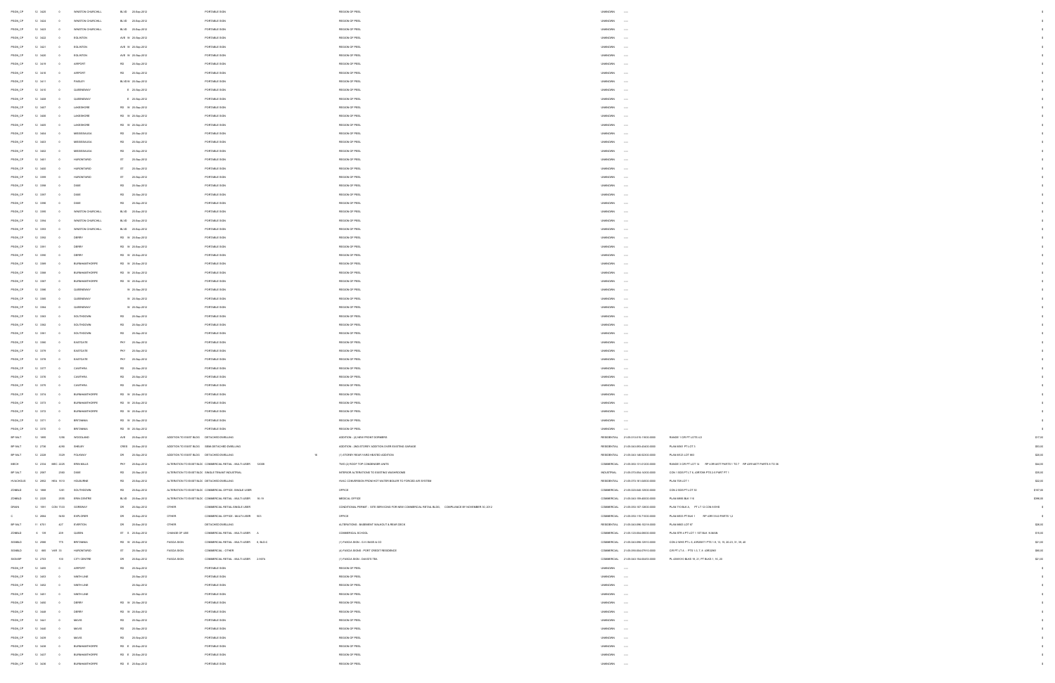| | | | | | | | | | | | | | | | |
|---|---|---|---|---|---|---|---|---|---|---|---|---|---|---|---|
| PSGN_CP | 12 | 3425 | 0 | WINSTON CHURCHILL | BLVD | 20-Sep-2012 | | PORTABLE SIGN | | REGION OF PEEL | | UNKNOWN | ----- | | $ |
| PSGN_CP | 12 | 3424 | 0 | WINSTON CHURCHILL | BLVD | 20-Sep-2012 | | PORTABLE SIGN | | REGION OF PEEL | | UNKNOWN | ----- | | $ |
| PSGN_CP | 12 | 3423 | 0 | WINSTON CHURCHILL | BLVD | 20-Sep-2012 | | PORTABLE SIGN | | REGION OF PEEL | | UNKNOWN | ----- | | $ |
| PSGN_CP | 12 | 3422 | 0 | EGLINTON | AVE W | 20-Sep-2012 | | PORTABLE SIGN | | REGION OF PEEL | | UNKNOWN | ----- | | $ |
| PSGN_CP | 12 | 3421 | 0 | EGLINTON | AVE W | 20-Sep-2012 | | PORTABLE SIGN | | REGION OF PEEL | | UNKNOWN | ----- | | $ |
| PSGN_CP | 12 | 3420 | 0 | EGLINTON | AVE W | 20-Sep-2012 | | PORTABLE SIGN | | REGION OF PEEL | | UNKNOWN | ----- | | $ |
| PSGN_CP | 12 | 3419 | 0 | AIRPORT | RD | 20-Sep-2012 | | PORTABLE SIGN | | REGION OF PEEL | | UNKNOWN | ----- | | $ |
| PSGN_CP | 12 | 3415 | 0 | AIRPORT | RD | 20-Sep-2012 | | PORTABLE SIGN | | REGION OF PEEL | | UNKNOWN | ----- | | $ |
| PSGN_CP | 12 | 3411 | 0 | PAISLEY | BLVD W | 20-Sep-2012 | | PORTABLE SIGN | | REGION OF PEEL | | UNKNOWN | ----- | | $ |
| PSGN_CP | 12 | 3410 | 0 | QUEENSWAY | E | 20-Sep-2012 | | PORTABLE SIGN | | REGION OF PEEL | | UNKNOWN | ----- | | $ |
| PSGN_CP | 12 | 3409 | 0 | QUEENSWAY | E | 20-Sep-2012 | | PORTABLE SIGN | | REGION OF PEEL | | UNKNOWN | ----- | | $ |
| PSGN_CP | 12 | 3407 | 0 | LAKESHORE | RD W | 20-Sep-2012 | | PORTABLE SIGN | | REGION OF PEEL | | UNKNOWN | ----- | | $ |
| PSGN_CP | 12 | 3406 | 0 | LAKESHORE | RD W | 20-Sep-2012 | | PORTABLE SIGN | | REGION OF PEEL | | UNKNOWN | ----- | | $ |
| PSGN_CP | 12 | 3405 | 0 | LAKESHORE | RD W | 20-Sep-2012 | | PORTABLE SIGN | | REGION OF PEEL | | UNKNOWN | ----- | | $ |
| PSGN_CP | 12 | 3404 | 0 | MISSISSAUGA | RD | 20-Sep-2012 | | PORTABLE SIGN | | REGION OF PEEL | | UNKNOWN | ----- | | $ |
| PSGN_CP | 12 | 3403 | 0 | MISSISSAUGA | RD | 20-Sep-2012 | | PORTABLE SIGN | | REGION OF PEEL | | UNKNOWN | ----- | | $ |
| PSGN_CP | 12 | 3402 | 0 | MISSISSAUGA | RD | 20-Sep-2012 | | PORTABLE SIGN | | REGION OF PEEL | | UNKNOWN | ----- | | $ |
| PSGN_CP | 12 | 3401 | 0 | HURONTARIO | ST | 20-Sep-2012 | | PORTABLE SIGN | | REGION OF PEEL | | UNKNOWN | ----- | | $ |
| PSGN_CP | 12 | 3400 | 0 | HURONTARIO | ST | 20-Sep-2012 | | PORTABLE SIGN | | REGION OF PEEL | | UNKNOWN | ----- | | $ |
| PSGN_CP | 12 | 3399 | 0 | HURONTARIO | ST | 20-Sep-2012 | | PORTABLE SIGN | | REGION OF PEEL | | UNKNOWN | ----- | | $ |
| PSGN_CP | 12 | 3398 | 0 | DIXIE | RD | 20-Sep-2012 | | PORTABLE SIGN | | REGION OF PEEL | | UNKNOWN | ----- | | $ |
| PSGN_CP | 12 | 3397 | 0 | DIXIE | RD | 20-Sep-2012 | | PORTABLE SIGN | | REGION OF PEEL | | UNKNOWN | ----- | | $ |
| PSGN_CP | 12 | 3396 | 0 | DIXIE | RD | 20-Sep-2012 | | PORTABLE SIGN | | REGION OF PEEL | | UNKNOWN | ----- | | $ |
| PSGN_CP | 12 | 3395 | 0 | WINSTON CHURCHILL | BLVD | 20-Sep-2012 | | PORTABLE SIGN | | REGION OF PEEL | | UNKNOWN | ----- | | $ |
| PSGN_CP | 12 | 3394 | 0 | WINSTON CHURCHILL | BLVD | 20-Sep-2012 | | PORTABLE SIGN | | REGION OF PEEL | | UNKNOWN | ----- | | $ |
| PSGN_CP | 12 | 3393 | 0 | WINSTON CHURCHILL | BLVD | 20-Sep-2012 | | PORTABLE SIGN | | REGION OF PEEL | | UNKNOWN | ----- | | $ |
| PSGN_CP | 12 | 3392 | 0 | DERRY | RD W | 20-Sep-2012 | | PORTABLE SIGN | | REGION OF PEEL | | UNKNOWN | ----- | | $ |
| PSGN_CP | 12 | 3391 | 0 | DERRY | RD W | 20-Sep-2012 | | PORTABLE SIGN | | REGION OF PEEL | | UNKNOWN | ----- | | $ |
| PSGN_CP | 12 | 3390 | 0 | DERRY | RD W | 20-Sep-2012 | | PORTABLE SIGN | | REGION OF PEEL | | UNKNOWN | ----- | | $ |
| PSGN_CP | 12 | 3389 | 0 | BURNHAMTHORPE | RD W | 20-Sep-2012 | | PORTABLE SIGN | | REGION OF PEEL | | UNKNOWN | ----- | | $ |
| PSGN_CP | 12 | 3388 | 0 | BURNHAMTHORPE | RD W | 20-Sep-2012 | | PORTABLE SIGN | | REGION OF PEEL | | UNKNOWN | ----- | | $ |
| PSGN_CP | 12 | 3387 | 0 | BURNHAMTHORPE | RD W | 20-Sep-2012 | | PORTABLE SIGN | | REGION OF PEEL | | UNKNOWN | ----- | | $ |
| PSGN_CP | 12 | 3386 | 0 | QUEENSWAY | W | 20-Sep-2012 | | PORTABLE SIGN | | REGION OF PEEL | | UNKNOWN | ----- | | $ |
| PSGN_CP | 12 | 3385 | 0 | QUEENSWAY | W | 20-Sep-2012 | | PORTABLE SIGN | | REGION OF PEEL | | UNKNOWN | ----- | | $ |
| PSGN_CP | 12 | 3384 | 0 | QUEENSWAY | W | 20-Sep-2012 | | PORTABLE SIGN | | REGION OF PEEL | | UNKNOWN | ----- | | $ |
| PSGN_CP | 12 | 3383 | 0 | SOUTHDOWN | RD | 20-Sep-2012 | | PORTABLE SIGN | | REGION OF PEEL | | UNKNOWN | ----- | | $ |
| PSGN_CP | 12 | 3382 | 0 | SOUTHDOWN | RD | 20-Sep-2012 | | PORTABLE SIGN | | REGION OF PEEL | | UNKNOWN | ----- | | $ |
| PSGN_CP | 12 | 3381 | 0 | SOUTHDOWN | RD | 20-Sep-2012 | | PORTABLE SIGN | | REGION OF PEEL | | UNKNOWN | ----- | | $ |
| PSGN_CP | 12 | 3380 | 0 | EASTGATE | PKY | 20-Sep-2012 | | PORTABLE SIGN | | REGION OF PEEL | | UNKNOWN | ----- | | $ |
| PSGN_CP | 12 | 3379 | 0 | EASTGATE | PKY | 20-Sep-2012 | | PORTABLE SIGN | | REGION OF PEEL | | UNKNOWN | ----- | | $ |
| PSGN_CP | 12 | 3378 | 0 | EASTGATE | PKY | 20-Sep-2012 | | PORTABLE SIGN | | REGION OF PEEL | | UNKNOWN | ----- | | $ |
| PSGN_CP | 12 | 3377 | 0 | CAWTHRA | RD | 20-Sep-2012 | | PORTABLE SIGN | | REGION OF PEEL | | UNKNOWN | ----- | | $ |
| PSGN_CP | 12 | 3376 | 0 | CAWTHRA | RD | 20-Sep-2012 | | PORTABLE SIGN | | REGION OF PEEL | | UNKNOWN | ----- | | $ |
| PSGN_CP | 12 | 3375 | 0 | CAWTHRA | RD | 20-Sep-2012 | | PORTABLE SIGN | | REGION OF PEEL | | UNKNOWN | ----- | | $ |
| PSGN_CP | 12 | 3374 | 0 | BURNHAMTHORPE | RD W | 20-Sep-2012 | | PORTABLE SIGN | | REGION OF PEEL | | UNKNOWN | ----- | | $ |
| PSGN_CP | 12 | 3373 | 0 | BURNHAMTHORPE | RD W | 20-Sep-2012 | | PORTABLE SIGN | | REGION OF PEEL | | UNKNOWN | ----- | | $ |
| PSGN_CP | 12 | 3372 | 0 | BURNHAMTHORPE | RD W | 20-Sep-2012 | | PORTABLE SIGN | | REGION OF PEEL | | UNKNOWN | ----- | | $ |
| PSGN_CP | 12 | 3371 | 0 | BRITANNIA | RD W | 20-Sep-2012 | | PORTABLE SIGN | | REGION OF PEEL | | UNKNOWN | ----- | | $ |
| PSGN_CP | 12 | 3370 | 0 | BRITANNIA | RD W | 20-Sep-2012 | | PORTABLE SIGN | | REGION OF PEEL | | UNKNOWN | ----- | | $ |
| BP 9ALT | 12 | 1909 | 1258 | WOODLAND | AVE | 20-Sep-2012 | ADDITION TO EXIST BLDG | DETACHED DWELLING | | ADDITION - (2) NEW FRONT DORMERS | | RESIDENTIAL | 21-05-010-015-19000-0000 | RANGE 1 CIR PT LOTS 4,5 | $17.00 |
| BP 9ALT | 12 | 2738 | 4290 | SHELBY | CRES | 20-Sep-2012 | ADDITION TO EXIST BLDG | SEMI-DETACHED DWELLING | | ADDITION - 2ND-STOREY ADDITION OVER EXISTING GARAGE | | RESIDENTIAL | 21-05-040-093-43600-0000 | PLAN M563 PT LOT 3 | $53.00 |
| BP 9ALT | 12 | 2228 | 3329 | FOLKWAY | DR | 20-Sep-2012 | ADDITION TO EXIST BLDG | DETACHED DWELLING | 18 | (1) STOREY REAR YARD HEATED ADDITION | | RESIDENTIAL | 21-05-040-146-02300-0000 | PLAN M121 LOT 663 | $20.00 |
| BMECH | 12 | 2334 | MEC 2225 | ERIN MILLS | PKY | 20-Sep-2012 | ALTERATION TO EXIST BLDG | COMMERCIAL RETAIL - MULTI-USER | 12008 | TWO (2) ROOF TOP CONDENSER UNITS | | COMMERCIAL | 21-05-060-151-01020-0000 | RANGE 3 CIR PT LOT 14 , RP 43R16477 PARTS 1 TO 7 RP 43R16477 PARTS 8 TO 30 | $64.00 |
| BP 9ALT | 12 | 2807 | 2360 | DIXIE | RD | 20-Sep-2012 | ALTERATION TO EXIST BLDG | SINGLE TENANT INDUSTRIAL | | INTERIOR ALTERATIONS TO EXISTING WASHROOMS | | INDUSTRIAL | 21-05-070-064-14300-0000 | CON 1 SDS PT LT 6, 43R7336 PTS 2-5 PART PT 1 | $35.00 |
| HVACHOUS | 12 | 2952 | HEA 1610 | HOLBURNE | RD | 20-Sep-2012 | ALTERATION TO EXIST BLDG | DETACHED DWELLING | | HVAC CONVERSION FROM HOT WATER BOILER TO FORCED AIR SYSTEM | | RESIDENTIAL | 21-05-070-161-04800-0000 | PLAN 708 LOT 1 | $22.00 |
| ZONBLD | 12 | 1968 | 1261 | SOUTHDOWN | RD | 20-Sep-2012 | ALTERATION TO EXIST BLDG | COMMERCIAL OFFICE- SINGLE USER | | OFFICE | | COMMERCIAL | 21-05-020-045-12600-0000 | CON 2 SDS PT LOT 30 | $107.00 |
| ZONBLD | 12 | 2220 | 2055 | ERIN CENTRE | BLVD | 20-Sep-2012 | ALTERATION TO EXIST BLDG | COMMERCIAL RETAIL - MULTI-USER | 18-19 | MEDICAL OFFICE | | COMMERCIAL | 21-05-040-159-40000-0000 | PLAN M856 BLK 176 | $306.00 |
| DRAIN | 12 | 1991 | CON 1723 | GOREWAY | DR | 20-Sep-2012 | OTHER | COMMERCIAL RETAIL-SINGLE USER | | CONDITIONAL PERMIT - SITE-SERVICING FOR NEW COMMERCIAL RETAIL BLDG. COMPLIANCE BY NOVEMBER 30, 2012 | | COMMERCIAL | 21-05-050-107-13600-0000 | PLAN 710 BLK A PT LT 12 CON 8 EHS | $ |
| C | 12 | 2684 | 3450 | EXPLORER | DR | 20-Sep-2012 | OTHER | COMMERCIAL OFFICE - MULTI-USER | 503 | OFFICE | | COMMERCIAL | 21-05-050-115-71600-0000 | PLAN M533 PT BLK 1 RP 43R13143 PARTS 1,2 | $ |
| BP 9ALT | 11 | 6701 | 627 | EVERTON | DR | 20-Sep-2012 | OTHER | DETACHED DWELLING | | ALTERATIONS - BASEMENT WALKOUT & REAR DECK | | RESIDENTIAL | 21-05-040-096-10215-0000 | PLAN M665 LOT 67 | $26.00 |
| ZONBLD | 8 | 139 | 209 | QUEEN | ST S | 20-Sep-2012 | CHANGE OF USE | COMMERCIAL RETAIL - MULTI-USER | A | COMMERCIAL SCHOOL | | COMMERCIAL | 21-05-120-004-08600-0000 | PLAN STR 4 PT LOT 1 1ST BLK N MAIN | $15.00 |
| SGNBLD | 12 | 2908 | 775 | BRITANNIA | RD W | 20-Sep-2012 | FASCIA SIGN | COMMERCIAL RETAIL - MULTI-USER | 9, BLD C | (1) FASCIA SIGN - H.H BASS & CO | | COMMERCIAL | 21-05-040-096-13910-0000 | CON 2 WHS PT L 6, 43R20871 PTS 1-9, 13, 15, 20-23, 31, 35, 40 | $21.00 |
| SGNBLD | 12 | 888 | VAR 35 | HURONTARIO | ST | 20-Sep-2012 | FASCIA SIGN | COMMERCIAL - OTHER | | (4) FASCIA SIGNS - PORT CREDIT RESIDENCE | | COMMERCIAL | 21-05-090-004-07910-0000 | CIR PT LT A - PTS 1-5, 7, 8 43R32661 | $84.00 |
| SIGNBP | 12 | 2703 | 100 | CITY CENTRE | DR | 20-Sep-2012 | FASCIA SIGN | COMMERCIAL RETAIL - MULTI-USER | 2-097A | (1) FASCIA SIGN - DAVID'S TEA | | COMMERCIAL | 21-05-040-154-00410-0000 | PL 43M1010 BLKS 19, 21, PT BLKS 1, 16, 20 | $21.00 |
| PSGN_CP | 12 | 3455 | 0 | AIRPORT | RD | 20-Sep-2012 | | PORTABLE SIGN | | REGION OF PEEL | | UNKNOWN | ----- | | $ |
| PSGN_CP | 12 | 3453 | 0 | NINTH LINE | | 20-Sep-2012 | | PORTABLE SIGN | | REGION OF PEEL | | UNKNOWN | ----- | | $ |
| PSGN_CP | 12 | 3452 | 0 | NINTH LINE | | 20-Sep-2012 | | PORTABLE SIGN | | REGION OF PEEL | | UNKNOWN | ----- | | $ |
| PSGN_CP | 12 | 3451 | 0 | NINTH LINE | | 20-Sep-2012 | | PORTABLE SIGN | | REGION OF PEEL | | UNKNOWN | ----- | | $ |
| PSGN_CP | 12 | 3450 | 0 | DERRY | RD W | 20-Sep-2012 | | PORTABLE SIGN | | REGION OF PEEL | | UNKNOWN | ----- | | $ |
| PSGN_CP | 12 | 3449 | 0 | DERRY | RD W | 20-Sep-2012 | | PORTABLE SIGN | | REGION OF PEEL | | UNKNOWN | ----- | | $ |
| PSGN_CP | 12 | 3441 | 0 | MAVIS | RD | 20-Sep-2012 | | PORTABLE SIGN | | REGION OF PEEL | | UNKNOWN | ----- | | $ |
| PSGN_CP | 12 | 3440 | 0 | MAVIS | RD | 20-Sep-2012 | | PORTABLE SIGN | | REGION OF PEEL | | UNKNOWN | ----- | | $ |
| PSGN_CP | 12 | 3439 | 0 | MAVIS | RD | 20-Sep-2012 | | PORTABLE SIGN | | REGION OF PEEL | | UNKNOWN | ----- | | $ |
| PSGN_CP | 12 | 3438 | 0 | BURNHAMTHORPE | RD E | 20-Sep-2012 | | PORTABLE SIGN | | REGION OF PEEL | | UNKNOWN | ----- | | $ |
| PSGN_CP | 12 | 3437 | 0 | BURNHAMTHORPE | RD E | 20-Sep-2012 | | PORTABLE SIGN | | REGION OF PEEL | | UNKNOWN | ----- | | $ |
| PSGN_CP | 12 | 3436 | 0 | BURNHAMTHORPE | RD E | 20-Sep-2012 | | PORTABLE SIGN | | REGION OF PEEL | | UNKNOWN | ----- | | $ |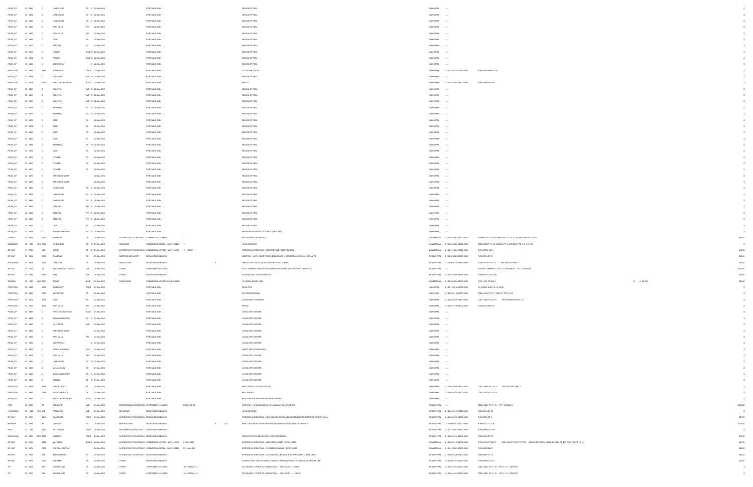| | | | | | | | | | | | | | | | | |
|---|---|---|---|---|---|---|---|---|---|---|---|---|---|---|---|---|
| PSGN_CP | 12 | 3435 | | 0 | LAKESHORE | RD E | 22-Sep-2012 | | PORTABLE SIGN | | | REGION OF PEEL | UNKNOWN | ----- | | $ |
| PSGN_CP | 12 | 3434 | | 0 | LAKESHORE | RD E | 22-Sep-2012 | | PORTABLE SIGN | | | REGION OF PEEL | UNKNOWN | ----- | | $ |
| PSGN_CP | 12 | 3433 | | 0 | LAKESHORE | RD E | 22-Sep-2012 | | PORTABLE SIGN | | | REGION OF PEEL | UNKNOWN | ----- | | $ |
| PSGN_CP | 12 | 3432 | | 0 | ERIN MILLS | PKY | 22-Sep-2012 | | PORTABLE SIGN | | | REGION OF PEEL | UNKNOWN | ----- | | $ |
| PSGN_CP | 12 | 3430 | | 0 | ERIN MILLS | PKY | 22-Sep-2012 | | PORTABLE SIGN | | | REGION OF PEEL | UNKNOWN | ----- | | $ |
| PSGN_CP | 12 | 3428 | | 0 | DIXIE | RD | 22-Sep-2012 | | PORTABLE SIGN | | | REGION OF PEEL | UNKNOWN | ----- | | $ |
| PSGN_CP | 12 | 3417 | | 0 | AIRPORT | RD | 22-Sep-2012 | | PORTABLE SIGN | | | REGION OF PEEL | UNKNOWN | ----- | | $ |
| PSGN_CP | 12 | 3415 | | 0 | PAISLEY | BLVD W | 22-Sep-2012 | | PORTABLE SIGN | | | REGION OF PEEL | UNKNOWN | ----- | | $ |
| PSGN_CP | 12 | 3414 | | 0 | PAISLEY | BLVD W | 22-Sep-2012 | | PORTABLE SIGN | | | REGION OF PEEL | UNKNOWN | ----- | | $ |
| PSGN_CP | 12 | 3405 | | 0 | QUEENSWAY | E | 22-Sep-2012 | | PORTABLE SIGN | | | REGION OF PEEL | UNKNOWN | ----- | | $ |
| PORT SGN | 12 | 3348 | | 4191 | SLADEVIEW | CRES | 22-Sep-2012 | | PORTABLE SIGN | | | LITTLE ANGELS INC | UNKNOWN | 21-05-150-516-00140-0000 | PLAN 897H BLKS 20,21 | $ |
| PSGN_CP | 12 | 3409 | | 0 | EGLINTON | AVE W | 22-Sep-2012 | | PORTABLE SIGN | | | REGION OF PEEL | UNKNOWN | ----- | | $ |
| PORT SGN | 12 | 3419 | | 6030 | WINSTON CHURCHILL | BLVD | 22-Sep-2012 | | PORTABLE SIGN | | | PETRO | UNKNOWN | 21-05-150-080-85300-0000 | PLAN M586 BLK 85 | $ |
| PSGN_CP | 12 | 3483 | | 0 | EGLINTON | AVE W | 22-Sep-2012 | | PORTABLE SIGN | | | REGION OF PEEL | UNKNOWN | ----- | | $ |
| PSGN_CP | 12 | 3481 | | 0 | EGLINTON | AVE W | 22-Sep-2012 | | PORTABLE SIGN | | | REGION OF PEEL | UNKNOWN | ----- | | $ |
| PSGN_CP | 12 | 3480 | | 0 | EGLINTON | AVE W | 22-Sep-2012 | | PORTABLE SIGN | | | REGION OF PEEL | UNKNOWN | ----- | | $ |
| PSGN_CP | 12 | 3479 | | 0 | BRITANNIA | RD W | 22-Sep-2012 | | PORTABLE SIGN | | | REGION OF PEEL | UNKNOWN | ----- | | $ |
| PSGN_CP | 12 | 3477 | | 0 | BRITANNIA | RD W | 22-Sep-2012 | | PORTABLE SIGN | | | REGION OF PEEL | UNKNOWN | ----- | | $ |
| PSGN_CP | 12 | 3476 | | 0 | DIXIE | RD | 22-Sep-2012 | | PORTABLE SIGN | | | REGION OF PEEL | UNKNOWN | ----- | | $ |
| PSGN_CP | 12 | 3474 | | 0 | DIXIE | RD | 22-Sep-2012 | | PORTABLE SIGN | | | REGION OF PEEL | UNKNOWN | ----- | | $ |
| PSGN_CP | 12 | 3462 | | 0 | DIXIE | RD | 22-Sep-2012 | | PORTABLE SIGN | | | REGION OF PEEL | UNKNOWN | ----- | | $ |
| PSGN_CP | 12 | 3460 | | 0 | DIXIE | RD | 22-Sep-2012 | | PORTABLE SIGN | | | REGION OF PEEL | UNKNOWN | ----- | | $ |
| PSGN_CP | 12 | 3478 | | 0 | BRITANNIA | RD W | 22-Sep-2012 | | PORTABLE SIGN | | | REGION OF PEEL | UNKNOWN | ----- | | $ |
| PSGN_CP | 12 | 3475 | | 0 | DIXIE | RD | 22-Sep-2012 | | PORTABLE SIGN | | | REGION OF PEEL | UNKNOWN | ----- | | $ |
| PSGN_CP | 12 | 3473 | | 0 | FOWLER | DR | 22-Sep-2012 | | PORTABLE SIGN | | | REGION OF PEEL | UNKNOWN | ----- | | $ |
| PSGN_CP | 12 | 3472 | | 0 | FOWLER | DR | 22-Sep-2012 | | PORTABLE SIGN | | | REGION OF PEEL | UNKNOWN | ----- | | $ |
| PSGN_CP | 12 | 3471 | | 0 | FOWLER | DR | 22-Sep-2012 | | PORTABLE SIGN | | | REGION OF PEEL | UNKNOWN | ----- | | $ |
| PSGN_CP | 12 | 3470 | | 0 | TENTH LINE WEST | | 22-Sep-2012 | | PORTABLE SIGN | | | REGION OF PEEL | UNKNOWN | ----- | | $ |
| PSGN_CP | 12 | 3469 | | 0 | TENTH LINE WEST | | 22-Sep-2012 | | PORTABLE SIGN | | | REGION OF PEEL | UNKNOWN | ----- | | $ |
| PSGN_CP | 12 | 3468 | | 0 | LAKESHORE | RD E | 22-Sep-2012 | | PORTABLE SIGN | | | REGION OF PEEL | UNKNOWN | ----- | | $ |
| PSGN_CP | 12 | 3467 | | 0 | LAKESHORE | RD E | 22-Sep-2012 | | PORTABLE SIGN | | | REGION OF PEEL | UNKNOWN | ----- | | $ |
| PSGN_CP | 12 | 3466 | | 0 | LAKESHORE | RD E | 22-Sep-2012 | | PORTABLE SIGN | | | REGION OF PEEL | UNKNOWN | ----- | | $ |
| PSGN_CP | 12 | 3465 | | 0 | CENTRAL | PKY E | 22-Sep-2012 | | PORTABLE SIGN | | | REGION OF PEEL | UNKNOWN | ----- | | $ |
| PSGN_CP | 12 | 3464 | | 0 | CENTRAL | PKY E | 22-Sep-2012 | | PORTABLE SIGN | | | REGION OF PEEL | UNKNOWN | ----- | | $ |
| PSGN_CP | 12 | 3463 | | 0 | CENTRAL | PKY E | 22-Sep-2012 | | PORTABLE SIGN | | | REGION OF PEEL | UNKNOWN | ----- | | $ |
| PSGN_CP | 12 | 3461 | | 0 | DIXIE | RD | 22-Sep-2012 | | PORTABLE SIGN | | | REGION OF PEEL | UNKNOWN | ----- | | $ |
| PSGN_CP | 12 | 3429 | | 0 | BURNHAMTHORPE | RD E | 22-Sep-2012 | | PORTABLE SIGN | | | MISSISSAUGA SPORTS COUNCIL (SPOCOM) | UNKNOWN | ----- | | $ |
| ZONBLD | 11 | 5976 | | 3974 | FINANCIAL | DR | 21-Sep-2012 | ALTERATION TO EXIST BLDG | COMMERCIAL - OTHER | | 1 | RESTAURANT (NO PATIO) | COMMERCIAL | 21-05-040-097-11300-0000 | PL M665 PT L 16, 43R24665 PTS 1-8, 14, 20-28, 43R25593 PTS 24-31 | $84.00 |
| MECBLDG | 12 | 953 | HEA | 1368 | LAKESHORE | RD W | 21-Sep-2012 | REVISIONS | COMMERCIAL RETAIL - MULTI-USER | 13 | | HVAC REVISION | COMMERCIAL | 21-05-020-024-15300-0000 | CON 2 SDS PT L 25, 43R8542 PT 3, 43R13290 PTS 1, 2, 7-11, 22 | $ |
| BP 9ALT | 11 | 3783 | | 104 | QUEEN | ST S | 21-Sep-2012 | ALTERATION TO EXIST BLDG | COMMERCIAL OFFICE - MULTI-USER | 101 (BSMT) | | INTERIOR ALTERATIONS - STREETSVILLE FAMILY DENTAL | COMMERCIAL | 21-05-120-004-19200-0000 | PLAN STR 2 LOT 1 | $16.00 |
| BP 9ALT | 12 | 1904 | | 1187 | SHADOWA | RD | 21-Sep-2012 | ADDITION AND ALTER | DETACHED DWELLING | | | ADDITION + ALTS - REAR PORCH ENCLOSURE + CATHEDRAL CEILING + EXT. ALTS | RESIDENTIAL | 21-05-020-027-03800-0000 | PLAN 599 LOT 51 | $80.00 |
| HOUSDEMO | 12 | 2809 | | 2425 | DOULTON | DR | 21-Sep-2012 | DEMOLITION | DETACHED DWELLING | | 1 | DEMOLITION - SFD & (2) ACCESSORY STRUCTURES | RESIDENTIAL | 21-05-060-126-12910-0000 | PLAN 331 PT LOT 13 RP 43R21013 PART 1 | $23.00 |
| BP 9ALT | 12 | 1727 | | 25 | KINGSBRIDGE GARDEN | CIR | 21-Sep-2012 | OTHER | APARTMENT (> 6 UNITS) | | | ALTS - PARKING GARAGE WATERPROOF REPAIRS, DEL PROPERTY MGMT INC | RESIDENTIAL | ----- | PCP 641 FORMERLY - PT LT 1 PLAN M670 - PT 1 43R24758 | $327.00 |
| BP 9ALT | 12 | 2188 | | 5030 | TAW | AVE | 21-Sep-2012 | OTHER | DETACHED DWELLING | | | ALTERATIONS - SIDE ENTRANCE | RESIDENTIAL | 21-05-040-098-70950-0000 | PLAN M1067 LOT 189 | $20.00 |
| SGNBLD | 12 | 240 | VAR | 4731 | TAHOE | BLVD | 21-Sep-2012 | FASCIA SIGN | COMMERCIAL OFFICE- SINGLE USER | | | (4) FASCIA SIGNS - RBB | COMMERCIAL | 21-05-050-084-30600-0000 | PL M-1023, PT BLK 4 B 4 M-1023 | $84.00 |
| PORT SGN | 12 | 3338 | | 3995 | SLADEVIEW | CRES | 21-Sep-2012 | | PORTABLE SIGN | | | ROOF PRO | UNKNOWN | 21-05-150-516-00180-0000 | PL 43M793 BLKS 12-14, 28-30 | $ |
| PORT SGN | 12 | 3463 | | 1536 | MEYERSIDE | DR | 21-Sep-2012 | | PORTABLE SIGN | | | D-K INTERNATIONAL | UNKNOWN | 21-05-050-116-31600-0000 | CON 4 EHS PT LT 7, 43R1147 PTS 18, 22 | $ |
| PORT SGN | 12 | 3413 | | 5019 | DIXIE | RD | 21-Sep-2012 | | PORTABLE SIGN | | | COURTESY CLEANERS | UNKNOWN | 21-05-050-075-10200-0000 | CON 1 NDS PT LOT 5 RP 43R18000 PARTS 1,2 | $ |
| PORT SGN | 12 | 3410 | | 4140 | ERIN MILLS | PKY | 21-Sep-2012 | | PORTABLE SIGN | | | PETRO | UNKNOWN | 21-05-040-145-38700-0000 | PLAN M122 BLK ZZ | $ |
| PSGN_CP | 12 | 3495 | | 0 | WINSTON CHURCHILL | BLVD | 21-Sep-2012 | | PORTABLE SIGN | | | LIVING ARTS CENTRE | UNKNOWN | ----- | | $ |
| PSGN_CP | 12 | 3494 | | 0 | BURNHAMTHORPE | RD E | 21-Sep-2012 | | PORTABLE SIGN | | | LIVING ARTS CENTRE | UNKNOWN | ----- | | $ |
| PSGN_CP | 12 | 3492 | | 0 | HILLCREST | AVE | 21-Sep-2012 | | PORTABLE SIGN | | | LIVING ARTS CENTRE | UNKNOWN | ----- | | $ |
| PSGN_CP | 12 | 3490 | | 0 | TENTH LINE WEST | | 21-Sep-2012 | | PORTABLE SIGN | | | LIVING ARTS CENTRE | UNKNOWN | ----- | | $ |
| PSGN_CP | 12 | 3487 | | 0 | ERIN MILLS | PKY | 21-Sep-2012 | | PORTABLE SIGN | | | LIVING ARTS CENTRE | UNKNOWN | ----- | | $ |
| PSGN_CP | 12 | 3485 | | 0 | QUEENSWAY | E | 21-Sep-2012 | | PORTABLE SIGN | | | LIVING ARTS CENTRE | UNKNOWN | ----- | | $ |
| PSGN_CP | 12 | 3496 | | 0 | SOUTH SHERIDAN | WAY | 21-Sep-2012 | | PORTABLE SIGN | | | HEART AND STROKE PEEL | UNKNOWN | ----- | | $ |
| PSGN_CP | 12 | 3493 | | 0 | ERIN MILLS | PKY | 21-Sep-2012 | | PORTABLE SIGN | | | LIVING ARTS CENTRE | UNKNOWN | ----- | | $ |
| PSGN_CP | 12 | 3491 | | 0 | LAKESHORE | RD W | 21-Sep-2012 | | PORTABLE SIGN | | | LIVING ARTS CENTRE | UNKNOWN | ----- | | $ |
| PSGN_CP | 12 | 3489 | | 0 | MCLAUGHLIN | RD | 21-Sep-2012 | | PORTABLE SIGN | | | LIVING ARTS CENTRE | UNKNOWN | ----- | | $ |
| PSGN_CP | 12 | 3488 | | 0 | BURNHAMTHORPE | RD E | 21-Sep-2012 | | PORTABLE SIGN | | | LIVING ARTS CENTRE | UNKNOWN | ----- | | $ |
| PSGN_CP | 12 | 3486 | | 0 | DUNDAS | ST W | 21-Sep-2012 | | PORTABLE SIGN | | | LIVING ARTS CENTRE | UNKNOWN | ----- | | $ |
| PORT SGN | 12 | 3358 | | 5650 | HURONTARIO | ST | 21-Sep-2012 | | PORTABLE SIGN | | | PEEL DISTRICT SCHOOL BOARD | UNKNOWN | 21-05-040-096-04600-0000 | CON 1 WHS PT LOT 4 RP 43R13000 PART 2 | $ |
| PORT SGN | 12 | 3461 | | 2389 | ROYAL WINDSOR | DR | 21-Sep-2012 | | PORTABLE SIGN | | | BELL SPORTS | UNKNOWN | 21-05-020-025-09700-0000 | CON 2 SDS PT LOT 35 | $ |
| PSGN_CP | 12 | 3497 | | 0 | WINSTON CHURCHILL | BLVD | 21-Sep-2012 | | PORTABLE SIGN | | | MEADOWVALE THEATRE ADVISORY BOARD | UNKNOWN | ----- | | $ |
| FIRE | 12 | 2595 | | 60 | ABSOLUTE | AVE | 21-Sep-2012 | ELECTROMAG LOCK DEVICE | APARTMENT (> 6 UNITS) | FLRS 18 & 36 | | FIRE ONLY - (8) MAGLOCKS & (12) MANUAL-PULL STATIONS | RESIDENTIAL | ----- | CON 2 NDS, PT LT 15 - PT 7 43R34213 | $120.00 |
| HVACHOUS | 12 | 944 | HEA | 412 | PARKLAND | AVE | 21-Sep-2012 | REVISIONS | DETACHED DWELLING | | | HVAC REVISION | RESIDENTIAL | 21-05-020-019-15600-0000 | PLAN 417 LOT 20 | $ |
| BP 9ALT | 12 | 2701 | | 2214 | WAYCROSS | CRES | 21-Sep-2012 | ALTERATION TO EXIST BLDG | DETACHED DWELLING | | | INTERIOR ALTERATIONS - NEW CEILING JOISTS & BEAM AND NEW PERIMETER INTERIOR WALL | RESIDENTIAL | 21-05-060-137-16000-0000 | PLAN 735 LOT 9 | $27.00 |
| BP 9NEW | 12 | 2088 | | 40 | ONAWAY | RD | 24-Sep-2012 | NEW BUILDING | DETACHED DWELLING | | 1 343 | NEW CUSTOM SFD WITH FINISHED BASEMENT/ DEMOLISH EXISTING SFD | RESIDENTIAL | 21-05-090-002-02000-0000 | PLAN H21 LOT 206 | $703.00 |
| POOL | 12 | 141 | | 2962 | PETTIGREW | CRES | 24-Sep-2012 | SPA/WHIRLPOOL/HOTTUB | DETACHED DWELLING | | | | RESIDENTIAL | 21-05-150-083-03600-0000 | PLAN M690 LOT 95 | $ |
| MECHHOUS | 12 | 2669 | MEC | 2530 | MISENER | CRES | 24-Sep-2012 | ALTERATION TO EXIST BLDG | DETACHED DWELLING | | | RELOCATE FIXTURES IN 2ND FLOOR BATHROOM | RESIDENTIAL | 21-05-060-154-09300-0000 | PLAN 733 LOT 36 | $16.00 |
| BP 9ALT | 12 | 2618 | | 2425 | MATHESON | BLVD E | 24-Sep-2012 | ALTERATION TO EXIST BLDG | COMMERCIAL OFFICE - MULTI-USER | 8TH FLOOR | | INTERIOR ALTERATIONS - ELEVATOR LOBBY - SPEC UNITS | COMMERCIAL | 21-05-050-115-02100-0000 | PLAN M795 PT BLK 1 CON 5 EHS PT LOT 5 PT RD ALLOW BETWEEN CON 5 & 6 EHS RP 43R18700 PARTS 1,2,10 | $41.00 |
| BP 9ALT | 12 | 2373 | | 3355 | THE COLLEGEWAY | | 24-Sep-2012 | ALTERATION TO EXIST BLDG | COMMERCIAL RETAIL - MULTI-USER | 2B, 20B & 29B | | INTERIOR ALTERATIONS - (2) DEMISING WALLS - SPEC UNITS | COMMERCIAL | 21-05-150-083-02900-0000 | PLAN M495 BLK 1 | $83.00 |
| BP 9ALT | 12 | 2793 | | 836 | SIR RICHARDS | RD | 24-Sep-2012 | ALTERATION TO EXIST BLDG | DETACHED DWELLING | | | INTERIOR ALTERATIONS - CATHEDRAL CEILINGS & WASHROOM IN LOWER LEVEL | RESIDENTIAL | 21-05-060-128-21400-0000 | PLAN 594 LOT 14 | $80.00 |
| BP 9ALT | 12 | 2818 | | 2015 | BURBANK | DR | 24-Sep-2012 | OTHER | DETACHED DWELLING | | | ALTERATIONS - MOTOR VEHICLE IMPACT REPAIR (FRONT OF GARAGE/CENTRE PILLAR) | RESIDENTIAL | 21-05-060-154-26600-0000 | PLAN M620 LOT 27 | $10.00 |
| OP | 12 | 2522 | | 350 | SQUARE ONE | DR | 24-Sep-2012 | OTHER | APARTMENT (> 6 UNITS) | 1001-1015&1012 | | OCCUPANCY - PRIOR TO COMPLETION - 10th FLOOR (11-UNITS) | RESIDENTIAL | 21-05-040-154-00600-0000 | CON 2 NDS, PT LT 16 - PTS 1-5, 7 43R31917 | $ |
| OP | 12 | 2521 | | 350 | SQUARE ONE | DR | 24-Sep-2012 | OTHER | APARTMENT (> 6 UNITS) | 1501-1515&1512 | | OCCUPANCY - PRIOR TO COMPLETION - 15th FLOOR (11-UNITS) | RESIDENTIAL | 21-05-040-154-00600-0000 | CON 2 NDS, PT LT 16 - PTS 1-5, 7 43R31917 | $ |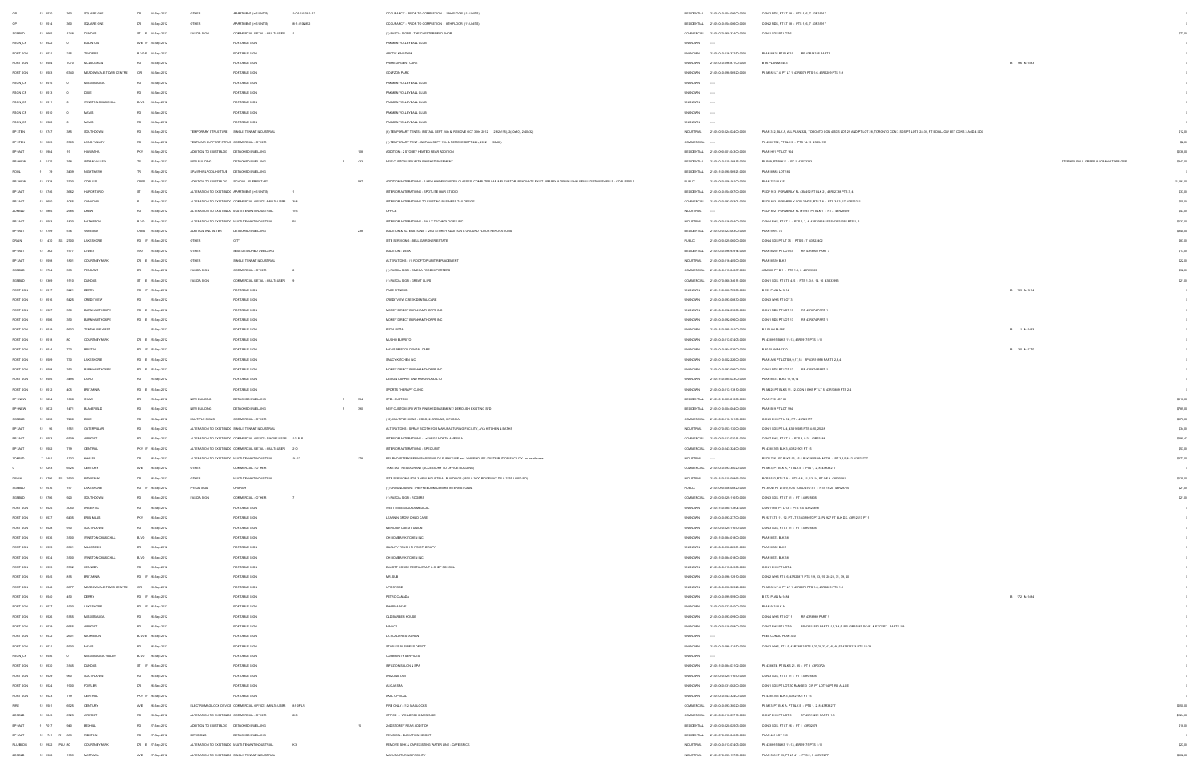| Type | Yr | Permit No. | Street No. | Street Name | Street Type | Date | Work Type | Structure Type | Unit | Dwelling Units | Area | Description | Category | Roll Number | Legal Description | Block/Plan | Owner | Value |
|---|---|---|---|---|---|---|---|---|---|---|---|---|---|---|---|---|---|---|
| CP | 12 | 2920 | 365 | SQUARE ONE | DR | 24-Sep-2012 | OTHER | APARTMENT (> 6 UNITS) | 1401-1410&1412 | | | OCCUPANCY - PRIOR TO COMPLETION - 14th FLOOR (11 UNITS) | RESIDENTIAL | 21-05-040-154-00600-0000 | CON 2 NDS, PT LT 16 - PTS 1-5, 7 43R31917 | | | $0 |
| CP | 12 | 2914 | 365 | SQUARE ONE | DR | 24-Sep-2012 | OTHER | APARTMENT (> 6 UNITS) | 601-610&612 | | | OCCUPANCY - PRIOR TO COMPLETION - 6TH FLOOR (11 UNITS) | RESIDENTIAL | 21-05-040-154-00600-0000 | CON 2 NDS, PT LT 16 - PTS 1-5, 7 43R31917 | | | $0 |
| SGNBLD | 12 | 2685 | 1248 | DUNDAS | ST E | 24-Sep-2012 | FASCIA SIGN | COMMERCIAL RETAIL - MULTI-USER | 1 | | | (2) FASCIA SIGNS - THE CHESTERFIELD SHOP | COMMERCIAL | 21-05-070-068-33400-0000 | CON 1 SDS PT LOT 5 | | | $77.00 |
| PSGN_CP | 12 | 3022 | 0 | EGLINTON | AVE W | 24-Sep-2012 | | PORTABLE SIGN | | | | PANNEN VOLLEYBALL CLUB | UNKNOWN | ----- | | | | $0 |
| PORT SGN | 12 | 3021 | 215 | TRADERS | BLVD E | 24-Sep-2012 | | PORTABLE SIGN | | | | ARCTIC KINGDOM | UNKNOWN | 21-05-040-116-33250-0000 | PLAN B425 PT BLK 21 RP 43R14338 PART 1 | | | $0 |
| PORT SGN | 12 | 3004 | 7070 | MCLAUGHLIN | RD | 24-Sep-2012 | | PORTABLE SIGN | | | | PRIME URGENT CARE | UNKNOWN | 21-05-040-098-47100-0000 | B 98 PLAN M-1483 | B 98 M-1483 | | $0 |
| PORT SGN | 12 | 3003 | 5740 | MEADOWVALE TOWN CENTRE | CIR | 24-Sep-2012 | | PORTABLE SIGN | | | | GOLFZON PARK | UNKNOWN | 21-05-040-098-58500-0000 | PL M182 LT 4, PT LT 1 43R9279 PTS 1-5, 43R9429 PTS 1-9 | | | $0 |
| PSGN_CP | 12 | 3515 | 0 | MISSISSAUGA | RD | 24-Sep-2012 | | PORTABLE SIGN | | | | PANNEN VOLLEYBALL CLUB | UNKNOWN | ----- | | | | $0 |
| PSGN_CP | 12 | 3513 | 0 | DIXIE | RD | 24-Sep-2012 | | PORTABLE SIGN | | | | PANNEN VOLLEYBALL CLUB | UNKNOWN | ----- | | | | $0 |
| PSGN_CP | 12 | 3511 | 0 | WINSTON CHURCHILL | BLVD | 24-Sep-2012 | | PORTABLE SIGN | | | | PANNEN VOLLEYBALL CLUB | UNKNOWN | ----- | | | | $0 |
| PSGN_CP | 12 | 3510 | 0 | MAVIS | RD | 24-Sep-2012 | | PORTABLE SIGN | | | | PANNEN VOLLEYBALL CLUB | UNKNOWN | ----- | | | | $0 |
| PSGN_CP | 12 | 3520 | 0 | MAVIS | RD | 24-Sep-2012 | | PORTABLE SIGN | | | | PANNEN VOLLEYBALL CLUB | UNKNOWN | ----- | | | | $0 |
| BP 3TEN | 12 | 2747 | 585 | SOUTHDOWN | RD | 24-Sep-2012 | TEMPORARY STRUCTURE | SINGLE TENANT INDUSTRIAL | | | | (6) TEMPORARY TENTS - INSTALL SEPT 24th & REMOVE OCT 30th, 2012 (28(x4)15), 3(40x80), 2(40x50)) | INDUSTRIAL | 21-05-020-024-03400-0000 | PLAN 152 BLK A, ALL PLAN 324, TORONTO CON 4 SDS LOT 29 AND PT LOT 28, TORONTO CON 3 SDS PT LOTS 29-30, PT RD ALLOW BET CONS 3 AND 4 SDS | | | $12.00 |
| BP 3TEN | 12 | 2803 | 5758 | LONG VALLEY | RD | 24-Sep-2012 | TENTS/AIR SUPPORT STRUC | COMMERCIAL - OTHER | | | | (1) TEMPORARY TENT - INSTALL SEPT 17th & REMOVE SEPT 24th, 2012 (40x60) | COMMERCIAL | ----- | PL 43M1702, PT BLK 3 - PTS 14-16 43R34151 | | | $2.00 |
| BP 9ALT | 12 | 1984 | 19 | HIAWATHA | PKY | 24-Sep-2012 | ADDITION TO EXIST BLDG | DETACHED DWELLING | | | 106 | ADDITION - 2 STOREY HEATED REAR ADDITION | RESIDENTIAL | 21-05-090-001-04300-0000 | PLAN H21 PT LOT 164 | | | $108.00 |
| BP 9NEW | 11 | 6170 | 358 | INDIAN VALLEY | TR | 25-Sep-2012 | NEW BUILDING | DETACHED DWELLING | | 1 | 433 | NEW CUSTOM SFD WITH FINISHED BASEMENT | RESIDENTIAL | 21-05-010-015-16615-0000 | PL B09, PT BLK E - PT 1 43R35282 | | STEPHEN PAUL GREEN & JOANNA TOPP GREEN | $867.00 |
| POOL | 11 | 79 | 3439 | NIGHTHAWK | TR | 25-Sep-2012 | SPA/WHIRLPOOL/HOT TUB | DETACHED DWELLING | | | | | RESIDENTIAL | 21-05-150-090-90921-0000 | PLAN M685 LOT 184 | | | $0 |
| BP 9NEW | 12 | 1379 | 3730 | CORLISS | CRES | 25-Sep-2012 | ADDITION TO EXIST BLDG | SCHOOL - ELEMENTARY | | | 897 | ADDITION/ALTERATIONS - 4 NEW KINDERGARTEN CLASSES, COMPUTER LAB & ELEVATOR, RENOVATE EXIST LIBRARY & DEMOLISH & REBUILD STAIRS/WELLS - CORLISS P.S. | PUBLIC | 21-05-050-108-10100-0000 | PLAN 732 BLK F | | | $1,191.00 |
| BP 9ALT | 12 | 1746 | 3062 | HURONTARIO | ST | 25-Sep-2012 | ALTERATION TO EXIST BLDG | APARTMENT (> 6 UNITS) | 1 | | | INTERIOR ALTERATIONS - SPOTS-TE HAIR STUDIO | RESIDENTIAL | 21-05-040-154-08700-0000 | PSCP 913 - FORMERLY PL 43M493 PT BLK 21, 43R12738 PTS 3, 4 | | | $33.00 |
| BP 9ALT | 12 | 2490 | 1085 | CANADIAN | PL | 25-Sep-2012 | ALTERATION TO EXIST BLDG | COMMERCIAL OFFICE - MULTI-USER | 508 | | | INTERIOR ALTERATIONS TO EXISTING BUSINESS TAX OFFICE | COMMERCIAL | 21-05-050-093-02301-0000 | PSCP 903 - FORMERLY CON 2 NDS, PT LT 9 - PTS 3-15, 17 43R33221 | | | $55.00 |
| ZONBLD | 12 | 1865 | 2986 | DREW | RD | 25-Sep-2012 | ALTERATION TO EXIST BLDG | MULTI-TENANT INDUSTRIAL | 105 | | | OFFICE | INDUSTRIAL | ----- | PSCP 922 - FORMERLY PL M1091 PT BLK 1 - PT 3 43R28519 | | | $43.00 |
| BP 9ALT | 12 | 2093 | 1920 | MATHESON | BLVD | 25-Sep-2012 | ALTERATION TO EXIST BLDG | MULTI-TENANT INDUSTRIAL | B4 | | | INTERIOR ALTERATIONS - BALLY TECHNOLOGIES INC | INDUSTRIAL | 21-05-050-116-05430-0000 | CON 4 EHS, PT LT 1 - PTS 2, 3, 4, 43R30966 LESS 43R31388 PTS 1, 3 | | | $133.00 |
| BP 9ALT | 12 | 2709 | 578 | VANESSA | CRES | 25-Sep-2012 | ADDITION AND ALTER | DETACHED DWELLING | | | 230 | ADDITION & ALTERATIONS - 2ND STOREY ADDITION & GROUND FLOOR RENOVATIONS | RESIDENTIAL | 21-05-020-027-08300-0000 | PLAN 590 L 74 | | | $340.00 |
| DRAIN | 12 | 475 SS | 2700 | LAKESHORE | RD W | 25-Sep-2012 | OTHER | CITY | | | | SITE SERVICING - BELL GARDNER ESTATE | PUBLIC | 21-05-020-025-06000-0000 | CON 4 SDS PT LT 30 - PTS 5 - 7 43R22402 | | | $93.00 |
| BP 9ALT | 12 | 362 | 1577 | LEWES | WAY | 25-Sep-2012 | OTHER | SEMI-DETACHED DWELLING | | | | ADDITION - DECK | RESIDENTIAL | 21-05-040-098-59516-0000 | PLAN M292 PT LOT 67 RP 43R9950 PART 3 | | | $13.00 |
| BP 9ALT | 12 | 2099 | 1951 | COURTNEYPARK | DR E | 25-Sep-2012 | OTHER | SINGLE TENANT INDUSTRIAL | | | | ALTERATIONS - (1) ROOFTOP UNIT REPLACEMENT | INDUSTRIAL | 21-05-050-116-48600-0000 | PLAN M559 BLK 1 | | | $32.00 |
| SGNBLD | 12 | 2764 | 395 | PENDANT | DR | 25-Sep-2012 | FASCIA SIGN | COMMERCIAL - OTHER | | | | (1) FASCIA SIGN - OMEGA FOOD IMPORTERS | COMMERCIAL | 21-05-040-117-04607-0000 | 43M965, PT B 1 - PTS 1-6, 8 43R20835 | | | $32.00 |
| SGNBLD | 12 | 2369 | 1510 | DUNDAS | ST E | 25-Sep-2012 | FASCIA SIGN | COMMERCIAL RETAIL - MULTI-USER | 9 | | | (1) FASCIA SIGN - GREAT CLIPS | COMMERCIAL | 21-05-070-068-34811-0000 | CON 1 SDS, PT LTS 4, 5 - PTS 1, 3-9, 14, 16 43R32993 | | | $21.00 |
| PORT SGN | 12 | 3517 | 2221 | DERRY | RD W | 25-Sep-2012 | | PORTABLE SIGN | | | | PACE FITNESS | UNKNOWN | 21-05-150-080-76500-0000 | B 199 PLAN M-1214 | B 199 M-1214 | | $0 |
| PORT SGN | 12 | 3516 | 6425 | CREDITVIEW | RD | 25-Sep-2012 | | PORTABLE SIGN | | | | CREDITVIEW CENTRE DENTAL CARE | UNKNOWN | 21-05-040-097-00010-0000 | CON 3 WHS PT LOT 5 | | | $0 |
| PORT SGN | 12 | 3507 | 350 | BURNHAMTHORPE | RD E | 25-Sep-2012 | | PORTABLE SIGN | | | | MONEY DIRECT-BURNHAMTHORPE INC | UNKNOWN | 21-05-040-092-09600-0000 | CON 1 NDS PT LOT 13 RP 43R274 PART 1 | | | $0 |
| PORT SGN | 12 | 3506 | 350 | BURNHAMTHORPE | RD E | 25-Sep-2012 | | PORTABLE SIGN | | | | MONEY DIRECT-BURNHAMTHORPE INC | UNKNOWN | 21-05-040-092-09600-0000 | CON 1 NDS PT LOT 13 RP 43R274 PART 1 | | | $0 |
| PORT SGN | 12 | 3519 | 3032 | TENTH LINE WEST | | 25-Sep-2012 | | PORTABLE SIGN | | | | PIZZA PIZZA | UNKNOWN | 21-05-150-085-15100-0000 | B 1 PLAN M-1483 | B 1 M-1483 | | $0 |
| PORT SGN | 12 | 3518 | 40 | COURTNEYPARK | DR E | 25-Sep-2012 | | PORTABLE SIGN | | | | MUCHO BURRITO | UNKNOWN | 21-05-040-117-07405-0000 | PL 43M993 BLKS 11-13, 43R19175 PTS 1-11 | | | $0 |
| PORT SGN | 12 | 3514 | 720 | BRISTOL | RD W | 25-Sep-2012 | | PORTABLE SIGN | | | | MAVIS BRISTOL DENTAL CARE | UNKNOWN | 21-05-040-164-03600-0000 | B 30 PLAN M-1370 | B 30 M-1370 | | $0 |
| PORT SGN | 12 | 3509 | 755 | LAKESHORE | RD E | 25-Sep-2012 | | PORTABLE SIGN | | | | SAUCY KITCHEN INC | UNKNOWN | 21-05-010-002-22600-0000 | PLAN A26 PT LOTS 6,9,17,18 RP 43R13958 PARTS 2,3,4 | | | $0 |
| PORT SGN | 12 | 3508 | 350 | BURNHAMTHORPE | RD E | 25-Sep-2012 | | PORTABLE SIGN | | | | MONEY DIRECT-BURNHAMTHORPE INC | UNKNOWN | 21-05-040-092-09600-0000 | CON 1 NDS PT LOT 13 RP 43R274 PART 1 | | | $0 |
| PORT SGN | 12 | 3505 | 3490 | LAIRD | RD | 25-Sep-2012 | | PORTABLE SIGN | | | | DESIGN CARPET AND HARDWOOD LTD | UNKNOWN | 21-05-150-084-02300-0000 | PLAN M673 BLKS 12,13,14 | | | $0 |
| PORT SGN | 12 | 3512 | 405 | BRITANNIA | RD E | 25-Sep-2012 | | PORTABLE SIGN | | | | SPORTS THERAPY CLINIC | UNKNOWN | 21-05-040-117-13810-0000 | PL M425 PT BLKS 11, 12, CON 1 EHS PT LT 5, 43R13899 PTS 2-4 | | | $0 |
| BP 9NEW | 12 | 2204 | 1098 | SHAW | DR | 25-Sep-2012 | NEW BUILDING | DETACHED DWELLING | | 1 | 394 | SFD - CUSTOM | RESIDENTIAL | 21-05-010-003-21000-0000 | PLAN F20 LOT 98 | | | $818.00 |
| BP 9NEW | 12 | 1872 | 1471 | BLANEFIELD | RD | 26-Sep-2012 | NEW BUILDING | DETACHED DWELLING | | 1 | 390 | NEW CUSTOM SFD WITH FINISHED BASEMENT/ DEMOLISH EXISTING SFD | RESIDENTIAL | 21-05-010-004-06400-0000 | PLAN E19 PT LOT 194 | | | $798.00 |
| SGNBLD | 12 | 2286 | 1250 | DIXIE | RD | 26-Sep-2012 | MULTIPLE SIGNS | COMMERCIAL - OTHER | | | | (10) MULTIPLE SIGNS - ESSO - 2-GROUND, 8-FASCIA | COMMERCIAL | 21-05-050-116-12100-0000 | CON 1 EHS PT L 12 - PT 4 43R23177 | | | $370.00 |
| BP 9ALT | 12 | 95 | 1551 | CATERPILLAR | RD | 26-Sep-2012 | ALTERATION TO EXIST BLDG | SINGLE TENANT INDUSTRIAL | | | | ALTERATIONS - SPRAY BOOTH FOR MANUFACTURING FACILITY- AYA KITCHEN & BATHS | INDUSTRIAL | 21-05-070-053-13000-0000 | CON 1 SDS PT L 6, 43R19983 PTS 4,20, 29,35 | | | $34.00 |
| BP 9ALT | 12 | 2053 | 6509 | AIRPORT | RD | 26-Sep-2012 | ALTERATION TO EXIST BLDG | COMMERCIAL OFFICE- SINGLE USER | 1-2 FLR | | | INTERIOR ALTERATIONS - LeFARGE NORTH AMERICA | COMMERCIAL | 21-05-050-113-03511-0000 | CON 7 EHS, PT LT 9 - PTS 3, 8-24 43R3194 | | | $286.42 |
| BP 9ALT | 12 | 2002 | 719 | CENTRAL | PKY W | 26-Sep-2012 | ALTERATION TO EXIST BLDG | COMMERCIAL RETAIL - MULTI-USER | 210 | | | INTERIOR ALTERATIONS - OFFICE UNIT | COMMERCIAL | 21-05-040-143-32400-0000 | PL 43M1305 BLK 5, 43R21501 PT 10 | | | $53.00 |
| ZONBLD | 11 | 6481 | 1222 | KHALSA | DR | 26-Sep-2012 | ALTERATION TO EXIST BLDG | MULTI-TENANT INDUSTRIAL | 16-17 | | 179 | RE-UPHOLSTERY/REFINISH/REPAIR OF FURNITURE and WAREHOUSE / DISTRIBUTION FACILITY - no retail sales | INDUSTRIAL | ----- | PSCP 755 - PT BLKS 13, 15 & BLK 16 PL 43M1723 - PTS 3,4,5,8-12 43R32727 | | | $272.00 |
| C | 12 | 2293 | 4920 | CENTURY | AVE | 26-Sep-2012 | OTHER | COMMERCIAL - OTHER | | | | TAKE-OUT RESTAURANT (ACCESSORY TO OFFICE BUILDING) | COMMERCIAL | 21-05-040-097-35020-0000 | PL M13, PT BLK 4, PT BLK B - PTS 1, 2 43R33277 | | | $0 |
| DRAIN | 12 | 2796 SS | 1000 | RIDGEWAY | DR | 26-Sep-2012 | OTHER | MULTI-TENANT INDUSTRIAL | | | | SITE SERVICING FOR 3 NEW INDUSTRIAL BUILDINGS (3500 & 3560 RIDGEWAY DR & 3785 LAIRD RD) | INDUSTRIAL | 21-05-150-010-00663-0000 | RCP 1542, PT LT 5 - PTS 6-8, 11, 13, 14, PT OF 9 43R30181 | | | $125.00 |
| SGNBLD | 12 | 2978 | 157 | LAKESHORE | RD W | 26-Sep-2012 | PYLON SIGN | CHURCH | | | | (1) GROUND SIGN - THE FREEDOM CENTRE INTERNATIONAL | PUBLIC | 21-05-090-000-08620-0000 | PL 300W PT LTS 9, 10 E TORONTO ST - PTS 19,20 43R2675 | | | $21.00 |
| SGNBLD | 12 | 2709 | 925 | SOUTHDOWN | RD | 26-Sep-2012 | FASCIA SIGN | COMMERCIAL - OTHER | 7 | | | (1) FASCIA SIGN - ROGERS | COMMERCIAL | 21-05-020-025-15050-0000 | CON 3 SDS, PT LT 31 - PT 1 43R29935 | | | $21.00 |
| PORT SGN | 12 | 3520 | 3050 | ARGENTIA | RD | 26-Sep-2012 | | PORTABLE SIGN | | | | WEST MISSISSAUGA MEDICAL | UNKNOWN | 21-05-150-085-13606-0000 | CON 11 NS PT L 13 - PTS 1-4 43R29918 | | | $0 |
| PORT SGN | 12 | 3537 | 6435 | ERIN MILLS | PKY | 26-Sep-2012 | | PORTABLE SIGN | | | | LEARN N GROW CHILD CARE | UNKNOWN | 21-05-040-097-27700-0000 | PL M27 LTS 11, 12, PT LT 13 43R8370 PT 2, PL M27 PT BLK DX, 43R12617 PT 1 | | | $0 |
| PORT SGN | 12 | 3538 | 970 | SOUTHDOWN | RD | 26-Sep-2012 | | PORTABLE SIGN | | | | MERIDIAN CREDIT UNION | UNKNOWN | 21-05-020-025-15050-0000 | CON 3 SDS, PT LT 31 - PT 1 43R29935 | | | $0 |
| PORT SGN | 12 | 3536 | 3100 | WINSTON CHURCHILL | BLVD | 26-Sep-2012 | | PORTABLE SIGN | | | | OH BOMBAY KITCHEN INC. | UNKNOWN | 21-05-150-084-01600-0000 | PLAN M673 BLK 18 | | | $0 |
| PORT SGN | 12 | 3535 | 6981 | MILLCREEK | DR | 26-Sep-2012 | | PORTABLE SIGN | | | | QUALITY TOUCH PHYSIOTHERAPY | UNKNOWN | 21-05-040-098-32301-0000 | PLAN M802 BLK 1 | | | $0 |
| PORT SGN | 12 | 3534 | 3100 | WINSTON CHURCHILL | BLVD | 26-Sep-2012 | | PORTABLE SIGN | | | | OH BOMBAY KITCHEN INC. | UNKNOWN | 21-05-150-084-01600-0000 | PLAN M673 BLK 18 | | | $0 |
| PORT SGN | 12 | 3533 | 3732 | KENNEDY | RD | 26-Sep-2012 | | PORTABLE SIGN | | | | ELLIOTT HOUSE RESTAURANT & CHEF SCHOOL | UNKNOWN | 21-05-040-117-04300-0000 | CON 1 EHS PT LOT 4 | | | $0 |
| PORT SGN | 12 | 3540 | 815 | BRITANNIA | RD W | 26-Sep-2012 | | PORTABLE SIGN | | | | MR. SUB | UNKNOWN | 21-05-040-098-13010-0000 | CON 2 WHS PT L 6, 43R20871 PTS 1-9, 13, 15, 20-23, 31, 39, 40 | | | $0 |
| PORT SGN | 12 | 3542 | 6677 | MEADOWVALE TOWN CENTRE | CIR | 26-Sep-2012 | | PORTABLE SIGN | | | | UPS STORE | UNKNOWN | 21-05-040-098-58500-0000 | PL M182 LT 4, PT LT 1 43R9279 PTS 1-5, 43R9429 PTS 1-9 | | | $0 |
| PORT SGN | 12 | 3545 | 455 | DERRY | RD W | 26-Sep-2012 | | PORTABLE SIGN | | | | PETRO CANADA | UNKNOWN | 21-05-040-098-93900-0000 | B 172 PLAN M-1484 | B 172 M-1484 | | $0 |
| PORT SGN | 12 | 3527 | 1900 | LAKESHORE | RD W | 26-Sep-2012 | | PORTABLE SIGN | | | | PHARMASAVE | UNKNOWN | 21-05-020-022-04000-0000 | PLAN 915 BLK A | | | $0 |
| PORT SGN | 12 | 3528 | 3150 | MISSISSAUGA | RD | 26-Sep-2012 | | PORTABLE SIGN | | | | OLD BARBER HOUSE | UNKNOWN | 21-05-040-097-09000-0000 | CON 4 WHS PT LOT 1 RP 43R8888 PART 1 | | | $0 |
| PORT SGN | 12 | 3539 | 6055 | AIRPORT | RD | 26-Sep-2012 | | PORTABLE SIGN | | | | MIRACO | UNKNOWN | 21-05-050-116-00600-0000 | CON 7 EHS PT LOT 9 RP 43R11662 PARTS 1,2,3,4,5 RP 43R15587 SAVE & EXCEPT PARTS 1-9 | | | $0 |
| PORT SGN | 12 | 3532 | 2031 | MATHESON | BLVD E | 26-Sep-2012 | | PORTABLE SIGN | | | | LA SCALA RESTAURANT | UNKNOWN | ----- | PEEL CONDO PLAN 584 | | | $0 |
| PORT SGN | 12 | 3521 | 5900 | MAVIS | RD | 26-Sep-2012 | | PORTABLE SIGN | | | | STAPLES BUSINESS DEPOT | UNKNOWN | 21-05-040-098-17450-0000 | CON 2 WHS, PT L 5, 43R29113 PTS 9,20,26,37,43,45,46,57 43R34274 PTS 14-23 | | | $0 |
| PSGN_CP | 12 | 3546 | 0 | MISSISSAUGA VALLEY | BLVD | 26-Sep-2012 | | PORTABLE SIGN | | | | COMMUNITY SERVICES | UNKNOWN | ----- | | | | $0 |
| PORT SGN | 12 | 3530 | 3145 | DUNDAS | ST W | 26-Sep-2012 | | PORTABLE SIGN | | | | INFUZION SALON & SPA | UNKNOWN | 21-05-150-084-01512-0000 | PL 43M875, PT BLKS 21, 35 - PT 3 43R33724 | | | $0 |
| PORT SGN | 12 | 3529 | 960 | SOUTHDOWN | RD | 26-Sep-2012 | | PORTABLE SIGN | | | | ARIZONA TAN | UNKNOWN | 21-05-020-025-15050-0000 | CON 3 SDS, PT LT 31 - PT 1 43R29935 | | | $0 |
| PORT SGN | 12 | 3524 | 1965 | FOWLER | DR | 26-Sep-2012 | | PORTABLE SIGN | | | | ALICIA SPA | UNKNOWN | 21-05-060-131-05200-0000 | CON 1 SDS PT LOT 30 RANGE 3 CIR PT LOT 14 PT RD ALLCE | | | $0 |
| PORT SGN | 12 | 3523 | 719 | CENTRAL | PKY W | 26-Sep-2012 | | PORTABLE SIGN | | | | KIWI OPTICAL | UNKNOWN | 21-05-040-143-32400-0000 | PL 43M1305 BLK 5, 43R21501 PT 10 | | | $0 |
| FIRE | 12 | 2681 | 4920 | CENTURY | AVE | 26-Sep-2012 | ELECTROMAGLOCK DEVICE | COMMERCIAL OFFICE - MULTI-USER | 8-10 FLR | | | FIRE ONLY - (12) MAGLOCKS | COMMERCIAL | 21-05-040-097-35020-0000 | PL M13, PT BLK 4, PT BLK B - PTS 1, 2 43R33277 | | | $100.00 |
| ZONBLD | 12 | 2843 | 6725 | AIRPORT | RD | 26-Sep-2012 | OTHER | COMMERCIAL - OTHER | 200 | | | OFFICE - WINNERS HOMESENSE | COMMERCIAL | 21-05-050-116-00710-0000 | CON 7 EHS PT LOT 9 RP 43R13200 PARTS 1-6 | | | $224.00 |
| BP 9ALT | 11 | 7017 | 564 | BIDWILL | RD | 27-Sep-2012 | ADDITION TO EXIST BLDG | DETACHED DWELLING | | | 15 | 2ND STOREY REAR ADDITION | RESIDENTIAL | 21-05-020-023-02505-0000 | CON 3 SDS, PT LT 26 - PT 1 43R23478 | | | $18.00 |
| BP 9ALT | 12 | 741 R1 | 563 | RIBSTON | RD | 27-Sep-2012 | REVISIONS | DETACHED DWELLING | | | | REVISION - ELEVATION HEIGHT | RESIDENTIAL | 21-05-070-057-04600-0000 | PLAN 481 LOT 139 | | | $0 |
| PLUMBLDG | 12 | 2802 PLU | 30 | COURTNEYPARK | DR E | 27-Sep-2012 | ALTERATION TO EXIST BLDG | MULTI-TENANT INDUSTRIAL | K-3 | | | REMOVE SINK & CAP EXISTING WATER LINE - CAFE SPICE | INDUSTRIAL | 21-05-040-117-07405-0000 | PL 43M993 BLKS 11-13, 43R19175 PTS 1-11 | | | $27.00 |
| ZONBLD | 12 | 1886 | 1959 | MATTAWA | AVE | 27-Sep-2012 | ALTERATION TO EXIST BLDG | SINGLE TENANT INDUSTRIAL | | | | MANUFACTURING FACILITY | INDUSTRIAL | 21-05-070-053-10700-0000 | PLAN 508 LT 23, PT LT 41 - PTS 2, 3 43R23577 | | | $382.00 |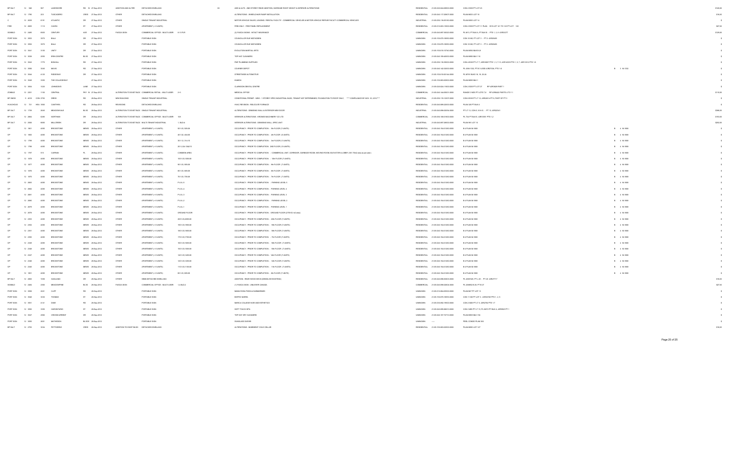| | | | | | | | | | | | | | | | | | |
|---|---|---|---|---|---|---|---|---|---|---|---|---|---|---|---|---|---|
| BP 9ALT | 12 | 946 | 907 | LAKESHORE | RD W | 27-Sep-2012 | ADDITION AND ALTER | DETACHED DWELLING | | 10 | ADD & ALTS - 2ND STOREY REAR ADDITION, INCREASE ROOF HEIGHT & INTERIOR ALTERATIONS | RESIDENTIAL | 21-05-020-024-08600-0000 | CON 3 SDS PT LOT 25 | | | $128.00 |
| BP 9ALT | 12 | 1796 | 201 | TUSCADERO | CRES | 27-Sep-2012 | OTHER | DETACHED DWELLING | | | ALTERATIONS - WHEELCHAIR RAMP INSTALLATION | RESIDENTIAL | 21-05-040-117-20607-0000 | PLAN M655 LOT 16 | | | $16.00 |
| C | 12 | 2459 | 6191 | ATLANTIC | DR | 27-Sep-2012 | OTHER | SINGLE TENANT INDUSTRIAL | | | MOTOR VEHICLE SALES, LEASING / RENTAL FACILTY - COMMERCIAL VEHICLES & MOTOR VEHICLE REPAIR FACILTY-COMMERCIAL VEHICLES | INDUSTRIAL | 21-05-050-116-05100-0000 | PLAN M665 LOT 14 | | | $0 |
| FIRE | 12 | 2820 | 1110 | CAVEN | ST | 27-Sep-2012 | OTHER | APARTMENT (> 6 UNITS) | | | FIRE-ONLY - FIRE PANEL REPLACEMENT | RESIDENTIAL | 21-05-010-003-13600-0000 | CON 2 SDS PT LOT 11 PLAN E19 LOT 121 TO 123 PT LOT 122 | | | $27.00 |
| SGNBLD | 12 | 2485 | 6925 | CENTURY | AVE | 27-Sep-2012 | FASCIA SIGN | COMMERCIAL OFFICE - MULTI-USER | 9-10 FLR | | (2) FASCIA SIGNS - INTACT INSURANCE | COMMERCIAL | 21-05-040-097-30030-0000 | PL M13, PT BLK 4, PT BLK B - PTS 1, 2, 8 43R32277 | | | $129.00 |
| PORT SGN | 12 | 3553 | 3573 | BALA | DR | 27-Sep-2012 | | PORTABLE SIGN | | | COUNCILLOR SUE MCFADDEN | UNKNOWN | 21-05-150-075-16910-0000 | CON 10 NS, PT LOT 3 - PT 2 43R25483 | | | $0 |
| PORT SGN | 12 | 3552 | 3573 | BALA | DR | 27-Sep-2012 | | PORTABLE SIGN | | | COUNCILLOR SUE MCFADDEN | UNKNOWN | 21-05-150-075-16910-0000 | CON 10 NS, PT LOT 3 - PT 2 43R25483 | | | $0 |
| PORT SGN | 12 | 3541 | 3135 | UNITY | DR | 27-Sep-2012 | | PORTABLE SIGN | | | EVOLUTION MARTIAL ARTS | UNKNOWN | 21-05-150-010-10740-0000 | PLAN M592 BLKS 8,9 | | | $0 |
| PORT SGN | 12 | 3538 | 2555 | ERIN CENTRE | BLVD | 27-Sep-2012 | | PORTABLE SIGN | | | TOP HAT CLEANERS | UNKNOWN | 21-05-040-159-40610-0000 | PLAN M856 BLK 118 | | | $0 |
| PORT SGN | 12 | 3543 | 1775 | BONHILL | RD | 27-Sep-2012 | | PORTABLE SIGN | | | PWP PLUMBING SUPPLIES | UNKNOWN | 21-05-050-116-39000-0000 | CON 4 EHS PT LT 7, 43R15867 PTS 1, 3, 7-13, 43R14339 PTS 1, 5, 7, 43R13012 PTS 1-8 | | | $0 |
| PORT SGN | 12 | 3550 | 3045 | MAVIS | RD | 27-Sep-2012 | | PORTABLE SIGN | | | COURIER DEPOT | UNKNOWN | 21-05-040-142-53000-0000 | PL 43M-1032, PT B 3 43R814 &R37004, PTS 1-8 | B | 3 M-1032 | $0 |
| PORT SGN | 12 | 3544 | 4120 | RIDGEWAY | DR | 27-Sep-2012 | | PORTABLE SIGN | | | STREETWISE AUTOMOTIVE | UNKNOWN | 21-05-150-010-00144-0000 | PL M781 BLKS 16, 19, 22-24 | | | $0 |
| PORT SGN | 12 | 3549 | 3355 | THE COLLEGEWAY | | 27-Sep-2012 | | PORTABLE SIGN | | | KUMON | UNKNOWN | 21-05-150-083-00900-0000 | PLAN M695 BLK 1 | | | $0 |
| PORT SGN | 12 | 3554 | 7020 | JOHNSON'S | LANE | 27-Sep-2012 | | PORTABLE SIGN | | | CLARKSON DENTAL CENTRE | UNKNOWN | 21-05-020-024-15000-0000 | CON 2 SDS PT LOT 27 RP 43R3629 PART 1 | | | $0 |
| ZONBLD | 12 | 2201 | 1100 | CENTRAL | PKY W | 27-Sep-2012 | ALTERATION TO EXIST BLDG | COMMERCIAL RETAIL - MULTI-USER | 215 | | MEDICAL OFFICE | COMMERCIAL | 21-05-040-144-05601-0000 | RANGE 3 NDS PT LOTS 7,8 RP 43R8432 PARTS 4 TO 11 | | | $176.00 |
| BP 3NEW | 9 | 4019 | CON 2750 | DREW | RD | 28-Sep-2012 | NEW BUILDING | SINGLE TENANT INDUSTRIAL | | | CONDITIONAL PERMIT - NEW - 1 STOREY SPEC INDUSTRIAL BLDG, TENANT NOT DETERMINED, FOUNDATION TO ROOF ONLY. ***COMPLIANCE BY NOV. 30, 2012*** | INDUSTRIAL | 21-05-050-115-12301-0000 | CON 6 EHS PT LT 12, 43R22614 PT 9, PART OF PT 3 | | | $0 |
| HVACHOUS | 12 | 721 | HEA 3580 | CAWTHRA | RD | 28-Sep-2012 | REVISIONS | DETACHED DWELLING | | | HVAC REVISION - RELOCATE FURNACE | RESIDENTIAL | 21-05-040-085-22000-0000 | PLAN 124 PT BLK A | | | $0 |
| BP 9ALT | 12 | 1739 | 2045 | MEADOWVALE | BLVD | 28-Sep-2012 | ALTERATION TO EXIST BLDG | SINGLE TENANT INDUSTRIAL | | | ALTERATIONS - DEMISING WALL & EXTERIOR NEW DOOR | INDUSTRIAL | 21-05-040-098-02034-0000 | PT LT 13, CON 5, WHS - PT 13, 43R22341 | | | $356.00 |
| BP 9ALT | 12 | 2864 | 5295 | NORTHAM | DR | 28-Sep-2012 | ALTERATION TO EXIST BLDG | COMMERCIAL OFFICE - MULTI-USER | 105 | | INTERIOR ALTERATIONS - KRONES MACHINERY CO LTD | COMMERCIAL | 21-05-050-108-01600-0000 | PL 734 PT BLK E, 43R10951 PTS 1,2 | | | $763.00 |
| BP 9ALT | 12 | 2608 | 6695 | MILLCREEK | DR | 28-Sep-2012 | ALTERATION TO EXIST BLDG | MULTI-TENANT INDUSTRIAL | 1 BLD A | | INTERIOR ALTERATIONS - DEMISING WALL, SPEC UNIT | INDUSTRIAL | 21-05-040-097-20500-0000 | PLAN M9 LOT 10 | | | $202.00 |
| OP | 12 | 1801 | 4065 | BRICKSTONE | MEWS | 28-Sep-2012 | OTHER | APARTMENT (> 6 UNITS) | 501-01, 505-08 | | OCCUPANCY - PRIOR TO COMPLETION - 5th FLOOR (7-UNITS) | RESIDENTIAL | 21-05-040-154-01200-0000 | B 4 PLAN M-1668 | B | 4 M-1668 | $0 |
| OP | 12 | 1802 | 4065 | BRICKSTONE | MEWS | 28-Sep-2012 | OTHER | APARTMENT (> 6 UNITS) | 401-02, 404-08 | | OCCUPANCY - PRIOR TO COMPLETION - 4th FLOOR (6-UNITS) | RESIDENTIAL | 21-05-040-154-01200-0000 | B 4 PLAN M-1668 | B | 4 M-1668 | $0 |
| OP | 12 | 1799 | 4065 | BRICKSTONE | MEWS | 28-Sep-2012 | OTHER | APARTMENT (> 6 UNITS) | 301-12, 314-15 | | OCCUPANCY - PRIOR TO COMPLETION - 3rd FLOOR (15-UNITS) | RESIDENTIAL | 21-05-040-154-01200-0000 | B 4 PLAN M-1668 | B | 4 M-1668 | $0 |
| OP | 12 | 1798 | 4065 | BRICKSTONE | MEWS | 28-Sep-2012 | OTHER | APARTMENT (> 6 UNITS) | 201-2,04-1,04-15 | | OCCUPANCY - PRIOR TO COMPLETION - 2ND FLOOR (15-UNITS) | RESIDENTIAL | 21-05-040-154-01200-0000 | B 4 PLAN M-1668 | B | 4 M-1668 | $0 |
| OP | 12 | 1797 | 515 | CURRAN | PL | 28-Sep-2012 | OTHER | APARTMENT (> 6 UNITS) | COMMON AREA | | OCCUPANCY - PRIOR TO COMPLETION - COMMERCIAL UNIT, CORRIDOR, GARBAGE ROOM, MOVING ROOM, ELEVATOR & LOBBY (561.78m2 area as per plan) | RESIDENTIAL | 21-05-040-154-01200-0000 | B 4 PLAN M-1668 | B | 4 M-1668 | $0 |
| OP | 12 | 1879 | 4065 | BRICKSTONE | MEWS | 28-Sep-2012 | OTHER | APARTMENT (> 6 UNITS) | 1001-03,1005-08 | | OCCUPANCY - PRIOR TO COMPLETION - 10th FLOOR (7-UNITS) | RESIDENTIAL | 21-05-040-154-01200-0000 | B 4 PLAN M-1668 | B | 4 M-1668 | $0 |
| OP | 12 | 1877 | 4065 | BRICKSTONE | MEWS | 28-Sep-2012 | OTHER | APARTMENT (> 6 UNITS) | 901-03, 905-08 | | OCCUPANCY - PRIOR TO COMPLETION - 9th FLOOR (7-UNITS) | RESIDENTIAL | 21-05-040-154-01200-0000 | B 4 PLAN M-1668 | B | 4 M-1668 | $0 |
| OP | 12 | 1876 | 4065 | BRICKSTONE | MEWS | 28-Sep-2012 | OTHER | APARTMENT (> 6 UNITS) | 801-03, 805-08 | | OCCUPANCY - PRIOR TO COMPLETION - 8th FLOOR (7-UNITS) | RESIDENTIAL | 21-05-040-154-01200-0000 | B 4 PLAN M-1668 | B | 4 M-1668 | $0 |
| OP | 12 | 1875 | 4065 | BRICKSTONE | MEWS | 28-Sep-2012 | OTHER | APARTMENT (> 6 UNITS) | 701-03, 705-08 | | OCCUPANCY - PRIOR TO COMPLETION - 7th FLOOR (7-UNITS) | RESIDENTIAL | 21-05-040-154-01200-0000 | B 4 PLAN M-1668 | B | 4 M-1668 | $0 |
| OP | 12 | 2683 | 4065 | BRICKSTONE | MEWS | 28-Sep-2012 | OTHER | APARTMENT (> 6 UNITS) | P-LVL-5 | | OCCUPANCY - PRIOR TO COMPLETION - PARKING LEVEL 5 | RESIDENTIAL | 21-05-040-154-01200-0000 | B 4 PLAN M-1668 | B | 4 M-1668 | $0 |
| OP | 12 | 2682 | 4065 | BRICKSTONE | MEWS | 28-Sep-2012 | OTHER | APARTMENT (> 6 UNITS) | P-LVL-4 | | OCCUPANCY - PRIOR TO COMPLETION - PARKING LEVEL 4 | RESIDENTIAL | 21-05-040-154-01200-0000 | B 4 PLAN M-1668 | B | 4 M-1668 | $0 |
| OP | 12 | 2681 | 4065 | BRICKSTONE | MEWS | 28-Sep-2012 | OTHER | APARTMENT (> 6 UNITS) | P-LVL-3 | | OCCUPANCY - PRIOR TO COMPLETION - PARKING LEVEL 3 | RESIDENTIAL | 21-05-040-154-01200-0000 | B 4 PLAN M-1668 | B | 4 M-1668 | $0 |
| OP | 12 | 2680 | 4065 | BRICKSTONE | MEWS | 28-Sep-2012 | OTHER | APARTMENT (> 6 UNITS) | P-LVL-2 | | OCCUPANCY - PRIOR TO COMPLETION - PARKING LEVEL 2 | RESIDENTIAL | 21-05-040-154-01200-0000 | B 4 PLAN M-1668 | B | 4 M-1668 | $0 |
| OP | 12 | 2679 | 4065 | BRICKSTONE | MEWS | 28-Sep-2012 | OTHER | APARTMENT (> 6 UNITS) | P-LVL-1 | | OCCUPANCY - PRIOR TO COMPLETION - PARKING LEVEL 1 | RESIDENTIAL | 21-05-040-154-01200-0000 | B 4 PLAN M-1668 | B | 4 M-1668 | $0 |
| OP | 12 | 2678 | 4065 | BRICKSTONE | MEWS | 28-Sep-2012 | OTHER | APARTMENT (> 6 UNITS) | GROUND FLOOR | | OCCUPANCY - PRIOR TO COMPLETION - GROUND FLOOR (2759.52 m2 area) | RESIDENTIAL | 21-05-040-154-01200-0000 | B 4 PLAN M-1668 | B | 4 M-1668 | $0 |
| OP | 12 | 2353 | 4065 | BRICKSTONE | MEWS | 28-Sep-2012 | OTHER | APARTMENT (> 6 UNITS) | 2001-03,2005-08 | | OCCUPANCY - PRIOR TO COMPLETION - 20th FLOOR (7-UNITS) | RESIDENTIAL | 21-05-040-154-01200-0000 | B 4 PLAN M-1668 | B | 4 M-1668 | $0 |
| OP | 12 | 2352 | 4065 | BRICKSTONE | MEWS | 28-Sep-2012 | OTHER | APARTMENT (> 6 UNITS) | 1901-03,1905-08 | | OCCUPANCY - PRIOR TO COMPLETION - 19th FLOOR (7-UNITS) | RESIDENTIAL | 21-05-040-154-01200-0000 | B 4 PLAN M-1668 | B | 4 M-1668 | $0 |
| OP | 12 | 2351 | 4065 | BRICKSTONE | MEWS | 28-Sep-2012 | OTHER | APARTMENT (> 6 UNITS) | 1801-03,1805-08 | | OCCUPANCY - PRIOR TO COMPLETION - 18th FLOOR (7-UNITS) | RESIDENTIAL | 21-05-040-154-01200-0000 | B 4 PLAN M-1668 | B | 4 M-1668 | $0 |
| OP | 12 | 2350 | 4065 | BRICKSTONE | MEWS | 28-Sep-2012 | OTHER | APARTMENT (> 6 UNITS) | 1701-03,1705-08 | | OCCUPANCY - PRIOR TO COMPLETION - 17th FLOOR (7-UNITS) | RESIDENTIAL | 21-05-040-154-01200-0000 | B 4 PLAN M-1668 | B | 4 M-1668 | $0 |
| OP | 12 | 2349 | 4065 | BRICKSTONE | MEWS | 28-Sep-2012 | OTHER | APARTMENT (> 6 UNITS) | 1601-03,1605-08 | | OCCUPANCY - PRIOR TO COMPLETION - 16th FLOOR (7-UNITS) | RESIDENTIAL | 21-05-040-154-01200-0000 | B 4 PLAN M-1668 | B | 4 M-1668 | $0 |
| OP | 12 | 2348 | 4065 | BRICKSTONE | MEWS | 28-Sep-2012 | OTHER | APARTMENT (> 6 UNITS) | 1501-03,1505-08 | | OCCUPANCY - PRIOR TO COMPLETION - 15th FLOOR (7-UNITS) | RESIDENTIAL | 21-05-040-154-01200-0000 | B 4 PLAN M-1668 | B | 4 M-1668 | $0 |
| OP | 12 | 2347 | 4065 | BRICKSTONE | MEWS | 28-Sep-2012 | OTHER | APARTMENT (> 6 UNITS) | 1401-03,1405-08 | | OCCUPANCY - PRIOR TO COMPLETION - 14th FLOOR (7-UNITS) | RESIDENTIAL | 21-05-040-154-01200-0000 | B 4 PLAN M-1668 | B | 4 M-1668 | $0 |
| OP | 12 | 2346 | 4065 | BRICKSTONE | MEWS | 28-Sep-2012 | OTHER | APARTMENT (> 6 UNITS) | 1201-03,1205-08 | | OCCUPANCY - PRIOR TO COMPLETION - 12th FLOOR (7-UNITS) | RESIDENTIAL | 21-05-040-154-01200-0000 | B 4 PLAN M-1668 | B | 4 M-1668 | $0 |
| OP | 12 | 2345 | 4065 | BRICKSTONE | MEWS | 28-Sep-2012 | OTHER | APARTMENT (> 6 UNITS) | 1101-03,1105-08 | | OCCUPANCY - PRIOR TO COMPLETION - 11th FLOOR (7-UNITS) | RESIDENTIAL | 21-05-040-154-01200-0000 | B 4 PLAN M-1668 | B | 4 M-1668 | $0 |
| OP | 12 | 1851 | 4065 | BRICKSTONE | MEWS | 28-Sep-2012 | OTHER | APARTMENT (> 6 UNITS) | 601-03, 605-08 | | OCCUPANCY - PRIOR TO COMPLETION - 6th FLOOR (7-UNITS) | RESIDENTIAL | 21-05-040-154-01200-0000 | B 4 PLAN M-1668 | B | 4 M-1668 | $0 |
| BP 9ALT | 12 | 2660 | 7238 | GAGLIANO | DR | 28-Sep-2012 | OTHER | SEMI-DETACHED DWELLING | | | ADDITION - REAR WOOD DECK (WINDLOW SCONTING) | RESIDENTIAL | 21-05-040-098-03600-0000 | PL 43M1526, PT L 29 - PT 24 43R27717 | | | $16.00 |
| SGNBLD | 12 | 2684 | 2365 | MEADOWPINE | BLVD | 28-Sep-2012 | FASCIA SIGN | COMMERCIAL OFFICE - MULTI-USER | 1,4 BLD 2 | | (1) FASCIA SIGN - UNILEVER CANADA | COMMERCIAL | 21-05-040-098-03604-0000 | PL 43M0528 26, PT B 27 | | | $27.00 |
| PORT SGN | 12 | 3559 | 2021 | CLIFF | RD | 28-Sep-2012 | | PORTABLE SIGN | | | MAMA ROSA PIZZA & SUBMARINES | UNKNOWN | 21-05-010-064-09300-0000 | PLAN B27 PT LOT 13 | | | $0 |
| PORT SGN | 12 | 3548 | 3050 | THOMAS | ST | 28-Sep-2012 | | PORTABLE SIGN | | | BISTRO MARIA | UNKNOWN | 21-05-150-070-16915-0000 | CON 11 NS PT LOT 3 - 43R32746 PTS 1, 2, 5 | | | $0 |
| PORT SGN | 12 | 3551 | 4141 | DIXIE | RD | 28-Sep-2012 | | PORTABLE SIGN | | | MARCA COLLEGE HAIR AND ESTHETICS | UNKNOWN | 21-05-030-092-19300-0000 | CON 2 NDS PT LT 5, 43R2762 PTS 1-7 | | | $0 |
| PORT SGN | 12 | 3550 | 3355 | HURONTARIO | ST | 28-Sep-2012 | | PORTABLE SIGN | | | SOFT TOUCH SPA | UNKNOWN | 21-05-040-096-98810-0000 | CON 1 NDS PT LT 15, PL 84812 PT BLK A, 43R6623 PT 1 | | | $0 |
| PORT SGN | 12 | 3547 | 2960 | CROSSCURRENT | DR | 28-Sep-2012 | | PORTABLE SIGN | | | TOP HAT DRY CLEANERS | UNKNOWN | 21-05-040-157-72110-0000 | PLAN M905 BLK 156 | | | $0 |
| PORT SGN | 12 | 3555 | 2031 | MATHESON | BLVD E | 28-Sep-2012 | | PORTABLE SIGN | | | SUNGLASS SAFARI | UNKNOWN | ----- | PEEL CONDO PLAN 383 | | | $0 |
| BP 9ALT | 12 | 2793 | 3034 | PETTONEW | CRES | 28-Sep-2012 | ADDITION TO EXIST BLDG | DETACHED DWELLING | | | ALTERATIONS - BASEMENT COLD CELLAR | RESIDENTIAL | 21-05-150-084-02500-0000 | PLAN M690 LOT 127 | | | $16.00 |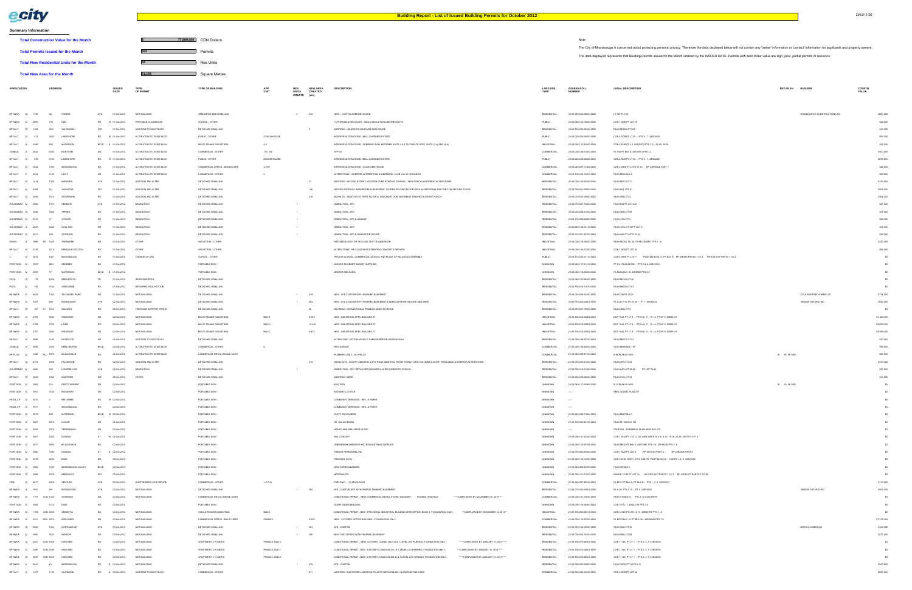# Building Report - List of Issued Building Permits for October 2012

2012/11/20

**Summary Information**

| | | |
|---|---|---|
| **Total Construction Value for the Month** | 77,889,000 | CDN Dollars |
| **Total Permits Issued for the Month** | 253 | Permits |
| **Total New Residential Units for the Month** | 24 | Res Units |
| **Total New Area for the Month** | 51,181 | Square Metres |

Note :

The City of Mississauga is concerned about protecting personal privacy. Therefore the data displayed below will not contain any 'owner' information or 'contact' information for applicants and property owners.

The data displayed represents that Building Permits issued for the Month ordered by the ISSUED DATE. Permits with zero dollar value are sign, pool, partial permits or revisions.

| APPLICATION | ADDRESS | ISSUED DATE | TYPE OF PERMIT | TYPE OF BUILDING | APP UNIT | RES UNITS CREATE | NEW AREA CREATED (sm) | DESCRIPTION | LAND USE TYPE | ASSESS ROLL NUMBER | LEGAL DESCRIPTION | REG PLAN | BUILDER | CONSTR VALUE |
|---|---|---|---|---|---|---|---|---|---|---|---|---|---|---|
| BP 9NEW 12 1726 | 62 FOREST AVE | 01-Oct-2012 | NEW BUILDING | SEMI-DETACHED DWELLING | | 2 | 346 | NEW - CUSTOM SEMI-DETACHED | RESIDENTIAL | 21-05-090-004-08600-0000 | LT 127 PL F12 | | WOODCASTLE CONSTRUCTION LTD | $550,000 |
| BP 9NEW 12 2099 | 130 ELM DR W | 01-Oct-2012 | PORTABLE CLASSROOM | SCHOOL - OTHER | | | | (1) PORTABLE RELOCATE - ADULT EDUCATION CENTRE SOUTH | PUBLIC | 21-05-040-143-18600-0000 | CON 1 NDS PT LOT 18 | | | $22,000 |
| BP 9ALT 12 1369 | 6221 SALTMARSH CRT | 01-Oct-2012 | ADDITION TO EXIST BLDG | DETACHED DWELLING | | | 9 | ADDITION - UNHEATED SUNROOM ENCLOSURE | RESIDENTIAL | 21-05-150-090-05200-0000 | PLAN M798 LOT 301 | | | $35,000 |
| BP 9ALT 12 473 | 2582 LAKESHORE RD W | 01-Oct-2012 | ALTERATION TO EXIST BLDG | PUBLIC - OTHER | COACH HOUSE | | | INTERIOR ALTERATIONS - BELL-GAIRDNER ESTATE | PUBLIC | 21-05-020-025-00600-0000 | CON 4 SDS PT LT 35 - PTS 5 - 7 43R22482 | | | $95,000 |
| BP 3ALT 12 2286 | 550 MATHESON BLVD E | 01-Oct-2012 | ALTERATION TO EXIST BLDG | MULTI-TENANT INDUSTRIAL | 4-5 | | | INTERIOR ALTERATIONS - DEMISING WALL BETWEEN SUITE 4 & 5 TO CREATE SPEC UNITS (7-4) AND (5-6) | INDUSTRIAL | 21-05-040-117-00500-0000 | CON 3 EHS PT L 5, 43R25572 PTS 1-11, 15-28, 30-93 | | | $21,000 |
| ZONBLD 12 2842 | 6285 NORTHAM DR | 01-Oct-2012 | ALTERATION TO EXIST BLDG | COMMERCIAL - OTHER | 112, 200 | | | OFFICE | COMMERCIAL | 21-05-050-108-01900-0000 | PL 714 PT BLK E, 43R10951 PTS 1,2 | | | $500,000 |
| BP 3ALT 12 470 | 2700 LAKESHORE RD W | 01-Oct-2012 | ALTERATION TO EXIST BLDG | PUBLIC - OTHER | MANOR HOUSE | | | INTERIOR ALTERATIONS - BELL-GAIRDNER ESTATE | PUBLIC | 21-05-020-025-00600-0000 | CON 4 SDS PT LT 35 - PTS 5 - 7 43R22482 | | | $219,000 |
| BP 3ALT 12 2844 | 7355 MISSISSAUGA RD | 01-Oct-2012 | ALTERATION TO EXIST BLDG | COMMERCIAL OFFICE - SINGLE USER | 4 FLR | | | INTERIOR ALTERATIONS - GLAXOSMITHKLINE | COMMERCIAL | 21-05-040-097-11460-0000 | CON 4 WHS PT LOTS 11,12 RP 43R16445 PART 1 | | | $40,000 |
| BP 3ALT 11 3934 | 3195 UNITY DR | 01-Oct-2012 | ALTERATION TO EXIST BLDG | COMMERCIAL - OTHER | 3 | | | ALTERATIONS - INTERIOR ALTERATIONS & MEZZANINE - CLUB VALUE CLEANERS | COMMERCIAL | 21-05-150-010-10600-0000 | PLAN M692 BLK 5 | | | $20,000 |
| BP 9ALT 12 1414 | 1320 DUNDEEN AVE | 01-Oct-2012 | ADDITION AND ALTER | DETACHED DWELLING | | | 27 | ADDITION - SECOND STOREY ADDITION OVER EXISTING GARAGE , NEW PORCH & INTERIOR ALTERATIONS | RESIDENTIAL | 21-05-060-130-00209-0000 | PLAN M391 LOT 1 | | | $150,000 |
| BP 9ALT 12 2368 | 10 HIAWATHA PKY | 01-Oct-2012 | ADDITION AND ALTER | DETACHED DWELLING | | | 146 | HEATED ADDITION, WASHROOM IN BASEMENT, EXTEND SECOND FLOOR DECK & ADDITIONAL BALCONY ON SECOND FLOOR | RESIDENTIAL | 21-05-090-001-09900-0000 | PLAN H21 LOT 81 | | | $203,000 |
| BP 9ALT 12 2036 | 1510 STAVEBANK RD | 01-Oct-2012 | ADDITION AND ALTER | DETACHED DWELLING | | | 218 | ADD/ALTS - ADDITION TO FIRST FLOOR & SECOND FLOOR, BASEMENT FINISHED & FRONT PORCH | RESIDENTIAL | 21-05-010-015-18600-0000 | PLAN 399 LOT 4 | | | $504,000 |
| HOUSDEMO 12 2950 | 1370 KENMUIR AVE | 01-Oct-2012 | DEMOLITION | DETACHED DWELLING | | 1 | | DEMOLITION - SFD | RESIDENTIAL | 21-05-010-007-15300-0000 | PLAN F20 PT LOT 233 | | | $21,000 |
| HOUSDEMO 12 2826 | 1834 OPPIHDI RD | 01-Oct-2012 | DEMOLITION | DETACHED DWELLING | | 1 | | DEMOLITION - SFD | RESIDENTIAL | 21-05-020-034-01900-0000 | PLAN 399 LOT 60 | | | $21,000 |
| HOUSDEMO 12 2912 | 17 JOYMAR DR | 01-Oct-2012 | DEMOLITION | DETACHED DWELLING | | 1 | | DEMOLITION - SFD & GARAGE | RESIDENTIAL | 21-05-110-008-20800-0000 | PLAN 415 LOT 9 | | | $26,000 |
| HOUSDEMO 12 2927 | 2430 DOULTON DR | 01-Oct-2012 | DEMOLITION | DETACHED DWELLING | | 1 | | DEMOLITION - SFD | RESIDENTIAL | 21-05-060-150-12110-0000 | PLAN 331 LOT 10 PT LOT 11 | | | $21,000 |
| HOUSDEMO 12 2871 | 909 GOODWIN RD | 01-Oct-2012 | DEMOLITION | DETACHED DWELLING | | 1 | | DEMOLITION - SFD & GARAGE DETACHED | RESIDENTIAL | 21-05-010-001-03700-0000 | PLAN 428 PT LOTS 53,54 | | | $26,000 |
| DRAIN 12 1886 SS 7425 | TRANMERE DR | 01-Oct-2012 | OTHER | INDUSTRIAL - OTHER | | | | SITE SERVICING FOR 7425 AND 7405 TRANMERE DR | INDUSTRIAL | 21-05-050-115-28900-0000 | PLAN M274 LTS 50, 51 RP 43R9827 PTS 1 - 4 | | | $200,000 |
| BP 9ALT 12 2178 | 3215 ERINDALE STATION RD | 01-Oct-2012 | OTHER | INDUSTRIAL - OTHER | | | | ALTERATIONS - RE-CLADDING EXTERIOR & CONCRETE REPAIRS | INDUSTRIAL | 21-05-040-144-07400-0000 | CON 1 NDS PT LOT 22 | | | $90,000 |
| C 12 2870 | 6341 MISSISSAUGA RD | 01-Oct-2012 | CHANGE OF USE | SCHOOL - OTHER | | | | PRIVATE SCHOOL - COMMERCIAL SCHOOL AND PLACE OF RELIGIOUS ASSEMBLY | PUBLIC | 21-05-110-002-07110-0000 | CON 4 WHS PT LOT 7 PLAN M4 BLKS J,C PT BLK D RP 43R556 PARTS 1 TO 4 RP 43R1873 PARTS 1 TO 4 | | | $0 |
| PORT SGN 12 2937 | 6221 KENNEDY RD | 01-Oct-2012 | PORTABLE SIGN | | | | | SAMOSO GOURMET BASKET SUPPLIER | UNKNOWN | 21-05-040-117-01910-0000 | PT B 4, PLAN M-902 , PTS 5 & 6, 43R21012 | | | $0 |
| PORT SGN 12 3059 | 77 MATHESON BLVD E | 01-Oct-2012 | PORTABLE SIGN | | | | | MASTER MECHANIC | UNKNOWN | 21-05-040-116-22850-0000 | PL M264 BLK 18, 43R9080 PTS 5-9 | | | $0 |
| POOL 12 74 | 4398 BIRDLEPATH TR | 01-Oct-2012 | INGROUND POOL | DETACHED DWELLING | | | | | RESIDENTIAL | 21-05-040-153-28400-0000 | PLAN M234 LOT 40 | | | $0 |
| POOL 12 145 | 3164 OSBOURNE RD | 01-Oct-2012 | SPA/SWIM/POOL/HOTTUB | DETACHED DWELLING | | | | | RESIDENTIAL | 21-05-010-010-11970-0000 | PLAN M803 LOT 47 | | | $0 |
| BP 9NEW 11 4029 | 1360 TECUMSEH PARK DR | 01-Oct-2012 | NEW BUILDING | DETACHED DWELLING | | 1 | 519 | NEW - SFD CUSTOM WITH FINISHED BASEMENT | RESIDENTIAL | 21-05-020-028-02300-0000 | PLAN 330 PT 28,27 | | COULSON FINE HOMES LTD | $774,000 |
| BP 9NEW 12 1687 | 689 SYKESMOUNT AVE | 01-Oct-2012 | NEW BUILDING | DETACHED DWELLING | | 1 | 282 | NEW - SFD CUSTOM WITH FINISHED BASEMENT & DEMOLISH EXISTING SFD AND SHED | RESIDENTIAL | 21-05-010-002-03601-0000 | PL A-26, PT LTS 19, 20 - PT 1 43R33924 | | 1985808 ONTARIO INC | $552,000 |
| BP 9ALT 12 167 R1 | 1325 BALDWIN RD | 02-Oct-2012 | TENT/SAIR SUPPORT STRUC | DETACHED DWELLING | | | 42 | REVISION - CONVENTIONAL FRAMING MODIFICATIONS | RESIDENTIAL | 21-05-070-057-19500-0000 | PLAN 483 LOT 9 | | | $0 |
| BP 9NEW 12 2798 | 3500 RIDGEWAY DR | 02-Oct-2012 | NEW BUILDING | MULTI-TENANT INDUSTRIAL | BLD-B | | 8,069 | NEW - INDUSTRIAL SPEC BUILDING 'B' | INDUSTRIAL | 21-05-150-010-00965-0000 | RCP 1542, PT LT 9 , PTS 6-8, 11, 13, 14, PT OF 9 43R36191 | | | $7,580,000 |
| BP 9NEW 12 2798 | 3789 LAIRD RD | 02-Oct-2012 | NEW BUILDING | MULTI-TENANT INDUSTRIAL | BLD-D | | 10,240 | NEW - INDUSTRIAL SPEC BUILDING 'D' | INDUSTRIAL | 21-05-150-010-00965-0000 | RCP 1542, PT LT 9 , PTS 6-8, 11, 13, 14, PT OF 9 43R36191 | | | $9,653,000 |
| BP 9NEW 12 2797 | 3600 RIDGEWAY DR | 02-Oct-2012 | NEW BUILDING | MULTI-TENANT INDUSTRIAL | BLD-C | | 9,872 | NEW - INDUSTRIAL SPEC BUILDING 'C' | INDUSTRIAL | 21-05-150-010-00965-0000 | RCP 1542, PT LT 9 , PTS 6-8, 11, 13, 14, PT OF 9 43R36191 | | | $9,090,000 |
| BP 9ALT 12 2886 | 2186 ROSEGATE DR | 02-Oct-2012 | ADDITION TO EXIST BLDG | DETACHED DWELLING | | | | ALTERATIONS - MOTOR VEHICLE DAMAGE REPAIR GARAGE WALL | RESIDENTIAL | 21-05-040-109-09700-0000 | PLAN M857 LOT 91 | | | $20,000 |
| ZONBLD 12 2690 | 2555 ERIN CENTRE BLVD | 02-Oct-2012 | ALTERATION TO EXIST BLDG | COMMERCIAL - OTHER | 8 | | | RESTAURANT | COMMERCIAL | 21-05-040-159-46000-0000 | PLAN M856 BLK 135 | | | $90,000 |
| BP PLUM 12 1499 PLU 7570 | MCLAUGHLIN RD | 02-Oct-2012 | ALTERATION TO EXIST BLDG | COMMERCIAL RETAIL-SINGLE USER | | | | PLUMBING ONLY - NO FIXTURES | COMMERCIAL | 21-05-040-098-67100-0000 | B 96 PLAN M-1483 | M - 96 M-1483 | | $27,000 |
| BP 9ALT 12 2722 | 2058 FELDWOOD RD | 02-Oct-2012 | ADDITION AND ALTER | DETACHED DWELLING | | | 219 | ADD & ALTS - 2nd STY ADDITION, 2 STY REAR ADDITION, FRONT PORCH, NEW COLUMNS & ROOF, REAR DECK & INTERIOR ALTERATIONS | RESIDENTIAL | 21-05-070-062-01200-0000 | PLAN 767 LOT 22 | | | $373,000 |
| HOUSDEMO 12 2866 | 925 LONGFELLOW AVE | 02-Oct-2012 | DEMOLITION | DETACHED DWELLING | | 1 | | DEMOLITION - SFD, DETACHED GARAGE & SHED (GREATER 10 SQ.M) | RESIDENTIAL | 21-05-020-018-01200-0000 | PLAN A23 LOT 69,69 PT LOT 70,84 | | | $21,000 |
| BP 9ALT 12 2835 | 1696 BICKFORD DR | 02-Oct-2012 | OTHER | DETACHED DWELLING | | | | ADDITION - DECK | RESIDENTIAL | 21-05-020-039-08600-0000 | PLAN 513 LOT 33 | | | $13,000 |
| PORT SGN 12 3065 | 515 DRIFTCURRENT DR | 02-Oct-2012 | PORTABLE SIGN | | | | | KING PIZA | UNKNOWN | 21-05-040-117-05962-0000 | B 13 PLAN M-1450 | M - 13 M-1450 | | $0 |
| PORT SGN 12 3061 | 3150 RIDGEWAY DR | 02-Oct-2012 | PORTABLE SIGN | | | | | AUTHENTIC STITCH | UNKNOWN | ---- | PEEL CONDO PLAN 311 | | | $0 |
| PSGN_CP 12 3072 | 0 BRITANNIA RD W | 02-Oct-2012 | PORTABLE SIGN | | | | | COMMUNITY SERVICES - REC. & PARKS | UNKNOWN | ---- | | | | $0 |
| PSGN_CP 12 3071 | 0 MISSISSAUGA RD | 02-Oct-2012 | PORTABLE SIGN | | | | | COMMUNITY SERVICES - REC. & PARKS | UNKNOWN | ---- | | | | $0 |
| PORT SGN 12 3073 | 600 MATHESON BLVD W | 02-Oct-2012 | PORTABLE SIGN | | | | | PARTY PACKAGERS | UNKNOWN | 21-05-040-098-17800-0000 | PLAN M967 BLK 3 | | | $0 |
| PORT SGN 12 3007 | 6970 LISGAR DR | 02-Oct-2012 | PORTABLE SIGN | | | | | DR. DALIA HENEIN | UNKNOWN | 21-05-150-082-02100-0000 | PLAN M1105 BLK 150 | | | $0 |
| PORT SGN 12 3062 | 1075 CEREMONIAL DR | 02-Oct-2012 | PORTABLE SIGN | | | | | HEARTLAND WELLNESS CLINIC | UNKNOWN | ---- | PSCP 831 - FORMERLY PLAN M856 BLK 210 | | | $0 |
| PORT SGN 12 3061 | 2460 DUNDAS ST W | 02-Oct-2012 | PORTABLE SIGN | | | | | NAIL CONCEPT | UNKNOWN | 21-05-060-141-02300-0000 | CON 1 SDS PT LTS 33, 34, 43R13608 PTS 5, 8-10, 15-18, 22-26, 43R17110 PT 2 | | | $0 |
| PORT SGN 12 3077 | 3885 MCLAUGHLIN RD | 02-Oct-2012 | PORTABLE SIGN | | | | | GREENHAVEN HARNESS AND EQUESTRIAN SUPPLIES | UNKNOWN | 21-05-040-116-00955-0000 | PLAN M833 PT BLK 8, 43R15801 PTS 1-9, 43R16328 PTS 3, 5 | | | $0 |
| PORT SGN 12 3060 | 1090 DUNDAS ST E | 02-Oct-2012 | PORTABLE SIGN | | | | | TREMOR PERSONNEL INC | UNKNOWN | 21-05-070-068-33000-0000 | CON 1 SDS PT LOT 9 RP 43R1184 PART 2 RP 43R4305 PART 4 | | | $0 |
| PORT SGN 12 3079 | 6028 DIXIE RD | 02-Oct-2012 | PORTABLE SIGN | | | | | PRINCESS AUTO | UNKNOWN | 21-05-050-116-14200-0000 | CON 3 EHS, PART LOT 6, 43R4757, PART BLOCK 5 - PARTS 1, 3, 9, 43R24432 | | | $0 |
| PORT SGN 12 3068 | 1980 MISSISSAUGA VALLEY BLVD | 02-Oct-2012 | PORTABLE SIGN | | | | | NEW CHINE CLEANERS | UNKNOWN | 21-05-040-095-50700-0000 | PLAN M57 BLK I | | | $0 |
| PORT SGN 12 3066 | 2225 ERIN MILLS PKY | 02-Oct-2012 | PORTABLE SIGN | | | | | MCDONALD'S | UNKNOWN | 21-05-060-131-01000-0000 | RANGE 3 CIR PT LOT 14 RP 43R14677 PARTS 1 TO 7 RP 43R14677 PARTS 8 TO 36 | | | $0 |
| FIRE 12 2871 | 6925 CENTURY AVE | 02-Oct-2012 | ELECTROMAG LOCK DEVICE | COMMERCIAL - OTHER | 1-6 FLR | | | FIRE ONLY - (11) MAGLOCKS | COMMERCIAL | 21-05-040-097-30020-0000 | PL M13, PT BLK 6, PT BLK B - PTS 1, 2, 9 43R30277 | | | $110,000 |
| BP 9NEW 12 1651 | 691 SYKESMOUNT AVE | 02-Oct-2012 | NEW BUILDING | DETACHED DWELLING | | 1 | 282 | SFD - CUSTOM SFD WITH PARTIAL FINISHED BASEMENT | RESIDENTIAL | 21-05-010-002-03602-0000 | PL A-26, PT LT 19 - PT 2 43R33924 | | 1985808 ONTARIO INC | $509,000 |
| BP 9NEW 12 1791 CON 7100 | GOREWAY DR | 03-Oct-2012 | NEW BUILDING | COMMERCIAL RETAIL-SINGLE USER | | | | CONDITIONAL PERMIT - NEW COMMERCIAL RETAIL STORE, WALMART, FOUNDATION ONLY ***COMPLIANCE BY NOVEMBER 30, 2012*** | COMMERCIAL | 21-05-050-107-12800-0000 | PLAN 710 BLK A, PT LT 12 CON 8 EHS | | | $0 |
| PORT SGN 12 3095 | 5170 DIXIE RD | 03-Oct-2012 | PORTABLE SIGN | | | | | DOWN UNDER BEDDING | UNKNOWN | 21-05-050-116-19900-0000 | CON 3 PT L 1, 43R24715 PTS 5-8 | | | $0 |
| BP 9NEW 12 1799 CON 1245 | ARGENTIA RD | 03-Oct-2012 | NEW BUILDING | SINGLE TENANT INDUSTRIAL | BLD-A | | | CONDITIONAL PERMIT - NEW SPEC SHELL INDUSTRIAL BUILDING WITH OFFICE, BLDG A, FOUNDATION ONLY. ***COMPLIANCE BY DECEMBER 14, 2012*** | INDUSTRIAL | 21-05-150-080-00913-0000 | CON 10 NS PT LTS 13, 14, 43R33791 PTS 1 , 2 | | | $0 |
| BP 9NEW 12 2021 FDN 5975 | EXPLORER DR | 03-Oct-2012 | NEW BUILDING | COMMERCIAL OFFICE - MULTI-USER | PHASE II | | 5,030 | NEW - 4 STOREY OFFICE BUILDING - FOUNDATION ONLY | COMMERCIAL | 21-05-050-116-07600-0000 | PL M793 BLK 14, PT BLK 16 - 43R29568 PTS 1-9 | | | $1,617,000 |
| BP 9NEW 12 2800 | 1524 NORTHMOUNT AVE | 03-Oct-2012 | NEW BUILDING | DETACHED DWELLING | | 1 | 263 | SFD - CUSTOM | RESIDENTIAL | 21-05-050-185-23500-0000 | PLAN 358 LOT 33 | | BOCCIA HOMES INC | $400,000 |
| BP 9NEW 12 1900 | 1523 WINDSOR DR | 03-Oct-2012 | NEW BUILDING | DETACHED DWELLING | | 1 | 286 | NEW CUSTOM SFD WITH FINISHED BASEMENT | RESIDENTIAL | 21-05-020-035-15400-0000 | PLAN 556 LOT 99 | | | $577,000 |
| BP 9NEW 12 2281 CON 5035 | HURONTARIO RD | 03-Oct-2012 | NEW BUILDING | APARTMENT (> 6 UNITS) | PHASE 3, BLD-3 | | | CONDITIONAL PERMIT - NEW 4-STOREY CONDO (BLD 3) & 1 LEVEL U/G PARKING, FOUNDATION ONLY. ****COMPLIANCE BY JANUARY 31, 2013**** | RESIDENTIAL | 21-05-150-070-20901-0000 | CON 11 NS, PT LT 1 - PTS 2, 3, 7 43R34035 | | | $0 |
| BP 9NEW 12 2280 CON 5035 | HURONTARIO RD | 03-Oct-2012 | NEW BUILDING | APARTMENT (> 6 UNITS) | PHASE 3, BLD-1 | | | CONDITIONAL PERMIT - NEW 4-STOREY CONDO (BLD 1) & 1-LEVEL U/G PARKING, FOUNDATION ONLY. ****COMPLIANCE BY JANUARY 31, 2013**** | RESIDENTIAL | 21-05-150-070-20901-0000 | CON 11 NS, PT LT 1 - PTS 2, 3, 7 43R34035 | | | $0 |
| BP 9NEW 12 2279 CON 5025 | HURONTARIO RD | 03-Oct-2012 | NEW BUILDING | APARTMENT (> 6 UNITS) | PHASE 1, BLD-2 | | | CONDITIONAL PERMIT - NEW 4-STOREY CONDO (BLD 2) & 1-LEVEL U/G PARKING, FOUNDATION ONLY. ****COMPLIANCE BY JANUARY 31, 2013**** | RESIDENTIAL | 21-05-150-070-20901-0000 | CON 11 NS, PT LT 1 - PTS 2, 3, 7 43R34035 | | | $0 |
| BP 9NEW 11 3041 | 43 MISSISSAUGA RD S | 03-Oct-2012 | NEW BUILDING | DETACHED DWELLING | | 1 | 278 | SFD - CUSTOM | RESIDENTIAL | 21-05-090-005-09800-0000 | PLAN 300W PT LOTS 9,10 | | | $402,000 |
| BP 3ALT 10 1307 | 1105 CLARKSON RD N | 03-Oct-2012 | ADDITION TO EXIST BLDG | COMMERCIAL - OTHER | | | 271 | ADDITION - 2ND STOREY ADDITION TO AUTO REPAIR BLDG, CLARKSON FINE CARS | COMMERCIAL | 21-05-020-033-03000-0000 | CON 2 SDS PT LOT 28 | | | $281,000 |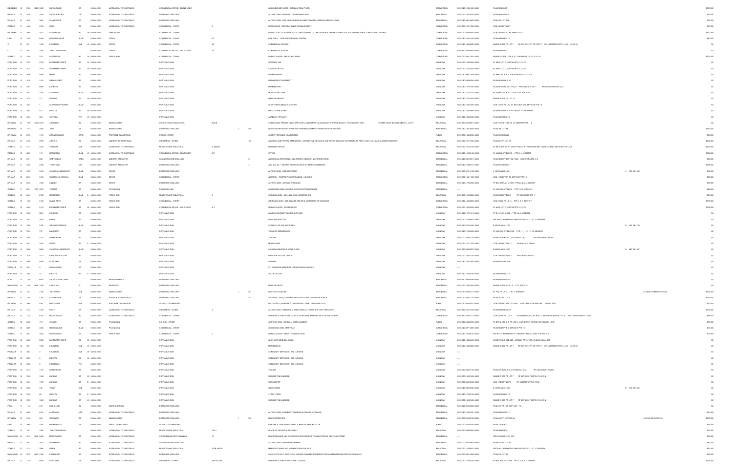| | | | | | | | | | | | | | | | | | | |
|---|---|---|---|---|---|---|---|---|---|---|---|---|---|---|---|---|---|---|
| MECBLD | 12 | 2796 | MEC | 5900 | HURONTARIO | ST | 03-Oct-2012 | ALTERATION TO EXIST BLDG | COMMERCIAL OFFICE- SINGLE USER | | | | (3) CONDENSER UNITS - CITIBANK REALTY LTD | COMMERCIAL | 21-05-040-115-01200-0000 | PLAN M682 LOT 11 | | $500,000 |
| BP 9ALT | 12 | 2828 | | 1862 | SNOW BUNTING | CRT | 03-Oct-2012 | ALTERATION TO EXIST BLDG | DETACHED DWELLING | | | | ALTERATIONS - REMOVE LOAD BEARING WALL | RESIDENTIAL | 21-05-040-154-39100-0000 | PLAN M187 LOT 79 | | $34,000 |
| BP 9ALT | 12 | 2859 | | 3590 | FLEETWOOD | DR | 03-Oct-2012 | ALTERATION TO EXIST BLDG | DETACHED DWELLING | | | | ALTERATIONS - ONE NEW WINDOW IN FAMILY ROOM & INTERIOR RENOVATIONS | RESIDENTIAL | 21-05-040-085-18600-0000 | PLAN 785 LOT 209 | | $31,000 |
| ZONBLD | 11 | 4488 | | 5120 | DIXIE | RD | 03-Oct-2012 | ALTERATION TO EXIST BLDG | COMMERCIAL - OTHER | B | | | RESTAURANT / RECREATIONAL ESTABLISHMENT | COMMERCIAL | 21-05-050-116-71000-0000 | CON 3 EHS PT LOT 1 | | $34,000 |
| BP 3DEMO | 12 | 2964 | | 2477 | LAKESHORE | RD W | 03-Oct-2012 | DEMOLITION | COMMERCIAL - OTHER | | | | DEMOLITION - (2) STOREY HOTEL, RESTAURANT, (1) CAR GARAGE & GARBAGE SHED (ALL ACCESSORY STRUCTURES AS HIGHLITED) | COMMERCIAL | 21-05-020-025-09900-0000 | CON 3 SDS PT LT 34, 43R8727 PT 1 | | $100,000 |
| FIRE | 12 | 2342 | | 4646 | HERITAGE HILLS | BLVD | 03-Oct-2012 | OTHER | COMMERCIAL - OTHER | 0-7 | | | FIRE ONLY - FIRE SUPPRESSION SYSTEM | COMMERCIAL | 21-05-040-155-41600-0000 | PLAN M805 BLK 174 | | $40,000 |
| C | 12 | 2871 | | 1250 | EGLINTON | AVE W | 03-Oct-2012 | OTHER | COMMERCIAL - OTHER | A6 | | | COMMERCIAL SCHOOL | COMMERCIAL | 21-05-040-144-00200-0000 | RANGE 5 NDS PT LOT 7 RP 43R16932 PT OF PART 1 RP 43R17894 PARTS 1-4,12, 28-31,35 | | $0 |
| C | 12 | 2851 | | 5055 | THE COLLEGEWAY | | 03-Oct-2012 | OTHER | COMMERCIAL RETAIL - MULTI-USER | 29 | | | COMMERCIAL SCHOOL | COMMERCIAL | 21-05-150-083-00900-0000 | PLAN M895 BLK 1 | | $0 |
| SGNBLD | 12 | 2400 | | 220 | LAKESHORE | RD W | 03-Oct-2012 | FASCIA SIGN | COMMERCIAL - OTHER | | | | (8) FASCIA SIGN - RBC ROYAL BANK | COMMERCIAL | 21-05-060-006-11601-0000 | RANGE 1 CIR PT LTS 9, 10 - 43R20063 PTS 1-6, 7-16, 18 | | $105,000 |
| PORT SGN | 12 | 3576 | | 2150 | BURNHAMTHORPE | RD W | 03-Oct-2012 | | PORTABLE SIGN | | | | SOFTRON TAX | UNKNOWN | 21-05-060-155-52800-0000 | PL M156 LOT C, 43R7682 PTS 1-3, 5-11 | | $0 |
| PORT SGN | 12 | 3574 | | 2150 | BURNHAMTHORPE | RD W | 03-Oct-2012 | | PORTABLE SIGN | | | | FAMOUS OPTICAL | UNKNOWN | 21-05-060-155-52800-0000 | PL M156 LOT C, 43R7682 PTS 1-3, 5-11 | | $0 |
| PORT SGN | 12 | 3580 | | 5935 | MAVIS | RD | 03-Oct-2012 | | PORTABLE SIGN | | | | PANERA BREAD | UNKNOWN | 21-05-040-098-17805-0000 | PL M967 PT BLK 1 - 43R23246 PTS 1-13, 16-24 | | $0 |
| PORT SGN | 12 | 3578 | | 1010 | DREAMCREST | RD | 03-Oct-2012 | | PORTABLE SIGN | | | | DREAMCREST PHARMACY | UNKNOWN | 21-05-040-098-60240-0000 | PLAN M1033 BLK 102 | | $0 |
| PORT SGN | 12 | 3583 | | 6685 | KENNEDY | RD | 03-Oct-2012 | | PORTABLE SIGN | | | | PREMIER GIFT | UNKNOWN | 21-05-040-117-01900-0000 | PLAN M1511 BLKS 16,19,20 PART BLKS 15,16,17 RP43R22898 PARTS 2,3,4 | | $0 |
| PORT SGN | 12 | 3582 | | 7035 | EDWARDS | BLVD | 03-Oct-2012 | | PORTABLE SIGN | | | | MONTE CARLO INN | UNKNOWN | 21-05-040-117-24214-0000 | PL 43M937, PT B 55 - PTS 27,32 43R26448 | | $0 |
| PORT SGN | 12 | 3575 | | 777 | DUNDAS | ST W | 03-Oct-2012 | | PORTABLE SIGN | | | | DIMPLES BEAUTY | UNKNOWN | 21-05-040-141-34400-0000 | RANGE 1 NDS PT LOT 11 | | $0 |
| PORT SGN | 12 | 3583 | | 1 | GLEN HAWTHORNE | BLVD | 03-Oct-2012 | | PORTABLE SIGN | | | | GLEN HURON MEDICAL CENTRE | UNKNOWN | 21-05-040-163-07605-0000 | CON 1 WHS PT LT 2, PL M720 BLK 152, 43R19948 PTS 1-8 | | $0 |
| PORT SGN | 12 | 3584 | | 310 | BRISTOL | RD W | 03-Oct-2012 | | PORTABLE SIGN | | | | BRISTOL BAR & GRILL | UNKNOWN | 21-05-040-164-04600-0000 | PLAN M1073 BLK 19 PT OF BLK 131 RP 43R869 | | $0 |
| PORT SGN | 12 | 3564 | | 325 | CENTRAL | PKY W | 03-Oct-2012 | | PORTABLE SIGN | | | | ACADEMY FOR MATH | UNKNOWN | 21-05-040-143-08425-0000 | PLAN M376 BLK 172 | | $0 |
| BP 3NEW | 12 | 1796 | COM | 1275 | ARGENTIA | RD | 03-Oct-2012 | NEW BUILDING | SINGLE TENANT INDUSTRIAL | BLD B | | | CONDITIONAL PERMIT - NEW: SPEC SHELL INDUSTRIAL BUILDING WITH OFFICE, BLDG B - FOUNDATION ONLY **COMPLIANCE BY DECEMBER 14, 2012** | INDUSTRIAL | 21-05-150-080-00015-0000 | CON 10 NS PT LTS 13, 14, 43R33791 PTS 1, 2 | | $0 |
| BP 9NEW | 12 | 1153 | | 1505 | JOHN | DR | 03-Oct-2012 | NEW BUILDING | DETACHED DWELLING | | 1 | 400 | NEW CUSTOM SFD WITH PARTIAL FINISHED BASEMENT/ DEMOLISH EXISTING SFD | RESIDENTIAL | 21-05-020-142-15600-0000 | PLAN 386 LOT 38 | | $752,000 |
| BP 9PSMAL | 12 | 2395 | | 1910 | BROAD HOLLOW | GATE | 04-Oct-2012 | PORTABLE CLASSROOM | PUBLIC - OTHER | | | | (1) NEW PORTABLE CLASSROOM | PUBLIC | 21-05-060-154-32000-0000 | PLAN M189 BLK LL | | $55,000 |
| BP 3ALT | 12 | 2376 | | 2599 | ARGYLE | RD | 04-Oct-2012 | ADDITION TO EXIST BLDG | INDUSTRIAL - OTHER | | | 192 | ADDITION AND PARTIAL DEMOLITION - AUTOMOTIVE DETAILING AND RETAIL SALES OF AUTOMOBILES PER A-320/11 (ALL CAR CLEANING INDOORS) | INDUSTRIAL | 21-05-060-127-15500-0000 | PLAN E23 PT LOT 15 | | $234,000 |
| ZONBLD | 12 | 2414 | | 2475 | SKYMARK | AVE | 04-Oct-2012 | ALTERATION TO EXIST BLDG | MULTI-TENANT INDUSTRIAL | 4, GRD FL | | | BUSINESS OFFICE | INDUSTRIAL | 21-05-050-115-75100-0000 | PL M600 BLK 13, PL M793 PT BLK 7, PT RD ALLOW BET CONS 5, 6 EHS, 43R15750 PTS 3, 6-9 | | $207,000 |
| ZONBLD | 12 | 2299 | | 115 | MATHESON | BLVD W | 04-Oct-2012 | ALTERATION TO EXIST BLDG | COMMERCIAL OFFICE - MULTI-USER | 211 | | | OFFICE | COMMERCIAL | 21-05-040-115-60102-0000 | PL 43M832, PT BLK 10 - PTS 2, 4 43R31076 | | $122,000 |
| BP 9ALT | 12 | 2781 | | 682 | GREYCEDAR | CRES | 04-Oct-2012 | ADDITION AND ALTER | SEMI-DETACHED DWELLING | | | 33 | ADDITIONAL/ALTERATION - 2ND STOREY ADDITION & INTERIOR REND | RESIDENTIAL | 21-05-040-093-76019-0000 | PLAN M399 PT LOT 162 PLAN 43R8479 PARTS 9,10 | | $60,000 |
| BP 9ALT | 11 | 4829 | | 2295 | YORKTOWN | CIR | 04-Oct-2012 | ADDITION AND ALTER | DETACHED DWELLING | | | 71 | ADD & ALTS - 1 STOREY ADDITION, DECK & FINISHED BASEMENT | RESIDENTIAL | 21-05-040-156-87115-0000 | PLAN M1126 LOT 27 | | $194,000 |
| BP 9ALT | 12 | 2752 | | 5149 | CHURCHILL MEADOWS | BLVD | 04-Oct-2012 | OTHER | DETACHED DWELLING | | | | ALTERATIONS - SIDE ENTRANCE | RESIDENTIAL | 21-05-150-070-15104-0000 | L 193 M 1660 | L 193 M-1660 | $12,000 |
| BP 9ALT | 12 | 2837 | | 3163 | WINSTON CHURCHILL | BLVD | 04-Oct-2012 | OTHER | COMMERCIAL - OTHER | | | | ADDITION - ROOFTOP SOLAR PANELS - LONGO'S | COMMERCIAL | 21-05-060-154-11500-0000 | CON 1 NDS PT LT 33, 43R10135 PTS 1-3 | | $65,000 |
| BP 9ALT | 12 | 2839 | | 1298 | KILLABY | DR | 04-Oct-2012 | OTHER | DETACHED DWELLING | | | | ALTERATIONS - GARAGE ENTRANCE | RESIDENTIAL | 21-05-040-175-50903-0000 | PT BLK 28 PLAN M-1187 - PTS 3,4 & 45 43R21319 | | $30,000 |
| SGNBLD | 11 | 6951 | VAR | 3379 | THOMAS | ST | 04-Oct-2012 | PYLON SIGN | ROW DWELLING | | | | (1) GROUND SIGN - DANIELS, CONSTRUCTION SIGNAGE | RESIDENTIAL | ---- | PL 43M1762, PT BLK 3 - PTS 14-19 43R34191 | | $34,000 |
| SGNBLD | 12 | 2849 | | 2740 | MATHESON | BLVD E | 04-Oct-2012 | FASCIA SIGN | MULTI-TENANT INDUSTRIAL | 5 | | | (1) FASCIA SIGN - MELLOWHAVE LOGISTICS INC | INDUSTRIAL | 21-05-050-116-96000-0000 | PLAN M584 PT BLK 1 RP 43R12089 PART 1 | | $21,000 |
| SGNBLD | 12 | 1603 | | 4186 | LIVING ARTS | DR | 04-Oct-2012 | FASCIA SIGN | COMMERCIAL - OTHER | | | | (15) FASCIA SIGN - 360 SQUARE ONE DR & 300 PRINCE OF WALES DR | COMMERCIAL | 21-05-040-154-00600-0000 | CON 2 NDS PT LT 16 - PTS 1, 6, 7 43R21917 | | $131,000 |
| SGNBLD | 12 | 2802 | | 2118 | BURNHAMTHORPE | RD W | 04-Oct-2012 | FASCIA SIGN | COMMERCIAL RETAIL - MULTI-USER | N-1 | | | (6) FASCIA SIGN - ROGERS FIDO | COMMERCIAL | 21-05-060-155-52800-0000 | PL M156 LOT C, 43R7682 PTS 1-3, 5-11 | | $100,000 |
| PORT SGN | 12 | 3590 | | 6221 | KENNEDY | RD | 04-Oct-2012 | | PORTABLE SIGN | | | | BASICO GOURMET BASKET SUPPLIER | UNKNOWN | 21-05-040-117-01410-0000 | PT B 4, PLAN M-900 - PTS 5 & 6, 43R24512 | | $0 |
| PORT SGN | 12 | 3591 | | 2970 | DREW | RD | 04-Oct-2012 | | PORTABLE SIGN | | | | RAJA MADAN.COM | UNKNOWN | 21-05-050-113-00032-0000 | PSCP 894 - FORMERLY 43M1510 PT BLK 3 - PT 1 43R26536 | | $0 |
| PORT SGN | 12 | 3596 | | 5225 | OSCAR PETERSON | BLVD | 04-Oct-2012 | | PORTABLE SIGN | | | | COUNCILLOR SAF MCFADDEN | UNKNOWN | 21-05-150-070-22460-0000 | B 292 M-1730 | B 292 M-1730 | $0 |
| PORT SGN | 12 | 3593 | | 797 | BANCROFT | DR | 04-Oct-2012 | | PORTABLE SIGN | | | | VOLVO OF MISSISSAUGA | UNKNOWN | 21-05-040-175-24200-0000 | PL 43M1067, PT BLK 186 - PTS 7, 11, 12, 17, 18 43R20870 | | $0 |
| PORT SGN | 12 | 3588 | | 1107 | LORNE PARK | RD | 04-Oct-2012 | | PORTABLE SIGN | | | | TU CASA | UNKNOWN | 21-05-020-032-01700-0000 | PLAN 579 BLKS A,C,B,I PT BLKS J,K,Z RP 43R18594 PT PART 2 | | $0 |
| PORT SGN | 12 | 3587 | | 3427 | DERRY | RD E | 04-Oct-2012 | | PORTABLE SIGN | | | | MONEY MART | UNKNOWN | 21-05-050-117-17500-0000 | CON 7 EHS PT LOT 11 RP 43R14470 PART 4 | | $0 |
| PORT SGN | 12 | 3585 | | 5960 | CHURCHILL MEADOWS | BLVD | 04-Oct-2012 | | PORTABLE SIGN | | | | CANADIAN MUSCLE & JOINT CLINIC | UNKNOWN | 21-05-150-085-09870-0000 | B 440 PLAN M-1437 | B 440 M-1437 | $0 |
| PORT SGN | 12 | 3570 | | 3173 | ERINDALE STATION | RD | 04-Oct-2012 | | PORTABLE SIGN | | | | ERINDALE VILLAGE DENTAL | UNKNOWN | 21-05-060-144-07100-0000 | CON 1 NDS PT LOT 23 RP 43R3044 PART 2 | | $0 |
| PORT SGN | 12 | 3589 | | 5636 | GLEN ERIN | DR | 04-Oct-2012 | | PORTABLE SIGN | | | | SUBWAY | UNKNOWN | 21-05-040-106-10000-0000 | PLAN M1077 BLK 89 | | $0 |
| PSGN_CP | 12 | 3597 | | 0 | HURONTARIO | ST | 04-Oct-2012 | | PORTABLE SIGN | | | | ST. ANDREW'S MEMORIAL PRESBYTERIAN CHURCH | UNKNOWN | ---- | | | $0 |
| PORT SGN | 12 | 3592 | | 70 | BRISTOL | RD E | 04-Oct-2012 | | PORTABLE SIGN | | | | VALUE VILLAGE | UNKNOWN | 21-05-040-179-00100-0000 | PLAN M762 BLK 176 | | $0 |
| POOL | 12 | 58 | | 6262 | SNOW GOOSE LANES | | 04-Oct-2012 | INGROUND POOL | DETACHED DWELLING | | | | | RESIDENTIAL | 21-05-150-082-09389-0000 | PLAN M616 LOT 285 | | $0 |
| HVACHOUS | 12 | 1156 | HEA | 1060 | CIDER MILL | PL | 04-Oct-2012 | REVISIONS | DETACHED DWELLING | | | | HVAC REVISION | RESIDENTIAL | 21-05-060-153-23940-0000 | RANGE 3 NDS, PT LT 3 - PT 2 43R32187 | | $0 |
| BP 9NEW | 12 | 1227 | | 1425 | TROTWOOD | AVE | 05-Oct-2012 | NEW BUILDING | DETACHED DWELLING | | 1 | 287 | NEW - SFD CUSTOM | RESIDENTIAL | 21-05-010-008-04110-0000 | PL F20, PT LT 247 - PT 2 43R34076 | CLASSIC HOMESTYLES INC | $514,000 |
| BP 9ALT | 12 | 1104 | | 1249 | LAKEBREEZE | DR | 05-Oct-2012 | ADDITION TO EXIST BLDG | DETACHED DWELLING | | | 107 | ADDITION - TWO (2) STOREY REAR ADDITION & CONCRETE PORCH | RESIDENTIAL | 21-05-010-009-12700-0000 | PLAN 343 PT LOT 3 | | $155,000 |
| BP 9NEW | 12 | 2992 | | 496 | HARTSDALE | AVE | 05-Oct-2012 | PORTABLE CLASSROOM | SCHOOL - ELEMENTARY | | | | RELOCATE (1) PORTABLE CLASSROOM - JANET I MACDONALD P.S. | PUBLIC | 21-05-010-008-00210-0000 | CON 2 SDS PT LOT 12 PLAN 570 PT BLK C RP 43R1990 PART 4 TO 7 | | $22,000 |
| BP 3ALT | 12 | 2732 | | 3135 | UNITY | DR | 05-Oct-2012 | ALTERATION TO EXIST BLDG | INDUSTRIAL - OTHER | 4 | | | ALTERATIONS - INTERIOR ALTERATIONS & (1) ROOF-TOP UNIT, SPEC UNIT | INDUSTRIAL | 21-05-150-010-10740-0000 | PLAN M982 BLKS 8,9 | | $111,000 |
| BP 3ALT | 12 | 1728 | | 6341 | MISSISSAUGA | RD | 05-Oct-2012 | ALTERATION TO EXIST BLDG | COMMERCIAL - OTHER | | | | INTERIOR ALTERATIONS - COPTIC ORTHODOX PATRIARCHATE OF ALEXANDRIA | COMMERCIAL | 21-05-150-082-07110-0000 | CON 4 WHS PT LOT 7 PLAN M-BLKS I C PT BLK D RP 43R836 PARTS 1 TO 4 RP 43R1673 PARTS 1 TO 4 | | $68,000 |
| SGNBLD | 12 | 2352 | | 170 | CHURCH | ST | 05-Oct-2012 | PYLON SIGN | SCHOOL - OTHER | | | | (1) PYLON SIGN - KENDELLHURST ACADEMY | PUBLIC | 21-05-120-004-02900-0000 | PL STR 4, LTS 5, 6, PT LTS 3, 4, WATER ST, CHURCH ST, MAIDEN LANE | | $21,000 |
| SGNBLD | 12 | 2860 | | 2200 | MEADOWVALE | BLVD | 05-Oct-2012 | PYLON SIGN | COMMERCIAL - OTHER | | | | (1) GROUND SIGN - MARY KAY | COMMERCIAL | 21-05-040-097-12890-0000 | PLAN M889 PT B 6, 43R24519 PTS 1-3 | | $21,000 |
| SGNBLD | 12 | 2867 | | 3882 | HURONTARIO | ST | 05-Oct-2012 | FASCIA SIGN | COMMERCIAL - OTHER | 1 | | | (1) FASCIA SIGN - SPOTLITE HAIR STUDIO | COMMERCIAL | 21-05-040-154-09700-0000 | PSCP 813 - FORMERLY PL 43M492 PT BLK 21, 43R12730 PTS 3, 4 | | $21,000 |
| PORT SGN | 12 | 3600 | | 2385 | BURNHAMTHORPE | RD W | 05-Oct-2012 | | PORTABLE SIGN | | | | GLEN GATE MEDICAL CLINIC | UNKNOWN | 21-05-060-146-80440-0000 | PA M87 CONS 142 NDS 43R8421 PT 2, PL M-1235 BLKS 434A, 506 | | $0 |
| PORT SGN | 12 | 3601 | | 1250 | EGLINTON | AVE W | 05-Oct-2012 | | PORTABLE SIGN | | | | MATHNASIUM | UNKNOWN | 21-05-040-144-00200-0000 | RANGE 5 NDS PT LOT 7 RP 43R16932 PT OF PART 1 RP 43R17894 PARTS 1-4,12, 28-31,35 | | $0 |
| PSGN_CP | 12 | 3604 | | 0 | EGLINTON | AVE W | 05-Oct-2012 | | PORTABLE SIGN | | | | COMMUNITY SERVICES - REC. & PARKS | UNKNOWN | ---- | | | $0 |
| PSGN_CP | 12 | 3603 | | 0 | BRISTOL | RD W | 05-Oct-2012 | | PORTABLE SIGN | | | | COMMUNITY SERVICES - REC. & PARKS | UNKNOWN | ---- | | | $0 |
| PSGN_CP | 12 | 3602 | | 0 | ERIN MILLS | PKY | 05-Oct-2012 | | PORTABLE SIGN | | | | COMMUNITY SERVICES - REC. & PARKS | UNKNOWN | ---- | | | $0 |
| PORT SGN | 12 | 3614 | | 1107 | LORNE PARK | RD | 05-Oct-2012 | | PORTABLE SIGN | | | | TU CASA | UNKNOWN | 21-05-020-032-01700-0000 | PLAN 579 BLKS A,C,B,I PT BLKS J,K,Z RP 43R18594 PT PART 2 | | $0 |
| PORT SGN | 12 | 3598 | | 1224 | DUNDAS | ST W | 05-Oct-2012 | | PORTABLE SIGN | | | | SUGAR'S FINE LINGERIE | UNKNOWN | 21-05-060-141-27400-0000 | RANGE 1 SDS PT LOT 7 RP 43R12085 PARTS 5,7,8,9,10 & 11 | | $0 |
| PORT SGN | 12 | 3594 | | 1370 | DUNDAS | ST E | 05-Oct-2012 | | PORTABLE SIGN | | | | WASH DEPOT | UNKNOWN | 21-05-070-068-33900-0000 | CON 1 SDS PT LOT 6 RP 43R970 PARTS 1 TO 22 | | $0 |
| PORT SGN | 12 | 3605 | | 735 | TWAIN | AVE | 05-Oct-2012 | | PORTABLE SIGN | | | | GINO'S PIZZA | UNKNOWN | 21-05-040-098-00900-0000 | B 196 PLAN M-1422 | B 196 M-1422 | $0 |
| PORT SGN | 12 | 3599 | | 54 | BRISTOL | RD E | 05-Oct-2012 | | PORTABLE SIGN | | | | 2 FOR 1 PIZZA | UNKNOWN | 21-05-040-179-00100-0000 | PLAN M762 BLK 176 | | $0 |
| PORT SGN | 12 | 3595 | | 1224 | DUNDAS | ST W | 05-Oct-2012 | | PORTABLE SIGN | | | | SUGAR'S FINE LINGERIE | UNKNOWN | 21-05-060-141-27400-0000 | RANGE 1 SDS PT LOT 7 RP 43R12085 PARTS 5,7,8,9,10 & 11 | | $0 |
| POOL | 11 | 764 | | 490 | BOB-O-LINK | RD | 05-Oct-2012 | INGROUND POOL | DETACHED DWELLING | | | | | RESIDENTIAL | 21-05-020-021-03800-0000 | PLAN 333 PT LOT 53 PT LOT 54 | | $0 |
| BP 9ALT | 12 | 2995 | | 4491 | LASTRADA | HTS | 09-Oct-2012 | ALTERATION TO EXIST BLDG | DETACHED DWELLING | | | | ALTERATIONS - BASEMENT FINISHED & GARAGE ENTRANCE | RESIDENTIAL | 21-05-040-152-94301-0000 | PLAN M891 LOT 174 | | $41,000 |
| BP 9NEW | 12 | 2184 | | 939 | GOODWIN | RD | 09-Oct-2012 | NEW BUILDING | DETACHED DWELLING | | 1 | 350 | NEW CUSTOM SFD | RESIDENTIAL | 21-05-010-001-00700-0000 | PLAN 420 PT LOTS 83,84 | 1912108 ONTARIO INC | $603,000 |
| FIRE | 12 | 2808 | | 3241 | HAVENWOOD | DR | 09-Oct-2012 | FIRE CODE RETROFIT | SCHOOL - ELEMENTARY | | | | FIRE ONLY - FIRE ALARM PANEL & REMOTE ANNUNCIATOR | PUBLIC | 21-05-030-071-02000-0000 | PLAN 729 BLK G | | $56,000 |
| ZONBLD | 12 | 1961 | | 5055 | THE COLLEGEWAY | | 09-Oct-2012 | ALTERATION TO EXIST BLDG | MULTI-TENANT INDUSTRIAL | 19-21 | | | PLACE OF RELIGIOUS ASSEMBLY | INDUSTRIAL | 21-05-150-083-00900-0000 | PLAN M895 BLK 1 | | $27,000 |
| HVACHOUS | 12 | 2918 | HEA | 6240 | MONTEVIDEO | RD | 09-Oct-2012 | ALTERATION TO EXIST BLDG | CONDOMINIUM ROW DWELLING | 70 | | | NEW FURNANCE AND DUCTWORK/ REPLACE EXISTING ELECTRICAL HEATING SYSTEM | RESIDENTIAL | ---- | PEEL CONDO PLAN 184 | | $56,000 |
| BP 9ALT | 12 | 2853 | | 2622 | SHEERNESS | RD | 09-Oct-2012 | ALTERATION TO EXIST BLDG | SEMI-DETACHED DWELLING | | | | ALTERATIONS - FINISHED BASEMENT | RESIDENTIAL | 21-05-020-040-28800-0000 | PLAN 920 PT LOT 24 | | $40,000 |
| ZONBLD | 12 | 1412 | | 2980 | DREW | RD | 09-Oct-2012 | ALTERATION TO EXIST BLDG | MULTI-TENANT INDUSTRIAL | 107B BLDG | | | MANUFACTURING AND WAREHOUSING FACILITY | INDUSTRIAL | 21-05-050-113-00032-0000 | PSCP 894 - FORMERLY 43M1510 PT BLK 3 - PT 1 43R26536 | | $60,000 |
| HVACHOUS | 12 | 2978 | HEA | 2348 | EDENHURST | DR | 09-Oct-2012 | ALTERATION TO EXIST BLDG | DETACHED DWELLING | | | | CANC OCT 6/2012 - NEW HVAC SYSTEM (CONVERT FROM ELECTRIC BASEBOARD HEATERS TO FURNACE) | RESIDENTIAL | 21-05-010-086-18000-0000 | PLAN 676 LOT 91 | | $32,000 |
| BP 3ALT | 12 | 2776 | | 5860 | EXPLORER | DR | 09-Oct-2012 | ALTERATION TO EXIST BLDG | INDUSTRIAL - OTHER | 3RD FLOOR | | | INTERIOR ALTERATIONS - KRAFT CANADA | INDUSTRIAL | 21-05-050-116-93600-0000 | PT BLK 5 PLAN M-793 - PTS 1-5, 8-15 43R23735 | | $345,000 |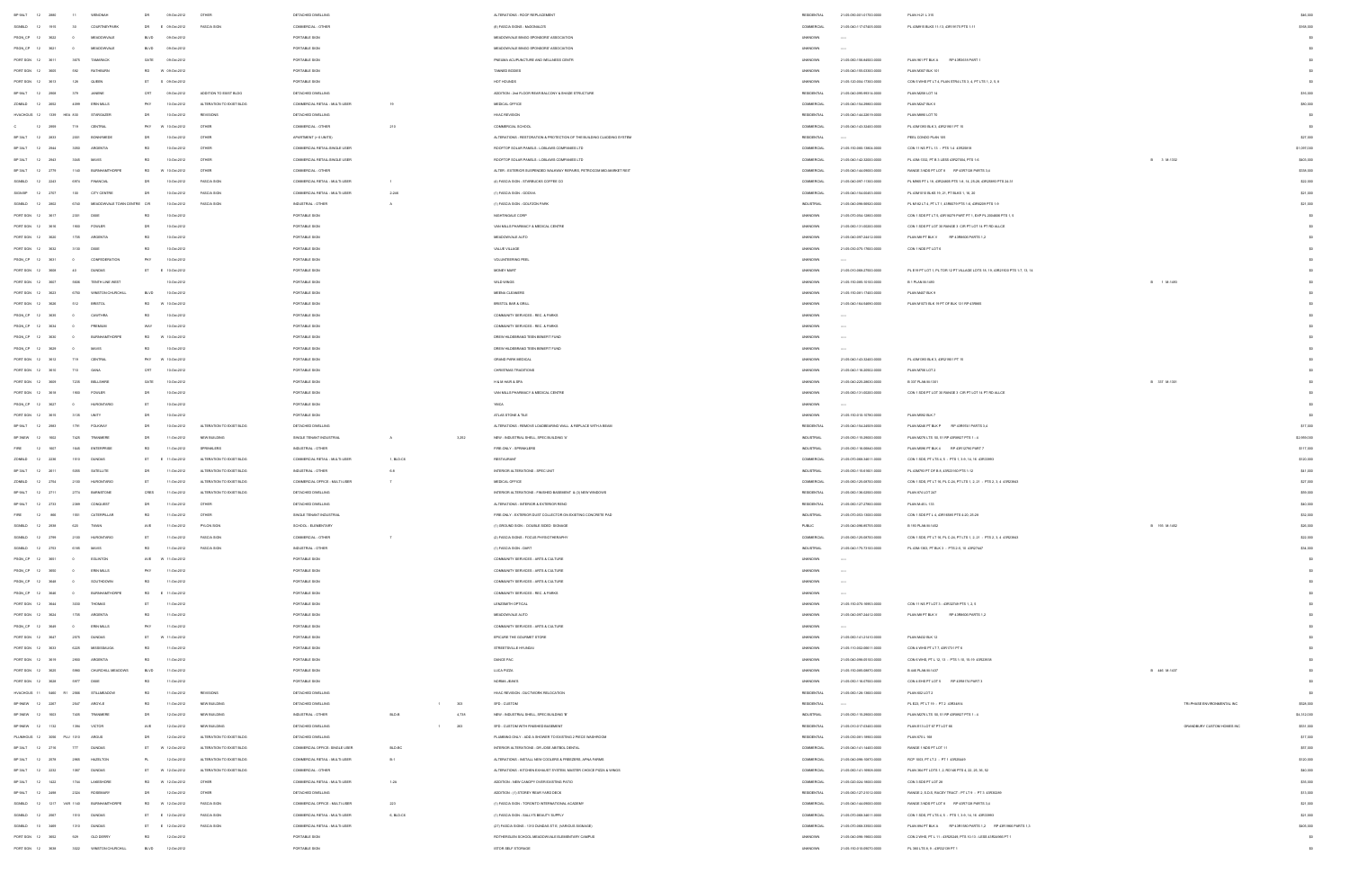| | | | | | | | | | | | | | | | | | | | |
|---|---|---|---|---|---|---|---|---|---|---|---|---|---|---|---|---|---|---|---|
| BP 3ALT | 12 | 3660 | 11 | WESOMAH | DR | | 09-Oct-2012 | OTHER | DETACHED DWELLING | | | | ALTERATIONS - ROOF REPLACEMENT | RESIDENTIAL | 21-05-060-003-01700-0000 | PLAN H-21 L 310 | | | $44,000 |
| SGNBLD | 12 | 1919 | 30 | COURTNEYPARK | DR | E | 09-Oct-2012 | FASCIA SIGN | COMMERCIAL - OTHER | | | | (4) FASCIA SIGNS - McDONALDS | COMMERCIAL | 21-05-040-117-07405-0000 | PL 43M1018 BLKS 11-13, 43R19175 PTS 1-11 | | | $38,000 |
| PSGN_CP | 12 | 3822 | 0 | MEADOWVALE | BLVD | | 09-Oct-2012 | | PORTABLE SIGN | | | | MEADOWVALE BRAVO SPONSORS' ASSOCIATION | UNKNOWN | ---- | | | | $0 |
| PSGN_CP | 12 | 3821 | 0 | MEADOWVALE | BLVD | | 09-Oct-2012 | | PORTABLE SIGN | | | | MEADOWVALE BRAVO SPONSORS' ASSOCIATION | UNKNOWN | ---- | | | | $0 |
| PORT SGN | 12 | 3811 | 3875 | TAMARACK | GATE | | 09-Oct-2012 | | PORTABLE SIGN | | | | PRESMA ACUPUNCTURE AND WELLNESS CENTR | UNKNOWN | 21-05-060-158-64600-0000 | PLAN 951 PT BLK 6 RP 43R3534 PART 1 | | | $0 |
| PORT SGN | 12 | 3800 | 592 | RATHBURN | RD | W | 09-Oct-2012 | | PORTABLE SIGN | | | | TANNED BODIES | UNKNOWN | 21-05-040-155-03300-0000 | PLAN M337 BLK 161 | | | $0 |
| PORT SGN | 12 | 3813 | 128 | QUEEN | ST | S | 09-Oct-2012 | | PORTABLE SIGN | | | | HOT HOUNDS | UNKNOWN | 21-05-120-004-17300-0000 | CON 5 WHS PT LT 4, PLAN STR4 LTS 3, 4, PT LTS 1, 2, 5, 6 | | | $0 |
| BP 3ALT | 12 | 2868 | 378 | JANINE | CRT | | 09-Oct-2012 | ADDITION TO EXIST BLDG | DETACHED DWELLING | | | | ADDITION - 2nd FLOOR REAR BALCONY & SHADE STRUCTURE | RESIDENTIAL | 21-05-040-095-99314-0000 | PLAN M265 LOT 14 | | | $35,000 |
| ZONBLD | 12 | 2652 | 4499 | ERIN MILLS | PKY | | 10-Oct-2012 | ALTERATION TO EXIST BLDG | COMMERCIAL RETAIL - MULTI-USER | 16 | | | MEDICAL OFFICE | COMMERCIAL | 21-05-040-154-09900-0000 | PLAN M247 BLK 3 | | | $60,000 |
| HVACHOUS | 12 | 1339 HEA 100 | | STARGAZER | DR | | 10-Oct-2012 | REVISIONS | DETACHED DWELLING | | | | HVAC REVISION | RESIDENTIAL | 21-05-040-144-20519-0000 | PLAN M895 LOT 70 | | | $0 |
| C | 12 | 2995 | 719 | CENTRAL | PKY | W | 10-Oct-2012 | OTHER | COMMERCIAL - OTHER | 210 | | | COMMERCIAL SCHOOL | COMMERCIAL | 21-05-040-143-32400-0000 | PL 43M1593 BLK 3, 43R21651 PT 10 | | | $0 |
| BP 3ALT | 12 | 3023 | 2201 | BONNYMEDE | DR | | 10-Oct-2012 | OTHER | APARTMENT (> 6 UNITS) | | | | ALTERATIONS - RESTORATION & PROTECTION OF THE BUILDING CLADDING SYSTEM | RESIDENTIAL | ---- | PEEL CONDO PLAN 103 | | | $27,000 |
| BP 3ALT | 12 | 2944 | 3050 | ARGENTIA | RD | | 10-Oct-2012 | OTHER | COMMERCIAL RETAIL-SINGLE USER | | | | ROOFTOP SOLAR PANELS - LOBLAWS COMPANIES LTD | COMMERCIAL | 21-05-150-080-13604-0000 | CON 11 NS PT L 13 - PTS 1-4 43R28819 | | | $1,097,000 |
| BP 3ALT | 12 | 2942 | 3045 | MAVIS | RD | | 10-Oct-2012 | OTHER | COMMERCIAL RETAIL-SINGLE USER | | | | ROOFTOP SOLAR PANELS - LOBLAWS COMPANIES LTD | COMMERCIAL | 21-05-040-142-32000-0000 | PL 43M-1333, PT B 3 LESS 43R27064, PTS 1-6 | B 3 M-1332 | | $403,000 |
| BP 3ALT | 12 | 2779 | 1140 | BURNHAMTHORPE | RD | W | 10-Oct-2012 | OTHER | COMMERCIAL - OTHER | | | | ALTER - EXTERIOR SUSPENDED WALKWAY REPAIRS, PETROCOM AND MARKET BEST | COMMERCIAL | 21-05-040-144-09000-0000 | RANGE 3 NDS PT LOT 8 RP 43R7128 PARTS 3,4 | | | $258,000 |
| SGNBLD | 12 | 2243 | 6975 | FINANCIAL | DR | | 10-Oct-2012 | FASCIA SIGN | COMMERCIAL RETAIL - MULTI-USER | 7 | | | (4) FASCIA SIGNS - STARBUCKS COFFEE CO. | COMMERCIAL | 21-05-040-097-11300-0000 | PL M985 PT L 16, 43R24835 PTS 1-8, 13, 25-26, 43R25683 PTS 24-31 | | | $22,000 |
| SGNBLD | 12 | 2707 | 100 | CITY CENTRE | DR | | 10-Oct-2012 | FASCIA SIGN | COMMERCIAL RETAIL - MULTI-USER | 2-208 | | | (1) FASCIA SIGN - GODIVA | COMMERCIAL | 21-05-040-154-00415-0000 | PL 43M1010 BLKS 19, 21, PT BLKS 1, 16, 20 | | | $21,000 |
| SGNBLD | 12 | 2802 | 6750 | MEADOWVALE TOWN CENTRE | CIR | | 10-Oct-2012 | FASCIA SIGN | INDUSTRIAL - OTHER | A | | | (1) FASCIA SIGN - GOLFTOWN PARK | INDUSTRIAL | 21-05-040-098-08503-0000 | PL M742 LT 4, PT LT 1, 43R6079 PTS 1-6, 43R6209 PTS 1-9 | | | $21,000 |
| PORT SGN | 12 | 3817 | 2301 | DIXIE | RD | | 10-Oct-2012 | | PORTABLE SIGN | | | | NIGHTINGALE CORP | UNKNOWN | 21-05-070-064-13800-0000 | CON 1 SDS PT LT 5, 43R10279 PART PT 1, EXP PL 2064606 PTS 1, 5 | | | $0 |
| PORT SGN | 12 | 3818 | 1900 | FOWLER | DR | | 10-Oct-2012 | | PORTABLE SIGN | | | | VAN MILLS PHARMACY & MEDICAL CENTRE | UNKNOWN | 21-05-060-131-00000-0000 | CON 1 SDS PT LOT 35 RANGE 3 CIR PT LOT 14 PT RD ALLCE | | | $0 |
| PORT SGN | 12 | 3820 | 1705 | ARGENTIA | RD | | 10-Oct-2012 | | PORTABLE SIGN | | | | MEADOWVALE AUTO | UNKNOWN | 21-05-040-097-24412-0000 | PLAN M8 PT BLK 5 RP 43R8826 PARTS 1,2 | | | $0 |
| PORT SGN | 12 | 3832 | 1130 | DIXIE | RD | | 10-Oct-2012 | | PORTABLE SIGN | | | | VALUE VILLAGE | UNKNOWN | 21-05-030-075-17900-0000 | CON 1 NDS PT LOT 6 | | | $0 |
| PSGN_CP | 12 | 3831 | 0 | CONFEDERATION | PKY | | 10-Oct-2012 | | PORTABLE SIGN | | | | VOLUNTEERING PEEL | UNKNOWN | ---- | | | | $0 |
| PORT SGN | 12 | 3809 | 40 | DUNDAS | ST | E | 10-Oct-2012 | | PORTABLE SIGN | | | | MONEY MART | UNKNOWN | 21-05-010-068-27600-0000 | PL E19 PT LOT 1, PL TOR 12 PT VILLAGE LOTS 18, 19, 43R21504 PTS 17, 13, 14 | | | $0 |
| PORT SGN | 12 | 3807 | 5935 | TENTH LINE WEST | | | 10-Oct-2012 | | PORTABLE SIGN | | | | WILD WINGS | UNKNOWN | 21-05-150-085-10100-0000 | B 1 PLAN M-1493 | B 1 M-1493 | | $0 |
| PORT SGN | 12 | 3823 | 6750 | WINSTON CHURCHILL | BLVD | | 10-Oct-2012 | | PORTABLE SIGN | | | | MIRENI CLEANERS | UNKNOWN | 21-05-150-081-17400-0000 | PLAN M437 BLK 9 | | | $0 |
| PORT SGN | 12 | 3826 | 512 | BRISTOL | RD | W | 10-Oct-2012 | | PORTABLE SIGN | | | | BRISTOL BAR & GRILL | UNKNOWN | 21-05-040-164-94800-0000 | PLAN M-573 BLK 19 PT OF BLK 131 RP 43R980 | | | $0 |
| PSGN_CP | 12 | 3835 | 0 | CAWTHRA | RD | | 10-Oct-2012 | | PORTABLE SIGN | | | | COMMUNITY SERVICES - REC. & PARKS | UNKNOWN | ---- | | | | $0 |
| PSGN_CP | 12 | 3834 | 0 | PREMIUM | WAY | | 10-Oct-2012 | | PORTABLE SIGN | | | | COMMUNITY SERVICES - REC. & PARKS | UNKNOWN | ---- | | | | $0 |
| PSGN_CP | 12 | 3830 | 0 | BURNHAMTHORPE | RD | W | 10-Oct-2012 | | PORTABLE SIGN | | | | DREW HILDEBRAND TEEN BENEFIT FUND | UNKNOWN | ---- | | | | $0 |
| PSGN_CP | 12 | 3829 | 0 | MAVIS | RD | | 10-Oct-2012 | | PORTABLE SIGN | | | | DREW HILDEBRAND TEEN BENEFIT FUND | UNKNOWN | ---- | | | | $0 |
| PORT SGN | 12 | 3812 | 719 | CENTRAL | PKY | W | 10-Oct-2012 | | PORTABLE SIGN | | | | GRAND PARK MEDICAL | UNKNOWN | 21-05-040-143-32400-0000 | PL 43M1593 BLK 3, 43R21651 PT 10 | | | $0 |
| PORT SGN | 12 | 3810 | 710 | DANA | CRT | | 10-Oct-2012 | | PORTABLE SIGN | | | | CHRISTMAS TRADITIONS | UNKNOWN | 21-05-040-116-20502-0000 | PLAN M785 LOT 2 | | | $0 |
| PORT SGN | 12 | 3809 | 1205 | BELLSHIRE | GATE | | 10-Oct-2012 | | PORTABLE SIGN | | | | H & M HAIR & SPA | UNKNOWN | 21-05-060-225-28603-0000 | B 337 PLAN M-1391 | B 337 M-1391 | | $0 |
| PORT SGN | 12 | 3819 | 1900 | FOWLER | DR | | 10-Oct-2012 | | PORTABLE SIGN | | | | VAN MILLS PHARMACY & MEDICAL CENTRE | UNKNOWN | 21-05-060-131-00000-0000 | CON 1 SDS PT LOT 35 RANGE 3 CIR PT LOT 14 PT RD ALLCE | | | $0 |
| PSGN_CP | 12 | 3827 | 0 | HURONTARIO | ST | | 10-Oct-2012 | | PORTABLE SIGN | | | | YMCA | UNKNOWN | ---- | | | | $0 |
| PORT SGN | 12 | 3815 | 1170 | UNITY | DR | | 10-Oct-2012 | | PORTABLE SIGN | | | | ATLAS STONE & TILE | UNKNOWN | 21-05-150-010-10760-0000 | PLAN M860 BLK 7 | | | $0 |
| BP 3ALT | 12 | 2983 | 1791 | FOLKWAY | DR | | 10-Oct-2012 | ALTERATION TO EXIST BLDG | DETACHED DWELLING | | | | ALTERATIONS - REMOVE LOADBEARING WALL & REPLACE WITH A BEAM | RESIDENTIAL | 21-05-040-154-24509-0000 | PLAN M246 PT BLK P RP 43R8751 PARTS 3,4 | | | $17,000 |
| BP 9NEW | 12 | 1932 | 1525 | TRANSMERE | DR | | 11-Oct-2012 | NEW BUILDING | SINGLE TENANT INDUSTRIAL | A | | 3,252 | NEW - INDUSTRIAL SHELL, SPEC BUILDING 'A' | INDUSTRIAL | 21-05-050-116-29500-0000 | PLAN M276 LTS 50, 51 RP 43R8827 PTS 1 - 4 | | | $2,993,000 |
| FIRE | 12 | 1927 | 1645 | ENTERPRISE | RD | | 11-Oct-2012 | SPRINKLERS | INDUSTRIAL - OTHER | | | | FIRE ONLY - SPRINKLERS | INDUSTRIAL | 21-05-050-116-06640-0000 | PLAN M808 PT BLK 4 RP 43R12790 PART 7 | | | $117,000 |
| ZONBLD | 12 | 2239 | 1510 | DUNDAS | ST | E | 11-Oct-2012 | ALTERATION TO EXIST BLDG | COMMERCIAL RETAIL - MULTI-USER | 1, BLD-C6 | | | RESTAURANT | COMMERCIAL | 21-05-070-068-34011-0000 | CON 1 SDS PT LTS 4, 5 - PTS 1, 3-9, 14, 19 43R20993 | | | $120,000 |
| BP 3ALT | 12 | 2611 | 5055 | SATELLITE | DR | | 11-Oct-2012 | ALTERATION TO EXIST BLDG | INDUSTRIAL - OTHER | 8,9 | | | INTERIOR ALTERATIONS - SPEC UNIT | INDUSTRIAL | 21-05-050-116-61501-0000 | PL 43M793 PT OF B 8, 43R23160 PTS 1-12 | | | $41,000 |
| ZONBLD | 12 | 2794 | 2150 | HURONTARIO | ST | | 11-Oct-2012 | ALTERATION TO EXIST BLDG | COMMERCIAL OFFICE - MULTI USER | 7 | | | MEDICAL OFFICE | COMMERCIAL | 21-05-040-125-08700-0000 | CON 1 SDS PT LT 10, PL C-24, PT LTS 1, 2, 21 - PTS 2, 3, 4 43R23843 | | | $27,000 |
| BP 3ALT | 12 | 2711 | 2773 | BARNSTONE | CRES | | 11-Oct-2012 | ALTERATION TO EXIST BLDG | DETACHED DWELLING | | | | INTERIOR ALTERATIONS - FINISHED BASEMENT & (3) NEW WINDOWS | RESIDENTIAL | 21-05-060-136-02000-0000 | PLAN 674 LOT 347 | | | $58,000 |
| BP 3ALT | 12 | 2732 | 2389 | CONQUEST | DR | | 11-Oct-2012 | OTHER | DETACHED DWELLING | | | | ALTERATIONS - INTERIOR & EXTERIOR RENO | RESIDENTIAL | 21-05-060-127-27500-0000 | PLAN M-453, 135 | | | $63,000 |
| FIRE | 12 | 886 | 1351 | CATERPILLAR | RD | | 11-Oct-2012 | OTHER | SINGLE TENANT INDUSTRIAL | | | | FIRE ONLY - EXTERIOR DUST COLLECTOR ON EXISTING CONCRETE PAD | INDUSTRIAL | 21-05-070-055-10000-0000 | CON 1 SDS PT L 4, 43R18889 PTS 4-20, 25-26 | | | $32,000 |
| SGNBLD | 12 | 2938 | 620 | TWAIN | AVE | | 11-Oct-2012 | PYLON SIGN | SCHOOL - ELEMENTARY | | | | (1) GROUND SIGN - DOUBLE SIDED SIGNAGE | PUBLIC | 21-05-040-098-85703-0000 | B 193 PLAN M-1452 | B 193 M-1452 | | $20,000 |
| SGNBLD | 12 | 2799 | 2150 | HURONTARIO | ST | | 11-Oct-2012 | FASCIA SIGN | COMMERCIAL - OTHER | 7 | | | (2) FASCIA SIGNS - FOCUS PHYSIOTHERAPHY | COMMERCIAL | 21-05-040-125-08700-0000 | CON 1 SDS PT LT 10, PL C-24, PT LTS 1, 2, 21 - PTS 2, 3, 4 43R23843 | | | $22,000 |
| SGNBLD | 12 | 2753 | 6185 | MAVIS | RD | | 11-Oct-2012 | FASCIA SIGN | INDUSTRIAL - OTHER | | | | (1) FASCIA SIGN - DIRT | INDUSTRIAL | 21-05-040-175-73100-0000 | PL 43M-1363, PT BLK 3 - PTS 2, 9, 10 43R27447 | | | $34,000 |
| PSGN_CP | 12 | 3851 | 0 | EGLINTON | AVE | W | 11-Oct-2012 | | PORTABLE SIGN | | | | COMMUNITY SERVICES - ARTS & CULTURE | UNKNOWN | ---- | | | | $0 |
| PSGN_CP | 12 | 3850 | 0 | ERIN MILLS | PKY | | 11-Oct-2012 | | PORTABLE SIGN | | | | COMMUNITY SERVICES - ARTS & CULTURE | UNKNOWN | ---- | | | | $0 |
| PSGN_CP | 12 | 3848 | 0 | SOUTHDOWN | RD | | 11-Oct-2012 | | PORTABLE SIGN | | | | COMMUNITY SERVICES - ARTS & CULTURE | UNKNOWN | ---- | | | | $0 |
| PSGN_CP | 12 | 3846 | 0 | BURNHAMTHORPE | RD | E | 11-Oct-2012 | | PORTABLE SIGN | | | | COMMUNITY SERVICES - REC. & PARKS | UNKNOWN | ---- | | | | $0 |
| PORT SGN | 12 | 3844 | 3030 | THOMAS | ST | | 11-Oct-2012 | | PORTABLE SIGN | | | | LENSSMITH OPTICAL | UNKNOWN | 21-05-150-070-16953-0000 | CON 11 NS PT LOT 3 - 43R32729 PTS 1, 2, 8 | | | $0 |
| PORT SGN | 12 | 3824 | 1705 | ARGENTIA | RD | | 11-Oct-2012 | | PORTABLE SIGN | | | | MEADOWVALE AUTO | UNKNOWN | 21-05-040-097-24412-0000 | PLAN M8 PT BLK 5 RP 43R8826 PARTS 1,2 | | | $0 |
| PSGN_CP | 12 | 3849 | 0 | ERIN MILLS | PKY | | 11-Oct-2012 | | PORTABLE SIGN | | | | COMMUNITY SERVICES - ARTS & CULTURE | UNKNOWN | ---- | | | | $0 |
| PORT SGN | 12 | 3847 | 2575 | DUNDAS | ST | W | 11-Oct-2012 | | PORTABLE SIGN | | | | EPICURE THE GOURMET STORE | UNKNOWN | 21-05-060-141-21410-0000 | PLAN M420 BLK 12 | | | $0 |
| PORT SGN | 12 | 3833 | 6225 | MISSISSAUGA | RD | | 11-Oct-2012 | | PORTABLE SIGN | | | | STREETSVILLE HYUNDAI | UNKNOWN | 21-05-110-002-06611-0000 | CON 4 WHS PT LT 7, 43R1713 PT 8 | | | $0 |
| PORT SGN | 12 | 3819 | 2980 | ARGENTIA | RD | | 11-Oct-2012 | | PORTABLE SIGN | | | | DANCE PAC | UNKNOWN | 21-05-040-098-00100-0000 | CON 6 WHS, PT L 12, 13 - PTS 1, 8, 10, 15-19 43R23855 | | | $0 |
| PORT SGN | 12 | 3825 | 5960 | CHURCHILL MEADOWS | BLVD | | 11-Oct-2012 | | PORTABLE SIGN | | | | LUCA PIZZA | UNKNOWN | 21-05-150-085-08870-0000 | B 440 PLAN M-1437 | B 440 M-1437 | | $0 |
| PORT SGN | 12 | 3828 | 5977 | DIXIE | RD | | 11-Oct-2012 | | PORTABLE SIGN | | | | NORMA JEANS | UNKNOWN | 21-05-050-116-07000-0000 | CON 4 EHS PT LOT 5 RP 43R9174 PART 3 | | | $0 |
| HVACHOUS | 12 | 1460 RI 2388 | | STILLMEADOW | RD | | 11-Oct-2012 | REVISIONS | DETACHED DWELLING | | | | HVAC REVISION - DUCTWORK RELOCATION | RESIDENTIAL | 21-05-060-128-13600-0000 | PLAN 680 LOT 2 | | | $0 |
| BP 9NEW | 12 | 2267 | 2567 | ARGYLE | RD | | 11-Oct-2012 | NEW BUILDING | DETACHED DWELLING | | 1 | 303 | SFD - CUSTOM | RESIDENTIAL | ---- | PL E23, PT LT 19 - PT 2 43R34814 | | TRI-PHASE ENVIRONMENTAL INC | $526,000 |
| BP 9NEW | 12 | 1933 | 1505 | TRANSMERE | DR | | 12-Oct-2012 | NEW BUILDING | INDUSTRIAL - OTHER | BLD B | | 4,725 | NEW - INDUSTRIAL SHELL, SPEC BUILDING 'B' | INDUSTRIAL | 21-05-050-116-29500-0000 | PLAN M276 LTS 50, 51 RP 43R8827 PTS 1 - 4 | | | $4,313,000 |
| BP 9NEW | 12 | 1132 | 1396 | VICTOR | AVE | | 12-Oct-2012 | NEW BUILDING | DETACHED DWELLING | | 1 | 283 | SFD - CUSTOM WITH FINISHED BASEMENT | RESIDENTIAL | 21-05-010-017-03400-0000 | PLAN E13 LOT 37 PT LOT 68 | | GRANDBURY CUSTOM HOMES INC | $551,000 |
| PLUMHOUS | 12 | 3390 PLU 1310 | | ARGUS | DR | | 12-Oct-2012 | ALTERATION TO EXIST BLDG | DETACHED DWELLING | | | | PLUMBING ONLY - ADD A SHOWER TO EXISTING 2 PIECE WASHROOM | RESIDENTIAL | 21-05-010-061-19900-0000 | PLAN 678 L 186 | | | $17,000 |
| BP 3ALT | 12 | 2716 | 777 | DUNDAS | ST | W | 12-Oct-2012 | ALTERATION TO EXIST BLDG | COMMERCIAL OFFICE- SINGLE USER | BLD-BC | | | INTERIOR ALTERATIONS - DR JOSE ARTEOL DENTAL | COMMERCIAL | 21-05-040-141-14400-0000 | RANGE 1 NDS PT LOT 11 | | | $57,000 |
| BP 3ALT | 12 | 2378 | 2985 | HAZELTON | PL | | 12-Oct-2012 | ALTERATION TO EXIST BLDG | COMMERCIAL RETAIL - MULTI-USER | B-1 | | | INTERIOR ALTERATIONS - INSTALL NEW COOLERS & FREEZERS, APNA FARMS | COMMERCIAL | 21-05-040-098-10670-0000 | PCP 1003, PT LT 2 - PT 1 43R26443 | | | $120,000 |
| BP 3ALT | 12 | 2232 | 1087 | DUNDAS | ST | W | 12-Oct-2012 | ALTERATION TO EXIST BLDG | COMMERCIAL - OTHER | | | | ALTERATIONS - KITCHEN EXHAUST SYSTEM, MASTER CHOICE PIZZA & WINGS | COMMERCIAL | 21-05-040-141-16905-0000 | PLAN 354 PT LOTS 1, 2 RD 540 PTS 4, 22, 25, 30, 32 | | | $62,000 |
| BP 3ALT | 12 | 1422 | 1164 | LAKESHORE | RD | W | 12-Oct-2012 | OTHER | COMMERCIAL RETAIL - MULTI-USER | 1-2A | | | ADDITION - NEW CANOPY OVER EXISTING PATIO | COMMERCIAL | 21-05-020-024-16500-0000 | CON 3 SDS PT LOT 26 | | | $35,000 |
| BP 3ALT | 12 | 2898 | 2324 | ROSEMARY | DR | | 12-Oct-2012 | OTHER | DETACHED DWELLING | | | | ADDITION - (1) STOREY REAR YARD DECK | RESIDENTIAL | 21-05-060-127-23100-0000 | RANGE 3 SDS RACEY TRACT - PT LT 9 - PT 3 43R32285 | | | $11,000 |
| SGNBLD | 12 | 1217 VAR 1140 | | BURNHAMTHORPE | RD | W | 12-Oct-2012 | FASCIA SIGN | COMMERCIAL OFFICE - MULTI USER | 223 | | | (1) FASCIA SIGN - TORONTO INTERNATIONAL ACADEMY | COMMERCIAL | 21-05-040-144-09000-0000 | RANGE 3 NDS PT LOT 8 RP 43R7128 PARTS 3,4 | | | $21,000 |
| SGNBLD | 12 | 2907 | 1510 | DUNDAS | ST | E | 12-Oct-2012 | FASCIA SIGN | COMMERCIAL RETAIL - MULTI-USER | 6, BLD-C6 | | | (1) FASCIA SIGN - SALLY'S BEAUTY SUPPLY | COMMERCIAL | 21-05-070-068-34011-0000 | CON 1 SDS PT LTS 4, 5 - PTS 1, 3-9, 14, 19 43R20993 | | | $21,000 |
| SGNBLD | 12 | 3489 | 1515 | DUNDAS | ST | E | 12-Oct-2012 | FASCIA SIGN | COMMERCIAL RETAIL - MULTI-USER | | | | (37) FASCIA SIGNS - 1515 DUNDAS ST E. (VARIOUS SIGNAGE) | COMMERCIAL | 21-05-070-068-33500-0000 | PLAN 894 PT BLK A RP 43R1390 PARTS 1,2 RP 43R1988 PARTS 1,3 | | | $400,000 |
| PORT SGN | 12 | 3802 | 929 | OLD DERRY | RD | | 12-Oct-2012 | | PORTABLE SIGN | | | | ROTHERGLEN SCHOOL MEADOWVALE ELEMENTARY CAMPUS | UNKNOWN | 21-05-040-098-19600-0000 | CON 2 WHS, PT L 11 - 43R25245, PTS 10-11, LESS 43R24863 PT 1 | | | $0 |
| PORT SGN | 12 | 3836 | 3022 | WINSTON CHURCHILL | BLVD | | 12-Oct-2012 | | PORTABLE SIGN | | | | STOR SELF STORAGE | UNKNOWN | 21-05-150-010-09570-0000 | PL 384 LTS 8, 9 - 43R32139 PT 1 | | | $0 |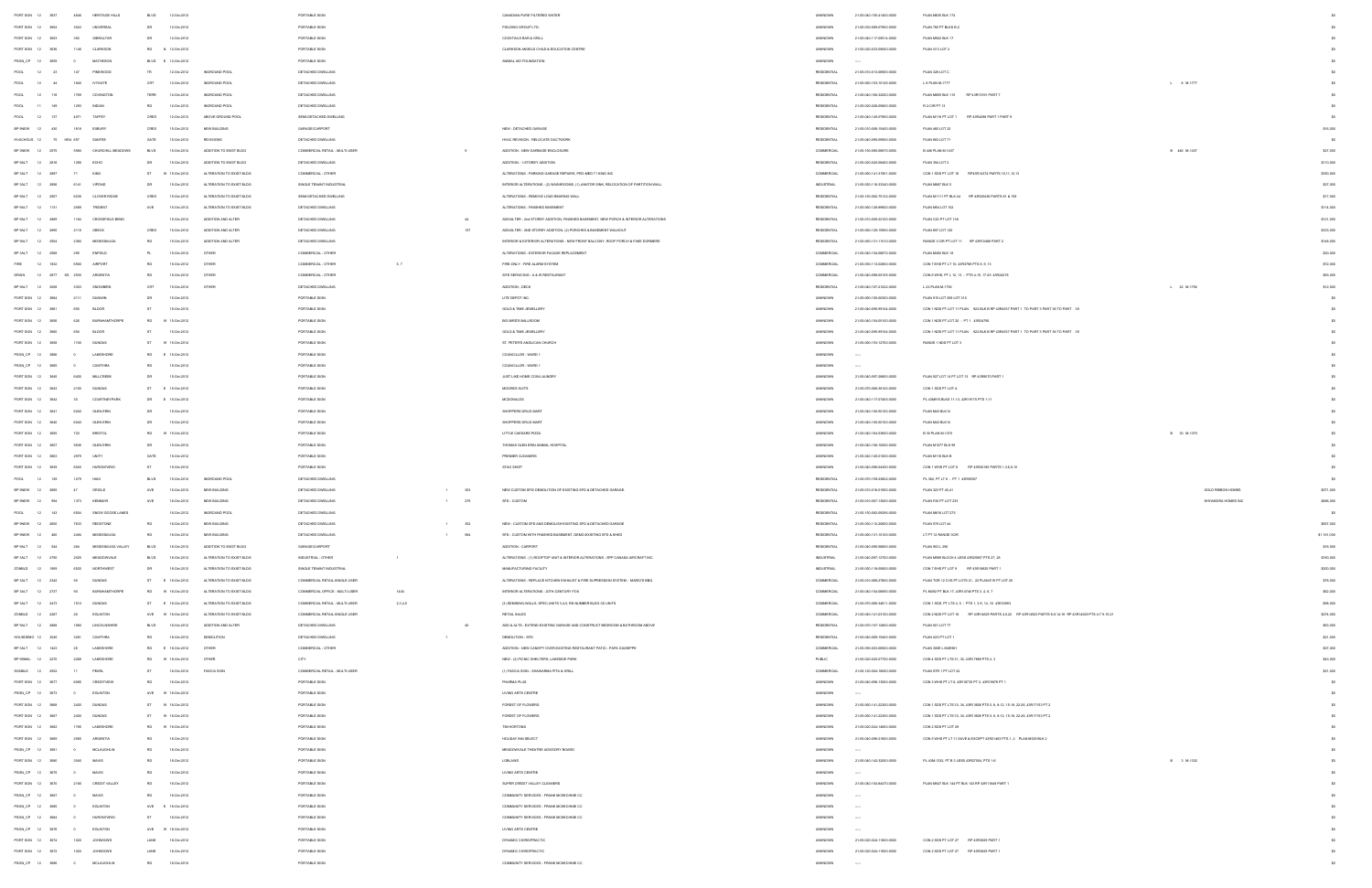| | | | | | | | | | | | | | | | | | | | |
|---|---|---|---|---|---|---|---|---|---|---|---|---|---|---|---|---|---|---|---|
| PORT SGN | 12 | 3637 | 4848 | HERITAGE HILLS | BLVD | | 12-Oct-2012 | | PORTABLE SIGN | | | | CANADIAN PURE FILTERED WATER | UNKNOWN | 21-05-040-155-41400-0000 | PLAN M850 BLK 174 | | | $0 |
| PORT SGN | 12 | 3654 | 5040 | UNIVERSAL | DR | | 12-Oct-2012 | | PORTABLE SIGN | | | | FIELDING GROUP LTD | UNKNOWN | 21-05-060-089-07900-0000 | PLAN 768 PT BLKS B,C | | | $0 |
| PORT SGN | 12 | 3653 | 390 | GIBRALTAR | DR | | 12-Oct-2012 | | PORTABLE SIGN | | | | COCKTAILS BAR & GRILL | UNKNOWN | 21-05-040-117-09514-0000 | PLAN M552 BLK 17 | | | $0 |
| PORT SGN | 12 | 3656 | 1138 | CLARKSON | RD | N | 12-Oct-2012 | | PORTABLE SIGN | | | | CLARKSON ANGELS CHILD & EDUCATION CENTRE | UNKNOWN | 21-05-020-033-05000-0000 | PLAN G13 LOT 2 | | | $0 |
| PSGN_CP | 12 | 3659 | 0 | MATHESON | BLVD | E | 12-Oct-2012 | | PORTABLE SIGN | | | | ANIMAL AID FOUNDATION | UNKNOWN | ---- | | | | $0 |
| POOL | 12 | 23 | 147 | PINEWOOD | TR | | 12-Oct-2012 | INGROUND POOL | DETACHED DWELLING | | | | | RESIDENTIAL | 21-05-010-013-09900-0000 | PLAN 328 LOT C | | | $0 |
| POOL | 12 | 44 | 1660 | IVYGATE | CRT | | 12-Oct-2012 | INGROUND POOL | DETACHED DWELLING | | | | | RESIDENTIAL | 21-05-060-155-10163-0000 | L 8 PLAN M-1777 | L 8 M-1777 | | $0 |
| POOL | 12 | 118 | 1799 | COVINGTON | TERR | | 12-Oct-2012 | INGROUND POOL | DETACHED DWELLING | | | | | RESIDENTIAL | 21-05-060-160-32000-0000 | PLAN M935 BLK 110 RP 43R15161 PART 7 | | | $0 |
| POOL | 11 | 149 | 1290 | INDIAN | RD | | 12-Oct-2012 | INGROUND POOL | DETACHED DWELLING | | | | | RESIDENTIAL | 21-05-020-028-09900-0000 | PLD CR PT 13 | | | $0 |
| POOL | 12 | 137 | 4371 | TAPPEY | CRES | | 12-Oct-2012 | ABOVE GROUND POOL | SEMI-DETACHED DWELLING | | | | | RESIDENTIAL | 21-05-040-145-07900-0000 | PLAN M118 PT LOT 1 RP 43R6288 PART 1 PART 9 | | | $0 |
| BP 9NEW | 12 | 430 | 1519 | ENBURY | CRES | | 15-Oct-2012 | NEW BUILDING | GARAGE/CARPORT | | | | NEW - DETACHED GARAGE | RESIDENTIAL | 21-05-010-050-16400-0000 | PLAN 468 LOT 32 | | | $34,000 |
| HVACHOUS | 12 | 75 | 4804 4327 | GANTER | GATE | | 15-Oct-2012 | REVISIONS | DETACHED DWELLING | | | | HVAC REVISION - RELOCATE DUCTWORK | RESIDENTIAL | 21-05-040-095-00560-0000 | PLAN 483 LOT 71 | | | $0 |
| BP 9NEW | 12 | 2075 | 5960 | CHURCHILL MEADOWS | BLVD | | 15-Oct-2012 | ADDITION TO EXIST BLDG | COMMERCIAL RETAIL - MULTI-USER | 9 | | | ADDITION - NEW GARBAGE ENCLOSURE | COMMERCIAL | 21-05-150-080-08970-0000 | B 445 PLAN M-1437 | B 445 M-1437 | | $27,000 |
| BP 9ALT | 12 | 2618 | 1288 | ECHO | DR | | 15-Oct-2012 | ADDITION TO EXIST BLDG | DETACHED DWELLING | | | | ADDITION - 1-STOREY ADDITION | RESIDENTIAL | 21-05-020-022-08400-0000 | PLAN 395 LOT 3 | | | $110,000 |
| BP 9ALT | 12 | 2697 | 71 | KING | ST | W | 15-Oct-2012 | ALTERATION TO EXIST BLDG | COMMERCIAL - OTHER | | | | ALTERATIONS - PARKING GARAGE REPAIRS, PRO-MED 71 KING INC | COMMERCIAL | 21-05-040-141-31901-0000 | CON 1 SDS PT LOT 16 RP 43R14274 PARTS 10,11,12,13 | | | $300,000 |
| BP 9ALT | 12 | 2895 | 6141 | VIPOND | DR | | 15-Oct-2012 | ALTERATION TO EXIST BLDG | SINGLE TENANT INDUSTRIAL | | | | INTERIOR ALTERATIONS - (2) WASHROOMS, (1) JANITOR SINK, RELOCATION OF PARTITION WALL | INDUSTRIAL | 21-05-050-116-33340-0000 | PLAN M897 BLK 5 | | | $27,000 |
| BP 9ALT | 12 | 2937 | 6036 | CLOVER RIDGE | CRES | | 15-Oct-2012 | ALTERATION TO EXIST BLDG | SEMI-DETACHED DWELLING | | | | ALTERATIONS - REMOVE LOAD BEARING WALL | RESIDENTIAL | 21-05-150-082-79123-0000 | PLAN M1111 PT BLK 44 RP 43R20436 PARTS 81 & 159 | | | $17,000 |
| BP 9ALT | 12 | 1131 | 2589 | TRIDENT | AVE | | 15-Oct-2012 | ALTERATION TO EXIST BLDG | DETACHED DWELLING | | | | ALTERATIONS - FINISHED BASEMENT | RESIDENTIAL | 21-05-060-128-99800-0000 | PLAN M94 LOT 102 | | | $114,000 |
| BP 9ALT | 12 | 2899 | 1164 | CROSSFIELD | BEND | | 15-Oct-2012 | ADDITION AND ALTER | DETACHED DWELLING | | | 44 | ADD/ALTER - 2nd STOREY ADDITION, FINISHED BASEMENT, NEW PORCH & INTERIOR ALTERATIONS | RESIDENTIAL | 21-05-010-009-22100-0000 | PLAN C20 PT LOT 136 | | | $121,000 |
| BP 9ALT | 12 | 2990 | 2174 | OBECK | CRES | | 15-Oct-2012 | ADDITION AND ALTER | DETACHED DWELLING | | | 157 | ADD/ALTER - 2ND STOREY ADDITION, (2) PORCHES & BASEMENT WALKOUT | RESIDENTIAL | 21-05-060-126-19900-0000 | PLAN 697 LOT 120 | | | $333,000 |
| BP 9ALT | 12 | 2904 | 2390 | MISSISSAUGA | RD | | 15-Oct-2012 | ADDITION AND ALTER | DETACHED DWELLING | | | | INTERIOR & EXTERIOR ALTERATIONS - NEW FRONT BALCONY, ROOF PORCH & FAKE DORMERS | RESIDENTIAL | 21-05-060-131-11010-0000 | RANGE 3 CIR PT LOT 11 RP 43R13489 PART 2 | | | $168,000 |
| BP 9ALT | 12 | 2966 | 295 | ENFIELD | PL | | 15-Oct-2012 | OTHER | COMMERCIAL - OTHER | | | | ALTERATIONS - EXTERIOR FACADE REPLACEMENT | COMMERCIAL | 21-05-040-154-00070-0000 | PLAN M492 BLK 18 | | | $30,000 |
| FIRE | 12 | 1632 | 6900 | AIRPORT | RD | | 15-Oct-2012 | OTHER | COMMERCIAL - OTHER | 5, 7 | | | FIRE ONLY - FIRE ALARM SYSTEM | COMMERCIAL | 21-05-050-113-02800-0000 | CON 7 EHS PT LT 10, 43R3798 PTS 4, 9, 13 | | | $72,000 |
| SRVIN | 12 | 2877 SS | 2950 | ARGENTIA | RD | | 15-Oct-2012 | OTHER | COMMERCIAL - OTHER | | | | SITE SERVICING - A & W RESTAURANT | COMMERCIAL | 21-05-040-098-05155-0000 | CON 6 WHS, PT L 12, 13 - PTS 4-15, 17-25, 43R34219 | | | $65,000 |
| BP 9ALT | 12 | 3009 | 3363 | SNOWBIRD | CRT | | 15-Oct-2012 | OTHER | DETACHED DWELLING | | | | ADDITION - DECK | RESIDENTIAL | 21-05-040-107-21022-0000 | L 22 PLAN M-1792 | L 22 M-1792 | | $12,000 |
| PORT SGN | 12 | 3664 | 2111 | DUNWIN | DR | | 15-Oct-2012 | | PORTABLE SIGN | | | | LITE DEPOT INC | UNKNOWN | 21-05-060-155-00300-0000 | PLAN 915 LOT 309 LOT 310 | | | $0 |
| PORT SGN | 12 | 3661 | 600 | BLOOR | ST | | 15-Oct-2012 | | PORTABLE SIGN | | | | GOLD & TIME JEWELLERY | UNKNOWN | 21-05-040-095-99134-0000 | CON 1 NDS PT LOT 11 PLAN 922 BLK B RP 43R4037 PART 1 TO PART 3 PART 30 TO PART 39 | | | $0 |
| PORT SGN | 12 | 3660 | 626 | BURNHAMTHORPE | RD | W | 15-Oct-2012 | | PORTABLE SIGN | | | | BIG BIRDS WILLROOMS | UNKNOWN | 21-05-040-154-00100-0000 | CON 1 NDS PT LOT 20 - PT 1 43R34788 | | | $0 |
| PORT SGN | 12 | 3662 | 600 | BLOOR | ST | | 15-Oct-2012 | | PORTABLE SIGN | | | | GOLD & TIME JEWELLERY | UNKNOWN | 21-05-040-095-99134-0000 | CON 1 NDS PT LOT 11 PLAN 922 BLK B RP 43R4037 PART 1 TO PART 3 PART 30 TO PART 39 | | | $0 |
| PORT SGN | 12 | 3658 | 1750 | DUNDAS | ST | W | 15-Oct-2012 | | PORTABLE SIGN | | | | ST. PETER'S ANGLICAN CHURCH | UNKNOWN | 21-05-060-133-12700-0000 | RANGE 1 NDS PT LOT 3 | | | $0 |
| PSGN_CP | 12 | 3666 | 0 | LAKESHORE | RD | E | 15-Oct-2012 | | PORTABLE SIGN | | | | COUNCILLOR - WARD 1 | UNKNOWN | ---- | | | | $0 |
| PSGN_CP | 12 | 3665 | 0 | CAWTHRA | RD | | 15-Oct-2012 | | PORTABLE SIGN | | | | COUNCILLOR - WARD 1 | UNKNOWN | ---- | | | | $0 |
| PORT SGN | 12 | 3640 | 6400 | MILLCREEK | DR | | 15-Oct-2012 | | PORTABLE SIGN | | | | JUST LIKE HOME COIN LAUNDRY | UNKNOWN | 21-05-040-097-28600-0000 | PLAN 927 LOT 14 PT LOT 13 RP 43R6670 PART 1 | | | $0 |
| PORT SGN | 12 | 3643 | 2150 | DUNDAS | ST | E | 15-Oct-2012 | | PORTABLE SIGN | | | | MOORES SUITS | UNKNOWN | 21-05-070-068-36100-0000 | CON 1 SDS PT LOT 6 | | | $0 |
| PORT SGN | 12 | 3642 | 30 | COURTNEYPARK | DR | E | 15-Oct-2012 | | PORTABLE SIGN | | | | MCDONALDS | UNKNOWN | 21-05-040-117-07405-0000 | PL 43M915 BLKS 11-13, 43R19173 PTS 1-11 | | | $0 |
| PORT SGN | 12 | 3641 | 6040 | GLEN ERIN | DR | | 15-Oct-2012 | | PORTABLE SIGN | | | | SHOPPERS DRUG MART | UNKNOWN | 21-05-040-155-50100-0000 | PLAN M43 BLK N | | | $0 |
| PORT SGN | 12 | 3640 | 6040 | GLEN ERIN | DR | | 15-Oct-2012 | | PORTABLE SIGN | | | | SHOPPERS DRUG MART | UNKNOWN | 21-05-040-155-50100-0000 | PLAN M43 BLK N | | | $0 |
| PORT SGN | 12 | 3655 | 720 | BRISTOL | RD | W | 15-Oct-2012 | | PORTABLE SIGN | | | | LITTLE CAESARS PIZZA | UNKNOWN | 21-05-040-154-00900-0000 | B 30 PLAN M-1373 | B 30 M-1373 | | $0 |
| PORT SGN | 12 | 3657 | 5636 | GLEN ERIN | DR | | 15-Oct-2012 | | PORTABLE SIGN | | | | THOMAS GLEN ERIN ANIMAL HOSPITAL | UNKNOWN | 21-05-040-158-10000-0000 | PLAN M577 BLK 99 | | | $0 |
| PORT SGN | 12 | 3663 | 2970 | UNITY | GATE | | 15-Oct-2012 | | PORTABLE SIGN | | | | PREMIER CLEANERS | UNKNOWN | 21-05-040-149-01000-0000 | PLAN M718 BLK B | | | $0 |
| PORT SGN | 12 | 3639 | 6020 | HURONTARIO | ST | | 15-Oct-2012 | | PORTABLE SIGN | | | | STAG SHOP | UNKNOWN | 21-05-040-098-04300-0000 | CON 1 WHS PT LOT 6 RP 43R26190 PARTS 1,3,6,10 | | | $0 |
| POOL | 12 | 128 | 1279 | HAIG | BLVD | | 15-Oct-2012 | INGROUND POOL | DETACHED DWELLING | | | | | RESIDENTIAL | 21-05-070-159-23902-0000 | PL 382, PT LT 9 - PT 1 43R29057 | | | $0 |
| BP 9NEW | 12 | 2685 | 47 | ORIOLE | AVE | | 15-Oct-2012 | NEW BUILDING | DETACHED DWELLING | | 1 | 303 | NEW CUSTOM SFD-DEMOLITION OF EXISTING SFD & DETACHED GARAGE | RESIDENTIAL | 21-05-010-016-01900-0000 | PLAN 322 PT 40,41 | | GOLD RIBBON HOMES | $571,000 |
| BP 9NEW | 12 | 994 | 1373 | KENMUIR | AVE | | 15-Oct-2012 | NEW BUILDING | DETACHED DWELLING | | 1 | 279 | SFD - CUSTOM | RESIDENTIAL | 21-05-010-007-15000-0000 | PLAN F20 PT LOT 233 | | DHHAGNIA HOMES INC | $486,000 |
| POOL | 12 | 143 | 6904 | SNOW GOOSE | LANES | | 15-Oct-2012 | INGROUND POOL | DETACHED DWELLING | | | | | RESIDENTIAL | 21-05-150-082-05056-0000 | PLAN M518 LOT 275 | | | $0 |
| BP 9NEW | 12 | 2017 | 7023 | REDSTONE | RD | | 15-Oct-2012 | NEW BUILDING | DETACHED DWELLING | | 1 | 382 | NEW - CUSTOM SFD AND DEMOLISH EXISTING SFD & DETACHED GARAGE | RESIDENTIAL | 21-05-050-112-20600-0000 | PLAN 578 LOT 44 | | | $687,000 |
| BP 9NEW | 12 | 480 | 2494 | MISSISSAUGA | RD | | 15-Oct-2012 | NEW BUILDING | DETACHED DWELLING | | 1 | 594 | SFD - CUSTOM WITH FINISHED BASEMENT, DEMO EXISTING SFD & SHED | RESIDENTIAL | 21-05-060-131-10100-0000 | LT PT 12 RANGE 3CIR | | | $1,161,000 |
| BP 9ALT | 12 | 944 | 266 | MISSISSAUGA VALLEY | BLVD | | 15-Oct-2012 | ADDITION TO EXIST BLDG | DETACHED DWELLING | | | | ADDITION - CARPORT | RESIDENTIAL | 21-05-040-095-00000-0000 | PLAN 903 L 299 | | | $10,000 |
| BP 9ALT | 12 | 2755 | 2025 | MEADOWVALE | BLVD | | 15-Oct-2012 | ALTERATION TO EXIST BLDG | INDUSTRIAL - OTHER | 1 | | | ALTERATIONS - (1) ROOFTOP UNIT & INTERIOR ALTERATIONS - SPP CANADA AIRCRAFT INC. | INDUSTRIAL | 21-05-040-097-12700-0000 | PLAN M589 BLOCK 4 LESS 43R20667 PTS 27, 28 | | | $160,000 |
| ZONBLD | 12 | 1909 | 6525 | NORTHWEST | DR | | 15-Oct-2012 | ALTERATION TO EXIST BLDG | SINGLE TENANT INDUSTRIAL | | | | MANUFACTURING FACILITY | INDUSTRIAL | 21-05-050-116-00000-0000 | CON 7 EHS PT LOT 9 RP 43R19843 PART 1 | | | $200,000 |
| BP 9ALT | 12 | 2342 | 50 | DUNDAS | ST | E | 15-Oct-2012 | ALTERATION TO EXIST BLDG | COMMERCIAL RETAIL-SINGLE USER | | | | ALTERATIONS - REPLACE KITCHEN EXHAUST & FIRE SUPPRESSION SYSTEM - MARKS BBQ | COMMERCIAL | 21-05-010-080-27900-0000 | PLAN TOR 12 CVR PT LOTS 21, 22 PLAN E19 PT LOT 20 | | | $73,000 |
| BP 9ALT | 12 | 2737 | 90 | BURNHAMTHORPE | RD | W | 15-Oct-2012 | ALTERATION TO EXIST BLDG | COMMERCIAL OFFICE - MULTI-USER | 1404 | | | INTERIOR ALTERATIONS - 20TH CENTURY FOX | COMMERCIAL | 21-05-040-154-00600-0000 | PL M492 PT BLK 17, 43R14746 PTS 3, 4, 6, 7 | | | $62,000 |
| BP 9ALT | 12 | 2473 | 1910 | DUNDAS | ST | E | 15-Oct-2012 | ALTERATION TO EXIST BLDG | COMMERCIAL RETAIL - MULTI-USER | 2,3,4,5 | | | (3) DEMISING WALLS, SPEC UNITS 3,4,5; RE-NUMBER BLDG (4) UNITS | COMMERCIAL | 21-05-070-068-34611-0000 | CON 1 SDS, PT LTS 4, 5 - PTS 1, 3-5, 16-19 43R30993 | | | $98,000 |
| ZONBLD | 12 | 2287 | 25 | EGLINTON | AVE | W | 15-Oct-2012 | ALTERATION TO EXIST BLDG | COMMERCIAL RETAIL-SINGLE USER | | | | RETAIL SALES | COMMERCIAL | 21-05-040-143-03100-0000 | CON 2NDS PT LOT 18 RP 43R14820 PARTS 4,5,22 RP 43R14823 PARTS 5,6,14,15 RP 43R14829 PTS 6,7 & 15,21 | | | $210,000 |
| BP 9ALT | 12 | 2880 | 1880 | LINCOLNSHIRE | BLVD | | 15-Oct-2012 | ADDITION AND ALTER | DETACHED DWELLING | | | 40 | ADD & ALTS - EXTEND EXISTING GARAGE AND CONVERT BEDROOM & BATHROOM ABOVE | RESIDENTIAL | 21-05-060-127-12800-0000 | PLAN 551 LOT 77 | | | $63,000 |
| HOUSDEMO | 12 | 1049 | 1261 | CAWTHRA | RD | | 15-Oct-2012 | DEMOLITION | DETACHED DWELLING | | 1 | | DEMOLITION - SFD | RESIDENTIAL | 21-05-040-095-15400-0000 | PLAN A23 PT LOT 1 | | | $0 |
| BP 9ALT | 12 | 1423 | 26 | LAKESHORE | RD | E | 15-Oct-2012 | OTHER | COMMERCIAL - OTHER | | | | ADDITION - NEW CANOPY OVER EXISTING RESTAURANT PATIO - PAPA GIUSEPPE | COMMERCIAL | 21-05-090-003-09500-0000 | PLAN 300E L WARSH | | | $27,000 |
| BP 9SMAL | 12 | 3270 | 2268 | LAKESHORE | RD | W | 15-Oct-2012 | OTHER | CITY | | | | NEW - (2) PICNIC SHELTERS, LAKESIDE PARK | PUBLIC | 21-05-020-020-07700-0000 | CON 4 SDS PT LTS 31, 32, 43R17989 PTS 2, 3 | | | $43,000 |
| SGNBLD | 12 | 2932 | 11 | PEARL | ST | | 15-Oct-2012 | FASCIA SIGN | COMMERCIAL RETAIL - MULTI-USER | | | | (1) FASCIA SIGN - SHAWARMA PITA & GRILL | COMMERCIAL | 21-05-120-004-16000-0000 | PLAN STR 1 PT LOT 33 | | | $21,000 |
| PORT SGN | 12 | 3677 | 6085 | CREDITVIEW | RD | | 16-Oct-2012 | | PORTABLE SIGN | | | | PHARMA PLUS | UNKNOWN | 21-05-040-098-13000-0000 | CON 3 WHS PT LT 6, 43R18730 PT 2, 43R19476 PT 1 | | | $0 |
| PSGN_CP | 12 | 3675 | 0 | EGLINTON | AVE | W | 16-Oct-2012 | | PORTABLE SIGN | | | | LIVING ARTS CENTRE | UNKNOWN | ---- | | | | $0 |
| PORT SGN | 12 | 3668 | 2400 | DUNDAS | ST | W | 16-Oct-2012 | | PORTABLE SIGN | | | | FOREST OF FLOWERS | UNKNOWN | 21-05-060-141-22300-0000 | CON 1 SDS PT LTS 33, 34, 43R13586 PTS 5, 6, 8-13, 15,16, 22-24, 43R17151 PT 2 | | | $0 |
| PORT SGN | 12 | 3667 | 2400 | DUNDAS | ST | W | 16-Oct-2012 | | PORTABLE SIGN | | | | FOREST OF FLOWERS | UNKNOWN | 21-05-060-141-22300-0000 | CON 1 SDS PT LTS 33, 34, 43R13586 PTS 5, 6, 8-13, 15,16, 22-24, 43R17151 PT 2 | | | $0 |
| PORT SGN | 12 | 3682 | 1795 | LAKESHORE | RD | W | 16-Oct-2012 | | PORTABLE SIGN | | | | TIM HORTONS | UNKNOWN | 21-05-020-024-16800-0000 | CON 3 SDS PT LOT 29 | | | $0 |
| PORT SGN | 12 | 3669 | 2565 | ARGENTIA | RD | | 16-Oct-2012 | | PORTABLE SIGN | | | | HOLIDAY INN SELECT | UNKNOWN | 21-05-040-098-21600-0000 | CON 6 WHS PT LT 11 SAVE & EXCEPT 43R21483 PTS 1, 2 PLAN 43M1804 BLK 2 | | | $0 |
| PSGN_CP | 12 | 3681 | 0 | MCLAUGHLIN | RD | | 16-Oct-2012 | | PORTABLE SIGN | | | | MEADOWVALE THEATRE ADVISORY BOARD | UNKNOWN | ---- | | | | $0 |
| PORT SGN | 12 | 3680 | 3045 | MAVIS | RD | | 16-Oct-2012 | | PORTABLE SIGN | | | | LOBLAWS | UNKNOWN | 21-05-040-142-32000-0000 | PL 43M-1332, PT B 1 LESS 43R27004, PTS 1-5 | B 3 M-1332 | | $0 |
| PSGN_CP | 12 | 3678 | 0 | MAVIS | RD | | 16-Oct-2012 | | PORTABLE SIGN | | | | LIVING ARTS CENTRE | UNKNOWN | ---- | | | | $0 |
| PORT SGN | 12 | 3676 | 2180 | CREDIT VALLEY | RD | | 16-Oct-2012 | | PORTABLE SIGN | | | | SUPER CREDIT VALLEY CLEANERS | UNKNOWN | 21-05-040-154-84470-0000 | PLAN M547 BLK 144 PT BLK 143 RP 43R11848 PART 1 | | | $0 |
| PSGN_CP | 12 | 3687 | 0 | MAVIS | RD | | 16-Oct-2012 | | PORTABLE SIGN | | | | COMMUNITY SERVICES - FRANK MCKECHNIE CC | UNKNOWN | ---- | | | | $0 |
| PSGN_CP | 12 | 3685 | 0 | EGLINTON | AVE | E | 16-Oct-2012 | | PORTABLE SIGN | | | | COMMUNITY SERVICES - FRANK MCKECHNIE CC | UNKNOWN | ---- | | | | $0 |
| PSGN_CP | 12 | 3684 | 0 | HURONTARIO | ST | | 16-Oct-2012 | | PORTABLE SIGN | | | | COMMUNITY SERVICES - FRANK MCKECHNIE CC | UNKNOWN | ---- | | | | $0 |
| PSGN_CP | 12 | 3679 | 0 | EGLINTON | AVE | W | 16-Oct-2012 | | PORTABLE SIGN | | | | LIVING ARTS CENTRE | UNKNOWN | ---- | | | | $0 |
| PORT SGN | 12 | 3674 | 1920 | JOHNSONS | LANE | | 16-Oct-2012 | | PORTABLE SIGN | | | | DYNAMIC CHIROPRACTIC | UNKNOWN | 21-05-020-024-11500-0000 | CON 3 SDS PT LOT 27 RP 43R3829 PART 1 | | | $0 |
| PORT SGN | 12 | 3672 | 1920 | JOHNSONS | LANE | | 16-Oct-2012 | | PORTABLE SIGN | | | | DYNAMIC CHIROPRACTIC | UNKNOWN | 21-05-020-024-11500-0000 | CON 3 SDS PT LOT 27 RP 43R3829 PART 1 | | | $0 |
| PSGN_CP | 12 | 3686 | 0 | MCLAUGHLIN | RD | | 16-Oct-2012 | | PORTABLE SIGN | | | | COMMUNITY SERVICES - FRANK MCKECHNIE CC | UNKNOWN | ---- | | | | $0 |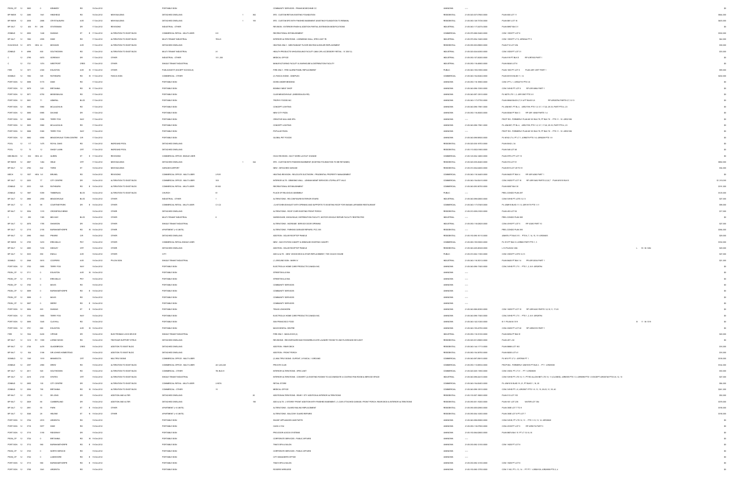| | | | | | | | | | | | | | | | | | | |
|---|---|---|---|---|---|---|---|---|---|---|---|---|---|---|---|---|---|---|
| PSGN_CP | 12 | 3683 | 0 | KENNEDY | RD | | 18-Oct-2012 | | PORTABLE SIGN | | | | COMMUNITY SERVICES - FRANK MCKECHNIE CC | UNKNOWN | ---- | | | $0 |
| BP 9NEW | 12 | 2465 | 1847 | HINDHEAD | RD | | 18-Oct-2012 | NEW BUILDING | DETACHED DWELLING | | 1 | 302 | SFD - CUSTOM RETAIN EXISTING FOUNDATION | RESIDENTIAL | 21-05-020-072-07800-0000 | PLAN 680 LOT 11 | | $544,000 |
| BP 9NEW | 12 | 2699 | 2388 | CRYSTALBURN | AVE | | 17-Oct-2012 | NEW BUILDING | DETACHED DWELLING | | 1 | 193 | SFD - CUSTOM SFD WITH FINISHED BASEMENT (EXISTING FOUNDATION TO REMAIN) | RESIDENTIAL | 21-05-040-128-72700-0000 | PLAN 681 LOT 58 | | $405,000 |
| BP 3ALT | 12 | 404 R1 | 26K | STATESMAN | DR | | 17-Oct-2012 | REVISIONS | INDUSTRIAL - OTHER | | | | REVISION - EXTERIOR FINISH & ADDITION PARTIAL EXTENSION MODIFICATIONS | INDUSTRIAL | 21-05-060-117-24374-0000 | PLAN M957 BLK 31 | | $0 |
| ZONBLD | 12 | 2882 | 1248 | DUNDAS | ST | E | 17-Oct-2012 | ALTERATION TO EXIST BLDG | COMMERCIAL RETAIL - MULTI-USER | 8-9 | | | RECREATIONAL ESTABLISHMENT | COMMERCIAL | 21-05-070-068-33400-0000 | CON 1 SDS PT LOT 6 | | $306,000 |
| BP 3ALT | 12 | 1965 | 2555 | DIXIE | RD | | 17-Oct-2012 | ALTERATION TO EXIST BLDG | MULTI-TENANT INDUSTRIAL | 7B & 8 | | | INTERIOR ALTERATIONS - 2-DEMISING WALL, SPEC-UNIT 7B | INDUSTRIAL | 21-05-070-004-13400-0000 | CON 1 SDS PT LT 5, 43R8344 PT 5 | | $42,000 |
| HVACHOUS | 12 | 2873 HSE | 24 | MOHAWK | AVE | | 17-Oct-2012 | ALTERATION TO EXIST BLDG | DETACHED DWELLING | | | | HEATING ONLY - NEW RADIANT FLOOR HEATING & BOILER REPLACEMENT | RESIDENTIAL | 21-05-090-003-09600-0000 | PLAN F12 LOT 284 | | $59,000 |
| ZONBLD | 8 | 4996 | 850 | SOUTHDOWN | RD | | 17-Oct-2012 | ALTERATION TO EXIST BLDG | MULTI-TENANT INDUSTRIAL | A1 | | | HEALTH PRODUCTS WHOLESALING FACILITY (MAX 29% ACCESSORY RETAIL - 'B' 3451/2) | INDUSTRIAL | 21-05-020-024-04300-0000 | CON 3 SDS PT LOT 31 | | $33,000 |
| C | 12 | 2795 | 6875 | GOREWAY | DR | | 17-Oct-2012 | OTHER | INDUSTRIAL - OTHER | 101, 200 | | | MEDICAL OFFICE | INDUSTRIAL | 21-05-050-107-05200-0000 | PLAN 918 PT BLK B RP 43R7850 PART 1 | | $0 |
| C | 12 | 1721 | 1374 | WESTPORT | CRES | | 17-Oct-2012 | OTHER | SINGLE TENANT INDUSTRIAL | | | | MANUFACTURING FACILITY & WAREHOUSE & DISTRIBUTION FACILITY | INDUSTRIAL | 21-05-050-116-40800-0000 | PLAN M240 LOT 8 | | $0 |
| FIRE | 12 | 1671 | 2300 | EGLINTON | AVE | W | 17-Oct-2012 | OTHER | PUBLIC/INSTIT (EXCEPT SCHOOLS) | | | | FIRE ONLY - FIRE ALARM PANEL REPLACEMENT | PUBLIC | 21-05-040-159-01000-0000 | PLAN 360 PT LOT 5 PLAN 43R 12977 PART 1 | | $55,000 |
| ZONBLD | 12 | 2582 | 328 | RATHBURN | RD | W | 17-Oct-2012 | FASCIA SIGN | COMMERCIAL - OTHER | | | | (3) FASCIA SIGNS - CINEPLEX | COMMERCIAL | 21-05-040-154-00402-0000 | PLAN M1010 BLKS 11, 14 | | $200,000 |
| PORT SGN | 12 | 3896 | 6170 | DIXIE | RD | | 17-Oct-2012 | | PORTABLE SIGN | | | | DOWN UNDER BEDDING | UNKNOWN | 21-05-050-116-19900-0000 | CON 3 PT L 1, 43R24718 PTS 3-6 | | $0 |
| PORT SGN | 12 | 3879 | 1201 | BRITANNIA | RD | W | 17-Oct-2012 | | PORTABLE SIGN | | | | BOMBAY MEAT SHOP | UNKNOWN | 21-05-040-098-13000-0000 | CON 3 WHS PT LOT 6 RP 43R16984 PART 1 | | $0 |
| PORT SGN | 12 | 3871 | 6750 | MISSISSAUGA | RD | | 17-Oct-2012 | | PORTABLE SIGN | | | | CLUB MEADOWVALE (MISSISSAUGA RD) | UNKNOWN | 21-05-040-097-10910-0000 | PL M270 LTS 1, 2, 43R11967 PTS 3-5 | | $0 |
| PORT SGN | 12 | 3881 | 71 | ADMIRAL | BLVD | | 17-Oct-2012 | | PORTABLE SIGN | | | | TROPHY FOODS INC | UNKNOWN | 21-05-040-117-07750-0000 | PLAN M968 BLKS 6,7,8 & PT BLKS 5,8 RP 43R24794 PARTS 6,7,12,13 | | $0 |
| PORT SGN | 12 | 3884 | 5980 | MCLAUGHLIN | RD | | 17-Oct-2012 | | PORTABLE SIGN | | | | CONCEPT LIGHTING | UNKNOWN | 21-05-040-098-17881-0000 | PL 43M-957, PT BL 4, 43R21758, PTS 1-3, 5-7, 17-22, 28-33, PART PTS 4, 23 | | $0 |
| PORT SGN | 12 | 3890 | 6985 | DAVAND | DR | | 17-Oct-2012 | | PORTABLE SIGN | | | | NEW CITY PIZZA | UNKNOWN | 21-05-050-116-46200-0000 | PLAN M346 PT BLK 3 RP 43R 14849 PARTS 1-4 | | $0 |
| PORT SGN | 12 | 3889 | 5380 | TERRY FOX | WAY | | 17-Oct-2012 | | PORTABLE SIGN | | | | CREATIVE NAIL AND SPA | UNKNOWN | ---- | PSCP 789 - FORMERLY PLAN M1181 BLK 79, PT BLK 78 - PTS 11 - 16 43R21392 | | $0 |
| PORT SGN | 12 | 3883 | 5980 | MCLAUGHLIN | RD | | 17-Oct-2012 | | PORTABLE SIGN | | | | CONCEPT LIGHTING | UNKNOWN | 21-05-040-098-17881-0000 | PL 43M-957, PT BL 4, 43R21758, PTS 1-3, 5-7, 17-22, 28-33, PART PTS 4, 23 | | $0 |
| PORT SGN | 12 | 3888 | 5380 | TERRY FOX | WAY | | 17-Oct-2012 | | PORTABLE SIGN | | | | POPULAR PIZZA | UNKNOWN | ---- | PSCP 789 - FORMERLY PLAN M1181 BLK 79, PT BLK 78 - PTS 11 - 16 43R21392 | | $0 |
| PORT SGN | 12 | 3882 | 6590 | MEADOWVALE TOWN CENTRE | CIR | | 17-Oct-2012 | | PORTABLE SIGN | | | | GLOBAL PET FOODS | UNKNOWN | 21-05-040-098-00500-0000 | PL M762 LT 4, PT LT 1 43R8710 PTS 1-6, 43R8239 PTS 1-9 | | $0 |
| POOL | 12 | 177 | 1470 | ROYAL OAKS | RD | | 17-Oct-2012 | INGROUND POOL | DETACHED DWELLING | | | | | RESIDENTIAL | 21-05-020-030-16703-0000 | PLAN M421 L 34 | | $0 |
| POOL | 12 | 73 | 12 | SHADY LAWN | CRT | | 17-Oct-2012 | INGROUND POOL | DETACHED DWELLING | | | | | RESIDENTIAL | 21-05-110-002-01800-0000 | PLAN 560 LOT 40 | | $0 |
| MECBLDG | 12 | 832 HSE | 44 | QUEEN | ST | S | 17-Oct-2012 | REVISIONS | COMMERCIAL OFFICE - SINGLE USER | | | | HVAC REVISION - DUCT WORK LAYOUT CHANGE | COMMERCIAL | 21-05-120-004-14600-0000 | PLAN STR 4 PT LOT 13 | | $0 |
| BP 9NEW | 12 | 2667 | 1484 | HELM | CRT | | 17-Oct-2012 | NEW BUILDING | DETACHED DWELLING | | 1 | 344 | SFD - CUSTOM WITH FINISHED BASEMENT (EXISTING FOUNDATION TO BE RETAINED) | RESIDENTIAL | 21-05-020-035-26400-0000 | PLAN 574 LOT 51 | | $882,000 |
| BP 3ALT | 12 | 2762 | 642 | THIRD | ST | | 18-Oct-2012 | NEW BUILDING | GARAGE/CARPORT | | | | NEW - DETACHED GARAGE | RESIDENTIAL | 21-05-010-004-04600-0000 | PLAN B19 LOT 49 TO 51 | | $34,000 |
| MECH | 12 | 1607 HSE | 141 | BRUNEL | RD | | 18-Oct-2012 | REVISIONS | COMMERCIAL OFFICE - MULTI-USER | 2-FLR | | | HEATING REVISION - RELOCATE DUCTWORK - PRUDENTIAL PROPERTY MANAGEMENT | COMMERCIAL | 21-05-040-116-34405-0000 | PLAN M425 PT BLK 4 RP 43R14084 PART 1 | | $0 |
| BP 3ALT | 12 | 2203 | 77 | CITY CENTRE | DR | | 18-Oct-2012 | ALTERATION TO EXIST BLDG | COMMERCIAL OFFICE - MULTI-USER | 300 | | | INTERIOR ALTS - DEMISING WALL - LEXMAN MGMT SERVICES LTD/PALLETT VALO | COMMERCIAL | 21-05-040-154-00410-0000 | CON 2 NDS PT LOT 16 RP 43R15452 PARTS 2,3,6,7 PLAN M1010 BLK 8 | | $1,010,000 |
| ZONBLD | 12 | 2353 | 929 | RATHBURN | RD | E | 18-Oct-2012 | ALTERATION TO EXIST BLDG | COMMERCIAL RETAIL - MULTI-USER | B1/B2 | | | RECREATIONAL ESTABLISHMENT | COMMERCIAL | 21-05-040-093-30700-0000 | PLAN M857 BLK 30 | | $191,000 |
| ZONBLD | 12 | 1887 | 5359 | TIMBERLEA | BLVD | | 18-Oct-2012 | ALTERATION TO EXIST BLDG | CHURCH | 37 | | | PLACE OF RELIGIOUS ASSEMBLY | PUBLIC | ---- | PEEL CONDO PLAN 287 | | $125,000 |
| BP 3ALT | 12 | 2868 | 2590 | MEADOWVALE | BLVD | | 18-Oct-2012 | OTHER | INDUSTRIAL - OTHER | 1 | | | ALTERATIONS - RE-CONFIGURE EXTERIOR STAIRS | INDUSTRIAL | 21-05-040-098-02800-0000 | CON 6 WHS PT LOTS 12,13 | | $27,000 |
| BP 3ALT | 12 | 33 | 56 | COURTNEYPARK | DR | E | 18-Oct-2012 | OTHER | COMMERCIAL RETAIL - MULTI-USER | C1-C2 | | | (3) KITCHEN EXHAUST WITH OPENING AND SUPPORTS TO EXISTING ROOF FOR WASABI JAPANESE RESTAURANT | COMMERCIAL | 21-05-040-117-07455-0000 | PL 43M1010 BLKS 11-13, 43R19175 PTS 1-11 | | $56,000 |
| BP 3ALT | 12 | 3094 | 1315 | CROSSFIELD | BEND | | 18-Oct-2012 | OTHER | DETACHED DWELLING | | | | ALTERATIONS - ROOF OVER EXISTING FRONT PORCH | RESIDENTIAL | 21-05-010-099-21600-0000 | PLAN 455 LOT 92 | | $17,000 |
| C | 12 | 292 | 1365 | MID-WAY | BLVD | | 18-Oct-2012 | OTHER | MULTI-TENANT INDUSTRIAL | 6 | | | WAREHOUSE, WHOLESALE, DISTRIBUTION FACILITY, MOTOR VEHICLE REPAIR FACILITY RESTRICTED | INDUSTRIAL | ---- | PEEL CONDO PLAN 365 | | $0 |
| BP 3ALT | 12 | 2876 | 1795 | SHAWSON | DR | | 18-Oct-2012 | OTHER | SINGLE TENANT INDUSTRIAL | | | | ALTERATIONS - INCREASE SERVICE DOOR OPENING | INDUSTRIAL | 21-05-050-116-03625-0000 | CON 4 EHS PT LOT 5 RP 43R0 PART 10 | | $27,000 |
| BP 3ALT | 12 | 2719 | 2185 | BURNHAMTHORPE | RD | W | 18-Oct-2012 | OTHER | APARTMENT (> 6 UNITS) | | | | ALTERATIONS - PARKING GARAGE REPAIRS, PCC-305 | RESIDENTIAL | ---- | PEEL CONDO PLAN 305 | | $304,000 |
| BP 3ALT | 12 | 2898 | 5843 | PRAIRIE | CIR | | 18-Oct-2012 | OTHER | DETACHED DWELLING | | | | ADDITION - SOLAR ROOFTOP PANELS | RESIDENTIAL | 21-05-150-080-10110-0000 | 43M1578 PT BLK 315 - PTS 6, 7, 14, 15, 19 43R29405 | | $26,000 |
| BP 9NEW | 12 | 2705 | 3233 | ERIN MILLS | PKY | | 18-Oct-2012 | OTHER | COMMERCIAL RETAIL-SINGLE USER | | | | NEW - GAS STATION CANOPY & DEMOLISH EXISTING CANOPY | COMMERCIAL | 21-05-060-155-59300-0000 | PL 915 PT BLK D, 43R960 PART PTS 1, 3 | | $162,000 |
| BP 3ALT | 12 | 2885 | 7230 | DISHLEY | CRT | | 18-Oct-2012 | OTHER | DETACHED DWELLING | | | | ADDITION - SOLAR ROOFTOP PANELS | RESIDENTIAL | 21-05-040-220-40325-0000 | L 53 PLAN M-1284 | L 53 M-1284 | $29,000 |
| BP 3ALT | 12 | 3033 | 850 | ENOLA | AVE | | 18-Oct-2012 | OTHER | CITY | | | | ADD & ALTS - NEW WOOD DECK & STAIR REPLACEMENT, THE COACH HOUSE | PUBLIC | 21-05-010-002-11300-0000 | CON 3 SDS PT LOTS 12,13 | | $27,000 |
| ZONBLD | 12 | 2848 | 5915 | COOPERS | AVE | | 18-Oct-2012 | PYLON SIGN | SINGLE TENANT INDUSTRIAL | | | | (1) GROUND SIGN - MARK IV | INDUSTRIAL | 21-05-040-116-35312-0000 | PLAN M425 PT BLK 16 PR 43R12034 PART 1 | | $21,000 |
| PORT SGN | 12 | 3702 | 5885 | TERRY FOX | WAY | | 18-Oct-2012 | | PORTABLE SIGN | | | | ELECTROLUX HOME CARE PRODUCTS CANADA INC. | UNKNOWN | 21-05-040-098-17400-0000 | CON 2 WHS PT LT 5 - PTS 1, 2, 6-9 43R29794 | | $0 |
| PSGN_CP | 12 | 3711 | 0 | EGLINTON | AVE | W | 18-Oct-2012 | | PORTABLE SIGN | | | | STREETSVILLE BIA | UNKNOWN | ---- | | | $0 |
| PSGN_CP | 12 | 3710 | 0 | ERIN MILLS | PKY | | 18-Oct-2012 | | PORTABLE SIGN | | | | STREETSVILLE BIA | UNKNOWN | ---- | | | $0 |
| PSGN_CP | 12 | 3700 | 0 | MAVIS | RD | | 18-Oct-2012 | | PORTABLE SIGN | | | | COMMUNITY SERVICES | UNKNOWN | ---- | | | $0 |
| PSGN_CP | 12 | 3699 | 0 | BURNHAMTHORPE | RD | E | 18-Oct-2012 | | PORTABLE SIGN | | | | COMMUNITY SERVICES | UNKNOWN | ---- | | | $0 |
| PSGN_CP | 12 | 3698 | 0 | MAVIS | RD | | 18-Oct-2012 | | PORTABLE SIGN | | | | COMMUNITY SERVICES | UNKNOWN | ---- | | | $0 |
| PSGN_CP | 12 | 3697 | 0 | DERRY | RD | E | 18-Oct-2012 | | PORTABLE SIGN | | | | COMMUNITY SERVICES | UNKNOWN | ---- | | | $0 |
| PORT SGN | 12 | 3694 | 400 | DUNDAS | ST | E | 18-Oct-2012 | | PORTABLE SIGN | | | | TEXAS LONGHORN | UNKNOWN | 21-05-070-068-26200-0000 | CON 1 NDS PT LOT 10 RP 43R16243 PARTS 1-6,16,17,17-20 | | $0 |
| PORT SGN | 12 | 3703 | 5885 | TERRY FOX | WAY | | 18-Oct-2012 | | PORTABLE SIGN | | | | ELECTROLUX HOME CARE PRODUCTS CANADA INC. | UNKNOWN | 21-05-040-098-17400-0000 | CON 2 WHS PT LT 5 - PTS 1, 2, 6-9 43R29794 | | $0 |
| PORT SGN | 12 | 3695 | 3045 | CLAYHILL | RD | | 18-Oct-2012 | | PORTABLE SIGN | | | | SAN FRANCISCO FOOD | UNKNOWN | 21-05-040-142-31400-0000 | B 11 PLAN M-1319 | B 11 M-1319 | $0 |
| PORT SGN | 12 | 3701 | 650 | EGLINTON | AVE | W | 18-Oct-2012 | | PORTABLE SIGN | | | | MAVIS DENTAL CENTRE | UNKNOWN | 21-05-040-155-42700-0000 | CON 2 NDS PT LOT 20 RP 43R20155 PART 1 | | $0 |
| FIRE | 12 | 1524 | 6400 | VIPOND | DR | | 18-Oct-2012 | ELECTROMAG LOCK DEVICE | SINGLE TENANT INDUSTRIAL | | | | FIRE ONLY - MAGLOCKS (2) | INDUSTRIAL | 21-05-050-116-33100-0000 | PLAN M355 PT BLK B | | $20,000 |
| BP 3ALT | 12 | 1212 R1 | 1599 | LORNE WOOD | RD | | 18-Oct-2012 | TEMPORARY SUPPORT STRUC | DETACHED DWELLING | | | | REVISIONS - RECONFIGURE NEW ROOM/RELOCATE LAUNDRY ROOM TO 2ND FLOOR/ADD SKYLIGHT | RESIDENTIAL | 21-05-020-031-09900-0000 | PLAN 467 L 62 | | $0 |
| BP 3ALT | 12 | 2738 | 4479 | GLADEBROOK | CRES | | 18-Oct-2012 | ADDITION TO EXIST BLDG | DETACHED DWELLING | | | | ADDITION - REAR DECK | RESIDENTIAL | 21-05-040-144-17713-0000 | PLAN M888 LOT 160 | | $16,000 |
| BP 3ALT | 12 | 624 | 3188 | SIR JOHNS HOMESTEAD | | | 18-Oct-2012 | ADDITION TO EXIST BLDG | DETACHED DWELLING | | | | ADDITION - FRONT PORCH | RESIDENTIAL | 21-05-060-154-36700-0000 | PLAN M203 LOT 41 | | $16,000 |
| ZONBLD | 12 | 1340 | 1919 | MINNESOTA | CRT | | 18-Oct-2012 | MULTIPLE SIGNS | COMMERCIAL OFFICE - MULTI-USER | | | | (3) MULTIPLE SIGNS - DUPONT, 2-FASCIA, 1-GROUND | COMMERCIAL | 21-05-060-097-20610-0000 | PL M915 PT LT 2 - 43R7908 PT 1 | | $106,000 |
| ZONBLD | 12 | 2397 | 2460 | DREW | RD | | 18-Oct-2012 | ALTERATION TO EXIST BLDG | COMMERCIAL RETAIL - MULTI-USER | 241,243,245 | | | PRIVATE CLUB | COMMERCIAL | 21-05-050-113-00532-0000 | PSCP 894 - FORMERLY 43M1593 PT BLK 3 - PT 1 43R28538 | | $144,000 |
| BP 3ALT | 12 | 2611 | 100 | SOUTHDOWN | RD | | 18-Oct-2012 | ALTERATION TO EXIST BLDG | COMMERCIAL - OTHER | 7B, BLD-H | | | INTERIOR ALTERATIONS - SPEC UNIT | COMMERCIAL | 21-05-020-025-10000-0000 | CON 3 SDS, PT LT 31 - PT 1 43R29331 | | $50,000 |
| BP 3ALT | 12 | 2416 | 2100 | SYNTEX | CRT | | 18-Oct-2012 | ALTERATION TO EXIST BLDG | SINGLE TENANT INDUSTRIAL | | | | INTERIOR ALTERATIONS - COHERENT (2) EXISTING ROOMS TO ACCOMMODATE A COATING FIXTURE ROOM & SERVICE SPACE | INDUSTRIAL | 21-05-060-098-22310-0000 | CON 5 WHS PT LTS 10, 11, PT RD ALLOW BET LTS 10, 11 (CLOSED), 43R6995 PTS 1-3, 43R8398 PTS 1-3 EXCEPT 43R20748 PTS 8-9, 12, 13 | | $27,000 |
| ZONBLD | 12 | 2895 | 100 | CITY CENTRE | DR | | 18-Oct-2012 | ALTERATION TO EXIST BLDG | COMMERCIAL RETAIL - MULTI-USER | 2-057A | | | RETAIL STORE | COMMERCIAL | 21-05-040-154-00405-0000 | PL 43M1010 BLKS 19, 21, PT BLKS 1, 16, 20 | | $68,000 |
| ZONBLD | 12 | 2894 | 780 | BRITANNIA | RD | W | 18-Oct-2012 | ALTERATION TO EXIST BLDG | COMMERCIAL - OTHER | 15 | | | MEDICAL OFFICE | COMMERCIAL | 21-05-040-098-13910-0000 | CON 2 WHS PT L 6 - 43R29827 PTS 1-9, 11-15, 23-24, 31, 39, 40 | | $241,000 |
| BP 3ALT | 12 | 2783 | 10 | DE JONG | DR | | 19-Oct-2012 | ADDITION AND ALTER | DETACHED DWELLING | | | 20 | ADDITION/ALTERATIONS - REAR 1 STY ADDITION & INTERIOR ALTERATIONS | RESIDENTIAL | 21-05-130-097-96800-0000 | PLAN 910 LOT 103 | | $50,000 |
| BP 3ALT | 12 | 2829 | 66 | CUMBERLAND | DR | | 19-Oct-2012 | ADDITION AND ALTER | DETACHED DWELLING | | | 168 | ADD & ALTS - 2 STOREY FRONT ADDITION WITH FINISHED BASEMENT, (1) CAR ATTACHED GARAGE, FRONT PORCH, REAR DECK & INTERIOR ALTERATIONS | RESIDENTIAL | 21-05-090-001-15200-0000 | PLAN H21 LOT 236 WATER-LOT 364 | | $378,000 |
| BP 3ALT | 12 | 2891 | 55 | PARK | ST | E | 19-Oct-2012 | OTHER | APARTMENT (> 6 UNITS) | | | | ALTERATIONS - GUARD RAILING REPLACEMENT | RESIDENTIAL | 21-05-090-006-02800-0000 | PLAN 300E LOT 7 TO 9 | | $150,000 |
| BP 3ALT | 12 | 3046 | 28 | HELENE | ST | S | 19-Oct-2012 | OTHER | APARTMENT (> 6 UNITS) | | | | ALTERATIONS - BALCONY GUARD REPAIRS | RESIDENTIAL | 21-05-090-004-14300-0000 | PLAN 300E LOT 6 PT LOT 7 | | $150,000 |
| PORT SGN | 12 | 3704 | 2975 | ARGENTIA | RD | | 19-Oct-2012 | | PORTABLE SIGN | | | | BHANP APPLIANCES AND PARTS | UNKNOWN | 21-05-040-098-05000-0000 | CON 6 WHS, PT LTS 12, 13 - PTS 1-13, 15, 16 43R33620 | | $0 |
| PORT SGN | 12 | 3716 | 5977 | DIXIE | RD | | 19-Oct-2012 | | PORTABLE SIGN | | | | CASH 4 YOU | UNKNOWN | 21-05-050-116-07900-0000 | CON 4 EHS PT LOT 5 RP 43R9174 PART 3 | | $0 |
| PORT SGN | 12 | 3715 | 3190 | RIDGEWAY | DR | | 19-Oct-2012 | | PORTABLE SIGN | | | | PRO-DOOR & DOCK SYSTEMS | UNKNOWN | 21-05-150-084-02800-0000 | PLAN M674 BLK 19, PT LT 13,14,15 | | $0 |
| PSGN_CP | 12 | 3734 | 0 | BRITANNIA | RD | W | 19-Oct-2012 | | PORTABLE SIGN | | | | CORPORATE SERVICES - PUBLIC AFFAIRS | UNKNOWN | ---- | | | $0 |
| PORT SGN | 12 | 3712 | 980 | BURNHAMTHORPE | RD | E | 19-Oct-2012 | | PORTABLE SIGN | | | | TINA'S SPA & SALON | UNKNOWN | 21-05-030-092-12100-0000 | CON 1 NDS PT LOT 8 | | $0 |
| PSGN_CP | 12 | 3733 | 0 | NORTH SERVICE | RD | | 19-Oct-2012 | | PORTABLE SIGN | | | | CORPORATE SERVICES - PUBLIC AFFAIRS | UNKNOWN | ---- | | | $0 |
| PSGN_CP | 12 | 3732 | 0 | LAKESHORE | RD | E | 19-Oct-2012 | | PORTABLE SIGN | | | | CITY MANAGER'S OFFICE | UNKNOWN | ---- | | | $0 |
| PORT SGN | 12 | 3713 | 980 | BURNHAMTHORPE | RD | E | 19-Oct-2012 | | PORTABLE SIGN | | | | TINA'S SPA & SALON | UNKNOWN | 21-05-030-092-12100-0000 | CON 1 NDS PT LOT 8 | | $0 |
| PORT SGN | 12 | 3706 | 3360 | ARGENTIA | RD | | 19-Oct-2012 | | PORTABLE SIGN | | | | ROGERS WIRELESS | UNKNOWN | 21-05-150-080-13700-0000 | CON 11 NS, PT L 13, 14 - PT PT 1 43R28105, 43R24088 PTS 2, 4 | | $0 |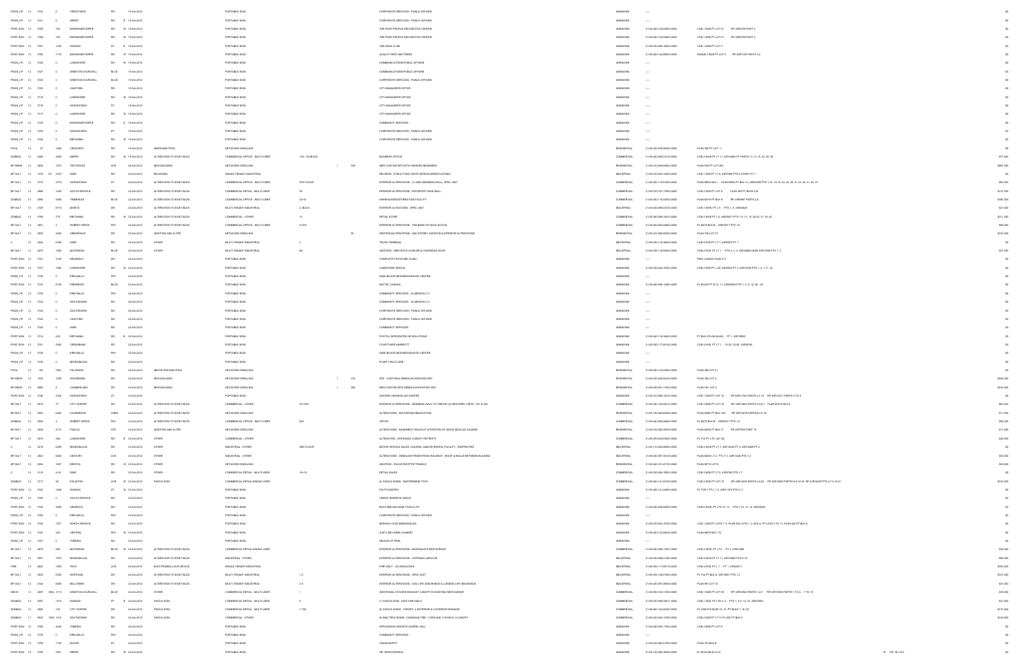| Permit Type | Yr | No | | St No | Street | Type | Dir | Date | Work | Building Type | Unit/Floor | Units | Area | Description | Category | Roll No | Legal Description | | Value |
|---|---|---|---|---|---|---|---|---|---|---|---|---|---|---|---|---|---|---|---|
| PSGN_CP | 12 | 3732 | | 0 | CREDITVIEW | RD | | 19-Oct-2012 | | PORTABLE SIGN | | | | CORPORATE SERVICES - PUBLIC AFFAIRS | UNKNOWN | ---- | | | $0 |
| PSGN_CP | 12 | 3731 | | 0 | DERRY | RD | E | 19-Oct-2012 | | PORTABLE SIGN | | | | CORPORATE SERVICES - PUBLIC AFFAIRS | UNKNOWN | ---- | | | $0 |
| PORT SGN | 12 | 3708 | | 120 | BURNHAMTHORPE | RD | W | 19-Oct-2012 | | PORTABLE SIGN | | | | THE PAINT PEOPLE DECORATIVE CENTRE | UNKNOWN | 21-05-040-154-04850-0000 | CON 1 NDS PT LOT 21 RP 43R2799 PART 2 | | $0 |
| PORT SGN | 12 | 3708 | | 120 | BURNHAMTHORPE | RD | W | 19-Oct-2012 | | PORTABLE SIGN | | | | THE PAINT PEOPLE DECORATIVE CENTRE | UNKNOWN | 21-05-040-154-04850-0000 | CON 1 NDS PT LOT 21 RP 43R2799 PART 2 | | $0 |
| PORT SGN | 12 | 3707 | | 1225 | DUNDAS | ST | E | 19-Oct-2012 | | PORTABLE SIGN | | | | THE SHOE CLUB | UNKNOWN | 21-05-070-068-18000-0000 | CON 1 NDS PT LOT 7 | | $0 |
| PORT SGN | 12 | 3705 | | 1170 | BURNHAMTHORPE | RD | W | 19-Oct-2012 | | PORTABLE SIGN | | | | QUALITY REST MATTRESS | UNKNOWN | 21-05-040-144-09500-0000 | RANGE 3 NDS PT LOT 8 RP 43R7108 PARTS 3,4 | | $0 |
| PSGN_CP | 12 | 3728 | | 0 | LAKESHORE | RD | W | 19-Oct-2012 | | PORTABLE SIGN | | | | COMMUNICATIONS-PUBLIC AFFAIRS | UNKNOWN | ---- | | | $0 |
| PSGN_CP | 12 | 3727 | | 0 | WINSTON CHURCHILL | BLVD | | 19-Oct-2012 | | PORTABLE SIGN | | | | COMMUNICATIONS-PUBLIC AFFAIRS | UNKNOWN | ---- | | | $0 |
| PSGN_CP | 12 | 3725 | | 0 | WINSTON CHURCHILL | BLVD | | 19-Oct-2012 | | PORTABLE SIGN | | | | CORPORATE SERVICES - PUBLIC AFFAIRS | UNKNOWN | ---- | | | $0 |
| PSGN_CP | 12 | 3720 | | 0 | CAWTHRA | RD | | 19-Oct-2012 | | PORTABLE SIGN | | | | CITY MANAGER'S OFFICE | UNKNOWN | ---- | | | $0 |
| PSGN_CP | 12 | 3719 | | 0 | LAKESHORE | RD | W | 19-Oct-2012 | | PORTABLE SIGN | | | | CITY MANAGER'S OFFICE | UNKNOWN | ---- | | | $0 |
| PSGN_CP | 12 | 3718 | | 0 | HURONTARIO | ST | | 19-Oct-2012 | | PORTABLE SIGN | | | | CITY MANAGER'S OFFICE | UNKNOWN | ---- | | | $0 |
| PSGN_CP | 12 | 3717 | | 0 | LAKESHORE | RD | W | 19-Oct-2012 | | PORTABLE SIGN | | | | CITY MANAGER'S OFFICE | UNKNOWN | ---- | | | $0 |
| PSGN_CP | 12 | 3730 | | 0 | BURNHAMTHORPE | RD | E | 19-Oct-2012 | | PORTABLE SIGN | | | | COMMUNITY SERVICES | UNKNOWN | ---- | | | $0 |
| PSGN_CP | 12 | 3729 | | 0 | HURONTARIO | ST | | 19-Oct-2012 | | PORTABLE SIGN | | | | CORPORATE SERVICES - PUBLIC AFFAIRS | UNKNOWN | ---- | | | $0 |
| PSGN_CP | 12 | 3726 | | 0 | BRITANNIA | RD | W | 19-Oct-2012 | | PORTABLE SIGN | | | | CORPORATE SERVICES - PUBLIC AFFAIRS | UNKNOWN | ---- | | | $0 |
| POOL | 10 | 27 | | 1489 | CRESCENT | RD | | 19-Oct-2012 | INGROUND POOL | DETACHED DWELLING | | | | | RESIDENTIAL | 21-05-020-035-00900-0000 | PLAN 365 PT LOT 11 | | $0 |
| ZONBLD | 12 | 2489 | | 2050 | DERRY | RD | W | 19-Oct-2012 | ALTERATION TO EXIST BLDG | COMMERCIAL OFFICE - MULTI-USER | 100, 100 BLDG | | | BUSINESS OFFICE | COMMERCIAL | 21-05-040-098-21210-0000 | CON 5 WHS PT LT 11, 43R14863 PT PARTS 11-13, 15, 23, 25, 38 | | $77,000 |
| BP 9NEW | 12 | 2854 | | 1473 | TROTWOOD | AVE | | 22-Oct-2012 | NEW BUILDING | DETACHED DWELLING | | 1 | 339 | NEW CUSTOM SFD WITH FINISHED BASEMENT | RESIDENTIAL | 21-05-010-008-04600-0000 | PLAN F20 PT LOT 263 | | $887,000 |
| BP 3ALT | 12 | 1276 | R1 | 2370 | DIXIE | RD | | 22-Oct-2012 | REVISIONS | SINGLE TENANT INDUSTRIAL | | | | REVISION - STRUCTURAL ROOF DESIGN MODIFICATIONS | INDUSTRIAL | 21-05-070-055-14300-0000 | CON 1 SDS PT LT 8, 43R7006 PTS 3,5 PART PT 1 | | $0 |
| BP 3ALT | 12 | 2773 | | 5770 | HURONTARIO | ST | | 22-Oct-2012 | ALTERATION TO EXIST BLDG | COMMERCIAL OFFICE - MULTI-USER | 4TH FLOOR | | | INTERIOR ALTERATIONS - (1) NEW DEMISING WALL -SPEC UNIT | COMMERCIAL | 21-05-040-115-01000-0000 | PLAN M832 BLK 1 PLAN M938 PT BLK 12 43R25990 PTS 1-9, 15-19, 23, 24, 29, 31-34, 39, 41, 42, 47 | | $50,000 |
| BP 3ALT | 12 | 2896 | | 1250 | SOUTH SERVICE | RD | | 22-Oct-2012 | ALTERATION TO EXIST BLDG | COMMERCIAL RETAIL - MULTI-USER | 55 | | | INTERIOR ALTERATIONS - ROCKPORT DIXIE MALL | COMMERCIAL | 21-05-070-167-17600-0000 | CON 2 SDS PT LOT 6 PLAN 380 PT BLKS A,B | | $137,000 |
| ZONBLD | 12 | 2895 | | 5060 | TIMBERLEA | BLVD | | 22-Oct-2012 | ALTERATION TO EXIST BLDG | COMMERCIAL OFFICE - MULTI-USER | 30+31 | | | WAREHOUSE/DISTRIBUTION FACILITY | COMMERCIAL | 21-05-040-116-23500-0000 | PLAN M219 PT BLK H RP 43R8087 PARTS 2,6 | | $385,000 |
| BP 3ALT | 12 | 2738 | | 6710 | MARITZ | DR | | 22-Oct-2012 | ALTERATION TO EXIST BLDG | MULTI-TENANT INDUSTRIAL | 2, BLD A | | | INTERIOR ALTERATIONS - SPEC UNIT | INDUSTRIAL | 21-05-040-098-07230-0000 | CON 1 WHS, PT L 9 - PTS 1, 8 43R25425 | | $27,000 |
| ZONBLD | 12 | 2798 | | 775 | BRITANNIA | RD | W | 22-Oct-2012 | ALTERATION TO EXIST BLDG | COMMERCIAL - OTHER | 10 | | | RETAIL STORE | COMMERCIAL | 21-05-040-098-12910-0000 | CON 2 WHS PT L 6, 43R25877 PTS 1-9, 13, 15, 23-25, 31, 39, 40 | | $211,000 |
| BP 3ALT | 12 | 2661 | | 2 | ROBERT SPECK | PKY | | 22-Oct-2012 | ALTERATION TO EXIST BLDG | COMMERCIAL OFFICE - MULTI-USER | 4-FLR | | | INTERIOR ALTERATIONS - THE BANK OF NOVA SCOTIA | COMMERCIAL | 21-05-040-094-24800-0000 | PL M270 BLK B - 43R10017 PTS 1-8 | | $56,000 |
| BP 9ALT | 12 | 2655 | | 2420 | ARBORDALE | DR | | 22-Oct-2012 | ADDITION AND ALTER | DETACHED DWELLING | | | 92 | ADDITION/ALTERATIONS - 2ND STOREY ADDITION & INTERIOR ALTERATIONS | RESIDENTIAL | 21-05-010-080-05200-0000 | PLAN 795 LOT 37 | | $100,000 |
| C | 12 | 3024 | | 6325 | DIXIE | RD | | 22-Oct-2012 | OTHER | MULTI-TENANT INDUSTRIAL | 3 | | | TRUCK TERMINAL | INDUSTRIAL | 21-05-050-116-30000-0000 | CON 4 EHS PT LT 7, 43R2675 PT 1 | | $0 |
| BP 3ALT | 12 | 2470 | | 1920 | MATHESON | BLVD | | 22-Oct-2012 | OTHER | MULTI-TENANT INDUSTRIAL | B4 | | | ADDITION - NEW DOCK LEVELER & OVERHEAD DOOR | INDUSTRIAL | 21-05-050-116-05400-0000 | CON 4 EHS, PT LT 1 - PTS 2, 3, 4 43R10898 LESS 43R31060 PTS 1, 2 | | $27,500 |
| PORT SGN | 12 | 3741 | | 5150 | RIDGEWAY | DR | | 22-Oct-2012 | | PORTABLE SIGN | | | | COMPLETE FOOTCARE CLINIC | UNKNOWN | ---- | PEEL CONDO PLAN 311 | | $0 |
| PORT SGN | 12 | 3737 | | 1865 | LAKESHORE | RD | W | 22-Oct-2012 | | PORTABLE SIGN | | | | LAKESHORE DENTAL | UNKNOWN | 21-05-020-024-15300-0000 | CON 2 SDS PT L 29 43R4843 PT 3, 43R12090 PTS 1, 2, 7-11, 22 | | $0 |
| PSGN_CP | 12 | 3738 | | 0 | ERIN MILLS | PKY | | 22-Oct-2012 | | PORTABLE SIGN | | | | DIXIE BLOOR NEIGHBOURHOOD CENTRE | UNKNOWN | ---- | | | $0 |
| PORT SGN | 12 | 3733 | | 6185 | FREEMONT | BLVD | | 22-Oct-2012 | | PORTABLE SIGN | | | | MATTEL CANADA | UNKNOWN | 21-05-040-098-12460-0000 | PL M1023 PT B 10, 11, 43R20990 PTS 1, 6, 9, 14, 26 - 28 | | $0 |
| PSGN_CP | 12 | 3735 | | 0 | ERIN MILLS | PKY | | 22-Oct-2012 | | PORTABLE SIGN | | | | COMMUNITY SERVICES - CLARKSON C C | UNKNOWN | ---- | | | $0 |
| PSGN_CP | 12 | 3734 | | 0 | SOUTHDOWN | RD | | 22-Oct-2012 | | PORTABLE SIGN | | | | COMMUNITY SERVICES - CLARKSON C C | UNKNOWN | ---- | | | $0 |
| PSGN_CP | 12 | 3744 | | 0 | SOUTHDOWN | RD | | 22-Oct-2012 | | PORTABLE SIGN | | | | CORPORATE SERVICES - PUBLIC AFFAIRS | UNKNOWN | ---- | | | $0 |
| PSGN_CP | 12 | 3743 | | 0 | CAWTHRA | RD | | 22-Oct-2012 | | PORTABLE SIGN | | | | CORPORATE SERVICES - PUBLIC AFFAIRS | UNKNOWN | ---- | | | $0 |
| PSGN_CP | 12 | 3742 | | 0 | DIXIE | RD | | 22-Oct-2012 | | PORTABLE SIGN | | | | COMMUNITY SERVICES | UNKNOWN | ---- | | | $0 |
| PORT SGN | 12 | 3714 | | 420 | BRITANNIA | RD | E | 22-Oct-2012 | | PORTABLE SIGN | | | | PYXOTAL INTEGRATED HR SOLUTIONS | UNKNOWN | 21-05-040-116-34600-0000 | PT BLK 9 PLAN M-425 - PT 1, 43R15840 | | $0 |
| PORT SGN | 12 | 3721 | | 5050 | CREEKBANK | RD | | 22-Oct-2012 | | PORTABLE SIGN | | | | COURTYARD MARRIOTT | UNKNOWN | 21-05-050-117-09140-0000 | CON 4 EHS, PT LT 1 - 15-20, 23-28 43R29190 | | $0 |
| PSGN_CP | 12 | 3739 | | 0 | ERIN MILLS | PKY | | 22-Oct-2012 | | PORTABLE SIGN | | | | DIXIE BLOOR NEIGHBOURHOOD CENTRE | UNKNOWN | ---- | | | $0 |
| PSGN_CP | 12 | 3736 | | 0 | MISSISSAUGA | RD | | 22-Oct-2012 | | PORTABLE SIGN | | | | PLASP CHILD CARE | UNKNOWN | ---- | | | $0 |
| POOL | 12 | 190 | | 3881 | PALGRAVE | RD | | 22-Oct-2012 | ABOVE GROUND POOL | DETACHED DWELLING | | | | | RESIDENTIAL | 21-05-100-143-02900-0000 | PLAN 495 LOT 31 | | $0 |
| BP 9NEW | 12 | 1330 | | 1295 | WOODEDEN | DR | | 22-Oct-2012 | NEW BUILDING | DETACHED DWELLING | | 1 | 374 | SFD - CUSTOM & DEMOLISH EXISTING SFD | RESIDENTIAL | 21-05-020-028-04100-0000 | PLAN 362 LOT 4 | | $592,000 |
| BP 9NEW | 12 | 2666 | | 0 | CUMBERLAND | DR | | 23-Oct-2012 | NEW BUILDING | DETACHED DWELLING | | 1 | 280 | NEW CUSTOM SFD/ DEMOLISH EXISTING SFD | RESIDENTIAL | 21-05-090-001-11500-0000 | PLAN H21 LOT 4 | | $534,000 |
| PORT SGN | 12 | 3746 | | 2325 | HURONTARIO | ST | | 23-Oct-2012 | | PORTABLE SIGN | | | | ONTARIO HEARING AID CENTRE | UNKNOWN | 21-05-010-065-12210-0000 | CON 1 SDS PT LOT 15 RP 43R11702 PARTS 2,7-10 RP 43R12271 PARTS 3 TO 8 | | $0 |
| BP 3ALT | 12 | 2873 | | 77 | CITY CENTRE | DR | | 23-Oct-2012 | ALTERATION TO EXIST BLDG | COMMERCIAL - OTHER | 301/302 | | | INTERIOR ALTERATIONS - DEMISING WALL TO CREATE (2) NEW SPEC UNITS - 301 & 302 | COMMERCIAL | 21-05-040-154-00410-0000 | CON 2 NDS PT LOT 18 RP 43R13462 PARTS 2,5,6,7 PLAN M1010 BLK 5 | | $60,000 |
| BP 9ALT | 12 | 3093 | | 6482 | COLEBROOK | CRES | | 23-Oct-2012 | ALTERATION TO EXIST BLDG | DETACHED DWELLING | | | | ALTERATIONS - BATHROOM RENOVATION | RESIDENTIAL | 21-05-150-080-63940-0000 | PLAN M395 PT BLK 188 RP 43R10279 PARTS 30,31,32 | | $17,000 |
| ZONBLD | 12 | 2863 | | 2 | ROBERT SPECK | PKY | | 23-Oct-2012 | ALTERATION TO EXIST BLDG | COMMERCIAL OFFICE - MULTI-USER | 403 | | | OFFICE | COMMERCIAL | 21-05-040-094-24800-0000 | PL M270 BLK B - 43R10017 PTS 1-8 | | $56,000 |
| BP 9ALT | 12 | 3029 | | 4173 | PASCAL | CRT | | 23-Oct-2012 | ADDITION AND ALTER | DETACHED DWELLING | | | | ALTERATIONS - BASEMENT WALKOUT & PORTION OF WOOD DECK AS GUARDS | RESIDENTIAL | 21-05-050-092-30200-0000 | PLAN M320 PT BLK 77 RP 43R7633 PART 15 | | $17,000 |
| BP 3ALT | 12 | 2919 | | 208 | LAKESHORE | RD | E | 23-Oct-2012 | OTHER | COMMERCIAL - OTHER | | | | ALTERATION - ENTRANCE CANOPY RETROFIT | COMMERCIAL | 21-05-090-003-03000-0000 | PL F12 PT LTS 120-122 | | $29,000 |
| C | 12 | 3016 | | 6295 | MISSISSAUGA | RD | | 23-Oct-2012 | OTHER | INDUSTRIAL - OTHER | 2ND FLOOR | | | MOTOR VEHICLE SALES, LEASING, AND/OR RENTAL FACILITY - RESTRICTED | INDUSTRIAL | 21-05-110-002-09900-0000 | CON 4 WHS PT LT 7 43R13320 PT 4, 43R15626 PT 2 | | $0 |
| BP 3ALT | 12 | 2842 | | 6800 | CENTURY | AVE | | 23-Oct-2012 | OTHER | INDUSTRIAL - OTHER | | | | ALTERATIONS - DEMOLISH PEDESTRIAN WALKWAY (ROOF & WALLS BETWEEN BUILDING | INDUSTRIAL | 21-05-040-097-30120-0000 | PLAN M205 LT 2, PT LT 3, 43R13225 PTS 1-3 | | $30,000 |
| BP 9ALT | 12 | 3032 | | 1537 | BRISTOL | RD | W | 23-Oct-2012 | OTHER | DETACHED DWELLING | | | | ADDITION - SOLAR ROOFTOP PANELS | RESIDENTIAL | 21-05-040-191-47150-0000 | PLAN M710 LOT 9 | | $29,000 |
| C | 12 | 3115 | | 4141 | DIXIE | RD | | 23-Oct-2012 | OTHER | COMMERCIAL RETAIL - MULTI-USER | 18+19 | | | RETAIL SALES | COMMERCIAL | 21-05-030-092-19500-0000 | CON 2 NDS PT LT 5 43R3784 PTS 1-7 | | $0 |
| SGNBLD | 12 | 2717 | | 28 | EGLINTON | AVE | W | 23-Oct-2012 | FASCIA SIGN | COMMERCIAL RETAIL-SINGLE USER | | | | (4) FASCIA SIGNS - MASTERMIND TOYS | COMMERCIAL | 21-05-040-141-03102-0000 | CON 2 NDS PT LOT 15 RP 43R14435 PARTS 4,5,22 RP 43R14853 PARTS 8,9,14,15 RP 43R16420 PTS 4,7,9,10,21 | | $102,000 |
| PORT SGN | 12 | 3753 | | 1646 | DUNDAS | ST | W | 23-Oct-2012 | | PORTABLE SIGN | | | | PIATTO BISTRO | UNKNOWN | 21-05-060-141-24600-0000 | PL TOR 7 PT L 1-5, 43R11372 PTS 2, 3 | | $0 |
| PSGN_CP | 12 | 3750 | | 0 | SOUTH SERVICE | RD | | 23-Oct-2012 | | PORTABLE SIGN | | | | CREDIT RESERVE ASSOC. | UNKNOWN | ---- | | | $0 |
| PORT SGN | 12 | 3748 | | 2895 | ARGENTIA | RD | | 23-Oct-2012 | | PORTABLE SIGN | | | | BUSY BEE MACHINE TOOLS LTD. | UNKNOWN | 21-05-040-098-05000-0000 | CON 6 WHS, PT LTS 12, 13 - PTS 1-10, 13, 14 43R30620 | | $0 |
| PSGN_CP | 12 | 3765 | | 0 | ERIN MILLS | PKY | | 23-Oct-2012 | | PORTABLE SIGN | | | | CORPORATE SERVICES - PUBLIC AFFAIRS | UNKNOWN | ---- | | | $0 |
| PORT SGN | 12 | 3745 | | 1077 | NORTH SERVICE | RD | | 23-Oct-2012 | | PORTABLE SIGN | | | | MOKSHA YOGA MISSISSAUGA | UNKNOWN | 21-05-070-055-16700-0000 | CON 1 SDS PT LOTS 7, 8, PLAN 439 LOTS 1, 2, BLK A, PT LOTS 3 TO 11, PLAN 520 PT BLK A | | $0 |
| PORT SGN | 12 | 3752 | | 320 | CENTRAL | PKY | W | 23-Oct-2012 | | PORTABLE SIGN | | | | JUST LIKE HOME LAUNDRY | UNKNOWN | 21-05-040-143-08425-0000 | PLAN M876 BLK 172 | | $0 |
| PSGN_CP | 12 | 3747 | | 0 | TOMKEN | RD | | 23-Oct-2012 | | PORTABLE SIGN | | | | REGION OF PEEL | UNKNOWN | ---- | | | $0 |
| BP 3ALT | 12 | 2879 | | 460 | MATHESON | BLVD | W | 23-Oct-2012 | ALTERATION TO EXIST BLDG | COMMERCIAL RETAIL-SINGLE USER | | | | INTERIOR ALTERATIONS - McDONALD'S RESTAURANT | COMMERCIAL | 21-05-040-098-17421-0000 | CON 2 WHS, PT LT 5 - PT 3 43R21388 | | $28,000 |
| BP 3ALT | 12 | 2837 | | 7070 | MISSISSAUGA | RD | | 24-Oct-2012 | ALTERATION TO EXIST BLDG | INDUSTRIAL - OTHER | | | | INTERIOR ALTERATIONS - HOFFMAN LaROCHE | INDUSTRIAL | 21-05-040-098-21200-0000 | CON 5 WHS PT LT 11, 43R14863 PTS 6-10 | | $60,000 |
| FIRE | 12 | 2840 | | 1829 | TECH | AVE | | 24-Oct-2012 | ELECTROMAG LOCK DEVICE | SINGLE TENANT INDUSTRIAL | | | | FIRE ONLY - (33) MAGLOCKS | INDUSTRIAL | 21-05-050-117-09110-0000 | CON 4 EHS, PT L 1 - PT 1 43R25211 | | $100,000 |
| BP 3ALT | 12 | 2823 | | 5035 | NORTHAM | DR | | 24-Oct-2012 | ALTERATION TO EXIST BLDG | MULTI-TENANT INDUSTRIAL | 1-2 | | | INTERIOR ALTERATIONS - SPEC UNIT | INDUSTRIAL | 21-05-050-108-01900-0000 | PL 734 PT BLK B, 43R10051 PTS 1,2 | | $147,000 |
| BP 3ALT | 12 | 2744 | | 6685 | MILLCREEK | DR | | 24-Oct-2012 | ALTERATION TO EXIST BLDG | MULTI-TENANT INDUSTRIAL | 3-5 | | | INTERIOR ALTERATIONS - CIVIL LIFE ASSURANCE & LONDON LIFE INSURANCE | INDUSTRIAL | 21-05-040-097-28600-0000 | PLAN 961 LOT 15 | | $37,000 |
| MECH | 12 | 2487 | MEA | 3115 | WINSTON CHURCHILL | BLVD | | 24-Oct-2012 | OTHER | COMMERCIAL RETAIL - MULTI-USER | 1 | | | ADDITIONAL KITCHEN EXHAUST CANOPY IN EXISTING RESTAURANT | COMMERCIAL | 21-05-060-154-11500-0000 | CON 1 NDS PT LOT 35 RP 43R10940 PARTS 1,2,3 RP 43R10835 PARTS 1 TO 4, 7 TO 10 | | $26,000 |
| SGNBLD | 12 | 3037 | | 1510 | DUNDAS | ST | E | 24-Oct-2012 | FASCIA SIGN | COMMERCIAL RETAIL - MULTI-USER | 8 | | | (1) FASCIA SIGN - NICE ONE NAILS | COMMERCIAL | 21-05-070-068-34610-0000 | CON 1 SDS, PT LTS 4, 5 - PTS 1, 3-9, 14, 19 43R20993 | | $21,000 |
| SGNBLD | 12 | 2895 | | 100 | CITY CENTRE | DR | | 24-Oct-2012 | FASCIA SIGN | COMMERCIAL RETAIL - MULTI-USER | 1-706 | | | (6) FASCIA SIGNS - TARGET, 4-EXTERIOR & 2-INTERIOR SIGNAGE | COMMERCIAL | 21-05-040-154-00455-0000 | PL 43M1010 BLKS 19, 21, PT BLKS 1, 16, 20 | | $172,000 |
| SGNBLD | 11 | 3632 | VAR | 1212 | SOUTHDOWN | RD | | 24-Oct-2012 | FASCIA SIGN | COMMERCIAL - OTHER | | | | (8) MULTIPLE SIGNS - CANADIAN TIRE, 1-GROUND, 6-FASCIA, 2-CANOPY | COMMERCIAL | 21-05-020-040-10700-0000 | CON 2 SDS PT LT 31 PL 696 PT BLK C | | $126,000 |
| PORT SGN | 12 | 3768 | | 4300 | TOMKEN | RD | | 24-Oct-2012 | | PORTABLE SIGN | | | | APPLEWOOD HEIGHTS GOSPEL HALL | UNKNOWN | 21-05-040-093-17200-0000 | CON 2 NDS PT LOT 5 | | $0 |
| PSGN_CP | 12 | 3778 | | 0 | ERIN MILLS | PKY | | 24-Oct-2012 | | PORTABLE SIGN | | | | COMMUNITY SERVICES | UNKNOWN | ---- | | | $0 |
| PORT SGN | 12 | 3769 | | 1125 | BLOOR | ST | | 24-Oct-2012 | | PORTABLE SIGN | | | | VISION DEPOT | UNKNOWN | 21-05-070-062-07600-0000 | PLAN 703 BLK B | | $0 |
| PORT SGN | 12 | 3768 | | 3221 | DERRY | RD | W | 24-Oct-2012 | | PORTABLE SIGN | | | | DR. GRAVE DENTAL | UNKNOWN | 21-05-150-085-78500-0000 | B 159 PLAN M-1214 | B 159 M-1214 | $0 |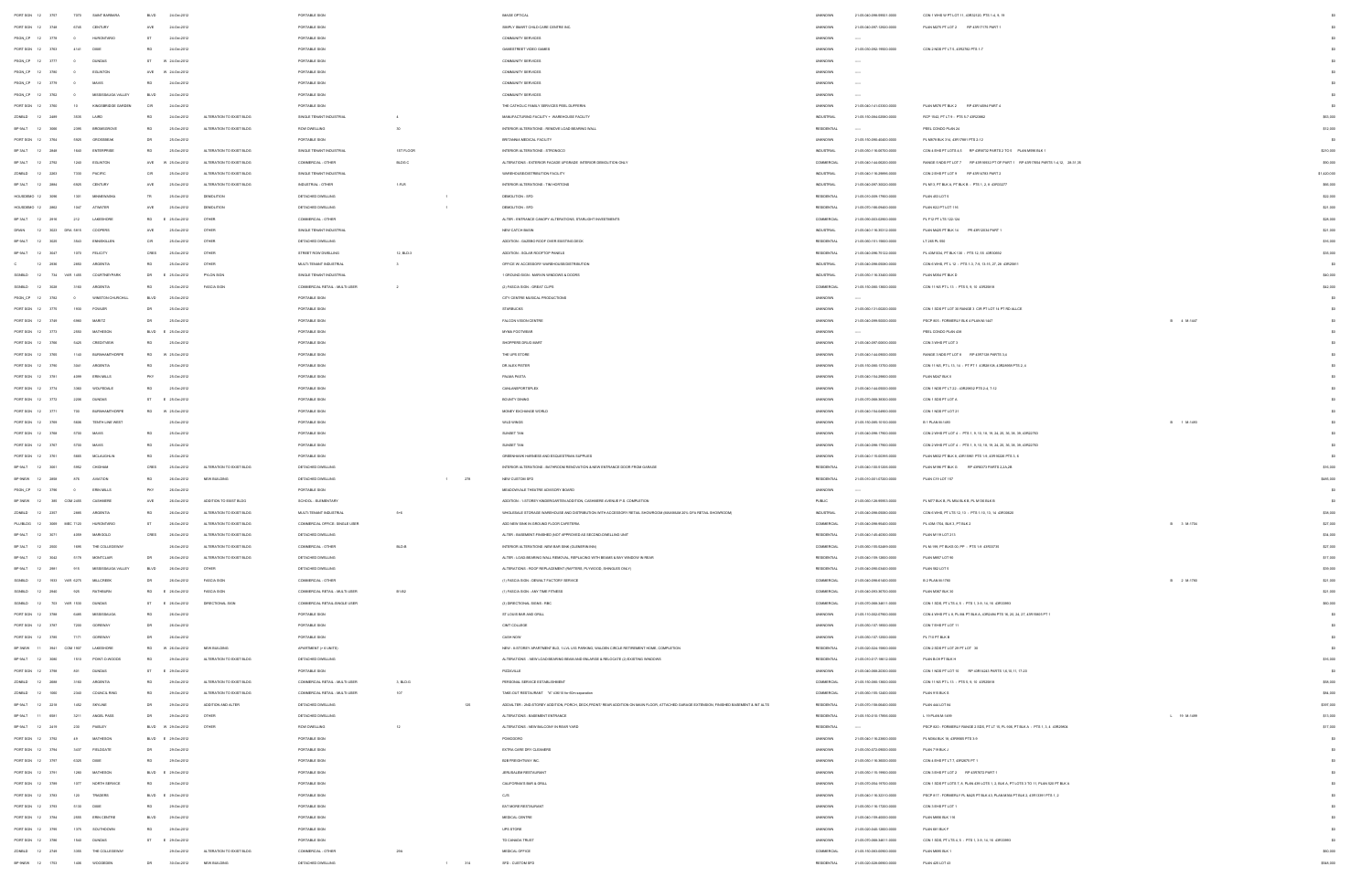| TYPE | WARD | NO | ST NO | STREET | SFX | DIR | DATE | WORK | STRUCTURE | UNIT | DU | AREA | DESCRIPTION | CLASS | ROLL NO | LEGAL | REF | VALUE |
|---|---|---|---|---|---|---|---|---|---|---|---|---|---|---|---|---|---|---|
| PORT SIGN | 12 | 3787 | 7070 | SANTA BARBARA | BLVD | | 24-Oct-2012 | | PORTABLE SIGN | | | | IMAGE OPTICAL | UNKNOWN | 21-05-040-098-09001-0000 | CON 1 WHS W PT LOT 11, 43R32120, PTS 1-4, 9, 19 | | $0 |
| PORT SIGN | 12 | 3788 | 6745 | CENTURY | AVE | | 24-Oct-2012 | | PORTABLE SIGN | | | | SIMPLY SMART CHILD CARE CENTRE INC | UNKNOWN | 21-05-040-097-12800-0000 | PLAN M270 PT LOT 2 RP 43R17175 PART 1 | | $0 |
| PSGN_CP | 12 | 3778 | 0 | HURONTARIO | ST | | 24-Oct-2012 | | PORTABLE SIGN | | | | COMMUNITY SERVICES | UNKNOWN | ---- | | | $0 |
| PORT SIGN | 12 | 3783 | 4141 | DIXIE | RD | | 24-Oct-2012 | | PORTABLE SIGN | | | | GAMESTREET VIDEO GAMES | UNKNOWN | 21-05-070-092-19000-0000 | CON 2 NDS PT LT 5, 43R2762 PTS 1-7 | | $0 |
| PSGN_CP | 12 | 3777 | 0 | DUNDAS | ST | W | 24-Oct-2012 | | PORTABLE SIGN | | | | COMMUNITY SERVICES | UNKNOWN | ---- | | | $0 |
| PSGN_CP | 12 | 3780 | 0 | EGLINTON | AVE | W | 24-Oct-2012 | | PORTABLE SIGN | | | | COMMUNITY SERVICES | UNKNOWN | ---- | | | $0 |
| PSGN_CP | 12 | 3779 | 0 | MAVIS | RD | | 24-Oct-2012 | | PORTABLE SIGN | | | | COMMUNITY SERVICES | UNKNOWN | ---- | | | $0 |
| PSGN_CP | 12 | 3782 | 0 | MISSISSAUGA VALLEY | BLVD | | 24-Oct-2012 | | PORTABLE SIGN | | | | COMMUNITY SERVICES | UNKNOWN | ---- | | | $0 |
| PORT SIGN | 12 | 3790 | 10 | KINGSBRIDGE GARDEN | CIR | | 24-Oct-2012 | | PORTABLE SIGN | | | | THE CATHOLIC FAMILY SERVICES PEEL-DUFFERIN | UNKNOWN | 21-05-040-141-03300-0000 | PLAN M978 PT BLK 2 RP 43R14894 PART 4 | | $0 |
| ZONBLD | 12 | 2489 | 7535 | LAIRD | RD | | 24-Oct-2012 | ALTERATION TO EXIST BLDG | SINGLE TENANT INDUSTRIAL | 4 | | | MANUFACTURING FACILITY + WAREHOUSE FACILITY | INDUSTRIAL | 21-05-150-084-02800-0000 | RCP 1542, PT LT 9 - PTS 5-7 43R22862 | | $65,000 |
| BP 9ALT | 12 | 3068 | 2395 | BROMSGROVE | RD | | 25-Oct-2012 | ALTERATION TO EXIST BLDG | ROW DWELLING | 30 | | | INTERIOR ALTERATIONS - REMOVE LOAD BEARING WALL | RESIDENTIAL | ---- | PEEL CONDO PLAN 24 | | $12,000 |
| PORT SIGN | 12 | 3784 | 5925 | GROSSBEAK | DR | | 25-Oct-2012 | | PORTABLE SIGN | | | | BRITANNIA MEDICAL FACILITY | UNKNOWN | 21-05-150-080-40450-0000 | PL M876 BLK 314, 43R17981 PTS 2-12 | | $0 |
| BP 9ALT | 12 | 2848 | 1660 | ENTERPRISE | RD | | 25-Oct-2012 | ALTERATION TO EXIST BLDG | SINGLE TENANT INDUSTRIAL | 1ST FLOOR | | | INTERIOR ALTERATIONS - STRONGCO | INDUSTRIAL | 21-05-050-116-09700-0000 | CON 4 EHS PT LOTS 4,5 - RP 43R8732 PARTS 2 TO 5 PLAN M898 BLK 1 | | $210,000 |
| BP 9ALT | 12 | 2792 | 1240 | EGLINTON | AVE | W | 25-Oct-2012 | ALTERATION TO EXIST BLDG | COMMERCIAL - OTHER | BLDG C | | | ALTERATIONS - EXTERIOR FACADE UPGRADE. INTERIOR DEMOLITION ONLY. | COMMERCIAL | 21-05-040-144-05000-0000 | RANGE 3 NDS PT LOT 7 RP 43R16852 PT OF PART 1 RP 43R17894 PARTS 1-4,12, 28-31,35 | | $90,000 |
| ZONBLD | 12 | 3283 | 7300 | PACIFIC | CIR | | 25-Oct-2012 | ALTERATION TO EXIST BLDG | SINGLE TENANT INDUSTRIAL | | | | WAREHOUSE/DISTRIBUTION FACILITY | INDUSTRIAL | 21-05-050-116-29985-0000 | CON 3 EHS PT LOT 9 RP 43R14783 PART 2 | | $1,620,000 |
| BP 9ALT | 12 | 2884 | 6905 | CENTURY | AVE | | 25-Oct-2012 | ALTERATION TO EXIST BLDG | INDUSTRIAL - OTHER | 1 FLR | | | INTERIOR ALTERATIONS - TIM HORTONS | INDUSTRIAL | 21-05-040-097-30020-0000 | PL M13, PT BLK 6, PT BLK 8 - PTS 1, 2, 9 43R20277 | | $60,000 |
| HOUSDEMO | 12 | 3096 | 1381 | MINNEWASKA | TR | | 25-Oct-2012 | DEMOLITION | DETACHED DWELLING | | 1 | | DEMOLITION - SFD | RESIDENTIAL | 21-05-010-009-17900-0000 | PLAN 403 LOT 3 | | $22,000 |
| HOUSDEMO | 12 | 3082 | 1347 | ATWATER | AVE | | 25-Oct-2012 | DEMOLITION | DETACHED DWELLING | | 1 | | DEMOLITION - SFD | RESIDENTIAL | 21-05-010-100-09400-0000 | PLAN K22 PT LOT 155 | | $21,000 |
| BP 9ALT | 12 | 2918 | 212 | LAKESHORE | RD | E | 25-Oct-2012 | OTHER | COMMERCIAL - OTHER | | | | ALTER - ENTRANCE CANOPY ALTERATIONS, STARLIGHT INVESTMENTS | COMMERCIAL | 21-05-090-003-02900-0000 | PL F12 PT LTS 122-124 | | $28,000 |
| DRAIN | 12 | 3023 | 2950-2970 | COOPERS | AVE | | 25-Oct-2012 | OTHER | SINGLE TENANT INDUSTRIAL | | | | NEW CATCH BASIN | INDUSTRIAL | 21-05-040-116-30312-0000 | PLAN M425 PT BLK 16 RP 43R12634 PART 1 | | $21,000 |
| BP 9ALT | 12 | 3020 | 7043 | EMMERALDEN | CIR | | 25-Oct-2012 | OTHER | DETACHED DWELLING | | | | ADDITION - GAZEBO ROOF OVER EXISTING DECK | RESIDENTIAL | 21-05-040-151-78800-0000 | LT 249 PL 855 | | $16,000 |
| BP 9ALT | 12 | 3047 | 1070 | FELICITY | CRES | | 25-Oct-2012 | OTHER | STREET ROW DWELLING | 12, BLD-3 | | | ADDITION - SOLAR ROOFTOP PANELS | RESIDENTIAL | 21-05-040-098-75122-0000 | PL 43M1024, PT BLK 130 - PTS 12-19 43R30692 | | $36,000 |
| C | 12 | 2856 | 2880 | ARGENTIA | RD | | 25-Oct-2012 | OTHER | MULTI-TENANT INDUSTRIAL | 3 | | | OFFICE W/ ACCESSORY WAREHOUSE/DISTRIBUTION | INDUSTRIAL | 21-05-040-098-00500-0000 | CON 6 WHS, PT L 12 - PTS 3-5, 7-9, 13-15, 27, 28 43R23811 | | $0 |
| SGNBLD | 12 | 734 VAR | 1495 | COURTNEYPARK | DR | E | 25-Oct-2012 | PYLON SIGN | SINGLE TENANT INDUSTRIAL | | | | 1 GROUND SIGN - MARVIN WINDOWS & DOORS | INDUSTRIAL | 21-05-050-116-34400-0000 | PLAN M994 PT BLK D | | $40,000 |
| SGNBLD | 12 | 3028 | 3160 | ARGENTIA | RD | | 25-Oct-2012 | FASCIA SIGN | COMMERCIAL RETAIL - MULTI-USER | 2 | | | (2) FASCIA SIGN - GREAT CLIPS | COMMERCIAL | 21-05-150-085-13600-0000 | CON 11 NS PT L 13 - PTS 5, 9, 10 43R25818 | | $12,000 |
| PSGN_CP | 12 | 3782 | 0 | WINSTON CHURCHILL | BLVD | | 25-Oct-2012 | | PORTABLE SIGN | | | | CITY CENTRE MUSICAL PRODUCTIONS | UNKNOWN | ---- | | | $0 |
| PORT SIGN | 12 | 3775 | 1900 | FOWLER | DR | | 25-Oct-2012 | | PORTABLE SIGN | | | | STARBUCKS | UNKNOWN | 21-05-060-131-00400-0000 | CON 1 SDS PT LOT 30 RANGE 3 CIR PT LOT 14 PT RD ALLCE | | $0 |
| PORT SIGN | 12 | 3749 | 6960 | MARITZ | DR | | 25-Oct-2012 | | PORTABLE SIGN | | | | FALCON VISION CENTRE | UNKNOWN | 21-05-040-099-00020-0000 | PSCP 831 - FORMERLY BLK 4 PLAN M-1447 | B 4 M-1447 | $0 |
| PORT SIGN | 12 | 3771 | 2550 | MATHESON | BLVD | E | 25-Oct-2012 | | PORTABLE SIGN | | | | BRIAN FOOTWEAR | UNKNOWN | ---- | PEEL CONDO PLAN 438 | | $0 |
| PORT SIGN | 12 | 3768 | 5425 | CREDITVIEW | RD | | 25-Oct-2012 | | PORTABLE SIGN | | | | SHOPPERS DRUG MART | UNKNOWN | 21-05-040-097-00000-0000 | CON 3 WHS PT LOT 3 | | $0 |
| PORT SIGN | 12 | 3765 | 1140 | BURNHAMTHORPE | RD | W | 25-Oct-2012 | | PORTABLE SIGN | | | | THE UPS STORE | UNKNOWN | 21-05-040-144-09500-0000 | RANGE 3 NDS PT LOT 9 RP 43R7138 PARTS 3,4 | | $0 |
| PORT SIGN | 12 | 3766 | 3041 | ARGENTIA | RD | | 25-Oct-2012 | | PORTABLE SIGN | | | | DR ALEX PISTER | UNKNOWN | 21-05-150-085-12700-0000 | CON 11 NS, PT L 13, 14 - PT PT 1 43R28105, 43R24993 PTS 2, 4 | | $0 |
| PORT SIGN | 12 | 3761 | 4099 | ERIN MILLS | PKY | | 25-Oct-2012 | | PORTABLE SIGN | | | | PALMA PASTA | UNKNOWN | 21-05-150-084-39800-0000 | PLAN M247 BLK 3 | | $0 |
| PORT SIGN | 12 | 3774 | 3380 | WOLFEDALE | RD | | 25-Oct-2012 | | PORTABLE SIGN | | | | CANLANSPORTSPLEX | UNKNOWN | 21-05-040-144-05000-0000 | CON 1 NDS PT LT 22, 43R20652 PTS 2-4, 7-12 | | $0 |
| PORT SIGN | 12 | 3773 | 2200 | DUNDAS | ST | E | 25-Oct-2012 | | PORTABLE SIGN | | | | BOUNTY DINING | UNKNOWN | 21-05-070-068-36300-0000 | CON 1 SDS PT LOT 4 | | $0 |
| PORT SIGN | 12 | 3771 | 720 | BURNHAMTHORPE | RD | W | 25-Oct-2012 | | PORTABLE SIGN | | | | MONEY EXCHANGE WORLD | UNKNOWN | 21-05-040-154-04900-0000 | CON 1 NDS PT LOT 21 | | $0 |
| PORT SIGN | 12 | 3769 | 5636 | TENTH LINE WEST | | | 25-Oct-2012 | | PORTABLE SIGN | | | | WILD WINGS | UNKNOWN | 21-05-150-085-10100-0000 | B 1 PLAN M-1493 | B 1 M-1493 | $0 |
| PORT SIGN | 12 | 3768 | 3700 | MAVIS | RD | | 25-Oct-2012 | | PORTABLE SIGN | | | | SUNSET TAN | UNKNOWN | 21-05-040-098-17800-0000 | CON 2 WHS PT LOT 4 - PTS 1, 9, 13, 19, 18, 24, 35, 36, 38, 39 43R22793 | | $0 |
| PORT SIGN | 12 | 3767 | 3700 | MAVIS | RD | | 25-Oct-2012 | | PORTABLE SIGN | | | | SUNSET TAN | UNKNOWN | 21-05-040-098-17800-0000 | CON 2 WHS PT LOT 4 - PTS 1, 9, 13, 19, 18, 24, 35, 36, 38, 39 43R22793 | | $0 |
| PORT SIGN | 12 | 3781 | 5885 | MCLAUGHLIN | RD | | 25-Oct-2012 | | PORTABLE SIGN | | | | GREENHAWK HARNESS AND EQUESTRIAN SUPPLIES | UNKNOWN | 21-05-040-116-00305-0000 | PLAN M832 PT BLK 8, 43R19981 PTS 1-8, 43R18226 PTS 2, 3, 6 | | $0 |
| BP 9ALT | 12 | 3001 | 5962 | CHIDHAM | CRES | | 25-Oct-2012 | ALTERATION TO EXIST BLDG | DETACHED DWELLING | | | | INTERIOR ALTERATIONS - BATHROOM RENOVATION & NEW ENTRANCE DOOR FROM GARAGE | RESIDENTIAL | 21-05-040-108-51200-0000 | PLAN M199 PT BLK D RP 43R6373 PARTS 2,24,28 | | $35,000 |
| BP 9NEW | 12 | 2604 | 876 | AVIATION | RD | | 25-Oct-2012 | NEW BUILDING | DETACHED DWELLING | | 1 | 279 | NEW CUSTOM SFD | RESIDENTIAL | 21-05-010-001-07200-0000 | PLAN C19 LOT 157 | | $485,000 |
| PSGN_CP | 12 | 3786 | 0 | ERIN MILLS | PKY | | 25-Oct-2012 | | PORTABLE SIGN | | | | MEADOWVALE THEATRE ADVISORY BOARD | UNKNOWN | ---- | | | $0 |
| BP 9NEW | 12 | 395 COM | 4489 | CASHMERE | AVE | | 26-Oct-2012 | ADDITION TO EXIST BLDG | SCHOOL - ELEMENTARY | | | | ADDITION - 1-STOREY KINDERGARTEN ADDITION, CASHMERE AVENUE P.S. COMPLETION | PUBLIC | 21-05-040-120-99955-0000 | PL M17 BLK B, PL M34 BLK H, PL M138 BLK B | | $0 |
| ZONBLD | 12 | 3307 | 2885 | ARGENTIA | RD | | 26-Oct-2012 | ALTERATION TO EXIST BLDG | MULTI-TENANT INDUSTRIAL | 8+9 | | | WHOLESALE STORAGE WAREHOUSE AND DISTRIBUTION WITH ACCESSORY RETAIL SHOWROOM (MAXIMUM 20% GFA RETAIL SHOWROOM) | INDUSTRIAL | 21-05-040-098-00500-0000 | CON 6 WHS, PT LTS 12, 13 - PTS 1, 10, 13, 14 43R20820 | | $36,000 |
| PLUMBLDG | 12 | 3086 MEC | 7120 | HURONTARIO | ST | | 26-Oct-2012 | ALTERATION TO EXIST BLDG | COMMERCIAL OFFICE- SINGLE USER | | | | ADD NEW DRAIN IN GROUND FLOOR CAFETERIA | COMMERCIAL | 21-05-040-098-96400-0000 | PL 43M-1754, BLK 5, PT BLK 4 | B 5 M-1754 | $27,000 |
| BP 9ALT | 12 | 3071 | 4358 | MARIGOLD | CRES | | 26-Oct-2012 | ALTERATION TO EXIST BLDG | DETACHED DWELLING | | | | ALTER - BASEMENT FINISHED (NOT APPROVED AS SECOND DWELLING UNIT | RESIDENTIAL | 21-05-040-145-40300-0000 | PLAN M119 LOT 215 | | $34,000 |
| BP 9ALT | 12 | 2962 | 1885 | THE COLLEGEWAY | | | 26-Oct-2012 | ALTERATION TO EXIST BLDG | COMMERCIAL - OTHER | BLD-B | | | INTERIOR ALTERATIONS - NEW BAR SINK (QUIKBENGGIN) | COMMERCIAL | 21-05-060-155-52400-0000 | PL M-185, PT BLKS OO, PP - PTS 1-9 43R30735 | | $27,000 |
| BP 9ALT | 12 | 3042 | 5179 | MONTCLAIR | DR | | 26-Oct-2012 | ALTERATION TO EXIST BLDG | DETACHED DWELLING | | | | ALTER - LOAD-BEARING WALL REMOVAL, REPLACING WITH BEAMS & BAY WINDOW IN REAR | RESIDENTIAL | 21-05-040-159-12600-0000 | PLAN M857 LOT 90 | | $17,000 |
| BP 9ALT | 12 | 2891 | 915 | MISSISSAUGA VALLEY | BLVD | | 26-Oct-2012 | OTHER | DETACHED DWELLING | | | | ALTERATIONS - ROOF REPLACEMENT (RAFTERS, PLYWOOD, SHINGLES ONLY) | RESIDENTIAL | 21-05-040-093-03400-0000 | PLAN 962 LOT 3 | | $59,000 |
| SGNBLD | 12 | 1953 VAR | 6275 | MILLCREEK | DR | | 26-Oct-2012 | FASCIA SIGN | COMMERCIAL - OTHER | | | | (1) FASCIA SIGN - DENALLY FACTORY SERVICE | COMMERCIAL | 21-05-040-098-61420-0000 | B 2 PLAN M-1790 | B 2 M-1790 | $21,000 |
| SGNBLD | 12 | 2846 | 920 | RATHBURN | RD | E | 26-Oct-2012 | FASCIA SIGN | COMMERCIAL RETAIL - MULTI-USER | B1-B2 | | | (1) FASCIA SIGN - ANYTIME FITNESS | COMMERCIAL | 21-05-040-093-36700-0000 | PLAN M527 BLK 30 | | $21,000 |
| SGNBLD | 12 | 703 VAR | 1100 | DUNDAS | ST | E | 26-Oct-2012 | DIRECTIONAL SIGN | COMMERCIAL RETAIL-SINGLE USER | | | | (4) DIRECTIONAL SIGNS - RBC | COMMERCIAL | 21-05-070-068-34611-0000 | CON 1 SDS, PT LTS 4, 5 - PTS 1, 3-5, 14, 15 43R32993 | | $60,000 |
| PORT SIGN | 12 | 3789 | 6085 | MISSISSAUGA | RD | | 26-Oct-2012 | | PORTABLE SIGN | | | | ST LOUIS BAR AND GRILL | UNKNOWN | 21-05-110-002-07900-0000 | CON 4 WHS PT L 4, PL 968 PT BLK A, 43R2486 PTS 10, 20, 24, 27, 43R10603 PT 1 | | $0 |
| PORT SIGN | 12 | 3787 | 7250 | GOREWAY | DR | | 26-Oct-2012 | | PORTABLE SIGN | | | | CIMT COLLEGE | UNKNOWN | 21-05-050-107-18000-0000 | CON 7 EHS PT LOT 11 | | $0 |
| PORT SIGN | 12 | 3785 | 7171 | GOREWAY | DR | | 26-Oct-2012 | | PORTABLE SIGN | | | | CASH NOW | UNKNOWN | 21-05-050-107-12500-0000 | PL 710 PT BLK B | | $0 |
| BP 9NEW | 11 | 3661 COM | 1987 | LAKESHORE | RD | W | 26-Oct-2012 | NEW BUILDING | APARTMENT (> 6 UNITS) | | | | NEW - 8-STOREY APARTMENT BLD, 1-LVL U/G PARKING, WALDEN CIRCLE RETIREMENT HOME, COMPLETION | RESIDENTIAL | 21-05-020-024-10800-0000 | CON 2 SDS PT LOT 29 PT LOT 30 | | $0 |
| BP 9ALT | 12 | 3080 | 1510 | POINT-O-WOODS | RD | | 29-Oct-2012 | ALTERATION TO EXIST BLDG | DETACHED DWELLING | | | | ALTERATIONS - NEW LOAD BEARING BEAM AND ENLARGE & RELOCATE (2) EXISTING WINDOWS | RESIDENTIAL | 21-05-010-017-18612-0000 | PLAN B-05 PT BLK H | | $34,000 |
| PORT SIGN | 12 | 3798 | 801 | DUNDAS | ST | E | 29-Oct-2012 | | PORTABLE SIGN | | | | PIZZAVILLE | UNKNOWN | 21-05-040-088-20300-0000 | CON 1 NDS PT LOT 10 RP 43R14243 PARTS 1-8,10,11, 17-20 | | $0 |
| ZONBLD | 12 | 2898 | 3160 | ARGENTIA | RD | | 29-Oct-2012 | ALTERATION TO EXIST BLDG | COMMERCIAL RETAIL - MULTI-USER | 3, BLD-G | | | PERSONAL SERVICE ESTABLISHMENT | COMMERCIAL | 21-05-150-085-13600-0000 | CON 11 NS PT L 13 - PTS 5, 9, 10 43R25818 | | $56,000 |
| ZONBLD | 12 | 1000 | 2300 | COUNCIL RING | RD | | 29-Oct-2012 | ALTERATION TO EXIST BLDG | COMMERCIAL RETAIL - MULTI-USER | 107 | | | TAKE-OUT RESTAURANT | COMMERCIAL | 21-05-060-155-12400-0000 | PLAN 610 BLK E | | $66,000 |
| BP 9ALT | 12 | 2210 | 1482 | SKYLINE | DR | | 29-Oct-2012 | ADDITION AND ALTER | DETACHED DWELLING | | | 128 | ADD/ALTER - 2ND-STOREY ADDITION, PORCH, DECK (FRONT) REAR ADDITION ON MAIN FLOOR, ATTACHED GARAGE EXTENSION, FINISHED BASEMENT & INT ALTS | RESIDENTIAL | 21-05-070-158-06600-0000 | PLAN 445 LOT 84 | | $307,000 |
| BP 9ALT | 11 | 6661 | 3211 | ANGEL PASS | DR | | 29-Oct-2012 | OTHER | DETACHED DWELLING | | | | ALTERATIONS - BASEMENT ENTRANCE | RESIDENTIAL | 21-05-150-010-17800-0000 | L 19 PLAN M-1499 | L 19 M-1499 | $15,000 |
| BP 9ALT | 12 | 2419 | 220 | PAISLEY | BLVD | W | 29-Oct-2012 | OTHER | ROW DWELLING | 12 | | | ALTERATIONS - NEW BALCONY IN REAR YARD | RESIDENTIAL | ---- | PSCP 820 - FORMERLY RANGE 2 SDS, PT LT 15, PL 906, PT BLK A - PTS 1, 3, 4 43R29904 | | $17,000 |
| PORT SIGN | 12 | 3792 | 48 | MATHESON | BLVD | E | 29-Oct-2012 | | PORTABLE SIGN | | | | POWDOORS | UNKNOWN | 21-05-040-116-23900-0000 | PL M364 BLK 18, 43R9985 PTS 3-9 | | $0 |
| PORT SIGN | 12 | 3794 | 3437 | FIELDGATE | DR | | 29-Oct-2012 | | PORTABLE SIGN | | | | EXTRA CARE DRY CLEANERS | UNKNOWN | 21-05-030-072-09000-0000 | PLAN 719 BLK J | | $0 |
| PORT SIGN | 12 | 3797 | 6325 | DIXIE | RD | | 29-Oct-2012 | | PORTABLE SIGN | | | | B2B FREIGHTWAY INC. | UNKNOWN | 21-05-050-116-36600-0000 | CON 4 EHS PT LT 7 43R2870 PT 1 | | $0 |
| PORT SIGN | 12 | 3791 | 1280 | MATHESON | BLVD | E | 29-Oct-2012 | | PORTABLE SIGN | | | | JERUSALEM RESTAURANT | UNKNOWN | 21-05-050-115-16600-0000 | CON 3 EHS PT LOT 2 RP 43R7672 PART 1 | | $0 |
| PORT SIGN | 12 | 3799 | 1077 | NORTH SERVICE | RD | | 29-Oct-2012 | | PORTABLE SIGN | | | | CALIFORNIA'S BAR & GRILL | UNKNOWN | 21-05-070-004-15700-0000 | CON 1 SDS PT LOTS 7, 8, PLAN 439 LOTS 1, 2, BLK A, PT LOTS 3 TO 11, PLAN 526 PT BLK A | | $0 |
| PORT SIGN | 12 | 3793 | 120 | TRADERS | BLVD | E | 29-Oct-2012 | | PORTABLE SIGN | | | | CJ'S | UNKNOWN | 21-05-040-116-33110-0000 | PSCP 617 - FORMERLY PL M425 PT BLK 43, PLAN M-94 PT BLK Z 43R15581 PTS 1, 2 | | $0 |
| PORT SIGN | 12 | 3795 | 6130 | DIXIE | RD | | 29-Oct-2012 | | PORTABLE SIGN | | | | DO' MORE RESTAURANT | UNKNOWN | 21-05-050-116-17220-0000 | CON 3 EHS PT LOT 1 | | $0 |
| PORT SIGN | 12 | 3784 | 2399 | ERIN CENTRE | BLVD | | 29-Oct-2012 | | PORTABLE SIGN | | | | MEDICAL CENTRE | UNKNOWN | 21-05-040-159-40020-0000 | PLAN M888 BLK 191 | | $0 |
| PORT SIGN | 12 | 3790 | 1375 | SOUTHDOWN | RD | | 29-Oct-2012 | | PORTABLE SIGN | | | | UPS STORE | UNKNOWN | 21-05-020-040-12800-0000 | PLAN 681 BLK F | | $0 |
| PORT SIGN | 12 | 3796 | 1540 | DUNDAS | ST | E | 29-Oct-2012 | | PORTABLE SIGN | | | | TD CANADA TRUST | UNKNOWN | 21-05-070-068-34611-0000 | CON 1 SDS, PT LTS 4, 5 - PTS 1, 3-5, 14, 15 43R32993 | | $0 |
| ZONBLD | 12 | 2749 | 3355 | THE COLLEGEWAY | | | 29-Oct-2012 | ALTERATION TO EXIST BLDG | COMMERCIAL - OTHER | 204 | | | MEDICAL OFFICE | COMMERCIAL | 21-05-150-083-00900-0000 | PLAN M699 BLK 1 | | $50,000 |
| BP 9NEW | 12 | 1753 | 1486 | WOODEDEN | DR | | 30-Oct-2012 | NEW BUILDING | DETACHED DWELLING | | 1 | 314 | SFD - CUSTOM SFD | RESIDENTIAL | 21-05-020-028-00900-0000 | PLAN 426 LOT 43 | | $548,000 |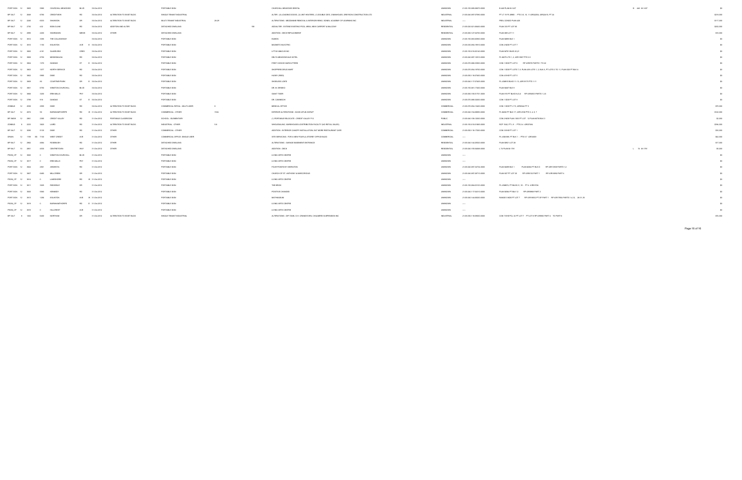| | | | | | | | | | | | | | | | | |
|---|---|---|---|---|---|---|---|---|---|---|---|---|---|---|---|---|
| PORT SGN | 12 | 3805 | 5980 | CHURCHILL MEADOWS | BLVD | 30-Oct-2012 | | PORTABLE SIGN | | | CHURCHILL MEADOWS DENTAL | UNKNOWN | 21-05-150-085-08870-0000 | B 445 M-1437 | B 445 M-1437 | $0 |
| BP 9ALT | 12 | 2849 | 6750 | CREDITVIEW | RD | 30-Oct-2012 | ALTERATION TO EXIST BLDG | SINGLE TENANT INDUSTRIAL | | | ALTER - (4) LOADING DOCKS, (3) UNIT HEATERS, (1) DOUBLE DEY, 2 MANHOLES, ERB RSON CONSTRUCTION LTD | INDUSTRIAL | 21-05-040-097-07900-0000 | PT LT 15 PL M885 - PTS 3-5, 10, 11 43R22294, 43R24415, PT 24 | | $216,000 |
| BP 9ALT | 12 | 3248 | 6503 | SNOWDON | DR | 30-Oct-2012 | ALTERATION TO EXIST BLDG | MULTI-TENANT INDUSTRIAL | 28-29 | | ALTERATIONS - MEZZANINE REMOVAL & INTERIOR RENO, SOKOL ACADEMY OF LEARNING INC | INDUSTRIAL | ---- | PEEL CONDO PLAN 426 | | $117,000 |
| BP 9ALT | 12 | 2730 | 432 | INDIAN LINE | RD | 30-Oct-2012 | ADDITION AND ALTER | DETACHED DWELLING | | 156 | ADD/ALTER - EXTEND EXISTING POOL AREA, NEW CARPORT & BALCONY | RESIDENTIAL | 21-05-020-021-00400-0000 | PLAN 303 PT LOT 65 | | $202,000 |
| BP 9ALT | 12 | 2990 | 2200 | SHARDAWN | MEWS | 30-Oct-2012 | OTHER | DETACHED DWELLING | | | ADDITION - DECK REPLACEMENT | RESIDENTIAL | 21-05-060-127-04700-0000 | PLAN 889 LOT 11 | | $10,000 |
| PORT SGN | 12 | 3812 | 3355 | THE COLLEGEWAY | | 30-Oct-2012 | | PORTABLE SIGN | | | RUMON | UNKNOWN | 21-05-150-083-00900-0000 | PLAN M89 BLK 1 | | $0 |
| PORT SGN | 12 | 3810 | 1150 | EGLINTON | AVE | E 30-Oct-2012 | | PORTABLE SIGN | | | MAGNETO ELECTRIC | UNKNOWN | 21-05-070-094-19910-0000 | CON 2 NDS PT LOT 7 | | $0 |
| PORT SGN | 12 | 3800 | 4181 | GLADEVIEW | CRES | 30-Oct-2012 | | PORTABLE SIGN | | | LITTLE ABACUS INC. | UNKNOWN | 21-05-150-010-00140-0000 | PLAN M791 BLKS 20,21 | | $0 |
| PORT SGN | 12 | 3808 | 6750 | MISSISSAUGA | RD | 30-Oct-2012 | | PORTABLE SIGN | | | DELTA MEADOWVALE HOTEL | UNKNOWN | 21-05-040-097-12910-0000 | PL M270 LTS 1, 2, 43R13587 PTS 3-5 | | $0 |
| PORT SGN | 12 | 3804 | 1370 | DUNDAS | ST | E 30-Oct-2012 | | PORTABLE SIGN | | | FIRST CHOICE HAIRCUTTERS | UNKNOWN | 21-05-070-068-33900-0000 | CON 1 SDS PT LOT 6 RP 43R970 PARTS 1 TO 22 | | $0 |
| PORT SGN | 12 | 3803 | 1077 | NORTH SERVICE | RD | 30-Oct-2012 | | PORTABLE SIGN | | | SHOPPERS DRUG MART | UNKNOWN | 21-05-070-004-19700-0000 | CON 1 SDS PT LOTS 7, 8, PLAN 439 LOTS 1, 2, BLK A, PT LOTS 3 TO 11, PLAN 520 PT BLK A | | $0 |
| PORT SGN | 12 | 3802 | 5985 | DIXIE | RD | 30-Oct-2012 | | PORTABLE SIGN | | | HUSKY (REG) | UNKNOWN | 21-05-050-116-07400-0000 | CON 4 EHS PT LOT 5 | | $0 |
| PORT SGN | 12 | 3809 | 50 | COURTNEYPARK | DR | E 30-Oct-2012 | | PORTABLE SIGN | | | SHOELESS JOE'S | UNKNOWN | 21-05-040-117-07405-0000 | PL 43M618 BLKS 11-13, 43R19175 PTS 1-11 | | $0 |
| PORT SGN | 12 | 3801 | 6750 | WINSTON CHURCHILL | BLVD | 30-Oct-2012 | | PORTABLE SIGN | | | DR. M. SIRISKO | UNKNOWN | 21-05-150-061-17460-0000 | PLAN M457 BLK 9 | | $0 |
| PORT SGN | 12 | 3806 | 3200 | ERIN MILLS | PKY | 30-Oct-2012 | | PORTABLE SIGN | | | GIANT TIGER | UNKNOWN | 21-05-060-155-57151-0000 | PLAN 919 PT BLKS H,G,B RP 43R4993 PARTS 1,3,5 | | $0 |
| PORT SGN | 12 | 3799 | 918 | DUNDAS | ST | E 30-Oct-2012 | | PORTABLE SIGN | | | DR. CAMMACHI | UNKNOWN | 21-05-070-068-32600-0000 | CON 1 SDS PT LOT 5 | | $0 |
| ZONBLD | 12 | 2038 | 2555 | DIXIE | RD | 30-Oct-2012 | ALTERATION TO EXIST BLDG | COMMERCIAL RETAIL - MULTI-USER | 8 | | MEDICAL OFFICE | COMMERCIAL | 21-05-070-004-13400-0000 | CON 1 SDS PT LT 5, 43R8044 PT 5 | | $75,000 |
| BP 9ALT | 12 | 2872 | 50 | BURNHAMTHORPE | RD | W 31-Oct-2012 | ALTERATION TO EXIST BLDG | COMMERCIAL - OTHER | 1504 | | INTERIOR ALTERATIONS - DAVID APLIN GORUP | COMMERCIAL | 21-05-040-154-08860-0000 | PL M492 PT BLK 17, 43R14748 PTS 3, 4, 6, 7 | | $180,000 |
| BP 3NEW | 12 | 2951 | 2355 | CREDIT VALLEY | RD | 31-Oct-2012 | PORTABLE CLASSROOM | SCHOOL - ELEMENTARY | | | (1) PORTABLE RELOCATE - CREDIT VALLEY P.S. | PUBLIC | 21-05-040-160-12000-0000 | CON 2 NDS PLAN 1003 PT LOT 12 PLAN M730 BLK 3 | | $2,000 |
| ZONBLD | 8 | 3234 | 1820 | LAIRD | RD | 31-Oct-2012 | ALTERATION TO EXIST BLDG | INDUSTRIAL - OTHER | 5-6 | | WHOLESALING, WAREHOUSE & DISTRIBUTION FACILITY (NO RETAIL SALES) | INDUSTRIAL | 21-05-150-010-01865-0000 | RCP 1542, PT L 9 - PTS 2-4 43R21986 | | $556,000 |
| BP 9ALT | 12 | 3090 | 5100 | DIXIE | RD | 31-Oct-2012 | OTHER | COMMERCIAL - OTHER | | | ADDITION - EXTERIOR CANOPY INSTALLATION, EAT MORE RESTAURANT CAFE | COMMERCIAL | 21-05-050-116-17200-0000 | CON 3 EHS PT LOT 1 | | $30,000 |
| DRAIN | 12 | 1199 | SS 7150 | WEST CREDIT | AVE | 31-Oct-2012 | OTHER | COMMERCIAL OFFICE- SINGLE USER | | | SITE SERVICING - FOR A NEW FOUR (4) STOREY OFFICE BLDG | COMMERCIAL | ---- | PL 43M-995, PT BLK 1 - PTS 5-7 43R34551 | | $42,000 |
| BP 9ALT | 12 | 2802 | 4844 | ROSEBUSH | RD | 31-Oct-2012 | OTHER | DETACHED DWELLING | | | ALTERATIONS - GARAGE BASEMENT ENTRANCE | RESIDENTIAL | 21-05-040-144-29320-0000 | PLAN M921 LOT 26 | | $17,000 |
| BP 9ALT | 10 | 2891 | 4300 | CENTRETOWN | WAY | 31-Oct-2012 | OTHER | DETACHED DWELLING | | | ADDITION - DECK | RESIDENTIAL | 21-05-040-155-04605-0000 | L 74 PLAN M-1751 | L 74 M-1751 | $5,000 |
| PSGN_CP | 12 | 3820 | 0 | WINSTON CHURCHILL | BLVD | 31-Oct-2012 | | PORTABLE SIGN | | | LIVING ARTS CENTRE | UNKNOWN | ---- | | | $0 |
| PSGN_CP | 12 | 3817 | 0 | ERIN MILLS | PKY | 31-Oct-2012 | | PORTABLE SIGN | | | LIVING ARTS CENTRE | UNKNOWN | ---- | | | $0 |
| PORT SGN | 12 | 3824 | 2501 | ARGENTIA | RD | 31-Oct-2012 | | PORTABLE SIGN | | | FOUR POINTS BY SHERATON | UNKNOWN | 21-05-040-097-34734-0000 | PLAN M499 BLK 1 PLAN M484 PT BLK D RP 43R11699 PARTS 1,2 | | $0 |
| PORT SGN | 12 | 3807 | 6460 | MILLCREEK | DR | 31-Oct-2012 | | PORTABLE SIGN | | | CHURCH OF ST. ANTHONY & MARCORIOUS | UNKNOWN | 21-05-040-097-28710-0000 | PLAN 927 PT LOT 20 RP 43R9132 PART 1 RP 43R10592 PART 4 | | $0 |
| PSGN_CP | 12 | 3814 | 0 | LAKESHORE | RD | W 31-Oct-2012 | | PORTABLE SIGN | | | LIVING ARTS CENTRE | UNKNOWN | ---- | | | $0 |
| PORT SGN | 12 | 3811 | 1025 | RIDGEWAY | DR | 31-Oct-2012 | | PORTABLE SIGN | | | THE BRICK | UNKNOWN | 21-05-150-084-01315-0000 | PL 43M874, PT BLKS 21, 35 - PT 3 43R17324 | | $0 |
| PORT SGN | 12 | 3820 | 5985 | KENNEDY | RD | 31-Oct-2012 | | PORTABLE SIGN | | | POSITIVE CHANGES | UNKNOWN | 21-05-040-117-04310-0000 | PLAN M394 PT BLK 12 RP 43R8956 PART 2 | | $0 |
| PORT SGN | 12 | 3813 | 1295 | EGLINTON | AVE | W 31-Oct-2012 | | PORTABLE SIGN | | | MATHNASIUM | UNKNOWN | 21-05-040-144-09220-0000 | RANGE 3 NDS PT LOT 7 RP 43R19932 PT OF PART 1 RP 43R17884 PARTS 1-4,12, 28,31,35 | | $0 |
| PSGN_CP | 12 | 3819 | 0 | BURNHAMTHORPE | RD | E 31-Oct-2012 | | PORTABLE SIGN | | | LIVING ARTS CENTRE | UNKNOWN | ---- | | | $0 |
| PSGN_CP | 12 | 3815 | 0 | HILLCREST | AVE | 31-Oct-2012 | | PORTABLE SIGN | | | LIVING ARTS CENTRE | UNKNOWN | ---- | | | $0 |
| BP 9ALT | 9 | 1263 | 6400 | NORTHAM | DR | 31-Oct-2012 | ALTERATION TO EXIST BLDG | SINGLE TENANT INDUSTRIAL | | | ALTERATIONS - DIP TANK, D.H. CRANE/OVEN, CHALMERS SUSPENSION INC | INDUSTRIAL | 21-05-050-118-09500-0000 | CON 7 EHS PCL 32 PT LOT 7 PT LOT 8 RP 43R8080 PART 4 TO PART 6 | | $75,000 |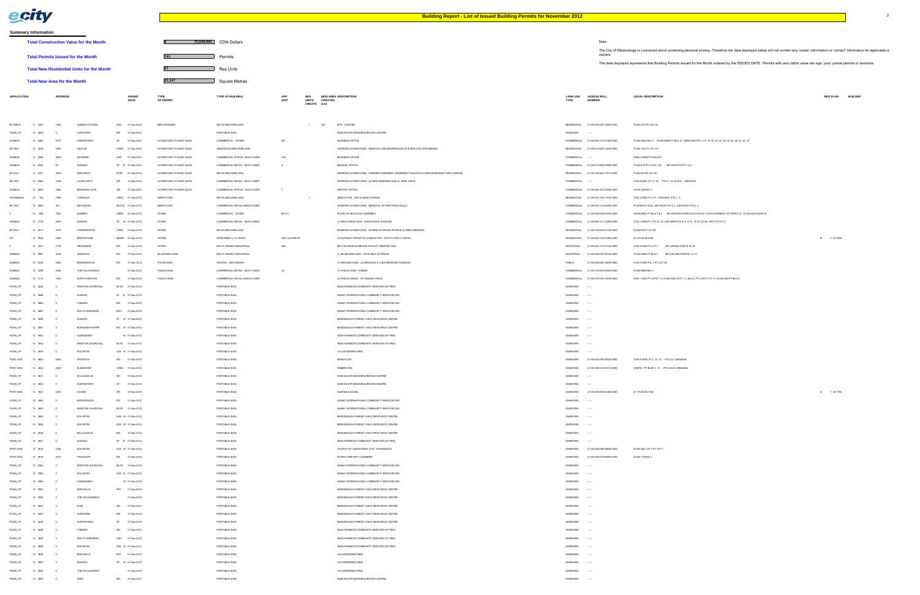# Building Report - List of Issued Building Permits for November 2012

## Summary Information

| | | |
|---|---|---|
| **Total Construction Value for the Month** | $ 72,549,000 | CDN Dollars |
| **Total Permits Issued for the Month** | 741 | Permits |
| **Total New Residential Units for the Month** | 21 | Res Units |
| **Total New Area for the Month** | 21,147 | Square Metres |

Note :

The City of Mississauga is concerned about protecting personal privacy. Therefore the data displayed below will not contain any 'owner' information or 'contact' information for applicants a owners.

The data displayed represents that Building Permits issued for the Month ordered by the ISSUED DATE. Permits with zero dollar value are sign, pool, partial permits or revisions.

| APPLICATION | | ADDRESS | | | ISSUED DATE | TYPE OF PERMIT | TYPE OF BUILDING | APP UNIT | RES UNITS CREATED | NEW AREA CREATED (sm) | DESCRIPTION | LAND USE TYPE | ASSESS ROLL NUMBER | LEGAL DESCRIPTION | REG PLAN | BUILDER |
|---|---|---|---|---|---|---|---|---|---|---|---|---|---|---|---|---|
| BP 9NEW | 11 7097 | 1384 | QUEEN VICTORIA | AVE | 01-Nov-2012 | NEW BUILDING | DETACHED DWELLING | | 1 | 304 | SFD - CUSTOM | RESIDENTIAL | 21-05-020-050-15000-0000 | PLAN H13 PT LOT 32 | | |
| PSGN_CP | 12 3833 | 0 | GLEN ERIN | DR | 01-Nov-2012 | | PORTABLE SIGN | | | | DIXIE BLOOR NEIGHBOURHOOD CENTRE | UNKNOWN | ---- | | | |
| ZONBLD | 12 2960 | 5770 | HURONTARIO | ST | 01-Nov-2012 | ALTERATION TO EXIST BLDG | COMMERCIAL - OTHER | 601 | | | BUSINESS OFFICE | COMMERCIAL | 21-05-040-116-01000-0000 | PLAN M832 BLK 1 PL43-M928 PT BLK 12 43R23386 PTS 1-14, 15-16, 23, 24, 29, 31-34, 39, 41, 42, 47 | | |
| BP 3ALT | 12 3030 | 2392 | DELKUS | CRES | 01-Nov-2012 | ALTERATION TO EXIST BLDG | SEMI-DETACHED DWELLING | | | | INTERIOR ALTERATIONS - REMOVE LOAD BEARING WALLS & REPLACE WITH BEAMS | RESIDENTIAL | 21-05-010-065-12200-0000 | PLAN 779 PT LOT 101 | | |
| ZONBLD | 12 2998 | 2800 | SKYMARK | AVE | 01-Nov-2012 | ALTERATION TO EXIST BLDG | COMMERCIAL OFFICE - MULTI-USER | | | | BUSINESS OFFICE | COMMERCIAL | ---- | PEEL CONDO PLAN 437 | | |
| ZONBLD | 12 2820 | 60 | DUNDAS | ST E | 01-Nov-2012 | ALTERATION TO EXIST BLDG | COMMERCIAL RETAIL - MULTI-USER | 8 | | | MEDICAL OFFICE | COMMERCIAL | 21-05-010-068-07600-0000 | PLAN 619 PT LOTS 1,20 RP 43R16703 PT 1 & 2 | | |
| BP 9ALT | 12 2247 | 3849 | BEECHNUT | ROW | 01-Nov-2012 | ALTERATION TO EXIST BLDG | DETACHED DWELLING | | | | INTERIOR ALTERATIONS - FINISHED BASEMENT, BASEMENT WALKOUT & SIDE ENTRANCE THRU GARAGE | RESIDENTIAL | 21-05-150-082-71312-0000 | PLAN M1109 LOT 87 | | |
| BP 3ALT | 12 2962 | 4188 | LIVING ARTS | DR | 01-Nov-2012 | ALTERATION TO EXIST BLDG | COMMERCIAL RETAIL - MULTI-USER | | | | INTERIOR ALTERATIONS - (6) NEW DEMISING WALLS, SPEC UNITS | COMMERCIAL | ---- | CON 2 NDS, PT LT 16 - PTS 3, 18, 20 ETC. 43R34708 | | |
| ZONBLD | 12 2829 | 4383 | BRANDON GATE | DR | 01-Nov-2012 | ALTERATION TO EXIST BLDG | COMMERCIAL OFFICE - MULTI-USER | 7 | | | DENTIST OFFICE | COMMERCIAL | 21-05-050-107-25200-0000 | PLAN 948 BLK T | | |
| HOUSDEMO | 12 193 | 1569 | CORMACK | CRES | 01-Nov-2012 | DEMOLITION | DETACHED DWELLING | | -1 | | DEMOLITION - SFD & REAR GARAGE | RESIDENTIAL | 21-05-070-156-13100-0000 | CON 2 SDS PT LT 9 - 43R24826, PTS 1, 2 | | |
| BP 3ALT | 12 3006 | 381 | MATHESON | BLVD E | 01-Nov-2012 | DEMOLITION | COMMERCIAL RETAIL-SINGLE USER | | | | INTERIOR ALTERATIONS - REMOVAL OF PARTITION WALLS | COMMERCIAL | 21-05-040-116-24090-0000 | PL M364 PT B 20, 43R13429 PTS 3, 4, 43R14674 PTS 3, 4 | | |
| C | 12 998 | 7085 | DANBRO | CRES | 01-Nov-2012 | OTHER | COMMERCIAL - OTHER | BLD-H | | | PLACE OF RELIGIOUS ASSEMBLY | COMMERCIAL | 21-05-040-098-02708-0000 | PLAN M853 PT BLK 3 & 4 RP 43R16974 PARTS34,35,53-54 1/10TH INTEREST OF PARTS 43 TO 46,49,50,56,58,57 | | |
| SGNBLD | 12 3176 | 2400 | DUNDAS | ST W | 01-Nov-2012 | OTHER | COMMERCIAL RETAIL - MULTI-USER | | | | (1) INFLATABLE SIGN - SANTA ROOF SIGNAGE | COMMERCIAL | 21-05-060-141-22000-0000 | CON 1 SDS PT LTS 33, 34, 43R18606 PTS 5, 6, 8-12, 15-18, 22-26, 43R17153 PT 2 | | |
| BP 9ALT | 12 3017 | 3075 | CHERRINGTON | CRES | 01-Nov-2012 | OTHER | DETACHED DWELLING | | | | INTERIOR ALTERATIONS - EXTEND STORAGE ROOM & (3) NEW WINDOWS | RESIDENTIAL | 21-05-150-083-07702-0000 | PLAN M721 LOT 88 | | |
| OP | 12 2848 | 4068 | BRICKSTONE | MEWS | 01-Nov-2012 | OTHER | APARTMENT (> 6 UNITS) | 3001-03,3005-06 | | | OCCUPANCY PRIOR TO COMPLETION - 30TH FLOOR (5 UNITS) | RESIDENTIAL | 21-05-040-154-01266-0000 | B 4 PLAN M-1808 | B 4 M-1808 | |
| C | 12 1827 | 1776 | MEYERSIDE | DR | 01-Nov-2012 | OTHER | MULTI-TENANT INDUSTRIAL | 4&5 | | | MOTOR-VEHICLE REPAIR FACILITY (RESTRICTED) | INDUSTRIAL | 21-05-050-116-31100-0000 | CON 4 EHS PT LOT 7 RP 43R19443 PARTS 24-26 | | |
| SGNBLD | 12 2997 | 2476 | ARGENTIA | RD | 01-Nov-2012 | BILLBOARD SIGN | MULTI-TENANT INDUSTRIAL | | | | (1) BILLBOARD SIGN - SAFE SELF STORAGE | INDUSTRIAL | 21-05-040-097-34700-0000 | PLAN M489 PT BLK 2 RP 43R10893 PARTS 1,2,13 | | |
| SGNBLD | 12 2939 | 2524 | BROMSGROVE | RD | 01-Nov-2012 | PYLON SIGN | SCHOOL - SECONDARY | | | | (1) GROUND SIGN - CLARKSON S.S. (LED MESSAGE SIGNAGE) | PUBLIC | 21-05-020-040-18200-0000 | CON 2 SDS PCL 1 PT LOT 34 | | |
| SGNBLD | 12 3089 | 3355 | THE COLLEGEWAY | | 01-Nov-2012 | FASCIA SIGN | COMMERCIAL RETAIL - MULTI-USER | 28 | | | (1) FASCIA SIGN - KUMON | COMMERCIAL | 21-05-150-083-03900-0000 | PLAN M895 BLK 1 | | |
| SGNBLD | 12 3112 | 1989 | NORTH SERVICE | RD | 01-Nov-2012 | FASCIA SIGN | COMMERCIAL RETAIL-SINGLE USER | | | | (4) FASCIA SIGNS - TD CANADA TRUST | COMMERCIAL | 21-05-070-056-19700-0000 | CON 1 SDS PT LOTS 7, 8, PLAN 439 LOTS 1, 2, BLK A, PT LOTS 3 TO 11, PLAN 520 PT BLK A | | |
| PSGN_CP | 12 3844 | 0 | WINSTON CHURCHILL | BLVD | 01-Nov-2012 | | PORTABLE SIGN | | | | INDIA RAINBOW COMMUNITY SERVICES OF PEEL | UNKNOWN | ---- | | | |
| PSGN_CP | 12 3866 | 0 | DUNDAS | ST E | 01-Nov-2012 | | PORTABLE SIGN | | | | KAINAT INTERNATIONAL COMMUNITY SERVICES INC. | UNKNOWN | ---- | | | |
| PSGN_CP | 12 3865 | 0 | TOMKEN | RD | 01-Nov-2012 | | PORTABLE SIGN | | | | KAINAT INTERNATIONAL COMMUNITY SERVICES INC. | UNKNOWN | ---- | | | |
| PSGN_CP | 12 3861 | 0 | SOUTH SHERIDAN | WAY | 01-Nov-2012 | | PORTABLE SIGN | | | | KAINAT INTERNATIONAL COMMUNITY SERVICES INC. | UNKNOWN | ---- | | | |
| PSGN_CP | 12 3856 | 0 | DUNDAS | ST W | 01-Nov-2012 | | PORTABLE SIGN | | | | MISSISSAUGA PARENT CHILD RESOURCE CENTRE | UNKNOWN | ---- | | | |
| PSGN_CP | 12 3851 | 0 | BURNHAMTHORPE | RD W | 01-Nov-2012 | | PORTABLE SIGN | | | | MISSISSAUGA PARENT CHILD RESOURCE CENTRE | UNKNOWN | ---- | | | |
| PSGN_CP | 12 3841 | 0 | QUEENSWAY | W | 01-Nov-2012 | | PORTABLE SIGN | | | | INDIA RAINBOW COMMUNITY SERVICES OF PEEL | UNKNOWN | ---- | | | |
| PSGN_CP | 12 3840 | 0 | WINSTON CHURCHILL | BLVD | 01-Nov-2012 | | PORTABLE SIGN | | | | INDIA RAINBOW COMMUNITY SERVICES OF PEEL | UNKNOWN | ---- | | | |
| PSGN_CP | 12 3836 | 0 | EGLINTON | AVE W | 01-Nov-2012 | | PORTABLE SIGN | | | | VOLUNTEERING PEEL | UNKNOWN | ---- | | | |
| PORT SGN | 12 3852 | 2835 | ARGENTIA | RD | 01-Nov-2012 | | PORTABLE SIGN | | | | MANAFLOW | UNKNOWN | 21-05-040-098-06020-0000 | CON 6 WHS, PT L 12, 13 - PTS 4-6 43R26508 | | |
| PORT SGN | 12 3822 | 4200 | GLADEVIEW | CRES | 01-Nov-2012 | | PORTABLE SIGN | | | | FAMBRO INC | UNKNOWN | 21-05-150-010-00101-0000 | 43M761, PT BLKS 1, 31 - PTS 26-29 43R24586 | | |
| PSGN_CP | 12 3831 | 0 | MCLAUGHLIN | RD | 01-Nov-2012 | | PORTABLE SIGN | | | | DIXIE BLOOR NEIGHBOURHOOD CENTRE | UNKNOWN | ---- | | | |
| PSGN_CP | 12 3830 | 0 | HURONTARIO | ST | 01-Nov-2012 | | PORTABLE SIGN | | | | DIXIE BLOOR NEIGHBOURHOOD CENTRE | UNKNOWN | ---- | | | |
| PORT SGN | 12 3821 | 2350 | HOGAN | DR | 01-Nov-2012 | | PORTABLE SIGN | | | | KUEHNE & NAGEL | UNKNOWN | 21-05-040-098-61000-0000 | B 1 PLAN M-1780 | B 1 M-1780 | |
| PSGN_CP | 12 3864 | 0 | MISSISSAUGA | RD | 01-Nov-2012 | | PORTABLE SIGN | | | | KAINAT INTERNATIONAL COMMUNITY SERVICES INC. | UNKNOWN | ---- | | | |
| PSGN_CP | 12 3859 | 0 | WINSTON CHURCHILL | BLVD | 01-Nov-2012 | | PORTABLE SIGN | | | | KAINAT INTERNATIONAL COMMUNITY SERVICES INC. | UNKNOWN | ---- | | | |
| PSGN_CP | 12 3858 | 0 | EGLINTON | AVE W | 01-Nov-2012 | | PORTABLE SIGN | | | | MISSISSAUGA PARENT CHILD RESOURCE CENTRE | UNKNOWN | ---- | | | |
| PSGN_CP | 12 3854 | 0 | EGLINTON | AVE W | 01-Nov-2012 | | PORTABLE SIGN | | | | MISSISSAUGA PARENT CHILD RESOURCE CENTRE | UNKNOWN | ---- | | | |
| PSGN_CP | 12 3849 | 0 | MCLAUGHLIN | RD | 01-Nov-2012 | | PORTABLE SIGN | | | | MISSISSAUGA PARENT CHILD RESOURCE CENTRE | UNKNOWN | ---- | | | |
| PSGN_CP | 12 3847 | 0 | DUNDAS | ST E | 01-Nov-2012 | | PORTABLE SIGN | | | | INDIA RAINBOW COMMUNITY SERVICES OF PEEL | UNKNOWN | ---- | | | |
| PORT SGN | 12 3818 | 1248 | EGLINTON | AVE W | 01-Nov-2012 | | PORTABLE SIGN | | | | CHURCH OF VIRGIN MARY & ST. ATHANASIUS | UNKNOWN | 21-05-040-096-08600-0000 | PLAN 465 LOT 2 PT LOT 1 | | |
| PORT SGN | 12 3816 | 5427 | FIELDGATE | DR | 01-Nov-2012 | | PORTABLE SIGN | | | | EXTRA CARE DRY CLEANERS | UNKNOWN | 21-05-050-072-09000-0000 | PLAN 719 BLK J | | |
| PSGN_CP | 12 3863 | 0 | WINSTON CHURCHILL | BLVD | 01-Nov-2012 | | PORTABLE SIGN | | | | KAINAT INTERNATIONAL COMMUNITY SERVICES INC. | UNKNOWN | ---- | | | |
| PSGN_CP | 12 3862 | 0 | EGLINTON | AVE E | 01-Nov-2012 | | PORTABLE SIGN | | | | KAINAT INTERNATIONAL COMMUNITY SERVICES INC. | UNKNOWN | ---- | | | |
| PSGN_CP | 12 3860 | 0 | QUEENSWAY | W | 01-Nov-2012 | | PORTABLE SIGN | | | | KAINAT INTERNATIONAL COMMUNITY SERVICES INC. | UNKNOWN | ---- | | | |
| PSGN_CP | 12 3857 | 0 | ERIN MILLS | PKY | 01-Nov-2012 | | PORTABLE SIGN | | | | MISSISSAUGA PARENT CHILD RESOURCE CENTRE | UNKNOWN | ---- | | | |
| PSGN_CP | 12 3855 | 0 | THE COLLEGEWAY | | 01-Nov-2012 | | PORTABLE SIGN | | | | MISSISSAUGA PARENT CHILD RESOURCE CENTRE | UNKNOWN | ---- | | | |
| PSGN_CP | 12 3853 | 0 | DIXIE | RD | 01-Nov-2012 | | PORTABLE SIGN | | | | MISSISSAUGA PARENT CHILD RESOURCE CENTRE | UNKNOWN | ---- | | | |
| PSGN_CP | 12 3850 | 0 | GLEN ERIN | DR | 01-Nov-2012 | | PORTABLE SIGN | | | | MISSISSAUGA PARENT CHILD RESOURCE CENTRE | UNKNOWN | ---- | | | |
| PSGN_CP | 12 3848 | 0 | HURONTARIO | ST | 01-Nov-2012 | | PORTABLE SIGN | | | | MISSISSAUGA PARENT CHILD RESOURCE CENTRE | UNKNOWN | ---- | | | |
| PSGN_CP | 12 3846 | 0 | TOMKEN | RD | 01-Nov-2012 | | PORTABLE SIGN | | | | INDIA RAINBOW COMMUNITY SERVICES OF PEEL | UNKNOWN | ---- | | | |
| PSGN_CP | 12 3842 | 0 | SOUTH SHERIDAN | WAY | 01-Nov-2012 | | PORTABLE SIGN | | | | INDIA RAINBOW COMMUNITY SERVICES OF PEEL | UNKNOWN | ---- | | | |
| PSGN_CP | 12 3839 | 0 | EGLINTON | AVE W | 01-Nov-2012 | | PORTABLE SIGN | | | | INDIA RAINBOW COMMUNITY SERVICES OF PEEL | UNKNOWN | ---- | | | |
| PSGN_CP | 12 3838 | 0 | ERIN MILLS | PKY | 01-Nov-2012 | | PORTABLE SIGN | | | | VOLUNTEERING PEEL | UNKNOWN | ---- | | | |
| PSGN_CP | 12 3837 | 0 | DUNDAS | ST W | 01-Nov-2012 | | PORTABLE SIGN | | | | VOLUNTEERING PEEL | UNKNOWN | ---- | | | |
| PSGN_CP | 12 3835 | 0 | THE COLLEGEWAY | | 01-Nov-2012 | | PORTABLE SIGN | | | | VOLUNTEERING PEEL | UNKNOWN | ---- | | | |
| PSGN_CP | 12 3834 | 0 | DIXIE | RD | 01-Nov-2012 | | PORTABLE SIGN | | | | DIXIE BLOOR NEIGHBOURHOOD CENTRE | UNKNOWN | ---- | | | |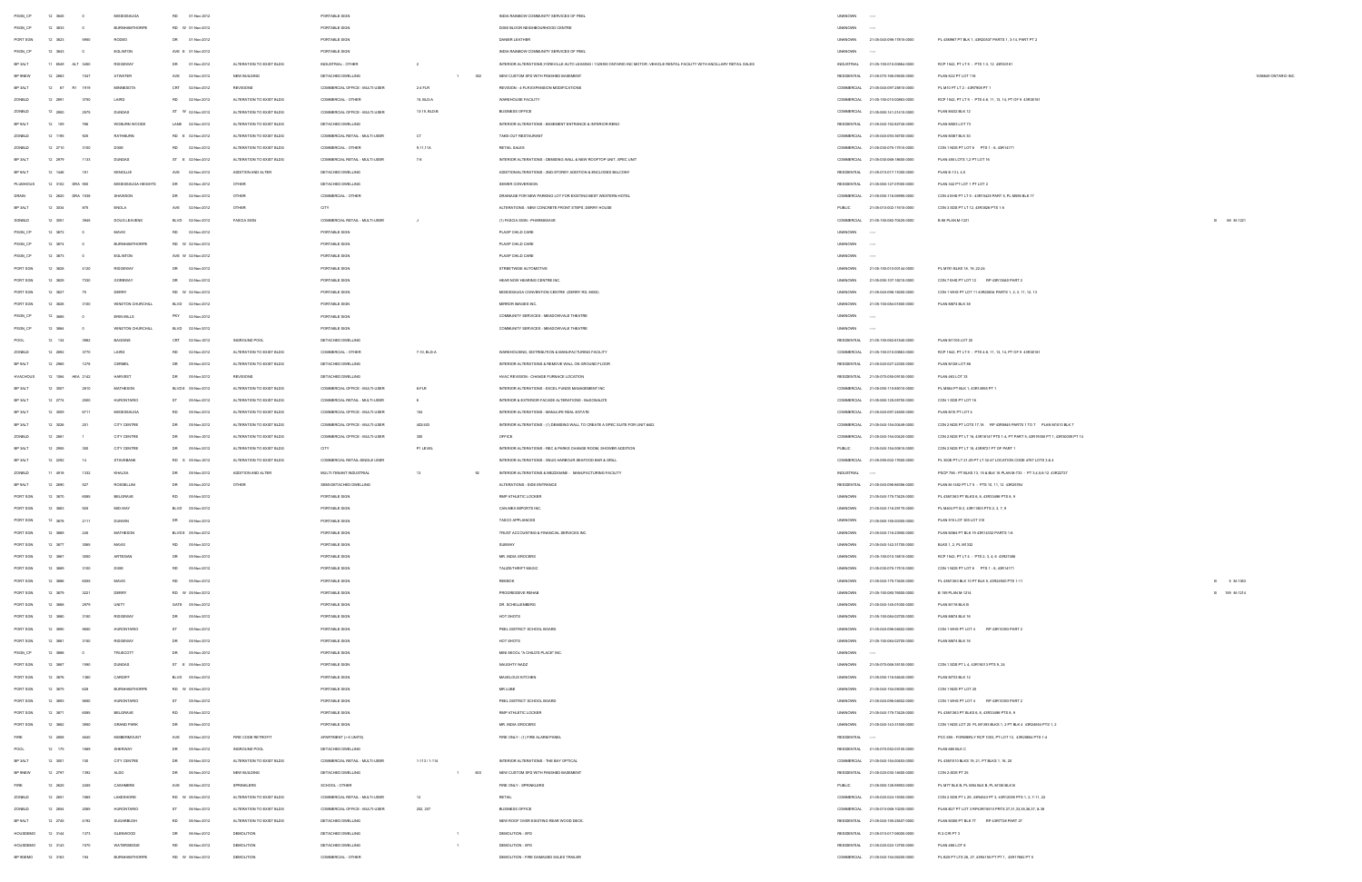| | | | | | | | | | | | | | | | | | |
|---|---|---|---|---|---|---|---|---|---|---|---|---|---|---|---|---|---|
| PSGN_CP | 12 | 3845 | 0 | MISSISSAUGA | RD | 01-Nov-2012 | | PORTABLE SIGN | | | | INDIA RAINBOW COMMUNITY SERVICES OF PEEL | UNKNOWN | ---- | | | |
| PSGN_CP | 12 | 3833 | 0 | BURNHAMTHORPE | RD W | 01-Nov-2012 | | PORTABLE SIGN | | | | DIXIE BLOOR NEIGHBOURHOOD CENTRE | UNKNOWN | ---- | | | |
| PORT SGN | 12 | 3823 | 5980 | RODEO | DR | 01-Nov-2012 | | PORTABLE SIGN | | | | DANIER LEATHER | UNKNOWN | 21-05-040-098-17010-0000 | PL 43M887 PT BLK 1, 43R20407 PARTS 1, 3-14, PART PT 2 | | |
| PSGN_CP | 12 | 3843 | 0 | EGLINTON | AVE E | 01-Nov-2012 | | PORTABLE SIGN | | | | INDIA RAINBOW COMMUNITY SERVICES OF PEEL | UNKNOWN | ---- | | | |
| BP 3ALT | 11 | 6649 ALT | 5480 | RIDGEWAY | DR | 01-Nov-2012 | ALTERATION TO EXIST BLDG | INDUSTRIAL - OTHER | 2 | | | INTERIOR ALTERATIONS (YORKVILLE AUTO LEASING / 1329590 ONTARIO INC MOTOR VEHICLE RENTAL FACILITY WITH ANCILLARY RETAIL SALES | INDUSTRIAL | 21-05-150-010-00984-0000 | RCP 1542, PT LT 9 - PTS 1-3, 12 43R30181 | | |
| BP 9NEW | 12 | 2863 | 1347 | ATWATER | AVE | 02-Nov-2012 | NEW BUILDING | DETACHED DWELLING | | 1 | 352 | NEW CUSTOM SFD WITH FINISHED BASEMENT | RESIDENTIAL | 21-05-070-168-09400-0000 | PLAN K22 PT LOT 118 | | 1088649 ONTARIO INC |
| BP 3ALT | 12 | 67 R1 | 1919 | MINNESOTA | CRT | 02-Nov-2012 | REVISIONS | COMMERCIAL OFFICE - MULTI-USER | 2-6 FLR | | | REVISION - 4 FLR EXPANSION MODIFICATIONS | COMMERCIAL | 21-05-040-097-23610-0000 | PL M10 PT LT 2 - 43R7908 PT 1 | | |
| ZONBLD | 12 | 2681 | 3790 | LAIRD | RD | 02-Nov-2012 | ALTERATION TO EXIST BLDG | COMMERCIAL - OTHER | 16, BLD-A | | | WAREHOUSE FACILITY | COMMERCIAL | 21-05-150-010-00983-0000 | RCP 1542, PT LT 9 - PTS 6-8, 11, 13, 14, PT OF 9 43R30181 | | |
| ZONBLD | 12 | 2960 | 2575 | DUNDAS | ST W | 02-Nov-2012 | ALTERATION TO EXIST BLDG | COMMERCIAL OFFICE - MULTI-USER | 13-15, BLD-E | | | BUSINESS OFFICE | COMMERCIAL | 21-05-060-141-21410-0000 | PLAN M433 BLK 12 | | |
| BP 3ALT | 12 | 109 | 798 | WOBURN WOODS | LANE | 02-Nov-2012 | ALTERATION TO EXIST BLDG | DETACHED DWELLING | | | | INTERIOR ALTERATIONS - BASEMENT ENTRANCE & INTERIOR-RENO | RESIDENTIAL | 21-05-040-152-63745-0000 | PLAN M903 LOT 73 | | |
| ZONBLD | 12 | 1785 | 920 | RATHBURN | RD E | 02-Nov-2012 | ALTERATION TO EXIST BLDG | COMMERCIAL RETAIL - MULTI-USER | C7 | | | TAKE-OUT RESTAURANT | COMMERCIAL | 21-05-040-093-50730-0000 | PLAN M387 BLK 30 | | |
| ZONBLD | 12 | 2710 | 3100 | DIXIE | RD | 02-Nov-2012 | ALTERATION TO EXIST BLDG | COMMERCIAL - OTHER | 9,11,11A | | | RETAIL SALES | COMMERCIAL | 21-05-030-075-17610-0000 | CON 1 NDS PT LOT 6 PTS 1 - 8, 43R14171 | | |
| BP 3ALT | 12 | 2979 | 1133 | DUNDAS | ST E | 02-Nov-2012 | ALTERATION TO EXIST BLDG | COMMERCIAL RETAIL - MULTI-USER | 7-8 | | | INTERIOR ALTERATIONS - DEMISING WALL & NEW ROOFTOP UNIT, SPEC UNIT | COMMERCIAL | 21-05-030-068-19600-0000 | PLAN 395 LOTS 1,2 PT LOT 16 | | |
| BP 3ALT | 12 | 1346 | 181 | KENOLLIE | AVE | 02-Nov-2012 | ADDITION AND ALTER | DETACHED DWELLING | | | | ADDITION/ALTERATIONS - 2ND STOREY ADDITION & ENCLOSED BALCONY | RESIDENTIAL | 21-05-010-017-15000-0000 | PLAN B 13 L 4,5 | | |
| PLUMHOUS | 12 | 3102 | SRA 900 | MISSISSAUGA HEIGHTS | DR | 02-Nov-2012 | OTHER | DETACHED DWELLING | | | | SEWER CONVERSION | RESIDENTIAL | 21-05-060-127-07000-0000 | PLAN 542 PT LOT 1 PT LOT 2 | | |
| DRAIN | 12 | 2820 | DRA 1538 | SHAWSON | DR | 02-Nov-2012 | OTHER | COMMERCIAL - OTHER | | | | DRAINAGE FOR NEW PARKING LOT FOR EXISTING BEST WESTERN HOTEL | COMMERCIAL | 21-05-050-116-06996-0000 | CON 4 EHS PT LT 5 - 43R15425 PART 5, PL M995 BLK 17 | | |
| BP 3ALT | 12 | 3034 | 675 | ENOLA | AVE | 02-Nov-2012 | OTHER | CITY | | | | ALTERATIONS - NEW CONCRETE FRONT STEPS, DERRY HOUSE | PUBLIC | 21-05-010-002-11610-0000 | CON 3 SDS PT LT 12, 43R2826 PTS 1-9 | | |
| SGNBLD | 12 | 3001 | 3945 | DOUG LEAVENS | BLVD | 02-Nov-2012 | FASCIA SIGN | COMMERCIAL RETAIL - MULTI-USER | J | | | (1) FASCIA SIGN - PHARMASAVE | COMMERCIAL | 21-05-150-082-70420-0000 | B 88 PLAN M-1221 | | B 88 M-1221 |
| PSGN_CP | 12 | 3872 | 0 | MAVIS | RD | 02-Nov-2012 | | PORTABLE SIGN | | | | PLASP CHILD CARE | UNKNOWN | ---- | | | |
| PSGN_CP | 12 | 3874 | 0 | BURNHAMTHORPE | RD W | 02-Nov-2012 | | PORTABLE SIGN | | | | PLASP CHILD CARE | UNKNOWN | ---- | | | |
| PSGN_CP | 12 | 3873 | 0 | EGLINTON | AVE W | 02-Nov-2012 | | PORTABLE SIGN | | | | PLASP CHILD CARE | UNKNOWN | ---- | | | |
| PORT SGN | 12 | 3828 | 4120 | RIDGEWAY | DR | 02-Nov-2012 | | PORTABLE SIGN | | | | STREETWISE AUTOMOTIVE | UNKNOWN | 21-05-150-010-00744-0000 | PL M781 BLKS 18, 19, 22-24 | | |
| PORT SGN | 12 | 3829 | 7330 | GOREWAY | DR | 02-Nov-2012 | | PORTABLE SIGN | | | | HEAR NOW HEARING CENTRE INC. | UNKNOWN | 21-05-050-107-16210-0000 | CON 7 EHS PT LOT 12 RP 43R15603 PART 2 | | |
| PORT SGN | 12 | 3827 | 75 | DERRY | RD W | 02-Nov-2012 | | PORTABLE SIGN | | | | MISSISSAUGA CONVENTION CENTRE (DERRY RD. SEED) | UNKNOWN | 21-05-040-098-16200-0000 | CON 1 WHS PT LOT 11 43R20834 PARTS 1, 2, 3, 11, 12, 13 | | |
| PORT SGN | 12 | 3826 | 3100 | WINSTON CHURCHILL | BLVD | 02-Nov-2012 | | PORTABLE SIGN | | | | MIRROR IMAGES INC. | UNKNOWN | 21-05-150-084-01800-0000 | PLAN M674 BLK 38 | | |
| PSGN_CP | 12 | 3865 | 0 | ERIN MILLS | PKY | 02-Nov-2012 | | PORTABLE SIGN | | | | COMMUNITY SERVICES - MEADOWVALE THEATRE | UNKNOWN | ---- | | | |
| PSGN_CP | 12 | 3864 | 0 | WINSTON CHURCHILL | BLVD | 02-Nov-2012 | | PORTABLE SIGN | | | | COMMUNITY SERVICES - MEADOWVALE THEATRE | UNKNOWN | ---- | | | |
| POOL | 12 | 134 | 3963 | BAGGINS | CRT | 02-Nov-2012 | INGROUND POOL | DETACHED DWELLING | | | | | RESIDENTIAL | 21-05-150-082-61546-0000 | PLAN M1105 LOT 20 | | |
| ZONBLD | 12 | 2682 | 3770 | LAIRD | RD | 02-Nov-2012 | ALTERATION TO EXIST BLDG | COMMERCIAL - OTHER | 7-10, BLD-A | | | WAREHOUSING, DISTRIBUTION & MANUFACTURING FACILITY | COMMERCIAL | 21-05-150-010-00983-0000 | RCP 1542, PT LT 9 - PTS 6-8, 11, 13, 14, PT OF 9 43R30181 | | |
| BP 3ALT | 12 | 2965 | 1276 | CERMEL | DR | 05-Nov-2012 | ALTERATION TO EXIST BLDG | DETACHED DWELLING | | | | INTERIOR ALTERATIONS & REMOVE WALL ON GROUND FLOOR | RESIDENTIAL | 21-05-020-027-22300-0000 | PLAN M128 LOT 89 | | |
| HVACHOUS | 12 | 1984 | HEA 2142 | HARVEST | DR | 05-Nov-2012 | REVISIONS | DETACHED DWELLING | | | | HVAC REVISION - CHANGE FURNACE LOCATION | RESIDENTIAL | 21-05-070-085-09100-0000 | PLAN 483 LOT 33 | | |
| BP 3ALT | 12 | 3007 | 2810 | MATHESON | BLVD E | 05-Nov-2012 | ALTERATION TO EXIST BLDG | COMMERCIAL OFFICE - MULTI-USER | 8-FLR | | | INTERIOR ALTERATIONS - EXCEL FUNDS MANAGEMENT INC | COMMERCIAL | 21-05-050-115-80010-0000 | PL M464 PT BLK 1, 43R14855 PT 1 | | |
| BP 3ALT | 12 | 2774 | 2500 | HURONTARIO | ST | 05-Nov-2012 | ALTERATION TO EXIST BLDG | COMMERCIAL RETAIL - MULTI-USER | 8 | | | INTERIOR & EXTERIOR FACADE ALTERATIONS - McDONALD'S | COMMERCIAL | 21-05-060-129-09726-0000 | CON 1 SDS PT LOT 18 | | |
| BP 3ALT | 12 | 3059 | 6711 | MISSISSAUGA | RD | 05-Nov-2012 | ALTERATION TO EXIST BLDG | COMMERCIAL OFFICE - MULTI-USER | 104 | | | INTERIOR ALTERATIONS - MANULIFE REAL ESTATE | COMMERCIAL | 21-05-040-097-24300-0000 | PLAN M10 PT LOT 4 | | |
| BP 3ALT | 12 | 3026 | 201 | CITY CENTRE | DR | 05-Nov-2012 | ALTERATION TO EXIST BLDG | COMMERCIAL OFFICE - MULTI-USER | 402/403 | | | INTERIOR ALTERATIONS - (1) DEMISING WALL TO CREATE A SPEC SUITE FOR UNIT #402 | COMMERCIAL | 21-05-040-154-00549-0000 | CON 2 NDS PT LOTS 17,18 RP 43R9846 PARTS 1 TO 7 PLAN M1010 BLK 7 | | |
| ZONBLD | 12 | 2881 | 1 | CITY CENTRE | DR | 05-Nov-2012 | ALTERATION TO EXIST BLDG | COMMERCIAL OFFICE - MULTI-USER | 300 | | | OFFICE | COMMERCIAL | 21-05-040-154-00620-0000 | CON 2 NDS PT LT 16, 43R18147 PTS 1-4, PT PART 5, 43R15558 PT 1, 43R35028 PT 14 | | |
| BP 3ALT | 12 | 2995 | 300 | CITY CENTRE | DR | 05-Nov-2012 | ALTERATION TO EXIST BLDG | CITY | P1 LEVEL | | | INTERIOR ALTERATIONS - REC & PARKS CHANGE ROOM, SHOWER ADDITION | PUBLIC | 21-05-040-154-00610-0000 | CON 2 NDS PT LT 16, 43R8721 PT OF PART 1 | | |
| BP 3ALT | 12 | 2282 | 14 | STAVEBANK | RD S | 05-Nov-2012 | ALTERATION TO EXIST BLDG | COMMERCIAL RETAIL-SINGLE USER | | | | INTERIOR ALTERATIONS - SNUG HARBOUR SEAFOOD BAR & GRILL | COMMERCIAL | 21-05-090-002-17600-0000 | PL 300E PT LT 21-29 PT LT 42-47 LOCATION CODE 4767 LOTS 3 & 4 | | |
| ZONBLD | 11 | 4918 | 1333 | KHALSA | DR | 05-Nov-2012 | ADDITION AND ALTER | MULTI-TENANT INDUSTRIAL | 13 | | 92 | INTERIOR ALTERATIONS & MEZZANINE - MANUFACTURING FACILITY | INDUSTRIAL | ---- | PSCP 756 - PT BLKS 13, 15 & BLK 16 PLAN M-735 - PT 3,4,6,8-12 43R22727 | | |
| BP 3ALT | 12 | 2840 | 527 | ROSELLEN | DR | 05-Nov-2012 | OTHER | SEMI-DETACHED DWELLING | | | | ALTERATIONS - SIDE ENTRANCE | RESIDENTIAL | 21-05-040-096-86098-0000 | PLAN M-1492 PT LT 9 - PTS 10, 11, 12 43R26784 | | |
| PORT SGN | 12 | 3870 | 6085 | BELGRAVE | RD | 05-Nov-2012 | | PORTABLE SIGN | | | | RMP ATHLETIC LOCKER | UNKNOWN | 21-05-040-175-73429-0000 | PL 43M1363 PT BLKS 8, 9, 43R25486 PTS 8, 9 | | |
| PORT SGN | 12 | 3883 | 920 | MIDWAY | BLVD | 05-Nov-2012 | | PORTABLE SIGN | | | | CAN ABS IMPORTS INC | UNKNOWN | 21-05-050-116-29176-0000 | PL M404 PT B 2, 43R11803 PTS 2, 3, 7, 8 | | |
| PORT SGN | 12 | 3876 | 2717 | DUNWIN | DR | 05-Nov-2012 | | PORTABLE SIGN | | | | TASCO APPLIANCES | UNKNOWN | 21-05-060-156-03300-0000 | PLAN 915 LOT 309 LOT 310 | | |
| PORT SGN | 12 | 3869 | 245 | MATHESON | BLVD E | 05-Nov-2012 | | PORTABLE SIGN | | | | TRUST ACCOUNTING & FINANCIAL SERVICES INC. | UNKNOWN | 21-05-040-116-23900-0000 | PLAN M364 PT BLK 16 43R14033 PARTS 1-8 | | |
| PORT SGN | 12 | 3877 | 3065 | MAVIS | RD | 05-Nov-2012 | | PORTABLE SIGN | | | | SUBWAY | UNKNOWN | 21-05-040-142-37700-0000 | BLKS 1, 2, PL M1332 | | |
| PORT SGN | 12 | 3867 | 3050 | ARTESIAN | DR | 05-Nov-2012 | | PORTABLE SIGN | | | | MR. INDIA GROCERS | UNKNOWN | 21-05-150-010-16610-0000 | RCP 1542, PT LT 6 - PTS 2, 3, 4, 6 43R21498 | | |
| PORT SGN | 12 | 3885 | 3100 | DIXIE | RD | 05-Nov-2012 | | PORTABLE SIGN | | | | TALIZE/THRIFT MAGIC | UNKNOWN | 21-05-030-075-17610-0000 | CON 1 NDS PT LOT 6 PTS 1 - 8, 43R14171 | | |
| PORT SGN | 12 | 3866 | 6090 | MAVIS | RD | 05-Nov-2012 | | PORTABLE SIGN | | | | REEBOK | UNKNOWN | 21-05-040-175-73430-0000 | PL 43M1363 BLK 10 PT BLK 9, 43R24920 PTS 7-11 | | B 9 M-1363 |
| PORT SGN | 12 | 3875 | 3221 | DERRY | RD W | 05-Nov-2012 | | PORTABLE SIGN | | | | PROGRESSIVE REHAB | UNKNOWN | 21-05-150-080-76900-0000 | B 199 PLAN M-1214 | | B 199 M-1214 |
| PORT SGN | 12 | 3868 | 2979 | UNITY | GATE | 05-Nov-2012 | | PORTABLE SIGN | | | | DR. SCHELLENBERG | UNKNOWN | 21-05-040-145-01000-0000 | PLAN M119 BLK B | | |
| PORT SGN | 12 | 3880 | 3100 | RIDGEWAY | DR | 05-Nov-2012 | | PORTABLE SIGN | | | | HOT SHOTS | UNKNOWN | 21-05-150-084-02700-0000 | PLAN M674 BLK 16 | | |
| PORT SGN | 12 | 3890 | 5650 | HURONTARIO | ST | 05-Nov-2012 | | PORTABLE SIGN | | | | PEEL DISTRICT SCHOOL BOARD | UNKNOWN | 21-05-040-096-04602-0000 | CON 1 WHS PT LOT 4 RP 43R10350 PART 2 | | |
| PORT SGN | 12 | 3881 | 3100 | RIDGEWAY | DR | 05-Nov-2012 | | PORTABLE SIGN | | | | HOT SHOTS | UNKNOWN | 21-05-150-084-02700-0000 | PLAN M674 BLK 16 | | |
| PSGN_CP | 12 | 3888 | 0 | TRUSCOTT | DR | 05-Nov-2012 | | PORTABLE SIGN | | | | MINI SKOOL "A CHILD'S PLACE" INC. | UNKNOWN | ---- | | | |
| PORT SGN | 12 | 3887 | 1590 | DUNDAS | ST E | 05-Nov-2012 | | PORTABLE SIGN | | | | NAUGHTY NADZ | UNKNOWN | 21-05-070-068-33100-0000 | CON 1 SDS PT L 4, 43R15013 PTS 9, 24 | | |
| PORT SGN | 12 | 3878 | 1380 | CARDIFF | BLVD | 05-Nov-2012 | | PORTABLE SIGN | | | | MARVELOUS KITCHEN | UNKNOWN | 21-05-050-116-84645-0000 | PLAN M733 BLK 12 | | |
| PORT SGN | 12 | 3879 | 628 | BURNHAMTHORPE | RD W | 05-Nov-2012 | | PORTABLE SIGN | | | | MR LUBE | UNKNOWN | 21-05-040-154-00000-0000 | CON 1 NDS PT LOT 20 | | |
| PORT SGN | 12 | 3893 | 5650 | HURONTARIO | ST | 05-Nov-2012 | | PORTABLE SIGN | | | | PEEL DISTRICT SCHOOL BOARD | UNKNOWN | 21-05-040-096-04602-0000 | CON 1 WHS PT LOT 4 RP 43R10350 PART 2 | | |
| PORT SGN | 12 | 3871 | 6085 | BELGRAVE | RD | 05-Nov-2012 | | PORTABLE SIGN | | | | RMP ATHLETIC LOCKER | UNKNOWN | 21-05-040-175-73429-0000 | PL 43M1363 PT BLKS 8, 9, 43R25486 PTS 8, 9 | | |
| PORT SGN | 12 | 3862 | 3050 | GRAND PARK | DR | 05-Nov-2012 | | PORTABLE SIGN | | | | MR. INDIA GROCERS | UNKNOWN | 21-05-040-153-31500-0000 | CON 1 NDS LOT 20, PL M1381 BLKS 1, 2 PT BLK 4, 43R24934 PTS 1, 2 | | |
| FIRE | 12 | 2806 | 4640 | KIMBERMOUNT | AVE | 05-Nov-2012 | FIRE CODE RETROFIT | APARTMENT (> 6 UNITS) | | | | FIRE ONLY - (1) FIRE ALARM PANEL | RESIDENTIAL | ---- | PCC 656 - FORMERLY RCP 1003, PT LOT 12, 43R29884 PTS 1-4 | | |
| POOL | 12 | 175 | 1689 | SHERWAY | DR | 05-Nov-2012 | INGROUND POOL | DETACHED DWELLING | | | | | RESIDENTIAL | 21-05-070-052-03100-0000 | PLAN 689 BLK C | | |
| BP 3ALT | 12 | 3001 | 100 | CITY CENTRE | DR | 05-Nov-2012 | ALTERATION TO EXIST BLDG | COMMERCIAL RETAIL - MULTI-USER | 1-113 / 1-114 | | | INTERIOR ALTERATIONS - THE BAY OPTICAL | COMMERCIAL | 21-05-040-154-00583-0000 | PL 43M1010 BLKS 19, 21, PT BLKS 1, 16, 20 | | |
| BP 9NEW | 12 | 2797 | 1092 | ALDO | DR | 05-Nov-2012 | NEW BUILDING | DETACHED DWELLING | | 1 | 603 | NEW CUSTOM SFD WITH FINISHED BASEMENT | RESIDENTIAL | 21-05-020-030-16600-0000 | CON 2-SDS PT 25 | | |
| FIRE | 12 | 2825 | 2455 | CASHMERE | AVE | 05-Nov-2012 | SPRINKLERS | SCHOOL - OTHER | | | | FIRE ONLY - SPRINKLERS | PUBLIC | 21-05-060-126-99993-0000 | PL M17 BLK B, PL 8094 BLK B, PL M106 BLK B | | |
| ZONBLD | 12 | 2681 | 1865 | LAKESHORE | RD W | 05-Nov-2012 | ALTERATION TO EXIST BLDG | COMMERCIAL RETAIL - MULTI-USER | 12 | | | RETAIL | COMMERCIAL | 21-05-020-024-10000-0000 | CON 2 SDS PT L 26 - 43R4843 PT 3, 43R12090 PTS 1, 2, 7-11, 22 | | |
| ZONBLD | 12 | 2664 | 2085 | HURONTARIO | ST | 05-Nov-2012 | ALTERATION TO EXIST BLDG | COMMERCIAL OFFICE - MULTI-USER | 202, 207 | | | BUSINESS OFFICE | COMMERCIAL | 21-05-010-068-13200-0000 | PLAN B27 PT LOT 3 RP43R15613 PRTS 27,31,33,35,36,37, & 38 | | |
| BP 3ALT | 12 | 2705 | 4192 | SUGARBUSH | RD | 05-Nov-2012 | ALTERATION TO EXIST BLDG | DETACHED DWELLING | | | | NEW ROOF OVER EXISTING REAR WOOD DECK | RESIDENTIAL | 21-05-040-155-25637-0000 | PLAN M389 PT BLK 77 RP 43R7728 PART 27 | | |
| HOUSDEMO | 12 | 3144 | 1373 | GLENWOOD | DR | 06-Nov-2012 | DEMOLITION | DETACHED DWELLING | | 1 | | DEMOLITION - SFD | RESIDENTIAL | 21-05-010-017-06000-0000 | R 2-C/R PT 3 | | |
| HOUSDEMO | 12 | 3143 | 1570 | WATERSEDGE | RD | 06-Nov-2012 | DEMOLITION | DETACHED DWELLING | | 1 | | DEMOLITION - SFD | RESIDENTIAL | 21-05-020-022-12700-0000 | PLAN 488 LOT 9 | | |
| BP 9DEMO | 12 | 3163 | 194 | BURNHAMTHORPE | RD W | 06-Nov-2012 | DEMOLITION | COMMERCIAL - OTHER | | | | DEMOLITION - FIRE DAMAGED SALES TRAILER | COMMERCIAL | 21-05-040-154-00200-0000 | PL B29 PT LTS 26, 27, 43R4159 PT PT 1, 43R17882 PT 6 | | |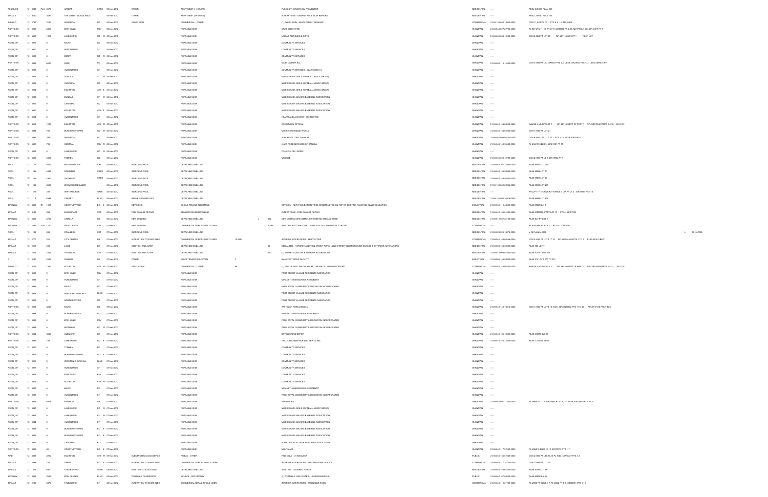| | | | | | | | | | | | | | | | | |
|---|---|---|---|---|---|---|---|---|---|---|---|---|---|---|---|---|
| PLUMBG | 12 | 3248 | PLU | 3879 | KANEFF | CRES | | 06-Nov-2012 | OTHER | APARTMENT (>6 UNITS) | | | PLG ONLY - BACKFLOW PREVENTOR | RESIDENTIAL | ---- | PEEL CONDO PLAN 265 |
| BP 3ALT | 12 | 3040 | | 3525 | THE CREDIT WOODLANDS | | | 06-Nov-2012 | OTHER | APARTMENT (>6 UNITS) | | | ALTERATIONS - GARAGE ROOF SLAB REPAIRS | RESIDENTIAL | ---- | PEEL CONDO PLAN 143 |
| SGNBLD | 12 | 2791 | | 3160 | ARGENTIA | RD | | 06-Nov-2012 | PYLON SIGN | COMMERCIAL - OTHER | | | (1) PYLON SIGN - MULTI-TENANT SIGNAGE | COMMERCIAL | 21-05-150-084-13005-0000 | CON 11 NS PT L 13 - PTS 5, 9, 10 43R25616 |
| PORT SGN | 12 | 3901 | | 6475 | ERIN MILLS | PKY | | 06-Nov-2012 | | PORTABLE SIGN | | | CAT'S GREAT FISH | UNKNOWN | 21-05-040-097-27700-0000 | PL 927 LTS 11, 12, PT LT 13 43R9073 PT 2, PL 927 PT BLK DX, 43R12617 PT 7 |
| PORT SGN | 12 | 3897 | | 1561 | LAKESHORE | RD | W | 06-Nov-2012 | | PORTABLE SIGN | | | NADA'S ANTIQUES & GIFTS | UNKNOWN | 21-05-020-024-14900-0000 | CON 2 SDS PT LOT 29 RP 43R11868 PART 1 REAR LOT |
| PSGN_CP | 12 | 3911 | | 0 | MAVIS | RD | | 06-Nov-2012 | | PORTABLE SIGN | | | COMMUNITY SERVICES | UNKNOWN | ---- | |
| PSGN_CP | 12 | 3910 | | 0 | HURONTARIO | ST | | 06-Nov-2012 | | PORTABLE SIGN | | | COMMUNITY SERVICES | UNKNOWN | ---- | |
| PSGN_CP | 12 | 3909 | | 0 | DERRY | RD | W | 06-Nov-2012 | | PORTABLE SIGN | | | COMMUNITY SERVICES | UNKNOWN | ---- | |
| PORT SGN | 12 | 3896 | | 6860 | DIXIE | RD | | 06-Nov-2012 | | PORTABLE SIGN | | | MABE CANADA INC. | UNKNOWN | 21-05-060-116-14400-0000 | CON 3 EHS PT L 8, 43R9621 PTS 2, 3 LESS 43R23633 PTS 1, 2, LESS 43R9621 PT 1 |
| PSGN_CP | 12 | 3907 | | 0 | HURONTARIO | ST | | 06-Nov-2012 | | PORTABLE SIGN | | | COMMUNITY SERVICES - CLARKSON C.C. | UNKNOWN | ---- | |
| PSGN_CP | 12 | 3906 | | 0 | DUNDAS | ST | W | 06-Nov-2012 | | PORTABLE SIGN | | | MISSISSAUGA GIRLS SOFTBALL ASSOC (MGSA) | UNKNOWN | ---- | |
| PSGN_CP | 12 | 3905 | | 0 | CAWTHRA | RD | | 06-Nov-2012 | | PORTABLE SIGN | | | MISSISSAUGA GIRLS SOFTBALL ASSOC (MGSA) | UNKNOWN | ---- | |
| PSGN_CP | 12 | 3904 | | 0 | EGLINTON | AVE | E | 06-Nov-2012 | | PORTABLE SIGN | | | MISSISSAUGA GIRLS SOFTBALL ASSOC (MGSA) | UNKNOWN | ---- | |
| PSGN_CP | 12 | 3903 | | 0 | DUNDAS | ST | W | 06-Nov-2012 | | PORTABLE SIGN | | | MISSISSAUGA MAJORS BASEBALL ASSOCIATION | UNKNOWN | ---- | |
| PSGN_CP | 12 | 3902 | | 0 | CAWTHRA | RD | | 06-Nov-2012 | | PORTABLE SIGN | | | MISSISSAUGA MAJORS BASEBALL ASSOCIATION | UNKNOWN | ---- | |
| PSGN_CP | 12 | 3900 | | 0 | EGLINTON | AVE | E | 06-Nov-2012 | | PORTABLE SIGN | | | MISSISSAUGA MAJORS BASEBALL ASSOCIATION | UNKNOWN | ---- | |
| PSGN_CP | 12 | 3914 | | 0 | HURONTARIO | ST | | 06-Nov-2012 | | PORTABLE SIGN | | | HEARTLAND A CHURCH CONNECTED | UNKNOWN | ---- | |
| PORT SGN | 12 | 3912 | | 1250 | EGLINTON | AVE | W | 06-Nov-2012 | | PORTABLE SIGN | | | CREDITVIEW OPTICAL | UNKNOWN | 21-05-040-154-05200-0000 | RANGE 5 NDS PT LOT 7 RP 43R16532 PT OF PART 1 RP 43R17864 PARTS 1-4,13, 28-31,35 |
| PORT SGN | 12 | 3894 | | 700 | BURNHAMTHORPE | RD | W | 06-Nov-2012 | | PORTABLE SIGN | | | MONEY EXCHANGE WORLD | UNKNOWN | 21-05-040-154-04900-0000 | CON 1 NDS PT LOT 21 |
| PORT SGN | 12 | 3892 | | 2900 | ARGENTIA | RD | | 06-Nov-2012 | | PORTABLE SIGN | | | JUBILEE VICTORY CHURCH | UNKNOWN | 21-05-040-098-05100-0000 | CON 6 WHS, PT L 12, 13 - PTS 1-10, 15-19 43R25935 |
| PORT SGN | 12 | 3891 | | 713 | CENTRAL | PKY | W | 06-Nov-2012 | | PORTABLE SIGN | | | A & W FOOD SERVICES OF CANADA | UNKNOWN | 21-05-040-143-32600-0000 | PL 43M1393 BLK 3, 43R21501 PT 15 |
| PSGN_CP | 12 | 3908 | | 0 | LAKESHORE | RD | W | 06-Nov-2012 | | PORTABLE SIGN | | | COUNCILLOR - WARD 1 | UNKNOWN | ---- | |
| PORT SGN | 12 | 3895 | | 4520 | TOMKEN | RD | | 06-Nov-2012 | | PORTABLE SIGN | | | MR LUBE | UNKNOWN | 21-05-040-093-12700-0000 | CON 2 NDS PT LT 9, 43R15783 PT 1 |
| POOL | 12 | 75 | | 5457 | BESSBOROUGH | CRT | | 06-Nov-2012 | INGROUND POOL | DETACHED DWELLING | | | | RESIDENTIAL | 21-05-040-107-37900-0000 | PLAN M811 LOT 206 |
| POOL | 12 | 142 | | 4433 | ROSFIELD | CRES | | 06-Nov-2012 | INGROUND POOL | DETACHED DWELLING | | | | RESIDENTIAL | 21-05-040-158-26000-0000 | PLAN M885 LOT 11 |
| POOL | 12 | 149 | | 4360 | IDLEWILDE | CRES | | 06-Nov-2012 | INGROUND POOL | DETACHED DWELLING | | | | RESIDENTIAL | 21-05-040-158-40500-0000 | PLAN M881 LOT 53 |
| POOL | 12 | 152 | | 6583 | SNOW GOOSE LANES | | | 06-Nov-2012 | INGROUND POOL | DETACHED DWELLING | | | | RESIDENTIAL | 21-05-150-082-09264-0000 | PLAN M418 LOT 273 |
| POOL | 11 | 119 | | 236 | WINTERBORNE | GATE | | 06-Nov-2012 | INGROUND POOL | DETACHED DWELLING | | | | RESIDENTIAL | ---- | PSLCP 777 - FORMERLY RANGE 3 CIR PT LT 2 - 43R13164 PTS 1-4 |
| POOL | 12 | 4 | | 6084 | OSPREY | BLVD | | 06-Nov-2012 | ABOVE GROUND POOL | DETACHED DWELLING | | | | RESIDENTIAL | 21-05-150-090-34916-0000 | PLAN M883 LOT 426 |
| BP 3NEW | 10 | 3485 | R1 | 1881 | COURTNEYPARK | DR | E | 06-Nov-2012 | REVISIONS | SINGLE TENANT INDUSTRIAL | | | REVISION - NEW FOUNDATION TO BE CONSTRUCTED ON TOP OF EXISTING FLOATING SLAB FOUNDATION | INDUSTRIAL | 21-05-050-116-48500-0000 | PLAN M339 BLK 1 |
| BP 9ALT | 12 | 3166 | | 990 | MARYGRACE | CRT | | 06-Nov-2012 | FIRE DAMAGE REPAIR | SEMI-DETACHED DWELLING | | | ALTERATIONS - FIRE DAMAGE REPAIR | RESIDENTIAL | 21-05-040-165-01030-0000 | PLAN 43M1502, PART LOT 15 - PT 56 43R27233 |
| BP 9NEW | 12 | 2405 | | 2276 | CAMILLA | RD | | 06-Nov-2012 | NEW BUILDING | DETACHED DWELLING | 1 | 492 | NEW CUSTOM SFD/ DEMOLISH EXISTING SFD AND SHED | RESIDENTIAL | 21-05-010-067-32100-0000 | PLAN B27 PT LOT 2 |
| BP 3NEW | 12 | 1687 | FTR | 7150 | WEST CREDIT | AVE | | 06-Nov-2012 | NEW BUILDING | COMMERCIAL OFFICE - MULTI-USER | | 9,289 | NEW - FOUR STOREY SHELL OFFICE BLD, FOUNDATION TO ROOF | COMMERCIAL | ---- | PL 43M489, PT BLK 1 - PTS 5-7 43R34501 |
| POOL | 12 | 122 | | 639 | CRANLEIGH | CRT | | 07-Nov-2012 | INGROUND POOL | DETACHED DWELLING | | | | RESIDENTIAL | 21-05-020-026-10876-0000 | L 18 PLAN M-1568 L 38 M-1568 |
| BP 3ALT | 12 | 2770 | | 201 | CITY CENTRE | DR | | 07-Nov-2012 | ALTERATION TO EXIST BLDG | COMMERCIAL OFFICE - MULTI-USER | 16 FLR | | INTERIOR ALTERATIONS - XEROX CORP | COMMERCIAL | 21-05-040-154-00449-0000 | CON 2 NDS PT LOTS 17,18 RP 43R9465 PARTS 1 TO 7 PLAN M1010 BLK 7 |
| BP 9ALT | 12 | 2619 | | 400 | LOUIS | DR | | 07-Nov-2012 | ADDITION AND ALTER | DETACHED DWELLING | | 34 | ADD/ALTER - 1-STOREY ADDITION, FRONT PORCH, 2ND STOREY ADDITION OVER GARAGE & EXTERIOR ALTERATIONS | RESIDENTIAL | 21-05-060-128-32900-0000 | PLAN 598 LOT 7 |
| BP 9ALT | 12 | 1519 | | 1585 | TROTWOOD | AVE | | 07-Nov-2012 | ADDITION AND ALTER | DETACHED DWELLING | | 153 | (2) STOREY ADDITION & INTERIOR ALTERATIONS | RESIDENTIAL | 21-05-010-008-07800-0000 | PLAN F20 PT LOT 302 |
| C | 12 | 3130 | | 2820 | DUNWIN | DR | | 07-Nov-2012 | OTHER | MULTI-TENANT INDUSTRIAL | 7 | | MANUFACTURING FACILITY | INDUSTRIAL | 21-05-060-155-03900-0000 | PLAN 915 LOTS 270 TO 273 |
| SGNBLD | 12 | 3129 | | 1250 | EGLINTON | AVE | W | 07-Nov-2012 | FASCIA SIGN | COMMERCIAL - OTHER | 46 | | (1) FASCIA SIGN - MATHNASIUM, THE MATH LEARNING CENTRE | COMMERCIAL | 21-05-040-154-05200-0000 | RANGE 5 NDS PT LOT 7 RP 43R16532 PT OF PART 1 RP 43R17864 PARTS 1-4,13, 28-31,35 |
| PSGN_CP | 12 | 3929 | | 0 | ERIN MILLS | PKY | | 07-Nov-2012 | | PORTABLE SIGN | | | PORT CREDIT VILLAGE RESIDENTS ASSOCIATION | UNKNOWN | ---- | |
| PSGN_CP | 12 | 3930 | | 0 | HURONTARIO | ST | | 07-Nov-2012 | | PORTABLE SIGN | | | MIRAMIT - MISSISSAUGA RESIDENTS' | UNKNOWN | ---- | |
| PSGN_CP | 12 | 3933 | | 0 | MAVIS | RD | | 07-Nov-2012 | | PORTABLE SIGN | | | PARK ROYAL COMMUNITY ASSOCIATION INCORPORATED | UNKNOWN | ---- | |
| PSGN_CP | 12 | 3928 | | 0 | WINSTON CHURCHILL | BLVD | | 07-Nov-2012 | | PORTABLE SIGN | | | PORT CREDIT VILLAGE RESIDENTS ASSOCIATION | UNKNOWN | ---- | |
| PSGN_CP | 12 | 3926 | | 0 | NORTH SERVICE | RD | | 07-Nov-2012 | | PORTABLE SIGN | | | PORT CREDIT VILLAGE RESIDENTS ASSOCIATION | UNKNOWN | ---- | |
| PORT SGN | 12 | 3913 | | 3285 | MAVIS | RD | | 07-Nov-2012 | | PORTABLE SIGN | | | WHITEOAK FORD LINCOLN | UNKNOWN | 21-05-040-143-18010-0000 | CON 1 NDS PT LOTS 18,19,20 RP43R15672 PTS 1 TO 36, RP43R17418 PTS 1 TO 3 |
| PSGN_CP | 12 | 3936 | | 0 | NORTH SERVICE | RD | | 07-Nov-2012 | | PORTABLE SIGN | | | MIRAMIT - MISSISSAUGA RESIDENTS' | UNKNOWN | ---- | |
| PSGN_CP | 12 | 3935 | | 0 | ERIN MILLS | PKY | | 07-Nov-2012 | | PORTABLE SIGN | | | PARK ROYAL COMMUNITY ASSOCIATION INCORPORATED | UNKNOWN | ---- | |
| PSGN_CP | 12 | 3934 | | 0 | BRITANNIA | RD | W | 07-Nov-2012 | | PORTABLE SIGN | | | PARK ROYAL COMMUNITY ASSOCIATION INCORPORATED | UNKNOWN | ---- | |
| PORT SGN | 12 | 3932 | | 5636 | GLEN ERIN | DR | | 07-Nov-2012 | | PORTABLE SIGN | | | DRYCLEANING DEPOT | UNKNOWN | 21-05-040-108-10000-0000 | PLAN M577 BLK 99 |
| PORT SGN | 12 | 3890 | | 759 | LAKESHORE | RD | E | 07-Nov-2012 | | PORTABLE SIGN | | | TRILLIUM LASER HAIR AND VEIN CLINIC | UNKNOWN | 21-05-070-158-12500-0000 | PLAN C23 LOT 58,59 |
| PSGN_CP | 12 | 3920 | | 0 | TOMKEN | RD | | 07-Nov-2012 | | PORTABLE SIGN | | | COMMUNITY SERVICES | UNKNOWN | ---- | |
| PSGN_CP | 12 | 3919 | | 0 | BURNHAMTHORPE | RD | E | 07-Nov-2012 | | PORTABLE SIGN | | | COMMUNITY SERVICES | UNKNOWN | ---- | |
| PSGN_CP | 12 | 3918 | | 0 | WINSTON CHURCHILL | BLVD | | 07-Nov-2012 | | PORTABLE SIGN | | | COMMUNITY SERVICES | UNKNOWN | ---- | |
| PSGN_CP | 12 | 3917 | | 0 | HURONTARIO | ST | | 07-Nov-2012 | | PORTABLE SIGN | | | COMMUNITY SERVICES | UNKNOWN | ---- | |
| PSGN_CP | 12 | 3916 | | 0 | ERIN MILLS | PKY | | 07-Nov-2012 | | PORTABLE SIGN | | | COMMUNITY SERVICES | UNKNOWN | ---- | |
| PSGN_CP | 12 | 3915 | | 0 | EGLINTON | AVE | W | 07-Nov-2012 | | PORTABLE SIGN | | | COMMUNITY SERVICES | UNKNOWN | ---- | |
| PSGN_CP | 12 | 3937 | | 0 | MAVIS | RD | | 07-Nov-2012 | | PORTABLE SIGN | | | MIRAMIT - MISSISSAUGA RESIDENTS' | UNKNOWN | ---- | |
| PSGN_CP | 12 | 3931 | | 0 | HURONTARIO | ST | | 07-Nov-2012 | | PORTABLE SIGN | | | PARK ROYAL COMMUNITY ASSOCIATION INCORPORATED | UNKNOWN | ---- | |
| PORT SGN | 12 | 3924 | | 6975 | FINANCIAL | DR | | 07-Nov-2012 | | PORTABLE SIGN | | | STARBUCKS | UNKNOWN | 21-05-040-097-11505-0000 | PL M965 PT L 18, 43R24685 PTS 1-9, 14, 25-28, 43R29665 PTS 20-31 |
| PSGN_CP | 12 | 3947 | | 0 | LAKESHORE | RD | W | 07-Nov-2012 | | PORTABLE SIGN | | | MISSISSAUGA GIRLS SOFTBALL ASSOC (MGSA) | UNKNOWN | ---- | |
| PSGN_CP | 12 | 3946 | | 0 | LAKESHORE | RD | W | 07-Nov-2012 | | PORTABLE SIGN | | | MISSISSAUGA MAJORS BASEBALL ASSOCIATION | UNKNOWN | ---- | |
| PSGN_CP | 12 | 3944 | | 0 | HURONTARIO | ST | | 07-Nov-2012 | | PORTABLE SIGN | | | MISSISSAUGA MAJORS BASEBALL ASSOCIATION | UNKNOWN | ---- | |
| PSGN_CP | 12 | 3943 | | 0 | BURNHAMTHORPE | RD | E | 07-Nov-2012 | | PORTABLE SIGN | | | MISSISSAUGA MAJORS BASEBALL ASSOCIATION | UNKNOWN | ---- | |
| PSGN_CP | 12 | 3942 | | 0 | BURNHAMTHORPE | RD | E | 07-Nov-2012 | | PORTABLE SIGN | | | MISSISSAUGA MAJORS BASEBALL ASSOCIATION | UNKNOWN | ---- | |
| PSGN_CP | 12 | 3927 | | 0 | CAWTHRA | RD | | 07-Nov-2012 | | PORTABLE SIGN | | | PORT CREDIT VILLAGE RESIDENTS ASSOCIATION | UNKNOWN | ---- | |
| PORT SGN | 12 | 3888 | | 86 | COURTNEYPARK | DR | E | 07-Nov-2012 | | PORTABLE SIGN | | | MONTANA'S | UNKNOWN | 21-05-040-117-07500-0000 | PL 43M1516 BLKS 11-13, 43R19176 PTS 1-11 |
| FIRE | 12 | 3283 | | 2200 | EGLINTON | AVE | W | 07-Nov-2012 | ELECTROMAG LOCK DEVICE | PUBLIC - OTHER | | | FIRE ONLY - (1) MAGLOCK | PUBLIC | 21-05-040-155-01600-0000 | CON 2 NDS PT LTS 14, 15 PL 1003, 43R10237 PTS 1-3 |
| BP 3ALT | 12 | 2986 | | 100 | DERRY | RD | E | 07-Nov-2012 | ALTERATION TO EXIST BLDG | COMMERCIAL OFFICE - SINGLE USER | | | INTERIOR ALTERATIONS - PEEL REGIONAL POLICE | COMMERCIAL | 21-05-040-117-24700-0000 | CON 1 EHS PT LOT 10 |
| BP 9ALT | 12 | 275 | | 648 | THAMESFORD | TERR | | 07-Nov-2012 | ADDITION TO EXIST BLDG | DETACHED DWELLING | | | ADDITION - COVERED PORCH | RESIDENTIAL | 21-05-040-158-64200-0000 | PLAN M729 LOT 18 |
| BP 3NEW | 12 | 3338 | | 2665 | ERIN CENTRE | BLVD | | 07-Nov-2012 | PORTABLE CLASSROOMS | SCHOOL - SECONDARY | | | (2) PORTABLE RELOCATES - JOHN FRASER S.S. | PUBLIC | 21-05-150-107-08600-0000 | PLAN M989 BLK 62 |
| BP 3ALT | 12 | 2140 | | 5875 | FALBOURNE | ST | | 07-Nov-2012 | ALTERATION TO EXIST BLDG | COMMERCIAL RETAIL-SINGLE USER | | | INTERIOR ALTERATIONS - SPRINKLER ROOM | COMMERCIAL | 21-05-040-116-01700-0000 | PL M403 PT BLKS 5, 7, PL M602 PT B 3, 43R20741 PTS 1-13 |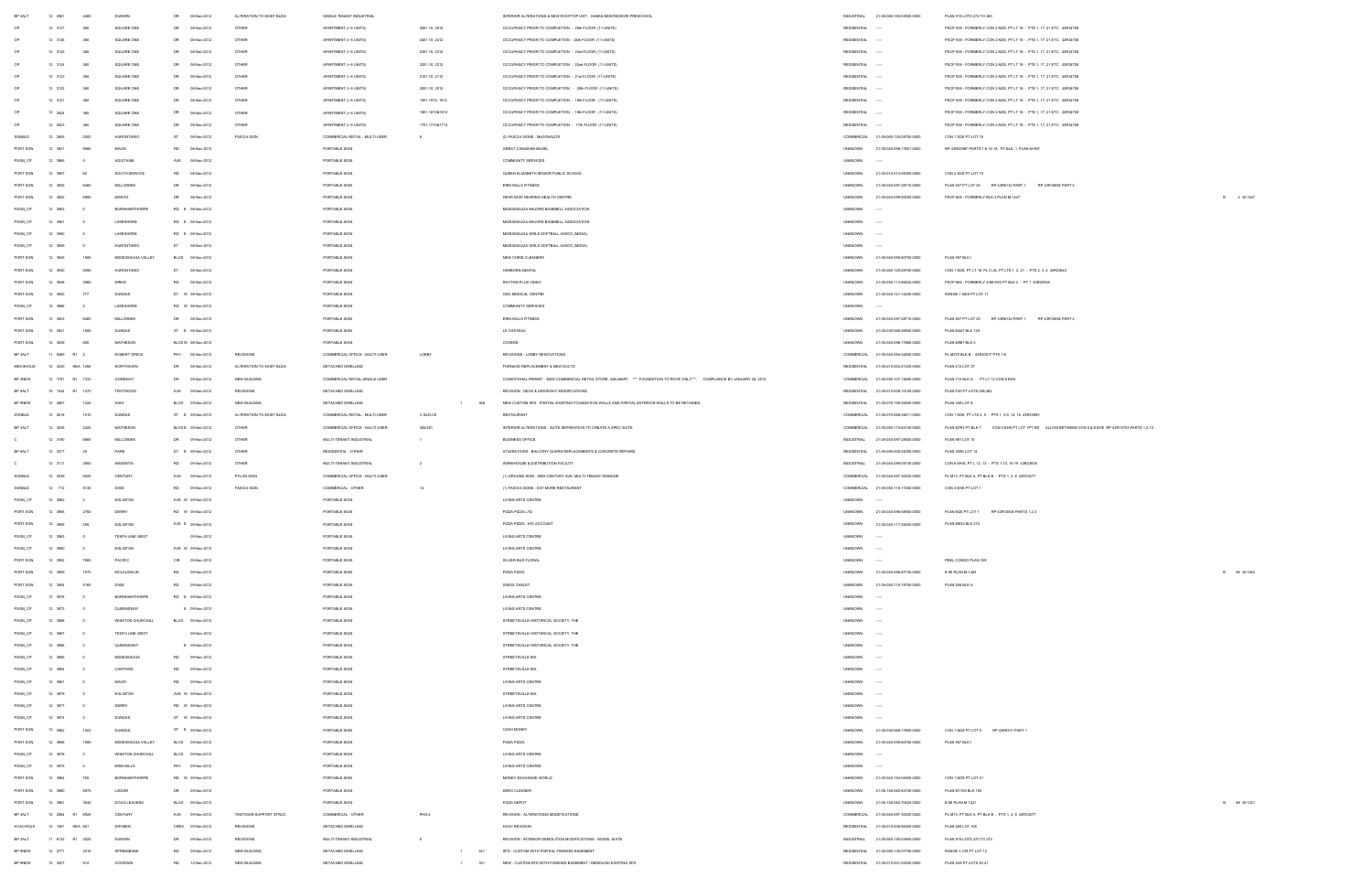| | | | | | | | | | | | | | | | | | |
|---|---|---|---|---|---|---|---|---|---|---|---|---|---|---|---|---|---|
| BP 3ALT | 12 | 2661 | | 2465 | DUNWIN | DR | 09-Nov-2012 | ALTERATION TO EXIST BLDG | SINGLE TENANT INDUSTRIAL | | | | INTERIOR ALTERATIONS & NEW ROOFTOP UNIT - KAIMAI MONTESSORI PRESCHOOL | INDUSTRIAL | 21-05-060-156-03500-0000 | PLAN 915 LOTS 274 TO 280 | | |
| OP | 12 | 3127 | | 360 | SQUARE ONE | DR | 09-Nov-2012 | OTHER | APARTMENT (> 6 UNITS) | 2501-18, 2512 | | | OCCUPANCY PRIOR TO COMPLETION - 25th FLOOR (11 UNITS) | RESIDENTIAL | ---- | PSCP 936 - FORMERLY CON 2 NDS, PT LT 18 - PTS 1, 17, 21 ETC. 43R34706 | | |
| OP | 12 | 3126 | | 360 | SQUARE ONE | DR | 09-Nov-2012 | OTHER | APARTMENT (> 6 UNITS) | 2401-18, 2412 | | | OCCUPANCY PRIOR TO COMPLETION - 24th FLOOR (11 UNITS) | RESIDENTIAL | ---- | PSCP 936 - FORMERLY CON 2 NDS, PT LT 18 - PTS 1, 17, 21 ETC. 43R34706 | | |
| OP | 12 | 3125 | | 360 | SQUARE ONE | DR | 09-Nov-2012 | OTHER | APARTMENT (> 6 UNITS) | 2301-18, 2312 | | | OCCUPANCY PRIOR TO COMPLETION - 23rd FLOOR (11 UNITS) | RESIDENTIAL | ---- | PSCP 936 - FORMERLY CON 2 NDS, PT LT 18 - PTS 1, 17, 21 ETC. 43R34706 | | |
| OP | 12 | 3124 | | 360 | SQUARE ONE | DR | 09-Nov-2012 | OTHER | APARTMENT (> 6 UNITS) | 2201-18, 2212 | | | OCCUPANCY PRIOR TO COMPLETION - 22nd FLOOR (11 UNITS) | RESIDENTIAL | ---- | PSCP 936 - FORMERLY CON 2 NDS, PT LT 18 - PTS 1, 17, 21 ETC. 43R34706 | | |
| OP | 12 | 3123 | | 360 | SQUARE ONE | DR | 09-Nov-2012 | OTHER | APARTMENT (> 6 UNITS) | 2101-18, 2112 | | | OCCUPANCY PRIOR TO COMPLETION - 21st FLOOR (11 UNITS) | RESIDENTIAL | ---- | PSCP 936 - FORMERLY CON 2 NDS, PT LT 18 - PTS 1, 17, 21 ETC. 43R34706 | | |
| OP | 12 | 3122 | | 360 | SQUARE ONE | DR | 09-Nov-2012 | OTHER | APARTMENT (> 6 UNITS) | 2001-18, 2012 | | | OCCUPANCY PRIOR TO COMPLETION - 20th FLOOR (11 UNITS) | RESIDENTIAL | ---- | PSCP 936 - FORMERLY CON 2 NDS, PT LT 18 - PTS 1, 17, 21 ETC. 43R34706 | | |
| OP | 12 | 3121 | | 360 | SQUARE ONE | DR | 09-Nov-2012 | OTHER | APARTMENT (> 6 UNITS) | 1901-1910, 1912 | | | OCCUPANCY PRIOR TO COMPLETION - 19th FLOOR (11 UNITS) | RESIDENTIAL | ---- | PSCP 936 - FORMERLY CON 2 NDS, PT LT 18 - PTS 1, 17, 21 ETC. 43R34706 | | |
| OP | 12 | 2824 | | 360 | SQUARE ONE | DR | 09-Nov-2012 | OTHER | APARTMENT (> 6 UNITS) | 1801-1810&1812 | | | OCCUPANCY PRIOR TO COMPLETION - 18th FLOOR (11 UNITS) | RESIDENTIAL | ---- | PSCP 936 - FORMERLY CON 2 NDS, PT LT 18 - PTS 1, 17, 21 ETC. 43R34706 | | |
| OP | 12 | 2823 | | 360 | SQUARE ONE | DR | 09-Nov-2012 | OTHER | APARTMENT (> 6 UNITS) | 1701-1710&1712 | | | OCCUPANCY PRIOR TO COMPLETION - 17th FLOOR (11 UNITS) | RESIDENTIAL | ---- | PSCP 936 - FORMERLY CON 2 NDS, PT LT 18 - PTS 1, 17, 21 ETC. 43R34706 | | |
| SGNBLD | 12 | 2895 | | 2560 | HURONTARIO | ST | 09-Nov-2012 | FASCIA SIGN | COMMERCIAL RETAIL - MULTI-USER | 6 | | | (2) FASCIA SIGNS - McDONALD'S | COMMERCIAL | 21-05-060-129-09700-0000 | CON 1 SDS PT LOT 16 | | |
| PORT SGN | 12 | 3821 | | 5985 | MAVIS | RD | 09-Nov-2012 | | PORTABLE SIGN | | | | GREAT CANADIAN BAGEL | UNKNOWN | 21-05-040-098-17601-0000 | RP 43R20967 PARTS 1 & 15-18, PT BLK 1, PLAN M-967 | | |
| PSGN_CP | 12 | 3965 | | 0 | AQUITAINE | AVE | 09-Nov-2012 | | PORTABLE SIGN | | | | COMMUNITY SERVICES | UNKNOWN | ---- | | | |
| PORT SGN | 12 | 3957 | | 60 | SOUTH SERVICE | RD | 09-Nov-2012 | | PORTABLE SIGN | | | | QUEEN ELIZABETH SENIOR PUBLIC SCHOOL | UNKNOWN | 21-05-010-014-05000-0000 | CON 2 SDS PT LOT 19 | | |
| PORT SGN | 12 | 3920 | | 6460 | MILLCREEK | DR | 09-Nov-2012 | | PORTABLE SIGN | | | | ERIN MILLS FITNESS | UNKNOWN | 21-05-040-097-28710-0000 | PLAN 927 PT LOT 20 RP 43R8132 PART 1 RP 43R16650 PART 4 | | |
| PORT SGN | 12 | 3922 | | 6980 | MARITZ | DR | 09-Nov-2012 | | PORTABLE SIGN | | | | HEAR NOW HEARING HEALTH CENTRE | UNKNOWN | 21-05-040-098-50000-0000 | PSCP 805 - FORMERLY BLK 4 PLAN M-1447 | B | 4 M-1447 |
| PSGN_CP | 12 | 3953 | | 0 | BURNHAMTHORPE | RD E | 09-Nov-2012 | | PORTABLE SIGN | | | | MISSISSAUGA MAJORS BASEBALL ASSOCIATION | UNKNOWN | ---- | | | |
| PSGN_CP | 12 | 3951 | | 0 | LAKESHORE | RD E | 09-Nov-2012 | | PORTABLE SIGN | | | | MISSISSAUGA MAJORS BASEBALL ASSOCIATION | UNKNOWN | ---- | | | |
| PSGN_CP | 12 | 3950 | | 0 | LAKESHORE | RD E | 09-Nov-2012 | | PORTABLE SIGN | | | | MISSISSAUGA GIRLS SOFTBALL ASSOC (MGSA) | UNKNOWN | ---- | | | |
| PSGN_CP | 12 | 3949 | | 0 | HURONTARIO | ST | 09-Nov-2012 | | PORTABLE SIGN | | | | MISSISSAUGA GIRLS SOFTBALL ASSOC (MGSA) | UNKNOWN | ---- | | | |
| PORT SGN | 12 | 3945 | | 1565 | MISSISSAUGA VALLEY | BLVD | 09-Nov-2012 | | PORTABLE SIGN | | | | NEW CHRIS CLEANERS | UNKNOWN | 21-05-040-096-60700-0000 | PLAN 957 BLK I | | |
| PORT SGN | 12 | 3930 | | 2090 | HURONTARIO | ST | 09-Nov-2012 | | PORTABLE SIGN | | | | HARBORN DENTAL | UNKNOWN | 21-05-060-129-08700-0000 | CON 1 SDS, PT LT 16, PL C-26, PT LTS 1, 2, 21 - PTS 2, 3, 4 43R23843 | | |
| PORT SGN | 12 | 3948 | | 2980 | DREW | RD | 09-Nov-2012 | | PORTABLE SIGN | | | | RHYTHM PLUS VIDEO | UNKNOWN | 21-05-050-113-06502-0000 | PSCP 864 - FORMERLY 43M1593 PT BLK 2 - PT 1 43R29335 | | |
| PORT SGN | 12 | 3940 | | 777 | DUNDAS | ST W | 09-Nov-2012 | | PORTABLE SIGN | | | | CMC MEDICAL CENTRE | UNKNOWN | 21-05-060-141-14400-0000 | RANGE 1 NDS PT LOT 11 | | |
| PSGN_CP | 12 | 3966 | | 0 | LAKESHORE | RD W | 09-Nov-2012 | | PORTABLE SIGN | | | | COMMUNITY SERVICES | UNKNOWN | ---- | | | |
| PORT SGN | 12 | 3923 | | 6460 | MILLCREEK | DR | 09-Nov-2012 | | PORTABLE SIGN | | | | ERIN MILLS FITNESS | UNKNOWN | 21-05-040-097-28710-0000 | PLAN 927 PT LOT 20 RP 43R8132 PART 1 RP 43R16650 PART 4 | | |
| PORT SGN | 12 | 3941 | | 1055 | DUNDAS | ST E | 09-Nov-2012 | | PORTABLE SIGN | | | | LE CHATEAU | UNKNOWN | 21-05-030-068-26900-0000 | PLAN A447 BLK 129 | | |
| PORT SGN | 12 | 3939 | | 600 | MATHESON | BLVD W | 09-Nov-2012 | | PORTABLE SIGN | | | | COHERE | UNKNOWN | 21-05-040-098-17866-0000 | PLAN M967 BLK 3 | | |
| BP 3ALT | 11 | 5409 | R1 | 2 | ROBERT SPECK | PKY | 09-Nov-2012 | REVISIONS | COMMERCIAL OFFICE - MULTI-USER | LOBBY | | | REVISIONS - LOBBY RENOVATIONS | COMMERCIAL | 21-05-040-094-24800-0000 | PL M270 BLK B - 43R30377 PTS 1-8 | | |
| MECHHOUS | 12 | 3240 | HEA | 1265 | NORTHHAVEN | DR | 09-Nov-2012 | ALTERATION TO EXIST BLDG | DETACHED DWELLING | | | | FURNACE REPLACEMENT & NEW DUCTS | RESIDENTIAL | 21-05-010-004-21200-0000 | PLAN 412 LOT 37 | | |
| BP 9NEW | 12 | 1791 | R1 | 7333 | CONWAY | DR | 09-Nov-2012 | NEW BUILDING | COMMERCIAL RETAIL-SINGLE USER | | | | CONDITIONAL PERMIT - NEW COMMERCIAL RETAIL STORE, WALMART, *** FOUNDATION TO ROOF ONLY***, COMPLIANCE BY JANUARY 28, 2013 | COMMERCIAL | 21-05-050-107-12800-0000 | PLAN 710 BLK A, PT LT 12 CON 6 EHS | | |
| BP 9ALT | 10 | 1044 | R1 | 1470 | TROTWOOD | AVE | 09-Nov-2012 | REVISIONS | DETACHED DWELLING | | | | REVISIONS - DECK & DRIVEWAY MODIFICATIONS | RESIDENTIAL | 21-05-010-009-10100-0000 | PLAN F20 PT LOTS 266,282 | | |
| BP 9NEW | 12 | 2807 | | 1424 | HAIG | BLVD | 09-Nov-2012 | NEW BUILDING | DETACHED DWELLING | | 1 | 368 | NEW CUSTOM SFD - PARTIAL EXISTING FOUNDATION WALLS AND PARTIAL EXTERIOR WALLS TO BE RETAINED | RESIDENTIAL | 21-05-070-155-30600-0000 | PLAN 348 LOT 6 | | |
| ZONBLD | 12 | 2618 | | 1510 | DUNDAS | ST E | 09-Nov-2012 | ALTERATION TO EXIST BLDG | COMMERCIAL RETAIL - MULTI-USER | 3, BLD C6 | | | RESTAURANT | COMMERCIAL | 21-05-070-068-58611-0000 | CON 1 SDS, PT LTS 4, 5 - PTS 1, 3-9, 14, 16 43R33993 | | |
| BP 3ALT | 12 | 3036 | | 2425 | MATHESON | BLVD E | 09-Nov-2012 | OTHER | COMMERCIAL OFFICE - MULTI-USER | 400/401 | | | INTERIOR ALTERATIONS - SUITE SEPARATION TO CREATE A SPEC SUITE | COMMERCIAL | 21-05-050-116-62100-0000 | PLAN M793 PT BLK 7 CON 5 EHS PT LOT 7PT RD ALLOW BETWEEN CON 5 & 6 EHS RP 43R15733 PARTS 1,3,10 | | |
| C | 12 | 3190 | | 6665 | MILLCREEK | DR | 09-Nov-2012 | OTHER | MULTI-TENANT INDUSTRIAL | 1 | | | BUSINESS OFFICE | INDUSTRIAL | 21-05-040-097-28908-0000 | PLAN 961 LOT 10 | | |
| BP 3ALT | 12 | 3277 | | 29 | PARK | ST E | 09-Nov-2012 | OTHER | RESIDENTIAL - OTHER | | | | ALTERATIONS - BALCONY GUARD REPLACEMENTS & CONCRETE REPAIRS | RESIDENTIAL | 21-05-090-006-02000-0000 | PLAN 300E LOT 14 | | |
| C | 12 | 3111 | | 2900 | ARGENTIA | RD | 09-Nov-2012 | OTHER | MULTI-TENANT INDUSTRIAL | 2 | | | WAREHOUSE & DISTRIBUTION FACILITY | INDUSTRIAL | 21-05-040-098-01010-0000 | CON 6 WHS, PT L 12, 13 - PTS 1-10, 16-19 43R23859 | | |
| SGNBLD | 12 | 2039 | | 6925 | CENTURY | AVE | 09-Nov-2012 | PYLON SIGN | COMMERCIAL OFFICE - MULTI-USER | | | | (1) GROUND SIGN - 6925 CENTURY AVE, MULTI-TENANT SIGNAGE | COMMERCIAL | 21-05-040-097-30020-0000 | PL M13, PT BLK 6, PT BLK B - PTS 1, 2, 8 43R13277 | | |
| SGNBLD | 12 | 712 | | 4130 | DIXIE | RD | 09-Nov-2012 | FASCIA SIGN | COMMERCIAL - OTHER | 14 | | | (1) FASCIA SIGNS - EAT MORE RESTAURANT | COMMERCIAL | 21-05-050-116-17300-0000 | CON 3 EHS PT LOT 1 | | |
| PSGN_CP | 12 | 3962 | | 0 | EGLINTON | AVE W | 09-Nov-2012 | | PORTABLE SIGN | | | | LIVING ARTS CENTRE | UNKNOWN | ---- | | | |
| PORT SGN | 12 | 3956 | | 2760 | DERRY | RD W | 09-Nov-2012 | | PORTABLE SIGN | | | | PIZZA PIZZA LTD | UNKNOWN | 21-05-040-098-58900-0000 | PLAN M425 PT LOT 1 RP 43R10035 PARTS 1,2,3 | | |
| PORT SGN | 12 | 3955 | | 295 | EGLINTON | AVE E | 09-Nov-2012 | | PORTABLE SIGN | | | | PIZZA PIZZA - HO ACCOUNT | UNKNOWN | 21-05-040-117-25600-0000 | PLAN M633 BLK 274 | | |
| PSGN_CP | 12 | 3983 | | 0 | TENTH LINE WEST | | 09-Nov-2012 | | PORTABLE SIGN | | | | LIVING ARTS CENTRE | UNKNOWN | ---- | | | |
| PSGN_CP | 12 | 3960 | | 0 | EGLINTON | AVE W | 09-Nov-2012 | | PORTABLE SIGN | | | | LIVING ARTS CENTRE | UNKNOWN | ---- | | | |
| PORT SGN | 12 | 3952 | | 7085 | PACIFIC | CIR | 09-Nov-2012 | | PORTABLE SIGN | | | | SILVER BUD FLORAL | UNKNOWN | ---- | PEEL CONDO PLAN 339 | | |
| PORT SGN | 12 | 3959 | | 7070 | MCLAUGHLIN | RD | 09-Nov-2012 | | PORTABLE SIGN | | | | PIZZA PIZZA | UNKNOWN | 21-05-040-096-97100-0000 | B 96 PLAN M-1483 | B | 96 M-1483 |
| PORT SGN | 12 | 3954 | | 5160 | DIXIE | RD | 09-Nov-2012 | | PORTABLE SIGN | | | | SWISS CHALET | UNKNOWN | 21-05-050-115-19700-0000 | PLAN 928 BLK A | | |
| PSGN_CP | 12 | 3976 | | 0 | BURNHAMTHORPE | RD E | 09-Nov-2012 | | PORTABLE SIGN | | | | LIVING ARTS CENTRE | UNKNOWN | ---- | | | |
| PSGN_CP | 12 | 3973 | | 0 | QUEENSWAY | E | 09-Nov-2012 | | PORTABLE SIGN | | | | LIVING ARTS CENTRE | UNKNOWN | ---- | | | |
| PSGN_CP | 12 | 3988 | | 0 | WINSTON CHURCHILL | BLVD | 09-Nov-2012 | | PORTABLE SIGN | | | | STREETSVILLE HISTORICAL SOCIETY, THE | UNKNOWN | ---- | | | |
| PSGN_CP | 12 | 3987 | | 0 | TENTH LINE WEST | | 09-Nov-2012 | | PORTABLE SIGN | | | | STREETSVILLE HISTORICAL SOCIETY, THE | UNKNOWN | ---- | | | |
| PSGN_CP | 12 | 3986 | | 0 | QUEENSWAY | E | 09-Nov-2012 | | PORTABLE SIGN | | | | STREETSVILLE HISTORICAL SOCIETY, THE | UNKNOWN | ---- | | | |
| PSGN_CP | 12 | 3985 | | 0 | MISSISSAUGA | RD | 09-Nov-2012 | | PORTABLE SIGN | | | | STREETSVILLE BIA | UNKNOWN | ---- | | | |
| PSGN_CP | 12 | 3984 | | 0 | CAWTHRA | RD | 09-Nov-2012 | | PORTABLE SIGN | | | | STREETSVILLE BIA | UNKNOWN | ---- | | | |
| PSGN_CP | 12 | 3981 | | 0 | MAVIS | RD | 09-Nov-2012 | | PORTABLE SIGN | | | | LIVING ARTS CENTRE | UNKNOWN | ---- | | | |
| PSGN_CP | 12 | 3979 | | 0 | EGLINTON | AVE W | 09-Nov-2012 | | PORTABLE SIGN | | | | STREETSVILLE BIA | UNKNOWN | ---- | | | |
| PSGN_CP | 12 | 3977 | | 0 | DERRY | RD W | 09-Nov-2012 | | PORTABLE SIGN | | | | LIVING ARTS CENTRE | UNKNOWN | ---- | | | |
| PSGN_CP | 12 | 3974 | | 0 | DUNDAS | ST W | 09-Nov-2012 | | PORTABLE SIGN | | | | LIVING ARTS CENTRE | UNKNOWN | ---- | | | |
| PORT SGN | 12 | 3962 | | 1403 | DUNDAS | ST E | 09-Nov-2012 | | PORTABLE SIGN | | | | CASH MONEY | UNKNOWN | 21-05-030-068-17900-0000 | CON 1 NDS PT LOT 5 RP 43R8431 PART 1 | | |
| PORT SGN | 12 | 3966 | | 1585 | MISSISSAUGA VALLEY | BLVD | 09-Nov-2012 | | PORTABLE SIGN | | | | PIZZA PIZZA | UNKNOWN | 21-05-040-096-60700-0000 | PLAN 957 BLK I | | |
| PSGN_CP | 12 | 3978 | | 0 | WINSTON CHURCHILL | BLVD | 09-Nov-2012 | | PORTABLE SIGN | | | | LIVING ARTS CENTRE | UNKNOWN | ---- | | | |
| PSGN_CP | 12 | 3975 | | 0 | ERIN MILLS | PKY | 09-Nov-2012 | | PORTABLE SIGN | | | | LIVING ARTS CENTRE | UNKNOWN | ---- | | | |
| PORT SGN | 12 | 3964 | | 730 | BURNHAMTHORPE | RD W | 09-Nov-2012 | | PORTABLE SIGN | | | | MONEY EXCHANGE WORLD | UNKNOWN | 21-05-040-154-04900-0000 | CON 1 NDS PT LOT 21 | | |
| PORT SGN | 12 | 3960 | | 6970 | LISGAR | DR | 09-Nov-2012 | | PORTABLE SIGN | | | | EXPO CLEANER | UNKNOWN | 21-05-150-082-62100-0000 | PLAN M1105 BLK 190 | | |
| PORT SGN | 12 | 3961 | | 3945 | DOUG LEAVENS | BLVD | 09-Nov-2012 | | PORTABLE SIGN | | | | PIZZA DEPOT | UNKNOWN | 21-05-150-082-70625-0000 | B 88 PLAN M-1221 | B | 88 M-1221 |
| BP 3ALT | 10 | 2864 | R1 | 6925 | CENTURY | AVE | 09-Nov-2012 | TENT/AIR SUPPORT STRUC | COMMERCIAL - OTHER | PH3-2 | | | REVISION - ALTERATIONS MODIFICATIONS | COMMERCIAL | 21-05-040-097-30020-0000 | PL M13, PT BLK 6, PT BLK B - PTS 1, 2, 8 43R13277 | | |
| HVACHOUS | 12 | 1001 | HEA | 601 | DRYMEN | CRES | 09-Nov-2012 | REVISIONS | DETACHED DWELLING | | | | HVAC REVISION | RESIDENTIAL | 21-05-010-006-04300-0000 | PLAN 480 LOT 106 | | |
| BP 3ALT | 11 | 6132 | R1 | 2525 | DUNWIN | DR | 09-Nov-2012 | REVISIONS | MULTI-TENANT INDUSTRIAL | 6 | | | REVISION - INTERIOR DEMOLITION MODIFICATIONS - MODEL SUITE | INDUSTRIAL | 21-05-060-156-03900-0000 | PLAN 915 LOTS 270 TO 273 | | |
| BP 9NEW | 12 | 2771 | | 2315 | SPRINGBANK | RD | 09-Nov-2012 | NEW BUILDING | DETACHED DWELLING | | 1 | 441 | SFD - CUSTOM WITH PARTIAL FINISHED BASEMENT | RESIDENTIAL | 21-05-060-130-07700-0000 | RANGE 3 CIR PT LOT 12 | | |
| BP 9NEW | 12 | 3027 | | 914 | GOODWIN | RD | 12-Nov-2012 | NEW BUILDING | DETACHED DWELLING | | 1 | 331 | NEW - CUSTOM SFD WITH FINISHED BASEMENT / DEMOLISH EXISTING SFD | RESIDENTIAL | 21-05-010-001-02200-0000 | PLAN A26 PT LOTS 40,41 | | |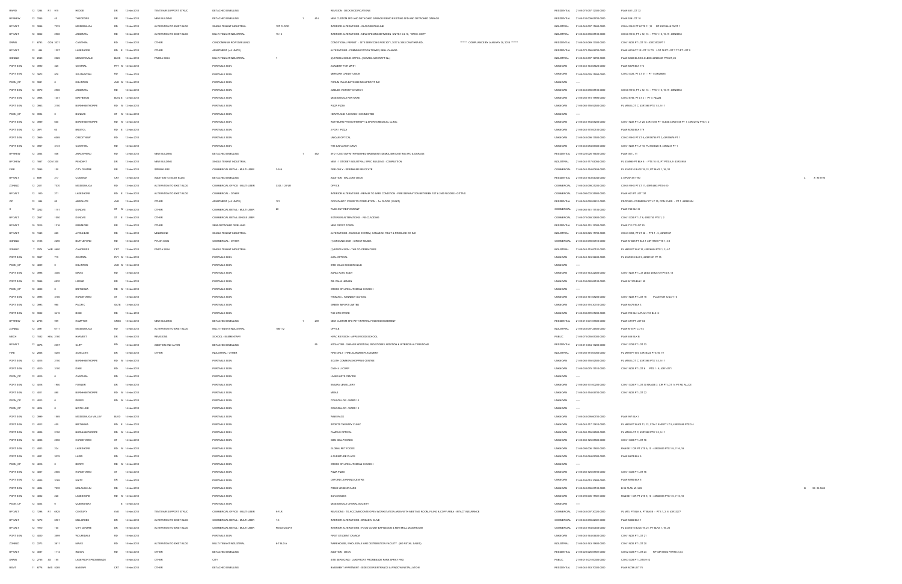| | | | | | | | | | | | | | | | | | |
|---|---|---|---|---|---|---|---|---|---|---|---|---|---|---|---|---|---|
| RAPID | 12 1244 R1 | 919 | HEDGE | DR | 12-Nov-2012 | TENT/SAIR SUPPORT STRUC | DETACHED DWELLING | | | | REVISION - DECK MODIFICATIONS | RESIDENTIAL | 21-05-070-097-12500-0000 | PLAN 461 LOT 32 | | | |
| BP 9NEW | 12 2289 | 50 | THEODORE | DR | 12-Nov-2012 | NEW BUILDING | DETACHED DWELLING | | 1 | 414 | NEW CUSTOM SFD AND DETACHED GARAGE DEMO EXISTING SFD AND DETACHED GARAGE | RESIDENTIAL | 21-05-150-009-09700-0000 | PLAN 528 LOT 10 | | | |
| BP 3ALT | 12 3086 | 7133 | MISSISSAUGA | RD | 12-Nov-2012 | ALTERATION TO EXIST BLDG | SINGLE TENANT INDUSTRIAL | 1ST FLOOR | | | INTERIOR ALTERATIONS - GLASOSMITHKLINE | INDUSTRIAL | 21-05-040-097-11460-0000 | CON 4 WHS PT LOTS 11, 12 RP 43R18449 PART 1 | | | |
| BP 3ALT | 12 3362 | 2900 | ARGENTIA | RD | 12-Nov-2012 | ALTERATION TO EXIST BLDG | MULTI-TENANT INDUSTRIAL | 15-16 | | | INTERIOR ALTERATIONS - NEW OPENING BETWEEN UNITS 15 & 16, "SPEC. UNIT" | INDUSTRIAL | 21-05-040-098-05100-0000 | CON 6 WHS, PT L 12, 13 - PTS 1-13, 15-19 43R20934 | | | |
| DRAIN | 11 6703 CON 3071 | | CAWTHRA | RD | 12-Nov-2012 | OTHER | CONDOMINIUM ROW DWELLING | | | | CONDITIONAL PERMIT - SITE SERVICING FOR 3071, 3077 & 3083 CAWTHRA RD. ****** COMPLIANCE BY JANUARY 28, 2013 ****** | RESIDENTIAL | 21-05-040-089-13300-0000 | CON 1 NDS PT LOT 10 - 43R23532 PT 1 | | | |
| BP 3ALT | 12 464 | 1287 | LAKESHORE | RD E | 12-Nov-2012 | OTHER | APARTMENT (> 6 UNITS) | | | | ALTERATIONS - COMMUNICATION TOWER, BELL CANADA | RESIDENTIAL | 21-05-070-156-04700-0000 | PLAN H23 LOT 15 LOT 16 PT LOT 18 PT LOT 7 TO PT LOT 9 | | | |
| SGNBLD | 12 2949 | 2020 | MEADOWVALE | BLVD | 12-Nov-2012 | FASCIA SIGN | MULTI-TENANT INDUSTRIAL | 7 | | | (2) FASCIA SIGNS -EPPCA (CANADA AIRCRAFT INc) | INDUSTRIAL | 21-05-040-097-13700-0000 | PLAN M989 BLOCK 4 LESS 43R20687 PTS 27, 28 | | | |
| PORT SGN | 12 3990 | 329 | CENTRAL | PKY W | 12-Nov-2012 | | PORTABLE SIGN | | | | ACADEMY FOR MATH | UNKNOWN | 21-05-040-143-08629-0000 | PLAN M879 BLK 172 | | | |
| PORT SGN | 12 3972 | 570 | SOUTHDOWN | RD | 12-Nov-2012 | | PORTABLE SIGN | | | | MERIDIAN CREDIT UNION | UNKNOWN | 21-05-020-026-11650-0000 | CON 3 SDS, PT LT 31 - PT 1 43R20633 | | | |
| PSGN_CP | 12 3991 | 0 | EGLINTON | AVE W | 12-Nov-2012 | | PORTABLE SIGN | | | | FORUM ITALIA DAYCARE NON-PROFIT INC | UNKNOWN | ----- | | | | |
| PORT SGN | 12 3970 | 2900 | ARGENTIA | RD | 12-Nov-2012 | | PORTABLE SIGN | | | | JUBILEE VICTORY CHURCH | UNKNOWN | 21-05-040-098-05100-0000 | CON 6 WHS, PT L 12, 13 - PTS 1-13, 15-19 43R20934 | | | |
| PORT SGN | 12 3968 | 1461 | MATHESON | BLVD E | 12-Nov-2012 | | PORTABLE SIGN | | | | MISSISSAUGA HAIR MARE | UNKNOWN | 21-05-050-116-19000-0000 | CON 3 EHS, PT LT 2 - PT 4 RD224 | | | |
| PORT SGN | 12 3963 | 2150 | BURNHAMTHORPE | RD W | 12-Nov-2012 | | PORTABLE SIGN | | | | PIZZA PIZZA | UNKNOWN | 21-05-060-155-52600-0000 | PL M153 LOT C, 43R7880 PTS 1-5, 9-11 | | | |
| PSGN_CP | 12 3994 | 0 | DUNDAS | ST W | 12-Nov-2012 | | PORTABLE SIGN | | | | HEARTLAND A CHURCH CONNECTED | UNKNOWN | ----- | | | | |
| PORT SGN | 12 3989 | 650 | BURNHAMTHORPE | RD W | 12-Nov-2012 | | PORTABLE SIGN | | | | RATHBURN PHYSIOTHERAPY & SPORTS MEDICAL CLINIC | UNKNOWN | 21-05-040-154-09200-0000 | CON 1 NDS PT LT 20, 43R11406 PT 1 LESS 43R21038 PT 1, 43R12972 PTS 1, 2 | | | |
| PORT SGN | 12 3971 | 60 | BRISTOL | RD E | 12-Nov-2012 | | PORTABLE SIGN | | | | 2 FOR 1 PIZZA | UNKNOWN | 21-05-040-175-00100-0000 | PLAN M782 BLK 179 | | | |
| PORT SGN | 12 3969 | 6085 | CREDITVIEW | RD | 12-Nov-2012 | | PORTABLE SIGN | | | | UNIQUE OPTICAL | UNKNOWN | 21-05-040-098-13600-0000 | CON 3 WHS PT LT 6, 43R15738 PT 2, 43R19876 PT 1 | | | |
| PORT SGN | 12 3967 | 3173 | CAWTHRA | RD | 12-Nov-2012 | | PORTABLE SIGN | | | | THE SALVATION ARMY | UNKNOWN | 21-05-040-084-06002-0000 | CON 1 NDS PT LT 10, PL 633 BLK B, 43R9247 PT 1 | | | |
| BP 9NEW | 12 3084 | 595 | ARROWHEAD | RD | 12-Nov-2012 | NEW BUILDING | DETACHED DWELLING | | 1 | 462 | SFD - CUSTOM WITH FINISHED BASEMENT/ DEMOLISH EXISTING SFD & GARAGE | RESIDENTIAL | 21-05-020-026-16400-0000 | PLAN 361 L 11 | | | |
| BP 9NEW | 12 1967 COM 300 | | PENDANT | DR | 13-Nov-2012 | NEW BUILDING | SINGLE TENANT INDUSTRIAL | | | | NEW - 1 STOREY INDUSTRIAL SPEC BUILDING - COMPLETION | INDUSTRIAL | 21-05-040-117-04304-0000 | PL 43M980 PT BLK 6 - PTS 10-13, PT PTS 8, 9 43R31958 | | | |
| FIRE | 12 3089 | 100 | CITY CENTRE | DR | 13-Nov-2012 | SPRINKLERS | COMMERCIAL RETAIL - MULTI-USER | 2-246 | | | FIRE-ONLY - SPRINKLER RELOCATE | COMMERCIAL | 21-05-040-154-00503-0000 | PL 43M1010 BLKS 19, 21, PT BLKS 1, 16, 20 | | | |
| BP 3ALT | 12 3691 | 217 | COSSACK | CRT | 13-Nov-2012 | ADDITION TO EXIST BLDG | DETACHED DWELLING | | | | ADDITION - BALCONY DECK | RESIDENTIAL | 21-05-040-143-04040-0000 | L 8 PLAN M-1190 | | L | 8 M-1190 |
| ZONBLD | 12 2411 | 7070 | MISSISSAUGA | RD | 13-Nov-2012 | ALTERATION TO EXIST BLDG | COMMERCIAL OFFICE - MULTI-USER | C-02, 1-2 FLR | | | OFFICE | COMMERCIAL | 21-05-040-098-21200-0000 | CON 6 WHS PT LT 11, 43R14863 PTS 6-10 | | | |
| BP 3ALT | 12 920 | 271 | LAKESHORE | RD E | 13-Nov-2012 | ALTERATION TO EXIST BLDG | COMMERCIAL - OTHER | | | | INTERIOR ALTERATIONS - REPAIR TO BARE CONDITION - FIRE SEPARATION BETWEEN 1ST & 2ND FLOORS - CITTA'S | COMMERCIAL | 21-05-090-002-24900-0000 | PLAN H21 PT LOT 131 | | | |
| OP | 12 984 | 80 | ABSOLUTE | AVE | 13-Nov-2012 | OTHER | APARTMENT (> 6 UNITS) | 101 | | | OCCUPANCY PRIOR TO COMPLETION - 1st FLOOR (1 UNIT) | RESIDENTIAL | 21-05-040-092-08611-0000 | PSCP 893 - FORMERLY PT LT 15, CON 2 NDS - PT 1 43R32584 | | | |
| C | 12 3242 | 1151 | DUNDAS | ST W | 13-Nov-2012 | OTHER | COMMERCIAL RETAIL - MULTI-USER | 20 | | | TAKE OUT RESTAURANT | COMMERCIAL | 21-05-060-141-17100-0000 | PLAN 738 BLK G | | | |
| BP 3ALT | 12 2587 | 1050 | DUNDAS | ST E | 13-Nov-2012 | OTHER | COMMERCIAL RETAIL-SINGLE USER | | | | EXTERIOR ALTERATIONS - RE-CLADDING | COMMERCIAL | 21-05-070-068-32600-0000 | CON 1 SDS PT LT 8, 43R2748 PTS 1, 2 | | | |
| BP 3ALT | 10 3215 | 1316 | BRIMMORE | DR | 13-Nov-2012 | OTHER | SEMI-DETACHED DWELLING | | | | NEW FRONT PORCH | RESIDENTIAL | 21-05-060-151-19000-0000 | PLAN 711 PT LOT 30 | | | |
| BP 3ALT | 10 1349 | 899 | AVONHEAD | RD | 13-Nov-2012 | MEZZANINE | SINGLE TENANT INDUSTRIAL | | | | ALTERATIONS - RACKING SYSTEM, CANADIAN FRUIT & PRODUCE CO INC | INDUSTRIAL | 21-05-020-026-11700-0000 | CON 3 SDS, PT LT 32 - PTS 1 - 3, 43R21967 | | | |
| SGNBLD | 12 3188 | 2290 | BATTLEFORD | RD | 13-Nov-2012 | PYLON SIGN | COMMERCIAL - OTHER | | | | (1) GROUND SIGN - DIRECT MAZDA | COMMERCIAL | 21-05-040-098-00610-0000 | PLAN M1025 PT BLK 1 43R19651 PTS 1 - 3,6 | | | |
| SGNBLD | 7 7974 VAR 5800 | | CANCROSS | CRT | 13-Nov-2012 | FASCIA SIGN | SINGLE TENANT INDUSTRIAL | | | | (1) FASCIA SIGN - THE CO-OPERATORS | INDUSTRIAL | 21-05-040-116-03101-0000 | PL M832 PT BLK 13, 43R16064 PTS 1, 2, 4-7 | | | |
| PORT SGN | 12 3997 | 719 | CENTRAL | PKY W | 13-Nov-2012 | | PORTABLE SIGN | | | | KHAL OPTICAL | UNKNOWN | 21-05-040-143-32400-0000 | PL 43M1393 BLK 3, 43R21981 PT 15 | | | |
| PSGN_CP | 12 4009 | 0 | EGLINTON | AVE W | 13-Nov-2012 | | PORTABLE SIGN | | | | ERIN MILLS SOCCER CLUB | UNKNOWN | ----- | | | | |
| PORT SGN | 12 3996 | 3300 | MAVIS | RD | 13-Nov-2012 | | PORTABLE SIGN | | | | KOREA AUTO BODY | UNKNOWN | 21-05-040-143-02600-0000 | CON 1 NDS PT L 21 LESS 43R24739 PTS 6, 13 | | | |
| PORT SGN | 12 3998 | 6870 | LISGAR | DR | 13-Nov-2012 | | PORTABLE SIGN | | | | DR. DALIA HENEIN | UNKNOWN | 21-05-150-082-82100-0000 | PLAN M1105 BLK 180 | | | |
| PSGN_CP | 12 4000 | 0 | BRITANNIA | RD W | 13-Nov-2012 | | PORTABLE SIGN | | | | CROSS OF LIFE LUTHERAN CHURCH | UNKNOWN | ----- | | | | |
| PORT SGN | 12 3995 | 5100 | HURONTARIO | ST | 13-Nov-2012 | | PORTABLE SIGN | | | | THOMAS L. KENNEDY SCHOOL | UNKNOWN | 21-05-040-141-56200-0000 | CON 1 NDS PT LOT 16 PLAN TOR 12 LOT 10 | | | |
| PORT SGN | 12 3993 | 980 | PACIFIC | GATE | 13-Nov-2012 | | PORTABLE SIGN | | | | GREEN IMPORT LIMITED | UNKNOWN | 21-05-040-116-30516-0000 | PLAN M475 BLK 3 | | | |
| PORT SGN | 12 3992 | 3415 | DIXIE | RD | 13-Nov-2012 | | PORTABLE SIGN | | | | THE UPS STORE | UNKNOWN | 21-05-030-072-01200-0000 | PLAN 729 BLK A PLAN 753 BLK H | | | |
| BP 9NEW | 12 2785 | 999 | HAMPTON | CRES | 13-Nov-2012 | NEW BUILDING | DETACHED DWELLING | | 1 | 259 | NEW CUSTOM SFD WITH PARTIAL FINISHED BASEMENT | RESIDENTIAL | 21-05-010-001-09600-0000 | PLAN C19 PT LOT 94 | | | |
| ZONBLD | 12 3091 | 6711 | MISSISSAUGA | RD | 14-Nov-2012 | ALTERATION TO EXIST BLDG | MULTI-TENANT INDUSTRIAL | 10B/12 | | | OFFICE | INDUSTRIAL | 21-05-040-097-24000-0000 | PLAN M781 PT LOT 6 | | | |
| MECH | 12 1632 HEA 2180 | | HARVEST | DR | 14-Nov-2012 | REVISIONS | SCHOOL - ELEMENTARY | | | | HVAC REVISION - APPLEWOOD SCHOOL | PUBLIC | 21-05-070-095-06500-0000 | PLAN 488 BLK B | | | |
| BP 9ALT | 12 3076 | 1267 | CLIFF | RD | 14-Nov-2012 | ADDITION AND ALTER | DETACHED DWELLING | | | 99 | ADD/ALTER - GARAGE ADDITION, 2ND STOREY ADDITION & INTERIOR ALTERATIONS | RESIDENTIAL | 21-05-010-004-13200-0000 | CON 1 SDS PT LOT 13 | | | |
| FIRE | 12 2866 | 6295 | SATELLITE | DR | 14-Nov-2012 | OTHER | INDUSTRIAL - OTHER | | | | FIRE-ONLY - FIRE ALARM REPLACEMENT | INDUSTRIAL | 21-05-050-116-63000-0000 | PL M793 PT B 5, 43R18324 PTS 18, 19 | | | |
| PORT SGN | 12 4010 | 2150 | BURNHAMTHORPE | RD W | 14-Nov-2012 | | PORTABLE SIGN | | | | SOUTH COMMON SHOPPING CENTRE | UNKNOWN | 21-05-060-155-52600-0000 | PL M153 LOT C, 43R7880 PTS 1-5, 9-11 | | | |
| PORT SGN | 12 4010 | 3100 | DIXIE | RD | 14-Nov-2012 | | PORTABLE SIGN | | | | CASH 4 U CORP | UNKNOWN | 21-05-030-079-17510-0000 | CON 1 NDS PT LOT 6 PTS 1 - 8 , 43R14171 | | | |
| PSGN_CP | 12 4019 | 0 | CAWTHRA | RD | 14-Nov-2012 | | PORTABLE SIGN | | | | LIVING ARTS CENTRE | UNKNOWN | ----- | | | | |
| PORT SGN | 12 4016 | 1960 | FOWLER | DR | 14-Nov-2012 | | PORTABLE SIGN | | | | BASUKA JEWELLERY | UNKNOWN | 21-05-060-131-00200-0000 | CON 1 SDS PT LOT 32 RANGE 3 CIR PT LOT 14 PT RD ALLCE | | | |
| PORT SGN | 12 4011 | 880 | BURNHAMTHORPE | RD W | 14-Nov-2012 | | PORTABLE SIGN | | | | MIDAS | UNKNOWN | 21-05-040-154-04700-0000 | CON 1 NDS PT LOT 22 | | | |
| PSGN_CP | 12 4013 | 0 | DERRY | RD W | 14-Nov-2012 | | PORTABLE SIGN | | | | COUNCILLOR - WARD 10 | UNKNOWN | ----- | | | | |
| PSGN_CP | 12 4014 | 0 | NINTH LINE | | 14-Nov-2012 | | PORTABLE SIGN | | | | COUNCILLOR - WARD 10 | UNKNOWN | ----- | | | | |
| PORT SGN | 12 3999 | 1585 | MISSISSAUGA VALLEY | BLVD | 14-Nov-2012 | | PORTABLE SIGN | | | | WINE RACK | UNKNOWN | 21-05-040-095-60700-0000 | PLAN 967 BLK I | | | |
| PORT SGN | 12 4012 | 335 | BRITANNIA | RD E | 14-Nov-2012 | | PORTABLE SIGN | | | | SPORTS THERAPY CLINIC | UNKNOWN | 21-05-040-117-13810-0000 | PL M425 PT BLKS 11, 12, CON 1 EHS PT LT 5, 43R13889 PTS 2-4 | | | |
| PORT SGN | 12 4008 | 2150 | BURNHAMTHORPE | RD W | 14-Nov-2012 | | PORTABLE SIGN | | | | FAMOUS OPTICAL | UNKNOWN | 21-05-060-155-52600-0000 | PL M153 LOT C, 43R7880 PTS 1-5, 9-11 | | | |
| PORT SGN | 12 4006 | 2980 | HURONTARIO | ST | 14-Nov-2012 | | PORTABLE SIGN | | | | GEM CELLPHONES | UNKNOWN | 21-05-060-125-06600-0000 | CON 1 SDS PT LOT 18 | | | |
| PORT SGN | 12 4003 | 224 | LAKESHORE | RD W | 14-Nov-2012 | | PORTABLE SIGN | | | | GLOBAL PET FOODS | UNKNOWN | 21-05-090-006-11601-0000 | RANGE 1 CIR PT LTS 9, 10 - 43R20505 PTS 1-5, 7-15, 18 | | | |
| PORT SGN | 12 4001 | 3375 | LAIRD | RD | 14-Nov-2012 | | PORTABLE SIGN | | | | A FURNITURE PLACE | UNKNOWN | 21-05-150-084-02000-0000 | PLAN M674 BLK 9 | | | |
| PSGN_CP | 12 4018 | 0 | DERRY | RD W | 14-Nov-2012 | | PORTABLE SIGN | | | | CROSS OF LIFE LUTHERAN CHURCH | UNKNOWN | ----- | | | | |
| PORT SGN | 12 4007 | 2980 | HURONTARIO | ST | 14-Nov-2012 | | PORTABLE SIGN | | | | PIZZA PIZZA | UNKNOWN | 21-05-060-125-06700-0000 | CON 1 SDS PT LOT 18 | | | |
| PORT SGN | 12 4005 | 3185 | UNITY | DR | 14-Nov-2012 | | PORTABLE SIGN | | | | OXFORD LEARNING CENTRE | UNKNOWN | 21-05-150-010-10600-0000 | PLAN M995 BLK 9 | | | |
| PORT SGN | 12 4004 | 1570 | MCLAUGHLIN | RD | 14-Nov-2012 | | PORTABLE SIGN | | | | PRIME URGENT CARE | UNKNOWN | 21-05-040-096-87100-0000 | B 96 PLAN M-1483 | | B | 96 M-1483 |
| PORT SGN | 12 4002 | 226 | LAKESHORE | RD W | 14-Nov-2012 | | PORTABLE SIGN | | | | SUN SHADES | UNKNOWN | 21-05-090-006-11601-0000 | RANGE 1 CIR PT LTS 9, 10 - 43R20505 PTS 1-5, 7-15, 18 | | | |
| PSGN_CP | 12 4024 | 0 | QUEENSWAY | | E 14-Nov-2012 | | PORTABLE SIGN | | | | MISSISSAUGA CHORAL SOCIETY | UNKNOWN | ----- | | | | |
| BP 3ALT | 12 1286 R1 | 6825 | CENTURY | AVE | 14-Nov-2012 | TENT/SAIR SUPPORT STRUC | COMMERCIAL OFFICE - MULTI-USER | 8-FLR | | | REVISIONS - TO ACCOMMODATE OPEN WORKSTATION AREA WITH MEETING ROOM, FILING & COPY AREA - INTACT INSURANCE | COMMERCIAL | 21-05-040-097-30020-0000 | PL M13, PT BLK 6, PT BLK B - PTS 1, 2, 8 43R33277 | | | |
| BP 3ALT | 12 1270 | 6961 | MILLCREEK | DR | 14-Nov-2012 | ALTERATION TO EXIST BLDG | COMMERCIAL RETAIL - MULTI-USER | 1-5 | | | INTERIOR ALTERATIONS - BREAD N OLIVE | COMMERCIAL | 21-05-040-098-22301-0000 | PLAN M802 BLK 1 | | | |
| BP 3ALT | 12 1910 | 100 | CITY CENTRE | DR | 14-Nov-2012 | ALTERATION TO EXIST BLDG | COMMERCIAL RETAIL - MULTI-USER | FOOD COURT | | | INTERIOR ALTERATIONS - FOOD COURT EXPANSION & MINI MALL WASHROOM | COMMERCIAL | 21-05-040-154-00503-0000 | PL 43M1010 BLKS 19, 21, PT BLKS 1, 16, 20 | | | |
| PORT SGN | 12 4020 | 2899 | WOLFEDALE | RD | 15-Nov-2012 | | PORTABLE SIGN | | | | FIRST STUDENT CANADA | UNKNOWN | 21-05-040-143-04400-0000 | CON 1 NDS PT LOT 21 | | | |
| ZONBLD | 12 2273 | 3611 | MAVIS | RD | 15-Nov-2012 | ALTERATION TO EXIST BLDG | MULTI-TENANT INDUSTRIAL | 6-7 BLD A | | | WAREHOUSE, WHOLESALE AND DISTRIBUTION FACILITY (NO RETAIL SALES) | INDUSTRIAL | 21-05-040-143-19600-0000 | CON 1 NDS PT LOT 20 | | | |
| BP 9ALT | 12 3037 | 1114 | INDIAN | RD | 15-Nov-2012 | OTHER | DETACHED DWELLING | | | | ADDITION - DECK | RESIDENTIAL | 21-05-020-026-09601-0000 | CON 2 SDS PT LOT 24 RP 43R10602 PARTS 2,3,4 | | | |
| DRAIN | 12 2785 SS | 199 | LAKEFRONT PROMENADE | | 15-Nov-2012 | OTHER | CITY | | | | SITE SERVICING - LAKEFRONT PROMENADE PARK SPRAY PAD | PUBLIC | 21-05-010-001-00300-0000 | CON 3 SDS PT LOTS 9-12 | | | |
| BSMT | 11 6779 BAS 5285 | | NASKAPI | CRT | 15-Nov-2012 | OTHER | DETACHED DWELLING | | | | BASEMENT APARTMENT - SIDE DOOR ENTRANCE & WINDOW INSTALLATION | RESIDENTIAL | 21-05-040-163-70300-0000 | PLAN M738 LOT 76 | | | |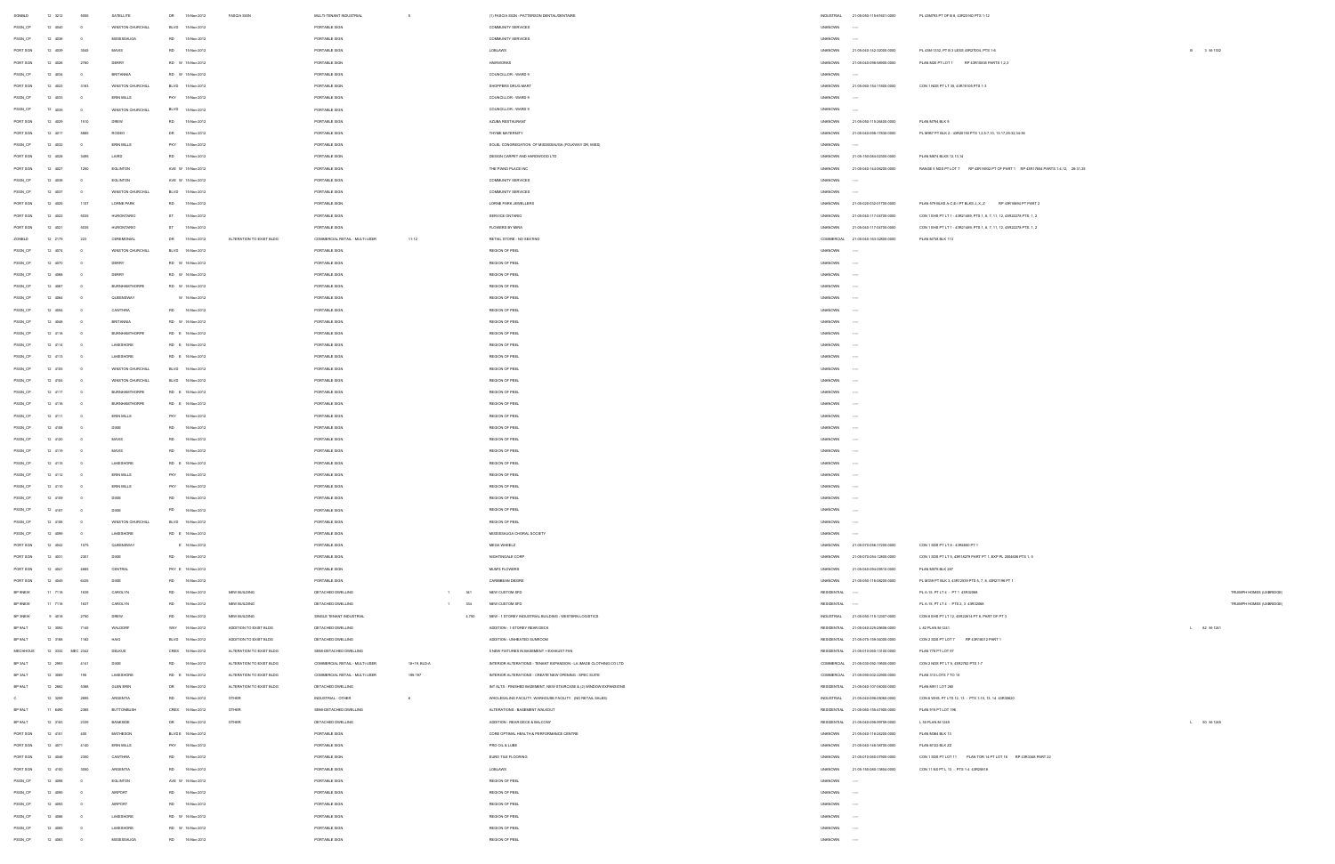| | | | | | | | | | | | | | | | | | |
|---|---|---|---|---|---|---|---|---|---|---|---|---|---|---|---|---|---|
| SGNBLD | 12 3212 | 5055 | SATELLITE | DR | 15-Nov-2012 | FASCIA SIGN | MULTI-TENANT INDUSTRIAL | 9 | | | (1) FASCIA SIGN - PATTERSON DENTAL/DENTAIRE | INDUSTRIAL | 21-05-050-115-01601-0000 | PL 43M793 PT OF B 8, 43R20160 PTS 1-12 | | | |
| PSGN_CP | 12 4040 | 0 | WINSTON CHURCHILL | BLVD | 15-Nov-2012 | | PORTABLE SIGN | | | | COMMUNITY SERVICES | UNKNOWN | ---- | | | | |
| PSGN_CP | 12 4036 | 0 | MISSISSAUGA | RD | 15-Nov-2012 | | PORTABLE SIGN | | | | COMMUNITY SERVICES | UNKNOWN | ---- | | | | |
| PORT SGN | 12 4039 | 3045 | MAVIS | RD | 15-Nov-2012 | | PORTABLE SIGN | | | | LOBLAWS | UNKNOWN | 21-05-040-142-32006-0000 | PL 43M-1332, PT B 3 LESS 43R27004, PTS 1-6 | B | 3 M-1332 | |
| PORT SGN | 12 4026 | 2760 | DERRY | RD W | 15-Nov-2012 | | PORTABLE SIGN | | | | HAIRWORKS | UNKNOWN | 21-05-040-098-58900-0000 | PLAN M-28 PT LOT 1 RP 43R15835 PARTS 1,2,3 | | | |
| PSGN_CP | 12 4034 | 0 | BRITANNIA | RD W | 15-Nov-2012 | | PORTABLE SIGN | | | | COUNCILLOR - WARD 9 | UNKNOWN | ---- | | | | |
| PORT SGN | 12 4023 | 3163 | WINSTON CHURCHILL | BLVD | 15-Nov-2012 | | PORTABLE SIGN | | | | SHOPPERS DRUG MART | UNKNOWN | 21-05-060-155-11600-0000 | CON 1 NDS PT LT 35, 43R15103 PTS 1-5 | | | |
| PSGN_CP | 12 4033 | 0 | ERIN MILLS | PKY | 15-Nov-2012 | | PORTABLE SIGN | | | | COUNCILLOR - WARD 9 | UNKNOWN | ---- | | | | |
| PSGN_CP | 12 4035 | 0 | WINSTON CHURCHILL | BLVD | 15-Nov-2012 | | PORTABLE SIGN | | | | COUNCILLOR - WARD 9 | UNKNOWN | ---- | | | | |
| PORT SGN | 12 4029 | 1515 | DREW | RD | 15-Nov-2012 | | PORTABLE SIGN | | | | AZUBA RESTAURANT | UNKNOWN | 21-05-050-115-26400-0000 | PLAN M794 BLK 9 | | | |
| PORT SGN | 12 4017 | 5985 | RODEO | DR | 15-Nov-2012 | | PORTABLE SIGN | | | | THYME MATERNITY | UNKNOWN | 21-05-040-096-17600-0000 | PL M967 PT BLK 2 - 43R20158 PTS 1,2,6-7,10, 13-17,29-32,34-36 | | | |
| PSGN_CP | 12 4032 | 0 | ERIN MILLS | PKY | 15-Nov-2012 | | PORTABLE SIGN | | | | SOLEL CONGREGATION OF MISSISSAUGA (FOLKWAY DR, MISS) | UNKNOWN | ---- | | | | |
| PORT SGN | 12 4028 | 3495 | LAIRD | RD | 15-Nov-2012 | | PORTABLE SIGN | | | | DESIGN CARPET AND HARDWOOD LTD | UNKNOWN | 21-05-150-084-02300-0000 | PLAN M674 BLKS 12,13,14 | | | |
| PORT SGN | 12 4027 | 1200 | EGLINTON | AVE W | 15-Nov-2012 | | PORTABLE SIGN | | | | THE PIANO PLACE INC | UNKNOWN | 21-05-040-144-04200-0000 | RANGE 5 NDS PT LOT 7 RP 43R14932 PT OF PART 1 RP 43R17694 PARTS 1-4,13, 28-31,35 | | | |
| PSGN_CP | 12 4038 | 0 | EGLINTON | AVE W | 15-Nov-2012 | | PORTABLE SIGN | | | | COMMUNITY SERVICES | UNKNOWN | ---- | | | | |
| PSGN_CP | 12 4037 | 0 | WINSTON CHURCHILL | BLVD | 15-Nov-2012 | | PORTABLE SIGN | | | | COMMUNITY SERVICES | UNKNOWN | ---- | | | | |
| PORT SGN | 12 4025 | 1107 | LORNE PARK | RD | 15-Nov-2012 | | PORTABLE SIGN | | | | LORNE PARK JEWELLERS | UNKNOWN | 21-05-020-032-01700-0000 | PLAN 379 BLKS A-C,E-I PT BLKS J,-L,-Z RP 43R19894 PT PART 2 | | | |
| PORT SGN | 12 4022 | 5035 | HURONTARIO | ST | 15-Nov-2012 | | PORTABLE SIGN | | | | SERVICE ONTARIO | UNKNOWN | 21-05-040-117-04700-0000 | CON 1 EHS PT LT 1 - 43R21485, PTS 1, 6, 7, 11, 12, 43R22279 PTS, 1, 2 | | | |
| PORT SGN | 12 4021 | 5035 | HURONTARIO | ST | 15-Nov-2012 | | PORTABLE SIGN | | | | FLOWERS BY MIRA | UNKNOWN | 21-05-040-117-04700-0000 | CON 1 EHS PT LT 1 - 43R21485, PTS 1, 6, 7, 11, 12, 43R22279 PTS, 1, 2 | | | |
| ZONBLD | 12 2179 | 223 | CEREMONIAL | DR | 15-Nov-2012 | ALTERATION TO EXIST BLDG | COMMERCIAL RETAIL - MULTI-USER | 11-12 | | | RETAIL STORE - NO SEATING | COMMERCIAL | 21-05-040-163-32800-0000 | PLAN M738 BLK 113 | | | |
| PSGN_CP | 12 4074 | 0 | WINSTON CHURCHILL | BLVD | 16-Nov-2012 | | PORTABLE SIGN | | | | REGION OF PEEL | UNKNOWN | ---- | | | | |
| PSGN_CP | 12 4070 | 0 | DERRY | RD W | 16-Nov-2012 | | PORTABLE SIGN | | | | REGION OF PEEL | UNKNOWN | ---- | | | | |
| PSGN_CP | 12 4068 | 0 | DERRY | RD W | 16-Nov-2012 | | PORTABLE SIGN | | | | REGION OF PEEL | UNKNOWN | ---- | | | | |
| PSGN_CP | 12 4067 | 0 | BURNHAMTHORPE | RD W | 16-Nov-2012 | | PORTABLE SIGN | | | | REGION OF PEEL | UNKNOWN | ---- | | | | |
| PSGN_CP | 12 4064 | 0 | QUEENSWAY | W | 16-Nov-2012 | | PORTABLE SIGN | | | | REGION OF PEEL | UNKNOWN | ---- | | | | |
| PSGN_CP | 12 4094 | 0 | CAWTHRA | RD | 16-Nov-2012 | | PORTABLE SIGN | | | | REGION OF PEEL | UNKNOWN | ---- | | | | |
| PSGN_CP | 12 4048 | 0 | BRITANNIA | RD W | 16-Nov-2012 | | PORTABLE SIGN | | | | REGION OF PEEL | UNKNOWN | ---- | | | | |
| PSGN_CP | 12 4118 | 0 | BURNHAMTHORPE | RD E | 16-Nov-2012 | | PORTABLE SIGN | | | | REGION OF PEEL | UNKNOWN | ---- | | | | |
| PSGN_CP | 12 4114 | 0 | LAKESHORE | RD E | 16-Nov-2012 | | PORTABLE SIGN | | | | REGION OF PEEL | UNKNOWN | ---- | | | | |
| PSGN_CP | 12 4113 | 0 | LAKESHORE | RD E | 16-Nov-2012 | | PORTABLE SIGN | | | | REGION OF PEEL | UNKNOWN | ---- | | | | |
| PSGN_CP | 12 4105 | 0 | WINSTON CHURCHILL | BLVD | 16-Nov-2012 | | PORTABLE SIGN | | | | REGION OF PEEL | UNKNOWN | ---- | | | | |
| PSGN_CP | 12 4104 | 0 | WINSTON CHURCHILL | BLVD | 16-Nov-2012 | | PORTABLE SIGN | | | | REGION OF PEEL | UNKNOWN | ---- | | | | |
| PSGN_CP | 12 4117 | 0 | BURNHAMTHORPE | RD E | 16-Nov-2012 | | PORTABLE SIGN | | | | REGION OF PEEL | UNKNOWN | ---- | | | | |
| PSGN_CP | 12 4116 | 0 | BURNHAMTHORPE | RD E | 16-Nov-2012 | | PORTABLE SIGN | | | | REGION OF PEEL | UNKNOWN | ---- | | | | |
| PSGN_CP | 12 4111 | 0 | ERIN MILLS | PKY | 16-Nov-2012 | | PORTABLE SIGN | | | | REGION OF PEEL | UNKNOWN | ---- | | | | |
| PSGN_CP | 12 4108 | 0 | DIXIE | RD | 16-Nov-2012 | | PORTABLE SIGN | | | | REGION OF PEEL | UNKNOWN | ---- | | | | |
| PSGN_CP | 12 4120 | 0 | MAVIS | RD | 16-Nov-2012 | | PORTABLE SIGN | | | | REGION OF PEEL | UNKNOWN | ---- | | | | |
| PSGN_CP | 12 4119 | 0 | MAVIS | RD | 16-Nov-2012 | | PORTABLE SIGN | | | | REGION OF PEEL | UNKNOWN | ---- | | | | |
| PSGN_CP | 12 4115 | 0 | LAKESHORE | RD E | 16-Nov-2012 | | PORTABLE SIGN | | | | REGION OF PEEL | UNKNOWN | ---- | | | | |
| PSGN_CP | 12 4112 | 0 | ERIN MILLS | PKY | 16-Nov-2012 | | PORTABLE SIGN | | | | REGION OF PEEL | UNKNOWN | ---- | | | | |
| PSGN_CP | 12 4110 | 0 | ERIN MILLS | PKY | 16-Nov-2012 | | PORTABLE SIGN | | | | REGION OF PEEL | UNKNOWN | ---- | | | | |
| PSGN_CP | 12 4109 | 0 | DIXIE | RD | 16-Nov-2012 | | PORTABLE SIGN | | | | REGION OF PEEL | UNKNOWN | ---- | | | | |
| PSGN_CP | 12 4107 | 0 | DIXIE | RD | 16-Nov-2012 | | PORTABLE SIGN | | | | REGION OF PEEL | UNKNOWN | ---- | | | | |
| PSGN_CP | 12 4106 | 0 | WINSTON CHURCHILL | BLVD | 16-Nov-2012 | | PORTABLE SIGN | | | | REGION OF PEEL | UNKNOWN | ---- | | | | |
| PSGN_CP | 12 4099 | 0 | LAKESHORE | RD E | 16-Nov-2012 | | PORTABLE SIGN | | | | MISSISSAUGA CHORAL SOCIETY | UNKNOWN | ---- | | | | |
| PORT SGN | 12 4042 | 1075 | QUEENSWAY | E | 16-Nov-2012 | | PORTABLE SIGN | | | | MEGA WHEELZ | UNKNOWN | 21-05-070-056-17200-0000 | CON 1 SDS PT LT 8 - 43R6860 PT 1 | | | |
| PORT SGN | 12 4031 | 2351 | DIXIE | RD | 16-Nov-2012 | | PORTABLE SIGN | | | | NIGHTINGALE CORP | UNKNOWN | 21-05-070-054-12800-0000 | CON 1 SDS PT LT 5 - 43R16279 PART PT 1, EXP PL 2004606 PTS 1, 5 | | | |
| PORT SGN | 12 4041 | 5985 | CENTRAL | PKY E | 16-Nov-2012 | | PORTABLE SIGN | | | | MUM'S FLOWERS | UNKNOWN | 21-05-040-094-09610-0000 | PLAN M879 BLK 287 | | | |
| PORT SGN | 12 4049 | 6435 | DIXIE | RD | 16-Nov-2012 | | PORTABLE SIGN | | | | CARIBBEAN DESIRE | UNKNOWN | 21-05-050-116-04200-0000 | PL M339 PT BLK 3, 43R12549 PTS 3, 7, 8, 43R27196 PT 1 | | | |
| BP 9NEW | 11 7716 | 1635 | CAROLYN | RD | 16-Nov-2012 | NEW BUILDING | DETACHED DWELLING | | 1 | 361 | NEW CUSTOM SFD | RESIDENTIAL | ---- | PL A-19, PT LT 4 - PT 1 43R32066 | | | TRIUMPH HOMES (LKSBRDGE) |
| BP 9NEW | 11 7718 | 1637 | CAROLYN | RD | 16-Nov-2012 | NEW BUILDING | DETACHED DWELLING | | 1 | 334 | NEW CUSTOM SFD | RESIDENTIAL | ---- | PL A-19, PT LT 4 - PTS 2, 3 43R32066 | | | TRIUMPH HOMES (LKSBRDGE) |
| BP 9NEW | 9 4018 | 2750 | DREW | RD | 16-Nov-2012 | NEW BUILDING | SINGLE TENANT INDUSTRIAL | | | 4,790 | NEW - 1 STOREY INDUSTRIAL BUILDING - WESTERN LOGISTICS | INDUSTRIAL | 21-05-050-115-12027-0000 | CON 8 EHS PT LT 12, 43R22874 PT 9, PART OF PT 3 | | | |
| BP 9ALT | 12 3092 | 7140 | WALDORF | WAY | 16-Nov-2012 | ADDITION TO EXIST BLDG | DETACHED DWELLING | | | | ADDITION - 1 STOREY REAR DECK | RESIDENTIAL | 21-05-040-226-25608-0000 | L 62 PLAN M-1241 | L | 62 M-1241 | |
| BP 9ALT | 12 3188 | 1183 | HAIG | BLVD | 16-Nov-2012 | ADDITION TO EXIST BLDG | DETACHED DWELLING | | | | ADDITION - UNHEATED SUNROOM | RESIDENTIAL | 21-05-070-159-34000-0000 | CON 2 SDS PT LOT 7 RP 43R18012 PART 1 | | | |
| MECHHOUS | 12 3332 | MEC 2342 | DELKUS | CRES | 16-Nov-2012 | ALTERATION TO EXIST BLDG | SEMI-DETACHED DWELLING | | | | 3 NEW FIXTURES IN BASEMENT + EXHAUST FAN | RESIDENTIAL | 21-05-010-060-13100-0000 | PLAN 776 PT LOT 97 | | | |
| BP 3ALT | 12 2993 | 4141 | DIXIE | RD | 16-Nov-2012 | ALTERATION TO EXIST BLDG | COMMERCIAL RETAIL - MULTI-USER | 18-19, BLD-A | | | INTERIOR ALTERATIONS - TENANT EXPANSION - LA IMAGE CLOTHING CO LTD | COMMERCIAL | 21-05-030-092-19600-0000 | CON 2 NDS PT LT 5, 43R2762 PTS 1-7 | | | |
| BP 3ALT | 12 3085 | 195 | LAKESHORE | RD E | 16-Nov-2012 | ALTERATION TO EXIST BLDG | COMMERCIAL RETAIL - MULTI-USER | 195-197 | | | INTERIOR ALTERATIONS - CREATE NEW OPENING - SPEC SURE | COMMERCIAL | 21-05-090-002-22900-0000 | PLAN 313 LOTS 7 TO 10 | | | |
| BP 9ALT | 12 2862 | 5068 | GLEN ERIN | DR | 16-Nov-2012 | ALTERATION TO EXIST BLDG | DETACHED DWELLING | | | | INT ALTS - FINISHED BASEMENT, NEW STAIRCASE & (2) WINDOW EXPANSIONS | RESIDENTIAL | 21-05-040-157-04300-0000 | PLAN M911 LOT 280 | | | |
| C | 12 3269 | 2695 | ARGENTIA | RD | 16-Nov-2012 | OTHER | INDUSTRIAL - OTHER | 8 | | | WHOLESALING FACILITY, WAREHOUSE FACILITY, (NO RETAIL SALES) | INDUSTRIAL | 21-05-040-098-05065-0000 | CON 6 WHS, PT LTS 12, 13 - PTS 1-10, 13, 14 43R30820 | | | |
| BP 9ALT | 11 6490 | 2365 | BUTTONBUSH | CRES | 16-Nov-2012 | OTHER | SEMI-DETACHED DWELLING | | | | ALTERATIONS - BASEMENT WALKOUT | RESIDENTIAL | 21-05-060-155-41900-0000 | PLAN 915 PT LOT 198 | | | |
| BP 9ALT | 12 3165 | 2339 | BANKSIDE | DR | 16-Nov-2012 | OTHER | DETACHED DWELLING | | | | ADDITION - REAR DECK & WALKOUT | RESIDENTIAL | 21-05-040-096-89709-0000 | L 50 PLAN M-1245 | L | 50 M-1245 | |
| PORT SGN | 12 4101 | 430 | MATHESON | BLVD E | 19-Nov-2012 | | PORTABLE SIGN | | | | CORE OPTIMAL HEALTH & PERFORMANCE CENTRE | UNKNOWN | 21-05-040-116-24200-0000 | PLAN M364 BLK 13 | | | |
| PORT SGN | 12 4077 | 4140 | ERIN MILLS | PKY | 19-Nov-2012 | | PORTABLE SIGN | | | | PRO OIL & LUBE | UNKNOWN | 21-05-040-166-38700-0000 | PLAN M122 BLK ZZ | | | |
| PORT SGN | 12 4046 | 2280 | CAWTHRA | RD | 19-Nov-2012 | | PORTABLE SIGN | | | | EURO TILE FLOORING | UNKNOWN | 21-05-010-063-07900-0000 | CON 1 SDS PT LOT 11 PLAN TOR 14 PT LOT 16 RP 43R3346 PART 22 | | | |
| PORT SGN | 12 4100 | 3050 | ARGENTIA | RD | 19-Nov-2012 | | PORTABLE SIGN | | | | LOBLAWS | UNKNOWN | 21-05-150-080-13604-0000 | CON 11 NS PT L 13 - PTS 1-4 43R29816 | | | |
| PSGN_CP | 12 4096 | 0 | EGLINTON | AVE W | 19-Nov-2012 | | PORTABLE SIGN | | | | REGION OF PEEL | UNKNOWN | ---- | | | | |
| PSGN_CP | 12 4095 | 0 | AIRPORT | RD | 19-Nov-2012 | | PORTABLE SIGN | | | | REGION OF PEEL | UNKNOWN | ---- | | | | |
| PSGN_CP | 12 4093 | 0 | AIRPORT | RD | 19-Nov-2012 | | PORTABLE SIGN | | | | REGION OF PEEL | UNKNOWN | ---- | | | | |
| PSGN_CP | 12 4086 | 0 | LAKESHORE | RD W | 19-Nov-2012 | | PORTABLE SIGN | | | | REGION OF PEEL | UNKNOWN | ---- | | | | |
| PSGN_CP | 12 4085 | 0 | LAKESHORE | RD W | 19-Nov-2012 | | PORTABLE SIGN | | | | REGION OF PEEL | UNKNOWN | ---- | | | | |
| PSGN_CP | 12 4083 | 0 | MISSISSAUGA | RD | 19-Nov-2012 | | PORTABLE SIGN | | | | REGION OF PEEL | UNKNOWN | ---- | | | | |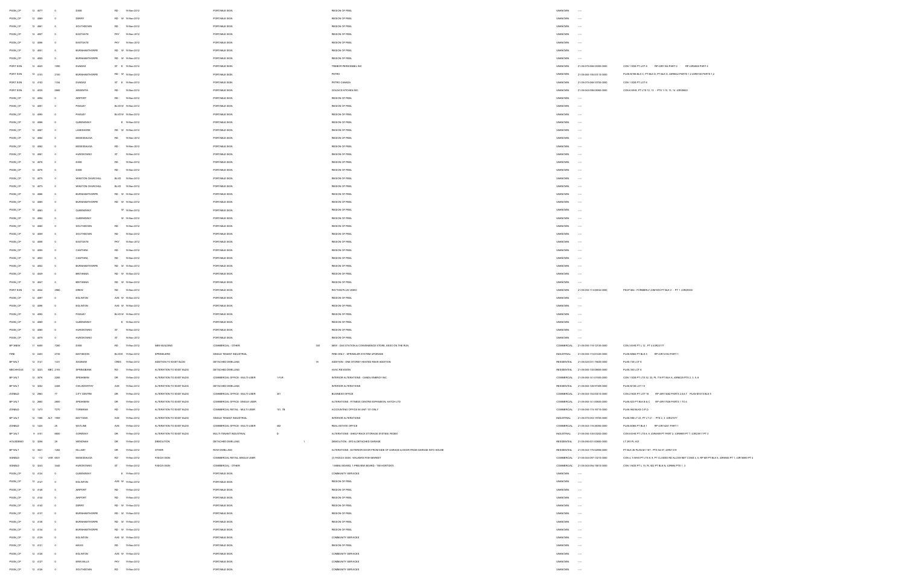| | | | | | | | | | | | | | | |
|---|---|---|---|---|---|---|---|---|---|---|---|---|---|---|
| PSGN_CP | 12 | 4077 | 0 | DIXIE | RD | 16-Nov-2012 | | PORTABLE SIGN | | | REGION OF PEEL | UNKNOWN | ---- | |
| PSGN_CP | 12 | 4089 | 0 | DERRY | RD W | 16-Nov-2012 | | PORTABLE SIGN | | | REGION OF PEEL | UNKNOWN | ---- | |
| PSGN_CP | 12 | 4061 | 0 | SOUTHDOWN | RD | 16-Nov-2012 | | PORTABLE SIGN | | | REGION OF PEEL | UNKNOWN | ---- | |
| PSGN_CP | 12 | 4057 | 0 | EASTGATE | PKY | 16-Nov-2012 | | PORTABLE SIGN | | | REGION OF PEEL | UNKNOWN | ---- | |
| PSGN_CP | 12 | 4056 | 0 | EASTGATE | PKY | 16-Nov-2012 | | PORTABLE SIGN | | | REGION OF PEEL | UNKNOWN | ---- | |
| PSGN_CP | 12 | 4051 | 0 | BURNHAMTHORPE | RD W | 16-Nov-2012 | | PORTABLE SIGN | | | REGION OF PEEL | UNKNOWN | ---- | |
| PSGN_CP | 12 | 4050 | 0 | BURNHAMTHORPE | RD W | 16-Nov-2012 | | PORTABLE SIGN | | | REGION OF PEEL | UNKNOWN | ---- | |
| PORT SGN | 12 | 4043 | 1090 | DUNDAS | ST E | 16-Nov-2012 | | PORTABLE SIGN | | | TREBOR PERSONNEL INC | UNKNOWN | 21-05-070-068-33000-0000 | CON 1 SDS PT LOT 8 RP 43R7184 PART 2 RP 43R4066 PART 3 |
| PORT SGN | 12 | 4103 | 2150 | BURNHAMTHORPE | RD W | 16-Nov-2012 | | PORTABLE SIGN | | | PETRO | UNKNOWN | 21-05-060-155-53110-0000 | PLAN M786 BLK C, PT BLK D, 43R9842 PARTS 1,2 43R9100 PARTS 1,2 |
| PORT SGN | 12 | 4102 | 1334 | DUNDAS | ST E | 16-Nov-2012 | | PORTABLE SIGN | | | PETRO CANADA | UNKNOWN | 21-05-070-068-53700-0000 | CON 1 SDS PT LOT 6 |
| PORT SGN | 12 | 4030 | 2988 | ARGENTIA | RD | 16-Nov-2012 | | PORTABLE SIGN | | | GOLDA'S KITCHEN INC. | UNKNOWN | 21-05-040-098-05060-0000 | CON 6 WHS, PT LTS 12, 13 - PTS 1,13, 13, 14 43R30820 |
| PSGN_CP | 12 | 4094 | 0 | AIRPORT | RD | 16-Nov-2012 | | PORTABLE SIGN | | | REGION OF PEEL | UNKNOWN | ---- | |
| PSGN_CP | 12 | 4091 | 0 | PAISLEY | BLVD W | 16-Nov-2012 | | PORTABLE SIGN | | | REGION OF PEEL | UNKNOWN | ---- | |
| PSGN_CP | 12 | 4090 | 0 | PAISLEY | BLVD W | 16-Nov-2012 | | PORTABLE SIGN | | | REGION OF PEEL | UNKNOWN | ---- | |
| PSGN_CP | 12 | 4088 | 0 | QUEENSWAY | E | 16-Nov-2012 | | PORTABLE SIGN | | | REGION OF PEEL | UNKNOWN | ---- | |
| PSGN_CP | 12 | 4087 | 0 | LAKESHORE | RD W | 16-Nov-2012 | | PORTABLE SIGN | | | REGION OF PEEL | UNKNOWN | ---- | |
| PSGN_CP | 12 | 4084 | 0 | MISSISSAUGA | RD | 16-Nov-2012 | | PORTABLE SIGN | | | REGION OF PEEL | UNKNOWN | ---- | |
| PSGN_CP | 12 | 4082 | 0 | MISSISSAUGA | RD | 16-Nov-2012 | | PORTABLE SIGN | | | REGION OF PEEL | UNKNOWN | ---- | |
| PSGN_CP | 12 | 4081 | 0 | HURONTARIO | ST | 16-Nov-2012 | | PORTABLE SIGN | | | REGION OF PEEL | UNKNOWN | ---- | |
| PSGN_CP | 12 | 4078 | 0 | DIXIE | RD | 16-Nov-2012 | | PORTABLE SIGN | | | REGION OF PEEL | UNKNOWN | ---- | |
| PSGN_CP | 12 | 4076 | 0 | DIXIE | RD | 16-Nov-2012 | | PORTABLE SIGN | | | REGION OF PEEL | UNKNOWN | ---- | |
| PSGN_CP | 12 | 4075 | 0 | WINSTON CHURCHILL | BLVD | 16-Nov-2012 | | PORTABLE SIGN | | | REGION OF PEEL | UNKNOWN | ---- | |
| PSGN_CP | 12 | 4073 | 0 | WINSTON CHURCHILL | BLVD | 16-Nov-2012 | | PORTABLE SIGN | | | REGION OF PEEL | UNKNOWN | ---- | |
| PSGN_CP | 12 | 4066 | 0 | BURNHAMTHORPE | RD W | 16-Nov-2012 | | PORTABLE SIGN | | | REGION OF PEEL | UNKNOWN | ---- | |
| PSGN_CP | 12 | 4065 | 0 | BURNHAMTHORPE | RD W | 16-Nov-2012 | | PORTABLE SIGN | | | REGION OF PEEL | UNKNOWN | ---- | |
| PSGN_CP | 12 | 4063 | 0 | QUEENSWAY | W | 16-Nov-2012 | | PORTABLE SIGN | | | REGION OF PEEL | UNKNOWN | ---- | |
| PSGN_CP | 12 | 4062 | 0 | QUEENSWAY | W | 16-Nov-2012 | | PORTABLE SIGN | | | REGION OF PEEL | UNKNOWN | ---- | |
| PSGN_CP | 12 | 4060 | 0 | SOUTHDOWN | RD | 16-Nov-2012 | | PORTABLE SIGN | | | REGION OF PEEL | UNKNOWN | ---- | |
| PSGN_CP | 12 | 4059 | 0 | SOUTHDOWN | RD | 16-Nov-2012 | | PORTABLE SIGN | | | REGION OF PEEL | UNKNOWN | ---- | |
| PSGN_CP | 12 | 4058 | 0 | EASTGATE | PKY | 16-Nov-2012 | | PORTABLE SIGN | | | REGION OF PEEL | UNKNOWN | ---- | |
| PSGN_CP | 12 | 4055 | 0 | CAWTHRA | RD | 16-Nov-2012 | | PORTABLE SIGN | | | REGION OF PEEL | UNKNOWN | ---- | |
| PSGN_CP | 12 | 4053 | 0 | CAWTHRA | RD | 16-Nov-2012 | | PORTABLE SIGN | | | REGION OF PEEL | UNKNOWN | ---- | |
| PSGN_CP | 12 | 4052 | 0 | BURNHAMTHORPE | RD W | 16-Nov-2012 | | PORTABLE SIGN | | | REGION OF PEEL | UNKNOWN | ---- | |
| PSGN_CP | 12 | 4049 | 0 | BRITANNIA | RD W | 16-Nov-2012 | | PORTABLE SIGN | | | REGION OF PEEL | UNKNOWN | ---- | |
| PSGN_CP | 12 | 4047 | 0 | BRITANNIA | RD W | 16-Nov-2012 | | PORTABLE SIGN | | | REGION OF PEEL | UNKNOWN | ---- | |
| PORT SGN | 12 | 4044 | 2980 | DREW | RD | 16-Nov-2012 | | PORTABLE SIGN | | | RHYTHM PLUS VIDEO | UNKNOWN | 21-05-050-113-06502-0000 | PSCP 884 - FORMERLY 43M1593 PT BLK 2 - PT 1 43R29338 |
| PSGN_CP | 12 | 4097 | 0 | EGLINTON | AVE W | 16-Nov-2012 | | PORTABLE SIGN | | | REGION OF PEEL | UNKNOWN | ---- | |
| PSGN_CP | 12 | 4096 | 0 | EGLINTON | AVE W | 16-Nov-2012 | | PORTABLE SIGN | | | REGION OF PEEL | UNKNOWN | ---- | |
| PSGN_CP | 12 | 4092 | 0 | PAISLEY | BLVD W | 16-Nov-2012 | | PORTABLE SIGN | | | REGION OF PEEL | UNKNOWN | ---- | |
| PSGN_CP | 12 | 4085 | 0 | QUEENSWAY | E | 16-Nov-2012 | | PORTABLE SIGN | | | REGION OF PEEL | UNKNOWN | ---- | |
| PSGN_CP | 12 | 4080 | 0 | HURONTARIO | ST | 16-Nov-2012 | | PORTABLE SIGN | | | REGION OF PEEL | UNKNOWN | ---- | |
| PSGN_CP | 12 | 4079 | 0 | HURONTARIO | ST | 16-Nov-2012 | | PORTABLE SIGN | | | REGION OF PEEL | UNKNOWN | ---- | |
| BP 9NEW | 11 | 6459 | 7280 | DIXIE | RD | 19-Nov-2012 | NEW BUILDING | COMMERCIAL - OTHER | | 300 | NEW - GAS STATION & CONVENIENCE STORE, ESSO ON THE RUN | COMMERCIAL | 21-05-050-116-12100-0000 | CON 3 EHS PT L 12 , PT 4 43R25777 |
| FIRE | 12 | 2403 | 2735 | MATHESON | BLVD E | 19-Nov-2012 | SPRINKLERS | SINGLE TENANT INDUSTRIAL | | | FIRE ONLY - SPRINKLER SYSTEM UPGRADE | INDUSTRIAL | 21-05-050-116-81400-0000 | PLAN M584 PT BLK 6 RP 43R14162 PART 1 |
| BP 9ALT | 12 | 3141 | 1431 | SAGINAW | CRES | 19-Nov-2012 | ADDITION TO EXIST BLDG | DETACHED DWELLING | | 18 | ADDITION - ONE STOREY HEATED REAR ADDITION | RESIDENTIAL | 21-05-020-011-19600-0000 | PLAN 730 LOT 8 |
| MECHHOUS | 12 | 3223 | MEC 2181 | SPRINGBANK | RD | 19-Nov-2012 | ALTERATION TO EXIST BLDG | DETACHED DWELLING | | | HVAC REVISION | RESIDENTIAL | 21-05-060-130-08600-0000 | PLAN 353 LOT 6 |
| BP 3ALT | 12 | 3078 | 2285 | SPEAKMAN | DR | 19-Nov-2012 | ALTERATION TO EXIST BLDG | COMMERCIAL OFFICE - MULTI-USER | 1-FLR | | INTERIOR ALTERATIONS - CANDU ENERGY INC | COMMERCIAL | 21-05-060-141-01900-0000 | CON 1 SDS PT LTS 32, 33, PL 778 PT BLK A, 43R6025 PTS 2, 3, 5, 6 |
| BP 9ALT | 12 | 3262 | 2488 | CHILSWORTHY | AVE | 19-Nov-2012 | ALTERATION TO EXIST BLDG | DETACHED DWELLING | | | INTERIOR ALTERATIONS | RESIDENTIAL | 21-05-060-128-97009-0000 | PLAN M726 LOT 10 |
| ZONBLD | 12 | 2963 | 77 | CITY CENTRE | DR | 19-Nov-2012 | ALTERATION TO EXIST BLDG | COMMERCIAL OFFICE - MULTI-USER | 301 | | BUSINESS OFFICE | COMMERCIAL | 21-05-040-154-00610-0000 | CON 2 NDS PT LOT 16 RP 43R15482 PARTS 2,5,6,7 PLAN M1010 BLK 5 |
| BP 3ALT | 12 | 2660 | 2600 | SPEAKMAN | DR | 19-Nov-2012 | ALTERATION TO EXIST BLDG | COMMERCIAL OFFICE- SINGLE USER | | | ALTERATIONS - FITNESS CENTRE EXPANSION, HATCH LTD | COMMERCIAL | 21-05-060-141-00800-0000 | PLAN 923 PT BLK B & C RP 43R17509 PARTS 1 TO 4 |
| ZONBLD | 12 | 1373 | 7270 | TORBRAM | RD | 19-Nov-2012 | ALTERATION TO EXIST BLDG | COMMERCIAL RETAIL - MULTI-USER | 101, 7B | | ACCOUNTING OFFICE IN UNIT 101 ONLY | COMMERCIAL | 21-05-050-116-16710-0000 | PLAN 984 BLK E C.P.O. |
| BP 3ALT | 12 | 1386 | ALT 1995 | MATTAWA | AVE | 19-Nov-2012 | ALTERATION TO EXIST BLDG | SINGLE TENANT INDUSTRIAL | | | INTERIOR ALTERATIONS | INDUSTRIAL | 21-05-070-053-19700-0000 | PLAN 596 LT 23, PT LT 41 - PTS 2, 3 43R27477 |
| ZONBLD | 12 | 1424 | 25 | WATLINE | AVE | 19-Nov-2012 | ALTERATION TO EXIST BLDG | COMMERCIAL OFFICE - MULTI-USER | 402 | | REAL ESTATE OFFICE | COMMERCIAL | 21-05-040-116-26090-0000 | PLAN M364 PT BLK 1 RP 43R10241 PART 1 |
| BP 3ALT | 9 | 4151 | 6600 | GORENAY | DR | 19-Nov-2012 | ALTERATION TO EXIST BLDG | MULTI-TENANT INDUSTRIAL | D | | ALTERATIONS - SHELF/RACK STORAGE SYSTEM, FEDEX | INDUSTRIAL | 21-05-050-100-02202-0000 | CON 8 EHS PT LTS 8, 9, 43R4989 PT PART 2, 43R9969 PT PART 2, 43R23817 PT 3 |
| HOUSDEMO | 12 | 3268 | 29 | WENONAH | DR | 19-Nov-2012 | DEMOLITION | DETACHED DWELLING | | 1 | DEMOLITION - SFD & DETACHED GARAGE | RESIDENTIAL | 21-05-090-001-00800-0000 | LT 293 PL H21 |
| BP 9ALT | 12 | 3021 | 1282 | KILLABY | DR | 19-Nov-2012 | OTHER | ROW DWELLING | | | ALTERATIONS - EXTERIOR DOOR FROM SIDE OF GARAGE & DOOR FROM GARAGE INTO HOUSE | RESIDENTIAL | 21-05-040-175-52800-0000 | PT BLK 28 PLAN M-1187 - PTS 56-57 43R21519 |
| SGNBLD | 12 | 712 | VAR 6531 | MISSISSAUGA | RD | 19-Nov-2012 | FASCIA SIGN | COMMERCIAL RETAIL-SINGLE USER | | | (3) FASCIA SIGN - WALKER'S FISH MARKET | COMMERCIAL | 21-05-040-097-13210-0000 | CON 4, 5 WHS PT LTS 8, 9, PT CLOSED RD ALLOW BET CONS 4, 5, RP M9 PT BLK 5, 43R5944 PT 1, 43R18890 PT 4 |
| SGNBLD | 12 | 3243 | 3449 | HURONTARIO | ST | 19-Nov-2012 | FASCIA SIGN | COMMERCIAL - OTHER | | | 1-MENU BOARD, 1-PREVIEW BOARD - TIM HORTON'S | COMMERCIAL | 21-05-040-094-16610-0000 | CON 1 NDS PT L 15, PL 922 PT BLK N, 43R894 PTS 1, 3 |
| PSGN_CP | 12 | 4124 | 0 | QUEENSWAY | E | 19-Nov-2012 | | PORTABLE SIGN | | | COMMUNITY SERVICES | UNKNOWN | ---- | |
| PSGN_CP | 12 | 4147 | 0 | EGLINTON | AVE W | 19-Nov-2012 | | PORTABLE SIGN | | | REGION OF PEEL | UNKNOWN | ---- | |
| PSGN_CP | 12 | 4146 | 0 | AIRPORT | RD | 19-Nov-2012 | | PORTABLE SIGN | | | REGION OF PEEL | UNKNOWN | ---- | |
| PSGN_CP | 12 | 4144 | 0 | AIRPORT | RD | 19-Nov-2012 | | PORTABLE SIGN | | | REGION OF PEEL | UNKNOWN | ---- | |
| PSGN_CP | 12 | 4140 | 0 | DERRY | RD W | 19-Nov-2012 | | PORTABLE SIGN | | | REGION OF PEEL | UNKNOWN | ---- | |
| PSGN_CP | 12 | 4137 | 0 | BURNHAMTHORPE | RD W | 19-Nov-2012 | | PORTABLE SIGN | | | REGION OF PEEL | UNKNOWN | ---- | |
| PSGN_CP | 12 | 4136 | 0 | BURNHAMTHORPE | RD W | 19-Nov-2012 | | PORTABLE SIGN | | | REGION OF PEEL | UNKNOWN | ---- | |
| PSGN_CP | 12 | 4134 | 0 | BURNHAMTHORPE | RD W | 19-Nov-2012 | | PORTABLE SIGN | | | REGION OF PEEL | UNKNOWN | ---- | |
| PSGN_CP | 12 | 4125 | 0 | EGLINTON | AVE W | 19-Nov-2012 | | PORTABLE SIGN | | | COMMUNITY SERVICES | UNKNOWN | ---- | |
| PSGN_CP | 12 | 4121 | 0 | MAVIS | RD | 19-Nov-2012 | | PORTABLE SIGN | | | REGION OF PEEL | UNKNOWN | ---- | |
| PSGN_CP | 12 | 4128 | 0 | EGLINTON | AVE W | 19-Nov-2012 | | PORTABLE SIGN | | | COMMUNITY SERVICES | UNKNOWN | ---- | |
| PSGN_CP | 12 | 4127 | 0 | ERIN MILLS | PKY | 19-Nov-2012 | | PORTABLE SIGN | | | COMMUNITY SERVICES | UNKNOWN | ---- | |
| PSGN_CP | 12 | 4126 | 0 | SOUTHDOWN | RD | 19-Nov-2012 | | PORTABLE SIGN | | | COMMUNITY SERVICES | UNKNOWN | ---- | |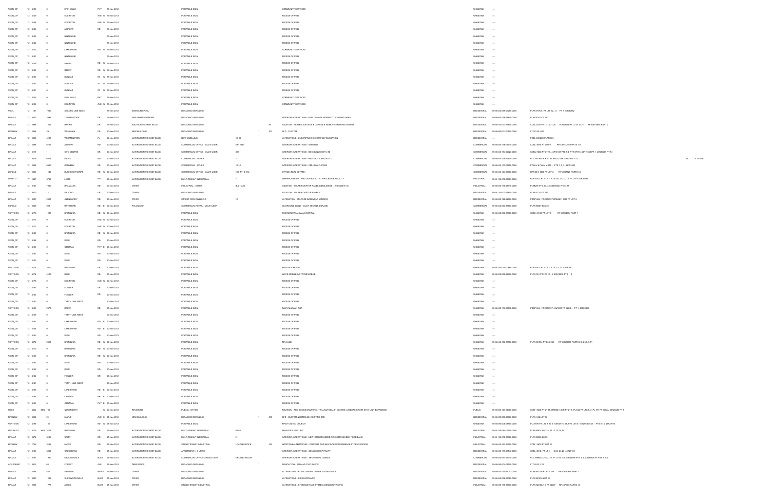| | | | | | | | | | | | | | | | | | |
|---|---|---|---|---|---|---|---|---|---|---|---|---|---|---|---|---|---|
| PSGN_CP | 12 | 4123 | 0 | ERIN MILLS | PKY | 19-Nov-2012 | | PORTABLE SIGN | | | | COMMUNITY SERVICES | UNKNOWN | ---- | | | |
| PSGN_CP | 12 | 4149 | 0 | EGLINTON | AVE W | 19-Nov-2012 | | PORTABLE SIGN | | | | REGION OF PEEL | UNKNOWN | ---- | | | |
| PSGN_CP | 12 | 4148 | 0 | EGLINTON | AVE W | 19-Nov-2012 | | PORTABLE SIGN | | | | REGION OF PEEL | UNKNOWN | ---- | | | |
| PSGN_CP | 12 | 4145 | 0 | AIRPORT | RD | 19-Nov-2012 | | PORTABLE SIGN | | | | REGION OF PEEL | UNKNOWN | ---- | | | |
| PSGN_CP | 12 | 4143 | 0 | NINTH LINE | | 19-Nov-2012 | | PORTABLE SIGN | | | | REGION OF PEEL | UNKNOWN | ---- | | | |
| PSGN_CP | 12 | 4142 | 0 | NINTH LINE | | 19-Nov-2012 | | PORTABLE SIGN | | | | REGION OF PEEL | UNKNOWN | ---- | | | |
| PSGN_CP | 12 | 4122 | 0 | LAKESHORE | RD W | 19-Nov-2012 | | PORTABLE SIGN | | | | COMMUNITY SERVICES | UNKNOWN | ---- | | | |
| PSGN_CP | 12 | 4141 | 0 | NINTH LINE | | 19-Nov-2012 | | PORTABLE SIGN | | | | REGION OF PEEL | UNKNOWN | ---- | | | |
| PSGN_CP | 12 | 4139 | 0 | DERRY | RD W | 19-Nov-2012 | | PORTABLE SIGN | | | | REGION OF PEEL | UNKNOWN | ---- | | | |
| PSGN_CP | 12 | 4138 | 0 | DERRY | RD W | 19-Nov-2012 | | PORTABLE SIGN | | | | REGION OF PEEL | UNKNOWN | ---- | | | |
| PSGN_CP | 12 | 4133 | 0 | DUNDAS | ST W | 19-Nov-2012 | | PORTABLE SIGN | | | | REGION OF PEEL | UNKNOWN | ---- | | | |
| PSGN_CP | 12 | 4132 | 0 | DUNDAS | ST W | 19-Nov-2012 | | PORTABLE SIGN | | | | REGION OF PEEL | UNKNOWN | ---- | | | |
| PSGN_CP | 12 | 4131 | 0 | DUNDAS | ST W | 19-Nov-2012 | | PORTABLE SIGN | | | | REGION OF PEEL | UNKNOWN | ---- | | | |
| PSGN_CP | 12 | 4135 | 0 | ERIN MILLS | PKY | 19-Nov-2012 | | PORTABLE SIGN | | | | COMMUNITY SERVICES | UNKNOWN | ---- | | | |
| PSGN_CP | 12 | 4125 | 0 | EGLINTON | AVE W | 19-Nov-2012 | | PORTABLE SIGN | | | | COMMUNITY SERVICES | UNKNOWN | ---- | | | |
| POOL | 12 | 131 | 7080 | SECOND LINE WEST | | 19-Nov-2012 | INGROUND POOL | DETACHED DWELLING | | | | | RESIDENTIAL | 21-05-040-098-03280-0000 | PLAN TOR 6, PT LTS 12, 13 - PT 1 43R30962 | | |
| BP 9ALT | 12 | 3301 | 2993 | THORN LODGE | DR | 19-Nov-2012 | FIRE DAMAGE REPAIR | DETACHED DWELLING | | | | INTERIOR ALTERATIONS - FIRE DAMAGE REPAIR TO CHIMNEY AREA | RESIDENTIAL | 21-05-060-136-14600-0000 | PLAN 824 LOT 160 | | |
| BP 9ALT | 12 | 2996 | 1205 | RAVINE | DR | 19-Nov-2012 | ADDITION TO EXIST BLDG | DETACHED DWELLING | | | 86 | ADDITION - HEATED ADDITION & GARAGE & REMOVE EXISTING GARAGE | RESIDENTIAL | 21-05-020-033-19600-0000 | CON 2 SDS PT LOTS 27,28 PLAN B24 PT LOTS 10,11 RP 43R14494 PART 2 | | |
| BP 9NEW | 12 | 2968 | 29 | WENONAH | DR | 20-Nov-2012 | NEW BUILDING | DETACHED DWELLING | | 1 | 303 | SFD - CUSTOM | RESIDENTIAL | 21-05-090-001-00800-0000 | LT 293 PL H21 | | |
| BP 9ALT | 12 | 2363 | 4181 | WESTMINSTER | PL | 20-Nov-2012 | ALTERATION TO EXIST BLDG | ROW DWELLING | 12, 54 | | | ALTERATIONS - UNDERPINNING EXISTING FOUNDATION | RESIDENTIAL | ---- | PEEL CONDO PLAN 383 | | |
| BP 3ALT | 12 | 2396 | 6715 | AIRPORT | RD | 20-Nov-2012 | ALTERATION TO EXIST BLDG | COMMERCIAL OFFICE - MULTI-USER | 6TH FLR | | | INTERIOR ALTERATIONS - WINNERS | COMMERCIAL | 21-05-050-116-09710-0000 | CON 7 EHS PT LOT 9 RP 43R13201 PARTS 1-8 | | |
| BP 3ALT | 12 | 3119 | 1 | CITY CENTRE | DR | 20-Nov-2012 | ALTERATION TO EXIST BLDG | COMMERCIAL OFFICE - MULTI-USER | 801 | | | INTERIOR ALTERATIONS - BDO DUNWOODY LTD | COMMERCIAL | 21-05-040-154-00420-0000 | CON 2 NDS PT LT 16, 43R18147 PTS 1-4, PT PART 5, 43R19350 PT 1, 43R30009 PT 14 | | |
| BP 3ALT | 12 | 3079 | 6075 | MAVIS | RD | 20-Nov-2012 | ALTERATION TO EXIST BLDG | COMMERCIAL - OTHER | 1 | | | INTERIOR ALTERATIONS - BEST BUY CANADA LTD | COMMERCIAL | 21-05-040-175-73600-0000 | PL 43M1363 BLK 10 PT BLK 5, 43R24362 PTS 1-11 | B | 5 55 1563 |
| BP 3ALT | 12 | 2896 | 6980 | KENNEDY | RD | 20-Nov-2012 | ALTERATION TO EXIST BLDG | COMMERCIAL - OTHER | 1-FLR | | | INTERIOR ALTERATIONS - CML HEALTHCARE | COMMERCIAL | 21-05-050-117-07590-0000 | PT BLK 8 PLAN M-976 - PTS 1, 2, 3 43R23400 | | |
| ZONBLD | 12 | 2835 | 7140 | BURNHAMTHORPE | RD W | 20-Nov-2012 | ALTERATION TO EXIST BLDG | COMMERCIAL OFFICE - MULTI-USER | 110, 111 & 112 | | | OFFICE (REAL ESTATE) | COMMERCIAL | 21-05-040-144-09000-0000 | RANGE 3 NDS PT LOT 6 RP 43R7126 PARTS 3,4 | | |
| ZONBLD | 10 | 1467 | 3750 | LAIRD | RD | 20-Nov-2012 | ALTERATION TO EXIST BLDG | MULTI-TENANT INDUSTRIAL | 1 | | | WAREHOUSE/DISTRIBUTION FACILITY / WHOLESALE FACILITY | INDUSTRIAL | 21-05-150-010-00863-0000 | RCP 1542, PT LT 9 - PTS 4-8, 11, 13, 14, PT OF 9 43R30161 | | |
| BP 3ALT | 12 | 3147 | 7380 | BRAMALEA | RD | 20-Nov-2012 | OTHER | INDUSTRIAL - OTHER | BLD - A-G | | | ADDITION - SOLAR ROOFTOP PANELS (BUILDINGS - A,B,C,D,E,F,G) | INDUSTRIAL | 21-05-050-116-28710-0000 | PL M376 PT L 47, 48 43R16368, PTS 4-19 | | |
| BP 9ALT | 12 | 3310 | 11 | DE JONG | DR | 20-Nov-2012 | OTHER | DETACHED DWELLING | | | | ADDITION - SOLAR ROOFTOP PANELS | RESIDENTIAL | 21-05-130-007-19600-0000 | PLAN 513 LOT 143 | | |
| BP 9ALT | 12 | 3207 | 2660 | GLENGARRY | RD | 20-Nov-2012 | OTHER | STREET ROW DWELLING | 11 | | | ALTERATION - ENLARGE BASEMENT WINDOW | RESIDENTIAL | 21-05-060-128-32800-0000 | PSCP 664 - FORMERLY RANGE 1 SDS PT LOT 8 | | |
| SGNBLD | 12 | 3249 | 925 | RATHBURN | RD E | 20-Nov-2012 | PYLON SIGN | COMMERCIAL RETAIL - MULTI-USER | | | | (2) GROUND SIGNS - MULTI-TENANT SIGNAGE | COMMERCIAL | 21-05-040-093-30700-0000 | PLAN M367 BLK 30 | | |
| PORT SGN | 12 | 4175 | 1201 | BRITANNIA | RD W | 20-Nov-2012 | | PORTABLE SIGN | | | | RIVERGROVE ANIMAL HOSPITAL | UNKNOWN | 21-05-040-098-13000-0000 | CON 3 WHS PT LOT 6 RP 43R14964 PART 1 | | |
| PSGN_CP | 12 | 4172 | 0 | EGLINTON | AVE W | 20-Nov-2012 | | PORTABLE SIGN | | | | REGION OF PEEL | UNKNOWN | ---- | | | |
| PSGN_CP | 12 | 4171 | 0 | EGLINTON | AVE W | 20-Nov-2012 | | PORTABLE SIGN | | | | REGION OF PEEL | UNKNOWN | ---- | | | |
| PSGN_CP | 12 | 4165 | 0 | BRITANNIA | RD W | 20-Nov-2012 | | PORTABLE SIGN | | | | REGION OF PEEL | UNKNOWN | ---- | | | |
| PSGN_CP | 12 | 4166 | 0 | DIXIE | RD | 20-Nov-2012 | | PORTABLE SIGN | | | | REGION OF PEEL | UNKNOWN | ---- | | | |
| PSGN_CP | 12 | 4155 | 0 | CENTRAL | PKY E | 20-Nov-2012 | | PORTABLE SIGN | | | | REGION OF PEEL | UNKNOWN | ---- | | | |
| PSGN_CP | 12 | 4152 | 0 | DIXIE | RD | 20-Nov-2012 | | PORTABLE SIGN | | | | REGION OF PEEL | UNKNOWN | ---- | | | |
| PSGN_CP | 12 | 4160 | 0 | DIXIE | RD | 20-Nov-2012 | | PORTABLE SIGN | | | | REGION OF PEEL | UNKNOWN | ---- | | | |
| PORT SGN | 12 | 4176 | 5600 | RIDGEWAY | DR | 20-Nov-2012 | | PORTABLE SIGN | | | | FLITE HOCKEY INC. | UNKNOWN | 21-05-150-010-00864-0000 | RCP 1542, PT LT 9 - PTS 1-3, 12 43R30161 | | |
| PORT SGN | 12 | 4174 | 4120 | DIXIE | RD | 20-Nov-2012 | | PORTABLE SIGN | | | | WAVE MOBILE INC./WIND MOBILE | UNKNOWN | 21-05-030-092-24600-0000 | PLAN 381 PT LTS 11-19, 43R16852 PTS 1, 2 | | |
| PSGN_CP | 12 | 4173 | 0 | EGLINTON | AVE W | 20-Nov-2012 | | PORTABLE SIGN | | | | REGION OF PEEL | UNKNOWN | ---- | | | |
| PSGN_CP | 12 | 4163 | 0 | FOWLER | DR | 20-Nov-2012 | | PORTABLE SIGN | | | | REGION OF PEEL | UNKNOWN | ---- | | | |
| PSGN_CP | 12 | 4162 | 0 | FOWLER | DR | 20-Nov-2012 | | PORTABLE SIGN | | | | REGION OF PEEL | UNKNOWN | ---- | | | |
| PSGN_CP | 12 | 4160 | 0 | TENTH LINE WEST | | 20-Nov-2012 | | PORTABLE SIGN | | | | REGION OF PEEL | UNKNOWN | ---- | | | |
| PORT SGN | 12 | 4130 | 2970 | DREW | RD | 20-Nov-2012 | | PORTABLE SIGN | | | | RAJIV MADAAN CGA | UNKNOWN | 21-05-050-113-06502-0000 | PSCP 864 - FORMERLY 43M1593 PT BLK 2 - PT 1 43R29338 | | |
| PSGN_CP | 12 | 4159 | 0 | TENTH LINE WEST | | 20-Nov-2012 | | PORTABLE SIGN | | | | REGION OF PEEL | UNKNOWN | ---- | | | |
| PSGN_CP | 12 | 4157 | 0 | LAKESHORE | RD E | 20-Nov-2012 | | PORTABLE SIGN | | | | REGION OF PEEL | UNKNOWN | ---- | | | |
| PSGN_CP | 12 | 4156 | 0 | LAKESHORE | RD E | 20-Nov-2012 | | PORTABLE SIGN | | | | REGION OF PEEL | UNKNOWN | ---- | | | |
| PSGN_CP | 12 | 4151 | 0 | DIXIE | RD | 20-Nov-2012 | | PORTABLE SIGN | | | | REGION OF PEEL | UNKNOWN | ---- | | | |
| PORT SGN | 12 | 4072 | 2520 | BRITANNIA | RD W | 20-Nov-2012 | | PORTABLE SIGN | | | | MR. LUBE | UNKNOWN | 21-05-040-108-19900-0000 | PLAN M1004 PT BLK 248 RP 43R20005 PARTS 2,3,4,5,6, 9,11 | | |
| PSGN_CP | 12 | 4170 | 0 | BRITANNIA | RD W | 20-Nov-2012 | | PORTABLE SIGN | | | | REGION OF PEEL | UNKNOWN | ---- | | | |
| PSGN_CP | 12 | 4168 | 0 | BRITANNIA | RD W | 20-Nov-2012 | | PORTABLE SIGN | | | | REGION OF PEEL | UNKNOWN | ---- | | | |
| PSGN_CP | 12 | 4167 | 0 | DIXIE | RD | 20-Nov-2012 | | PORTABLE SIGN | | | | REGION OF PEEL | UNKNOWN | ---- | | | |
| PSGN_CP | 12 | 4165 | 0 | DIXIE | RD | 20-Nov-2012 | | PORTABLE SIGN | | | | REGION OF PEEL | UNKNOWN | ---- | | | |
| PSGN_CP | 12 | 4164 | 0 | FOWLER | DR | 20-Nov-2012 | | PORTABLE SIGN | | | | REGION OF PEEL | UNKNOWN | ---- | | | |
| PSGN_CP | 12 | 4161 | 0 | TENTH LINE WEST | | 20-Nov-2012 | | PORTABLE SIGN | | | | REGION OF PEEL | UNKNOWN | ---- | | | |
| PSGN_CP | 12 | 4158 | 0 | LAKESHORE | RD E | 20-Nov-2012 | | PORTABLE SIGN | | | | REGION OF PEEL | UNKNOWN | ---- | | | |
| PSGN_CP | 12 | 4154 | 0 | CENTRAL | PKY E | 20-Nov-2012 | | PORTABLE SIGN | | | | REGION OF PEEL | UNKNOWN | ---- | | | |
| PSGN_CP | 12 | 4153 | 0 | CENTRAL | PKY E | 20-Nov-2012 | | PORTABLE SIGN | | | | REGION OF PEEL | UNKNOWN | ---- | | | |
| SIEC4 | 11 | 6423 | SBC 100 | QUEENSWAY | W | 20-Nov-2012 | REVISIONS | PUBLIC - OTHER | | | | REVISION - ADD SMOKE DAMPERS - TRILLIUM HEALTH CENTRE, CARDIAC SHORT STAY UNIT EXPANSION | PUBLIC | 21-05-060-127-14000-0000 | CON 1 SDS PT LT 16, RANGE 3 CIR PT LT 1, PL E20 PT LTS 6, 7, PL 471 PT BLK A, 43R24283 PT 1 | | |
| BP 9NEW | 12 | 3032 | 21 | MAPLE | AVE S | 21-Nov-2012 | NEW BUILDING | DETACHED DWELLING | | 1 | 278 | SFD - CUSTOM & DEMOLISH EXISTING SFD | RESIDENTIAL | 21-05-090-006-20800-0000 | PLAN H12 LOT 78 | | |
| PORT SGN | 12 | 4195 | 151 | LAKESHORE | RD W | 21-Nov-2012 | | PORTABLE SIGN | | | | FIRST UNITED CHURCH | UNKNOWN | 21-05-090-008-08600-0000 | PL 300W PT LTS 9, 10 E TORONTO ST, PTS LTS 9, 10 N PORT ST. - PTS 8-14 43R29716 | | |
| SBC/BLDG | 12 | 3175 | HEA 3175 | RIDGEWAY | DR | 21-Nov-2012 | ALTERATION TO EXIST BLDG | MULTI-TENANT INDUSTRIAL | 60-62 | | | NEW ROOF TOP UNIT | INDUSTRIAL | 21-05-150-084-02600-0000 | PLAN M476 BLK 15, PT LT 12-14,16 | | |
| BP 3ALT | 12 | 2474 | 3185 | UNITY | DR | 21-Nov-2012 | ALTERATION TO EXIST BLDG | MULTI-TENANT INDUSTRIAL | 2 | | | INTERIOR ALTERATIONS - NEW KITCHEN ADDED TO EXISTING EDEN FOOD BANK | INDUSTRIAL | 21-05-150-010-10900-0000 | PLAN M382 BLK 5 | | |
| BP 3NEW | 12 | 1749 | 3136 | MAVIS | RD | 21-Nov-2012 | ALTERATION TO EXIST BLDG | SINGLE TENANT INDUSTRIAL | LOADING DOCK | | 163 | ADDITION&ALTERATIONS - CARPORT AND NEW INTERIOR GARBAGE STORAGE ROOM | INDUSTRIAL | 21-05-040-143-21200-0000 | CON 1 NDS PT LOT 21 | | |
| BP 3ALT | 12 | 3133 | 6060 | CREEKBANK | RD | 21-Nov-2012 | ALTERATION TO EXIST BLDG | APARTMENT (> 6 UNITS) | | | | INTERIOR ALTERATIONS - GENESIS HOSPITALITY | RESIDENTIAL | 21-05-050-117-09140-0000 | CON 4 EHS, PT LT 1 - 19-20, 23-26 43R29100 | | |
| BP 3ALT | 12 | 3191 | 1950 | MEADOWVALE | BLVD | 21-Nov-2012 | ALTERATION TO EXIST BLDG | COMMERCIAL OFFICE- SINGLE USER | GROUND FLOOR | | | INTERIOR ALTERATIONS - MICROSOFT CANADA | COMMERCIAL | 21-05-040-097-11310-0000 | PL 43M964 LOTS 3, 10, PT LOTS 7-9, 43R28788 PTS 3, 4, 43R21829 PT PTS 5, 6, 8 | | |
| HOUSDEMO | 12 | 3213 | 60 | FOREST | AVE | 21-Nov-2012 | DEMOLITION | DETACHED DWELLING | | 1 | | DEMOLITION - SFD AND TWO SHEDS | RESIDENTIAL | 21-05-090-004-04100-0000 | LT 328 PL F12 | | |
| BP 9ALT | 12 | 2284 | 469 | GALWAR | MEWS | 21-Nov-2012 | OTHER | DETACHED DWELLING | | | | ALTERATIONS - ROOF CANOPY OVER EXISTING DECK | RESIDENTIAL | 21-05-040-175-61001-0000 | PLAN M1106 PT BLK 206 RP 43R20675 PART 1 | | |
| BP 9ALT | 12 | 3247 | 1233 | SHERWOOD MILLS | BLVD | 21-Nov-2012 | OTHER | DETACHED DWELLING | | | | ALTERATIONS - SIDE ENTRANCE | RESIDENTIAL | 21-05-040-096-63066-0000 | PLAN M1036 LOT 26 | | |
| BP 3ALT | 12 | 2986 | 1771 | ARGCO | BLVD | 21-Nov-2012 | OTHER | SINGLE TENANT INDUSTRIAL | | | | ALTERATIONS - STORAGE RACK SYSTEM, BENSON TIRE INC | INDUSTRIAL | 21-05-050-115-19700-0000 | PLAN 928 BLK G PT BLK F RP 43R796 PARTS 1,2 | | |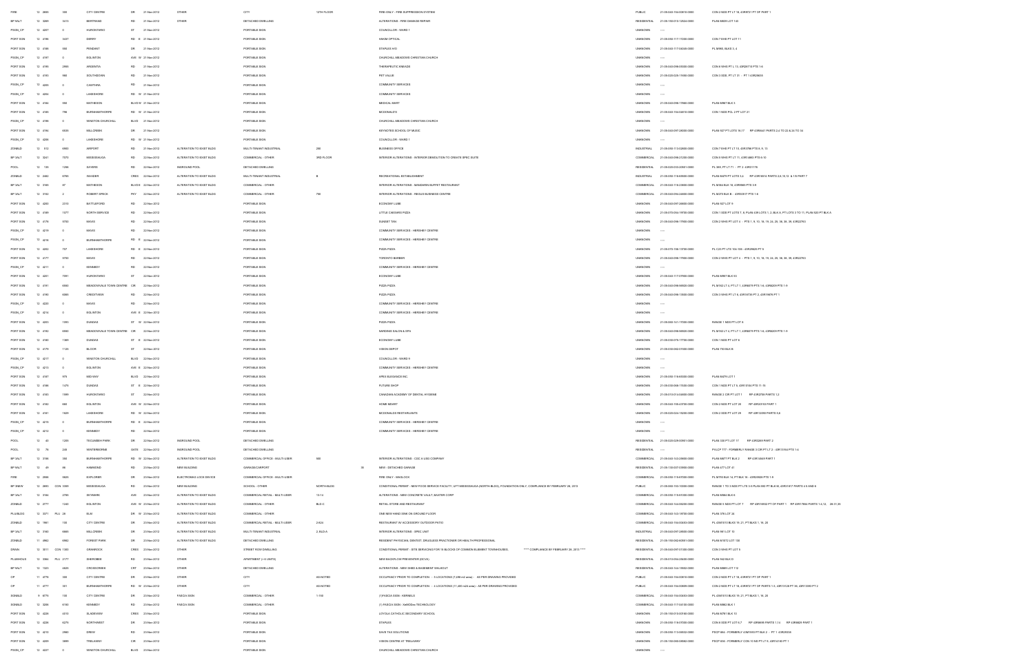| FIRE | 12 2895 | 300 | CITY CENTRE | DR | 21-Nov-2012 | OTHER | CITY | 12TH FLOOR | FIRE ONLY - FIRE SUPPRESSION SYSTEM | PUBLIC | 21-05-040-154-00610-0000 | CON 2 NDS PT LT 16, 43R8721 PT OF PART 1 |
|---|---|---|---|---|---|---|---|---|---|---|---|---|
| BP 9ALT | 12 3269 | 3413 | BERTRAND | RD | 21-Nov-2012 | OTHER | DETACHED DWELLING | | ALTERATIONS - FIRE DAMAGE REPAIR | RESIDENTIAL | 21-05-150-010-12824-0000 | PLAN M609 LOT 140 |
| PSGN_CP | 12 4207 | 0 | HURONTARIO | ST | 21-Nov-2012 | | PORTABLE SIGN | | COUNCILLOR - WARD 1 | UNKNOWN | ---- | |
| PORT SGN | 12 4196 | 3437 | DERRY | RD E | 21-Nov-2012 | | PORTABLE SIGN | | HAKIM OPTICAL | UNKNOWN | 21-05-040-117-17206-0000 | CON 7 EHS PT LOT 11 |
| PORT SGN | 12 4188 | 380 | PENDANT | DR | 21-Nov-2012 | | PORTABLE SIGN | | STAPLES H/O | UNKNOWN | 21-05-040-117-04049-0000 | PL M860, BLKS 3, 4 |
| PSGN_CP | 12 4197 | 0 | EGLINTON | AVE W | 21-Nov-2012 | | PORTABLE SIGN | | CHURCHILL MEADOWS CHRISTIAN CHURCH | UNKNOWN | ---- | |
| PORT SGN | 12 4195 | 2965 | ARGENTIA | RD | 21-Nov-2012 | | PORTABLE SIGN | | THERAPEUTIC KNEADS | UNKNOWN | 21-05-040-098-05506-0000 | CON 6 WHS PT L 13, 43R24718 PTS 1-6 |
| PORT SGN | 12 4193 | 980 | SOUTHDOWN | RD | 21-Nov-2012 | | PORTABLE SIGN | | PET VALUE | UNKNOWN | 21-05-020-026-11600-0000 | CON 3 SDS, PT LT 31 - PT 1 43R29635 |
| PSGN_CP | 12 4203 | 0 | CAWTHRA | RD | 21-Nov-2012 | | PORTABLE SIGN | | COMMUNITY SERVICES | UNKNOWN | ---- | |
| PSGN_CP | 12 4204 | 0 | LAKESHORE | RD W | 21-Nov-2012 | | PORTABLE SIGN | | COMMUNITY SERVICES | UNKNOWN | ---- | |
| PORT SGN | 12 4184 | 550 | MATHESON | BLVD W | 21-Nov-2012 | | PORTABLE SIGN | | MEDICAL MART | UNKNOWN | 21-05-040-096-17866-0000 | PLAN M967 BLK 3 |
| PORT SGN | 12 4185 | 796 | BURNHAMTHORPE | RD W | 21-Nov-2012 | | PORTABLE SIGN | | MCDONALD'S | UNKNOWN | 21-05-040-154-04610-0000 | CON 1 NDS PCL 2 PT LOT 21 |
| PSGN_CP | 12 4198 | 0 | WINSTON CHURCHILL | BLVD | 21-Nov-2012 | | PORTABLE SIGN | | CHURCHILL MEADOWS CHRISTIAN CHURCH | UNKNOWN | ---- | |
| PORT SGN | 12 4194 | 6835 | MILLCREEK | DR | 21-Nov-2012 | | PORTABLE SIGN | | REYNOTES SCHOOL OF MUSIC | UNKNOWN | 21-05-040-097-28000-0000 | PLAN 927 PT LOTS 16,17 RP 43R8441 PARTS 2,4 TO 22 & 24 TO 34 |
| PSGN_CP | 12 4206 | 0 | LAKESHORE | RD W | 21-Nov-2012 | | PORTABLE SIGN | | COUNCILLOR - WARD 1 | UNKNOWN | ---- | |
| ZONBLD | 12 512 | 6900 | AIRPORT | RD | 21-Nov-2012 | ALTERATION TO EXIST BLDG | MULTI-TENANT INDUSTRIAL | 250 | BUSINESS OFFICE | INDUSTRIAL | 21-05-050-113-02600-0000 | CON 7 EHS PT LT 10, 43R3798 PTS 8, 9, 13 |
| BP 3ALT | 12 3241 | 7570 | MISSISSAUGA | RD | 22-Nov-2012 | ALTERATION TO EXIST BLDG | COMMERCIAL - OTHER | 3RD FLOOR | INTERIOR ALTERATIONS - INTERIOR DEMOLITION TO CREATE SPEC SUITE | COMMERCIAL | 21-05-040-098-21200-0000 | CON 4 WHS PT LT 11, 43R14665 PTS 6-10 |
| POOL | 12 138 | 1286 | SAYERS | RD | 22-Nov-2012 | INGROUND POOL | DETACHED DWELLING | | | RESIDENTIAL | 21-05-020-033-20501-0000 | CON 3 SDS PT LT 71 - PT 2 43R31176 |
| ZONBLD | 12 2482 | 6790 | INVADER | CRES | 22-Nov-2012 | ALTERATION TO EXIST BLDG | MULTI-TENANT INDUSTRIAL | B | RECREATIONAL ESTABLISHMENT | INDUSTRIAL | 21-05-050-116-65600-0000 | PLAN M479 PT LOTS 3,4 RP 43R18514 PARTS 2,8,10,12 & 18 PART 7 |
| BP 3ALT | 12 3168 | 87 | MATHESON | BLVD E | 22-Nov-2012 | ALTERATION TO EXIST BLDG | COMMERCIAL - OTHER | | INTERIOR ALTERATIONS - MANDARIN BUFFET RESTAURANT | COMMERCIAL | 21-05-040-116-23800-0000 | PL M364 BLK 16, 43R9668 PTS 3-9 |
| BP 3ALT | 12 3192 | 2 | ROBERT SPECK | PKY | 22-Nov-2012 | ALTERATION TO EXIST BLDG | COMMERCIAL - OTHER | 700 | INTERIOR ALTERATIONS - REGUS BUSINESS CENTRE | COMMERCIAL | 21-05-040-094-24800-0000 | PL M270 BLK B - 43R3057 PTS 1-9 |
| PORT SGN | 12 4200 | 2310 | BATTLEFORD | RD | 22-Nov-2012 | | PORTABLE SIGN | | ECONOMY LUBE | UNKNOWN | 21-05-040-097-20800-0000 | PLAN 927 LOT 9 |
| PORT SGN | 12 4189 | 1077 | NORTH SERVICE | RD | 22-Nov-2012 | | PORTABLE SIGN | | LITTLE CAESARS PIZZA | UNKNOWN | 21-05-070-064-19700-0000 | CON 1 SDS PT LOTS 7, 8, PLAN 436 LOTS 1, 2, BLK A, PT LOTS 3 TO 11, PLAN 520 PT BLK A |
| PORT SGN | 12 4178 | 6750 | MAVIS | RD | 22-Nov-2012 | | PORTABLE SIGN | | SUNSET TAN | UNKNOWN | 21-05-040-098-17900-0000 | CON 2 WHS PT LOT 4 - PTS 1, 8, 10, 18, 19, 24, 26, 36, 38, 39, 43R22763 |
| PSGN_CP | 12 4219 | 0 | MAVIS | RD | 22-Nov-2012 | | PORTABLE SIGN | | COMMUNITY SERVICES - HERSHEY CENTRE | UNKNOWN | ---- | |
| PSGN_CP | 12 4216 | 0 | BURNHAMTHORPE | RD E | 22-Nov-2012 | | PORTABLE SIGN | | COMMUNITY SERVICES - HERSHEY CENTRE | UNKNOWN | ---- | |
| PORT SGN | 12 4202 | 707 | LAKESHORE | RD E | 22-Nov-2012 | | PORTABLE SIGN | | PIZZA PIZZA | UNKNOWN | 21-05-070-156-13700-0000 | PL C23 PT LTS 104,105 - 43R29625 PT 9 |
| PORT SGN | 12 4177 | 6750 | MAVIS | RD | 22-Nov-2012 | | PORTABLE SIGN | | TORONTO BARBER | UNKNOWN | 21-05-040-098-17900-0000 | CON 2 WHS PT LOT 4 - PTS 1, 8, 10, 18, 19, 24, 26, 36, 38, 39, 43R22763 |
| PSGN_CP | 12 4211 | 0 | KENNEDY | RD | 22-Nov-2012 | | PORTABLE SIGN | | COMMUNITY SERVICES - HERSHEY CENTRE | UNKNOWN | ---- | |
| PORT SGN | 12 4201 | 7081 | HURONTARIO | ST | 22-Nov-2012 | | PORTABLE SIGN | | ECONOMY LUBE | UNKNOWN | 21-05-040-117-07906-0000 | PLAN M997 BLK 53 |
| PORT SGN | 12 4191 | 6550 | MEADOWVALE TOWN CENTRE | CIR | 22-Nov-2012 | | PORTABLE SIGN | | PIZZA PIZZA | UNKNOWN | 21-05-040-098-56920-0000 | PL M182 LT 4, PT LT 1, 43R6679 PTS 1-6, 43R8209 PTS 1-9 |
| PORT SGN | 12 4190 | 6085 | CREDITVIEW | RD | 22-Nov-2012 | | PORTABLE SIGN | | PIZZA PIZZA | UNKNOWN | 21-05-040-098-13500-0000 | CON 3 WHS PT LT 6, 43R15726 PT 2, 43R15976 PT 1 |
| PSGN_CP | 12 4220 | 0 | MAVIS | RD | 22-Nov-2012 | | PORTABLE SIGN | | COMMUNITY SERVICES - HERSHEY CENTRE | UNKNOWN | ---- | |
| PSGN_CP | 12 4214 | 0 | EGLINTON | AVE E | 22-Nov-2012 | | PORTABLE SIGN | | COMMUNITY SERVICES - HERSHEY CENTRE | UNKNOWN | ---- | |
| PORT SGN | 12 4203 | 1093 | DUNDAS | ST W | 22-Nov-2012 | | PORTABLE SIGN | | PIZZA PIZZA | UNKNOWN | 21-05-060-141-17500-0000 | RANGE 1 NDS PT LOT 6 |
| PORT SGN | 12 4192 | 6550 | MEADOWVALE TOWN CENTRE | CIR | 22-Nov-2012 | | PORTABLE SIGN | | NARDINIS SALON & SPA | UNKNOWN | 21-05-040-098-56920-0000 | PL M182 LT 4, PT LT 1, 43R6679 PTS 1-6, 43R8209 PTS 1-9 |
| PORT SGN | 12 4180 | 1385 | DUNDAS | ST E | 22-Nov-2012 | | PORTABLE SIGN | | ECONOMY LUBE | UNKNOWN | 21-05-030-075-17700-0000 | CON 1 NDS PT LOT 6 |
| PORT SGN | 12 4179 | 1125 | BLOOR | ST | 22-Nov-2012 | | PORTABLE SIGN | | VISION DEPOT | UNKNOWN | 21-05-030-082-01500-0000 | PLAN 753 BLK B |
| PSGN_CP | 12 4217 | 0 | WINSTON CHURCHILL | BLVD | 22-Nov-2012 | | PORTABLE SIGN | | COUNCILLOR - WARD 9 | UNKNOWN | ---- | |
| PSGN_CP | 12 4213 | 0 | EGLINTON | AVE E | 22-Nov-2012 | | PORTABLE SIGN | | COMMUNITY SERVICES - HERSHEY CENTRE | UNKNOWN | ---- | |
| PORT SGN | 12 4187 | 975 | MID-WAY | BLVD | 22-Nov-2012 | | PORTABLE SIGN | | APEX ELEGANCE INC. | UNKNOWN | 21-05-050-116-64500-0000 | PLAN M475 LOT 1 |
| PORT SGN | 12 4186 | 1475 | DUNDAS | ST E | 22-Nov-2012 | | PORTABLE SIGN | | FUTURE SHOP | UNKNOWN | 21-05-030-069-17550-0000 | CON 1 NDS PT LT 5, 43R13104 PTS 11-15 |
| PORT SGN | 12 4183 | 1585 | HURONTARIO | ST | 22-Nov-2012 | | PORTABLE SIGN | | CANADIAN ACADEMY OF DENTAL HYGIENE | UNKNOWN | 21-05-010-014-04800-0000 | RANGE 2 CIR PT LOT 1 RP 43R2758 PARTS 1,2 |
| PORT SGN | 12 4182 | 660 | EGLINTON | AVE W | 22-Nov-2012 | | PORTABLE SIGN | | HOME MDART | UNKNOWN | 21-05-040-159-43700-0000 | CON 2 NDS PT LOT 20 RP 43R23150 PART 1 |
| PORT SGN | 12 4181 | 1829 | LAKESHORE | RD W | 22-Nov-2012 | | PORTABLE SIGN | | MCDONALDS RESTAURANTS | UNKNOWN | 21-05-020-024-10200-0000 | CON 2 SDS PT LOT 29 RP 43R12098 PARTS 5,6 |
| PSGN_CP | 12 4215 | 0 | BURNHAMTHORPE | RD E | 22-Nov-2012 | | PORTABLE SIGN | | COMMUNITY SERVICES - HERSHEY CENTRE | UNKNOWN | ---- | |
| PSGN_CP | 12 4212 | 0 | KENNEDY | RD | 22-Nov-2012 | | PORTABLE SIGN | | COMMUNITY SERVICES - HERSHEY CENTRE | UNKNOWN | ---- | |
| POOL | 12 40 | 1205 | TECUMSEH PARK | DR | 22-Nov-2012 | INGROUND POOL | DETACHED DWELLING | | | RESIDENTIAL | 21-05-020-029-00611-0000 | PLAN 335 PT LOT 17 RP 43R2269 PART 2 |
| POOL | 12 78 | 249 | WINTERBORNE | GATE | 22-Nov-2012 | INGROUND POOL | DETACHED DWELLING | | | RESIDENTIAL | ---- | PSCP 777 - FORMERLY RANGE 3 CIR PT LT 2 - 43R13164 PTS 1-4 |
| BP 3ALT | 12 3166 | 350 | BURNHAMTHORPE | RD W | 22-Nov-2012 | ALTERATION TO EXIST BLDG | COMMERCIAL OFFICE - MULTI-USER | 500 | INTERIOR ALTERATIONS - CSC A UGG COMPANY | COMMERCIAL | 21-05-040-143-29600-0000 | PLAN M677 PT BLK 2 RP 43R16849 PART 1 |
| BP 9ALT | 12 49 | 86 | HAMMOND | RD | 23-Nov-2012 | NEW BUILDING | GARAGE/CARPORT | 36 | NEW - DETACHED GARAGE | RESIDENTIAL | 21-05-130-007-03900-0000 | PLAN 477 LOT 41 |
| FIRE | 12 2956 | 5825 | EXPLORER | DR | 23-Nov-2012 | ELECTROMAG LOCK DEVICE | COMMERCIAL OFFICE - MULTI-USER | | FIRE ONLY - MAGLOCK | COMMERCIAL | 21-05-050-116-57000-0000 | PL M793 BLK 14, PT BLK 16 - 43R25505 PTS 1-9 |
| BP 3NEW | 12 2683 | CON 3309 | MISSISSAUGA | RD | 23-Nov-2012 | NEW BUILDING | SCHOOL - OTHER | NORTH BLDG | CONDITIONAL PERMIT - NEW FOOD SERVICE FACILITY - UTM MISSISSAUGA (NORTH BLDG), FOUNDATION ONLY, COMPLIANCE BY FEBRUARY 28, 2013 | PUBLIC | 21-05-060-150-10000-0000 | RANGE 1 TO 3 NDS PT LTS 3-5 PLAN 550 PT BLK M, 43R31617 PARTS 4-5 AND 6 |
| BP 3ALT | 12 3184 | 2785 | SKYMARK | AVE | 23-Nov-2012 | ALTERATION TO EXIST BLDG | COMMERCIAL RETAIL - MULTI-USER | 13-14 | ALTERATIONS - NEW CONCRETE VAULT, BAXTER CORP | COMMERCIAL | 21-05-050-116-61000-0000 | PLAN M684 BLK 8 |
| ZONBLD | 12 2777 | 1240 | EGLINTON | AVE W | 23-Nov-2012 | ALTERATION TO EXIST BLDG | COMMERCIAL - OTHER | BLD C | RETAIL STORE AND RESTAURANT | COMMERCIAL | 21-05-040-154-06200-0000 | RANGE 5 NDS PT LOT 7 RP 43R16632 PT OF PART 1 RP 43R17684 PARTS 1-4,12, 29-31,35 |
| PLUMDEN | 12 3271 | PLU 26 | ELM | DR W | 23-Nov-2012 | ALTERATION TO EXIST BLDG | COMMERCIAL - OTHER | | ONE NEW HAND SINK ON GROUND FLOOR | COMMERCIAL | 21-05-040-143-19700-0000 | PLAN 376 LOT 24 |
| ZONBLD | 12 1981 | 150 | CITY CENTRE | DR | 23-Nov-2012 | ALTERATION TO EXIST BLDG | COMMERCIAL RETAIL - MULTI-USER | 2-824 | RESTAURANT W/ ACCESSORY OUTDOOR PATIO | COMMERCIAL | 21-05-040-154-00680-0000 | PL 43M1010 BLKS 19, 21, PT BLKS 1, 16, 20 |
| BP 3ALT | 12 3160 | 6660 | MILLCREEK | DR | 23-Nov-2012 | ALTERATION TO EXIST BLDG | MULTI-TENANT INDUSTRIAL | 2, BLD A | INTERIOR ALTERATIONS - SPEC UNIT | INDUSTRIAL | 21-05-040-097-24900-0000 | PLAN 561 LOT 10 |
| ZONBLD | 11 4960 | 6563 | FOREST PARK | DR | 23-Nov-2012 | ALTERATION TO EXIST BLDG | DETACHED DWELLING | | RESIDENT PHYSICIAN, DENTIST, DRUGLESS PRACTIONER OR HEALTH PROFESSIONAL | RESIDENTIAL | 21-05-150-082-00811-0000 | PLAN M1072 LOT 138 |
| DRAIN | 12 3011 | CON 1300 | GRANDROCK | CRES | 23-Nov-2012 | OTHER | STREET ROW DWELLING | | CONDITIONAL PERMIT - SITE SERVICING FOR 18 BLOCKS OF COMMON ELEMENT TOWNHOUSES. *** COMPLIANCE BY FEBRUARY 28, 2013 *** | RESIDENTIAL | 21-05-040-097-01300-0000 | CON 3 WHS PT LOT 9 |
| PLU3HOUS | 12 3364 | PLU 2177 | SHERIDEBE | RD | 23-Nov-2012 | OTHER | APARTMENT (> 6 UNITS) | | NEW BACKFLOW PREVENTER (DCVA) | RESIDENTIAL | 21-05-010-056-28400-0000 | PLAN 553 BLK D |
| BP 9ALT | 12 1323 | 4829 | CROSSCREEK | CRT | 23-Nov-2012 | OTHER | DETACHED DWELLING | | ALTERATIONS - NEW SHED & BASEMENT WALKOUT | RESIDENTIAL | 21-05-040-154-15602-0000 | PLAN M889 LOT 112 |
| OP | 11 4778 | 300 | CITY CENTRE | DR | 23-Nov-2012 | OTHER | CITY | AS NOTED | OCCUPANCY PRIOR TO COMPLETION - 5 LOCATIONS (7,498 m2 area) - AS PER DRAWING PROVIDED | PUBLIC | 21-05-040-154-00610-0000 | CON 2 NDS PT LT 16, 43R8721 PT OF PART 1 |
| OP | 11 4777 | 301 | BURNHAMTHORPE | RD W | 23-Nov-2012 | OTHER | CITY | AS NOTED | OCCUPANCY PRIOR TO COMPLETION - 4 LOCATIONS (11,405 m2 area) - AS PER DRAWING PROVIDED | PUBLIC | 21-05-040-154-00609-0000 | CON 2 NDS PT LT 16, 43R8721 PT OF PARTS 1-3, 43R13128 PT 36, 43R13083 PT 2 |
| SGNBLD | 9 6775 | 100 | CITY CENTRE | DR | 23-Nov-2012 | FASCIA SIGN | COMMERCIAL - OTHER | 1-154 | (1)FASCIA SIGN - KERNELS | COMMERCIAL | 21-05-040-154-00680-0000 | PL 43M1010 BLKS 19, 21, PT BLKS 1, 16, 20 |
| SGNBLD | 12 3336 | 6100 | KENNEDY | RD | 23-Nov-2012 | FASCIA SIGN | COMMERCIAL - OTHER | | (1) FASCIA SIGN - XeMOBro TECHNOLOGY | COMMERCIAL | 21-05-040-117-04100-0000 | PLAN M882 BLK 1 |
| PORT SGN | 12 4228 | 4010 | GLADEVIEW | CRES | 23-Nov-2012 | | PORTABLE SIGN | | LOYOLA CATHOLIC SECONDARY SCHOOL | UNKNOWN | 21-05-150-010-00100-0000 | PLAN M791 BLK 10 |
| PORT SGN | 12 4226 | 6275 | NORTHWEST | DR | 23-Nov-2012 | | PORTABLE SIGN | | STAPLES | UNKNOWN | 21-05-050-116-07000-0000 | CON 6 EDS PT LOTS 6,7 RP 43R8695 PARTS 1,15 RP 43R8625 PART 1 |
| PORT SGN | 12 4210 | 2980 | DREW | RD | 23-Nov-2012 | | PORTABLE SIGN | | SAVE TAX SOLUTIONS | UNKNOWN | 21-05-050-113-00652-0000 | PSCP 864 - FORMERLY 43M1000 PT BLK 2 - PT 1 43R29338 |
| PORT SGN | 12 4209 | 3899 | TRELAWNY | CIR | 23-Nov-2012 | | PORTABLE SIGN | | VISION CENTRE AT TRELAWNY | UNKNOWN | 21-05-150-080-08582-0000 | PSCP 836 - FORMERLY CON 10 NS PT LT 9, 43R14183 PT 1 |
| PSGN_CP | 12 4227 | 0 | WINSTON CHURCHILL | BLVD | 23-Nov-2012 | | PORTABLE SIGN | | CHURCHILL MEADOWS CHRISTIAN CHURCH | UNKNOWN | ---- | |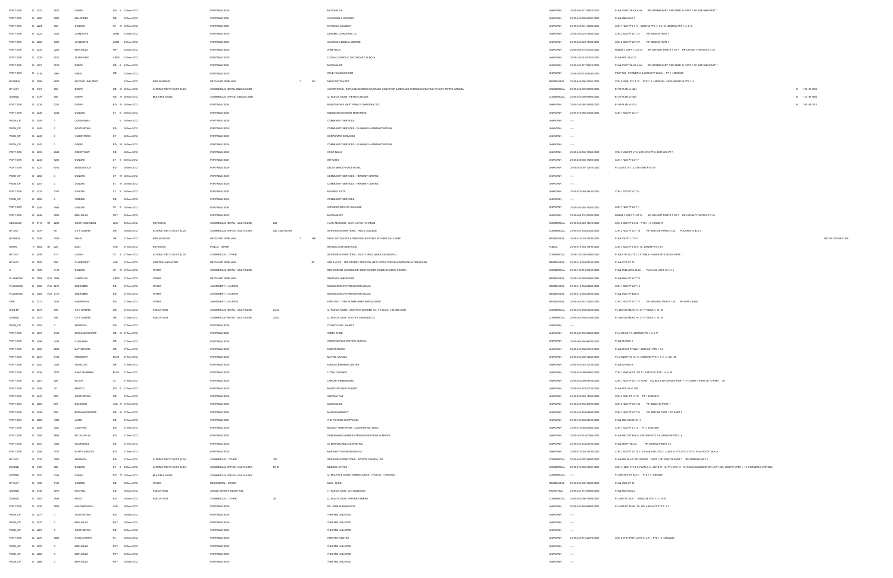| | | | | | | | | | | | | | | | | | | |
|---|---|---|---|---|---|---|---|---|---|---|---|---|---|---|---|---|---|---|
| PORT SGN | 12 4222 | 3510 | DERRY | RD E | 23-Nov-2012 | | PORTABLE SIGN | | | | MCDONALDS | UNKNOWN | 21-05-050-117-26010-0000 | PLAN 918 PT BLKS A,AX RP 43R1669 PART 1 RP 43R1491 PART 1 RP 43R10889 PART 1 | | |
| PORT SGN | 12 4229 | 6991 | MILLCREEK | DR | 23-Nov-2012 | | PORTABLE SIGN | | | | UNIVERSAL FLOORING | UNKNOWN | 21-05-040-098-22501-0000 | PLAN M602 BLK 1 | | |
| PORT SGN | 12 4224 | 169 | DUNDAS | ST W | 23-Nov-2012 | | PORTABLE SIGN | | | | NATIONAL ACADEMY | UNKNOWN | 21-05-040-141-12200-0000 | CON 1 NDS PT LT 17 - 43R2756 PTS 1, 4-6, 10, 43R2835 PTS 1, 3, 4, 5 | | |
| PORT SGN | 12 4223 | 1020 | JOHNSON'S | LANE | 23-Nov-2012 | | PORTABLE SIGN | | | | DYNAMIC CHIROPRACTIC | UNKNOWN | 21-05-020-024-11600-0000 | CON 2 SDS PT LOT 27 RP 43R3629 PART 1 | | |
| PORT SGN | 12 4238 | 1020 | JOHNSON'S | LANE | 23-Nov-2012 | | PORTABLE SIGN | | | | CLARKSON DENTAL CENTRE | UNKNOWN | 21-05-020-024-11600-0000 | CON 2 SDS PT LOT 27 RP 43R3629 PART 1 | | |
| PORT SGN | 12 4230 | 2225 | ERIN MILLS | PKY | 23-Nov-2012 | | PORTABLE SIGN | | | | WINE RACK | UNKNOWN | 21-05-060-131-01200-0000 | RANGE 3 CIR PT LOT 14 RP 43R14677 PARTS 1 TO 7 RP 43R14677 PARTS 6 TO 36 | | |
| PORT SGN | 12 4229 | 4015 | GLADEVIEW | CRES | 23-Nov-2012 | | PORTABLE SIGN | | | | LOYOLA CATHOLIC SECONDARY SCHOOL | UNKNOWN | 21-05-150-010-00100-0000 | PLAN M761 BLK 10 | | |
| PORT SGN | 12 4221 | 3510 | DERRY | RD E | 23-Nov-2012 | | PORTABLE SIGN | | | | MCDONALDS | UNKNOWN | 21-05-050-117-26010-0000 | PLAN 918 PT BLKS A,AX RP 43R1669 PART 1 RP 43R1491 PART 1 RP 43R10889 PART 1 | | |
| PORT SGN | 12 4218 | 2980 | DREW | RD | 23-Nov-2012 | | PORTABLE SIGN | | | | SAVE TAX SOLUTIONS | UNKNOWN | 21-05-050-113-06602-0000 | PSCP 884 - FORMERLY 43M1593 PT BLK 2 - PT 1 43R29334 | | |
| BP 9NEW | 12 2389 | 6827 | SECOND LINE WEST | | 23-Nov-2012 | NEW BUILDING | DETACHED DWELLING | | 1 | 361 | NEW CUSTOM SFD | RESIDENTIAL | 21-05-040-096-12251-0000 | CON 2 WHS, PT LT 10 - PTS 1, 3 43R32254 ; LESS 43R33159 PTS 1, 2 | | |
| BP 3ALT | 12 3181 | 490 | DERRY | RD W | 26-Nov-2012 | ALTERATION TO EXIST BLDG | COMMERCIAL RETAIL-SINGLE USER | | | | ALTERATIONS - REPLACE EXISTING CARWASH CONVEYOR & REPLACE HYDRONIC HEATING TO SUIT, PETRO CANADA | COMMERCIAL | 21-05-040-099-59900-0000 | B 172 PLAN M-1484 | B | 172 M-1484 |
| SGNBLD | 12 3179 | 490 | DERRY | RD W | 26-Nov-2012 | MULTIPLE SIGNS | COMMERCIAL OFFICE- SINGLE USER | | | | (2) FASCIA SIGNS - PETRO CANADA | COMMERCIAL | 21-05-040-099-59900-0000 | B 172 PLAN M-1484 | B | 172 M-1484 |
| PORT SGN | 12 4234 | 3221 | DERRY | RD W | 26-Nov-2012 | | PORTABLE SIGN | | | | MEADOWVALE WEST FAMILY CHIROPRACTIC | UNKNOWN | 21-05-150-080-76500-0000 | B 199 PLAN M-1214 | B | 199 M-1214 |
| PORT SGN | 12 4236 | 1224 | DUNDAS | ST E | 26-Nov-2012 | | PORTABLE SIGN | | | | KINGDOM COVENANT MINISTRIES | UNKNOWN | 21-05-070-068-33300-0000 | CON 1 SDS PT LOT 7 | | |
| PSGN_CP | 12 4249 | 0 | QUEENSWAY | E | 26-Nov-2012 | | PORTABLE SIGN | | | | COMMUNITY SERVICES | UNKNOWN | ---- | | | |
| PSGN_CP | 12 4245 | 0 | SOUTHDOWN | RD | 26-Nov-2012 | | PORTABLE SIGN | | | | COMMUNITY SERVICES - PLANNING & ADMINISTRATION | UNKNOWN | ---- | | | |
| PSGN_CP | 12 4244 | 0 | HURONTARIO | ST | 26-Nov-2012 | | PORTABLE SIGN | | | | CORPORATE SERVICES | UNKNOWN | ---- | | | |
| PSGN_CP | 12 4243 | 0 | DERRY | RD W | 26-Nov-2012 | | PORTABLE SIGN | | | | COMMUNITY SERVICES - PLANNING & ADMINISTRATION | UNKNOWN | ---- | | | |
| PORT SGN | 12 4239 | 6045 | CREDITVIEW | RD | 26-Nov-2012 | | PORTABLE SIGN | | | | COCO NAILS | UNKNOWN | 21-05-040-098-13000-0000 | CON 3 WHS PT LT 6, 43R19734 PT 2, 43R19876 PT 1 | | |
| PORT SGN | 12 4232 | 1225 | DUNDAS | ST E | 26-Nov-2012 | | PORTABLE SIGN | | | | STITCHES | UNKNOWN | 21-05-030-068-18000-0000 | CON 1 NDS PT LOT 7 | | |
| PORT SGN | 12 4231 | 6750 | MISSISSAUGA | RD | 26-Nov-2012 | | PORTABLE SIGN | | | | DELTA MEADOWVALE HOTEL | UNKNOWN | 21-05-040-097-12910-0000 | PL M275 LTS 1, 2, 43R10867 PTS 5-8 | | |
| PSGN_CP | 12 4252 | 0 | DUNDAS | ST W | 26-Nov-2012 | | PORTABLE SIGN | | | | COMMUNITY SERVICES - HERSHEY CENTRE | UNKNOWN | ---- | | | |
| PSGN_CP | 12 4251 | 0 | DUNDAS | ST W | 26-Nov-2012 | | PORTABLE SIGN | | | | COMMUNITY SERVICES - HERSHEY CENTRE | UNKNOWN | ---- | | | |
| PORT SGN | 12 4233 | 2150 | DUNDAS | ST E | 26-Nov-2012 | | PORTABLE SIGN | | | | MOORES SUITS | UNKNOWN | 21-05-070-068-36100-0000 | CON 1 SDS PT LOT 4 | | |
| PSGN_CP | 12 4250 | 0 | TOMKEN | RD | 26-Nov-2012 | | PORTABLE SIGN | | | | COMMUNITY SERVICES | UNKNOWN | ---- | | | |
| PORT SGN | 12 4244 | 1945 | DUNDAS | ST E | 26-Nov-2012 | | PORTABLE SIGN | | | | CANADIAN BEAUTY COLLEGE | UNKNOWN | 21-05-030-068-10000-0000 | CON 1 NDS PT LOT 1 | | |
| PORT SGN | 12 4246 | 2225 | ERIN MILLS | PKY | 26-Nov-2012 | | PORTABLE SIGN | | | | MCDONALDS | UNKNOWN | 21-05-060-131-01200-0000 | RANGE 3 CIR PT LOT 14 RP 43R14677 PARTS 1 TO 7 RP 43R14677 PARTS 6 TO 36 | | |
| MECBLDG | 11 9119 R1 | 2222 | SOUTH SHERIDAN | WAY | 26-Nov-2012 | REVISIONS | COMMERCIAL RETAIL - MULTI-USER | 204 | | | HVAC REVISION - DUCT LAYOUT CHANGE | COMMERCIAL | 21-05-020-048-14610-0000 | CON 2 SDS PT LT 32 - PTS 1 - 5 43R23278 | | |
| BP 3ALT | 12 3075 | 50 | CITY CENTRE | DR | 26-Nov-2012 | ALTERATION TO EXIST BLDG | COMMERCIAL OFFICE - MULTI-USER | 200, 2ND FLOOR | | | INTERIOR ALTERATIONS - TRIOS COLLEGE | COMMERCIAL | 21-05-040-154-00490-0000 | CON 2 NDS PT LOT 16 RP 43R1408 PARTS 21,22 PLAN M1010 BLK 3 | | |
| BP 9NEW | 12 2934 | 1033 | SHAW | DR | 27-Nov-2012 | NEW BUILDING | DETACHED DWELLING | | 1 | 189 | NEW CUSTOM SFD & DEMOLISH EXISTING SFD AND 10x10 SHED | RESIDENTIAL | 21-05-010-003-19700-0000 | PLAN F20 PT LOT 61 | | 1831188 ONTARIO INC |
| DRAIN | 9 3602 R1 | 920 | EAST | AVE | 27-Nov-2012 | REVISIONS | PUBLIC - OTHER | | | | REVISED SITE SERVICING | PUBLIC | 21-05-070-164-19700-0000 | CON 3 SDS PT LTS 9, 10, 43R2390 PTS 3-13 | | |
| BP 3ALT | 12 2675 | 111 | QUEEN | ST S | 27-Nov-2012 | ALTERATION TO EXIST BLDG | COMMERCIAL - OTHER | | | | INTERIOR ALTERATIONS - SAUCY GRILL (WHOLE BUILDING) | COMMERCIAL | 21-05-120-033-09900-0000 | PLAN STR 4 LOTS 1,2 9TH BLK N SIMIS RP 43R2640 PART 1 | | |
| BP 3ALT | 12 2976 | 428 | CLAIRCREST | AVE | 27-Nov-2012 | ADDITION AND ALTER | DETACHED DWELLING | | | 86 | ADD & ALTS - 2ND STOREY ADDITION, NEW FRONT PORCH & INTERIOR ALTERATIONS | RESIDENTIAL | 21-05-010-004-01100-0000 | PLAN 417 LOT 12 | | |
| C | 12 1936 | 3115 | DUNDAS | ST W | 27-Nov-2012 | OTHER | COMMERCIAL RETAIL - MULTI-USER | | | | RESTAURANT (ACCESSORY RESTAURANT INSIDE STANDBY FOODS) | COMMERCIAL | 21-05-150-010-03100-0000 | PLAN 1542 LOTS 22,23 PLAN 560 LOTS 13,14,15 | | |
| PLUMHOUS | 12 3392 PLU | 3038 | CANTELON | CRES | 27-Nov-2012 | OTHER | DETACHED DWELLING | | | | SANITARY LINE REPAIR | RESIDENTIAL | 21-05-150-080-62950-0000 | PLAN M284 PT LOT 73 | | |
| PLUMHOUS | 12 3366 PLU | 2211 | SHERIDBEE | RD | 27-Nov-2012 | OTHER | APARTMENT (> 6 UNITS) | | | | NEW BACKFLOW PREVENTER (DCVA) | RESIDENTIAL | 21-05-010-054-29600-0000 | CON 1 SDS PT LOT 15 | | |
| PLUMHOUS | 12 3365 PLU | 2170 | SHERIDBEE | RD | 27-Nov-2012 | OTHER | APARTMENT (> 6 UNITS) | | | | NEW BACKFLOW PREVENTER (DCVA) | RESIDENTIAL | 21-05-010-054-29700-0000 | PLAN M21 PT BLK A | | |
| FIRE | 12 3211 | 3315 | PARKERHILL | RD | 27-Nov-2012 | OTHER | APARTMENT (> 6 UNITS) | | | | FIRE ONLY - FIRE ALARM PANEL REPLACEMENT | RESIDENTIAL | 21-05-040-141-12901-0000 | CON 1 NDS PT LOT 17 RP 43R20687 PARTS 1,20 99 YEAR LEASE | | |
| SIGN BP | 12 2973 | 100 | CITY CENTRE | DR | 27-Nov-2012 | FASCIA SIGN | COMMERCIAL RETAIL - MULTI-USER | 2-624 | | | (2) FASCIA SIGNS - SOUTH ST BURGER CO, 1 FASCIA, 1 BLADE SIGN | COMMERCIAL | 21-05-040-154-00630-0000 | PL 43M1010 BLKS 19, 21, PT BLKS 1, 16, 20 | | |
| SGNBLD | 12 2972 | 100 | CITY CENTRE | DR | 27-Nov-2012 | FASCIA SIGN | COMMERCIAL RETAIL - MULTI-USER | 2-624 | | | (2) FASCIA SIGNS - SOUTH ST BURGER CO | COMMERCIAL | 21-05-040-154-00630-0000 | PL 43M1010 BLKS 19, 21, PT BLKS 1, 16, 20 | | |
| PSGN_CP | 12 4263 | 0 | ARGENTIA | RD | 27-Nov-2012 | | PORTABLE SIGN | | | | COUNCILLOR - WARD 9 | UNKNOWN | ---- | | | |
| PORT SGN | 12 4237 | 2150 | BURNHAMTHORPE | RD W | 27-Nov-2012 | | PORTABLE SIGN | | | | TEDDY 'N' ME | UNKNOWN | 21-05-060-156-02500-0000 | PL M160 LOT C, 43R7860 PTS 1-3, 6-11 | | |
| PORT SGN | 12 4258 | 1476 | GLEN ERIN | DR | 27-Nov-2012 | | PORTABLE SIGN | | | | ASSURED PLUS DRIVING SCHOOL | UNKNOWN | 21-05-060-158-84700-0000 | PLAN 961 BLK J | | |
| PORT SGN | 12 4255 | 2290 | BATTLEFORD | RD | 27-Nov-2012 | | PORTABLE SIGN | | | | DIRECT MAZDA | UNKNOWN | 21-05-040-098-02610-0000 | PLAN M1025 PT BLK 1 43R19921 PTS 1, 5-8 | | |
| PORT SGN | 12 4241 | 6705 | FREMONT | BLVD | 27-Nov-2012 | | PORTABLE SIGN | | | | MATTEL CANADA | UNKNOWN | 21-05-040-098-12580-0000 | PL M1023 PT B 10, 11, 43R20960 PTS 1, 5, 9, 14, 26 - 28 | | |
| PORT SGN | 12 4240 | 2425 | TRUSCOTT | DR | 27-Nov-2012 | | PORTABLE SIGN | | | | KUMON LEARNING CENTRE | UNKNOWN | 21-05-020-044-12700-0000 | PLAN 627 BLK B | | |
| PORT SGN | 12 4235 | 7070 | SAINT BARBARA | BLVD | 27-Nov-2012 | | PORTABLE SIGN | | | | LITTLE CAESARS | UNKNOWN | 21-05-040-098-59901-0000 | CON 1 WHS W PT LOT 11, 43R32120, PTS 1-4, 6, 19 | | |
| PORT SGN | 12 4261 | 620 | BLOOR | ST | 27-Nov-2012 | | PORTABLE SIGN | | | | CARMPE WINEMAKERS | UNKNOWN | 21-05-040-095-94154-0000 | CON 1 NDS PT LOT 11 PLAN 532 BLK B RP 43R4507 PART 1 TO PART 3 PART 36 TO PART 39 | | |
| PORT SGN | 12 4248 | 30 | BRISTOL | RD E | 27-Nov-2012 | | PORTABLE SIGN | | | | MONTFORT RESTAURANT | UNKNOWN | 21-05-040-175-03700-0000 | PLAN M782 BLK 179 | | |
| PORT SGN | 12 4247 | 960 | SOUTHDOWN | RD | 27-Nov-2012 | | PORTABLE SIGN | | | | ARIZONA TAN | UNKNOWN | 21-05-020-025-11600-0000 | CON 3 SDS, PT LT 31 - PT 1 43R25633 | | |
| PORT SGN | 12 4260 | 670 | EGLINTON | AVE W | 27-Nov-2012 | | PORTABLE SIGN | | | | MCDONALDS | UNKNOWN | 21-05-040-158-43700-0000 | CON 2 NDS PT LOT 20 RP 43R20163 PART 1 | | |
| PORT SGN | 12 4238 | 795 | BURNHAMTHORPE | RD W | 27-Nov-2012 | | PORTABLE SIGN | | | | MAXIS PHARMACY | UNKNOWN | 21-05-040-154-04820-0000 | CON 1 NDS PT LOT 21 RP 43R7368 PART 1 TO PART 4 | | |
| PORT SGN | 12 4263 | 3425 | LAIRD | RD | 27-Nov-2012 | | PORTABLE SIGN | | | | THE PICTURE SHOPPE INC. | UNKNOWN | 21-05-150-084-02100-0000 | PLAN M674 BLKS 10,11 | | |
| PORT SGN | 12 4256 | 2421 | CAWTHRA | RD | 27-Nov-2012 | | PORTABLE SIGN | | | | MUSKET TRANSPORT (CAWTHRA RD. MISS) | UNKNOWN | 21-05-070-060-06200-0000 | CON 1 SDS PT LT 13 - PT 1, 43R27466 | | |
| PORT SGN | 12 4259 | 6660 | MCLAUGHLIN | RD | 27-Nov-2012 | | PORTABLE SIGN | | | | GREENHAWK HARNESS AND EQUESTRIAN SUPPLIES | UNKNOWN | 21-05-040-116-03095-0000 | PLAN M832 PT BLK 8, 43R15961 PTS 1-9, 43R16226 PTS 3, 6 | | |
| PORT SGN | 12 4257 | 3450 | WOLFEDALE | RD | 27-Nov-2012 | | PORTABLE SIGN | | | | AL-IRAN ISLAMIC CENTRE INC. | UNKNOWN | 21-05-040-144-04700-0000 | PLAN 963 PT BLK C RP 43R8062 PARTS 1,2 | | |
| PORT SGN | 12 4264 | 1577 | NORTH SERVICE | RD | 27-Nov-2012 | | PORTABLE SIGN | | | | MOKSHA YOGA MISSISSAUGA | UNKNOWN | 21-05-070-050-19700-0000 | CON 1 SDS PT LOTS 7, 8, PLAN 328 LOTS 1, 2, BLK A, PT LOTS 3 TO 11, PLAN 520 PT BLK A | | |
| BP 3ALT | 12 3176 | 2300 | ARGENTIA | RD | 27-Nov-2012 | ALTERATION TO EXIST BLDG | COMMERCIAL - OTHER | 101 | | | INTERIOR ALTERATIONS - SCOTTS CANADA LTD | COMMERCIAL | 21-05-040-097-34800-0000 | PLAN M30 BLK C RP 43R3605 PART 1 RP 43R2378 PART 1 RP 43R2638 PART 1 | | |
| ZONBLD | 12 3169 | 990 | DUNDAS | ST E | 28-Nov-2012 | ALTERATION TO EXIST BLDG | COMMERCIAL OFFICE - MULTI-USER | B1-B4 | | | MEDICAL OFFICE | COMMERCIAL | 21-05-070-068-31601-0000 | CON 1, SDS, PT LT 9, PLAN G-14, LOTS 17, 18, PT LOTS 13 - 16, ROAD CLOSED BY BY-LAW 1586, 43R21713 PTS 1 - 15 (FORMERLY PCP 692) | | |
| SGNBLD | 12 2970 | 2166 | DERRY | RD W | 28-Nov-2012 | MULTIPLE SIGNS | COMMERCIAL OFFICE - MULTI-USER | | | | (2) MULTIPLE SIGNS - EMERGEOURCE, 1 FASCIA, 1 GROUND | COMMERCIAL | ---- | PL 43M-888, PT BLK 1 - PTS 1-4 43R24901 | | |
| BP 3ALT | 12 1396 | 1151 | GARDEN | RD | 28-Nov-2012 | OTHER | RESIDENTIAL - OTHER | | | | NEW - SHED | RESIDENTIAL | 21-05-020-032-18800-0000 | PLAN 335 LOT 18 | | |
| SGNBLD | 12 3146 | 6070 | KESTREL | RD | 28-Nov-2012 | FASCIA SIGN | SINGLE TENANT INDUSTRIAL | | | | (1) FASCIA SIGN - JVC KENWOOD | INDUSTRIAL | 21-05-050-116-39900-0000 | PLAN M449 BLK 2 | | |
| SGNBLD | 12 3062 | 5935 | MAVIS | RD | 28-Nov-2012 | FASCIA SIGN | COMMERCIAL - OTHER | 2A | | | (2) FASCIA SIGN - PANTERA BREAD | COMMERCIAL | 21-05-040-096-17600-0000 | PL M897 PT BLK 1 - 43R20246 PTS 1-12, 14-24 | | |
| PORT SGN | 12 4276 | 5025 | HEATHERLEIGH | AVE | 28-Nov-2012 | | PORTABLE SIGN | | | | DR. JOHN BUBANOVICH | UNKNOWN | 21-05-040-164-88800-0000 | PL M975 PT BLKS 139, 163, 43R23477 PTS 1, 3-7 | | |
| PSGN_CP | 12 4271 | 0 | SOUTHDOWN | RD | 28-Nov-2012 | | PORTABLE SIGN | | | | THEATRE UNLIMITED | UNKNOWN | ---- | | | |
| PSGN_CP | 12 4270 | 0 | ERIN MILLS | PKY | 28-Nov-2012 | | PORTABLE SIGN | | | | THEATRE UNLIMITED | UNKNOWN | ---- | | | |
| PSGN_CP | 12 4267 | 0 | SOUTHDOWN | RD | 28-Nov-2012 | | PORTABLE SIGN | | | | THEATRE UNLIMITED | UNKNOWN | ---- | | | |
| PORT SGN | 12 4275 | 5500 | ROSE CHERRY | PL | 28-Nov-2012 | | PORTABLE SIGN | | | | HERSHEY CENTRE | UNKNOWN | 21-05-040-116-22370-0000 | CON 2 EHS, PART LOTS 3, 4, 5 - PTS 1 - 3 43R23229 | | |
| PSGN_CP | 12 4272 | 0 | ERIN MILLS | PKY | 28-Nov-2012 | | PORTABLE SIGN | | | | THEATRE UNLIMITED | UNKNOWN | ---- | | | |
| PSGN_CP | 12 4268 | 0 | ERIN MILLS | PKY | 28-Nov-2012 | | PORTABLE SIGN | | | | THEATRE UNLIMITED | UNKNOWN | ---- | | | |
| PSGN_CP | 12 4266 | 0 | ERIN MILLS | PKY | 28-Nov-2012 | | PORTABLE SIGN | | | | THEATRE UNLIMITED | UNKNOWN | ---- | | | |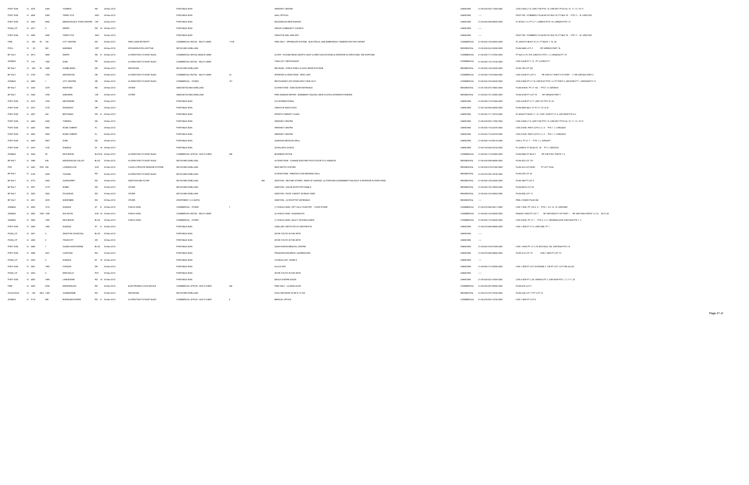| | | | | | | | | | | | | | | | |
|---|---|---|---|---|---|---|---|---|---|---|---|---|---|---|---|
| PORT SGN | 12 4278 | 4495 | TOMKEN | RD | 28-Nov-2012 | | PORTABLE SIGN | | | HERSHEY CENTRE | UNKNOWN | 21-05-030-093-11900-0000 | CON 2 NDS LT 6, 43R11749 PTS 1-9, 43R16617 PTS 5-6, 10, 11, 13, 15-17 |
| PORT SGN | 12 4284 | 5580 | TERRY FOX | WAY | 28-Nov-2012 | | PORTABLE SIGN | | | AKAL OPTICAL | UNKNOWN | ---- | PSCP 769 - FORMERLY PLAN M1161 BLK 79, PT BLK 78 - PTS 11 - 16 43R21392 |
| PORT SGN | 12 4283 | 6850 | MEADOWVALE TOWN CENTRE | CIR | 28-Nov-2012 | | PORTABLE SIGN | | | MCDONALDS RESTAURANT | UNKNOWN | 21-05-040-098-56920-0000 | PL M182 LT 4, PT LT 1 43R8879 PTS 1-6, 43R6205 PTS 1-9 |
| PSGN_CP | 12 4277 | 0 | DERRY | RD | W 28-Nov-2012 | | PORTABLE SIGN | | | GRACE COMMUNITY CHURCH | UNKNOWN | ---- | |
| PORT SGN | 12 4269 | 5090 | TERRY FOX | WAY | 28-Nov-2012 | | PORTABLE SIGN | | | CREATIVE NAIL AND SPA | UNKNOWN | ---- | PSCP 769 - FORMERLY PLAN M1161 BLK 79, PT BLK 78 - PTS 11 - 16 43R21392 |
| FIRE | 12 586 R1 | 100 | CITY CENTRE | DR | 28-Nov-2012 | FIRE CODE RETROFIT | COMMERCIAL RETAIL - MULTI-USER | 1,708 | | FIRE ONLY - SPRINKLER SYSTEM - ELECTRICAL AND EMERGENCY GENERATOR FOR TARGET | COMMERCIAL | 21-05-040-154-00850-0000 | PL 43M1010 BLKS 19, 21, PT BLK 5 1, 16, 20 |
| POOL | 12 90 | 902 | MARAMIS | CRT | 28-Nov-2012 | SPA/WHIRLPOOL/HOTTUB | DETACHED DWELLING | | | | RESIDENTIAL | 21-05-020-024-32200-0000 | PLAN M483 LOT 2 RP 43R9933 PART 16 |
| BP 3ALT | 12 2813 | 3650 | DERRY | RD | E 28-Nov-2012 | ALTERATION TO EXIST BLDG | COMMERCIAL RETAIL-SINGLE USER | | | ALTER - FACADE-REND (NORTH, EAST & WEST ELEVATIONS) & INTERIOR ALTERATIONS, TIM HORTONS | COMMERCIAL | 21-05-050-117-27200-0000 | PT BLK A, PL 919, 43R21913 PTS 1, 2, 43R25402 PT 16 |
| ZONBLD | 12 1161 | 7280 | DIXIE | RD | 28-Nov-2012 | ALTERATION TO EXIST BLDG | COMMERCIAL RETAIL - MULTI-USER | | | TAKE-OUT RESTAURANT | COMMERCIAL | 21-05-050-116-12100-0000 | CON 3 EHS PT L 12 - PT 4 43R23777 |
| BP 9ALT | 12 269 R1 | 2286 | HOMELANDS | DR | 29-Nov-2012 | REVISIONS | DETACHED DWELLING | | | REVISION - STRUCTURAL & HVAC MODIFICATIONS | RESIDENTIAL | 21-05-060-145-24300-0000 | PLAN 795 LOT 381 |
| BP 3ALT | 12 3109 | 1200 | AEROWOOD | DR | 29-Nov-2012 | ALTERATION TO EXIST BLDG | COMMERCIAL RETAIL - MULTI-USER | 23 | | INTERIOR ALTERATIONS - SPEC UNIT | COMMERCIAL | 21-05-050-116-01600-0000 | CON 3 EHS PT LOT 5 RP 43R1411 PART 9 TO PART 11 RP 43R3444 PART 2 |
| ZONBLD | 12 2985 | 1 | CITY CENTRE | DR | 29-Nov-2012 | ALTERATION TO EXIST BLDG | COMMERCIAL - OTHER | 161 | | RESTAURANT (EAT DOWN WITH TAKE OUT) | COMMERCIAL | 21-05-040-154-00620-0000 | CON 2 NDS PT LT 16, 43R18147 PTS 1-4, PT PART 5, 43R18398 PT 1, 43R20009 PT 14 |
| BP 9ALT | 12 3236 | 3278 | REDPOND | RD | 29-Nov-2012 | OTHER | SEMI-DETACHED DWELLING | | | ALTERATIONS - SIDE DOOR ENTRANCE | RESIDENTIAL | 21-05-150-073-19600-0000 | PLAN M1635, PT LT 102 - PTS 7, 8 43R29941 |
| BP 9ALT | 12 3326 | 2795 | ANDORRA | CIR | 29-Nov-2012 | OTHER | SEMI-DETACHED DWELLING | | | FIRE DAMAGE REPAIR - BASEMENT CEILING, MAIN FLOOR & INTERIOR FINISHES | RESIDENTIAL | 21-05-060-131-32900-0000 | PLAN M159 PT LOT 79 RP 43R4929 PART 7 |
| PORT SGN | 12 4274 | 1535 | MEYERSIDE | DR | 29-Nov-2012 | | PORTABLE SIGN | | | D.K INTERNATIONAL | UNKNOWN | 21-05-050-116-31500-0000 | CON 4 EHS PT LT 7, 43R1747 PTS 10, 20 |
| PORT SGN | 12 4273 | 3176 | RIDGEWAY | DR | 29-Nov-2012 | | PORTABLE SIGN | | | CREATIVE KIDS PLACE | UNKNOWN | 21-05-150-084-02600-0000 | PLAN M674 BLK 15, PT LT 12-14,16 |
| PORT SGN | 12 4287 | 405 | BRITANNIA | RD | E 29-Nov-2012 | | PORTABLE SIGN | | | SPORTS THERAPY CLINIC | UNKNOWN | 21-05-040-117-13610-0000 | PL M425 PT BLKS 11, 12, CON 1 EHS PT LT 5, 43R13849 PTS 2-6 |
| PORT SGN | 12 4284 | 4495 | TOMKEN | RD | 29-Nov-2012 | | PORTABLE SIGN | | | HERSHEY CENTRE | UNKNOWN | 21-05-030-093-11900-0000 | CON 2 NDS LT 6, 43R11749 PTS 1-9, 43R16617 PTS 5-6, 10, 11, 13, 15-17 |
| PORT SGN | 12 4283 | 5500 | ROSE CHERRY | PL | 29-Nov-2012 | | PORTABLE SIGN | | | HERSHEY CENTRE | UNKNOWN | 21-05-040-116-22370-0000 | CON 2 EHS, PART LOTS 3, 4, 5 - PTS 1, 3 43R22220 |
| PORT SGN | 12 4282 | 5500 | ROSE CHERRY | PL | 29-Nov-2012 | | PORTABLE SIGN | | | HERSHEY CENTRE | UNKNOWN | 21-05-040-116-22370-0000 | CON 2 EHS, PART LOTS 3, 4, 5 - PTS 1, 3 43R22220 |
| PORT SGN | 12 4269 | 5857 | DIXIE | RD | 29-Nov-2012 | | PORTABLE SIGN | | | QUESADA MEXICAN GRILL | UNKNOWN | 21-05-050-116-06410-0000 | CON 4, PT LT 1 - PTS 1, 4 43R30871 |
| PORT SGN | 12 4279 | 3145 | DUNDAS | ST | W 29-Nov-2012 | | PORTABLE SIGN | | | SCHOLAR'S CHOICE | UNKNOWN | 21-05-150-084-01352-0000 | PL 43M674, PT BLKS 21, 28 - PT 3 43R33724 |
| ZONBLD | 12 3226 | 90 | MATHESON | BLVD | W 29-Nov-2012 | ALTERATION TO EXIST BLDG | COMMERCIAL OFFICE - MULTI-USER | 386 | | BUSINESS OFFICE | COMMERCIAL | 21-05-040-115-00960-0000 | PLAN M602 PT BLK 2 RP 43R17361 PARTS 1-3 |
| BP 9ALT | 12 3398 | 638 | MISSISSAUGA VALLEY | BLVD | 30-Nov-2012 | ALTERATION TO EXIST BLDG | DETACHED DWELLING | | | ALTERATIONS - CHANGE EXISTING PATIO DOOR TO A WINDOW | RESIDENTIAL | 21-05-040-095-58600-0000 | PLAN 922 LOT 137 |
| PSS | 12 3403 | PSS 925 | LONGFELLOW | AVE | 30-Nov-2012 | CLASS 4 PRIVATE SEWAGE SYSTEM | DETACHED DWELLING | | | NEW SEPTIC SYSTEM | RESIDENTIAL | 21-05-020-019-51200-0000 | PLAN A23 LOT 65,66 PT LOT 75,64 |
| BP 9ALT | 12 3149 | 2949 | TOLMAN | RD | 30-Nov-2012 | ALTERATION TO EXIST BLDG | DETACHED DWELLING | | | ALTERATIONS - REMOVE LOAD BEARING WALL | RESIDENTIAL | 21-05-070-056-18100-0000 | PLAN 439 LOT 92 |
| BP 9ALT | 12 2772 | 2400 | GLENGARRY | RD | 30-Nov-2012 | ADDITION AND ALTER | DETACHED DWELLING | | 289 | ADDITION - SECOND STOREY, REAR OF GARAGE, (2) PORCHES & BASEMENT WALKOUT & INTERIOR ALTERATIONS | RESIDENTIAL | 21-05-060-128-24400-0000 | PLAN 368 PT LOT 2 |
| BP 9ALT | 12 3291 | 2179 | ROBIN | DR | 30-Nov-2012 | OTHER | DETACHED DWELLING | | | ADDITION - SOLAR ROOFTOP PANELS | RESIDENTIAL | 21-05-060-155-19509-0000 | PLAN M916 LOT 20 |
| BP 9ALT | 12 3262 | 2624 | PALGRAVE | RD | 30-Nov-2012 | OTHER | DETACHED DWELLING | | | ADDITION - ROOF CANOPY IN REAR YARD | RESIDENTIAL | 21-05-060-143-09622-0000 | PLAN B02 LOT 13 |
| BP 3ALT | 12 3257 | 2276 | SHEROBEE | RD | 30-Nov-2012 | OTHER | APARTMENT (> 6 UNITS) | | | ADDITION - (3) ROOFTOP ANTENNAS | RESIDENTIAL | ---- | PEEL CONDO PLAN 300 |
| SGNBLD | 12 2839 | 1010 | DUNDAS | ST | E 30-Nov-2012 | FASCIA SIGN | COMMERCIAL - OTHER | 7 | | (1) FASCIA SIGN - PET VALU YOUR PET - YOUR STORE | COMMERCIAL | 21-05-070-068-58011-0000 | CON 1 SDS, PT LTS 4, 5 - PTS 1, 3-9, 14, 16 43R13993 |
| SGNBLD | 12 2962 | VAR 1298 | EGLINTON | AVE | W 30-Nov-2012 | FASCIA SIGN | COMMERCIAL RETAIL - MULTI-USER | | | (2) FASCIA SIGN - McDONALD'S | COMMERCIAL | 21-05-040-164-06200-0000 | RANGE 5 NDS PT LOT 7 RP 43R16002 PT OF PART 1 RP 43R17694 PARTS 1-6,12, 28-31,35 |
| SGNBLD | 12 3083 | 1820 | MATHESON | BLVD | 30-Nov-2012 | FASCIA SIGN | COMMERCIAL - OTHER | | | (1) FASCIA SIGN - BALLY TECHNOLOGIES | COMMERCIAL | 21-05-050-116-09400-0000 | CON 4 EHS, PT LT 1 - PTS 2, 3, 4 43R30965 LESS 43R31556 PTS 1, 2 |
| PORT SGN | 12 4285 | 1900 | DUNDAS | ST | E 30-Nov-2012 | | PORTABLE SIGN | | | CHELLSEY INSTITUTE OF AESTHETICS | UNKNOWN | 21-05-070-068-36800-0000 | CON 1 SDS PT LT 3, 43R21980, PT 1 |
| PSGN_CP | 12 4301 | 0 | WINSTON CHURCHILL | BLVD | 30-Nov-2012 | | PORTABLE SIGN | | | ISTAR YOUTH IN THE ARTS | UNKNOWN | ---- | |
| PSGN_CP | 12 4300 | 0 | TRUSCOTT | DR | 30-Nov-2012 | | PORTABLE SIGN | | | ISTAR YOUTH IN THE ARTS | UNKNOWN | ---- | |
| PORT SGN | 12 4290 | 1 | GLENN HAWTHORNE | BLVD | 30-Nov-2012 | | PORTABLE SIGN | | | GLEN HURON MEDICAL CENTRE | UNKNOWN | 21-05-040-163-01500-0000 | CON 1 WHS PT LT 2, PL M723 BLK 182, 43R19348 PTS 1-6 |
| PORT SGN | 12 4286 | 2021 | CAWTHRA | RD | 30-Nov-2012 | | PORTABLE SIGN | | | FRANCESCHINI BROS. AGGREGATES | UNKNOWN | 21-05-070-063-06600-0000 | PLAN G14 LOT 19 CON 1 SDS PT LOT 10 |
| PSGN_CP | 12 4309 | 0 | DUNDAS | ST | W 30-Nov-2012 | | PORTABLE SIGN | | | COUNCILLOR - WARD 8 | UNKNOWN | ---- | |
| PORT SGN | 12 4281 | 1960 | FOWLER | DR | 30-Nov-2012 | | PORTABLE SIGN | | | ALICIA SPA | UNKNOWN | 21-05-060-131-00200-0000 | CON 1 SDS PT LOT 30 RANGE 3 CIR PT LOT 14 PT RD ALLCE |
| PSGN_CP | 12 4302 | 0 | ERIN MILLS | PKY | 30-Nov-2012 | | PORTABLE SIGN | | | ISTAR YOUTH IN THE ARTS | UNKNOWN | ---- | |
| PORT SGN | 12 4293 | 1865 | LAKESHORE | RD | W 30-Nov-2012 | | PORTABLE SIGN | | | DEALS & MORE SALES | UNKNOWN | 21-05-020-024-15500-0000 | CON 2 SDS PT L 29 - 43R4943 PT 3, 43R12090 PTS 1, 2, 7-11, 22 |
| FIRE | 12 3220 | 6755 | MISSISSAUGA | RD | 30-Nov-2012 | ELECTROMAG LOCK DEVICE | COMMERCIAL OFFICE - MULTI-USER | 425 | | FIRE ONLY - (2) MAGLOCKS | COMMERCIAL | 21-05-040-097-24000-0000 | PLAN M70 LOT 3 |
| HVACHOUS | 12 748 | HEA 1495 | GLENBURNIE | RD | 30-Nov-2012 | REVISIONS | DETACHED DWELLING | | | HVAC REVISION TO BP 9 12-748 | RESIDENTIAL | 21-05-010-016-19700-0000 | PLAN C20 LOT 17 PT LOT 18 |
| ZONBLD | 12 3119 | 990 | BURNHAMTHORPE | RD | E 30-Nov-2012 | ALTERATION TO EXIST BLDG | COMMERCIAL OFFICE - MULTI-USER | 6 | | MEDICAL OFFICE | COMMERCIAL | 21-05-030-092-12100-0000 | CON 1 NDS PT LOT 6 |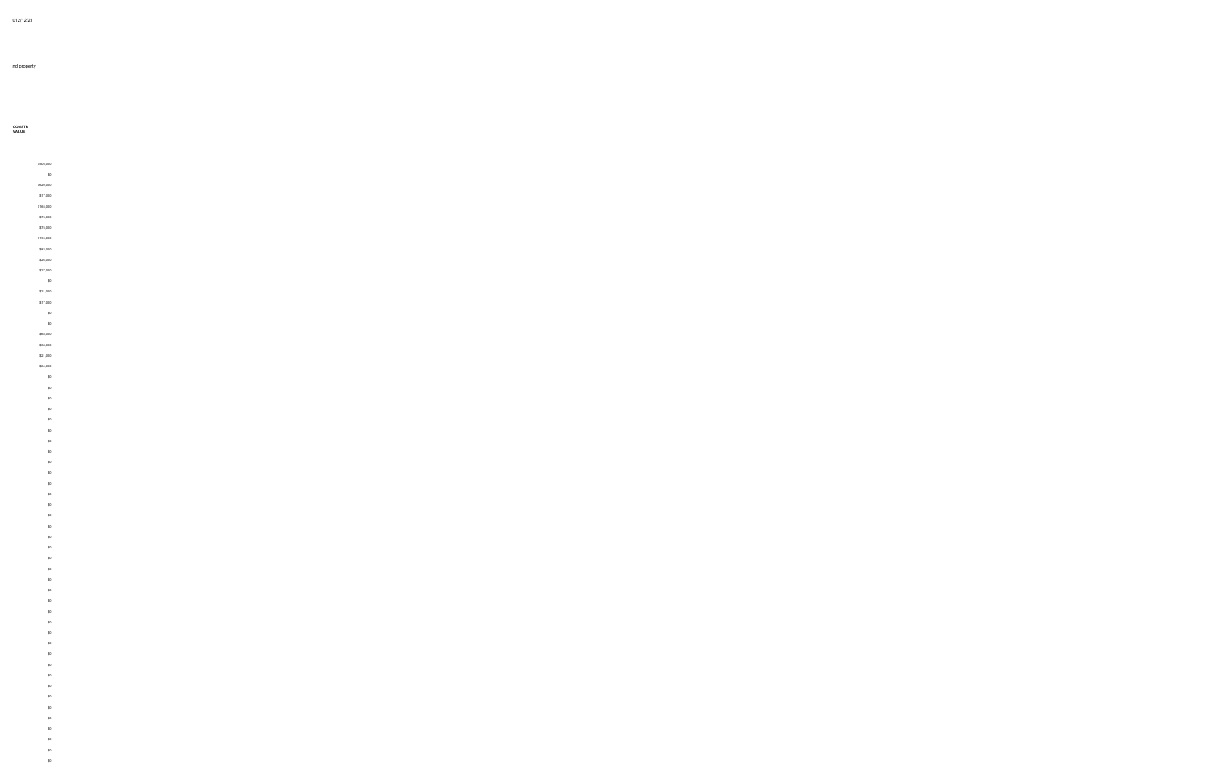012/12/21

nd property

| CONSTR VALUE |
| ---: |
| $925,000 |
| $0 |
| $830,000 |
| $17,000 |
| $165,000 |
| $75,000 |
| $75,000 |
| $155,000 |
| $62,000 |
| $26,000 |
| $27,000 |
| $0 |
| $21,000 |
| $17,000 |
| $0 |
| $0 |
| $69,000 |
| $34,000 |
| $21,000 |
| $64,000 |
| $0 |
| $0 |
| $0 |
| $0 |
| $0 |
| $0 |
| $0 |
| $0 |
| $0 |
| $0 |
| $0 |
| $0 |
| $0 |
| $0 |
| $0 |
| $0 |
| $0 |
| $0 |
| $0 |
| $0 |
| $0 |
| $0 |
| $0 |
| $0 |
| $0 |
| $0 |
| $0 |
| $0 |
| $0 |
| $0 |
| $0 |
| $0 |
| $0 |
| $0 |
| $0 |
| $0 |
| $0 |
| $0 |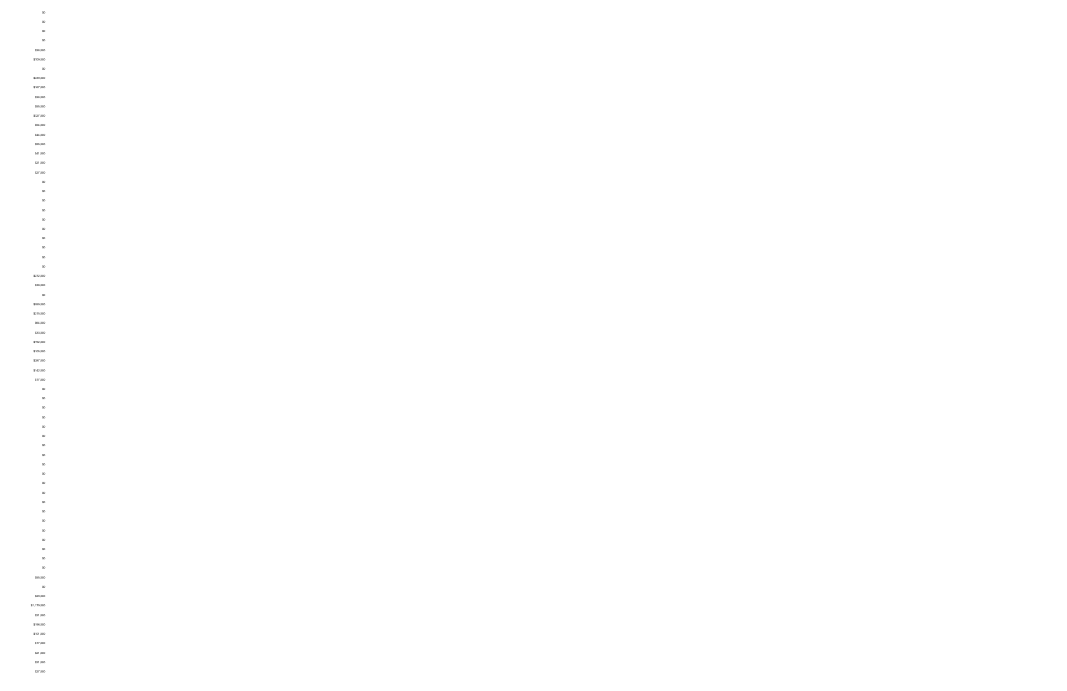$0
$0
$0
$0
$26,000
$709,000
$0
$239,000
$167,000
$28,000
$65,000
$327,000
$56,000
$44,000
$95,000
$41,000
$21,000
$27,000
$0
$0
$0
$0
$0
$0
$0
$0
$0
$0
$272,000
$38,000
$0
$569,000
$319,000
$64,000
$33,000
$750,000
$105,000
$287,000
$142,000
$77,000
$0
$0
$0
$0
$0
$0
$0
$0
$0
$0
$0
$0
$0
$0
$0
$0
$0
$0
$0
$0
$65,000
$0
$29,000
$1,179,000
$27,000
$158,000
$101,000
$17,000
$21,000
$21,000
$27,000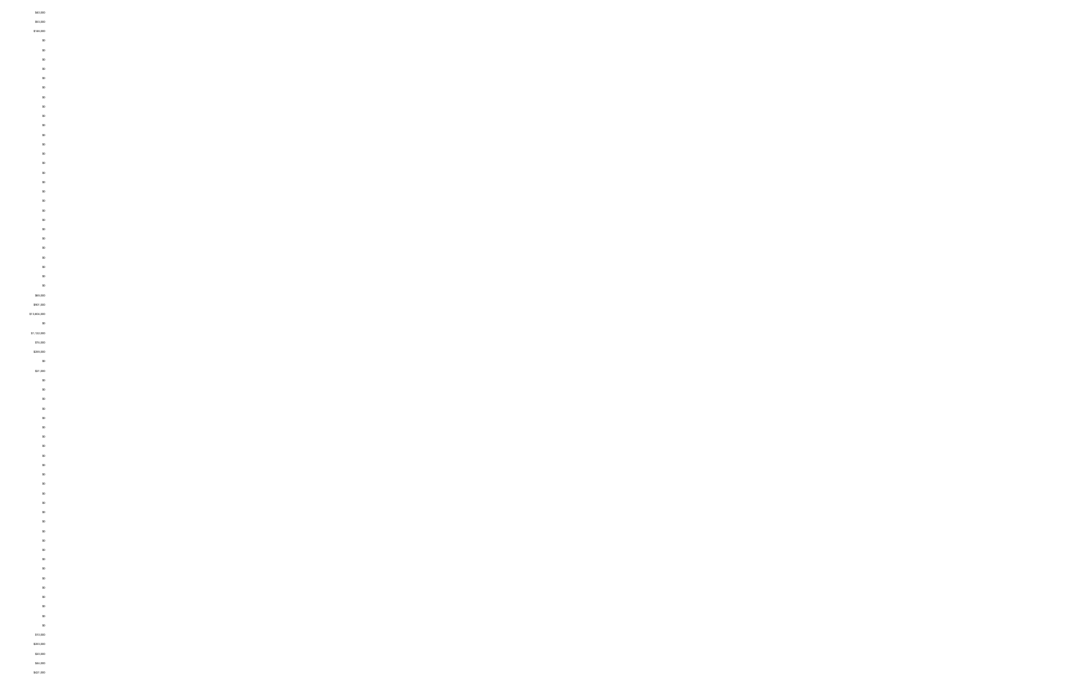$40,000
$53,000
$144,000
$0
$0
$0
$0
$0
$0
$0
$0
$0
$0
$0
$0
$0
$0
$0
$0
$0
$0
$0
$0
$0
$0
$0
$0
$0
$0
$0
$69,000
$901,000
$13,606,000
$0
$1,122,000
$15,000
$289,000
$0
$21,000
$0
$0
$0
$0
$0
$0
$0
$0
$0
$0
$0
$0
$0
$0
$0
$0
$0
$0
$0
$0
$0
$0
$0
$0
$0
$0
$0
$10,000
$283,000
$20,000
$44,000
$421,000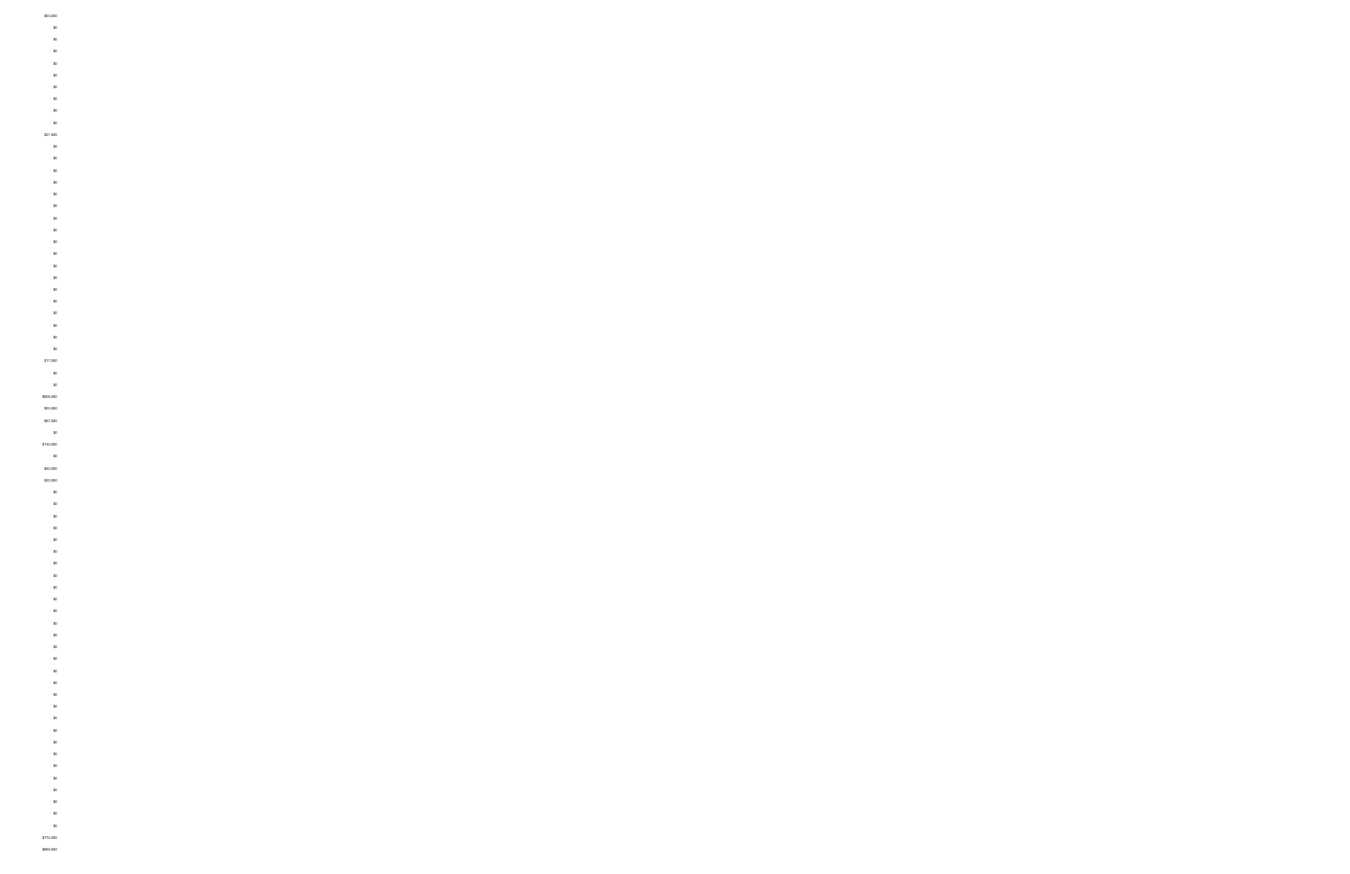$53,000
$0
$0
$0
$0
$0
$0
$0
$0
$0
$21,000
$0
$0
$0
$0
$0
$0
$0
$0
$0
$0
$0
$0
$0
$0
$0
$0
$0
$0
$17,000
$0
$0
$606,000
$53,000
$57,000
$0
$150,000
$0
$50,000
$20,000
$0
$0
$0
$0
$0
$0
$0
$0
$0
$0
$0
$0
$0
$0
$0
$0
$0
$0
$0
$0
$0
$0
$0
$0
$0
$0
$0
$0
$0
$0
$774,000
$665,000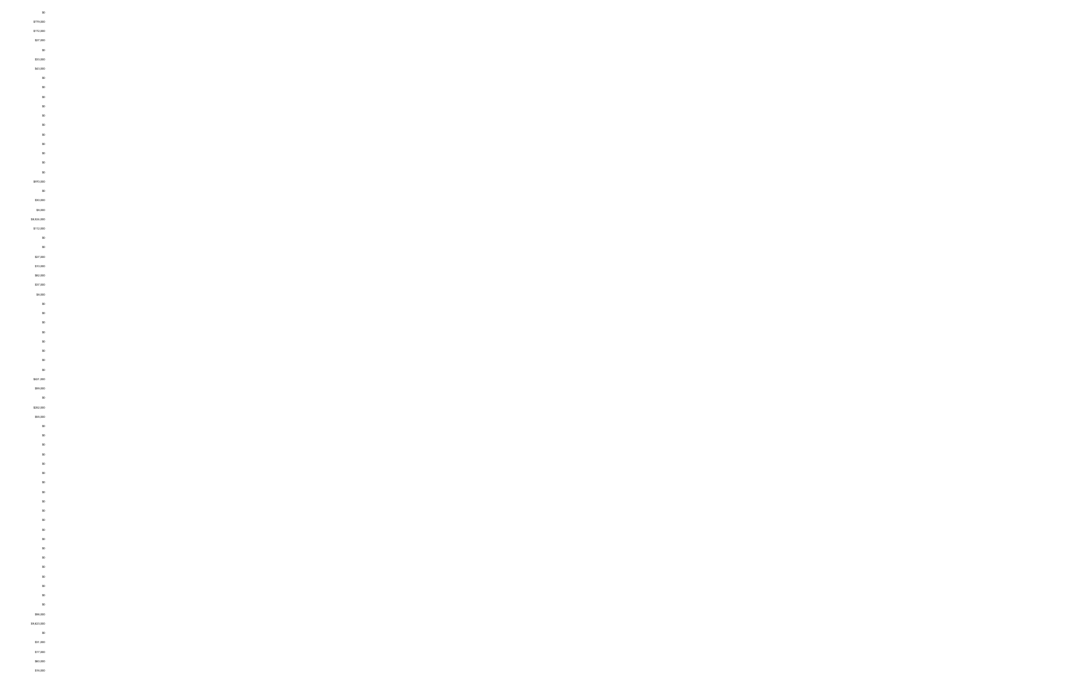$0
$779,000
$172,000
$37,000
$0
$23,000
$43,000
$0
$0
$0
$0
$0
$0
$0
$0
$0
$0
$0
$592,000
$0
$30,000
$8,000
$8,824,000
$112,000
$0
$0
$27,000
$10,000
$62,000
$37,000
$8,000
$0
$0
$0
$0
$0
$0
$0
$0
$421,000
$99,000
$0
$282,000
$55,000
$0
$0
$0
$0
$0
$0
$0
$0
$0
$0
$0
$0
$0
$0
$0
$0
$0
$0
$0
$0
$96,000
$9,823,000
$0
$31,000
$17,000
$60,000
$10,000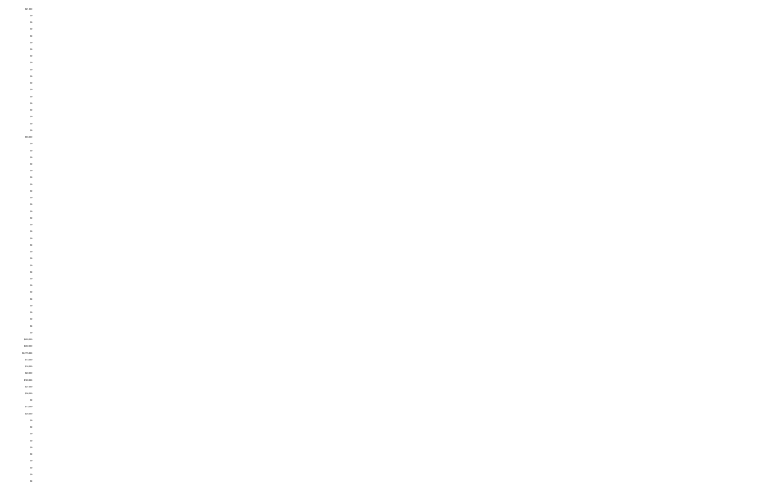$21,000
$0
$0
$0
$0
$0
$0
$0
$0
$0
$0
$0
$0
$0
$0
$0
$0
$0
$0
$0
$66,000
$0
$0
$0
$0
$0
$0
$0
$0
$0
$0
$0
$0
$0
$0
$0
$0
$0
$0
$0
$0
$0
$0
$0
$0
$0
$0
$0
$0
$0
$0
$0
$490,000
$480,000
$8,175,000
$15,000
$39,000
$20,000
$130,000
$27,000
$36,000
$0
$13,000
$29,000
$0
$0
$0
$0
$0
$0
$0
$0
$0
$0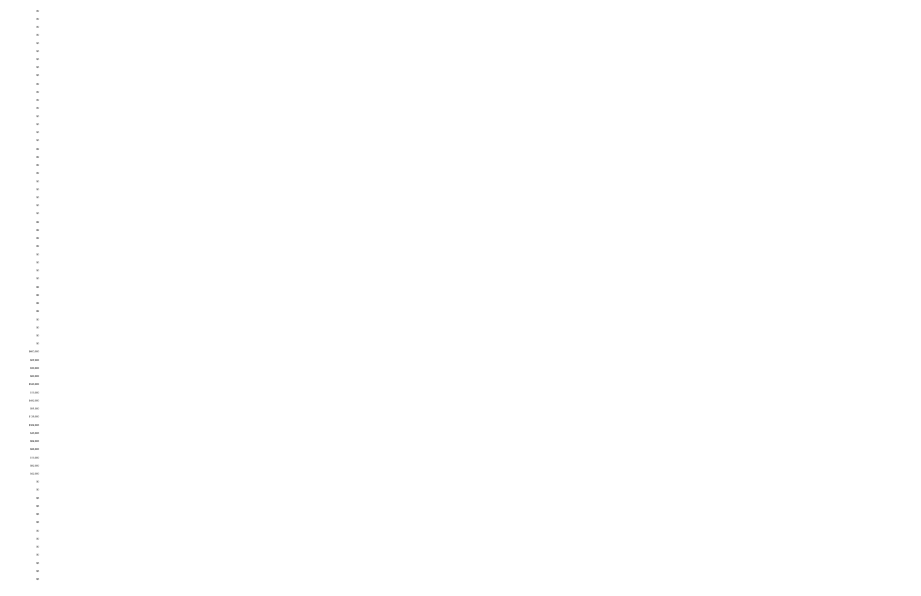$0
$0
$0
$0
$0
$0
$0
$0
$0
$0
$0
$0
$0
$0
$0
$0
$0
$0
$0
$0
$0
$0
$0
$0
$0
$0
$0
$0
$0
$0
$0
$0
$0
$0
$0
$0
$0
$0
$0
$0
$0
$0
$600,000
$27,000
$30,000
$20,000
$943,000
$13,000
$482,000
$91,000
$129,000
$302,000
$43,000
$82,000
$26,000
$15,000
$82,000
$42,000
$0
$0
$0
$0
$0
$0
$0
$0
$0
$0
$0
$0
$0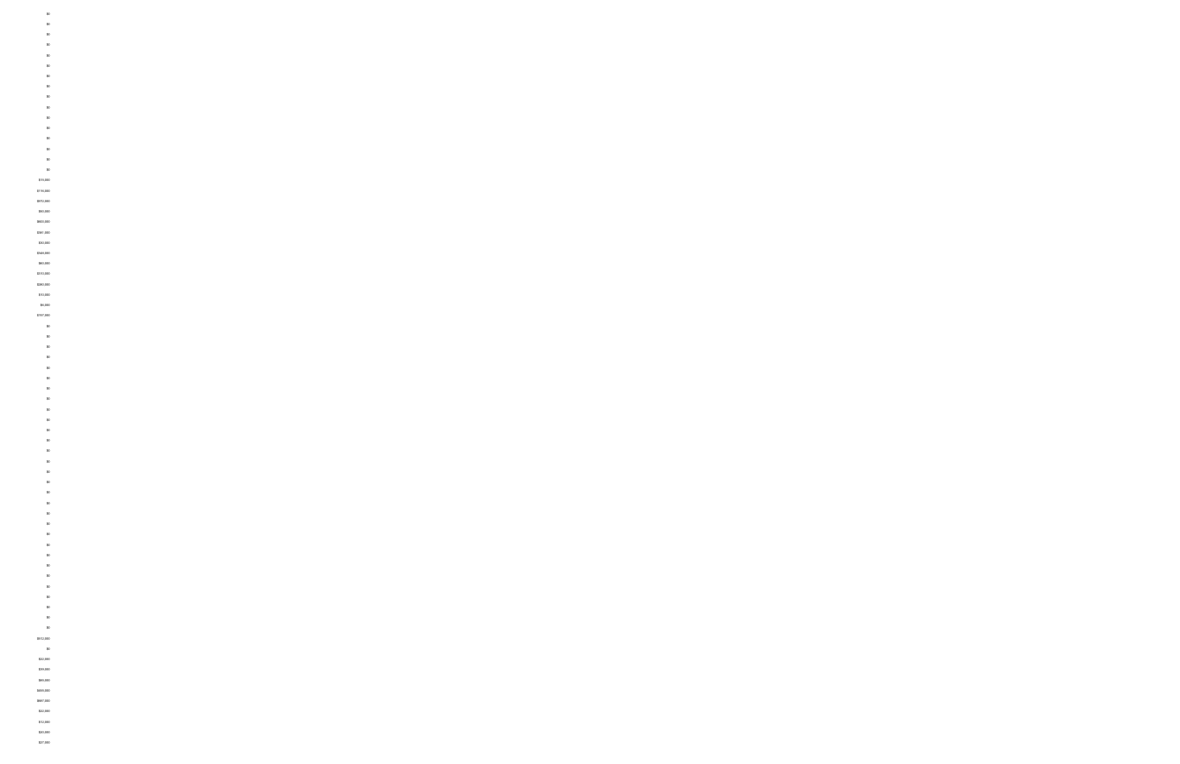$0
$0
$0
$0
$0
$0
$0
$0
$0
$0
$0
$0
$0
$0
$0
$0
$10,000
$116,000
$572,000
$60,000
$600,000
$381,000
$30,000
$344,000
$60,000
$310,000
$280,000
$10,000
$4,000
$157,000
$0
$0
$0
$0
$0
$0
$0
$0
$0
$0
$0
$0
$0
$0
$0
$0
$0
$0
$0
$0
$0
$0
$0
$0
$0
$0
$0
$0
$0
$0
$612,000
$0
$22,000
$39,000
$85,000
$465,000
$687,000
$22,000
$12,000
$20,000
$27,000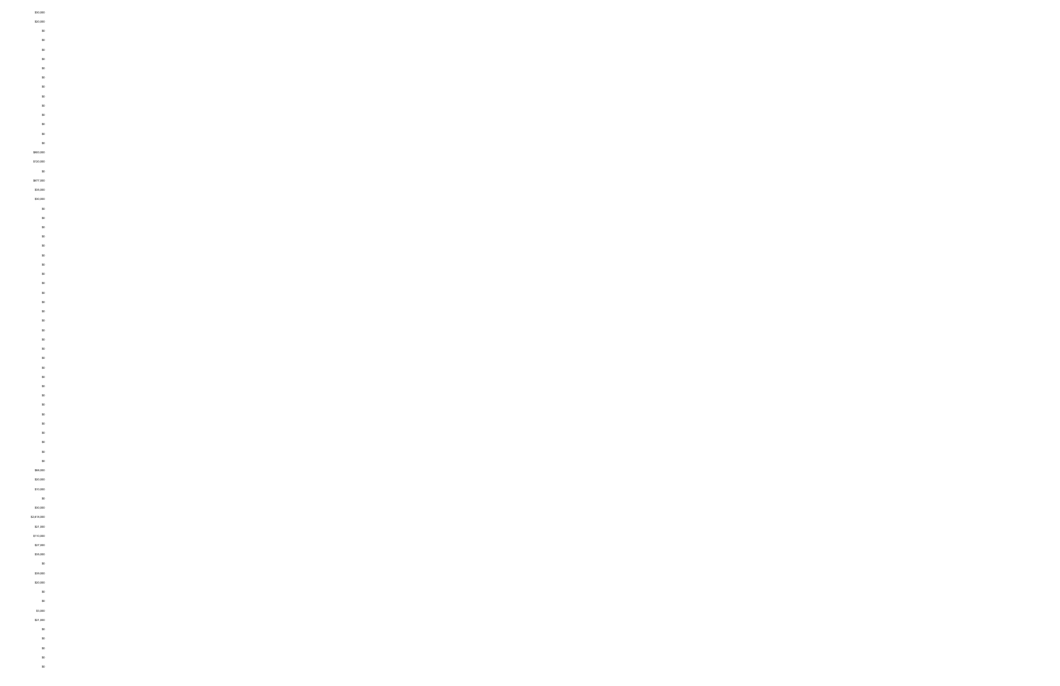$30,000
$20,000
$0
$0
$0
$0
$0
$0
$0
$0
$0
$0
$0
$0
$0
$800,000
$130,000
$0
$677,000
$35,000
$30,000
$0
$0
$0
$0
$0
$0
$0
$0
$0
$0
$0
$0
$0
$0
$0
$0
$0
$0
$0
$0
$0
$0
$0
$0
$0
$0
$0
$0
$0
$68,000
$20,000
$10,000
$0
$30,000
$2,615,000
$21,000
$110,000
$27,000
$35,000
$0
$39,000
$20,000
$0
$0
$3,000
$21,000
$0
$0
$0
$0
$0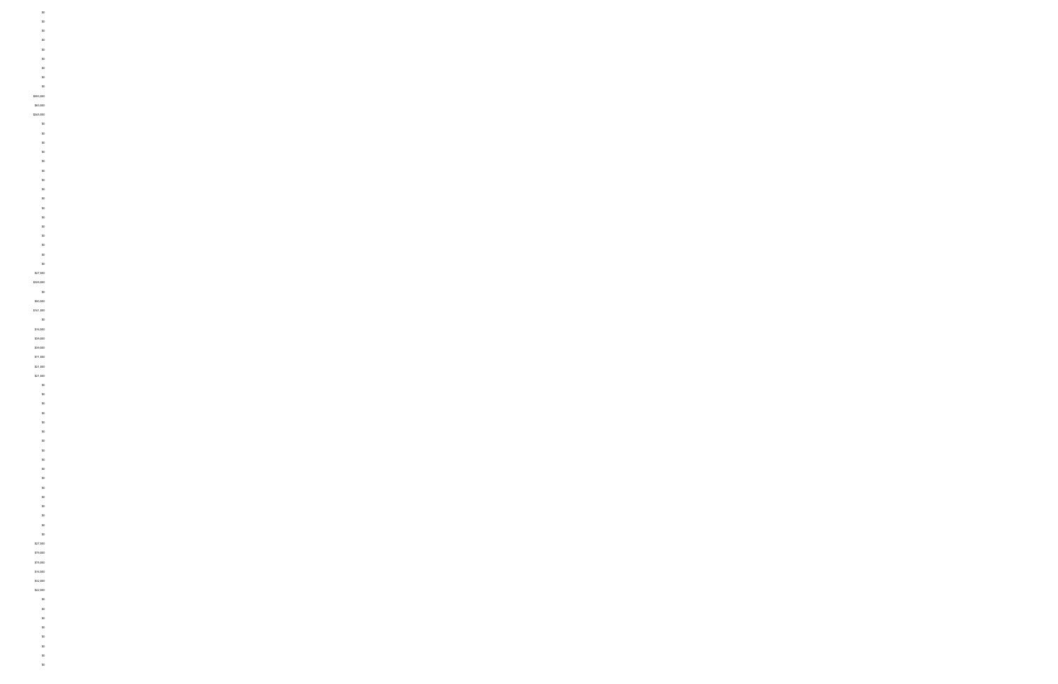$0
$0
$0
$0
$0
$0
$0
$0
$0
$593,000
$63,000
$249,000
$0
$0
$0
$0
$0
$0
$0
$0
$0
$0
$0
$0
$0
$0
$0
$0
$27,000
$329,000
$0
$50,000
$141,000
$0
$16,000
$39,000
$39,000
$71,000
$21,000
$21,000
$0
$0
$0
$0
$0
$0
$0
$0
$0
$0
$0
$0
$0
$0
$0
$0
$0
$0
$27,000
$79,000
$79,000
$16,000
$32,000
$42,000
$0
$0
$0
$0
$0
$0
$0
$0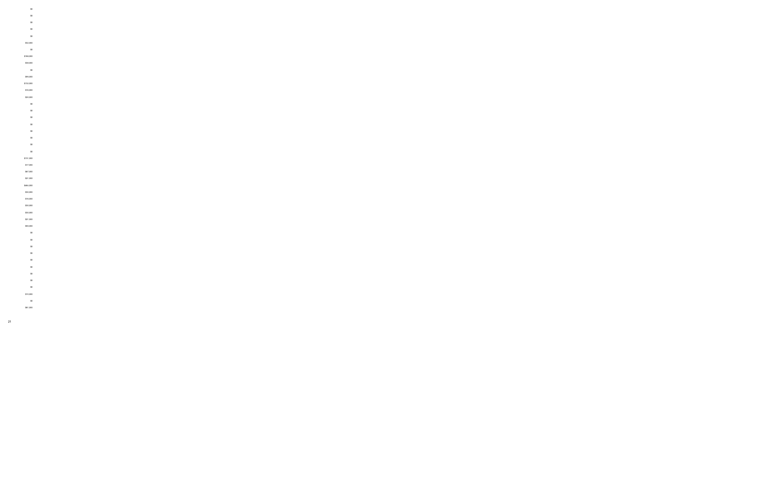$0
$0
$0
$0
$0
$32,000
$0
$168,000
$38,000
$0
$66,000
$132,000
$18,000
$20,000
$0
$0
$0
$0
$0
$0
$0
$0
$131,000
$17,000
$67,000
$21,000
$464,000
$30,000
$18,000
$30,000
$30,000
$21,000
$65,000
$0
$0
$0
$0
$0
$0
$0
$0
$0
$10,000
$0
$67,000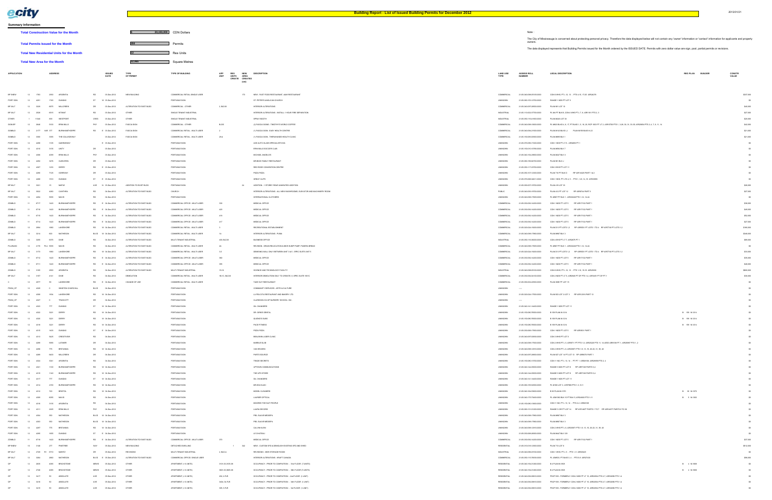# Building Report - List of Issued Building Permits for December 2012

2013/01/21

## Summary Information

| | | |
|---|---|---|
| **Total Construction Value for the Month** | 39,160,000 | CDN Dollars |
| **Total Permits Issued for the Month** | 250 | Permits |
| **Total New Residential Units for the Month** | 13 | Res Units |
| **Total New Area for the Month** | 12,765 | Square Metres |

Note :

The City of Mississauga is concerned about protecting personal privacy. Therefore the data displayed below will not contain any 'owner' information or 'contact' information for applicants and property owners.

The data displayed represents that Building Permits issued for the Month ordered by the ISSUED DATE. Permits with zero dollar value are sign, pool, partial permits or revisions.

| APPLICATION | ADDRESS | ISSUED DATE | TYPE OF PERMIT | TYPE OF BUILDING | APP UNIT | RES UNITS CREATE | NEW AREA CREATED (sm) | DESCRIPTION | LAND USE TYPE | ASSESS ROLL NUMBER | LEGAL DESCRIPTION | REG PLAN | BUILDER | CONSTR VALUE |
|---|---|---|---|---|---|---|---|---|---|---|---|---|---|---|
| SP BNEW 12 1763 | 2050 ARGENTIA RD | 03-Dec-2012 | NEW BUILDING | COMMERCIAL RETAIL-SINGLE USER | | | 170 | NEW - FAST FOOD RESTAURANT, A&W RESTAURANT | COMMERCIAL | 21-05-040-098-05105-0000 | CON 6 WHS, PT L 12, 13 - PTS 4-15, 17-25 43R-26275 | | | $537,000 |
| PORT SGN 12 4291 | 1745 DUNDAS ST W | 03-Dec-2012 | | PORTABLE SIGN | | | | ST. PETER'S ANGLICAN CHURCH | UNKNOWN | 21-05-060-153-12700-0000 | RANGE 1 NDS PT LOT 3 | | | $0 |
| SP SLT 12 3220 | 6075 MILLCREEK DR | 03-Dec-2012 | ALTERATION TO EXIST BLDG | COMMERCIAL - OTHER | 2, BLD-B | | | INTERIOR ALTERATIONS | COMMERCIAL | 21-05-040-097-28500-0000 | PLAN 981 LOT 10 | | | $40,000 |
| SP SLT 12 2828 | 6915 KITIMAT RD | 03-Dec-2012 | OTHER | SINGLE TENANT INDUSTRIAL | | | | INTERIOR ALTERATIONS - INSTALL 1 HOUR FIRE SEPARATION | INDUSTRIAL | 21-05-110-002-07700-0000 | PL 844 PT BLK B, CON 4 WHS PT L 7, 8 - 43R 1461 PTS 2, 3 | | | $27,000 |
| OTHER 11 11640 | 850 WESTPORT CRES | 03-Dec-2012 | OTHER | SINGLE TENANT INDUSTRIAL | | | | SPRAY BOOTH | INDUSTRIAL | 21-05-050-116-41600-0000 | PLAN M445 LOT 33 | | | $25,000 |
| SIGN BP 12 2848 | 3100 ERIN MILLS PKY | 03-Dec-2012 | FASCIA SIGN | COMMERCIAL - OTHER | B-C8 | | | (2) FASCIA SIGNS - TIMOTHY'S WORLD COFFEE | COMMERCIAL | 21-05-040-098-10600-0000 | PL M823 BLKS 4, 8, 17, PT BLKS 1, 3, 16, 20, RCP 1003 PT LT 2, 43R18700 PTS 1, 3-28, 30, 31, 33-35, 43R20604 PTS 2, 4, 7, 9, 11, 14 | | | $42,000 |
| SGNBLD 12 3177 | VAR 177 BURNHAMTHORPE RD E | 03-Dec-2012 | FASCIA SIGN | COMMERCIAL RETAIL - MULTI-USER | 2 | | | (1) FASCIA SIGN - | COMMERCIAL | 21-05-040-098- | PLAN M143 BLK D L PLAN M793 BLOCK I-3 | | | $21,000 |
| SGNBLD 12 3360 | 3355 THE COLLEGEWAY | 03-Dec-2012 | FASCIA SIGN | COMMERCIAL RETAIL - MULTI-USER | 29-A | | | (1) FASCIA SIGN - THRESHOLD HEALTH CLINIC | COMMERCIAL | 21-05-150-083-02000-0000 | PLAN M495 BLK 1 | | | $21,000 |
| PORT SGN 12 4268 | 1105 QUEENSWAY E | 03-Dec-2012 | | PORTABLE SIGN | | | | A&S AUTO GLASS SPECIALISTS INC. | UNKNOWN | 21-05-070-056-17200-0000 | CON 1 SDS PT LT 8 - 43R4088 PT 1 | | | $0 |
| PORT SGN 12 4316 | 3155 UNITY DR | 03-Dec-2012 | | PORTABLE SIGN | | | | ERIN MILLS SOCCER CLUB | UNKNOWN | 21-05-150-010-10700-0000 | PLAN M292 BLK 7 | | | $0 |
| PORT SGN 12 4306 | 4099 ERIN MILLS PKY | 03-Dec-2012 | | PORTABLE SIGN | | | | MICHAEL ANGELO'S | UNKNOWN | 21-05-040-154-20800-0000 | PLAN M247 BLK 3 | | | $0 |
| PORT SGN 12 4282 | 1675 GLENERIN DR | 03-Dec-2012 | | PORTABLE SIGN | | | | MR BIGS FAMILY RESTAURANT | UNKNOWN | 21-05-060-150-84700-0000 | PLAN 981 BLK J | | | $0 |
| PORT SGN 12 4307 | 1025 DERRY RD E | 03-Dec-2012 | | PORTABLE SIGN | | | | RED ROSE CONVENTION CENTRE | UNKNOWN | 21-05-050-117-22700-0000 | CON 3 EHS PT LOT 11 | | | $0 |
| PORT SGN 12 4290 | 1125 QUEENSWAY E | 03-Dec-2012 | | PORTABLE SIGN | | | | PIZZA PIZZA | UNKNOWN | 21-05-070-107-12200-0000 | PLAN 770 PT BLK D RP 43R14425 PART 1 & 2 | | | $0 |
| PORT SGN 12 4288 | 1510 DUNDAS ST E | 03-Dec-2012 | | PORTABLE SIGN | | | | GREAT CLIPS | UNKNOWN | 21-05-070-056-04811-0000 | CON 1 SDS, PT LTS 4, 5 - PTS 1, 3-9, 14, 15 43R23993 | | | $0 |
| SP SLT 12 3221 | 15 MAPLE AVE N | 03-Dec-2012 | ADDITION TO EXIST BLDG | PORTABLE SIGN | | | 24 | ADDITION - 1 STOREY REAR UNHEATED ADDITION | UNKNOWN | 21-05-090-007-19700-0000 | PLAN 419 LOT 30 | | | $28,000 |
| SP SLT 12 3502 | 4280 CAWTHRA RD | 04-Dec-2012 | ALTERATION TO EXIST BLDG | CHURCH | | | | INTERIOR ALTERATIONS - ALL NEW WASHROOMS, ELEVATOR AND MACHINERY ROOM | PUBLIC | 21-05-040-093-10700-0000 | PLAN 412 PT LOT 12 RP 43R6734 PART 3 | | | $27,000 |
| PORT SGN 12 4294 | 5935 MAVIS RD | 04-Dec-2012 | | PORTABLE SIGN | | | | INTERNATIONAL CLOTHIERS | UNKNOWN | 21-05-040-098-17805-0000 | PL M967 PT BLK 1 - 43R23248 PTS 1-12, 14-24 | | | $0 |
| ZONBLD 11 8717 | 1420 BURNHAMTHORPE RD E | 04-Dec-2012 | ALTERATION TO EXIST BLDG | COMMERCIAL OFFICE - MULTI-USER | 300 | | | MEDICAL OFFICE | COMMERCIAL | 21-05-030-092-14200-0000 | CON 1 NDS PT LOT 5 RP 43R17103 PART 1 | | | $36,000 |
| ZONBLD 11 8718 | 1420 BURNHAMTHORPE RD E | 04-Dec-2012 | ALTERATION TO EXIST BLDG | COMMERCIAL OFFICE - MULTI-USER | 400 | | | MEDICAL OFFICE | COMMERCIAL | 21-05-030-092-14200-0000 | CON 1 NDS PT LOT 5 RP 43R17103 PART 1 | | | $40,000 |
| ZONBLD 11 8719 | 1420 BURNHAMTHORPE RD E | 04-Dec-2012 | ALTERATION TO EXIST BLDG | COMMERCIAL OFFICE - MULTI-USER | 416 | | | MEDICAL OFFICE | COMMERCIAL | 21-05-030-092-14200-0000 | CON 1 NDS PT LOT 5 RP 43R17103 PART 1 | | | $52,000 |
| ZONBLD 11 8714 | 1420 BURNHAMTHORPE RD E | 04-Dec-2012 | ALTERATION TO EXIST BLDG | COMMERCIAL OFFICE - MULTI-USER | 417 | | | MEDICAL OFFICE | COMMERCIAL | 21-05-030-092-14200-0000 | CON 1 NDS PT LOT 5 RP 43R17103 PART 1 | | | $27,000 |
| ZONBLD 12 2894 | 1680 LAKESHORE RD W | 04-Dec-2012 | ALTERATION TO EXIST BLDG | COMMERCIAL RETAIL - MULTI-USER | 5 | | | RECREATIONAL ESTABLISHMENT | COMMERCIAL | 21-05-020-024-15600-0000 | PLAN D13 PT LOTS 1-2 RP 43R5551 PT LOTS 1 TO 8 RP 43R7748 PT LOTS 1-2 | | | $160,000 |
| SP SLT 12 3214 | 800 MATHESON BLVD W | 04-Dec-2012 | ALTERATION TO EXIST BLDG | COMMERCIAL RETAIL - MULTI-USER | 1A | | | INTERIOR ALTERATIONS - PUMA | COMMERCIAL | 21-05-040-098-17800-0000 | PLAN M967 BLK 3 | | | $348,000 |
| ZONBLD 12 3205 | 6375 DIXIE RD | 04-Dec-2012 | ALTERATION TO EXIST BLDG | MULTI-TENANT INDUSTRIAL | 400, BLD B | | | BUSINESS OFFICE | INDUSTRIAL | 21-05-050-116-06000-0000 | CON 4 EHS PT LT 7, 43R2678 PT 1 | | | $85,000 |
| PLUMBLD 12 2178 PLU | 5985 MAVIS RD | 04-Dec-2012 | ALTERATION TO EXIST BLDG | COMMERCIAL RETAIL - MULTI-USER | 24 | | | REVISION - DRAIN RELOCATION & NEW SUMP PUMP, PANERA BREAD | COMMERCIAL | 21-05-040-098-17805-0000 | PL M967 PT BLK 1 - 43R23248 PTS 1-12, 14-24 | | | $0 |
| SP SLT 12 3173 | 1680 LAKESHORE RD W | 04-Dec-2012 | ALTERATION TO EXIST BLDG | COMMERCIAL RETAIL - MULTI-USER | 3-5 | | | DEMISING WALL ONLY BETWEEN UNIT 3 & 5 - SPEC SUITE UNIT 3 | COMMERCIAL | 21-05-020-024-15600-0000 | PLAN D13 PT LOTS 1-2 RP 43R5551 PT LOTS 1 TO 8 RP 43R7748 PT LOTS 1-2 | | | $33,000 |
| ZONBLD 11 8712 | 1420 BURNHAMTHORPE RD E | 04-Dec-2012 | ALTERATION TO EXIST BLDG | COMMERCIAL OFFICE - MULTI-USER | 360 | | | MEDICAL OFFICE | COMMERCIAL | 21-05-030-092-14200-0000 | CON 1 NDS PT LOT 5 RP 43R17103 PART 1 | | | $35,000 |
| ZONBLD 11 8711 | 1420 BURNHAMTHORPE RD E | 04-Dec-2012 | ALTERATION TO EXIST BLDG | COMMERCIAL OFFICE - MULTI-USER | 160 | | | MEDICAL OFFICE | COMMERCIAL | 21-05-030-092-14200-0000 | CON 1 NDS PT LOT 5 RP 43R17103 PART 1 | | | $46,000 |
| ZONBLD 12 1005 | 2000 ARGENTIA RD | 04-Dec-2012 | ALTERATION TO EXIST BLDG | MULTI-TENANT INDUSTRIAL | 15-16 | | | SCIENCE AND TECHNOLOGY FACILITY | INDUSTRIAL | 21-05-040-098-01100-0000 | CON 6 WHS, PT L 12, 13 - PTS 2-10, 15-19 43R-29556 | | | $800,000 |
| SP SLT 12 3157 | 4141 DIXIE RD | 04-Dec-2012 | DEMOLITION | COMMERCIAL RETAIL - MULTI-USER | 1B-1C, BLD B | | | INTERIOR DEMOLITION ONLY TO CREATE (1) SPEC SUITE 1B-1C | COMMERCIAL | 21-05-030-092-04100-0000 | CON 2 NDS PT LT 5, 43R2868 PT OF PT 1-4, 43R3431 PT OF PT 1 | | | $30,000 |
| C 12 2877 | 55 LAKESHORE RD E | 04-Dec-2012 | CHANGE OF USE | COMMERCIAL RETAIL - MULTI-USER | | | | TAKE OUT RESTAURANT | COMMERCIAL | 21-05-090-002-20500-0000 | PLAN 300E PT LOT 15 | | | $0 |
| PSGN_CP 12 4328 | 0 WINSTON CHURCHILL BLVD | 04-Dec-2012 | | PORTABLE SIGN | | | | COMMUNITY SERVICES - ARTS & CULTURE | UNKNOWN | ----- | | | | $0 |
| PORT SGN 12 4308 | 1594 LAKESHORE RD W | 04-Dec-2012 | | PORTABLE SIGN | | | | LA FELICITA RESTAURANT AND BAKERY LTD | UNKNOWN | 21-05-020-024-17500-0000 | PLAN B53 LOT 2 LOT 3 RP 43R12018 PART 13 | | | $0 |
| PSGN_CP 12 4327 | 0 TRUSCOTT DR | 04-Dec-2012 | | PORTABLE SIGN | | | | CLARKSON CO-OP NURSERY SCHOOL INC. | UNKNOWN | ----- | | | | $0 |
| PORT SGN 12 4323 | 777 DUNDAS ST W | 04-Dec-2012 | | PORTABLE SIGN | | | | OIL CHANGERS | UNKNOWN | 21-05-060-141-14400-0000 | RANGE 1 NDS PT LOT 11 | | | $0 |
| PORT SGN 12 4322 | 5221 DERRY RD W | 04-Dec-2012 | | PORTABLE SIGN | | | | DR. GENE'S DENTAL | UNKNOWN | 21-05-150-080-70500-0000 | B 159 PLAN M-1214 | B 159 M-1214 | | $0 |
| PORT SGN 12 4320 | 5221 DERRY RD W | 04-Dec-2012 | | PORTABLE SIGN | | | | QUIZNO'S SUBS | UNKNOWN | 21-05-150-080-70500-0000 | B 159 PLAN M-1214 | B 159 M-1214 | | $0 |
| PORT SGN 12 4318 | 5221 DERRY RD W | 04-Dec-2012 | | PORTABLE SIGN | | | | PACE FITNESS | UNKNOWN | 21-05-150-080-70500-0000 | B 159 PLAN M-1214 | B 159 M-1214 | | $0 |
| PORT SGN 12 4315 | 1405 DUNDAS ST E | 04-Dec-2012 | | PORTABLE SIGN | | | | PIZZA PIZZA | UNKNOWN | 21-05-030-094-17800-0000 | CON 1 NDS PT LOT 5 RP 43R9951 PART 1 | | | $0 |
| PORT SGN 12 4313 | 5425 CREDITVIEW RD | 04-Dec-2012 | | PORTABLE SIGN | | | | BEAUSON LASER CLINIC | UNKNOWN | 21-05-040-097-00650-0000 | CON 3 WHS PT LOT 3 | | | $0 |
| PORT SGN 12 4299 | 5985 LATIMER DR | 04-Dec-2012 | | PORTABLE SIGN | | | | MARBLE SLAB | UNKNOWN | 21-05-040-098-17500-0000 | CON 2 WHS PT L 5, 43R8711 PT PTS 1-3, 43R23220 PTS 11, 14 LESS 43R5156 PT 1, 43R20857 PTS 1, 2 | | | $0 |
| PORT SGN 12 4286 | 775 BRITANNIA RD W | 04-Dec-2012 | | PORTABLE SIGN | | | | VAN HEUSEN | UNKNOWN | 21-05-040-098-12910-0000 | CON 2 WHS PT L 6, 43R28871 PTS 1-9, 13, 15, 20-23, 31, 39, 40 | | | $0 |
| PORT SGN 12 4289 | 6400 MILLCREEK DR | 04-Dec-2012 | | PORTABLE SIGN | | | | PARTS SOURCE | UNKNOWN | 21-05-040-097-28800-0000 | PLAN 927 LOT 14 PT LOT 13 RP 43R8578 PART 1 | | | $0 |
| PORT SGN 12 4324 | 3061 ARGENTIA RD | 04-Dec-2012 | | PORTABLE SIGN | | | | TRADE SECRETS | UNKNOWN | 21-05-150-080-11700-0000 | CON 11 NS, PT L 13, 14 - PT PT 1, 43R28194, 43R29559 PTS 2, 4 | | | $0 |
| PORT SGN 12 4321 | 1300 BURNHAMTHORPE RD W | 04-Dec-2012 | | PORTABLE SIGN | | | | UPTOWN COMMUNICATIONS | UNKNOWN | 21-05-040-144-00000-0000 | RANGE 3 NDS PT LOT 8 RP 43R7128 PARTS 3,4 | | | $0 |
| PORT SGN 12 4319 | 1180 BURNHAMTHORPE RD W | 04-Dec-2012 | | PORTABLE SIGN | | | | THE UPS STORE | UNKNOWN | 21-05-040-144-00000-0000 | RANGE 3 NDS PT LOT 8 RP 43R7128 PARTS 3,4 | | | $0 |
| PORT SGN 12 4317 | 777 DUNDAS ST W | 04-Dec-2012 | | PORTABLE SIGN | | | | OIL CHANGERS | UNKNOWN | 21-05-060-141-14400-0000 | RANGE 1 NDS PT LOT 11 | | | $0 |
| PORT SGN 12 4314 | 2150 BURNHAMTHORPE RD W | 04-Dec-2012 | | PORTABLE SIGN | | | | MR SOUVLAKI | UNKNOWN | 21-05-060-155-02500-0000 | PL M-956 LOT C, 43R7868 PTS 1-5, 9-11 | | | $0 |
| PORT SGN 12 4312 | 120 BRISTOL RD W | 04-Dec-2012 | | PORTABLE SIGN | | | | MODEL CLEANERS | UNKNOWN | 21-05-040-164-07600-0000 | B 36 PLAN M-1370 | B 36 M-1370 | | $0 |
| PORT SGN 12 4309 | 6055 MAVIS RD | 04-Dec-2012 | | PORTABLE SIGN | | | | LAURIER OPTICAL | UNKNOWN | 21-05-040-175-73400-0000 | PL 43M1363 BLK 10 PT BLK 5, 43R24800 PTS 1-11 | B 5 M-1363 | | $0 |
| PORT SGN 12 4310 | 3115 ARGENTIA RD | 04-Dec-2012 | | PORTABLE SIGN | | | | MOORES THE SUIT PEOPLE | UNKNOWN | 21-05-150-080-11800-0000 | CON 11 NS, PT L 13, 14 - PTS 3-6 43R28194 | | | $0 |
| PORT SGN 12 4311 | 3225 ERIN MILLS PKY | 04-Dec-2012 | | PORTABLE SIGN | | | | LAURA SECORD | UNKNOWN | 21-05-060-111-01200-0000 | RANGE 3 CIR PT LOT 14 RP 43R14677 PARTS 1 TO 7 RP 43R14677 PARTS 8 TO 36 | | | $0 |
| PORT SGN 12 4304 | 800 MATHESON BLVD W | 04-Dec-2012 | | PORTABLE SIGN | | | | PIEL SUAVE MEDSPA | UNKNOWN | 21-05-040-098-17800-0000 | PLAN M967 BLK 3 | | | $0 |
| PORT SGN 12 4303 | 800 MATHESON BLVD W | 04-Dec-2012 | | PORTABLE SIGN | | | | PIEL SUAVE MEDSPA | UNKNOWN | 21-05-040-098-17800-0000 | PLAN M967 BLK 3 | | | $0 |
| PORT SGN 12 4287 | 775 BRITANNIA RD W | 04-Dec-2012 | | PORTABLE SIGN | | | | CALVIN KLEIN | UNKNOWN | 21-05-040-098-12910-0000 | CON 2 WHS PT L 6, 43R28871 PTS 1-9, 13, 15, 20-23, 31, 39, 40 | | | $0 |
| PORT SGN 12 4295 | 1655 DUNDAS ST E | 04-Dec-2012 | | PORTABLE SIGN | | | | LE CHATEAU | UNKNOWN | 21-05-030-098-03500-0000 | PLAN M447 BLK 102 | | | $0 |
| ZONBLD 11 8716 | 1420 BURNHAMTHORPE RD E | 04-Dec-2012 | ALTERATION TO EXIST BLDG | COMMERCIAL OFFICE - MULTI-USER | 370 | | | MEDICAL OFFICE | COMMERCIAL | 21-05-030-092-14200-0000 | CON 1 NDS PT LOT 5 RP 43R17103 PART 1 | | | $37,000 |
| BP 9NEW 12 3166 | 277 PINETREE WAY | 05-Dec-2012 | NEW BUILDING | DETACHED DWELLING | | 1 | 342 | NEW - CUSTOM SFD & DEMOLISH EXISTING SFD AND SHED | RESIDENTIAL | 21-05-010-014-12900-0000 | PLAN 715 LOT 6 | | | $512,000 |
| SP SLT 12 2739 R1 | 6110 MAVIS RD | 05-Dec-2012 | REVISIONS | MULTI-TENANT INDUSTRIAL | 2, BLD-A | | | REVISIONS - NEW STORAGE ROOM | INDUSTRIAL | 21-05-040-096-07220-0000 | CON 1 WHS, PT L 6 - PTS 1, 8 43R29420 | | | $0 |
| SP SLT 12 3264 | 2660 MATHESON BLVD E | 05-Dec-2012 | ALTERATION TO EXIST BLDG | COMMERCIAL OFFICE - SINGLE USER | | | | INTERIOR ALTERATIONS - KRAFT CANADA | COMMERCIAL | 21-05-050-115-78000-0000 | PL 43M533, PT BLKS 3, 4 - PTS 8-9 43R27105 | | | $98,000 |
| OP 12 2835 | 4065 BRICKSTONE MEWS | 05-Dec-2012 | OTHER | APARTMENT (> 6 UNITS) | 3101-03,3105-09 | | | OCCUPANCY - PRIOR TO COMPLETION - 31st FLOOR (7-UNITS) | RESIDENTIAL | 21-05-040-154-01300-0000 | B 4 PLAN M-1808 | B 4 M-1808 | | $0 |
| OP 12 2746 | 4065 BRICKSTONE MEWS | 05-Dec-2012 | OTHER | APARTMENT (> 6 UNITS) | 3601-03,3605-09 | | | OCCUPANCY - PRIOR TO COMPLETION - 36th FLOOR (7-UNITS) | RESIDENTIAL | 21-05-040-154-01300-0000 | B 4 PLAN M-1808 | B 4 M-1808 | | $0 |
| OP 12 3417 | 50 ABSOLUTE AVE | 05-Dec-2012 | OTHER | APARTMENT (> 6 UNITS) | 202, 2 FLR | | | OCCUPANCY - PRIOR TO COMPLETION - 2nd FLOOR (1-UNIT) | RESIDENTIAL | 21-05-040-094-06600-0000 | PSCP-? - FORMERLY CON 2 NDS PT LT 15, 43R32004 PTS 2-7, 43R32556 PTS 1-4 | | | $0 |
| OP 12 3418 | 50 ABSOLUTE AVE | 05-Dec-2012 | OTHER | APARTMENT (> 6 UNITS) | 3404, 34 FLR | | | OCCUPANCY - PRIOR TO COMPLETION - 34th FLOOR (1-UNIT) | RESIDENTIAL | 21-05-040-094-06600-0000 | PSCP-? - FORMERLY CON 2 NDS PT LT 15, 43R32004 PTS 2-7, 43R32556 PTS 1-4 | | | $0 |
| OP 12 3419 | 50 ABSOLUTE AVE | 05-Dec-2012 | OTHER | APARTMENT (> 6 UNITS) | 505, 5 FLR | | | OCCUPANCY - PRIOR TO COMPLETION - 5th FLOOR (1-UNIT) | RESIDENTIAL | 21-05-040-094-06600-0000 | PSCP-? - FORMERLY CON 2 NDS PT LT 15, 43R32004 PTS 2-7, 43R32556 PTS 1-4 | | | $0 |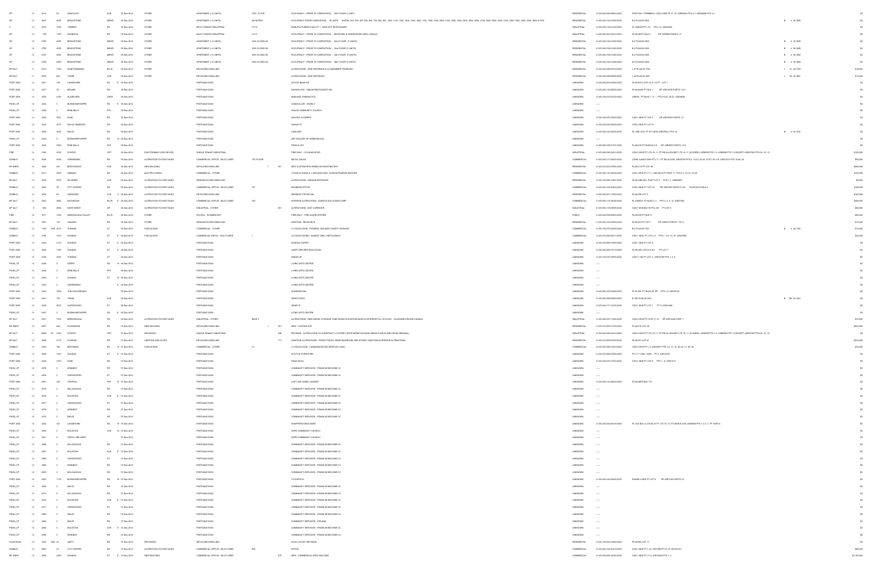| | | | | | | | | | | | | | | | | | | |
|---|---|---|---|---|---|---|---|---|---|---|---|---|---|---|---|---|---|---|
| OP | 12 | 3414 | 30 | ABSOLUTE | AVE | 05-Dec-2012 | OTHER | APARTMENT (> 6 UNITS) | 3707, 17 FLR | | OCCUPANCY - PRIOR TO COMPLETION - 17th FLOOR (1 UNIT) | RESIDENTIAL | 21-05-040-094-08810-0000 | PEGP 1095 - FORMERLY CON 2 SDS PT LT 15 - 43R32054 PTS 2-7, 43R33085 PTS 1-4 | | | | $0 |
| OP | 12 | 2847 | 4065 | BRICKSTONE | MEWS | 05-Dec-2012 | OTHER | APARTMENT (> 6 UNITS) | AS NOTED | | OCCUPANCY PRIOR COMPLETION - 37 UNITS | RESIDENTIAL | 21-05-040-154-01280-0000 | B 4 PLAN M-1909 | B | 5 | M-1909 | $0 |
| C | 12 | 3273 | 7025 | TOMKEN | RD | 05-Dec-2012 | OTHER | MULTI-TENANT INDUSTRIAL | 15-16 | | MANUFACTURING FACILITY + TAKE-OUT RESTAURANT | INDUSTRIAL | 21-05-050-116-01100-0000 | PL 43M439 PT L 51 - PTS 1-5 43R24206 | | | | $0 |
| OP | 12 | 738 | 1705 | ARGENTIA | RD | 05-Dec-2012 | OTHER | MULTI-TENANT INDUSTRIAL | 10-12 | | OCCUPANCY - PRIOR TO COMPLETION - RECEIVING & WAREHOUSE AREA (1245m2) | INDUSTRIAL | 21-05-040-097-24410-0000 | PLAN M1 PT BLK V | RP 43R8806 PARTS 1,2 | | | $0 |
| OP | 12 | 2798 | 4065 | BRICKSTONE | MEWS | 05-Dec-2012 | OTHER | APARTMENT (> 6 UNITS) | 1201-05,1207-08 | | OCCUPANCY - PRIOR TO COMPLETION - 12th FLOOR (7 UNITS) | RESIDENTIAL | 21-05-040-154-01280-0000 | B 4 PLAN M-1909 | B | 4 | M-1909 | $0 |
| OP | 12 | 2756 | 4065 | BRICKSTONE | MEWS | 05-Dec-2012 | OTHER | APARTMENT (> 6 UNITS) | 1501-05,1507-08 | | OCCUPANCY - PRIOR TO COMPLETION - 15th FLOOR (7 UNITS) | RESIDENTIAL | 21-05-040-154-01280-0000 | B 4 PLAN M-1909 | B | 4 | M-1909 | $0 |
| OP | 12 | 2757 | 4065 | BRICKSTONE | MEWS | 05-Dec-2012 | OTHER | APARTMENT (> 6 UNITS) | 1601-05,1607-08 | | OCCUPANCY - PRIOR TO COMPLETION - 16th FLOOR (7 UNITS) | RESIDENTIAL | 21-05-040-154-01280-0000 | B 4 PLAN M-1909 | B | 4 | M-1909 | $0 |
| OP | 12 | 2758 | 4065 | BRICKSTONE | MEWS | 05-Dec-2012 | OTHER | APARTMENT (> 6 UNITS) | 1801-05,1807-08 | | OCCUPANCY - PRIOR TO COMPLETION - 18th FLOOR (7 UNITS) | RESIDENTIAL | 21-05-040-154-01280-0000 | B 4 PLAN M-1909 | B | 4 | M-1909 | $0 |
| BP 9ALT | 11 | 3273 | 7156 | SAINT BARBARA | BLVD | 05-Dec-2012 | OTHER | DETACHED DWELLING | | | ALTERATIONS - SIDE ENTRANCE & (2) BASEMENT WINDOWS | RESIDENTIAL | 21-05-040-098-07310-0000 | L 91 PLAN M-1793 | L | 91 | M-1793 | $16,000 |
| BP 9ALT | 11 | 3993 | 644 | TWAIN | AVE | 05-Dec-2012 | OTHER | DETACHED DWELLING | | | ALTERATIONS - SIDE ENTRANCE | RESIDENTIAL | 21-05-040-096-69980-0000 | L 40 PLAN M-1687 | L | 40 | M-1687 | $13,000 |
| PORT SGN | 12 | 4331 | 135 | LAKESHORE | RD | E 05-Dec-2012 | | PORTABLE SIGN | | | SCOTIA BANKING | UNKNOWN | 21-05-090-003-03900-0000 | PLAN B10 LOTS 2-3 E 1/2 PT LOT 1 | | | | $0 |
| PORT SGN | 12 | 4337 | 65 | BRUNEL | RD | 05-Dec-2012 | | PORTABLE SIGN | | | SAHARA PAK - INDIAN RESTAURANT INC | UNKNOWN | 21-05-040-116-26500-0000 | PLAN M425 PT BLK 1 | RP 43R14478 PARTS 1 & 2 | | | $0 |
| PORT SGN | 12 | 4335 | 4100 | GLADEVIEW | CRES | 05-Dec-2012 | | PORTABLE SIGN | | | MANJANS GYMNASTICS | UNKNOWN | 21-05-150-010-00102-0000 | 43M735 , PT BLOCK 1, 31 - PTS 20-25, 30-33 43R24838 | | | | $0 |
| PSGN_CP | 12 | 4334 | 0 | BURNHAMTHORPE | RD | E 05-Dec-2012 | | PORTABLE SIGN | | | COUNCILLOR - WARD 5 | UNKNOWN | ----- | | | | | $0 |
| PSGN_CP | 12 | 4336 | 0 | ERIN MILLS | PKY | 05-Dec-2012 | | PORTABLE SIGN | | | GRACE COMMUNITY CHURCH | UNKNOWN | ----- | | | | | $0 |
| PORT SGN | 12 | 4328 | 3651 | DIXIE | RD | 05-Dec-2012 | | PORTABLE SIGN | | | GALERIA FLOWERS | UNKNOWN | 21-05-030-075-16300-0000 | CON 1 NDS PT LOT 5 | RP 43R16905 PARTS 1,2 | | | $0 |
| PORT SGN | 12 | 4329 | 2077 | ROYAL WINDSOR | DR | 05-Dec-2012 | | PORTABLE SIGN | | | HARVEY'S | UNKNOWN | 21-05-020-025-08400-0000 | CON 2 SDS PT LOT 31 | | | | $0 |
| PORT SGN | 12 | 4330 | 5045 | MAVIS | RD | 05-Dec-2012 | | PORTABLE SIGN | | | LOBLAWS | UNKNOWN | 21-05-040-144-32000-0000 | PL 43M-1232, PT B 3 LESS 43R27604, PTS 1-6 | B | 3 | M-1232 | $0 |
| PSGN_CP | 12 | 4333 | 0 | BURNHAMTHORPE | RD | W 05-Dec-2012 | | PORTABLE SIGN | | | ART GALLERY OF MISSISSAUGA | UNKNOWN | ----- | | | | | $0 |
| PORT SGN | 12 | 4339 | 3200 | ERIN MILLS | PKY | 05-Dec-2012 | | PORTABLE SIGN | | | PIZZA N JOY | UNKNOWN | 21-05-060-155-01701-0000 | PLAN 915 PT BLKS N,O,S | RP 43R4053 PARTS 1-13 | | | $0 |
| FIRE | 12 | 3182 | 2100 | SYNTEX | CRT | 05-Dec-2012 | ELECTROMAG LOCK DEVICE | SINGLE TENANT INDUSTRIAL | | | FIRE ONLY - (1) MAGLOCKS | INDUSTRIAL | 21-05-040-098-22410-0000 | CON 5 WHS PT LTS 10, 11, PT RD ALLOW BET LTS 10, 11 (CLOSED) 43R8596 PTS 1-3, 43R8698 PTS 1-3 EXCEPT 43R23749 PTS 6-8, 12, 13 | | | | $120,000 |
| ZONBLD | 12 | 3039 | 3099 | CREEKBANK | RD | 05-Dec-2012 | ALTERATION TO EXIST BLDG | COMMERCIAL OFFICE - MULTI-USER | 1ST FLOOR | | RETAIL SALES | COMMERCIAL | 21-05-050-117-09005-0000 | CON 6 & ND 5 EHS PT LT 1, PT RD ALLOW, 43R28735 PTS 2, 10-23, 43-45, 47-87, 93-116, 43R31621 PTS 16-48, 52 | | | | $39,000 |
| BP 9NEW | 12 | 3068 | 561 | BEECHWOOD | AVE | 05-Dec-2012 | NEW BUILDING | DETACHED DWELLING | | 1 | 251 | NEW CUSTOM SFD DEMOLISH EXISTING SFD | RESIDENTIAL | 21-05-010-002-07900-0000 | PLAN C19 PT LOT 48 | | | | $464,000 |
| SGNBLD | 12 | 3117 | 3520 | ARGENTIA | RD | 05-Dec-2012 | MULTIPLE SIGNS | COMMERCIAL - OTHER | | | 3 FASCIA SIGNS & 1 GROUND SIGN - DIXIE MITSUBISHI MOTORS | COMMERCIAL | 21-05-050-116-00000-0000 | CON 3 EHS PT L 3 - 43R14014 PT PART 11; PTS 5-7, 12-14, 16-28 | | | | $103,000 |
| BP 9ALT | 12 | 3346 | 3574 | WILDERIN | AVE | 05-Dec-2012 | ALTERATION TO EXIST BLDG | SEMI-DETACHED DWELLING | | | ALTERATIONS - GARAGE ENTRANCE | RESIDENTIAL | 21-05-150-085-10457-0000 | PLAN 43M1461; PART LOT 9 ; PTS 2, 3 43R29903 | | | | $5,000 |
| ZONBLD | 12 | 3264 | 35 | CITY CENTRE | DR | 05-Dec-2012 | ALTERATION TO EXIST BLDG | COMMERCIAL OFFICE - MULTI-USER | 735 | | BUSINESS OFFICE | COMMERCIAL | 21-05-040-154-00400-0000 | CON 2 NDS PT LOT 15 | RP 43R1499 PARTS 21,22 | PLAN M1010 BLK 3 | | | $148,000 |
| ZONBLD | 12 | 3264 | 43 | OAKWOOD | AVE | S 05-Dec-2012 | ALTERATION TO EXIST BLDG | DETACHED DWELLING | | | RESIDENT PHYSICIAN | RESIDENTIAL | 21-05-050-001-17000-0000 | PLAN 850 LOT 5 | | | | $162,000 |
| BP 9ALT | 12 | 3203 | 2680 | MATHESON | BLVD | E 05-Dec-2012 | ALTERATION TO EXIST BLDG | COMMERCIAL OFFICE - MULTI-USER | 202 | | INTERIOR ALTERATIONS - AXENTIS SOLUTIONS CORP | COMMERCIAL | 21-05-050-115-37600-0000 | PL 43M923, PT BLKS 3, 4 - PTS 3, 4, 6, 10 43R27838 | | | | $209,000 |
| BP 9ALT | 8 | 953 | 6090 | NORTHWEST | DR | 06-Dec-2012 | ALTERATION TO EXIST BLDG | INDUSTRIAL - OTHER | | | 291 | ALTERATIONS - EXIT CORRIDOR | INDUSTRIAL | 21-05-050-116-09500-0000 | CON 7 EHS BLK B1 PCL 88 | PT LOT 9 | | | $38,000 |
| FIRE | 12 | 3271 | 1085 | MISSISSAUGA VALLEY | BLVD | 06-Dec-2012 | OTHER | SCHOOL - ELEMENTARY | | | FIRE ONLY - FIRE ALARM SYSTEM | PUBLIC | 21-05-040-096-02600-0000 | PLAN 935 PT BLK H | | | | $80,000 |
| BP 9ALT | 12 | 1501 | 152 | HAWDEN | RD | 06-Dec-2012 | OTHER | SEMI-DETACHED DWELLING | | | ADDITION - REAR DECK | RESIDENTIAL | 21-05-040-143-03820-0000 | PLAN 921 PT LOT 1 | RP 43R19109 PARTS 1 TO 3 | | | $12,000 |
| SGNBLD | 12 | 1782 | VAR 3015 | THOMAS | ST | 06-Dec-2012 | FASCIA SIGN | COMMERCIAL - OTHER | | | (1) FASCIA SIGN - PIONEER, GAS BAR CANOPY SIGNAGE | COMMERCIAL | 21-05-150-070-30400-0000 | B 4 PLAN M-1782 | B | 4 | M-1782 | $10,000 |
| SGNBLD | 12 | 3193 | 1510 | DUNDAS | ST | E 06-Dec-2012 | FASCIA SIGN | COMMERCIAL RETAIL - MULTI-USER | 1 | | (3) FASCIA SIGNS - SUNSET GRILL RESTAURANT | COMMERCIAL | 21-05-070-068-34810-0000 | CON 1 SDS, PT LTS 4, 5 - PTS 1, 3-9, 14, 18 43R29995 | | | | $44,000 |
| PORT SGN | 12 | 4342 | 2110 | DUNDAS | ST | E 06-Dec-2012 | | PORTABLE SIGN | | | DUNDAS CARPET | UNKNOWN | 21-05-070-068-37900-0000 | CON 1 SDS PT LOT A | | | | $0 |
| PORT SGN | 12 | 4340 | 1195 | DUNDAS | ST | E 06-Dec-2012 | | PORTABLE SIGN | | | ADEPT DRIVERS EDUCATION | UNKNOWN | 21-05-070-068-15110-0000 | PLAN 493 LOTS 5,6,8,9 PT LOT 7 | | | | $0 |
| PORT SGN | 12 | 4339 | 3050 | THOMAS | ST | 06-Dec-2012 | | PORTABLE SIGN | | | WINGS UP | UNKNOWN | 21-05-150-070-16005-0000 | CON 11 NS PT LOT 3 - 43R33749 PTS 1, 2, 5 | | | | $0 |
| PSGN_CP | 12 | 4348 | 0 | DERRY | RD | W 06-Dec-2012 | | PORTABLE SIGN | | | LIVING ARTS CENTRE | UNKNOWN | ----- | | | | | $0 |
| PSGN_CP | 12 | 4346 | 0 | ERIN MILLS | PKY | 06-Dec-2012 | | PORTABLE SIGN | | | LIVING ARTS CENTRE | UNKNOWN | ----- | | | | | $0 |
| PSGN_CP | 12 | 4349 | 0 | DUNDAS | ST | W 06-Dec-2012 | | PORTABLE SIGN | | | LIVING ARTS CENTRE | UNKNOWN | ----- | | | | | $0 |
| PSGN_CP | 12 | 4343 | 0 | QUEENSWAY | | E 06-Dec-2012 | | PORTABLE SIGN | | | LIVING ARTS CENTRE | UNKNOWN | ----- | | | | | $0 |
| PORT SGN | 12 | 4344 | 1665 | THE COLLEGEWAY | | 06-Dec-2012 | | PORTABLE SIGN | | | QUEENSVIEW | UNKNOWN | 21-05-060-155-02489-0000 | PL M-395, PT BLKS 30, PP - PTS 1-5 43R10778 | | | | $0 |
| PORT SGN | 12 | 4341 | 735 | TWAIN | AVE | 06-Dec-2012 | | PORTABLE SIGN | | | GINO'S PIZZA | UNKNOWN | 21-05-040-096-89500-0000 | B 190 PLAN M-1622 | B | 190 | M-1622 | $0 |
| PORT SGN | 12 | 4358 | 3027 | HURONTARIO | ST | 06-Dec-2012 | | PORTABLE SIGN | | | WENDY'S | UNKNOWN | 21-05-040-117-12100-0000 | CON 1 EHS PT LOT 1 PT 2 43R21489 | | | | $0 |
| PSGN_CP | 12 | 4347 | 0 | BURNHAMTHORPE | RD | E 06-Dec-2012 | | PORTABLE SIGN | | | LIVING ARTS CENTRE | UNKNOWN | ----- | | | | | $0 |
| BP 9ALT | 12 | 3231 | 7333 | MISSISSAUGA | RD | 06-Dec-2012 | ALTERATION TO EXIST BLDG | INDUSTRIAL - OTHER | BLDG 3 | | ALTERATIONS - NEW DIESEL STORAGE TANK ROOM IN EXISTING BLDG & EXTERIOR FILL STATION - GLAXOSMITHKLINE CANADA | INDUSTRIAL | 21-05-040-097-11800-0000 | CON 4 WHS PT LOTS 11,12 | RP 43R19448 PART 1 | | | $75,000 |
| BP 9NEW | 12 | 2827 | 406 | AVONWOOD | DR | 07-Dec-2012 | NEW BUILDING | DETACHED DWELLING | | 1 | 391 | NEW - CUSTOM SFD | RESIDENTIAL | 21-05-010-005-15100-0000 | PLAN E12 LOT 26 | | | | $524,000 |
| BP 9ALT | 11 | 6999 | R1 2100 | SYNTEX | CRT | 07-Dec-2012 | REVISIONS | SINGLE TENANT INDUSTRIAL | | | 445 | REVISION - ALTERATIONS TO CONSTRUCT 2-STOREY SUITE MODIFICATIONS (REDUCTION IN SIZE FROM ORIGINAL) | INDUSTRIAL | 21-05-040-098-22410-0000 | CON 5 WHS PT LTS 10, 11, PT RD ALLOW BET LTS 10, 11 (CLOSED) 43R8596 PTS 1-3, 43R8698 PTS 1-3 EXCEPT 43R23749 PTS 6-8, 12, 13 | | | | $0 |
| BP 9ALT | 12 | 3299 | 2175 | FLORIAN | RD | 07-Dec-2012 | ADDITION AND ALTER | DETACHED DWELLING | | | 171 | ADDITION /ALTERATIONS - FRONT PORCH, REAR MUDROOM, 2ND STOREY ADDITION & INTERIOR ALTERATIONS. | RESIDENTIAL | 21-05-010-065-00700-0000 | PLAN 691 LOT 59 | | | | $234,000 |
| SGNBLD | 12 | 3184 | 1965 | BRITANNIA | RD | W 07-Dec-2012 | FASCIA SIGN | COMMERCIAL - OTHER | 15 | | (1) FASCIA SIGN - CANADIAN BLOOD SERVICE CLINIC | COMMERCIAL | 21-05-040-098-10010-0000 | CON 2 WHS PT L 8, 43R20871 PTS 1-9, 13, 15, 20-22, 31, 39, 40 | | | | $34,000 |
| PORT SGN | 12 | 4350 | 1970 | DUNDAS | ST | E 07-Dec-2012 | | PORTABLE SIGN | | | IN STYLE FURNITURE | UNKNOWN | 21-05-070-068-37500-0000 | PT LT 1 CON 1 SDS - PT 2 43R12720 | | | | $0 |
| PORT SGN | 12 | 4349 | 3100 | DIXIE | RD | 07-Dec-2012 | | PORTABLE SIGN | | | PIZZA NOVA | UNKNOWN | 21-05-030-075-17910-0000 | CON 1 NDS PT LOT 6 PTS 1 - 8, 43R14171 | | | | $0 |
| PSGN_CP | 12 | 4370 | 0 | WINNERY | RD | 07-Dec-2012 | | PORTABLE SIGN | | | COMMUNITY SERVICES - FRANK MCKECHNIE CC | UNKNOWN | ----- | | | | | $0 |
| PSGN_CP | 12 | 4356 | 0 | HURONTARIO | ST | 07-Dec-2012 | | PORTABLE SIGN | | | COMMUNITY SERVICES - FRANK MCKECHNIE CC | UNKNOWN | ----- | | | | | $0 |
| PORT SGN | 12 | 4361 | 325 | CENTRAL | PKY | W 07-Dec-2012 | | PORTABLE SIGN | | | JUST LIKE HOME LAUNDRY | UNKNOWN | 21-05-040-143-06425-0000 | PLAN M578 BLK 172 | | | | $0 |
| PSGN_CP | 12 | 4379 | 0 | MCLAUGHLIN | RD | 07-Dec-2012 | | PORTABLE SIGN | | | COMMUNITY SERVICES - FRANK MCKECHNIE CC | UNKNOWN | ----- | | | | | $0 |
| PSGN_CP | 12 | 4378 | 0 | EGLINTON | AVE | E 07-Dec-2012 | | PORTABLE SIGN | | | COMMUNITY SERVICES - FRANK MCKECHNIE CC | UNKNOWN | ----- | | | | | $0 |
| PSGN_CP | 12 | 4377 | 0 | HURONTARIO | ST | 07-Dec-2012 | | PORTABLE SIGN | | | COMMUNITY SERVICES - FRANK MCKECHNIE CC | UNKNOWN | ----- | | | | | $0 |
| PSGN_CP | 12 | 4376 | 0 | WINNERY | RD | 07-Dec-2012 | | PORTABLE SIGN | | | COMMUNITY SERVICES - FRANK MCKECHNIE CC | UNKNOWN | ----- | | | | | $0 |
| PSGN_CP | 12 | 4375 | 0 | MAVIS | RD | 07-Dec-2012 | | PORTABLE SIGN | | | COMMUNITY SERVICES - FRANK MCKECHNIE CC | UNKNOWN | ----- | | | | | $0 |
| PORT SGN | 12 | 4354 | 321 | LAKESHORE | RD | W 07-Dec-2012 | | PORTABLE SIGN | | | SHOPPERS DRUG MART | UNKNOWN | 21-05-090-006-09100-0000 | PL H22 BLK A LTS 88,72 PT LTS 73, 74, PT MAPLE AVE, 43R6886 PTS 1, 3, 5, 7, PT PART 8 | | | | $0 |
| PSGN_CP | 12 | 4352 | 0 | EGLINTON | AVE | W 07-Dec-2012 | | PORTABLE SIGN | | | HOPE COMMUNITY CHURCH | UNKNOWN | ----- | | | | | $0 |
| PSGN_CP | 12 | 4351 | 0 | TENTH LINE WEST | | 07-Dec-2012 | | PORTABLE SIGN | | | HOPE COMMUNITY CHURCH | UNKNOWN | ----- | | | | | $0 |
| PSGN_CP | 12 | 4368 | 0 | MCLAUGHLIN | RD | 07-Dec-2012 | | PORTABLE SIGN | | | COMMUNITY SERVICES - FRANK MCKECHNIE CC | UNKNOWN | ----- | | | | | $0 |
| PSGN_CP | 12 | 4367 | 0 | EGLINTON | AVE | E 07-Dec-2012 | | PORTABLE SIGN | | | COMMUNITY SERVICES - FRANK MCKECHNIE CC | UNKNOWN | ----- | | | | | $0 |
| PSGN_CP | 12 | 4366 | 0 | HURONTARIO | ST | 07-Dec-2012 | | PORTABLE SIGN | | | COMMUNITY SERVICES - FRANK MCKECHNIE CC | UNKNOWN | ----- | | | | | $0 |
| PSGN_CP | 12 | 4365 | 0 | WINNERY | RD | 07-Dec-2012 | | PORTABLE SIGN | | | COMMUNITY SERVICES - FRANK MCKECHNIE CC | UNKNOWN | ----- | | | | | $0 |
| PSGN_CP | 12 | 4363 | 0 | MCLAUGHLIN | RD | 07-Dec-2012 | | PORTABLE SIGN | | | COMMUNITY SERVICES - FRANK MCKECHNIE CC | UNKNOWN | ----- | | | | | $0 |
| PORT SGN | 12 | 4353 | 1170 | BURNHAMTHORPE | RD | W 07-Dec-2012 | | PORTABLE SIGN | | | CYCLEPATH | UNKNOWN | 21-05-040-144-00600-0000 | RANGE 3 NDS PT LOT 8 | RP 43R7138 PARTS 3,4 | | | $0 |
| PSGN_CP | 12 | 4380 | 0 | MAVIS | RD | 07-Dec-2012 | | PORTABLE SIGN | | | COMMUNITY SERVICES - FRANK MCKECHNIE CC | UNKNOWN | ----- | | | | | $0 |
| PSGN_CP | 12 | 4373 | 0 | MCLAUGHLIN | RD | 07-Dec-2012 | | PORTABLE SIGN | | | COMMUNITY SERVICES - FRANK MCKECHNIE CC | UNKNOWN | ----- | | | | | $0 |
| PSGN_CP | 12 | 4372 | 0 | EGLINTON | AVE | E 07-Dec-2012 | | PORTABLE SIGN | | | COMMUNITY SERVICES - FRANK MCKECHNIE CC | UNKNOWN | ----- | | | | | $0 |
| PSGN_CP | 12 | 4371 | 0 | HURONTARIO | ST | 07-Dec-2012 | | PORTABLE SIGN | | | COMMUNITY SERVICES - FRANK MCKECHNIE CC | UNKNOWN | ----- | | | | | $0 |
| PSGN_CP | 12 | 4369 | 0 | MAVIS | RD | 07-Dec-2012 | | PORTABLE SIGN | | | COMMUNITY SERVICES - FRANK MCKECHNIE CC | UNKNOWN | ----- | | | | | $0 |
| PSGN_CP | 12 | 4364 | 0 | MAVIS | RD | 07-Dec-2012 | | PORTABLE SIGN | | | COMMUNITY SERVICES - ICELAND | UNKNOWN | ----- | | | | | $0 |
| PSGN_CP | 12 | 4362 | 0 | EGLINTON | AVE | E 07-Dec-2012 | | PORTABLE SIGN | | | COMMUNITY SERVICES - FRANK MCKECHNIE CC | UNKNOWN | ----- | | | | | $0 |
| PSGN_CP | 12 | 4306 | 0 | WINNERY | RD | 07-Dec-2012 | | PORTABLE SIGN | | | COMMUNITY SERVICES - FRANK MCKECHNIE CC | UNKNOWN | ----- | | | | | $0 |
| HVACHOUS | 12 | 1932 | HEA 24 | AMITY | RD | 07-Dec-2012 | REVISIONS | DETACHED DWELLING | | | HVAC LAYOUT REVISION | RESIDENTIAL | 21-05-120-005-12800-0000 | PLAN 583 LOT 9 | | | | $0 |
| ZONBLD | 12 | 3063 | 35 | CITY CENTRE | DR | 07-Dec-2012 | ALTERATION TO EXIST BLDG | COMMERCIAL OFFICE - MULTI-USER | 605 | | OFFICE | COMMERCIAL | 21-05-040-154-00415-0000 | CON 2 NDS PT L 16, 43R1499 PT 23, PL M1010 B 2 | | | | $88,000 |
| BP 9NEW | 12 | 2095 | 2225 | DUNDAS | ST | E 07-Dec-2012 | NEW BUILDING | COMMERCIAL OFFICE - MULTI-USER | | | 875 | NEW - COMMERCIAL SPEC BUILDING | COMMERCIAL | 21-05-070-068-18200-0000 | CON 1 NDS PT LT 4, 43R14543 PTS 1, 3 | | | | $1,194,000 |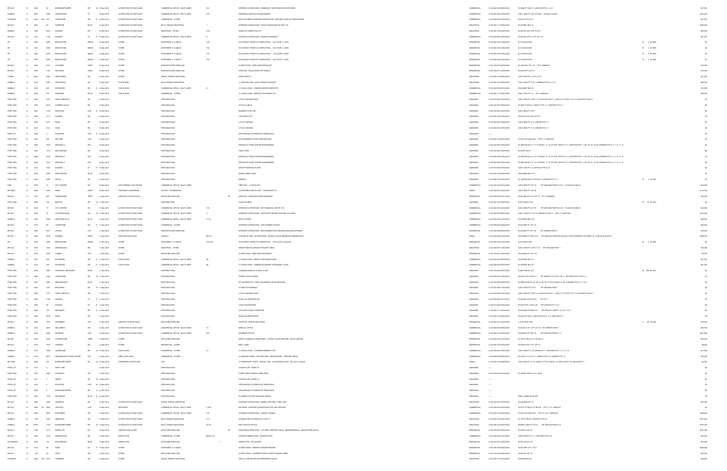| | | | | | | | | | | | | | | | |
|---|---|---|---|---|---|---|---|---|---|---|---|---|---|---|---|
| BP SALT | 12 | 3263 | 60 | BURNHAMTHORPE | RD | W | 10-Dec-2012 | ALTERATION TO EXIST BLDG | COMMERCIAL OFFICE - MULTI-USER | 210 | INTERIOR ALTERATIONS - COMMUNITY DOOR SERVICES NETWORK | COMMERCIAL | 21-05-040-154-08850-0000 | PL 98402 PT BLK 17, 43R14746 PTS 3, 4, 6, 7 | $27,000 |
| ZONBLD | 12 | 2887 | 3085 | HURONTARIO | ST | | 10-Dec-2012 | ALTERATION TO EXIST BLDG | COMMERCIAL RETAIL - MULTI-USER | 235 | PERSONAL SERVICE ESTABLISHMENT | COMMERCIAL | 21-05-040-096-11500-0000 | CON 1 WDS PT LOT 15 PL46 - 545 BLK E BLK B | $192,000 |
| PLU/BLDG | 12 | 3864 | 215 | LAKESHORE | RD | E | 10-Dec-2012 | ALTERATION TO EXIST BLDG | COMMERCIAL - OTHER | | NEW FIXTURES & GREASE INTERCEPTOR - EXISTING TAKE-OUT RESTAURANT | COMMERCIAL | 21-05-090-004-03900-0000 | PLAN 313 PT LOT 1 | $27,000 |
| BP SALT | 12 | 2862 | 65 | SUPERIOR | BLVD | | 10-Dec-2012 | ALTERATION TO EXIST BLDG | MULTI-TENANT INDUSTRIAL | 1 | INTERIOR ALTERATIONS - PINDA FOODS SPECIALTIES LTD | INDUSTRIAL | 21-05-040-117-07850-0000 | PLAN M901 BLK 16 | $926,000 |
| ZONBLD | 12 | 1995 | 2525 | DUNWIN | DR | | 10-Dec-2012 | ALTERATION TO EXIST BLDG | INDUSTRIAL - OTHER | 8-10 | MANUFACTURING FACILITY | INDUSTRIAL | 21-05-060-153-05800-0000 | PLAN 915 LOTS 270 TO 273 | $60,000 |
| BP SALT | 12 | 3114 | 1155 | DUNDAS | ST | E | 10-Dec-2012 | ALTERATION TO EXIST BLDG | COMMERCIAL RETAIL - MULTI-USER | 8 | INTERIOR ALTERATIONS - DUNDAS PHARMACY | COMMERCIAL | 21-05-030-068-14600-0000 | PLAN 485 LOTS 1-2 PT LOT 16 | $57,000 |
| OP | 12 | 3382 | 4005 | BRICKSTONE | MEWS | | 10-Dec-2012 | OTHER | APARTMENT (> 6 UNITS) | 135 | OCCUPANCY PRIOR TO COMPLETION - 1st FLOOR (1-UNIT) | RESIDENTIAL | 21-05-040-154-01200-0000 | B 4 PLAN M-1809 | B 4 M-1809 | $0 |
| OP | 12 | 3381 | 4005 | BRICKSTONE | MEWS | | 10-Dec-2012 | OTHER | APARTMENT (> 6 UNITS) | 104 | OCCUPANCY PRIOR TO COMPLETION - 1st FLOOR (1-UNIT) | RESIDENTIAL | 21-05-040-154-01200-0000 | B 4 PLAN M-1809 | B 4 M-1809 | $0 |
| OP | 12 | 3380 | 4005 | BRICKSTONE | MEWS | | 10-Dec-2012 | OTHER | APARTMENT (> 6 UNITS) | 103 | OCCUPANCY PRIOR TO COMPLETION - 1st FLOOR (1-UNIT) | RESIDENTIAL | 21-05-040-154-01200-0000 | B 4 PLAN M-1809 | B 4 M-1809 | $0 |
| OP | 12 | 3379 | 4005 | BRICKSTONE | MEWS | | 10-Dec-2012 | OTHER | APARTMENT (> 6 UNITS) | 102 | OCCUPANCY PRIOR TO COMPLETION - 1st FLOOR (1-UNIT) | RESIDENTIAL | 21-05-040-154-01200-0000 | B 4 PLAN M-1809 | B 4 M-1809 | $0 |
| BP SALT | 12 | 3263 | 4121 | COLOMBO | CRES | | 10-Dec-2012 | OTHER | SEMI-DETACHED DWELLING | | ALTERATIONS - SIDE DOOR ENTRANCE | RESIDENTIAL | 21-05-150-010-04858-0000 | PL 43M1016, PT L 35 - PT 8 43R20324 | $10,000 |
| BP SALT | 12 | 3393 | 1185 | BATAVIKA | CRES | | 10-Dec-2012 | OTHER | SEMI-DETACHED DWELLING | | ADDITION - SOLAR ROOFTOP PANELS | RESIDENTIAL | 21-05-030-077-12600-0000 | PLAN 678 PT LOT 41 | $13,000 |
| OTHER | 5 | 8657 | 6580 | NORTHWEST | DR | | 10-Dec-2012 | OTHER | SINGLE TENANT INDUSTRIAL | | SPRAY BOOTH | INDUSTRIAL | 21-05-050-116-00000-0000 | CON 7 EHS PCL 23 PT LOT 7 | $21,000 |
| ZONBLD | 12 | 3222 | 3380 | WOLFEDALE | RD | | 10-Dec-2012 | PYLON SIGN | MULTI-TENANT INDUSTRIAL | | (1) GROUND SIGN - MULTI-TENANT SIGNAGE | INDUSTRIAL | 21-05-040-144-00000-0000 | CON 1 NDS PT LT 22 - 43R26632 PTS 2-4, 7-12 | $29,000 |
| ZONBLD | 12 | 3540 | 620 | RATHBURN | RD | E | 10-Dec-2012 | FASCIA SIGN | COMMERCIAL RETAIL - MULTI-USER | C1 | (1) FASCIA SIGN - TOMKEN CENTRE DENTISTRY | COMMERCIAL | 21-05-040-095-30700-0000 | PLAN M387 BLK 30 | $21,000 |
| ZONBLD | 12 | 3388 | 415 | ANNAGEM | BLVD | | 10-Dec-2012 | FASCIA SIGN | COMMERCIAL - OTHER | | (1) FASCIA SIGN - GREDICO FOODWEAR LTD | COMMERCIAL | 21-05-040-117-05600-0000 | CON 1 EHS, PT L 9 -, PT 3 43R28184 | $59,000 |
| PORT SGN | 12 | 4389 | 1077 | NORTH SERVICE | RD | | 10-Dec-2012 | | PORTABLE SIGN | | LITTLE CAESARS PIZZA | UNKNOWN | 21-05-070-056-15700-0000 | CON 1 SDS PT LOTS 7, 8, PLAN 408 LOTS 1, 2, BLK A, PT LOTS 3 TO 11, PLAN 530 PT BLK A | $0 |
| PORT SGN | 12 | 4383 | 6610 | TURNER VALLEY | RD | | 10-Dec-2012 | | PORTABLE SIGN | | ACTIVA CLINICS | UNKNOWN | 21-05-040-097-35506-0000 | PL M46 PT BLK B - 43R4471 PTS 1, 2, 43R6876 PTS 2, 3 | $0 |
| PORT SGN | 12 | 4381 | 1150 | EGLINTON | AVE | E | 10-Dec-2012 | | PORTABLE SIGN | | MAGNETO ELECTRIC | UNKNOWN | 21-05-030-094-10900-0000 | CON 2 NDS PT LOT 7 | $0 |
| PORT SGN | 12 | 4385 | 2111 | DUNWIN | DR | | 10-Dec-2012 | | PORTABLE SIGN | | LITE DEPOT INC | UNKNOWN | 21-05-060-153-05300-0000 | PLAN 915 LOT 309 LOT 310 | $0 |
| PORT SGN | 12 | 4359 | 3141 | DIXIE | RD | | 10-Dec-2012 | | PORTABLE SIGN | | LITTLE CAESARS | UNKNOWN | 21-05-030-062-19500-0000 | CON 2 NDS PT LT 5, 43R2762 PTS 1-7 | $0 |
| PORT SGN | 12 | 4357 | 3141 | DIXIE | RD | | 10-Dec-2012 | | PORTABLE SIGN | | LITTLE CAESARS | UNKNOWN | 21-05-030-062-19500-0000 | CON 2 NDS PT LT 5, 43R2762 PTS 1-7 | $0 |
| PSGN_CP | 12 | 4390 | 0 | EGLINTON | AVE | E | 10-Dec-2012 | | PORTABLE SIGN | | APPLEWOOD CO-OPERATIVE PRESCHOOL | UNKNOWN | ----- | | $0 |
| PORT SGN | 12 | 4387 | 445 | WATLINE | AVE | | 10-Dec-2012 | | PORTABLE SIGN | | DAVID ROBERTS FOOD CORPORATION | UNKNOWN | 21-05-040-116-20570-0000 | PT BLK 9 PLAN M-453 - PTS 3, 9 43R12509 | $0 |
| PORT SGN | 12 | 4365 | 5100 | ERIN MILLS | PKY | | 10-Dec-2012 | | PORTABLE SIGN | | ERIN MILLS TOWN CENTRE MANAGEMENT | UNKNOWN | 21-05-040-098-10600-0000 | PL M633 BLKS 6, 8, 17, PT BLKS 1, 5, 16, 20, RCP 1003 PT LT 2, 43R16793 PTS 1 , 3-28, 30, 31, 33-35, 43R26855 PTS 2-4, 7, 8, 11, 14 | $0 |
| PORT SGN | 12 | 4355 | 1375 | SOUTHDOWN | RD | | 10-Dec-2012 | | PORTABLE SIGN | | PIZZA PIZZA | UNKNOWN | 21-05-020-040-12600-0000 | PLAN 881 BLK F | $0 |
| PORT SGN | 12 | 4366 | 5100 | ERIN MILLS | PKY | | 10-Dec-2012 | | PORTABLE SIGN | | ERIN MILLS TOWN CENTRE MANAGEMENT | UNKNOWN | 21-05-040-098-10600-0000 | PL M633 BLKS 6, 8, 17, PT BLKS 1, 5, 16, 20, RCP 1003 PT LT 2, 43R16793 PTS 1 , 3-28, 30, 31, 33-35, 43R26855 PTS 2-4, 7, 8, 11, 14 | $0 |
| PORT SGN | 12 | 4364 | 5100 | ERIN MILLS | PKY | | 10-Dec-2012 | | PORTABLE SIGN | | ERIN MILLS TOWN CENTRE MANAGEMENT | UNKNOWN | 21-05-040-098-10600-0000 | PL M633 BLKS 6, 8, 17, PT BLKS 1, 5, 16, 20, RCP 1003 PT LT 2, 43R16793 PTS 1 , 3-28, 30, 31, 33-35, 43R26855 PTS 2-4, 7, 8, 11, 14 | $0 |
| PORT SGN | 12 | 4374 | 1990 | DUNDAS | ST | E | 10-Dec-2012 | | PORTABLE SIGN | | DEVATHS BOXING STUDIO | UNKNOWN | 21-05-070-068-35100-0000 | CON 1 SDS PT L 4, 43R1501 5 PTS 8, 24 | $0 |
| PORT SGN | 12 | 4362 | 2555 | ERIN CENTRE | BLVD | | 10-Dec-2012 | | PORTABLE SIGN | | SKINN LASER CLINIC | UNKNOWN | 21-05-040-159-40000-0000 | PLAN M856 BLK 195 | $0 |
| PORT SGN | 12 | 4382 | 6005 | MAVIS | RD | | 10-Dec-2012 | | PORTABLE SIGN | | REBOOK | UNKNOWN | 21-05-040-175-72400-0000 | PL 43M1363 BLK 10 PT BLK 9, 43R24920 PTS 1-11 | B 5 M-1363 | $0 |
| FIRE | 12 | 3279 | 77 | CITY CENTRE | DR | | 10-Dec-2012 | ELECTROMAG LOCK DEVICE | COMMERCIAL OFFICE - MULTI-USER | | FIRE ONLY - (1) MAGLOCK | COMMERCIAL | 21-05-040-154-00410-0000 | CON 2 NDS PT LOT 16 RP 43R13482 PARTS 2,3,6,7 PLAN M1010 BLK 5 | $22,000 |
| BP 3NEW | 12 | 3305 | 1090 | MAZO | CRES | | 10-Dec-2012 | PORTABLE CLASSROOM | SCHOOL - ELEMENTARY | | (3) PORTABLE RELOCATES - WHITEOAKS P.S. | PUBLIC | 21-05-020-034-16300-0000 | CON 2 SDS PT LOT 28 | $116,000 |
| BP SALT | 12 | 3241 | 641 | TAMBOURINE | TERR | | 11-Dec-2012 | ADDITION TO EXIST BLDG | DETACHED DWELLING | 18 | ADDITION - UNHEATED REAR SUNROOM | RESIDENTIAL | 21-05-040-098-30701-0000 | PLAN 43M1475, PT LOT 77 - PT 5 43R28088 | $34,000 |
| PORT SGN | 12 | 4398 | 720 | BRISTOL | RD | W | 11-Dec-2012 | | PORTABLE SIGN | | PUBLIC MOBILE | UNKNOWN | 21-05-040-164-59000-0000 | B 30 PLAN M-1721 | B 30 M-1721 | $0 |
| BP SALT | 12 | 3235 | 77 | CITY CENTRE | DR | | 11-Dec-2012 | ALTERATION TO EXIST BLDG | COMMERCIAL OFFICE - MULTI-USER | 100 | INTERIOR ALTERATIONS - KEY FINANCIAL GROUP LTD | COMMERCIAL | 21-05-040-154-00410-0000 | CON 2 NDS PT LOT 16 RP 43R13482 PARTS 2,3,6,7 PLAN M1010 BLK 5 | $43,000 |
| BP SALT | 12 | 3090 | 15 | COURTNEYPARK | DR | W | 11-Dec-2012 | ALTERATION TO EXIST BLDG | COMMERCIAL OFFICE - MULTI-USER | 3 | INTERIOR ALTERATIONS - NEW SUITE SEPARATION (RE-LOCATIVE) | COMMERCIAL | 21-05-040-098-80601-0000 | CON 1 WHS PT LT 9, PL 43M0544 PT BLK 5 -, PTS 1-5 43R31456 | $170,000 |
| ZONBLD | 12 | 3328 | 4646 | HERITAGE HILLS | BLVD | | 11-Dec-2012 | ALTERATION TO EXIST BLDG | COMMERCIAL RETAIL - MULTI-USER | 17-19 | RETAIL STORE | COMMERCIAL | 21-05-040-150-41400-0000 | PLAN M605 BLK 173 | $86,000 |
| BP SALT | 12 | 3170 | 99 | LAKESHORE | RD | E | 11-Dec-2012 | ALTERATION TO EXIST BLDG | COMMERCIAL - OTHER | | INTERIOR ALTERATIONS - YEW FROZEN YOGURT | COMMERCIAL | 21-05-090-004-00000-0000 | PLAN 300E PT LOT 15 | $53,000 |
| BP SALT | 12 | 3006 | 3971 | ARVIDA | CIR | | 11-Dec-2012 | ALTERATION TO EXIST BLDG | SEMI-DETACHED DWELLING | | INTERIOR ALTERATIONS - NEW BASEMENT BATHROOM & ENLARGE OPENING | RESIDENTIAL | 21-05-040-099-60844-0000 | PLAN M59 PT LOT 104 RP 43R5336 PART 9 | $16,000 |
| BP SALT | 12 | 2826 | 3505 | DAMBRO | CRES | | 11-Dec-2012 | ADDITION AND ALTER | CHURCH | BLD-H | CHANGE OF USE / ALTERATIONS - GRACE & TRUTH MESSAGE TABERNACLE | PUBLIC | 21-05-040-098-02705-0000 | PLAN M692 PT BLK 3 & 4 RP 43R16876 PARTS 4,25,53,54 11 WITH INTEREST OF PARTS 41 TO 46,49,50,55,56,57 | $350,000 |
| OP | 12 | 3439 | 4005 | BRICKSTONE | MEWS | | 11-Dec-2012 | OTHER | APARTMENT (> 6 UNITS) | 3701-06 | OCCUPANCY PRIOR TO COMPLETION - 37th FLOOR (6-UNITS) | RESIDENTIAL | 21-05-040-154-01200-0000 | B 4 PLAN M-1809 | B 4 M-1809 | $0 |
| BP SALT | 12 | 3309 | 7333 | MISSISSAUGA | RD | | 11-Dec-2012 | OTHER | INDUSTRIAL - OTHER | | REMOVE BELOW GRADE STORAGE TANKS | INDUSTRIAL | 21-05-040-097-11600-0000 | CON 4 WHS PT LOTS 11,13 RP 43R15845 PART 1 | $32,000 |
| BP SALT | 12 | 3215 | 5066 | LOZIER | CRT | | 11-Dec-2012 | OTHER | DETACHED DWELLING | | ALTERATIONS - SIDE DOOR ENTRANCE | RESIDENTIAL | 21-05-150-081-85300-0000 | PLAN M424 PT LOT 131 | $5,000 |
| ZONBLD | 12 | 3321 | 620 | RATHBURN | RD | E | 11-Dec-2012 | FASCIA SIGN | COMMERCIAL RETAIL - MULTI-USER | B5 | (1) FASCIA SIGN - ABSOLUT SEM BAR & GRILL | COMMERCIAL | 21-05-040-095-30700-0000 | PLAN M387 BLK 30 | $21,000 |
| ZONBLD | 12 | 3518 | 620 | RATHBURN | RD | E | 11-Dec-2012 | FASCIA SIGN | COMMERCIAL RETAIL - MULTI-USER | B8 | (1) FASCIA SIGN - TOMKEN-RATHBURN VETERINARY CLINIC | COMMERCIAL | 21-05-040-095-30700-0000 | PLAN M387 BLK 30 | $21,000 |
| PORT SGN | 12 | 4363 | 5980 | CHURCHILL MEADOWS | BLVD | | 11-Dec-2012 | | PORTABLE SIGN | | CANADIAN MUSCLE & JOINT CLINIC | UNKNOWN | 21-05-150-085-09870-0000 | B 446 PLAN M-1437 | B 446 M-1437 | $0 |
| PORT SGN | 12 | 4392 | 1690 | LAKESHORE | RD | W | 11-Dec-2012 | | PORTABLE SIGN | | POWER YOGA CANADA | UNKNOWN | 21-05-020-024-19600-0000 | PLAN D13 PT LOTS 1,2 RP 43R9581 PT LOTS 1 TO 6 RP 43R7169 PT LOTS 1,2 | $0 |
| PORT SGN | 12 | 4397 | 2460 | MEADOWVALE | BLVD | | 11-Dec-2012 | | PORTABLE SIGN | | GE TECHNOLOGY / PEEL CHILDREN'S AID FOUNDATION | UNKNOWN | 21-05-040-098-02890-0000 | PL 46802 BLKS 34, 35, 36, 47, 55, 56, 57, 58 PT BLKS 37, 60, 43R22662 PTS 2, 3, 7, 8, 9 | $0 |
| PORT SGN | 12 | 4391 | 1201 | BRITANNIA | RD | W | 11-Dec-2012 | | PORTABLE SIGN | | ST MARY'S PHARMACY | UNKNOWN | 21-05-040-098-13000-0000 | CON 3 WHS PT LOT 6 RP 43R18884 PART 1 | $0 |
| PORT SGN | 12 | 4386 | 1077 | NORTH SERVICE | RD | | 11-Dec-2012 | | PORTABLE SIGN | | LITTLE CAESARS PIZZA | UNKNOWN | 21-05-070-056-15700-0000 | CON 1 SDS PT LOTS 7, 8, PLAN 408 LOTS 1, 2, BLK A, PT LOTS 3 TO 11, PLAN 530 PT BLK A | $0 |
| PORT SGN | 12 | 4388 | 1165 | DUNDAS | ST | E | 11-Dec-2012 | | PORTABLE SIGN | | SHAW TAX SERVICES INC | UNKNOWN | 21-05-030-068-15100-0000 | PLAN 485 LOTS 6 & 8 PT LOT 7 | $0 |
| PORT SGN | 12 | 4380 | 4099 | 60 DUNDAS | ST | E | 11-Dec-2012 | | PORTABLE SIGN | | CASH CONVERTERS | UNKNOWN | 21-05-010-068-27600-0000 | PLAN 819 PT LOTS 128 RP 43R18792 PT 1 & 2 | $0 |
| PORT SGN | 12 | 4400 | 150 | BRITANNIA | RD | E | 11-Dec-2012 | | PORTABLE SIGN | | LECLAIRS FAMILY FURNITURE | UNKNOWN | 21-05-040-117-16000-0000 | PLAN M425 PT BLKS 4,5 RP 43R14201 PARTS 1,2,3, 12, 13,14 | $0 |
| PORT SGN | 12 | 4396 | 5425 | DIXIE | RD | | 11-Dec-2012 | | PORTABLE SIGN | | NAGULAS RESTAURANT | UNKNOWN | 21-05-050-116-06000-0000 | PL M326 PT BLK 3, 43R12339 PTS 6, 7, 8, 43R21196 PT 1 | $0 |
| BP SALT | 12 | 3389 | 5315 | SNOWBIRD | CRT | | 11-Dec-2012 | ADDITION TO EXIST BLDG | DETACHED DWELLING | | ADDITION - ONE-STOREY DECK | RESIDENTIAL | 21-05-040-157-47605-0000 | L 25 PLAN M-1762 | L 25 M-1762 | $12,000 |
| ZONBLD | 12 | 3307 | 6400 | MILLCREEK | DR | | 12-Dec-2012 | ALTERATION TO EXIST BLDG | COMMERCIAL OFFICE - MULTI-USER | 15 | MEDICAL OFFICE | COMMERCIAL | 21-05-040-097-28800-0000 | PLAN 827 LOT 14 PT LOT 13 RP 43R6078 PART 1 | $92,000 |
| ZONBLD | 12 | 3218 | 2600 | SKYMARK | AVE | | 12-Dec-2012 | ALTERATION TO EXIST BLDG | COMMERCIAL OFFICE - MULTI-USER | 520 | BUSINESS OFFICE | COMMERCIAL | 21-05-050-115-70050-0000 | PLAN M533 PT BLK 10 RP 43R14873 PARTS 1,2 | $221,000 |
| BP SALT | 12 | 3351 | 3090 | STONEHOUSE | CRES | | 12-Dec-2012 | OTHER | DETACHED DWELLING | | IMPACT DAMAGE ALTERATIONS - (7) ROOF TRUSS REPAIRS - SFD & GARAGE | RESIDENTIAL | 21-05-060-125-12400-0000 | PL 352 PT BLK A, PL 195 BLK A | $20,000 |
| BP SALT | 12 | 4103 | 2122 | GORDON | DR | | 12-Dec-2012 | OTHER | RESIDENTIAL - OTHER | | NEW - SHED | RESIDENTIAL | 21-05-060-125-15000-0000 | PLAN E20 PCL 9 PT LOT 10 | $0,000 |
| ZONBLD | 12 | 3174 | 1665 | LAKESHORE | RD | W | 12-Dec-2012 | FASCIA SIGN | COMMERCIAL - OTHER | 12 | (1) FASCIA SIGN - CLARKSON REMEDY'S RX | COMMERCIAL | 21-05-020-024-15300-0000 | CON 2 SDS PT L 28, 43R9453 PT 2, 43R12089 PTS 1, 3, 7-11, 22 | $21,000 |
| ZONBLD | 12 | 3198 | 6677 | MEADOWVALE TOWN CENTRE | CIR | | 12-Dec-2012 | DIRECTORY SIGN | COMMERCIAL - OTHER | | (2) GROUND SIGNS - TIM HORTONS 1-MENU BOARD, 1-PREVIEW MENU | COMMERCIAL | 21-05-040-098-00500-0000 | PL M184 LT 8, PT LT 1 - 43R6079 PTS 1-8, 43R6030 PTS 1-9 | $55,000 |
| BP 3TEN | 12 | 3400 | 301 | BURNHAMTHORPE | RD | W | 12-Dec-2012 | TEMPORARY STRUCTURE | CITY | | (2) TEMPORARY TENTS - INSTALL DEC. 2nd & REMOVE DEC. 19th, 2012 (2-50x50 | PUBLIC | 21-05-040-154-00805-0000 | CON 2 NDS PT LT 18, 43R8721 PT OF PARTS 1-3, 43R13149 PT 36, 43R13393 PT 2 | $4,000 |
| PSGN_CP | 12 | 4413 | 0 | NINTH LINE | | | 12-Dec-2012 | | PORTABLE SIGN | | COUNCILLOR - WARD 10 | UNKNOWN | ----- | | $0 |
| PORT SGN | 12 | 4407 | 4060 | RIDGEWAY | DR | | 12-Dec-2012 | | PORTABLE SIGN | | CARPE DIEM FITNESS & WELLNESS | UNKNOWN | 21-05-150-010-00155-0000 | PL 43M793 BLKS 12-14, 28-30 | $0 |
| PSGN_CP | 12 | 4411 | 0 | DERRY | RD | W | 12-Dec-2012 | | PORTABLE SIGN | | COUNCILLOR - WARD 10 | UNKNOWN | ----- | | $0 |
| PSGN_CP | 12 | 4410 | 0 | EGLINTON | AVE | W | 12-Dec-2012 | | PORTABLE SIGN | | APPLEWOOD CO-OPERATIVE PRESCHOOL | UNKNOWN | ----- | | $0 |
| PSGN_CP | 12 | 4409 | 0 | BURNHAMTHORPE | RD | E | 12-Dec-2012 | | PORTABLE SIGN | | APPLEWOOD CO-OPERATIVE PRESCHOOL | UNKNOWN | ----- | | $0 |
| PORT SGN | 12 | 4401 | 1015 | MATHESON | BLVD | E | 12-Dec-2012 | | PORTABLE SIGN | | ELIZABETH STUART DISCOUNT BRIDAL | UNKNOWN | ----- | PEEL CONDO PLAN 249 | $0 |
| BP SALT | 12 | 3395 | 2240 | ARGENTIA | RD | | 13-Dec-2012 | ALTERATION TO EXIST BLDG | SINGLE TENANT INDUSTRIAL | | INTERIOR ALTERATIONS - DEMOLITION ONLY - EPIC UNIT | INDUSTRIAL | 21-05-040-097-04700-0000 | PLAN M364 LOT 15 | $32,000 |
| BP SALT | 12 | 2864 | R1 | 6020 CENTURY | AVE | | 13-Dec-2012 | REVISIONS | COMMERCIAL RETAIL - MULTI-USER | 1 FLR | REVISION - INTERIOR ALTERATIONS FOR TIM HORTONS | COMMERCIAL | 21-05-040-097-30200-0000 | PL M13, PT BLK A, PT BLK B -, PTS 1, 2, 6 43R30277 | $0 |
| BP SALT | 12 | 3285 | 6600 | EXPLORER | DR | | 13-Dec-2012 | ALTERATION TO EXIST BLDG | COMMERCIAL OFFICE - MULTI-USER | 102 | INTERIOR ALTERATIONS - TARGET CANADA | COMMERCIAL | 21-05-050-115-50300-0000 | PT BLK 6 PLAN M-783 - PTS 1-8, 8-15 43R20730 | $165,000 |
| BP SALT | 12 | 958 | 3397 | AMERICAN | DR | | 13-Dec-2012 | ALTERATION TO EXIST BLDG | MULTI-TENANT INDUSTRIAL | 8-9 | SCIENCE AND TECHNOLOGY FACILTY | INDUSTRIAL | 21-05-050-108-01901-0000 | PL 734 PT BLK B, 43R10051 PTS 5-9 | $217,000 |
| ZONBLD | 09 | 5700 | 1100 | BURNHAMTHORPE | RD | W | 13-Dec-2012 | ALTERATION TO EXIST BLDG | MULTI-TENANT INDUSTRIAL | 27-30 | REAL ESTATE OFFICE | INDUSTRIAL | 21-05-040-144-00600-0000 | RANGE 5 NDS PT LOT 8 RP 43R7258 PARTS 3,4 | $179,000 |
| BP SALT | 12 | 1768 | 3175 | REDGLUTE | DR | | 13-Dec-2012 | ADDITION AND ALTER | DETACHED DWELLING | 28 | ADDITION/ALTERATIONS - 1-STOREY ADDITION, DECK, UNDERPINNING & 1 BACKWATER VALVE | RESIDENTIAL | 21-05-030-076-18500-0000 | PLAN 834 LOT 47 | $167,000 |
| BP SALT | 12 | 3336 | 7070 | MISSISSAUGA | RD | | 13-Dec-2012 | DEMOLITION | COMMERCIAL - OTHER | BSMT LVL | INTERIOR DEMOLITION - GARDEN LEVEL | COMMERCIAL | 21-05-040-098-21400-0000 | CON 5 WHS PT LT 11, 43R16883 PTS 8-13 | $55,000 |
| HOUSDEMO | 12 | 3407 | 101 | EAGLEWOOD | BLVD | | 13-Dec-2012 | DEMOLITION | DETACHED DWELLING | 1 | DEMOLITION - SFD & SHED | RESIDENTIAL | 21-05-010-010-14400-0000 | PLAN C20 LOT 34 | $22,000 |
| BP SALT | 12 | 3112 | 55 | PARK | ST | E | 13-Dec-2012 | OTHER | APARTMENT (> 6 UNITS) | | ALTERATIONS - PARKING GARAGE REPAIRS | RESIDENTIAL | 21-05-090-003-02650-0000 | PLAN 300E LOT 1 TO 9 | $209,000 |
| BP SALT | 12 | 407 | 35 | ARCH | RD | | 13-Dec-2012 | OTHER | DETACHED DWELLING | | ALTERATIONS - COVERED PORCH & ROOF GARAGE CABLE | RESIDENTIAL | 21-05-120-005-19000-0000 | PLAN 478 LOT 18 | $26,000 |
| PLU/BLDG | 12 | 3650 | PLU 1210 | TORRIBAM | RD | | 13-Dec-2012 | OTHER | SINGLE TENANT INDUSTRIAL | | INSTALL ONE BACKFLOW PREVENTER (DCVA) | INDUSTRIAL | 21-05-050-115-15720-0000 | PLAN 904 BLK M | $26,000 |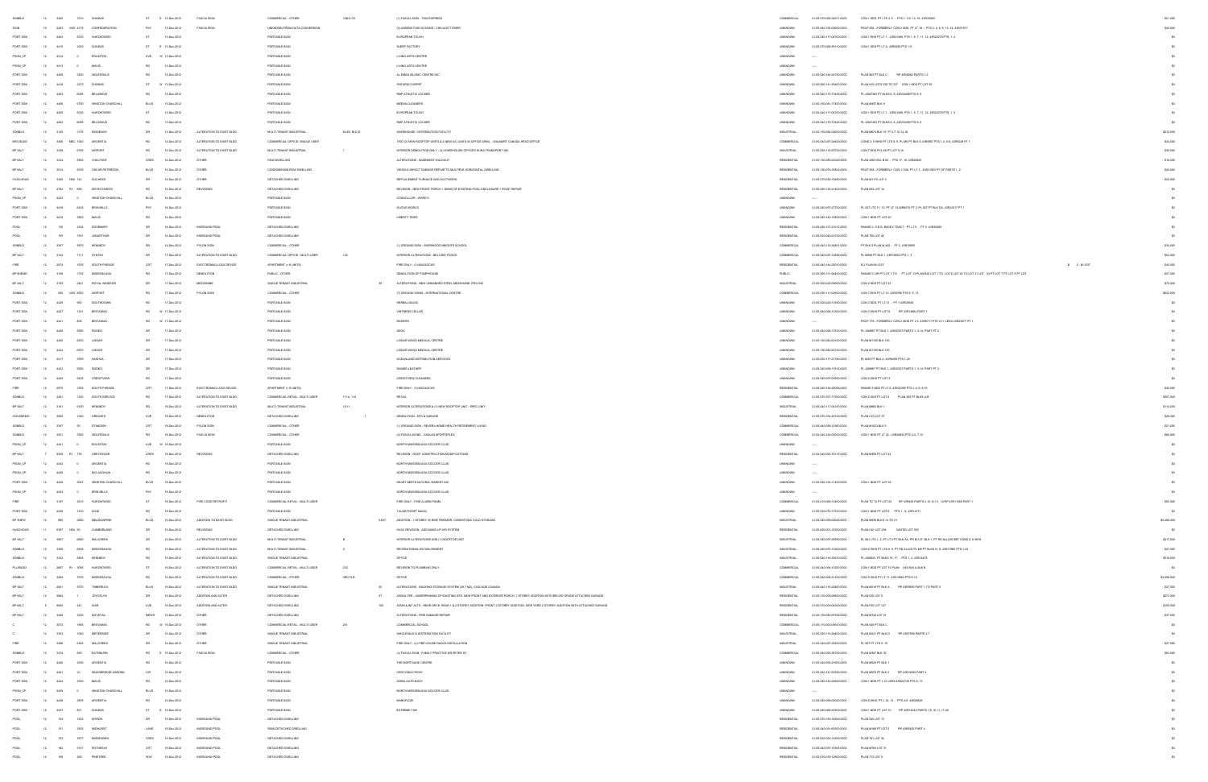| | | | | | | | | | | | | | | | | |
|---|---|---|---|---|---|---|---|---|---|---|---|---|---|---|---|---|
| ZONBLD | 12 | 3400 | F610 | DUNDAS | ST | E | 15-Dec-2012 | FASCIA SIGN | COMMERCIAL - OTHER | 3 BLDG | (1) FASCIA SIGN - THAI EXPRESS | COMMERCIAL | 21-05-070-068-08411-0000 | CON 1 SDS, PT LTS 4, 5 - PTS 1, 3-9, 14, 15 43R23995 | | $21,000 |
| SIGN | 12 | 4203 | UNIT 4175 | CONFEDERATION | PKY | | 15-Dec-2012 | FASCIA SIGN | UNKNOWN FROM DATA CONVERSION | | (5) AWNING FASCIA SIGNS - CHICAGO TOWER | UNKNOWN | 21-05-040-154-00600-0000 | PEZP 594 - FORMERLY CON 2 NDS, PT LT 18 - PTS 2, 4, 5, 9, 11, 14 43R31917 | | $20,000 |
| PORT SGN | 12 | 4454 | 5035 | HURONTARIO | ST | | 15-Dec-2012 | PORTABLE SIGN | | | EUROPEAN TOUCH | UNKNOWN | 21-05-040-117-04700-0000 | CON 1 EHS PT LT 1 - 43R21689, PTS 1, 6, 7, 11, 12 43R22379 PTS 1, 2 | | $0 |
| PORT SGN | 12 | 4415 | 2200 | DUNDAS | ST | E | 15-Dec-2012 | PORTABLE SIGN | | | SLEEP FACTORY | UNKNOWN | 21-05-070-068-58110-0000 | CON 1 SDS PT LT 8, 43R8858 PTS 1-8 | | $0 |
| PSGN_CP | 12 | 4414 | C | EGLINTON | AVE | W | 15-Dec-2012 | PORTABLE SIGN | | | LIVING ARTS CENTRE | UNKNOWN | ----- | | | $0 |
| PSGN_CP | 12 | 4413 | C | MAVIS | RD | | 15-Dec-2012 | PORTABLE SIGN | | | LIVING ARTS CENTRE | UNKNOWN | ----- | | | $0 |
| PORT SGN | 12 | 4409 | 3410 | WOLFEDALE | RD | | 15-Dec-2012 | PORTABLE SIGN | | | AL EMAN ISLAMIC CENTRE INC. | UNKNOWN | 21-05-040-144-06750-0000 | PLAN 963 PT BLK C RP 43R9862 PARTS 1,2 | | $0 |
| PORT SGN | 12 | 4416 | 2275 | DUNDAS | ST | W | 15-Dec-2012 | PORTABLE SIGN | | | ONTARIO CARPET | UNKNOWN | 21-05-060-141-20600-0000 | PLAN 915 LOTS 335 TO 337 CON 1 NDS PT LOT 35 | | $0 |
| PORT SGN | 12 | 4423 | 6085 | BELGRAVE | RD | | 15-Dec-2012 | PORTABLE SIGN | | | RMP ATHLETIC LOCKER | UNKNOWN | 21-05-040-175-73425-0000 | PL 43M1363 PT BLKS 8, 9, 43R30308 PTS 8, 9 | | $0 |
| PORT SGN | 12 | 4406 | 4750 | WINSTON CHURCHILL | BLVD | | 15-Dec-2012 | PORTABLE SIGN | | | MEENA CLEANERS | UNKNOWN | 21-05-150-081-11600-0000 | PLAN M407 BLK 9 | | $0 |
| PORT SGN | 12 | 4449 | 5035 | HURONTARIO | ST | | 15-Dec-2012 | PORTABLE SIGN | | | EUROPEAN TOUCH | UNKNOWN | 21-05-040-117-04700-0000 | CON 1 EHS PT LT 1 - 43R21689, PTS 1, 6, 7, 11, 12 43R22379 PTS 1, 2 | | $0 |
| PORT SGN | 12 | 4422 | 6085 | BELGRAVE | RD | | 15-Dec-2012 | PORTABLE SIGN | | | RMP ATHLETIC LOCKER | UNKNOWN | 21-05-040-175-73425-0000 | PL 43M1363 PT BLKS 8, 9, 43R30308 PTS 8, 9 | | $0 |
| ZONBLD | 12 | 3149 | 3175 | RIDGEWAY | DR | | 15-Dec-2012 | ALTERATION TO EXIST BLDG | MULTI-TENANT INDUSTRIAL | 84-85, BLD-B | WAREHOUSE / DISTRIBUTION FACILITY | INDUSTRIAL | 21-05-150-084-02600-0000 | PLAN M674 BLK 15, PT LT 12-14 30 | | $216,000 |
| MECBLDG | 12 | 3066 | MEC 1060 | ARGENTIA | RD | | 14-Dec-2012 | ALTERATION TO EXIST BLDG | COMMERCIAL OFFICE- SINGLE USER | | TWO (2) NEW ROOFTOP UNITS & 2 NEW A/C UNITS IN OFFICE AREA - WALMART CANADA HEAD OFFICE | COMMERCIAL | 21-05-040-097-24600-0000 | CON 6 & 5 WHS PT LTS 8, 9, PL M9 PT BLK E 43R9897 PTS 1-4, 6-8, 43R9228 PT 1 | | $44,000 |
| BP 9ALT | 12 | 3338 | 4196 | AIRPORT | RD | | 14-Dec-2012 | ALTERATION TO EXIST BLDG | MULTI-TENANT INDUSTRIAL | 1 | INTERIOR DEMOLITION ONLY - (2) WAREHOUSE OFFICES HUNA TRANSPORT INC | INDUSTRIAL | 21-05-050-116-00700-0000 | CON 7 EHS PCL 48 PT LOT 9,10 | | $30,000 |
| BP 9ALT | 12 | 3224 | 3503 | CHALFONT | CRES | | 14-Dec-2012 | OTHER | ROW DWELLING | | ALTERATIONS - BASEMENT WALKOUT | RESIDENTIAL | 21-05-150-085-04500-0000 | PLAN 43M1594 BLK 9 - PTS 17, 18 43R30433 | | $18,000 |
| BP 9ALT | 12 | 3514 | 3035 | OSCAR PETERSON | BLVD | | 14-Dec-2012 | OTHER | CONDOMINIUM ROW DWELLING | | VEHICLE IMPACT DAMAGE REPAIR TO MULTIPLE HORIZONTAL DWELLING | RESIDENTIAL | 21-05-150-070-15603-0000 | PEZP 838 - FORMERLY CON 11 NS, PT LT 1 - 43R31855 PT OF PARTS 1, 2 | | $20,000 |
| HVACHOUS | 12 | 3442 | 152 | DUCHESS | DR | | 14-Dec-2012 | OTHER | DETACHED DWELLING | | REPLACEMENT FURNACE AND DUCTWORK | RESIDENTIAL | 21-05-070-008-19460-0000 | PLAN M1173 LOT 4 | | $20,000 |
| BP 9ALT | 12 | 2782 R1 | 656 | SIR RICHARDS | RD | | 14-Dec-2012 | REVISIONS | DETACHED DWELLING | | REVISION - NEW FRONT PORCH + SWING OF EXISTING POOL ENCLOSURE + ROOF REPAIR | RESIDENTIAL | 21-05-080-105-21400-0000 | PLAN 892 LOT 14 | | $0 |
| PSGN_CP | 12 | 4402 | C | WINSTON CHURCHILL | BLVD | | 14-Dec-2012 | PORTABLE SIGN | | | COUNCILLOR - WARD 9 | UNKNOWN | ----- | | | $0 |
| PORT SGN | 12 | 4419 | 6435 | ERIN MILLS | PKY | | 14-Dec-2012 | PORTABLE SIGN | | | GUITAR WORLD | UNKNOWN | 21-05-040-097-27700-0000 | PL 927 LTS 11, 12, PT LT 13 43R8673 PT 2-7, PT BLK DX 43R13417 PT 1 | | $0 |
| PORT SGN | 12 | 4418 | 3853 | MAVIS | RD | | 14-Dec-2012 | PORTABLE SIGN | | | LIBERTY TIRES | UNKNOWN | 21-05-040-143-39600-0000 | CON 1 NDS PT LOT 20 | | $0 |
| POOL | 12 | 155 | 2324 | ROSEMARY | DR | | 14-Dec-2012 | INGROUND POOL | DETACHED DWELLING | | | RESIDENTIAL | 21-05-060-127-20102-0000 | RANGE 3, S.D.S, RACEY TRACT - PT LT 9 - PT 3 43R6208 | | $0 |
| POOL | 12 | 156 | 1301 | LENARTHUR | DR | | 14-Dec-2012 | INGROUND POOL | DETACHED DWELLING | | | RESIDENTIAL | 21-05-050-04 | PLAN 783 LOT 49 | | $0 |
| ZONBLD | 12 | 3287 | 3870 | WENBRY | RD | | 14-Dec-2012 | PYLON SIGN | COMMERCIAL - OTHER | | (1) GROUND SIGN - SHERWOOD HEIGHTS SCHOOL | COMMERCIAL | 21-05-040-116-34601-0000 | PT BLK K PLAN M-420 - PT 2, 43R15009 | | $34,000 |
| BP 9ALT | 12 | 3144 | 7111 | SYNTEX | DR | | 17-Dec-2012 | ALTERATION TO EXIST BLDG | COMMERCIAL OFFICE - MULTI-USER | 102 | INTERIOR ALTERATIONS - BELLISIO FOODS | COMMERCIAL | 21-05-040-097-12695-0000 | PL M485 PT BLK 1, 43R19542 PTS 1, 3 | | $92,000 |
| FIRE | 12 | 2874 | 1050 | SOUTH PARADE | CRT | | 17-Dec-2012 | ELECTROMAG LOCK DEVICE | APARTMENT (> 6 UNITS) | | FIRE ONLY - (1) MAGLOCKS | RESIDENTIAL | 21-05-040-144-25010-0000 | B-2 PLAN M-1237 | B 2 M-1237 | $40,000 |
| BP 9DEMO | 12 | 3189 | 1725 | MISSISSAUGA | RD | | 17-Dec-2012 | DEMOLITION | PUBLIC - OTHER | | DEMOLITION OF PUMPHOUSE | PUBLIC | 21-05-060-151-05600-0000 | RANGE 3 CIR PT LOT 1 TO PT LOT 13 PLAN B20 LOT 1 TO LOT 34 TO LOT 31 LOT 43 PT LOT 7 PT LOT 8 PT LOT | | $27,000 |
| BP 9ALT | 12 | 3199 | 2441 | ROYAL WINDSOR | DR | | 17-Dec-2012 | MEZZANINE | SINGLE TENANT INDUSTRIAL | 38 | ALTERATIONS - NEW UNMANNED STEEL MEZZANINE, IPEX INC | INDUSTRIAL | 21-05-020-025-09900-0000 | CON 2 SDS PT LOT 34 | | $75,000 |
| ZONBLD | 12 | 195 | UNIT 6300 | AIRPORT | RD | | 17-Dec-2012 | PYLON SIGN | COMMERCIAL - OTHER | | (1) GROUND SIGN - INTERNATIONAL CENTRE | COMMERCIAL | 21-05-050-115-02800-0000 | CON 7 EHS PT LT 10, 43R3795 PTS 8, 9, 13 | | $500,000 |
| PORT SGN | 12 | 4426 | 950 | SOUTHDOWN | RD | | 17-Dec-2012 | PORTABLE SIGN | | | HERBALMAGIC | UNKNOWN | 21-05-020-024-11600-0000 | CON 3 SDS PT LT 31 - PT 1 43R2008 | | $0 |
| PORT SGN | 12 | 4427 | 1201 | BRITANNIA | RD | W | 17-Dec-2012 | PORTABLE SIGN | | | VINTNERS CELLAR | UNKNOWN | 21-05-040-098-15300-0000 | CON 3 WHS PT LOT 6 RP 43R14884 PART 1 | | $0 |
| PORT SGN | 12 | 4431 | 805 | BRITANNIA | RD | W | 17-Dec-2012 | PORTABLE SIGN | | | ROGERS | UNKNOWN | ----- | PEZP 776 - FORMERLY CON 2 WHS PT LT 5, 43R8711 PTS 8-11 LESS 43R22077 PT 1 | | $0 |
| PORT SGN | 12 | 4438 | 5980 | RODEO | DR | | 17-Dec-2012 | PORTABLE SIGN | | | GEOX | UNKNOWN | 21-05-040-098-17915-0000 | PL 43M857 PT BLK 1, 43R20577 PARTS 1, 3-14, PART PT 2 | | $0 |
| PORT SGN | 12 | 4433 | 6970 | LISGAR | DR | | 17-Dec-2012 | PORTABLE SIGN | | | LISGAR WOOD MEDICAL CENTRE | UNKNOWN | 21-05-150-082-02100-0000 | PLAN M1105 BLK 190 | | $0 |
| PORT SGN | 12 | 4434 | 6970 | LISGAR | DR | | 17-Dec-2012 | PORTABLE SIGN | | | LISGAR WOOD MEDICAL CENTRE | UNKNOWN | 21-05-150-082-02100-0000 | PLAN M1105 BLK 190 | | $0 |
| PORT SGN | 12 | 4417 | 1500 | SANDHILL | DR | | 17-Dec-2012 | PORTABLE SIGN | | | OCEANLAND DISTRIBUTION SERVICES | UNKNOWN | 21-05-050-117-27160-0000 | PL M35 PT BLK A, 43R9388 PTS 7-29 | | $0 |
| PORT SGN | 12 | 4423 | 5980 | RODEO | DR | | 17-Dec-2012 | PORTABLE SIGN | | | DANIER LEATHER | UNKNOWN | 21-05-040-098-17915-0000 | PL 43M857 PT BLK 1, 43R20577 PARTS 1, 3-14, PART PT 2 | | $0 |
| PORT SGN | 12 | 4420 | 5425 | CREDITVIEW | RD | | 17-Dec-2012 | PORTABLE SIGN | | | CREDITVIEW CLEANERS | UNKNOWN | 21-05-040-097-00655-0000 | CON 3 WHS PT LOT 3 | | $0 |
| FIRE | 12 | 2875 | 1055 | SOUTH PARADE | CRT | | 17-Dec-2012 | ELECTROMAG LOCK DEVICE | APARTMENT (> 6 UNITS) | | FIRE ONLY - (1) MAGLOCKS | RESIDENTIAL | 21-05-040-144-25000-0000 | RANGE 5 NDS PT LT 8, 43R22065 PTS 1-4, 6, 8-15 | | $40,000 |
| ZONBLD | 12 | 3301 | 1250 | SOUTH SERVICE | RD | | 17-Dec-2012 | ALTERATION TO EXIST BLDG | COMMERCIAL RETAIL - MULTI-USER | 111A, 114 | RETAIL | COMMERCIAL | 21-05-070-057-17000-0000 | CON 2 SDS PT LOT 6 PLAN 300 PT BLKS A,B | | $307,000 |
| BP 9ALT | 12 | 3161 | 6150 | KENNEDY | RD | | 18-Dec-2012 | ALTERATION TO EXIST BLDG | MULTI-TENANT INDUSTRIAL | 10-11 | INTERIOR ALTERATIONS & (1) NEW ROOFTOP UNIT - SPEC UNIT | INDUSTRIAL | 21-05-050-117-04100-0000 | PLAN M582 BLK 1 | | $114,000 |
| HOUSDEMO | 12 | 3095 | 1049 | GREAVES | AVE | | 18-Dec-2012 | DEMOLITION | DETACHED DWELLING | 1 | DEMOLITION - SFD & GARAGE | RESIDENTIAL | 21-05-070-104-20000-0000 | PLAN C23 LOT 77 | | $30,000 |
| ZONBLD | 12 | 3307 | 85 | STANDISH | CRT | | 18-Dec-2012 | PYLON SIGN | COMMERCIAL - OTHER | | (1) GROUND SIGN - RIVIERA HOME HEALTH RETIREMENT LIVING | COMMERCIAL | 21-05-040-098-15300-0000 | PLAN M1023 BLK 3 | | $21,000 |
| ZONBLD | 12 | 3301 | 3360 | WOLFEDALE | RD | | 18-Dec-2012 | FASCIA SIGN | COMMERCIAL - OTHER | | (2) FASCIA SIGNS - CANLAN SPORTSPLEX | COMMERCIAL | 21-05-040-144-09000-0000 | CON 1 NDS PT LT 22 - 43R28832 PTS 2-4, 7-12 | | $20,000 |
| PSGN_CP | 12 | 4421 | C | EGLINTON | AVE | W | 18-Dec-2012 | PORTABLE SIGN | | | NORTH MISSISSAUGA SOCCER CLUB | UNKNOWN | ----- | | | $0 |
| BP 9ALT | 7 | 0288 R1 | 735 | GREYCEDAR | CRES | | 18-Dec-2012 | REVISIONS | DETACHED DWELLING | | REVISION - ROOF CONSTRUCTION MODIFICATIONS | RESIDENTIAL | 21-05-080-090-00000-0000 | PLAN M809 PT LOT 34 | | $0 |
| PSGN_CP | 12 | 4432 | C | ARGENTIA | RD | | 18-Dec-2012 | PORTABLE SIGN | | | NORTH MISSISSAUGA SOCCER CLUB | UNKNOWN | ----- | | | $0 |
| PSGN_CP | 12 | 4436 | C | MCLAUGHLIN | RD | | 18-Dec-2012 | PORTABLE SIGN | | | NORTH MISSISSAUGA SOCCER CLUB | UNKNOWN | ----- | | | $0 |
| PORT SGN | 12 | 4428 | 3087 | WINSTON CHURCHILL | BLVD | | 18-Dec-2012 | PORTABLE SIGN | | | HEART BEETS NATURAL MARKET INC | UNKNOWN | 21-05-150-154-11400-0000 | CON 1 NDS PT LOT 35 | | $0 |
| PSGN_CP | 12 | 4435 | C | ERIN MILLS | PKY | | 18-Dec-2012 | PORTABLE SIGN | | | NORTH MISSISSAUGA SOCCER CLUB | UNKNOWN | ----- | | | $0 |
| FIRE | 12 | 3187 | 2315 | HURONTARIO | ST | | 18-Dec-2012 | FIRE CODE RETROFIT | COMMERCIAL RETAIL - MULTI-USER | | FIRE ONLY - FIRE ALARM PANEL | COMMERCIAL | 21-05-010-068-13400-0000 | PLAN TG 12 PT LOT 20 RP 43R409 PARTS 4,10,12,13, 14 RP 43R11068 PART 1 | | $50,000 |
| PORT SGN | 12 | 4439 | 3100 | DIXIE | RD | | 18-Dec-2012 | PORTABLE SIGN | | | TALESTRIPORT MAGIC | UNKNOWN | 21-05-030-075-17700-0000 | CON 1 NDS PT LOT 6 PTS 1 - 8, 43R14771 | | $0 |
| BP 3NEW | 12 | 900 | 2660 | MEADOWPINE | BLVD | | 18-Dec-2012 | ADDITION TO EXIST BLDG | SINGLE TENANT INDUSTRIAL | 5,637 | ADDITION - 1 STOREY IN REW FREEZER, CONESTOGA COLD STORAGE | INDUSTRIAL | 21-05-040-098-02500-0000 | PLAN M906 BLKS 14 TO 19 | | $5,490,000 |
| HVACHOUS | 11 | 3067 | HDA 10 | CUMBERLAND | DR | | 19-Dec-2012 | REVISIONS | DETACHED DWELLING | | HVAC REVISION - ADD MAKE UP AIR SYSTEM | RESIDENTIAL | 21-05-060-000-15300-0000 | PLAN H21 LOT 255 WATER LOT 355 | | $0 |
| BP 9ALT | 12 | 3007 | 6660 | MILLCREEK | DR | | 19-Dec-2012 | ALTERATION TO EXIST BLDG | MULTI-TENANT INDUSTRIAL | B | INTERIOR ALTERATIONS AND (1) ROOFTOP UNIT | INDUSTRIAL | 21-05-040-097-28900-0000 | PL M41 LTS 1, 2, PT LT 3 PT BLK AA, PR M4 27, BLK 1, PT RD ALLOW BET CONS 5, 6 WHS | | $317,000 |
| ZONBLD | 12 | 3395 | 6065 | MISSISSAUGA | RD | | 19-Dec-2012 | ALTERATION TO EXIST BLDG | MULTI-TENANT INDUSTRIAL | C | RECREATIONAL ESTABLISHMENT | INDUSTRIAL | 21-05-040-097-15300-0000 | CON 5 WHS PT LTS 8, 9, PT RD ALLOW PL M9 PT BLKS M, N, 43R17869 PTS 1-22 | | $27,000 |
| ZONBLD | 12 | 3322 | 5900 | WENBRY | RD | | 19-Dec-2012 | ALTERATION TO EXIST BLDG | SINGLE TENANT INDUSTRIAL | | OFFICE | INDUSTRIAL | 21-05-040-116-05500-0000 | PL 43M425, PT BLKS 16, 17 - PTS 1, 2 43R14475 | | $216,000 |
| PLUMBLDG | 12 | 2887 R1 | 5085 | HURONTARIO | ST | | 19-Dec-2012 | ALTERATION TO EXIST BLDG | COMMERCIAL RETAIL - MULTI-USER | 230 | REVISION TO PLUMBING ONLY | COMMERCIAL | 21-05-040-094-11500-0000 | CON 1 NDS PT LOT 15 PLAN 643 BLKS A&B | | $0 |
| ZONBLD | 12 | 3264 | 1070 | MISSISSAUGA | RD | | 19-Dec-2012 | ALTERATION TO EXIST BLDG | COMMERCIAL - OTHER | 3RD FLR | OFFICE | COMMERCIAL | 21-05-040-096-21200-0000 | CON 3 WHS PT LT 11, 43R14480 PTS 6-15 | | $3,490,000 |
| BP 9ALT | 12 | 2921 | 5735 | TIMBERLEA | BLVD | | 19-Dec-2012 | ALTERATION TO EXIST BLDG | SINGLE TENANT INDUSTRIAL | 35 | ALTERATIONS - RACKING STORAGE SYSTEM (26' ND), CASCADE CANADA | INDUSTRIAL | 21-05-040-116-22500-0000 | PLAN M319 PT BLK A RP 43R8605 PART 1 TO PART 3 | | $27,000 |
| BP 9ALT | 12 | 2989 | 2454 | JOYCELYN | DR | | 19-Dec-2012 | ADDITION AND ALTER | DETACHED DWELLING | 27 | ADDALTER - UNDERPINNING OF EXISTING SFD, NEW FRONT AND EXTERIOR PORCH, 1 STOREY ADDITION WITH BELOW GRADE ATTACHED GARAGE | RESIDENTIAL | 21-05-150-005-08500-0000 | PLAN 595 LOT 6 | | $272,000 |
| BP 9ALT | 8 | 0925 | 441 | NAIR | AVE | | 19-Dec-2012 | ADDITION AND ALTER | DETACHED DWELLING | 165 | ADDALTER W/ ALTS - REAR DECK, REAR 1 & 2 STOREY ADDITION, FRONT 2 STOREY ADDITION, SIDE YARD 2 STOREY ADDITION WITH ATTACHED GARAGE | RESIDENTIAL | 21-05-010-009-04300-0000 | PLAN F20 LOT 127 | | $160,000 |
| BP 9ALT | 12 | 3449 | 3220 | DOVETAIL | MEWS | | 19-Dec-2012 | OTHER | DETACHED DWELLING | | ALTERATIONS - FIRE DAMAGE REPAIR | RESIDENTIAL | 21-05-150-085-07000-0000 | PLAN M742 LOT 91 | | $37,000 |
| C | 12 | 3072 | 1665 | BRITANNIA | RD | W | 19-Dec-2012 | OTHER | COMMERCIAL RETAIL - MULTI-USER | 201 | COMMERCIAL SCHOOL | COMMERCIAL | 21-05-110-002-09610-0000 | PLAN 849 PT BLK C | | $0 |
| C | 12 | 3353 | 1040 | MEYERSIDE | DR | | 19-Dec-2012 | OTHER | SINGLE TENANT INDUSTRIAL | | WHOLESALE & DISTRIBUTION FACILITY | INDUSTRIAL | 21-05-050-116-23600-0000 | PLAN M441 PT BLK D RP 43R7908 PARTS 2,7 | | $0 |
| FIRE | 12 | 3398 | 6503 | MILLCREEK | DR | | 19-Dec-2012 | OTHER | SINGLE TENANT INDUSTRIAL | | FIRE ONLY - (4) FIRE HOSE RACKS INSTALLATION | INDUSTRIAL | 21-05-040-097-20000-0000 | PL 927 PT LTS 9, 10 | | $27,000 |
| ZONBLD | 12 | 3274 | 325 | RATHBURN | RD | E | 19-Dec-2012 | FASCIA SIGN | COMMERCIAL - OTHER | | (3) FASCIA SIGN - FAMILY PRACTICE DR PETER XY | COMMERCIAL | 21-05-040-093-00700-0000 | PLAN M487 BLK 10 | | $63,000 |
| PORT SGN | 12 | 4440 | 2050 | ARGENTIA | RD | | 19-Dec-2012 | PORTABLE SIGN | | | THE MORTGAGE CENTRE | UNKNOWN | 21-05-040-098-21005-0000 | PLAN M529 PT BLK 1 | | $0 |
| PORT SGN | 12 | 4441 | 10 | KINGSBRIDGE GARDEN | CIR | | 19-Dec-2012 | PORTABLE SIGN | | | CROCODILE ROCK | UNKNOWN | 21-05-040-161-03500-0000 | PLAN M576 PT BLK 2 RP 43R14894 PART 4 | | $0 |
| PORT SGN | 12 | 4434 | 3300 | MAVIS | RD | | 19-Dec-2012 | PORTABLE SIGN | | | AGRA AUTO BODY | UNKNOWN | 21-05-040-143-02400-0000 | CON 1 NDS PT L 21 LESS 43R24799 PTS 8, 11 | | $0 |
| PSGN_CP | 12 | 4439 | C | WINSTON CHURCHILL | BLVD | | 19-Dec-2012 | PORTABLE SIGN | | | NORTH MISSISSAUGA SOCCER CLUB | UNKNOWN | ----- | | | $0 |
| PORT SGN | 12 | 4438 | 2855 | ARGENTIA | RD | | 19-Dec-2012 | PORTABLE SIGN | | | AMAFLOW | UNKNOWN | 21-05-040-098-05525-0000 | CON 6 WHS, PT L 12, 13 - PTS 4-6 43R28341 | | $0 |
| PORT SGN | 12 | 4437 | 801 | DUNDAS | ST | E | 19-Dec-2012 | PORTABLE SIGN | | | EXTREME TAN | UNKNOWN | 21-05-030-094-20000-0000 | CON 1 NDS PT LOT 10 RP 43R16243 PARTS 1-8, 10, 11, 17-20 | | $0 |
| POOL | 12 | 164 | 1304 | MYRON | DR | | 19-Dec-2012 | INGROUND POOL | DETACHED DWELLING | | | RESIDENTIAL | 21-05-070-159-16900-0000 | PLAN 500 LOT 10 | | $0 |
| POOL | 12 | 151 | 3934 | MIDHURST | LANE | | 19-Dec-2012 | INGROUND POOL | SEMI-DETACHED DWELLING | | | RESIDENTIAL | 21-05-040-091-06600-0000 | PLAN M939 PT LOT 6 RP 43R23825 PART 4 | | $0 |
| POOL | 12 | 163 | 1377 | MISSENDEN | CRES | | 19-Dec-2012 | INGROUND POOL | DETACHED DWELLING | | | RESIDENTIAL | 21-05-030-020-12500-0000 | PLAN 791 LOT 34 | | $0 |
| POOL | 12 | 162 | 3147 | ROTHESAY | CRT | | 19-Dec-2012 | INGROUND POOL | DETACHED DWELLING | | | RESIDENTIAL | 21-05-040-097-15305-0000 | PLAN M784 LOT 31 | | $0 |
| POOL | 12 | 160 | 269 | PINETREE | WAY | | 19-Dec-2012 | INGROUND POOL | DETACHED DWELLING | | | RESIDENTIAL | 21-05-010-015-12000-0000 | PLAN 710 LOT 5 | | $0 |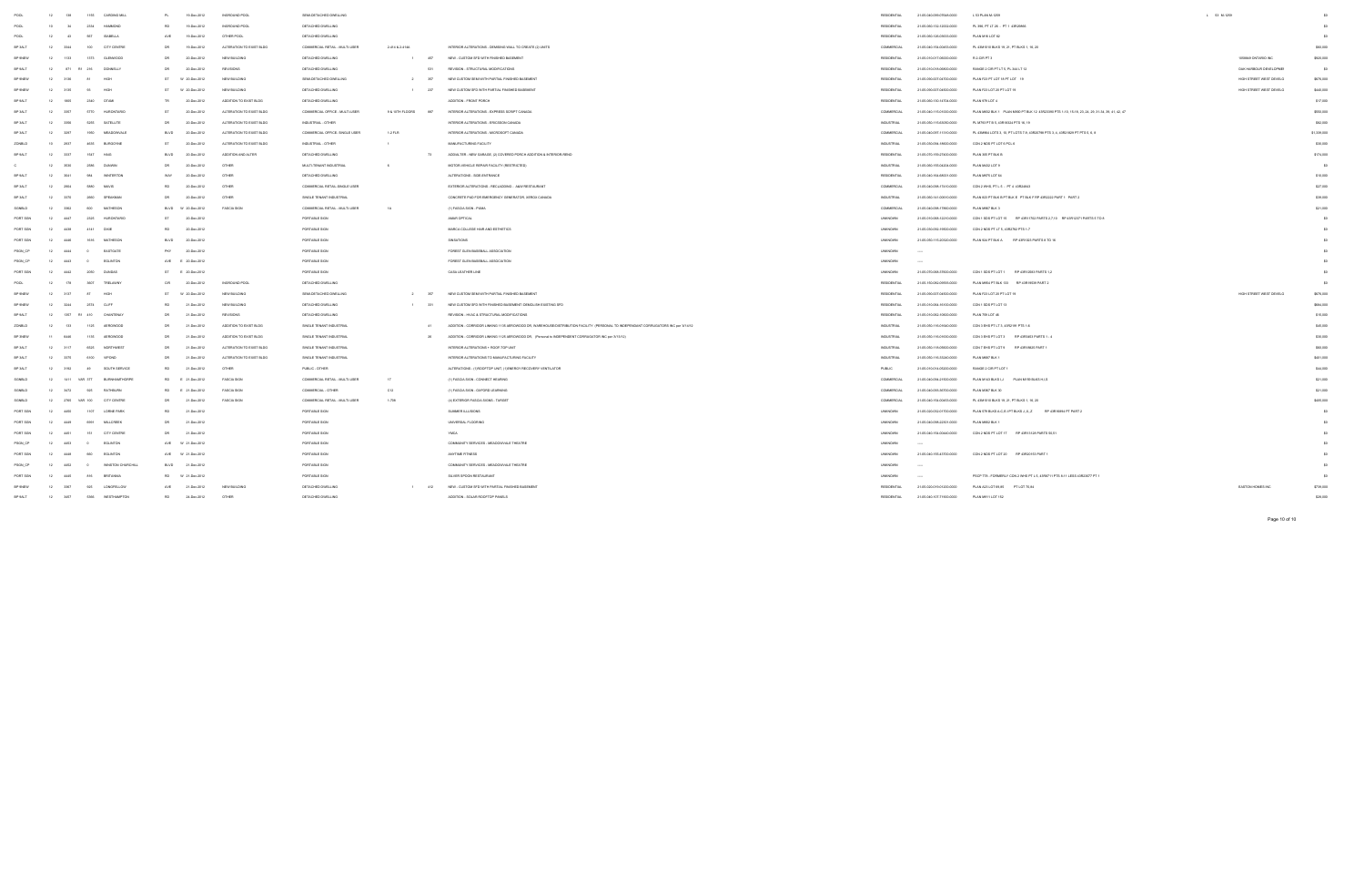| | | | | | | | | | | | | | | | | | | | |
|---|---|---|---|---|---|---|---|---|---|---|---|---|---|---|---|---|---|---|---|
| POOL | 12 | 158 | | 1155 | CARDINAL MILL | PL | | 19-Dec-2012 | INGROUND POOL | SEMI-DETACHED DWELLING | | | | | RESIDENTIAL | 21-05-040-099-05548-0000 | L 53 PLAN M-1299 | L 53 M-1299 | $0 |
| POOL | 12 | 34 | | 2374 | HAMMOND | RD | | 19-Dec-2012 | INGROUND POOL | DETACHED DWELLING | | | | | RESIDENTIAL | 21-05-020-153-13000-0000 | PL 396, PT LT 25 - PT 1 43R20866 | | $0 |
| POOL | 12 | 30 | | 357 | ISABELLA | AVE | | 19-Dec-2012 | OTHER POOL | DETACHED DWELLING | | | | | RESIDENTIAL | 21-05-090-125-05533-0000 | PLAN M16 LOT 62 | | $0 |
| BP 9ALT | 12 | 5344 | | 100 | CITY CENTRE | DR | | 19-Dec-2012 | ALTERATION TO EXIST BLDG | COMMERCIAL RETAIL - MULTI-USER | 2-416 & 2-416A | | | INTERIOR ALTERATIONS - DEMISING WALL TO CREATE (2) UNITS | COMMERCIAL | 21-05-040-154-00455-0000 | PL 43M1010 BLKS 19, 21, PT BLKS 1, 18, 20 | | $50,000 |
| BP 9NEW | 12 | 1193 | | 1573 | GLENWOOD | DR | | 20-Dec-2012 | NEW BUILDING | DETACHED DWELLING | | 1 | 457 | NEW - CUSTOM SFD WITH FINISHED BASEMENT | RESIDENTIAL | 21-05-010-017-06000-0000 | R 2-CIR PT 3 | 1898845 ONTARIO INC | $920,000 |
| BP 9ALT | 12 | 871 | R1 | 216 | DONNELLY | DR | | 20-Dec-2012 | REVISIONS | DETACHED DWELLING | | | 511 | REVISION - STRUCTURAL MODIFICATIONS | RESIDENTIAL | 21-05-010-016-06800-0000 | RANGE 2 CIR PT LT 5, PL 344 LT 12 | OAK HARBOUR DEVELOPMENT | $0 |
| BP 9NEW | 12 | 3108 | | 41 | HIGH | ST | W | 20-Dec-2012 | NEW BUILDING | SEMI-DETACHED DWELLING | | 2 | 357 | NEW CUSTOM SEMI WITH PARTIAL FINISHED BASEMENT | RESIDENTIAL | 21-05-090-007-04700-0000 | PLAN F22 PT LOT 18 PT LOT 19 | HIGH STREET WEST DEVELO | $875,000 |
| BP 9NEW | 12 | 3109 | | 55 | HIGH | ST | W | 20-Dec-2012 | NEW BUILDING | DETACHED DWELLING | | 1 | 437 | NEW CUSTOM SFD WITH PARTIAL FINISHED BASEMENT | RESIDENTIAL | 21-05-090-007-04500-0000 | PLAN F22 LOT 20 PT LOT 19 | HIGH STREET WEST DEVELO | $440,000 |
| BP 9ALT | 12 | 5860 | | 2340 | OTAMI | TR | | 20-Dec-2012 | ADDITION TO EXIST BLDG | DETACHED DWELLING | | | | ADDITION - FRONT PORCH | RESIDENTIAL | 21-05-090-150-16700-0000 | PLAN 978 LOT 4 | | $17,000 |
| BP 9ALT | 12 | 5357 | | 5770 | HURONTARIO | ST | | 20-Dec-2012 | ALTERATION TO EXIST BLDG | COMMERCIAL OFFICE - MULTI-USER | 9 & 10TH FLOORS | | 887 | INTERIOR ALTERATIONS - EXPRESS SCRIPT CANADA | COMMERCIAL | 21-05-040-115-01000-0000 | PLAN M492 BLK 1 PLAN M900 PT BLK 12, 43R23380 PTS 1-10, 15-19, 22, 24, 29, 31-34, 39, 41, 42, 47 | | $550,000 |
| BP 9ALT | 12 | 5396 | | 5450 | SATELLITE | DR | | 20-Dec-2012 | ALTERATION TO EXIST BLDG | INDUSTRIAL - OTHER | | | | INTERIOR ALTERATIONS - ERICSSON CANADA | INDUSTRIAL | 21-05-040-115-00650-0000 | PL M783 PT B 5, 43R18824 PTS 16, 19 | | $92,000 |
| BP 9ALT | 12 | 5287 | | 1950 | MEADOWVALE | BLVD | | 20-Dec-2012 | ALTERATION TO EXIST BLDG | COMMERCIAL OFFICE- SINGLE USER | 1-2 FLR | | | INTERIOR ALTERATIONS - MICROSOFT CANADA | COMMERCIAL | 21-05-040-097-11150-0000 | PL 43M994 LOTS 3, 10, PT LOTS 7-9, 43R28786 PTS 3, 4, 43R31928 PT PTS 5, 8, 9 | | $1,100,000 |
| ZONBLD | 12 | 2937 | | 4050 | BURGOYNE | ST | | 20-Dec-2012 | ALTERATION TO EXIST BLDG | INDUSTRIAL - OTHER | 1 | | | MANUFACTURING FACILITY | INDUSTRIAL | 21-05-030-094-04600-0000 | CON 2 NDS PT LOT 6 PCL 8 | | $36,000 |
| BP 9ALT | 12 | 5377 | | 1567 | HAIG | BLVD | | 20-Dec-2012 | ADDITION AND ALTER | DETACHED DWELLING | | | 73 | ADD/ALTER - NEW GARAGE, (2) COVERED PORCH ADDITION & INTERIOR RENO | RESIDENTIAL | 21-05-070-058-07600-0000 | PLAN 303 PT BLK B | | $174,000 |
| C | 12 | 8588 | | 2090 | DUNWIN | DR | | 20-Dec-2012 | OTHER | MULTI-TENANT INDUSTRIAL | 8 | | | MOTOR VEHICLE REPAIR FACILITY (RESTRICTED) | INDUSTRIAL | 21-05-060-155-04204-0000 | PLAN M432 LOT 9 | | $0 |
| BP 9ALT | 12 | 5941 | | 684 | WINTERTON | WAY | | 20-Dec-2012 | OTHER | DETACHED DWELLING | | | | ALTERATIONS - SIDE ENTRANCE | RESIDENTIAL | 21-05-040-164-08601-0000 | PLAN M875 LOT 64 | | $10,000 |
| BP 9ALT | 12 | 2954 | | 5980 | MAVIS | RD | | 20-Dec-2012 | OTHER | COMMERCIAL RETAIL-SINGLE USER | | | | EXTERIOR ALTERATIONS - RECLADDING - A&W RESTAURANT | COMMERCIAL | 21-05-040-098-11310-0000 | CON 2 WHS, PT L 5 - PT 4 43R24843 | | $27,500 |
| BP 9ALT | 12 | 5370 | | 2660 | SPEAKMAN | DR | | 20-Dec-2012 | OTHER | SINGLE TENANT INDUSTRIAL | | | | CONCRETE PAD FOR EMERGENCY GENERATOR, XEROX CANADA | INDUSTRIAL | 21-05-020-141-00610-0000 | PLAN 833 PT BLK B PT BLK F RP 43R2222 PART 1 PART 2 | | $39,000 |
| SGNBLD | 12 | 5362 | | 600 | MATHESON | BLVD | W | 20-Dec-2012 | FASCIA SIGN | COMMERCIAL RETAIL - MULTI USER | 1A | | | (1) FASCIA SIGN - PUMA | COMMERCIAL | 21-05-040-098-17860-0000 | PLAN M967 BLK 3 | | $21,000 |
| PORT SGN | 12 | 4447 | | 2325 | HURONTARIO | ST | | 20-Dec-2012 | | PORTABLE SIGN | | | | AMAR OPTICAL | UNKNOWN | 21-05-010-069-12210-0000 | CON 1 SDS PT LOT 15 RP 43R11753 PARTS 2,7-10 RP 43R12471 PARTS 5 TO 8 | | $0 |
| PORT SGN | 12 | 4439 | | 3141 | DIXIE | RD | | 20-Dec-2012 | | PORTABLE SIGN | | | | MARCA COLLEGE HAIR AND ESTHETICS | UNKNOWN | 21-05-030-092-19500-0000 | CON 2 NDS PT LT 5, 43R2762 PTS 1-7 | | $0 |
| PORT SGN | 12 | 4446 | | 1035 | MATHESON | BLVD | | 20-Dec-2012 | | PORTABLE SIGN | | | | SWEATONS | UNKNOWN | 21-05-050-115-20520-0000 | PLAN 943 PT BLK A RP 43R1025 PARTS 8 TO 16 | | $0 |
| PSGN_CP | 12 | 4444 | | 0 | EASTGATE | PKY | | 20-Dec-2012 | | PORTABLE SIGN | | | | FOREST GLEN BASEBALL ASSOCIATION | UNKNOWN | ----- | | | $0 |
| PSGN_CP | 12 | 4443 | | 0 | EGLINTON | AVE | E | 20-Dec-2012 | | PORTABLE SIGN | | | | FOREST GLEN BASEBALL ASSOCIATION | UNKNOWN | ----- | | | $0 |
| PORT SGN | 12 | 4442 | | 2050 | DUNDAS | ST | E | 20-Dec-2012 | | PORTABLE SIGN | | | | CASA LEATHER LINE | UNKNOWN | 21-05-070-068-37000-0000 | CON 1 SDS PT LOT 1 RP 43R10083 PARTS 1,2 | | $0 |
| POOL | 12 | 178 | | 3007 | TRELAWNY | CIR | | 20-Dec-2012 | INGROUND POOL | DETACHED DWELLING | | | | | RESIDENTIAL | 21-05-150-062-09555-0000 | PLAN M854 PT BLK 133 RP 43R18038 PART 2 | | $0 |
| BP 9NEW | 12 | 3127 | | 47 | HIGH | ST | W | 20-Dec-2012 | NEW BUILDING | SEMI-DETACHED DWELLING | | 2 | 357 | NEW CUSTOM SEMI WITH PARTIAL FINISHED BASEMENT | RESIDENTIAL | 21-05-090-007-04600-0000 | PLAN F22 LOT 20 PT LOT 19 | HIGH STREET WEST DEVELO | $875,000 |
| BP 9NEW | 12 | 5344 | | 2374 | CLIFF | RD | | 21-Dec-2012 | NEW BUILDING | DETACHED DWELLING | | 1 | 331 | NEW CUSTOM SFD WITH FINISHED BASEMENT, DEMOLISH EXISTING SFD | RESIDENTIAL | 21-05-010-064-16100-0000 | CON 1 SDS PT LOT 15 | | $664,000 |
| BP 9ALT | 12 | 1367 | R1 | 410 | CHANTENAY | DR | | 21-Dec-2012 | REVISIONS | DETACHED DWELLING | | | | REVISION - HVAC & STRUCTURAL MODIFICATIONS | RESIDENTIAL | 21-05-010-002-10900-0000 | PLAN 789 LOT 48 | | $10,000 |
| ZONBLD | 12 | 153 | | 1125 | AEROWOOD | DR | | 21-Dec-2012 | ADDITION TO EXIST BLDG | SINGLE TENANT INDUSTRIAL | | | 41 | ADDITION - CORRIDOR LINKING 1135 AEROWOOD DR. WAREHOUSE/DISTRIBUTION FACILITY (PERSONAL TO INDEPENDENT CORRUGATORS INC per 5/14/12) | INDUSTRIAL | 21-05-050-116-01840-0000 | CON 3 EHS PT LT 3, 43R2199 PTS 1-6 | | $45,000 |
| BP 9NEW | 11 | 8448 | | 1135 | AEROWOOD | DR | | 21-Dec-2012 | ADDITION TO EXIST BLDG | SINGLE TENANT INDUSTRIAL | | | 39 | ADDITION - CORRIDOR LINKING 1125 AEROWOOD DR. (Personal to INDEPENDENT CORRUGATOR INC per 5/15/12) | INDUSTRIAL | 21-05-050-116-01600-0000 | CON 3 EHS PT LOT 3 RP 43R3453 PARTS 1 - 4 | | $35,000 |
| BP 9ALT | 12 | 6177 | | 6925 | NORTHWEST | DR | | 21-Dec-2012 | ALTERATION TO EXIST BLDG | SINGLE TENANT INDUSTRIAL | | | | INTERIOR ALTERATIONS + ROOF TOP UNIT | INDUSTRIAL | 21-05-050-116-09800-0000 | CON 7 EHS PT LOT 9 RP 43R10845 PART 1 | | $80,000 |
| BP 9ALT | 12 | 5370 | | 6100 | VIPOND | DR | | 21-Dec-2012 | ALTERATION TO EXIST BLDG | SINGLE TENANT INDUSTRIAL | | | | INTERIOR ALTERATIONS TO MANUFACTURING FACILITY | INDUSTRIAL | 21-05-040-116-33340-0000 | PLAN M967 BLK 1 | | $401,000 |
| BP 9ALT | 12 | 5162 | | 30 | SOUTH SERVICE | RD | | 21-Dec-2012 | OTHER | PUBLIC - OTHER | | | | ALTERATIONS - (1)ROOFTOP UNIT, (1)ENERGY RECOVERY VENTILATOR | PUBLIC | 21-05-010-014-05200-0000 | RANGE 2 CIR PT LOT 1 | | $44,000 |
| SGNBLD | 12 | 1411 | UNR | 377 | BURNHAMTHORPE | RD | E | 21-Dec-2012 | FASCIA SIGN | COMMERCIAL RETAIL - MULTI USER | 17 | | | (1) FASCIA SIGN - CONNECT HEARING | COMMERCIAL | 21-05-040-094-21500-0000 | PLAN M143 BLKS I,J PLAN M178 BLKS H,I,D | | $21,000 |
| SGNBLD | 12 | 5472 | | 325 | RATHBURN | RD | E | 21-Dec-2012 | FASCIA SIGN | COMMERCIAL - OTHER | C12 | | | (1) FASCIA SIGN - OXFORD LEARNING | COMMERCIAL | 21-05-040-095-30700-0000 | PLAN M967 BLK 30 | | $21,000 |
| SGNBLD | 12 | 4785 | UNR | 100 | CITY CENTRE | DR | | 21-Dec-2012 | FASCIA SIGN | COMMERCIAL RETAIL - MULTI USER | 1-705 | | | (4) EXTERIOR FASCIA SIGNS - TARGET | COMMERCIAL | 21-05-040-154-00455-0000 | PL 43M1010 BLKS 19, 21, PT BLKS 1, 18, 20 | | $405,000 |
| PORT SGN | 12 | 4455 | | 1107 | LORNE PARK | RD | | 21-Dec-2012 | | PORTABLE SIGN | | | | SUMMER ILLUSIONS | UNKNOWN | 21-05-020-024-01700-0000 | PLAN C19 BLKS A,C,D,PT BLKS J, E, Z RP 43R19894 PT PART 2 | | $0 |
| PORT SGN | 12 | 4449 | | 6991 | MILLCREEK | DR | | 21-Dec-2012 | | PORTABLE SIGN | | | | UNIVERSAL FLOORING | UNKNOWN | 21-05-040-098-22501-0000 | PLAN M832 BLK 1 | | $0 |
| PORT SGN | 12 | 4451 | | 151 | CITY CENTRE | DR | | 21-Dec-2012 | | PORTABLE SIGN | | | | YMCA | UNKNOWN | 21-05-040-154-00440-0000 | CON 2 NDS PT LOT 17 RP 43R13128 PARTS 50,51 | | $0 |
| PSGN_CP | 12 | 4453 | | 0 | EGLINTON | AVE | W | 21-Dec-2012 | | PORTABLE SIGN | | | | COMMUNITY SERVICES - MEADOWVALE THEATRE | UNKNOWN | ----- | | | $0 |
| PORT SGN | 12 | 4448 | | 880 | EGLINTON | AVE | W | 21-Dec-2012 | | PORTABLE SIGN | | | | ANYTIME FITNESS | UNKNOWN | 21-05-040-153-43700-0000 | CON 2 NDS PT LOT 20 RP 43R20135 PART 1 | | $0 |
| PSGN_CP | 12 | 4452 | | 0 | WINSTON CHURCHILL | BLVD | | 21-Dec-2012 | | PORTABLE SIGN | | | | COMMUNITY SERVICES - MEADOWVALE THEATRE | UNKNOWN | ----- | | | $0 |
| PORT SGN | 12 | 4445 | | 455 | BRITANNIA | RD | W | 21-Dec-2012 | | PORTABLE SIGN | | | | SILVER SPOON RESTAURANT | UNKNOWN | ----- | PEEL FORMERLY CON 2 WHS PT L 5, 43R8711 PTS 8-11 LESS 43R23077 PT 1 | | $0 |
| BP 9NEW | 12 | 3367 | | 525 | LONGFELLOW | AVE | | 21-Dec-2012 | NEW BUILDING | DETACHED DWELLING | | 1 | 410 | NEW - CUSTOM SFD WITH PARTIAL FINISHED BASEMENT | RESIDENTIAL | 21-05-020-019-01200-0000 | PLAN A23 LOT 89-90 PT LOT 78-84 | EASTON HOMES INC | $709,000 |
| BP 9ALT | 12 | 5457 | | 5983 | WESTHAMPTON | RD | | 24-Dec-2012 | OTHER | DETACHED DWELLING | | | | ADDITION - SOLAR ROOFTOP PANELS | RESIDENTIAL | 21-05-040-107-71500-0000 | PLAN M911 LOT 152 | | $28,000 |